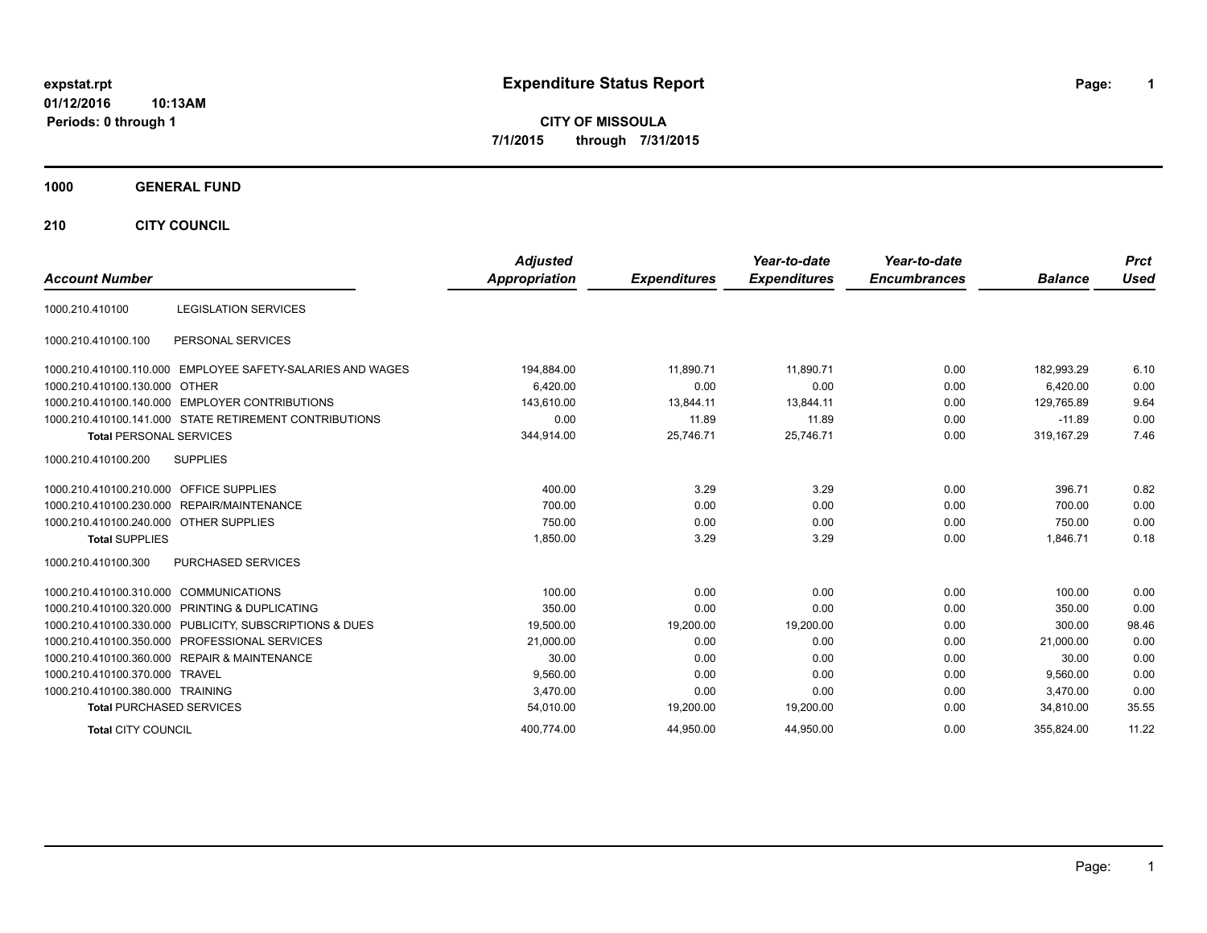expstat.rpt
01/12/2016 10:13AM
Periods: 0 through 1

# Expenditure Status Report

**CITY OF MISSOULA**
**7/1/2015 through 7/31/2015**

## 1000 GENERAL FUND

### 210 CITY COUNCIL

| Account Number | | Adjusted Appropriation | Expenditures | Year-to-date Expenditures | Year-to-date Encumbrances | Balance | Prct Used |
|---|---|---|---|---|---|---|---|
| 1000.210.410100 | LEGISLATION SERVICES | | | | | | |
| 1000.210.410100.100 | PERSONAL SERVICES | | | | | | |
| 1000.210.410100.110.000 | EMPLOYEE SAFETY-SALARIES AND WAGES | 194,884.00 | 11,890.71 | 11,890.71 | 0.00 | 182,993.29 | 6.10 |
| 1000.210.410100.130.000 | OTHER | 6,420.00 | 0.00 | 0.00 | 0.00 | 6,420.00 | 0.00 |
| 1000.210.410100.140.000 | EMPLOYER CONTRIBUTIONS | 143,610.00 | 13,844.11 | 13,844.11 | 0.00 | 129,765.89 | 9.64 |
| 1000.210.410100.141.000 | STATE RETIREMENT CONTRIBUTIONS | 0.00 | 11.89 | 11.89 | 0.00 | -11.89 | 0.00 |
| **Total** PERSONAL SERVICES | | 344,914.00 | 25,746.71 | 25,746.71 | 0.00 | 319,167.29 | 7.46 |
| 1000.210.410100.200 | SUPPLIES | | | | | | |
| 1000.210.410100.210.000 | OFFICE SUPPLIES | 400.00 | 3.29 | 3.29 | 0.00 | 396.71 | 0.82 |
| 1000.210.410100.230.000 | REPAIR/MAINTENANCE | 700.00 | 0.00 | 0.00 | 0.00 | 700.00 | 0.00 |
| 1000.210.410100.240.000 | OTHER SUPPLIES | 750.00 | 0.00 | 0.00 | 0.00 | 750.00 | 0.00 |
| **Total** SUPPLIES | | 1,850.00 | 3.29 | 3.29 | 0.00 | 1,846.71 | 0.18 |
| 1000.210.410100.300 | PURCHASED SERVICES | | | | | | |
| 1000.210.410100.310.000 | COMMUNICATIONS | 100.00 | 0.00 | 0.00 | 0.00 | 100.00 | 0.00 |
| 1000.210.410100.320.000 | PRINTING & DUPLICATING | 350.00 | 0.00 | 0.00 | 0.00 | 350.00 | 0.00 |
| 1000.210.410100.330.000 | PUBLICITY, SUBSCRIPTIONS & DUES | 19,500.00 | 19,200.00 | 19,200.00 | 0.00 | 300.00 | 98.46 |
| 1000.210.410100.350.000 | PROFESSIONAL SERVICES | 21,000.00 | 0.00 | 0.00 | 0.00 | 21,000.00 | 0.00 |
| 1000.210.410100.360.000 | REPAIR & MAINTENANCE | 30.00 | 0.00 | 0.00 | 0.00 | 30.00 | 0.00 |
| 1000.210.410100.370.000 | TRAVEL | 9,560.00 | 0.00 | 0.00 | 0.00 | 9,560.00 | 0.00 |
| 1000.210.410100.380.000 | TRAINING | 3,470.00 | 0.00 | 0.00 | 0.00 | 3,470.00 | 0.00 |
| **Total** PURCHASED SERVICES | | 54,010.00 | 19,200.00 | 19,200.00 | 0.00 | 34,810.00 | 35.55 |
| **Total** CITY COUNCIL | | 400,774.00 | 44,950.00 | 44,950.00 | 0.00 | 355,824.00 | 11.22 |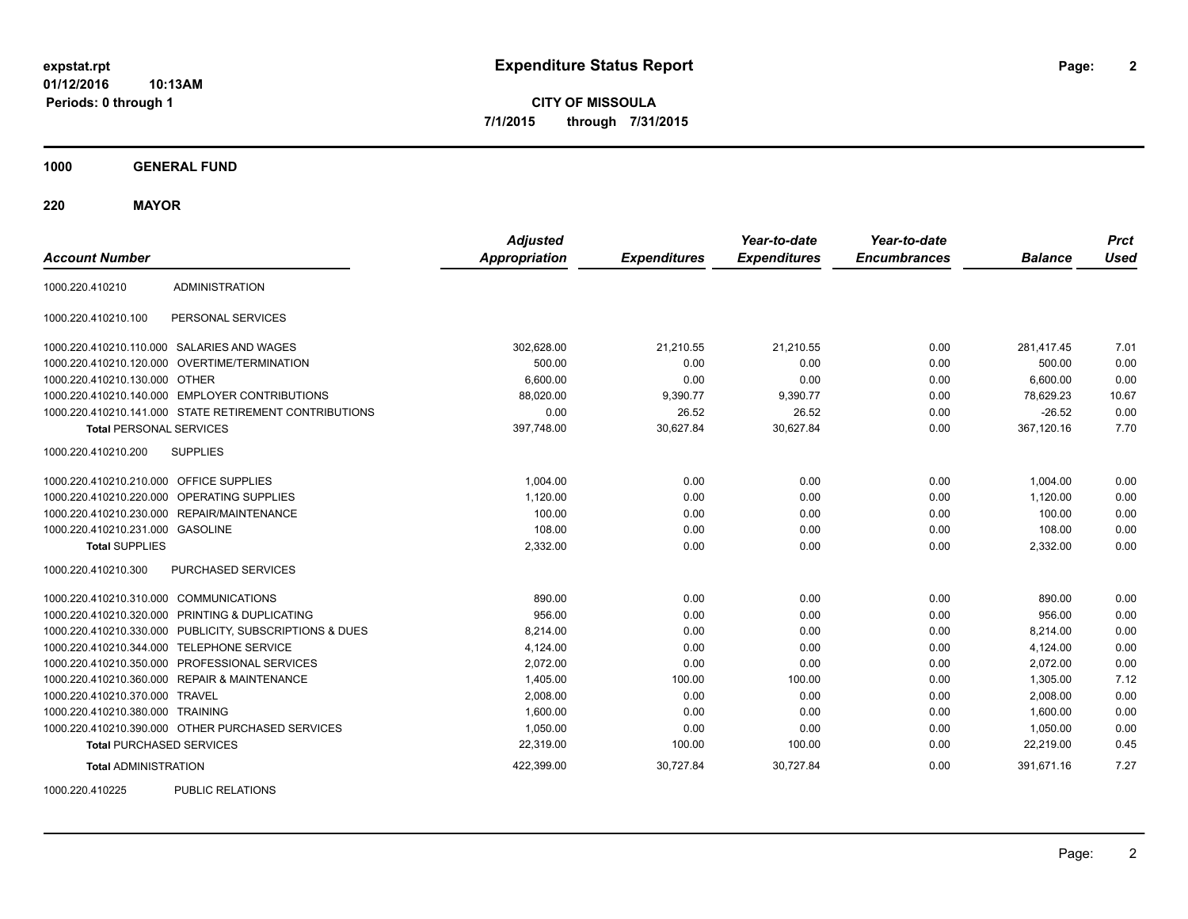**expstat.rpt**
**01/12/2016 10:13AM**
**Periods: 0 through 1**

# Expenditure Status Report

**CITY OF MISSOULA**
**7/1/2015 through 7/31/2015**

## 1000 GENERAL FUND

## 220 MAYOR

| Account Number | | Adjusted Appropriation | Expenditures | Year-to-date Expenditures | Year-to-date Encumbrances | Balance | Prct Used |
|---|---|---|---|---|---|---|---|
| 1000.220.410210 | ADMINISTRATION | | | | | | |
| 1000.220.410210.100 | PERSONAL SERVICES | | | | | | |
| 1000.220.410210.110.000 | SALARIES AND WAGES | 302,628.00 | 21,210.55 | 21,210.55 | 0.00 | 281,417.45 | 7.01 |
| 1000.220.410210.120.000 | OVERTIME/TERMINATION | 500.00 | 0.00 | 0.00 | 0.00 | 500.00 | 0.00 |
| 1000.220.410210.130.000 | OTHER | 6,600.00 | 0.00 | 0.00 | 0.00 | 6,600.00 | 0.00 |
| 1000.220.410210.140.000 | EMPLOYER CONTRIBUTIONS | 88,020.00 | 9,390.77 | 9,390.77 | 0.00 | 78,629.23 | 10.67 |
| 1000.220.410210.141.000 | STATE RETIREMENT CONTRIBUTIONS | 0.00 | 26.52 | 26.52 | 0.00 | -26.52 | 0.00 |
| **Total** PERSONAL SERVICES | | 397,748.00 | 30,627.84 | 30,627.84 | 0.00 | 367,120.16 | 7.70 |
| 1000.220.410210.200 | SUPPLIES | | | | | | |
| 1000.220.410210.210.000 | OFFICE SUPPLIES | 1,004.00 | 0.00 | 0.00 | 0.00 | 1,004.00 | 0.00 |
| 1000.220.410210.220.000 | OPERATING SUPPLIES | 1,120.00 | 0.00 | 0.00 | 0.00 | 1,120.00 | 0.00 |
| 1000.220.410210.230.000 | REPAIR/MAINTENANCE | 100.00 | 0.00 | 0.00 | 0.00 | 100.00 | 0.00 |
| 1000.220.410210.231.000 | GASOLINE | 108.00 | 0.00 | 0.00 | 0.00 | 108.00 | 0.00 |
| **Total** SUPPLIES | | 2,332.00 | 0.00 | 0.00 | 0.00 | 2,332.00 | 0.00 |
| 1000.220.410210.300 | PURCHASED SERVICES | | | | | | |
| 1000.220.410210.310.000 | COMMUNICATIONS | 890.00 | 0.00 | 0.00 | 0.00 | 890.00 | 0.00 |
| 1000.220.410210.320.000 | PRINTING & DUPLICATING | 956.00 | 0.00 | 0.00 | 0.00 | 956.00 | 0.00 |
| 1000.220.410210.330.000 | PUBLICITY, SUBSCRIPTIONS & DUES | 8,214.00 | 0.00 | 0.00 | 0.00 | 8,214.00 | 0.00 |
| 1000.220.410210.344.000 | TELEPHONE SERVICE | 4,124.00 | 0.00 | 0.00 | 0.00 | 4,124.00 | 0.00 |
| 1000.220.410210.350.000 | PROFESSIONAL SERVICES | 2,072.00 | 0.00 | 0.00 | 0.00 | 2,072.00 | 0.00 |
| 1000.220.410210.360.000 | REPAIR & MAINTENANCE | 1,405.00 | 100.00 | 100.00 | 0.00 | 1,305.00 | 7.12 |
| 1000.220.410210.370.000 | TRAVEL | 2,008.00 | 0.00 | 0.00 | 0.00 | 2,008.00 | 0.00 |
| 1000.220.410210.380.000 | TRAINING | 1,600.00 | 0.00 | 0.00 | 0.00 | 1,600.00 | 0.00 |
| 1000.220.410210.390.000 | OTHER PURCHASED SERVICES | 1,050.00 | 0.00 | 0.00 | 0.00 | 1,050.00 | 0.00 |
| **Total** PURCHASED SERVICES | | 22,319.00 | 100.00 | 100.00 | 0.00 | 22,219.00 | 0.45 |
| **Total** ADMINISTRATION | | 422,399.00 | 30,727.84 | 30,727.84 | 0.00 | 391,671.16 | 7.27 |
| 1000.220.410225 | PUBLIC RELATIONS | | | | | | |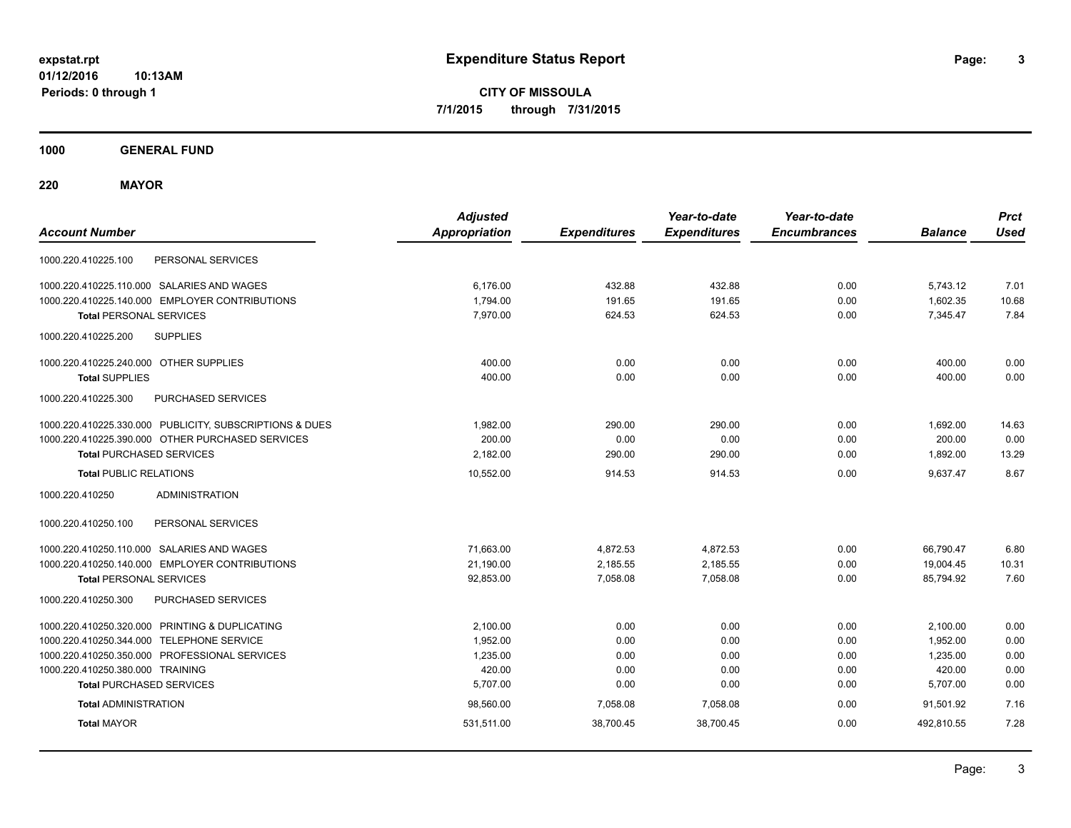**expstat.rpt**
**01/12/2016 10:13AM**
**Periods: 0 through 1**

# Expenditure Status Report

**CITY OF MISSOULA**
**7/1/2015 through 7/31/2015**

## 1000 GENERAL FUND

### 220 MAYOR

| Account Number | | Adjusted Appropriation | Expenditures | Year-to-date Expenditures | Year-to-date Encumbrances | Balance | Prct Used |
|---|---|---|---|---|---|---|---|
| 1000.220.410225.100 | PERSONAL SERVICES | | | | | | |
| 1000.220.410225.110.000 | SALARIES AND WAGES | 6,176.00 | 432.88 | 432.88 | 0.00 | 5,743.12 | 7.01 |
| 1000.220.410225.140.000 | EMPLOYER CONTRIBUTIONS | 1,794.00 | 191.65 | 191.65 | 0.00 | 1,602.35 | 10.68 |
| **Total** PERSONAL SERVICES | | 7,970.00 | 624.53 | 624.53 | 0.00 | 7,345.47 | 7.84 |
| 1000.220.410225.200 | SUPPLIES | | | | | | |
| 1000.220.410225.240.000 | OTHER SUPPLIES | 400.00 | 0.00 | 0.00 | 0.00 | 400.00 | 0.00 |
| **Total** SUPPLIES | | 400.00 | 0.00 | 0.00 | 0.00 | 400.00 | 0.00 |
| 1000.220.410225.300 | PURCHASED SERVICES | | | | | | |
| 1000.220.410225.330.000 | PUBLICITY, SUBSCRIPTIONS & DUES | 1,982.00 | 290.00 | 290.00 | 0.00 | 1,692.00 | 14.63 |
| 1000.220.410225.390.000 | OTHER PURCHASED SERVICES | 200.00 | 0.00 | 0.00 | 0.00 | 200.00 | 0.00 |
| **Total** PURCHASED SERVICES | | 2,182.00 | 290.00 | 290.00 | 0.00 | 1,892.00 | 13.29 |
| **Total** PUBLIC RELATIONS | | 10,552.00 | 914.53 | 914.53 | 0.00 | 9,637.47 | 8.67 |
| 1000.220.410250 | ADMINISTRATION | | | | | | |
| 1000.220.410250.100 | PERSONAL SERVICES | | | | | | |
| 1000.220.410250.110.000 | SALARIES AND WAGES | 71,663.00 | 4,872.53 | 4,872.53 | 0.00 | 66,790.47 | 6.80 |
| 1000.220.410250.140.000 | EMPLOYER CONTRIBUTIONS | 21,190.00 | 2,185.55 | 2,185.55 | 0.00 | 19,004.45 | 10.31 |
| **Total** PERSONAL SERVICES | | 92,853.00 | 7,058.08 | 7,058.08 | 0.00 | 85,794.92 | 7.60 |
| 1000.220.410250.300 | PURCHASED SERVICES | | | | | | |
| 1000.220.410250.320.000 | PRINTING & DUPLICATING | 2,100.00 | 0.00 | 0.00 | 0.00 | 2,100.00 | 0.00 |
| 1000.220.410250.344.000 | TELEPHONE SERVICE | 1,952.00 | 0.00 | 0.00 | 0.00 | 1,952.00 | 0.00 |
| 1000.220.410250.350.000 | PROFESSIONAL SERVICES | 1,235.00 | 0.00 | 0.00 | 0.00 | 1,235.00 | 0.00 |
| 1000.220.410250.380.000 | TRAINING | 420.00 | 0.00 | 0.00 | 0.00 | 420.00 | 0.00 |
| **Total** PURCHASED SERVICES | | 5,707.00 | 0.00 | 0.00 | 0.00 | 5,707.00 | 0.00 |
| **Total** ADMINISTRATION | | 98,560.00 | 7,058.08 | 7,058.08 | 0.00 | 91,501.92 | 7.16 |
| **Total** MAYOR | | 531,511.00 | 38,700.45 | 38,700.45 | 0.00 | 492,810.55 | 7.28 |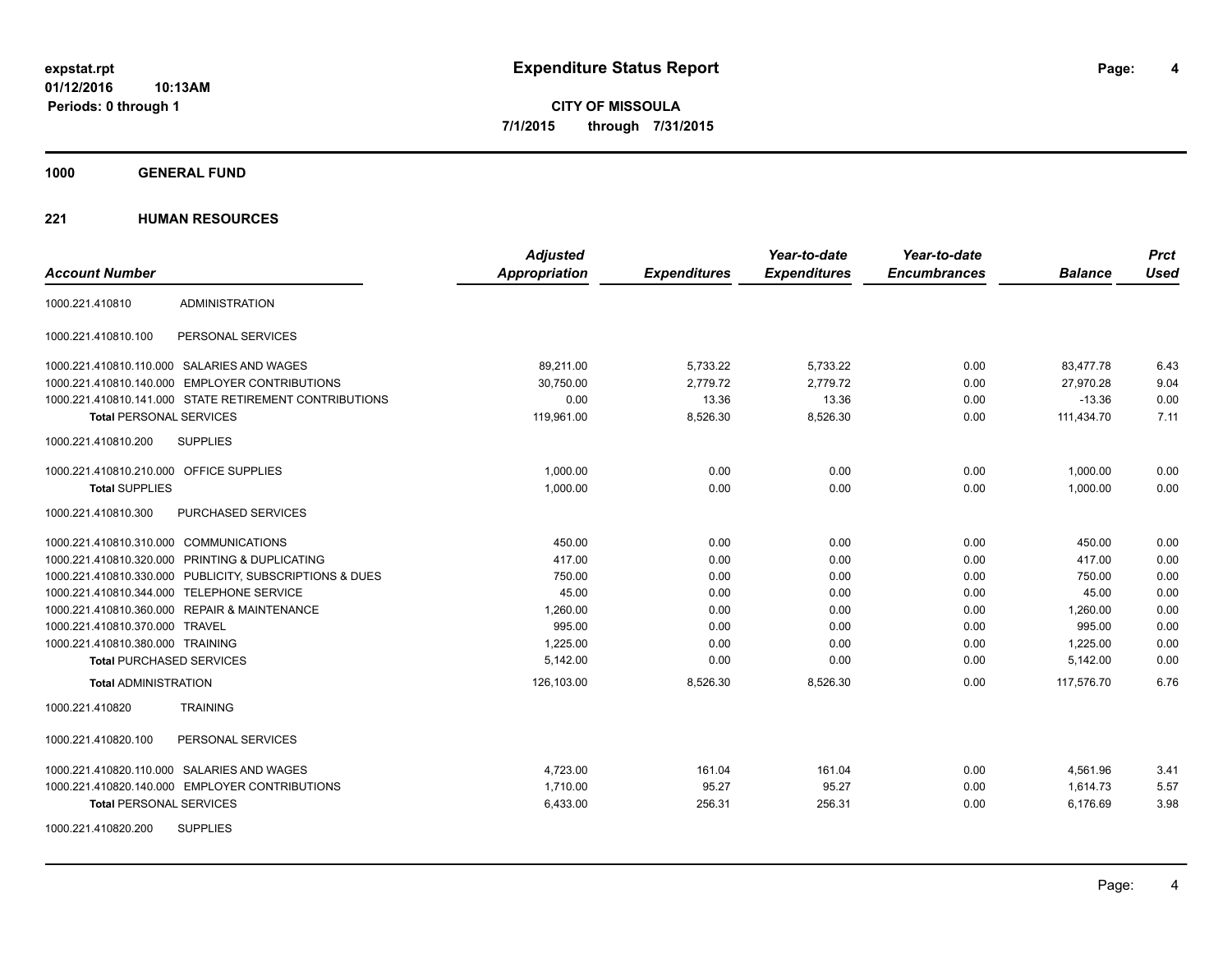**expstat.rpt**
**01/12/2016 10:13AM**
**Periods: 0 through 1**

# Expenditure Status Report

**CITY OF MISSOULA**
**7/1/2015 through 7/31/2015**

## 1000 GENERAL FUND

## 221 HUMAN RESOURCES

| Account Number | | Adjusted Appropriation | Expenditures | Year-to-date Expenditures | Year-to-date Encumbrances | Balance | Prct Used |
|---|---|---|---|---|---|---|---|
| 1000.221.410810 | ADMINISTRATION | | | | | | |
| 1000.221.410810.100 | PERSONAL SERVICES | | | | | | |
| 1000.221.410810.110.000 | SALARIES AND WAGES | 89,211.00 | 5,733.22 | 5,733.22 | 0.00 | 83,477.78 | 6.43 |
| 1000.221.410810.140.000 | EMPLOYER CONTRIBUTIONS | 30,750.00 | 2,779.72 | 2,779.72 | 0.00 | 27,970.28 | 9.04 |
| 1000.221.410810.141.000 | STATE RETIREMENT CONTRIBUTIONS | 0.00 | 13.36 | 13.36 | 0.00 | -13.36 | 0.00 |
| **Total** PERSONAL SERVICES | | 119,961.00 | 8,526.30 | 8,526.30 | 0.00 | 111,434.70 | 7.11 |
| 1000.221.410810.200 | SUPPLIES | | | | | | |
| 1000.221.410810.210.000 | OFFICE SUPPLIES | 1,000.00 | 0.00 | 0.00 | 0.00 | 1,000.00 | 0.00 |
| **Total** SUPPLIES | | 1,000.00 | 0.00 | 0.00 | 0.00 | 1,000.00 | 0.00 |
| 1000.221.410810.300 | PURCHASED SERVICES | | | | | | |
| 1000.221.410810.310.000 | COMMUNICATIONS | 450.00 | 0.00 | 0.00 | 0.00 | 450.00 | 0.00 |
| 1000.221.410810.320.000 | PRINTING & DUPLICATING | 417.00 | 0.00 | 0.00 | 0.00 | 417.00 | 0.00 |
| 1000.221.410810.330.000 | PUBLICITY, SUBSCRIPTIONS & DUES | 750.00 | 0.00 | 0.00 | 0.00 | 750.00 | 0.00 |
| 1000.221.410810.344.000 | TELEPHONE SERVICE | 45.00 | 0.00 | 0.00 | 0.00 | 45.00 | 0.00 |
| 1000.221.410810.360.000 | REPAIR & MAINTENANCE | 1,260.00 | 0.00 | 0.00 | 0.00 | 1,260.00 | 0.00 |
| 1000.221.410810.370.000 | TRAVEL | 995.00 | 0.00 | 0.00 | 0.00 | 995.00 | 0.00 |
| 1000.221.410810.380.000 | TRAINING | 1,225.00 | 0.00 | 0.00 | 0.00 | 1,225.00 | 0.00 |
| **Total** PURCHASED SERVICES | | 5,142.00 | 0.00 | 0.00 | 0.00 | 5,142.00 | 0.00 |
| **Total** ADMINISTRATION | | 126,103.00 | 8,526.30 | 8,526.30 | 0.00 | 117,576.70 | 6.76 |
| 1000.221.410820 | TRAINING | | | | | | |
| 1000.221.410820.100 | PERSONAL SERVICES | | | | | | |
| 1000.221.410820.110.000 | SALARIES AND WAGES | 4,723.00 | 161.04 | 161.04 | 0.00 | 4,561.96 | 3.41 |
| 1000.221.410820.140.000 | EMPLOYER CONTRIBUTIONS | 1,710.00 | 95.27 | 95.27 | 0.00 | 1,614.73 | 5.57 |
| **Total** PERSONAL SERVICES | | 6,433.00 | 256.31 | 256.31 | 0.00 | 6,176.69 | 3.98 |
| 1000.221.410820.200 | SUPPLIES | | | | | | |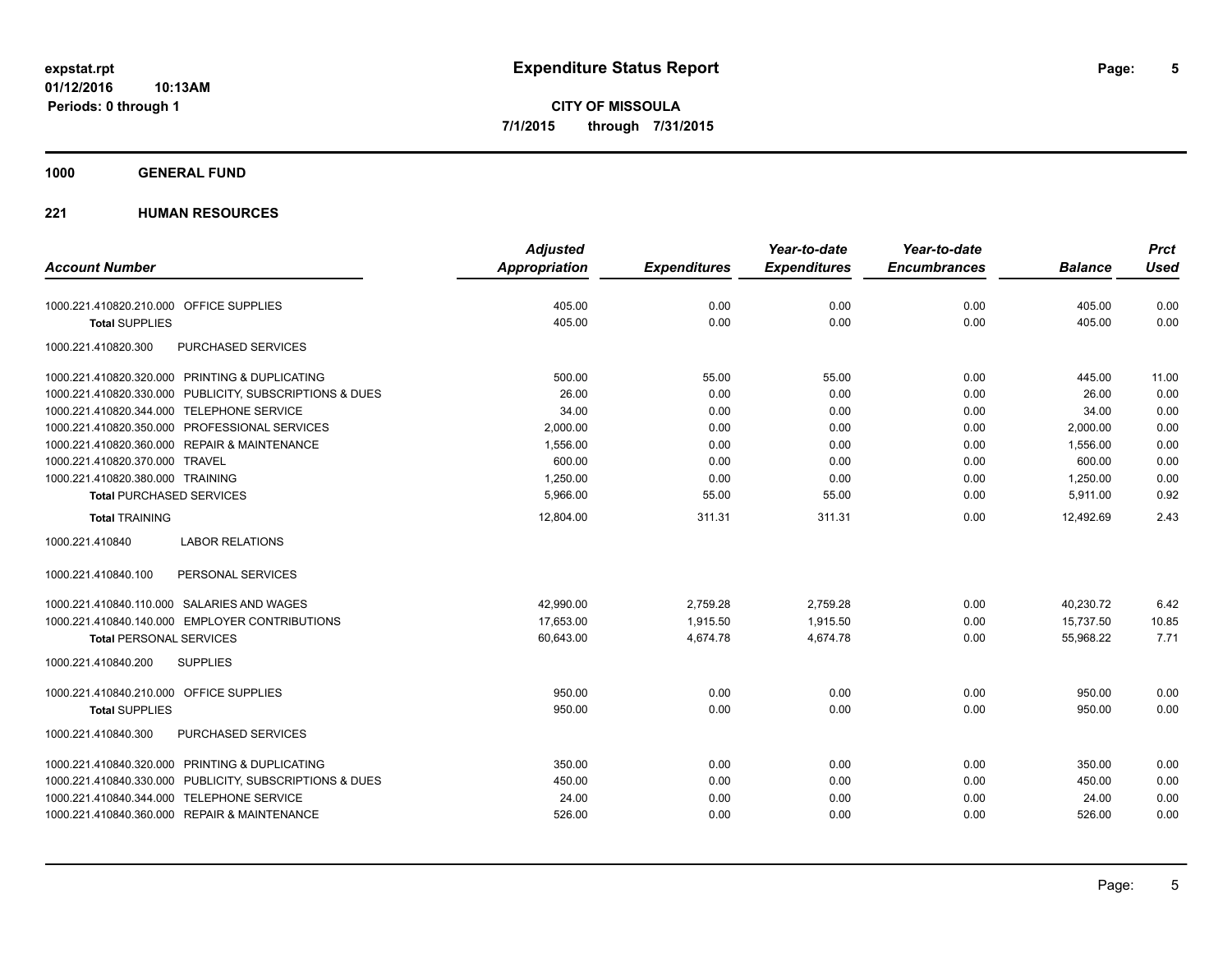# Expenditure Status Report

expstat.rpt
01/12/2016 10:13AM
Periods: 0 through 1

**CITY OF MISSOULA**
**7/1/2015 through 7/31/2015**

## 1000 GENERAL FUND

### 221 HUMAN RESOURCES

| Account Number | Adjusted Appropriation | Expenditures | Year-to-date Expenditures | Year-to-date Encumbrances | Balance | Prct Used |
|---|---|---|---|---|---|---|
| 1000.221.410820.210.000 OFFICE SUPPLIES | 405.00 | 0.00 | 0.00 | 0.00 | 405.00 | 0.00 |
| **Total** SUPPLIES | 405.00 | 0.00 | 0.00 | 0.00 | 405.00 | 0.00 |
| 1000.221.410820.300 PURCHASED SERVICES | | | | | | |
| 1000.221.410820.320.000 PRINTING & DUPLICATING | 500.00 | 55.00 | 55.00 | 0.00 | 445.00 | 11.00 |
| 1000.221.410820.330.000 PUBLICITY, SUBSCRIPTIONS & DUES | 26.00 | 0.00 | 0.00 | 0.00 | 26.00 | 0.00 |
| 1000.221.410820.344.000 TELEPHONE SERVICE | 34.00 | 0.00 | 0.00 | 0.00 | 34.00 | 0.00 |
| 1000.221.410820.350.000 PROFESSIONAL SERVICES | 2,000.00 | 0.00 | 0.00 | 0.00 | 2,000.00 | 0.00 |
| 1000.221.410820.360.000 REPAIR & MAINTENANCE | 1,556.00 | 0.00 | 0.00 | 0.00 | 1,556.00 | 0.00 |
| 1000.221.410820.370.000 TRAVEL | 600.00 | 0.00 | 0.00 | 0.00 | 600.00 | 0.00 |
| 1000.221.410820.380.000 TRAINING | 1,250.00 | 0.00 | 0.00 | 0.00 | 1,250.00 | 0.00 |
| **Total** PURCHASED SERVICES | 5,966.00 | 55.00 | 55.00 | 0.00 | 5,911.00 | 0.92 |
| **Total** TRAINING | 12,804.00 | 311.31 | 311.31 | 0.00 | 12,492.69 | 2.43 |
| 1000.221.410840 LABOR RELATIONS | | | | | | |
| 1000.221.410840.100 PERSONAL SERVICES | | | | | | |
| 1000.221.410840.110.000 SALARIES AND WAGES | 42,990.00 | 2,759.28 | 2,759.28 | 0.00 | 40,230.72 | 6.42 |
| 1000.221.410840.140.000 EMPLOYER CONTRIBUTIONS | 17,653.00 | 1,915.50 | 1,915.50 | 0.00 | 15,737.50 | 10.85 |
| **Total** PERSONAL SERVICES | 60,643.00 | 4,674.78 | 4,674.78 | 0.00 | 55,968.22 | 7.71 |
| 1000.221.410840.200 SUPPLIES | | | | | | |
| 1000.221.410840.210.000 OFFICE SUPPLIES | 950.00 | 0.00 | 0.00 | 0.00 | 950.00 | 0.00 |
| **Total** SUPPLIES | 950.00 | 0.00 | 0.00 | 0.00 | 950.00 | 0.00 |
| 1000.221.410840.300 PURCHASED SERVICES | | | | | | |
| 1000.221.410840.320.000 PRINTING & DUPLICATING | 350.00 | 0.00 | 0.00 | 0.00 | 350.00 | 0.00 |
| 1000.221.410840.330.000 PUBLICITY, SUBSCRIPTIONS & DUES | 450.00 | 0.00 | 0.00 | 0.00 | 450.00 | 0.00 |
| 1000.221.410840.344.000 TELEPHONE SERVICE | 24.00 | 0.00 | 0.00 | 0.00 | 24.00 | 0.00 |
| 1000.221.410840.360.000 REPAIR & MAINTENANCE | 526.00 | 0.00 | 0.00 | 0.00 | 526.00 | 0.00 |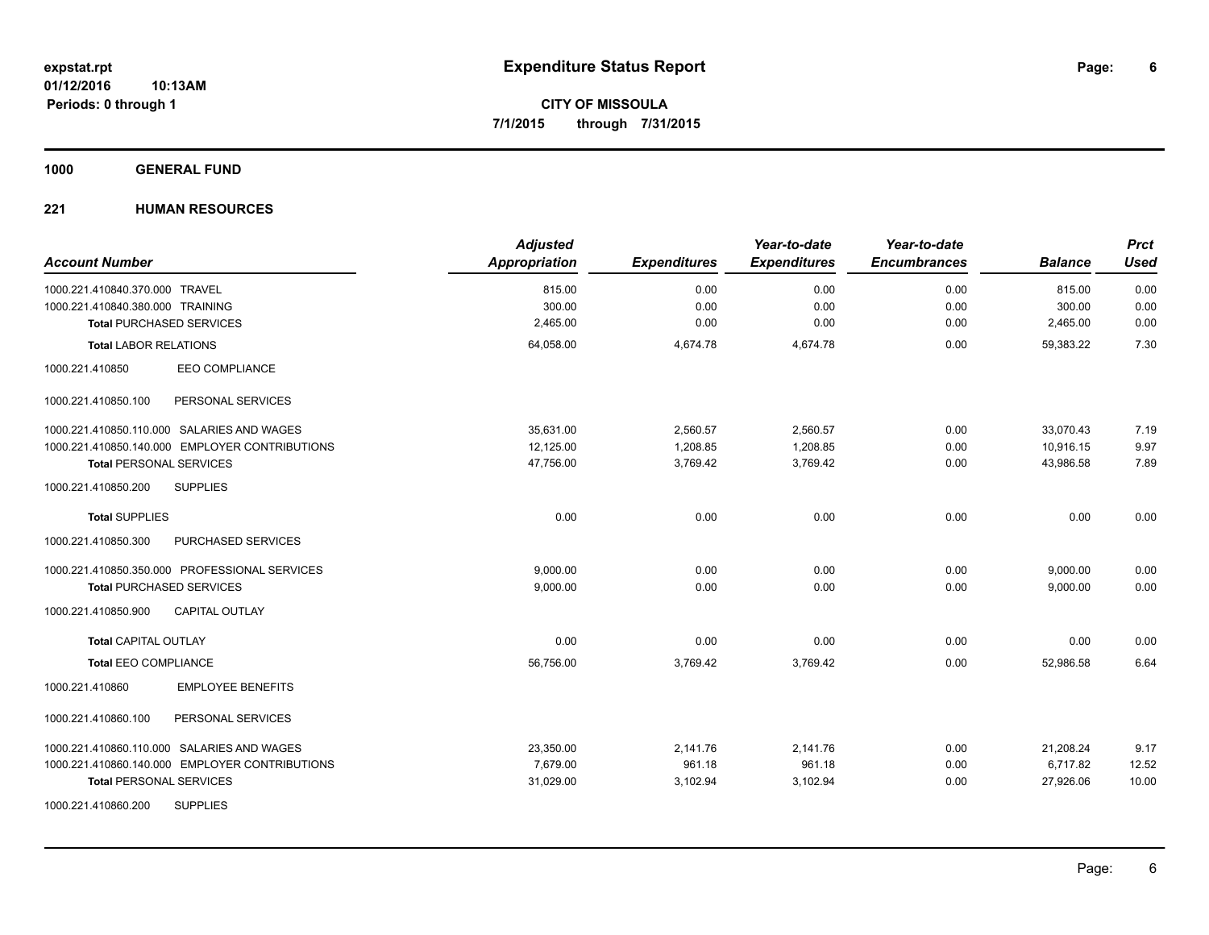# Expenditure Status Report

expstat.rpt
01/12/2016 10:13AM
Periods: 0 through 1

**CITY OF MISSOULA**
**7/1/2015 through 7/31/2015**

## 1000 GENERAL FUND

### 221 HUMAN RESOURCES

| Account Number | Adjusted Appropriation | Expenditures | Year-to-date Expenditures | Year-to-date Encumbrances | Balance | Prct Used |
|---|---|---|---|---|---|---|
| 1000.221.410840.370.000 TRAVEL | 815.00 | 0.00 | 0.00 | 0.00 | 815.00 | 0.00 |
| 1000.221.410840.380.000 TRAINING | 300.00 | 0.00 | 0.00 | 0.00 | 300.00 | 0.00 |
| **Total** PURCHASED SERVICES | 2,465.00 | 0.00 | 0.00 | 0.00 | 2,465.00 | 0.00 |
| **Total** LABOR RELATIONS | 64,058.00 | 4,674.78 | 4,674.78 | 0.00 | 59,383.22 | 7.30 |
| 1000.221.410850 EEO COMPLIANCE | | | | | | |
| 1000.221.410850.100 PERSONAL SERVICES | | | | | | |
| 1000.221.410850.110.000 SALARIES AND WAGES | 35,631.00 | 2,560.57 | 2,560.57 | 0.00 | 33,070.43 | 7.19 |
| 1000.221.410850.140.000 EMPLOYER CONTRIBUTIONS | 12,125.00 | 1,208.85 | 1,208.85 | 0.00 | 10,916.15 | 9.97 |
| **Total** PERSONAL SERVICES | 47,756.00 | 3,769.42 | 3,769.42 | 0.00 | 43,986.58 | 7.89 |
| 1000.221.410850.200 SUPPLIES | | | | | | |
| **Total** SUPPLIES | 0.00 | 0.00 | 0.00 | 0.00 | 0.00 | 0.00 |
| 1000.221.410850.300 PURCHASED SERVICES | | | | | | |
| 1000.221.410850.350.000 PROFESSIONAL SERVICES | 9,000.00 | 0.00 | 0.00 | 0.00 | 9,000.00 | 0.00 |
| **Total** PURCHASED SERVICES | 9,000.00 | 0.00 | 0.00 | 0.00 | 9,000.00 | 0.00 |
| 1000.221.410850.900 CAPITAL OUTLAY | | | | | | |
| **Total** CAPITAL OUTLAY | 0.00 | 0.00 | 0.00 | 0.00 | 0.00 | 0.00 |
| **Total** EEO COMPLIANCE | 56,756.00 | 3,769.42 | 3,769.42 | 0.00 | 52,986.58 | 6.64 |
| 1000.221.410860 EMPLOYEE BENEFITS | | | | | | |
| 1000.221.410860.100 PERSONAL SERVICES | | | | | | |
| 1000.221.410860.110.000 SALARIES AND WAGES | 23,350.00 | 2,141.76 | 2,141.76 | 0.00 | 21,208.24 | 9.17 |
| 1000.221.410860.140.000 EMPLOYER CONTRIBUTIONS | 7,679.00 | 961.18 | 961.18 | 0.00 | 6,717.82 | 12.52 |
| **Total** PERSONAL SERVICES | 31,029.00 | 3,102.94 | 3,102.94 | 0.00 | 27,926.06 | 10.00 |
| 1000.221.410860.200 SUPPLIES | | | | | | |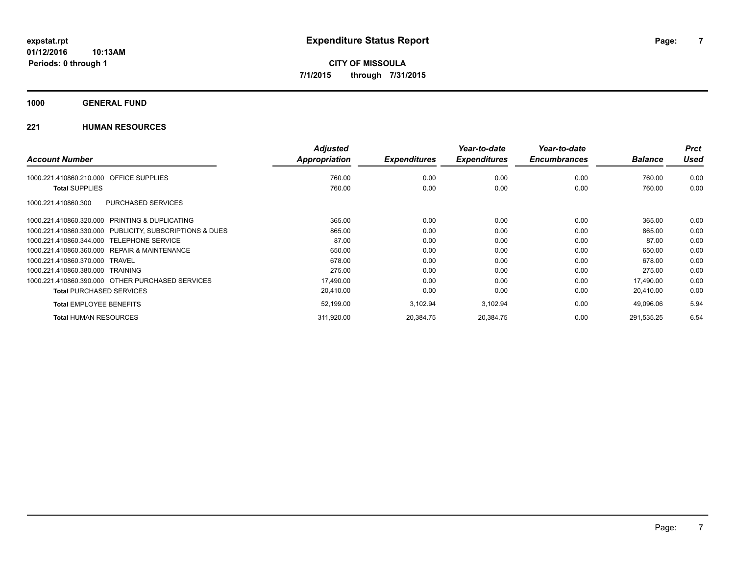expstat.rpt
01/12/2016 10:13AM
Periods: 0 through 1

# Expenditure Status Report

**CITY OF MISSOULA**
**7/1/2015 through 7/31/2015**

## 1000 GENERAL FUND

### 221 HUMAN RESOURCES

| Account Number | Adjusted Appropriation | Expenditures | Year-to-date Expenditures | Year-to-date Encumbrances | Balance | Prct Used |
|---|---|---|---|---|---|---|
| 1000.221.410860.210.000 OFFICE SUPPLIES | 760.00 | 0.00 | 0.00 | 0.00 | 760.00 | 0.00 |
| **Total** SUPPLIES | 760.00 | 0.00 | 0.00 | 0.00 | 760.00 | 0.00 |
| 1000.221.410860.300 PURCHASED SERVICES | | | | | | |
| 1000.221.410860.320.000 PRINTING & DUPLICATING | 365.00 | 0.00 | 0.00 | 0.00 | 365.00 | 0.00 |
| 1000.221.410860.330.000 PUBLICITY, SUBSCRIPTIONS & DUES | 865.00 | 0.00 | 0.00 | 0.00 | 865.00 | 0.00 |
| 1000.221.410860.344.000 TELEPHONE SERVICE | 87.00 | 0.00 | 0.00 | 0.00 | 87.00 | 0.00 |
| 1000.221.410860.360.000 REPAIR & MAINTENANCE | 650.00 | 0.00 | 0.00 | 0.00 | 650.00 | 0.00 |
| 1000.221.410860.370.000 TRAVEL | 678.00 | 0.00 | 0.00 | 0.00 | 678.00 | 0.00 |
| 1000.221.410860.380.000 TRAINING | 275.00 | 0.00 | 0.00 | 0.00 | 275.00 | 0.00 |
| 1000.221.410860.390.000 OTHER PURCHASED SERVICES | 17,490.00 | 0.00 | 0.00 | 0.00 | 17,490.00 | 0.00 |
| **Total** PURCHASED SERVICES | 20,410.00 | 0.00 | 0.00 | 0.00 | 20,410.00 | 0.00 |
| **Total** EMPLOYEE BENEFITS | 52,199.00 | 3,102.94 | 3,102.94 | 0.00 | 49,096.06 | 5.94 |
| **Total** HUMAN RESOURCES | 311,920.00 | 20,384.75 | 20,384.75 | 0.00 | 291,535.25 | 6.54 |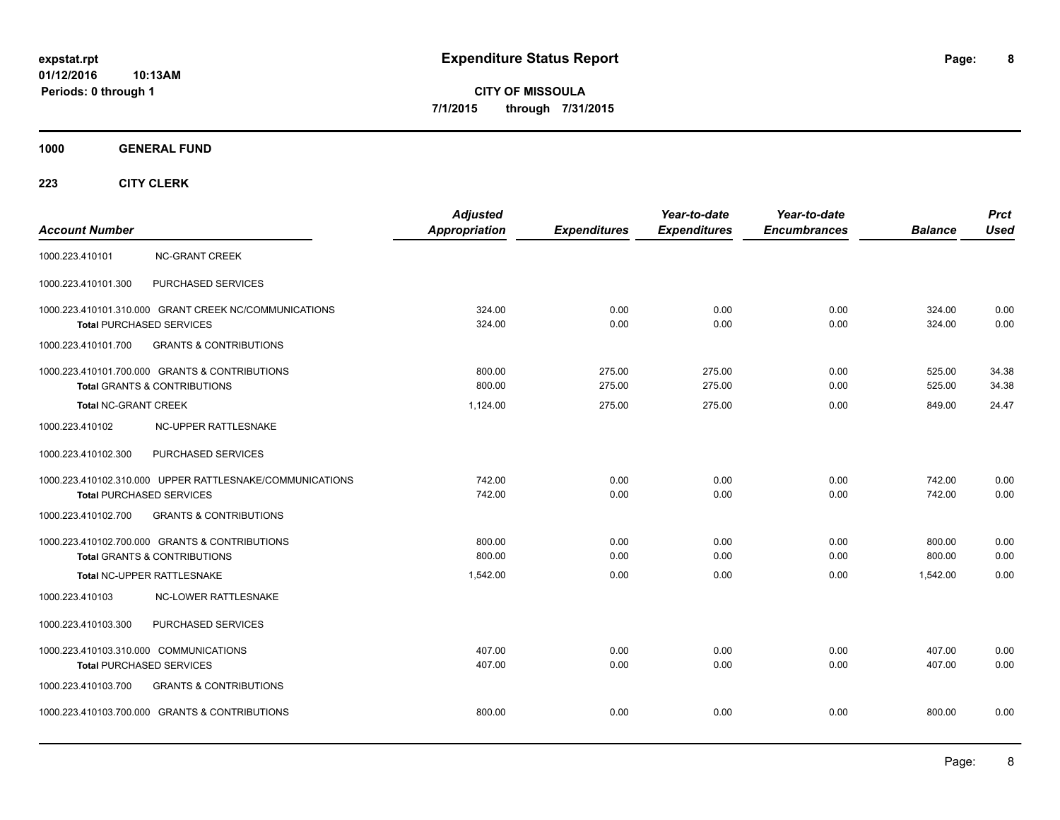**expstat.rpt**
**01/12/2016 10:13AM**
**Periods: 0 through 1**

# Expenditure Status Report

**CITY OF MISSOULA**
**7/1/2015 through 7/31/2015**

## 1000 GENERAL FUND

### 223 CITY CLERK

| Account Number | | Adjusted Appropriation | Expenditures | Year-to-date Expenditures | Year-to-date Encumbrances | Balance | Prct Used |
|---|---|---|---|---|---|---|---|
| 1000.223.410101 | NC-GRANT CREEK | | | | | | |
| 1000.223.410101.300 | PURCHASED SERVICES | | | | | | |
| 1000.223.410101.310.000 | GRANT CREEK NC/COMMUNICATIONS | 324.00 | 0.00 | 0.00 | 0.00 | 324.00 | 0.00 |
| **Total** PURCHASED SERVICES | | 324.00 | 0.00 | 0.00 | 0.00 | 324.00 | 0.00 |
| 1000.223.410101.700 | GRANTS & CONTRIBUTIONS | | | | | | |
| 1000.223.410101.700.000 | GRANTS & CONTRIBUTIONS | 800.00 | 275.00 | 275.00 | 0.00 | 525.00 | 34.38 |
| **Total** GRANTS & CONTRIBUTIONS | | 800.00 | 275.00 | 275.00 | 0.00 | 525.00 | 34.38 |
| **Total** NC-GRANT CREEK | | 1,124.00 | 275.00 | 275.00 | 0.00 | 849.00 | 24.47 |
| 1000.223.410102 | NC-UPPER RATTLESNAKE | | | | | | |
| 1000.223.410102.300 | PURCHASED SERVICES | | | | | | |
| 1000.223.410102.310.000 | UPPER RATTLESNAKE/COMMUNICATIONS | 742.00 | 0.00 | 0.00 | 0.00 | 742.00 | 0.00 |
| **Total** PURCHASED SERVICES | | 742.00 | 0.00 | 0.00 | 0.00 | 742.00 | 0.00 |
| 1000.223.410102.700 | GRANTS & CONTRIBUTIONS | | | | | | |
| 1000.223.410102.700.000 | GRANTS & CONTRIBUTIONS | 800.00 | 0.00 | 0.00 | 0.00 | 800.00 | 0.00 |
| **Total** GRANTS & CONTRIBUTIONS | | 800.00 | 0.00 | 0.00 | 0.00 | 800.00 | 0.00 |
| **Total** NC-UPPER RATTLESNAKE | | 1,542.00 | 0.00 | 0.00 | 0.00 | 1,542.00 | 0.00 |
| 1000.223.410103 | NC-LOWER RATTLESNAKE | | | | | | |
| 1000.223.410103.300 | PURCHASED SERVICES | | | | | | |
| 1000.223.410103.310.000 | COMMUNICATIONS | 407.00 | 0.00 | 0.00 | 0.00 | 407.00 | 0.00 |
| **Total** PURCHASED SERVICES | | 407.00 | 0.00 | 0.00 | 0.00 | 407.00 | 0.00 |
| 1000.223.410103.700 | GRANTS & CONTRIBUTIONS | | | | | | |
| 1000.223.410103.700.000 | GRANTS & CONTRIBUTIONS | 800.00 | 0.00 | 0.00 | 0.00 | 800.00 | 0.00 |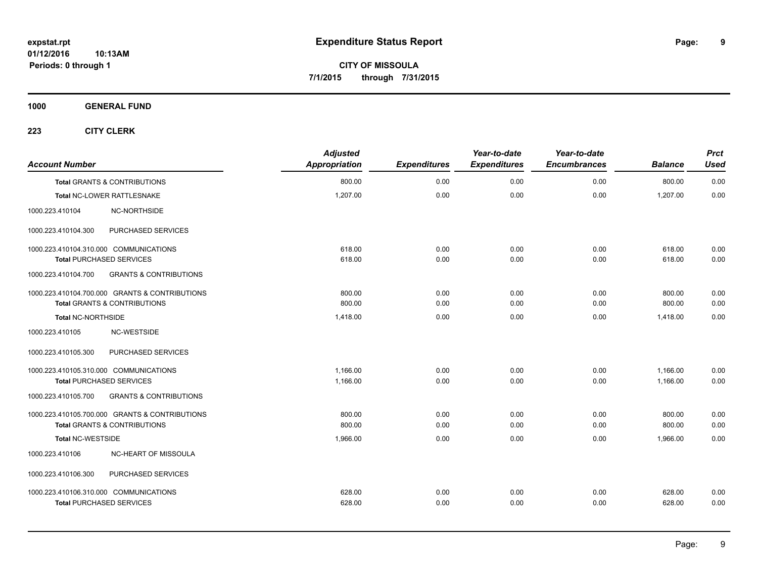**expstat.rpt**
**01/12/2016 10:13AM**
**Periods: 0 through 1**

# Expenditure Status Report

**CITY OF MISSOULA**
**7/1/2015 through 7/31/2015**

## 1000 GENERAL FUND

## 223 CITY CLERK

| Account Number | | Adjusted Appropriation | Expenditures | Year-to-date Expenditures | Year-to-date Encumbrances | Balance | Prct Used |
|---|---|---|---|---|---|---|---|
| **Total** GRANTS & CONTRIBUTIONS | | 800.00 | 0.00 | 0.00 | 0.00 | 800.00 | 0.00 |
| **Total** NC-LOWER RATTLESNAKE | | 1,207.00 | 0.00 | 0.00 | 0.00 | 1,207.00 | 0.00 |
| 1000.223.410104 | NC-NORTHSIDE | | | | | | |
| 1000.223.410104.300 | PURCHASED SERVICES | | | | | | |
| 1000.223.410104.310.000 COMMUNICATIONS | | 618.00 | 0.00 | 0.00 | 0.00 | 618.00 | 0.00 |
| **Total** PURCHASED SERVICES | | 618.00 | 0.00 | 0.00 | 0.00 | 618.00 | 0.00 |
| 1000.223.410104.700 | GRANTS & CONTRIBUTIONS | | | | | | |
| 1000.223.410104.700.000 GRANTS & CONTRIBUTIONS | | 800.00 | 0.00 | 0.00 | 0.00 | 800.00 | 0.00 |
| **Total** GRANTS & CONTRIBUTIONS | | 800.00 | 0.00 | 0.00 | 0.00 | 800.00 | 0.00 |
| **Total** NC-NORTHSIDE | | 1,418.00 | 0.00 | 0.00 | 0.00 | 1,418.00 | 0.00 |
| 1000.223.410105 | NC-WESTSIDE | | | | | | |
| 1000.223.410105.300 | PURCHASED SERVICES | | | | | | |
| 1000.223.410105.310.000 COMMUNICATIONS | | 1,166.00 | 0.00 | 0.00 | 0.00 | 1,166.00 | 0.00 |
| **Total** PURCHASED SERVICES | | 1,166.00 | 0.00 | 0.00 | 0.00 | 1,166.00 | 0.00 |
| 1000.223.410105.700 | GRANTS & CONTRIBUTIONS | | | | | | |
| 1000.223.410105.700.000 GRANTS & CONTRIBUTIONS | | 800.00 | 0.00 | 0.00 | 0.00 | 800.00 | 0.00 |
| **Total** GRANTS & CONTRIBUTIONS | | 800.00 | 0.00 | 0.00 | 0.00 | 800.00 | 0.00 |
| **Total** NC-WESTSIDE | | 1,966.00 | 0.00 | 0.00 | 0.00 | 1,966.00 | 0.00 |
| 1000.223.410106 | NC-HEART OF MISSOULA | | | | | | |
| 1000.223.410106.300 | PURCHASED SERVICES | | | | | | |
| 1000.223.410106.310.000 COMMUNICATIONS | | 628.00 | 0.00 | 0.00 | 0.00 | 628.00 | 0.00 |
| **Total** PURCHASED SERVICES | | 628.00 | 0.00 | 0.00 | 0.00 | 628.00 | 0.00 |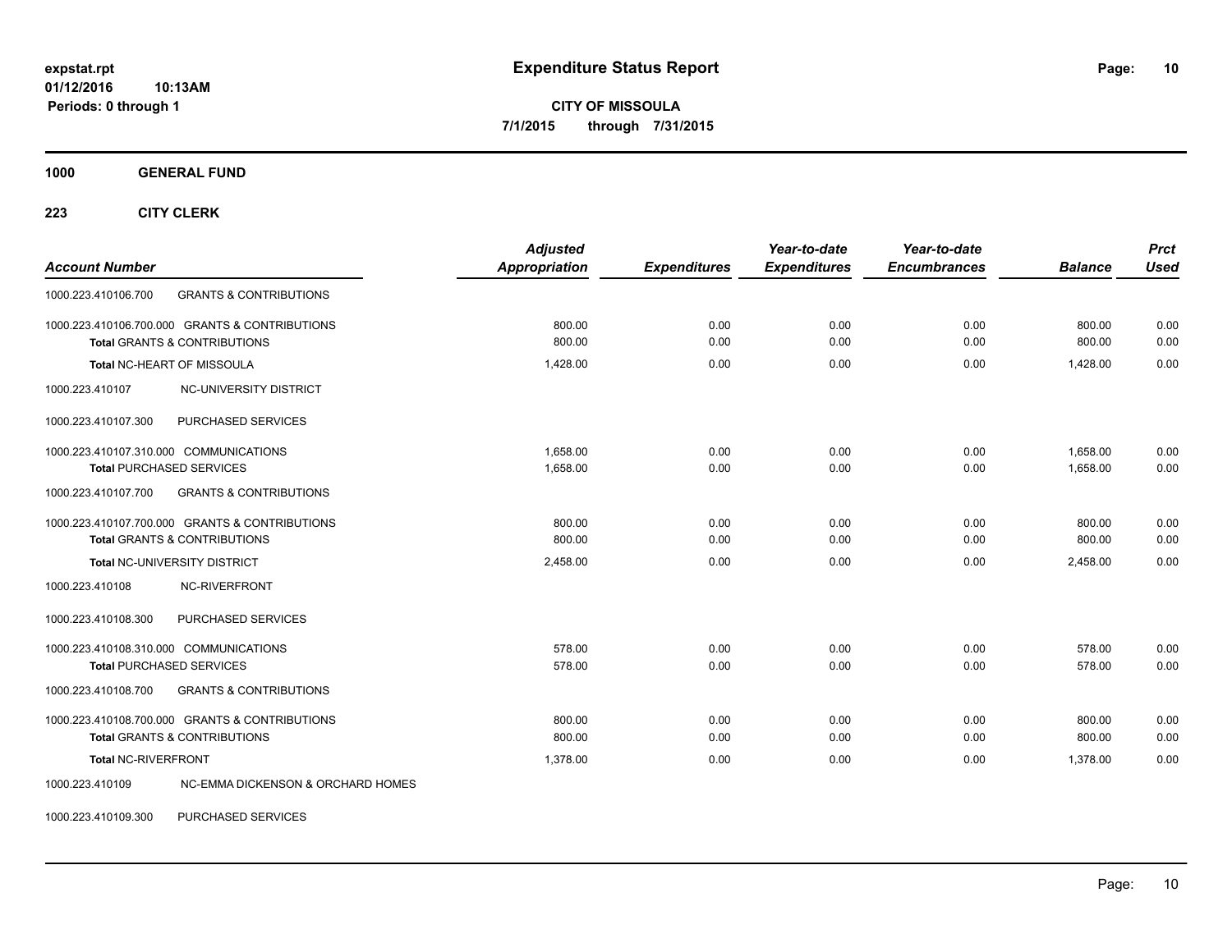# Expenditure Status Report

**CITY OF MISSOULA**
**7/1/2015 through 7/31/2015**

expstat.rpt
01/12/2016 10:13AM
Periods: 0 through 1

**1000 GENERAL FUND**

**223 CITY CLERK**

| Account Number | | Adjusted Appropriation | Expenditures | Year-to-date Expenditures | Year-to-date Encumbrances | Balance | Prct Used |
|---|---|---|---|---|---|---|---|
| 1000.223.410106.700 | GRANTS & CONTRIBUTIONS | | | | | | |
| 1000.223.410106.700.000 | GRANTS & CONTRIBUTIONS | 800.00 | 0.00 | 0.00 | 0.00 | 800.00 | 0.00 |
| **Total** GRANTS & CONTRIBUTIONS | | 800.00 | 0.00 | 0.00 | 0.00 | 800.00 | 0.00 |
| **Total** NC-HEART OF MISSOULA | | 1,428.00 | 0.00 | 0.00 | 0.00 | 1,428.00 | 0.00 |
| 1000.223.410107 | NC-UNIVERSITY DISTRICT | | | | | | |
| 1000.223.410107.300 | PURCHASED SERVICES | | | | | | |
| 1000.223.410107.310.000 | COMMUNICATIONS | 1,658.00 | 0.00 | 0.00 | 0.00 | 1,658.00 | 0.00 |
| **Total** PURCHASED SERVICES | | 1,658.00 | 0.00 | 0.00 | 0.00 | 1,658.00 | 0.00 |
| 1000.223.410107.700 | GRANTS & CONTRIBUTIONS | | | | | | |
| 1000.223.410107.700.000 | GRANTS & CONTRIBUTIONS | 800.00 | 0.00 | 0.00 | 0.00 | 800.00 | 0.00 |
| **Total** GRANTS & CONTRIBUTIONS | | 800.00 | 0.00 | 0.00 | 0.00 | 800.00 | 0.00 |
| **Total** NC-UNIVERSITY DISTRICT | | 2,458.00 | 0.00 | 0.00 | 0.00 | 2,458.00 | 0.00 |
| 1000.223.410108 | NC-RIVERFRONT | | | | | | |
| 1000.223.410108.300 | PURCHASED SERVICES | | | | | | |
| 1000.223.410108.310.000 | COMMUNICATIONS | 578.00 | 0.00 | 0.00 | 0.00 | 578.00 | 0.00 |
| **Total** PURCHASED SERVICES | | 578.00 | 0.00 | 0.00 | 0.00 | 578.00 | 0.00 |
| 1000.223.410108.700 | GRANTS & CONTRIBUTIONS | | | | | | |
| 1000.223.410108.700.000 | GRANTS & CONTRIBUTIONS | 800.00 | 0.00 | 0.00 | 0.00 | 800.00 | 0.00 |
| **Total** GRANTS & CONTRIBUTIONS | | 800.00 | 0.00 | 0.00 | 0.00 | 800.00 | 0.00 |
| **Total** NC-RIVERFRONT | | 1,378.00 | 0.00 | 0.00 | 0.00 | 1,378.00 | 0.00 |
| 1000.223.410109 | NC-EMMA DICKENSON & ORCHARD HOMES | | | | | | |
| 1000.223.410109.300 | PURCHASED SERVICES | | | | | | |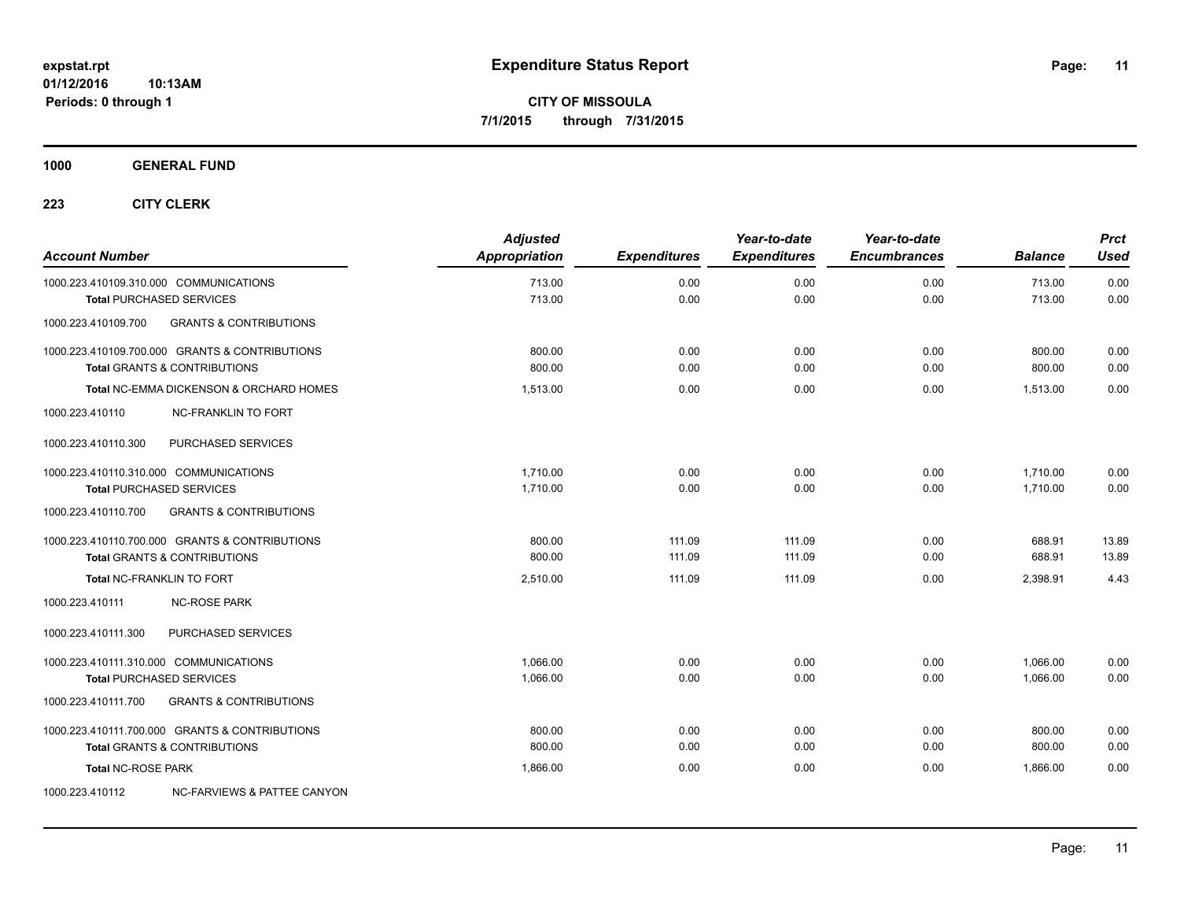**expstat.rpt**
**01/12/2016 10:13AM**
**Periods: 0 through 1**

# Expenditure Status Report

**CITY OF MISSOULA**
**7/1/2015 through 7/31/2015**

## 1000 GENERAL FUND

### 223 CITY CLERK

| Account Number | Adjusted Appropriation | Expenditures | Year-to-date Expenditures | Year-to-date Encumbrances | Balance | Prct Used |
|---|---|---|---|---|---|---|
| 1000.223.410109.310.000 COMMUNICATIONS | 713.00 | 0.00 | 0.00 | 0.00 | 713.00 | 0.00 |
| **Total** PURCHASED SERVICES | 713.00 | 0.00 | 0.00 | 0.00 | 713.00 | 0.00 |
| 1000.223.410109.700 GRANTS & CONTRIBUTIONS | | | | | | |
| 1000.223.410109.700.000 GRANTS & CONTRIBUTIONS | 800.00 | 0.00 | 0.00 | 0.00 | 800.00 | 0.00 |
| **Total** GRANTS & CONTRIBUTIONS | 800.00 | 0.00 | 0.00 | 0.00 | 800.00 | 0.00 |
| **Total** NC-EMMA DICKENSON & ORCHARD HOMES | 1,513.00 | 0.00 | 0.00 | 0.00 | 1,513.00 | 0.00 |
| 1000.223.410110 NC-FRANKLIN TO FORT | | | | | | |
| 1000.223.410110.300 PURCHASED SERVICES | | | | | | |
| 1000.223.410110.310.000 COMMUNICATIONS | 1,710.00 | 0.00 | 0.00 | 0.00 | 1,710.00 | 0.00 |
| **Total** PURCHASED SERVICES | 1,710.00 | 0.00 | 0.00 | 0.00 | 1,710.00 | 0.00 |
| 1000.223.410110.700 GRANTS & CONTRIBUTIONS | | | | | | |
| 1000.223.410110.700.000 GRANTS & CONTRIBUTIONS | 800.00 | 111.09 | 111.09 | 0.00 | 688.91 | 13.89 |
| **Total** GRANTS & CONTRIBUTIONS | 800.00 | 111.09 | 111.09 | 0.00 | 688.91 | 13.89 |
| **Total** NC-FRANKLIN TO FORT | 2,510.00 | 111.09 | 111.09 | 0.00 | 2,398.91 | 4.43 |
| 1000.223.410111 NC-ROSE PARK | | | | | | |
| 1000.223.410111.300 PURCHASED SERVICES | | | | | | |
| 1000.223.410111.310.000 COMMUNICATIONS | 1,066.00 | 0.00 | 0.00 | 0.00 | 1,066.00 | 0.00 |
| **Total** PURCHASED SERVICES | 1,066.00 | 0.00 | 0.00 | 0.00 | 1,066.00 | 0.00 |
| 1000.223.410111.700 GRANTS & CONTRIBUTIONS | | | | | | |
| 1000.223.410111.700.000 GRANTS & CONTRIBUTIONS | 800.00 | 0.00 | 0.00 | 0.00 | 800.00 | 0.00 |
| **Total** GRANTS & CONTRIBUTIONS | 800.00 | 0.00 | 0.00 | 0.00 | 800.00 | 0.00 |
| **Total** NC-ROSE PARK | 1,866.00 | 0.00 | 0.00 | 0.00 | 1,866.00 | 0.00 |
| 1000.223.410112 NC-FARVIEWS & PATTEE CANYON | | | | | | |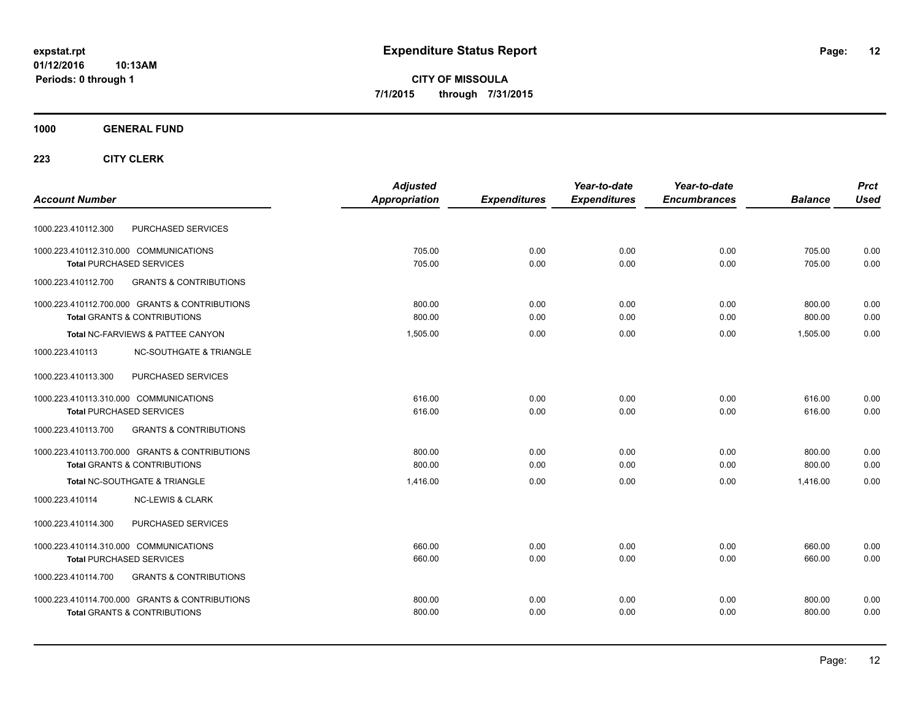**expstat.rpt**
**01/12/2016 10:13AM**
**Periods: 0 through 1**

# Expenditure Status Report

**CITY OF MISSOULA**
**7/1/2015 through 7/31/2015**

## 1000 GENERAL FUND

### 223 CITY CLERK

| Account Number | | Adjusted Appropriation | Expenditures | Year-to-date Expenditures | Year-to-date Encumbrances | Balance | Prct Used |
|---|---|---|---|---|---|---|---|
| 1000.223.410112.300 | PURCHASED SERVICES | | | | | | |
| 1000.223.410112.310.000 | COMMUNICATIONS | 705.00 | 0.00 | 0.00 | 0.00 | 705.00 | 0.00 |
| **Total** PURCHASED SERVICES | | 705.00 | 0.00 | 0.00 | 0.00 | 705.00 | 0.00 |
| 1000.223.410112.700 | GRANTS & CONTRIBUTIONS | | | | | | |
| 1000.223.410112.700.000 | GRANTS & CONTRIBUTIONS | 800.00 | 0.00 | 0.00 | 0.00 | 800.00 | 0.00 |
| **Total** GRANTS & CONTRIBUTIONS | | 800.00 | 0.00 | 0.00 | 0.00 | 800.00 | 0.00 |
| **Total** NC-FARVIEWS & PATTEE CANYON | | 1,505.00 | 0.00 | 0.00 | 0.00 | 1,505.00 | 0.00 |
| 1000.223.410113 | NC-SOUTHGATE & TRIANGLE | | | | | | |
| 1000.223.410113.300 | PURCHASED SERVICES | | | | | | |
| 1000.223.410113.310.000 | COMMUNICATIONS | 616.00 | 0.00 | 0.00 | 0.00 | 616.00 | 0.00 |
| **Total** PURCHASED SERVICES | | 616.00 | 0.00 | 0.00 | 0.00 | 616.00 | 0.00 |
| 1000.223.410113.700 | GRANTS & CONTRIBUTIONS | | | | | | |
| 1000.223.410113.700.000 | GRANTS & CONTRIBUTIONS | 800.00 | 0.00 | 0.00 | 0.00 | 800.00 | 0.00 |
| **Total** GRANTS & CONTRIBUTIONS | | 800.00 | 0.00 | 0.00 | 0.00 | 800.00 | 0.00 |
| **Total** NC-SOUTHGATE & TRIANGLE | | 1,416.00 | 0.00 | 0.00 | 0.00 | 1,416.00 | 0.00 |
| 1000.223.410114 | NC-LEWIS & CLARK | | | | | | |
| 1000.223.410114.300 | PURCHASED SERVICES | | | | | | |
| 1000.223.410114.310.000 | COMMUNICATIONS | 660.00 | 0.00 | 0.00 | 0.00 | 660.00 | 0.00 |
| **Total** PURCHASED SERVICES | | 660.00 | 0.00 | 0.00 | 0.00 | 660.00 | 0.00 |
| 1000.223.410114.700 | GRANTS & CONTRIBUTIONS | | | | | | |
| 1000.223.410114.700.000 | GRANTS & CONTRIBUTIONS | 800.00 | 0.00 | 0.00 | 0.00 | 800.00 | 0.00 |
| **Total** GRANTS & CONTRIBUTIONS | | 800.00 | 0.00 | 0.00 | 0.00 | 800.00 | 0.00 |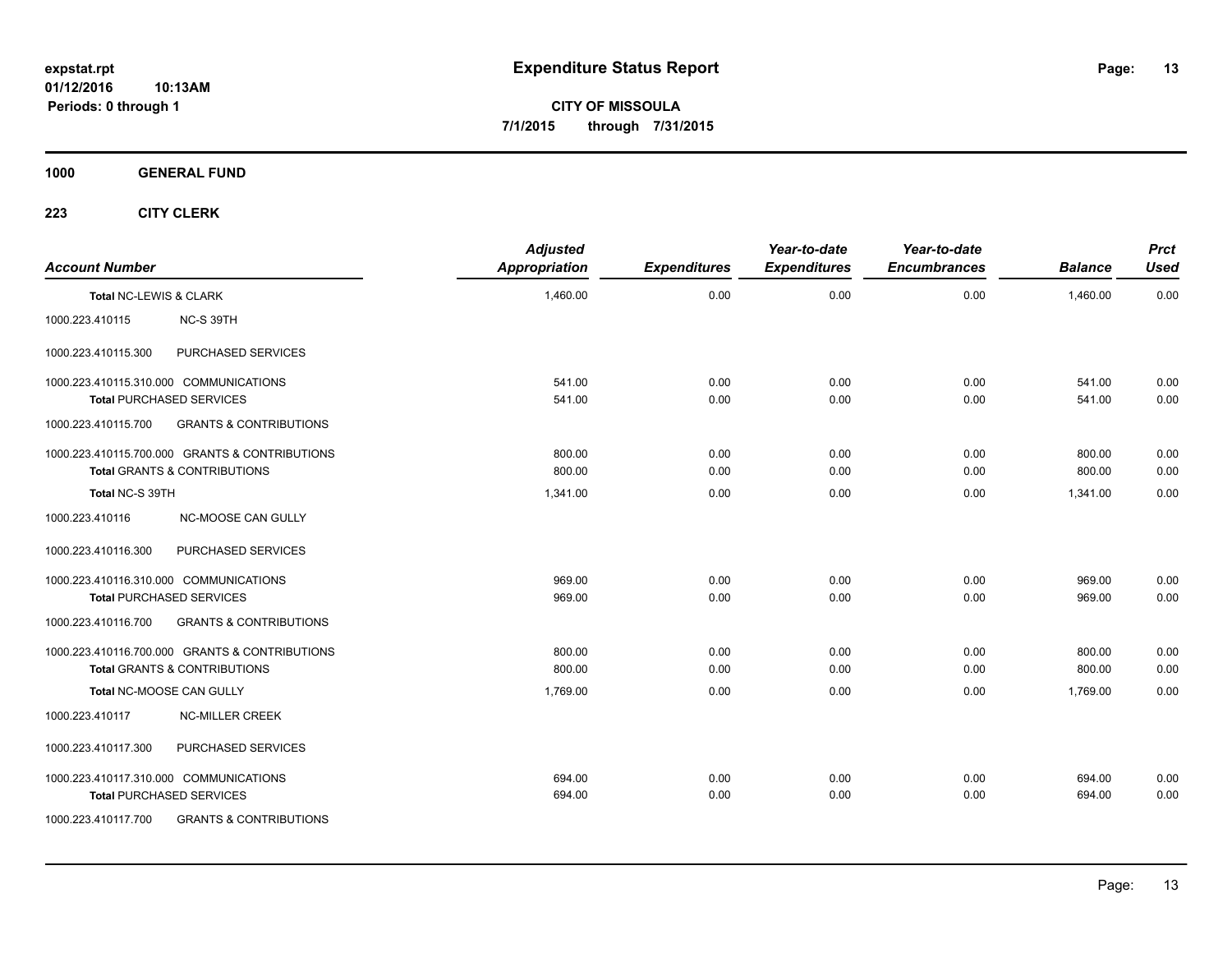**expstat.rpt**
**01/12/2016 10:13AM**
**Periods: 0 through 1**

# Expenditure Status Report

**CITY OF MISSOULA**
**7/1/2015 through 7/31/2015**

## 1000 GENERAL FUND

### 223 CITY CLERK

| Account Number | | Adjusted Appropriation | Expenditures | Year-to-date Expenditures | Year-to-date Encumbrances | Balance | Prct Used |
|---|---|---|---|---|---|---|---|
| Total NC-LEWIS & CLARK | | 1,460.00 | 0.00 | 0.00 | 0.00 | 1,460.00 | 0.00 |
| 1000.223.410115 | NC-S 39TH | | | | | | |
| 1000.223.410115.300 | PURCHASED SERVICES | | | | | | |
| 1000.223.410115.310.000 | COMMUNICATIONS | 541.00 | 0.00 | 0.00 | 0.00 | 541.00 | 0.00 |
| Total PURCHASED SERVICES | | 541.00 | 0.00 | 0.00 | 0.00 | 541.00 | 0.00 |
| 1000.223.410115.700 | GRANTS & CONTRIBUTIONS | | | | | | |
| 1000.223.410115.700.000 | GRANTS & CONTRIBUTIONS | 800.00 | 0.00 | 0.00 | 0.00 | 800.00 | 0.00 |
| Total GRANTS & CONTRIBUTIONS | | 800.00 | 0.00 | 0.00 | 0.00 | 800.00 | 0.00 |
| Total NC-S 39TH | | 1,341.00 | 0.00 | 0.00 | 0.00 | 1,341.00 | 0.00 |
| 1000.223.410116 | NC-MOOSE CAN GULLY | | | | | | |
| 1000.223.410116.300 | PURCHASED SERVICES | | | | | | |
| 1000.223.410116.310.000 | COMMUNICATIONS | 969.00 | 0.00 | 0.00 | 0.00 | 969.00 | 0.00 |
| Total PURCHASED SERVICES | | 969.00 | 0.00 | 0.00 | 0.00 | 969.00 | 0.00 |
| 1000.223.410116.700 | GRANTS & CONTRIBUTIONS | | | | | | |
| 1000.223.410116.700.000 | GRANTS & CONTRIBUTIONS | 800.00 | 0.00 | 0.00 | 0.00 | 800.00 | 0.00 |
| Total GRANTS & CONTRIBUTIONS | | 800.00 | 0.00 | 0.00 | 0.00 | 800.00 | 0.00 |
| Total NC-MOOSE CAN GULLY | | 1,769.00 | 0.00 | 0.00 | 0.00 | 1,769.00 | 0.00 |
| 1000.223.410117 | NC-MILLER CREEK | | | | | | |
| 1000.223.410117.300 | PURCHASED SERVICES | | | | | | |
| 1000.223.410117.310.000 | COMMUNICATIONS | 694.00 | 0.00 | 0.00 | 0.00 | 694.00 | 0.00 |
| Total PURCHASED SERVICES | | 694.00 | 0.00 | 0.00 | 0.00 | 694.00 | 0.00 |
| 1000.223.410117.700 | GRANTS & CONTRIBUTIONS | | | | | | |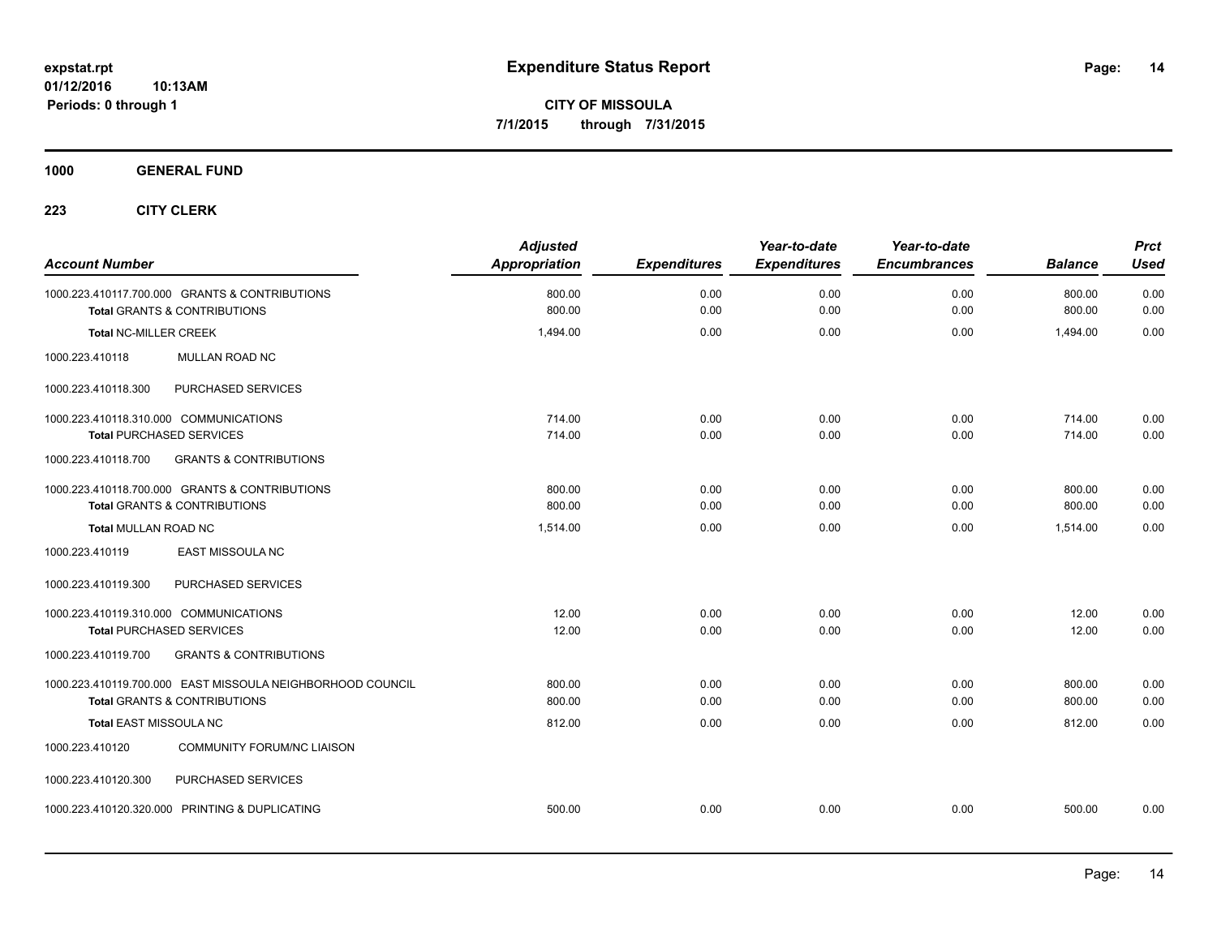**expstat.rpt**
**01/12/2016 10:13AM**
**Periods: 0 through 1**

# Expenditure Status Report

**CITY OF MISSOULA**
**7/1/2015 through 7/31/2015**

## 1000 GENERAL FUND

### 223 CITY CLERK

| Account Number | Adjusted Appropriation | Expenditures | Year-to-date Expenditures | Year-to-date Encumbrances | Balance | Prct Used |
|---|---|---|---|---|---|---|
| 1000.223.410117.700.000 GRANTS & CONTRIBUTIONS | 800.00 | 0.00 | 0.00 | 0.00 | 800.00 | 0.00 |
| **Total** GRANTS & CONTRIBUTIONS | 800.00 | 0.00 | 0.00 | 0.00 | 800.00 | 0.00 |
| **Total** NC-MILLER CREEK | 1,494.00 | 0.00 | 0.00 | 0.00 | 1,494.00 | 0.00 |
| 1000.223.410118 MULLAN ROAD NC | | | | | | |
| 1000.223.410118.300 PURCHASED SERVICES | | | | | | |
| 1000.223.410118.310.000 COMMUNICATIONS | 714.00 | 0.00 | 0.00 | 0.00 | 714.00 | 0.00 |
| **Total** PURCHASED SERVICES | 714.00 | 0.00 | 0.00 | 0.00 | 714.00 | 0.00 |
| 1000.223.410118.700 GRANTS & CONTRIBUTIONS | | | | | | |
| 1000.223.410118.700.000 GRANTS & CONTRIBUTIONS | 800.00 | 0.00 | 0.00 | 0.00 | 800.00 | 0.00 |
| **Total** GRANTS & CONTRIBUTIONS | 800.00 | 0.00 | 0.00 | 0.00 | 800.00 | 0.00 |
| **Total** MULLAN ROAD NC | 1,514.00 | 0.00 | 0.00 | 0.00 | 1,514.00 | 0.00 |
| 1000.223.410119 EAST MISSOULA NC | | | | | | |
| 1000.223.410119.300 PURCHASED SERVICES | | | | | | |
| 1000.223.410119.310.000 COMMUNICATIONS | 12.00 | 0.00 | 0.00 | 0.00 | 12.00 | 0.00 |
| **Total** PURCHASED SERVICES | 12.00 | 0.00 | 0.00 | 0.00 | 12.00 | 0.00 |
| 1000.223.410119.700 GRANTS & CONTRIBUTIONS | | | | | | |
| 1000.223.410119.700.000 EAST MISSOULA NEIGHBORHOOD COUNCIL | 800.00 | 0.00 | 0.00 | 0.00 | 800.00 | 0.00 |
| **Total** GRANTS & CONTRIBUTIONS | 800.00 | 0.00 | 0.00 | 0.00 | 800.00 | 0.00 |
| **Total** EAST MISSOULA NC | 812.00 | 0.00 | 0.00 | 0.00 | 812.00 | 0.00 |
| 1000.223.410120 COMMUNITY FORUM/NC LIAISON | | | | | | |
| 1000.223.410120.300 PURCHASED SERVICES | | | | | | |
| 1000.223.410120.320.000 PRINTING & DUPLICATING | 500.00 | 0.00 | 0.00 | 0.00 | 500.00 | 0.00 |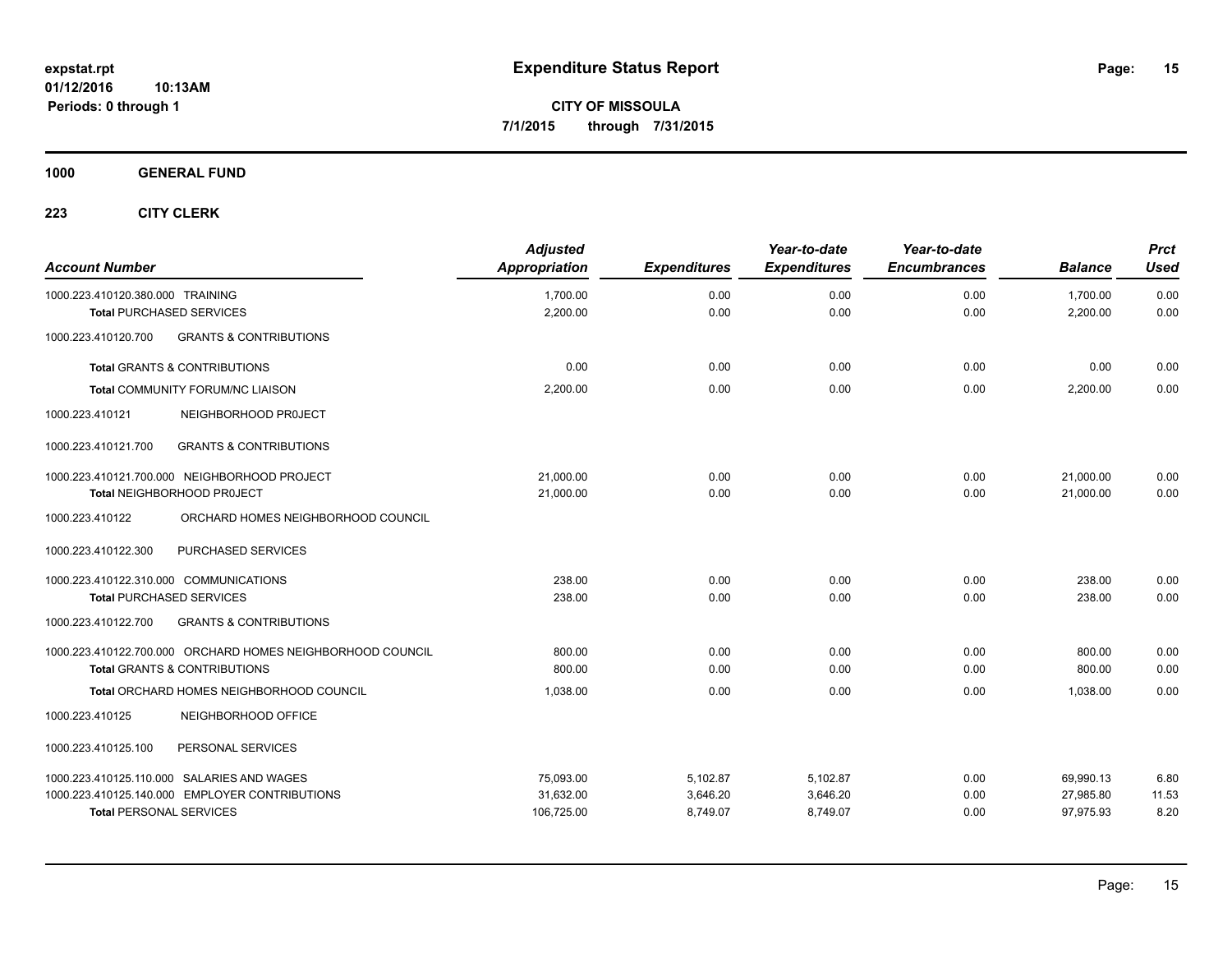**expstat.rpt**
**01/12/2016 10:13AM**
**Periods: 0 through 1**

# Expenditure Status Report

**CITY OF MISSOULA**
**7/1/2015 through 7/31/2015**

## 1000 GENERAL FUND

### 223 CITY CLERK

| Account Number | | Adjusted Appropriation | Expenditures | Year-to-date Expenditures | Year-to-date Encumbrances | Balance | Prct Used |
|---|---|---|---|---|---|---|---|
| 1000.223.410120.380.000 | TRAINING | 1,700.00 | 0.00 | 0.00 | 0.00 | 1,700.00 | 0.00 |
| **Total** PURCHASED SERVICES | | 2,200.00 | 0.00 | 0.00 | 0.00 | 2,200.00 | 0.00 |
| 1000.223.410120.700 | GRANTS & CONTRIBUTIONS | | | | | | |
| **Total** GRANTS & CONTRIBUTIONS | | 0.00 | 0.00 | 0.00 | 0.00 | 0.00 | 0.00 |
| **Total** COMMUNITY FORUM/NC LIAISON | | 2,200.00 | 0.00 | 0.00 | 0.00 | 2,200.00 | 0.00 |
| 1000.223.410121 | NEIGHBORHOOD PR0JECT | | | | | | |
| 1000.223.410121.700 | GRANTS & CONTRIBUTIONS | | | | | | |
| 1000.223.410121.700.000 | NEIGHBORHOOD PROJECT | 21,000.00 | 0.00 | 0.00 | 0.00 | 21,000.00 | 0.00 |
| **Total** NEIGHBORHOOD PR0JECT | | 21,000.00 | 0.00 | 0.00 | 0.00 | 21,000.00 | 0.00 |
| 1000.223.410122 | ORCHARD HOMES NEIGHBORHOOD COUNCIL | | | | | | |
| 1000.223.410122.300 | PURCHASED SERVICES | | | | | | |
| 1000.223.410122.310.000 | COMMUNICATIONS | 238.00 | 0.00 | 0.00 | 0.00 | 238.00 | 0.00 |
| **Total** PURCHASED SERVICES | | 238.00 | 0.00 | 0.00 | 0.00 | 238.00 | 0.00 |
| 1000.223.410122.700 | GRANTS & CONTRIBUTIONS | | | | | | |
| 1000.223.410122.700.000 | ORCHARD HOMES NEIGHBORHOOD COUNCIL | 800.00 | 0.00 | 0.00 | 0.00 | 800.00 | 0.00 |
| **Total** GRANTS & CONTRIBUTIONS | | 800.00 | 0.00 | 0.00 | 0.00 | 800.00 | 0.00 |
| **Total** ORCHARD HOMES NEIGHBORHOOD COUNCIL | | 1,038.00 | 0.00 | 0.00 | 0.00 | 1,038.00 | 0.00 |
| 1000.223.410125 | NEIGHBORHOOD OFFICE | | | | | | |
| 1000.223.410125.100 | PERSONAL SERVICES | | | | | | |
| 1000.223.410125.110.000 | SALARIES AND WAGES | 75,093.00 | 5,102.87 | 5,102.87 | 0.00 | 69,990.13 | 6.80 |
| 1000.223.410125.140.000 | EMPLOYER CONTRIBUTIONS | 31,632.00 | 3,646.20 | 3,646.20 | 0.00 | 27,985.80 | 11.53 |
| **Total** PERSONAL SERVICES | | 106,725.00 | 8,749.07 | 8,749.07 | 0.00 | 97,975.93 | 8.20 |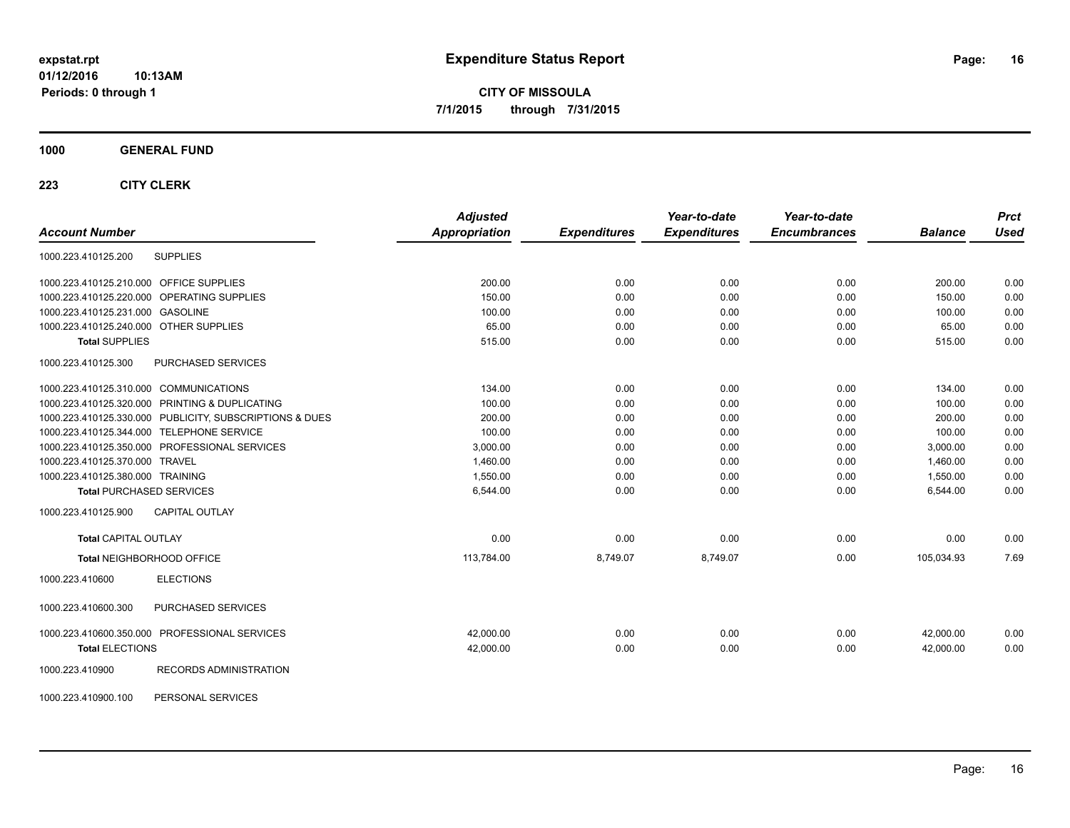# Expenditure Status Report

**CITY OF MISSOULA**
**7/1/2015 through 7/31/2015**

expstat.rpt
01/12/2016 10:13AM
Periods: 0 through 1

## 1000 GENERAL FUND

### 223 CITY CLERK

| Account Number | | Adjusted Appropriation | Expenditures | Year-to-date Expenditures | Year-to-date Encumbrances | Balance | Prct Used |
|---|---|---|---|---|---|---|---|
| 1000.223.410125.200 | SUPPLIES | | | | | | |
| 1000.223.410125.210.000 | OFFICE SUPPLIES | 200.00 | 0.00 | 0.00 | 0.00 | 200.00 | 0.00 |
| 1000.223.410125.220.000 | OPERATING SUPPLIES | 150.00 | 0.00 | 0.00 | 0.00 | 150.00 | 0.00 |
| 1000.223.410125.231.000 | GASOLINE | 100.00 | 0.00 | 0.00 | 0.00 | 100.00 | 0.00 |
| 1000.223.410125.240.000 | OTHER SUPPLIES | 65.00 | 0.00 | 0.00 | 0.00 | 65.00 | 0.00 |
| **Total** SUPPLIES | | 515.00 | 0.00 | 0.00 | 0.00 | 515.00 | 0.00 |
| 1000.223.410125.300 | PURCHASED SERVICES | | | | | | |
| 1000.223.410125.310.000 | COMMUNICATIONS | 134.00 | 0.00 | 0.00 | 0.00 | 134.00 | 0.00 |
| 1000.223.410125.320.000 | PRINTING & DUPLICATING | 100.00 | 0.00 | 0.00 | 0.00 | 100.00 | 0.00 |
| 1000.223.410125.330.000 | PUBLICITY, SUBSCRIPTIONS & DUES | 200.00 | 0.00 | 0.00 | 0.00 | 200.00 | 0.00 |
| 1000.223.410125.344.000 | TELEPHONE SERVICE | 100.00 | 0.00 | 0.00 | 0.00 | 100.00 | 0.00 |
| 1000.223.410125.350.000 | PROFESSIONAL SERVICES | 3,000.00 | 0.00 | 0.00 | 0.00 | 3,000.00 | 0.00 |
| 1000.223.410125.370.000 | TRAVEL | 1,460.00 | 0.00 | 0.00 | 0.00 | 1,460.00 | 0.00 |
| 1000.223.410125.380.000 | TRAINING | 1,550.00 | 0.00 | 0.00 | 0.00 | 1,550.00 | 0.00 |
| **Total** PURCHASED SERVICES | | 6,544.00 | 0.00 | 0.00 | 0.00 | 6,544.00 | 0.00 |
| 1000.223.410125.900 | CAPITAL OUTLAY | | | | | | |
| **Total** CAPITAL OUTLAY | | 0.00 | 0.00 | 0.00 | 0.00 | 0.00 | 0.00 |
| **Total** NEIGHBORHOOD OFFICE | | 113,784.00 | 8,749.07 | 8,749.07 | 0.00 | 105,034.93 | 7.69 |
| 1000.223.410600 | ELECTIONS | | | | | | |
| 1000.223.410600.300 | PURCHASED SERVICES | | | | | | |
| 1000.223.410600.350.000 | PROFESSIONAL SERVICES | 42,000.00 | 0.00 | 0.00 | 0.00 | 42,000.00 | 0.00 |
| **Total** ELECTIONS | | 42,000.00 | 0.00 | 0.00 | 0.00 | 42,000.00 | 0.00 |
| 1000.223.410900 | RECORDS ADMINISTRATION | | | | | | |
| 1000.223.410900.100 | PERSONAL SERVICES | | | | | | |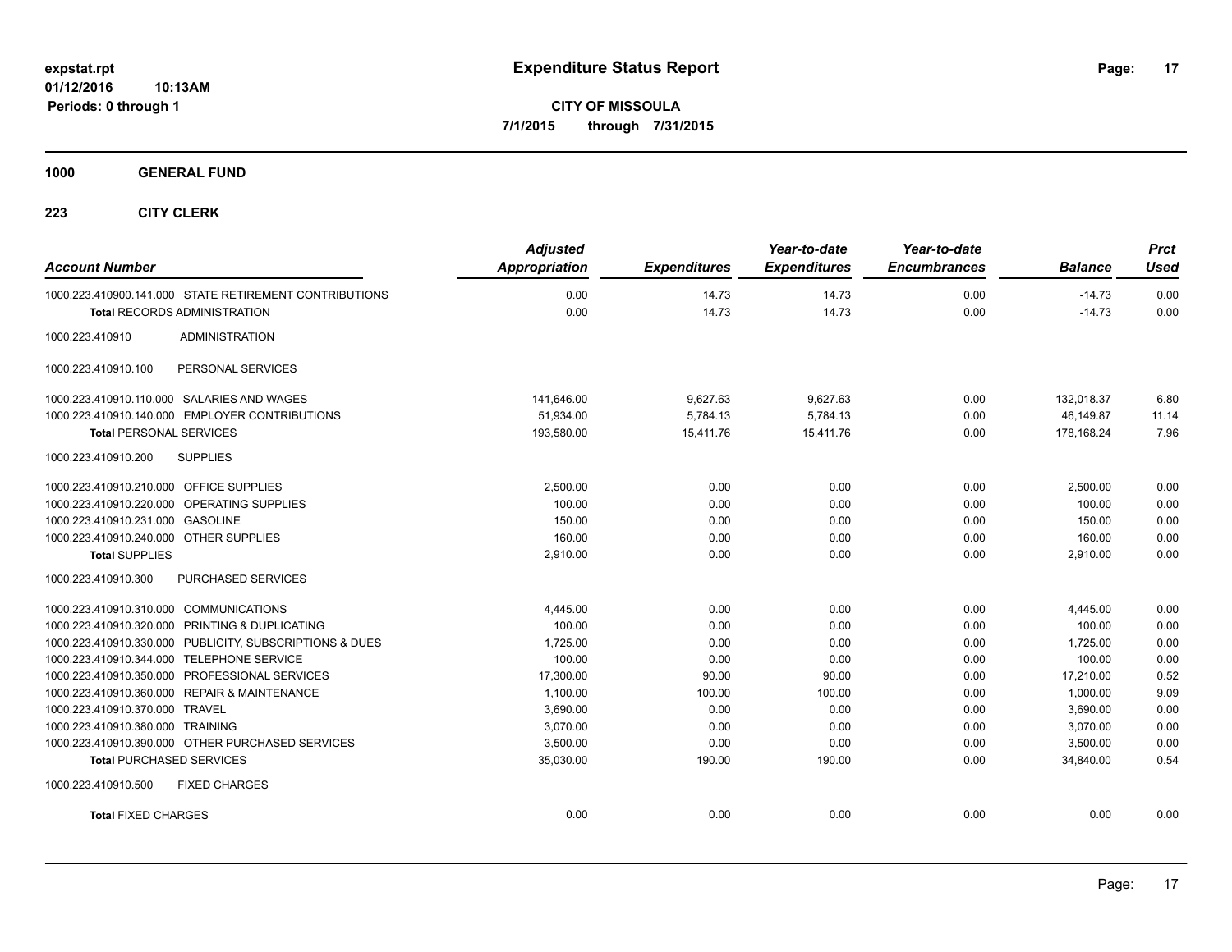# Expenditure Status Report

**CITY OF MISSOULA**

**7/1/2015 through 7/31/2015**

expstat.rpt
01/12/2016 10:13AM
Periods: 0 through 1

## 1000 GENERAL FUND

## 223 CITY CLERK

| Account Number | Adjusted Appropriation | Expenditures | Year-to-date Expenditures | Year-to-date Encumbrances | Balance | Prct Used |
|---|---|---|---|---|---|---|
| 1000.223.410900.141.000 STATE RETIREMENT CONTRIBUTIONS | 0.00 | 14.73 | 14.73 | 0.00 | -14.73 | 0.00 |
| **Total** RECORDS ADMINISTRATION | 0.00 | 14.73 | 14.73 | 0.00 | -14.73 | 0.00 |
| 1000.223.410910 ADMINISTRATION | | | | | | |
| 1000.223.410910.100 PERSONAL SERVICES | | | | | | |
| 1000.223.410910.110.000 SALARIES AND WAGES | 141,646.00 | 9,627.63 | 9,627.63 | 0.00 | 132,018.37 | 6.80 |
| 1000.223.410910.140.000 EMPLOYER CONTRIBUTIONS | 51,934.00 | 5,784.13 | 5,784.13 | 0.00 | 46,149.87 | 11.14 |
| **Total** PERSONAL SERVICES | 193,580.00 | 15,411.76 | 15,411.76 | 0.00 | 178,168.24 | 7.96 |
| 1000.223.410910.200 SUPPLIES | | | | | | |
| 1000.223.410910.210.000 OFFICE SUPPLIES | 2,500.00 | 0.00 | 0.00 | 0.00 | 2,500.00 | 0.00 |
| 1000.223.410910.220.000 OPERATING SUPPLIES | 100.00 | 0.00 | 0.00 | 0.00 | 100.00 | 0.00 |
| 1000.223.410910.231.000 GASOLINE | 150.00 | 0.00 | 0.00 | 0.00 | 150.00 | 0.00 |
| 1000.223.410910.240.000 OTHER SUPPLIES | 160.00 | 0.00 | 0.00 | 0.00 | 160.00 | 0.00 |
| **Total** SUPPLIES | 2,910.00 | 0.00 | 0.00 | 0.00 | 2,910.00 | 0.00 |
| 1000.223.410910.300 PURCHASED SERVICES | | | | | | |
| 1000.223.410910.310.000 COMMUNICATIONS | 4,445.00 | 0.00 | 0.00 | 0.00 | 4,445.00 | 0.00 |
| 1000.223.410910.320.000 PRINTING & DUPLICATING | 100.00 | 0.00 | 0.00 | 0.00 | 100.00 | 0.00 |
| 1000.223.410910.330.000 PUBLICITY, SUBSCRIPTIONS & DUES | 1,725.00 | 0.00 | 0.00 | 0.00 | 1,725.00 | 0.00 |
| 1000.223.410910.344.000 TELEPHONE SERVICE | 100.00 | 0.00 | 0.00 | 0.00 | 100.00 | 0.00 |
| 1000.223.410910.350.000 PROFESSIONAL SERVICES | 17,300.00 | 90.00 | 90.00 | 0.00 | 17,210.00 | 0.52 |
| 1000.223.410910.360.000 REPAIR & MAINTENANCE | 1,100.00 | 100.00 | 100.00 | 0.00 | 1,000.00 | 9.09 |
| 1000.223.410910.370.000 TRAVEL | 3,690.00 | 0.00 | 0.00 | 0.00 | 3,690.00 | 0.00 |
| 1000.223.410910.380.000 TRAINING | 3,070.00 | 0.00 | 0.00 | 0.00 | 3,070.00 | 0.00 |
| 1000.223.410910.390.000 OTHER PURCHASED SERVICES | 3,500.00 | 0.00 | 0.00 | 0.00 | 3,500.00 | 0.00 |
| **Total** PURCHASED SERVICES | 35,030.00 | 190.00 | 190.00 | 0.00 | 34,840.00 | 0.54 |
| 1000.223.410910.500 FIXED CHARGES | | | | | | |
| **Total** FIXED CHARGES | 0.00 | 0.00 | 0.00 | 0.00 | 0.00 | 0.00 |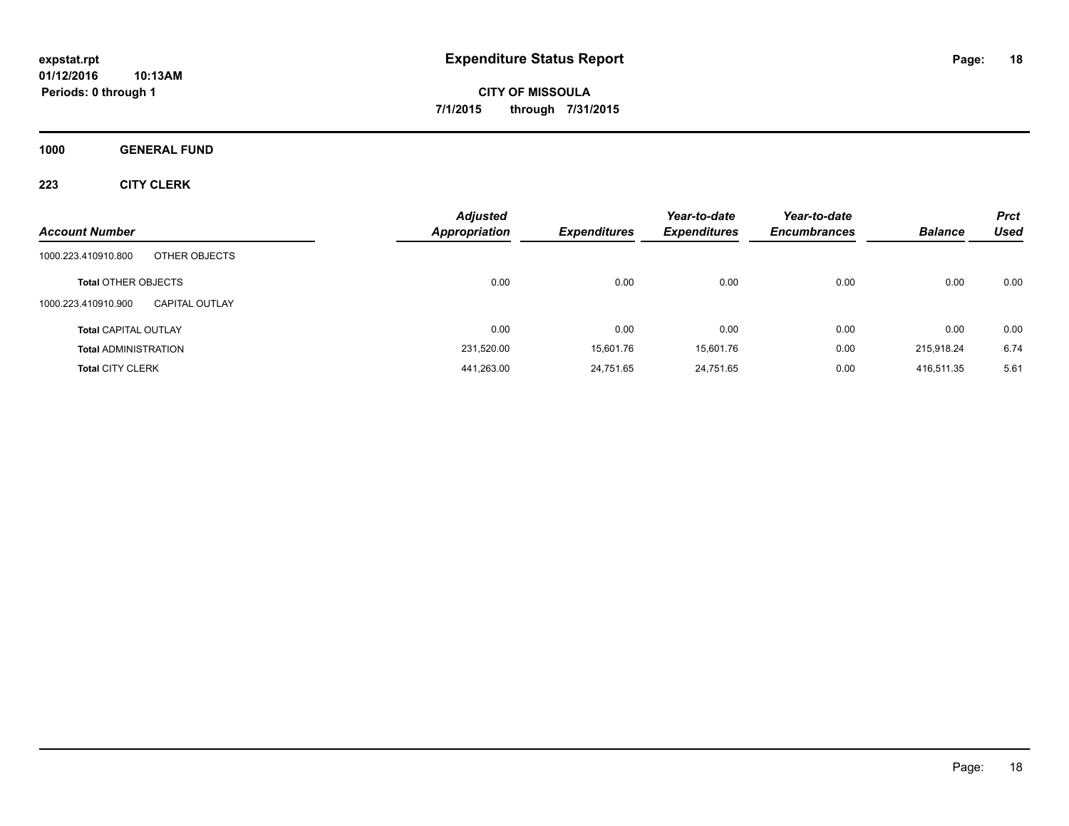**expstat.rpt**
**01/12/2016 10:13AM**
**Periods: 0 through 1**

# Expenditure Status Report

**CITY OF MISSOULA**
**7/1/2015 through 7/31/2015**

## 1000 GENERAL FUND

### 223 CITY CLERK

| Account Number | | Adjusted Appropriation | Expenditures | Year-to-date Expenditures | Year-to-date Encumbrances | Balance | Prct Used |
|---|---|---|---|---|---|---|---|
| 1000.223.410910.800 | OTHER OBJECTS | | | | | | |
| **Total** OTHER OBJECTS | | 0.00 | 0.00 | 0.00 | 0.00 | 0.00 | 0.00 |
| 1000.223.410910.900 | CAPITAL OUTLAY | | | | | | |
| **Total** CAPITAL OUTLAY | | 0.00 | 0.00 | 0.00 | 0.00 | 0.00 | 0.00 |
| **Total** ADMINISTRATION | | 231,520.00 | 15,601.76 | 15,601.76 | 0.00 | 215,918.24 | 6.74 |
| **Total** CITY CLERK | | 441,263.00 | 24,751.65 | 24,751.65 | 0.00 | 416,511.35 | 5.61 |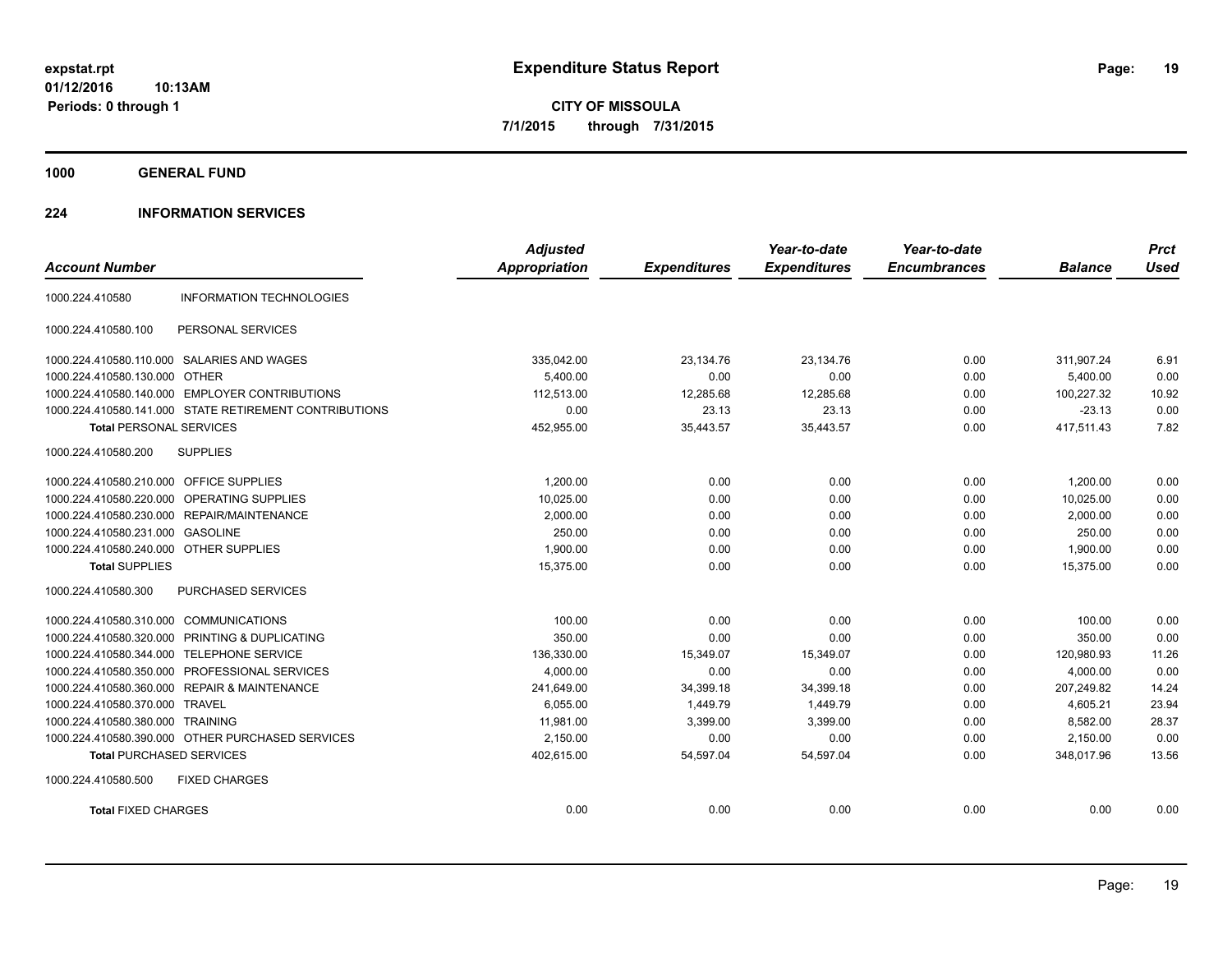# Expenditure Status Report

expstat.rpt
01/12/2016 10:13AM
Periods: 0 through 1

**CITY OF MISSOULA**
**7/1/2015 through 7/31/2015**

## 1000 GENERAL FUND

### 224 INFORMATION SERVICES

| Account Number | | Adjusted Appropriation | Expenditures | Year-to-date Expenditures | Year-to-date Encumbrances | Balance | Prct Used |
|---|---|---|---|---|---|---|---|
| 1000.224.410580 | INFORMATION TECHNOLOGIES | | | | | | |
| 1000.224.410580.100 | PERSONAL SERVICES | | | | | | |
| 1000.224.410580.110.000 | SALARIES AND WAGES | 335,042.00 | 23,134.76 | 23,134.76 | 0.00 | 311,907.24 | 6.91 |
| 1000.224.410580.130.000 | OTHER | 5,400.00 | 0.00 | 0.00 | 0.00 | 5,400.00 | 0.00 |
| 1000.224.410580.140.000 | EMPLOYER CONTRIBUTIONS | 112,513.00 | 12,285.68 | 12,285.68 | 0.00 | 100,227.32 | 10.92 |
| 1000.224.410580.141.000 | STATE RETIREMENT CONTRIBUTIONS | 0.00 | 23.13 | 23.13 | 0.00 | -23.13 | 0.00 |
| **Total** PERSONAL SERVICES | | 452,955.00 | 35,443.57 | 35,443.57 | 0.00 | 417,511.43 | 7.82 |
| 1000.224.410580.200 | SUPPLIES | | | | | | |
| 1000.224.410580.210.000 | OFFICE SUPPLIES | 1,200.00 | 0.00 | 0.00 | 0.00 | 1,200.00 | 0.00 |
| 1000.224.410580.220.000 | OPERATING SUPPLIES | 10,025.00 | 0.00 | 0.00 | 0.00 | 10,025.00 | 0.00 |
| 1000.224.410580.230.000 | REPAIR/MAINTENANCE | 2,000.00 | 0.00 | 0.00 | 0.00 | 2,000.00 | 0.00 |
| 1000.224.410580.231.000 | GASOLINE | 250.00 | 0.00 | 0.00 | 0.00 | 250.00 | 0.00 |
| 1000.224.410580.240.000 | OTHER SUPPLIES | 1,900.00 | 0.00 | 0.00 | 0.00 | 1,900.00 | 0.00 |
| **Total** SUPPLIES | | 15,375.00 | 0.00 | 0.00 | 0.00 | 15,375.00 | 0.00 |
| 1000.224.410580.300 | PURCHASED SERVICES | | | | | | |
| 1000.224.410580.310.000 | COMMUNICATIONS | 100.00 | 0.00 | 0.00 | 0.00 | 100.00 | 0.00 |
| 1000.224.410580.320.000 | PRINTING & DUPLICATING | 350.00 | 0.00 | 0.00 | 0.00 | 350.00 | 0.00 |
| 1000.224.410580.344.000 | TELEPHONE SERVICE | 136,330.00 | 15,349.07 | 15,349.07 | 0.00 | 120,980.93 | 11.26 |
| 1000.224.410580.350.000 | PROFESSIONAL SERVICES | 4,000.00 | 0.00 | 0.00 | 0.00 | 4,000.00 | 0.00 |
| 1000.224.410580.360.000 | REPAIR & MAINTENANCE | 241,649.00 | 34,399.18 | 34,399.18 | 0.00 | 207,249.82 | 14.24 |
| 1000.224.410580.370.000 | TRAVEL | 6,055.00 | 1,449.79 | 1,449.79 | 0.00 | 4,605.21 | 23.94 |
| 1000.224.410580.380.000 | TRAINING | 11,981.00 | 3,399.00 | 3,399.00 | 0.00 | 8,582.00 | 28.37 |
| 1000.224.410580.390.000 | OTHER PURCHASED SERVICES | 2,150.00 | 0.00 | 0.00 | 0.00 | 2,150.00 | 0.00 |
| **Total** PURCHASED SERVICES | | 402,615.00 | 54,597.04 | 54,597.04 | 0.00 | 348,017.96 | 13.56 |
| 1000.224.410580.500 | FIXED CHARGES | | | | | | |
| **Total** FIXED CHARGES | | 0.00 | 0.00 | 0.00 | 0.00 | 0.00 | 0.00 |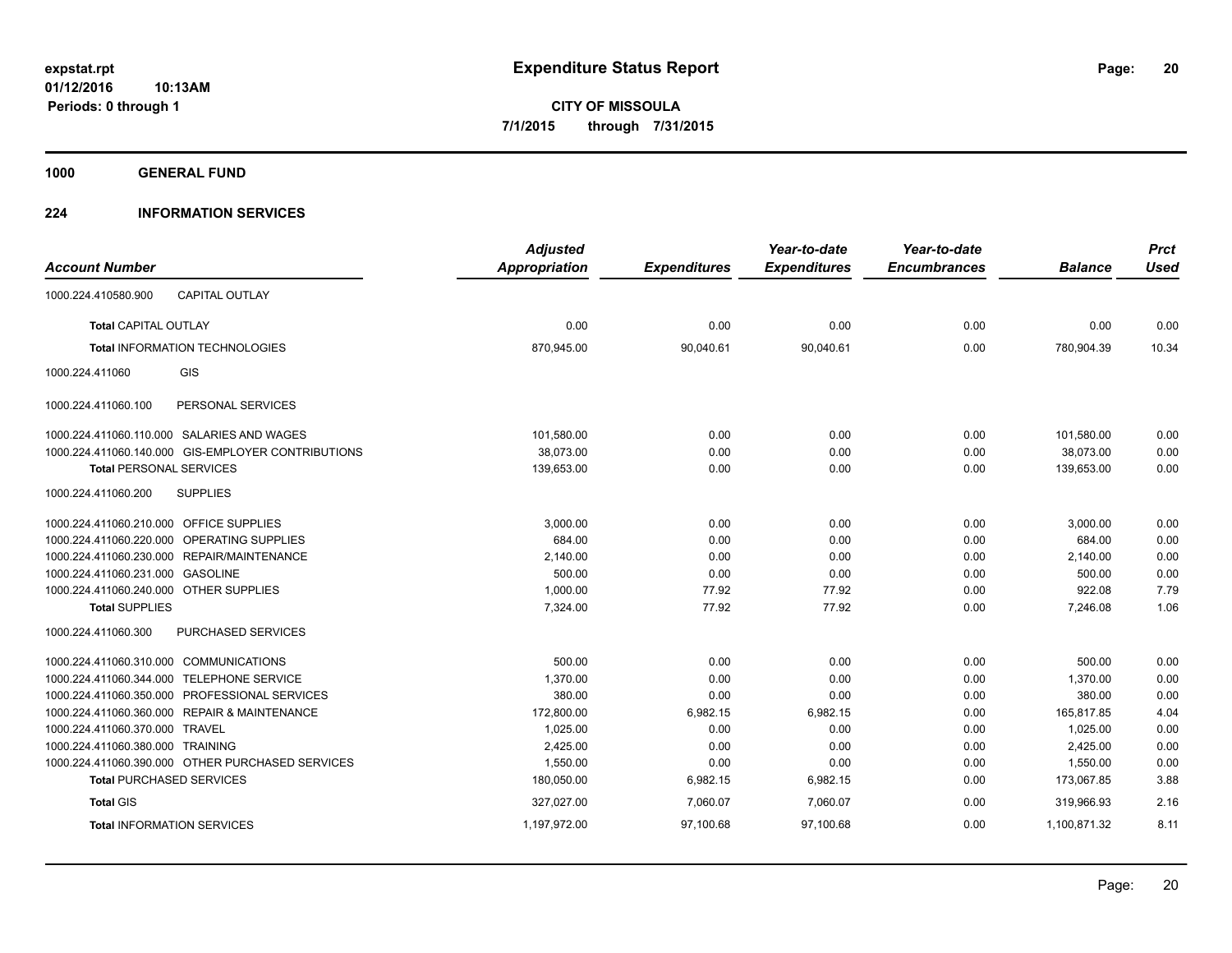# Expenditure Status Report

expstat.rpt
01/12/2016 10:13AM
Periods: 0 through 1

**CITY OF MISSOULA**
**7/1/2015 through 7/31/2015**

**1000 GENERAL FUND**

**224 INFORMATION SERVICES**

| Account Number | Adjusted Appropriation | Expenditures | Year-to-date Expenditures | Year-to-date Encumbrances | Balance | Prct Used |
|---|---|---|---|---|---|---|
| 1000.224.410580.900 CAPITAL OUTLAY | | | | | | |
| **Total** CAPITAL OUTLAY | 0.00 | 0.00 | 0.00 | 0.00 | 0.00 | 0.00 |
| **Total** INFORMATION TECHNOLOGIES | 870,945.00 | 90,040.61 | 90,040.61 | 0.00 | 780,904.39 | 10.34 |
| 1000.224.411060 GIS | | | | | | |
| 1000.224.411060.100 PERSONAL SERVICES | | | | | | |
| 1000.224.411060.110.000 SALARIES AND WAGES | 101,580.00 | 0.00 | 0.00 | 0.00 | 101,580.00 | 0.00 |
| 1000.224.411060.140.000 GIS-EMPLOYER CONTRIBUTIONS | 38,073.00 | 0.00 | 0.00 | 0.00 | 38,073.00 | 0.00 |
| **Total** PERSONAL SERVICES | 139,653.00 | 0.00 | 0.00 | 0.00 | 139,653.00 | 0.00 |
| 1000.224.411060.200 SUPPLIES | | | | | | |
| 1000.224.411060.210.000 OFFICE SUPPLIES | 3,000.00 | 0.00 | 0.00 | 0.00 | 3,000.00 | 0.00 |
| 1000.224.411060.220.000 OPERATING SUPPLIES | 684.00 | 0.00 | 0.00 | 0.00 | 684.00 | 0.00 |
| 1000.224.411060.230.000 REPAIR/MAINTENANCE | 2,140.00 | 0.00 | 0.00 | 0.00 | 2,140.00 | 0.00 |
| 1000.224.411060.231.000 GASOLINE | 500.00 | 0.00 | 0.00 | 0.00 | 500.00 | 0.00 |
| 1000.224.411060.240.000 OTHER SUPPLIES | 1,000.00 | 77.92 | 77.92 | 0.00 | 922.08 | 7.79 |
| **Total** SUPPLIES | 7,324.00 | 77.92 | 77.92 | 0.00 | 7,246.08 | 1.06 |
| 1000.224.411060.300 PURCHASED SERVICES | | | | | | |
| 1000.224.411060.310.000 COMMUNICATIONS | 500.00 | 0.00 | 0.00 | 0.00 | 500.00 | 0.00 |
| 1000.224.411060.344.000 TELEPHONE SERVICE | 1,370.00 | 0.00 | 0.00 | 0.00 | 1,370.00 | 0.00 |
| 1000.224.411060.350.000 PROFESSIONAL SERVICES | 380.00 | 0.00 | 0.00 | 0.00 | 380.00 | 0.00 |
| 1000.224.411060.360.000 REPAIR & MAINTENANCE | 172,800.00 | 6,982.15 | 6,982.15 | 0.00 | 165,817.85 | 4.04 |
| 1000.224.411060.370.000 TRAVEL | 1,025.00 | 0.00 | 0.00 | 0.00 | 1,025.00 | 0.00 |
| 1000.224.411060.380.000 TRAINING | 2,425.00 | 0.00 | 0.00 | 0.00 | 2,425.00 | 0.00 |
| 1000.224.411060.390.000 OTHER PURCHASED SERVICES | 1,550.00 | 0.00 | 0.00 | 0.00 | 1,550.00 | 0.00 |
| **Total** PURCHASED SERVICES | 180,050.00 | 6,982.15 | 6,982.15 | 0.00 | 173,067.85 | 3.88 |
| **Total** GIS | 327,027.00 | 7,060.07 | 7,060.07 | 0.00 | 319,966.93 | 2.16 |
| **Total** INFORMATION SERVICES | 1,197,972.00 | 97,100.68 | 97,100.68 | 0.00 | 1,100,871.32 | 8.11 |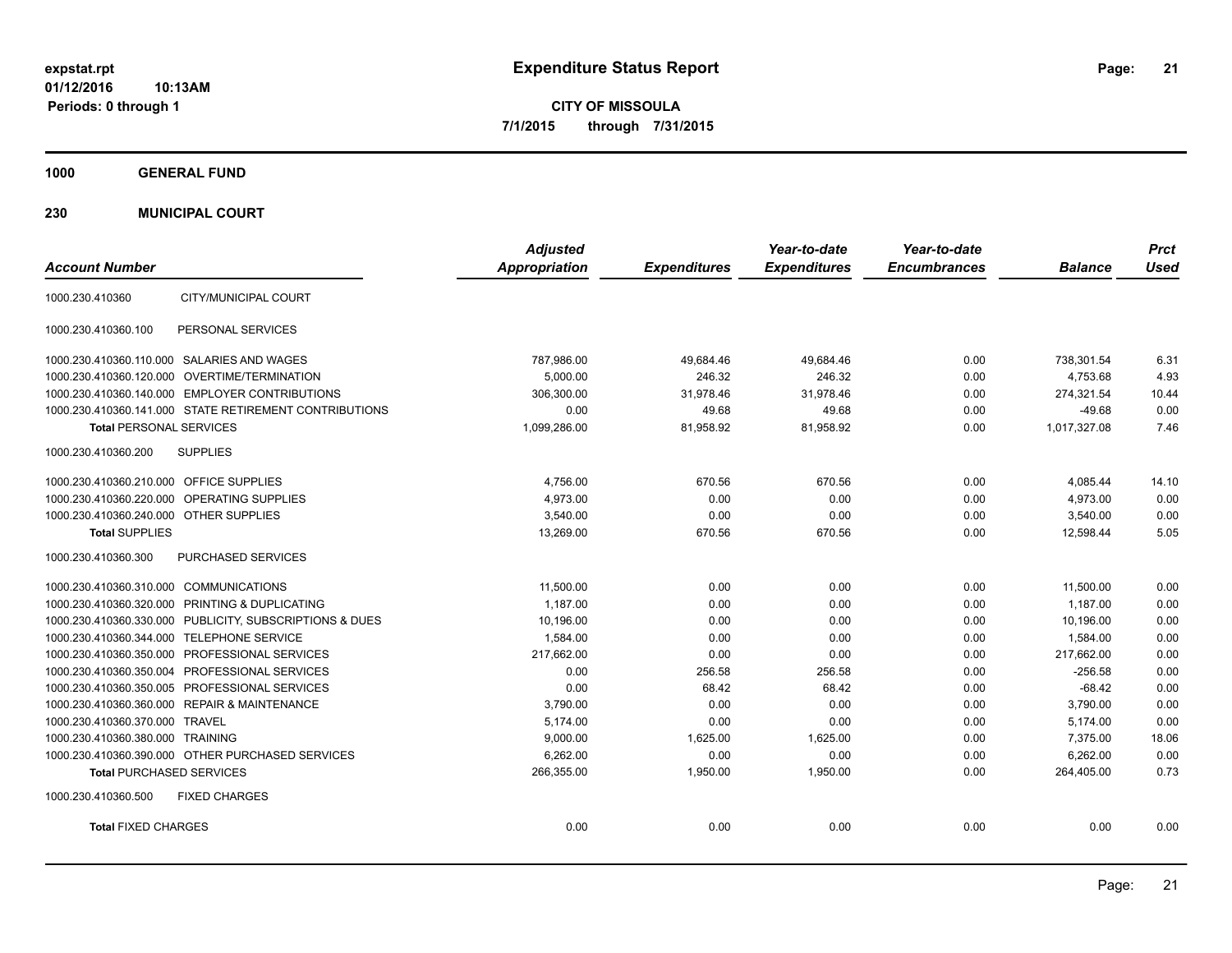# Expenditure Status Report

**CITY OF MISSOULA**

**7/1/2015 through 7/31/2015**

expstat.rpt
01/12/2016 10:13AM
Periods: 0 through 1

## 1000 GENERAL FUND

## 230 MUNICIPAL COURT

| Account Number | | Adjusted Appropriation | Expenditures | Year-to-date Expenditures | Year-to-date Encumbrances | Balance | Prct Used |
|---|---|---|---|---|---|---|---|
| 1000.230.410360 | CITY/MUNICIPAL COURT | | | | | | |
| 1000.230.410360.100 | PERSONAL SERVICES | | | | | | |
| 1000.230.410360.110.000 | SALARIES AND WAGES | 787,986.00 | 49,684.46 | 49,684.46 | 0.00 | 738,301.54 | 6.31 |
| 1000.230.410360.120.000 | OVERTIME/TERMINATION | 5,000.00 | 246.32 | 246.32 | 0.00 | 4,753.68 | 4.93 |
| 1000.230.410360.140.000 | EMPLOYER CONTRIBUTIONS | 306,300.00 | 31,978.46 | 31,978.46 | 0.00 | 274,321.54 | 10.44 |
| 1000.230.410360.141.000 | STATE RETIREMENT CONTRIBUTIONS | 0.00 | 49.68 | 49.68 | 0.00 | -49.68 | 0.00 |
| **Total** PERSONAL SERVICES | | 1,099,286.00 | 81,958.92 | 81,958.92 | 0.00 | 1,017,327.08 | 7.46 |
| 1000.230.410360.200 | SUPPLIES | | | | | | |
| 1000.230.410360.210.000 | OFFICE SUPPLIES | 4,756.00 | 670.56 | 670.56 | 0.00 | 4,085.44 | 14.10 |
| 1000.230.410360.220.000 | OPERATING SUPPLIES | 4,973.00 | 0.00 | 0.00 | 0.00 | 4,973.00 | 0.00 |
| 1000.230.410360.240.000 | OTHER SUPPLIES | 3,540.00 | 0.00 | 0.00 | 0.00 | 3,540.00 | 0.00 |
| **Total** SUPPLIES | | 13,269.00 | 670.56 | 670.56 | 0.00 | 12,598.44 | 5.05 |
| 1000.230.410360.300 | PURCHASED SERVICES | | | | | | |
| 1000.230.410360.310.000 | COMMUNICATIONS | 11,500.00 | 0.00 | 0.00 | 0.00 | 11,500.00 | 0.00 |
| 1000.230.410360.320.000 | PRINTING & DUPLICATING | 1,187.00 | 0.00 | 0.00 | 0.00 | 1,187.00 | 0.00 |
| 1000.230.410360.330.000 | PUBLICITY, SUBSCRIPTIONS & DUES | 10,196.00 | 0.00 | 0.00 | 0.00 | 10,196.00 | 0.00 |
| 1000.230.410360.344.000 | TELEPHONE SERVICE | 1,584.00 | 0.00 | 0.00 | 0.00 | 1,584.00 | 0.00 |
| 1000.230.410360.350.000 | PROFESSIONAL SERVICES | 217,662.00 | 0.00 | 0.00 | 0.00 | 217,662.00 | 0.00 |
| 1000.230.410360.350.004 | PROFESSIONAL SERVICES | 0.00 | 256.58 | 256.58 | 0.00 | -256.58 | 0.00 |
| 1000.230.410360.350.005 | PROFESSIONAL SERVICES | 0.00 | 68.42 | 68.42 | 0.00 | -68.42 | 0.00 |
| 1000.230.410360.360.000 | REPAIR & MAINTENANCE | 3,790.00 | 0.00 | 0.00 | 0.00 | 3,790.00 | 0.00 |
| 1000.230.410360.370.000 | TRAVEL | 5,174.00 | 0.00 | 0.00 | 0.00 | 5,174.00 | 0.00 |
| 1000.230.410360.380.000 | TRAINING | 9,000.00 | 1,625.00 | 1,625.00 | 0.00 | 7,375.00 | 18.06 |
| 1000.230.410360.390.000 | OTHER PURCHASED SERVICES | 6,262.00 | 0.00 | 0.00 | 0.00 | 6,262.00 | 0.00 |
| **Total** PURCHASED SERVICES | | 266,355.00 | 1,950.00 | 1,950.00 | 0.00 | 264,405.00 | 0.73 |
| 1000.230.410360.500 | FIXED CHARGES | | | | | | |
| **Total** FIXED CHARGES | | 0.00 | 0.00 | 0.00 | 0.00 | 0.00 | 0.00 |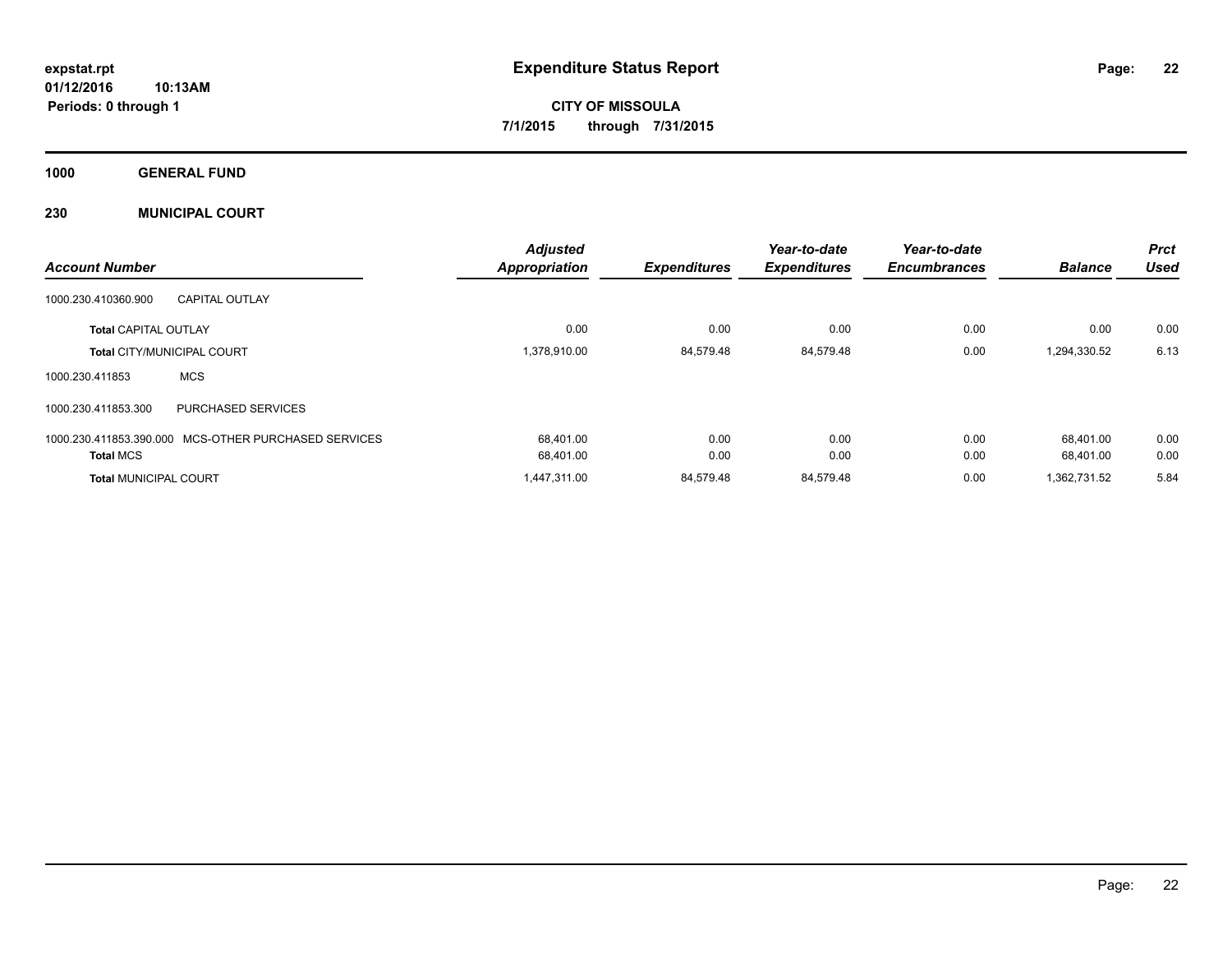**expstat.rpt**
**01/12/2016 10:13AM**
**Periods: 0 through 1**

# Expenditure Status Report

**CITY OF MISSOULA**
**7/1/2015 through 7/31/2015**

## 1000 GENERAL FUND

## 230 MUNICIPAL COURT

| Account Number | | Adjusted Appropriation | Expenditures | Year-to-date Expenditures | Year-to-date Encumbrances | Balance | Prct Used |
|---|---|---|---|---|---|---|---|
| 1000.230.410360.900 | CAPITAL OUTLAY | | | | | | |
| **Total** CAPITAL OUTLAY | | 0.00 | 0.00 | 0.00 | 0.00 | 0.00 | 0.00 |
| **Total** CITY/MUNICIPAL COURT | | 1,378,910.00 | 84,579.48 | 84,579.48 | 0.00 | 1,294,330.52 | 6.13 |
| 1000.230.411853 | MCS | | | | | | |
| 1000.230.411853.300 | PURCHASED SERVICES | | | | | | |
| 1000.230.411853.390.000 | MCS-OTHER PURCHASED SERVICES | 68,401.00 | 0.00 | 0.00 | 0.00 | 68,401.00 | 0.00 |
| **Total** MCS | | 68,401.00 | 0.00 | 0.00 | 0.00 | 68,401.00 | 0.00 |
| **Total** MUNICIPAL COURT | | 1,447,311.00 | 84,579.48 | 84,579.48 | 0.00 | 1,362,731.52 | 5.84 |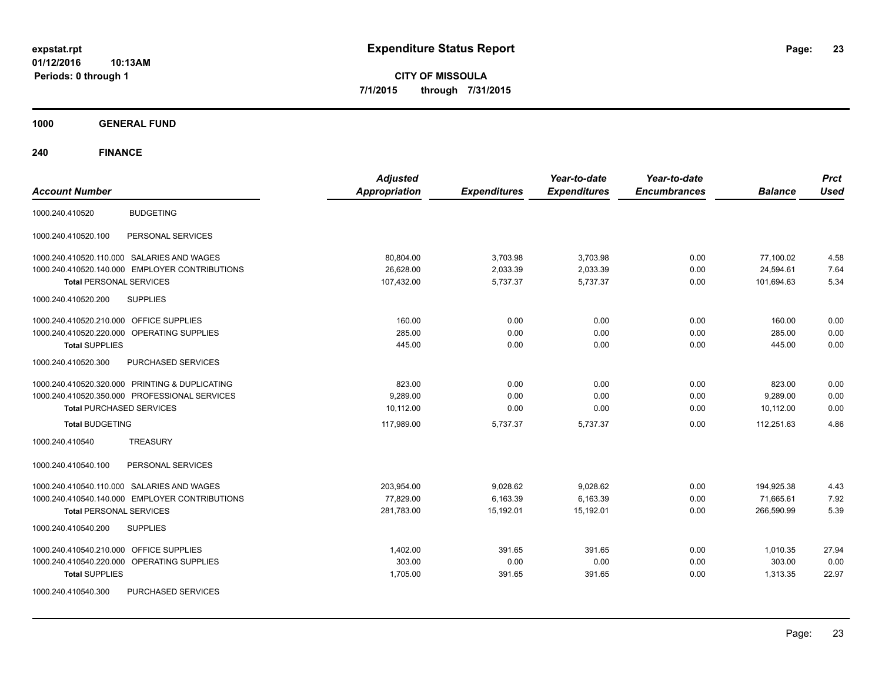**expstat.rpt**
**01/12/2016 10:13AM**
**Periods: 0 through 1**

# Expenditure Status Report

**CITY OF MISSOULA**
**7/1/2015 through 7/31/2015**

## 1000 GENERAL FUND

## 240 FINANCE

| Account Number | | Adjusted Appropriation | Expenditures | Year-to-date Expenditures | Year-to-date Encumbrances | Balance | Prct Used |
|---|---|---|---|---|---|---|---|
| 1000.240.410520 | BUDGETING | | | | | | |
| 1000.240.410520.100 | PERSONAL SERVICES | | | | | | |
| 1000.240.410520.110.000 | SALARIES AND WAGES | 80,804.00 | 3,703.98 | 3,703.98 | 0.00 | 77,100.02 | 4.58 |
| 1000.240.410520.140.000 | EMPLOYER CONTRIBUTIONS | 26,628.00 | 2,033.39 | 2,033.39 | 0.00 | 24,594.61 | 7.64 |
| **Total** PERSONAL SERVICES | | 107,432.00 | 5,737.37 | 5,737.37 | 0.00 | 101,694.63 | 5.34 |
| 1000.240.410520.200 | SUPPLIES | | | | | | |
| 1000.240.410520.210.000 | OFFICE SUPPLIES | 160.00 | 0.00 | 0.00 | 0.00 | 160.00 | 0.00 |
| 1000.240.410520.220.000 | OPERATING SUPPLIES | 285.00 | 0.00 | 0.00 | 0.00 | 285.00 | 0.00 |
| **Total** SUPPLIES | | 445.00 | 0.00 | 0.00 | 0.00 | 445.00 | 0.00 |
| 1000.240.410520.300 | PURCHASED SERVICES | | | | | | |
| 1000.240.410520.320.000 | PRINTING & DUPLICATING | 823.00 | 0.00 | 0.00 | 0.00 | 823.00 | 0.00 |
| 1000.240.410520.350.000 | PROFESSIONAL SERVICES | 9,289.00 | 0.00 | 0.00 | 0.00 | 9,289.00 | 0.00 |
| **Total** PURCHASED SERVICES | | 10,112.00 | 0.00 | 0.00 | 0.00 | 10,112.00 | 0.00 |
| **Total** BUDGETING | | 117,989.00 | 5,737.37 | 5,737.37 | 0.00 | 112,251.63 | 4.86 |
| 1000.240.410540 | TREASURY | | | | | | |
| 1000.240.410540.100 | PERSONAL SERVICES | | | | | | |
| 1000.240.410540.110.000 | SALARIES AND WAGES | 203,954.00 | 9,028.62 | 9,028.62 | 0.00 | 194,925.38 | 4.43 |
| 1000.240.410540.140.000 | EMPLOYER CONTRIBUTIONS | 77,829.00 | 6,163.39 | 6,163.39 | 0.00 | 71,665.61 | 7.92 |
| **Total** PERSONAL SERVICES | | 281,783.00 | 15,192.01 | 15,192.01 | 0.00 | 266,590.99 | 5.39 |
| 1000.240.410540.200 | SUPPLIES | | | | | | |
| 1000.240.410540.210.000 | OFFICE SUPPLIES | 1,402.00 | 391.65 | 391.65 | 0.00 | 1,010.35 | 27.94 |
| 1000.240.410540.220.000 | OPERATING SUPPLIES | 303.00 | 0.00 | 0.00 | 0.00 | 303.00 | 0.00 |
| **Total** SUPPLIES | | 1,705.00 | 391.65 | 391.65 | 0.00 | 1,313.35 | 22.97 |
| 1000.240.410540.300 | PURCHASED SERVICES | | | | | | |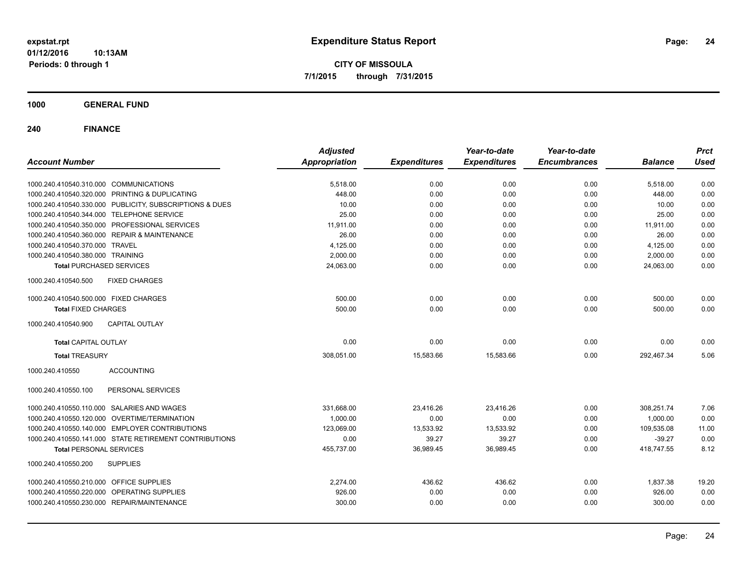# Expenditure Status Report

**CITY OF MISSOULA**

**7/1/2015 through 7/31/2015**

expstat.rpt
01/12/2016 10:13AM
Periods: 0 through 1

## 1000 GENERAL FUND

## 240 FINANCE

| Account Number | | Adjusted Appropriation | Expenditures | Year-to-date Expenditures | Year-to-date Encumbrances | Balance | Prct Used |
|---|---|---|---|---|---|---|---|
| 1000.240.410540.310.000 | COMMUNICATIONS | 5,518.00 | 0.00 | 0.00 | 0.00 | 5,518.00 | 0.00 |
| 1000.240.410540.320.000 | PRINTING & DUPLICATING | 448.00 | 0.00 | 0.00 | 0.00 | 448.00 | 0.00 |
| 1000.240.410540.330.000 | PUBLICITY, SUBSCRIPTIONS & DUES | 10.00 | 0.00 | 0.00 | 0.00 | 10.00 | 0.00 |
| 1000.240.410540.344.000 | TELEPHONE SERVICE | 25.00 | 0.00 | 0.00 | 0.00 | 25.00 | 0.00 |
| 1000.240.410540.350.000 | PROFESSIONAL SERVICES | 11,911.00 | 0.00 | 0.00 | 0.00 | 11,911.00 | 0.00 |
| 1000.240.410540.360.000 | REPAIR & MAINTENANCE | 26.00 | 0.00 | 0.00 | 0.00 | 26.00 | 0.00 |
| 1000.240.410540.370.000 | TRAVEL | 4,125.00 | 0.00 | 0.00 | 0.00 | 4,125.00 | 0.00 |
| 1000.240.410540.380.000 | TRAINING | 2,000.00 | 0.00 | 0.00 | 0.00 | 2,000.00 | 0.00 |
| **Total** PURCHASED SERVICES | | 24,063.00 | 0.00 | 0.00 | 0.00 | 24,063.00 | 0.00 |
| 1000.240.410540.500 | FIXED CHARGES | | | | | | |
| 1000.240.410540.500.000 | FIXED CHARGES | 500.00 | 0.00 | 0.00 | 0.00 | 500.00 | 0.00 |
| **Total** FIXED CHARGES | | 500.00 | 0.00 | 0.00 | 0.00 | 500.00 | 0.00 |
| 1000.240.410540.900 | CAPITAL OUTLAY | | | | | | |
| **Total** CAPITAL OUTLAY | | 0.00 | 0.00 | 0.00 | 0.00 | 0.00 | 0.00 |
| **Total** TREASURY | | 308,051.00 | 15,583.66 | 15,583.66 | 0.00 | 292,467.34 | 5.06 |
| 1000.240.410550 | ACCOUNTING | | | | | | |
| 1000.240.410550.100 | PERSONAL SERVICES | | | | | | |
| 1000.240.410550.110.000 | SALARIES AND WAGES | 331,668.00 | 23,416.26 | 23,416.26 | 0.00 | 308,251.74 | 7.06 |
| 1000.240.410550.120.000 | OVERTIME/TERMINATION | 1,000.00 | 0.00 | 0.00 | 0.00 | 1,000.00 | 0.00 |
| 1000.240.410550.140.000 | EMPLOYER CONTRIBUTIONS | 123,069.00 | 13,533.92 | 13,533.92 | 0.00 | 109,535.08 | 11.00 |
| 1000.240.410550.141.000 | STATE RETIREMENT CONTRIBUTIONS | 0.00 | 39.27 | 39.27 | 0.00 | -39.27 | 0.00 |
| **Total** PERSONAL SERVICES | | 455,737.00 | 36,989.45 | 36,989.45 | 0.00 | 418,747.55 | 8.12 |
| 1000.240.410550.200 | SUPPLIES | | | | | | |
| 1000.240.410550.210.000 | OFFICE SUPPLIES | 2,274.00 | 436.62 | 436.62 | 0.00 | 1,837.38 | 19.20 |
| 1000.240.410550.220.000 | OPERATING SUPPLIES | 926.00 | 0.00 | 0.00 | 0.00 | 926.00 | 0.00 |
| 1000.240.410550.230.000 | REPAIR/MAINTENANCE | 300.00 | 0.00 | 0.00 | 0.00 | 300.00 | 0.00 |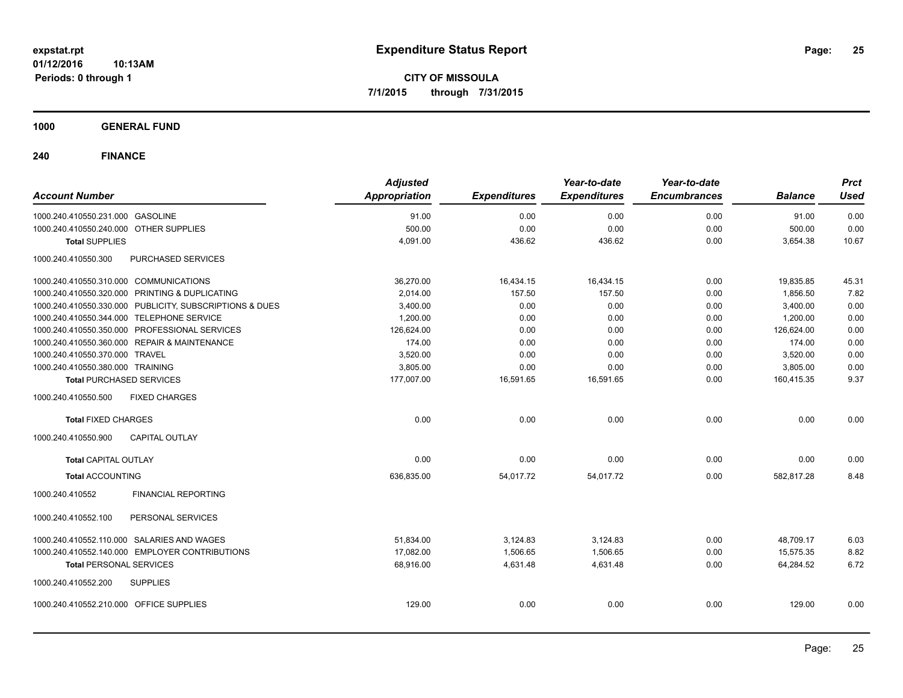**expstat.rpt**
**01/12/2016 10:13AM**
**Periods: 0 through 1**

# Expenditure Status Report

**CITY OF MISSOULA**
**7/1/2015 through 7/31/2015**

## 1000 GENERAL FUND

### 240 FINANCE

| Account Number | | Adjusted Appropriation | Expenditures | Year-to-date Expenditures | Year-to-date Encumbrances | Balance | Prct Used |
|---|---|---|---|---|---|---|---|
| 1000.240.410550.231.000 | GASOLINE | 91.00 | 0.00 | 0.00 | 0.00 | 91.00 | 0.00 |
| 1000.240.410550.240.000 | OTHER SUPPLIES | 500.00 | 0.00 | 0.00 | 0.00 | 500.00 | 0.00 |
| **Total** SUPPLIES | | 4,091.00 | 436.62 | 436.62 | 0.00 | 3,654.38 | 10.67 |
| 1000.240.410550.300 | PURCHASED SERVICES | | | | | | |
| 1000.240.410550.310.000 | COMMUNICATIONS | 36,270.00 | 16,434.15 | 16,434.15 | 0.00 | 19,835.85 | 45.31 |
| 1000.240.410550.320.000 | PRINTING & DUPLICATING | 2,014.00 | 157.50 | 157.50 | 0.00 | 1,856.50 | 7.82 |
| 1000.240.410550.330.000 | PUBLICITY, SUBSCRIPTIONS & DUES | 3,400.00 | 0.00 | 0.00 | 0.00 | 3,400.00 | 0.00 |
| 1000.240.410550.344.000 | TELEPHONE SERVICE | 1,200.00 | 0.00 | 0.00 | 0.00 | 1,200.00 | 0.00 |
| 1000.240.410550.350.000 | PROFESSIONAL SERVICES | 126,624.00 | 0.00 | 0.00 | 0.00 | 126,624.00 | 0.00 |
| 1000.240.410550.360.000 | REPAIR & MAINTENANCE | 174.00 | 0.00 | 0.00 | 0.00 | 174.00 | 0.00 |
| 1000.240.410550.370.000 | TRAVEL | 3,520.00 | 0.00 | 0.00 | 0.00 | 3,520.00 | 0.00 |
| 1000.240.410550.380.000 | TRAINING | 3,805.00 | 0.00 | 0.00 | 0.00 | 3,805.00 | 0.00 |
| **Total** PURCHASED SERVICES | | 177,007.00 | 16,591.65 | 16,591.65 | 0.00 | 160,415.35 | 9.37 |
| 1000.240.410550.500 | FIXED CHARGES | | | | | | |
| **Total** FIXED CHARGES | | 0.00 | 0.00 | 0.00 | 0.00 | 0.00 | 0.00 |
| 1000.240.410550.900 | CAPITAL OUTLAY | | | | | | |
| **Total** CAPITAL OUTLAY | | 0.00 | 0.00 | 0.00 | 0.00 | 0.00 | 0.00 |
| **Total** ACCOUNTING | | 636,835.00 | 54,017.72 | 54,017.72 | 0.00 | 582,817.28 | 8.48 |
| 1000.240.410552 | FINANCIAL REPORTING | | | | | | |
| 1000.240.410552.100 | PERSONAL SERVICES | | | | | | |
| 1000.240.410552.110.000 | SALARIES AND WAGES | 51,834.00 | 3,124.83 | 3,124.83 | 0.00 | 48,709.17 | 6.03 |
| 1000.240.410552.140.000 | EMPLOYER CONTRIBUTIONS | 17,082.00 | 1,506.65 | 1,506.65 | 0.00 | 15,575.35 | 8.82 |
| **Total** PERSONAL SERVICES | | 68,916.00 | 4,631.48 | 4,631.48 | 0.00 | 64,284.52 | 6.72 |
| 1000.240.410552.200 | SUPPLIES | | | | | | |
| 1000.240.410552.210.000 | OFFICE SUPPLIES | 129.00 | 0.00 | 0.00 | 0.00 | 129.00 | 0.00 |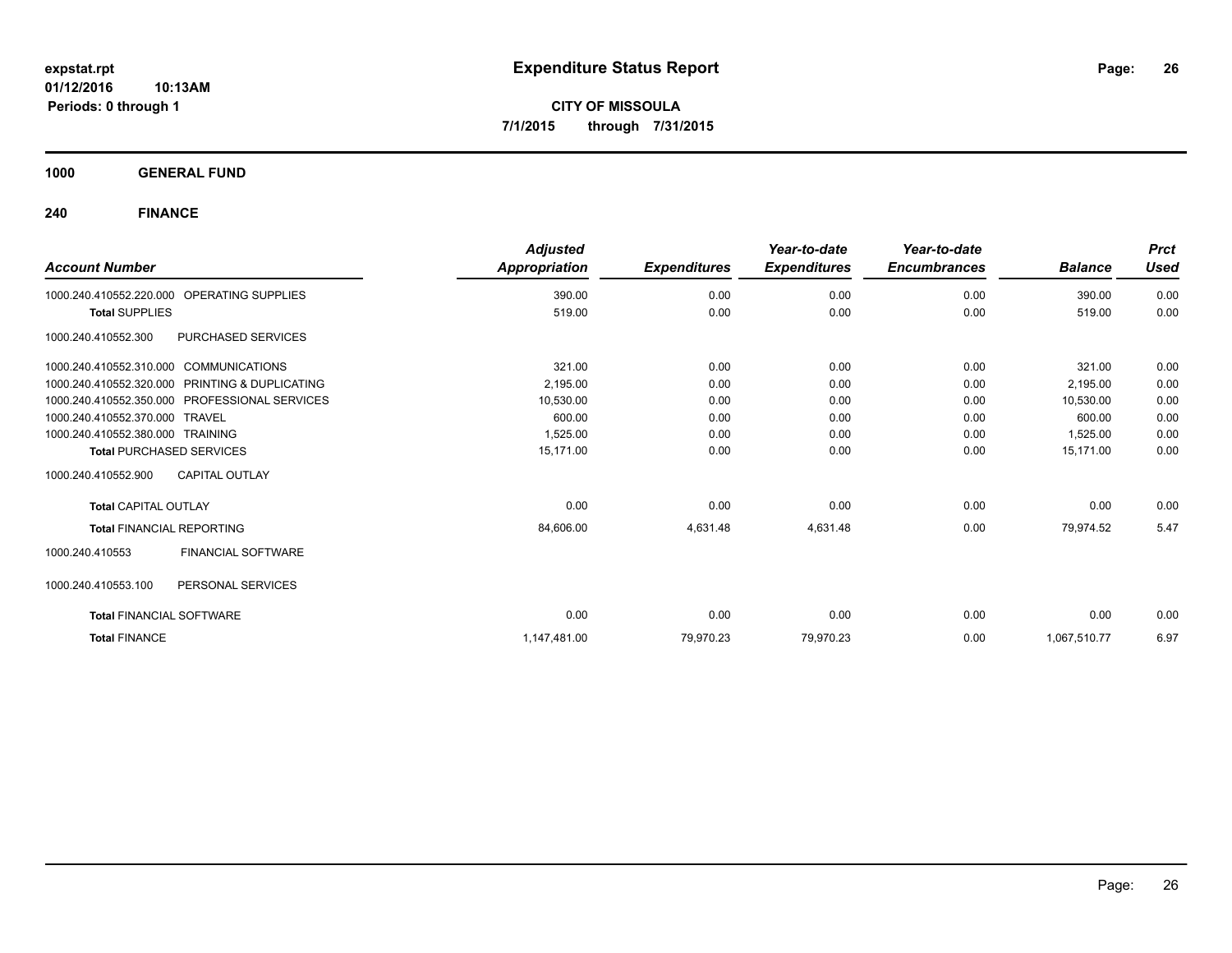**expstat.rpt**
**01/12/2016 10:13AM**
**Periods: 0 through 1**

# Expenditure Status Report

**CITY OF MISSOULA**
**7/1/2015 through 7/31/2015**

## 1000 GENERAL FUND

## 240 FINANCE

| Account Number | | Adjusted Appropriation | Expenditures | Year-to-date Expenditures | Year-to-date Encumbrances | Balance | Prct Used |
|---|---|---|---|---|---|---|---|
| 1000.240.410552.220.000 | OPERATING SUPPLIES | 390.00 | 0.00 | 0.00 | 0.00 | 390.00 | 0.00 |
| **Total** SUPPLIES | | 519.00 | 0.00 | 0.00 | 0.00 | 519.00 | 0.00 |
| 1000.240.410552.300 | PURCHASED SERVICES | | | | | | |
| 1000.240.410552.310.000 | COMMUNICATIONS | 321.00 | 0.00 | 0.00 | 0.00 | 321.00 | 0.00 |
| 1000.240.410552.320.000 | PRINTING & DUPLICATING | 2,195.00 | 0.00 | 0.00 | 0.00 | 2,195.00 | 0.00 |
| 1000.240.410552.350.000 | PROFESSIONAL SERVICES | 10,530.00 | 0.00 | 0.00 | 0.00 | 10,530.00 | 0.00 |
| 1000.240.410552.370.000 | TRAVEL | 600.00 | 0.00 | 0.00 | 0.00 | 600.00 | 0.00 |
| 1000.240.410552.380.000 | TRAINING | 1,525.00 | 0.00 | 0.00 | 0.00 | 1,525.00 | 0.00 |
| **Total** PURCHASED SERVICES | | 15,171.00 | 0.00 | 0.00 | 0.00 | 15,171.00 | 0.00 |
| 1000.240.410552.900 | CAPITAL OUTLAY | | | | | | |
| **Total** CAPITAL OUTLAY | | 0.00 | 0.00 | 0.00 | 0.00 | 0.00 | 0.00 |
| **Total** FINANCIAL REPORTING | | 84,606.00 | 4,631.48 | 4,631.48 | 0.00 | 79,974.52 | 5.47 |
| 1000.240.410553 | FINANCIAL SOFTWARE | | | | | | |
| 1000.240.410553.100 | PERSONAL SERVICES | | | | | | |
| **Total** FINANCIAL SOFTWARE | | 0.00 | 0.00 | 0.00 | 0.00 | 0.00 | 0.00 |
| **Total** FINANCE | | 1,147,481.00 | 79,970.23 | 79,970.23 | 0.00 | 1,067,510.77 | 6.97 |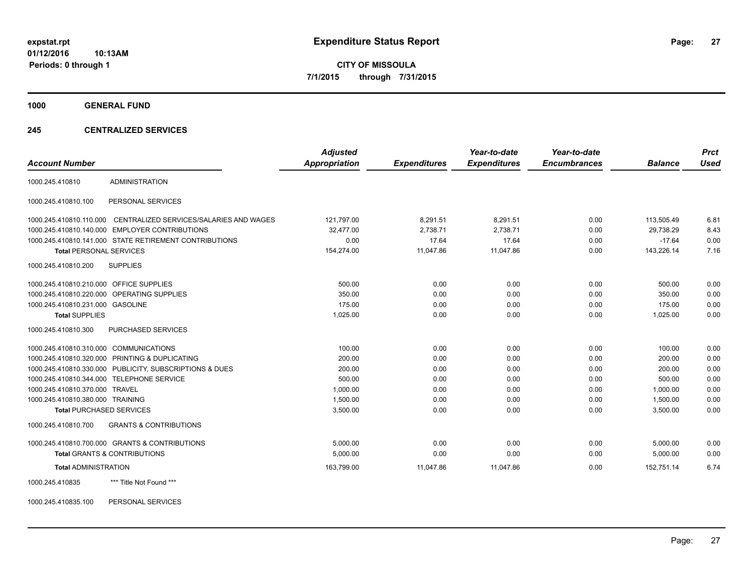expstat.rpt
01/12/2016 10:13AM
Periods: 0 through 1

# Expenditure Status Report

**CITY OF MISSOULA**
**7/1/2015 through 7/31/2015**

## 1000 GENERAL FUND

## 245 CENTRALIZED SERVICES

| Account Number | | Adjusted Appropriation | Expenditures | Year-to-date Expenditures | Year-to-date Encumbrances | Balance | Prct Used |
|---|---|---|---|---|---|---|---|
| 1000.245.410810 | ADMINISTRATION | | | | | | |
| 1000.245.410810.100 | PERSONAL SERVICES | | | | | | |
| 1000.245.410810.110.000 | CENTRALIZED SERVICES/SALARIES AND WAGES | 121,797.00 | 8,291.51 | 8,291.51 | 0.00 | 113,505.49 | 6.81 |
| 1000.245.410810.140.000 | EMPLOYER CONTRIBUTIONS | 32,477.00 | 2,738.71 | 2,738.71 | 0.00 | 29,738.29 | 8.43 |
| 1000.245.410810.141.000 | STATE RETIREMENT CONTRIBUTIONS | 0.00 | 17.64 | 17.64 | 0.00 | -17.64 | 0.00 |
| **Total** PERSONAL SERVICES | | 154,274.00 | 11,047.86 | 11,047.86 | 0.00 | 143,226.14 | 7.16 |
| 1000.245.410810.200 | SUPPLIES | | | | | | |
| 1000.245.410810.210.000 | OFFICE SUPPLIES | 500.00 | 0.00 | 0.00 | 0.00 | 500.00 | 0.00 |
| 1000.245.410810.220.000 | OPERATING SUPPLIES | 350.00 | 0.00 | 0.00 | 0.00 | 350.00 | 0.00 |
| 1000.245.410810.231.000 | GASOLINE | 175.00 | 0.00 | 0.00 | 0.00 | 175.00 | 0.00 |
| **Total** SUPPLIES | | 1,025.00 | 0.00 | 0.00 | 0.00 | 1,025.00 | 0.00 |
| 1000.245.410810.300 | PURCHASED SERVICES | | | | | | |
| 1000.245.410810.310.000 | COMMUNICATIONS | 100.00 | 0.00 | 0.00 | 0.00 | 100.00 | 0.00 |
| 1000.245.410810.320.000 | PRINTING & DUPLICATING | 200.00 | 0.00 | 0.00 | 0.00 | 200.00 | 0.00 |
| 1000.245.410810.330.000 | PUBLICITY, SUBSCRIPTIONS & DUES | 200.00 | 0.00 | 0.00 | 0.00 | 200.00 | 0.00 |
| 1000.245.410810.344.000 | TELEPHONE SERVICE | 500.00 | 0.00 | 0.00 | 0.00 | 500.00 | 0.00 |
| 1000.245.410810.370.000 | TRAVEL | 1,000.00 | 0.00 | 0.00 | 0.00 | 1,000.00 | 0.00 |
| 1000.245.410810.380.000 | TRAINING | 1,500.00 | 0.00 | 0.00 | 0.00 | 1,500.00 | 0.00 |
| **Total** PURCHASED SERVICES | | 3,500.00 | 0.00 | 0.00 | 0.00 | 3,500.00 | 0.00 |
| 1000.245.410810.700 | GRANTS & CONTRIBUTIONS | | | | | | |
| 1000.245.410810.700.000 | GRANTS & CONTRIBUTIONS | 5,000.00 | 0.00 | 0.00 | 0.00 | 5,000.00 | 0.00 |
| **Total** GRANTS & CONTRIBUTIONS | | 5,000.00 | 0.00 | 0.00 | 0.00 | 5,000.00 | 0.00 |
| **Total** ADMINISTRATION | | 163,799.00 | 11,047.86 | 11,047.86 | 0.00 | 152,751.14 | 6.74 |
| 1000.245.410835 | *** Title Not Found *** | | | | | | |
| 1000.245.410835.100 | PERSONAL SERVICES | | | | | | |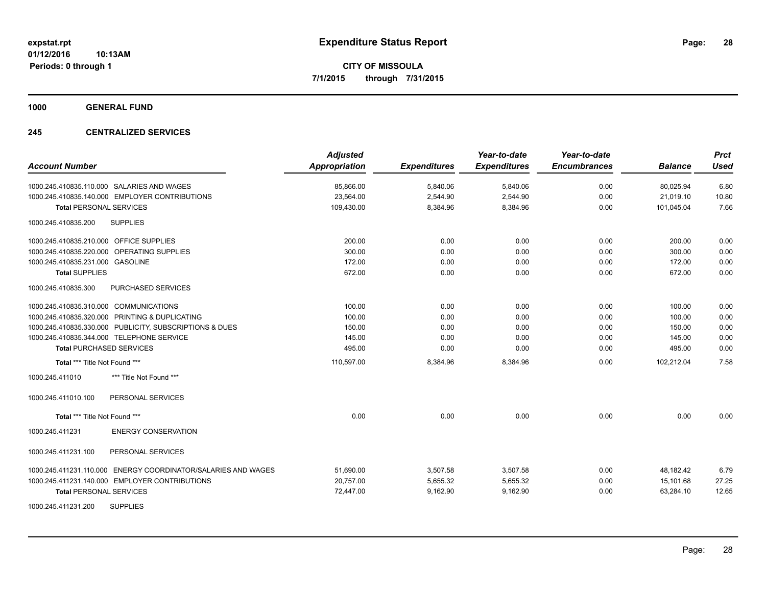**expstat.rpt**
**01/12/2016 10:13AM**
**Periods: 0 through 1**

# Expenditure Status Report

**CITY OF MISSOULA**
**7/1/2015 through 7/31/2015**

## 1000 GENERAL FUND

## 245 CENTRALIZED SERVICES

| Account Number | Adjusted Appropriation | Expenditures | Year-to-date Expenditures | Year-to-date Encumbrances | Balance | Prct Used |
|---|---|---|---|---|---|---|
| 1000.245.410835.110.000 SALARIES AND WAGES | 85,866.00 | 5,840.06 | 5,840.06 | 0.00 | 80,025.94 | 6.80 |
| 1000.245.410835.140.000 EMPLOYER CONTRIBUTIONS | 23,564.00 | 2,544.90 | 2,544.90 | 0.00 | 21,019.10 | 10.80 |
| **Total** PERSONAL SERVICES | 109,430.00 | 8,384.96 | 8,384.96 | 0.00 | 101,045.04 | 7.66 |
| 1000.245.410835.200 SUPPLIES | | | | | | |
| 1000.245.410835.210.000 OFFICE SUPPLIES | 200.00 | 0.00 | 0.00 | 0.00 | 200.00 | 0.00 |
| 1000.245.410835.220.000 OPERATING SUPPLIES | 300.00 | 0.00 | 0.00 | 0.00 | 300.00 | 0.00 |
| 1000.245.410835.231.000 GASOLINE | 172.00 | 0.00 | 0.00 | 0.00 | 172.00 | 0.00 |
| **Total** SUPPLIES | 672.00 | 0.00 | 0.00 | 0.00 | 672.00 | 0.00 |
| 1000.245.410835.300 PURCHASED SERVICES | | | | | | |
| 1000.245.410835.310.000 COMMUNICATIONS | 100.00 | 0.00 | 0.00 | 0.00 | 100.00 | 0.00 |
| 1000.245.410835.320.000 PRINTING & DUPLICATING | 100.00 | 0.00 | 0.00 | 0.00 | 100.00 | 0.00 |
| 1000.245.410835.330.000 PUBLICITY, SUBSCRIPTIONS & DUES | 150.00 | 0.00 | 0.00 | 0.00 | 150.00 | 0.00 |
| 1000.245.410835.344.000 TELEPHONE SERVICE | 145.00 | 0.00 | 0.00 | 0.00 | 145.00 | 0.00 |
| **Total** PURCHASED SERVICES | 495.00 | 0.00 | 0.00 | 0.00 | 495.00 | 0.00 |
| **Total *** Title Not Found *** ** | 110,597.00 | 8,384.96 | 8,384.96 | 0.00 | 102,212.04 | 7.58 |
| 1000.245.411010 *** Title Not Found *** | | | | | | |
| 1000.245.411010.100 PERSONAL SERVICES | | | | | | |
| **Total *** Title Not Found *** ** | 0.00 | 0.00 | 0.00 | 0.00 | 0.00 | 0.00 |
| 1000.245.411231 ENERGY CONSERVATION | | | | | | |
| 1000.245.411231.100 PERSONAL SERVICES | | | | | | |
| 1000.245.411231.110.000 ENERGY COORDINATOR/SALARIES AND WAGES | 51,690.00 | 3,507.58 | 3,507.58 | 0.00 | 48,182.42 | 6.79 |
| 1000.245.411231.140.000 EMPLOYER CONTRIBUTIONS | 20,757.00 | 5,655.32 | 5,655.32 | 0.00 | 15,101.68 | 27.25 |
| **Total** PERSONAL SERVICES | 72,447.00 | 9,162.90 | 9,162.90 | 0.00 | 63,284.10 | 12.65 |
| 1000.245.411231.200 SUPPLIES | | | | | | |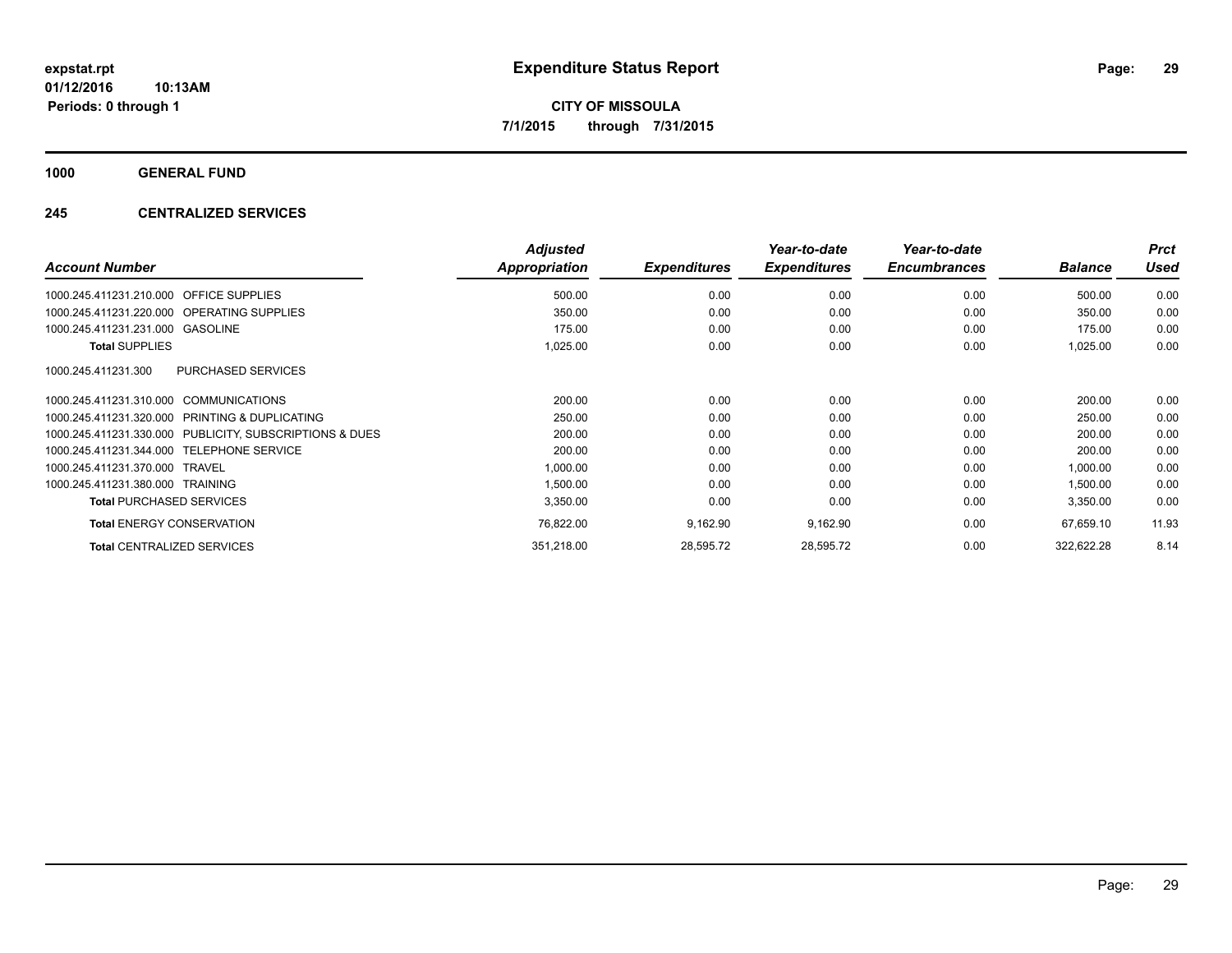# Expenditure Status Report

**CITY OF MISSOULA**

**7/1/2015 through 7/31/2015**

expstat.rpt
01/12/2016 10:13AM
Periods: 0 through 1

**1000 GENERAL FUND**

**245 CENTRALIZED SERVICES**

| Account Number | | Adjusted Appropriation | Expenditures | Year-to-date Expenditures | Year-to-date Encumbrances | Balance | Prct Used |
|---|---|---|---|---|---|---|---|
| 1000.245.411231.210.000 | OFFICE SUPPLIES | 500.00 | 0.00 | 0.00 | 0.00 | 500.00 | 0.00 |
| 1000.245.411231.220.000 | OPERATING SUPPLIES | 350.00 | 0.00 | 0.00 | 0.00 | 350.00 | 0.00 |
| 1000.245.411231.231.000 | GASOLINE | 175.00 | 0.00 | 0.00 | 0.00 | 175.00 | 0.00 |
| **Total** SUPPLIES | | 1,025.00 | 0.00 | 0.00 | 0.00 | 1,025.00 | 0.00 |
| 1000.245.411231.300 | PURCHASED SERVICES | | | | | | |
| 1000.245.411231.310.000 | COMMUNICATIONS | 200.00 | 0.00 | 0.00 | 0.00 | 200.00 | 0.00 |
| 1000.245.411231.320.000 | PRINTING & DUPLICATING | 250.00 | 0.00 | 0.00 | 0.00 | 250.00 | 0.00 |
| 1000.245.411231.330.000 | PUBLICITY, SUBSCRIPTIONS & DUES | 200.00 | 0.00 | 0.00 | 0.00 | 200.00 | 0.00 |
| 1000.245.411231.344.000 | TELEPHONE SERVICE | 200.00 | 0.00 | 0.00 | 0.00 | 200.00 | 0.00 |
| 1000.245.411231.370.000 | TRAVEL | 1,000.00 | 0.00 | 0.00 | 0.00 | 1,000.00 | 0.00 |
| 1000.245.411231.380.000 | TRAINING | 1,500.00 | 0.00 | 0.00 | 0.00 | 1,500.00 | 0.00 |
| **Total** PURCHASED SERVICES | | 3,350.00 | 0.00 | 0.00 | 0.00 | 3,350.00 | 0.00 |
| **Total** ENERGY CONSERVATION | | 76,822.00 | 9,162.90 | 9,162.90 | 0.00 | 67,659.10 | 11.93 |
| **Total** CENTRALIZED SERVICES | | 351,218.00 | 28,595.72 | 28,595.72 | 0.00 | 322,622.28 | 8.14 |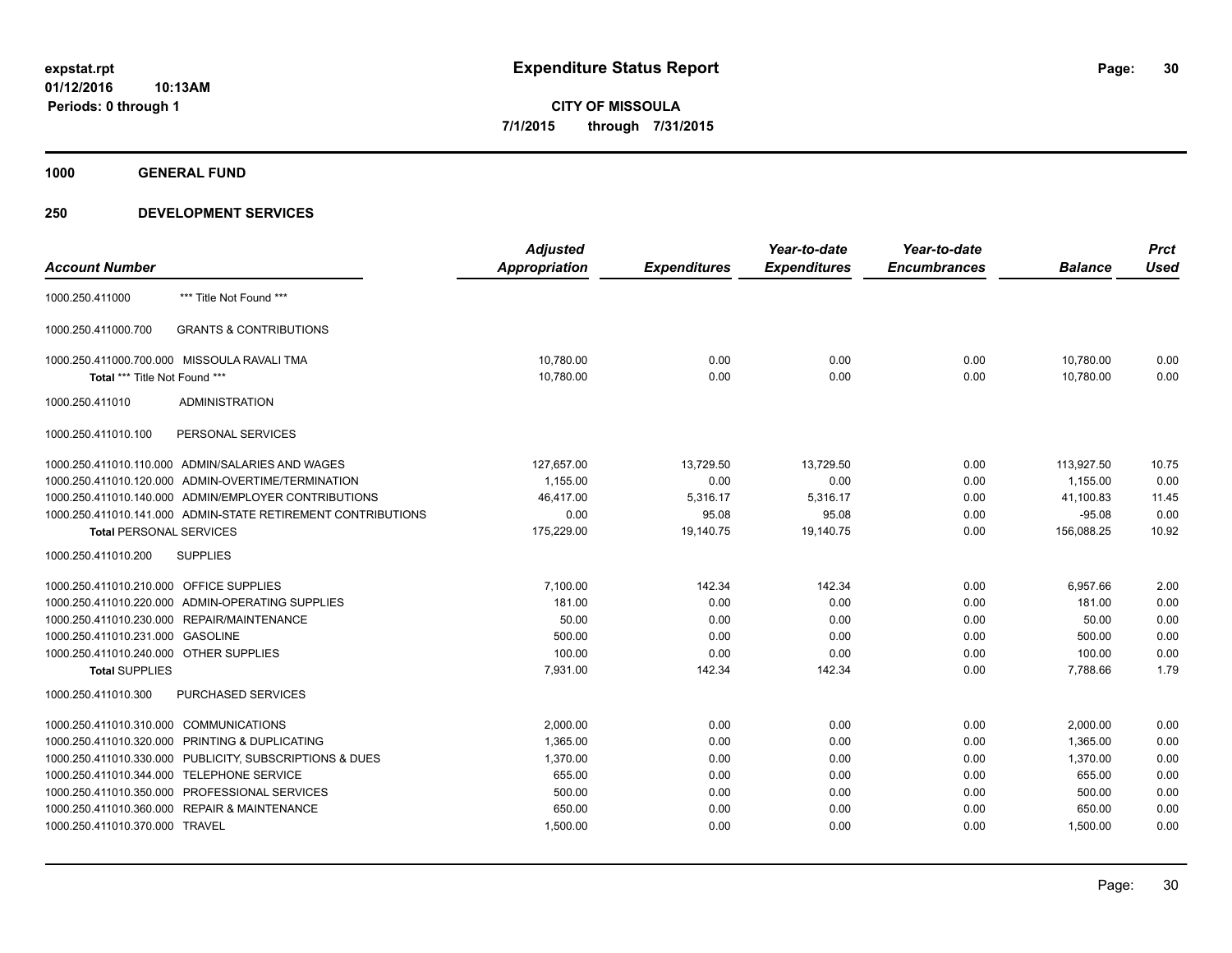**expstat.rpt**
**01/12/2016 10:13AM**
**Periods: 0 through 1**

# Expenditure Status Report

**CITY OF MISSOULA**
**7/1/2015 through 7/31/2015**

## 1000 GENERAL FUND

## 250 DEVELOPMENT SERVICES

| Account Number | | Adjusted Appropriation | Expenditures | Year-to-date Expenditures | Year-to-date Encumbrances | Balance | Prct Used |
|---|---|---|---|---|---|---|---|
| 1000.250.411000 | *** Title Not Found *** | | | | | | |
| 1000.250.411000.700 | GRANTS & CONTRIBUTIONS | | | | | | |
| 1000.250.411000.700.000 | MISSOULA RAVALI TMA | 10,780.00 | 0.00 | 0.00 | 0.00 | 10,780.00 | 0.00 |
| **Total** *** Title Not Found *** | | 10,780.00 | 0.00 | 0.00 | 0.00 | 10,780.00 | 0.00 |
| 1000.250.411010 | ADMINISTRATION | | | | | | |
| 1000.250.411010.100 | PERSONAL SERVICES | | | | | | |
| 1000.250.411010.110.000 | ADMIN/SALARIES AND WAGES | 127,657.00 | 13,729.50 | 13,729.50 | 0.00 | 113,927.50 | 10.75 |
| 1000.250.411010.120.000 | ADMIN-OVERTIME/TERMINATION | 1,155.00 | 0.00 | 0.00 | 0.00 | 1,155.00 | 0.00 |
| 1000.250.411010.140.000 | ADMIN/EMPLOYER CONTRIBUTIONS | 46,417.00 | 5,316.17 | 5,316.17 | 0.00 | 41,100.83 | 11.45 |
| 1000.250.411010.141.000 | ADMIN-STATE RETIREMENT CONTRIBUTIONS | 0.00 | 95.08 | 95.08 | 0.00 | -95.08 | 0.00 |
| **Total** PERSONAL SERVICES | | 175,229.00 | 19,140.75 | 19,140.75 | 0.00 | 156,088.25 | 10.92 |
| 1000.250.411010.200 | SUPPLIES | | | | | | |
| 1000.250.411010.210.000 | OFFICE SUPPLIES | 7,100.00 | 142.34 | 142.34 | 0.00 | 6,957.66 | 2.00 |
| 1000.250.411010.220.000 | ADMIN-OPERATING SUPPLIES | 181.00 | 0.00 | 0.00 | 0.00 | 181.00 | 0.00 |
| 1000.250.411010.230.000 | REPAIR/MAINTENANCE | 50.00 | 0.00 | 0.00 | 0.00 | 50.00 | 0.00 |
| 1000.250.411010.231.000 | GASOLINE | 500.00 | 0.00 | 0.00 | 0.00 | 500.00 | 0.00 |
| 1000.250.411010.240.000 | OTHER SUPPLIES | 100.00 | 0.00 | 0.00 | 0.00 | 100.00 | 0.00 |
| **Total** SUPPLIES | | 7,931.00 | 142.34 | 142.34 | 0.00 | 7,788.66 | 1.79 |
| 1000.250.411010.300 | PURCHASED SERVICES | | | | | | |
| 1000.250.411010.310.000 | COMMUNICATIONS | 2,000.00 | 0.00 | 0.00 | 0.00 | 2,000.00 | 0.00 |
| 1000.250.411010.320.000 | PRINTING & DUPLICATING | 1,365.00 | 0.00 | 0.00 | 0.00 | 1,365.00 | 0.00 |
| 1000.250.411010.330.000 | PUBLICITY, SUBSCRIPTIONS & DUES | 1,370.00 | 0.00 | 0.00 | 0.00 | 1,370.00 | 0.00 |
| 1000.250.411010.344.000 | TELEPHONE SERVICE | 655.00 | 0.00 | 0.00 | 0.00 | 655.00 | 0.00 |
| 1000.250.411010.350.000 | PROFESSIONAL SERVICES | 500.00 | 0.00 | 0.00 | 0.00 | 500.00 | 0.00 |
| 1000.250.411010.360.000 | REPAIR & MAINTENANCE | 650.00 | 0.00 | 0.00 | 0.00 | 650.00 | 0.00 |
| 1000.250.411010.370.000 | TRAVEL | 1,500.00 | 0.00 | 0.00 | 0.00 | 1,500.00 | 0.00 |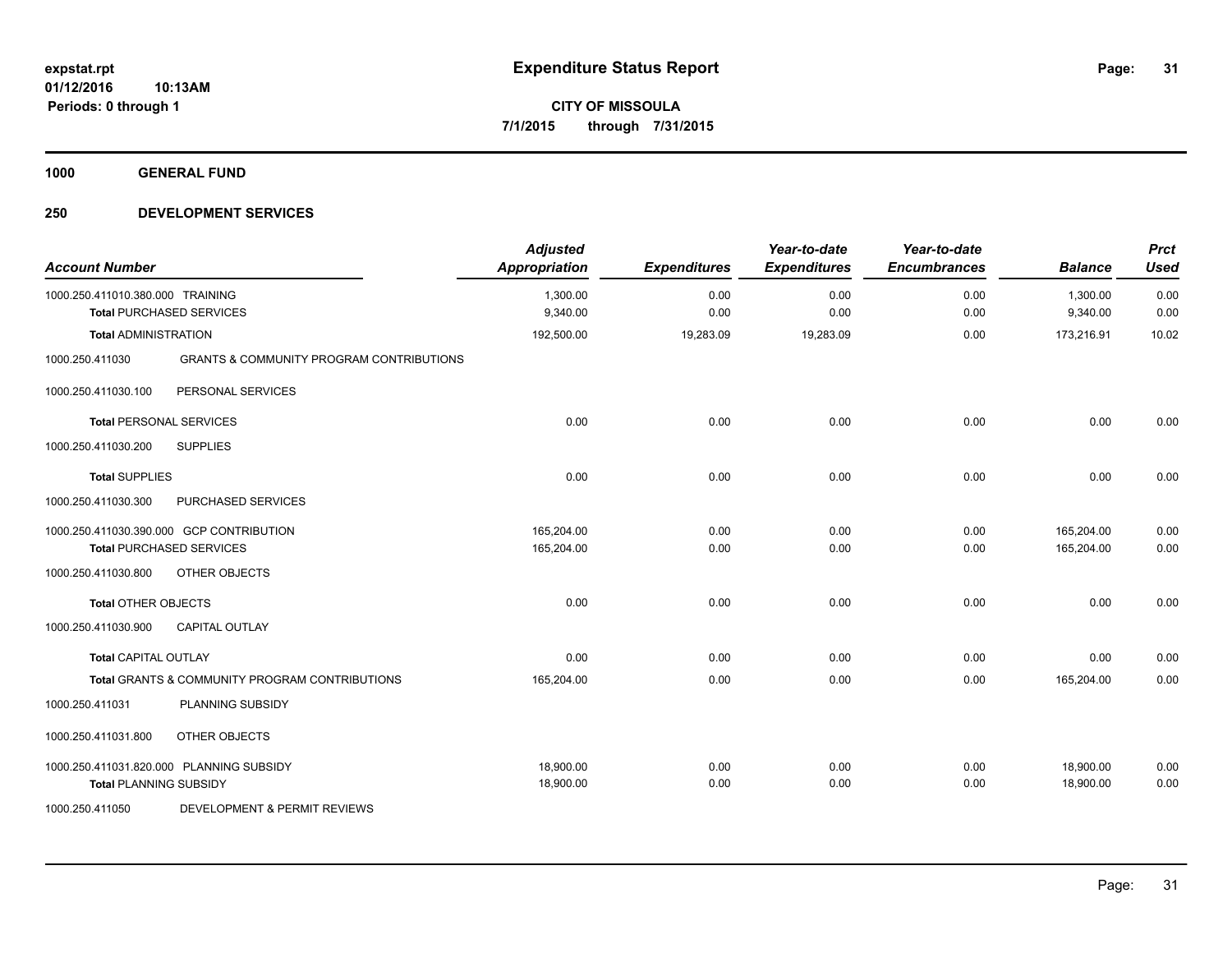**expstat.rpt**
**01/12/2016 10:13AM**
**Periods: 0 through 1**

# Expenditure Status Report

**CITY OF MISSOULA**
**7/1/2015 through 7/31/2015**

## 1000 GENERAL FUND

## 250 DEVELOPMENT SERVICES

| Account Number | | Adjusted Appropriation | Expenditures | Year-to-date Expenditures | Year-to-date Encumbrances | Balance | Prct Used |
|---|---|---|---|---|---|---|---|
| 1000.250.411010.380.000 | TRAINING | 1,300.00 | 0.00 | 0.00 | 0.00 | 1,300.00 | 0.00 |
| **Total** PURCHASED SERVICES | | 9,340.00 | 0.00 | 0.00 | 0.00 | 9,340.00 | 0.00 |
| **Total** ADMINISTRATION | | 192,500.00 | 19,283.09 | 19,283.09 | 0.00 | 173,216.91 | 10.02 |
| 1000.250.411030 | GRANTS & COMMUNITY PROGRAM CONTRIBUTIONS | | | | | | |
| 1000.250.411030.100 | PERSONAL SERVICES | | | | | | |
| **Total** PERSONAL SERVICES | | 0.00 | 0.00 | 0.00 | 0.00 | 0.00 | 0.00 |
| 1000.250.411030.200 | SUPPLIES | | | | | | |
| **Total** SUPPLIES | | 0.00 | 0.00 | 0.00 | 0.00 | 0.00 | 0.00 |
| 1000.250.411030.300 | PURCHASED SERVICES | | | | | | |
| 1000.250.411030.390.000 | GCP CONTRIBUTION | 165,204.00 | 0.00 | 0.00 | 0.00 | 165,204.00 | 0.00 |
| **Total** PURCHASED SERVICES | | 165,204.00 | 0.00 | 0.00 | 0.00 | 165,204.00 | 0.00 |
| 1000.250.411030.800 | OTHER OBJECTS | | | | | | |
| **Total** OTHER OBJECTS | | 0.00 | 0.00 | 0.00 | 0.00 | 0.00 | 0.00 |
| 1000.250.411030.900 | CAPITAL OUTLAY | | | | | | |
| **Total** CAPITAL OUTLAY | | 0.00 | 0.00 | 0.00 | 0.00 | 0.00 | 0.00 |
| **Total** GRANTS & COMMUNITY PROGRAM CONTRIBUTIONS | | 165,204.00 | 0.00 | 0.00 | 0.00 | 165,204.00 | 0.00 |
| 1000.250.411031 | PLANNING SUBSIDY | | | | | | |
| 1000.250.411031.800 | OTHER OBJECTS | | | | | | |
| 1000.250.411031.820.000 | PLANNING SUBSIDY | 18,900.00 | 0.00 | 0.00 | 0.00 | 18,900.00 | 0.00 |
| **Total** PLANNING SUBSIDY | | 18,900.00 | 0.00 | 0.00 | 0.00 | 18,900.00 | 0.00 |
| 1000.250.411050 | DEVELOPMENT & PERMIT REVIEWS | | | | | | |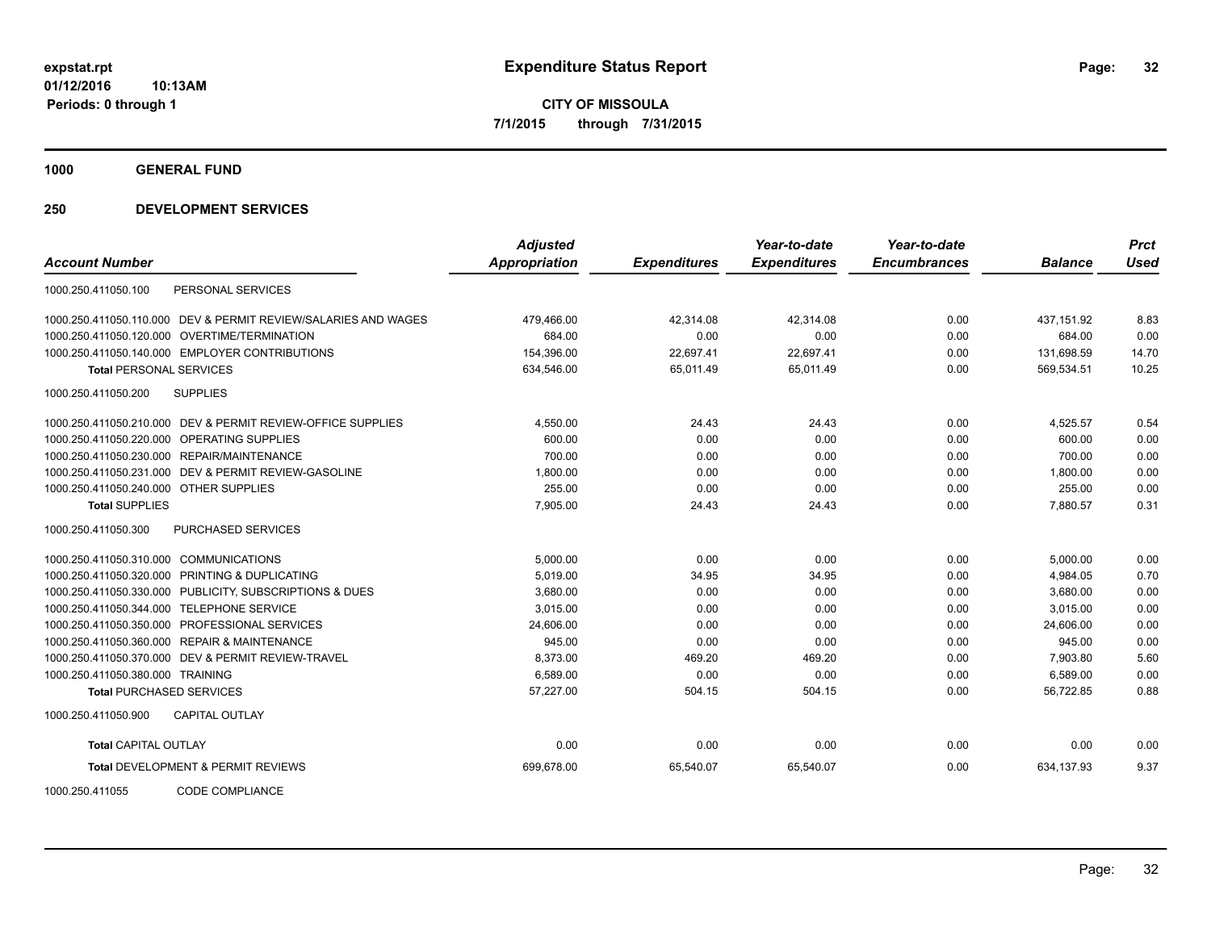expstat.rpt
01/12/2016 10:13AM
Periods: 0 through 1

# Expenditure Status Report

**CITY OF MISSOULA**
**7/1/2015 through 7/31/2015**

## 1000 GENERAL FUND

## 250 DEVELOPMENT SERVICES

| Account Number | Adjusted Appropriation | Expenditures | Year-to-date Expenditures | Year-to-date Encumbrances | Balance | Prct Used |
|---|---|---|---|---|---|---|
| 1000.250.411050.100 PERSONAL SERVICES | | | | | | |
| 1000.250.411050.110.000 DEV & PERMIT REVIEW/SALARIES AND WAGES | 479,466.00 | 42,314.08 | 42,314.08 | 0.00 | 437,151.92 | 8.83 |
| 1000.250.411050.120.000 OVERTIME/TERMINATION | 684.00 | 0.00 | 0.00 | 0.00 | 684.00 | 0.00 |
| 1000.250.411050.140.000 EMPLOYER CONTRIBUTIONS | 154,396.00 | 22,697.41 | 22,697.41 | 0.00 | 131,698.59 | 14.70 |
| **Total** PERSONAL SERVICES | 634,546.00 | 65,011.49 | 65,011.49 | 0.00 | 569,534.51 | 10.25 |
| 1000.250.411050.200 SUPPLIES | | | | | | |
| 1000.250.411050.210.000 DEV & PERMIT REVIEW-OFFICE SUPPLIES | 4,550.00 | 24.43 | 24.43 | 0.00 | 4,525.57 | 0.54 |
| 1000.250.411050.220.000 OPERATING SUPPLIES | 600.00 | 0.00 | 0.00 | 0.00 | 600.00 | 0.00 |
| 1000.250.411050.230.000 REPAIR/MAINTENANCE | 700.00 | 0.00 | 0.00 | 0.00 | 700.00 | 0.00 |
| 1000.250.411050.231.000 DEV & PERMIT REVIEW-GASOLINE | 1,800.00 | 0.00 | 0.00 | 0.00 | 1,800.00 | 0.00 |
| 1000.250.411050.240.000 OTHER SUPPLIES | 255.00 | 0.00 | 0.00 | 0.00 | 255.00 | 0.00 |
| **Total** SUPPLIES | 7,905.00 | 24.43 | 24.43 | 0.00 | 7,880.57 | 0.31 |
| 1000.250.411050.300 PURCHASED SERVICES | | | | | | |
| 1000.250.411050.310.000 COMMUNICATIONS | 5,000.00 | 0.00 | 0.00 | 0.00 | 5,000.00 | 0.00 |
| 1000.250.411050.320.000 PRINTING & DUPLICATING | 5,019.00 | 34.95 | 34.95 | 0.00 | 4,984.05 | 0.70 |
| 1000.250.411050.330.000 PUBLICITY, SUBSCRIPTIONS & DUES | 3,680.00 | 0.00 | 0.00 | 0.00 | 3,680.00 | 0.00 |
| 1000.250.411050.344.000 TELEPHONE SERVICE | 3,015.00 | 0.00 | 0.00 | 0.00 | 3,015.00 | 0.00 |
| 1000.250.411050.350.000 PROFESSIONAL SERVICES | 24,606.00 | 0.00 | 0.00 | 0.00 | 24,606.00 | 0.00 |
| 1000.250.411050.360.000 REPAIR & MAINTENANCE | 945.00 | 0.00 | 0.00 | 0.00 | 945.00 | 0.00 |
| 1000.250.411050.370.000 DEV & PERMIT REVIEW-TRAVEL | 8,373.00 | 469.20 | 469.20 | 0.00 | 7,903.80 | 5.60 |
| 1000.250.411050.380.000 TRAINING | 6,589.00 | 0.00 | 0.00 | 0.00 | 6,589.00 | 0.00 |
| **Total** PURCHASED SERVICES | 57,227.00 | 504.15 | 504.15 | 0.00 | 56,722.85 | 0.88 |
| 1000.250.411050.900 CAPITAL OUTLAY | | | | | | |
| **Total** CAPITAL OUTLAY | 0.00 | 0.00 | 0.00 | 0.00 | 0.00 | 0.00 |
| **Total** DEVELOPMENT & PERMIT REVIEWS | 699,678.00 | 65,540.07 | 65,540.07 | 0.00 | 634,137.93 | 9.37 |
| 1000.250.411055 CODE COMPLIANCE | | | | | | |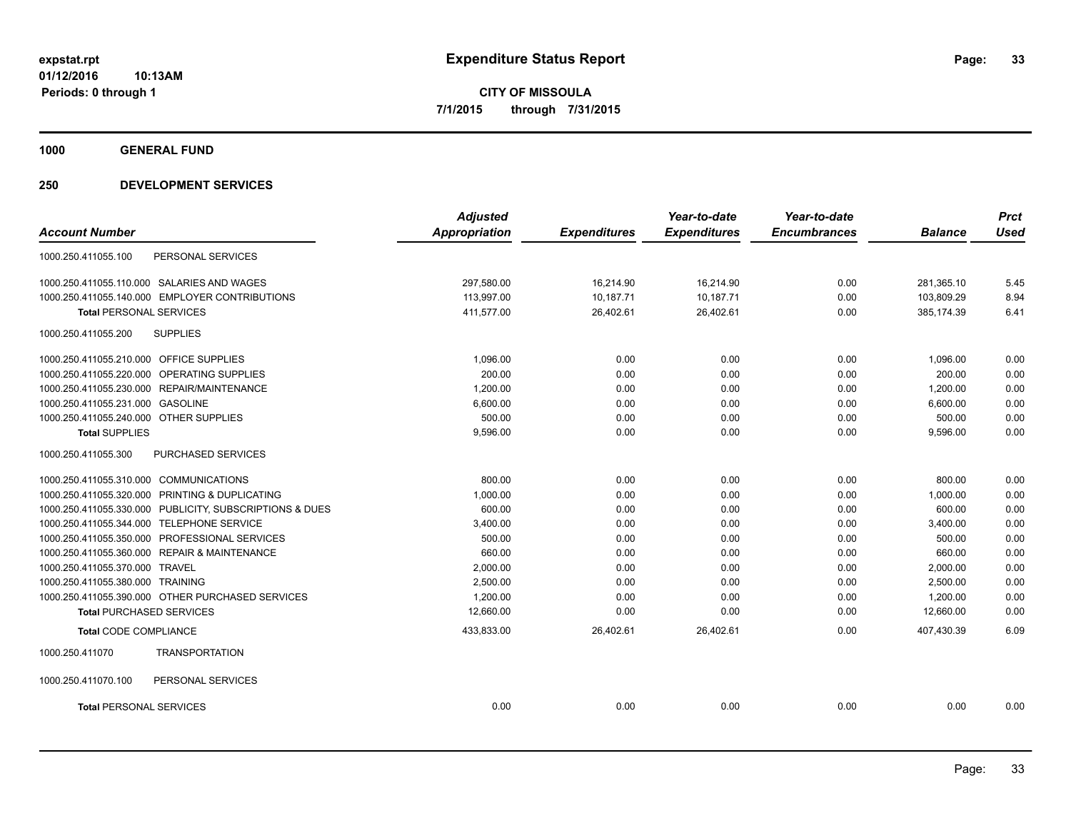**expstat.rpt**
**01/12/2016 10:13AM**
**Periods: 0 through 1**

# Expenditure Status Report

**CITY OF MISSOULA**
**7/1/2015 through 7/31/2015**

## 1000 GENERAL FUND

## 250 DEVELOPMENT SERVICES

| Account Number | Adjusted Appropriation | Expenditures | Year-to-date Expenditures | Year-to-date Encumbrances | Balance | Prct Used |
|---|---|---|---|---|---|---|
| 1000.250.411055.100 PERSONAL SERVICES | | | | | | |
| 1000.250.411055.110.000 SALARIES AND WAGES | 297,580.00 | 16,214.90 | 16,214.90 | 0.00 | 281,365.10 | 5.45 |
| 1000.250.411055.140.000 EMPLOYER CONTRIBUTIONS | 113,997.00 | 10,187.71 | 10,187.71 | 0.00 | 103,809.29 | 8.94 |
| **Total** PERSONAL SERVICES | 411,577.00 | 26,402.61 | 26,402.61 | 0.00 | 385,174.39 | 6.41 |
| 1000.250.411055.200 SUPPLIES | | | | | | |
| 1000.250.411055.210.000 OFFICE SUPPLIES | 1,096.00 | 0.00 | 0.00 | 0.00 | 1,096.00 | 0.00 |
| 1000.250.411055.220.000 OPERATING SUPPLIES | 200.00 | 0.00 | 0.00 | 0.00 | 200.00 | 0.00 |
| 1000.250.411055.230.000 REPAIR/MAINTENANCE | 1,200.00 | 0.00 | 0.00 | 0.00 | 1,200.00 | 0.00 |
| 1000.250.411055.231.000 GASOLINE | 6,600.00 | 0.00 | 0.00 | 0.00 | 6,600.00 | 0.00 |
| 1000.250.411055.240.000 OTHER SUPPLIES | 500.00 | 0.00 | 0.00 | 0.00 | 500.00 | 0.00 |
| **Total** SUPPLIES | 9,596.00 | 0.00 | 0.00 | 0.00 | 9,596.00 | 0.00 |
| 1000.250.411055.300 PURCHASED SERVICES | | | | | | |
| 1000.250.411055.310.000 COMMUNICATIONS | 800.00 | 0.00 | 0.00 | 0.00 | 800.00 | 0.00 |
| 1000.250.411055.320.000 PRINTING & DUPLICATING | 1,000.00 | 0.00 | 0.00 | 0.00 | 1,000.00 | 0.00 |
| 1000.250.411055.330.000 PUBLICITY, SUBSCRIPTIONS & DUES | 600.00 | 0.00 | 0.00 | 0.00 | 600.00 | 0.00 |
| 1000.250.411055.344.000 TELEPHONE SERVICE | 3,400.00 | 0.00 | 0.00 | 0.00 | 3,400.00 | 0.00 |
| 1000.250.411055.350.000 PROFESSIONAL SERVICES | 500.00 | 0.00 | 0.00 | 0.00 | 500.00 | 0.00 |
| 1000.250.411055.360.000 REPAIR & MAINTENANCE | 660.00 | 0.00 | 0.00 | 0.00 | 660.00 | 0.00 |
| 1000.250.411055.370.000 TRAVEL | 2,000.00 | 0.00 | 0.00 | 0.00 | 2,000.00 | 0.00 |
| 1000.250.411055.380.000 TRAINING | 2,500.00 | 0.00 | 0.00 | 0.00 | 2,500.00 | 0.00 |
| 1000.250.411055.390.000 OTHER PURCHASED SERVICES | 1,200.00 | 0.00 | 0.00 | 0.00 | 1,200.00 | 0.00 |
| **Total** PURCHASED SERVICES | 12,660.00 | 0.00 | 0.00 | 0.00 | 12,660.00 | 0.00 |
| **Total** CODE COMPLIANCE | 433,833.00 | 26,402.61 | 26,402.61 | 0.00 | 407,430.39 | 6.09 |
| 1000.250.411070 TRANSPORTATION | | | | | | |
| 1000.250.411070.100 PERSONAL SERVICES | | | | | | |
| **Total** PERSONAL SERVICES | 0.00 | 0.00 | 0.00 | 0.00 | 0.00 | 0.00 |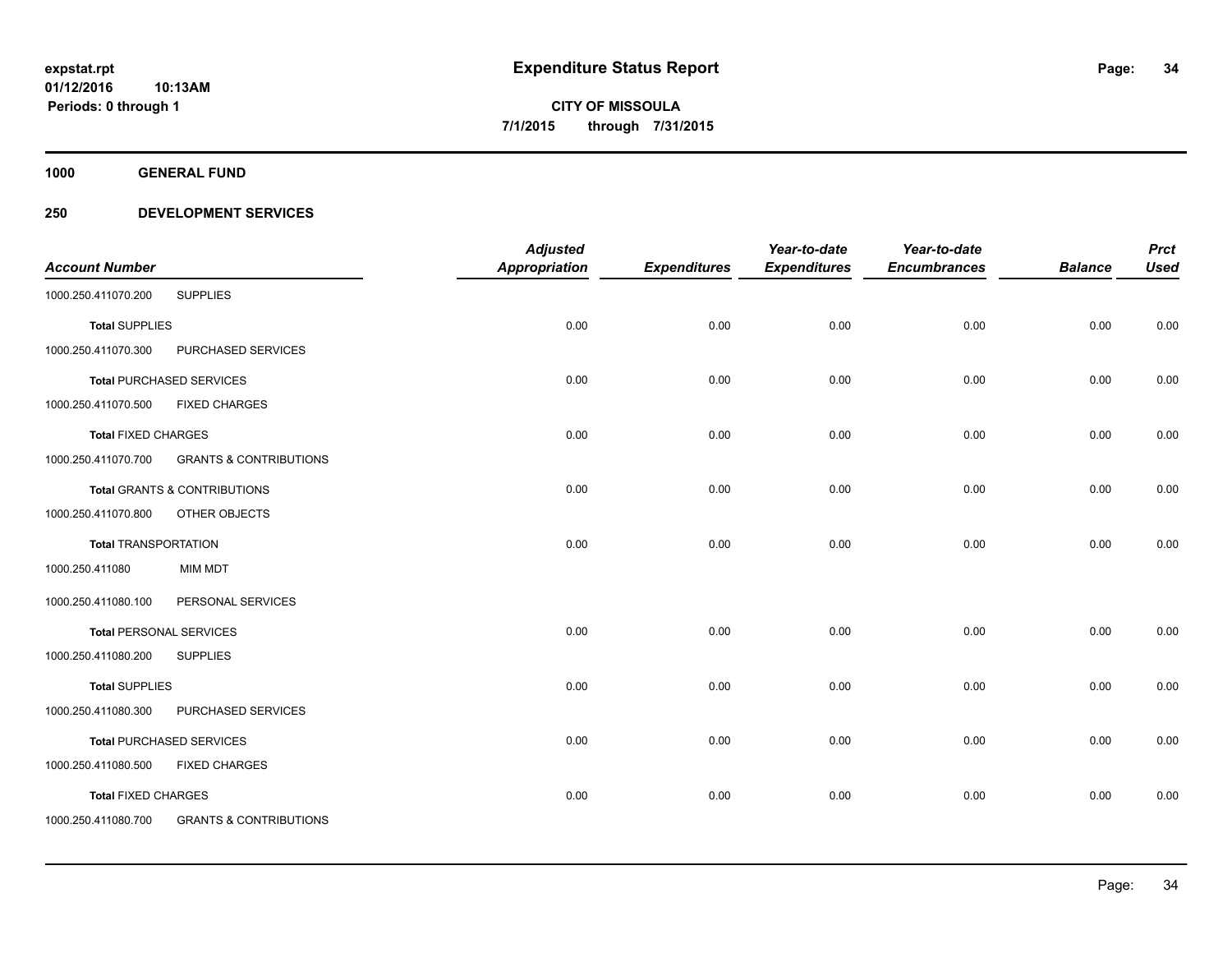**expstat.rpt**
**01/12/2016 10:13AM**
**Periods: 0 through 1**

# Expenditure Status Report

**CITY OF MISSOULA**
**7/1/2015 through 7/31/2015**

## 1000 GENERAL FUND

## 250 DEVELOPMENT SERVICES

| Account Number | | Adjusted Appropriation | Expenditures | Year-to-date Expenditures | Year-to-date Encumbrances | Balance | Prct Used |
|---|---|---|---|---|---|---|---|
| 1000.250.411070.200 | SUPPLIES | | | | | | |
| **Total** SUPPLIES | | 0.00 | 0.00 | 0.00 | 0.00 | 0.00 | 0.00 |
| 1000.250.411070.300 | PURCHASED SERVICES | | | | | | |
| **Total** PURCHASED SERVICES | | 0.00 | 0.00 | 0.00 | 0.00 | 0.00 | 0.00 |
| 1000.250.411070.500 | FIXED CHARGES | | | | | | |
| **Total** FIXED CHARGES | | 0.00 | 0.00 | 0.00 | 0.00 | 0.00 | 0.00 |
| 1000.250.411070.700 | GRANTS & CONTRIBUTIONS | | | | | | |
| **Total** GRANTS & CONTRIBUTIONS | | 0.00 | 0.00 | 0.00 | 0.00 | 0.00 | 0.00 |
| 1000.250.411070.800 | OTHER OBJECTS | | | | | | |
| **Total** TRANSPORTATION | | 0.00 | 0.00 | 0.00 | 0.00 | 0.00 | 0.00 |
| 1000.250.411080 | MIM MDT | | | | | | |
| 1000.250.411080.100 | PERSONAL SERVICES | | | | | | |
| **Total** PERSONAL SERVICES | | 0.00 | 0.00 | 0.00 | 0.00 | 0.00 | 0.00 |
| 1000.250.411080.200 | SUPPLIES | | | | | | |
| **Total** SUPPLIES | | 0.00 | 0.00 | 0.00 | 0.00 | 0.00 | 0.00 |
| 1000.250.411080.300 | PURCHASED SERVICES | | | | | | |
| **Total** PURCHASED SERVICES | | 0.00 | 0.00 | 0.00 | 0.00 | 0.00 | 0.00 |
| 1000.250.411080.500 | FIXED CHARGES | | | | | | |
| **Total** FIXED CHARGES | | 0.00 | 0.00 | 0.00 | 0.00 | 0.00 | 0.00 |
| 1000.250.411080.700 | GRANTS & CONTRIBUTIONS | | | | | | |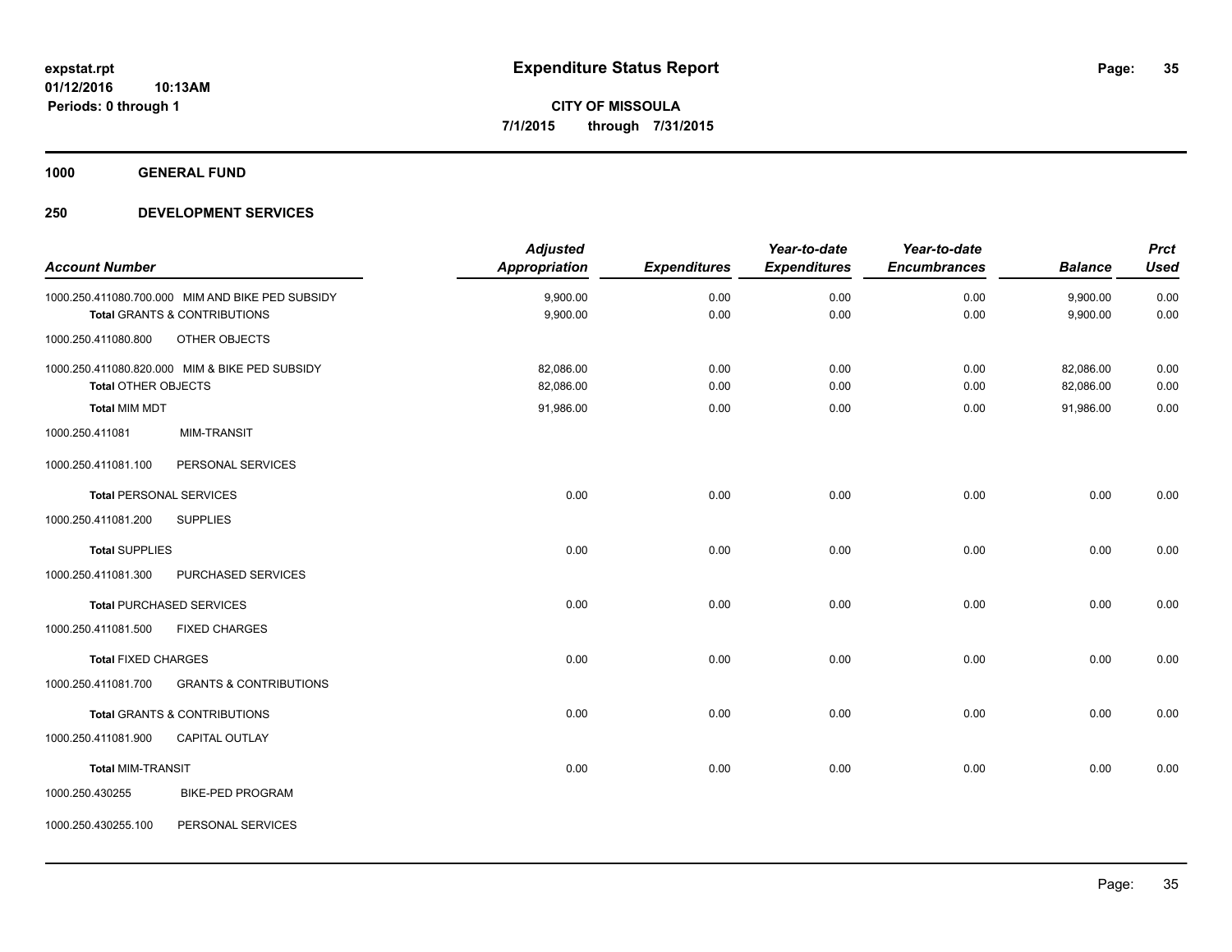**expstat.rpt**
**01/12/2016 10:13AM**
**Periods: 0 through 1**

# Expenditure Status Report

**CITY OF MISSOULA**
**7/1/2015 through 7/31/2015**

## 1000 GENERAL FUND

## 250 DEVELOPMENT SERVICES

| Account Number | Adjusted Appropriation | Expenditures | Year-to-date Expenditures | Year-to-date Encumbrances | Balance | Prct Used |
|---|---|---|---|---|---|---|
| 1000.250.411080.700.000 MIM AND BIKE PED SUBSIDY | 9,900.00 | 0.00 | 0.00 | 0.00 | 9,900.00 | 0.00 |
| **Total** GRANTS & CONTRIBUTIONS | 9,900.00 | 0.00 | 0.00 | 0.00 | 9,900.00 | 0.00 |
| 1000.250.411080.800 OTHER OBJECTS | | | | | | |
| 1000.250.411080.820.000 MIM & BIKE PED SUBSIDY | 82,086.00 | 0.00 | 0.00 | 0.00 | 82,086.00 | 0.00 |
| **Total** OTHER OBJECTS | 82,086.00 | 0.00 | 0.00 | 0.00 | 82,086.00 | 0.00 |
| **Total** MIM MDT | 91,986.00 | 0.00 | 0.00 | 0.00 | 91,986.00 | 0.00 |
| 1000.250.411081 MIM-TRANSIT | | | | | | |
| 1000.250.411081.100 PERSONAL SERVICES | | | | | | |
| **Total** PERSONAL SERVICES | 0.00 | 0.00 | 0.00 | 0.00 | 0.00 | 0.00 |
| 1000.250.411081.200 SUPPLIES | | | | | | |
| **Total** SUPPLIES | 0.00 | 0.00 | 0.00 | 0.00 | 0.00 | 0.00 |
| 1000.250.411081.300 PURCHASED SERVICES | | | | | | |
| **Total** PURCHASED SERVICES | 0.00 | 0.00 | 0.00 | 0.00 | 0.00 | 0.00 |
| 1000.250.411081.500 FIXED CHARGES | | | | | | |
| **Total** FIXED CHARGES | 0.00 | 0.00 | 0.00 | 0.00 | 0.00 | 0.00 |
| 1000.250.411081.700 GRANTS & CONTRIBUTIONS | | | | | | |
| **Total** GRANTS & CONTRIBUTIONS | 0.00 | 0.00 | 0.00 | 0.00 | 0.00 | 0.00 |
| 1000.250.411081.900 CAPITAL OUTLAY | | | | | | |
| **Total** MIM-TRANSIT | 0.00 | 0.00 | 0.00 | 0.00 | 0.00 | 0.00 |
| 1000.250.430255 BIKE-PED PROGRAM | | | | | | |
| 1000.250.430255.100 PERSONAL SERVICES | | | | | | |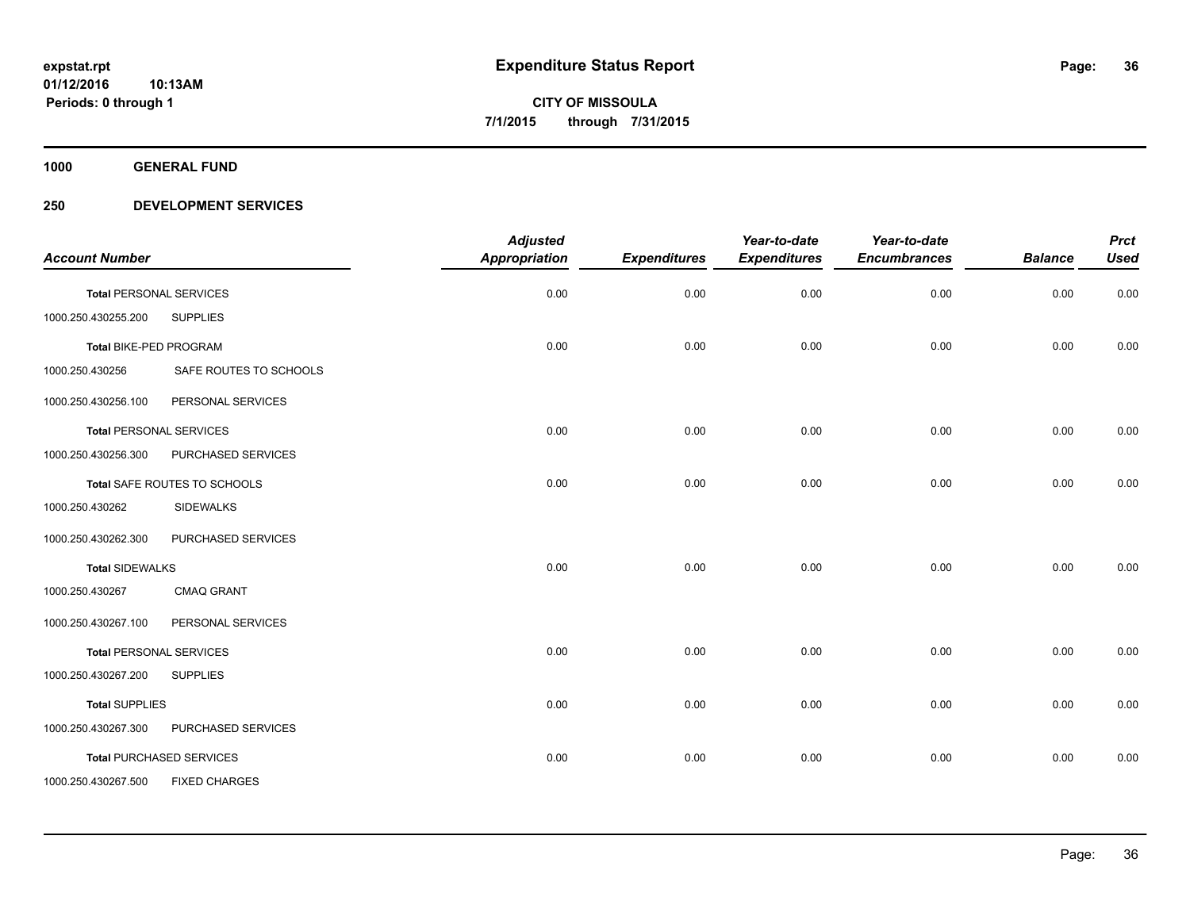**expstat.rpt**
**01/12/2016 10:13AM**
**Periods: 0 through 1**

# Expenditure Status Report

**CITY OF MISSOULA**
**7/1/2015 through 7/31/2015**

## 1000 GENERAL FUND

## 250 DEVELOPMENT SERVICES

| Account Number | | Adjusted Appropriation | Expenditures | Year-to-date Expenditures | Year-to-date Encumbrances | Balance | Prct Used |
|---|---|---|---|---|---|---|---|
| **Total** PERSONAL SERVICES | | 0.00 | 0.00 | 0.00 | 0.00 | 0.00 | 0.00 |
| 1000.250.430255.200 | SUPPLIES | | | | | | |
| **Total** BIKE-PED PROGRAM | | 0.00 | 0.00 | 0.00 | 0.00 | 0.00 | 0.00 |
| 1000.250.430256 | SAFE ROUTES TO SCHOOLS | | | | | | |
| 1000.250.430256.100 | PERSONAL SERVICES | | | | | | |
| **Total** PERSONAL SERVICES | | 0.00 | 0.00 | 0.00 | 0.00 | 0.00 | 0.00 |
| 1000.250.430256.300 | PURCHASED SERVICES | | | | | | |
| **Total** SAFE ROUTES TO SCHOOLS | | 0.00 | 0.00 | 0.00 | 0.00 | 0.00 | 0.00 |
| 1000.250.430262 | SIDEWALKS | | | | | | |
| 1000.250.430262.300 | PURCHASED SERVICES | | | | | | |
| **Total** SIDEWALKS | | 0.00 | 0.00 | 0.00 | 0.00 | 0.00 | 0.00 |
| 1000.250.430267 | CMAQ GRANT | | | | | | |
| 1000.250.430267.100 | PERSONAL SERVICES | | | | | | |
| **Total** PERSONAL SERVICES | | 0.00 | 0.00 | 0.00 | 0.00 | 0.00 | 0.00 |
| 1000.250.430267.200 | SUPPLIES | | | | | | |
| **Total** SUPPLIES | | 0.00 | 0.00 | 0.00 | 0.00 | 0.00 | 0.00 |
| 1000.250.430267.300 | PURCHASED SERVICES | | | | | | |
| **Total** PURCHASED SERVICES | | 0.00 | 0.00 | 0.00 | 0.00 | 0.00 | 0.00 |
| 1000.250.430267.500 | FIXED CHARGES | | | | | | |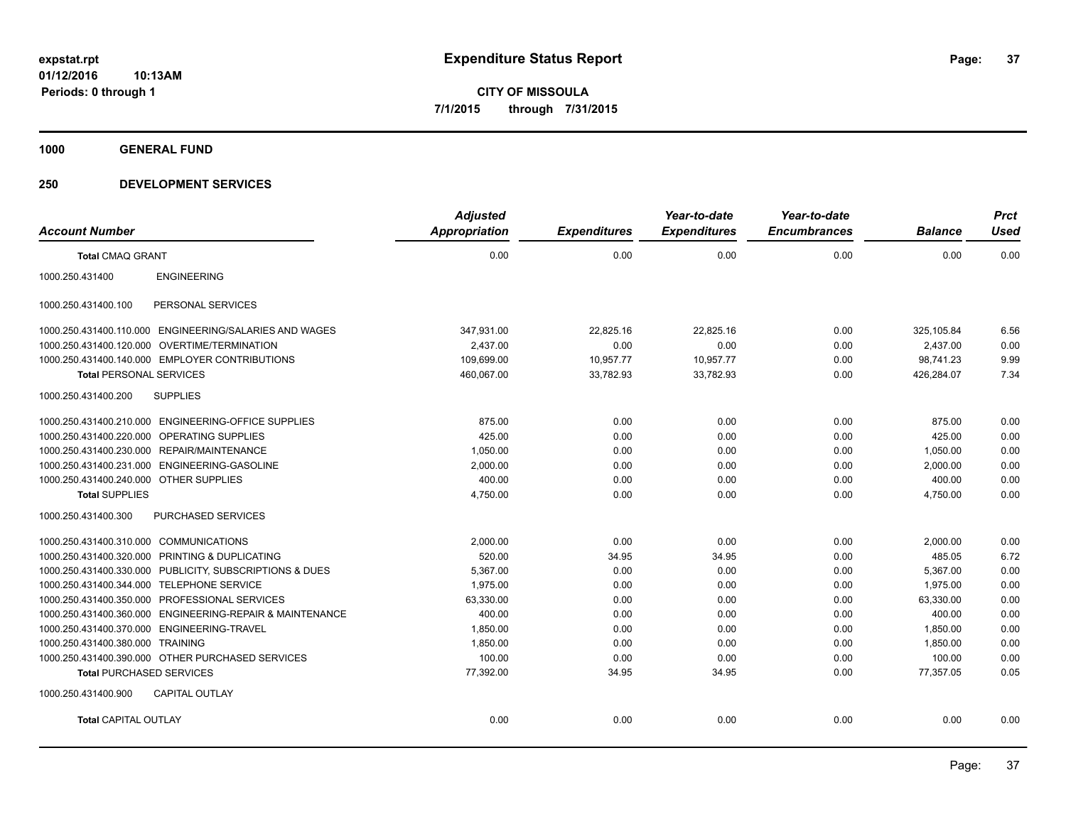**expstat.rpt**
**01/12/2016 10:13AM**
**Periods: 0 through 1**

# Expenditure Status Report

**CITY OF MISSOULA**
**7/1/2015 through 7/31/2015**

## 1000 GENERAL FUND

## 250 DEVELOPMENT SERVICES

| Account Number | Adjusted Appropriation | Expenditures | Year-to-date Expenditures | Year-to-date Encumbrances | Balance | Prct Used |
|---|---|---|---|---|---|---|
| **Total** CMAQ GRANT | 0.00 | 0.00 | 0.00 | 0.00 | 0.00 | 0.00 |
| 1000.250.431400 ENGINEERING | | | | | | |
| 1000.250.431400.100 PERSONAL SERVICES | | | | | | |
| 1000.250.431400.110.000 ENGINEERING/SALARIES AND WAGES | 347,931.00 | 22,825.16 | 22,825.16 | 0.00 | 325,105.84 | 6.56 |
| 1000.250.431400.120.000 OVERTIME/TERMINATION | 2,437.00 | 0.00 | 0.00 | 0.00 | 2,437.00 | 0.00 |
| 1000.250.431400.140.000 EMPLOYER CONTRIBUTIONS | 109,699.00 | 10,957.77 | 10,957.77 | 0.00 | 98,741.23 | 9.99 |
| **Total** PERSONAL SERVICES | 460,067.00 | 33,782.93 | 33,782.93 | 0.00 | 426,284.07 | 7.34 |
| 1000.250.431400.200 SUPPLIES | | | | | | |
| 1000.250.431400.210.000 ENGINEERING-OFFICE SUPPLIES | 875.00 | 0.00 | 0.00 | 0.00 | 875.00 | 0.00 |
| 1000.250.431400.220.000 OPERATING SUPPLIES | 425.00 | 0.00 | 0.00 | 0.00 | 425.00 | 0.00 |
| 1000.250.431400.230.000 REPAIR/MAINTENANCE | 1,050.00 | 0.00 | 0.00 | 0.00 | 1,050.00 | 0.00 |
| 1000.250.431400.231.000 ENGINEERING-GASOLINE | 2,000.00 | 0.00 | 0.00 | 0.00 | 2,000.00 | 0.00 |
| 1000.250.431400.240.000 OTHER SUPPLIES | 400.00 | 0.00 | 0.00 | 0.00 | 400.00 | 0.00 |
| **Total** SUPPLIES | 4,750.00 | 0.00 | 0.00 | 0.00 | 4,750.00 | 0.00 |
| 1000.250.431400.300 PURCHASED SERVICES | | | | | | |
| 1000.250.431400.310.000 COMMUNICATIONS | 2,000.00 | 0.00 | 0.00 | 0.00 | 2,000.00 | 0.00 |
| 1000.250.431400.320.000 PRINTING & DUPLICATING | 520.00 | 34.95 | 34.95 | 0.00 | 485.05 | 6.72 |
| 1000.250.431400.330.000 PUBLICITY, SUBSCRIPTIONS & DUES | 5,367.00 | 0.00 | 0.00 | 0.00 | 5,367.00 | 0.00 |
| 1000.250.431400.344.000 TELEPHONE SERVICE | 1,975.00 | 0.00 | 0.00 | 0.00 | 1,975.00 | 0.00 |
| 1000.250.431400.350.000 PROFESSIONAL SERVICES | 63,330.00 | 0.00 | 0.00 | 0.00 | 63,330.00 | 0.00 |
| 1000.250.431400.360.000 ENGINEERING-REPAIR & MAINTENANCE | 400.00 | 0.00 | 0.00 | 0.00 | 400.00 | 0.00 |
| 1000.250.431400.370.000 ENGINEERING-TRAVEL | 1,850.00 | 0.00 | 0.00 | 0.00 | 1,850.00 | 0.00 |
| 1000.250.431400.380.000 TRAINING | 1,850.00 | 0.00 | 0.00 | 0.00 | 1,850.00 | 0.00 |
| 1000.250.431400.390.000 OTHER PURCHASED SERVICES | 100.00 | 0.00 | 0.00 | 0.00 | 100.00 | 0.00 |
| **Total** PURCHASED SERVICES | 77,392.00 | 34.95 | 34.95 | 0.00 | 77,357.05 | 0.05 |
| 1000.250.431400.900 CAPITAL OUTLAY | | | | | | |
| **Total** CAPITAL OUTLAY | 0.00 | 0.00 | 0.00 | 0.00 | 0.00 | 0.00 |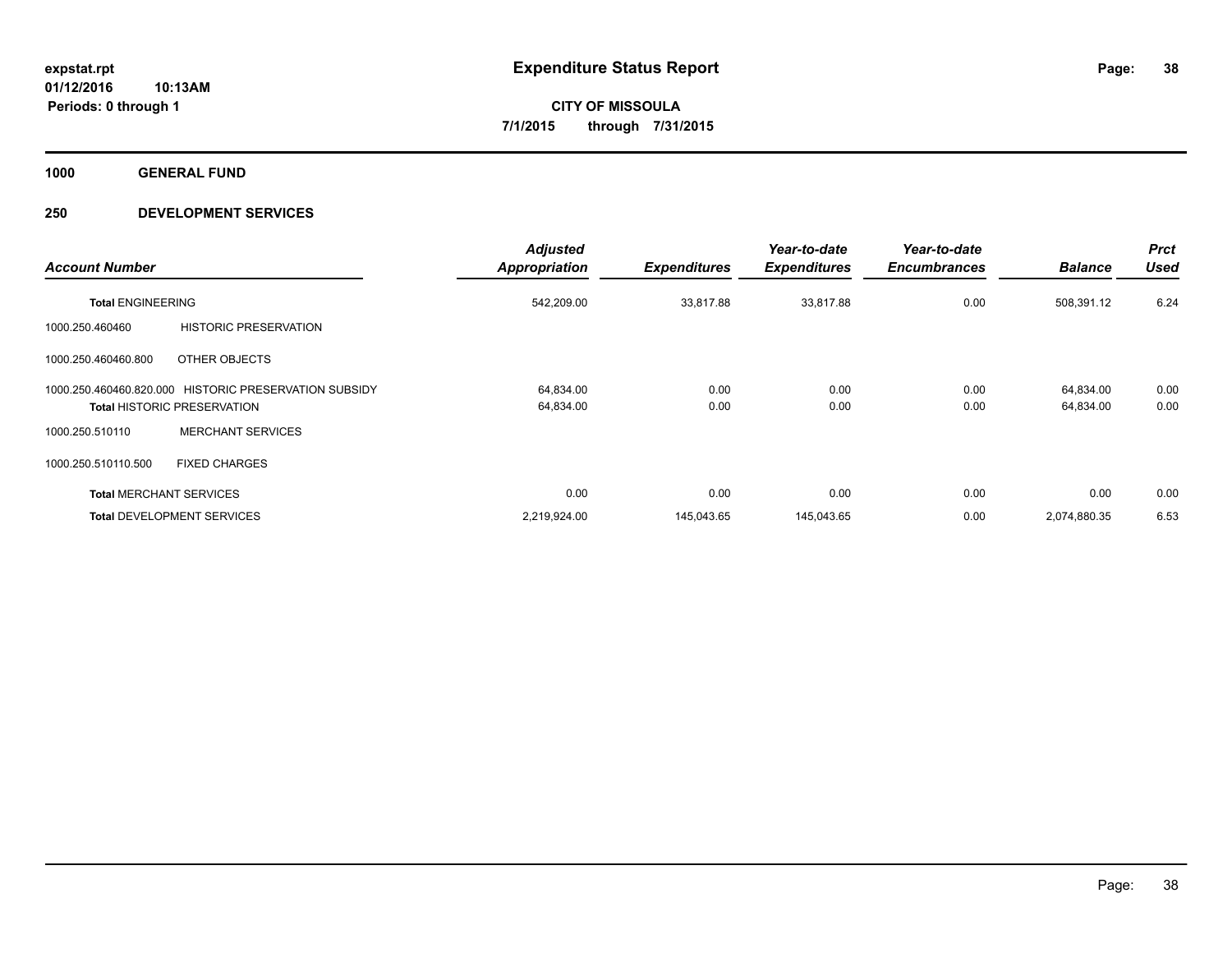**expstat.rpt**
**01/12/2016 10:13AM**
**Periods: 0 through 1**

# Expenditure Status Report

**CITY OF MISSOULA**
**7/1/2015 through 7/31/2015**

## 1000 GENERAL FUND

## 250 DEVELOPMENT SERVICES

| Account Number | | Adjusted Appropriation | Expenditures | Year-to-date Expenditures | Year-to-date Encumbrances | Balance | Prct Used |
|---|---|---|---|---|---|---|---|
| **Total** ENGINEERING | | 542,209.00 | 33,817.88 | 33,817.88 | 0.00 | 508,391.12 | 6.24 |
| 1000.250.460460 | HISTORIC PRESERVATION | | | | | | |
| 1000.250.460460.800 | OTHER OBJECTS | | | | | | |
| 1000.250.460460.820.000 | HISTORIC PRESERVATION SUBSIDY | 64,834.00 | 0.00 | 0.00 | 0.00 | 64,834.00 | 0.00 |
| **Total** HISTORIC PRESERVATION | | 64,834.00 | 0.00 | 0.00 | 0.00 | 64,834.00 | 0.00 |
| 1000.250.510110 | MERCHANT SERVICES | | | | | | |
| 1000.250.510110.500 | FIXED CHARGES | | | | | | |
| **Total** MERCHANT SERVICES | | 0.00 | 0.00 | 0.00 | 0.00 | 0.00 | 0.00 |
| **Total** DEVELOPMENT SERVICES | | 2,219,924.00 | 145,043.65 | 145,043.65 | 0.00 | 2,074,880.35 | 6.53 |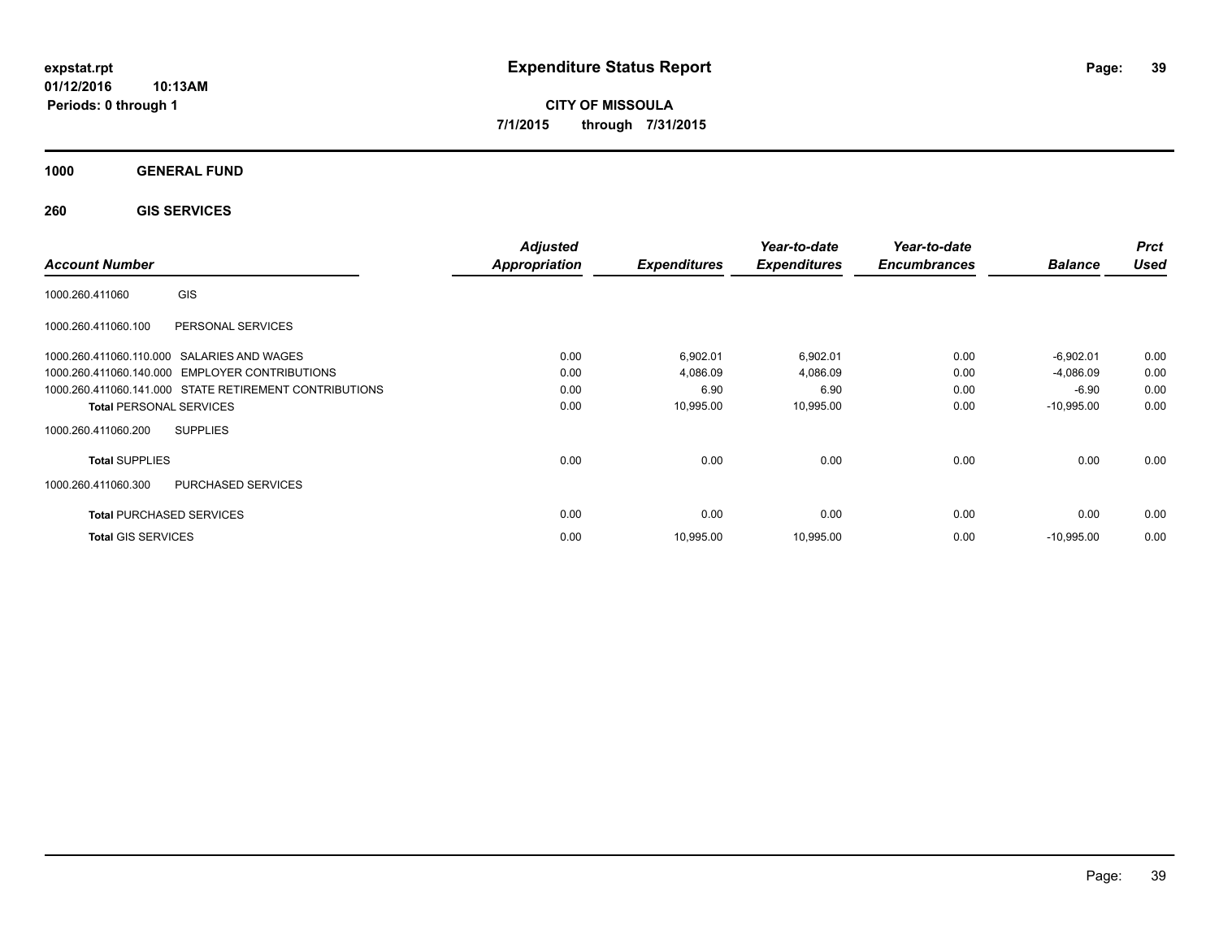**expstat.rpt**
**01/12/2016 10:13AM**
**Periods: 0 through 1**

# Expenditure Status Report

**CITY OF MISSOULA**
**7/1/2015 through 7/31/2015**

## 1000 GENERAL FUND

### 260 GIS SERVICES

| Account Number | | Adjusted Appropriation | Expenditures | Year-to-date Expenditures | Year-to-date Encumbrances | Balance | Prct Used |
|---|---|---|---|---|---|---|---|
| 1000.260.411060 | GIS | | | | | | |
| 1000.260.411060.100 | PERSONAL SERVICES | | | | | | |
| 1000.260.411060.110.000 | SALARIES AND WAGES | 0.00 | 6,902.01 | 6,902.01 | 0.00 | -6,902.01 | 0.00 |
| 1000.260.411060.140.000 | EMPLOYER CONTRIBUTIONS | 0.00 | 4,086.09 | 4,086.09 | 0.00 | -4,086.09 | 0.00 |
| 1000.260.411060.141.000 | STATE RETIREMENT CONTRIBUTIONS | 0.00 | 6.90 | 6.90 | 0.00 | -6.90 | 0.00 |
| **Total** PERSONAL SERVICES | | 0.00 | 10,995.00 | 10,995.00 | 0.00 | -10,995.00 | 0.00 |
| 1000.260.411060.200 | SUPPLIES | | | | | | |
| **Total** SUPPLIES | | 0.00 | 0.00 | 0.00 | 0.00 | 0.00 | 0.00 |
| 1000.260.411060.300 | PURCHASED SERVICES | | | | | | |
| **Total** PURCHASED SERVICES | | 0.00 | 0.00 | 0.00 | 0.00 | 0.00 | 0.00 |
| **Total** GIS SERVICES | | 0.00 | 10,995.00 | 10,995.00 | 0.00 | -10,995.00 | 0.00 |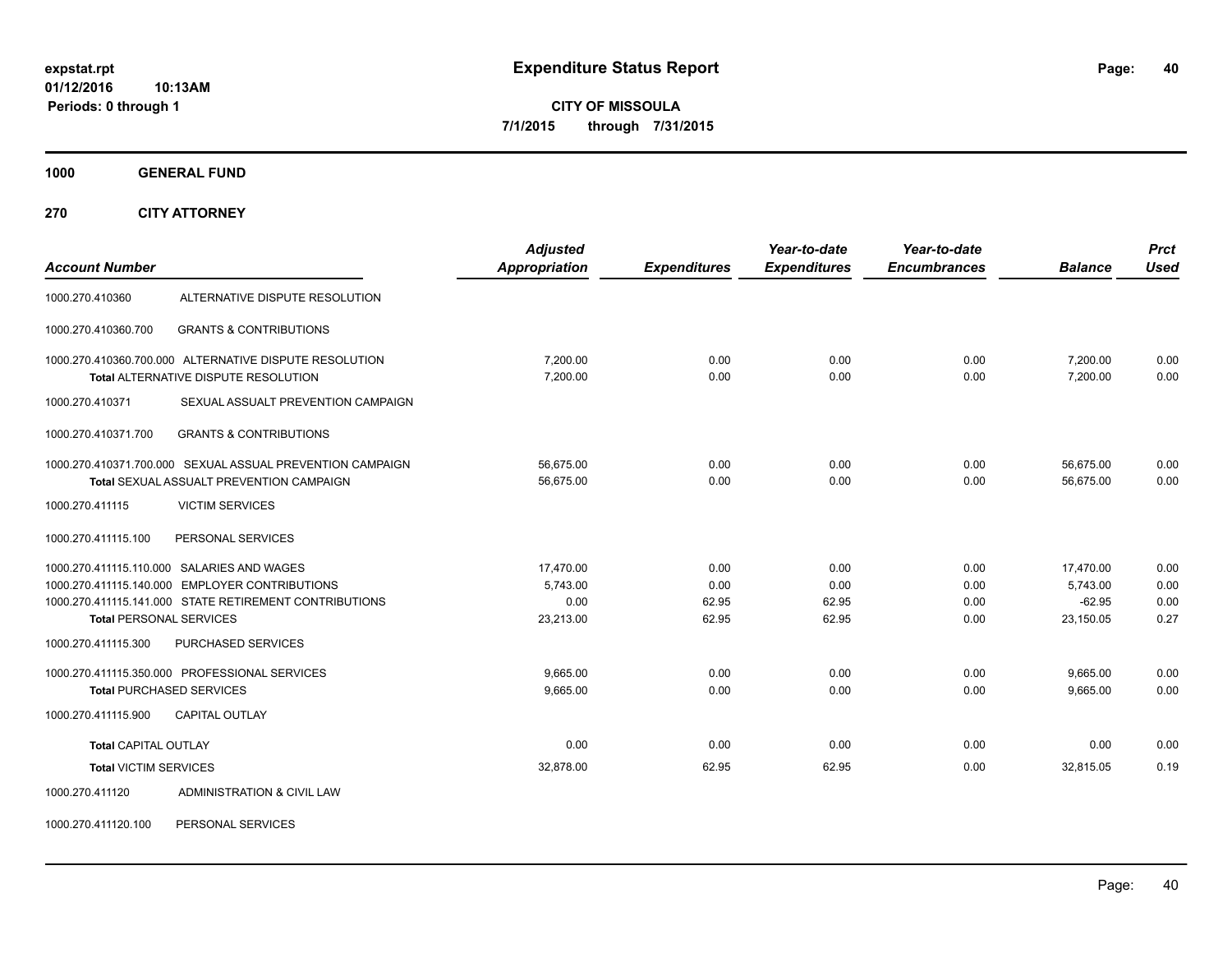# Expenditure Status Report

**CITY OF MISSOULA**
**7/1/2015 through 7/31/2015**

expstat.rpt
01/12/2016 10:13AM
Periods: 0 through 1

**1000 GENERAL FUND**

**270 CITY ATTORNEY**

| Account Number | | Adjusted Appropriation | Expenditures | Year-to-date Expenditures | Year-to-date Encumbrances | Balance | Prct Used |
|---|---|---|---|---|---|---|---|
| 1000.270.410360 | ALTERNATIVE DISPUTE RESOLUTION | | | | | | |
| 1000.270.410360.700 | GRANTS & CONTRIBUTIONS | | | | | | |
| 1000.270.410360.700.000 | ALTERNATIVE DISPUTE RESOLUTION | 7,200.00 | 0.00 | 0.00 | 0.00 | 7,200.00 | 0.00 |
| | Total ALTERNATIVE DISPUTE RESOLUTION | 7,200.00 | 0.00 | 0.00 | 0.00 | 7,200.00 | 0.00 |
| 1000.270.410371 | SEXUAL ASSUALT PREVENTION CAMPAIGN | | | | | | |
| 1000.270.410371.700 | GRANTS & CONTRIBUTIONS | | | | | | |
| 1000.270.410371.700.000 | SEXUAL ASSUAL PREVENTION CAMPAIGN | 56,675.00 | 0.00 | 0.00 | 0.00 | 56,675.00 | 0.00 |
| | Total SEXUAL ASSUALT PREVENTION CAMPAIGN | 56,675.00 | 0.00 | 0.00 | 0.00 | 56,675.00 | 0.00 |
| 1000.270.411115 | VICTIM SERVICES | | | | | | |
| 1000.270.411115.100 | PERSONAL SERVICES | | | | | | |
| 1000.270.411115.110.000 | SALARIES AND WAGES | 17,470.00 | 0.00 | 0.00 | 0.00 | 17,470.00 | 0.00 |
| 1000.270.411115.140.000 | EMPLOYER CONTRIBUTIONS | 5,743.00 | 0.00 | 0.00 | 0.00 | 5,743.00 | 0.00 |
| 1000.270.411115.141.000 | STATE RETIREMENT CONTRIBUTIONS | 0.00 | 62.95 | 62.95 | 0.00 | -62.95 | 0.00 |
| | Total PERSONAL SERVICES | 23,213.00 | 62.95 | 62.95 | 0.00 | 23,150.05 | 0.27 |
| 1000.270.411115.300 | PURCHASED SERVICES | | | | | | |
| 1000.270.411115.350.000 | PROFESSIONAL SERVICES | 9,665.00 | 0.00 | 0.00 | 0.00 | 9,665.00 | 0.00 |
| | Total PURCHASED SERVICES | 9,665.00 | 0.00 | 0.00 | 0.00 | 9,665.00 | 0.00 |
| 1000.270.411115.900 | CAPITAL OUTLAY | | | | | | |
| | Total CAPITAL OUTLAY | 0.00 | 0.00 | 0.00 | 0.00 | 0.00 | 0.00 |
| | Total VICTIM SERVICES | 32,878.00 | 62.95 | 62.95 | 0.00 | 32,815.05 | 0.19 |
| 1000.270.411120 | ADMINISTRATION & CIVIL LAW | | | | | | |
| 1000.270.411120.100 | PERSONAL SERVICES | | | | | | |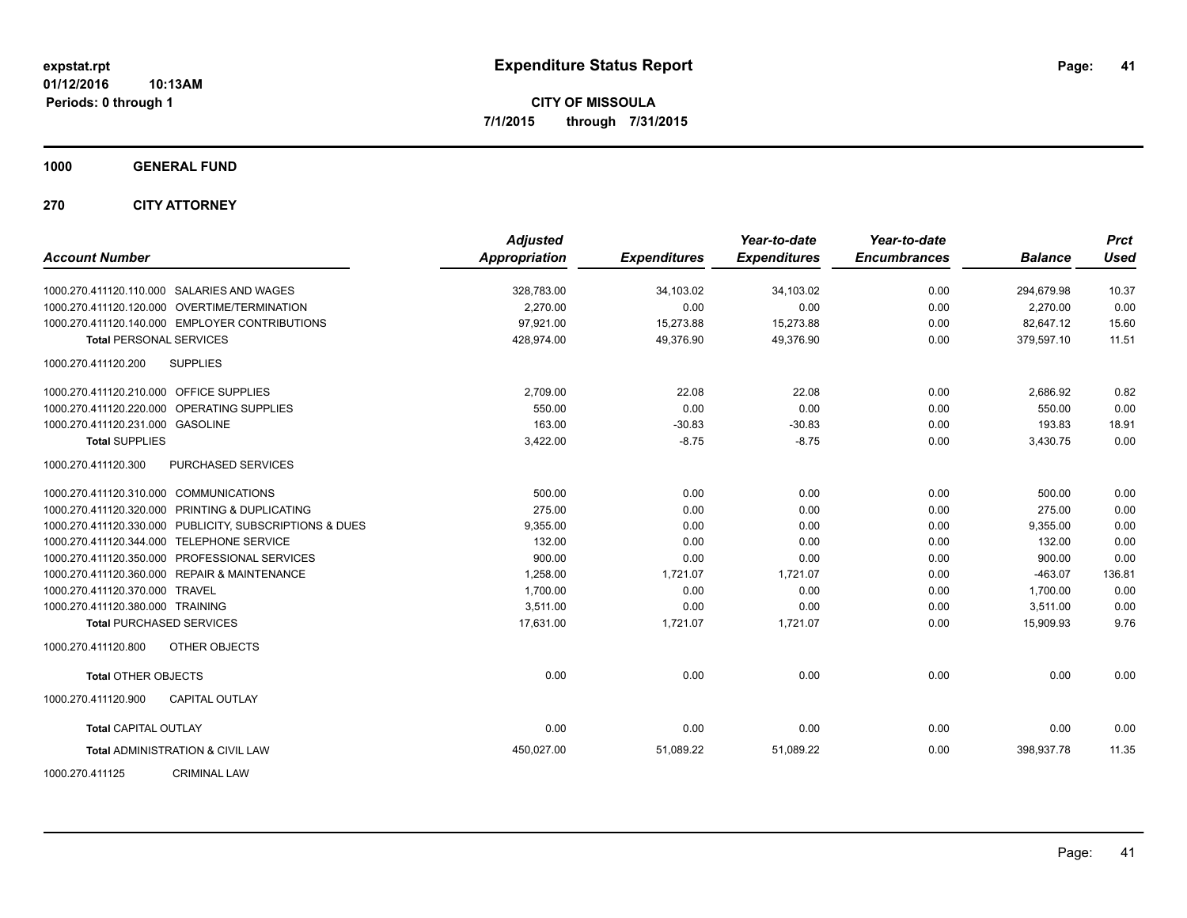# Expenditure Status Report

**CITY OF MISSOULA**

**7/1/2015 through 7/31/2015**

expstat.rpt
01/12/2016 10:13AM
Periods: 0 through 1

**1000 GENERAL FUND**

**270 CITY ATTORNEY**

| Account Number | Adjusted Appropriation | Expenditures | Year-to-date Expenditures | Year-to-date Encumbrances | Balance | Prct Used |
|---|---|---|---|---|---|---|
| 1000.270.411120.110.000 SALARIES AND WAGES | 328,783.00 | 34,103.02 | 34,103.02 | 0.00 | 294,679.98 | 10.37 |
| 1000.270.411120.120.000 OVERTIME/TERMINATION | 2,270.00 | 0.00 | 0.00 | 0.00 | 2,270.00 | 0.00 |
| 1000.270.411120.140.000 EMPLOYER CONTRIBUTIONS | 97,921.00 | 15,273.88 | 15,273.88 | 0.00 | 82,647.12 | 15.60 |
| **Total** PERSONAL SERVICES | 428,974.00 | 49,376.90 | 49,376.90 | 0.00 | 379,597.10 | 11.51 |
| 1000.270.411120.200 SUPPLIES | | | | | | |
| 1000.270.411120.210.000 OFFICE SUPPLIES | 2,709.00 | 22.08 | 22.08 | 0.00 | 2,686.92 | 0.82 |
| 1000.270.411120.220.000 OPERATING SUPPLIES | 550.00 | 0.00 | 0.00 | 0.00 | 550.00 | 0.00 |
| 1000.270.411120.231.000 GASOLINE | 163.00 | -30.83 | -30.83 | 0.00 | 193.83 | 18.91 |
| **Total** SUPPLIES | 3,422.00 | -8.75 | -8.75 | 0.00 | 3,430.75 | 0.00 |
| 1000.270.411120.300 PURCHASED SERVICES | | | | | | |
| 1000.270.411120.310.000 COMMUNICATIONS | 500.00 | 0.00 | 0.00 | 0.00 | 500.00 | 0.00 |
| 1000.270.411120.320.000 PRINTING & DUPLICATING | 275.00 | 0.00 | 0.00 | 0.00 | 275.00 | 0.00 |
| 1000.270.411120.330.000 PUBLICITY, SUBSCRIPTIONS & DUES | 9,355.00 | 0.00 | 0.00 | 0.00 | 9,355.00 | 0.00 |
| 1000.270.411120.344.000 TELEPHONE SERVICE | 132.00 | 0.00 | 0.00 | 0.00 | 132.00 | 0.00 |
| 1000.270.411120.350.000 PROFESSIONAL SERVICES | 900.00 | 0.00 | 0.00 | 0.00 | 900.00 | 0.00 |
| 1000.270.411120.360.000 REPAIR & MAINTENANCE | 1,258.00 | 1,721.07 | 1,721.07 | 0.00 | -463.07 | 136.81 |
| 1000.270.411120.370.000 TRAVEL | 1,700.00 | 0.00 | 0.00 | 0.00 | 1,700.00 | 0.00 |
| 1000.270.411120.380.000 TRAINING | 3,511.00 | 0.00 | 0.00 | 0.00 | 3,511.00 | 0.00 |
| **Total** PURCHASED SERVICES | 17,631.00 | 1,721.07 | 1,721.07 | 0.00 | 15,909.93 | 9.76 |
| 1000.270.411120.800 OTHER OBJECTS | | | | | | |
| **Total** OTHER OBJECTS | 0.00 | 0.00 | 0.00 | 0.00 | 0.00 | 0.00 |
| 1000.270.411120.900 CAPITAL OUTLAY | | | | | | |
| **Total** CAPITAL OUTLAY | 0.00 | 0.00 | 0.00 | 0.00 | 0.00 | 0.00 |
| **Total** ADMINISTRATION & CIVIL LAW | 450,027.00 | 51,089.22 | 51,089.22 | 0.00 | 398,937.78 | 11.35 |

1000.270.411125 CRIMINAL LAW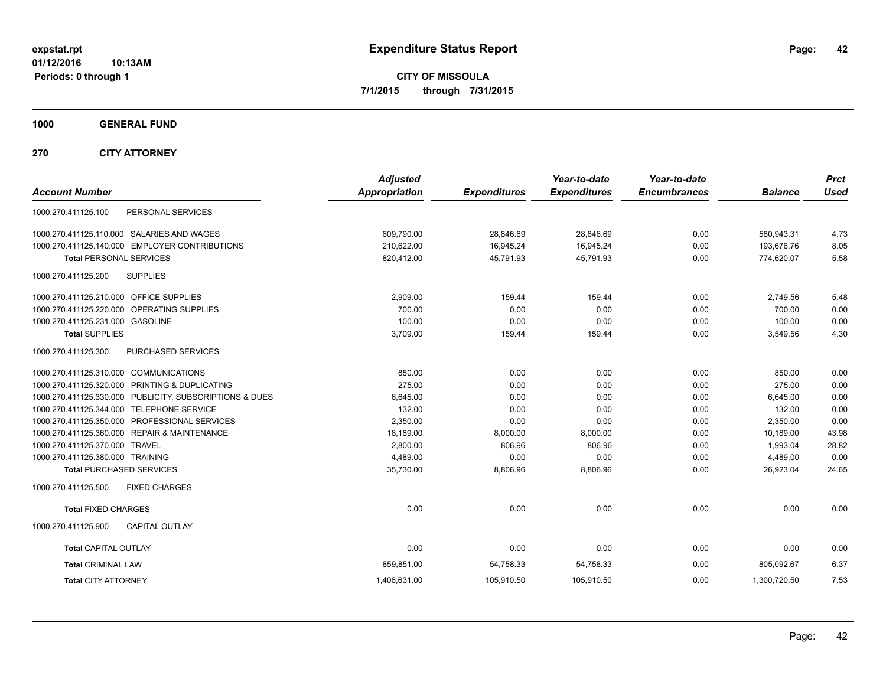**expstat.rpt**
**01/12/2016 10:13AM**
**Periods: 0 through 1**

# Expenditure Status Report

**CITY OF MISSOULA**
**7/1/2015 through 7/31/2015**

## 1000 GENERAL FUND

## 270 CITY ATTORNEY

| Account Number | Adjusted Appropriation | Expenditures | Year-to-date Expenditures | Year-to-date Encumbrances | Balance | Prct Used |
|---|---|---|---|---|---|---|
| 1000.270.411125.100 PERSONAL SERVICES | | | | | | |
| 1000.270.411125.110.000 SALARIES AND WAGES | 609,790.00 | 28,846.69 | 28,846.69 | 0.00 | 580,943.31 | 4.73 |
| 1000.270.411125.140.000 EMPLOYER CONTRIBUTIONS | 210,622.00 | 16,945.24 | 16,945.24 | 0.00 | 193,676.76 | 8.05 |
| **Total** PERSONAL SERVICES | 820,412.00 | 45,791.93 | 45,791.93 | 0.00 | 774,620.07 | 5.58 |
| 1000.270.411125.200 SUPPLIES | | | | | | |
| 1000.270.411125.210.000 OFFICE SUPPLIES | 2,909.00 | 159.44 | 159.44 | 0.00 | 2,749.56 | 5.48 |
| 1000.270.411125.220.000 OPERATING SUPPLIES | 700.00 | 0.00 | 0.00 | 0.00 | 700.00 | 0.00 |
| 1000.270.411125.231.000 GASOLINE | 100.00 | 0.00 | 0.00 | 0.00 | 100.00 | 0.00 |
| **Total** SUPPLIES | 3,709.00 | 159.44 | 159.44 | 0.00 | 3,549.56 | 4.30 |
| 1000.270.411125.300 PURCHASED SERVICES | | | | | | |
| 1000.270.411125.310.000 COMMUNICATIONS | 850.00 | 0.00 | 0.00 | 0.00 | 850.00 | 0.00 |
| 1000.270.411125.320.000 PRINTING & DUPLICATING | 275.00 | 0.00 | 0.00 | 0.00 | 275.00 | 0.00 |
| 1000.270.411125.330.000 PUBLICITY, SUBSCRIPTIONS & DUES | 6,645.00 | 0.00 | 0.00 | 0.00 | 6,645.00 | 0.00 |
| 1000.270.411125.344.000 TELEPHONE SERVICE | 132.00 | 0.00 | 0.00 | 0.00 | 132.00 | 0.00 |
| 1000.270.411125.350.000 PROFESSIONAL SERVICES | 2,350.00 | 0.00 | 0.00 | 0.00 | 2,350.00 | 0.00 |
| 1000.270.411125.360.000 REPAIR & MAINTENANCE | 18,189.00 | 8,000.00 | 8,000.00 | 0.00 | 10,189.00 | 43.98 |
| 1000.270.411125.370.000 TRAVEL | 2,800.00 | 806.96 | 806.96 | 0.00 | 1,993.04 | 28.82 |
| 1000.270.411125.380.000 TRAINING | 4,489.00 | 0.00 | 0.00 | 0.00 | 4,489.00 | 0.00 |
| **Total** PURCHASED SERVICES | 35,730.00 | 8,806.96 | 8,806.96 | 0.00 | 26,923.04 | 24.65 |
| 1000.270.411125.500 FIXED CHARGES | | | | | | |
| **Total** FIXED CHARGES | 0.00 | 0.00 | 0.00 | 0.00 | 0.00 | 0.00 |
| 1000.270.411125.900 CAPITAL OUTLAY | | | | | | |
| **Total** CAPITAL OUTLAY | 0.00 | 0.00 | 0.00 | 0.00 | 0.00 | 0.00 |
| **Total** CRIMINAL LAW | 859,851.00 | 54,758.33 | 54,758.33 | 0.00 | 805,092.67 | 6.37 |
| **Total** CITY ATTORNEY | 1,406,631.00 | 105,910.50 | 105,910.50 | 0.00 | 1,300,720.50 | 7.53 |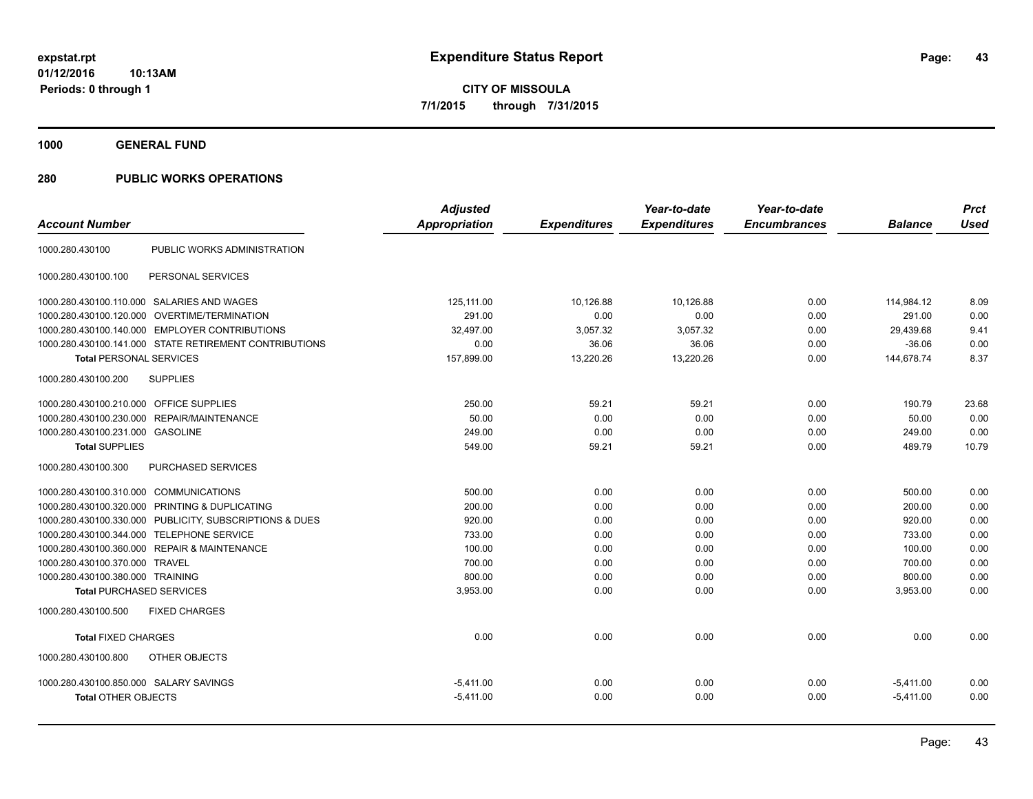# Expenditure Status Report

**CITY OF MISSOULA**

**7/1/2015 through 7/31/2015**

expstat.rpt
01/12/2016 10:13AM
Periods: 0 through 1

## 1000 GENERAL FUND

## 280 PUBLIC WORKS OPERATIONS

| Account Number | | Adjusted Appropriation | Expenditures | Year-to-date Expenditures | Year-to-date Encumbrances | Balance | Prct Used |
|---|---|---|---|---|---|---|---|
| 1000.280.430100 | PUBLIC WORKS ADMINISTRATION | | | | | | |
| 1000.280.430100.100 | PERSONAL SERVICES | | | | | | |
| 1000.280.430100.110.000 | SALARIES AND WAGES | 125,111.00 | 10,126.88 | 10,126.88 | 0.00 | 114,984.12 | 8.09 |
| 1000.280.430100.120.000 | OVERTIME/TERMINATION | 291.00 | 0.00 | 0.00 | 0.00 | 291.00 | 0.00 |
| 1000.280.430100.140.000 | EMPLOYER CONTRIBUTIONS | 32,497.00 | 3,057.32 | 3,057.32 | 0.00 | 29,439.68 | 9.41 |
| 1000.280.430100.141.000 | STATE RETIREMENT CONTRIBUTIONS | 0.00 | 36.06 | 36.06 | 0.00 | -36.06 | 0.00 |
| **Total** PERSONAL SERVICES | | 157,899.00 | 13,220.26 | 13,220.26 | 0.00 | 144,678.74 | 8.37 |
| 1000.280.430100.200 | SUPPLIES | | | | | | |
| 1000.280.430100.210.000 | OFFICE SUPPLIES | 250.00 | 59.21 | 59.21 | 0.00 | 190.79 | 23.68 |
| 1000.280.430100.230.000 | REPAIR/MAINTENANCE | 50.00 | 0.00 | 0.00 | 0.00 | 50.00 | 0.00 |
| 1000.280.430100.231.000 | GASOLINE | 249.00 | 0.00 | 0.00 | 0.00 | 249.00 | 0.00 |
| **Total** SUPPLIES | | 549.00 | 59.21 | 59.21 | 0.00 | 489.79 | 10.79 |
| 1000.280.430100.300 | PURCHASED SERVICES | | | | | | |
| 1000.280.430100.310.000 | COMMUNICATIONS | 500.00 | 0.00 | 0.00 | 0.00 | 500.00 | 0.00 |
| 1000.280.430100.320.000 | PRINTING & DUPLICATING | 200.00 | 0.00 | 0.00 | 0.00 | 200.00 | 0.00 |
| 1000.280.430100.330.000 | PUBLICITY, SUBSCRIPTIONS & DUES | 920.00 | 0.00 | 0.00 | 0.00 | 920.00 | 0.00 |
| 1000.280.430100.344.000 | TELEPHONE SERVICE | 733.00 | 0.00 | 0.00 | 0.00 | 733.00 | 0.00 |
| 1000.280.430100.360.000 | REPAIR & MAINTENANCE | 100.00 | 0.00 | 0.00 | 0.00 | 100.00 | 0.00 |
| 1000.280.430100.370.000 | TRAVEL | 700.00 | 0.00 | 0.00 | 0.00 | 700.00 | 0.00 |
| 1000.280.430100.380.000 | TRAINING | 800.00 | 0.00 | 0.00 | 0.00 | 800.00 | 0.00 |
| **Total** PURCHASED SERVICES | | 3,953.00 | 0.00 | 0.00 | 0.00 | 3,953.00 | 0.00 |
| 1000.280.430100.500 | FIXED CHARGES | | | | | | |
| **Total** FIXED CHARGES | | 0.00 | 0.00 | 0.00 | 0.00 | 0.00 | 0.00 |
| 1000.280.430100.800 | OTHER OBJECTS | | | | | | |
| 1000.280.430100.850.000 | SALARY SAVINGS | -5,411.00 | 0.00 | 0.00 | 0.00 | -5,411.00 | 0.00 |
| **Total** OTHER OBJECTS | | -5,411.00 | 0.00 | 0.00 | 0.00 | -5,411.00 | 0.00 |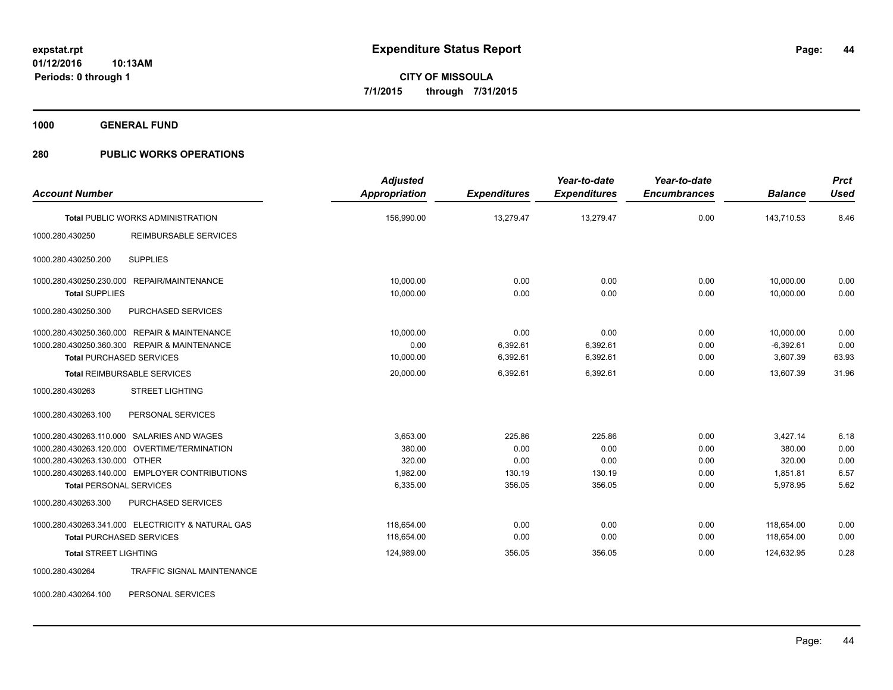# Expenditure Status Report

expstat.rpt
01/12/2016 10:13AM
Periods: 0 through 1

**CITY OF MISSOULA**
**7/1/2015 through 7/31/2015**

**1000 GENERAL FUND**

**280 PUBLIC WORKS OPERATIONS**

| Account Number | | Adjusted Appropriation | Expenditures | Year-to-date Expenditures | Year-to-date Encumbrances | Balance | Prct Used |
|---|---|---|---|---|---|---|---|
| **Total** PUBLIC WORKS ADMINISTRATION | | 156,990.00 | 13,279.47 | 13,279.47 | 0.00 | 143,710.53 | 8.46 |
| 1000.280.430250 | REIMBURSABLE SERVICES | | | | | | |
| 1000.280.430250.200 | SUPPLIES | | | | | | |
| 1000.280.430250.230.000 | REPAIR/MAINTENANCE | 10,000.00 | 0.00 | 0.00 | 0.00 | 10,000.00 | 0.00 |
| **Total** SUPPLIES | | 10,000.00 | 0.00 | 0.00 | 0.00 | 10,000.00 | 0.00 |
| 1000.280.430250.300 | PURCHASED SERVICES | | | | | | |
| 1000.280.430250.360.000 | REPAIR & MAINTENANCE | 10,000.00 | 0.00 | 0.00 | 0.00 | 10,000.00 | 0.00 |
| 1000.280.430250.360.300 | REPAIR & MAINTENANCE | 0.00 | 6,392.61 | 6,392.61 | 0.00 | -6,392.61 | 0.00 |
| **Total** PURCHASED SERVICES | | 10,000.00 | 6,392.61 | 6,392.61 | 0.00 | 3,607.39 | 63.93 |
| **Total** REIMBURSABLE SERVICES | | 20,000.00 | 6,392.61 | 6,392.61 | 0.00 | 13,607.39 | 31.96 |
| 1000.280.430263 | STREET LIGHTING | | | | | | |
| 1000.280.430263.100 | PERSONAL SERVICES | | | | | | |
| 1000.280.430263.110.000 | SALARIES AND WAGES | 3,653.00 | 225.86 | 225.86 | 0.00 | 3,427.14 | 6.18 |
| 1000.280.430263.120.000 | OVERTIME/TERMINATION | 380.00 | 0.00 | 0.00 | 0.00 | 380.00 | 0.00 |
| 1000.280.430263.130.000 | OTHER | 320.00 | 0.00 | 0.00 | 0.00 | 320.00 | 0.00 |
| 1000.280.430263.140.000 | EMPLOYER CONTRIBUTIONS | 1,982.00 | 130.19 | 130.19 | 0.00 | 1,851.81 | 6.57 |
| **Total** PERSONAL SERVICES | | 6,335.00 | 356.05 | 356.05 | 0.00 | 5,978.95 | 5.62 |
| 1000.280.430263.300 | PURCHASED SERVICES | | | | | | |
| 1000.280.430263.341.000 | ELECTRICITY & NATURAL GAS | 118,654.00 | 0.00 | 0.00 | 0.00 | 118,654.00 | 0.00 |
| **Total** PURCHASED SERVICES | | 118,654.00 | 0.00 | 0.00 | 0.00 | 118,654.00 | 0.00 |
| **Total** STREET LIGHTING | | 124,989.00 | 356.05 | 356.05 | 0.00 | 124,632.95 | 0.28 |
| 1000.280.430264 | TRAFFIC SIGNAL MAINTENANCE | | | | | | |
| 1000.280.430264.100 | PERSONAL SERVICES | | | | | | |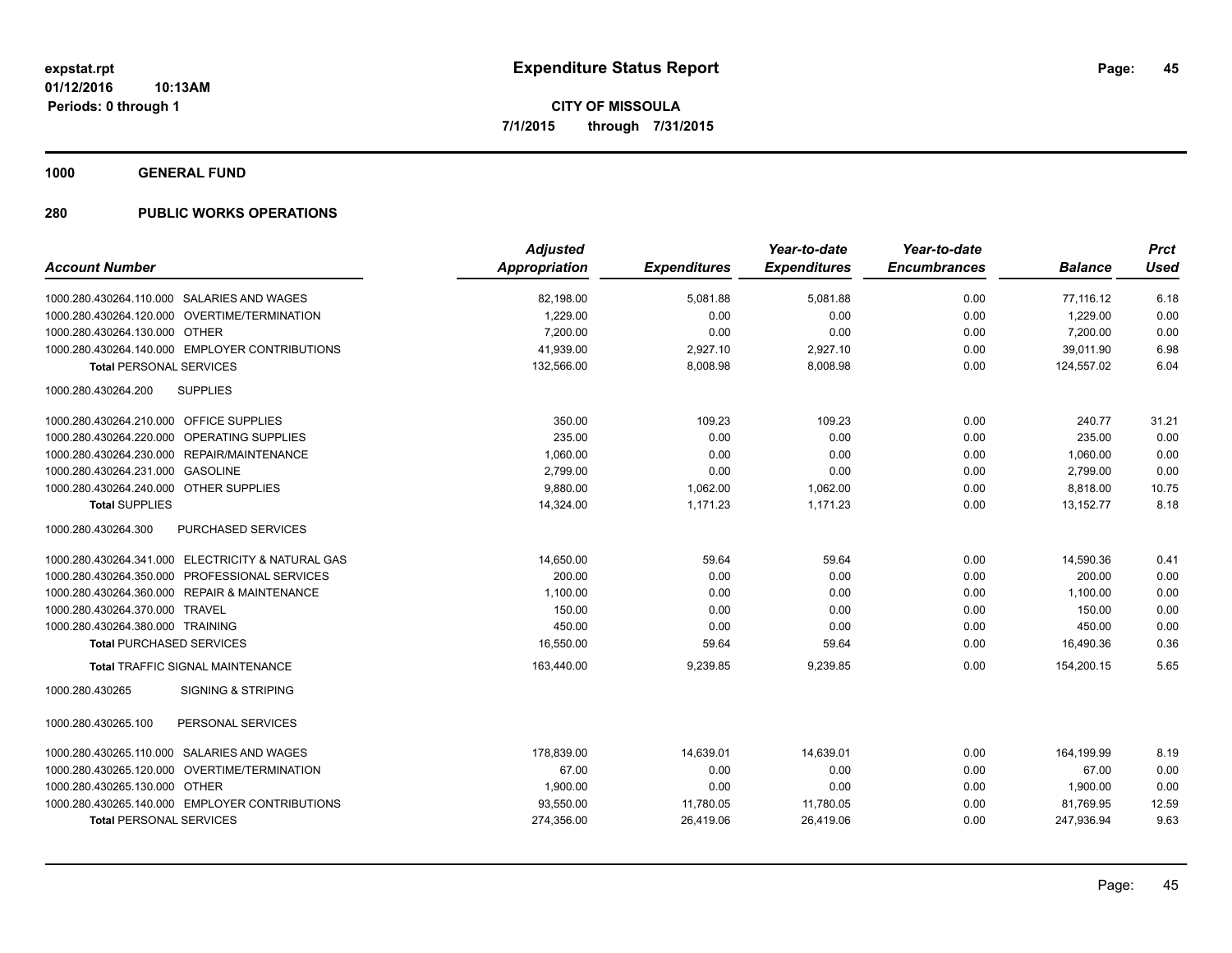**expstat.rpt**
**01/12/2016 10:13AM**
**Periods: 0 through 1**

# Expenditure Status Report

**CITY OF MISSOULA**
**7/1/2015 through 7/31/2015**

## 1000 GENERAL FUND

## 280 PUBLIC WORKS OPERATIONS

| Account Number | Adjusted Appropriation | Expenditures | Year-to-date Expenditures | Year-to-date Encumbrances | Balance | Prct Used |
|---|---|---|---|---|---|---|
| 1000.280.430264.110.000 SALARIES AND WAGES | 82,198.00 | 5,081.88 | 5,081.88 | 0.00 | 77,116.12 | 6.18 |
| 1000.280.430264.120.000 OVERTIME/TERMINATION | 1,229.00 | 0.00 | 0.00 | 0.00 | 1,229.00 | 0.00 |
| 1000.280.430264.130.000 OTHER | 7,200.00 | 0.00 | 0.00 | 0.00 | 7,200.00 | 0.00 |
| 1000.280.430264.140.000 EMPLOYER CONTRIBUTIONS | 41,939.00 | 2,927.10 | 2,927.10 | 0.00 | 39,011.90 | 6.98 |
| **Total** PERSONAL SERVICES | 132,566.00 | 8,008.98 | 8,008.98 | 0.00 | 124,557.02 | 6.04 |
| 1000.280.430264.200 SUPPLIES | | | | | | |
| 1000.280.430264.210.000 OFFICE SUPPLIES | 350.00 | 109.23 | 109.23 | 0.00 | 240.77 | 31.21 |
| 1000.280.430264.220.000 OPERATING SUPPLIES | 235.00 | 0.00 | 0.00 | 0.00 | 235.00 | 0.00 |
| 1000.280.430264.230.000 REPAIR/MAINTENANCE | 1,060.00 | 0.00 | 0.00 | 0.00 | 1,060.00 | 0.00 |
| 1000.280.430264.231.000 GASOLINE | 2,799.00 | 0.00 | 0.00 | 0.00 | 2,799.00 | 0.00 |
| 1000.280.430264.240.000 OTHER SUPPLIES | 9,880.00 | 1,062.00 | 1,062.00 | 0.00 | 8,818.00 | 10.75 |
| **Total** SUPPLIES | 14,324.00 | 1,171.23 | 1,171.23 | 0.00 | 13,152.77 | 8.18 |
| 1000.280.430264.300 PURCHASED SERVICES | | | | | | |
| 1000.280.430264.341.000 ELECTRICITY & NATURAL GAS | 14,650.00 | 59.64 | 59.64 | 0.00 | 14,590.36 | 0.41 |
| 1000.280.430264.350.000 PROFESSIONAL SERVICES | 200.00 | 0.00 | 0.00 | 0.00 | 200.00 | 0.00 |
| 1000.280.430264.360.000 REPAIR & MAINTENANCE | 1,100.00 | 0.00 | 0.00 | 0.00 | 1,100.00 | 0.00 |
| 1000.280.430264.370.000 TRAVEL | 150.00 | 0.00 | 0.00 | 0.00 | 150.00 | 0.00 |
| 1000.280.430264.380.000 TRAINING | 450.00 | 0.00 | 0.00 | 0.00 | 450.00 | 0.00 |
| **Total** PURCHASED SERVICES | 16,550.00 | 59.64 | 59.64 | 0.00 | 16,490.36 | 0.36 |
| **Total** TRAFFIC SIGNAL MAINTENANCE | 163,440.00 | 9,239.85 | 9,239.85 | 0.00 | 154,200.15 | 5.65 |
| 1000.280.430265 SIGNING & STRIPING | | | | | | |
| 1000.280.430265.100 PERSONAL SERVICES | | | | | | |
| 1000.280.430265.110.000 SALARIES AND WAGES | 178,839.00 | 14,639.01 | 14,639.01 | 0.00 | 164,199.99 | 8.19 |
| 1000.280.430265.120.000 OVERTIME/TERMINATION | 67.00 | 0.00 | 0.00 | 0.00 | 67.00 | 0.00 |
| 1000.280.430265.130.000 OTHER | 1,900.00 | 0.00 | 0.00 | 0.00 | 1,900.00 | 0.00 |
| 1000.280.430265.140.000 EMPLOYER CONTRIBUTIONS | 93,550.00 | 11,780.05 | 11,780.05 | 0.00 | 81,769.95 | 12.59 |
| **Total** PERSONAL SERVICES | 274,356.00 | 26,419.06 | 26,419.06 | 0.00 | 247,936.94 | 9.63 |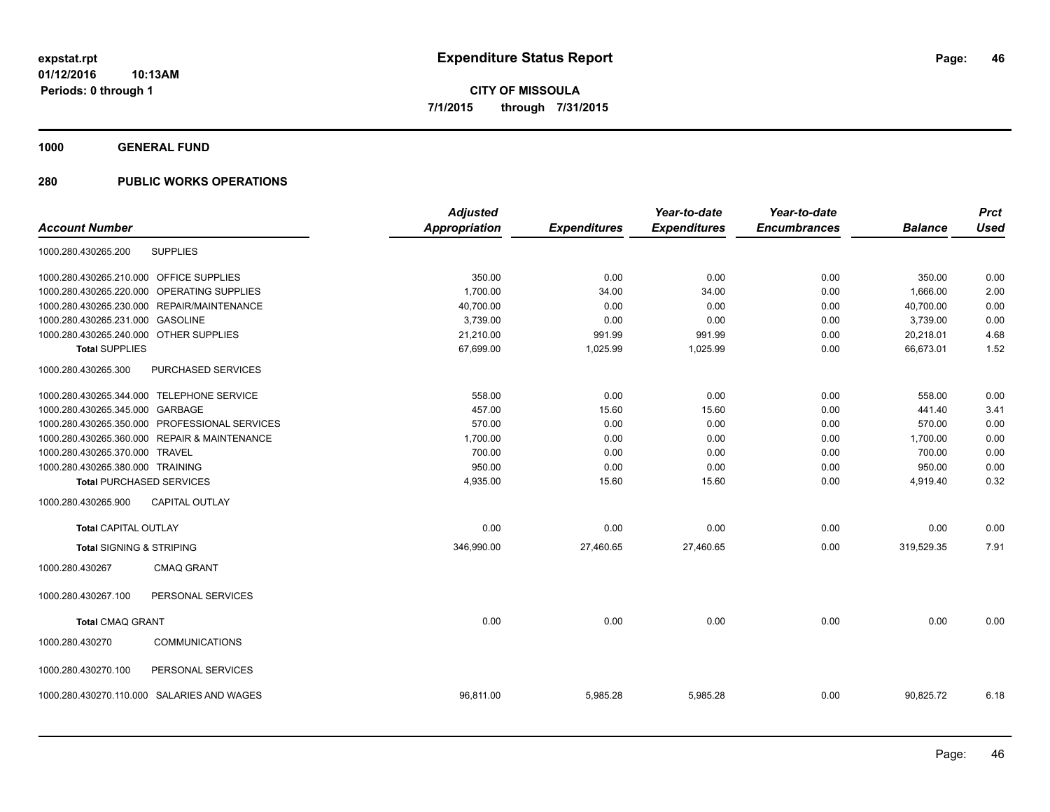**expstat.rpt**
**01/12/2016 10:13AM**
**Periods: 0 through 1**

# Expenditure Status Report

**CITY OF MISSOULA**
**7/1/2015 through 7/31/2015**

## 1000 GENERAL FUND

## 280 PUBLIC WORKS OPERATIONS

| Account Number | | Adjusted Appropriation | Expenditures | Year-to-date Expenditures | Year-to-date Encumbrances | Balance | Prct Used |
|---|---|---|---|---|---|---|---|
| 1000.280.430265.200 | SUPPLIES | | | | | | |
| 1000.280.430265.210.000 | OFFICE SUPPLIES | 350.00 | 0.00 | 0.00 | 0.00 | 350.00 | 0.00 |
| 1000.280.430265.220.000 | OPERATING SUPPLIES | 1,700.00 | 34.00 | 34.00 | 0.00 | 1,666.00 | 2.00 |
| 1000.280.430265.230.000 | REPAIR/MAINTENANCE | 40,700.00 | 0.00 | 0.00 | 0.00 | 40,700.00 | 0.00 |
| 1000.280.430265.231.000 | GASOLINE | 3,739.00 | 0.00 | 0.00 | 0.00 | 3,739.00 | 0.00 |
| 1000.280.430265.240.000 | OTHER SUPPLIES | 21,210.00 | 991.99 | 991.99 | 0.00 | 20,218.01 | 4.68 |
| **Total** SUPPLIES | | 67,699.00 | 1,025.99 | 1,025.99 | 0.00 | 66,673.01 | 1.52 |
| 1000.280.430265.300 | PURCHASED SERVICES | | | | | | |
| 1000.280.430265.344.000 | TELEPHONE SERVICE | 558.00 | 0.00 | 0.00 | 0.00 | 558.00 | 0.00 |
| 1000.280.430265.345.000 | GARBAGE | 457.00 | 15.60 | 15.60 | 0.00 | 441.40 | 3.41 |
| 1000.280.430265.350.000 | PROFESSIONAL SERVICES | 570.00 | 0.00 | 0.00 | 0.00 | 570.00 | 0.00 |
| 1000.280.430265.360.000 | REPAIR & MAINTENANCE | 1,700.00 | 0.00 | 0.00 | 0.00 | 1,700.00 | 0.00 |
| 1000.280.430265.370.000 | TRAVEL | 700.00 | 0.00 | 0.00 | 0.00 | 700.00 | 0.00 |
| 1000.280.430265.380.000 | TRAINING | 950.00 | 0.00 | 0.00 | 0.00 | 950.00 | 0.00 |
| **Total** PURCHASED SERVICES | | 4,935.00 | 15.60 | 15.60 | 0.00 | 4,919.40 | 0.32 |
| 1000.280.430265.900 | CAPITAL OUTLAY | | | | | | |
| **Total** CAPITAL OUTLAY | | 0.00 | 0.00 | 0.00 | 0.00 | 0.00 | 0.00 |
| **Total** SIGNING & STRIPING | | 346,990.00 | 27,460.65 | 27,460.65 | 0.00 | 319,529.35 | 7.91 |
| 1000.280.430267 | CMAQ GRANT | | | | | | |
| 1000.280.430267.100 | PERSONAL SERVICES | | | | | | |
| **Total** CMAQ GRANT | | 0.00 | 0.00 | 0.00 | 0.00 | 0.00 | 0.00 |
| 1000.280.430270 | COMMUNICATIONS | | | | | | |
| 1000.280.430270.100 | PERSONAL SERVICES | | | | | | |
| 1000.280.430270.110.000 | SALARIES AND WAGES | 96,811.00 | 5,985.28 | 5,985.28 | 0.00 | 90,825.72 | 6.18 |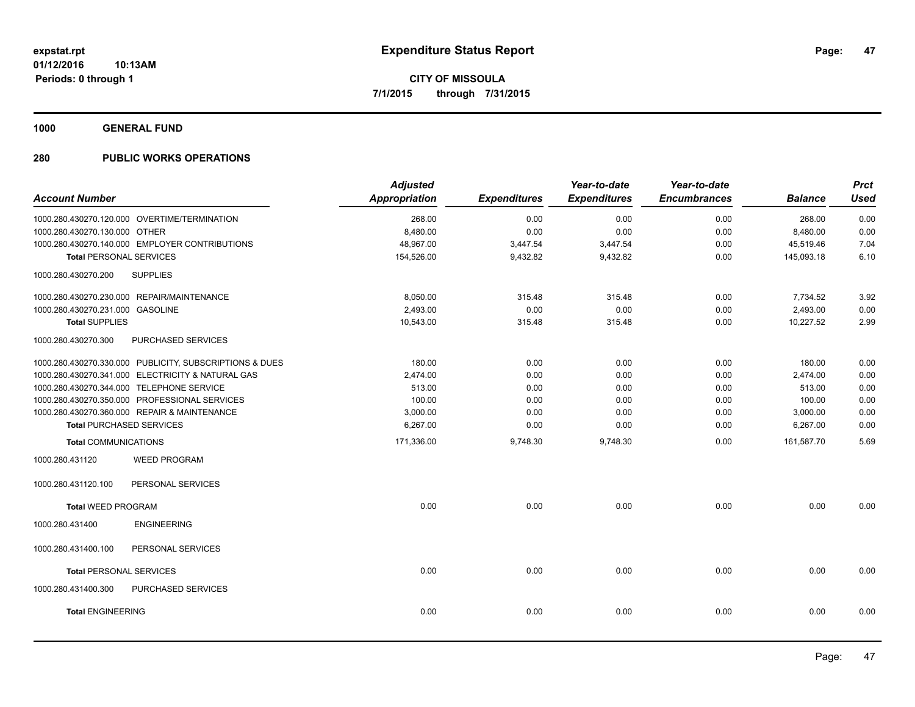**expstat.rpt**
**01/12/2016 10:13AM**
**Periods: 0 through 1**

# Expenditure Status Report

**CITY OF MISSOULA**
**7/1/2015 through 7/31/2015**

## 1000 GENERAL FUND

## 280 PUBLIC WORKS OPERATIONS

| Account Number | Adjusted Appropriation | Expenditures | Year-to-date Expenditures | Year-to-date Encumbrances | Balance | Prct Used |
|---|---|---|---|---|---|---|
| 1000.280.430270.120.000 OVERTIME/TERMINATION | 268.00 | 0.00 | 0.00 | 0.00 | 268.00 | 0.00 |
| 1000.280.430270.130.000 OTHER | 8,480.00 | 0.00 | 0.00 | 0.00 | 8,480.00 | 0.00 |
| 1000.280.430270.140.000 EMPLOYER CONTRIBUTIONS | 48,967.00 | 3,447.54 | 3,447.54 | 0.00 | 45,519.46 | 7.04 |
| **Total** PERSONAL SERVICES | 154,526.00 | 9,432.82 | 9,432.82 | 0.00 | 145,093.18 | 6.10 |
| 1000.280.430270.200 SUPPLIES | | | | | | |
| 1000.280.430270.230.000 REPAIR/MAINTENANCE | 8,050.00 | 315.48 | 315.48 | 0.00 | 7,734.52 | 3.92 |
| 1000.280.430270.231.000 GASOLINE | 2,493.00 | 0.00 | 0.00 | 0.00 | 2,493.00 | 0.00 |
| **Total** SUPPLIES | 10,543.00 | 315.48 | 315.48 | 0.00 | 10,227.52 | 2.99 |
| 1000.280.430270.300 PURCHASED SERVICES | | | | | | |
| 1000.280.430270.330.000 PUBLICITY, SUBSCRIPTIONS & DUES | 180.00 | 0.00 | 0.00 | 0.00 | 180.00 | 0.00 |
| 1000.280.430270.341.000 ELECTRICITY & NATURAL GAS | 2,474.00 | 0.00 | 0.00 | 0.00 | 2,474.00 | 0.00 |
| 1000.280.430270.344.000 TELEPHONE SERVICE | 513.00 | 0.00 | 0.00 | 0.00 | 513.00 | 0.00 |
| 1000.280.430270.350.000 PROFESSIONAL SERVICES | 100.00 | 0.00 | 0.00 | 0.00 | 100.00 | 0.00 |
| 1000.280.430270.360.000 REPAIR & MAINTENANCE | 3,000.00 | 0.00 | 0.00 | 0.00 | 3,000.00 | 0.00 |
| **Total** PURCHASED SERVICES | 6,267.00 | 0.00 | 0.00 | 0.00 | 6,267.00 | 0.00 |
| **Total** COMMUNICATIONS | 171,336.00 | 9,748.30 | 9,748.30 | 0.00 | 161,587.70 | 5.69 |
| 1000.280.431120 WEED PROGRAM | | | | | | |
| 1000.280.431120.100 PERSONAL SERVICES | | | | | | |
| **Total** WEED PROGRAM | 0.00 | 0.00 | 0.00 | 0.00 | 0.00 | 0.00 |
| 1000.280.431400 ENGINEERING | | | | | | |
| 1000.280.431400.100 PERSONAL SERVICES | | | | | | |
| **Total** PERSONAL SERVICES | 0.00 | 0.00 | 0.00 | 0.00 | 0.00 | 0.00 |
| 1000.280.431400.300 PURCHASED SERVICES | | | | | | |
| **Total** ENGINEERING | 0.00 | 0.00 | 0.00 | 0.00 | 0.00 | 0.00 |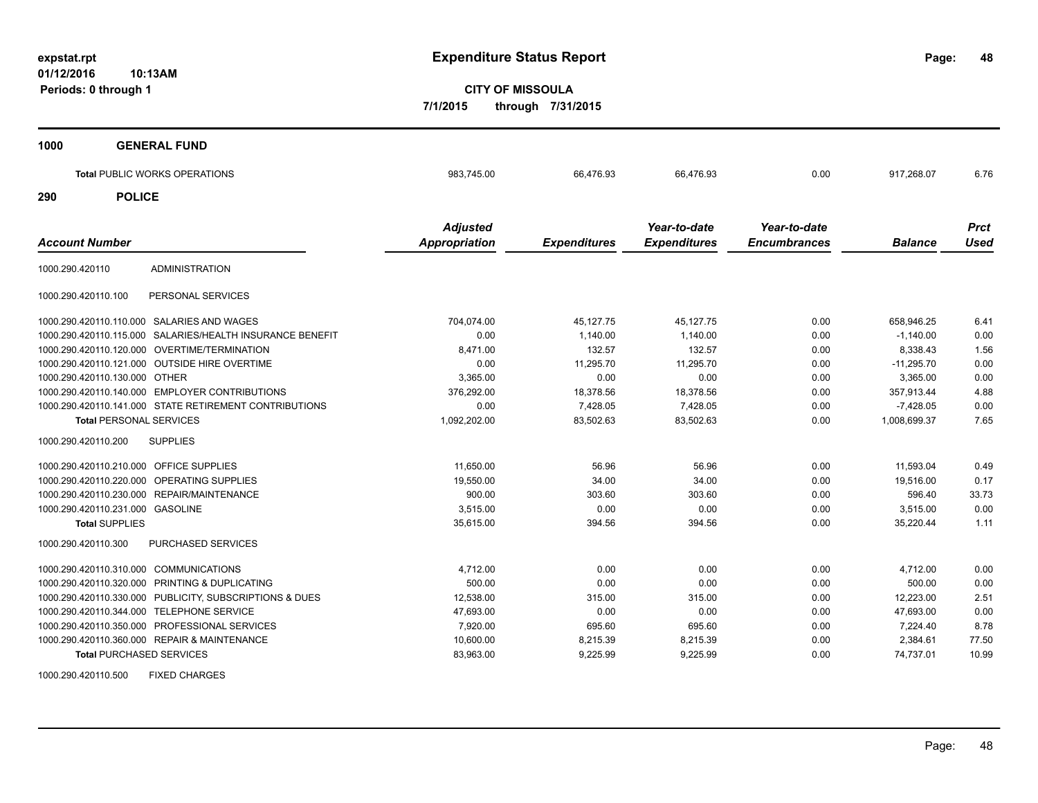**expstat.rpt**
**01/12/2016 10:13AM**
**Periods: 0 through 1**

# Expenditure Status Report

**CITY OF MISSOULA**
**7/1/2015 through 7/31/2015**

## 1000 GENERAL FUND

| | | | | | | |
|---|---|---|---|---|---|---|
| **Total** PUBLIC WORKS OPERATIONS | 983,745.00 | 66,476.93 | 66,476.93 | 0.00 | 917,268.07 | 6.76 |

## 290 POLICE

| Account Number | Adjusted Appropriation | Expenditures | Year-to-date Expenditures | Year-to-date Encumbrances | Balance | Prct Used |
|---|---|---|---|---|---|---|
| 1000.290.420110 ADMINISTRATION | | | | | | |
| 1000.290.420110.100 PERSONAL SERVICES | | | | | | |
| 1000.290.420110.110.000 SALARIES AND WAGES | 704,074.00 | 45,127.75 | 45,127.75 | 0.00 | 658,946.25 | 6.41 |
| 1000.290.420110.115.000 SALARIES/HEALTH INSURANCE BENEFIT | 0.00 | 1,140.00 | 1,140.00 | 0.00 | -1,140.00 | 0.00 |
| 1000.290.420110.120.000 OVERTIME/TERMINATION | 8,471.00 | 132.57 | 132.57 | 0.00 | 8,338.43 | 1.56 |
| 1000.290.420110.121.000 OUTSIDE HIRE OVERTIME | 0.00 | 11,295.70 | 11,295.70 | 0.00 | -11,295.70 | 0.00 |
| 1000.290.420110.130.000 OTHER | 3,365.00 | 0.00 | 0.00 | 0.00 | 3,365.00 | 0.00 |
| 1000.290.420110.140.000 EMPLOYER CONTRIBUTIONS | 376,292.00 | 18,378.56 | 18,378.56 | 0.00 | 357,913.44 | 4.88 |
| 1000.290.420110.141.000 STATE RETIREMENT CONTRIBUTIONS | 0.00 | 7,428.05 | 7,428.05 | 0.00 | -7,428.05 | 0.00 |
| **Total** PERSONAL SERVICES | 1,092,202.00 | 83,502.63 | 83,502.63 | 0.00 | 1,008,699.37 | 7.65 |
| 1000.290.420110.200 SUPPLIES | | | | | | |
| 1000.290.420110.210.000 OFFICE SUPPLIES | 11,650.00 | 56.96 | 56.96 | 0.00 | 11,593.04 | 0.49 |
| 1000.290.420110.220.000 OPERATING SUPPLIES | 19,550.00 | 34.00 | 34.00 | 0.00 | 19,516.00 | 0.17 |
| 1000.290.420110.230.000 REPAIR/MAINTENANCE | 900.00 | 303.60 | 303.60 | 0.00 | 596.40 | 33.73 |
| 1000.290.420110.231.000 GASOLINE | 3,515.00 | 0.00 | 0.00 | 0.00 | 3,515.00 | 0.00 |
| **Total** SUPPLIES | 35,615.00 | 394.56 | 394.56 | 0.00 | 35,220.44 | 1.11 |
| 1000.290.420110.300 PURCHASED SERVICES | | | | | | |
| 1000.290.420110.310.000 COMMUNICATIONS | 4,712.00 | 0.00 | 0.00 | 0.00 | 4,712.00 | 0.00 |
| 1000.290.420110.320.000 PRINTING & DUPLICATING | 500.00 | 0.00 | 0.00 | 0.00 | 500.00 | 0.00 |
| 1000.290.420110.330.000 PUBLICITY, SUBSCRIPTIONS & DUES | 12,538.00 | 315.00 | 315.00 | 0.00 | 12,223.00 | 2.51 |
| 1000.290.420110.344.000 TELEPHONE SERVICE | 47,693.00 | 0.00 | 0.00 | 0.00 | 47,693.00 | 0.00 |
| 1000.290.420110.350.000 PROFESSIONAL SERVICES | 7,920.00 | 695.60 | 695.60 | 0.00 | 7,224.40 | 8.78 |
| 1000.290.420110.360.000 REPAIR & MAINTENANCE | 10,600.00 | 8,215.39 | 8,215.39 | 0.00 | 2,384.61 | 77.50 |
| **Total** PURCHASED SERVICES | 83,963.00 | 9,225.99 | 9,225.99 | 0.00 | 74,737.01 | 10.99 |
| 1000.290.420110.500 FIXED CHARGES | | | | | | |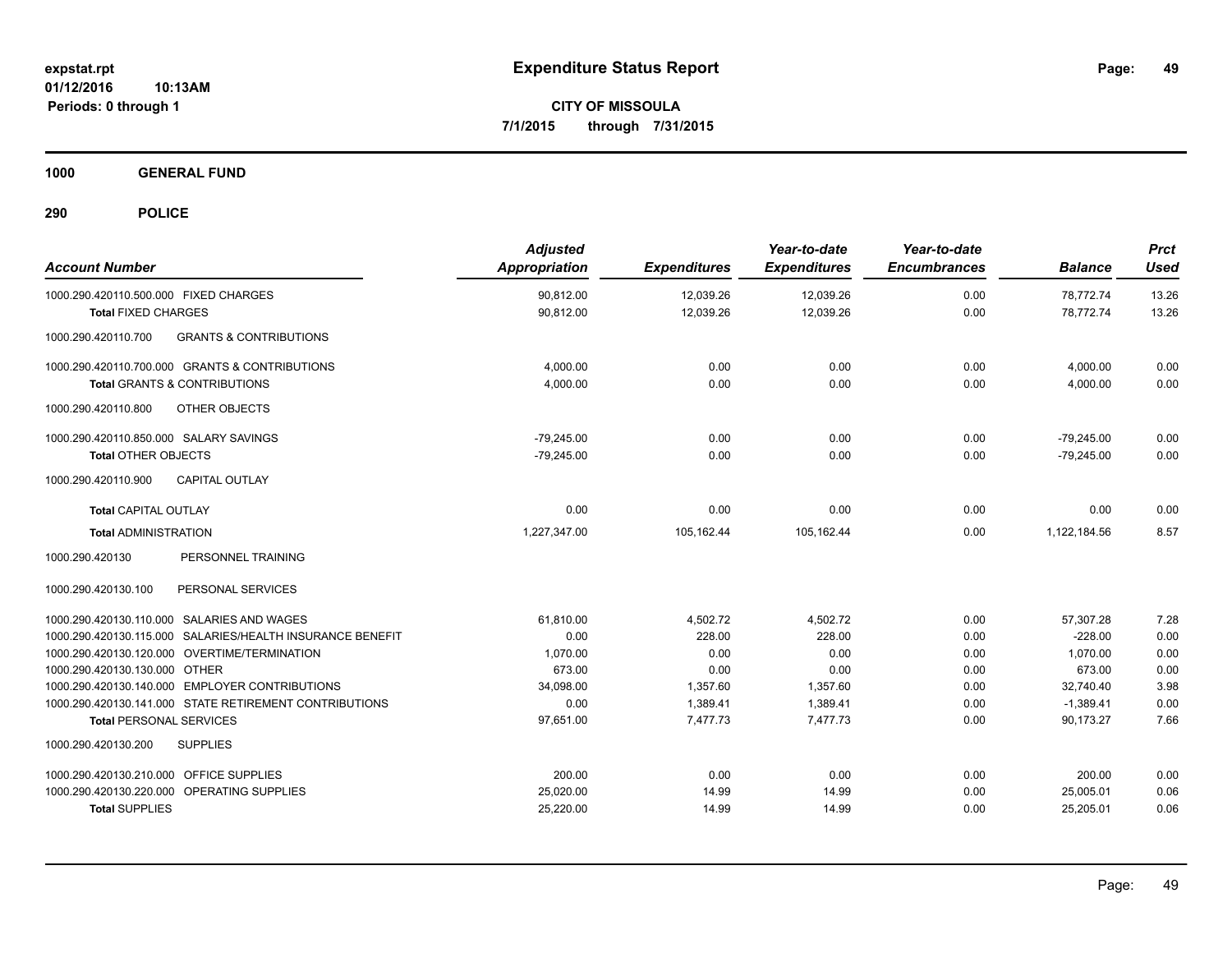**expstat.rpt**
**01/12/2016 10:13AM**
**Periods: 0 through 1**

# Expenditure Status Report

**CITY OF MISSOULA**
**7/1/2015 through 7/31/2015**

**1000 GENERAL FUND**

**290 POLICE**

| Account Number | Adjusted Appropriation | Expenditures | Year-to-date Expenditures | Year-to-date Encumbrances | Balance | Prct Used |
|---|---|---|---|---|---|---|
| 1000.290.420110.500.000 FIXED CHARGES | 90,812.00 | 12,039.26 | 12,039.26 | 0.00 | 78,772.74 | 13.26 |
| **Total** FIXED CHARGES | 90,812.00 | 12,039.26 | 12,039.26 | 0.00 | 78,772.74 | 13.26 |
| 1000.290.420110.700 GRANTS & CONTRIBUTIONS | | | | | | |
| 1000.290.420110.700.000 GRANTS & CONTRIBUTIONS | 4,000.00 | 0.00 | 0.00 | 0.00 | 4,000.00 | 0.00 |
| **Total** GRANTS & CONTRIBUTIONS | 4,000.00 | 0.00 | 0.00 | 0.00 | 4,000.00 | 0.00 |
| 1000.290.420110.800 OTHER OBJECTS | | | | | | |
| 1000.290.420110.850.000 SALARY SAVINGS | -79,245.00 | 0.00 | 0.00 | 0.00 | -79,245.00 | 0.00 |
| **Total** OTHER OBJECTS | -79,245.00 | 0.00 | 0.00 | 0.00 | -79,245.00 | 0.00 |
| 1000.290.420110.900 CAPITAL OUTLAY | | | | | | |
| **Total** CAPITAL OUTLAY | 0.00 | 0.00 | 0.00 | 0.00 | 0.00 | 0.00 |
| **Total** ADMINISTRATION | 1,227,347.00 | 105,162.44 | 105,162.44 | 0.00 | 1,122,184.56 | 8.57 |
| 1000.290.420130 PERSONNEL TRAINING | | | | | | |
| 1000.290.420130.100 PERSONAL SERVICES | | | | | | |
| 1000.290.420130.110.000 SALARIES AND WAGES | 61,810.00 | 4,502.72 | 4,502.72 | 0.00 | 57,307.28 | 7.28 |
| 1000.290.420130.115.000 SALARIES/HEALTH INSURANCE BENEFIT | 0.00 | 228.00 | 228.00 | 0.00 | -228.00 | 0.00 |
| 1000.290.420130.120.000 OVERTIME/TERMINATION | 1,070.00 | 0.00 | 0.00 | 0.00 | 1,070.00 | 0.00 |
| 1000.290.420130.130.000 OTHER | 673.00 | 0.00 | 0.00 | 0.00 | 673.00 | 0.00 |
| 1000.290.420130.140.000 EMPLOYER CONTRIBUTIONS | 34,098.00 | 1,357.60 | 1,357.60 | 0.00 | 32,740.40 | 3.98 |
| 1000.290.420130.141.000 STATE RETIREMENT CONTRIBUTIONS | 0.00 | 1,389.41 | 1,389.41 | 0.00 | -1,389.41 | 0.00 |
| **Total** PERSONAL SERVICES | 97,651.00 | 7,477.73 | 7,477.73 | 0.00 | 90,173.27 | 7.66 |
| 1000.290.420130.200 SUPPLIES | | | | | | |
| 1000.290.420130.210.000 OFFICE SUPPLIES | 200.00 | 0.00 | 0.00 | 0.00 | 200.00 | 0.00 |
| 1000.290.420130.220.000 OPERATING SUPPLIES | 25,020.00 | 14.99 | 14.99 | 0.00 | 25,005.01 | 0.06 |
| **Total** SUPPLIES | 25,220.00 | 14.99 | 14.99 | 0.00 | 25,205.01 | 0.06 |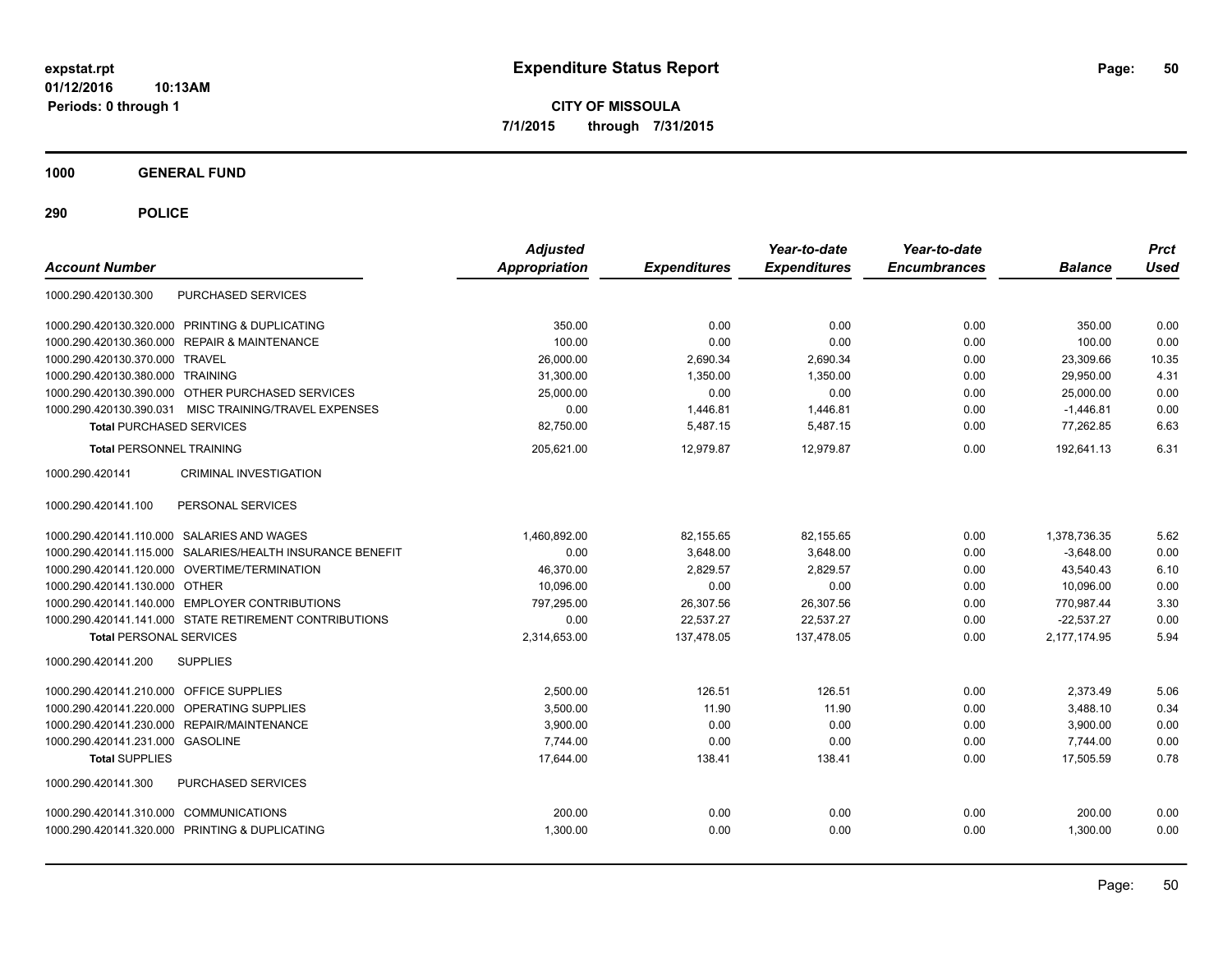**expstat.rpt**
**01/12/2016 10:13AM**
**Periods: 0 through 1**

# Expenditure Status Report

**CITY OF MISSOULA**
**7/1/2015 through 7/31/2015**

## 1000 GENERAL FUND

### 290 POLICE

| Account Number | | Adjusted Appropriation | Expenditures | Year-to-date Expenditures | Year-to-date Encumbrances | Balance | Prct Used |
|---|---|---|---|---|---|---|---|
| 1000.290.420130.300 | PURCHASED SERVICES | | | | | | |
| 1000.290.420130.320.000 | PRINTING & DUPLICATING | 350.00 | 0.00 | 0.00 | 0.00 | 350.00 | 0.00 |
| 1000.290.420130.360.000 | REPAIR & MAINTENANCE | 100.00 | 0.00 | 0.00 | 0.00 | 100.00 | 0.00 |
| 1000.290.420130.370.000 | TRAVEL | 26,000.00 | 2,690.34 | 2,690.34 | 0.00 | 23,309.66 | 10.35 |
| 1000.290.420130.380.000 | TRAINING | 31,300.00 | 1,350.00 | 1,350.00 | 0.00 | 29,950.00 | 4.31 |
| 1000.290.420130.390.000 | OTHER PURCHASED SERVICES | 25,000.00 | 0.00 | 0.00 | 0.00 | 25,000.00 | 0.00 |
| 1000.290.420130.390.031 | MISC TRAINING/TRAVEL EXPENSES | 0.00 | 1,446.81 | 1,446.81 | 0.00 | -1,446.81 | 0.00 |
| **Total** PURCHASED SERVICES | | 82,750.00 | 5,487.15 | 5,487.15 | 0.00 | 77,262.85 | 6.63 |
| **Total** PERSONNEL TRAINING | | 205,621.00 | 12,979.87 | 12,979.87 | 0.00 | 192,641.13 | 6.31 |
| 1000.290.420141 | CRIMINAL INVESTIGATION | | | | | | |
| 1000.290.420141.100 | PERSONAL SERVICES | | | | | | |
| 1000.290.420141.110.000 | SALARIES AND WAGES | 1,460,892.00 | 82,155.65 | 82,155.65 | 0.00 | 1,378,736.35 | 5.62 |
| 1000.290.420141.115.000 | SALARIES/HEALTH INSURANCE BENEFIT | 0.00 | 3,648.00 | 3,648.00 | 0.00 | -3,648.00 | 0.00 |
| 1000.290.420141.120.000 | OVERTIME/TERMINATION | 46,370.00 | 2,829.57 | 2,829.57 | 0.00 | 43,540.43 | 6.10 |
| 1000.290.420141.130.000 | OTHER | 10,096.00 | 0.00 | 0.00 | 0.00 | 10,096.00 | 0.00 |
| 1000.290.420141.140.000 | EMPLOYER CONTRIBUTIONS | 797,295.00 | 26,307.56 | 26,307.56 | 0.00 | 770,987.44 | 3.30 |
| 1000.290.420141.141.000 | STATE RETIREMENT CONTRIBUTIONS | 0.00 | 22,537.27 | 22,537.27 | 0.00 | -22,537.27 | 0.00 |
| **Total** PERSONAL SERVICES | | 2,314,653.00 | 137,478.05 | 137,478.05 | 0.00 | 2,177,174.95 | 5.94 |
| 1000.290.420141.200 | SUPPLIES | | | | | | |
| 1000.290.420141.210.000 | OFFICE SUPPLIES | 2,500.00 | 126.51 | 126.51 | 0.00 | 2,373.49 | 5.06 |
| 1000.290.420141.220.000 | OPERATING SUPPLIES | 3,500.00 | 11.90 | 11.90 | 0.00 | 3,488.10 | 0.34 |
| 1000.290.420141.230.000 | REPAIR/MAINTENANCE | 3,900.00 | 0.00 | 0.00 | 0.00 | 3,900.00 | 0.00 |
| 1000.290.420141.231.000 | GASOLINE | 7,744.00 | 0.00 | 0.00 | 0.00 | 7,744.00 | 0.00 |
| **Total** SUPPLIES | | 17,644.00 | 138.41 | 138.41 | 0.00 | 17,505.59 | 0.78 |
| 1000.290.420141.300 | PURCHASED SERVICES | | | | | | |
| 1000.290.420141.310.000 | COMMUNICATIONS | 200.00 | 0.00 | 0.00 | 0.00 | 200.00 | 0.00 |
| 1000.290.420141.320.000 | PRINTING & DUPLICATING | 1,300.00 | 0.00 | 0.00 | 0.00 | 1,300.00 | 0.00 |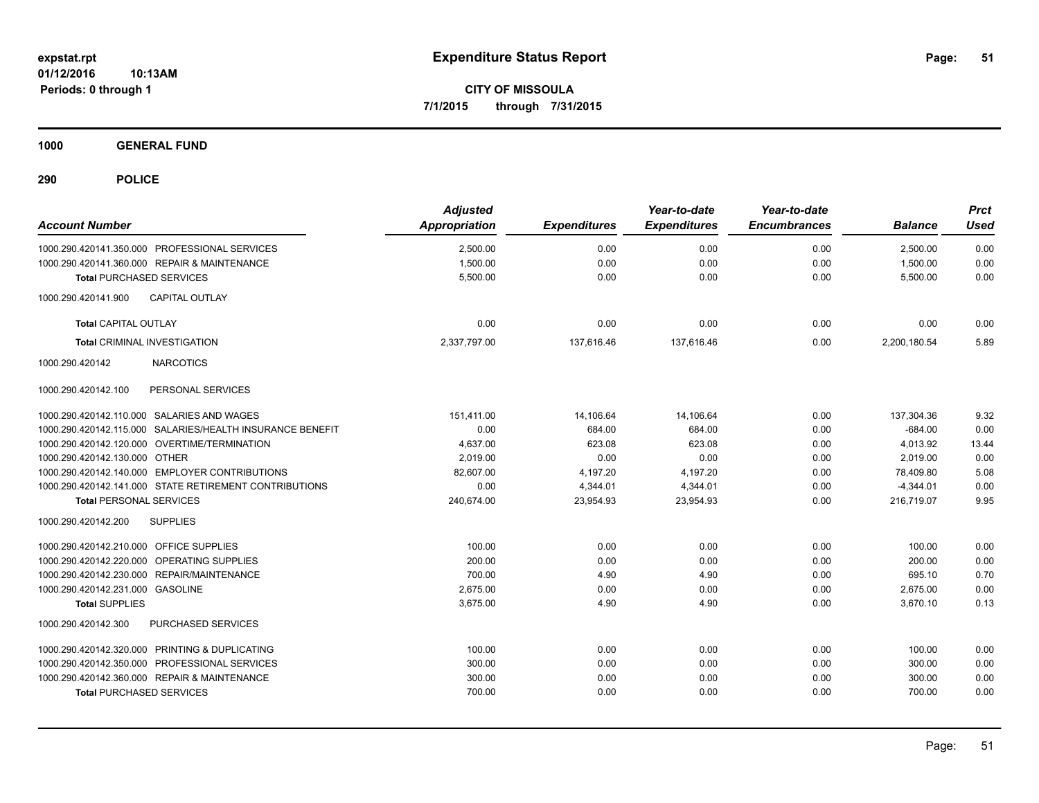**expstat.rpt**
**01/12/2016 10:13AM**
**Periods: 0 through 1**

# Expenditure Status Report

**CITY OF MISSOULA**
**7/1/2015 through 7/31/2015**

## 1000 GENERAL FUND

## 290 POLICE

| Account Number | Adjusted Appropriation | Expenditures | Year-to-date Expenditures | Year-to-date Encumbrances | Balance | Prct Used |
|---|---|---|---|---|---|---|
| 1000.290.420141.350.000 PROFESSIONAL SERVICES | 2,500.00 | 0.00 | 0.00 | 0.00 | 2,500.00 | 0.00 |
| 1000.290.420141.360.000 REPAIR & MAINTENANCE | 1,500.00 | 0.00 | 0.00 | 0.00 | 1,500.00 | 0.00 |
| **Total** PURCHASED SERVICES | 5,500.00 | 0.00 | 0.00 | 0.00 | 5,500.00 | 0.00 |
| 1000.290.420141.900 CAPITAL OUTLAY | | | | | | |
| **Total** CAPITAL OUTLAY | 0.00 | 0.00 | 0.00 | 0.00 | 0.00 | 0.00 |
| **Total** CRIMINAL INVESTIGATION | 2,337,797.00 | 137,616.46 | 137,616.46 | 0.00 | 2,200,180.54 | 5.89 |
| 1000.290.420142 NARCOTICS | | | | | | |
| 1000.290.420142.100 PERSONAL SERVICES | | | | | | |
| 1000.290.420142.110.000 SALARIES AND WAGES | 151,411.00 | 14,106.64 | 14,106.64 | 0.00 | 137,304.36 | 9.32 |
| 1000.290.420142.115.000 SALARIES/HEALTH INSURANCE BENEFIT | 0.00 | 684.00 | 684.00 | 0.00 | -684.00 | 0.00 |
| 1000.290.420142.120.000 OVERTIME/TERMINATION | 4,637.00 | 623.08 | 623.08 | 0.00 | 4,013.92 | 13.44 |
| 1000.290.420142.130.000 OTHER | 2,019.00 | 0.00 | 0.00 | 0.00 | 2,019.00 | 0.00 |
| 1000.290.420142.140.000 EMPLOYER CONTRIBUTIONS | 82,607.00 | 4,197.20 | 4,197.20 | 0.00 | 78,409.80 | 5.08 |
| 1000.290.420142.141.000 STATE RETIREMENT CONTRIBUTIONS | 0.00 | 4,344.01 | 4,344.01 | 0.00 | -4,344.01 | 0.00 |
| **Total** PERSONAL SERVICES | 240,674.00 | 23,954.93 | 23,954.93 | 0.00 | 216,719.07 | 9.95 |
| 1000.290.420142.200 SUPPLIES | | | | | | |
| 1000.290.420142.210.000 OFFICE SUPPLIES | 100.00 | 0.00 | 0.00 | 0.00 | 100.00 | 0.00 |
| 1000.290.420142.220.000 OPERATING SUPPLIES | 200.00 | 0.00 | 0.00 | 0.00 | 200.00 | 0.00 |
| 1000.290.420142.230.000 REPAIR/MAINTENANCE | 700.00 | 4.90 | 4.90 | 0.00 | 695.10 | 0.70 |
| 1000.290.420142.231.000 GASOLINE | 2,675.00 | 0.00 | 0.00 | 0.00 | 2,675.00 | 0.00 |
| **Total** SUPPLIES | 3,675.00 | 4.90 | 4.90 | 0.00 | 3,670.10 | 0.13 |
| 1000.290.420142.300 PURCHASED SERVICES | | | | | | |
| 1000.290.420142.320.000 PRINTING & DUPLICATING | 100.00 | 0.00 | 0.00 | 0.00 | 100.00 | 0.00 |
| 1000.290.420142.350.000 PROFESSIONAL SERVICES | 300.00 | 0.00 | 0.00 | 0.00 | 300.00 | 0.00 |
| 1000.290.420142.360.000 REPAIR & MAINTENANCE | 300.00 | 0.00 | 0.00 | 0.00 | 300.00 | 0.00 |
| **Total** PURCHASED SERVICES | 700.00 | 0.00 | 0.00 | 0.00 | 700.00 | 0.00 |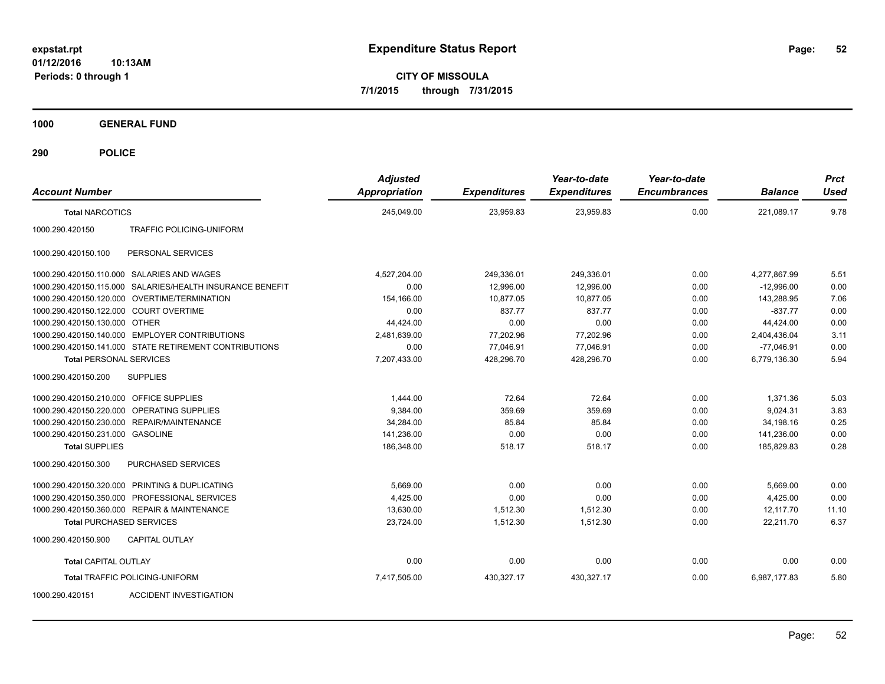expstat.rpt
01/12/2016 10:13AM
Periods: 0 through 1

# Expenditure Status Report

**CITY OF MISSOULA**
**7/1/2015 through 7/31/2015**

## 1000 GENERAL FUND

## 290 POLICE

| Account Number | | Adjusted Appropriation | Expenditures | Year-to-date Expenditures | Year-to-date Encumbrances | Balance | Prct Used |
|---|---|---|---|---|---|---|---|
| **Total NARCOTICS** | | 245,049.00 | 23,959.83 | 23,959.83 | 0.00 | 221,089.17 | 9.78 |
| 1000.290.420150 | TRAFFIC POLICING-UNIFORM | | | | | | |
| 1000.290.420150.100 | PERSONAL SERVICES | | | | | | |
| 1000.290.420150.110.000 | SALARIES AND WAGES | 4,527,204.00 | 249,336.01 | 249,336.01 | 0.00 | 4,277,867.99 | 5.51 |
| 1000.290.420150.115.000 | SALARIES/HEALTH INSURANCE BENEFIT | 0.00 | 12,996.00 | 12,996.00 | 0.00 | -12,996.00 | 0.00 |
| 1000.290.420150.120.000 | OVERTIME/TERMINATION | 154,166.00 | 10,877.05 | 10,877.05 | 0.00 | 143,288.95 | 7.06 |
| 1000.290.420150.122.000 | COURT OVERTIME | 0.00 | 837.77 | 837.77 | 0.00 | -837.77 | 0.00 |
| 1000.290.420150.130.000 | OTHER | 44,424.00 | 0.00 | 0.00 | 0.00 | 44,424.00 | 0.00 |
| 1000.290.420150.140.000 | EMPLOYER CONTRIBUTIONS | 2,481,639.00 | 77,202.96 | 77,202.96 | 0.00 | 2,404,436.04 | 3.11 |
| 1000.290.420150.141.000 | STATE RETIREMENT CONTRIBUTIONS | 0.00 | 77,046.91 | 77,046.91 | 0.00 | -77,046.91 | 0.00 |
| **Total PERSONAL SERVICES** | | 7,207,433.00 | 428,296.70 | 428,296.70 | 0.00 | 6,779,136.30 | 5.94 |
| 1000.290.420150.200 | SUPPLIES | | | | | | |
| 1000.290.420150.210.000 | OFFICE SUPPLIES | 1,444.00 | 72.64 | 72.64 | 0.00 | 1,371.36 | 5.03 |
| 1000.290.420150.220.000 | OPERATING SUPPLIES | 9,384.00 | 359.69 | 359.69 | 0.00 | 9,024.31 | 3.83 |
| 1000.290.420150.230.000 | REPAIR/MAINTENANCE | 34,284.00 | 85.84 | 85.84 | 0.00 | 34,198.16 | 0.25 |
| 1000.290.420150.231.000 | GASOLINE | 141,236.00 | 0.00 | 0.00 | 0.00 | 141,236.00 | 0.00 |
| **Total SUPPLIES** | | 186,348.00 | 518.17 | 518.17 | 0.00 | 185,829.83 | 0.28 |
| 1000.290.420150.300 | PURCHASED SERVICES | | | | | | |
| 1000.290.420150.320.000 | PRINTING & DUPLICATING | 5,669.00 | 0.00 | 0.00 | 0.00 | 5,669.00 | 0.00 |
| 1000.290.420150.350.000 | PROFESSIONAL SERVICES | 4,425.00 | 0.00 | 0.00 | 0.00 | 4,425.00 | 0.00 |
| 1000.290.420150.360.000 | REPAIR & MAINTENANCE | 13,630.00 | 1,512.30 | 1,512.30 | 0.00 | 12,117.70 | 11.10 |
| **Total PURCHASED SERVICES** | | 23,724.00 | 1,512.30 | 1,512.30 | 0.00 | 22,211.70 | 6.37 |
| 1000.290.420150.900 | CAPITAL OUTLAY | | | | | | |
| **Total CAPITAL OUTLAY** | | 0.00 | 0.00 | 0.00 | 0.00 | 0.00 | 0.00 |
| **Total TRAFFIC POLICING-UNIFORM** | | 7,417,505.00 | 430,327.17 | 430,327.17 | 0.00 | 6,987,177.83 | 5.80 |
| 1000.290.420151 | ACCIDENT INVESTIGATION | | | | | | |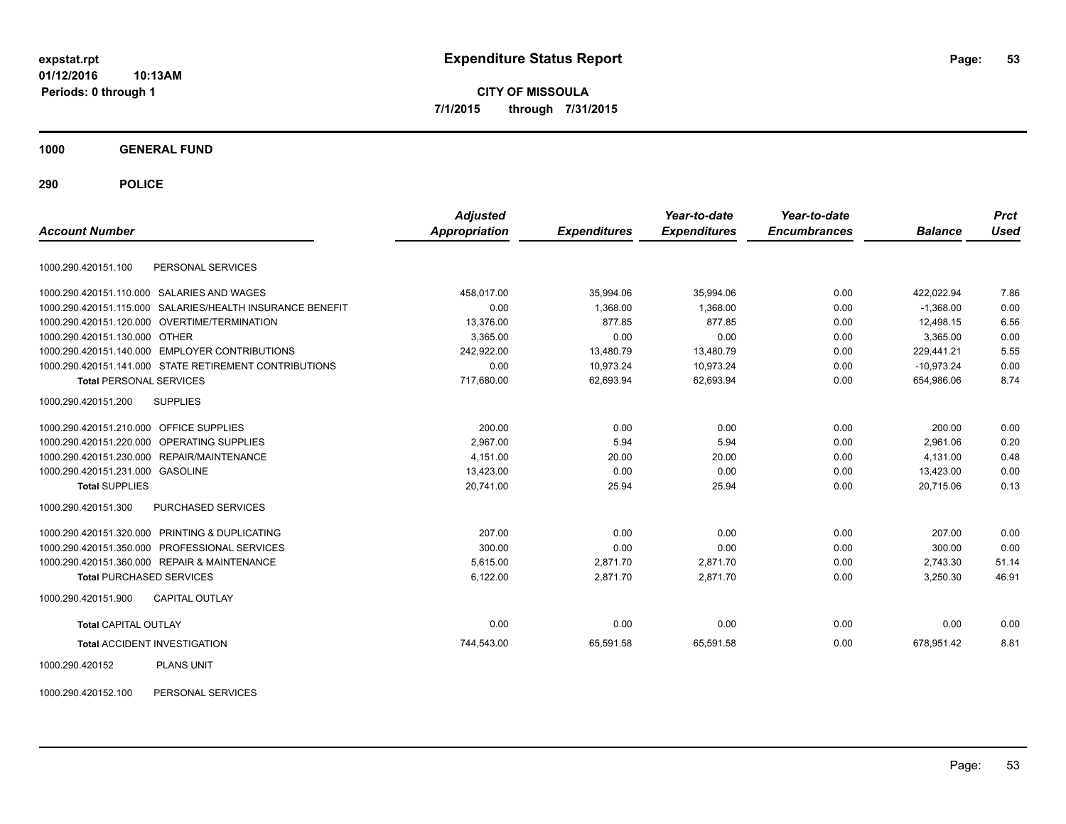# Expenditure Status Report

**CITY OF MISSOULA**

**7/1/2015 through 7/31/2015**

expstat.rpt
01/12/2016 10:13AM
Periods: 0 through 1

**1000 GENERAL FUND**

**290 POLICE**

| Account Number | | Adjusted Appropriation | Expenditures | Year-to-date Expenditures | Year-to-date Encumbrances | Balance | Prct Used |
|---|---|---|---|---|---|---|---|
| 1000.290.420151.100 | PERSONAL SERVICES | | | | | | |
| 1000.290.420151.110.000 | SALARIES AND WAGES | 458,017.00 | 35,994.06 | 35,994.06 | 0.00 | 422,022.94 | 7.86 |
| 1000.290.420151.115.000 | SALARIES/HEALTH INSURANCE BENEFIT | 0.00 | 1,368.00 | 1,368.00 | 0.00 | -1,368.00 | 0.00 |
| 1000.290.420151.120.000 | OVERTIME/TERMINATION | 13,376.00 | 877.85 | 877.85 | 0.00 | 12,498.15 | 6.56 |
| 1000.290.420151.130.000 | OTHER | 3,365.00 | 0.00 | 0.00 | 0.00 | 3,365.00 | 0.00 |
| 1000.290.420151.140.000 | EMPLOYER CONTRIBUTIONS | 242,922.00 | 13,480.79 | 13,480.79 | 0.00 | 229,441.21 | 5.55 |
| 1000.290.420151.141.000 | STATE RETIREMENT CONTRIBUTIONS | 0.00 | 10,973.24 | 10,973.24 | 0.00 | -10,973.24 | 0.00 |
| **Total** PERSONAL SERVICES | | 717,680.00 | 62,693.94 | 62,693.94 | 0.00 | 654,986.06 | 8.74 |
| 1000.290.420151.200 | SUPPLIES | | | | | | |
| 1000.290.420151.210.000 | OFFICE SUPPLIES | 200.00 | 0.00 | 0.00 | 0.00 | 200.00 | 0.00 |
| 1000.290.420151.220.000 | OPERATING SUPPLIES | 2,967.00 | 5.94 | 5.94 | 0.00 | 2,961.06 | 0.20 |
| 1000.290.420151.230.000 | REPAIR/MAINTENANCE | 4,151.00 | 20.00 | 20.00 | 0.00 | 4,131.00 | 0.48 |
| 1000.290.420151.231.000 | GASOLINE | 13,423.00 | 0.00 | 0.00 | 0.00 | 13,423.00 | 0.00 |
| **Total** SUPPLIES | | 20,741.00 | 25.94 | 25.94 | 0.00 | 20,715.06 | 0.13 |
| 1000.290.420151.300 | PURCHASED SERVICES | | | | | | |
| 1000.290.420151.320.000 | PRINTING & DUPLICATING | 207.00 | 0.00 | 0.00 | 0.00 | 207.00 | 0.00 |
| 1000.290.420151.350.000 | PROFESSIONAL SERVICES | 300.00 | 0.00 | 0.00 | 0.00 | 300.00 | 0.00 |
| 1000.290.420151.360.000 | REPAIR & MAINTENANCE | 5,615.00 | 2,871.70 | 2,871.70 | 0.00 | 2,743.30 | 51.14 |
| **Total** PURCHASED SERVICES | | 6,122.00 | 2,871.70 | 2,871.70 | 0.00 | 3,250.30 | 46.91 |
| 1000.290.420151.900 | CAPITAL OUTLAY | | | | | | |
| **Total** CAPITAL OUTLAY | | 0.00 | 0.00 | 0.00 | 0.00 | 0.00 | 0.00 |
| **Total** ACCIDENT INVESTIGATION | | 744,543.00 | 65,591.58 | 65,591.58 | 0.00 | 678,951.42 | 8.81 |
| 1000.290.420152 | PLANS UNIT | | | | | | |
| 1000.290.420152.100 | PERSONAL SERVICES | | | | | | |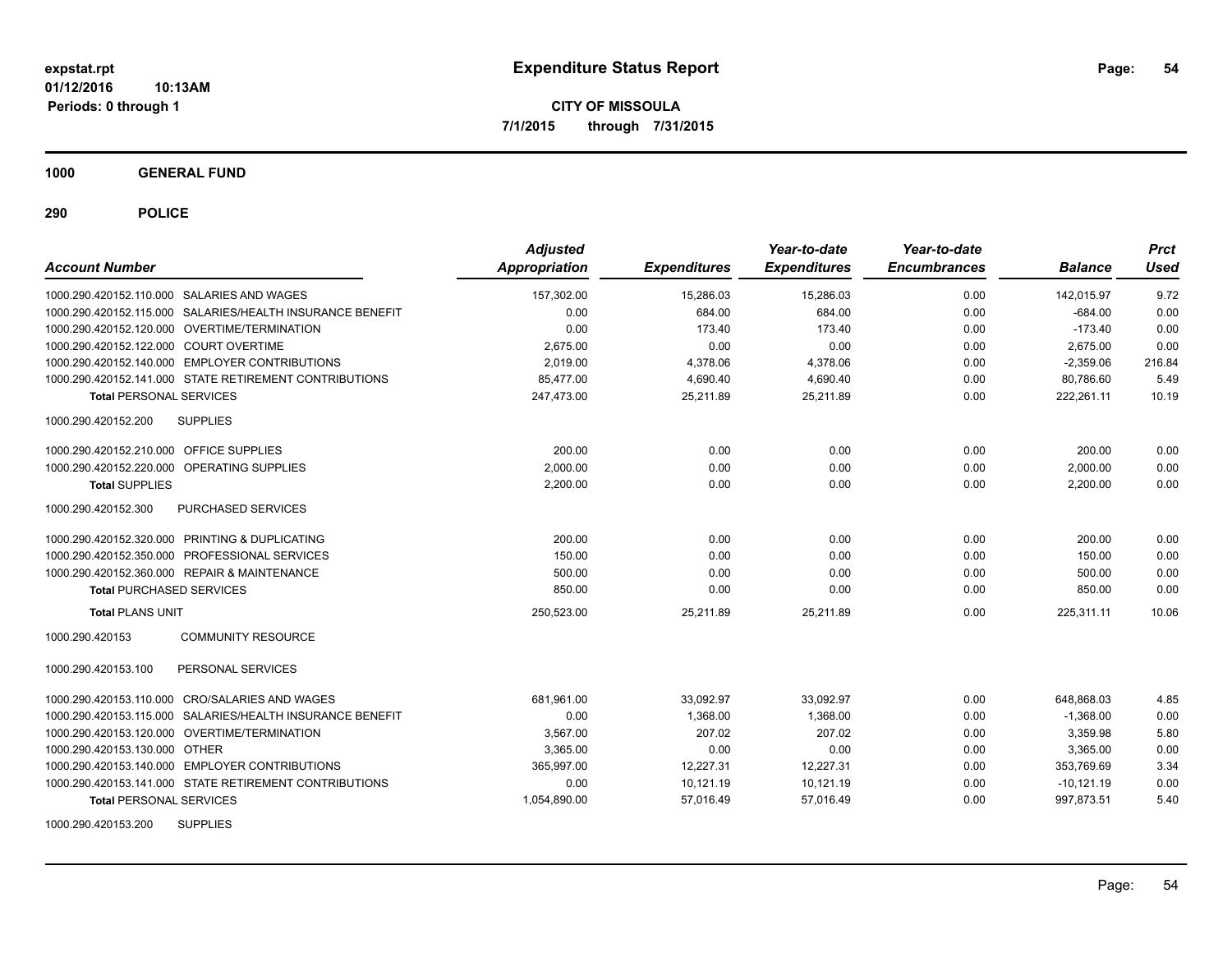**expstat.rpt**
**01/12/2016 10:13AM**
**Periods: 0 through 1**

# Expenditure Status Report

**CITY OF MISSOULA**
**7/1/2015 through 7/31/2015**

## 1000 GENERAL FUND

## 290 POLICE

| Account Number | | Adjusted Appropriation | Expenditures | Year-to-date Expenditures | Year-to-date Encumbrances | Balance | Prct Used |
|---|---|---|---|---|---|---|---|
| 1000.290.420152.110.000 | SALARIES AND WAGES | 157,302.00 | 15,286.03 | 15,286.03 | 0.00 | 142,015.97 | 9.72 |
| 1000.290.420152.115.000 | SALARIES/HEALTH INSURANCE BENEFIT | 0.00 | 684.00 | 684.00 | 0.00 | -684.00 | 0.00 |
| 1000.290.420152.120.000 | OVERTIME/TERMINATION | 0.00 | 173.40 | 173.40 | 0.00 | -173.40 | 0.00 |
| 1000.290.420152.122.000 | COURT OVERTIME | 2,675.00 | 0.00 | 0.00 | 0.00 | 2,675.00 | 0.00 |
| 1000.290.420152.140.000 | EMPLOYER CONTRIBUTIONS | 2,019.00 | 4,378.06 | 4,378.06 | 0.00 | -2,359.06 | 216.84 |
| 1000.290.420152.141.000 | STATE RETIREMENT CONTRIBUTIONS | 85,477.00 | 4,690.40 | 4,690.40 | 0.00 | 80,786.60 | 5.49 |
| **Total PERSONAL SERVICES** | | 247,473.00 | 25,211.89 | 25,211.89 | 0.00 | 222,261.11 | 10.19 |
| 1000.290.420152.200 | SUPPLIES | | | | | | |
| 1000.290.420152.210.000 | OFFICE SUPPLIES | 200.00 | 0.00 | 0.00 | 0.00 | 200.00 | 0.00 |
| 1000.290.420152.220.000 | OPERATING SUPPLIES | 2,000.00 | 0.00 | 0.00 | 0.00 | 2,000.00 | 0.00 |
| **Total SUPPLIES** | | 2,200.00 | 0.00 | 0.00 | 0.00 | 2,200.00 | 0.00 |
| 1000.290.420152.300 | PURCHASED SERVICES | | | | | | |
| 1000.290.420152.320.000 | PRINTING & DUPLICATING | 200.00 | 0.00 | 0.00 | 0.00 | 200.00 | 0.00 |
| 1000.290.420152.350.000 | PROFESSIONAL SERVICES | 150.00 | 0.00 | 0.00 | 0.00 | 150.00 | 0.00 |
| 1000.290.420152.360.000 | REPAIR & MAINTENANCE | 500.00 | 0.00 | 0.00 | 0.00 | 500.00 | 0.00 |
| **Total PURCHASED SERVICES** | | 850.00 | 0.00 | 0.00 | 0.00 | 850.00 | 0.00 |
| **Total PLANS UNIT** | | 250,523.00 | 25,211.89 | 25,211.89 | 0.00 | 225,311.11 | 10.06 |
| 1000.290.420153 | COMMUNITY RESOURCE | | | | | | |
| 1000.290.420153.100 | PERSONAL SERVICES | | | | | | |
| 1000.290.420153.110.000 | CRO/SALARIES AND WAGES | 681,961.00 | 33,092.97 | 33,092.97 | 0.00 | 648,868.03 | 4.85 |
| 1000.290.420153.115.000 | SALARIES/HEALTH INSURANCE BENEFIT | 0.00 | 1,368.00 | 1,368.00 | 0.00 | -1,368.00 | 0.00 |
| 1000.290.420153.120.000 | OVERTIME/TERMINATION | 3,567.00 | 207.02 | 207.02 | 0.00 | 3,359.98 | 5.80 |
| 1000.290.420153.130.000 | OTHER | 3,365.00 | 0.00 | 0.00 | 0.00 | 3,365.00 | 0.00 |
| 1000.290.420153.140.000 | EMPLOYER CONTRIBUTIONS | 365,997.00 | 12,227.31 | 12,227.31 | 0.00 | 353,769.69 | 3.34 |
| 1000.290.420153.141.000 | STATE RETIREMENT CONTRIBUTIONS | 0.00 | 10,121.19 | 10,121.19 | 0.00 | -10,121.19 | 0.00 |
| **Total PERSONAL SERVICES** | | 1,054,890.00 | 57,016.49 | 57,016.49 | 0.00 | 997,873.51 | 5.40 |
| 1000.290.420153.200 | SUPPLIES | | | | | | |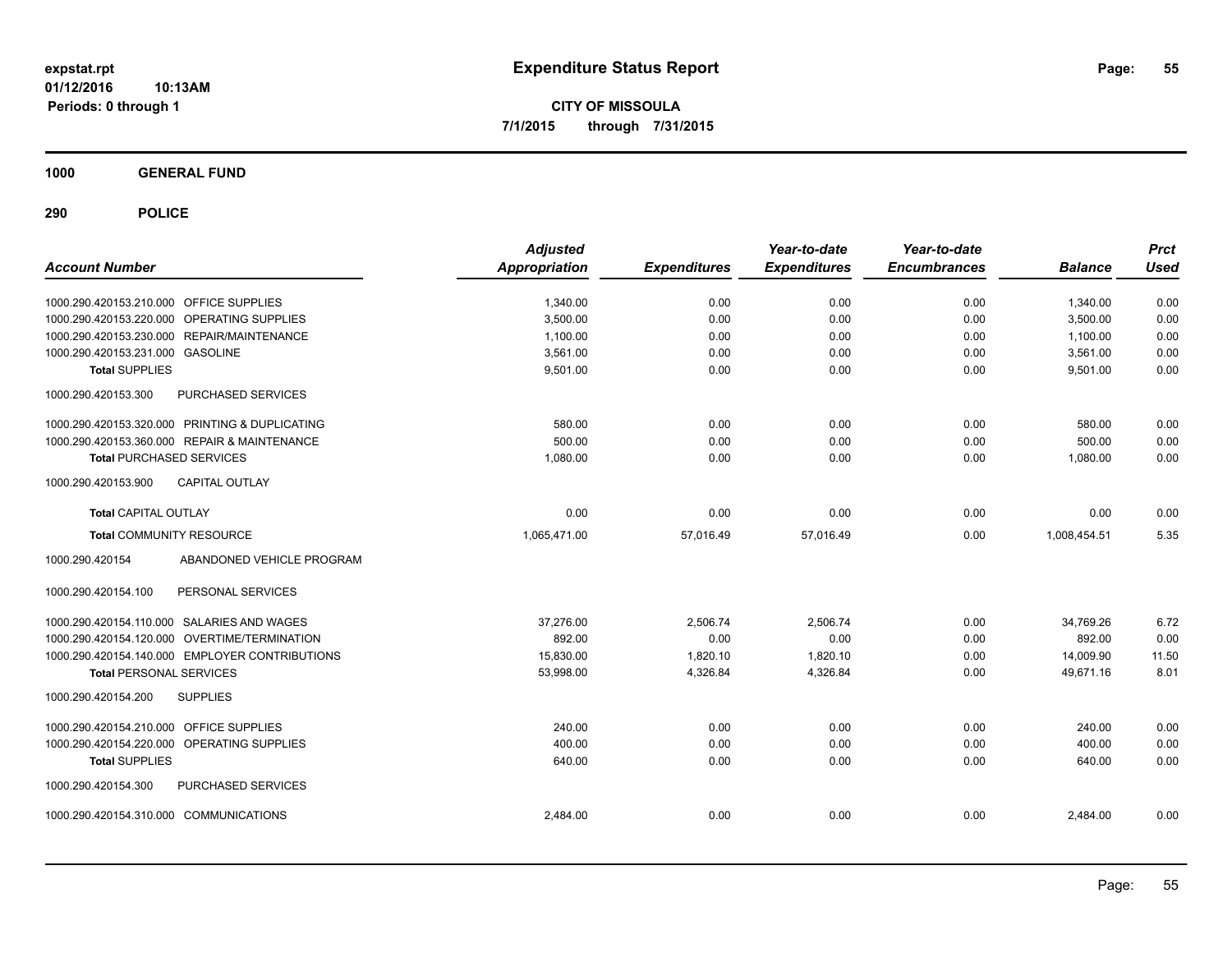# Expenditure Status Report

**CITY OF MISSOULA**

**7/1/2015 through 7/31/2015**

expstat.rpt
01/12/2016 10:13AM
Periods: 0 through 1

**1000 GENERAL FUND**

**290 POLICE**

| Account Number | | Adjusted Appropriation | Expenditures | Year-to-date Expenditures | Year-to-date Encumbrances | Balance | Prct Used |
|---|---|---|---|---|---|---|---|
| 1000.290.420153.210.000 | OFFICE SUPPLIES | 1,340.00 | 0.00 | 0.00 | 0.00 | 1,340.00 | 0.00 |
| 1000.290.420153.220.000 | OPERATING SUPPLIES | 3,500.00 | 0.00 | 0.00 | 0.00 | 3,500.00 | 0.00 |
| 1000.290.420153.230.000 | REPAIR/MAINTENANCE | 1,100.00 | 0.00 | 0.00 | 0.00 | 1,100.00 | 0.00 |
| 1000.290.420153.231.000 | GASOLINE | 3,561.00 | 0.00 | 0.00 | 0.00 | 3,561.00 | 0.00 |
| **Total SUPPLIES** | | 9,501.00 | 0.00 | 0.00 | 0.00 | 9,501.00 | 0.00 |
| 1000.290.420153.300 | PURCHASED SERVICES | | | | | | |
| 1000.290.420153.320.000 | PRINTING & DUPLICATING | 580.00 | 0.00 | 0.00 | 0.00 | 580.00 | 0.00 |
| 1000.290.420153.360.000 | REPAIR & MAINTENANCE | 500.00 | 0.00 | 0.00 | 0.00 | 500.00 | 0.00 |
| **Total PURCHASED SERVICES** | | 1,080.00 | 0.00 | 0.00 | 0.00 | 1,080.00 | 0.00 |
| 1000.290.420153.900 | CAPITAL OUTLAY | | | | | | |
| **Total CAPITAL OUTLAY** | | 0.00 | 0.00 | 0.00 | 0.00 | 0.00 | 0.00 |
| **Total COMMUNITY RESOURCE** | | 1,065,471.00 | 57,016.49 | 57,016.49 | 0.00 | 1,008,454.51 | 5.35 |
| 1000.290.420154 | ABANDONED VEHICLE PROGRAM | | | | | | |
| 1000.290.420154.100 | PERSONAL SERVICES | | | | | | |
| 1000.290.420154.110.000 | SALARIES AND WAGES | 37,276.00 | 2,506.74 | 2,506.74 | 0.00 | 34,769.26 | 6.72 |
| 1000.290.420154.120.000 | OVERTIME/TERMINATION | 892.00 | 0.00 | 0.00 | 0.00 | 892.00 | 0.00 |
| 1000.290.420154.140.000 | EMPLOYER CONTRIBUTIONS | 15,830.00 | 1,820.10 | 1,820.10 | 0.00 | 14,009.90 | 11.50 |
| **Total PERSONAL SERVICES** | | 53,998.00 | 4,326.84 | 4,326.84 | 0.00 | 49,671.16 | 8.01 |
| 1000.290.420154.200 | SUPPLIES | | | | | | |
| 1000.290.420154.210.000 | OFFICE SUPPLIES | 240.00 | 0.00 | 0.00 | 0.00 | 240.00 | 0.00 |
| 1000.290.420154.220.000 | OPERATING SUPPLIES | 400.00 | 0.00 | 0.00 | 0.00 | 400.00 | 0.00 |
| **Total SUPPLIES** | | 640.00 | 0.00 | 0.00 | 0.00 | 640.00 | 0.00 |
| 1000.290.420154.300 | PURCHASED SERVICES | | | | | | |
| 1000.290.420154.310.000 | COMMUNICATIONS | 2,484.00 | 0.00 | 0.00 | 0.00 | 2,484.00 | 0.00 |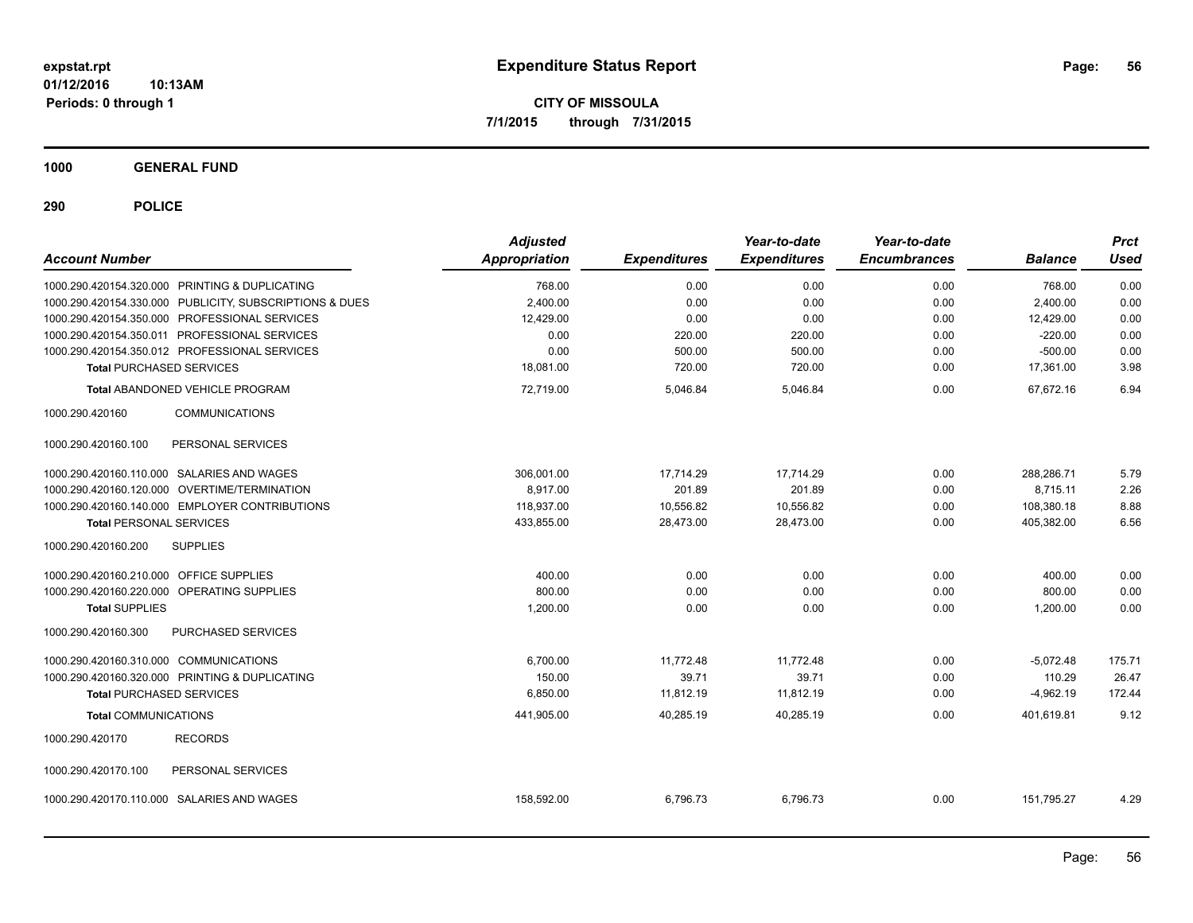**expstat.rpt**
**01/12/2016 10:13AM**
**Periods: 0 through 1**

# Expenditure Status Report

**CITY OF MISSOULA**
**7/1/2015 through 7/31/2015**

## 1000 GENERAL FUND

## 290 POLICE

| Account Number | Adjusted Appropriation | Expenditures | Year-to-date Expenditures | Year-to-date Encumbrances | Balance | Prct Used |
|---|---|---|---|---|---|---|
| 1000.290.420154.320.000 PRINTING & DUPLICATING | 768.00 | 0.00 | 0.00 | 0.00 | 768.00 | 0.00 |
| 1000.290.420154.330.000 PUBLICITY, SUBSCRIPTIONS & DUES | 2,400.00 | 0.00 | 0.00 | 0.00 | 2,400.00 | 0.00 |
| 1000.290.420154.350.000 PROFESSIONAL SERVICES | 12,429.00 | 0.00 | 0.00 | 0.00 | 12,429.00 | 0.00 |
| 1000.290.420154.350.011 PROFESSIONAL SERVICES | 0.00 | 220.00 | 220.00 | 0.00 | -220.00 | 0.00 |
| 1000.290.420154.350.012 PROFESSIONAL SERVICES | 0.00 | 500.00 | 500.00 | 0.00 | -500.00 | 0.00 |
| **Total** PURCHASED SERVICES | 18,081.00 | 720.00 | 720.00 | 0.00 | 17,361.00 | 3.98 |
| **Total** ABANDONED VEHICLE PROGRAM | 72,719.00 | 5,046.84 | 5,046.84 | 0.00 | 67,672.16 | 6.94 |
| 1000.290.420160 COMMUNICATIONS | | | | | | |
| 1000.290.420160.100 PERSONAL SERVICES | | | | | | |
| 1000.290.420160.110.000 SALARIES AND WAGES | 306,001.00 | 17,714.29 | 17,714.29 | 0.00 | 288,286.71 | 5.79 |
| 1000.290.420160.120.000 OVERTIME/TERMINATION | 8,917.00 | 201.89 | 201.89 | 0.00 | 8,715.11 | 2.26 |
| 1000.290.420160.140.000 EMPLOYER CONTRIBUTIONS | 118,937.00 | 10,556.82 | 10,556.82 | 0.00 | 108,380.18 | 8.88 |
| **Total** PERSONAL SERVICES | 433,855.00 | 28,473.00 | 28,473.00 | 0.00 | 405,382.00 | 6.56 |
| 1000.290.420160.200 SUPPLIES | | | | | | |
| 1000.290.420160.210.000 OFFICE SUPPLIES | 400.00 | 0.00 | 0.00 | 0.00 | 400.00 | 0.00 |
| 1000.290.420160.220.000 OPERATING SUPPLIES | 800.00 | 0.00 | 0.00 | 0.00 | 800.00 | 0.00 |
| **Total** SUPPLIES | 1,200.00 | 0.00 | 0.00 | 0.00 | 1,200.00 | 0.00 |
| 1000.290.420160.300 PURCHASED SERVICES | | | | | | |
| 1000.290.420160.310.000 COMMUNICATIONS | 6,700.00 | 11,772.48 | 11,772.48 | 0.00 | -5,072.48 | 175.71 |
| 1000.290.420160.320.000 PRINTING & DUPLICATING | 150.00 | 39.71 | 39.71 | 0.00 | 110.29 | 26.47 |
| **Total** PURCHASED SERVICES | 6,850.00 | 11,812.19 | 11,812.19 | 0.00 | -4,962.19 | 172.44 |
| **Total** COMMUNICATIONS | 441,905.00 | 40,285.19 | 40,285.19 | 0.00 | 401,619.81 | 9.12 |
| 1000.290.420170 RECORDS | | | | | | |
| 1000.290.420170.100 PERSONAL SERVICES | | | | | | |
| 1000.290.420170.110.000 SALARIES AND WAGES | 158,592.00 | 6,796.73 | 6,796.73 | 0.00 | 151,795.27 | 4.29 |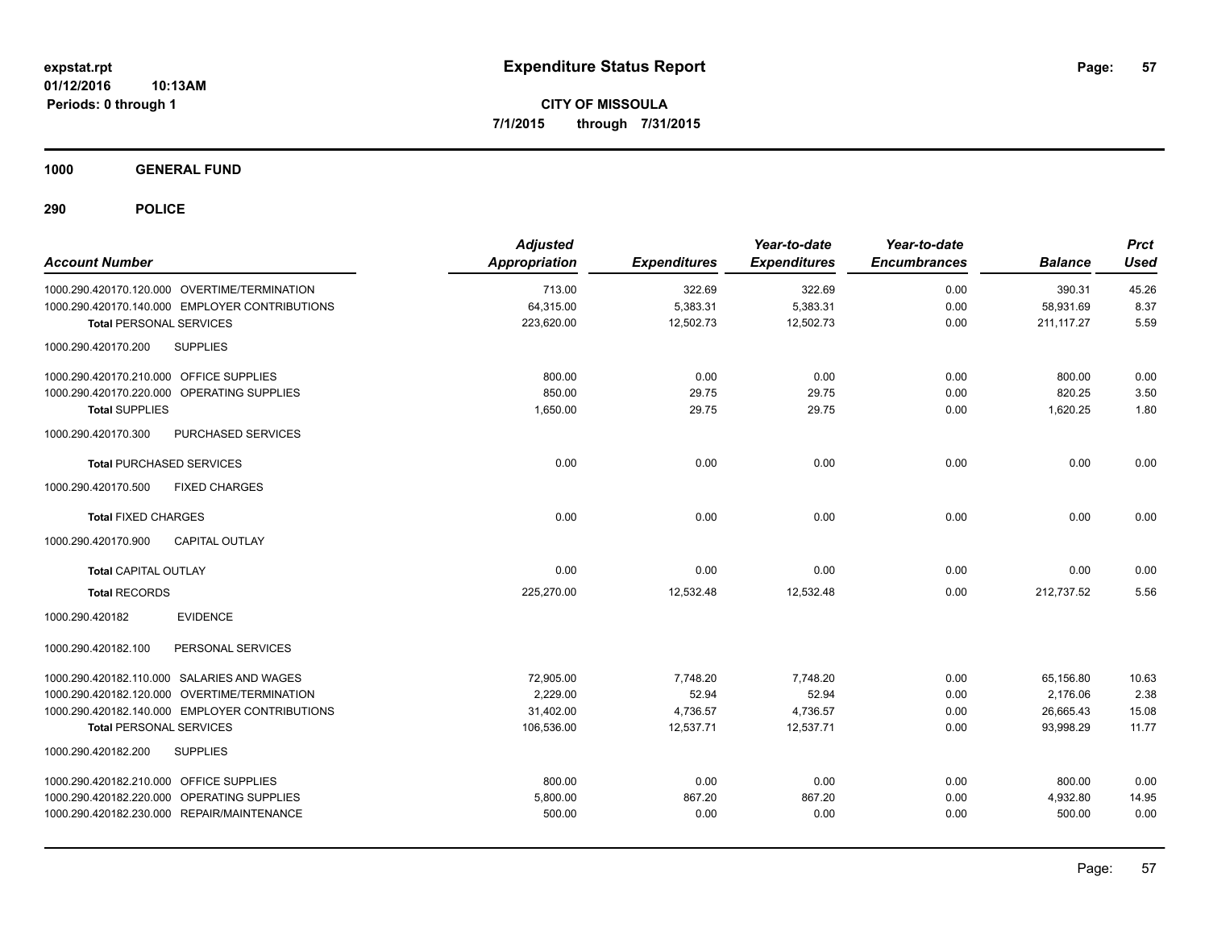**expstat.rpt**
**01/12/2016 10:13AM**
**Periods: 0 through 1**

# Expenditure Status Report

**CITY OF MISSOULA**
**7/1/2015 through 7/31/2015**

## 1000 GENERAL FUND

### 290 POLICE

| Account Number | Adjusted Appropriation | Expenditures | Year-to-date Expenditures | Year-to-date Encumbrances | Balance | Prct Used |
|---|---|---|---|---|---|---|
| 1000.290.420170.120.000 OVERTIME/TERMINATION | 713.00 | 322.69 | 322.69 | 0.00 | 390.31 | 45.26 |
| 1000.290.420170.140.000 EMPLOYER CONTRIBUTIONS | 64,315.00 | 5,383.31 | 5,383.31 | 0.00 | 58,931.69 | 8.37 |
| **Total** PERSONAL SERVICES | 223,620.00 | 12,502.73 | 12,502.73 | 0.00 | 211,117.27 | 5.59 |
| 1000.290.420170.200 SUPPLIES | | | | | | |
| 1000.290.420170.210.000 OFFICE SUPPLIES | 800.00 | 0.00 | 0.00 | 0.00 | 800.00 | 0.00 |
| 1000.290.420170.220.000 OPERATING SUPPLIES | 850.00 | 29.75 | 29.75 | 0.00 | 820.25 | 3.50 |
| **Total SUPPLIES** | 1,650.00 | 29.75 | 29.75 | 0.00 | 1,620.25 | 1.80 |
| 1000.290.420170.300 PURCHASED SERVICES | | | | | | |
| **Total** PURCHASED SERVICES | 0.00 | 0.00 | 0.00 | 0.00 | 0.00 | 0.00 |
| 1000.290.420170.500 FIXED CHARGES | | | | | | |
| **Total** FIXED CHARGES | 0.00 | 0.00 | 0.00 | 0.00 | 0.00 | 0.00 |
| 1000.290.420170.900 CAPITAL OUTLAY | | | | | | |
| **Total** CAPITAL OUTLAY | 0.00 | 0.00 | 0.00 | 0.00 | 0.00 | 0.00 |
| **Total** RECORDS | 225,270.00 | 12,532.48 | 12,532.48 | 0.00 | 212,737.52 | 5.56 |
| 1000.290.420182 EVIDENCE | | | | | | |
| 1000.290.420182.100 PERSONAL SERVICES | | | | | | |
| 1000.290.420182.110.000 SALARIES AND WAGES | 72,905.00 | 7,748.20 | 7,748.20 | 0.00 | 65,156.80 | 10.63 |
| 1000.290.420182.120.000 OVERTIME/TERMINATION | 2,229.00 | 52.94 | 52.94 | 0.00 | 2,176.06 | 2.38 |
| 1000.290.420182.140.000 EMPLOYER CONTRIBUTIONS | 31,402.00 | 4,736.57 | 4,736.57 | 0.00 | 26,665.43 | 15.08 |
| **Total** PERSONAL SERVICES | 106,536.00 | 12,537.71 | 12,537.71 | 0.00 | 93,998.29 | 11.77 |
| 1000.290.420182.200 SUPPLIES | | | | | | |
| 1000.290.420182.210.000 OFFICE SUPPLIES | 800.00 | 0.00 | 0.00 | 0.00 | 800.00 | 0.00 |
| 1000.290.420182.220.000 OPERATING SUPPLIES | 5,800.00 | 867.20 | 867.20 | 0.00 | 4,932.80 | 14.95 |
| 1000.290.420182.230.000 REPAIR/MAINTENANCE | 500.00 | 0.00 | 0.00 | 0.00 | 500.00 | 0.00 |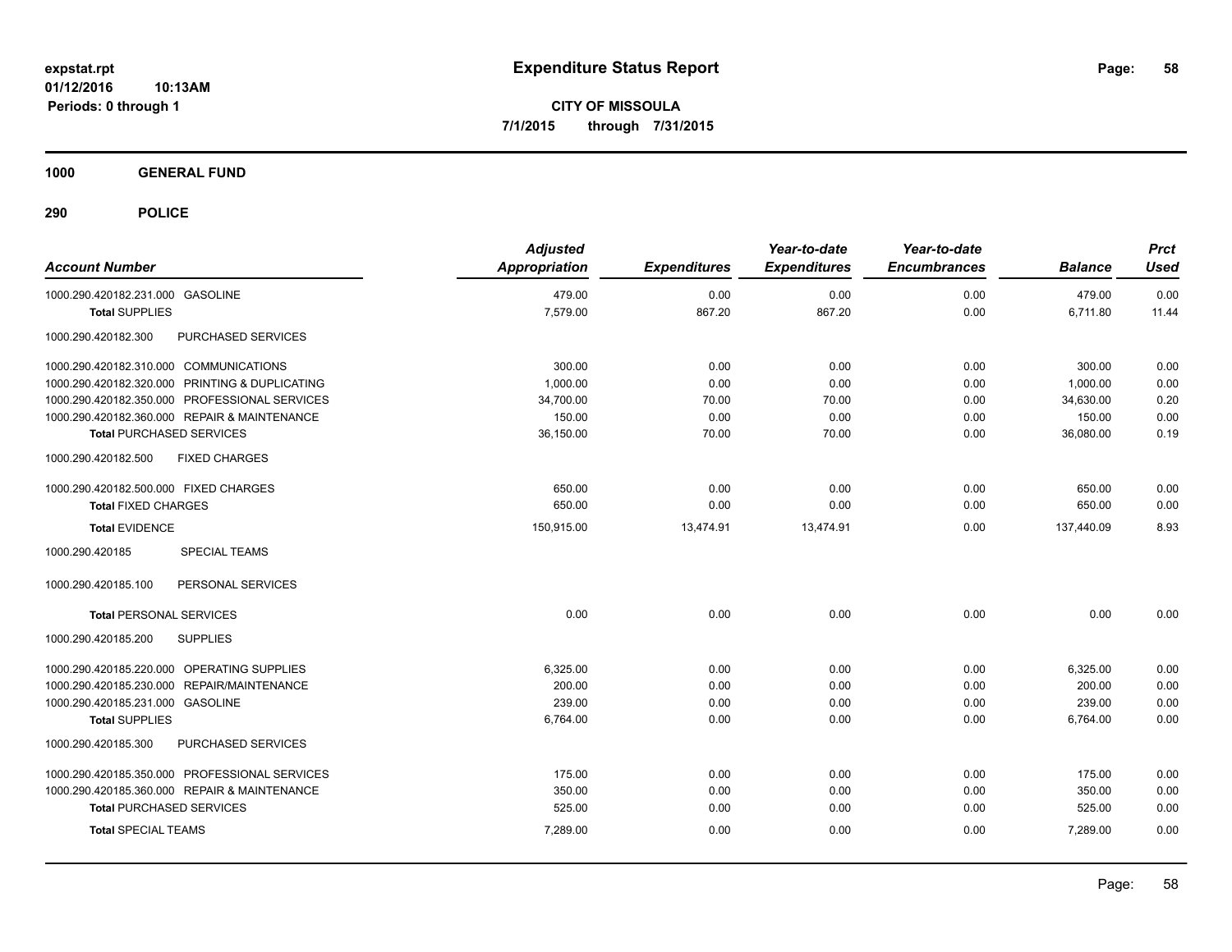# Expenditure Status Report

expstat.rpt
01/12/2016 10:13AM
Periods: 0 through 1

**CITY OF MISSOULA**
**7/1/2015 through 7/31/2015**

## 1000 GENERAL FUND

## 290 POLICE

| Account Number | Adjusted Appropriation | Expenditures | Year-to-date Expenditures | Year-to-date Encumbrances | Balance | Prct Used |
|---|---|---|---|---|---|---|
| 1000.290.420182.231.000 GASOLINE | 479.00 | 0.00 | 0.00 | 0.00 | 479.00 | 0.00 |
| **Total** SUPPLIES | 7,579.00 | 867.20 | 867.20 | 0.00 | 6,711.80 | 11.44 |
| 1000.290.420182.300 PURCHASED SERVICES | | | | | | |
| 1000.290.420182.310.000 COMMUNICATIONS | 300.00 | 0.00 | 0.00 | 0.00 | 300.00 | 0.00 |
| 1000.290.420182.320.000 PRINTING & DUPLICATING | 1,000.00 | 0.00 | 0.00 | 0.00 | 1,000.00 | 0.00 |
| 1000.290.420182.350.000 PROFESSIONAL SERVICES | 34,700.00 | 70.00 | 70.00 | 0.00 | 34,630.00 | 0.20 |
| 1000.290.420182.360.000 REPAIR & MAINTENANCE | 150.00 | 0.00 | 0.00 | 0.00 | 150.00 | 0.00 |
| **Total** PURCHASED SERVICES | 36,150.00 | 70.00 | 70.00 | 0.00 | 36,080.00 | 0.19 |
| 1000.290.420182.500 FIXED CHARGES | | | | | | |
| 1000.290.420182.500.000 FIXED CHARGES | 650.00 | 0.00 | 0.00 | 0.00 | 650.00 | 0.00 |
| **Total** FIXED CHARGES | 650.00 | 0.00 | 0.00 | 0.00 | 650.00 | 0.00 |
| **Total** EVIDENCE | 150,915.00 | 13,474.91 | 13,474.91 | 0.00 | 137,440.09 | 8.93 |
| 1000.290.420185 SPECIAL TEAMS | | | | | | |
| 1000.290.420185.100 PERSONAL SERVICES | | | | | | |
| **Total** PERSONAL SERVICES | 0.00 | 0.00 | 0.00 | 0.00 | 0.00 | 0.00 |
| 1000.290.420185.200 SUPPLIES | | | | | | |
| 1000.290.420185.220.000 OPERATING SUPPLIES | 6,325.00 | 0.00 | 0.00 | 0.00 | 6,325.00 | 0.00 |
| 1000.290.420185.230.000 REPAIR/MAINTENANCE | 200.00 | 0.00 | 0.00 | 0.00 | 200.00 | 0.00 |
| 1000.290.420185.231.000 GASOLINE | 239.00 | 0.00 | 0.00 | 0.00 | 239.00 | 0.00 |
| **Total** SUPPLIES | 6,764.00 | 0.00 | 0.00 | 0.00 | 6,764.00 | 0.00 |
| 1000.290.420185.300 PURCHASED SERVICES | | | | | | |
| 1000.290.420185.350.000 PROFESSIONAL SERVICES | 175.00 | 0.00 | 0.00 | 0.00 | 175.00 | 0.00 |
| 1000.290.420185.360.000 REPAIR & MAINTENANCE | 350.00 | 0.00 | 0.00 | 0.00 | 350.00 | 0.00 |
| **Total** PURCHASED SERVICES | 525.00 | 0.00 | 0.00 | 0.00 | 525.00 | 0.00 |
| **Total** SPECIAL TEAMS | 7,289.00 | 0.00 | 0.00 | 0.00 | 7,289.00 | 0.00 |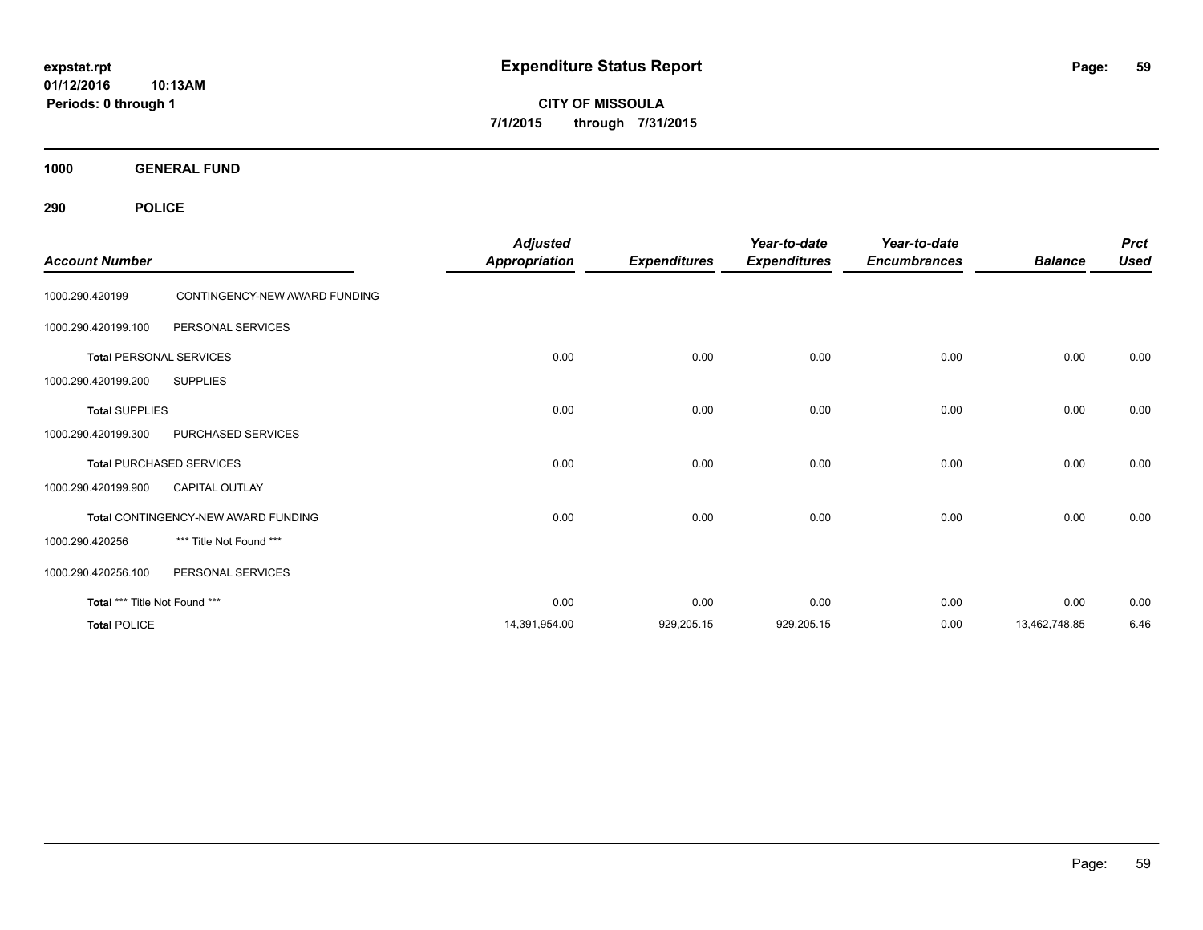**Expenditure Status Report**

**CITY OF MISSOULA**
**7/1/2015 through 7/31/2015**

expstat.rpt
01/12/2016 10:13AM
Periods: 0 through 1

**1000 GENERAL FUND**

**290 POLICE**

| Account Number | | Adjusted Appropriation | Expenditures | Year-to-date Expenditures | Year-to-date Encumbrances | Balance | Prct Used |
|---|---|---|---|---|---|---|---|
| 1000.290.420199 | CONTINGENCY-NEW AWARD FUNDING | | | | | | |
| 1000.290.420199.100 | PERSONAL SERVICES | | | | | | |
| **Total** PERSONAL SERVICES | | 0.00 | 0.00 | 0.00 | 0.00 | 0.00 | 0.00 |
| 1000.290.420199.200 | SUPPLIES | | | | | | |
| **Total** SUPPLIES | | 0.00 | 0.00 | 0.00 | 0.00 | 0.00 | 0.00 |
| 1000.290.420199.300 | PURCHASED SERVICES | | | | | | |
| **Total** PURCHASED SERVICES | | 0.00 | 0.00 | 0.00 | 0.00 | 0.00 | 0.00 |
| 1000.290.420199.900 | CAPITAL OUTLAY | | | | | | |
| **Total** CONTINGENCY-NEW AWARD FUNDING | | 0.00 | 0.00 | 0.00 | 0.00 | 0.00 | 0.00 |
| 1000.290.420256 | *** Title Not Found *** | | | | | | |
| 1000.290.420256.100 | PERSONAL SERVICES | | | | | | |
| **Total** *** Title Not Found *** | | 0.00 | 0.00 | 0.00 | 0.00 | 0.00 | 0.00 |
| **Total** POLICE | | 14,391,954.00 | 929,205.15 | 929,205.15 | 0.00 | 13,462,748.85 | 6.46 |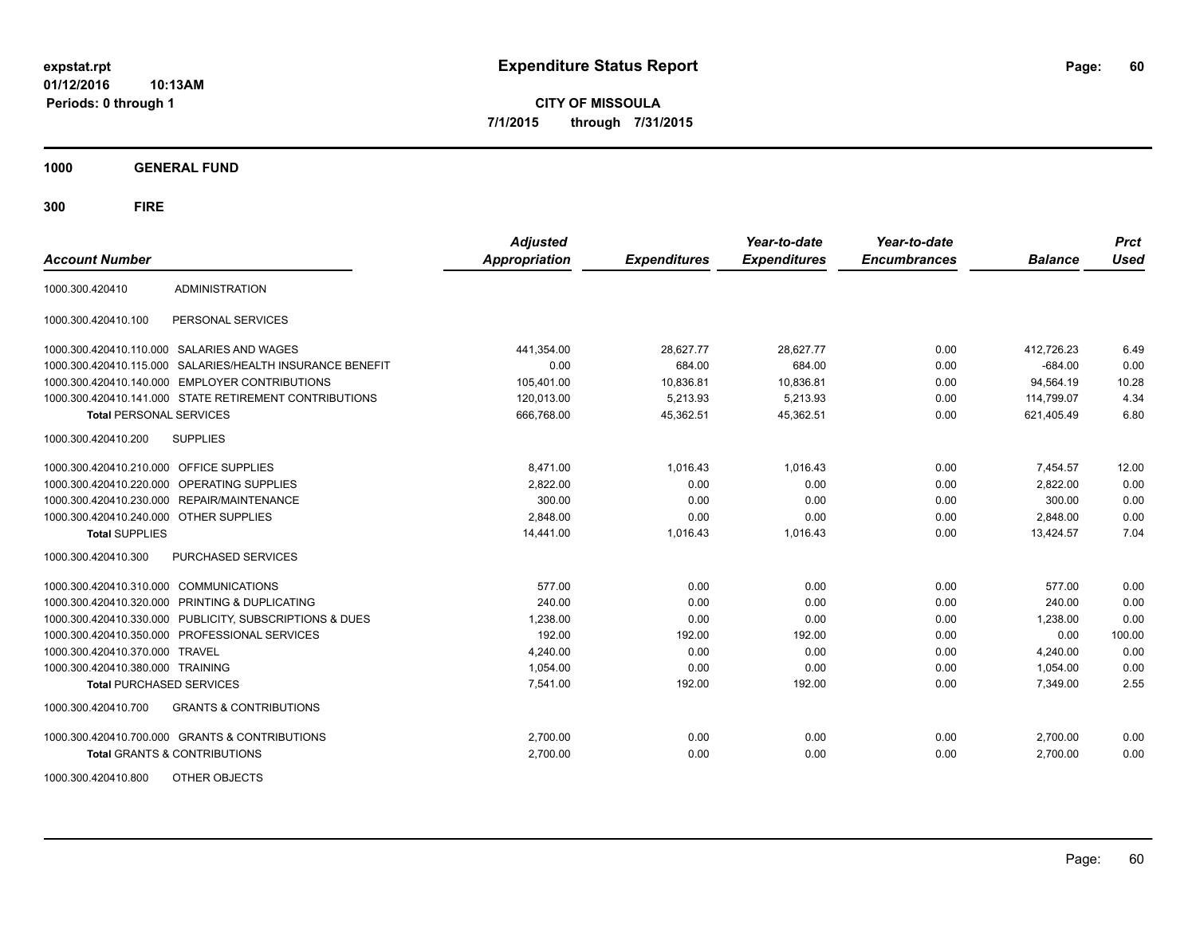# Expenditure Status Report

**CITY OF MISSOULA**

**7/1/2015 through 7/31/2015**

expstat.rpt
01/12/2016 10:13AM
Periods: 0 through 1

**1000 GENERAL FUND**

**300 FIRE**

| Account Number | | Adjusted Appropriation | Expenditures | Year-to-date Expenditures | Year-to-date Encumbrances | Balance | Prct Used |
|---|---|---|---|---|---|---|---|
| 1000.300.420410 | ADMINISTRATION | | | | | | |
| 1000.300.420410.100 | PERSONAL SERVICES | | | | | | |
| 1000.300.420410.110.000 | SALARIES AND WAGES | 441,354.00 | 28,627.77 | 28,627.77 | 0.00 | 412,726.23 | 6.49 |
| 1000.300.420410.115.000 | SALARIES/HEALTH INSURANCE BENEFIT | 0.00 | 684.00 | 684.00 | 0.00 | -684.00 | 0.00 |
| 1000.300.420410.140.000 | EMPLOYER CONTRIBUTIONS | 105,401.00 | 10,836.81 | 10,836.81 | 0.00 | 94,564.19 | 10.28 |
| 1000.300.420410.141.000 | STATE RETIREMENT CONTRIBUTIONS | 120,013.00 | 5,213.93 | 5,213.93 | 0.00 | 114,799.07 | 4.34 |
| **Total** PERSONAL SERVICES | | 666,768.00 | 45,362.51 | 45,362.51 | 0.00 | 621,405.49 | 6.80 |
| 1000.300.420410.200 | SUPPLIES | | | | | | |
| 1000.300.420410.210.000 | OFFICE SUPPLIES | 8,471.00 | 1,016.43 | 1,016.43 | 0.00 | 7,454.57 | 12.00 |
| 1000.300.420410.220.000 | OPERATING SUPPLIES | 2,822.00 | 0.00 | 0.00 | 0.00 | 2,822.00 | 0.00 |
| 1000.300.420410.230.000 | REPAIR/MAINTENANCE | 300.00 | 0.00 | 0.00 | 0.00 | 300.00 | 0.00 |
| 1000.300.420410.240.000 | OTHER SUPPLIES | 2,848.00 | 0.00 | 0.00 | 0.00 | 2,848.00 | 0.00 |
| **Total** SUPPLIES | | 14,441.00 | 1,016.43 | 1,016.43 | 0.00 | 13,424.57 | 7.04 |
| 1000.300.420410.300 | PURCHASED SERVICES | | | | | | |
| 1000.300.420410.310.000 | COMMUNICATIONS | 577.00 | 0.00 | 0.00 | 0.00 | 577.00 | 0.00 |
| 1000.300.420410.320.000 | PRINTING & DUPLICATING | 240.00 | 0.00 | 0.00 | 0.00 | 240.00 | 0.00 |
| 1000.300.420410.330.000 | PUBLICITY, SUBSCRIPTIONS & DUES | 1,238.00 | 0.00 | 0.00 | 0.00 | 1,238.00 | 0.00 |
| 1000.300.420410.350.000 | PROFESSIONAL SERVICES | 192.00 | 192.00 | 192.00 | 0.00 | 0.00 | 100.00 |
| 1000.300.420410.370.000 | TRAVEL | 4,240.00 | 0.00 | 0.00 | 0.00 | 4,240.00 | 0.00 |
| 1000.300.420410.380.000 | TRAINING | 1,054.00 | 0.00 | 0.00 | 0.00 | 1,054.00 | 0.00 |
| **Total** PURCHASED SERVICES | | 7,541.00 | 192.00 | 192.00 | 0.00 | 7,349.00 | 2.55 |
| 1000.300.420410.700 | GRANTS & CONTRIBUTIONS | | | | | | |
| 1000.300.420410.700.000 | GRANTS & CONTRIBUTIONS | 2,700.00 | 0.00 | 0.00 | 0.00 | 2,700.00 | 0.00 |
| **Total** GRANTS & CONTRIBUTIONS | | 2,700.00 | 0.00 | 0.00 | 0.00 | 2,700.00 | 0.00 |
| 1000.300.420410.800 | OTHER OBJECTS | | | | | | |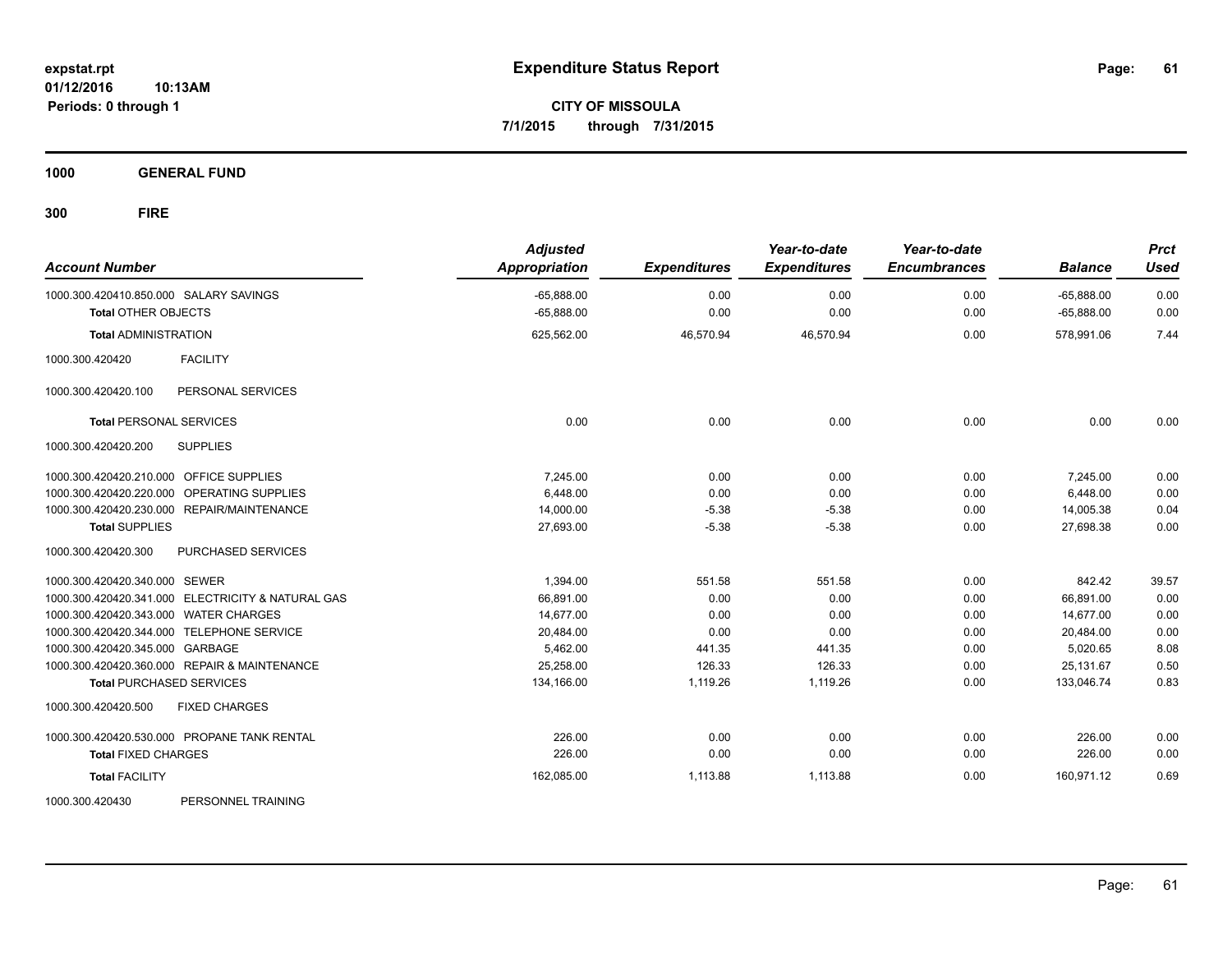**Expenditure Status Report**

**CITY OF MISSOULA**
**7/1/2015 through 7/31/2015**

expstat.rpt
01/12/2016 10:13AM
Periods: 0 through 1

## 1000 GENERAL FUND

## 300 FIRE

| Account Number | | Adjusted Appropriation | Expenditures | Year-to-date Expenditures | Year-to-date Encumbrances | Balance | Prct Used |
|---|---|---|---|---|---|---|---|
| 1000.300.420410.850.000 | SALARY SAVINGS | -65,888.00 | 0.00 | 0.00 | 0.00 | -65,888.00 | 0.00 |
| **Total** OTHER OBJECTS | | -65,888.00 | 0.00 | 0.00 | 0.00 | -65,888.00 | 0.00 |
| **Total** ADMINISTRATION | | 625,562.00 | 46,570.94 | 46,570.94 | 0.00 | 578,991.06 | 7.44 |
| 1000.300.420420 | FACILITY | | | | | | |
| 1000.300.420420.100 | PERSONAL SERVICES | | | | | | |
| **Total** PERSONAL SERVICES | | 0.00 | 0.00 | 0.00 | 0.00 | 0.00 | 0.00 |
| 1000.300.420420.200 | SUPPLIES | | | | | | |
| 1000.300.420420.210.000 | OFFICE SUPPLIES | 7,245.00 | 0.00 | 0.00 | 0.00 | 7,245.00 | 0.00 |
| 1000.300.420420.220.000 | OPERATING SUPPLIES | 6,448.00 | 0.00 | 0.00 | 0.00 | 6,448.00 | 0.00 |
| 1000.300.420420.230.000 | REPAIR/MAINTENANCE | 14,000.00 | -5.38 | -5.38 | 0.00 | 14,005.38 | 0.04 |
| **Total** SUPPLIES | | 27,693.00 | -5.38 | -5.38 | 0.00 | 27,698.38 | 0.00 |
| 1000.300.420420.300 | PURCHASED SERVICES | | | | | | |
| 1000.300.420420.340.000 | SEWER | 1,394.00 | 551.58 | 551.58 | 0.00 | 842.42 | 39.57 |
| 1000.300.420420.341.000 | ELECTRICITY & NATURAL GAS | 66,891.00 | 0.00 | 0.00 | 0.00 | 66,891.00 | 0.00 |
| 1000.300.420420.343.000 | WATER CHARGES | 14,677.00 | 0.00 | 0.00 | 0.00 | 14,677.00 | 0.00 |
| 1000.300.420420.344.000 | TELEPHONE SERVICE | 20,484.00 | 0.00 | 0.00 | 0.00 | 20,484.00 | 0.00 |
| 1000.300.420420.345.000 | GARBAGE | 5,462.00 | 441.35 | 441.35 | 0.00 | 5,020.65 | 8.08 |
| 1000.300.420420.360.000 | REPAIR & MAINTENANCE | 25,258.00 | 126.33 | 126.33 | 0.00 | 25,131.67 | 0.50 |
| **Total** PURCHASED SERVICES | | 134,166.00 | 1,119.26 | 1,119.26 | 0.00 | 133,046.74 | 0.83 |
| 1000.300.420420.500 | FIXED CHARGES | | | | | | |
| 1000.300.420420.530.000 | PROPANE TANK RENTAL | 226.00 | 0.00 | 0.00 | 0.00 | 226.00 | 0.00 |
| **Total** FIXED CHARGES | | 226.00 | 0.00 | 0.00 | 0.00 | 226.00 | 0.00 |
| **Total** FACILITY | | 162,085.00 | 1,113.88 | 1,113.88 | 0.00 | 160,971.12 | 0.69 |
| 1000.300.420430 | PERSONNEL TRAINING | | | | | | |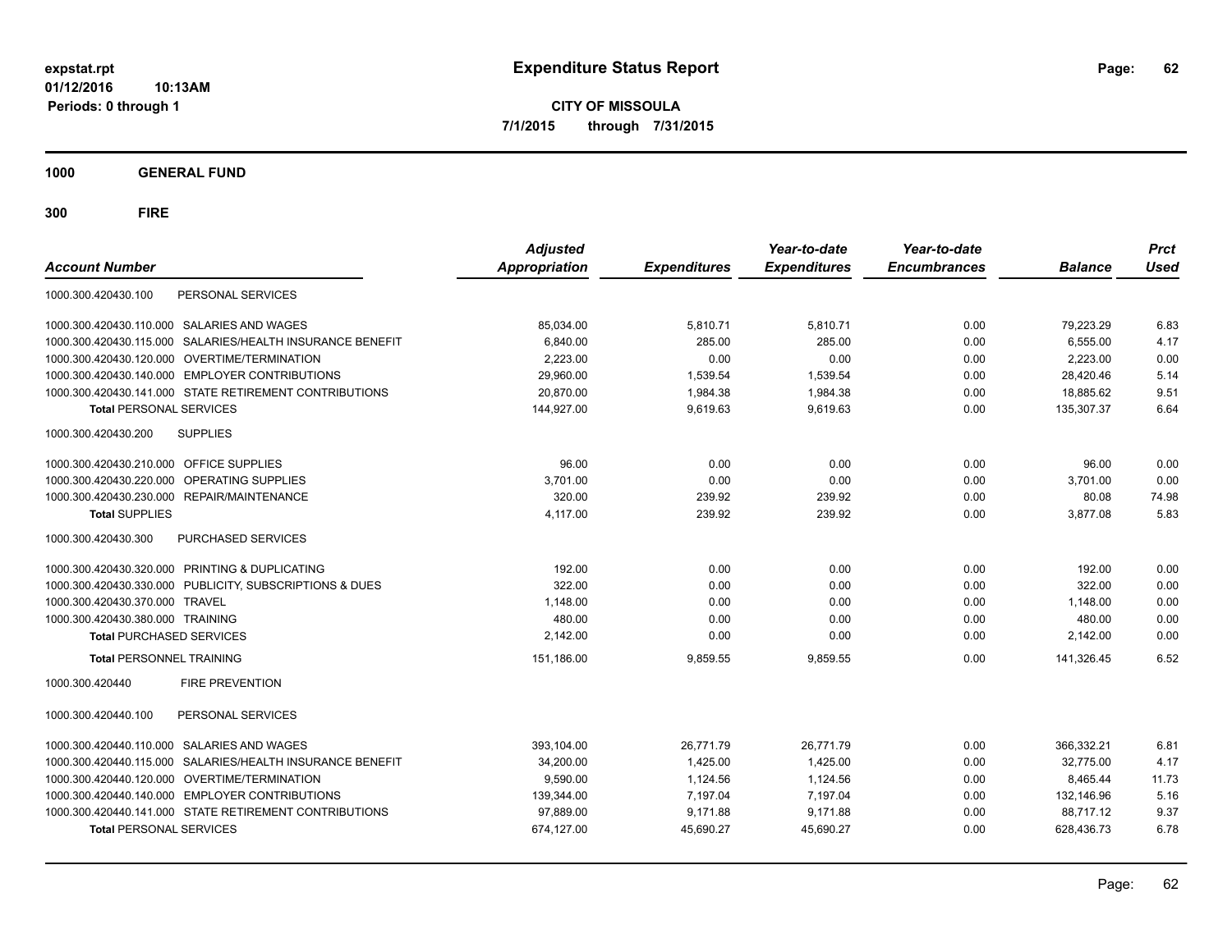**expstat.rpt**
**01/12/2016 10:13AM**
**Periods: 0 through 1**

# Expenditure Status Report

**CITY OF MISSOULA**
**7/1/2015 through 7/31/2015**

**1000 GENERAL FUND**

**300 FIRE**

| Account Number | | Adjusted Appropriation | Expenditures | Year-to-date Expenditures | Year-to-date Encumbrances | Balance | Prct Used |
|---|---|---|---|---|---|---|---|
| 1000.300.420430.100 | PERSONAL SERVICES | | | | | | |
| 1000.300.420430.110.000 | SALARIES AND WAGES | 85,034.00 | 5,810.71 | 5,810.71 | 0.00 | 79,223.29 | 6.83 |
| 1000.300.420430.115.000 | SALARIES/HEALTH INSURANCE BENEFIT | 6,840.00 | 285.00 | 285.00 | 0.00 | 6,555.00 | 4.17 |
| 1000.300.420430.120.000 | OVERTIME/TERMINATION | 2,223.00 | 0.00 | 0.00 | 0.00 | 2,223.00 | 0.00 |
| 1000.300.420430.140.000 | EMPLOYER CONTRIBUTIONS | 29,960.00 | 1,539.54 | 1,539.54 | 0.00 | 28,420.46 | 5.14 |
| 1000.300.420430.141.000 | STATE RETIREMENT CONTRIBUTIONS | 20,870.00 | 1,984.38 | 1,984.38 | 0.00 | 18,885.62 | 9.51 |
| **Total** PERSONAL SERVICES | | 144,927.00 | 9,619.63 | 9,619.63 | 0.00 | 135,307.37 | 6.64 |
| 1000.300.420430.200 | SUPPLIES | | | | | | |
| 1000.300.420430.210.000 | OFFICE SUPPLIES | 96.00 | 0.00 | 0.00 | 0.00 | 96.00 | 0.00 |
| 1000.300.420430.220.000 | OPERATING SUPPLIES | 3,701.00 | 0.00 | 0.00 | 0.00 | 3,701.00 | 0.00 |
| 1000.300.420430.230.000 | REPAIR/MAINTENANCE | 320.00 | 239.92 | 239.92 | 0.00 | 80.08 | 74.98 |
| **Total** SUPPLIES | | 4,117.00 | 239.92 | 239.92 | 0.00 | 3,877.08 | 5.83 |
| 1000.300.420430.300 | PURCHASED SERVICES | | | | | | |
| 1000.300.420430.320.000 | PRINTING & DUPLICATING | 192.00 | 0.00 | 0.00 | 0.00 | 192.00 | 0.00 |
| 1000.300.420430.330.000 | PUBLICITY, SUBSCRIPTIONS & DUES | 322.00 | 0.00 | 0.00 | 0.00 | 322.00 | 0.00 |
| 1000.300.420430.370.000 | TRAVEL | 1,148.00 | 0.00 | 0.00 | 0.00 | 1,148.00 | 0.00 |
| 1000.300.420430.380.000 | TRAINING | 480.00 | 0.00 | 0.00 | 0.00 | 480.00 | 0.00 |
| **Total** PURCHASED SERVICES | | 2,142.00 | 0.00 | 0.00 | 0.00 | 2,142.00 | 0.00 |
| **Total** PERSONNEL TRAINING | | 151,186.00 | 9,859.55 | 9,859.55 | 0.00 | 141,326.45 | 6.52 |
| 1000.300.420440 | FIRE PREVENTION | | | | | | |
| 1000.300.420440.100 | PERSONAL SERVICES | | | | | | |
| 1000.300.420440.110.000 | SALARIES AND WAGES | 393,104.00 | 26,771.79 | 26,771.79 | 0.00 | 366,332.21 | 6.81 |
| 1000.300.420440.115.000 | SALARIES/HEALTH INSURANCE BENEFIT | 34,200.00 | 1,425.00 | 1,425.00 | 0.00 | 32,775.00 | 4.17 |
| 1000.300.420440.120.000 | OVERTIME/TERMINATION | 9,590.00 | 1,124.56 | 1,124.56 | 0.00 | 8,465.44 | 11.73 |
| 1000.300.420440.140.000 | EMPLOYER CONTRIBUTIONS | 139,344.00 | 7,197.04 | 7,197.04 | 0.00 | 132,146.96 | 5.16 |
| 1000.300.420440.141.000 | STATE RETIREMENT CONTRIBUTIONS | 97,889.00 | 9,171.88 | 9,171.88 | 0.00 | 88,717.12 | 9.37 |
| **Total** PERSONAL SERVICES | | 674,127.00 | 45,690.27 | 45,690.27 | 0.00 | 628,436.73 | 6.78 |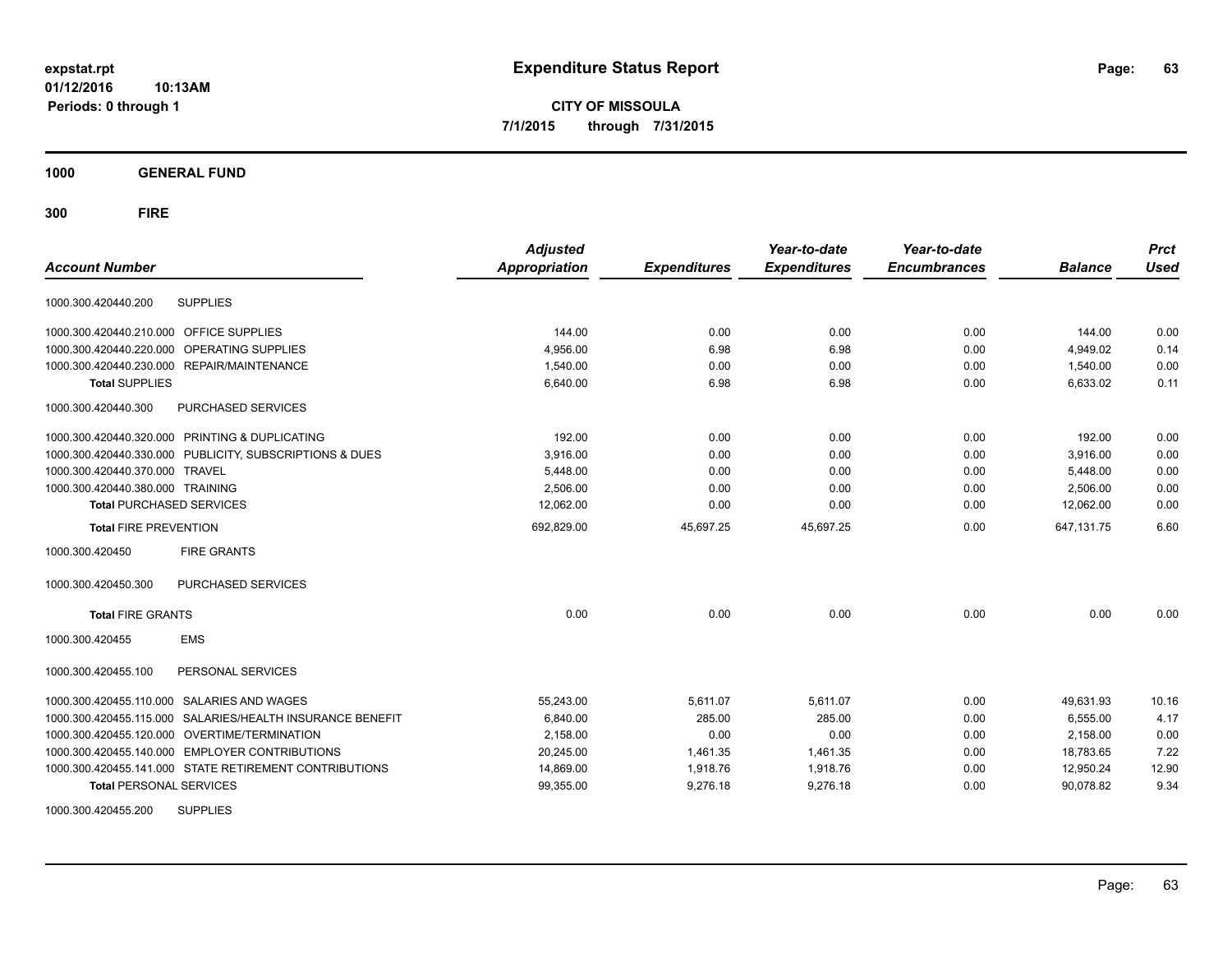**expstat.rpt**
**01/12/2016 10:13AM**
**Periods: 0 through 1**

# Expenditure Status Report

**CITY OF MISSOULA**
**7/1/2015 through 7/31/2015**

## 1000 GENERAL FUND

## 300 FIRE

| Account Number | | Adjusted Appropriation | Expenditures | Year-to-date Expenditures | Year-to-date Encumbrances | Balance | Prct Used |
|---|---|---|---|---|---|---|---|
| 1000.300.420440.200 | SUPPLIES | | | | | | |
| 1000.300.420440.210.000 | OFFICE SUPPLIES | 144.00 | 0.00 | 0.00 | 0.00 | 144.00 | 0.00 |
| 1000.300.420440.220.000 | OPERATING SUPPLIES | 4,956.00 | 6.98 | 6.98 | 0.00 | 4,949.02 | 0.14 |
| 1000.300.420440.230.000 | REPAIR/MAINTENANCE | 1,540.00 | 0.00 | 0.00 | 0.00 | 1,540.00 | 0.00 |
| **Total** SUPPLIES | | 6,640.00 | 6.98 | 6.98 | 0.00 | 6,633.02 | 0.11 |
| 1000.300.420440.300 | PURCHASED SERVICES | | | | | | |
| 1000.300.420440.320.000 | PRINTING & DUPLICATING | 192.00 | 0.00 | 0.00 | 0.00 | 192.00 | 0.00 |
| 1000.300.420440.330.000 | PUBLICITY, SUBSCRIPTIONS & DUES | 3,916.00 | 0.00 | 0.00 | 0.00 | 3,916.00 | 0.00 |
| 1000.300.420440.370.000 | TRAVEL | 5,448.00 | 0.00 | 0.00 | 0.00 | 5,448.00 | 0.00 |
| 1000.300.420440.380.000 | TRAINING | 2,506.00 | 0.00 | 0.00 | 0.00 | 2,506.00 | 0.00 |
| **Total** PURCHASED SERVICES | | 12,062.00 | 0.00 | 0.00 | 0.00 | 12,062.00 | 0.00 |
| **Total** FIRE PREVENTION | | 692,829.00 | 45,697.25 | 45,697.25 | 0.00 | 647,131.75 | 6.60 |
| 1000.300.420450 | FIRE GRANTS | | | | | | |
| 1000.300.420450.300 | PURCHASED SERVICES | | | | | | |
| **Total** FIRE GRANTS | | 0.00 | 0.00 | 0.00 | 0.00 | 0.00 | 0.00 |
| 1000.300.420455 | EMS | | | | | | |
| 1000.300.420455.100 | PERSONAL SERVICES | | | | | | |
| 1000.300.420455.110.000 | SALARIES AND WAGES | 55,243.00 | 5,611.07 | 5,611.07 | 0.00 | 49,631.93 | 10.16 |
| 1000.300.420455.115.000 | SALARIES/HEALTH INSURANCE BENEFIT | 6,840.00 | 285.00 | 285.00 | 0.00 | 6,555.00 | 4.17 |
| 1000.300.420455.120.000 | OVERTIME/TERMINATION | 2,158.00 | 0.00 | 0.00 | 0.00 | 2,158.00 | 0.00 |
| 1000.300.420455.140.000 | EMPLOYER CONTRIBUTIONS | 20,245.00 | 1,461.35 | 1,461.35 | 0.00 | 18,783.65 | 7.22 |
| 1000.300.420455.141.000 | STATE RETIREMENT CONTRIBUTIONS | 14,869.00 | 1,918.76 | 1,918.76 | 0.00 | 12,950.24 | 12.90 |
| **Total** PERSONAL SERVICES | | 99,355.00 | 9,276.18 | 9,276.18 | 0.00 | 90,078.82 | 9.34 |
| 1000.300.420455.200 | SUPPLIES | | | | | | |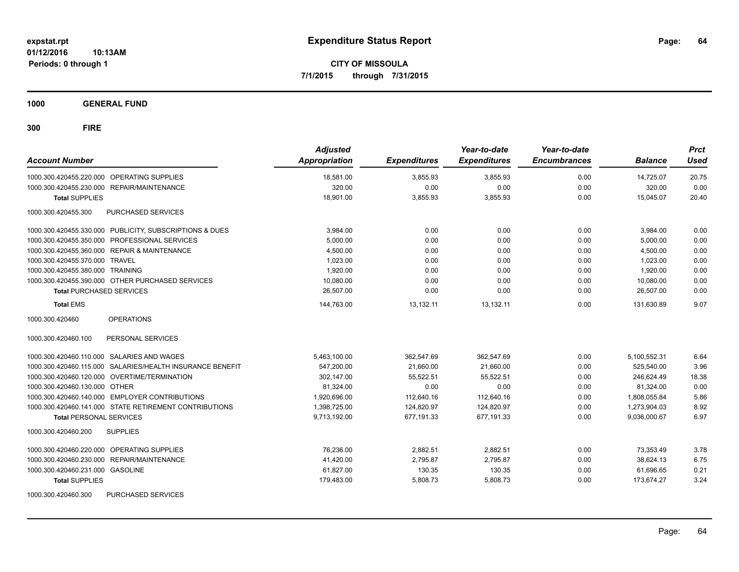**expstat.rpt**
**01/12/2016 10:13AM**
**Periods: 0 through 1**

# Expenditure Status Report

**CITY OF MISSOULA**
**7/1/2015 through 7/31/2015**

**1000 GENERAL FUND**

**300 FIRE**

| Account Number | | Adjusted Appropriation | Expenditures | Year-to-date Expenditures | Year-to-date Encumbrances | Balance | Prct Used |
|---|---|---|---|---|---|---|---|
| 1000.300.420455.220.000 | OPERATING SUPPLIES | 18,581.00 | 3,855.93 | 3,855.93 | 0.00 | 14,725.07 | 20.75 |
| 1000.300.420455.230.000 | REPAIR/MAINTENANCE | 320.00 | 0.00 | 0.00 | 0.00 | 320.00 | 0.00 |
| **Total** SUPPLIES | | 18,901.00 | 3,855.93 | 3,855.93 | 0.00 | 15,045.07 | 20.40 |
| 1000.300.420455.300 | PURCHASED SERVICES | | | | | | |
| 1000.300.420455.330.000 | PUBLICITY, SUBSCRIPTIONS & DUES | 3,984.00 | 0.00 | 0.00 | 0.00 | 3,984.00 | 0.00 |
| 1000.300.420455.350.000 | PROFESSIONAL SERVICES | 5,000.00 | 0.00 | 0.00 | 0.00 | 5,000.00 | 0.00 |
| 1000.300.420455.360.000 | REPAIR & MAINTENANCE | 4,500.00 | 0.00 | 0.00 | 0.00 | 4,500.00 | 0.00 |
| 1000.300.420455.370.000 | TRAVEL | 1,023.00 | 0.00 | 0.00 | 0.00 | 1,023.00 | 0.00 |
| 1000.300.420455.380.000 | TRAINING | 1,920.00 | 0.00 | 0.00 | 0.00 | 1,920.00 | 0.00 |
| 1000.300.420455.390.000 | OTHER PURCHASED SERVICES | 10,080.00 | 0.00 | 0.00 | 0.00 | 10,080.00 | 0.00 |
| **Total** PURCHASED SERVICES | | 26,507.00 | 0.00 | 0.00 | 0.00 | 26,507.00 | 0.00 |
| **Total** EMS | | 144,763.00 | 13,132.11 | 13,132.11 | 0.00 | 131,630.89 | 9.07 |
| 1000.300.420460 | OPERATIONS | | | | | | |
| 1000.300.420460.100 | PERSONAL SERVICES | | | | | | |
| 1000.300.420460.110.000 | SALARIES AND WAGES | 5,463,100.00 | 362,547.69 | 362,547.69 | 0.00 | 5,100,552.31 | 6.64 |
| 1000.300.420460.115.000 | SALARIES/HEALTH INSURANCE BENEFIT | 547,200.00 | 21,660.00 | 21,660.00 | 0.00 | 525,540.00 | 3.96 |
| 1000.300.420460.120.000 | OVERTIME/TERMINATION | 302,147.00 | 55,522.51 | 55,522.51 | 0.00 | 246,624.49 | 18.38 |
| 1000.300.420460.130.000 | OTHER | 81,324.00 | 0.00 | 0.00 | 0.00 | 81,324.00 | 0.00 |
| 1000.300.420460.140.000 | EMPLOYER CONTRIBUTIONS | 1,920,696.00 | 112,640.16 | 112,640.16 | 0.00 | 1,808,055.84 | 5.86 |
| 1000.300.420460.141.000 | STATE RETIREMENT CONTRIBUTIONS | 1,398,725.00 | 124,820.97 | 124,820.97 | 0.00 | 1,273,904.03 | 8.92 |
| **Total** PERSONAL SERVICES | | 9,713,192.00 | 677,191.33 | 677,191.33 | 0.00 | 9,036,000.67 | 6.97 |
| 1000.300.420460.200 | SUPPLIES | | | | | | |
| 1000.300.420460.220.000 | OPERATING SUPPLIES | 76,236.00 | 2,882.51 | 2,882.51 | 0.00 | 73,353.49 | 3.78 |
| 1000.300.420460.230.000 | REPAIR/MAINTENANCE | 41,420.00 | 2,795.87 | 2,795.87 | 0.00 | 38,624.13 | 6.75 |
| 1000.300.420460.231.000 | GASOLINE | 61,827.00 | 130.35 | 130.35 | 0.00 | 61,696.65 | 0.21 |
| **Total** SUPPLIES | | 179,483.00 | 5,808.73 | 5,808.73 | 0.00 | 173,674.27 | 3.24 |
| 1000.300.420460.300 | PURCHASED SERVICES | | | | | | |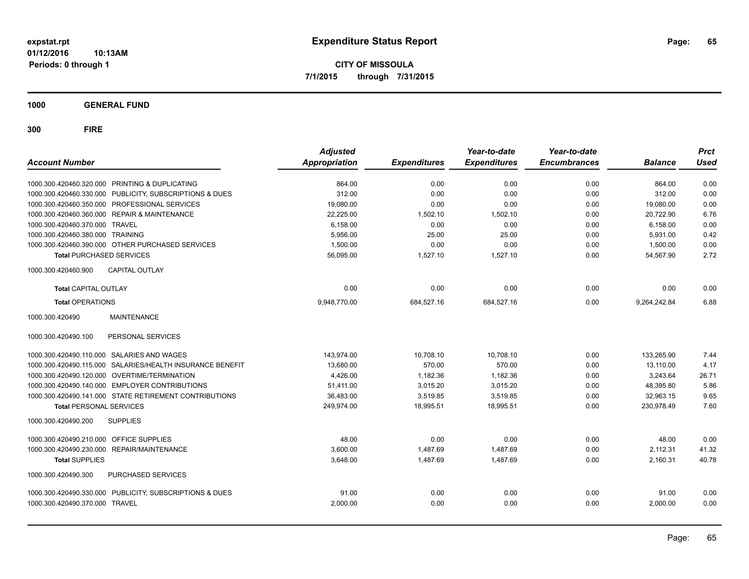**expstat.rpt**
**01/12/2016 10:13AM**
**Periods: 0 through 1**

# Expenditure Status Report

**CITY OF MISSOULA**
**7/1/2015 through 7/31/2015**

## 1000 GENERAL FUND

## 300 FIRE

| Account Number | | Adjusted Appropriation | Expenditures | Year-to-date Expenditures | Year-to-date Encumbrances | Balance | Prct Used |
|---|---|---|---|---|---|---|---|
| 1000.300.420460.320.000 | PRINTING & DUPLICATING | 864.00 | 0.00 | 0.00 | 0.00 | 864.00 | 0.00 |
| 1000.300.420460.330.000 | PUBLICITY, SUBSCRIPTIONS & DUES | 312.00 | 0.00 | 0.00 | 0.00 | 312.00 | 0.00 |
| 1000.300.420460.350.000 | PROFESSIONAL SERVICES | 19,080.00 | 0.00 | 0.00 | 0.00 | 19,080.00 | 0.00 |
| 1000.300.420460.360.000 | REPAIR & MAINTENANCE | 22,225.00 | 1,502.10 | 1,502.10 | 0.00 | 20,722.90 | 6.76 |
| 1000.300.420460.370.000 | TRAVEL | 6,158.00 | 0.00 | 0.00 | 0.00 | 6,158.00 | 0.00 |
| 1000.300.420460.380.000 | TRAINING | 5,956.00 | 25.00 | 25.00 | 0.00 | 5,931.00 | 0.42 |
| 1000.300.420460.390.000 | OTHER PURCHASED SERVICES | 1,500.00 | 0.00 | 0.00 | 0.00 | 1,500.00 | 0.00 |
| **Total** PURCHASED SERVICES | | 56,095.00 | 1,527.10 | 1,527.10 | 0.00 | 54,567.90 | 2.72 |
| 1000.300.420460.900 | CAPITAL OUTLAY | | | | | | |
| **Total** CAPITAL OUTLAY | | 0.00 | 0.00 | 0.00 | 0.00 | 0.00 | 0.00 |
| **Total** OPERATIONS | | 9,948,770.00 | 684,527.16 | 684,527.16 | 0.00 | 9,264,242.84 | 6.88 |
| 1000.300.420490 | MAINTENANCE | | | | | | |
| 1000.300.420490.100 | PERSONAL SERVICES | | | | | | |
| 1000.300.420490.110.000 | SALARIES AND WAGES | 143,974.00 | 10,708.10 | 10,708.10 | 0.00 | 133,265.90 | 7.44 |
| 1000.300.420490.115.000 | SALARIES/HEALTH INSURANCE BENEFIT | 13,680.00 | 570.00 | 570.00 | 0.00 | 13,110.00 | 4.17 |
| 1000.300.420490.120.000 | OVERTIME/TERMINATION | 4,426.00 | 1,182.36 | 1,182.36 | 0.00 | 3,243.64 | 26.71 |
| 1000.300.420490.140.000 | EMPLOYER CONTRIBUTIONS | 51,411.00 | 3,015.20 | 3,015.20 | 0.00 | 48,395.80 | 5.86 |
| 1000.300.420490.141.000 | STATE RETIREMENT CONTRIBUTIONS | 36,483.00 | 3,519.85 | 3,519.85 | 0.00 | 32,963.15 | 9.65 |
| **Total** PERSONAL SERVICES | | 249,974.00 | 18,995.51 | 18,995.51 | 0.00 | 230,978.49 | 7.60 |
| 1000.300.420490.200 | SUPPLIES | | | | | | |
| 1000.300.420490.210.000 | OFFICE SUPPLIES | 48.00 | 0.00 | 0.00 | 0.00 | 48.00 | 0.00 |
| 1000.300.420490.230.000 | REPAIR/MAINTENANCE | 3,600.00 | 1,487.69 | 1,487.69 | 0.00 | 2,112.31 | 41.32 |
| **Total** SUPPLIES | | 3,648.00 | 1,487.69 | 1,487.69 | 0.00 | 2,160.31 | 40.78 |
| 1000.300.420490.300 | PURCHASED SERVICES | | | | | | |
| 1000.300.420490.330.000 | PUBLICITY, SUBSCRIPTIONS & DUES | 91.00 | 0.00 | 0.00 | 0.00 | 91.00 | 0.00 |
| 1000.300.420490.370.000 | TRAVEL | 2,000.00 | 0.00 | 0.00 | 0.00 | 2,000.00 | 0.00 |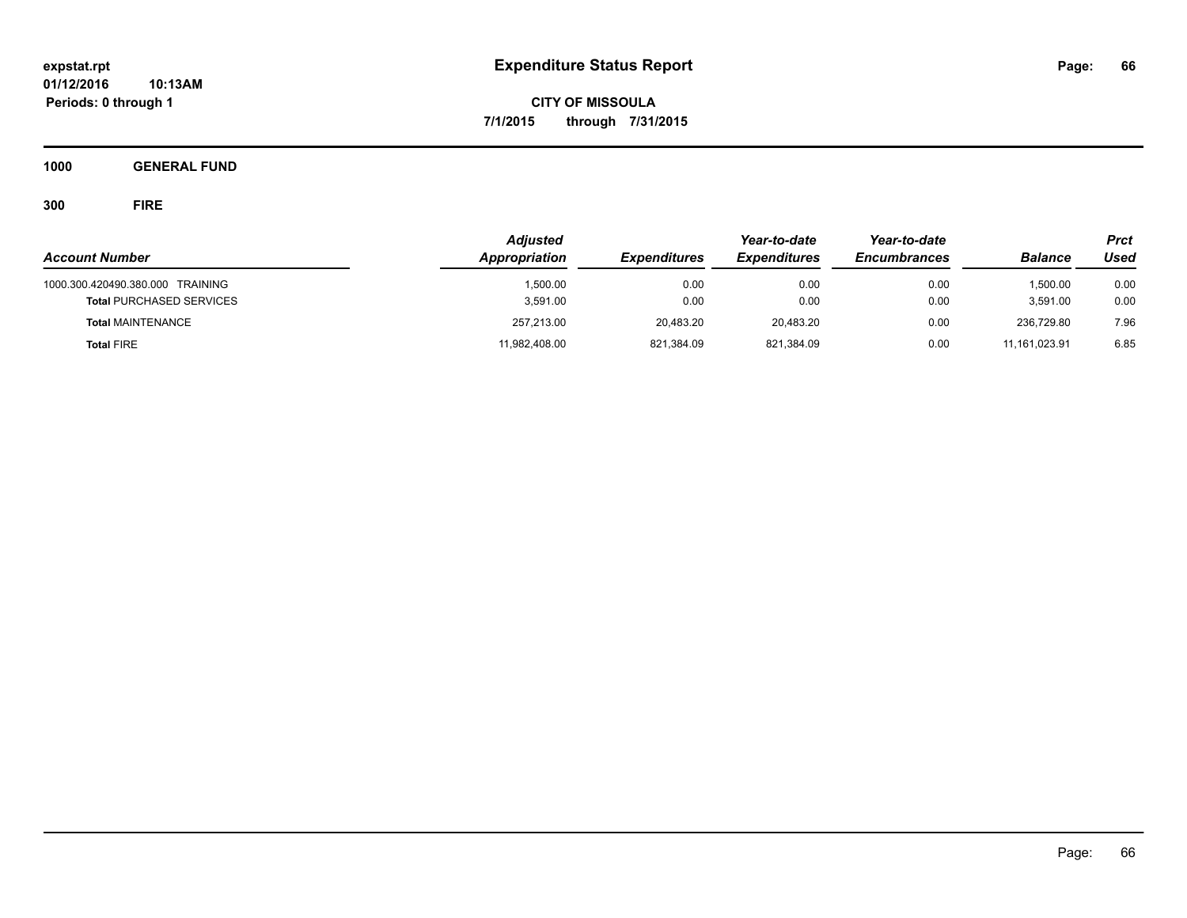**expstat.rpt**
**01/12/2016 10:13AM**
**Periods: 0 through 1**

# Expenditure Status Report

**CITY OF MISSOULA**
**7/1/2015 through 7/31/2015**

**1000 GENERAL FUND**

**300 FIRE**

| Account Number | Adjusted Appropriation | Expenditures | Year-to-date Expenditures | Year-to-date Encumbrances | Balance | Prct Used |
|---|---|---|---|---|---|---|
| 1000.300.420490.380.000 TRAINING | 1,500.00 | 0.00 | 0.00 | 0.00 | 1,500.00 | 0.00 |
| **Total** PURCHASED SERVICES | 3,591.00 | 0.00 | 0.00 | 0.00 | 3,591.00 | 0.00 |
| **Total** MAINTENANCE | 257,213.00 | 20,483.20 | 20,483.20 | 0.00 | 236,729.80 | 7.96 |
| **Total** FIRE | 11,982,408.00 | 821,384.09 | 821,384.09 | 0.00 | 11,161,023.91 | 6.85 |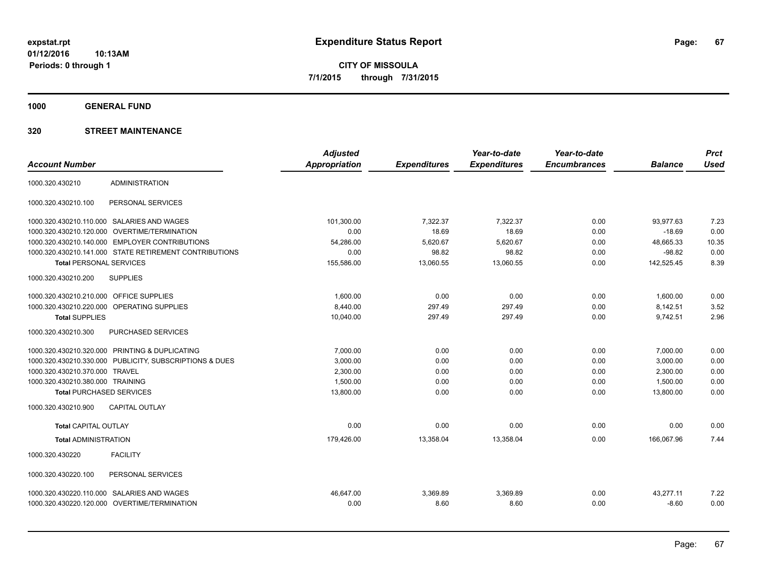**expstat.rpt**
**01/12/2016 10:13AM**
**Periods: 0 through 1**

# Expenditure Status Report

**CITY OF MISSOULA**
**7/1/2015 through 7/31/2015**

## 1000 GENERAL FUND

## 320 STREET MAINTENANCE

| Account Number | | Adjusted Appropriation | Expenditures | Year-to-date Expenditures | Year-to-date Encumbrances | Balance | Prct Used |
|---|---|---|---|---|---|---|---|
| 1000.320.430210 | ADMINISTRATION | | | | | | |
| 1000.320.430210.100 | PERSONAL SERVICES | | | | | | |
| 1000.320.430210.110.000 | SALARIES AND WAGES | 101,300.00 | 7,322.37 | 7,322.37 | 0.00 | 93,977.63 | 7.23 |
| 1000.320.430210.120.000 | OVERTIME/TERMINATION | 0.00 | 18.69 | 18.69 | 0.00 | -18.69 | 0.00 |
| 1000.320.430210.140.000 | EMPLOYER CONTRIBUTIONS | 54,286.00 | 5,620.67 | 5,620.67 | 0.00 | 48,665.33 | 10.35 |
| 1000.320.430210.141.000 | STATE RETIREMENT CONTRIBUTIONS | 0.00 | 98.82 | 98.82 | 0.00 | -98.82 | 0.00 |
| **Total** PERSONAL SERVICES | | 155,586.00 | 13,060.55 | 13,060.55 | 0.00 | 142,525.45 | 8.39 |
| 1000.320.430210.200 | SUPPLIES | | | | | | |
| 1000.320.430210.210.000 | OFFICE SUPPLIES | 1,600.00 | 0.00 | 0.00 | 0.00 | 1,600.00 | 0.00 |
| 1000.320.430210.220.000 | OPERATING SUPPLIES | 8,440.00 | 297.49 | 297.49 | 0.00 | 8,142.51 | 3.52 |
| **Total** SUPPLIES | | 10,040.00 | 297.49 | 297.49 | 0.00 | 9,742.51 | 2.96 |
| 1000.320.430210.300 | PURCHASED SERVICES | | | | | | |
| 1000.320.430210.320.000 | PRINTING & DUPLICATING | 7,000.00 | 0.00 | 0.00 | 0.00 | 7,000.00 | 0.00 |
| 1000.320.430210.330.000 | PUBLICITY, SUBSCRIPTIONS & DUES | 3,000.00 | 0.00 | 0.00 | 0.00 | 3,000.00 | 0.00 |
| 1000.320.430210.370.000 | TRAVEL | 2,300.00 | 0.00 | 0.00 | 0.00 | 2,300.00 | 0.00 |
| 1000.320.430210.380.000 | TRAINING | 1,500.00 | 0.00 | 0.00 | 0.00 | 1,500.00 | 0.00 |
| **Total** PURCHASED SERVICES | | 13,800.00 | 0.00 | 0.00 | 0.00 | 13,800.00 | 0.00 |
| 1000.320.430210.900 | CAPITAL OUTLAY | | | | | | |
| **Total** CAPITAL OUTLAY | | 0.00 | 0.00 | 0.00 | 0.00 | 0.00 | 0.00 |
| **Total** ADMINISTRATION | | 179,426.00 | 13,358.04 | 13,358.04 | 0.00 | 166,067.96 | 7.44 |
| 1000.320.430220 | FACILITY | | | | | | |
| 1000.320.430220.100 | PERSONAL SERVICES | | | | | | |
| 1000.320.430220.110.000 | SALARIES AND WAGES | 46,647.00 | 3,369.89 | 3,369.89 | 0.00 | 43,277.11 | 7.22 |
| 1000.320.430220.120.000 | OVERTIME/TERMINATION | 0.00 | 8.60 | 8.60 | 0.00 | -8.60 | 0.00 |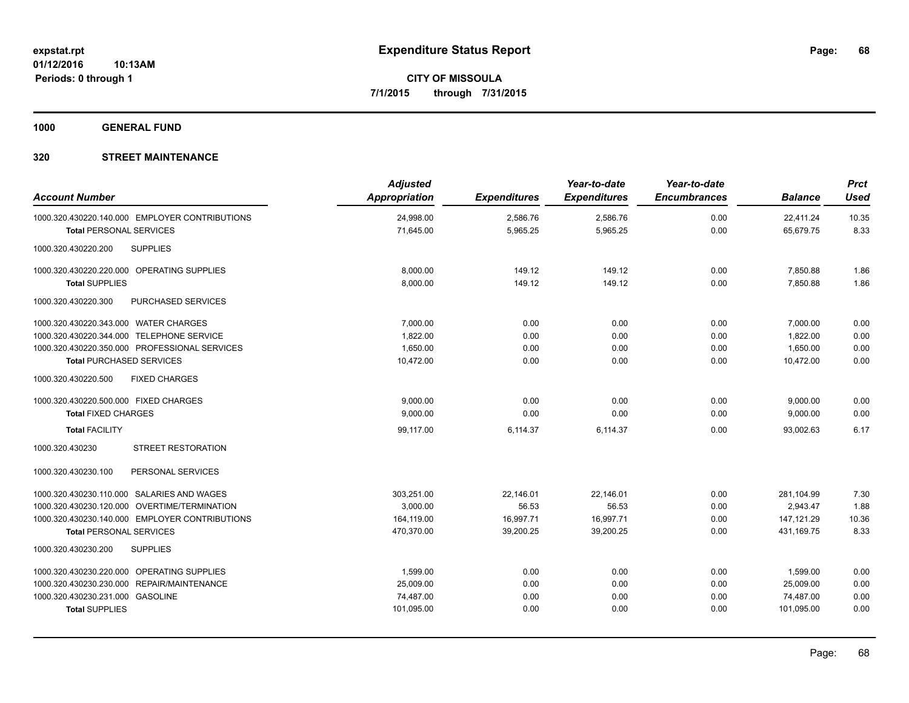**expstat.rpt**
**01/12/2016 10:13AM**
**Periods: 0 through 1**

# Expenditure Status Report

**CITY OF MISSOULA**
**7/1/2015 through 7/31/2015**

## 1000 GENERAL FUND

## 320 STREET MAINTENANCE

| Account Number | Adjusted Appropriation | Expenditures | Year-to-date Expenditures | Year-to-date Encumbrances | Balance | Prct Used |
|---|---|---|---|---|---|---|
| 1000.320.430220.140.000 EMPLOYER CONTRIBUTIONS | 24,998.00 | 2,586.76 | 2,586.76 | 0.00 | 22,411.24 | 10.35 |
| **Total** PERSONAL SERVICES | 71,645.00 | 5,965.25 | 5,965.25 | 0.00 | 65,679.75 | 8.33 |
| 1000.320.430220.200 SUPPLIES | | | | | | |
| 1000.320.430220.220.000 OPERATING SUPPLIES | 8,000.00 | 149.12 | 149.12 | 0.00 | 7,850.88 | 1.86 |
| **Total** SUPPLIES | 8,000.00 | 149.12 | 149.12 | 0.00 | 7,850.88 | 1.86 |
| 1000.320.430220.300 PURCHASED SERVICES | | | | | | |
| 1000.320.430220.343.000 WATER CHARGES | 7,000.00 | 0.00 | 0.00 | 0.00 | 7,000.00 | 0.00 |
| 1000.320.430220.344.000 TELEPHONE SERVICE | 1,822.00 | 0.00 | 0.00 | 0.00 | 1,822.00 | 0.00 |
| 1000.320.430220.350.000 PROFESSIONAL SERVICES | 1,650.00 | 0.00 | 0.00 | 0.00 | 1,650.00 | 0.00 |
| **Total** PURCHASED SERVICES | 10,472.00 | 0.00 | 0.00 | 0.00 | 10,472.00 | 0.00 |
| 1000.320.430220.500 FIXED CHARGES | | | | | | |
| 1000.320.430220.500.000 FIXED CHARGES | 9,000.00 | 0.00 | 0.00 | 0.00 | 9,000.00 | 0.00 |
| **Total** FIXED CHARGES | 9,000.00 | 0.00 | 0.00 | 0.00 | 9,000.00 | 0.00 |
| **Total** FACILITY | 99,117.00 | 6,114.37 | 6,114.37 | 0.00 | 93,002.63 | 6.17 |
| 1000.320.430230 STREET RESTORATION | | | | | | |
| 1000.320.430230.100 PERSONAL SERVICES | | | | | | |
| 1000.320.430230.110.000 SALARIES AND WAGES | 303,251.00 | 22,146.01 | 22,146.01 | 0.00 | 281,104.99 | 7.30 |
| 1000.320.430230.120.000 OVERTIME/TERMINATION | 3,000.00 | 56.53 | 56.53 | 0.00 | 2,943.47 | 1.88 |
| 1000.320.430230.140.000 EMPLOYER CONTRIBUTIONS | 164,119.00 | 16,997.71 | 16,997.71 | 0.00 | 147,121.29 | 10.36 |
| **Total** PERSONAL SERVICES | 470,370.00 | 39,200.25 | 39,200.25 | 0.00 | 431,169.75 | 8.33 |
| 1000.320.430230.200 SUPPLIES | | | | | | |
| 1000.320.430230.220.000 OPERATING SUPPLIES | 1,599.00 | 0.00 | 0.00 | 0.00 | 1,599.00 | 0.00 |
| 1000.320.430230.230.000 REPAIR/MAINTENANCE | 25,009.00 | 0.00 | 0.00 | 0.00 | 25,009.00 | 0.00 |
| 1000.320.430230.231.000 GASOLINE | 74,487.00 | 0.00 | 0.00 | 0.00 | 74,487.00 | 0.00 |
| **Total** SUPPLIES | 101,095.00 | 0.00 | 0.00 | 0.00 | 101,095.00 | 0.00 |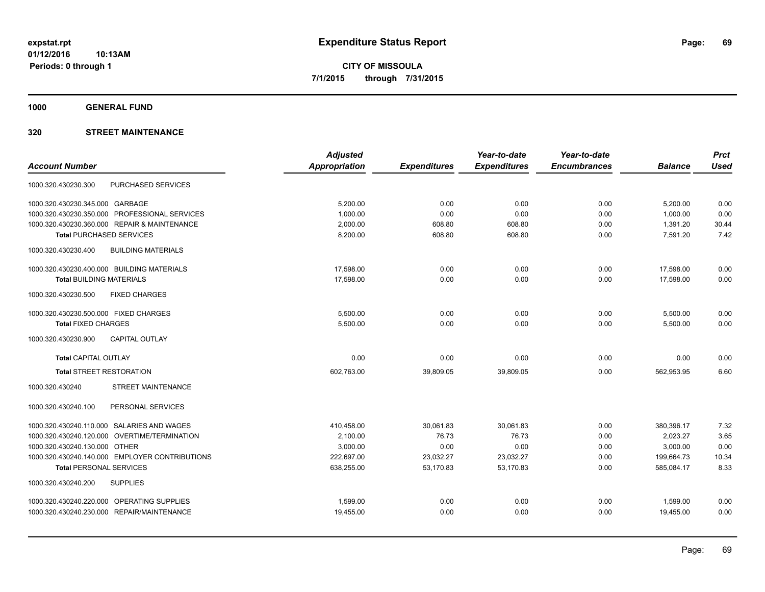**expstat.rpt**
**01/12/2016 10:13AM**
**Periods: 0 through 1**

# Expenditure Status Report

**CITY OF MISSOULA**
**7/1/2015 through 7/31/2015**

## 1000 GENERAL FUND

## 320 STREET MAINTENANCE

| Account Number | | Adjusted Appropriation | Expenditures | Year-to-date Expenditures | Year-to-date Encumbrances | Balance | Prct Used |
|---|---|---|---|---|---|---|---|
| 1000.320.430230.300 | PURCHASED SERVICES | | | | | | |
| 1000.320.430230.345.000 | GARBAGE | 5,200.00 | 0.00 | 0.00 | 0.00 | 5,200.00 | 0.00 |
| 1000.320.430230.350.000 | PROFESSIONAL SERVICES | 1,000.00 | 0.00 | 0.00 | 0.00 | 1,000.00 | 0.00 |
| 1000.320.430230.360.000 | REPAIR & MAINTENANCE | 2,000.00 | 608.80 | 608.80 | 0.00 | 1,391.20 | 30.44 |
| **Total** PURCHASED SERVICES | | 8,200.00 | 608.80 | 608.80 | 0.00 | 7,591.20 | 7.42 |
| 1000.320.430230.400 | BUILDING MATERIALS | | | | | | |
| 1000.320.430230.400.000 | BUILDING MATERIALS | 17,598.00 | 0.00 | 0.00 | 0.00 | 17,598.00 | 0.00 |
| **Total** BUILDING MATERIALS | | 17,598.00 | 0.00 | 0.00 | 0.00 | 17,598.00 | 0.00 |
| 1000.320.430230.500 | FIXED CHARGES | | | | | | |
| 1000.320.430230.500.000 | FIXED CHARGES | 5,500.00 | 0.00 | 0.00 | 0.00 | 5,500.00 | 0.00 |
| **Total** FIXED CHARGES | | 5,500.00 | 0.00 | 0.00 | 0.00 | 5,500.00 | 0.00 |
| 1000.320.430230.900 | CAPITAL OUTLAY | | | | | | |
| **Total** CAPITAL OUTLAY | | 0.00 | 0.00 | 0.00 | 0.00 | 0.00 | 0.00 |
| **Total** STREET RESTORATION | | 602,763.00 | 39,809.05 | 39,809.05 | 0.00 | 562,953.95 | 6.60 |
| 1000.320.430240 | STREET MAINTENANCE | | | | | | |
| 1000.320.430240.100 | PERSONAL SERVICES | | | | | | |
| 1000.320.430240.110.000 | SALARIES AND WAGES | 410,458.00 | 30,061.83 | 30,061.83 | 0.00 | 380,396.17 | 7.32 |
| 1000.320.430240.120.000 | OVERTIME/TERMINATION | 2,100.00 | 76.73 | 76.73 | 0.00 | 2,023.27 | 3.65 |
| 1000.320.430240.130.000 | OTHER | 3,000.00 | 0.00 | 0.00 | 0.00 | 3,000.00 | 0.00 |
| 1000.320.430240.140.000 | EMPLOYER CONTRIBUTIONS | 222,697.00 | 23,032.27 | 23,032.27 | 0.00 | 199,664.73 | 10.34 |
| **Total** PERSONAL SERVICES | | 638,255.00 | 53,170.83 | 53,170.83 | 0.00 | 585,084.17 | 8.33 |
| 1000.320.430240.200 | SUPPLIES | | | | | | |
| 1000.320.430240.220.000 | OPERATING SUPPLIES | 1,599.00 | 0.00 | 0.00 | 0.00 | 1,599.00 | 0.00 |
| 1000.320.430240.230.000 | REPAIR/MAINTENANCE | 19,455.00 | 0.00 | 0.00 | 0.00 | 19,455.00 | 0.00 |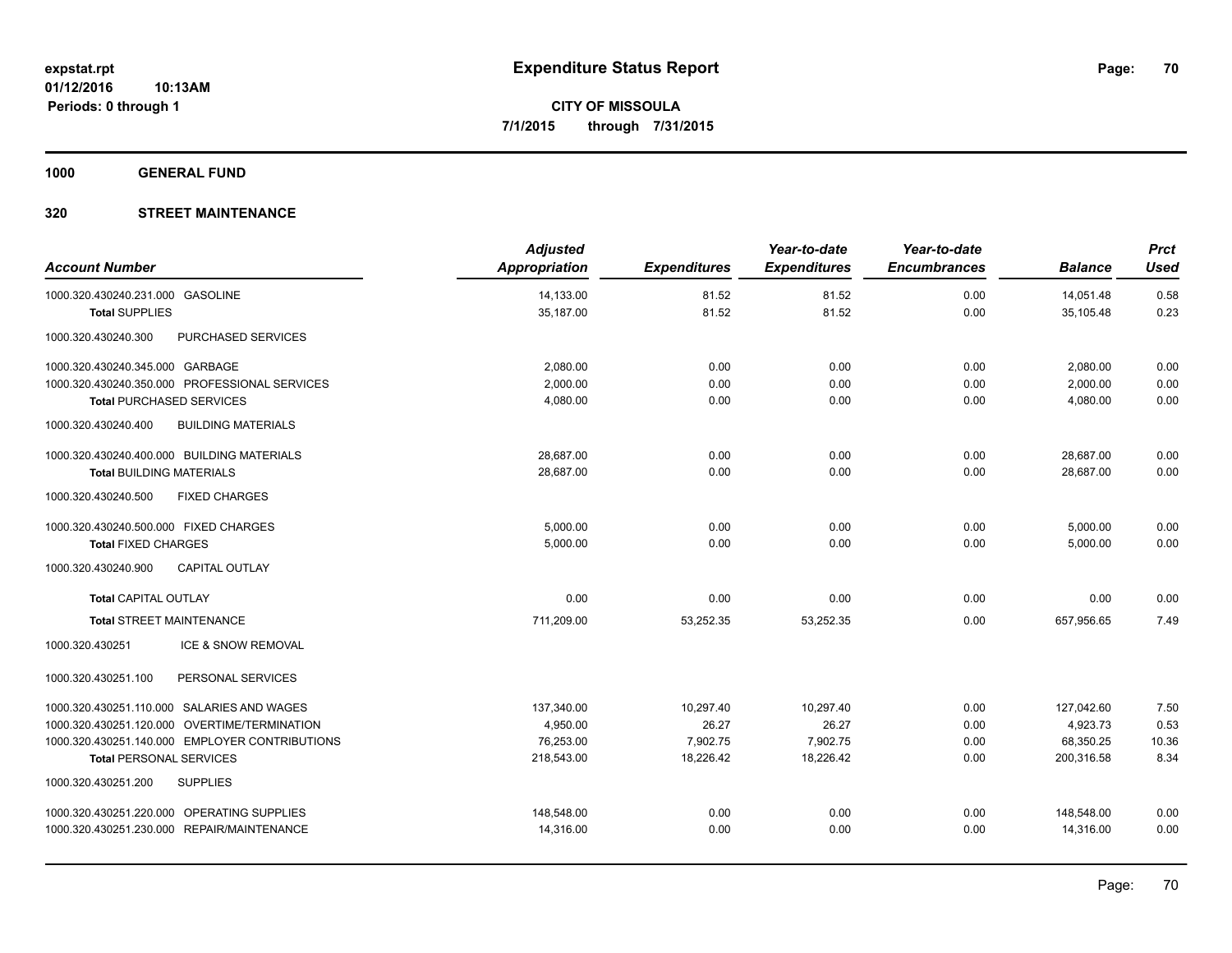# Expenditure Status Report

**CITY OF MISSOULA**

**7/1/2015 through 7/31/2015**

expstat.rpt
01/12/2016 10:13AM
Periods: 0 through 1

**1000 GENERAL FUND**

**320 STREET MAINTENANCE**

| Account Number | | Adjusted Appropriation | Expenditures | Year-to-date Expenditures | Year-to-date Encumbrances | Balance | Prct Used |
|---|---|---|---|---|---|---|---|
| 1000.320.430240.231.000 | GASOLINE | 14,133.00 | 81.52 | 81.52 | 0.00 | 14,051.48 | 0.58 |
| **Total** SUPPLIES | | 35,187.00 | 81.52 | 81.52 | 0.00 | 35,105.48 | 0.23 |
| 1000.320.430240.300 | PURCHASED SERVICES | | | | | | |
| 1000.320.430240.345.000 | GARBAGE | 2,080.00 | 0.00 | 0.00 | 0.00 | 2,080.00 | 0.00 |
| 1000.320.430240.350.000 | PROFESSIONAL SERVICES | 2,000.00 | 0.00 | 0.00 | 0.00 | 2,000.00 | 0.00 |
| **Total** PURCHASED SERVICES | | 4,080.00 | 0.00 | 0.00 | 0.00 | 4,080.00 | 0.00 |
| 1000.320.430240.400 | BUILDING MATERIALS | | | | | | |
| 1000.320.430240.400.000 | BUILDING MATERIALS | 28,687.00 | 0.00 | 0.00 | 0.00 | 28,687.00 | 0.00 |
| **Total** BUILDING MATERIALS | | 28,687.00 | 0.00 | 0.00 | 0.00 | 28,687.00 | 0.00 |
| 1000.320.430240.500 | FIXED CHARGES | | | | | | |
| 1000.320.430240.500.000 | FIXED CHARGES | 5,000.00 | 0.00 | 0.00 | 0.00 | 5,000.00 | 0.00 |
| **Total** FIXED CHARGES | | 5,000.00 | 0.00 | 0.00 | 0.00 | 5,000.00 | 0.00 |
| 1000.320.430240.900 | CAPITAL OUTLAY | | | | | | |
| **Total** CAPITAL OUTLAY | | 0.00 | 0.00 | 0.00 | 0.00 | 0.00 | 0.00 |
| **Total** STREET MAINTENANCE | | 711,209.00 | 53,252.35 | 53,252.35 | 0.00 | 657,956.65 | 7.49 |
| 1000.320.430251 | ICE & SNOW REMOVAL | | | | | | |
| 1000.320.430251.100 | PERSONAL SERVICES | | | | | | |
| 1000.320.430251.110.000 | SALARIES AND WAGES | 137,340.00 | 10,297.40 | 10,297.40 | 0.00 | 127,042.60 | 7.50 |
| 1000.320.430251.120.000 | OVERTIME/TERMINATION | 4,950.00 | 26.27 | 26.27 | 0.00 | 4,923.73 | 0.53 |
| 1000.320.430251.140.000 | EMPLOYER CONTRIBUTIONS | 76,253.00 | 7,902.75 | 7,902.75 | 0.00 | 68,350.25 | 10.36 |
| **Total** PERSONAL SERVICES | | 218,543.00 | 18,226.42 | 18,226.42 | 0.00 | 200,316.58 | 8.34 |
| 1000.320.430251.200 | SUPPLIES | | | | | | |
| 1000.320.430251.220.000 | OPERATING SUPPLIES | 148,548.00 | 0.00 | 0.00 | 0.00 | 148,548.00 | 0.00 |
| 1000.320.430251.230.000 | REPAIR/MAINTENANCE | 14,316.00 | 0.00 | 0.00 | 0.00 | 14,316.00 | 0.00 |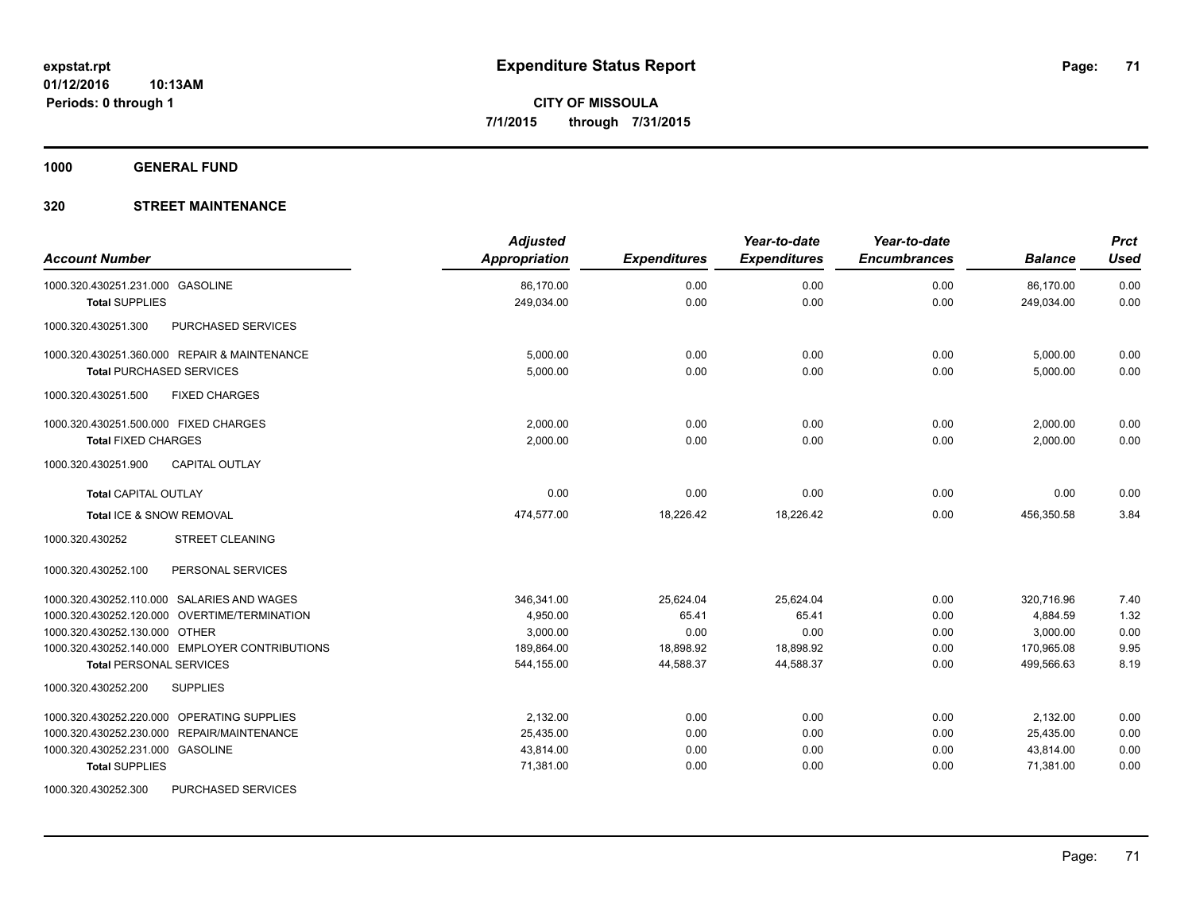# Expenditure Status Report

**CITY OF MISSOULA**
**7/1/2015 through 7/31/2015**

expstat.rpt
01/12/2016 10:13AM
Periods: 0 through 1

**1000 GENERAL FUND**

**320 STREET MAINTENANCE**

| Account Number | | Adjusted Appropriation | Expenditures | Year-to-date Expenditures | Year-to-date Encumbrances | Balance | Prct Used |
|---|---|---|---|---|---|---|---|
| 1000.320.430251.231.000 | GASOLINE | 86,170.00 | 0.00 | 0.00 | 0.00 | 86,170.00 | 0.00 |
| **Total** SUPPLIES | | 249,034.00 | 0.00 | 0.00 | 0.00 | 249,034.00 | 0.00 |
| 1000.320.430251.300 | PURCHASED SERVICES | | | | | | |
| 1000.320.430251.360.000 | REPAIR & MAINTENANCE | 5,000.00 | 0.00 | 0.00 | 0.00 | 5,000.00 | 0.00 |
| **Total** PURCHASED SERVICES | | 5,000.00 | 0.00 | 0.00 | 0.00 | 5,000.00 | 0.00 |
| 1000.320.430251.500 | FIXED CHARGES | | | | | | |
| 1000.320.430251.500.000 | FIXED CHARGES | 2,000.00 | 0.00 | 0.00 | 0.00 | 2,000.00 | 0.00 |
| **Total** FIXED CHARGES | | 2,000.00 | 0.00 | 0.00 | 0.00 | 2,000.00 | 0.00 |
| 1000.320.430251.900 | CAPITAL OUTLAY | | | | | | |
| **Total** CAPITAL OUTLAY | | 0.00 | 0.00 | 0.00 | 0.00 | 0.00 | 0.00 |
| **Total** ICE & SNOW REMOVAL | | 474,577.00 | 18,226.42 | 18,226.42 | 0.00 | 456,350.58 | 3.84 |
| 1000.320.430252 | STREET CLEANING | | | | | | |
| 1000.320.430252.100 | PERSONAL SERVICES | | | | | | |
| 1000.320.430252.110.000 | SALARIES AND WAGES | 346,341.00 | 25,624.04 | 25,624.04 | 0.00 | 320,716.96 | 7.40 |
| 1000.320.430252.120.000 | OVERTIME/TERMINATION | 4,950.00 | 65.41 | 65.41 | 0.00 | 4,884.59 | 1.32 |
| 1000.320.430252.130.000 | OTHER | 3,000.00 | 0.00 | 0.00 | 0.00 | 3,000.00 | 0.00 |
| 1000.320.430252.140.000 | EMPLOYER CONTRIBUTIONS | 189,864.00 | 18,898.92 | 18,898.92 | 0.00 | 170,965.08 | 9.95 |
| **Total** PERSONAL SERVICES | | 544,155.00 | 44,588.37 | 44,588.37 | 0.00 | 499,566.63 | 8.19 |
| 1000.320.430252.200 | SUPPLIES | | | | | | |
| 1000.320.430252.220.000 | OPERATING SUPPLIES | 2,132.00 | 0.00 | 0.00 | 0.00 | 2,132.00 | 0.00 |
| 1000.320.430252.230.000 | REPAIR/MAINTENANCE | 25,435.00 | 0.00 | 0.00 | 0.00 | 25,435.00 | 0.00 |
| 1000.320.430252.231.000 | GASOLINE | 43,814.00 | 0.00 | 0.00 | 0.00 | 43,814.00 | 0.00 |
| **Total** SUPPLIES | | 71,381.00 | 0.00 | 0.00 | 0.00 | 71,381.00 | 0.00 |
| 1000.320.430252.300 | PURCHASED SERVICES | | | | | | |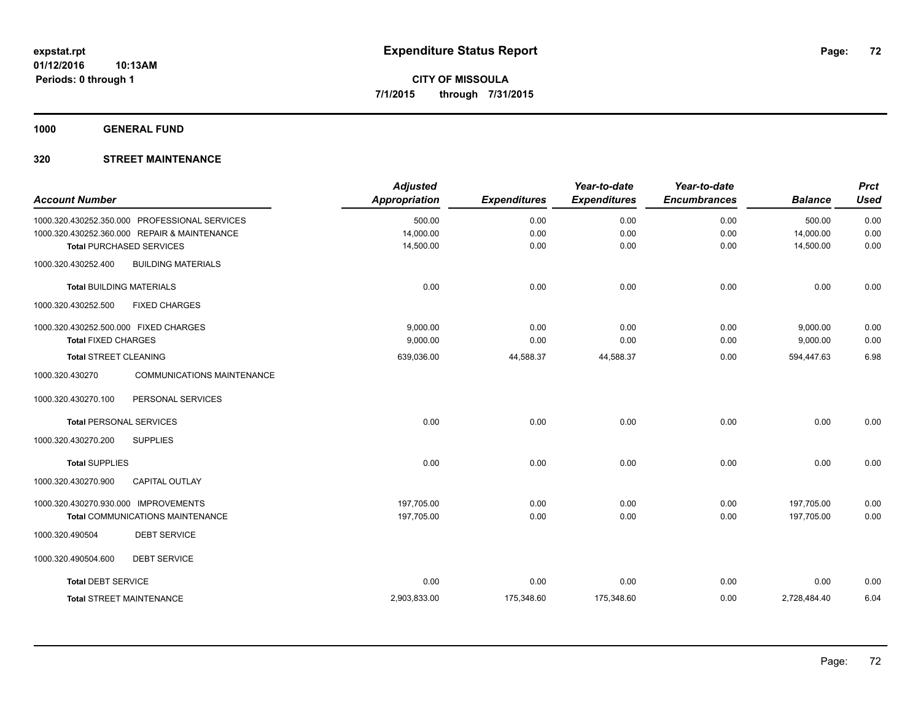**expstat.rpt**
**01/12/2016 10:13AM**
**Periods: 0 through 1**

# Expenditure Status Report

**CITY OF MISSOULA**
**7/1/2015 through 7/31/2015**

## 1000 GENERAL FUND

## 320 STREET MAINTENANCE

| Account Number | | Adjusted Appropriation | Expenditures | Year-to-date Expenditures | Year-to-date Encumbrances | Balance | Prct Used |
|---|---|---|---|---|---|---|---|
| 1000.320.430252.350.000 | PROFESSIONAL SERVICES | 500.00 | 0.00 | 0.00 | 0.00 | 500.00 | 0.00 |
| 1000.320.430252.360.000 | REPAIR & MAINTENANCE | 14,000.00 | 0.00 | 0.00 | 0.00 | 14,000.00 | 0.00 |
| **Total** PURCHASED SERVICES | | 14,500.00 | 0.00 | 0.00 | 0.00 | 14,500.00 | 0.00 |
| 1000.320.430252.400 | BUILDING MATERIALS | | | | | | |
| **Total** BUILDING MATERIALS | | 0.00 | 0.00 | 0.00 | 0.00 | 0.00 | 0.00 |
| 1000.320.430252.500 | FIXED CHARGES | | | | | | |
| 1000.320.430252.500.000 | FIXED CHARGES | 9,000.00 | 0.00 | 0.00 | 0.00 | 9,000.00 | 0.00 |
| **Total** FIXED CHARGES | | 9,000.00 | 0.00 | 0.00 | 0.00 | 9,000.00 | 0.00 |
| **Total** STREET CLEANING | | 639,036.00 | 44,588.37 | 44,588.37 | 0.00 | 594,447.63 | 6.98 |
| 1000.320.430270 | COMMUNICATIONS MAINTENANCE | | | | | | |
| 1000.320.430270.100 | PERSONAL SERVICES | | | | | | |
| **Total** PERSONAL SERVICES | | 0.00 | 0.00 | 0.00 | 0.00 | 0.00 | 0.00 |
| 1000.320.430270.200 | SUPPLIES | | | | | | |
| **Total** SUPPLIES | | 0.00 | 0.00 | 0.00 | 0.00 | 0.00 | 0.00 |
| 1000.320.430270.900 | CAPITAL OUTLAY | | | | | | |
| 1000.320.430270.930.000 | IMPROVEMENTS | 197,705.00 | 0.00 | 0.00 | 0.00 | 197,705.00 | 0.00 |
| **Total** COMMUNICATIONS MAINTENANCE | | 197,705.00 | 0.00 | 0.00 | 0.00 | 197,705.00 | 0.00 |
| 1000.320.490504 | DEBT SERVICE | | | | | | |
| 1000.320.490504.600 | DEBT SERVICE | | | | | | |
| **Total** DEBT SERVICE | | 0.00 | 0.00 | 0.00 | 0.00 | 0.00 | 0.00 |
| **Total** STREET MAINTENANCE | | 2,903,833.00 | 175,348.60 | 175,348.60 | 0.00 | 2,728,484.40 | 6.04 |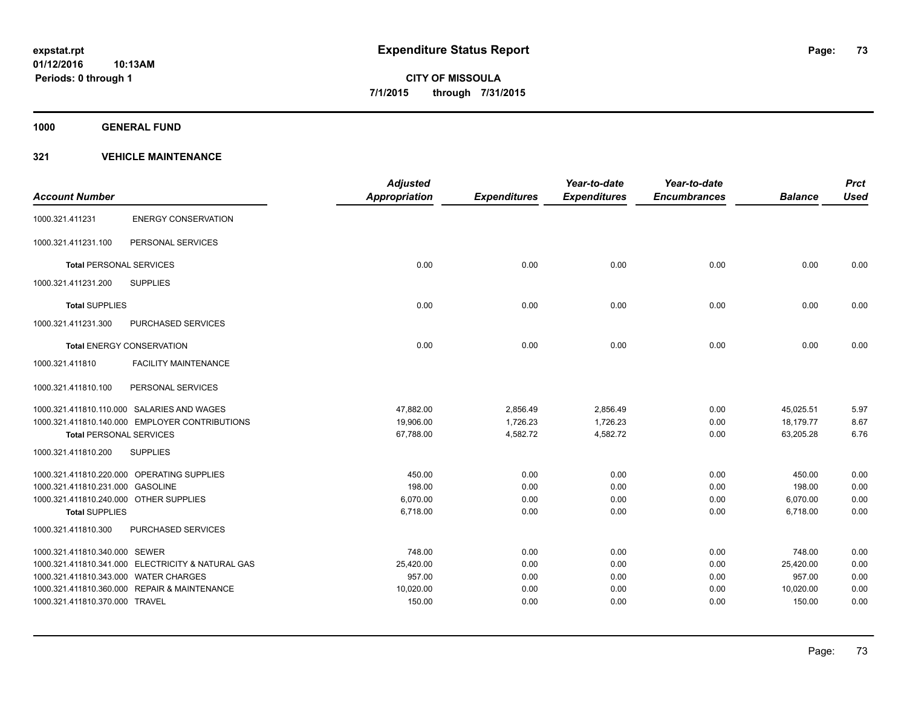# Expenditure Status Report

**CITY OF MISSOULA**

**7/1/2015 through 7/31/2015**

expstat.rpt
01/12/2016 10:13AM
Periods: 0 through 1

## 1000 GENERAL FUND

## 321 VEHICLE MAINTENANCE

| Account Number | | Adjusted Appropriation | Expenditures | Year-to-date Expenditures | Year-to-date Encumbrances | Balance | Prct Used |
|---|---|---|---|---|---|---|---|
| 1000.321.411231 | ENERGY CONSERVATION | | | | | | |
| 1000.321.411231.100 | PERSONAL SERVICES | | | | | | |
| **Total** PERSONAL SERVICES | | 0.00 | 0.00 | 0.00 | 0.00 | 0.00 | 0.00 |
| 1000.321.411231.200 | SUPPLIES | | | | | | |
| **Total** SUPPLIES | | 0.00 | 0.00 | 0.00 | 0.00 | 0.00 | 0.00 |
| 1000.321.411231.300 | PURCHASED SERVICES | | | | | | |
| **Total** ENERGY CONSERVATION | | 0.00 | 0.00 | 0.00 | 0.00 | 0.00 | 0.00 |
| 1000.321.411810 | FACILITY MAINTENANCE | | | | | | |
| 1000.321.411810.100 | PERSONAL SERVICES | | | | | | |
| 1000.321.411810.110.000 | SALARIES AND WAGES | 47,882.00 | 2,856.49 | 2,856.49 | 0.00 | 45,025.51 | 5.97 |
| 1000.321.411810.140.000 | EMPLOYER CONTRIBUTIONS | 19,906.00 | 1,726.23 | 1,726.23 | 0.00 | 18,179.77 | 8.67 |
| **Total** PERSONAL SERVICES | | 67,788.00 | 4,582.72 | 4,582.72 | 0.00 | 63,205.28 | 6.76 |
| 1000.321.411810.200 | SUPPLIES | | | | | | |
| 1000.321.411810.220.000 | OPERATING SUPPLIES | 450.00 | 0.00 | 0.00 | 0.00 | 450.00 | 0.00 |
| 1000.321.411810.231.000 | GASOLINE | 198.00 | 0.00 | 0.00 | 0.00 | 198.00 | 0.00 |
| 1000.321.411810.240.000 | OTHER SUPPLIES | 6,070.00 | 0.00 | 0.00 | 0.00 | 6,070.00 | 0.00 |
| **Total** SUPPLIES | | 6,718.00 | 0.00 | 0.00 | 0.00 | 6,718.00 | 0.00 |
| 1000.321.411810.300 | PURCHASED SERVICES | | | | | | |
| 1000.321.411810.340.000 | SEWER | 748.00 | 0.00 | 0.00 | 0.00 | 748.00 | 0.00 |
| 1000.321.411810.341.000 | ELECTRICITY & NATURAL GAS | 25,420.00 | 0.00 | 0.00 | 0.00 | 25,420.00 | 0.00 |
| 1000.321.411810.343.000 | WATER CHARGES | 957.00 | 0.00 | 0.00 | 0.00 | 957.00 | 0.00 |
| 1000.321.411810.360.000 | REPAIR & MAINTENANCE | 10,020.00 | 0.00 | 0.00 | 0.00 | 10,020.00 | 0.00 |
| 1000.321.411810.370.000 | TRAVEL | 150.00 | 0.00 | 0.00 | 0.00 | 150.00 | 0.00 |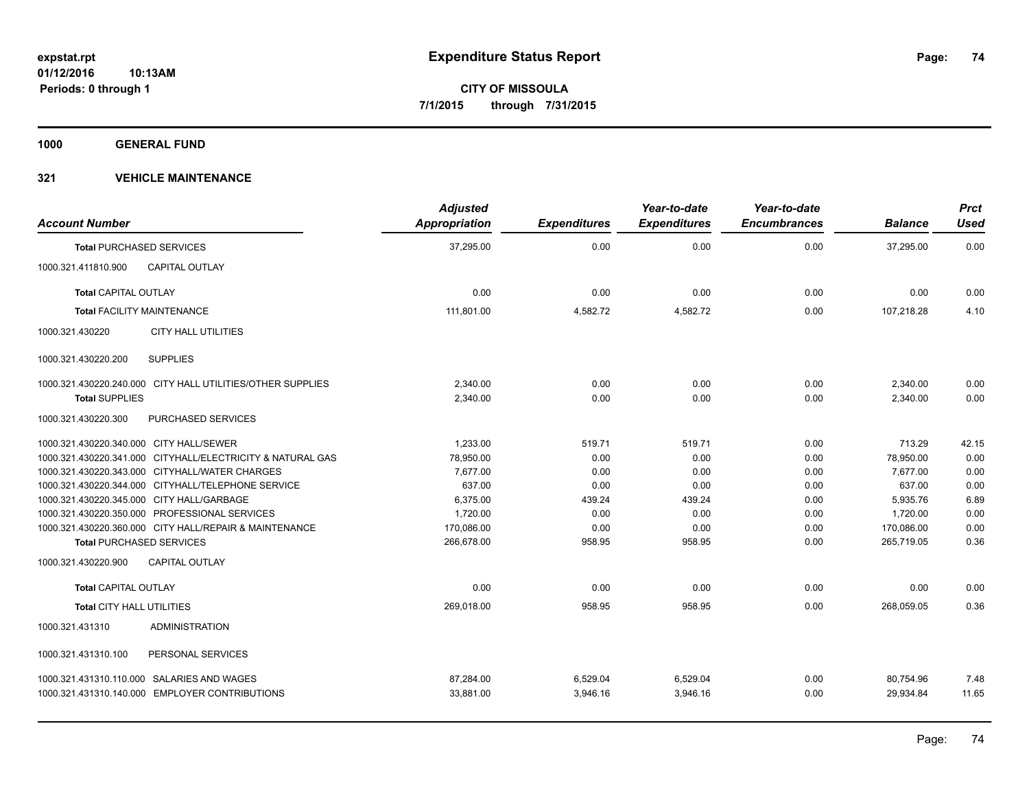**Expenditure Status Report**

**CITY OF MISSOULA**
**7/1/2015 through 7/31/2015**

expstat.rpt
01/12/2016 10:13AM
Periods: 0 through 1

## 1000 GENERAL FUND

### 321 VEHICLE MAINTENANCE

| Account Number | | Adjusted Appropriation | Expenditures | Year-to-date Expenditures | Year-to-date Encumbrances | Balance | Prct Used |
|---|---|---|---|---|---|---|---|
| **Total** PURCHASED SERVICES | | 37,295.00 | 0.00 | 0.00 | 0.00 | 37,295.00 | 0.00 |
| 1000.321.411810.900 | CAPITAL OUTLAY | | | | | | |
| **Total** CAPITAL OUTLAY | | 0.00 | 0.00 | 0.00 | 0.00 | 0.00 | 0.00 |
| **Total** FACILITY MAINTENANCE | | 111,801.00 | 4,582.72 | 4,582.72 | 0.00 | 107,218.28 | 4.10 |
| 1000.321.430220 | CITY HALL UTILITIES | | | | | | |
| 1000.321.430220.200 | SUPPLIES | | | | | | |
| 1000.321.430220.240.000 | CITY HALL UTILITIES/OTHER SUPPLIES | 2,340.00 | 0.00 | 0.00 | 0.00 | 2,340.00 | 0.00 |
| **Total** SUPPLIES | | 2,340.00 | 0.00 | 0.00 | 0.00 | 2,340.00 | 0.00 |
| 1000.321.430220.300 | PURCHASED SERVICES | | | | | | |
| 1000.321.430220.340.000 | CITY HALL/SEWER | 1,233.00 | 519.71 | 519.71 | 0.00 | 713.29 | 42.15 |
| 1000.321.430220.341.000 | CITYHALL/ELECTRICITY & NATURAL GAS | 78,950.00 | 0.00 | 0.00 | 0.00 | 78,950.00 | 0.00 |
| 1000.321.430220.343.000 | CITYHALL/WATER CHARGES | 7,677.00 | 0.00 | 0.00 | 0.00 | 7,677.00 | 0.00 |
| 1000.321.430220.344.000 | CITYHALL/TELEPHONE SERVICE | 637.00 | 0.00 | 0.00 | 0.00 | 637.00 | 0.00 |
| 1000.321.430220.345.000 | CITY HALL/GARBAGE | 6,375.00 | 439.24 | 439.24 | 0.00 | 5,935.76 | 6.89 |
| 1000.321.430220.350.000 | PROFESSIONAL SERVICES | 1,720.00 | 0.00 | 0.00 | 0.00 | 1,720.00 | 0.00 |
| 1000.321.430220.360.000 | CITY HALL/REPAIR & MAINTENANCE | 170,086.00 | 0.00 | 0.00 | 0.00 | 170,086.00 | 0.00 |
| **Total** PURCHASED SERVICES | | 266,678.00 | 958.95 | 958.95 | 0.00 | 265,719.05 | 0.36 |
| 1000.321.430220.900 | CAPITAL OUTLAY | | | | | | |
| **Total** CAPITAL OUTLAY | | 0.00 | 0.00 | 0.00 | 0.00 | 0.00 | 0.00 |
| **Total** CITY HALL UTILITIES | | 269,018.00 | 958.95 | 958.95 | 0.00 | 268,059.05 | 0.36 |
| 1000.321.431310 | ADMINISTRATION | | | | | | |
| 1000.321.431310.100 | PERSONAL SERVICES | | | | | | |
| 1000.321.431310.110.000 | SALARIES AND WAGES | 87,284.00 | 6,529.04 | 6,529.04 | 0.00 | 80,754.96 | 7.48 |
| 1000.321.431310.140.000 | EMPLOYER CONTRIBUTIONS | 33,881.00 | 3,946.16 | 3,946.16 | 0.00 | 29,934.84 | 11.65 |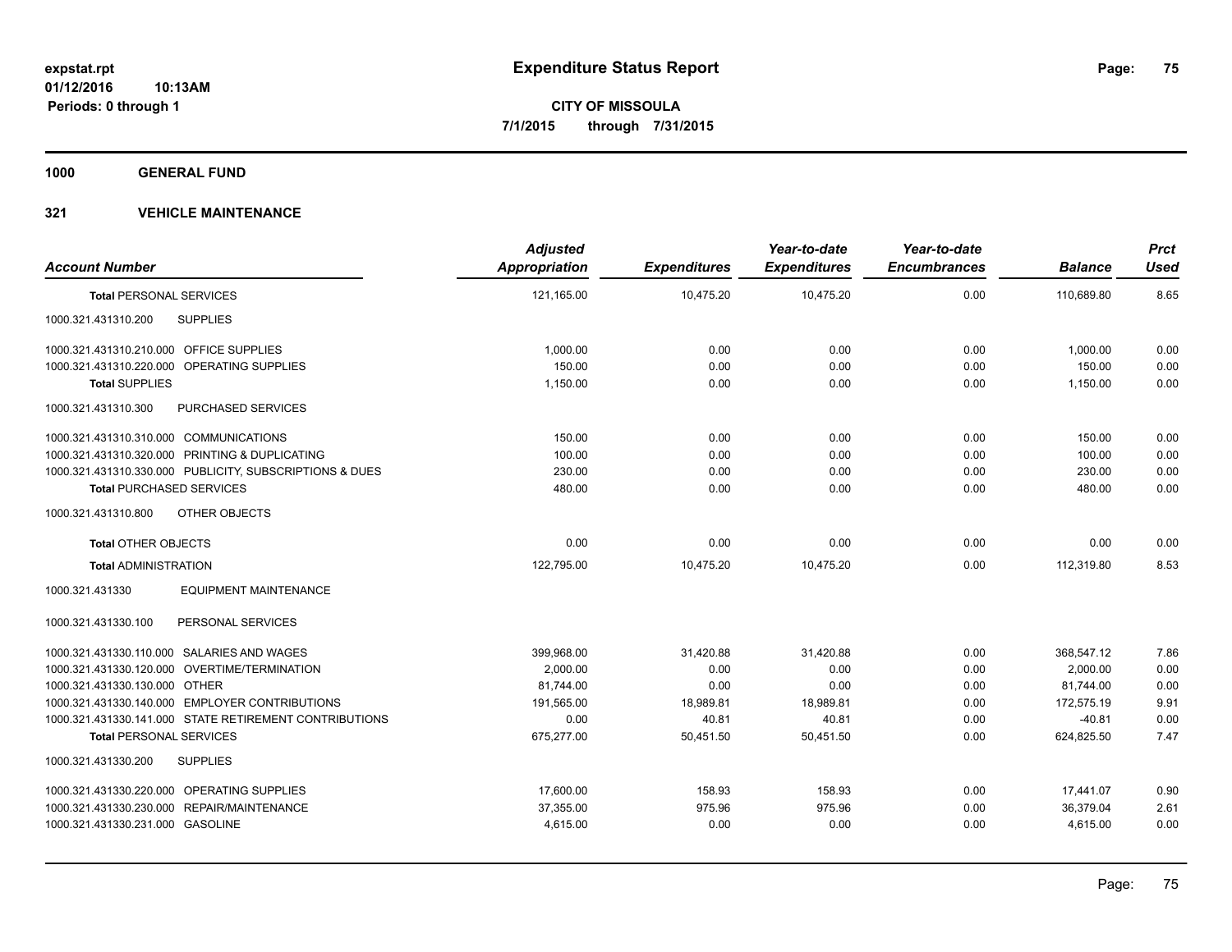# Expenditure Status Report

**CITY OF MISSOULA**
**7/1/2015 through 7/31/2015**

**Periods: 0 through 1**

## 1000 GENERAL FUND

### 321 VEHICLE MAINTENANCE

| Account Number | | Adjusted Appropriation | Expenditures | Year-to-date Expenditures | Year-to-date Encumbrances | Balance | Prct Used |
|---|---|---|---|---|---|---|---|
| **Total PERSONAL SERVICES** | | 121,165.00 | 10,475.20 | 10,475.20 | 0.00 | 110,689.80 | 8.65 |
| 1000.321.431310.200 | SUPPLIES | | | | | | |
| 1000.321.431310.210.000 | OFFICE SUPPLIES | 1,000.00 | 0.00 | 0.00 | 0.00 | 1,000.00 | 0.00 |
| 1000.321.431310.220.000 | OPERATING SUPPLIES | 150.00 | 0.00 | 0.00 | 0.00 | 150.00 | 0.00 |
| **Total SUPPLIES** | | 1,150.00 | 0.00 | 0.00 | 0.00 | 1,150.00 | 0.00 |
| 1000.321.431310.300 | PURCHASED SERVICES | | | | | | |
| 1000.321.431310.310.000 | COMMUNICATIONS | 150.00 | 0.00 | 0.00 | 0.00 | 150.00 | 0.00 |
| 1000.321.431310.320.000 | PRINTING & DUPLICATING | 100.00 | 0.00 | 0.00 | 0.00 | 100.00 | 0.00 |
| 1000.321.431310.330.000 | PUBLICITY, SUBSCRIPTIONS & DUES | 230.00 | 0.00 | 0.00 | 0.00 | 230.00 | 0.00 |
| **Total PURCHASED SERVICES** | | 480.00 | 0.00 | 0.00 | 0.00 | 480.00 | 0.00 |
| 1000.321.431310.800 | OTHER OBJECTS | | | | | | |
| **Total OTHER OBJECTS** | | 0.00 | 0.00 | 0.00 | 0.00 | 0.00 | 0.00 |
| **Total ADMINISTRATION** | | 122,795.00 | 10,475.20 | 10,475.20 | 0.00 | 112,319.80 | 8.53 |
| 1000.321.431330 | EQUIPMENT MAINTENANCE | | | | | | |
| 1000.321.431330.100 | PERSONAL SERVICES | | | | | | |
| 1000.321.431330.110.000 | SALARIES AND WAGES | 399,968.00 | 31,420.88 | 31,420.88 | 0.00 | 368,547.12 | 7.86 |
| 1000.321.431330.120.000 | OVERTIME/TERMINATION | 2,000.00 | 0.00 | 0.00 | 0.00 | 2,000.00 | 0.00 |
| 1000.321.431330.130.000 | OTHER | 81,744.00 | 0.00 | 0.00 | 0.00 | 81,744.00 | 0.00 |
| 1000.321.431330.140.000 | EMPLOYER CONTRIBUTIONS | 191,565.00 | 18,989.81 | 18,989.81 | 0.00 | 172,575.19 | 9.91 |
| 1000.321.431330.141.000 | STATE RETIREMENT CONTRIBUTIONS | 0.00 | 40.81 | 40.81 | 0.00 | -40.81 | 0.00 |
| **Total PERSONAL SERVICES** | | 675,277.00 | 50,451.50 | 50,451.50 | 0.00 | 624,825.50 | 7.47 |
| 1000.321.431330.200 | SUPPLIES | | | | | | |
| 1000.321.431330.220.000 | OPERATING SUPPLIES | 17,600.00 | 158.93 | 158.93 | 0.00 | 17,441.07 | 0.90 |
| 1000.321.431330.230.000 | REPAIR/MAINTENANCE | 37,355.00 | 975.96 | 975.96 | 0.00 | 36,379.04 | 2.61 |
| 1000.321.431330.231.000 | GASOLINE | 4,615.00 | 0.00 | 0.00 | 0.00 | 4,615.00 | 0.00 |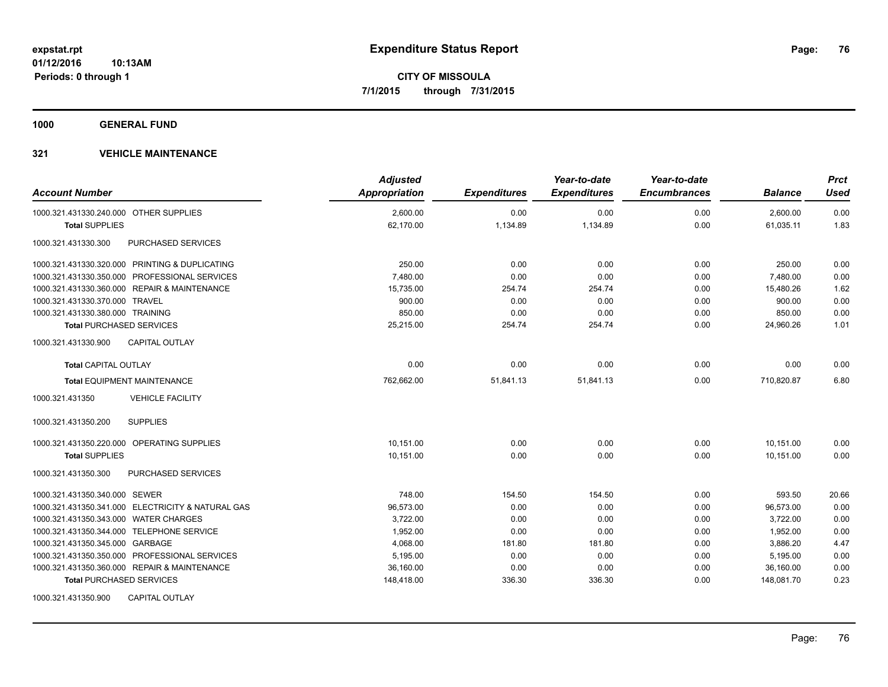# Expenditure Status Report

**CITY OF MISSOULA**

**7/1/2015 through 7/31/2015**

expstat.rpt
01/12/2016 10:13AM
Periods: 0 through 1

## 1000 GENERAL FUND

## 321 VEHICLE MAINTENANCE

| Account Number | Adjusted Appropriation | Expenditures | Year-to-date Expenditures | Year-to-date Encumbrances | Balance | Prct Used |
|---|---|---|---|---|---|---|
| 1000.321.431330.240.000 OTHER SUPPLIES | 2,600.00 | 0.00 | 0.00 | 0.00 | 2,600.00 | 0.00 |
| **Total** SUPPLIES | 62,170.00 | 1,134.89 | 1,134.89 | 0.00 | 61,035.11 | 1.83 |
| 1000.321.431330.300 PURCHASED SERVICES | | | | | | |
| 1000.321.431330.320.000 PRINTING & DUPLICATING | 250.00 | 0.00 | 0.00 | 0.00 | 250.00 | 0.00 |
| 1000.321.431330.350.000 PROFESSIONAL SERVICES | 7,480.00 | 0.00 | 0.00 | 0.00 | 7,480.00 | 0.00 |
| 1000.321.431330.360.000 REPAIR & MAINTENANCE | 15,735.00 | 254.74 | 254.74 | 0.00 | 15,480.26 | 1.62 |
| 1000.321.431330.370.000 TRAVEL | 900.00 | 0.00 | 0.00 | 0.00 | 900.00 | 0.00 |
| 1000.321.431330.380.000 TRAINING | 850.00 | 0.00 | 0.00 | 0.00 | 850.00 | 0.00 |
| **Total** PURCHASED SERVICES | 25,215.00 | 254.74 | 254.74 | 0.00 | 24,960.26 | 1.01 |
| 1000.321.431330.900 CAPITAL OUTLAY | | | | | | |
| **Total** CAPITAL OUTLAY | 0.00 | 0.00 | 0.00 | 0.00 | 0.00 | 0.00 |
| **Total** EQUIPMENT MAINTENANCE | 762,662.00 | 51,841.13 | 51,841.13 | 0.00 | 710,820.87 | 6.80 |
| 1000.321.431350 VEHICLE FACILITY | | | | | | |
| 1000.321.431350.200 SUPPLIES | | | | | | |
| 1000.321.431350.220.000 OPERATING SUPPLIES | 10,151.00 | 0.00 | 0.00 | 0.00 | 10,151.00 | 0.00 |
| **Total** SUPPLIES | 10,151.00 | 0.00 | 0.00 | 0.00 | 10,151.00 | 0.00 |
| 1000.321.431350.300 PURCHASED SERVICES | | | | | | |
| 1000.321.431350.340.000 SEWER | 748.00 | 154.50 | 154.50 | 0.00 | 593.50 | 20.66 |
| 1000.321.431350.341.000 ELECTRICITY & NATURAL GAS | 96,573.00 | 0.00 | 0.00 | 0.00 | 96,573.00 | 0.00 |
| 1000.321.431350.343.000 WATER CHARGES | 3,722.00 | 0.00 | 0.00 | 0.00 | 3,722.00 | 0.00 |
| 1000.321.431350.344.000 TELEPHONE SERVICE | 1,952.00 | 0.00 | 0.00 | 0.00 | 1,952.00 | 0.00 |
| 1000.321.431350.345.000 GARBAGE | 4,068.00 | 181.80 | 181.80 | 0.00 | 3,886.20 | 4.47 |
| 1000.321.431350.350.000 PROFESSIONAL SERVICES | 5,195.00 | 0.00 | 0.00 | 0.00 | 5,195.00 | 0.00 |
| 1000.321.431350.360.000 REPAIR & MAINTENANCE | 36,160.00 | 0.00 | 0.00 | 0.00 | 36,160.00 | 0.00 |
| **Total** PURCHASED SERVICES | 148,418.00 | 336.30 | 336.30 | 0.00 | 148,081.70 | 0.23 |
| 1000.321.431350.900 CAPITAL OUTLAY | | | | | | |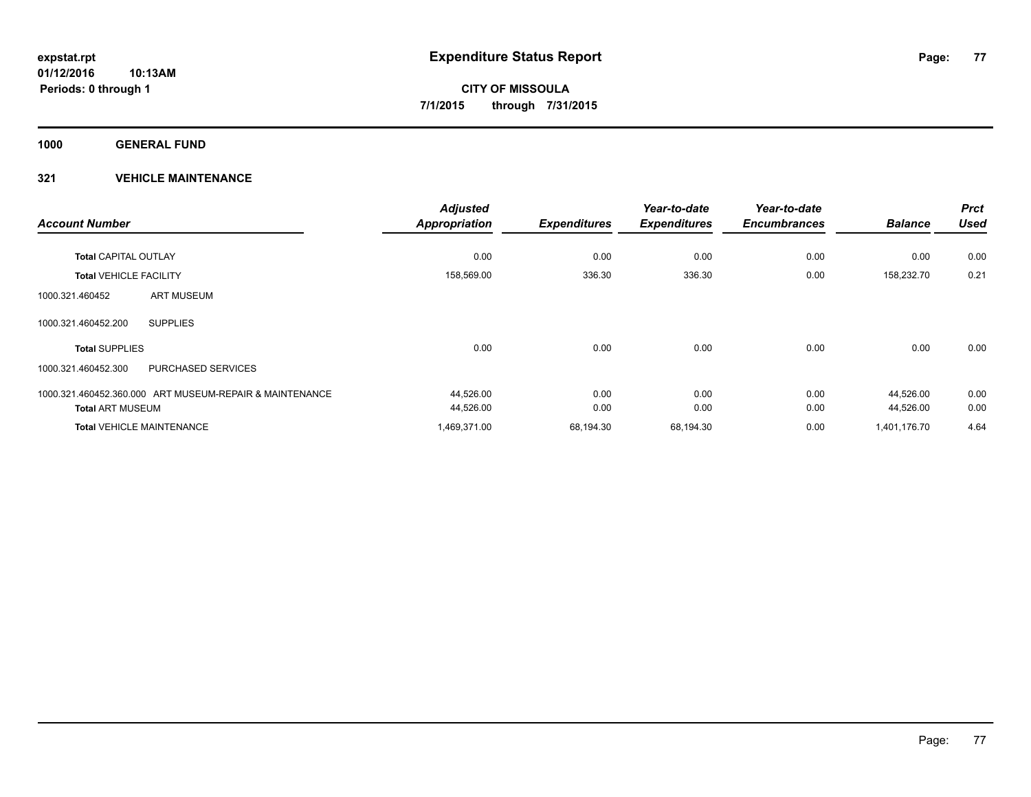**expstat.rpt**
**01/12/2016 10:13AM**
**Periods: 0 through 1**

# Expenditure Status Report

**CITY OF MISSOULA**
**7/1/2015 through 7/31/2015**

## 1000 GENERAL FUND

### 321 VEHICLE MAINTENANCE

| Account Number | Adjusted Appropriation | Expenditures | Year-to-date Expenditures | Year-to-date Encumbrances | Balance | Prct Used |
|---|---|---|---|---|---|---|
| **Total** CAPITAL OUTLAY | 0.00 | 0.00 | 0.00 | 0.00 | 0.00 | 0.00 |
| **Total** VEHICLE FACILITY | 158,569.00 | 336.30 | 336.30 | 0.00 | 158,232.70 | 0.21 |
| 1000.321.460452 ART MUSEUM | | | | | | |
| 1000.321.460452.200 SUPPLIES | | | | | | |
| **Total** SUPPLIES | 0.00 | 0.00 | 0.00 | 0.00 | 0.00 | 0.00 |
| 1000.321.460452.300 PURCHASED SERVICES | | | | | | |
| 1000.321.460452.360.000 ART MUSEUM-REPAIR & MAINTENANCE | 44,526.00 | 0.00 | 0.00 | 0.00 | 44,526.00 | 0.00 |
| **Total** ART MUSEUM | 44,526.00 | 0.00 | 0.00 | 0.00 | 44,526.00 | 0.00 |
| **Total** VEHICLE MAINTENANCE | 1,469,371.00 | 68,194.30 | 68,194.30 | 0.00 | 1,401,176.70 | 4.64 |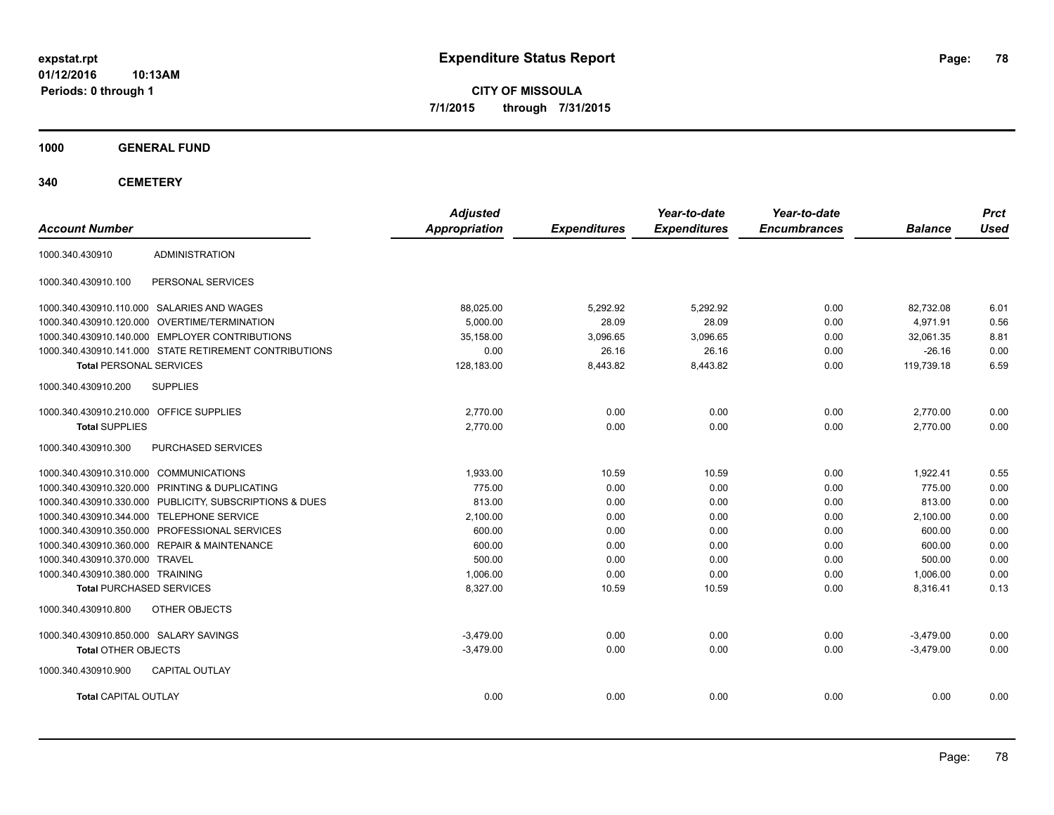**expstat.rpt**
**01/12/2016 10:13AM**
**Periods: 0 through 1**

# Expenditure Status Report

**CITY OF MISSOULA**
**7/1/2015 through 7/31/2015**

## 1000 GENERAL FUND

## 340 CEMETERY

| Account Number | | Adjusted Appropriation | Expenditures | Year-to-date Expenditures | Year-to-date Encumbrances | Balance | Prct Used |
|---|---|---|---|---|---|---|---|
| 1000.340.430910 | ADMINISTRATION | | | | | | |
| 1000.340.430910.100 | PERSONAL SERVICES | | | | | | |
| 1000.340.430910.110.000 | SALARIES AND WAGES | 88,025.00 | 5,292.92 | 5,292.92 | 0.00 | 82,732.08 | 6.01 |
| 1000.340.430910.120.000 | OVERTIME/TERMINATION | 5,000.00 | 28.09 | 28.09 | 0.00 | 4,971.91 | 0.56 |
| 1000.340.430910.140.000 | EMPLOYER CONTRIBUTIONS | 35,158.00 | 3,096.65 | 3,096.65 | 0.00 | 32,061.35 | 8.81 |
| 1000.340.430910.141.000 | STATE RETIREMENT CONTRIBUTIONS | 0.00 | 26.16 | 26.16 | 0.00 | -26.16 | 0.00 |
| **Total** PERSONAL SERVICES | | 128,183.00 | 8,443.82 | 8,443.82 | 0.00 | 119,739.18 | 6.59 |
| 1000.340.430910.200 | SUPPLIES | | | | | | |
| 1000.340.430910.210.000 | OFFICE SUPPLIES | 2,770.00 | 0.00 | 0.00 | 0.00 | 2,770.00 | 0.00 |
| **Total** SUPPLIES | | 2,770.00 | 0.00 | 0.00 | 0.00 | 2,770.00 | 0.00 |
| 1000.340.430910.300 | PURCHASED SERVICES | | | | | | |
| 1000.340.430910.310.000 | COMMUNICATIONS | 1,933.00 | 10.59 | 10.59 | 0.00 | 1,922.41 | 0.55 |
| 1000.340.430910.320.000 | PRINTING & DUPLICATING | 775.00 | 0.00 | 0.00 | 0.00 | 775.00 | 0.00 |
| 1000.340.430910.330.000 | PUBLICITY, SUBSCRIPTIONS & DUES | 813.00 | 0.00 | 0.00 | 0.00 | 813.00 | 0.00 |
| 1000.340.430910.344.000 | TELEPHONE SERVICE | 2,100.00 | 0.00 | 0.00 | 0.00 | 2,100.00 | 0.00 |
| 1000.340.430910.350.000 | PROFESSIONAL SERVICES | 600.00 | 0.00 | 0.00 | 0.00 | 600.00 | 0.00 |
| 1000.340.430910.360.000 | REPAIR & MAINTENANCE | 600.00 | 0.00 | 0.00 | 0.00 | 600.00 | 0.00 |
| 1000.340.430910.370.000 | TRAVEL | 500.00 | 0.00 | 0.00 | 0.00 | 500.00 | 0.00 |
| 1000.340.430910.380.000 | TRAINING | 1,006.00 | 0.00 | 0.00 | 0.00 | 1,006.00 | 0.00 |
| **Total** PURCHASED SERVICES | | 8,327.00 | 10.59 | 10.59 | 0.00 | 8,316.41 | 0.13 |
| 1000.340.430910.800 | OTHER OBJECTS | | | | | | |
| 1000.340.430910.850.000 | SALARY SAVINGS | -3,479.00 | 0.00 | 0.00 | 0.00 | -3,479.00 | 0.00 |
| **Total** OTHER OBJECTS | | -3,479.00 | 0.00 | 0.00 | 0.00 | -3,479.00 | 0.00 |
| 1000.340.430910.900 | CAPITAL OUTLAY | | | | | | |
| **Total** CAPITAL OUTLAY | | 0.00 | 0.00 | 0.00 | 0.00 | 0.00 | 0.00 |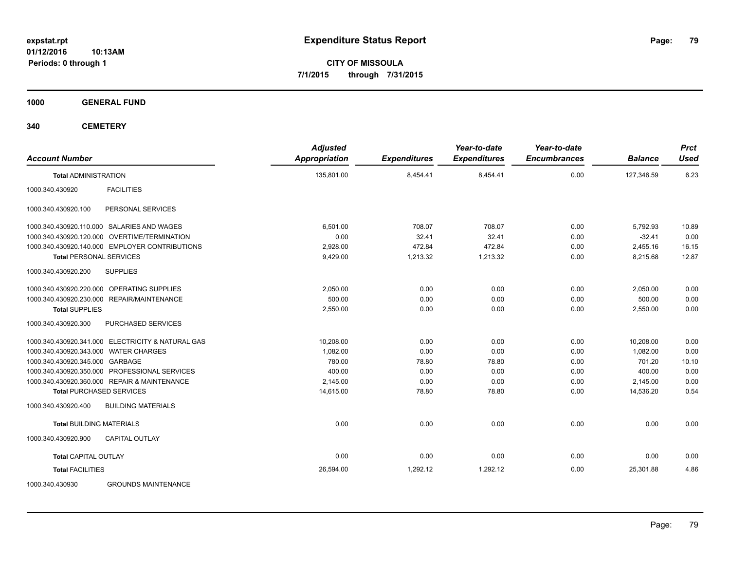expstat.rpt
01/12/2016 10:13AM
Periods: 0 through 1

# Expenditure Status Report

**CITY OF MISSOULA**
**7/1/2015 through 7/31/2015**

**1000 GENERAL FUND**

**340 CEMETERY**

| Account Number | | Adjusted Appropriation | Expenditures | Year-to-date Expenditures | Year-to-date Encumbrances | Balance | Prct Used |
|---|---|---|---|---|---|---|---|
| **Total** ADMINISTRATION | | 135,801.00 | 8,454.41 | 8,454.41 | 0.00 | 127,346.59 | 6.23 |
| 1000.340.430920 | FACILITIES | | | | | | |
| 1000.340.430920.100 | PERSONAL SERVICES | | | | | | |
| 1000.340.430920.110.000 | SALARIES AND WAGES | 6,501.00 | 708.07 | 708.07 | 0.00 | 5,792.93 | 10.89 |
| 1000.340.430920.120.000 | OVERTIME/TERMINATION | 0.00 | 32.41 | 32.41 | 0.00 | -32.41 | 0.00 |
| 1000.340.430920.140.000 | EMPLOYER CONTRIBUTIONS | 2,928.00 | 472.84 | 472.84 | 0.00 | 2,455.16 | 16.15 |
| **Total** PERSONAL SERVICES | | 9,429.00 | 1,213.32 | 1,213.32 | 0.00 | 8,215.68 | 12.87 |
| 1000.340.430920.200 | SUPPLIES | | | | | | |
| 1000.340.430920.220.000 | OPERATING SUPPLIES | 2,050.00 | 0.00 | 0.00 | 0.00 | 2,050.00 | 0.00 |
| 1000.340.430920.230.000 | REPAIR/MAINTENANCE | 500.00 | 0.00 | 0.00 | 0.00 | 500.00 | 0.00 |
| **Total** SUPPLIES | | 2,550.00 | 0.00 | 0.00 | 0.00 | 2,550.00 | 0.00 |
| 1000.340.430920.300 | PURCHASED SERVICES | | | | | | |
| 1000.340.430920.341.000 | ELECTRICITY & NATURAL GAS | 10,208.00 | 0.00 | 0.00 | 0.00 | 10,208.00 | 0.00 |
| 1000.340.430920.343.000 | WATER CHARGES | 1,082.00 | 0.00 | 0.00 | 0.00 | 1,082.00 | 0.00 |
| 1000.340.430920.345.000 | GARBAGE | 780.00 | 78.80 | 78.80 | 0.00 | 701.20 | 10.10 |
| 1000.340.430920.350.000 | PROFESSIONAL SERVICES | 400.00 | 0.00 | 0.00 | 0.00 | 400.00 | 0.00 |
| 1000.340.430920.360.000 | REPAIR & MAINTENANCE | 2,145.00 | 0.00 | 0.00 | 0.00 | 2,145.00 | 0.00 |
| **Total** PURCHASED SERVICES | | 14,615.00 | 78.80 | 78.80 | 0.00 | 14,536.20 | 0.54 |
| 1000.340.430920.400 | BUILDING MATERIALS | | | | | | |
| **Total** BUILDING MATERIALS | | 0.00 | 0.00 | 0.00 | 0.00 | 0.00 | 0.00 |
| 1000.340.430920.900 | CAPITAL OUTLAY | | | | | | |
| **Total** CAPITAL OUTLAY | | 0.00 | 0.00 | 0.00 | 0.00 | 0.00 | 0.00 |
| **Total** FACILITIES | | 26,594.00 | 1,292.12 | 1,292.12 | 0.00 | 25,301.88 | 4.86 |
| 1000.340.430930 | GROUNDS MAINTENANCE | | | | | | |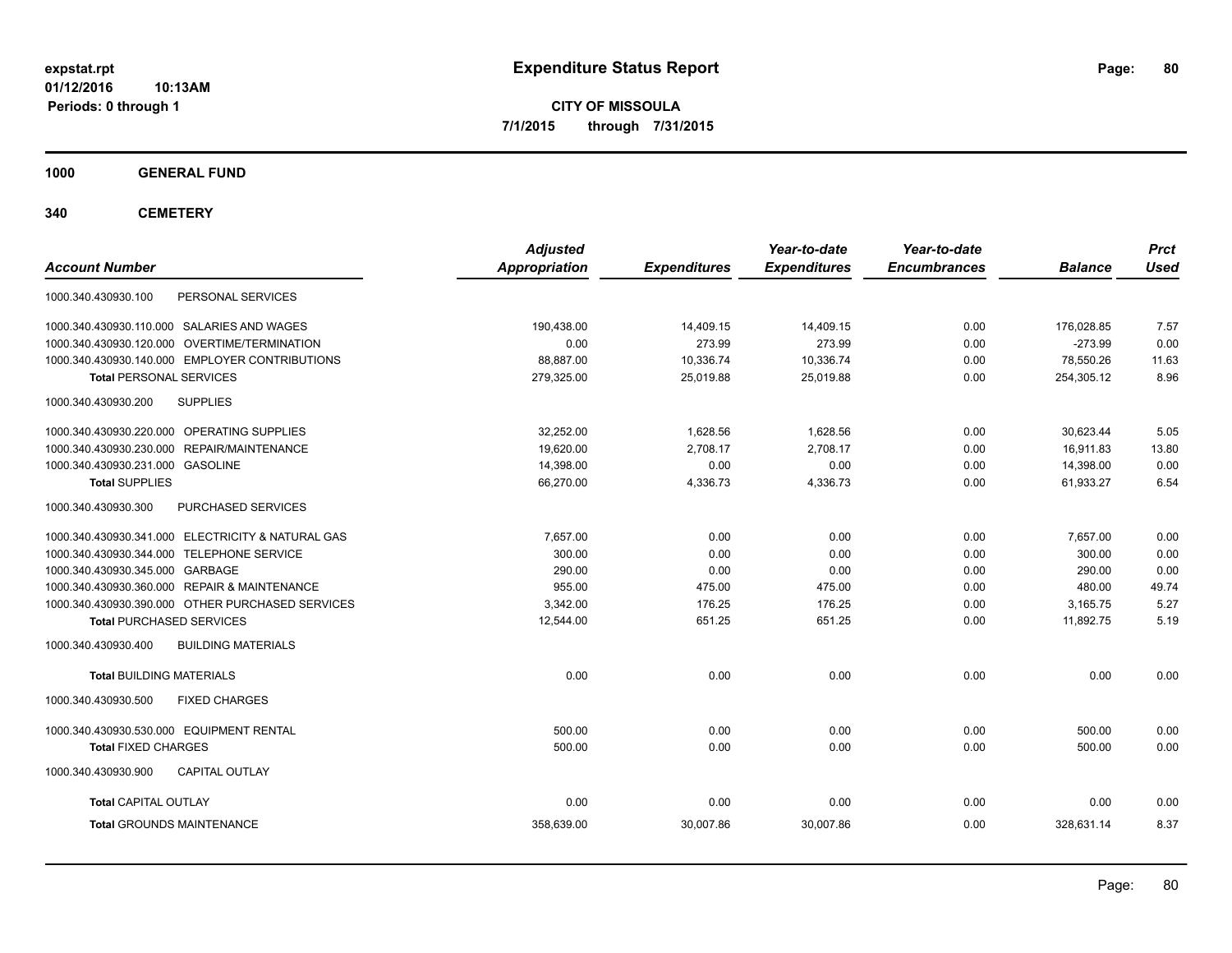expstat.rpt
01/12/2016 10:13AM
Periods: 0 through 1

# Expenditure Status Report

**CITY OF MISSOULA**
**7/1/2015 through 7/31/2015**

## 1000 GENERAL FUND

## 340 CEMETERY

| Account Number | | Adjusted Appropriation | Expenditures | Year-to-date Expenditures | Year-to-date Encumbrances | Balance | Prct Used |
|---|---|---|---|---|---|---|---|
| 1000.340.430930.100 | PERSONAL SERVICES | | | | | | |
| 1000.340.430930.110.000 | SALARIES AND WAGES | 190,438.00 | 14,409.15 | 14,409.15 | 0.00 | 176,028.85 | 7.57 |
| 1000.340.430930.120.000 | OVERTIME/TERMINATION | 0.00 | 273.99 | 273.99 | 0.00 | -273.99 | 0.00 |
| 1000.340.430930.140.000 | EMPLOYER CONTRIBUTIONS | 88,887.00 | 10,336.74 | 10,336.74 | 0.00 | 78,550.26 | 11.63 |
| **Total** PERSONAL SERVICES | | 279,325.00 | 25,019.88 | 25,019.88 | 0.00 | 254,305.12 | 8.96 |
| 1000.340.430930.200 | SUPPLIES | | | | | | |
| 1000.340.430930.220.000 | OPERATING SUPPLIES | 32,252.00 | 1,628.56 | 1,628.56 | 0.00 | 30,623.44 | 5.05 |
| 1000.340.430930.230.000 | REPAIR/MAINTENANCE | 19,620.00 | 2,708.17 | 2,708.17 | 0.00 | 16,911.83 | 13.80 |
| 1000.340.430930.231.000 | GASOLINE | 14,398.00 | 0.00 | 0.00 | 0.00 | 14,398.00 | 0.00 |
| **Total** SUPPLIES | | 66,270.00 | 4,336.73 | 4,336.73 | 0.00 | 61,933.27 | 6.54 |
| 1000.340.430930.300 | PURCHASED SERVICES | | | | | | |
| 1000.340.430930.341.000 | ELECTRICITY & NATURAL GAS | 7,657.00 | 0.00 | 0.00 | 0.00 | 7,657.00 | 0.00 |
| 1000.340.430930.344.000 | TELEPHONE SERVICE | 300.00 | 0.00 | 0.00 | 0.00 | 300.00 | 0.00 |
| 1000.340.430930.345.000 | GARBAGE | 290.00 | 0.00 | 0.00 | 0.00 | 290.00 | 0.00 |
| 1000.340.430930.360.000 | REPAIR & MAINTENANCE | 955.00 | 475.00 | 475.00 | 0.00 | 480.00 | 49.74 |
| 1000.340.430930.390.000 | OTHER PURCHASED SERVICES | 3,342.00 | 176.25 | 176.25 | 0.00 | 3,165.75 | 5.27 |
| **Total** PURCHASED SERVICES | | 12,544.00 | 651.25 | 651.25 | 0.00 | 11,892.75 | 5.19 |
| 1000.340.430930.400 | BUILDING MATERIALS | | | | | | |
| **Total** BUILDING MATERIALS | | 0.00 | 0.00 | 0.00 | 0.00 | 0.00 | 0.00 |
| 1000.340.430930.500 | FIXED CHARGES | | | | | | |
| 1000.340.430930.530.000 | EQUIPMENT RENTAL | 500.00 | 0.00 | 0.00 | 0.00 | 500.00 | 0.00 |
| **Total** FIXED CHARGES | | 500.00 | 0.00 | 0.00 | 0.00 | 500.00 | 0.00 |
| 1000.340.430930.900 | CAPITAL OUTLAY | | | | | | |
| **Total** CAPITAL OUTLAY | | 0.00 | 0.00 | 0.00 | 0.00 | 0.00 | 0.00 |
| **Total** GROUNDS MAINTENANCE | | 358,639.00 | 30,007.86 | 30,007.86 | 0.00 | 328,631.14 | 8.37 |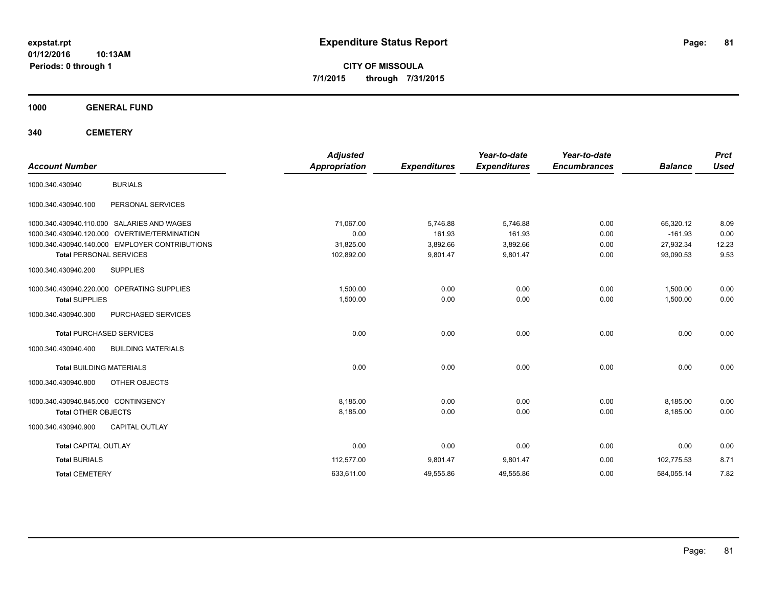**expstat.rpt**
**01/12/2016 10:13AM**
**Periods: 0 through 1**

# Expenditure Status Report

**CITY OF MISSOULA**
**7/1/2015 through 7/31/2015**

## 1000 GENERAL FUND

## 340 CEMETERY

| Account Number | | Adjusted Appropriation | Expenditures | Year-to-date Expenditures | Year-to-date Encumbrances | Balance | Prct Used |
|---|---|---|---|---|---|---|---|
| 1000.340.430940 | BURIALS | | | | | | |
| 1000.340.430940.100 | PERSONAL SERVICES | | | | | | |
| 1000.340.430940.110.000 | SALARIES AND WAGES | 71,067.00 | 5,746.88 | 5,746.88 | 0.00 | 65,320.12 | 8.09 |
| 1000.340.430940.120.000 | OVERTIME/TERMINATION | 0.00 | 161.93 | 161.93 | 0.00 | -161.93 | 0.00 |
| 1000.340.430940.140.000 | EMPLOYER CONTRIBUTIONS | 31,825.00 | 3,892.66 | 3,892.66 | 0.00 | 27,932.34 | 12.23 |
| **Total** PERSONAL SERVICES | | 102,892.00 | 9,801.47 | 9,801.47 | 0.00 | 93,090.53 | 9.53 |
| 1000.340.430940.200 | SUPPLIES | | | | | | |
| 1000.340.430940.220.000 | OPERATING SUPPLIES | 1,500.00 | 0.00 | 0.00 | 0.00 | 1,500.00 | 0.00 |
| **Total** SUPPLIES | | 1,500.00 | 0.00 | 0.00 | 0.00 | 1,500.00 | 0.00 |
| 1000.340.430940.300 | PURCHASED SERVICES | | | | | | |
| **Total** PURCHASED SERVICES | | 0.00 | 0.00 | 0.00 | 0.00 | 0.00 | 0.00 |
| 1000.340.430940.400 | BUILDING MATERIALS | | | | | | |
| **Total** BUILDING MATERIALS | | 0.00 | 0.00 | 0.00 | 0.00 | 0.00 | 0.00 |
| 1000.340.430940.800 | OTHER OBJECTS | | | | | | |
| 1000.340.430940.845.000 | CONTINGENCY | 8,185.00 | 0.00 | 0.00 | 0.00 | 8,185.00 | 0.00 |
| **Total** OTHER OBJECTS | | 8,185.00 | 0.00 | 0.00 | 0.00 | 8,185.00 | 0.00 |
| 1000.340.430940.900 | CAPITAL OUTLAY | | | | | | |
| **Total** CAPITAL OUTLAY | | 0.00 | 0.00 | 0.00 | 0.00 | 0.00 | 0.00 |
| **Total** BURIALS | | 112,577.00 | 9,801.47 | 9,801.47 | 0.00 | 102,775.53 | 8.71 |
| **Total** CEMETERY | | 633,611.00 | 49,555.86 | 49,555.86 | 0.00 | 584,055.14 | 7.82 |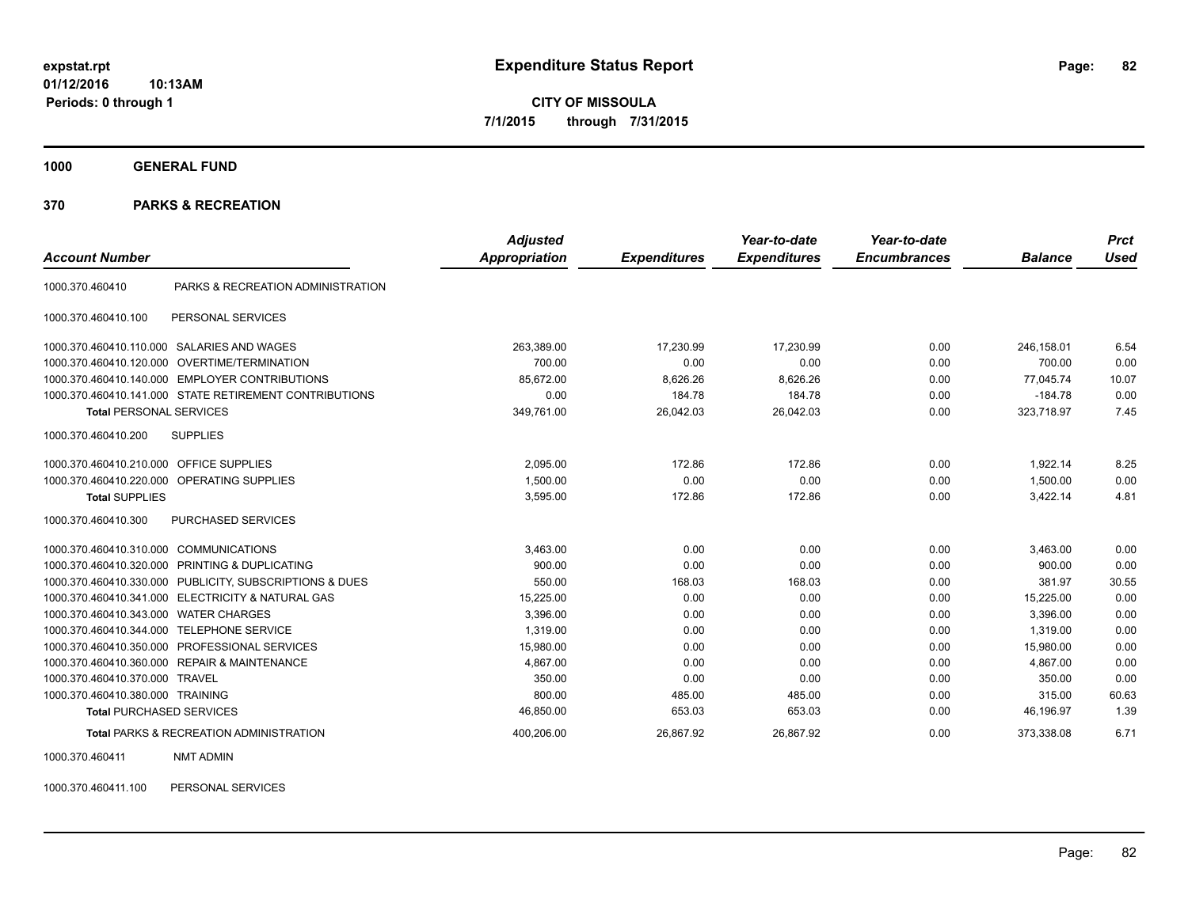# Expenditure Status Report

expstat.rpt
01/12/2016 10:13AM
Periods: 0 through 1

**CITY OF MISSOULA**
**7/1/2015 through 7/31/2015**

## 1000 GENERAL FUND

## 370 PARKS & RECREATION

| Account Number | | Adjusted Appropriation | Expenditures | Year-to-date Expenditures | Year-to-date Encumbrances | Balance | Prct Used |
|---|---|---|---|---|---|---|---|
| 1000.370.460410 | PARKS & RECREATION ADMINISTRATION | | | | | | |
| 1000.370.460410.100 | PERSONAL SERVICES | | | | | | |
| 1000.370.460410.110.000 | SALARIES AND WAGES | 263,389.00 | 17,230.99 | 17,230.99 | 0.00 | 246,158.01 | 6.54 |
| 1000.370.460410.120.000 | OVERTIME/TERMINATION | 700.00 | 0.00 | 0.00 | 0.00 | 700.00 | 0.00 |
| 1000.370.460410.140.000 | EMPLOYER CONTRIBUTIONS | 85,672.00 | 8,626.26 | 8,626.26 | 0.00 | 77,045.74 | 10.07 |
| 1000.370.460410.141.000 | STATE RETIREMENT CONTRIBUTIONS | 0.00 | 184.78 | 184.78 | 0.00 | -184.78 | 0.00 |
| **Total** PERSONAL SERVICES | | 349,761.00 | 26,042.03 | 26,042.03 | 0.00 | 323,718.97 | 7.45 |
| 1000.370.460410.200 | SUPPLIES | | | | | | |
| 1000.370.460410.210.000 | OFFICE SUPPLIES | 2,095.00 | 172.86 | 172.86 | 0.00 | 1,922.14 | 8.25 |
| 1000.370.460410.220.000 | OPERATING SUPPLIES | 1,500.00 | 0.00 | 0.00 | 0.00 | 1,500.00 | 0.00 |
| **Total** SUPPLIES | | 3,595.00 | 172.86 | 172.86 | 0.00 | 3,422.14 | 4.81 |
| 1000.370.460410.300 | PURCHASED SERVICES | | | | | | |
| 1000.370.460410.310.000 | COMMUNICATIONS | 3,463.00 | 0.00 | 0.00 | 0.00 | 3,463.00 | 0.00 |
| 1000.370.460410.320.000 | PRINTING & DUPLICATING | 900.00 | 0.00 | 0.00 | 0.00 | 900.00 | 0.00 |
| 1000.370.460410.330.000 | PUBLICITY, SUBSCRIPTIONS & DUES | 550.00 | 168.03 | 168.03 | 0.00 | 381.97 | 30.55 |
| 1000.370.460410.341.000 | ELECTRICITY & NATURAL GAS | 15,225.00 | 0.00 | 0.00 | 0.00 | 15,225.00 | 0.00 |
| 1000.370.460410.343.000 | WATER CHARGES | 3,396.00 | 0.00 | 0.00 | 0.00 | 3,396.00 | 0.00 |
| 1000.370.460410.344.000 | TELEPHONE SERVICE | 1,319.00 | 0.00 | 0.00 | 0.00 | 1,319.00 | 0.00 |
| 1000.370.460410.350.000 | PROFESSIONAL SERVICES | 15,980.00 | 0.00 | 0.00 | 0.00 | 15,980.00 | 0.00 |
| 1000.370.460410.360.000 | REPAIR & MAINTENANCE | 4,867.00 | 0.00 | 0.00 | 0.00 | 4,867.00 | 0.00 |
| 1000.370.460410.370.000 | TRAVEL | 350.00 | 0.00 | 0.00 | 0.00 | 350.00 | 0.00 |
| 1000.370.460410.380.000 | TRAINING | 800.00 | 485.00 | 485.00 | 0.00 | 315.00 | 60.63 |
| **Total** PURCHASED SERVICES | | 46,850.00 | 653.03 | 653.03 | 0.00 | 46,196.97 | 1.39 |
| **Total** PARKS & RECREATION ADMINISTRATION | | 400,206.00 | 26,867.92 | 26,867.92 | 0.00 | 373,338.08 | 6.71 |
| 1000.370.460411 | NMT ADMIN | | | | | | |
| 1000.370.460411.100 | PERSONAL SERVICES | | | | | | |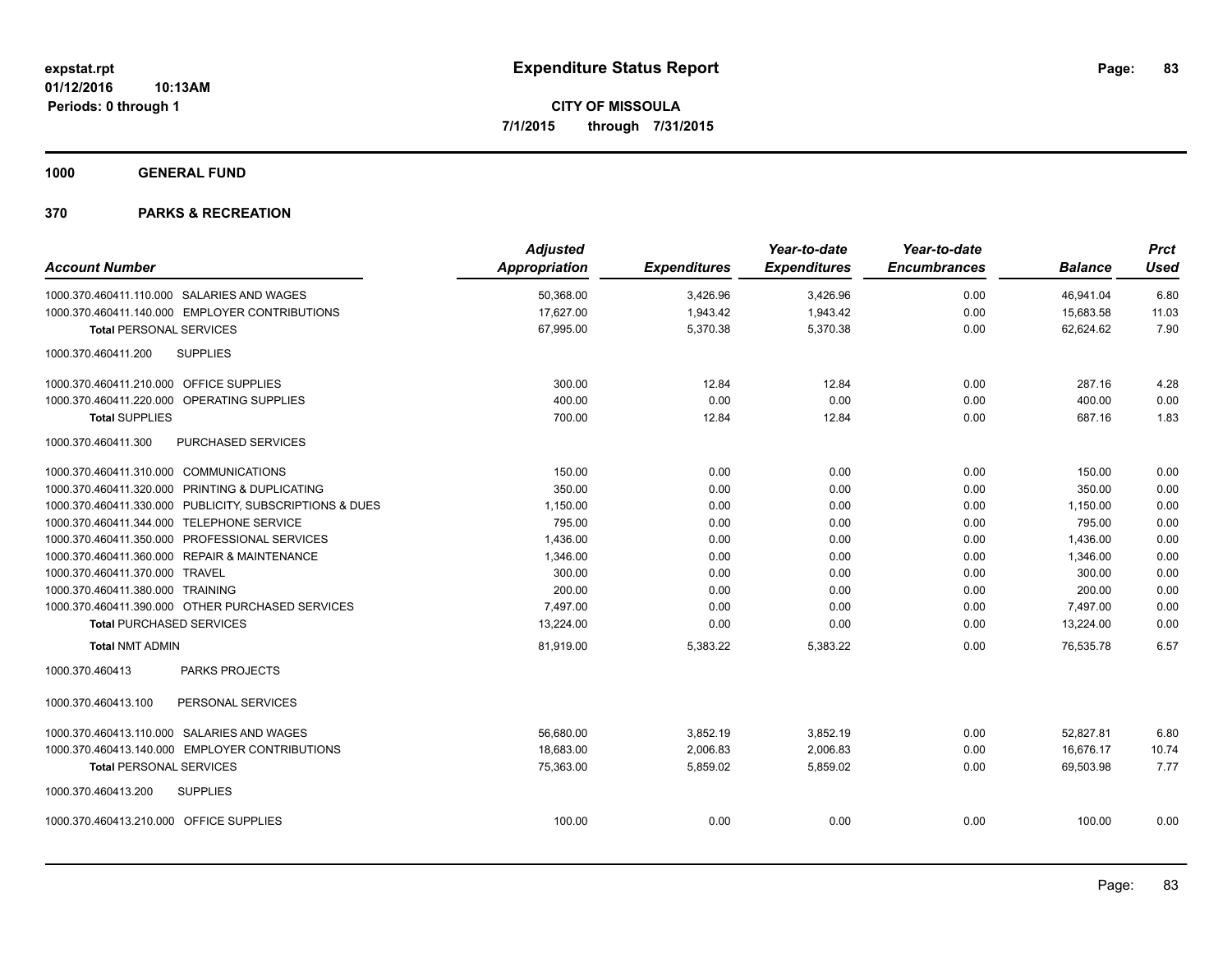**CITY OF MISSOULA**

**7/1/2015 through 7/31/2015**

**1000 GENERAL FUND**

**370 PARKS & RECREATION**

| Account Number | Adjusted Appropriation | Expenditures | Year-to-date Expenditures | Year-to-date Encumbrances | Balance | Prct Used |
|---|---|---|---|---|---|---|
| 1000.370.460411.110.000 SALARIES AND WAGES | 50,368.00 | 3,426.96 | 3,426.96 | 0.00 | 46,941.04 | 6.80 |
| 1000.370.460411.140.000 EMPLOYER CONTRIBUTIONS | 17,627.00 | 1,943.42 | 1,943.42 | 0.00 | 15,683.58 | 11.03 |
| **Total** PERSONAL SERVICES | 67,995.00 | 5,370.38 | 5,370.38 | 0.00 | 62,624.62 | 7.90 |
| 1000.370.460411.200 SUPPLIES | | | | | | |
| 1000.370.460411.210.000 OFFICE SUPPLIES | 300.00 | 12.84 | 12.84 | 0.00 | 287.16 | 4.28 |
| 1000.370.460411.220.000 OPERATING SUPPLIES | 400.00 | 0.00 | 0.00 | 0.00 | 400.00 | 0.00 |
| **Total** SUPPLIES | 700.00 | 12.84 | 12.84 | 0.00 | 687.16 | 1.83 |
| 1000.370.460411.300 PURCHASED SERVICES | | | | | | |
| 1000.370.460411.310.000 COMMUNICATIONS | 150.00 | 0.00 | 0.00 | 0.00 | 150.00 | 0.00 |
| 1000.370.460411.320.000 PRINTING & DUPLICATING | 350.00 | 0.00 | 0.00 | 0.00 | 350.00 | 0.00 |
| 1000.370.460411.330.000 PUBLICITY, SUBSCRIPTIONS & DUES | 1,150.00 | 0.00 | 0.00 | 0.00 | 1,150.00 | 0.00 |
| 1000.370.460411.344.000 TELEPHONE SERVICE | 795.00 | 0.00 | 0.00 | 0.00 | 795.00 | 0.00 |
| 1000.370.460411.350.000 PROFESSIONAL SERVICES | 1,436.00 | 0.00 | 0.00 | 0.00 | 1,436.00 | 0.00 |
| 1000.370.460411.360.000 REPAIR & MAINTENANCE | 1,346.00 | 0.00 | 0.00 | 0.00 | 1,346.00 | 0.00 |
| 1000.370.460411.370.000 TRAVEL | 300.00 | 0.00 | 0.00 | 0.00 | 300.00 | 0.00 |
| 1000.370.460411.380.000 TRAINING | 200.00 | 0.00 | 0.00 | 0.00 | 200.00 | 0.00 |
| 1000.370.460411.390.000 OTHER PURCHASED SERVICES | 7,497.00 | 0.00 | 0.00 | 0.00 | 7,497.00 | 0.00 |
| **Total** PURCHASED SERVICES | 13,224.00 | 0.00 | 0.00 | 0.00 | 13,224.00 | 0.00 |
| **Total** NMT ADMIN | 81,919.00 | 5,383.22 | 5,383.22 | 0.00 | 76,535.78 | 6.57 |
| 1000.370.460413 PARKS PROJECTS | | | | | | |
| 1000.370.460413.100 PERSONAL SERVICES | | | | | | |
| 1000.370.460413.110.000 SALARIES AND WAGES | 56,680.00 | 3,852.19 | 3,852.19 | 0.00 | 52,827.81 | 6.80 |
| 1000.370.460413.140.000 EMPLOYER CONTRIBUTIONS | 18,683.00 | 2,006.83 | 2,006.83 | 0.00 | 16,676.17 | 10.74 |
| **Total** PERSONAL SERVICES | 75,363.00 | 5,859.02 | 5,859.02 | 0.00 | 69,503.98 | 7.77 |
| 1000.370.460413.200 SUPPLIES | | | | | | |
| 1000.370.460413.210.000 OFFICE SUPPLIES | 100.00 | 0.00 | 0.00 | 0.00 | 100.00 | 0.00 |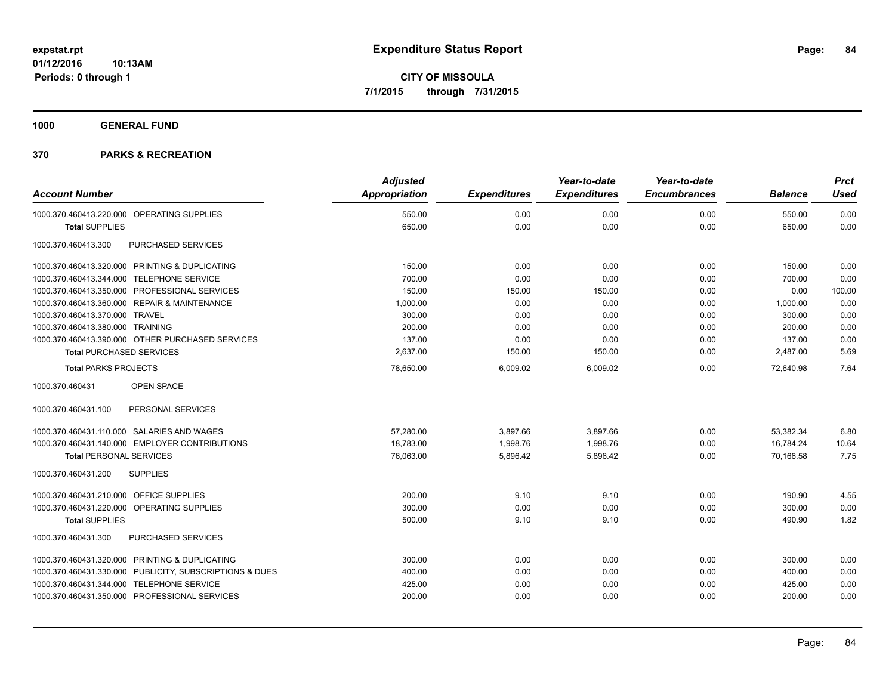# Expenditure Status Report

**CITY OF MISSOULA**
**7/1/2015 through 7/31/2015**

expstat.rpt
01/12/2016 10:13AM
Periods: 0 through 1

## 1000 GENERAL FUND

## 370 PARKS & RECREATION

| Account Number | Adjusted Appropriation | Expenditures | Year-to-date Expenditures | Year-to-date Encumbrances | Balance | Prct Used |
|---|---|---|---|---|---|---|
| 1000.370.460413.220.000 OPERATING SUPPLIES | 550.00 | 0.00 | 0.00 | 0.00 | 550.00 | 0.00 |
| **Total** SUPPLIES | 650.00 | 0.00 | 0.00 | 0.00 | 650.00 | 0.00 |
| 1000.370.460413.300 PURCHASED SERVICES | | | | | | |
| 1000.370.460413.320.000 PRINTING & DUPLICATING | 150.00 | 0.00 | 0.00 | 0.00 | 150.00 | 0.00 |
| 1000.370.460413.344.000 TELEPHONE SERVICE | 700.00 | 0.00 | 0.00 | 0.00 | 700.00 | 0.00 |
| 1000.370.460413.350.000 PROFESSIONAL SERVICES | 150.00 | 150.00 | 150.00 | 0.00 | 0.00 | 100.00 |
| 1000.370.460413.360.000 REPAIR & MAINTENANCE | 1,000.00 | 0.00 | 0.00 | 0.00 | 1,000.00 | 0.00 |
| 1000.370.460413.370.000 TRAVEL | 300.00 | 0.00 | 0.00 | 0.00 | 300.00 | 0.00 |
| 1000.370.460413.380.000 TRAINING | 200.00 | 0.00 | 0.00 | 0.00 | 200.00 | 0.00 |
| 1000.370.460413.390.000 OTHER PURCHASED SERVICES | 137.00 | 0.00 | 0.00 | 0.00 | 137.00 | 0.00 |
| **Total** PURCHASED SERVICES | 2,637.00 | 150.00 | 150.00 | 0.00 | 2,487.00 | 5.69 |
| **Total** PARKS PROJECTS | 78,650.00 | 6,009.02 | 6,009.02 | 0.00 | 72,640.98 | 7.64 |
| 1000.370.460431 OPEN SPACE | | | | | | |
| 1000.370.460431.100 PERSONAL SERVICES | | | | | | |
| 1000.370.460431.110.000 SALARIES AND WAGES | 57,280.00 | 3,897.66 | 3,897.66 | 0.00 | 53,382.34 | 6.80 |
| 1000.370.460431.140.000 EMPLOYER CONTRIBUTIONS | 18,783.00 | 1,998.76 | 1,998.76 | 0.00 | 16,784.24 | 10.64 |
| **Total** PERSONAL SERVICES | 76,063.00 | 5,896.42 | 5,896.42 | 0.00 | 70,166.58 | 7.75 |
| 1000.370.460431.200 SUPPLIES | | | | | | |
| 1000.370.460431.210.000 OFFICE SUPPLIES | 200.00 | 9.10 | 9.10 | 0.00 | 190.90 | 4.55 |
| 1000.370.460431.220.000 OPERATING SUPPLIES | 300.00 | 0.00 | 0.00 | 0.00 | 300.00 | 0.00 |
| **Total** SUPPLIES | 500.00 | 9.10 | 9.10 | 0.00 | 490.90 | 1.82 |
| 1000.370.460431.300 PURCHASED SERVICES | | | | | | |
| 1000.370.460431.320.000 PRINTING & DUPLICATING | 300.00 | 0.00 | 0.00 | 0.00 | 300.00 | 0.00 |
| 1000.370.460431.330.000 PUBLICITY, SUBSCRIPTIONS & DUES | 400.00 | 0.00 | 0.00 | 0.00 | 400.00 | 0.00 |
| 1000.370.460431.344.000 TELEPHONE SERVICE | 425.00 | 0.00 | 0.00 | 0.00 | 425.00 | 0.00 |
| 1000.370.460431.350.000 PROFESSIONAL SERVICES | 200.00 | 0.00 | 0.00 | 0.00 | 200.00 | 0.00 |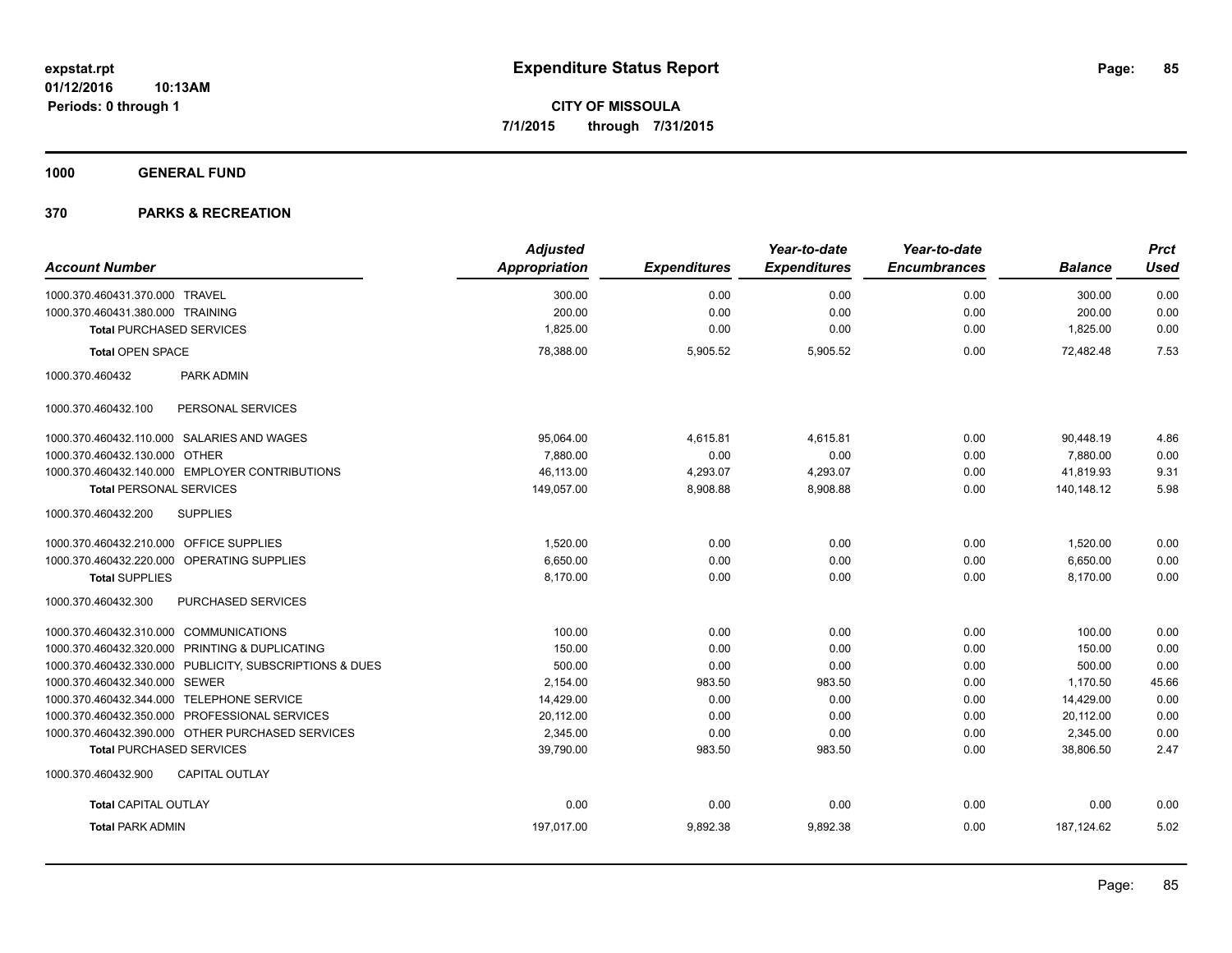expstat.rpt
01/12/2016 10:13AM
Periods: 0 through 1

# Expenditure Status Report

**CITY OF MISSOULA**
**7/1/2015 through 7/31/2015**

## 1000 GENERAL FUND

## 370 PARKS & RECREATION

| Account Number | Adjusted Appropriation | Expenditures | Year-to-date Expenditures | Year-to-date Encumbrances | Balance | Prct Used |
|---|---|---|---|---|---|---|
| 1000.370.460431.370.000 TRAVEL | 300.00 | 0.00 | 0.00 | 0.00 | 300.00 | 0.00 |
| 1000.370.460431.380.000 TRAINING | 200.00 | 0.00 | 0.00 | 0.00 | 200.00 | 0.00 |
| **Total** PURCHASED SERVICES | 1,825.00 | 0.00 | 0.00 | 0.00 | 1,825.00 | 0.00 |
| **Total** OPEN SPACE | 78,388.00 | 5,905.52 | 5,905.52 | 0.00 | 72,482.48 | 7.53 |
| 1000.370.460432 PARK ADMIN | | | | | | |
| 1000.370.460432.100 PERSONAL SERVICES | | | | | | |
| 1000.370.460432.110.000 SALARIES AND WAGES | 95,064.00 | 4,615.81 | 4,615.81 | 0.00 | 90,448.19 | 4.86 |
| 1000.370.460432.130.000 OTHER | 7,880.00 | 0.00 | 0.00 | 0.00 | 7,880.00 | 0.00 |
| 1000.370.460432.140.000 EMPLOYER CONTRIBUTIONS | 46,113.00 | 4,293.07 | 4,293.07 | 0.00 | 41,819.93 | 9.31 |
| **Total** PERSONAL SERVICES | 149,057.00 | 8,908.88 | 8,908.88 | 0.00 | 140,148.12 | 5.98 |
| 1000.370.460432.200 SUPPLIES | | | | | | |
| 1000.370.460432.210.000 OFFICE SUPPLIES | 1,520.00 | 0.00 | 0.00 | 0.00 | 1,520.00 | 0.00 |
| 1000.370.460432.220.000 OPERATING SUPPLIES | 6,650.00 | 0.00 | 0.00 | 0.00 | 6,650.00 | 0.00 |
| **Total** SUPPLIES | 8,170.00 | 0.00 | 0.00 | 0.00 | 8,170.00 | 0.00 |
| 1000.370.460432.300 PURCHASED SERVICES | | | | | | |
| 1000.370.460432.310.000 COMMUNICATIONS | 100.00 | 0.00 | 0.00 | 0.00 | 100.00 | 0.00 |
| 1000.370.460432.320.000 PRINTING & DUPLICATING | 150.00 | 0.00 | 0.00 | 0.00 | 150.00 | 0.00 |
| 1000.370.460432.330.000 PUBLICITY, SUBSCRIPTIONS & DUES | 500.00 | 0.00 | 0.00 | 0.00 | 500.00 | 0.00 |
| 1000.370.460432.340.000 SEWER | 2,154.00 | 983.50 | 983.50 | 0.00 | 1,170.50 | 45.66 |
| 1000.370.460432.344.000 TELEPHONE SERVICE | 14,429.00 | 0.00 | 0.00 | 0.00 | 14,429.00 | 0.00 |
| 1000.370.460432.350.000 PROFESSIONAL SERVICES | 20,112.00 | 0.00 | 0.00 | 0.00 | 20,112.00 | 0.00 |
| 1000.370.460432.390.000 OTHER PURCHASED SERVICES | 2,345.00 | 0.00 | 0.00 | 0.00 | 2,345.00 | 0.00 |
| **Total** PURCHASED SERVICES | 39,790.00 | 983.50 | 983.50 | 0.00 | 38,806.50 | 2.47 |
| 1000.370.460432.900 CAPITAL OUTLAY | | | | | | |
| **Total** CAPITAL OUTLAY | 0.00 | 0.00 | 0.00 | 0.00 | 0.00 | 0.00 |
| **Total** PARK ADMIN | 197,017.00 | 9,892.38 | 9,892.38 | 0.00 | 187,124.62 | 5.02 |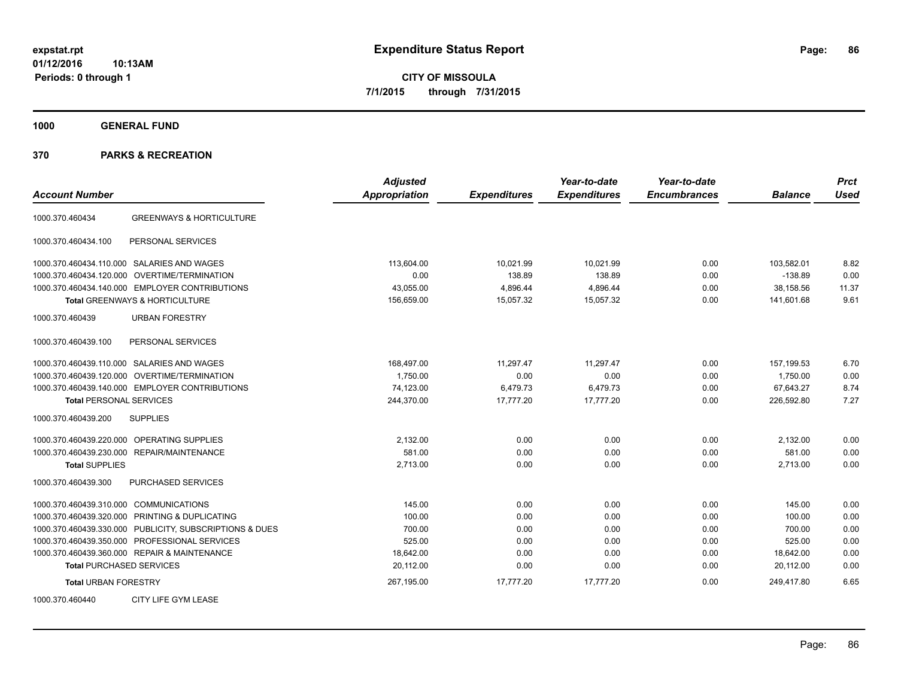**expstat.rpt**
**01/12/2016 10:13AM**
**Periods: 0 through 1**

# Expenditure Status Report

**CITY OF MISSOULA**
**7/1/2015 through 7/31/2015**

## 1000 GENERAL FUND

## 370 PARKS & RECREATION

| Account Number | | Adjusted Appropriation | Expenditures | Year-to-date Expenditures | Year-to-date Encumbrances | Balance | Prct Used |
|---|---|---|---|---|---|---|---|
| 1000.370.460434 | GREENWAYS & HORTICULTURE | | | | | | |
| 1000.370.460434.100 | PERSONAL SERVICES | | | | | | |
| 1000.370.460434.110.000 | SALARIES AND WAGES | 113,604.00 | 10,021.99 | 10,021.99 | 0.00 | 103,582.01 | 8.82 |
| 1000.370.460434.120.000 | OVERTIME/TERMINATION | 0.00 | 138.89 | 138.89 | 0.00 | -138.89 | 0.00 |
| 1000.370.460434.140.000 | EMPLOYER CONTRIBUTIONS | 43,055.00 | 4,896.44 | 4,896.44 | 0.00 | 38,158.56 | 11.37 |
| **Total** GREENWAYS & HORTICULTURE | | 156,659.00 | 15,057.32 | 15,057.32 | 0.00 | 141,601.68 | 9.61 |
| 1000.370.460439 | URBAN FORESTRY | | | | | | |
| 1000.370.460439.100 | PERSONAL SERVICES | | | | | | |
| 1000.370.460439.110.000 | SALARIES AND WAGES | 168,497.00 | 11,297.47 | 11,297.47 | 0.00 | 157,199.53 | 6.70 |
| 1000.370.460439.120.000 | OVERTIME/TERMINATION | 1,750.00 | 0.00 | 0.00 | 0.00 | 1,750.00 | 0.00 |
| 1000.370.460439.140.000 | EMPLOYER CONTRIBUTIONS | 74,123.00 | 6,479.73 | 6,479.73 | 0.00 | 67,643.27 | 8.74 |
| **Total** PERSONAL SERVICES | | 244,370.00 | 17,777.20 | 17,777.20 | 0.00 | 226,592.80 | 7.27 |
| 1000.370.460439.200 | SUPPLIES | | | | | | |
| 1000.370.460439.220.000 | OPERATING SUPPLIES | 2,132.00 | 0.00 | 0.00 | 0.00 | 2,132.00 | 0.00 |
| 1000.370.460439.230.000 | REPAIR/MAINTENANCE | 581.00 | 0.00 | 0.00 | 0.00 | 581.00 | 0.00 |
| **Total** SUPPLIES | | 2,713.00 | 0.00 | 0.00 | 0.00 | 2,713.00 | 0.00 |
| 1000.370.460439.300 | PURCHASED SERVICES | | | | | | |
| 1000.370.460439.310.000 | COMMUNICATIONS | 145.00 | 0.00 | 0.00 | 0.00 | 145.00 | 0.00 |
| 1000.370.460439.320.000 | PRINTING & DUPLICATING | 100.00 | 0.00 | 0.00 | 0.00 | 100.00 | 0.00 |
| 1000.370.460439.330.000 | PUBLICITY, SUBSCRIPTIONS & DUES | 700.00 | 0.00 | 0.00 | 0.00 | 700.00 | 0.00 |
| 1000.370.460439.350.000 | PROFESSIONAL SERVICES | 525.00 | 0.00 | 0.00 | 0.00 | 525.00 | 0.00 |
| 1000.370.460439.360.000 | REPAIR & MAINTENANCE | 18,642.00 | 0.00 | 0.00 | 0.00 | 18,642.00 | 0.00 |
| **Total** PURCHASED SERVICES | | 20,112.00 | 0.00 | 0.00 | 0.00 | 20,112.00 | 0.00 |
| **Total** URBAN FORESTRY | | 267,195.00 | 17,777.20 | 17,777.20 | 0.00 | 249,417.80 | 6.65 |
| 1000.370.460440 | CITY LIFE GYM LEASE | | | | | | |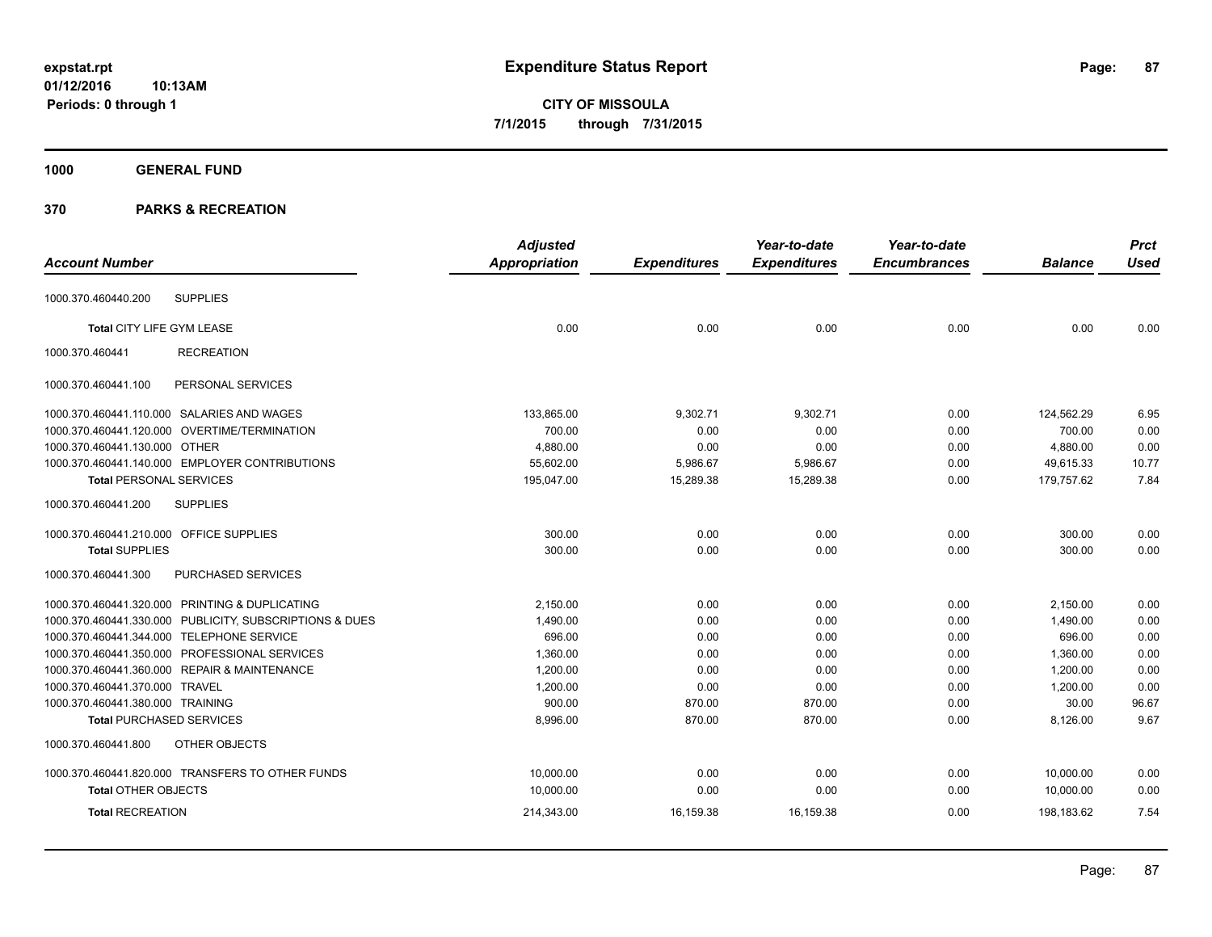**expstat.rpt**
**01/12/2016 10:13AM**
**Periods: 0 through 1**

# Expenditure Status Report

**CITY OF MISSOULA**
**7/1/2015 through 7/31/2015**

## 1000 GENERAL FUND

## 370 PARKS & RECREATION

| Account Number | Adjusted Appropriation | Expenditures | Year-to-date Expenditures | Year-to-date Encumbrances | Balance | Prct Used |
|---|---|---|---|---|---|---|
| 1000.370.460440.200 SUPPLIES | | | | | | |
| **Total** CITY LIFE GYM LEASE | 0.00 | 0.00 | 0.00 | 0.00 | 0.00 | 0.00 |
| 1000.370.460441 RECREATION | | | | | | |
| 1000.370.460441.100 PERSONAL SERVICES | | | | | | |
| 1000.370.460441.110.000 SALARIES AND WAGES | 133,865.00 | 9,302.71 | 9,302.71 | 0.00 | 124,562.29 | 6.95 |
| 1000.370.460441.120.000 OVERTIME/TERMINATION | 700.00 | 0.00 | 0.00 | 0.00 | 700.00 | 0.00 |
| 1000.370.460441.130.000 OTHER | 4,880.00 | 0.00 | 0.00 | 0.00 | 4,880.00 | 0.00 |
| 1000.370.460441.140.000 EMPLOYER CONTRIBUTIONS | 55,602.00 | 5,986.67 | 5,986.67 | 0.00 | 49,615.33 | 10.77 |
| **Total** PERSONAL SERVICES | 195,047.00 | 15,289.38 | 15,289.38 | 0.00 | 179,757.62 | 7.84 |
| 1000.370.460441.200 SUPPLIES | | | | | | |
| 1000.370.460441.210.000 OFFICE SUPPLIES | 300.00 | 0.00 | 0.00 | 0.00 | 300.00 | 0.00 |
| **Total** SUPPLIES | 300.00 | 0.00 | 0.00 | 0.00 | 300.00 | 0.00 |
| 1000.370.460441.300 PURCHASED SERVICES | | | | | | |
| 1000.370.460441.320.000 PRINTING & DUPLICATING | 2,150.00 | 0.00 | 0.00 | 0.00 | 2,150.00 | 0.00 |
| 1000.370.460441.330.000 PUBLICITY, SUBSCRIPTIONS & DUES | 1,490.00 | 0.00 | 0.00 | 0.00 | 1,490.00 | 0.00 |
| 1000.370.460441.344.000 TELEPHONE SERVICE | 696.00 | 0.00 | 0.00 | 0.00 | 696.00 | 0.00 |
| 1000.370.460441.350.000 PROFESSIONAL SERVICES | 1,360.00 | 0.00 | 0.00 | 0.00 | 1,360.00 | 0.00 |
| 1000.370.460441.360.000 REPAIR & MAINTENANCE | 1,200.00 | 0.00 | 0.00 | 0.00 | 1,200.00 | 0.00 |
| 1000.370.460441.370.000 TRAVEL | 1,200.00 | 0.00 | 0.00 | 0.00 | 1,200.00 | 0.00 |
| 1000.370.460441.380.000 TRAINING | 900.00 | 870.00 | 870.00 | 0.00 | 30.00 | 96.67 |
| **Total** PURCHASED SERVICES | 8,996.00 | 870.00 | 870.00 | 0.00 | 8,126.00 | 9.67 |
| 1000.370.460441.800 OTHER OBJECTS | | | | | | |
| 1000.370.460441.820.000 TRANSFERS TO OTHER FUNDS | 10,000.00 | 0.00 | 0.00 | 0.00 | 10,000.00 | 0.00 |
| **Total** OTHER OBJECTS | 10,000.00 | 0.00 | 0.00 | 0.00 | 10,000.00 | 0.00 |
| **Total** RECREATION | 214,343.00 | 16,159.38 | 16,159.38 | 0.00 | 198,183.62 | 7.54 |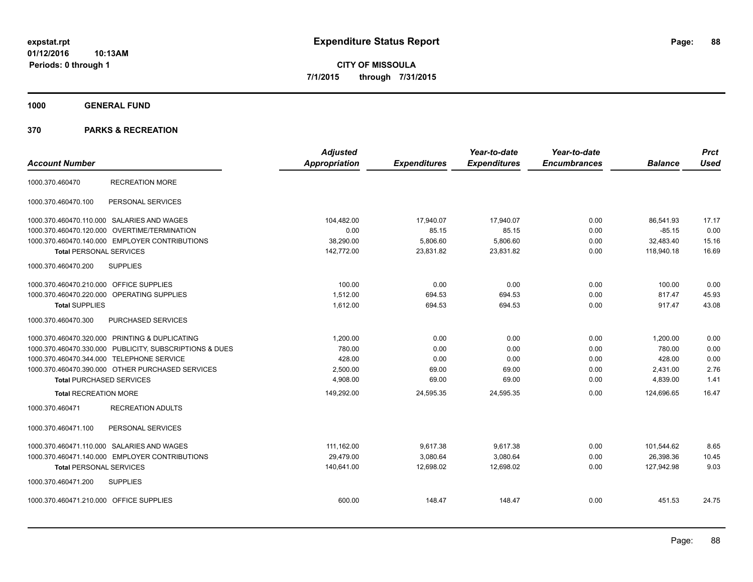# Expenditure Status Report

expstat.rpt
01/12/2016 10:13AM
Periods: 0 through 1

**CITY OF MISSOULA**
**7/1/2015 through 7/31/2015**

## 1000 GENERAL FUND

### 370 PARKS & RECREATION

| Account Number | | Adjusted Appropriation | Expenditures | Year-to-date Expenditures | Year-to-date Encumbrances | Balance | Prct Used |
|---|---|---|---|---|---|---|---|
| 1000.370.460470 | RECREATION MORE | | | | | | |
| 1000.370.460470.100 | PERSONAL SERVICES | | | | | | |
| 1000.370.460470.110.000 | SALARIES AND WAGES | 104,482.00 | 17,940.07 | 17,940.07 | 0.00 | 86,541.93 | 17.17 |
| 1000.370.460470.120.000 | OVERTIME/TERMINATION | 0.00 | 85.15 | 85.15 | 0.00 | -85.15 | 0.00 |
| 1000.370.460470.140.000 | EMPLOYER CONTRIBUTIONS | 38,290.00 | 5,806.60 | 5,806.60 | 0.00 | 32,483.40 | 15.16 |
| **Total** PERSONAL SERVICES | | 142,772.00 | 23,831.82 | 23,831.82 | 0.00 | 118,940.18 | 16.69 |
| 1000.370.460470.200 | SUPPLIES | | | | | | |
| 1000.370.460470.210.000 | OFFICE SUPPLIES | 100.00 | 0.00 | 0.00 | 0.00 | 100.00 | 0.00 |
| 1000.370.460470.220.000 | OPERATING SUPPLIES | 1,512.00 | 694.53 | 694.53 | 0.00 | 817.47 | 45.93 |
| **Total** SUPPLIES | | 1,612.00 | 694.53 | 694.53 | 0.00 | 917.47 | 43.08 |
| 1000.370.460470.300 | PURCHASED SERVICES | | | | | | |
| 1000.370.460470.320.000 | PRINTING & DUPLICATING | 1,200.00 | 0.00 | 0.00 | 0.00 | 1,200.00 | 0.00 |
| 1000.370.460470.330.000 | PUBLICITY, SUBSCRIPTIONS & DUES | 780.00 | 0.00 | 0.00 | 0.00 | 780.00 | 0.00 |
| 1000.370.460470.344.000 | TELEPHONE SERVICE | 428.00 | 0.00 | 0.00 | 0.00 | 428.00 | 0.00 |
| 1000.370.460470.390.000 | OTHER PURCHASED SERVICES | 2,500.00 | 69.00 | 69.00 | 0.00 | 2,431.00 | 2.76 |
| **Total** PURCHASED SERVICES | | 4,908.00 | 69.00 | 69.00 | 0.00 | 4,839.00 | 1.41 |
| **Total** RECREATION MORE | | 149,292.00 | 24,595.35 | 24,595.35 | 0.00 | 124,696.65 | 16.47 |
| 1000.370.460471 | RECREATION ADULTS | | | | | | |
| 1000.370.460471.100 | PERSONAL SERVICES | | | | | | |
| 1000.370.460471.110.000 | SALARIES AND WAGES | 111,162.00 | 9,617.38 | 9,617.38 | 0.00 | 101,544.62 | 8.65 |
| 1000.370.460471.140.000 | EMPLOYER CONTRIBUTIONS | 29,479.00 | 3,080.64 | 3,080.64 | 0.00 | 26,398.36 | 10.45 |
| **Total** PERSONAL SERVICES | | 140,641.00 | 12,698.02 | 12,698.02 | 0.00 | 127,942.98 | 9.03 |
| 1000.370.460471.200 | SUPPLIES | | | | | | |
| 1000.370.460471.210.000 | OFFICE SUPPLIES | 600.00 | 148.47 | 148.47 | 0.00 | 451.53 | 24.75 |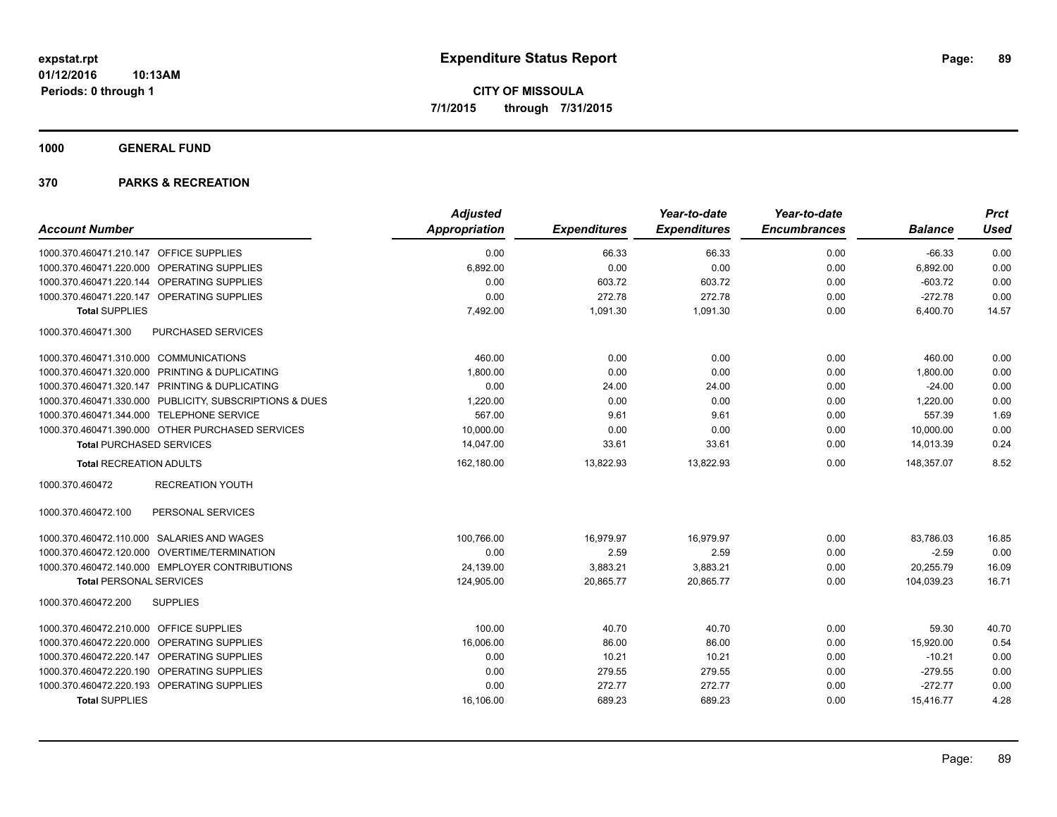# Expenditure Status Report

expstat.rpt
01/12/2016 10:13AM
Periods: 0 through 1

**CITY OF MISSOULA**
**7/1/2015 through 7/31/2015**

## 1000 GENERAL FUND

## 370 PARKS & RECREATION

| Account Number | | Adjusted Appropriation | Expenditures | Year-to-date Expenditures | Year-to-date Encumbrances | Balance | Prct Used |
|---|---|---|---|---|---|---|---|
| 1000.370.460471.210.147 | OFFICE SUPPLIES | 0.00 | 66.33 | 66.33 | 0.00 | -66.33 | 0.00 |
| 1000.370.460471.220.000 | OPERATING SUPPLIES | 6,892.00 | 0.00 | 0.00 | 0.00 | 6,892.00 | 0.00 |
| 1000.370.460471.220.144 | OPERATING SUPPLIES | 0.00 | 603.72 | 603.72 | 0.00 | -603.72 | 0.00 |
| 1000.370.460471.220.147 | OPERATING SUPPLIES | 0.00 | 272.78 | 272.78 | 0.00 | -272.78 | 0.00 |
| **Total** SUPPLIES | | 7,492.00 | 1,091.30 | 1,091.30 | 0.00 | 6,400.70 | 14.57 |
| 1000.370.460471.300 | PURCHASED SERVICES | | | | | | |
| 1000.370.460471.310.000 | COMMUNICATIONS | 460.00 | 0.00 | 0.00 | 0.00 | 460.00 | 0.00 |
| 1000.370.460471.320.000 | PRINTING & DUPLICATING | 1,800.00 | 0.00 | 0.00 | 0.00 | 1,800.00 | 0.00 |
| 1000.370.460471.320.147 | PRINTING & DUPLICATING | 0.00 | 24.00 | 24.00 | 0.00 | -24.00 | 0.00 |
| 1000.370.460471.330.000 | PUBLICITY, SUBSCRIPTIONS & DUES | 1,220.00 | 0.00 | 0.00 | 0.00 | 1,220.00 | 0.00 |
| 1000.370.460471.344.000 | TELEPHONE SERVICE | 567.00 | 9.61 | 9.61 | 0.00 | 557.39 | 1.69 |
| 1000.370.460471.390.000 | OTHER PURCHASED SERVICES | 10,000.00 | 0.00 | 0.00 | 0.00 | 10,000.00 | 0.00 |
| **Total** PURCHASED SERVICES | | 14,047.00 | 33.61 | 33.61 | 0.00 | 14,013.39 | 0.24 |
| **Total** RECREATION ADULTS | | 162,180.00 | 13,822.93 | 13,822.93 | 0.00 | 148,357.07 | 8.52 |
| 1000.370.460472 | RECREATION YOUTH | | | | | | |
| 1000.370.460472.100 | PERSONAL SERVICES | | | | | | |
| 1000.370.460472.110.000 | SALARIES AND WAGES | 100,766.00 | 16,979.97 | 16,979.97 | 0.00 | 83,786.03 | 16.85 |
| 1000.370.460472.120.000 | OVERTIME/TERMINATION | 0.00 | 2.59 | 2.59 | 0.00 | -2.59 | 0.00 |
| 1000.370.460472.140.000 | EMPLOYER CONTRIBUTIONS | 24,139.00 | 3,883.21 | 3,883.21 | 0.00 | 20,255.79 | 16.09 |
| **Total** PERSONAL SERVICES | | 124,905.00 | 20,865.77 | 20,865.77 | 0.00 | 104,039.23 | 16.71 |
| 1000.370.460472.200 | SUPPLIES | | | | | | |
| 1000.370.460472.210.000 | OFFICE SUPPLIES | 100.00 | 40.70 | 40.70 | 0.00 | 59.30 | 40.70 |
| 1000.370.460472.220.000 | OPERATING SUPPLIES | 16,006.00 | 86.00 | 86.00 | 0.00 | 15,920.00 | 0.54 |
| 1000.370.460472.220.147 | OPERATING SUPPLIES | 0.00 | 10.21 | 10.21 | 0.00 | -10.21 | 0.00 |
| 1000.370.460472.220.190 | OPERATING SUPPLIES | 0.00 | 279.55 | 279.55 | 0.00 | -279.55 | 0.00 |
| 1000.370.460472.220.193 | OPERATING SUPPLIES | 0.00 | 272.77 | 272.77 | 0.00 | -272.77 | 0.00 |
| **Total** SUPPLIES | | 16,106.00 | 689.23 | 689.23 | 0.00 | 15,416.77 | 4.28 |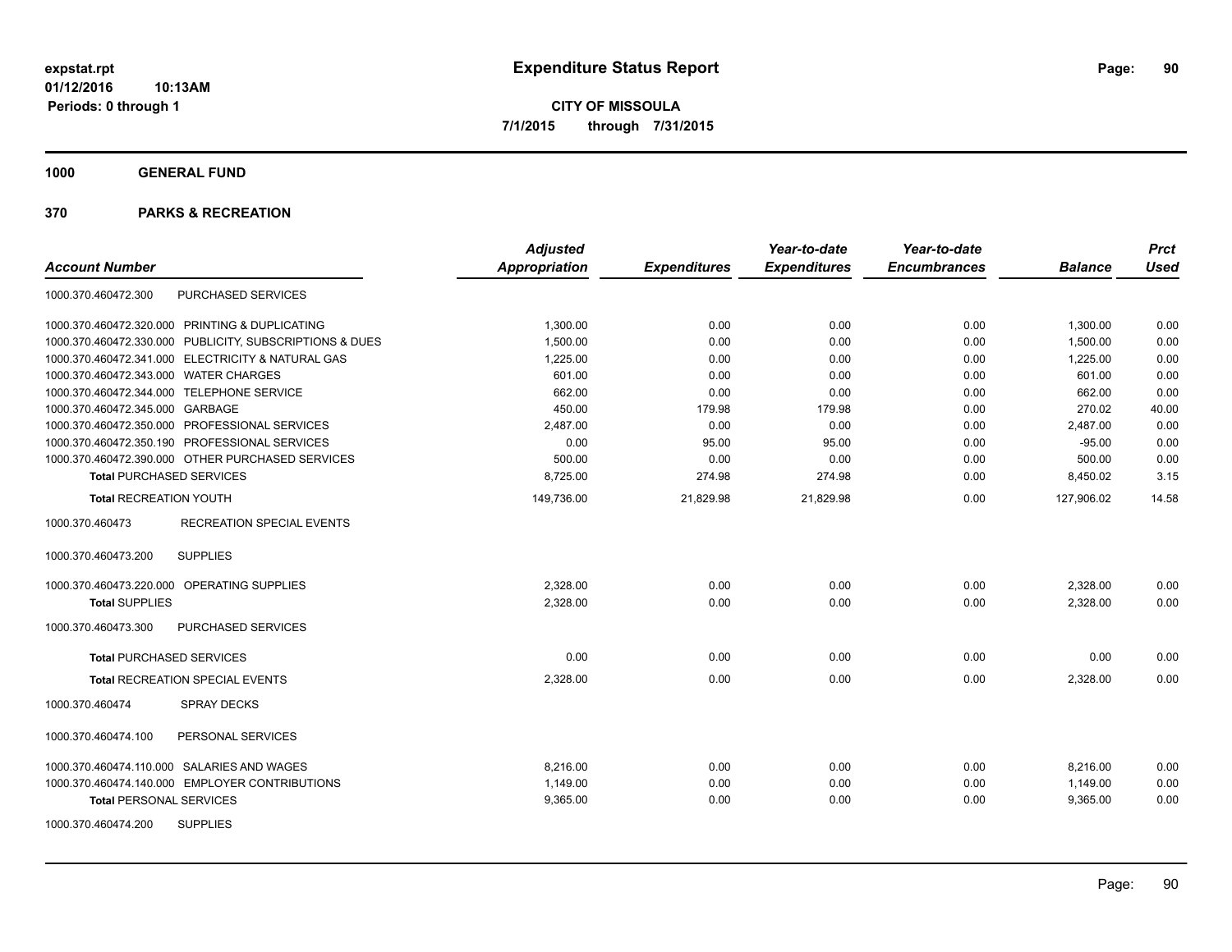**Expenditure Status Report**

**CITY OF MISSOULA**
**7/1/2015 through 7/31/2015**

expstat.rpt
01/12/2016 10:13AM
Periods: 0 through 1

## 1000 GENERAL FUND

## 370 PARKS & RECREATION

| Account Number | | Adjusted Appropriation | Expenditures | Year-to-date Expenditures | Year-to-date Encumbrances | Balance | Prct Used |
|---|---|---|---|---|---|---|---|
| 1000.370.460472.300 | PURCHASED SERVICES | | | | | | |
| 1000.370.460472.320.000 | PRINTING & DUPLICATING | 1,300.00 | 0.00 | 0.00 | 0.00 | 1,300.00 | 0.00 |
| 1000.370.460472.330.000 | PUBLICITY, SUBSCRIPTIONS & DUES | 1,500.00 | 0.00 | 0.00 | 0.00 | 1,500.00 | 0.00 |
| 1000.370.460472.341.000 | ELECTRICITY & NATURAL GAS | 1,225.00 | 0.00 | 0.00 | 0.00 | 1,225.00 | 0.00 |
| 1000.370.460472.343.000 | WATER CHARGES | 601.00 | 0.00 | 0.00 | 0.00 | 601.00 | 0.00 |
| 1000.370.460472.344.000 | TELEPHONE SERVICE | 662.00 | 0.00 | 0.00 | 0.00 | 662.00 | 0.00 |
| 1000.370.460472.345.000 | GARBAGE | 450.00 | 179.98 | 179.98 | 0.00 | 270.02 | 40.00 |
| 1000.370.460472.350.000 | PROFESSIONAL SERVICES | 2,487.00 | 0.00 | 0.00 | 0.00 | 2,487.00 | 0.00 |
| 1000.370.460472.350.190 | PROFESSIONAL SERVICES | 0.00 | 95.00 | 95.00 | 0.00 | -95.00 | 0.00 |
| 1000.370.460472.390.000 | OTHER PURCHASED SERVICES | 500.00 | 0.00 | 0.00 | 0.00 | 500.00 | 0.00 |
| **Total** PURCHASED SERVICES | | 8,725.00 | 274.98 | 274.98 | 0.00 | 8,450.02 | 3.15 |
| **Total** RECREATION YOUTH | | 149,736.00 | 21,829.98 | 21,829.98 | 0.00 | 127,906.02 | 14.58 |
| 1000.370.460473 | RECREATION SPECIAL EVENTS | | | | | | |
| 1000.370.460473.200 | SUPPLIES | | | | | | |
| 1000.370.460473.220.000 | OPERATING SUPPLIES | 2,328.00 | 0.00 | 0.00 | 0.00 | 2,328.00 | 0.00 |
| **Total** SUPPLIES | | 2,328.00 | 0.00 | 0.00 | 0.00 | 2,328.00 | 0.00 |
| 1000.370.460473.300 | PURCHASED SERVICES | | | | | | |
| **Total** PURCHASED SERVICES | | 0.00 | 0.00 | 0.00 | 0.00 | 0.00 | 0.00 |
| **Total** RECREATION SPECIAL EVENTS | | 2,328.00 | 0.00 | 0.00 | 0.00 | 2,328.00 | 0.00 |
| 1000.370.460474 | SPRAY DECKS | | | | | | |
| 1000.370.460474.100 | PERSONAL SERVICES | | | | | | |
| 1000.370.460474.110.000 | SALARIES AND WAGES | 8,216.00 | 0.00 | 0.00 | 0.00 | 8,216.00 | 0.00 |
| 1000.370.460474.140.000 | EMPLOYER CONTRIBUTIONS | 1,149.00 | 0.00 | 0.00 | 0.00 | 1,149.00 | 0.00 |
| **Total** PERSONAL SERVICES | | 9,365.00 | 0.00 | 0.00 | 0.00 | 9,365.00 | 0.00 |
| 1000.370.460474.200 | SUPPLIES | | | | | | |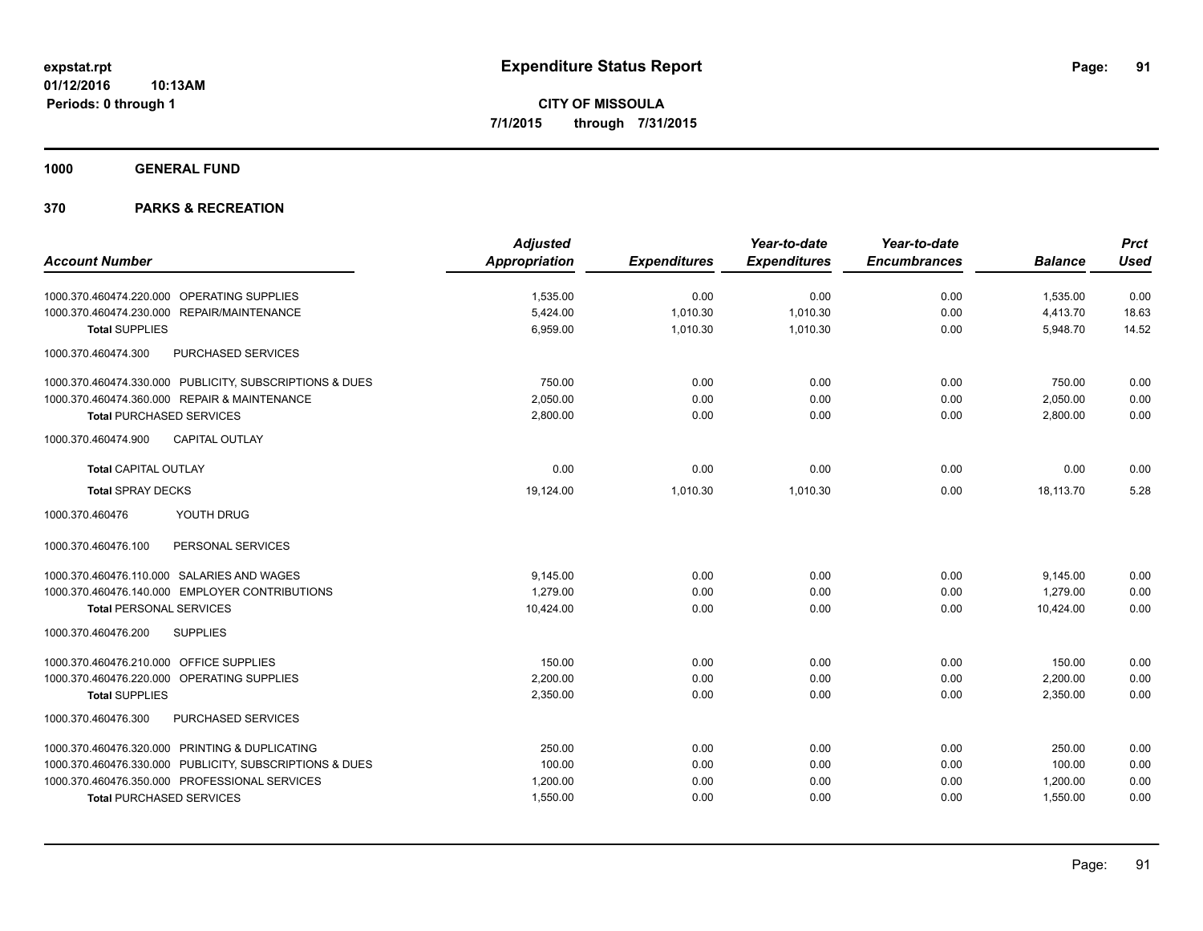# Expenditure Status Report

**CITY OF MISSOULA**

**7/1/2015 through 7/31/2015**

expstat.rpt
01/12/2016 10:13AM
Periods: 0 through 1

**1000 GENERAL FUND**

**370 PARKS & RECREATION**

| Account Number | Adjusted Appropriation | Expenditures | Year-to-date Expenditures | Year-to-date Encumbrances | Balance | Prct Used |
|---|---|---|---|---|---|---|
| 1000.370.460474.220.000 OPERATING SUPPLIES | 1,535.00 | 0.00 | 0.00 | 0.00 | 1,535.00 | 0.00 |
| 1000.370.460474.230.000 REPAIR/MAINTENANCE | 5,424.00 | 1,010.30 | 1,010.30 | 0.00 | 4,413.70 | 18.63 |
| **Total** SUPPLIES | 6,959.00 | 1,010.30 | 1,010.30 | 0.00 | 5,948.70 | 14.52 |
| 1000.370.460474.300 PURCHASED SERVICES | | | | | | |
| 1000.370.460474.330.000 PUBLICITY, SUBSCRIPTIONS & DUES | 750.00 | 0.00 | 0.00 | 0.00 | 750.00 | 0.00 |
| 1000.370.460474.360.000 REPAIR & MAINTENANCE | 2,050.00 | 0.00 | 0.00 | 0.00 | 2,050.00 | 0.00 |
| **Total** PURCHASED SERVICES | 2,800.00 | 0.00 | 0.00 | 0.00 | 2,800.00 | 0.00 |
| 1000.370.460474.900 CAPITAL OUTLAY | | | | | | |
| **Total** CAPITAL OUTLAY | 0.00 | 0.00 | 0.00 | 0.00 | 0.00 | 0.00 |
| **Total** SPRAY DECKS | 19,124.00 | 1,010.30 | 1,010.30 | 0.00 | 18,113.70 | 5.28 |
| 1000.370.460476 YOUTH DRUG | | | | | | |
| 1000.370.460476.100 PERSONAL SERVICES | | | | | | |
| 1000.370.460476.110.000 SALARIES AND WAGES | 9,145.00 | 0.00 | 0.00 | 0.00 | 9,145.00 | 0.00 |
| 1000.370.460476.140.000 EMPLOYER CONTRIBUTIONS | 1,279.00 | 0.00 | 0.00 | 0.00 | 1,279.00 | 0.00 |
| **Total** PERSONAL SERVICES | 10,424.00 | 0.00 | 0.00 | 0.00 | 10,424.00 | 0.00 |
| 1000.370.460476.200 SUPPLIES | | | | | | |
| 1000.370.460476.210.000 OFFICE SUPPLIES | 150.00 | 0.00 | 0.00 | 0.00 | 150.00 | 0.00 |
| 1000.370.460476.220.000 OPERATING SUPPLIES | 2,200.00 | 0.00 | 0.00 | 0.00 | 2,200.00 | 0.00 |
| **Total** SUPPLIES | 2,350.00 | 0.00 | 0.00 | 0.00 | 2,350.00 | 0.00 |
| 1000.370.460476.300 PURCHASED SERVICES | | | | | | |
| 1000.370.460476.320.000 PRINTING & DUPLICATING | 250.00 | 0.00 | 0.00 | 0.00 | 250.00 | 0.00 |
| 1000.370.460476.330.000 PUBLICITY, SUBSCRIPTIONS & DUES | 100.00 | 0.00 | 0.00 | 0.00 | 100.00 | 0.00 |
| 1000.370.460476.350.000 PROFESSIONAL SERVICES | 1,200.00 | 0.00 | 0.00 | 0.00 | 1,200.00 | 0.00 |
| **Total** PURCHASED SERVICES | 1,550.00 | 0.00 | 0.00 | 0.00 | 1,550.00 | 0.00 |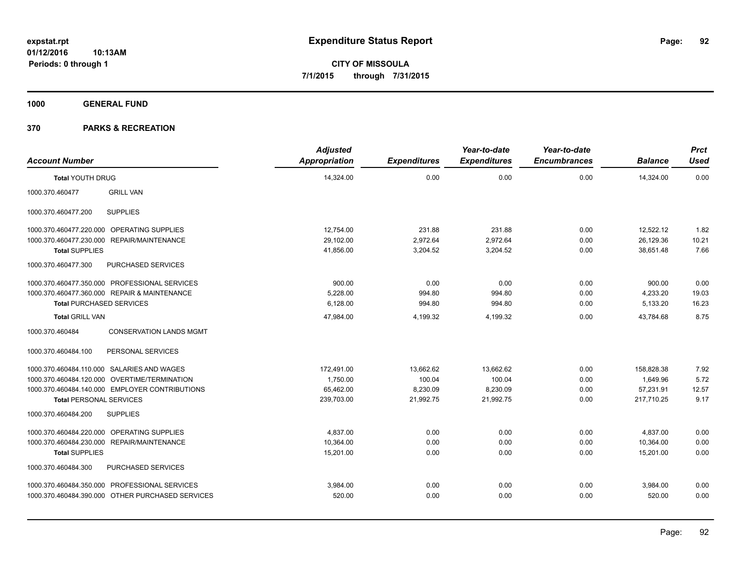**expstat.rpt**
**01/12/2016 10:13AM**
**Periods: 0 through 1**

# Expenditure Status Report

**CITY OF MISSOULA**
**7/1/2015 through 7/31/2015**

## 1000 GENERAL FUND

## 370 PARKS & RECREATION

| Account Number | | Adjusted Appropriation | Expenditures | Year-to-date Expenditures | Year-to-date Encumbrances | Balance | Prct Used |
|---|---|---|---|---|---|---|---|
| **Total** YOUTH DRUG | | 14,324.00 | 0.00 | 0.00 | 0.00 | 14,324.00 | 0.00 |
| 1000.370.460477 | GRILL VAN | | | | | | |
| 1000.370.460477.200 | SUPPLIES | | | | | | |
| 1000.370.460477.220.000 | OPERATING SUPPLIES | 12,754.00 | 231.88 | 231.88 | 0.00 | 12,522.12 | 1.82 |
| 1000.370.460477.230.000 | REPAIR/MAINTENANCE | 29,102.00 | 2,972.64 | 2,972.64 | 0.00 | 26,129.36 | 10.21 |
| **Total** SUPPLIES | | 41,856.00 | 3,204.52 | 3,204.52 | 0.00 | 38,651.48 | 7.66 |
| 1000.370.460477.300 | PURCHASED SERVICES | | | | | | |
| 1000.370.460477.350.000 | PROFESSIONAL SERVICES | 900.00 | 0.00 | 0.00 | 0.00 | 900.00 | 0.00 |
| 1000.370.460477.360.000 | REPAIR & MAINTENANCE | 5,228.00 | 994.80 | 994.80 | 0.00 | 4,233.20 | 19.03 |
| **Total** PURCHASED SERVICES | | 6,128.00 | 994.80 | 994.80 | 0.00 | 5,133.20 | 16.23 |
| **Total** GRILL VAN | | 47,984.00 | 4,199.32 | 4,199.32 | 0.00 | 43,784.68 | 8.75 |
| 1000.370.460484 | CONSERVATION LANDS MGMT | | | | | | |
| 1000.370.460484.100 | PERSONAL SERVICES | | | | | | |
| 1000.370.460484.110.000 | SALARIES AND WAGES | 172,491.00 | 13,662.62 | 13,662.62 | 0.00 | 158,828.38 | 7.92 |
| 1000.370.460484.120.000 | OVERTIME/TERMINATION | 1,750.00 | 100.04 | 100.04 | 0.00 | 1,649.96 | 5.72 |
| 1000.370.460484.140.000 | EMPLOYER CONTRIBUTIONS | 65,462.00 | 8,230.09 | 8,230.09 | 0.00 | 57,231.91 | 12.57 |
| **Total** PERSONAL SERVICES | | 239,703.00 | 21,992.75 | 21,992.75 | 0.00 | 217,710.25 | 9.17 |
| 1000.370.460484.200 | SUPPLIES | | | | | | |
| 1000.370.460484.220.000 | OPERATING SUPPLIES | 4,837.00 | 0.00 | 0.00 | 0.00 | 4,837.00 | 0.00 |
| 1000.370.460484.230.000 | REPAIR/MAINTENANCE | 10,364.00 | 0.00 | 0.00 | 0.00 | 10,364.00 | 0.00 |
| **Total** SUPPLIES | | 15,201.00 | 0.00 | 0.00 | 0.00 | 15,201.00 | 0.00 |
| 1000.370.460484.300 | PURCHASED SERVICES | | | | | | |
| 1000.370.460484.350.000 | PROFESSIONAL SERVICES | 3,984.00 | 0.00 | 0.00 | 0.00 | 3,984.00 | 0.00 |
| 1000.370.460484.390.000 | OTHER PURCHASED SERVICES | 520.00 | 0.00 | 0.00 | 0.00 | 520.00 | 0.00 |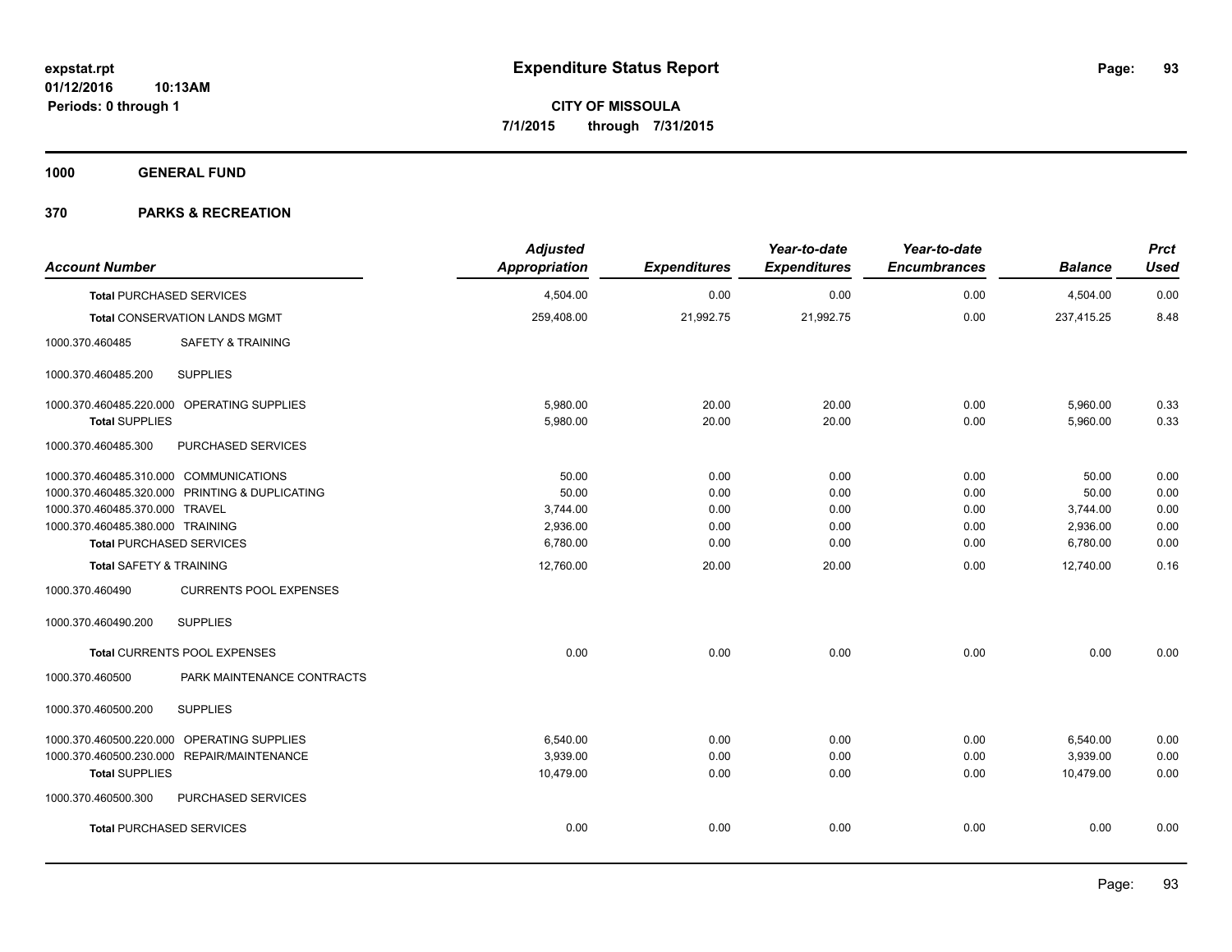# Expenditure Status Report

expstat.rpt
01/12/2016 10:13AM
Periods: 0 through 1

**CITY OF MISSOULA**
**7/1/2015 through 7/31/2015**

## 1000 GENERAL FUND

## 370 PARKS & RECREATION

| Account Number | | Adjusted Appropriation | Expenditures | Year-to-date Expenditures | Year-to-date Encumbrances | Balance | Prct Used |
|---|---|---|---|---|---|---|---|
| **Total** PURCHASED SERVICES | | 4,504.00 | 0.00 | 0.00 | 0.00 | 4,504.00 | 0.00 |
| **Total** CONSERVATION LANDS MGMT | | 259,408.00 | 21,992.75 | 21,992.75 | 0.00 | 237,415.25 | 8.48 |
| 1000.370.460485 | SAFETY & TRAINING | | | | | | |
| 1000.370.460485.200 | SUPPLIES | | | | | | |
| 1000.370.460485.220.000 | OPERATING SUPPLIES | 5,980.00 | 20.00 | 20.00 | 0.00 | 5,960.00 | 0.33 |
| **Total** SUPPLIES | | 5,980.00 | 20.00 | 20.00 | 0.00 | 5,960.00 | 0.33 |
| 1000.370.460485.300 | PURCHASED SERVICES | | | | | | |
| 1000.370.460485.310.000 | COMMUNICATIONS | 50.00 | 0.00 | 0.00 | 0.00 | 50.00 | 0.00 |
| 1000.370.460485.320.000 | PRINTING & DUPLICATING | 50.00 | 0.00 | 0.00 | 0.00 | 50.00 | 0.00 |
| 1000.370.460485.370.000 | TRAVEL | 3,744.00 | 0.00 | 0.00 | 0.00 | 3,744.00 | 0.00 |
| 1000.370.460485.380.000 | TRAINING | 2,936.00 | 0.00 | 0.00 | 0.00 | 2,936.00 | 0.00 |
| **Total** PURCHASED SERVICES | | 6,780.00 | 0.00 | 0.00 | 0.00 | 6,780.00 | 0.00 |
| **Total** SAFETY & TRAINING | | 12,760.00 | 20.00 | 20.00 | 0.00 | 12,740.00 | 0.16 |
| 1000.370.460490 | CURRENTS POOL EXPENSES | | | | | | |
| 1000.370.460490.200 | SUPPLIES | | | | | | |
| **Total** CURRENTS POOL EXPENSES | | 0.00 | 0.00 | 0.00 | 0.00 | 0.00 | 0.00 |
| 1000.370.460500 | PARK MAINTENANCE CONTRACTS | | | | | | |
| 1000.370.460500.200 | SUPPLIES | | | | | | |
| 1000.370.460500.220.000 | OPERATING SUPPLIES | 6,540.00 | 0.00 | 0.00 | 0.00 | 6,540.00 | 0.00 |
| 1000.370.460500.230.000 | REPAIR/MAINTENANCE | 3,939.00 | 0.00 | 0.00 | 0.00 | 3,939.00 | 0.00 |
| **Total** SUPPLIES | | 10,479.00 | 0.00 | 0.00 | 0.00 | 10,479.00 | 0.00 |
| 1000.370.460500.300 | PURCHASED SERVICES | | | | | | |
| **Total** PURCHASED SERVICES | | 0.00 | 0.00 | 0.00 | 0.00 | 0.00 | 0.00 |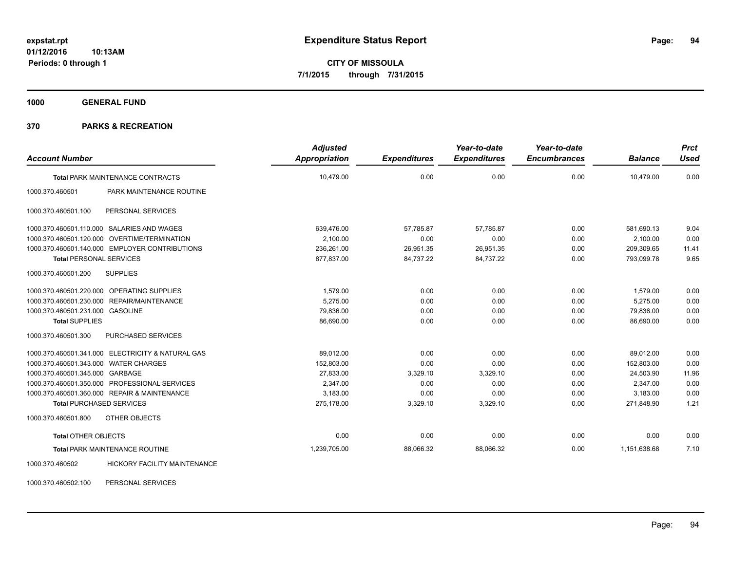# Expenditure Status Report

**expstat.rpt**
**01/12/2016 10:13AM**
**Periods: 0 through 1**

**CITY OF MISSOULA**
**7/1/2015 through 7/31/2015**

## 1000 GENERAL FUND

## 370 PARKS & RECREATION

| Account Number | | Adjusted Appropriation | Expenditures | Year-to-date Expenditures | Year-to-date Encumbrances | Balance | Prct Used |
|---|---|---|---|---|---|---|---|
| **Total** PARK MAINTENANCE CONTRACTS | | 10,479.00 | 0.00 | 0.00 | 0.00 | 10,479.00 | 0.00 |
| 1000.370.460501 | PARK MAINTENANCE ROUTINE | | | | | | |
| 1000.370.460501.100 | PERSONAL SERVICES | | | | | | |
| 1000.370.460501.110.000 | SALARIES AND WAGES | 639,476.00 | 57,785.87 | 57,785.87 | 0.00 | 581,690.13 | 9.04 |
| 1000.370.460501.120.000 | OVERTIME/TERMINATION | 2,100.00 | 0.00 | 0.00 | 0.00 | 2,100.00 | 0.00 |
| 1000.370.460501.140.000 | EMPLOYER CONTRIBUTIONS | 236,261.00 | 26,951.35 | 26,951.35 | 0.00 | 209,309.65 | 11.41 |
| **Total** PERSONAL SERVICES | | 877,837.00 | 84,737.22 | 84,737.22 | 0.00 | 793,099.78 | 9.65 |
| 1000.370.460501.200 | SUPPLIES | | | | | | |
| 1000.370.460501.220.000 | OPERATING SUPPLIES | 1,579.00 | 0.00 | 0.00 | 0.00 | 1,579.00 | 0.00 |
| 1000.370.460501.230.000 | REPAIR/MAINTENANCE | 5,275.00 | 0.00 | 0.00 | 0.00 | 5,275.00 | 0.00 |
| 1000.370.460501.231.000 | GASOLINE | 79,836.00 | 0.00 | 0.00 | 0.00 | 79,836.00 | 0.00 |
| **Total** SUPPLIES | | 86,690.00 | 0.00 | 0.00 | 0.00 | 86,690.00 | 0.00 |
| 1000.370.460501.300 | PURCHASED SERVICES | | | | | | |
| 1000.370.460501.341.000 | ELECTRICITY & NATURAL GAS | 89,012.00 | 0.00 | 0.00 | 0.00 | 89,012.00 | 0.00 |
| 1000.370.460501.343.000 | WATER CHARGES | 152,803.00 | 0.00 | 0.00 | 0.00 | 152,803.00 | 0.00 |
| 1000.370.460501.345.000 | GARBAGE | 27,833.00 | 3,329.10 | 3,329.10 | 0.00 | 24,503.90 | 11.96 |
| 1000.370.460501.350.000 | PROFESSIONAL SERVICES | 2,347.00 | 0.00 | 0.00 | 0.00 | 2,347.00 | 0.00 |
| 1000.370.460501.360.000 | REPAIR & MAINTENANCE | 3,183.00 | 0.00 | 0.00 | 0.00 | 3,183.00 | 0.00 |
| **Total** PURCHASED SERVICES | | 275,178.00 | 3,329.10 | 3,329.10 | 0.00 | 271,848.90 | 1.21 |
| 1000.370.460501.800 | OTHER OBJECTS | | | | | | |
| **Total** OTHER OBJECTS | | 0.00 | 0.00 | 0.00 | 0.00 | 0.00 | 0.00 |
| **Total** PARK MAINTENANCE ROUTINE | | 1,239,705.00 | 88,066.32 | 88,066.32 | 0.00 | 1,151,638.68 | 7.10 |
| 1000.370.460502 | HICKORY FACILITY MAINTENANCE | | | | | | |
| 1000.370.460502.100 | PERSONAL SERVICES | | | | | | |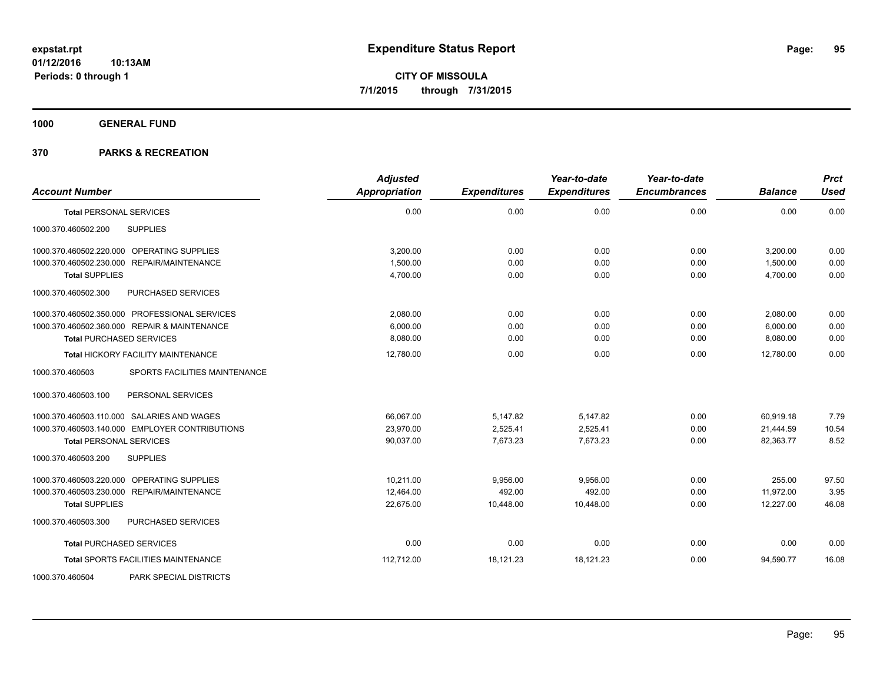# Expenditure Status Report

**expstat.rpt**
**01/12/2016 10:13AM**
**Periods: 0 through 1**

**CITY OF MISSOULA**
**7/1/2015 through 7/31/2015**

## 1000 GENERAL FUND

## 370 PARKS & RECREATION

| Account Number | Adjusted Appropriation | Expenditures | Year-to-date Expenditures | Year-to-date Encumbrances | Balance | Prct Used |
|---|---|---|---|---|---|---|
| **Total** PERSONAL SERVICES | 0.00 | 0.00 | 0.00 | 0.00 | 0.00 | 0.00 |
| 1000.370.460502.200 SUPPLIES | | | | | | |
| 1000.370.460502.220.000 OPERATING SUPPLIES | 3,200.00 | 0.00 | 0.00 | 0.00 | 3,200.00 | 0.00 |
| 1000.370.460502.230.000 REPAIR/MAINTENANCE | 1,500.00 | 0.00 | 0.00 | 0.00 | 1,500.00 | 0.00 |
| **Total SUPPLIES** | 4,700.00 | 0.00 | 0.00 | 0.00 | 4,700.00 | 0.00 |
| 1000.370.460502.300 PURCHASED SERVICES | | | | | | |
| 1000.370.460502.350.000 PROFESSIONAL SERVICES | 2,080.00 | 0.00 | 0.00 | 0.00 | 2,080.00 | 0.00 |
| 1000.370.460502.360.000 REPAIR & MAINTENANCE | 6,000.00 | 0.00 | 0.00 | 0.00 | 6,000.00 | 0.00 |
| **Total** PURCHASED SERVICES | 8,080.00 | 0.00 | 0.00 | 0.00 | 8,080.00 | 0.00 |
| **Total** HICKORY FACILITY MAINTENANCE | 12,780.00 | 0.00 | 0.00 | 0.00 | 12,780.00 | 0.00 |
| 1000.370.460503 SPORTS FACILITIES MAINTENANCE | | | | | | |
| 1000.370.460503.100 PERSONAL SERVICES | | | | | | |
| 1000.370.460503.110.000 SALARIES AND WAGES | 66,067.00 | 5,147.82 | 5,147.82 | 0.00 | 60,919.18 | 7.79 |
| 1000.370.460503.140.000 EMPLOYER CONTRIBUTIONS | 23,970.00 | 2,525.41 | 2,525.41 | 0.00 | 21,444.59 | 10.54 |
| **Total** PERSONAL SERVICES | 90,037.00 | 7,673.23 | 7,673.23 | 0.00 | 82,363.77 | 8.52 |
| 1000.370.460503.200 SUPPLIES | | | | | | |
| 1000.370.460503.220.000 OPERATING SUPPLIES | 10,211.00 | 9,956.00 | 9,956.00 | 0.00 | 255.00 | 97.50 |
| 1000.370.460503.230.000 REPAIR/MAINTENANCE | 12,464.00 | 492.00 | 492.00 | 0.00 | 11,972.00 | 3.95 |
| **Total SUPPLIES** | 22,675.00 | 10,448.00 | 10,448.00 | 0.00 | 12,227.00 | 46.08 |
| 1000.370.460503.300 PURCHASED SERVICES | | | | | | |
| **Total** PURCHASED SERVICES | 0.00 | 0.00 | 0.00 | 0.00 | 0.00 | 0.00 |
| **Total** SPORTS FACILITIES MAINTENANCE | 112,712.00 | 18,121.23 | 18,121.23 | 0.00 | 94,590.77 | 16.08 |
| 1000.370.460504 PARK SPECIAL DISTRICTS | | | | | | |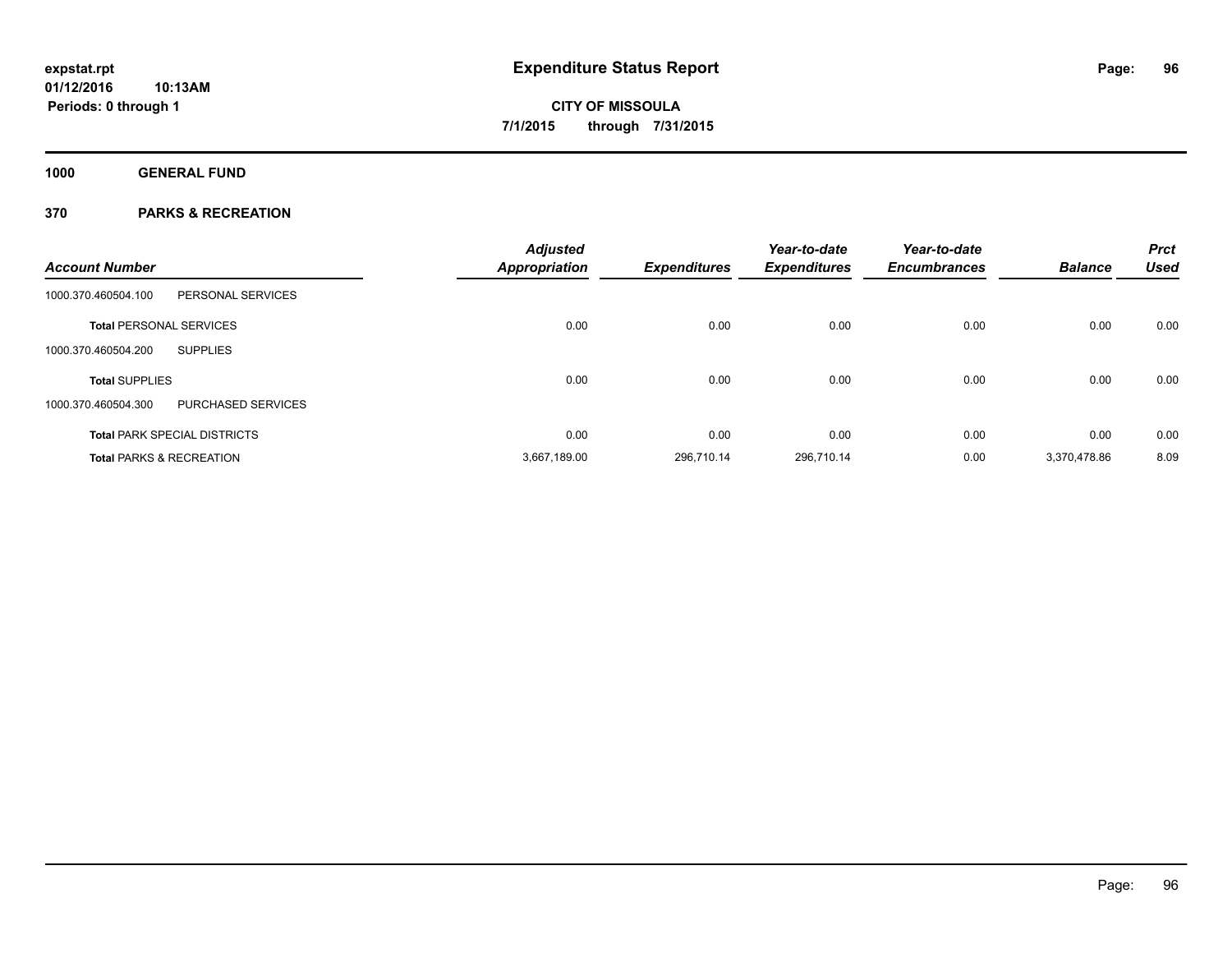**expstat.rpt**
**01/12/2016 10:13AM**
**Periods: 0 through 1**

# Expenditure Status Report

**CITY OF MISSOULA**
**7/1/2015 through 7/31/2015**

## 1000 GENERAL FUND

## 370 PARKS & RECREATION

| Account Number | | Adjusted Appropriation | Expenditures | Year-to-date Expenditures | Year-to-date Encumbrances | Balance | Prct Used |
|---|---|---|---|---|---|---|---|
| 1000.370.460504.100 | PERSONAL SERVICES | | | | | | |
| **Total** PERSONAL SERVICES | | 0.00 | 0.00 | 0.00 | 0.00 | 0.00 | 0.00 |
| 1000.370.460504.200 | SUPPLIES | | | | | | |
| **Total** SUPPLIES | | 0.00 | 0.00 | 0.00 | 0.00 | 0.00 | 0.00 |
| 1000.370.460504.300 | PURCHASED SERVICES | | | | | | |
| **Total** PARK SPECIAL DISTRICTS | | 0.00 | 0.00 | 0.00 | 0.00 | 0.00 | 0.00 |
| **Total** PARKS & RECREATION | | 3,667,189.00 | 296,710.14 | 296,710.14 | 0.00 | 3,370,478.86 | 8.09 |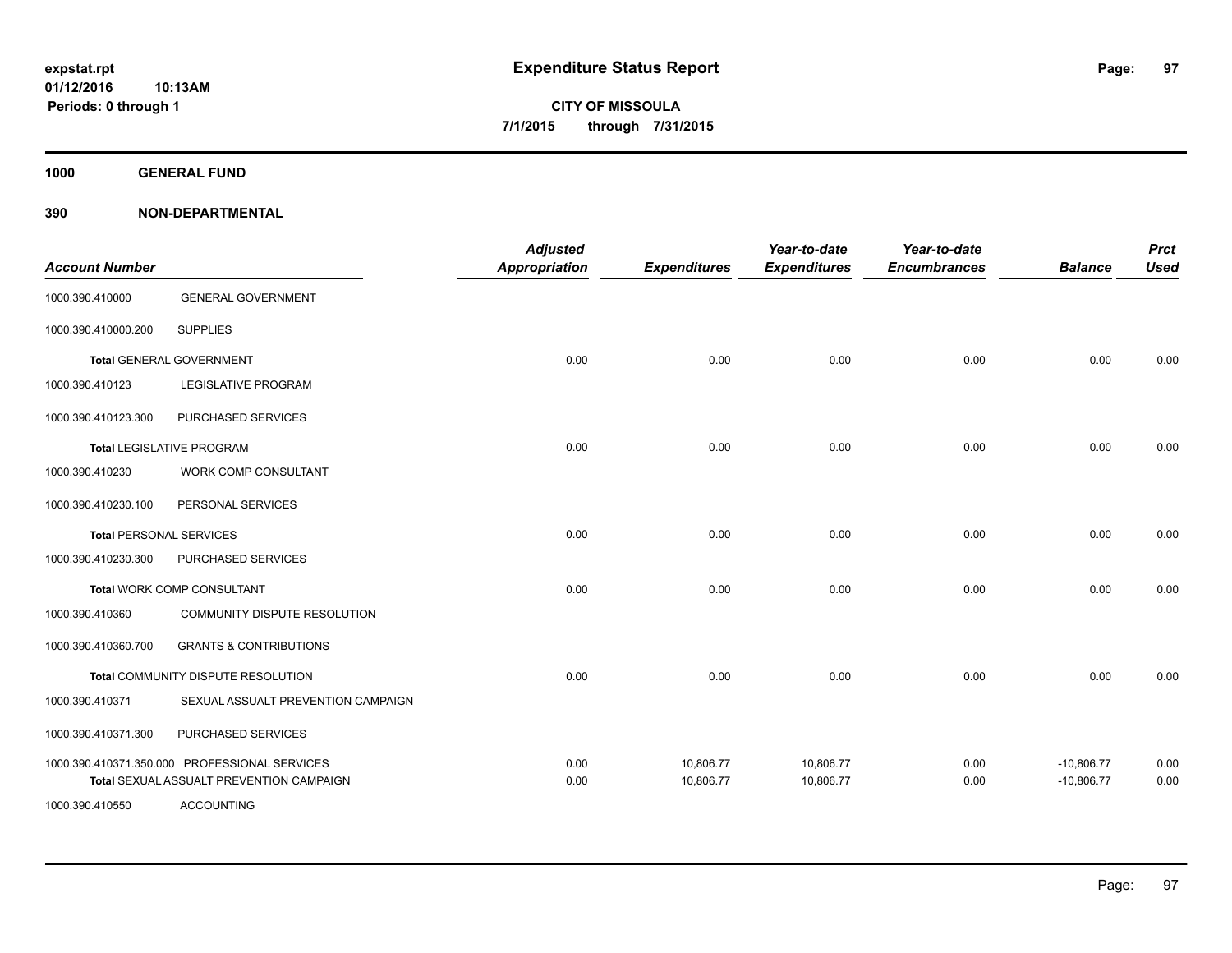**Expenditure Status Report**

**CITY OF MISSOULA**

**7/1/2015 through 7/31/2015**

expstat.rpt
01/12/2016 10:13AM
Periods: 0 through 1

**1000 GENERAL FUND**

**390 NON-DEPARTMENTAL**

| Account Number | | Adjusted Appropriation | Expenditures | Year-to-date Expenditures | Year-to-date Encumbrances | Balance | Prct Used |
|---|---|---|---|---|---|---|---|
| 1000.390.410000 | GENERAL GOVERNMENT | | | | | | |
| 1000.390.410000.200 | SUPPLIES | | | | | | |
| Total GENERAL GOVERNMENT | | 0.00 | 0.00 | 0.00 | 0.00 | 0.00 | 0.00 |
| 1000.390.410123 | LEGISLATIVE PROGRAM | | | | | | |
| 1000.390.410123.300 | PURCHASED SERVICES | | | | | | |
| Total LEGISLATIVE PROGRAM | | 0.00 | 0.00 | 0.00 | 0.00 | 0.00 | 0.00 |
| 1000.390.410230 | WORK COMP CONSULTANT | | | | | | |
| 1000.390.410230.100 | PERSONAL SERVICES | | | | | | |
| Total PERSONAL SERVICES | | 0.00 | 0.00 | 0.00 | 0.00 | 0.00 | 0.00 |
| 1000.390.410230.300 | PURCHASED SERVICES | | | | | | |
| Total WORK COMP CONSULTANT | | 0.00 | 0.00 | 0.00 | 0.00 | 0.00 | 0.00 |
| 1000.390.410360 | COMMUNITY DISPUTE RESOLUTION | | | | | | |
| 1000.390.410360.700 | GRANTS & CONTRIBUTIONS | | | | | | |
| Total COMMUNITY DISPUTE RESOLUTION | | 0.00 | 0.00 | 0.00 | 0.00 | 0.00 | 0.00 |
| 1000.390.410371 | SEXUAL ASSUALT PREVENTION CAMPAIGN | | | | | | |
| 1000.390.410371.300 | PURCHASED SERVICES | | | | | | |
| 1000.390.410371.350.000 | PROFESSIONAL SERVICES | 0.00 | 10,806.77 | 10,806.77 | 0.00 | -10,806.77 | 0.00 |
| Total SEXUAL ASSUALT PREVENTION CAMPAIGN | | 0.00 | 10,806.77 | 10,806.77 | 0.00 | -10,806.77 | 0.00 |
| 1000.390.410550 | ACCOUNTING | | | | | | |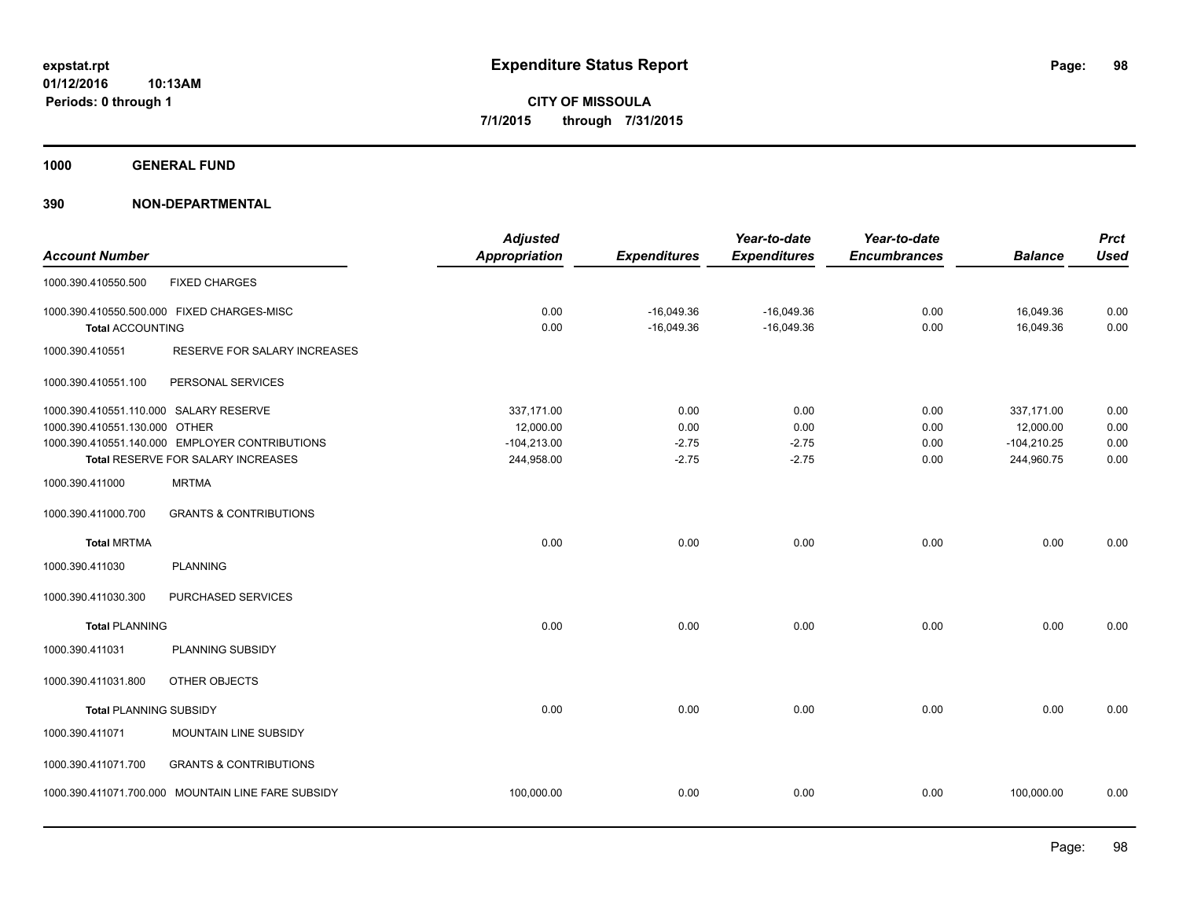**expstat.rpt**
**01/12/2016 10:13AM**
**Periods: 0 through 1**

# Expenditure Status Report

**CITY OF MISSOULA**
**7/1/2015 through 7/31/2015**

## 1000 GENERAL FUND

## 390 NON-DEPARTMENTAL

| Account Number | | Adjusted Appropriation | Expenditures | Year-to-date Expenditures | Year-to-date Encumbrances | Balance | Prct Used |
|---|---|---|---|---|---|---|---|
| 1000.390.410550.500 | FIXED CHARGES | | | | | | |
| 1000.390.410550.500.000 | FIXED CHARGES-MISC | 0.00 | -16,049.36 | -16,049.36 | 0.00 | 16,049.36 | 0.00 |
| **Total** ACCOUNTING | | 0.00 | -16,049.36 | -16,049.36 | 0.00 | 16,049.36 | 0.00 |
| 1000.390.410551 | RESERVE FOR SALARY INCREASES | | | | | | |
| 1000.390.410551.100 | PERSONAL SERVICES | | | | | | |
| 1000.390.410551.110.000 | SALARY RESERVE | 337,171.00 | 0.00 | 0.00 | 0.00 | 337,171.00 | 0.00 |
| 1000.390.410551.130.000 | OTHER | 12,000.00 | 0.00 | 0.00 | 0.00 | 12,000.00 | 0.00 |
| 1000.390.410551.140.000 | EMPLOYER CONTRIBUTIONS | -104,213.00 | -2.75 | -2.75 | 0.00 | -104,210.25 | 0.00 |
| **Total** RESERVE FOR SALARY INCREASES | | 244,958.00 | -2.75 | -2.75 | 0.00 | 244,960.75 | 0.00 |
| 1000.390.411000 | MRTMA | | | | | | |
| 1000.390.411000.700 | GRANTS & CONTRIBUTIONS | | | | | | |
| **Total** MRTMA | | 0.00 | 0.00 | 0.00 | 0.00 | 0.00 | 0.00 |
| 1000.390.411030 | PLANNING | | | | | | |
| 1000.390.411030.300 | PURCHASED SERVICES | | | | | | |
| **Total** PLANNING | | 0.00 | 0.00 | 0.00 | 0.00 | 0.00 | 0.00 |
| 1000.390.411031 | PLANNING SUBSIDY | | | | | | |
| 1000.390.411031.800 | OTHER OBJECTS | | | | | | |
| **Total** PLANNING SUBSIDY | | 0.00 | 0.00 | 0.00 | 0.00 | 0.00 | 0.00 |
| 1000.390.411071 | MOUNTAIN LINE SUBSIDY | | | | | | |
| 1000.390.411071.700 | GRANTS & CONTRIBUTIONS | | | | | | |
| 1000.390.411071.700.000 | MOUNTAIN LINE FARE SUBSIDY | 100,000.00 | 0.00 | 0.00 | 0.00 | 100,000.00 | 0.00 |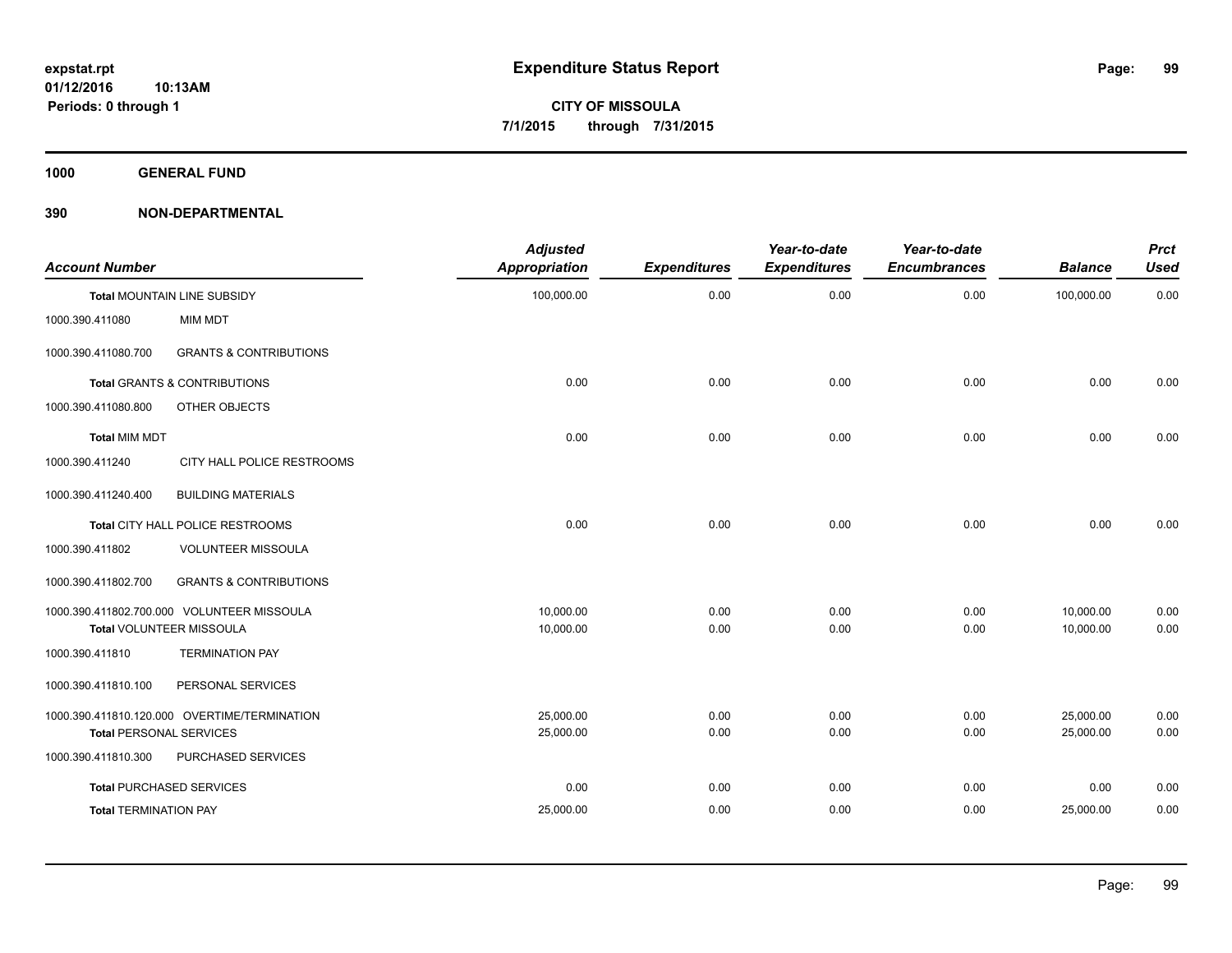**expstat.rpt**
**01/12/2016 10:13AM**
**Periods: 0 through 1**

# Expenditure Status Report

**CITY OF MISSOULA**
**7/1/2015 through 7/31/2015**

**1000 GENERAL FUND**

**390 NON-DEPARTMENTAL**

| Account Number | | Adjusted Appropriation | Expenditures | Year-to-date Expenditures | Year-to-date Encumbrances | Balance | Prct Used |
|---|---|---|---|---|---|---|---|
| **Total** MOUNTAIN LINE SUBSIDY | | 100,000.00 | 0.00 | 0.00 | 0.00 | 100,000.00 | 0.00 |
| 1000.390.411080 | MIM MDT | | | | | | |
| 1000.390.411080.700 | GRANTS & CONTRIBUTIONS | | | | | | |
| **Total** GRANTS & CONTRIBUTIONS | | 0.00 | 0.00 | 0.00 | 0.00 | 0.00 | 0.00 |
| 1000.390.411080.800 | OTHER OBJECTS | | | | | | |
| **Total** MIM MDT | | 0.00 | 0.00 | 0.00 | 0.00 | 0.00 | 0.00 |
| 1000.390.411240 | CITY HALL POLICE RESTROOMS | | | | | | |
| 1000.390.411240.400 | BUILDING MATERIALS | | | | | | |
| **Total** CITY HALL POLICE RESTROOMS | | 0.00 | 0.00 | 0.00 | 0.00 | 0.00 | 0.00 |
| 1000.390.411802 | VOLUNTEER MISSOULA | | | | | | |
| 1000.390.411802.700 | GRANTS & CONTRIBUTIONS | | | | | | |
| 1000.390.411802.700.000 | VOLUNTEER MISSOULA | 10,000.00 | 0.00 | 0.00 | 0.00 | 10,000.00 | 0.00 |
| **Total** VOLUNTEER MISSOULA | | 10,000.00 | 0.00 | 0.00 | 0.00 | 10,000.00 | 0.00 |
| 1000.390.411810 | TERMINATION PAY | | | | | | |
| 1000.390.411810.100 | PERSONAL SERVICES | | | | | | |
| 1000.390.411810.120.000 | OVERTIME/TERMINATION | 25,000.00 | 0.00 | 0.00 | 0.00 | 25,000.00 | 0.00 |
| **Total** PERSONAL SERVICES | | 25,000.00 | 0.00 | 0.00 | 0.00 | 25,000.00 | 0.00 |
| 1000.390.411810.300 | PURCHASED SERVICES | | | | | | |
| **Total** PURCHASED SERVICES | | 0.00 | 0.00 | 0.00 | 0.00 | 0.00 | 0.00 |
| **Total** TERMINATION PAY | | 25,000.00 | 0.00 | 0.00 | 0.00 | 25,000.00 | 0.00 |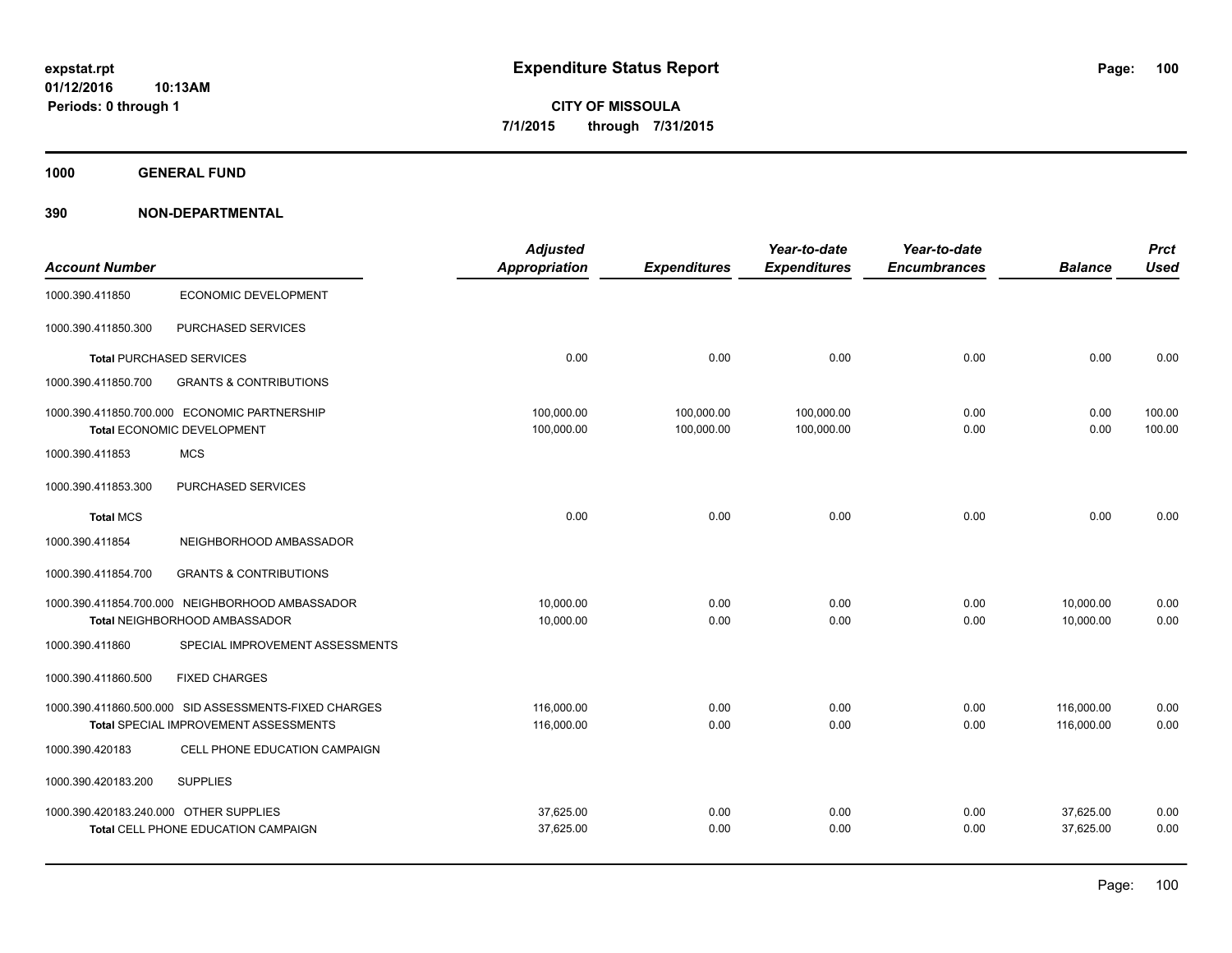**expstat.rpt**
**01/12/2016 10:13AM**
**Periods: 0 through 1**

# Expenditure Status Report

**CITY OF MISSOULA**
**7/1/2015 through 7/31/2015**

## 1000 GENERAL FUND

## 390 NON-DEPARTMENTAL

| Account Number | | Adjusted Appropriation | Expenditures | Year-to-date Expenditures | Year-to-date Encumbrances | Balance | Prct Used |
|---|---|---|---|---|---|---|---|
| 1000.390.411850 | ECONOMIC DEVELOPMENT | | | | | | |
| 1000.390.411850.300 | PURCHASED SERVICES | | | | | | |
| **Total** PURCHASED SERVICES | | 0.00 | 0.00 | 0.00 | 0.00 | 0.00 | 0.00 |
| 1000.390.411850.700 | GRANTS & CONTRIBUTIONS | | | | | | |
| 1000.390.411850.700.000 | ECONOMIC PARTNERSHIP | 100,000.00 | 100,000.00 | 100,000.00 | 0.00 | 0.00 | 100.00 |
| **Total** ECONOMIC DEVELOPMENT | | 100,000.00 | 100,000.00 | 100,000.00 | 0.00 | 0.00 | 100.00 |
| 1000.390.411853 | MCS | | | | | | |
| 1000.390.411853.300 | PURCHASED SERVICES | | | | | | |
| **Total** MCS | | 0.00 | 0.00 | 0.00 | 0.00 | 0.00 | 0.00 |
| 1000.390.411854 | NEIGHBORHOOD AMBASSADOR | | | | | | |
| 1000.390.411854.700 | GRANTS & CONTRIBUTIONS | | | | | | |
| 1000.390.411854.700.000 | NEIGHBORHOOD AMBASSADOR | 10,000.00 | 0.00 | 0.00 | 0.00 | 10,000.00 | 0.00 |
| **Total** NEIGHBORHOOD AMBASSADOR | | 10,000.00 | 0.00 | 0.00 | 0.00 | 10,000.00 | 0.00 |
| 1000.390.411860 | SPECIAL IMPROVEMENT ASSESSMENTS | | | | | | |
| 1000.390.411860.500 | FIXED CHARGES | | | | | | |
| 1000.390.411860.500.000 | SID ASSESSMENTS-FIXED CHARGES | 116,000.00 | 0.00 | 0.00 | 0.00 | 116,000.00 | 0.00 |
| **Total** SPECIAL IMPROVEMENT ASSESSMENTS | | 116,000.00 | 0.00 | 0.00 | 0.00 | 116,000.00 | 0.00 |
| 1000.390.420183 | CELL PHONE EDUCATION CAMPAIGN | | | | | | |
| 1000.390.420183.200 | SUPPLIES | | | | | | |
| 1000.390.420183.240.000 | OTHER SUPPLIES | 37,625.00 | 0.00 | 0.00 | 0.00 | 37,625.00 | 0.00 |
| **Total** CELL PHONE EDUCATION CAMPAIGN | | 37,625.00 | 0.00 | 0.00 | 0.00 | 37,625.00 | 0.00 |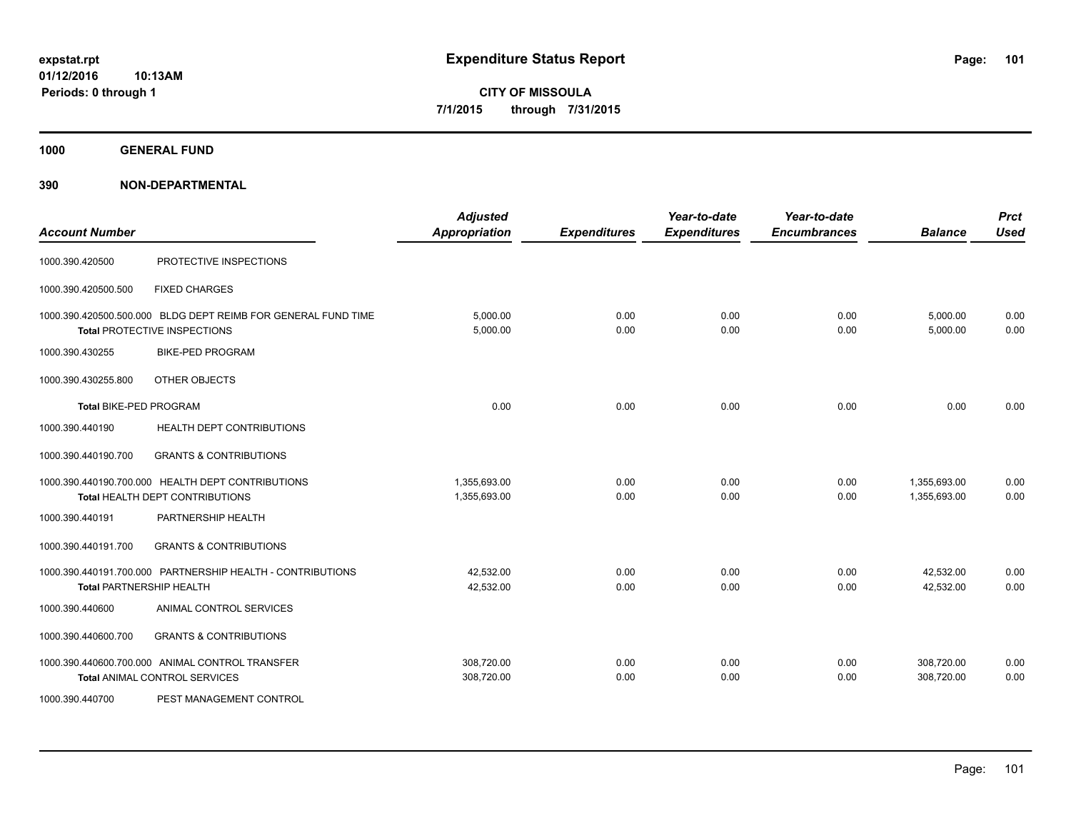**expstat.rpt**
**01/12/2016 10:13AM**
**Periods: 0 through 1**

# Expenditure Status Report

**CITY OF MISSOULA**
**7/1/2015 through 7/31/2015**

## 1000 GENERAL FUND

## 390 NON-DEPARTMENTAL

| Account Number | | Adjusted Appropriation | Expenditures | Year-to-date Expenditures | Year-to-date Encumbrances | Balance | Prct Used |
|---|---|---|---|---|---|---|---|
| 1000.390.420500 | PROTECTIVE INSPECTIONS | | | | | | |
| 1000.390.420500.500 | FIXED CHARGES | | | | | | |
| 1000.390.420500.500.000 | BLDG DEPT REIMB FOR GENERAL FUND TIME | 5,000.00 | 0.00 | 0.00 | 0.00 | 5,000.00 | 0.00 |
| **Total** PROTECTIVE INSPECTIONS | | 5,000.00 | 0.00 | 0.00 | 0.00 | 5,000.00 | 0.00 |
| 1000.390.430255 | BIKE-PED PROGRAM | | | | | | |
| 1000.390.430255.800 | OTHER OBJECTS | | | | | | |
| **Total** BIKE-PED PROGRAM | | 0.00 | 0.00 | 0.00 | 0.00 | 0.00 | 0.00 |
| 1000.390.440190 | HEALTH DEPT CONTRIBUTIONS | | | | | | |
| 1000.390.440190.700 | GRANTS & CONTRIBUTIONS | | | | | | |
| 1000.390.440190.700.000 | HEALTH DEPT CONTRIBUTIONS | 1,355,693.00 | 0.00 | 0.00 | 0.00 | 1,355,693.00 | 0.00 |
| **Total** HEALTH DEPT CONTRIBUTIONS | | 1,355,693.00 | 0.00 | 0.00 | 0.00 | 1,355,693.00 | 0.00 |
| 1000.390.440191 | PARTNERSHIP HEALTH | | | | | | |
| 1000.390.440191.700 | GRANTS & CONTRIBUTIONS | | | | | | |
| 1000.390.440191.700.000 | PARTNERSHIP HEALTH - CONTRIBUTIONS | 42,532.00 | 0.00 | 0.00 | 0.00 | 42,532.00 | 0.00 |
| **Total** PARTNERSHIP HEALTH | | 42,532.00 | 0.00 | 0.00 | 0.00 | 42,532.00 | 0.00 |
| 1000.390.440600 | ANIMAL CONTROL SERVICES | | | | | | |
| 1000.390.440600.700 | GRANTS & CONTRIBUTIONS | | | | | | |
| 1000.390.440600.700.000 | ANIMAL CONTROL TRANSFER | 308,720.00 | 0.00 | 0.00 | 0.00 | 308,720.00 | 0.00 |
| **Total** ANIMAL CONTROL SERVICES | | 308,720.00 | 0.00 | 0.00 | 0.00 | 308,720.00 | 0.00 |
| 1000.390.440700 | PEST MANAGEMENT CONTROL | | | | | | |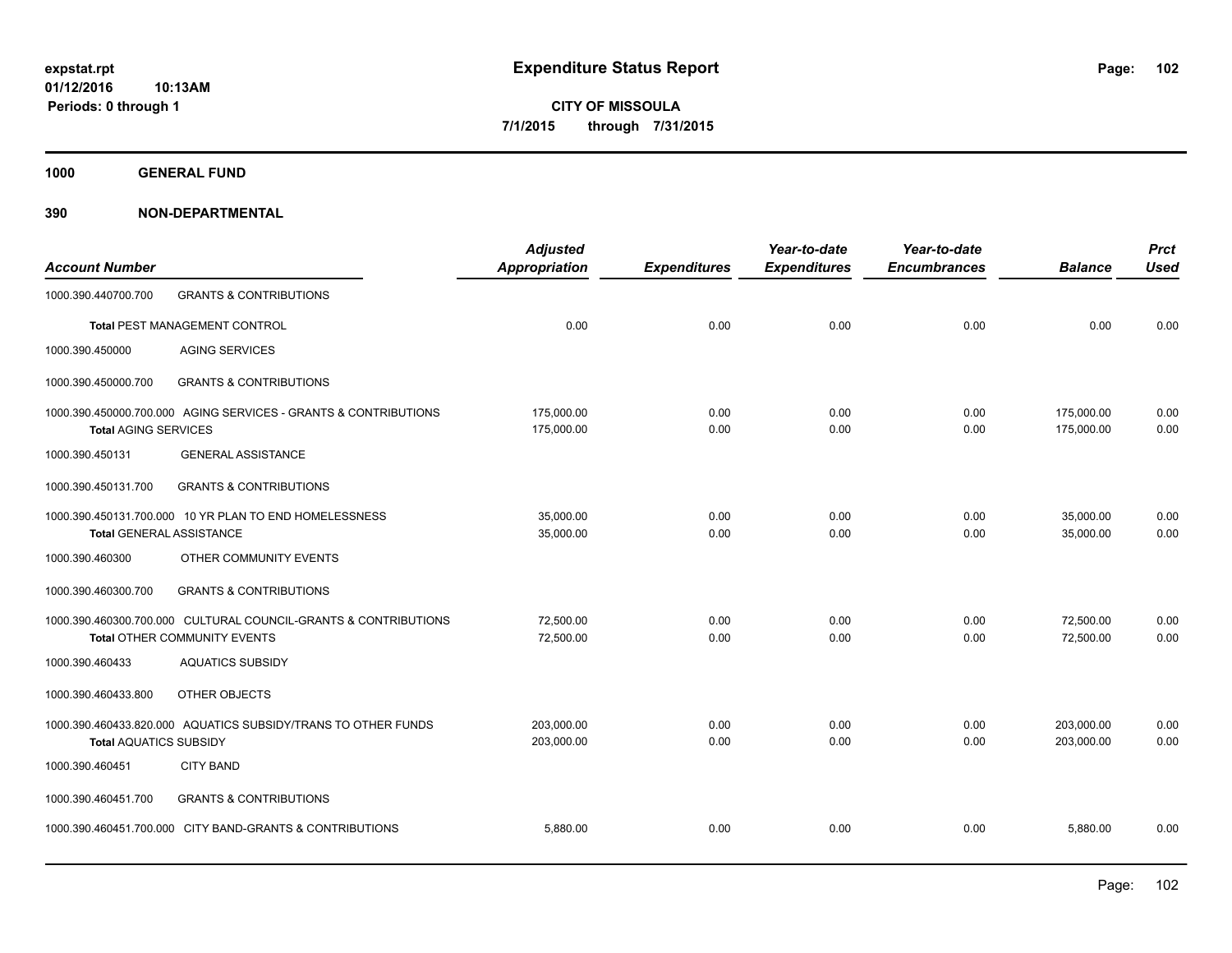**Expenditure Status Report**

**CITY OF MISSOULA**
**7/1/2015 through 7/31/2015**

expstat.rpt
01/12/2016 10:13AM
Periods: 0 through 1

## 1000 GENERAL FUND

## 390 NON-DEPARTMENTAL

| Account Number | | Adjusted Appropriation | Expenditures | Year-to-date Expenditures | Year-to-date Encumbrances | Balance | Prct Used |
|---|---|---|---|---|---|---|---|
| 1000.390.440700.700 | GRANTS & CONTRIBUTIONS | | | | | | |
| Total PEST MANAGEMENT CONTROL | | 0.00 | 0.00 | 0.00 | 0.00 | 0.00 | 0.00 |
| 1000.390.450000 | AGING SERVICES | | | | | | |
| 1000.390.450000.700 | GRANTS & CONTRIBUTIONS | | | | | | |
| 1000.390.450000.700.000 | AGING SERVICES - GRANTS & CONTRIBUTIONS | 175,000.00 | 0.00 | 0.00 | 0.00 | 175,000.00 | 0.00 |
| Total AGING SERVICES | | 175,000.00 | 0.00 | 0.00 | 0.00 | 175,000.00 | 0.00 |
| 1000.390.450131 | GENERAL ASSISTANCE | | | | | | |
| 1000.390.450131.700 | GRANTS & CONTRIBUTIONS | | | | | | |
| 1000.390.450131.700.000 | 10 YR PLAN TO END HOMELESSNESS | 35,000.00 | 0.00 | 0.00 | 0.00 | 35,000.00 | 0.00 |
| Total GENERAL ASSISTANCE | | 35,000.00 | 0.00 | 0.00 | 0.00 | 35,000.00 | 0.00 |
| 1000.390.460300 | OTHER COMMUNITY EVENTS | | | | | | |
| 1000.390.460300.700 | GRANTS & CONTRIBUTIONS | | | | | | |
| 1000.390.460300.700.000 | CULTURAL COUNCIL-GRANTS & CONTRIBUTIONS | 72,500.00 | 0.00 | 0.00 | 0.00 | 72,500.00 | 0.00 |
| Total OTHER COMMUNITY EVENTS | | 72,500.00 | 0.00 | 0.00 | 0.00 | 72,500.00 | 0.00 |
| 1000.390.460433 | AQUATICS SUBSIDY | | | | | | |
| 1000.390.460433.800 | OTHER OBJECTS | | | | | | |
| 1000.390.460433.820.000 | AQUATICS SUBSIDY/TRANS TO OTHER FUNDS | 203,000.00 | 0.00 | 0.00 | 0.00 | 203,000.00 | 0.00 |
| Total AQUATICS SUBSIDY | | 203,000.00 | 0.00 | 0.00 | 0.00 | 203,000.00 | 0.00 |
| 1000.390.460451 | CITY BAND | | | | | | |
| 1000.390.460451.700 | GRANTS & CONTRIBUTIONS | | | | | | |
| 1000.390.460451.700.000 | CITY BAND-GRANTS & CONTRIBUTIONS | 5,880.00 | 0.00 | 0.00 | 0.00 | 5,880.00 | 0.00 |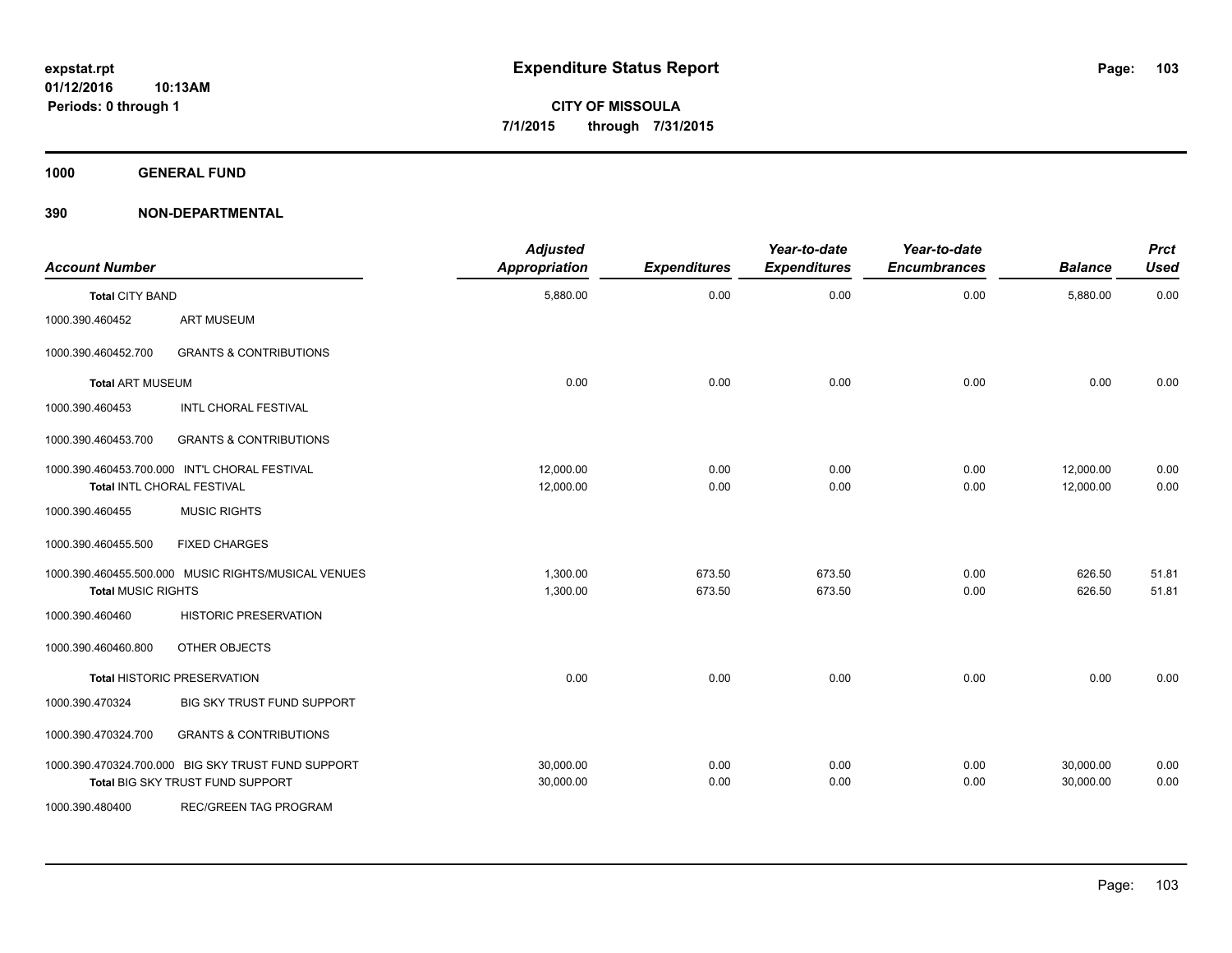**expstat.rpt**
**01/12/2016 10:13AM**
**Periods: 0 through 1**

# Expenditure Status Report

**CITY OF MISSOULA**
**7/1/2015 through 7/31/2015**

## 1000 GENERAL FUND

## 390 NON-DEPARTMENTAL

| Account Number | | Adjusted Appropriation | Expenditures | Year-to-date Expenditures | Year-to-date Encumbrances | Balance | Prct Used |
|---|---|---|---|---|---|---|---|
| **Total CITY BAND** | | 5,880.00 | 0.00 | 0.00 | 0.00 | 5,880.00 | 0.00 |
| 1000.390.460452 | ART MUSEUM | | | | | | |
| 1000.390.460452.700 | GRANTS & CONTRIBUTIONS | | | | | | |
| **Total ART MUSEUM** | | 0.00 | 0.00 | 0.00 | 0.00 | 0.00 | 0.00 |
| 1000.390.460453 | INTL CHORAL FESTIVAL | | | | | | |
| 1000.390.460453.700 | GRANTS & CONTRIBUTIONS | | | | | | |
| 1000.390.460453.700.000 | INT'L CHORAL FESTIVAL | 12,000.00 | 0.00 | 0.00 | 0.00 | 12,000.00 | 0.00 |
| **Total INTL CHORAL FESTIVAL** | | 12,000.00 | 0.00 | 0.00 | 0.00 | 12,000.00 | 0.00 |
| 1000.390.460455 | MUSIC RIGHTS | | | | | | |
| 1000.390.460455.500 | FIXED CHARGES | | | | | | |
| 1000.390.460455.500.000 | MUSIC RIGHTS/MUSICAL VENUES | 1,300.00 | 673.50 | 673.50 | 0.00 | 626.50 | 51.81 |
| **Total MUSIC RIGHTS** | | 1,300.00 | 673.50 | 673.50 | 0.00 | 626.50 | 51.81 |
| 1000.390.460460 | HISTORIC PRESERVATION | | | | | | |
| 1000.390.460460.800 | OTHER OBJECTS | | | | | | |
| **Total HISTORIC PRESERVATION** | | 0.00 | 0.00 | 0.00 | 0.00 | 0.00 | 0.00 |
| 1000.390.470324 | BIG SKY TRUST FUND SUPPORT | | | | | | |
| 1000.390.470324.700 | GRANTS & CONTRIBUTIONS | | | | | | |
| 1000.390.470324.700.000 | BIG SKY TRUST FUND SUPPORT | 30,000.00 | 0.00 | 0.00 | 0.00 | 30,000.00 | 0.00 |
| **Total BIG SKY TRUST FUND SUPPORT** | | 30,000.00 | 0.00 | 0.00 | 0.00 | 30,000.00 | 0.00 |
| 1000.390.480400 | REC/GREEN TAG PROGRAM | | | | | | |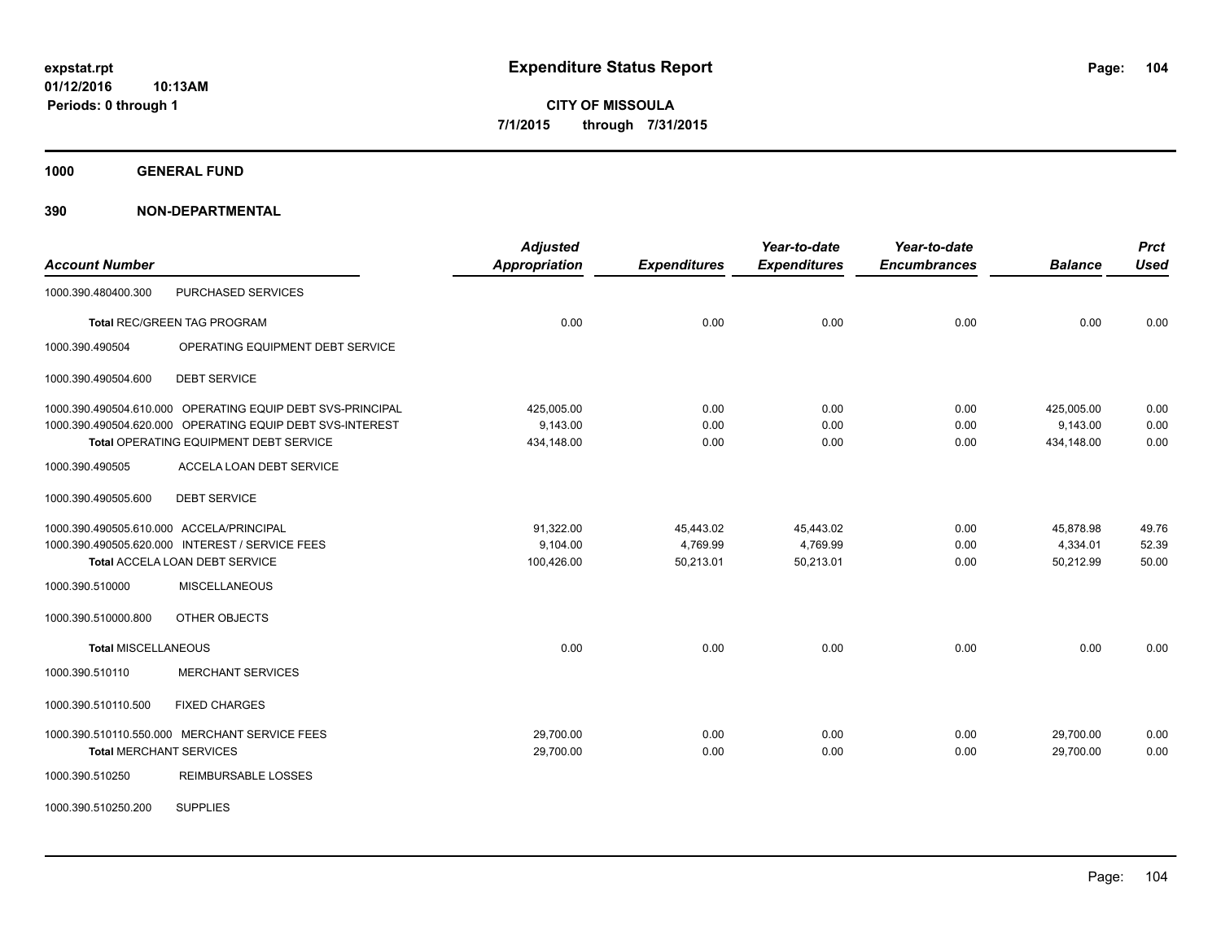**expstat.rpt**
**01/12/2016 10:13AM**
**Periods: 0 through 1**

# Expenditure Status Report

**CITY OF MISSOULA**
**7/1/2015 through 7/31/2015**

## 1000 GENERAL FUND

## 390 NON-DEPARTMENTAL

| Account Number | | Adjusted Appropriation | Expenditures | Year-to-date Expenditures | Year-to-date Encumbrances | Balance | Prct Used |
|---|---|---|---|---|---|---|---|
| 1000.390.480400.300 | PURCHASED SERVICES | | | | | | |
| **Total** REC/GREEN TAG PROGRAM | | 0.00 | 0.00 | 0.00 | 0.00 | 0.00 | 0.00 |
| 1000.390.490504 | OPERATING EQUIPMENT DEBT SERVICE | | | | | | |
| 1000.390.490504.600 | DEBT SERVICE | | | | | | |
| 1000.390.490504.610.000 | OPERATING EQUIP DEBT SVS-PRINCIPAL | 425,005.00 | 0.00 | 0.00 | 0.00 | 425,005.00 | 0.00 |
| 1000.390.490504.620.000 | OPERATING EQUIP DEBT SVS-INTEREST | 9,143.00 | 0.00 | 0.00 | 0.00 | 9,143.00 | 0.00 |
| **Total** OPERATING EQUIPMENT DEBT SERVICE | | 434,148.00 | 0.00 | 0.00 | 0.00 | 434,148.00 | 0.00 |
| 1000.390.490505 | ACCELA LOAN DEBT SERVICE | | | | | | |
| 1000.390.490505.600 | DEBT SERVICE | | | | | | |
| 1000.390.490505.610.000 | ACCELA/PRINCIPAL | 91,322.00 | 45,443.02 | 45,443.02 | 0.00 | 45,878.98 | 49.76 |
| 1000.390.490505.620.000 | INTEREST / SERVICE FEES | 9,104.00 | 4,769.99 | 4,769.99 | 0.00 | 4,334.01 | 52.39 |
| **Total** ACCELA LOAN DEBT SERVICE | | 100,426.00 | 50,213.01 | 50,213.01 | 0.00 | 50,212.99 | 50.00 |
| 1000.390.510000 | MISCELLANEOUS | | | | | | |
| 1000.390.510000.800 | OTHER OBJECTS | | | | | | |
| **Total MISCELLANEOUS** | | 0.00 | 0.00 | 0.00 | 0.00 | 0.00 | 0.00 |
| 1000.390.510110 | MERCHANT SERVICES | | | | | | |
| 1000.390.510110.500 | FIXED CHARGES | | | | | | |
| 1000.390.510110.550.000 | MERCHANT SERVICE FEES | 29,700.00 | 0.00 | 0.00 | 0.00 | 29,700.00 | 0.00 |
| **Total** MERCHANT SERVICES | | 29,700.00 | 0.00 | 0.00 | 0.00 | 29,700.00 | 0.00 |
| 1000.390.510250 | REIMBURSABLE LOSSES | | | | | | |
| 1000.390.510250.200 | SUPPLIES | | | | | | |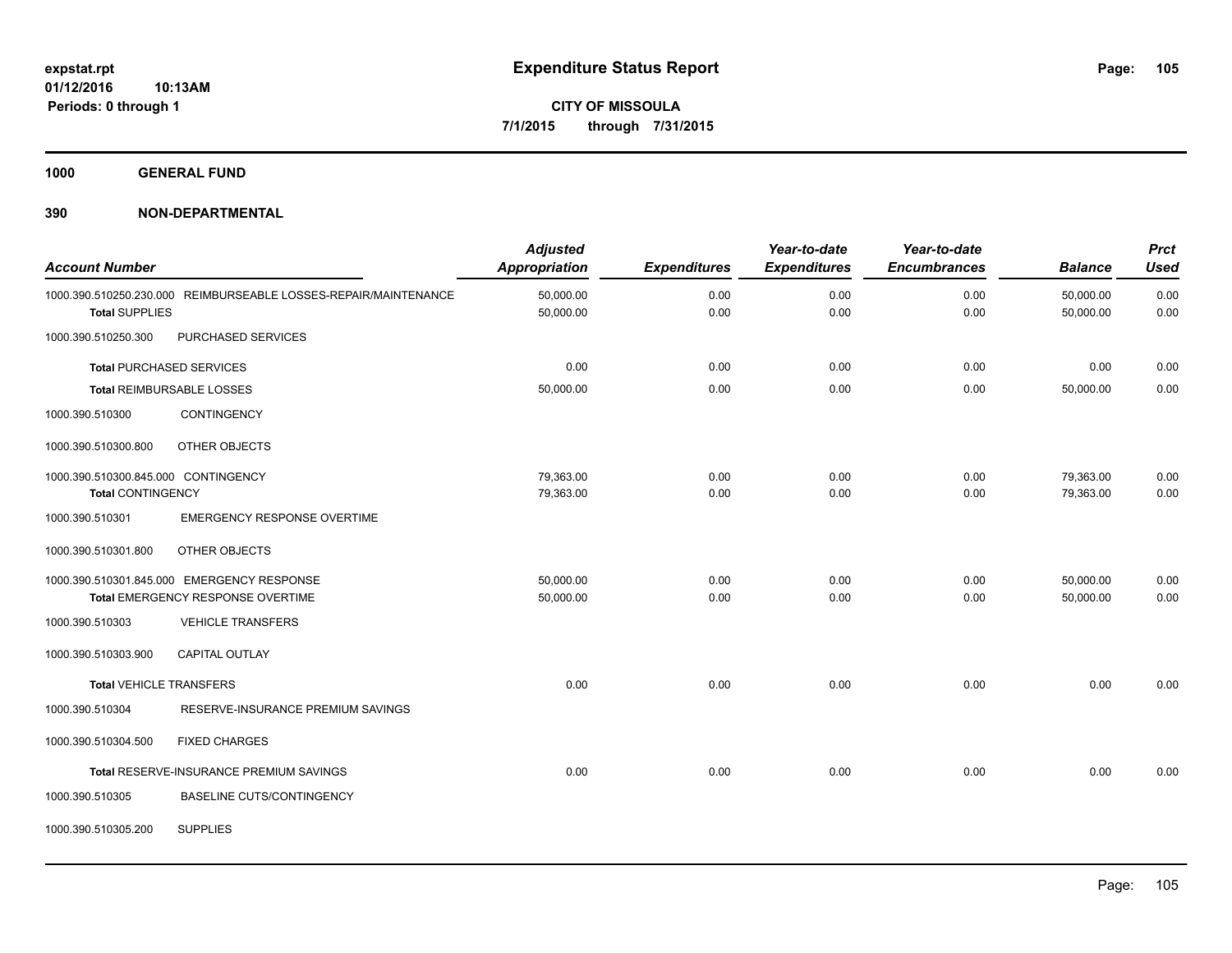# Expenditure Status Report

expstat.rpt
01/12/2016 10:13AM
Periods: 0 through 1

**CITY OF MISSOULA**
**7/1/2015 through 7/31/2015**

## 1000 GENERAL FUND

## 390 NON-DEPARTMENTAL

| Account Number | | Adjusted Appropriation | Expenditures | Year-to-date Expenditures | Year-to-date Encumbrances | Balance | Prct Used |
|---|---|---|---|---|---|---|---|
| 1000.390.510250.230.000 | REIMBURSEABLE LOSSES-REPAIR/MAINTENANCE | 50,000.00 | 0.00 | 0.00 | 0.00 | 50,000.00 | 0.00 |
| Total SUPPLIES | | 50,000.00 | 0.00 | 0.00 | 0.00 | 50,000.00 | 0.00 |
| 1000.390.510250.300 | PURCHASED SERVICES | | | | | | |
| Total PURCHASED SERVICES | | 0.00 | 0.00 | 0.00 | 0.00 | 0.00 | 0.00 |
| Total REIMBURSABLE LOSSES | | 50,000.00 | 0.00 | 0.00 | 0.00 | 50,000.00 | 0.00 |
| 1000.390.510300 | CONTINGENCY | | | | | | |
| 1000.390.510300.800 | OTHER OBJECTS | | | | | | |
| 1000.390.510300.845.000 | CONTINGENCY | 79,363.00 | 0.00 | 0.00 | 0.00 | 79,363.00 | 0.00 |
| Total CONTINGENCY | | 79,363.00 | 0.00 | 0.00 | 0.00 | 79,363.00 | 0.00 |
| 1000.390.510301 | EMERGENCY RESPONSE OVERTIME | | | | | | |
| 1000.390.510301.800 | OTHER OBJECTS | | | | | | |
| 1000.390.510301.845.000 | EMERGENCY RESPONSE | 50,000.00 | 0.00 | 0.00 | 0.00 | 50,000.00 | 0.00 |
| Total EMERGENCY RESPONSE OVERTIME | | 50,000.00 | 0.00 | 0.00 | 0.00 | 50,000.00 | 0.00 |
| 1000.390.510303 | VEHICLE TRANSFERS | | | | | | |
| 1000.390.510303.900 | CAPITAL OUTLAY | | | | | | |
| Total VEHICLE TRANSFERS | | 0.00 | 0.00 | 0.00 | 0.00 | 0.00 | 0.00 |
| 1000.390.510304 | RESERVE-INSURANCE PREMIUM SAVINGS | | | | | | |
| 1000.390.510304.500 | FIXED CHARGES | | | | | | |
| Total RESERVE-INSURANCE PREMIUM SAVINGS | | 0.00 | 0.00 | 0.00 | 0.00 | 0.00 | 0.00 |
| 1000.390.510305 | BASELINE CUTS/CONTINGENCY | | | | | | |
| 1000.390.510305.200 | SUPPLIES | | | | | | |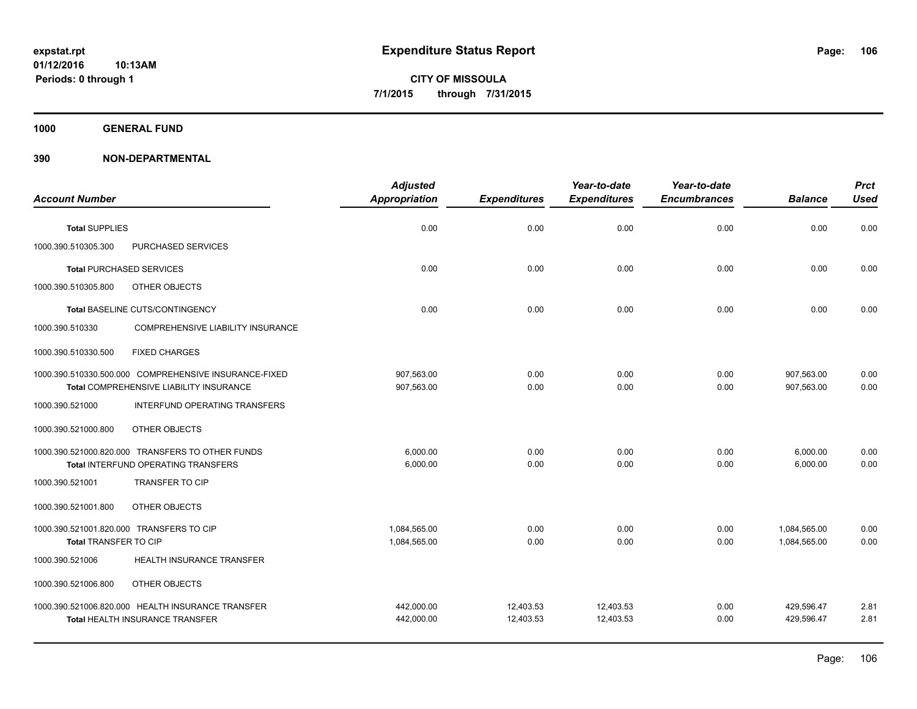**expstat.rpt**
**01/12/2016 10:13AM**
**Periods: 0 through 1**

# Expenditure Status Report

**CITY OF MISSOULA**
**7/1/2015 through 7/31/2015**

## 1000 GENERAL FUND

### 390 NON-DEPARTMENTAL

| Account Number | | Adjusted Appropriation | Expenditures | Year-to-date Expenditures | Year-to-date Encumbrances | Balance | Prct Used |
|---|---|---|---|---|---|---|---|
| **Total** SUPPLIES | | 0.00 | 0.00 | 0.00 | 0.00 | 0.00 | 0.00 |
| 1000.390.510305.300 | PURCHASED SERVICES | | | | | | |
| **Total** PURCHASED SERVICES | | 0.00 | 0.00 | 0.00 | 0.00 | 0.00 | 0.00 |
| 1000.390.510305.800 | OTHER OBJECTS | | | | | | |
| **Total** BASELINE CUTS/CONTINGENCY | | 0.00 | 0.00 | 0.00 | 0.00 | 0.00 | 0.00 |
| 1000.390.510330 | COMPREHENSIVE LIABILITY INSURANCE | | | | | | |
| 1000.390.510330.500 | FIXED CHARGES | | | | | | |
| 1000.390.510330.500.000 | COMPREHENSIVE INSURANCE-FIXED | 907,563.00 | 0.00 | 0.00 | 0.00 | 907,563.00 | 0.00 |
| **Total** COMPREHENSIVE LIABILITY INSURANCE | | 907,563.00 | 0.00 | 0.00 | 0.00 | 907,563.00 | 0.00 |
| 1000.390.521000 | INTERFUND OPERATING TRANSFERS | | | | | | |
| 1000.390.521000.800 | OTHER OBJECTS | | | | | | |
| 1000.390.521000.820.000 | TRANSFERS TO OTHER FUNDS | 6,000.00 | 0.00 | 0.00 | 0.00 | 6,000.00 | 0.00 |
| **Total** INTERFUND OPERATING TRANSFERS | | 6,000.00 | 0.00 | 0.00 | 0.00 | 6,000.00 | 0.00 |
| 1000.390.521001 | TRANSFER TO CIP | | | | | | |
| 1000.390.521001.800 | OTHER OBJECTS | | | | | | |
| 1000.390.521001.820.000 | TRANSFERS TO CIP | 1,084,565.00 | 0.00 | 0.00 | 0.00 | 1,084,565.00 | 0.00 |
| **Total** TRANSFER TO CIP | | 1,084,565.00 | 0.00 | 0.00 | 0.00 | 1,084,565.00 | 0.00 |
| 1000.390.521006 | HEALTH INSURANCE TRANSFER | | | | | | |
| 1000.390.521006.800 | OTHER OBJECTS | | | | | | |
| 1000.390.521006.820.000 | HEALTH INSURANCE TRANSFER | 442,000.00 | 12,403.53 | 12,403.53 | 0.00 | 429,596.47 | 2.81 |
| **Total** HEALTH INSURANCE TRANSFER | | 442,000.00 | 12,403.53 | 12,403.53 | 0.00 | 429,596.47 | 2.81 |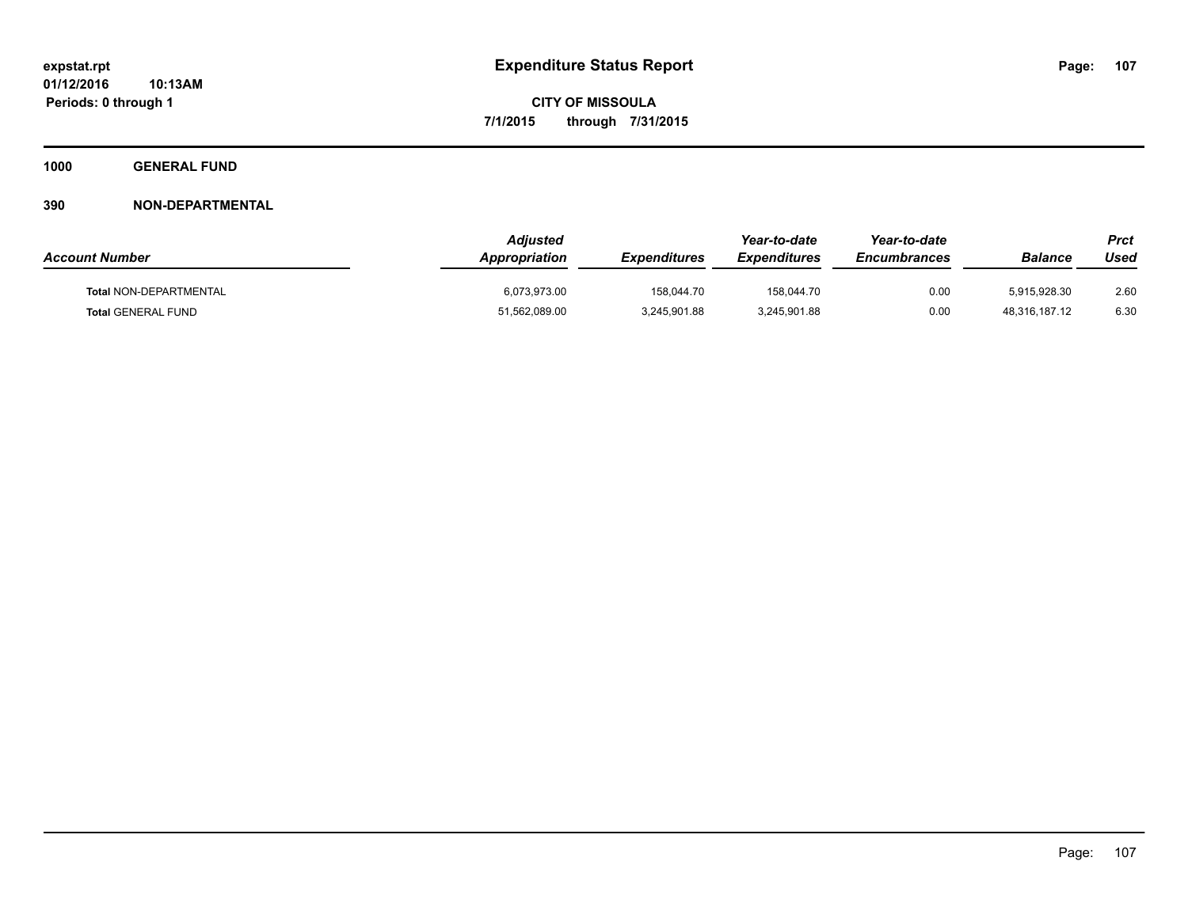**1000 GENERAL FUND**

**390 NON-DEPARTMENTAL**

| Account Number | Adjusted Appropriation | Expenditures | Year-to-date Expenditures | Year-to-date Encumbrances | Balance | Prct Used |
|---|---|---|---|---|---|---|
| **Total** NON-DEPARTMENTAL | 6,073,973.00 | 158,044.70 | 158,044.70 | 0.00 | 5,915,928.30 | 2.60 |
| **Total** GENERAL FUND | 51,562,089.00 | 3,245,901.88 | 3,245,901.88 | 0.00 | 48,316,187.12 | 6.30 |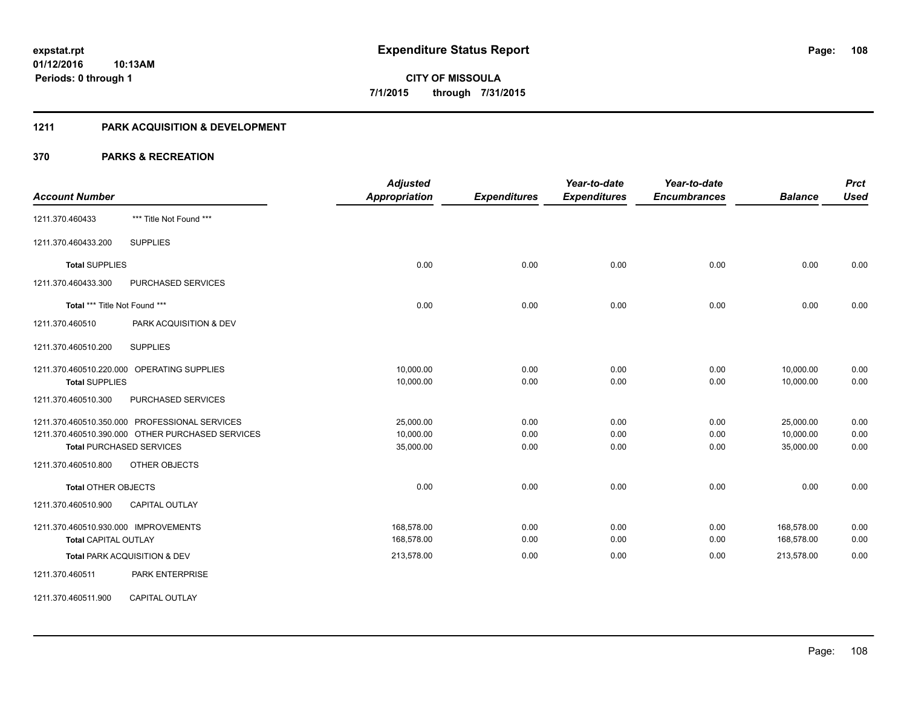expstat.rpt
01/12/2016 10:13AM
Periods: 0 through 1

# Expenditure Status Report

**CITY OF MISSOULA**
**7/1/2015 through 7/31/2015**

## 1211 PARK ACQUISITION & DEVELOPMENT

## 370 PARKS & RECREATION

| Account Number | | Adjusted Appropriation | Expenditures | Year-to-date Expenditures | Year-to-date Encumbrances | Balance | Prct Used |
|---|---|---|---|---|---|---|---|
| 1211.370.460433 | *** Title Not Found *** | | | | | | |
| 1211.370.460433.200 | SUPPLIES | | | | | | |
| **Total SUPPLIES** | | 0.00 | 0.00 | 0.00 | 0.00 | 0.00 | 0.00 |
| 1211.370.460433.300 | PURCHASED SERVICES | | | | | | |
| **Total *** Title Not Found ***** | | 0.00 | 0.00 | 0.00 | 0.00 | 0.00 | 0.00 |
| 1211.370.460510 | PARK ACQUISITION & DEV | | | | | | |
| 1211.370.460510.200 | SUPPLIES | | | | | | |
| 1211.370.460510.220.000 | OPERATING SUPPLIES | 10,000.00 | 0.00 | 0.00 | 0.00 | 10,000.00 | 0.00 |
| **Total SUPPLIES** | | 10,000.00 | 0.00 | 0.00 | 0.00 | 10,000.00 | 0.00 |
| 1211.370.460510.300 | PURCHASED SERVICES | | | | | | |
| 1211.370.460510.350.000 | PROFESSIONAL SERVICES | 25,000.00 | 0.00 | 0.00 | 0.00 | 25,000.00 | 0.00 |
| 1211.370.460510.390.000 | OTHER PURCHASED SERVICES | 10,000.00 | 0.00 | 0.00 | 0.00 | 10,000.00 | 0.00 |
| **Total PURCHASED SERVICES** | | 35,000.00 | 0.00 | 0.00 | 0.00 | 35,000.00 | 0.00 |
| 1211.370.460510.800 | OTHER OBJECTS | | | | | | |
| **Total OTHER OBJECTS** | | 0.00 | 0.00 | 0.00 | 0.00 | 0.00 | 0.00 |
| 1211.370.460510.900 | CAPITAL OUTLAY | | | | | | |
| 1211.370.460510.930.000 | IMPROVEMENTS | 168,578.00 | 0.00 | 0.00 | 0.00 | 168,578.00 | 0.00 |
| **Total CAPITAL OUTLAY** | | 168,578.00 | 0.00 | 0.00 | 0.00 | 168,578.00 | 0.00 |
| **Total PARK ACQUISITION & DEV** | | 213,578.00 | 0.00 | 0.00 | 0.00 | 213,578.00 | 0.00 |
| 1211.370.460511 | PARK ENTERPRISE | | | | | | |
| 1211.370.460511.900 | CAPITAL OUTLAY | | | | | | |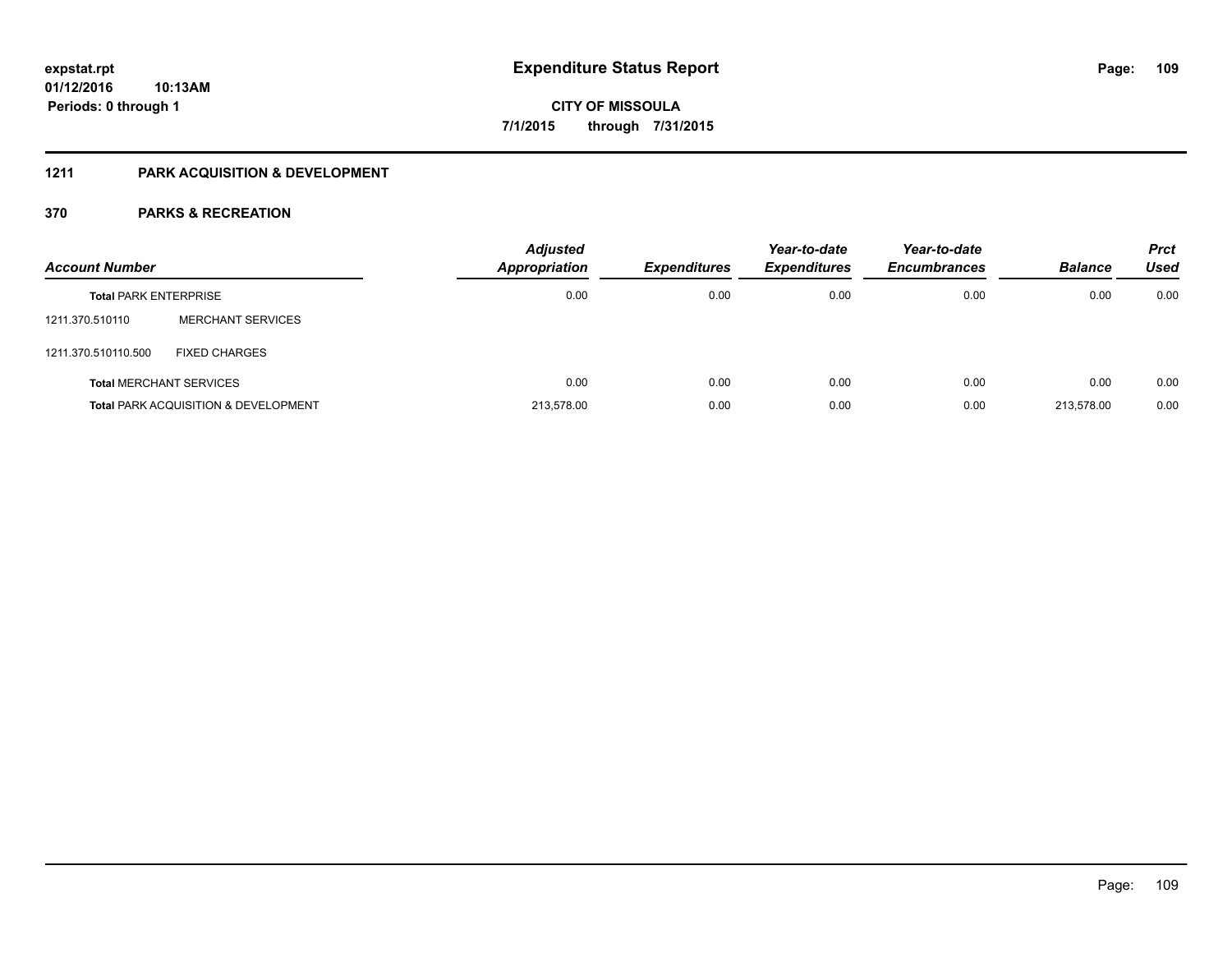**expstat.rpt**
**01/12/2016 10:13AM**
**Periods: 0 through 1**

# Expenditure Status Report

**CITY OF MISSOULA**
**7/1/2015 through 7/31/2015**

## 1211 PARK ACQUISITION & DEVELOPMENT

## 370 PARKS & RECREATION

| Account Number | | Adjusted Appropriation | Expenditures | Year-to-date Expenditures | Year-to-date Encumbrances | Balance | Prct Used |
|---|---|---|---|---|---|---|---|
| **Total** PARK ENTERPRISE | | 0.00 | 0.00 | 0.00 | 0.00 | 0.00 | 0.00 |
| 1211.370.510110 | MERCHANT SERVICES | | | | | | |
| 1211.370.510110.500 | FIXED CHARGES | | | | | | |
| **Total** MERCHANT SERVICES | | 0.00 | 0.00 | 0.00 | 0.00 | 0.00 | 0.00 |
| **Total** PARK ACQUISITION & DEVELOPMENT | | 213,578.00 | 0.00 | 0.00 | 0.00 | 213,578.00 | 0.00 |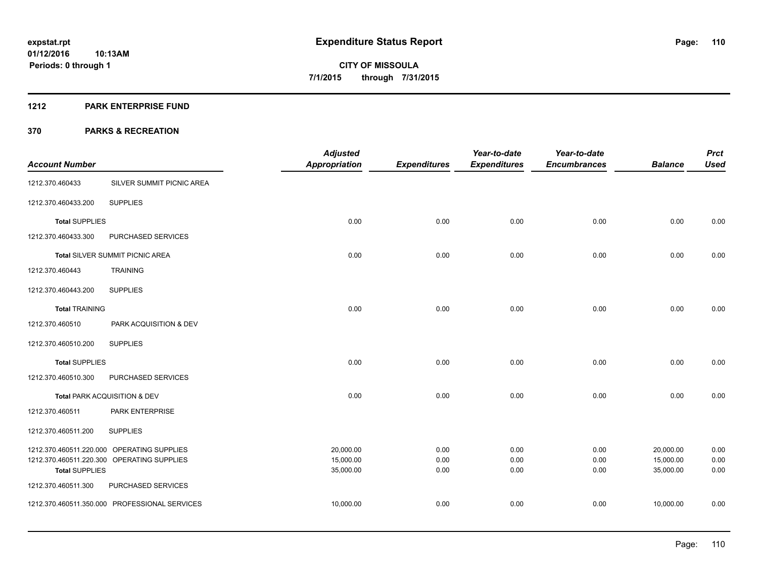**expstat.rpt**
**01/12/2016 10:13AM**
**Periods: 0 through 1**

# Expenditure Status Report

**CITY OF MISSOULA**
**7/1/2015 through 7/31/2015**

## 1212 PARK ENTERPRISE FUND

## 370 PARKS & RECREATION

| Account Number | | Adjusted Appropriation | Expenditures | Year-to-date Expenditures | Year-to-date Encumbrances | Balance | Prct Used |
|---|---|---|---|---|---|---|---|
| 1212.370.460433 | SILVER SUMMIT PICNIC AREA | | | | | | |
| 1212.370.460433.200 | SUPPLIES | | | | | | |
| **Total** SUPPLIES | | 0.00 | 0.00 | 0.00 | 0.00 | 0.00 | 0.00 |
| 1212.370.460433.300 | PURCHASED SERVICES | | | | | | |
| **Total** SILVER SUMMIT PICNIC AREA | | 0.00 | 0.00 | 0.00 | 0.00 | 0.00 | 0.00 |
| 1212.370.460443 | TRAINING | | | | | | |
| 1212.370.460443.200 | SUPPLIES | | | | | | |
| **Total** TRAINING | | 0.00 | 0.00 | 0.00 | 0.00 | 0.00 | 0.00 |
| 1212.370.460510 | PARK ACQUISITION & DEV | | | | | | |
| 1212.370.460510.200 | SUPPLIES | | | | | | |
| **Total** SUPPLIES | | 0.00 | 0.00 | 0.00 | 0.00 | 0.00 | 0.00 |
| 1212.370.460510.300 | PURCHASED SERVICES | | | | | | |
| **Total** PARK ACQUISITION & DEV | | 0.00 | 0.00 | 0.00 | 0.00 | 0.00 | 0.00 |
| 1212.370.460511 | PARK ENTERPRISE | | | | | | |
| 1212.370.460511.200 | SUPPLIES | | | | | | |
| 1212.370.460511.220.000 | OPERATING SUPPLIES | 20,000.00 | 0.00 | 0.00 | 0.00 | 20,000.00 | 0.00 |
| 1212.370.460511.220.300 | OPERATING SUPPLIES | 15,000.00 | 0.00 | 0.00 | 0.00 | 15,000.00 | 0.00 |
| **Total** SUPPLIES | | 35,000.00 | 0.00 | 0.00 | 0.00 | 35,000.00 | 0.00 |
| 1212.370.460511.300 | PURCHASED SERVICES | | | | | | |
| 1212.370.460511.350.000 | PROFESSIONAL SERVICES | 10,000.00 | 0.00 | 0.00 | 0.00 | 10,000.00 | 0.00 |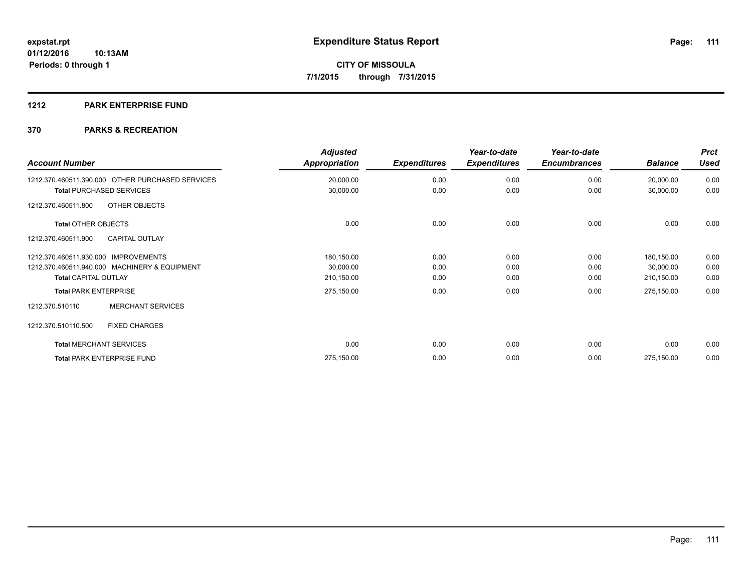# Expenditure Status Report

**CITY OF MISSOULA**
**7/1/2015 through 7/31/2015**

expstat.rpt
01/12/2016 10:13AM
Periods: 0 through 1

## 1212 PARK ENTERPRISE FUND

## 370 PARKS & RECREATION

| Account Number | Adjusted Appropriation | Expenditures | Year-to-date Expenditures | Year-to-date Encumbrances | Balance | Prct Used |
|---|---|---|---|---|---|---|
| 1212.370.460511.390.000 OTHER PURCHASED SERVICES | 20,000.00 | 0.00 | 0.00 | 0.00 | 20,000.00 | 0.00 |
| **Total** PURCHASED SERVICES | 30,000.00 | 0.00 | 0.00 | 0.00 | 30,000.00 | 0.00 |
| 1212.370.460511.800 OTHER OBJECTS | | | | | | |
| **Total** OTHER OBJECTS | 0.00 | 0.00 | 0.00 | 0.00 | 0.00 | 0.00 |
| 1212.370.460511.900 CAPITAL OUTLAY | | | | | | |
| 1212.370.460511.930.000 IMPROVEMENTS | 180,150.00 | 0.00 | 0.00 | 0.00 | 180,150.00 | 0.00 |
| 1212.370.460511.940.000 MACHINERY & EQUIPMENT | 30,000.00 | 0.00 | 0.00 | 0.00 | 30,000.00 | 0.00 |
| **Total** CAPITAL OUTLAY | 210,150.00 | 0.00 | 0.00 | 0.00 | 210,150.00 | 0.00 |
| **Total** PARK ENTERPRISE | 275,150.00 | 0.00 | 0.00 | 0.00 | 275,150.00 | 0.00 |
| 1212.370.510110 MERCHANT SERVICES | | | | | | |
| 1212.370.510110.500 FIXED CHARGES | | | | | | |
| **Total** MERCHANT SERVICES | 0.00 | 0.00 | 0.00 | 0.00 | 0.00 | 0.00 |
| **Total** PARK ENTERPRISE FUND | 275,150.00 | 0.00 | 0.00 | 0.00 | 275,150.00 | 0.00 |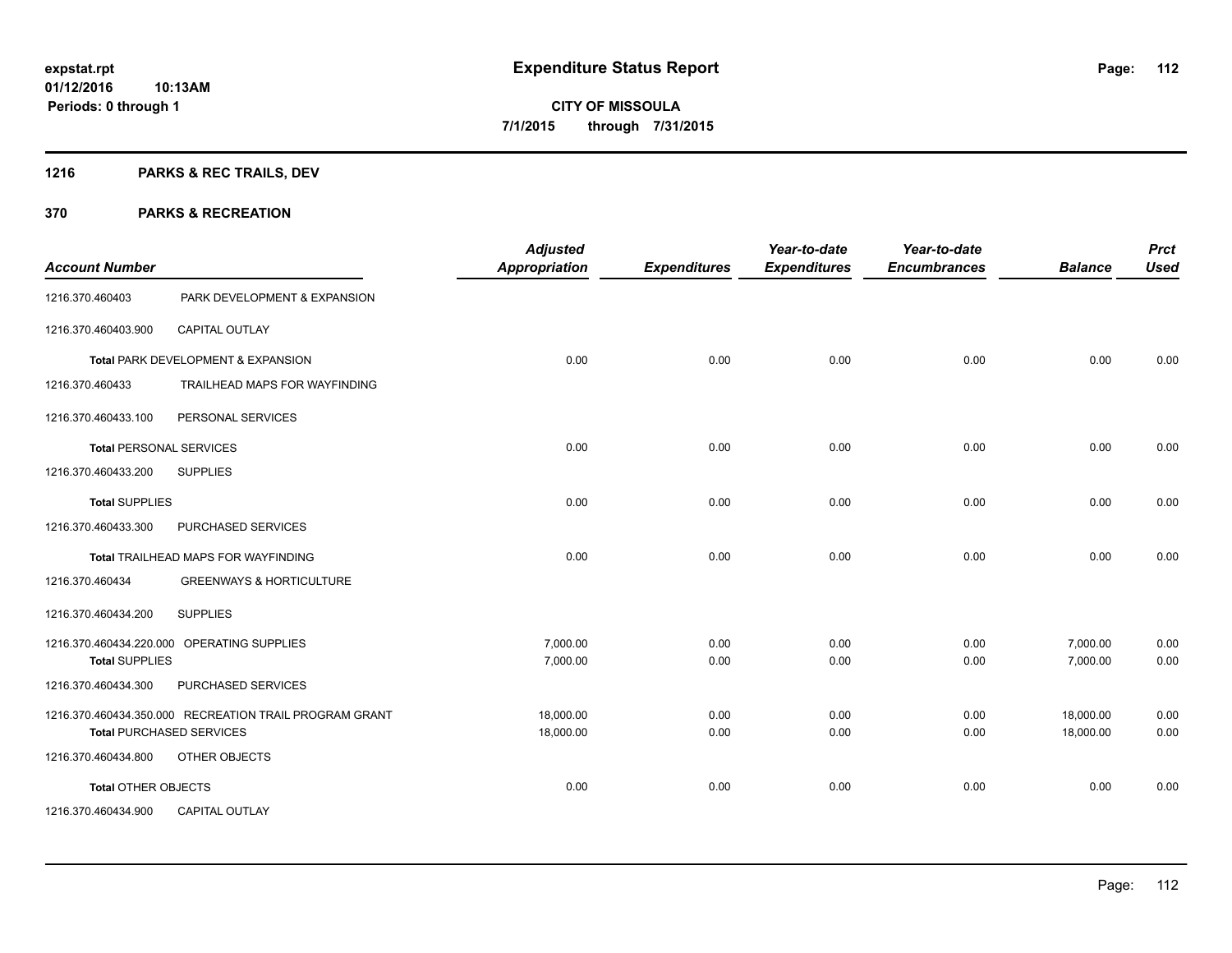# Expenditure Status Report

**CITY OF MISSOULA**

**7/1/2015 through 7/31/2015**

expstat.rpt
01/12/2016 10:13AM
Periods: 0 through 1

## 1216 PARKS & REC TRAILS, DEV

## 370 PARKS & RECREATION

| Account Number | | Adjusted Appropriation | Expenditures | Year-to-date Expenditures | Year-to-date Encumbrances | Balance | Prct Used |
|---|---|---|---|---|---|---|---|
| 1216.370.460403 | PARK DEVELOPMENT & EXPANSION | | | | | | |
| 1216.370.460403.900 | CAPITAL OUTLAY | | | | | | |
| **Total** PARK DEVELOPMENT & EXPANSION | | 0.00 | 0.00 | 0.00 | 0.00 | 0.00 | 0.00 |
| 1216.370.460433 | TRAILHEAD MAPS FOR WAYFINDING | | | | | | |
| 1216.370.460433.100 | PERSONAL SERVICES | | | | | | |
| **Total** PERSONAL SERVICES | | 0.00 | 0.00 | 0.00 | 0.00 | 0.00 | 0.00 |
| 1216.370.460433.200 | SUPPLIES | | | | | | |
| **Total** SUPPLIES | | 0.00 | 0.00 | 0.00 | 0.00 | 0.00 | 0.00 |
| 1216.370.460433.300 | PURCHASED SERVICES | | | | | | |
| **Total** TRAILHEAD MAPS FOR WAYFINDING | | 0.00 | 0.00 | 0.00 | 0.00 | 0.00 | 0.00 |
| 1216.370.460434 | GREENWAYS & HORTICULTURE | | | | | | |
| 1216.370.460434.200 | SUPPLIES | | | | | | |
| 1216.370.460434.220.000 | OPERATING SUPPLIES | 7,000.00 | 0.00 | 0.00 | 0.00 | 7,000.00 | 0.00 |
| **Total** SUPPLIES | | 7,000.00 | 0.00 | 0.00 | 0.00 | 7,000.00 | 0.00 |
| 1216.370.460434.300 | PURCHASED SERVICES | | | | | | |
| 1216.370.460434.350.000 | RECREATION TRAIL PROGRAM GRANT | 18,000.00 | 0.00 | 0.00 | 0.00 | 18,000.00 | 0.00 |
| **Total** PURCHASED SERVICES | | 18,000.00 | 0.00 | 0.00 | 0.00 | 18,000.00 | 0.00 |
| 1216.370.460434.800 | OTHER OBJECTS | | | | | | |
| **Total** OTHER OBJECTS | | 0.00 | 0.00 | 0.00 | 0.00 | 0.00 | 0.00 |
| 1216.370.460434.900 | CAPITAL OUTLAY | | | | | | |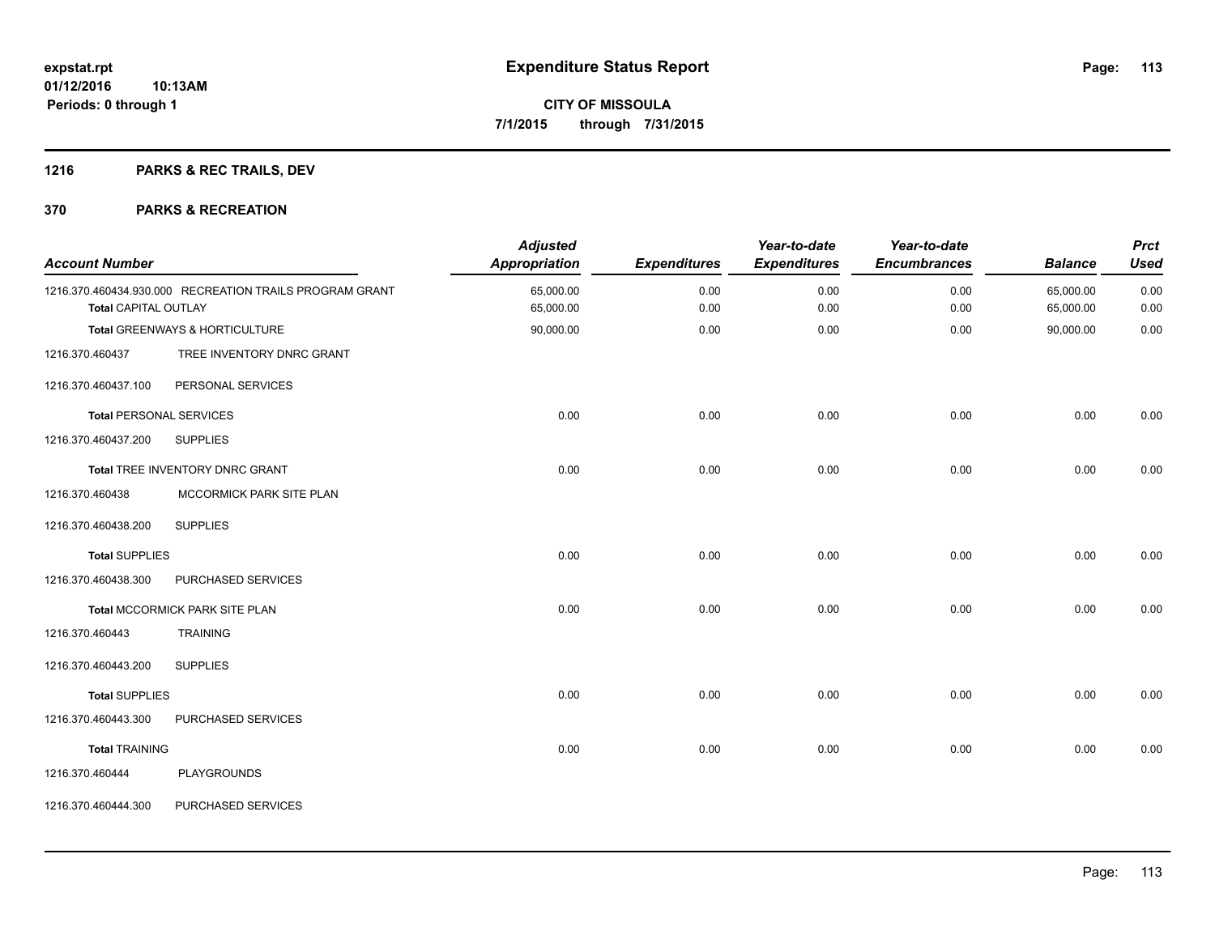**expstat.rpt**
**01/12/2016 10:13AM**
**Periods: 0 through 1**

# Expenditure Status Report

**CITY OF MISSOULA**
**7/1/2015 through 7/31/2015**

## 1216 PARKS & REC TRAILS, DEV

## 370 PARKS & RECREATION

| Account Number | | Adjusted Appropriation | Expenditures | Year-to-date Expenditures | Year-to-date Encumbrances | Balance | Prct Used |
|---|---|---|---|---|---|---|---|
| 1216.370.460434.930.000 | RECREATION TRAILS PROGRAM GRANT | 65,000.00 | 0.00 | 0.00 | 0.00 | 65,000.00 | 0.00 |
| **Total** CAPITAL OUTLAY | | 65,000.00 | 0.00 | 0.00 | 0.00 | 65,000.00 | 0.00 |
| **Total** GREENWAYS & HORTICULTURE | | 90,000.00 | 0.00 | 0.00 | 0.00 | 90,000.00 | 0.00 |
| 1216.370.460437 | TREE INVENTORY DNRC GRANT | | | | | | |
| 1216.370.460437.100 | PERSONAL SERVICES | | | | | | |
| **Total** PERSONAL SERVICES | | 0.00 | 0.00 | 0.00 | 0.00 | 0.00 | 0.00 |
| 1216.370.460437.200 | SUPPLIES | | | | | | |
| **Total** TREE INVENTORY DNRC GRANT | | 0.00 | 0.00 | 0.00 | 0.00 | 0.00 | 0.00 |
| 1216.370.460438 | MCCORMICK PARK SITE PLAN | | | | | | |
| 1216.370.460438.200 | SUPPLIES | | | | | | |
| **Total** SUPPLIES | | 0.00 | 0.00 | 0.00 | 0.00 | 0.00 | 0.00 |
| 1216.370.460438.300 | PURCHASED SERVICES | | | | | | |
| **Total** MCCORMICK PARK SITE PLAN | | 0.00 | 0.00 | 0.00 | 0.00 | 0.00 | 0.00 |
| 1216.370.460443 | TRAINING | | | | | | |
| 1216.370.460443.200 | SUPPLIES | | | | | | |
| **Total** SUPPLIES | | 0.00 | 0.00 | 0.00 | 0.00 | 0.00 | 0.00 |
| 1216.370.460443.300 | PURCHASED SERVICES | | | | | | |
| **Total** TRAINING | | 0.00 | 0.00 | 0.00 | 0.00 | 0.00 | 0.00 |
| 1216.370.460444 | PLAYGROUNDS | | | | | | |
| 1216.370.460444.300 | PURCHASED SERVICES | | | | | | |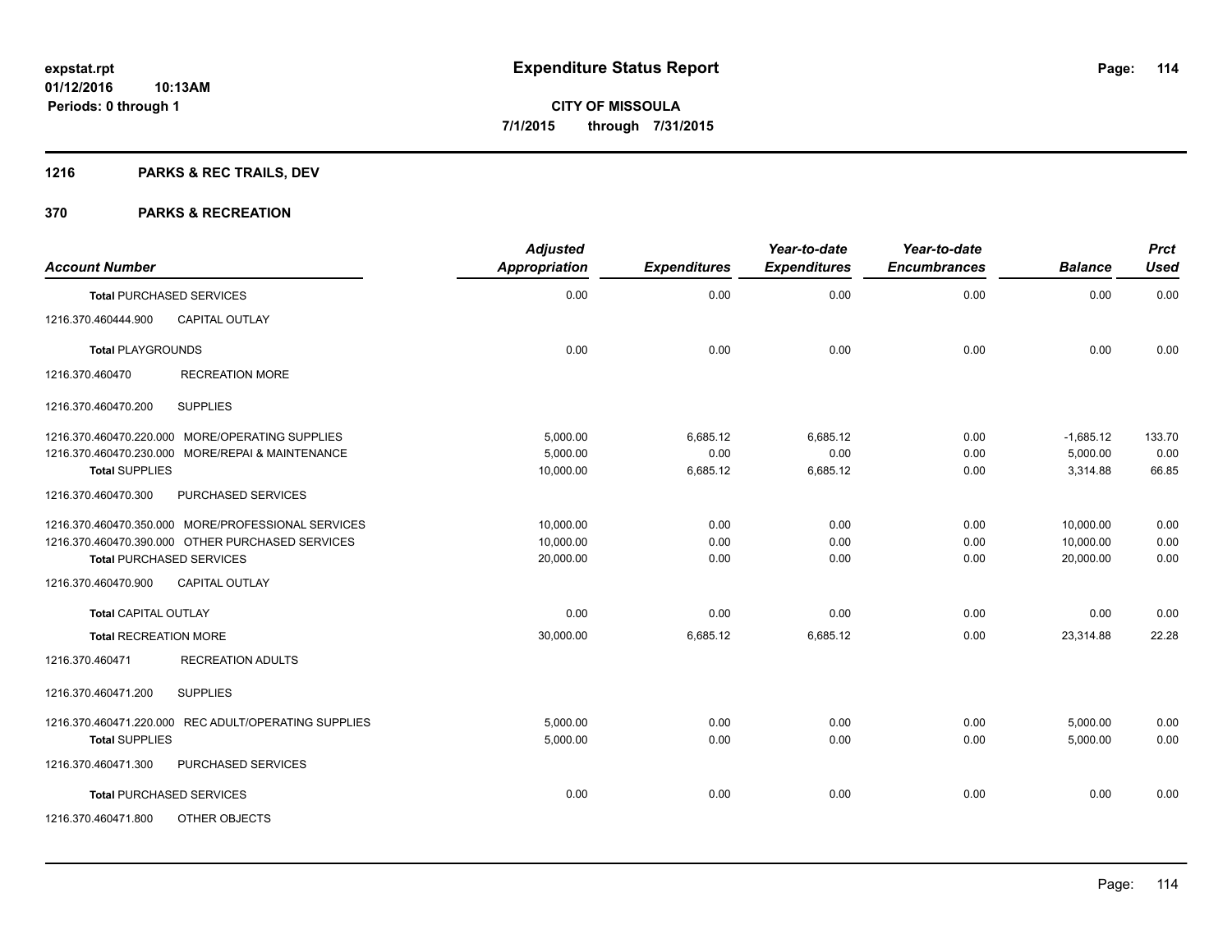# Expenditure Status Report

**CITY OF MISSOULA**

**7/1/2015 through 7/31/2015**

expstat.rpt
01/12/2016 10:13AM
Periods: 0 through 1

## 1216 PARKS & REC TRAILS, DEV

## 370 PARKS & RECREATION

| Account Number | Adjusted Appropriation | Expenditures | Year-to-date Expenditures | Year-to-date Encumbrances | Balance | Prct Used |
|---|---|---|---|---|---|---|
| **Total** PURCHASED SERVICES | 0.00 | 0.00 | 0.00 | 0.00 | 0.00 | 0.00 |
| 1216.370.460444.900 CAPITAL OUTLAY | | | | | | |
| **Total** PLAYGROUNDS | 0.00 | 0.00 | 0.00 | 0.00 | 0.00 | 0.00 |
| 1216.370.460470 RECREATION MORE | | | | | | |
| 1216.370.460470.200 SUPPLIES | | | | | | |
| 1216.370.460470.220.000 MORE/OPERATING SUPPLIES | 5,000.00 | 6,685.12 | 6,685.12 | 0.00 | -1,685.12 | 133.70 |
| 1216.370.460470.230.000 MORE/REPAI & MAINTENANCE | 5,000.00 | 0.00 | 0.00 | 0.00 | 5,000.00 | 0.00 |
| **Total** SUPPLIES | 10,000.00 | 6,685.12 | 6,685.12 | 0.00 | 3,314.88 | 66.85 |
| 1216.370.460470.300 PURCHASED SERVICES | | | | | | |
| 1216.370.460470.350.000 MORE/PROFESSIONAL SERVICES | 10,000.00 | 0.00 | 0.00 | 0.00 | 10,000.00 | 0.00 |
| 1216.370.460470.390.000 OTHER PURCHASED SERVICES | 10,000.00 | 0.00 | 0.00 | 0.00 | 10,000.00 | 0.00 |
| **Total** PURCHASED SERVICES | 20,000.00 | 0.00 | 0.00 | 0.00 | 20,000.00 | 0.00 |
| 1216.370.460470.900 CAPITAL OUTLAY | | | | | | |
| **Total** CAPITAL OUTLAY | 0.00 | 0.00 | 0.00 | 0.00 | 0.00 | 0.00 |
| **Total** RECREATION MORE | 30,000.00 | 6,685.12 | 6,685.12 | 0.00 | 23,314.88 | 22.28 |
| 1216.370.460471 RECREATION ADULTS | | | | | | |
| 1216.370.460471.200 SUPPLIES | | | | | | |
| 1216.370.460471.220.000 REC ADULT/OPERATING SUPPLIES | 5,000.00 | 0.00 | 0.00 | 0.00 | 5,000.00 | 0.00 |
| **Total** SUPPLIES | 5,000.00 | 0.00 | 0.00 | 0.00 | 5,000.00 | 0.00 |
| 1216.370.460471.300 PURCHASED SERVICES | | | | | | |
| **Total** PURCHASED SERVICES | 0.00 | 0.00 | 0.00 | 0.00 | 0.00 | 0.00 |
| 1216.370.460471.800 OTHER OBJECTS | | | | | | |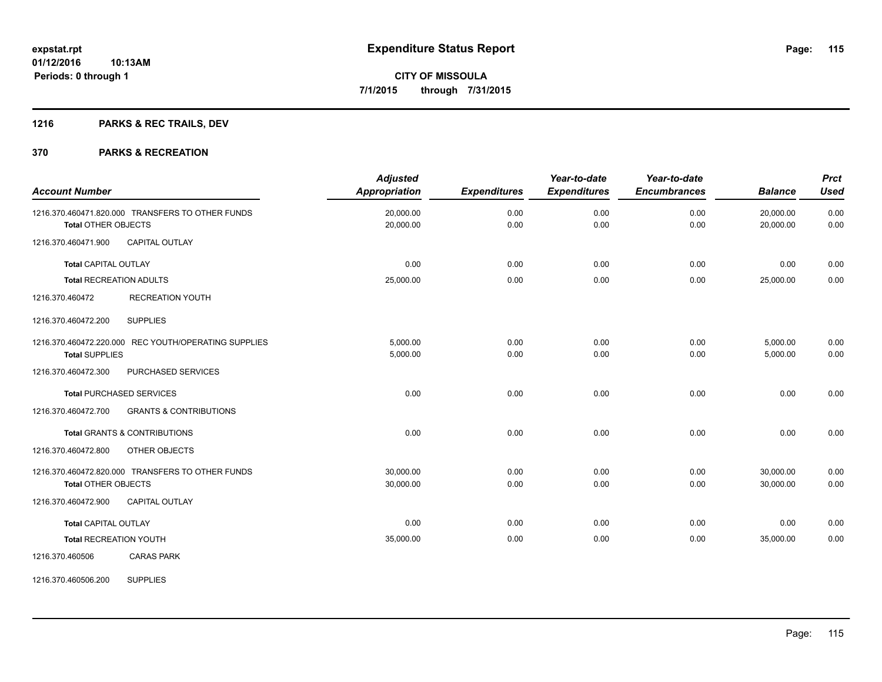**expstat.rpt**
**01/12/2016 10:13AM**
**Periods: 0 through 1**

# Expenditure Status Report

**CITY OF MISSOULA**
**7/1/2015 through 7/31/2015**

## 1216 PARKS & REC TRAILS, DEV

## 370 PARKS & RECREATION

| Account Number | Adjusted Appropriation | Expenditures | Year-to-date Expenditures | Year-to-date Encumbrances | Balance | Prct Used |
|---|---|---|---|---|---|---|
| 1216.370.460471.820.000 TRANSFERS TO OTHER FUNDS | 20,000.00 | 0.00 | 0.00 | 0.00 | 20,000.00 | 0.00 |
| **Total** OTHER OBJECTS | 20,000.00 | 0.00 | 0.00 | 0.00 | 20,000.00 | 0.00 |
| 1216.370.460471.900 CAPITAL OUTLAY | | | | | | |
| **Total** CAPITAL OUTLAY | 0.00 | 0.00 | 0.00 | 0.00 | 0.00 | 0.00 |
| **Total** RECREATION ADULTS | 25,000.00 | 0.00 | 0.00 | 0.00 | 25,000.00 | 0.00 |
| 1216.370.460472 RECREATION YOUTH | | | | | | |
| 1216.370.460472.200 SUPPLIES | | | | | | |
| 1216.370.460472.220.000 REC YOUTH/OPERATING SUPPLIES | 5,000.00 | 0.00 | 0.00 | 0.00 | 5,000.00 | 0.00 |
| **Total** SUPPLIES | 5,000.00 | 0.00 | 0.00 | 0.00 | 5,000.00 | 0.00 |
| 1216.370.460472.300 PURCHASED SERVICES | | | | | | |
| **Total** PURCHASED SERVICES | 0.00 | 0.00 | 0.00 | 0.00 | 0.00 | 0.00 |
| 1216.370.460472.700 GRANTS & CONTRIBUTIONS | | | | | | |
| **Total** GRANTS & CONTRIBUTIONS | 0.00 | 0.00 | 0.00 | 0.00 | 0.00 | 0.00 |
| 1216.370.460472.800 OTHER OBJECTS | | | | | | |
| 1216.370.460472.820.000 TRANSFERS TO OTHER FUNDS | 30,000.00 | 0.00 | 0.00 | 0.00 | 30,000.00 | 0.00 |
| **Total** OTHER OBJECTS | 30,000.00 | 0.00 | 0.00 | 0.00 | 30,000.00 | 0.00 |
| 1216.370.460472.900 CAPITAL OUTLAY | | | | | | |
| **Total** CAPITAL OUTLAY | 0.00 | 0.00 | 0.00 | 0.00 | 0.00 | 0.00 |
| **Total** RECREATION YOUTH | 35,000.00 | 0.00 | 0.00 | 0.00 | 35,000.00 | 0.00 |
| 1216.370.460506 CARAS PARK | | | | | | |
| 1216.370.460506.200 SUPPLIES | | | | | | |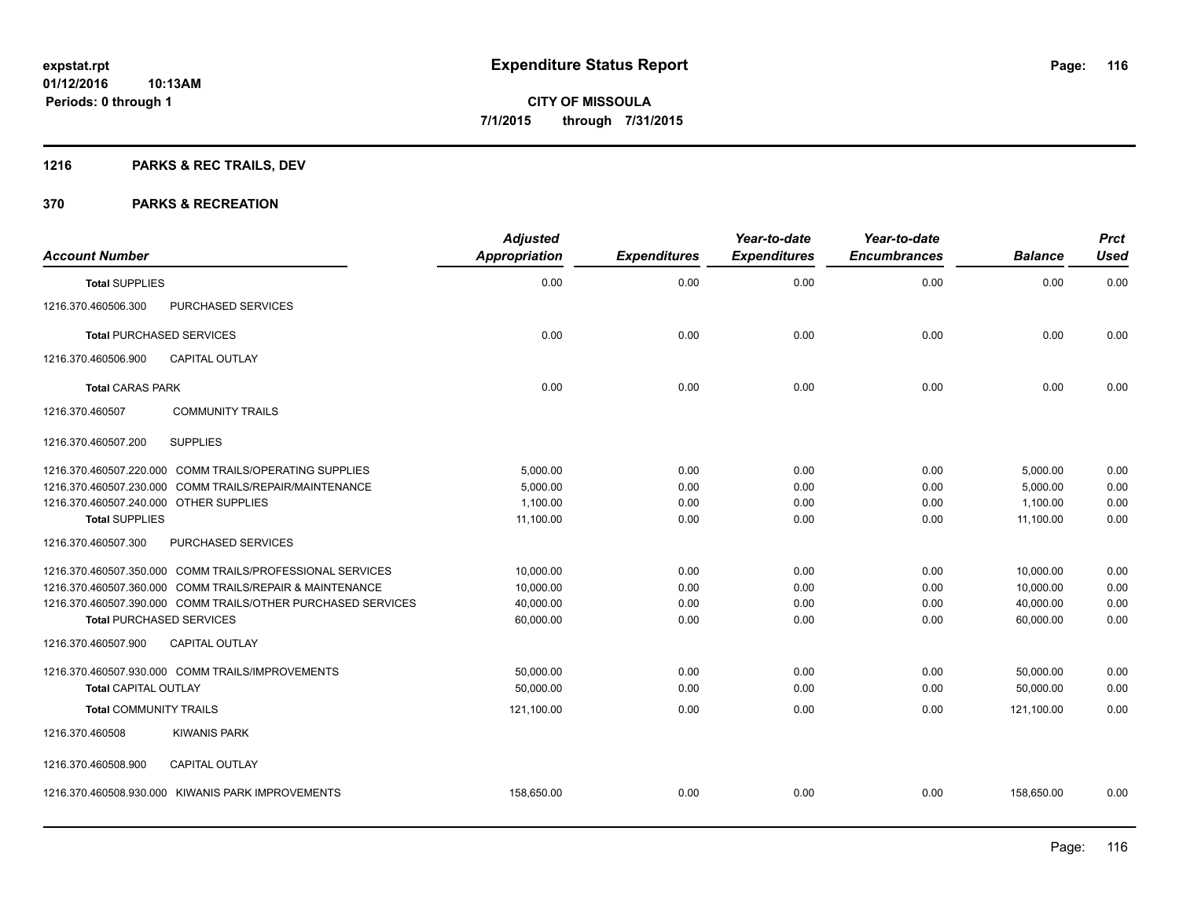**expstat.rpt**
**01/12/2016 10:13AM**
**Periods: 0 through 1**

# Expenditure Status Report

**CITY OF MISSOULA**
**7/1/2015 through 7/31/2015**

## 1216 PARKS & REC TRAILS, DEV

## 370 PARKS & RECREATION

| Account Number | | Adjusted Appropriation | Expenditures | Year-to-date Expenditures | Year-to-date Encumbrances | Balance | Prct Used |
|---|---|---|---|---|---|---|---|
| **Total SUPPLIES** | | 0.00 | 0.00 | 0.00 | 0.00 | 0.00 | 0.00 |
| 1216.370.460506.300 | PURCHASED SERVICES | | | | | | |
| **Total PURCHASED SERVICES** | | 0.00 | 0.00 | 0.00 | 0.00 | 0.00 | 0.00 |
| 1216.370.460506.900 | CAPITAL OUTLAY | | | | | | |
| **Total CARAS PARK** | | 0.00 | 0.00 | 0.00 | 0.00 | 0.00 | 0.00 |
| 1216.370.460507 | COMMUNITY TRAILS | | | | | | |
| 1216.370.460507.200 | SUPPLIES | | | | | | |
| 1216.370.460507.220.000 | COMM TRAILS/OPERATING SUPPLIES | 5,000.00 | 0.00 | 0.00 | 0.00 | 5,000.00 | 0.00 |
| 1216.370.460507.230.000 | COMM TRAILS/REPAIR/MAINTENANCE | 5,000.00 | 0.00 | 0.00 | 0.00 | 5,000.00 | 0.00 |
| 1216.370.460507.240.000 | OTHER SUPPLIES | 1,100.00 | 0.00 | 0.00 | 0.00 | 1,100.00 | 0.00 |
| **Total SUPPLIES** | | 11,100.00 | 0.00 | 0.00 | 0.00 | 11,100.00 | 0.00 |
| 1216.370.460507.300 | PURCHASED SERVICES | | | | | | |
| 1216.370.460507.350.000 | COMM TRAILS/PROFESSIONAL SERVICES | 10,000.00 | 0.00 | 0.00 | 0.00 | 10,000.00 | 0.00 |
| 1216.370.460507.360.000 | COMM TRAILS/REPAIR & MAINTENANCE | 10,000.00 | 0.00 | 0.00 | 0.00 | 10,000.00 | 0.00 |
| 1216.370.460507.390.000 | COMM TRAILS/OTHER PURCHASED SERVICES | 40,000.00 | 0.00 | 0.00 | 0.00 | 40,000.00 | 0.00 |
| **Total PURCHASED SERVICES** | | 60,000.00 | 0.00 | 0.00 | 0.00 | 60,000.00 | 0.00 |
| 1216.370.460507.900 | CAPITAL OUTLAY | | | | | | |
| 1216.370.460507.930.000 | COMM TRAILS/IMPROVEMENTS | 50,000.00 | 0.00 | 0.00 | 0.00 | 50,000.00 | 0.00 |
| **Total CAPITAL OUTLAY** | | 50,000.00 | 0.00 | 0.00 | 0.00 | 50,000.00 | 0.00 |
| **Total COMMUNITY TRAILS** | | 121,100.00 | 0.00 | 0.00 | 0.00 | 121,100.00 | 0.00 |
| 1216.370.460508 | KIWANIS PARK | | | | | | |
| 1216.370.460508.900 | CAPITAL OUTLAY | | | | | | |
| 1216.370.460508.930.000 | KIWANIS PARK IMPROVEMENTS | 158,650.00 | 0.00 | 0.00 | 0.00 | 158,650.00 | 0.00 |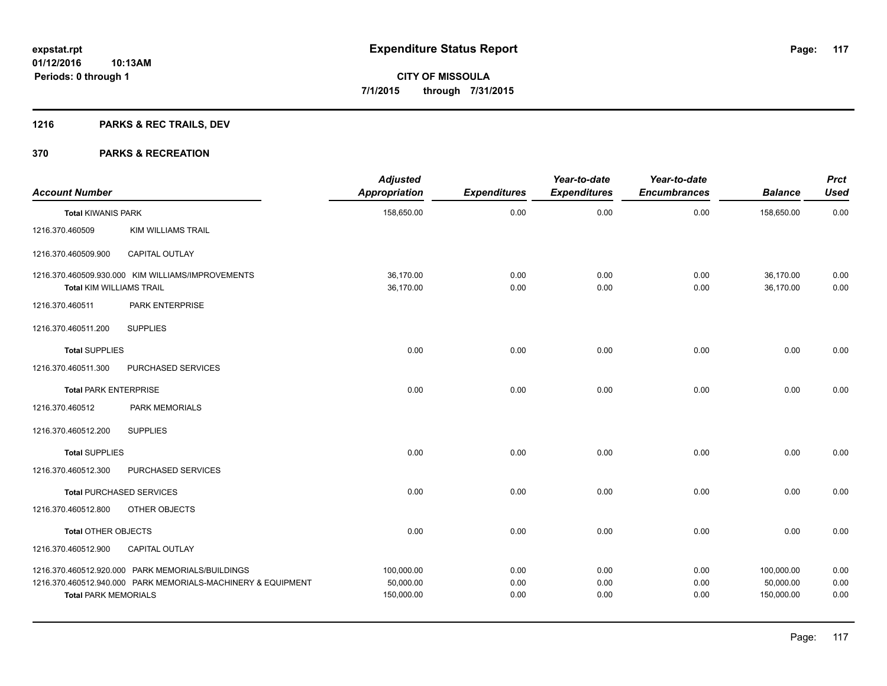**expstat.rpt**
**01/12/2016 10:13AM**
**Periods: 0 through 1**

# Expenditure Status Report

**CITY OF MISSOULA**
**7/1/2015 through 7/31/2015**

## 1216 PARKS & REC TRAILS, DEV

## 370 PARKS & RECREATION

| Account Number | | Adjusted Appropriation | Expenditures | Year-to-date Expenditures | Year-to-date Encumbrances | Balance | Prct Used |
|---|---|---|---|---|---|---|---|
| **Total** KIWANIS PARK | | 158,650.00 | 0.00 | 0.00 | 0.00 | 158,650.00 | 0.00 |
| 1216.370.460509 | KIM WILLIAMS TRAIL | | | | | | |
| 1216.370.460509.900 | CAPITAL OUTLAY | | | | | | |
| 1216.370.460509.930.000 | KIM WILLIAMS/IMPROVEMENTS | 36,170.00 | 0.00 | 0.00 | 0.00 | 36,170.00 | 0.00 |
| **Total** KIM WILLIAMS TRAIL | | 36,170.00 | 0.00 | 0.00 | 0.00 | 36,170.00 | 0.00 |
| 1216.370.460511 | PARK ENTERPRISE | | | | | | |
| 1216.370.460511.200 | SUPPLIES | | | | | | |
| **Total** SUPPLIES | | 0.00 | 0.00 | 0.00 | 0.00 | 0.00 | 0.00 |
| 1216.370.460511.300 | PURCHASED SERVICES | | | | | | |
| **Total** PARK ENTERPRISE | | 0.00 | 0.00 | 0.00 | 0.00 | 0.00 | 0.00 |
| 1216.370.460512 | PARK MEMORIALS | | | | | | |
| 1216.370.460512.200 | SUPPLIES | | | | | | |
| **Total** SUPPLIES | | 0.00 | 0.00 | 0.00 | 0.00 | 0.00 | 0.00 |
| 1216.370.460512.300 | PURCHASED SERVICES | | | | | | |
| **Total** PURCHASED SERVICES | | 0.00 | 0.00 | 0.00 | 0.00 | 0.00 | 0.00 |
| 1216.370.460512.800 | OTHER OBJECTS | | | | | | |
| **Total** OTHER OBJECTS | | 0.00 | 0.00 | 0.00 | 0.00 | 0.00 | 0.00 |
| 1216.370.460512.900 | CAPITAL OUTLAY | | | | | | |
| 1216.370.460512.920.000 | PARK MEMORIALS/BUILDINGS | 100,000.00 | 0.00 | 0.00 | 0.00 | 100,000.00 | 0.00 |
| 1216.370.460512.940.000 | PARK MEMORIALS-MACHINERY & EQUIPMENT | 50,000.00 | 0.00 | 0.00 | 0.00 | 50,000.00 | 0.00 |
| **Total** PARK MEMORIALS | | 150,000.00 | 0.00 | 0.00 | 0.00 | 150,000.00 | 0.00 |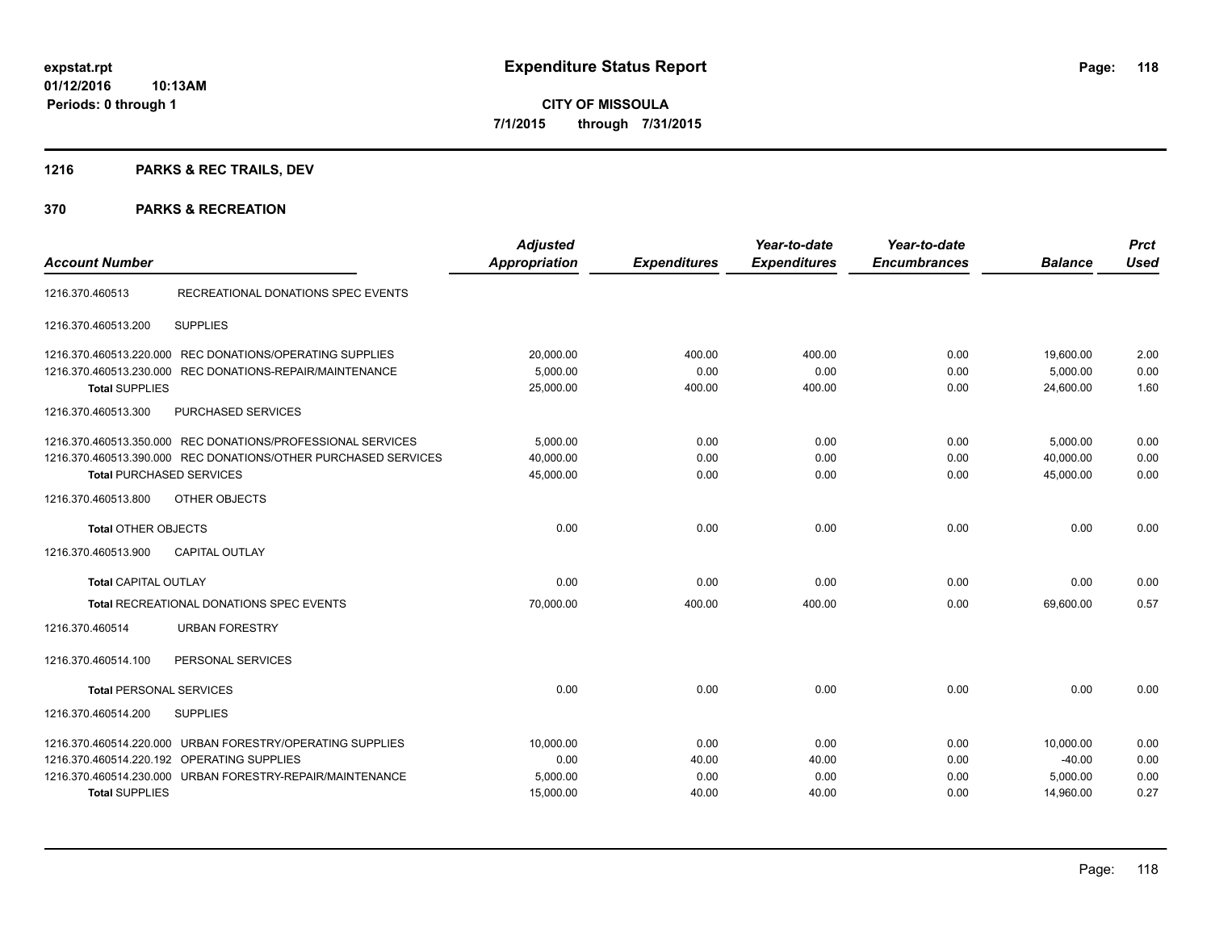**expstat.rpt**
**01/12/2016 10:13AM**
**Periods: 0 through 1**

# Expenditure Status Report

**CITY OF MISSOULA**
**7/1/2015 through 7/31/2015**

## 1216 PARKS & REC TRAILS, DEV

## 370 PARKS & RECREATION

| Account Number | | Adjusted Appropriation | Expenditures | Year-to-date Expenditures | Year-to-date Encumbrances | Balance | Prct Used |
|---|---|---|---|---|---|---|---|
| 1216.370.460513 | RECREATIONAL DONATIONS SPEC EVENTS | | | | | | |
| 1216.370.460513.200 | SUPPLIES | | | | | | |
| 1216.370.460513.220.000 | REC DONATIONS/OPERATING SUPPLIES | 20,000.00 | 400.00 | 400.00 | 0.00 | 19,600.00 | 2.00 |
| 1216.370.460513.230.000 | REC DONATIONS-REPAIR/MAINTENANCE | 5,000.00 | 0.00 | 0.00 | 0.00 | 5,000.00 | 0.00 |
| **Total** SUPPLIES | | 25,000.00 | 400.00 | 400.00 | 0.00 | 24,600.00 | 1.60 |
| 1216.370.460513.300 | PURCHASED SERVICES | | | | | | |
| 1216.370.460513.350.000 | REC DONATIONS/PROFESSIONAL SERVICES | 5,000.00 | 0.00 | 0.00 | 0.00 | 5,000.00 | 0.00 |
| 1216.370.460513.390.000 | REC DONATIONS/OTHER PURCHASED SERVICES | 40,000.00 | 0.00 | 0.00 | 0.00 | 40,000.00 | 0.00 |
| **Total** PURCHASED SERVICES | | 45,000.00 | 0.00 | 0.00 | 0.00 | 45,000.00 | 0.00 |
| 1216.370.460513.800 | OTHER OBJECTS | | | | | | |
| **Total** OTHER OBJECTS | | 0.00 | 0.00 | 0.00 | 0.00 | 0.00 | 0.00 |
| 1216.370.460513.900 | CAPITAL OUTLAY | | | | | | |
| **Total** CAPITAL OUTLAY | | 0.00 | 0.00 | 0.00 | 0.00 | 0.00 | 0.00 |
| **Total** RECREATIONAL DONATIONS SPEC EVENTS | | 70,000.00 | 400.00 | 400.00 | 0.00 | 69,600.00 | 0.57 |
| 1216.370.460514 | URBAN FORESTRY | | | | | | |
| 1216.370.460514.100 | PERSONAL SERVICES | | | | | | |
| **Total** PERSONAL SERVICES | | 0.00 | 0.00 | 0.00 | 0.00 | 0.00 | 0.00 |
| 1216.370.460514.200 | SUPPLIES | | | | | | |
| 1216.370.460514.220.000 | URBAN FORESTRY/OPERATING SUPPLIES | 10,000.00 | 0.00 | 0.00 | 0.00 | 10,000.00 | 0.00 |
| 1216.370.460514.220.192 | OPERATING SUPPLIES | 0.00 | 40.00 | 40.00 | 0.00 | -40.00 | 0.00 |
| 1216.370.460514.230.000 | URBAN FORESTRY-REPAIR/MAINTENANCE | 5,000.00 | 0.00 | 0.00 | 0.00 | 5,000.00 | 0.00 |
| **Total** SUPPLIES | | 15,000.00 | 40.00 | 40.00 | 0.00 | 14,960.00 | 0.27 |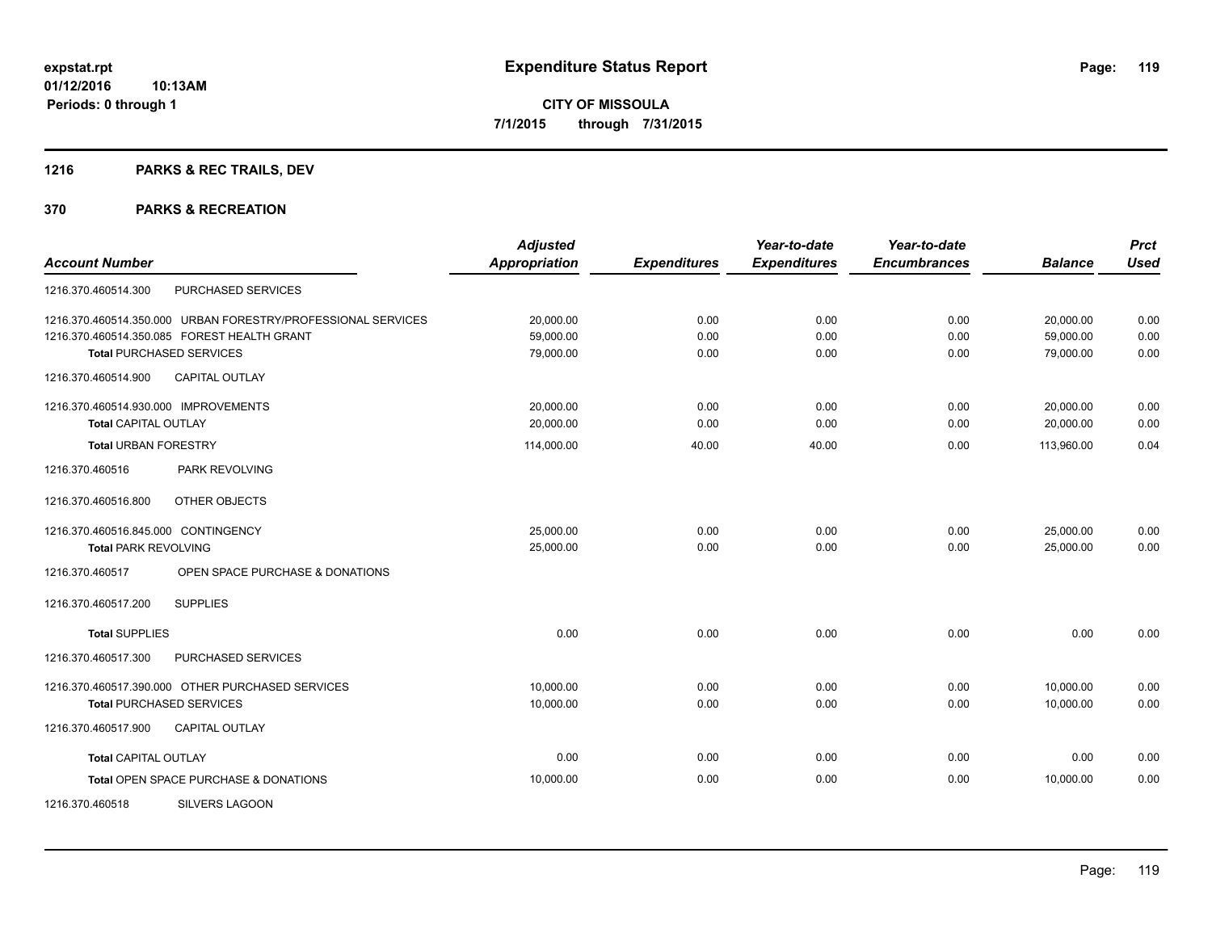**expstat.rpt**
**01/12/2016 10:13AM**
**Periods: 0 through 1**

# Expenditure Status Report

**CITY OF MISSOULA**
**7/1/2015 through 7/31/2015**

## 1216 PARKS & REC TRAILS, DEV

## 370 PARKS & RECREATION

| Account Number | Adjusted Appropriation | Expenditures | Year-to-date Expenditures | Year-to-date Encumbrances | Balance | Prct Used |
|---|---|---|---|---|---|---|
| 1216.370.460514.300 PURCHASED SERVICES | | | | | | |
| 1216.370.460514.350.000 URBAN FORESTRY/PROFESSIONAL SERVICES | 20,000.00 | 0.00 | 0.00 | 0.00 | 20,000.00 | 0.00 |
| 1216.370.460514.350.085 FOREST HEALTH GRANT | 59,000.00 | 0.00 | 0.00 | 0.00 | 59,000.00 | 0.00 |
| **Total** PURCHASED SERVICES | 79,000.00 | 0.00 | 0.00 | 0.00 | 79,000.00 | 0.00 |
| 1216.370.460514.900 CAPITAL OUTLAY | | | | | | |
| 1216.370.460514.930.000 IMPROVEMENTS | 20,000.00 | 0.00 | 0.00 | 0.00 | 20,000.00 | 0.00 |
| **Total** CAPITAL OUTLAY | 20,000.00 | 0.00 | 0.00 | 0.00 | 20,000.00 | 0.00 |
| **Total** URBAN FORESTRY | 114,000.00 | 40.00 | 40.00 | 0.00 | 113,960.00 | 0.04 |
| 1216.370.460516 PARK REVOLVING | | | | | | |
| 1216.370.460516.800 OTHER OBJECTS | | | | | | |
| 1216.370.460516.845.000 CONTINGENCY | 25,000.00 | 0.00 | 0.00 | 0.00 | 25,000.00 | 0.00 |
| **Total** PARK REVOLVING | 25,000.00 | 0.00 | 0.00 | 0.00 | 25,000.00 | 0.00 |
| 1216.370.460517 OPEN SPACE PURCHASE & DONATIONS | | | | | | |
| 1216.370.460517.200 SUPPLIES | | | | | | |
| **Total** SUPPLIES | 0.00 | 0.00 | 0.00 | 0.00 | 0.00 | 0.00 |
| 1216.370.460517.300 PURCHASED SERVICES | | | | | | |
| 1216.370.460517.390.000 OTHER PURCHASED SERVICES | 10,000.00 | 0.00 | 0.00 | 0.00 | 10,000.00 | 0.00 |
| **Total** PURCHASED SERVICES | 10,000.00 | 0.00 | 0.00 | 0.00 | 10,000.00 | 0.00 |
| 1216.370.460517.900 CAPITAL OUTLAY | | | | | | |
| **Total** CAPITAL OUTLAY | 0.00 | 0.00 | 0.00 | 0.00 | 0.00 | 0.00 |
| **Total** OPEN SPACE PURCHASE & DONATIONS | 10,000.00 | 0.00 | 0.00 | 0.00 | 10,000.00 | 0.00 |
| 1216.370.460518 SILVERS LAGOON | | | | | | |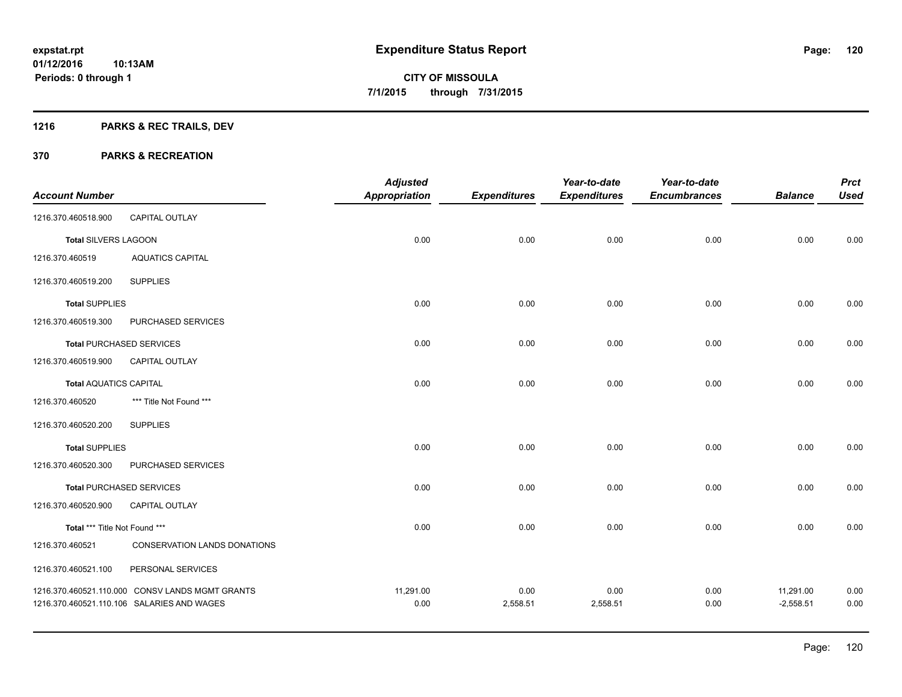**expstat.rpt**
**01/12/2016 10:13AM**
**Periods: 0 through 1**

# Expenditure Status Report

**CITY OF MISSOULA**
**7/1/2015 through 7/31/2015**

## 1216 PARKS & REC TRAILS, DEV

## 370 PARKS & RECREATION

| Account Number | | Adjusted Appropriation | Expenditures | Year-to-date Expenditures | Year-to-date Encumbrances | Balance | Prct Used |
|---|---|---|---|---|---|---|---|
| 1216.370.460518.900 | CAPITAL OUTLAY | | | | | | |
| **Total** SILVERS LAGOON | | 0.00 | 0.00 | 0.00 | 0.00 | 0.00 | 0.00 |
| 1216.370.460519 | AQUATICS CAPITAL | | | | | | |
| 1216.370.460519.200 | SUPPLIES | | | | | | |
| **Total** SUPPLIES | | 0.00 | 0.00 | 0.00 | 0.00 | 0.00 | 0.00 |
| 1216.370.460519.300 | PURCHASED SERVICES | | | | | | |
| **Total** PURCHASED SERVICES | | 0.00 | 0.00 | 0.00 | 0.00 | 0.00 | 0.00 |
| 1216.370.460519.900 | CAPITAL OUTLAY | | | | | | |
| **Total** AQUATICS CAPITAL | | 0.00 | 0.00 | 0.00 | 0.00 | 0.00 | 0.00 |
| 1216.370.460520 | *** Title Not Found *** | | | | | | |
| 1216.370.460520.200 | SUPPLIES | | | | | | |
| **Total** SUPPLIES | | 0.00 | 0.00 | 0.00 | 0.00 | 0.00 | 0.00 |
| 1216.370.460520.300 | PURCHASED SERVICES | | | | | | |
| **Total** PURCHASED SERVICES | | 0.00 | 0.00 | 0.00 | 0.00 | 0.00 | 0.00 |
| 1216.370.460520.900 | CAPITAL OUTLAY | | | | | | |
| **Total** *** Title Not Found *** | | 0.00 | 0.00 | 0.00 | 0.00 | 0.00 | 0.00 |
| 1216.370.460521 | CONSERVATION LANDS DONATIONS | | | | | | |
| 1216.370.460521.100 | PERSONAL SERVICES | | | | | | |
| 1216.370.460521.110.000 | CONSV LANDS MGMT GRANTS | 11,291.00 | 0.00 | 0.00 | 0.00 | 11,291.00 | 0.00 |
| 1216.370.460521.110.106 | SALARIES AND WAGES | 0.00 | 2,558.51 | 2,558.51 | 0.00 | -2,558.51 | 0.00 |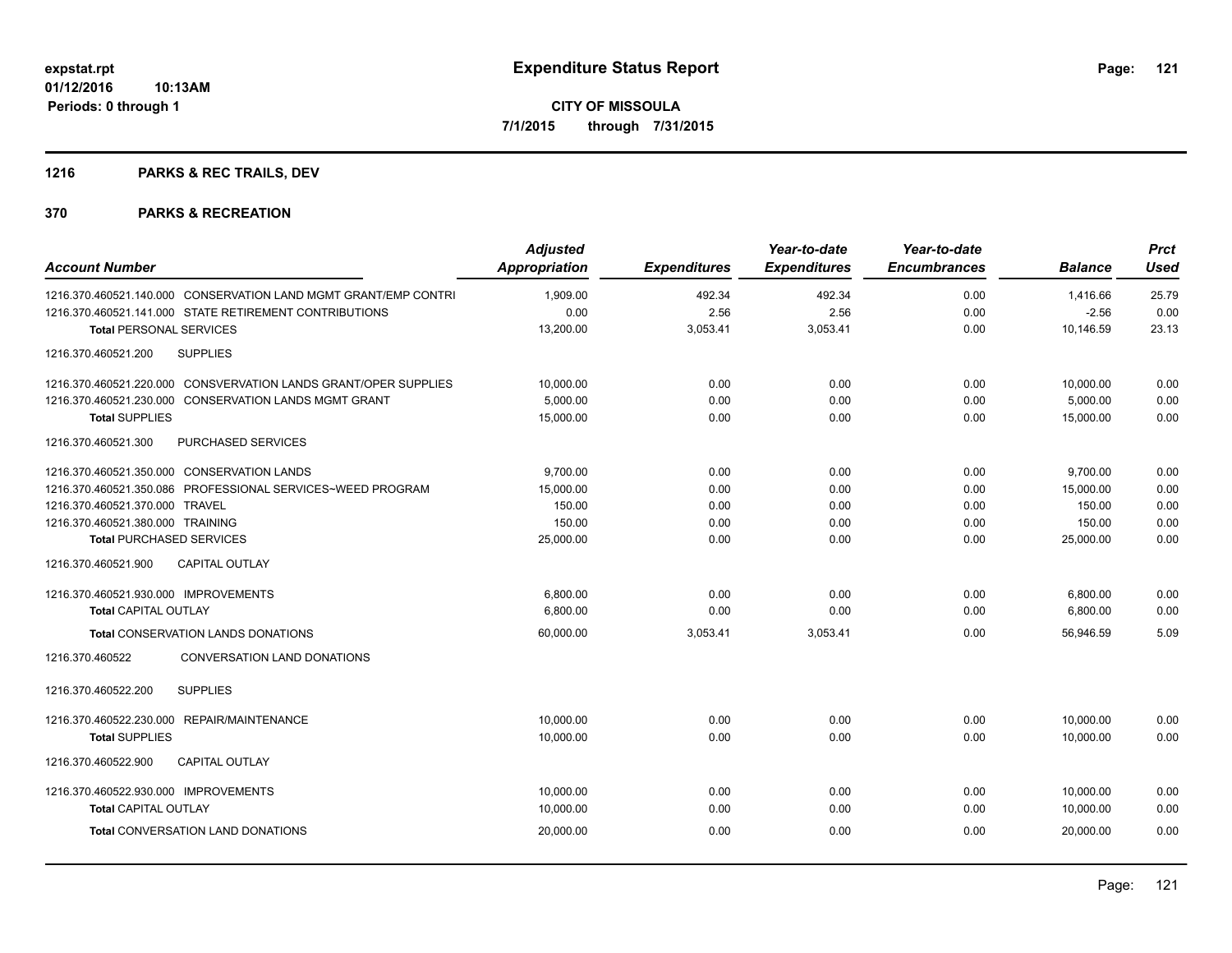# Expenditure Status Report

expstat.rpt
01/12/2016 10:13AM
Periods: 0 through 1

**CITY OF MISSOULA**
**7/1/2015 through 7/31/2015**

## 1216 PARKS & REC TRAILS, DEV

## 370 PARKS & RECREATION

| Account Number | Adjusted Appropriation | Expenditures | Year-to-date Expenditures | Year-to-date Encumbrances | Balance | Prct Used |
|---|---|---|---|---|---|---|
| 1216.370.460521.140.000 CONSERVATION LAND MGMT GRANT/EMP CONTRI | 1,909.00 | 492.34 | 492.34 | 0.00 | 1,416.66 | 25.79 |
| 1216.370.460521.141.000 STATE RETIREMENT CONTRIBUTIONS | 0.00 | 2.56 | 2.56 | 0.00 | -2.56 | 0.00 |
| **Total** PERSONAL SERVICES | 13,200.00 | 3,053.41 | 3,053.41 | 0.00 | 10,146.59 | 23.13 |
| 1216.370.460521.200 SUPPLIES | | | | | | |
| 1216.370.460521.220.000 CONSVERVATION LANDS GRANT/OPER SUPPLIES | 10,000.00 | 0.00 | 0.00 | 0.00 | 10,000.00 | 0.00 |
| 1216.370.460521.230.000 CONSERVATION LANDS MGMT GRANT | 5,000.00 | 0.00 | 0.00 | 0.00 | 5,000.00 | 0.00 |
| **Total** SUPPLIES | 15,000.00 | 0.00 | 0.00 | 0.00 | 15,000.00 | 0.00 |
| 1216.370.460521.300 PURCHASED SERVICES | | | | | | |
| 1216.370.460521.350.000 CONSERVATION LANDS | 9,700.00 | 0.00 | 0.00 | 0.00 | 9,700.00 | 0.00 |
| 1216.370.460521.350.086 PROFESSIONAL SERVICES~WEED PROGRAM | 15,000.00 | 0.00 | 0.00 | 0.00 | 15,000.00 | 0.00 |
| 1216.370.460521.370.000 TRAVEL | 150.00 | 0.00 | 0.00 | 0.00 | 150.00 | 0.00 |
| 1216.370.460521.380.000 TRAINING | 150.00 | 0.00 | 0.00 | 0.00 | 150.00 | 0.00 |
| **Total** PURCHASED SERVICES | 25,000.00 | 0.00 | 0.00 | 0.00 | 25,000.00 | 0.00 |
| 1216.370.460521.900 CAPITAL OUTLAY | | | | | | |
| 1216.370.460521.930.000 IMPROVEMENTS | 6,800.00 | 0.00 | 0.00 | 0.00 | 6,800.00 | 0.00 |
| **Total** CAPITAL OUTLAY | 6,800.00 | 0.00 | 0.00 | 0.00 | 6,800.00 | 0.00 |
| **Total** CONSERVATION LANDS DONATIONS | 60,000.00 | 3,053.41 | 3,053.41 | 0.00 | 56,946.59 | 5.09 |
| 1216.370.460522 CONVERSATION LAND DONATIONS | | | | | | |
| 1216.370.460522.200 SUPPLIES | | | | | | |
| 1216.370.460522.230.000 REPAIR/MAINTENANCE | 10,000.00 | 0.00 | 0.00 | 0.00 | 10,000.00 | 0.00 |
| **Total** SUPPLIES | 10,000.00 | 0.00 | 0.00 | 0.00 | 10,000.00 | 0.00 |
| 1216.370.460522.900 CAPITAL OUTLAY | | | | | | |
| 1216.370.460522.930.000 IMPROVEMENTS | 10,000.00 | 0.00 | 0.00 | 0.00 | 10,000.00 | 0.00 |
| **Total** CAPITAL OUTLAY | 10,000.00 | 0.00 | 0.00 | 0.00 | 10,000.00 | 0.00 |
| **Total** CONVERSATION LAND DONATIONS | 20,000.00 | 0.00 | 0.00 | 0.00 | 20,000.00 | 0.00 |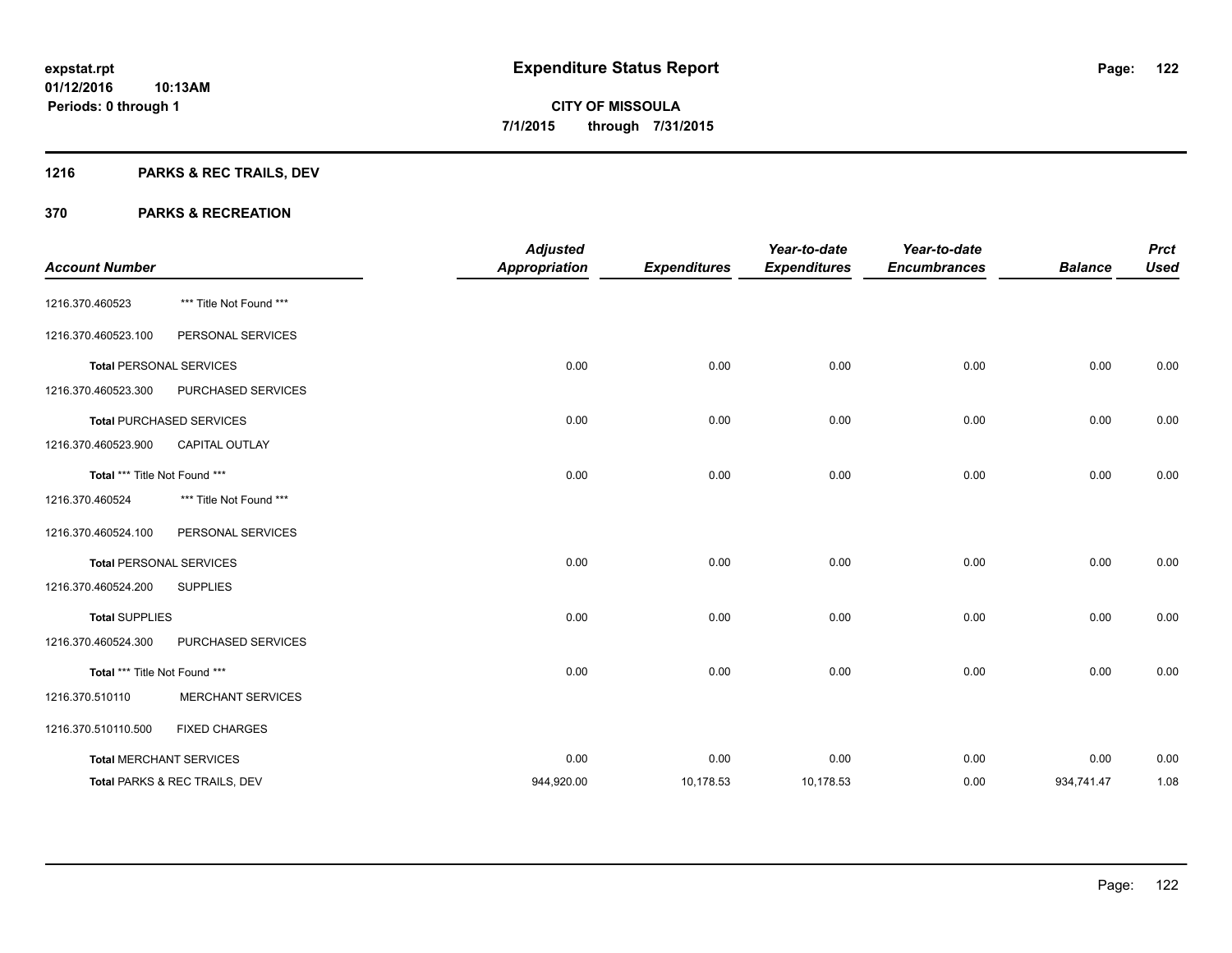# Expenditure Status Report

expstat.rpt
01/12/2016 10:13AM
Periods: 0 through 1

**CITY OF MISSOULA**
**7/1/2015 through 7/31/2015**

## 1216 PARKS & REC TRAILS, DEV

### 370 PARKS & RECREATION

| Account Number | | Adjusted Appropriation | Expenditures | Year-to-date Expenditures | Year-to-date Encumbrances | Balance | Prct Used |
|---|---|---|---|---|---|---|---|
| 1216.370.460523 | *** Title Not Found *** | | | | | | |
| 1216.370.460523.100 | PERSONAL SERVICES | | | | | | |
| **Total** PERSONAL SERVICES | | 0.00 | 0.00 | 0.00 | 0.00 | 0.00 | 0.00 |
| 1216.370.460523.300 | PURCHASED SERVICES | | | | | | |
| **Total** PURCHASED SERVICES | | 0.00 | 0.00 | 0.00 | 0.00 | 0.00 | 0.00 |
| 1216.370.460523.900 | CAPITAL OUTLAY | | | | | | |
| **Total *** Title Not Found *** ** | | 0.00 | 0.00 | 0.00 | 0.00 | 0.00 | 0.00 |
| 1216.370.460524 | *** Title Not Found *** | | | | | | |
| 1216.370.460524.100 | PERSONAL SERVICES | | | | | | |
| **Total** PERSONAL SERVICES | | 0.00 | 0.00 | 0.00 | 0.00 | 0.00 | 0.00 |
| 1216.370.460524.200 | SUPPLIES | | | | | | |
| **Total** SUPPLIES | | 0.00 | 0.00 | 0.00 | 0.00 | 0.00 | 0.00 |
| 1216.370.460524.300 | PURCHASED SERVICES | | | | | | |
| **Total *** Title Not Found *** ** | | 0.00 | 0.00 | 0.00 | 0.00 | 0.00 | 0.00 |
| 1216.370.510110 | MERCHANT SERVICES | | | | | | |
| 1216.370.510110.500 | FIXED CHARGES | | | | | | |
| **Total** MERCHANT SERVICES | | 0.00 | 0.00 | 0.00 | 0.00 | 0.00 | 0.00 |
| **Total PARKS & REC TRAILS, DEV** | | 944,920.00 | 10,178.53 | 10,178.53 | 0.00 | 934,741.47 | 1.08 |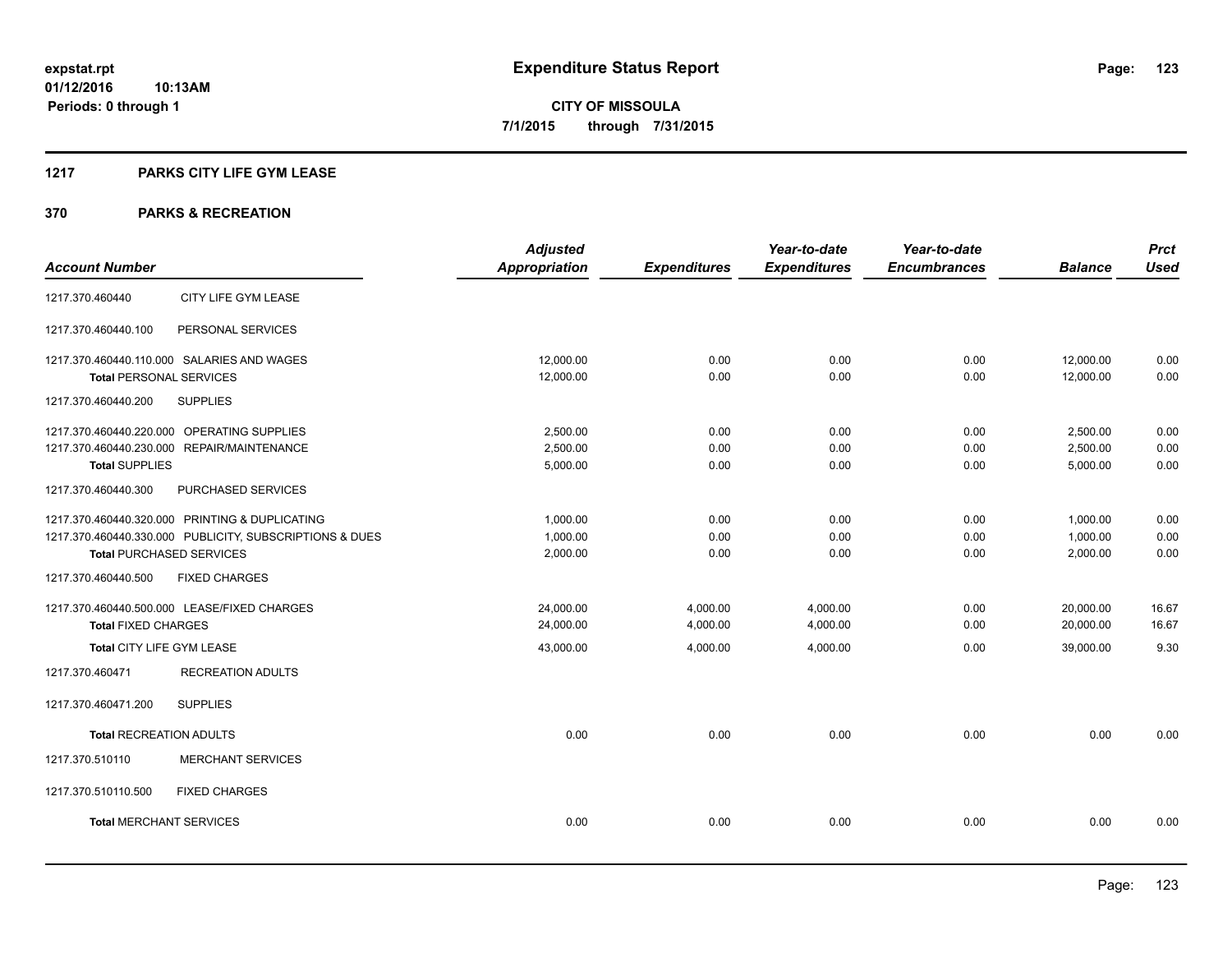**expstat.rpt**
**01/12/2016 10:13AM**
**Periods: 0 through 1**

# Expenditure Status Report

**CITY OF MISSOULA**
**7/1/2015 through 7/31/2015**

## 1217 PARKS CITY LIFE GYM LEASE

## 370 PARKS & RECREATION

| Account Number | | Adjusted Appropriation | Expenditures | Year-to-date Expenditures | Year-to-date Encumbrances | Balance | Prct Used |
|---|---|---|---|---|---|---|---|
| 1217.370.460440 | CITY LIFE GYM LEASE | | | | | | |
| 1217.370.460440.100 | PERSONAL SERVICES | | | | | | |
| 1217.370.460440.110.000 | SALARIES AND WAGES | 12,000.00 | 0.00 | 0.00 | 0.00 | 12,000.00 | 0.00 |
| **Total** PERSONAL SERVICES | | 12,000.00 | 0.00 | 0.00 | 0.00 | 12,000.00 | 0.00 |
| 1217.370.460440.200 | SUPPLIES | | | | | | |
| 1217.370.460440.220.000 | OPERATING SUPPLIES | 2,500.00 | 0.00 | 0.00 | 0.00 | 2,500.00 | 0.00 |
| 1217.370.460440.230.000 | REPAIR/MAINTENANCE | 2,500.00 | 0.00 | 0.00 | 0.00 | 2,500.00 | 0.00 |
| **Total** SUPPLIES | | 5,000.00 | 0.00 | 0.00 | 0.00 | 5,000.00 | 0.00 |
| 1217.370.460440.300 | PURCHASED SERVICES | | | | | | |
| 1217.370.460440.320.000 | PRINTING & DUPLICATING | 1,000.00 | 0.00 | 0.00 | 0.00 | 1,000.00 | 0.00 |
| 1217.370.460440.330.000 | PUBLICITY, SUBSCRIPTIONS & DUES | 1,000.00 | 0.00 | 0.00 | 0.00 | 1,000.00 | 0.00 |
| **Total** PURCHASED SERVICES | | 2,000.00 | 0.00 | 0.00 | 0.00 | 2,000.00 | 0.00 |
| 1217.370.460440.500 | FIXED CHARGES | | | | | | |
| 1217.370.460440.500.000 | LEASE/FIXED CHARGES | 24,000.00 | 4,000.00 | 4,000.00 | 0.00 | 20,000.00 | 16.67 |
| **Total** FIXED CHARGES | | 24,000.00 | 4,000.00 | 4,000.00 | 0.00 | 20,000.00 | 16.67 |
| **Total** CITY LIFE GYM LEASE | | 43,000.00 | 4,000.00 | 4,000.00 | 0.00 | 39,000.00 | 9.30 |
| 1217.370.460471 | RECREATION ADULTS | | | | | | |
| 1217.370.460471.200 | SUPPLIES | | | | | | |
| **Total** RECREATION ADULTS | | 0.00 | 0.00 | 0.00 | 0.00 | 0.00 | 0.00 |
| 1217.370.510110 | MERCHANT SERVICES | | | | | | |
| 1217.370.510110.500 | FIXED CHARGES | | | | | | |
| **Total** MERCHANT SERVICES | | 0.00 | 0.00 | 0.00 | 0.00 | 0.00 | 0.00 |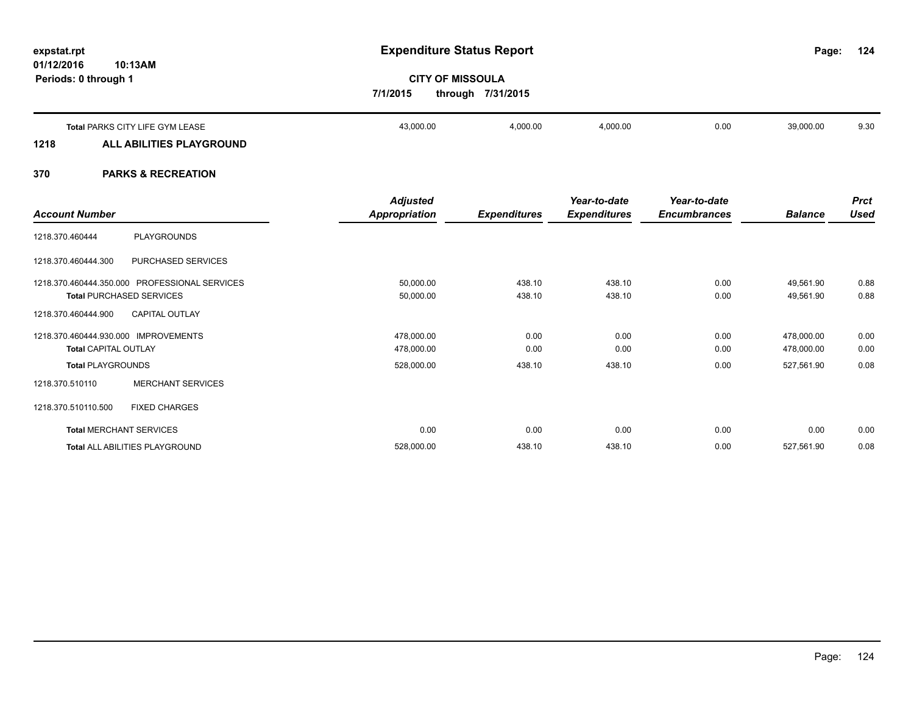| | Adjusted Appropriation | Expenditures | Year-to-date Expenditures | Year-to-date Encumbrances | Balance | Prct Used |
|---|---|---|---|---|---|---|
| **Total** PARKS CITY LIFE GYM LEASE | 43,000.00 | 4,000.00 | 4,000.00 | 0.00 | 39,000.00 | 9.30 |

## 1218 ALL ABILITIES PLAYGROUND

## 370 PARKS & RECREATION

| Account Number | | Adjusted Appropriation | Expenditures | Year-to-date Expenditures | Year-to-date Encumbrances | Balance | Prct Used |
|---|---|---|---|---|---|---|---|
| 1218.370.460444 | PLAYGROUNDS | | | | | | |
| 1218.370.460444.300 | PURCHASED SERVICES | | | | | | |
| 1218.370.460444.350.000 | PROFESSIONAL SERVICES | 50,000.00 | 438.10 | 438.10 | 0.00 | 49,561.90 | 0.88 |
| **Total** PURCHASED SERVICES | | 50,000.00 | 438.10 | 438.10 | 0.00 | 49,561.90 | 0.88 |
| 1218.370.460444.900 | CAPITAL OUTLAY | | | | | | |
| 1218.370.460444.930.000 | IMPROVEMENTS | 478,000.00 | 0.00 | 0.00 | 0.00 | 478,000.00 | 0.00 |
| **Total** CAPITAL OUTLAY | | 478,000.00 | 0.00 | 0.00 | 0.00 | 478,000.00 | 0.00 |
| **Total** PLAYGROUNDS | | 528,000.00 | 438.10 | 438.10 | 0.00 | 527,561.90 | 0.08 |
| 1218.370.510110 | MERCHANT SERVICES | | | | | | |
| 1218.370.510110.500 | FIXED CHARGES | | | | | | |
| **Total** MERCHANT SERVICES | | 0.00 | 0.00 | 0.00 | 0.00 | 0.00 | 0.00 |
| **Total** ALL ABILITIES PLAYGROUND | | 528,000.00 | 438.10 | 438.10 | 0.00 | 527,561.90 | 0.08 |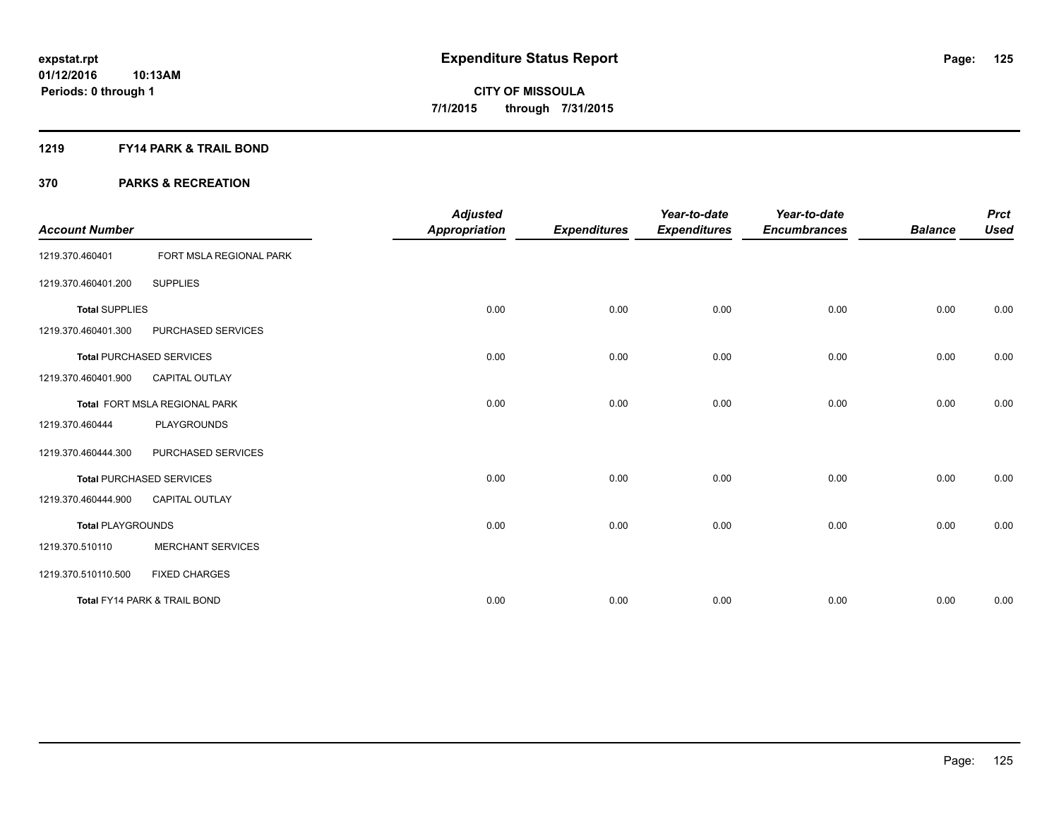# Expenditure Status Report

expstat.rpt
01/12/2016 10:13AM
Periods: 0 through 1

**CITY OF MISSOULA**
**7/1/2015 through 7/31/2015**

## 1219 FY14 PARK & TRAIL BOND

## 370 PARKS & RECREATION

| Account Number | | Adjusted Appropriation | Expenditures | Year-to-date Expenditures | Year-to-date Encumbrances | Balance | Prct Used |
|---|---|---|---|---|---|---|---|
| 1219.370.460401 | FORT MSLA REGIONAL PARK | | | | | | |
| 1219.370.460401.200 | SUPPLIES | | | | | | |
| **Total SUPPLIES** | | 0.00 | 0.00 | 0.00 | 0.00 | 0.00 | 0.00 |
| 1219.370.460401.300 | PURCHASED SERVICES | | | | | | |
| **Total PURCHASED SERVICES** | | 0.00 | 0.00 | 0.00 | 0.00 | 0.00 | 0.00 |
| 1219.370.460401.900 | CAPITAL OUTLAY | | | | | | |
| **Total FORT MSLA REGIONAL PARK** | | 0.00 | 0.00 | 0.00 | 0.00 | 0.00 | 0.00 |
| 1219.370.460444 | PLAYGROUNDS | | | | | | |
| 1219.370.460444.300 | PURCHASED SERVICES | | | | | | |
| **Total PURCHASED SERVICES** | | 0.00 | 0.00 | 0.00 | 0.00 | 0.00 | 0.00 |
| 1219.370.460444.900 | CAPITAL OUTLAY | | | | | | |
| **Total PLAYGROUNDS** | | 0.00 | 0.00 | 0.00 | 0.00 | 0.00 | 0.00 |
| 1219.370.510110 | MERCHANT SERVICES | | | | | | |
| 1219.370.510110.500 | FIXED CHARGES | | | | | | |
| **Total FY14 PARK & TRAIL BOND** | | 0.00 | 0.00 | 0.00 | 0.00 | 0.00 | 0.00 |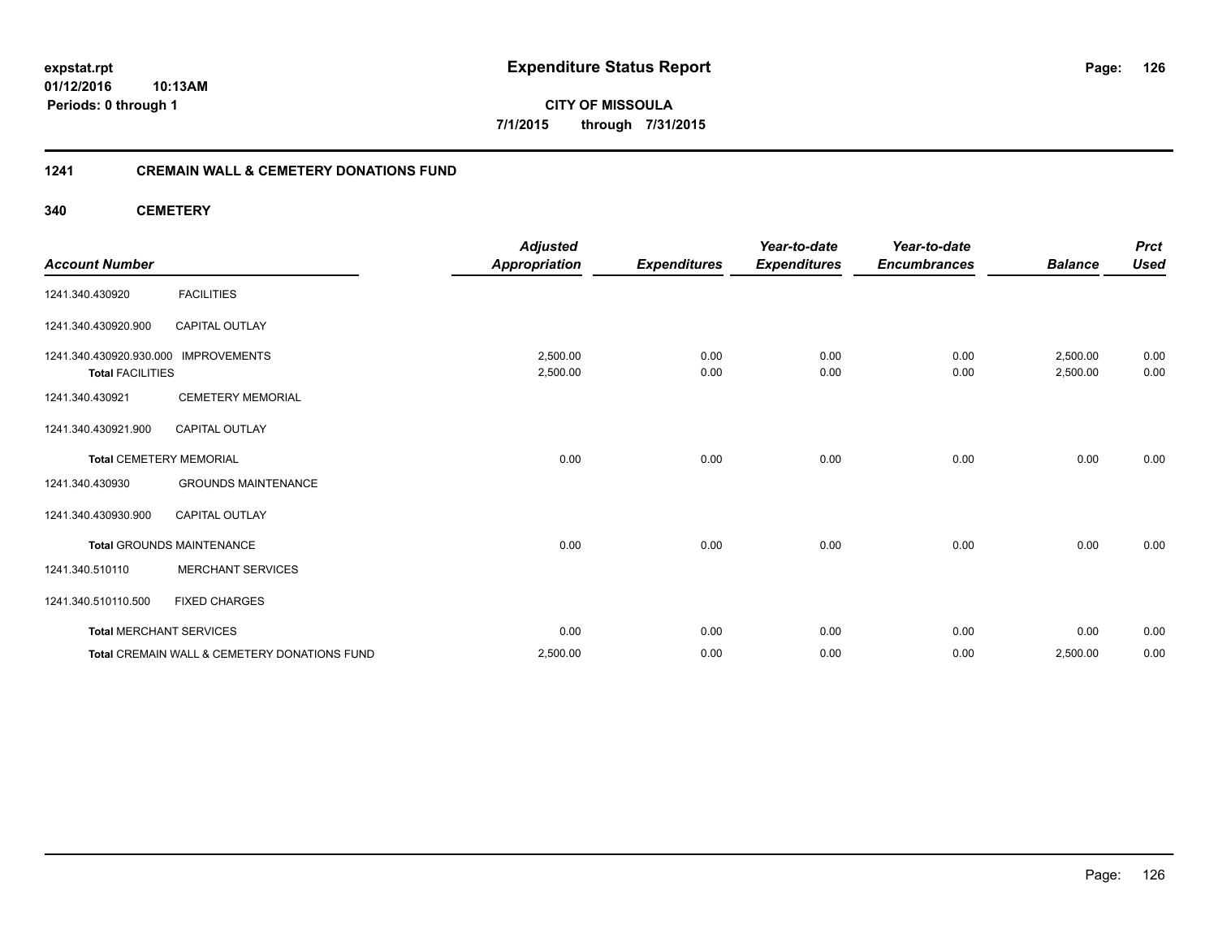**expstat.rpt**
**01/12/2016 10:13AM**
**Periods: 0 through 1**

# Expenditure Status Report

**CITY OF MISSOULA**
**7/1/2015 through 7/31/2015**

## 1241 CREMAIN WALL & CEMETERY DONATIONS FUND

### 340 CEMETERY

| Account Number | | Adjusted Appropriation | Expenditures | Year-to-date Expenditures | Year-to-date Encumbrances | Balance | Prct Used |
|---|---|---|---|---|---|---|---|
| 1241.340.430920 | FACILITIES | | | | | | |
| 1241.340.430920.900 | CAPITAL OUTLAY | | | | | | |
| 1241.340.430920.930.000 | IMPROVEMENTS | 2,500.00 | 0.00 | 0.00 | 0.00 | 2,500.00 | 0.00 |
| **Total** FACILITIES | | 2,500.00 | 0.00 | 0.00 | 0.00 | 2,500.00 | 0.00 |
| 1241.340.430921 | CEMETERY MEMORIAL | | | | | | |
| 1241.340.430921.900 | CAPITAL OUTLAY | | | | | | |
| **Total** CEMETERY MEMORIAL | | 0.00 | 0.00 | 0.00 | 0.00 | 0.00 | 0.00 |
| 1241.340.430930 | GROUNDS MAINTENANCE | | | | | | |
| 1241.340.430930.900 | CAPITAL OUTLAY | | | | | | |
| **Total** GROUNDS MAINTENANCE | | 0.00 | 0.00 | 0.00 | 0.00 | 0.00 | 0.00 |
| 1241.340.510110 | MERCHANT SERVICES | | | | | | |
| 1241.340.510110.500 | FIXED CHARGES | | | | | | |
| **Total** MERCHANT SERVICES | | 0.00 | 0.00 | 0.00 | 0.00 | 0.00 | 0.00 |
| **Total** CREMAIN WALL & CEMETERY DONATIONS FUND | | 2,500.00 | 0.00 | 0.00 | 0.00 | 2,500.00 | 0.00 |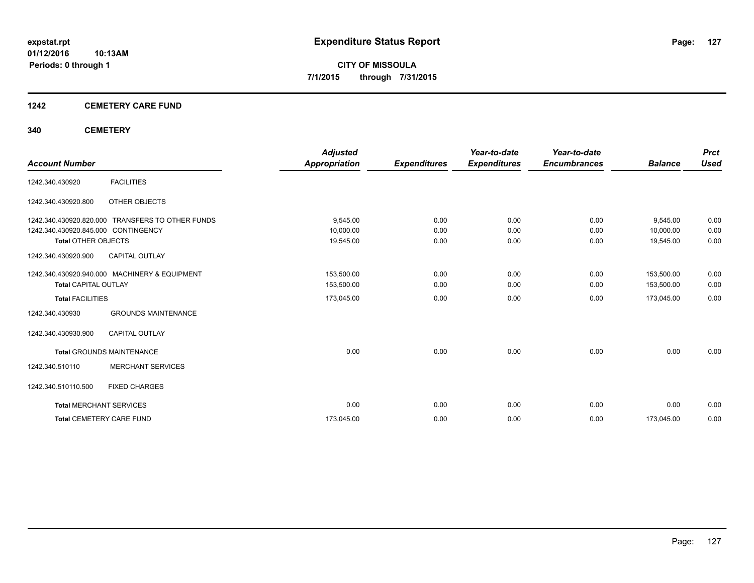# Expenditure Status Report

**expstat.rpt**
**01/12/2016 10:13AM**
**Periods: 0 through 1**

**CITY OF MISSOULA**
**7/1/2015 through 7/31/2015**

## 1242 CEMETERY CARE FUND

### 340 CEMETERY

| Account Number | | Adjusted Appropriation | Expenditures | Year-to-date Expenditures | Year-to-date Encumbrances | Balance | Prct Used |
|---|---|---|---|---|---|---|---|
| 1242.340.430920 | FACILITIES | | | | | | |
| 1242.340.430920.800 | OTHER OBJECTS | | | | | | |
| 1242.340.430920.820.000 | TRANSFERS TO OTHER FUNDS | 9,545.00 | 0.00 | 0.00 | 0.00 | 9,545.00 | 0.00 |
| 1242.340.430920.845.000 | CONTINGENCY | 10,000.00 | 0.00 | 0.00 | 0.00 | 10,000.00 | 0.00 |
| **Total OTHER OBJECTS** | | 19,545.00 | 0.00 | 0.00 | 0.00 | 19,545.00 | 0.00 |
| 1242.340.430920.900 | CAPITAL OUTLAY | | | | | | |
| 1242.340.430920.940.000 | MACHINERY & EQUIPMENT | 153,500.00 | 0.00 | 0.00 | 0.00 | 153,500.00 | 0.00 |
| **Total CAPITAL OUTLAY** | | 153,500.00 | 0.00 | 0.00 | 0.00 | 153,500.00 | 0.00 |
| **Total FACILITIES** | | 173,045.00 | 0.00 | 0.00 | 0.00 | 173,045.00 | 0.00 |
| 1242.340.430930 | GROUNDS MAINTENANCE | | | | | | |
| 1242.340.430930.900 | CAPITAL OUTLAY | | | | | | |
| **Total GROUNDS MAINTENANCE** | | 0.00 | 0.00 | 0.00 | 0.00 | 0.00 | 0.00 |
| 1242.340.510110 | MERCHANT SERVICES | | | | | | |
| 1242.340.510110.500 | FIXED CHARGES | | | | | | |
| **Total MERCHANT SERVICES** | | 0.00 | 0.00 | 0.00 | 0.00 | 0.00 | 0.00 |
| **Total CEMETERY CARE FUND** | | 173,045.00 | 0.00 | 0.00 | 0.00 | 173,045.00 | 0.00 |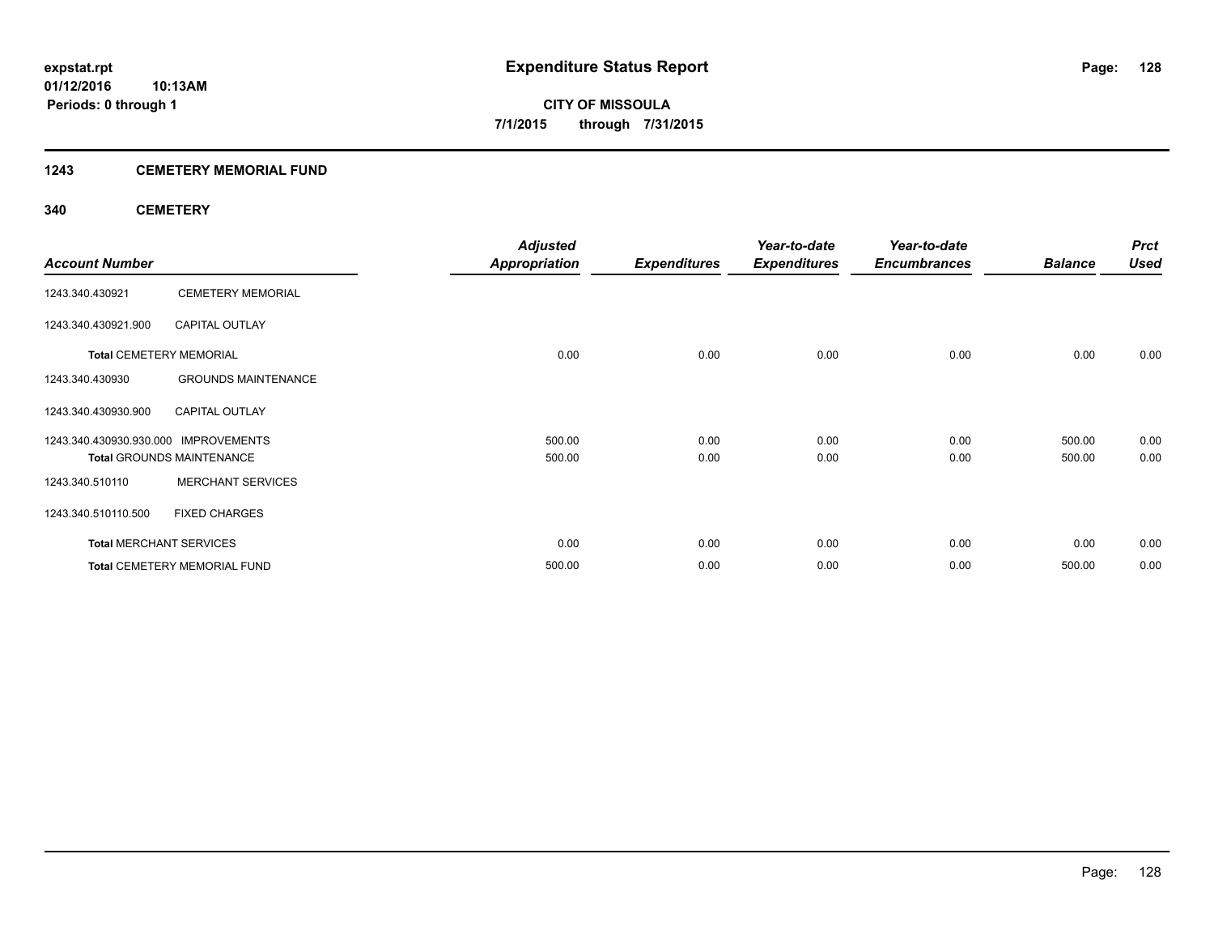**expstat.rpt**
**01/12/2016 10:13AM**
**Periods: 0 through 1**

# Expenditure Status Report

**CITY OF MISSOULA**
**7/1/2015 through 7/31/2015**

## 1243 CEMETERY MEMORIAL FUND

### 340 CEMETERY

| Account Number | | Adjusted Appropriation | Expenditures | Year-to-date Expenditures | Year-to-date Encumbrances | Balance | Prct Used |
|---|---|---|---|---|---|---|---|
| 1243.340.430921 | CEMETERY MEMORIAL | | | | | | |
| 1243.340.430921.900 | CAPITAL OUTLAY | | | | | | |
| **Total** CEMETERY MEMORIAL | | 0.00 | 0.00 | 0.00 | 0.00 | 0.00 | 0.00 |
| 1243.340.430930 | GROUNDS MAINTENANCE | | | | | | |
| 1243.340.430930.900 | CAPITAL OUTLAY | | | | | | |
| 1243.340.430930.930.000 | IMPROVEMENTS | 500.00 | 0.00 | 0.00 | 0.00 | 500.00 | 0.00 |
| **Total** GROUNDS MAINTENANCE | | 500.00 | 0.00 | 0.00 | 0.00 | 500.00 | 0.00 |
| 1243.340.510110 | MERCHANT SERVICES | | | | | | |
| 1243.340.510110.500 | FIXED CHARGES | | | | | | |
| **Total** MERCHANT SERVICES | | 0.00 | 0.00 | 0.00 | 0.00 | 0.00 | 0.00 |
| **Total** CEMETERY MEMORIAL FUND | | 500.00 | 0.00 | 0.00 | 0.00 | 500.00 | 0.00 |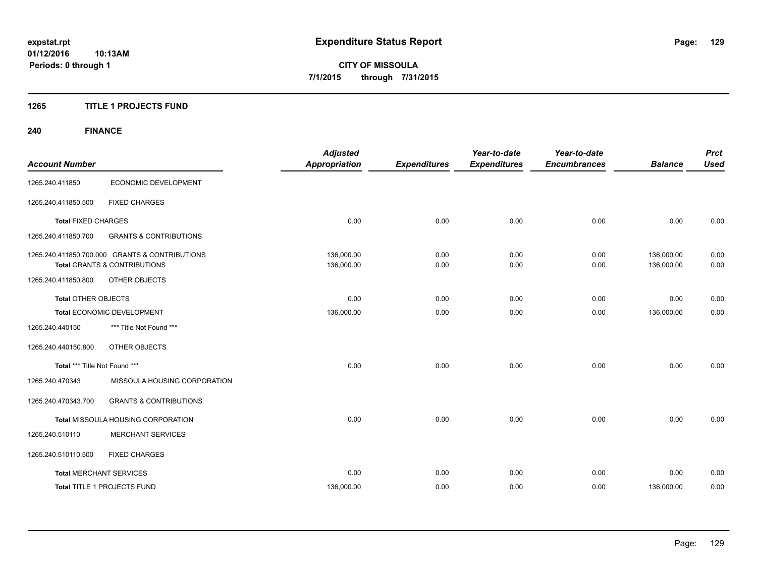**expstat.rpt**
**01/12/2016 10:13AM**
**Periods: 0 through 1**

# Expenditure Status Report

**CITY OF MISSOULA**
**7/1/2015 through 7/31/2015**

## 1265 TITLE 1 PROJECTS FUND

## 240 FINANCE

| Account Number | | Adjusted Appropriation | Expenditures | Year-to-date Expenditures | Year-to-date Encumbrances | Balance | Prct Used |
|---|---|---|---|---|---|---|---|
| 1265.240.411850 | ECONOMIC DEVELOPMENT | | | | | | |
| 1265.240.411850.500 | FIXED CHARGES | | | | | | |
| **Total** FIXED CHARGES | | 0.00 | 0.00 | 0.00 | 0.00 | 0.00 | 0.00 |
| 1265.240.411850.700 | GRANTS & CONTRIBUTIONS | | | | | | |
| 1265.240.411850.700.000 GRANTS & CONTRIBUTIONS | | 136,000.00 | 0.00 | 0.00 | 0.00 | 136,000.00 | 0.00 |
| **Total** GRANTS & CONTRIBUTIONS | | 136,000.00 | 0.00 | 0.00 | 0.00 | 136,000.00 | 0.00 |
| 1265.240.411850.800 | OTHER OBJECTS | | | | | | |
| **Total** OTHER OBJECTS | | 0.00 | 0.00 | 0.00 | 0.00 | 0.00 | 0.00 |
| **Total** ECONOMIC DEVELOPMENT | | 136,000.00 | 0.00 | 0.00 | 0.00 | 136,000.00 | 0.00 |
| 1265.240.440150 | *** Title Not Found *** | | | | | | |
| 1265.240.440150.800 | OTHER OBJECTS | | | | | | |
| **Total** *** Title Not Found *** | | 0.00 | 0.00 | 0.00 | 0.00 | 0.00 | 0.00 |
| 1265.240.470343 | MISSOULA HOUSING CORPORATION | | | | | | |
| 1265.240.470343.700 | GRANTS & CONTRIBUTIONS | | | | | | |
| **Total** MISSOULA HOUSING CORPORATION | | 0.00 | 0.00 | 0.00 | 0.00 | 0.00 | 0.00 |
| 1265.240.510110 | MERCHANT SERVICES | | | | | | |
| 1265.240.510110.500 | FIXED CHARGES | | | | | | |
| **Total** MERCHANT SERVICES | | 0.00 | 0.00 | 0.00 | 0.00 | 0.00 | 0.00 |
| **Total** TITLE 1 PROJECTS FUND | | 136,000.00 | 0.00 | 0.00 | 0.00 | 136,000.00 | 0.00 |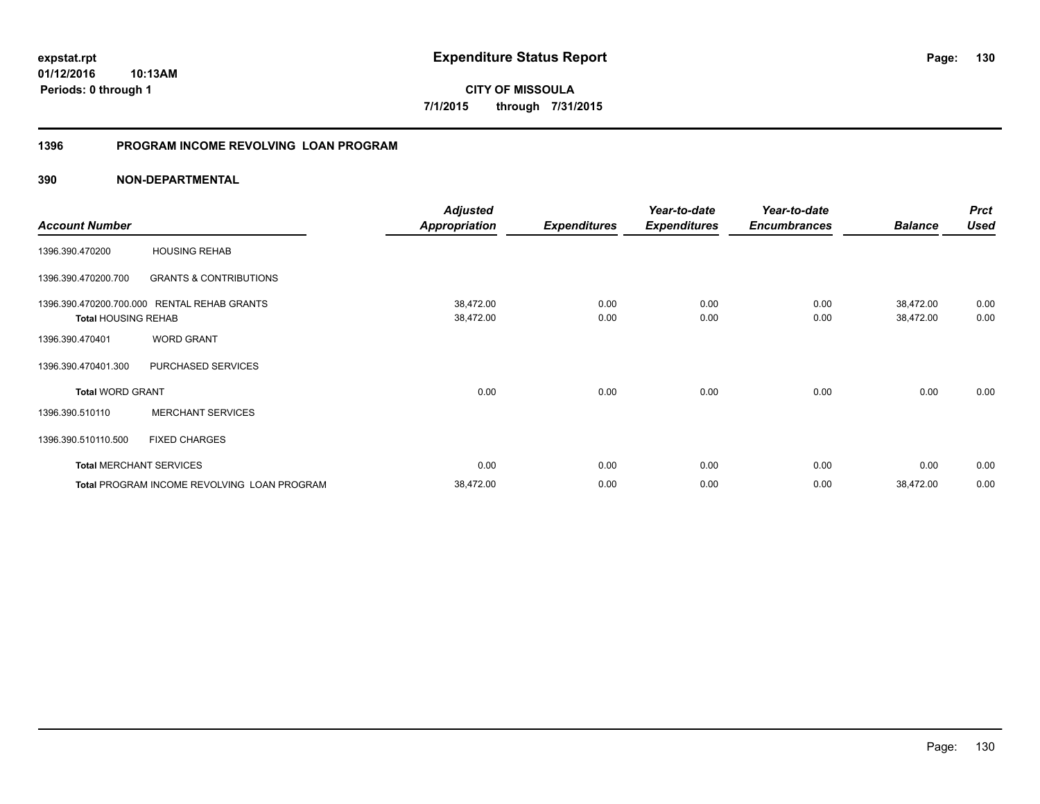**expstat.rpt**
**01/12/2016 10:13AM**
**Periods: 0 through 1**

# Expenditure Status Report

**CITY OF MISSOULA**
**7/1/2015 through 7/31/2015**

## 1396 PROGRAM INCOME REVOLVING LOAN PROGRAM

### 390 NON-DEPARTMENTAL

| Account Number | | Adjusted Appropriation | Expenditures | Year-to-date Expenditures | Year-to-date Encumbrances | Balance | Prct Used |
|---|---|---|---|---|---|---|---|
| 1396.390.470200 | HOUSING REHAB | | | | | | |
| 1396.390.470200.700 | GRANTS & CONTRIBUTIONS | | | | | | |
| 1396.390.470200.700.000 | RENTAL REHAB GRANTS | 38,472.00 | 0.00 | 0.00 | 0.00 | 38,472.00 | 0.00 |
| **Total** HOUSING REHAB | | 38,472.00 | 0.00 | 0.00 | 0.00 | 38,472.00 | 0.00 |
| 1396.390.470401 | WORD GRANT | | | | | | |
| 1396.390.470401.300 | PURCHASED SERVICES | | | | | | |
| **Total** WORD GRANT | | 0.00 | 0.00 | 0.00 | 0.00 | 0.00 | 0.00 |
| 1396.390.510110 | MERCHANT SERVICES | | | | | | |
| 1396.390.510110.500 | FIXED CHARGES | | | | | | |
| **Total** MERCHANT SERVICES | | 0.00 | 0.00 | 0.00 | 0.00 | 0.00 | 0.00 |
| **Total** PROGRAM INCOME REVOLVING LOAN PROGRAM | | 38,472.00 | 0.00 | 0.00 | 0.00 | 38,472.00 | 0.00 |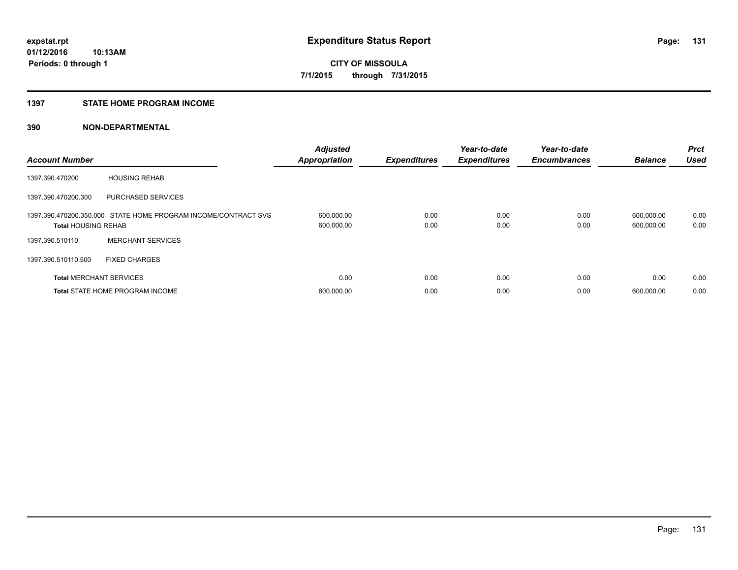**expstat.rpt**
**01/12/2016 10:13AM**
**Periods: 0 through 1**

# Expenditure Status Report

**CITY OF MISSOULA**
**7/1/2015 through 7/31/2015**

## 1397 STATE HOME PROGRAM INCOME

## 390 NON-DEPARTMENTAL

| Account Number | | Adjusted Appropriation | Expenditures | Year-to-date Expenditures | Year-to-date Encumbrances | Balance | Prct Used |
|---|---|---|---|---|---|---|---|
| 1397.390.470200 | HOUSING REHAB | | | | | | |
| 1397.390.470200.300 | PURCHASED SERVICES | | | | | | |
| 1397.390.470200.350.000 | STATE HOME PROGRAM INCOME/CONTRACT SVS | 600,000.00 | 0.00 | 0.00 | 0.00 | 600,000.00 | 0.00 |
| **Total** HOUSING REHAB | | 600,000.00 | 0.00 | 0.00 | 0.00 | 600,000.00 | 0.00 |
| 1397.390.510110 | MERCHANT SERVICES | | | | | | |
| 1397.390.510110.500 | FIXED CHARGES | | | | | | |
| **Total** MERCHANT SERVICES | | 0.00 | 0.00 | 0.00 | 0.00 | 0.00 | 0.00 |
| **Total** STATE HOME PROGRAM INCOME | | 600,000.00 | 0.00 | 0.00 | 0.00 | 600,000.00 | 0.00 |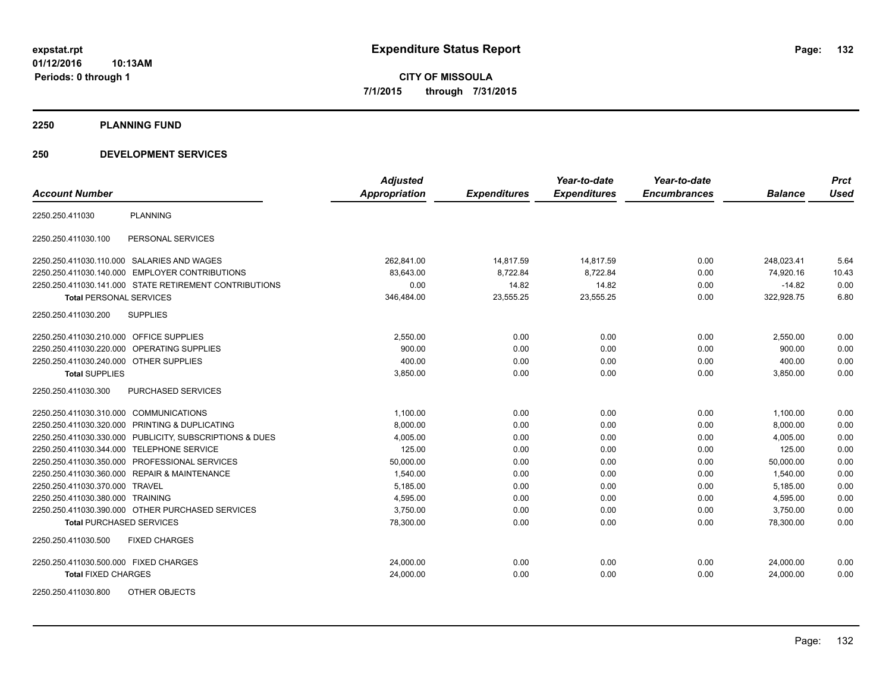**expstat.rpt**
**01/12/2016 10:13AM**
**Periods: 0 through 1**

# Expenditure Status Report

**CITY OF MISSOULA**
**7/1/2015 through 7/31/2015**

## 2250 PLANNING FUND

## 250 DEVELOPMENT SERVICES

| Account Number | | Adjusted Appropriation | Expenditures | Year-to-date Expenditures | Year-to-date Encumbrances | Balance | Prct Used |
|---|---|---|---|---|---|---|---|
| 2250.250.411030 | PLANNING | | | | | | |
| 2250.250.411030.100 | PERSONAL SERVICES | | | | | | |
| 2250.250.411030.110.000 | SALARIES AND WAGES | 262,841.00 | 14,817.59 | 14,817.59 | 0.00 | 248,023.41 | 5.64 |
| 2250.250.411030.140.000 | EMPLOYER CONTRIBUTIONS | 83,643.00 | 8,722.84 | 8,722.84 | 0.00 | 74,920.16 | 10.43 |
| 2250.250.411030.141.000 | STATE RETIREMENT CONTRIBUTIONS | 0.00 | 14.82 | 14.82 | 0.00 | -14.82 | 0.00 |
| **Total** PERSONAL SERVICES | | 346,484.00 | 23,555.25 | 23,555.25 | 0.00 | 322,928.75 | 6.80 |
| 2250.250.411030.200 | SUPPLIES | | | | | | |
| 2250.250.411030.210.000 | OFFICE SUPPLIES | 2,550.00 | 0.00 | 0.00 | 0.00 | 2,550.00 | 0.00 |
| 2250.250.411030.220.000 | OPERATING SUPPLIES | 900.00 | 0.00 | 0.00 | 0.00 | 900.00 | 0.00 |
| 2250.250.411030.240.000 | OTHER SUPPLIES | 400.00 | 0.00 | 0.00 | 0.00 | 400.00 | 0.00 |
| **Total** SUPPLIES | | 3,850.00 | 0.00 | 0.00 | 0.00 | 3,850.00 | 0.00 |
| 2250.250.411030.300 | PURCHASED SERVICES | | | | | | |
| 2250.250.411030.310.000 | COMMUNICATIONS | 1,100.00 | 0.00 | 0.00 | 0.00 | 1,100.00 | 0.00 |
| 2250.250.411030.320.000 | PRINTING & DUPLICATING | 8,000.00 | 0.00 | 0.00 | 0.00 | 8,000.00 | 0.00 |
| 2250.250.411030.330.000 | PUBLICITY, SUBSCRIPTIONS & DUES | 4,005.00 | 0.00 | 0.00 | 0.00 | 4,005.00 | 0.00 |
| 2250.250.411030.344.000 | TELEPHONE SERVICE | 125.00 | 0.00 | 0.00 | 0.00 | 125.00 | 0.00 |
| 2250.250.411030.350.000 | PROFESSIONAL SERVICES | 50,000.00 | 0.00 | 0.00 | 0.00 | 50,000.00 | 0.00 |
| 2250.250.411030.360.000 | REPAIR & MAINTENANCE | 1,540.00 | 0.00 | 0.00 | 0.00 | 1,540.00 | 0.00 |
| 2250.250.411030.370.000 | TRAVEL | 5,185.00 | 0.00 | 0.00 | 0.00 | 5,185.00 | 0.00 |
| 2250.250.411030.380.000 | TRAINING | 4,595.00 | 0.00 | 0.00 | 0.00 | 4,595.00 | 0.00 |
| 2250.250.411030.390.000 | OTHER PURCHASED SERVICES | 3,750.00 | 0.00 | 0.00 | 0.00 | 3,750.00 | 0.00 |
| **Total** PURCHASED SERVICES | | 78,300.00 | 0.00 | 0.00 | 0.00 | 78,300.00 | 0.00 |
| 2250.250.411030.500 | FIXED CHARGES | | | | | | |
| 2250.250.411030.500.000 | FIXED CHARGES | 24,000.00 | 0.00 | 0.00 | 0.00 | 24,000.00 | 0.00 |
| **Total** FIXED CHARGES | | 24,000.00 | 0.00 | 0.00 | 0.00 | 24,000.00 | 0.00 |
| 2250.250.411030.800 | OTHER OBJECTS | | | | | | |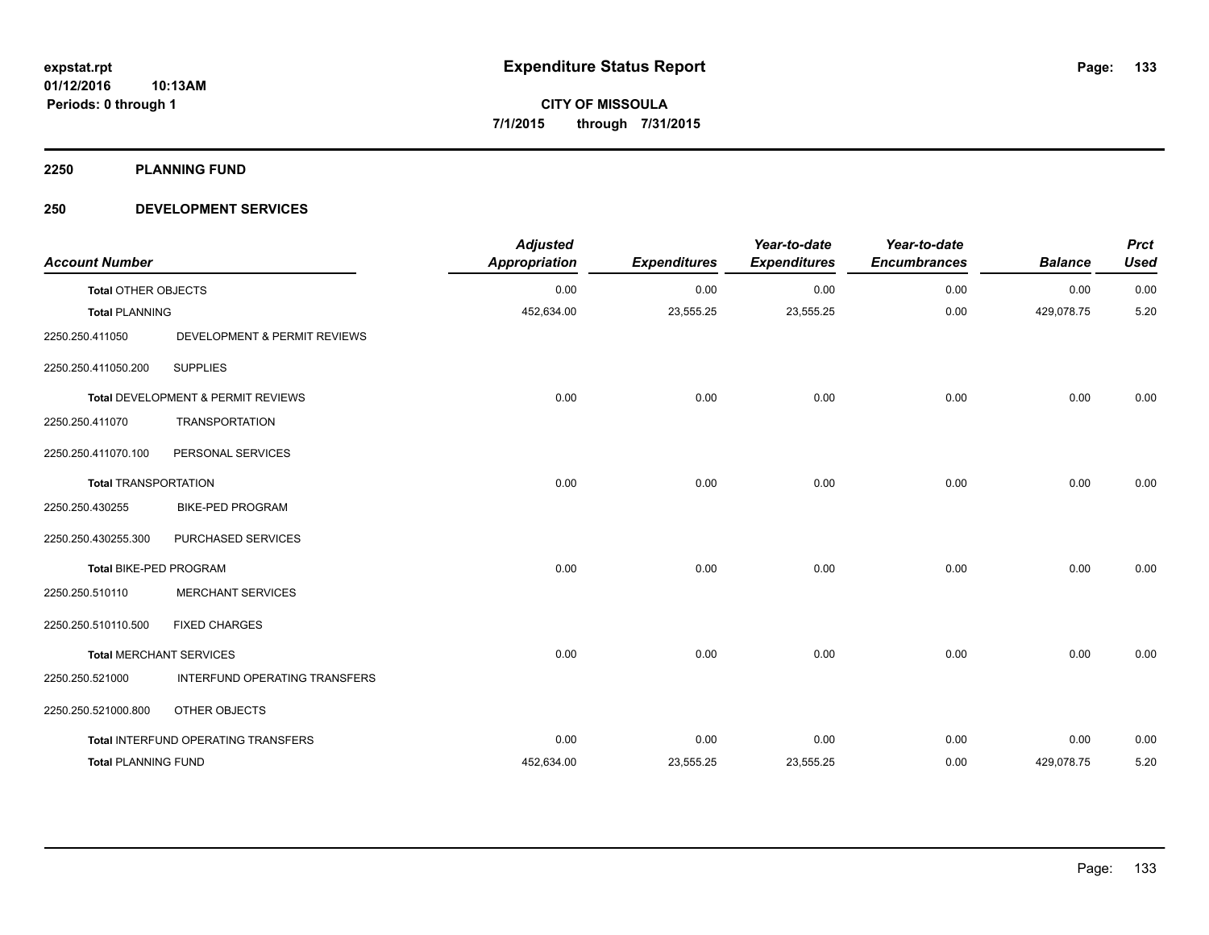**expstat.rpt**
**01/12/2016 10:13AM**
**Periods: 0 through 1**

# Expenditure Status Report

**CITY OF MISSOULA**
**7/1/2015 through 7/31/2015**

## 2250 PLANNING FUND

## 250 DEVELOPMENT SERVICES

| Account Number | | Adjusted Appropriation | Expenditures | Year-to-date Expenditures | Year-to-date Encumbrances | Balance | Prct Used |
|---|---|---|---|---|---|---|---|
| **Total** OTHER OBJECTS | | 0.00 | 0.00 | 0.00 | 0.00 | 0.00 | 0.00 |
| **Total** PLANNING | | 452,634.00 | 23,555.25 | 23,555.25 | 0.00 | 429,078.75 | 5.20 |
| 2250.250.411050 | DEVELOPMENT & PERMIT REVIEWS | | | | | | |
| 2250.250.411050.200 | SUPPLIES | | | | | | |
| **Total** DEVELOPMENT & PERMIT REVIEWS | | 0.00 | 0.00 | 0.00 | 0.00 | 0.00 | 0.00 |
| 2250.250.411070 | TRANSPORTATION | | | | | | |
| 2250.250.411070.100 | PERSONAL SERVICES | | | | | | |
| **Total** TRANSPORTATION | | 0.00 | 0.00 | 0.00 | 0.00 | 0.00 | 0.00 |
| 2250.250.430255 | BIKE-PED PROGRAM | | | | | | |
| 2250.250.430255.300 | PURCHASED SERVICES | | | | | | |
| **Total** BIKE-PED PROGRAM | | 0.00 | 0.00 | 0.00 | 0.00 | 0.00 | 0.00 |
| 2250.250.510110 | MERCHANT SERVICES | | | | | | |
| 2250.250.510110.500 | FIXED CHARGES | | | | | | |
| **Total** MERCHANT SERVICES | | 0.00 | 0.00 | 0.00 | 0.00 | 0.00 | 0.00 |
| 2250.250.521000 | INTERFUND OPERATING TRANSFERS | | | | | | |
| 2250.250.521000.800 | OTHER OBJECTS | | | | | | |
| **Total** INTERFUND OPERATING TRANSFERS | | 0.00 | 0.00 | 0.00 | 0.00 | 0.00 | 0.00 |
| **Total PLANNING FUND** | | 452,634.00 | 23,555.25 | 23,555.25 | 0.00 | 429,078.75 | 5.20 |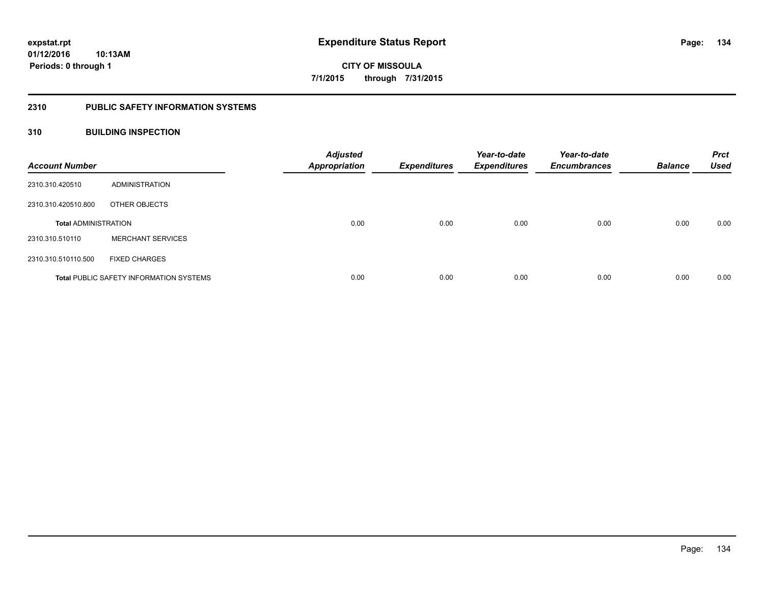# Expenditure Status Report

expstat.rpt
01/12/2016 10:13AM
Periods: 0 through 1

**CITY OF MISSOULA**
**7/1/2015 through 7/31/2015**

## 2310 PUBLIC SAFETY INFORMATION SYSTEMS

### 310 BUILDING INSPECTION

| Account Number | | Adjusted Appropriation | Expenditures | Year-to-date Expenditures | Year-to-date Encumbrances | Balance | Prct Used |
|---|---|---|---|---|---|---|---|
| 2310.310.420510 | ADMINISTRATION | | | | | | |
| 2310.310.420510.800 | OTHER OBJECTS | | | | | | |
| **Total** ADMINISTRATION | | 0.00 | 0.00 | 0.00 | 0.00 | 0.00 | 0.00 |
| 2310.310.510110 | MERCHANT SERVICES | | | | | | |
| 2310.310.510110.500 | FIXED CHARGES | | | | | | |
| **Total** PUBLIC SAFETY INFORMATION SYSTEMS | | 0.00 | 0.00 | 0.00 | 0.00 | 0.00 | 0.00 |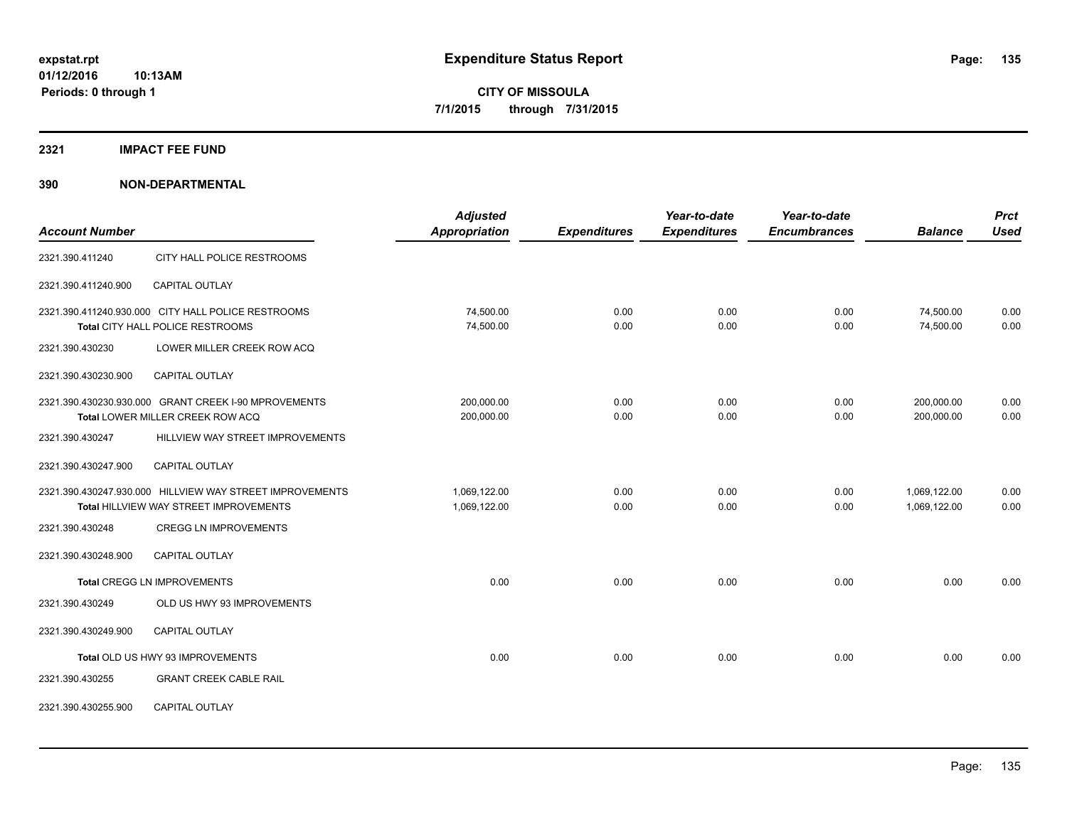**expstat.rpt**
**01/12/2016 10:13AM**
**Periods: 0 through 1**

# Expenditure Status Report

**CITY OF MISSOULA**
**7/1/2015 through 7/31/2015**

## 2321 IMPACT FEE FUND

## 390 NON-DEPARTMENTAL

| Account Number | | Adjusted Appropriation | Expenditures | Year-to-date Expenditures | Year-to-date Encumbrances | Balance | Prct Used |
|---|---|---|---|---|---|---|---|
| 2321.390.411240 | CITY HALL POLICE RESTROOMS | | | | | | |
| 2321.390.411240.900 | CAPITAL OUTLAY | | | | | | |
| 2321.390.411240.930.000 | CITY HALL POLICE RESTROOMS | 74,500.00 | 0.00 | 0.00 | 0.00 | 74,500.00 | 0.00 |
| **Total** CITY HALL POLICE RESTROOMS | | 74,500.00 | 0.00 | 0.00 | 0.00 | 74,500.00 | 0.00 |
| 2321.390.430230 | LOWER MILLER CREEK ROW ACQ | | | | | | |
| 2321.390.430230.900 | CAPITAL OUTLAY | | | | | | |
| 2321.390.430230.930.000 | GRANT CREEK I-90 MPROVEMENTS | 200,000.00 | 0.00 | 0.00 | 0.00 | 200,000.00 | 0.00 |
| **Total** LOWER MILLER CREEK ROW ACQ | | 200,000.00 | 0.00 | 0.00 | 0.00 | 200,000.00 | 0.00 |
| 2321.390.430247 | HILLVIEW WAY STREET IMPROVEMENTS | | | | | | |
| 2321.390.430247.900 | CAPITAL OUTLAY | | | | | | |
| 2321.390.430247.930.000 | HILLVIEW WAY STREET IMPROVEMENTS | 1,069,122.00 | 0.00 | 0.00 | 0.00 | 1,069,122.00 | 0.00 |
| **Total** HILLVIEW WAY STREET IMPROVEMENTS | | 1,069,122.00 | 0.00 | 0.00 | 0.00 | 1,069,122.00 | 0.00 |
| 2321.390.430248 | CREGG LN IMPROVEMENTS | | | | | | |
| 2321.390.430248.900 | CAPITAL OUTLAY | | | | | | |
| **Total** CREGG LN IMPROVEMENTS | | 0.00 | 0.00 | 0.00 | 0.00 | 0.00 | 0.00 |
| 2321.390.430249 | OLD US HWY 93 IMPROVEMENTS | | | | | | |
| 2321.390.430249.900 | CAPITAL OUTLAY | | | | | | |
| **Total** OLD US HWY 93 IMPROVEMENTS | | 0.00 | 0.00 | 0.00 | 0.00 | 0.00 | 0.00 |
| 2321.390.430255 | GRANT CREEK CABLE RAIL | | | | | | |
| 2321.390.430255.900 | CAPITAL OUTLAY | | | | | | |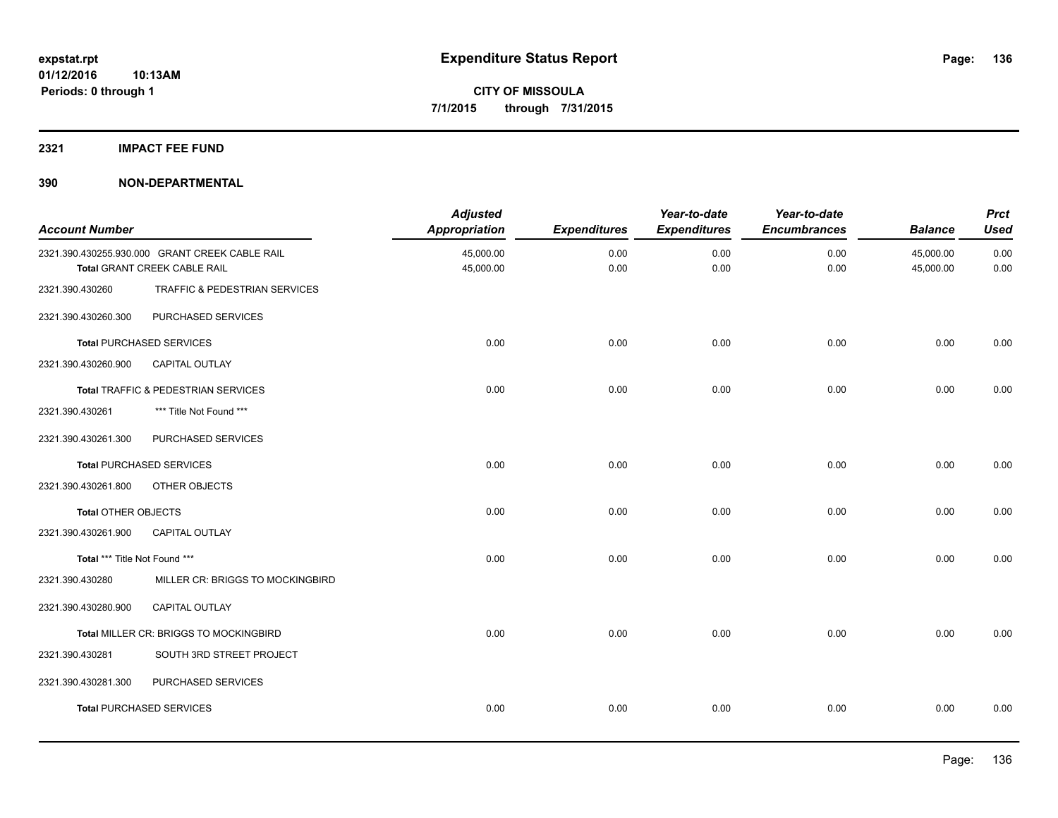# Expenditure Status Report

expstat.rpt
01/12/2016 10:13AM
Periods: 0 through 1

**CITY OF MISSOULA**
**7/1/2015 through 7/31/2015**

## 2321 IMPACT FEE FUND

## 390 NON-DEPARTMENTAL

| Account Number | | Adjusted Appropriation | Expenditures | Year-to-date Expenditures | Year-to-date Encumbrances | Balance | Prct Used |
|---|---|---|---|---|---|---|---|
| 2321.390.430255.930.000 | GRANT CREEK CABLE RAIL | 45,000.00 | 0.00 | 0.00 | 0.00 | 45,000.00 | 0.00 |
| **Total** GRANT CREEK CABLE RAIL | | 45,000.00 | 0.00 | 0.00 | 0.00 | 45,000.00 | 0.00 |
| 2321.390.430260 | TRAFFIC & PEDESTRIAN SERVICES | | | | | | |
| 2321.390.430260.300 | PURCHASED SERVICES | | | | | | |
| **Total** PURCHASED SERVICES | | 0.00 | 0.00 | 0.00 | 0.00 | 0.00 | 0.00 |
| 2321.390.430260.900 | CAPITAL OUTLAY | | | | | | |
| **Total** TRAFFIC & PEDESTRIAN SERVICES | | 0.00 | 0.00 | 0.00 | 0.00 | 0.00 | 0.00 |
| 2321.390.430261 | *** Title Not Found *** | | | | | | |
| 2321.390.430261.300 | PURCHASED SERVICES | | | | | | |
| **Total** PURCHASED SERVICES | | 0.00 | 0.00 | 0.00 | 0.00 | 0.00 | 0.00 |
| 2321.390.430261.800 | OTHER OBJECTS | | | | | | |
| **Total** OTHER OBJECTS | | 0.00 | 0.00 | 0.00 | 0.00 | 0.00 | 0.00 |
| 2321.390.430261.900 | CAPITAL OUTLAY | | | | | | |
| **Total** *** Title Not Found *** | | 0.00 | 0.00 | 0.00 | 0.00 | 0.00 | 0.00 |
| 2321.390.430280 | MILLER CR: BRIGGS TO MOCKINGBIRD | | | | | | |
| 2321.390.430280.900 | CAPITAL OUTLAY | | | | | | |
| **Total** MILLER CR: BRIGGS TO MOCKINGBIRD | | 0.00 | 0.00 | 0.00 | 0.00 | 0.00 | 0.00 |
| 2321.390.430281 | SOUTH 3RD STREET PROJECT | | | | | | |
| 2321.390.430281.300 | PURCHASED SERVICES | | | | | | |
| **Total** PURCHASED SERVICES | | 0.00 | 0.00 | 0.00 | 0.00 | 0.00 | 0.00 |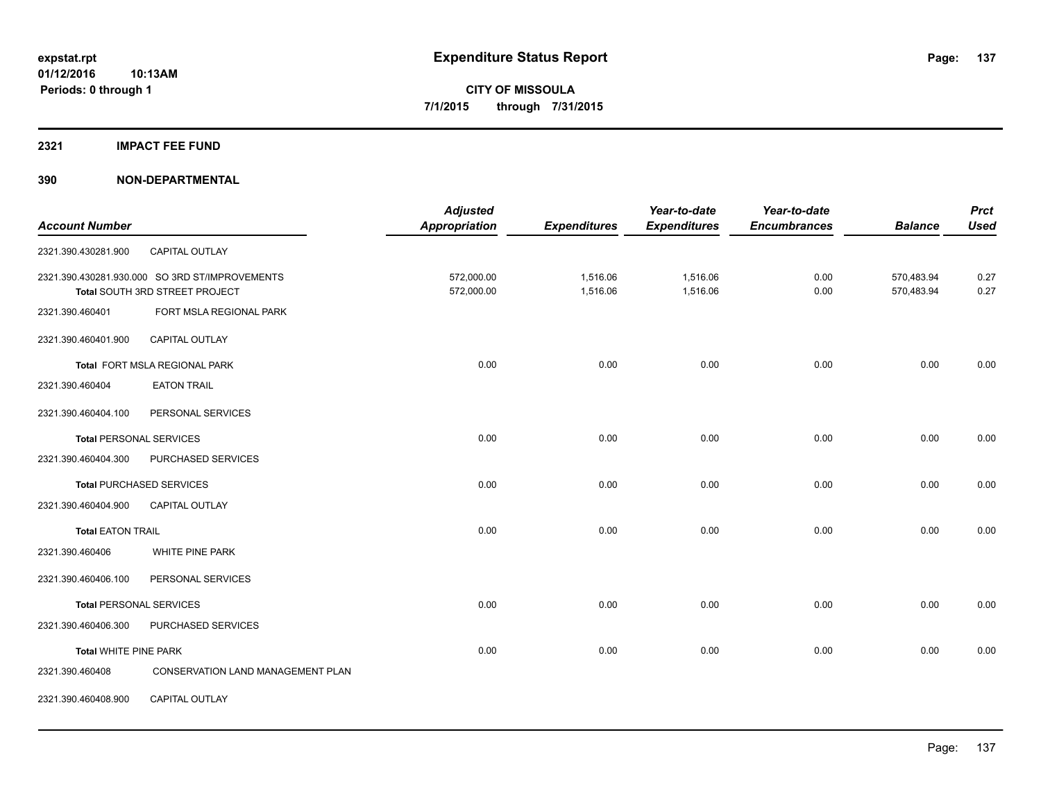expstat.rpt
01/12/2016 10:13AM
Periods: 0 through 1

# Expenditure Status Report

**CITY OF MISSOULA**
**7/1/2015 through 7/31/2015**

## 2321 IMPACT FEE FUND

## 390 NON-DEPARTMENTAL

| Account Number | | Adjusted Appropriation | Expenditures | Year-to-date Expenditures | Year-to-date Encumbrances | Balance | Prct Used |
|---|---|---|---|---|---|---|---|
| 2321.390.430281.900 | CAPITAL OUTLAY | | | | | | |
| 2321.390.430281.930.000 | SO 3RD ST/IMPROVEMENTS | 572,000.00 | 1,516.06 | 1,516.06 | 0.00 | 570,483.94 | 0.27 |
| Total SOUTH 3RD STREET PROJECT | | 572,000.00 | 1,516.06 | 1,516.06 | 0.00 | 570,483.94 | 0.27 |
| 2321.390.460401 | FORT MSLA REGIONAL PARK | | | | | | |
| 2321.390.460401.900 | CAPITAL OUTLAY | | | | | | |
| Total FORT MSLA REGIONAL PARK | | 0.00 | 0.00 | 0.00 | 0.00 | 0.00 | 0.00 |
| 2321.390.460404 | EATON TRAIL | | | | | | |
| 2321.390.460404.100 | PERSONAL SERVICES | | | | | | |
| Total PERSONAL SERVICES | | 0.00 | 0.00 | 0.00 | 0.00 | 0.00 | 0.00 |
| 2321.390.460404.300 | PURCHASED SERVICES | | | | | | |
| Total PURCHASED SERVICES | | 0.00 | 0.00 | 0.00 | 0.00 | 0.00 | 0.00 |
| 2321.390.460404.900 | CAPITAL OUTLAY | | | | | | |
| Total EATON TRAIL | | 0.00 | 0.00 | 0.00 | 0.00 | 0.00 | 0.00 |
| 2321.390.460406 | WHITE PINE PARK | | | | | | |
| 2321.390.460406.100 | PERSONAL SERVICES | | | | | | |
| Total PERSONAL SERVICES | | 0.00 | 0.00 | 0.00 | 0.00 | 0.00 | 0.00 |
| 2321.390.460406.300 | PURCHASED SERVICES | | | | | | |
| Total WHITE PINE PARK | | 0.00 | 0.00 | 0.00 | 0.00 | 0.00 | 0.00 |
| 2321.390.460408 | CONSERVATION LAND MANAGEMENT PLAN | | | | | | |
| 2321.390.460408.900 | CAPITAL OUTLAY | | | | | | |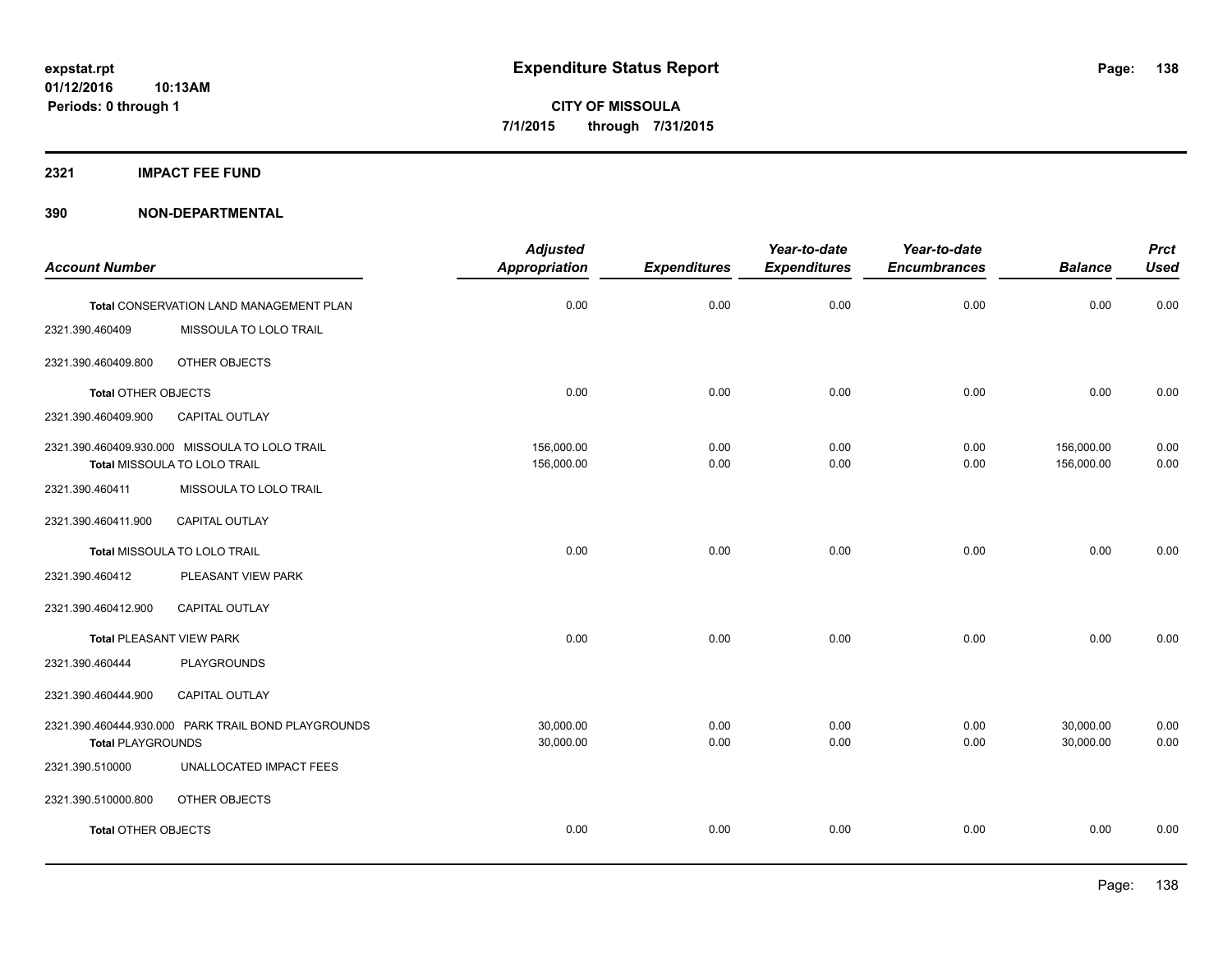# Expenditure Status Report

**CITY OF MISSOULA**
**7/1/2015 through 7/31/2015**

expstat.rpt
01/12/2016 10:13AM
Periods: 0 through 1

## 2321 IMPACT FEE FUND

## 390 NON-DEPARTMENTAL

| Account Number | | Adjusted Appropriation | Expenditures | Year-to-date Expenditures | Year-to-date Encumbrances | Balance | Prct Used |
|---|---|---|---|---|---|---|---|
| Total CONSERVATION LAND MANAGEMENT PLAN | | 0.00 | 0.00 | 0.00 | 0.00 | 0.00 | 0.00 |
| 2321.390.460409 | MISSOULA TO LOLO TRAIL | | | | | | |
| 2321.390.460409.800 | OTHER OBJECTS | | | | | | |
| Total OTHER OBJECTS | | 0.00 | 0.00 | 0.00 | 0.00 | 0.00 | 0.00 |
| 2321.390.460409.900 | CAPITAL OUTLAY | | | | | | |
| 2321.390.460409.930.000 | MISSOULA TO LOLO TRAIL | 156,000.00 | 0.00 | 0.00 | 0.00 | 156,000.00 | 0.00 |
| Total MISSOULA TO LOLO TRAIL | | 156,000.00 | 0.00 | 0.00 | 0.00 | 156,000.00 | 0.00 |
| 2321.390.460411 | MISSOULA TO LOLO TRAIL | | | | | | |
| 2321.390.460411.900 | CAPITAL OUTLAY | | | | | | |
| Total MISSOULA TO LOLO TRAIL | | 0.00 | 0.00 | 0.00 | 0.00 | 0.00 | 0.00 |
| 2321.390.460412 | PLEASANT VIEW PARK | | | | | | |
| 2321.390.460412.900 | CAPITAL OUTLAY | | | | | | |
| Total PLEASANT VIEW PARK | | 0.00 | 0.00 | 0.00 | 0.00 | 0.00 | 0.00 |
| 2321.390.460444 | PLAYGROUNDS | | | | | | |
| 2321.390.460444.900 | CAPITAL OUTLAY | | | | | | |
| 2321.390.460444.930.000 | PARK TRAIL BOND PLAYGROUNDS | 30,000.00 | 0.00 | 0.00 | 0.00 | 30,000.00 | 0.00 |
| Total PLAYGROUNDS | | 30,000.00 | 0.00 | 0.00 | 0.00 | 30,000.00 | 0.00 |
| 2321.390.510000 | UNALLOCATED IMPACT FEES | | | | | | |
| 2321.390.510000.800 | OTHER OBJECTS | | | | | | |
| Total OTHER OBJECTS | | 0.00 | 0.00 | 0.00 | 0.00 | 0.00 | 0.00 |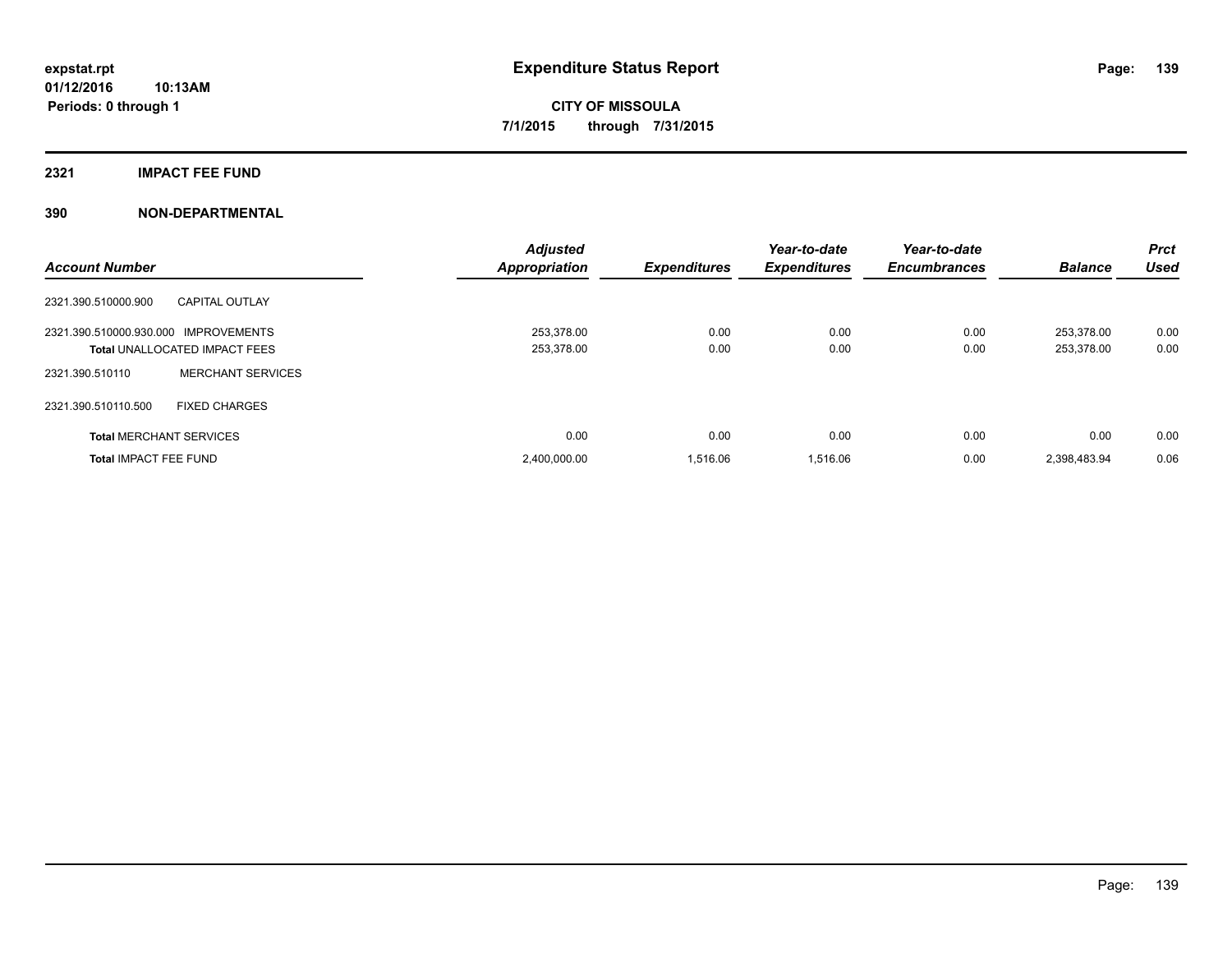**Expenditure Status Report**

**CITY OF MISSOULA**

**7/1/2015 through 7/31/2015**

expstat.rpt
01/12/2016 10:13AM
Periods: 0 through 1

## 2321 IMPACT FEE FUND

### 390 NON-DEPARTMENTAL

| Account Number | | Adjusted Appropriation | Expenditures | Year-to-date Expenditures | Year-to-date Encumbrances | Balance | Prct Used |
|---|---|---|---|---|---|---|---|
| 2321.390.510000.900 | CAPITAL OUTLAY | | | | | | |
| 2321.390.510000.930.000 | IMPROVEMENTS | 253,378.00 | 0.00 | 0.00 | 0.00 | 253,378.00 | 0.00 |
| **Total** UNALLOCATED IMPACT FEES | | 253,378.00 | 0.00 | 0.00 | 0.00 | 253,378.00 | 0.00 |
| 2321.390.510110 | MERCHANT SERVICES | | | | | | |
| 2321.390.510110.500 | FIXED CHARGES | | | | | | |
| **Total** MERCHANT SERVICES | | 0.00 | 0.00 | 0.00 | 0.00 | 0.00 | 0.00 |
| **Total** IMPACT FEE FUND | | 2,400,000.00 | 1,516.06 | 1,516.06 | 0.00 | 2,398,483.94 | 0.06 |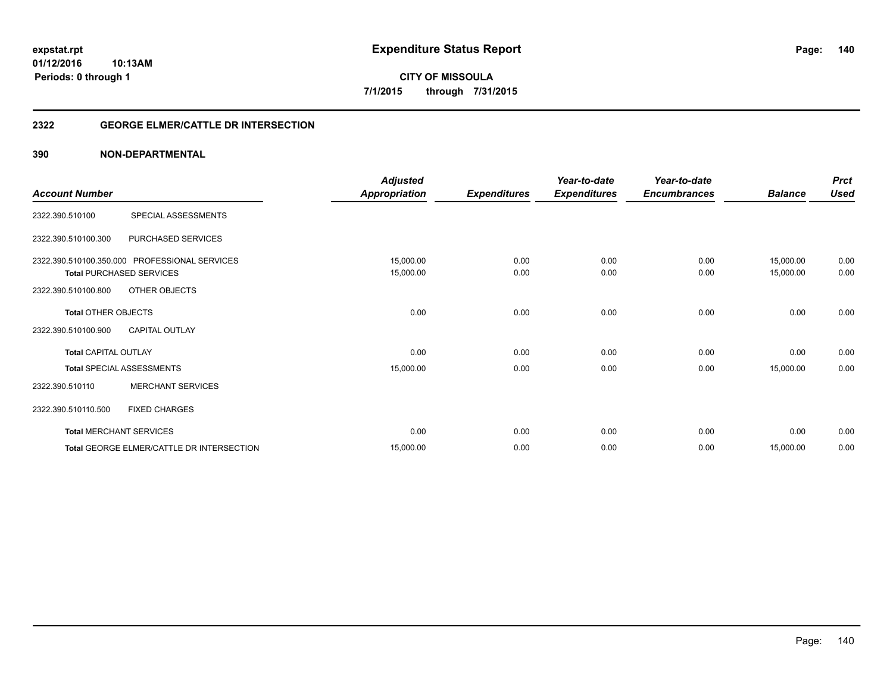# Expenditure Status Report

**expstat.rpt**
**01/12/2016 10:13AM**
**Periods: 0 through 1**

**CITY OF MISSOULA**
**7/1/2015 through 7/31/2015**

## 2322 GEORGE ELMER/CATTLE DR INTERSECTION

### 390 NON-DEPARTMENTAL

| Account Number | | Adjusted Appropriation | Expenditures | Year-to-date Expenditures | Year-to-date Encumbrances | Balance | Prct Used |
|---|---|---|---|---|---|---|---|
| 2322.390.510100 | SPECIAL ASSESSMENTS | | | | | | |
| 2322.390.510100.300 | PURCHASED SERVICES | | | | | | |
| 2322.390.510100.350.000 | PROFESSIONAL SERVICES | 15,000.00 | 0.00 | 0.00 | 0.00 | 15,000.00 | 0.00 |
| **Total** PURCHASED SERVICES | | 15,000.00 | 0.00 | 0.00 | 0.00 | 15,000.00 | 0.00 |
| 2322.390.510100.800 | OTHER OBJECTS | | | | | | |
| **Total** OTHER OBJECTS | | 0.00 | 0.00 | 0.00 | 0.00 | 0.00 | 0.00 |
| 2322.390.510100.900 | CAPITAL OUTLAY | | | | | | |
| **Total** CAPITAL OUTLAY | | 0.00 | 0.00 | 0.00 | 0.00 | 0.00 | 0.00 |
| **Total** SPECIAL ASSESSMENTS | | 15,000.00 | 0.00 | 0.00 | 0.00 | 15,000.00 | 0.00 |
| 2322.390.510110 | MERCHANT SERVICES | | | | | | |
| 2322.390.510110.500 | FIXED CHARGES | | | | | | |
| **Total** MERCHANT SERVICES | | 0.00 | 0.00 | 0.00 | 0.00 | 0.00 | 0.00 |
| **Total** GEORGE ELMER/CATTLE DR INTERSECTION | | 15,000.00 | 0.00 | 0.00 | 0.00 | 15,000.00 | 0.00 |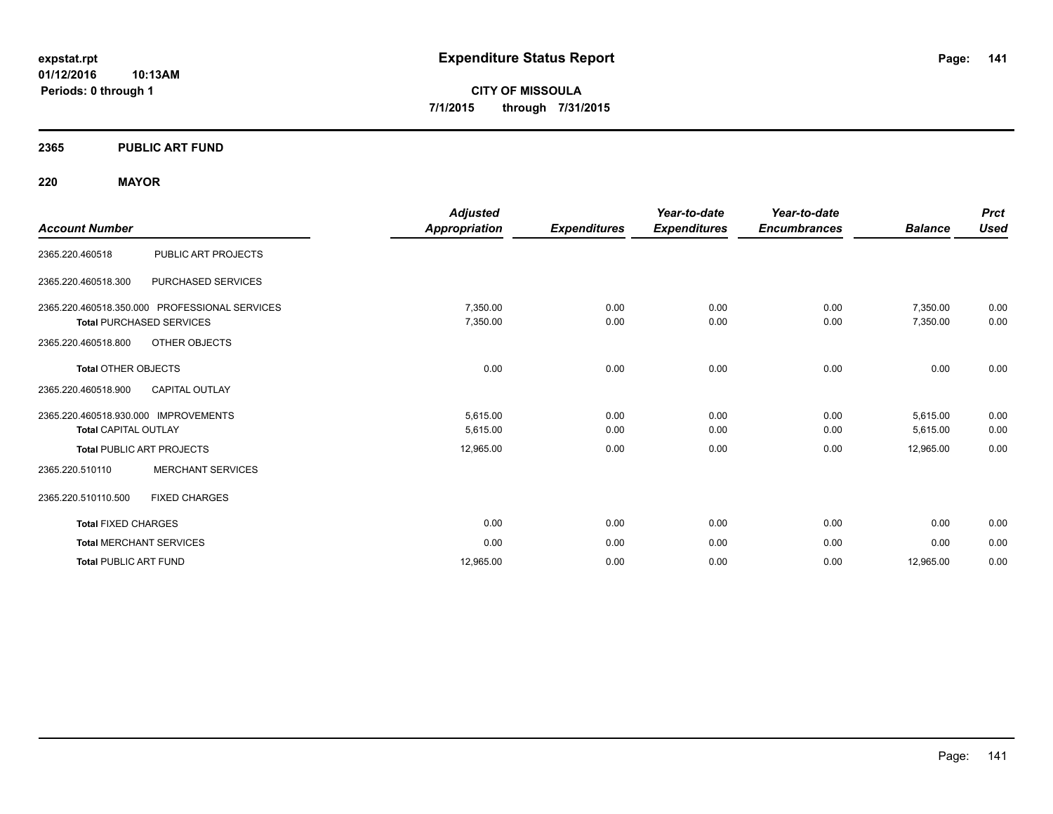# Expenditure Status Report

**CITY OF MISSOULA**

**7/1/2015 through 7/31/2015**

expstat.rpt
01/12/2016 10:13AM
Periods: 0 through 1

## 2365 PUBLIC ART FUND

### 220 MAYOR

| Account Number | | Adjusted Appropriation | Expenditures | Year-to-date Expenditures | Year-to-date Encumbrances | Balance | Prct Used |
|---|---|---|---|---|---|---|---|
| 2365.220.460518 | PUBLIC ART PROJECTS | | | | | | |
| 2365.220.460518.300 | PURCHASED SERVICES | | | | | | |
| 2365.220.460518.350.000 | PROFESSIONAL SERVICES | 7,350.00 | 0.00 | 0.00 | 0.00 | 7,350.00 | 0.00 |
| **Total** PURCHASED SERVICES | | 7,350.00 | 0.00 | 0.00 | 0.00 | 7,350.00 | 0.00 |
| 2365.220.460518.800 | OTHER OBJECTS | | | | | | |
| **Total** OTHER OBJECTS | | 0.00 | 0.00 | 0.00 | 0.00 | 0.00 | 0.00 |
| 2365.220.460518.900 | CAPITAL OUTLAY | | | | | | |
| 2365.220.460518.930.000 | IMPROVEMENTS | 5,615.00 | 0.00 | 0.00 | 0.00 | 5,615.00 | 0.00 |
| **Total** CAPITAL OUTLAY | | 5,615.00 | 0.00 | 0.00 | 0.00 | 5,615.00 | 0.00 |
| **Total** PUBLIC ART PROJECTS | | 12,965.00 | 0.00 | 0.00 | 0.00 | 12,965.00 | 0.00 |
| 2365.220.510110 | MERCHANT SERVICES | | | | | | |
| 2365.220.510110.500 | FIXED CHARGES | | | | | | |
| **Total** FIXED CHARGES | | 0.00 | 0.00 | 0.00 | 0.00 | 0.00 | 0.00 |
| **Total** MERCHANT SERVICES | | 0.00 | 0.00 | 0.00 | 0.00 | 0.00 | 0.00 |
| **Total** PUBLIC ART FUND | | 12,965.00 | 0.00 | 0.00 | 0.00 | 12,965.00 | 0.00 |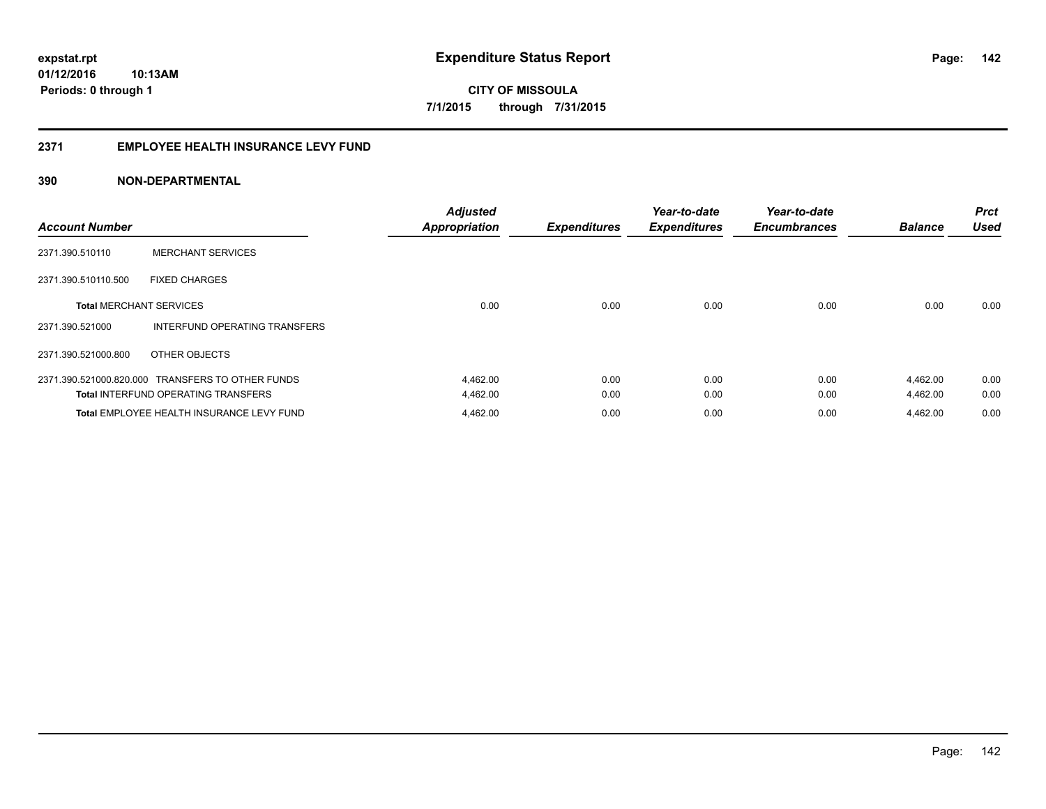**expstat.rpt**
**01/12/2016 10:13AM**
**Periods: 0 through 1**

# Expenditure Status Report

**CITY OF MISSOULA**
**7/1/2015 through 7/31/2015**

## 2371 EMPLOYEE HEALTH INSURANCE LEVY FUND

### 390 NON-DEPARTMENTAL

| Account Number | | Adjusted Appropriation | Expenditures | Year-to-date Expenditures | Year-to-date Encumbrances | Balance | Prct Used |
|---|---|---|---|---|---|---|---|
| 2371.390.510110 | MERCHANT SERVICES | | | | | | |
| 2371.390.510110.500 | FIXED CHARGES | | | | | | |
| **Total** MERCHANT SERVICES | | 0.00 | 0.00 | 0.00 | 0.00 | 0.00 | 0.00 |
| 2371.390.521000 | INTERFUND OPERATING TRANSFERS | | | | | | |
| 2371.390.521000.800 | OTHER OBJECTS | | | | | | |
| 2371.390.521000.820.000 | TRANSFERS TO OTHER FUNDS | 4,462.00 | 0.00 | 0.00 | 0.00 | 4,462.00 | 0.00 |
| **Total** INTERFUND OPERATING TRANSFERS | | 4,462.00 | 0.00 | 0.00 | 0.00 | 4,462.00 | 0.00 |
| **Total** EMPLOYEE HEALTH INSURANCE LEVY FUND | | 4,462.00 | 0.00 | 0.00 | 0.00 | 4,462.00 | 0.00 |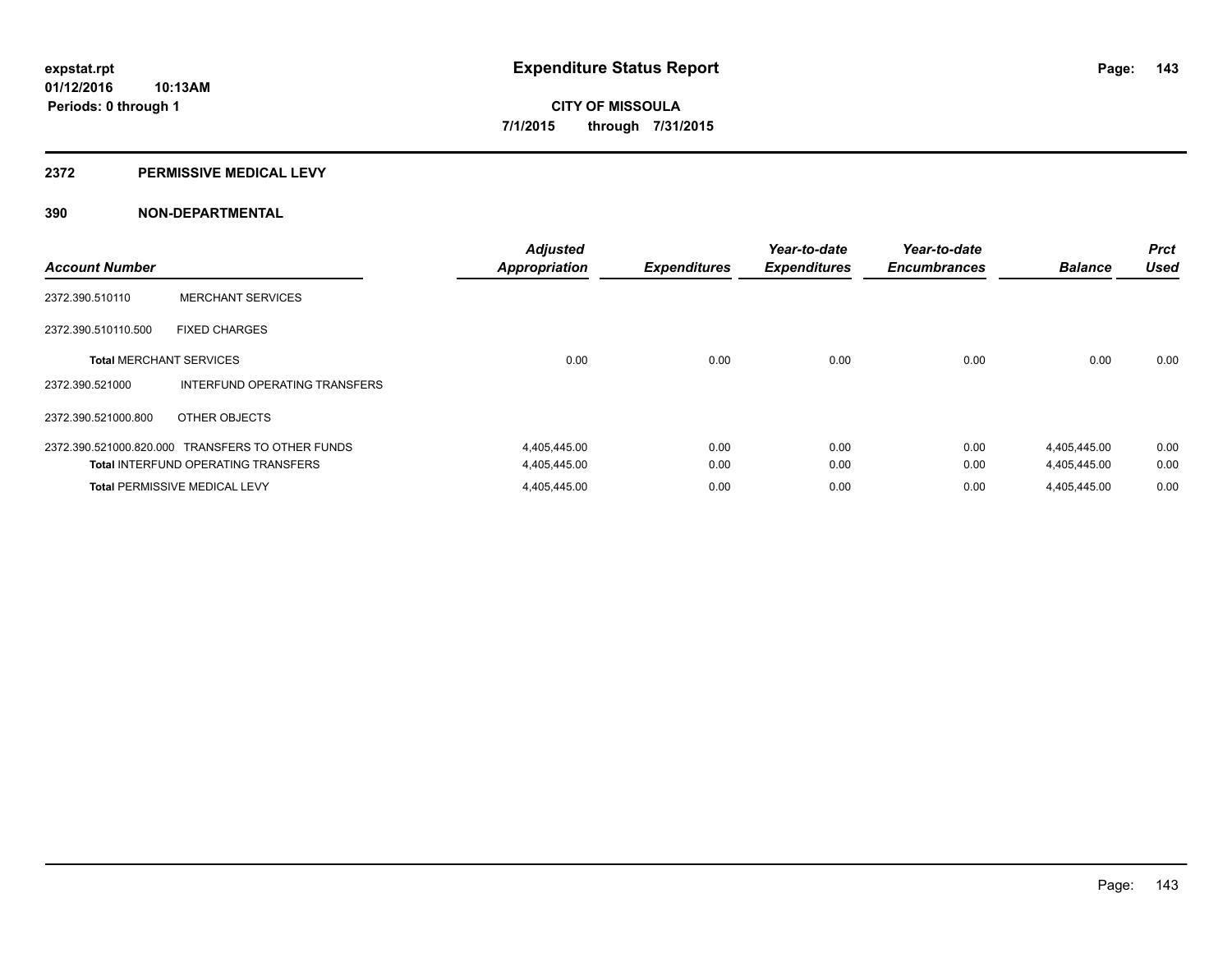**expstat.rpt**
**01/12/2016 10:13AM**
**Periods: 0 through 1**

# Expenditure Status Report

**CITY OF MISSOULA**
**7/1/2015 through 7/31/2015**

## 2372 PERMISSIVE MEDICAL LEVY

## 390 NON-DEPARTMENTAL

| Account Number | | Adjusted Appropriation | Expenditures | Year-to-date Expenditures | Year-to-date Encumbrances | Balance | Prct Used |
|---|---|---|---|---|---|---|---|
| 2372.390.510110 | MERCHANT SERVICES | | | | | | |
| 2372.390.510110.500 | FIXED CHARGES | | | | | | |
| **Total** MERCHANT SERVICES | | 0.00 | 0.00 | 0.00 | 0.00 | 0.00 | 0.00 |
| 2372.390.521000 | INTERFUND OPERATING TRANSFERS | | | | | | |
| 2372.390.521000.800 | OTHER OBJECTS | | | | | | |
| 2372.390.521000.820.000 | TRANSFERS TO OTHER FUNDS | 4,405,445.00 | 0.00 | 0.00 | 0.00 | 4,405,445.00 | 0.00 |
| **Total** INTERFUND OPERATING TRANSFERS | | 4,405,445.00 | 0.00 | 0.00 | 0.00 | 4,405,445.00 | 0.00 |
| **Total** PERMISSIVE MEDICAL LEVY | | 4,405,445.00 | 0.00 | 0.00 | 0.00 | 4,405,445.00 | 0.00 |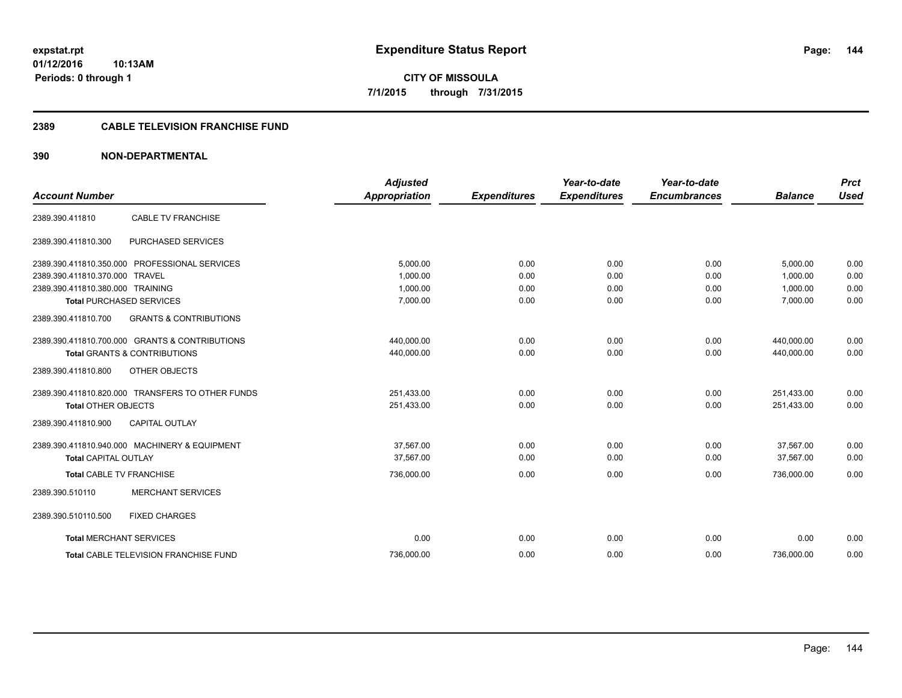# Expenditure Status Report

**expstat.rpt**
**01/12/2016 10:13AM**
**Periods: 0 through 1**

**CITY OF MISSOULA**
**7/1/2015 through 7/31/2015**

## 2389 CABLE TELEVISION FRANCHISE FUND

### 390 NON-DEPARTMENTAL

| Account Number | | Adjusted Appropriation | Expenditures | Year-to-date Expenditures | Year-to-date Encumbrances | Balance | Prct Used |
|---|---|---|---|---|---|---|---|
| 2389.390.411810 | CABLE TV FRANCHISE | | | | | | |
| 2389.390.411810.300 | PURCHASED SERVICES | | | | | | |
| 2389.390.411810.350.000 | PROFESSIONAL SERVICES | 5,000.00 | 0.00 | 0.00 | 0.00 | 5,000.00 | 0.00 |
| 2389.390.411810.370.000 | TRAVEL | 1,000.00 | 0.00 | 0.00 | 0.00 | 1,000.00 | 0.00 |
| 2389.390.411810.380.000 | TRAINING | 1,000.00 | 0.00 | 0.00 | 0.00 | 1,000.00 | 0.00 |
| **Total** PURCHASED SERVICES | | 7,000.00 | 0.00 | 0.00 | 0.00 | 7,000.00 | 0.00 |
| 2389.390.411810.700 | GRANTS & CONTRIBUTIONS | | | | | | |
| 2389.390.411810.700.000 | GRANTS & CONTRIBUTIONS | 440,000.00 | 0.00 | 0.00 | 0.00 | 440,000.00 | 0.00 |
| **Total** GRANTS & CONTRIBUTIONS | | 440,000.00 | 0.00 | 0.00 | 0.00 | 440,000.00 | 0.00 |
| 2389.390.411810.800 | OTHER OBJECTS | | | | | | |
| 2389.390.411810.820.000 | TRANSFERS TO OTHER FUNDS | 251,433.00 | 0.00 | 0.00 | 0.00 | 251,433.00 | 0.00 |
| **Total** OTHER OBJECTS | | 251,433.00 | 0.00 | 0.00 | 0.00 | 251,433.00 | 0.00 |
| 2389.390.411810.900 | CAPITAL OUTLAY | | | | | | |
| 2389.390.411810.940.000 | MACHINERY & EQUIPMENT | 37,567.00 | 0.00 | 0.00 | 0.00 | 37,567.00 | 0.00 |
| **Total** CAPITAL OUTLAY | | 37,567.00 | 0.00 | 0.00 | 0.00 | 37,567.00 | 0.00 |
| **Total** CABLE TV FRANCHISE | | 736,000.00 | 0.00 | 0.00 | 0.00 | 736,000.00 | 0.00 |
| 2389.390.510110 | MERCHANT SERVICES | | | | | | |
| 2389.390.510110.500 | FIXED CHARGES | | | | | | |
| **Total** MERCHANT SERVICES | | 0.00 | 0.00 | 0.00 | 0.00 | 0.00 | 0.00 |
| **Total** CABLE TELEVISION FRANCHISE FUND | | 736,000.00 | 0.00 | 0.00 | 0.00 | 736,000.00 | 0.00 |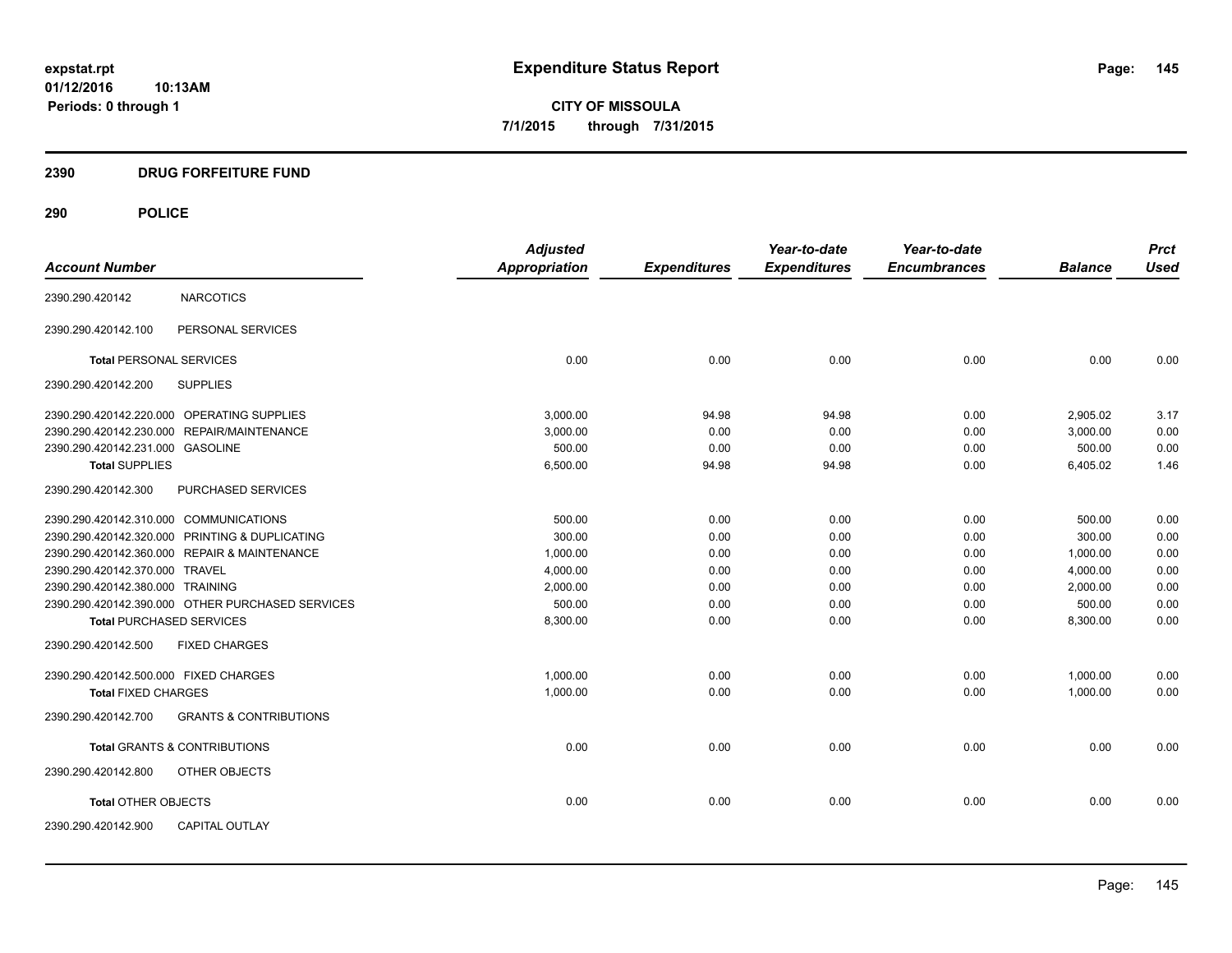# Expenditure Status Report

expstat.rpt
01/12/2016 10:13AM
Periods: 0 through 1

**CITY OF MISSOULA**
**7/1/2015 through 7/31/2015**

## 2390 DRUG FORFEITURE FUND

## 290 POLICE

| Account Number | | Adjusted Appropriation | Expenditures | Year-to-date Expenditures | Year-to-date Encumbrances | Balance | Prct Used |
|---|---|---|---|---|---|---|---|
| 2390.290.420142 | NARCOTICS | | | | | | |
| 2390.290.420142.100 | PERSONAL SERVICES | | | | | | |
| **Total** PERSONAL SERVICES | | 0.00 | 0.00 | 0.00 | 0.00 | 0.00 | 0.00 |
| 2390.290.420142.200 | SUPPLIES | | | | | | |
| 2390.290.420142.220.000 | OPERATING SUPPLIES | 3,000.00 | 94.98 | 94.98 | 0.00 | 2,905.02 | 3.17 |
| 2390.290.420142.230.000 | REPAIR/MAINTENANCE | 3,000.00 | 0.00 | 0.00 | 0.00 | 3,000.00 | 0.00 |
| 2390.290.420142.231.000 | GASOLINE | 500.00 | 0.00 | 0.00 | 0.00 | 500.00 | 0.00 |
| **Total SUPPLIES** | | 6,500.00 | 94.98 | 94.98 | 0.00 | 6,405.02 | 1.46 |
| 2390.290.420142.300 | PURCHASED SERVICES | | | | | | |
| 2390.290.420142.310.000 | COMMUNICATIONS | 500.00 | 0.00 | 0.00 | 0.00 | 500.00 | 0.00 |
| 2390.290.420142.320.000 | PRINTING & DUPLICATING | 300.00 | 0.00 | 0.00 | 0.00 | 300.00 | 0.00 |
| 2390.290.420142.360.000 | REPAIR & MAINTENANCE | 1,000.00 | 0.00 | 0.00 | 0.00 | 1,000.00 | 0.00 |
| 2390.290.420142.370.000 | TRAVEL | 4,000.00 | 0.00 | 0.00 | 0.00 | 4,000.00 | 0.00 |
| 2390.290.420142.380.000 | TRAINING | 2,000.00 | 0.00 | 0.00 | 0.00 | 2,000.00 | 0.00 |
| 2390.290.420142.390.000 | OTHER PURCHASED SERVICES | 500.00 | 0.00 | 0.00 | 0.00 | 500.00 | 0.00 |
| **Total PURCHASED SERVICES** | | 8,300.00 | 0.00 | 0.00 | 0.00 | 8,300.00 | 0.00 |
| 2390.290.420142.500 | FIXED CHARGES | | | | | | |
| 2390.290.420142.500.000 | FIXED CHARGES | 1,000.00 | 0.00 | 0.00 | 0.00 | 1,000.00 | 0.00 |
| **Total FIXED CHARGES** | | 1,000.00 | 0.00 | 0.00 | 0.00 | 1,000.00 | 0.00 |
| 2390.290.420142.700 | GRANTS & CONTRIBUTIONS | | | | | | |
| **Total GRANTS & CONTRIBUTIONS** | | 0.00 | 0.00 | 0.00 | 0.00 | 0.00 | 0.00 |
| 2390.290.420142.800 | OTHER OBJECTS | | | | | | |
| **Total OTHER OBJECTS** | | 0.00 | 0.00 | 0.00 | 0.00 | 0.00 | 0.00 |
| 2390.290.420142.900 | CAPITAL OUTLAY | | | | | | |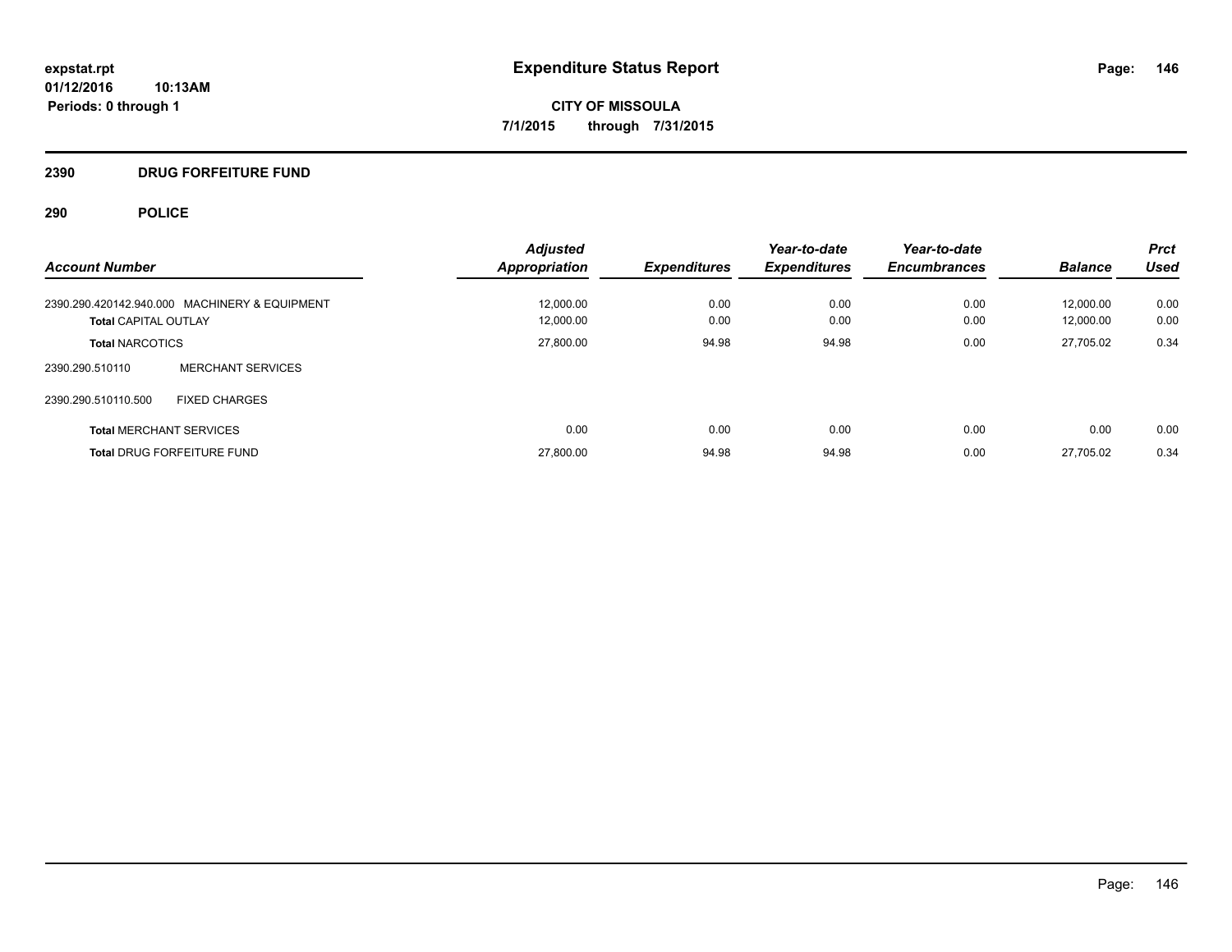expstat.rpt
01/12/2016 10:13AM
Periods: 0 through 1

# Expenditure Status Report

**CITY OF MISSOULA**
**7/1/2015 through 7/31/2015**

## 2390 DRUG FORFEITURE FUND

## 290 POLICE

| Account Number | | Adjusted Appropriation | Expenditures | Year-to-date Expenditures | Year-to-date Encumbrances | Balance | Prct Used |
|---|---|---|---|---|---|---|---|
| 2390.290.420142.940.000 | MACHINERY & EQUIPMENT | 12,000.00 | 0.00 | 0.00 | 0.00 | 12,000.00 | 0.00 |
| **Total** CAPITAL OUTLAY | | 12,000.00 | 0.00 | 0.00 | 0.00 | 12,000.00 | 0.00 |
| **Total** NARCOTICS | | 27,800.00 | 94.98 | 94.98 | 0.00 | 27,705.02 | 0.34 |
| 2390.290.510110 | MERCHANT SERVICES | | | | | | |
| 2390.290.510110.500 | FIXED CHARGES | | | | | | |
| **Total** MERCHANT SERVICES | | 0.00 | 0.00 | 0.00 | 0.00 | 0.00 | 0.00 |
| **Total** DRUG FORFEITURE FUND | | 27,800.00 | 94.98 | 94.98 | 0.00 | 27,705.02 | 0.34 |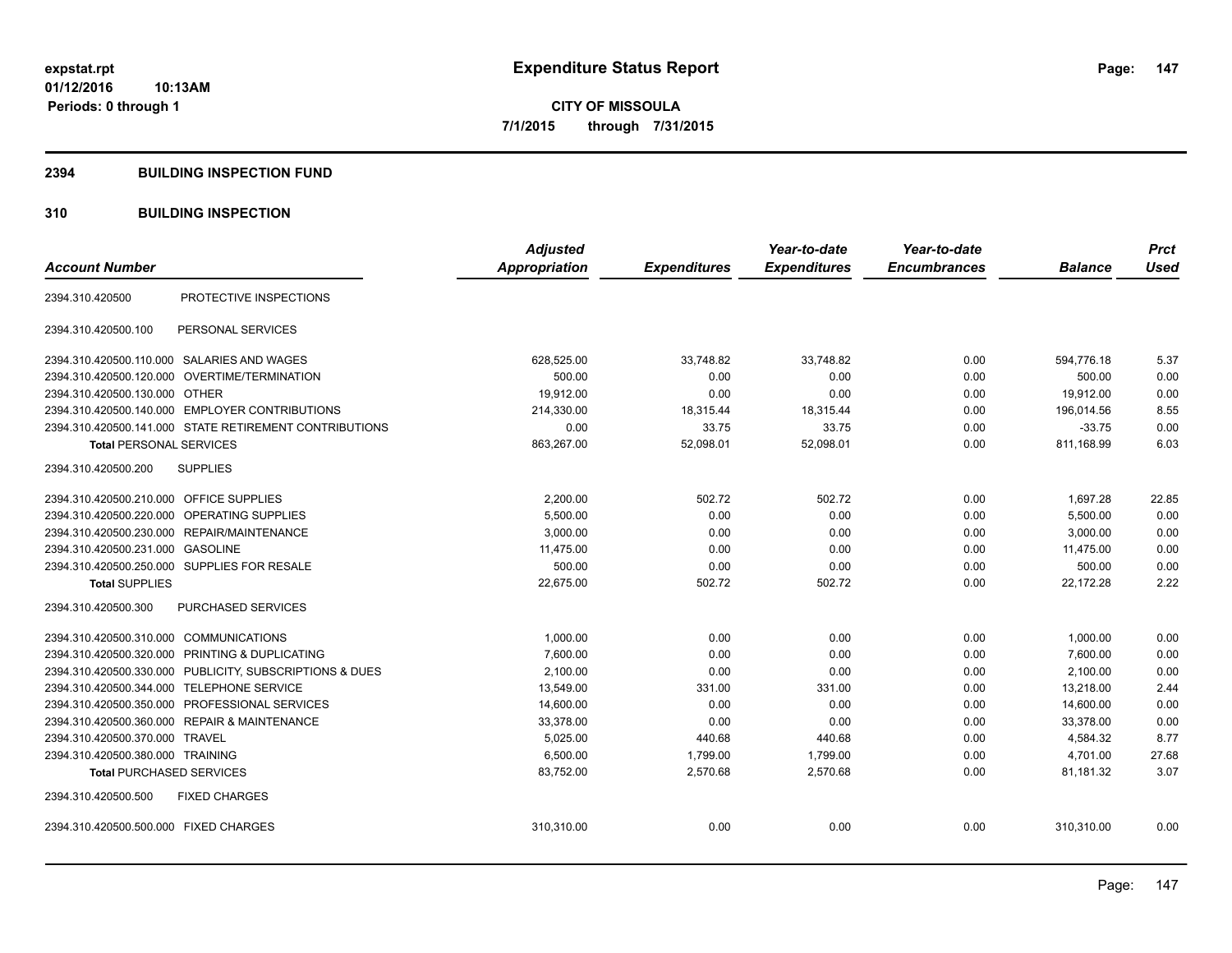expstat.rpt
01/12/2016 10:13AM
Periods: 0 through 1

# Expenditure Status Report

**CITY OF MISSOULA**
**7/1/2015 through 7/31/2015**

## 2394 BUILDING INSPECTION FUND

## 310 BUILDING INSPECTION

| Account Number | | Adjusted Appropriation | Expenditures | Year-to-date Expenditures | Year-to-date Encumbrances | Balance | Prct Used |
|---|---|---|---|---|---|---|---|
| 2394.310.420500 | PROTECTIVE INSPECTIONS | | | | | | |
| 2394.310.420500.100 | PERSONAL SERVICES | | | | | | |
| 2394.310.420500.110.000 | SALARIES AND WAGES | 628,525.00 | 33,748.82 | 33,748.82 | 0.00 | 594,776.18 | 5.37 |
| 2394.310.420500.120.000 | OVERTIME/TERMINATION | 500.00 | 0.00 | 0.00 | 0.00 | 500.00 | 0.00 |
| 2394.310.420500.130.000 | OTHER | 19,912.00 | 0.00 | 0.00 | 0.00 | 19,912.00 | 0.00 |
| 2394.310.420500.140.000 | EMPLOYER CONTRIBUTIONS | 214,330.00 | 18,315.44 | 18,315.44 | 0.00 | 196,014.56 | 8.55 |
| 2394.310.420500.141.000 | STATE RETIREMENT CONTRIBUTIONS | 0.00 | 33.75 | 33.75 | 0.00 | -33.75 | 0.00 |
| **Total** PERSONAL SERVICES | | 863,267.00 | 52,098.01 | 52,098.01 | 0.00 | 811,168.99 | 6.03 |
| 2394.310.420500.200 | SUPPLIES | | | | | | |
| 2394.310.420500.210.000 | OFFICE SUPPLIES | 2,200.00 | 502.72 | 502.72 | 0.00 | 1,697.28 | 22.85 |
| 2394.310.420500.220.000 | OPERATING SUPPLIES | 5,500.00 | 0.00 | 0.00 | 0.00 | 5,500.00 | 0.00 |
| 2394.310.420500.230.000 | REPAIR/MAINTENANCE | 3,000.00 | 0.00 | 0.00 | 0.00 | 3,000.00 | 0.00 |
| 2394.310.420500.231.000 | GASOLINE | 11,475.00 | 0.00 | 0.00 | 0.00 | 11,475.00 | 0.00 |
| 2394.310.420500.250.000 | SUPPLIES FOR RESALE | 500.00 | 0.00 | 0.00 | 0.00 | 500.00 | 0.00 |
| **Total** SUPPLIES | | 22,675.00 | 502.72 | 502.72 | 0.00 | 22,172.28 | 2.22 |
| 2394.310.420500.300 | PURCHASED SERVICES | | | | | | |
| 2394.310.420500.310.000 | COMMUNICATIONS | 1,000.00 | 0.00 | 0.00 | 0.00 | 1,000.00 | 0.00 |
| 2394.310.420500.320.000 | PRINTING & DUPLICATING | 7,600.00 | 0.00 | 0.00 | 0.00 | 7,600.00 | 0.00 |
| 2394.310.420500.330.000 | PUBLICITY, SUBSCRIPTIONS & DUES | 2,100.00 | 0.00 | 0.00 | 0.00 | 2,100.00 | 0.00 |
| 2394.310.420500.344.000 | TELEPHONE SERVICE | 13,549.00 | 331.00 | 331.00 | 0.00 | 13,218.00 | 2.44 |
| 2394.310.420500.350.000 | PROFESSIONAL SERVICES | 14,600.00 | 0.00 | 0.00 | 0.00 | 14,600.00 | 0.00 |
| 2394.310.420500.360.000 | REPAIR & MAINTENANCE | 33,378.00 | 0.00 | 0.00 | 0.00 | 33,378.00 | 0.00 |
| 2394.310.420500.370.000 | TRAVEL | 5,025.00 | 440.68 | 440.68 | 0.00 | 4,584.32 | 8.77 |
| 2394.310.420500.380.000 | TRAINING | 6,500.00 | 1,799.00 | 1,799.00 | 0.00 | 4,701.00 | 27.68 |
| **Total** PURCHASED SERVICES | | 83,752.00 | 2,570.68 | 2,570.68 | 0.00 | 81,181.32 | 3.07 |
| 2394.310.420500.500 | FIXED CHARGES | | | | | | |
| 2394.310.420500.500.000 | FIXED CHARGES | 310,310.00 | 0.00 | 0.00 | 0.00 | 310,310.00 | 0.00 |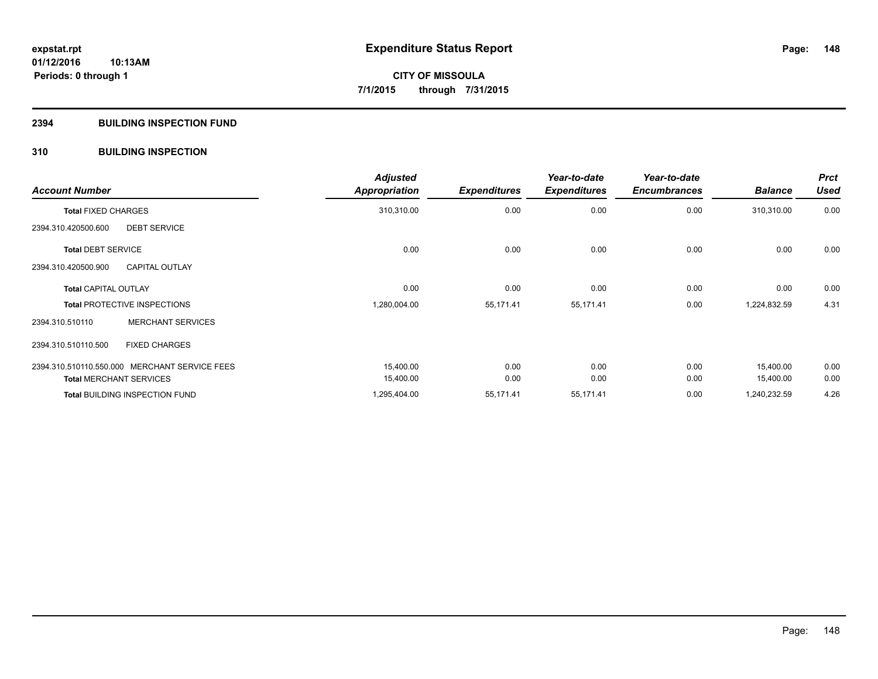# Expenditure Status Report

**expstat.rpt**
**01/12/2016 10:13AM**
**Periods: 0 through 1**

**CITY OF MISSOULA**
**7/1/2015 through 7/31/2015**

## 2394 BUILDING INSPECTION FUND

## 310 BUILDING INSPECTION

| Account Number | Adjusted Appropriation | Expenditures | Year-to-date Expenditures | Year-to-date Encumbrances | Balance | Prct Used |
|---|---|---|---|---|---|---|
| **Total** FIXED CHARGES | 310,310.00 | 0.00 | 0.00 | 0.00 | 310,310.00 | 0.00 |
| 2394.310.420500.600 DEBT SERVICE | | | | | | |
| **Total** DEBT SERVICE | 0.00 | 0.00 | 0.00 | 0.00 | 0.00 | 0.00 |
| 2394.310.420500.900 CAPITAL OUTLAY | | | | | | |
| **Total** CAPITAL OUTLAY | 0.00 | 0.00 | 0.00 | 0.00 | 0.00 | 0.00 |
| **Total** PROTECTIVE INSPECTIONS | 1,280,004.00 | 55,171.41 | 55,171.41 | 0.00 | 1,224,832.59 | 4.31 |
| 2394.310.510110 MERCHANT SERVICES | | | | | | |
| 2394.310.510110.500 FIXED CHARGES | | | | | | |
| 2394.310.510110.550.000 MERCHANT SERVICE FEES | 15,400.00 | 0.00 | 0.00 | 0.00 | 15,400.00 | 0.00 |
| **Total** MERCHANT SERVICES | 15,400.00 | 0.00 | 0.00 | 0.00 | 15,400.00 | 0.00 |
| **Total** BUILDING INSPECTION FUND | 1,295,404.00 | 55,171.41 | 55,171.41 | 0.00 | 1,240,232.59 | 4.26 |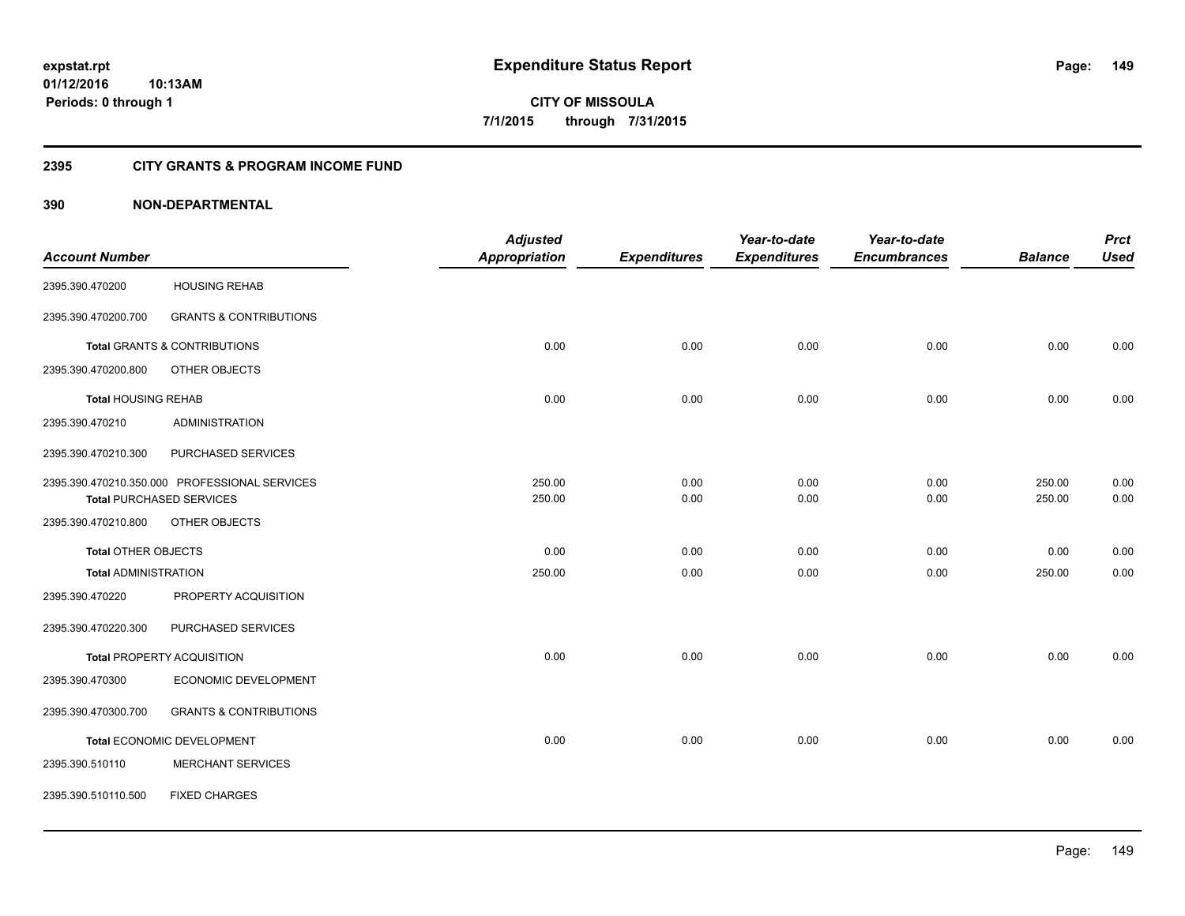**expstat.rpt**
**01/12/2016 10:13AM**
**Periods: 0 through 1**

# Expenditure Status Report

**CITY OF MISSOULA**
**7/1/2015 through 7/31/2015**

## 2395 CITY GRANTS & PROGRAM INCOME FUND

## 390 NON-DEPARTMENTAL

| Account Number | | Adjusted Appropriation | Expenditures | Year-to-date Expenditures | Year-to-date Encumbrances | Balance | Prct Used |
|---|---|---|---|---|---|---|---|
| 2395.390.470200 | HOUSING REHAB | | | | | | |
| 2395.390.470200.700 | GRANTS & CONTRIBUTIONS | | | | | | |
| **Total** GRANTS & CONTRIBUTIONS | | 0.00 | 0.00 | 0.00 | 0.00 | 0.00 | 0.00 |
| 2395.390.470200.800 | OTHER OBJECTS | | | | | | |
| **Total** HOUSING REHAB | | 0.00 | 0.00 | 0.00 | 0.00 | 0.00 | 0.00 |
| 2395.390.470210 | ADMINISTRATION | | | | | | |
| 2395.390.470210.300 | PURCHASED SERVICES | | | | | | |
| 2395.390.470210.350.000 | PROFESSIONAL SERVICES | 250.00 | 0.00 | 0.00 | 0.00 | 250.00 | 0.00 |
| **Total** PURCHASED SERVICES | | 250.00 | 0.00 | 0.00 | 0.00 | 250.00 | 0.00 |
| 2395.390.470210.800 | OTHER OBJECTS | | | | | | |
| **Total** OTHER OBJECTS | | 0.00 | 0.00 | 0.00 | 0.00 | 0.00 | 0.00 |
| **Total** ADMINISTRATION | | 250.00 | 0.00 | 0.00 | 0.00 | 250.00 | 0.00 |
| 2395.390.470220 | PROPERTY ACQUISITION | | | | | | |
| 2395.390.470220.300 | PURCHASED SERVICES | | | | | | |
| **Total** PROPERTY ACQUISITION | | 0.00 | 0.00 | 0.00 | 0.00 | 0.00 | 0.00 |
| 2395.390.470300 | ECONOMIC DEVELOPMENT | | | | | | |
| 2395.390.470300.700 | GRANTS & CONTRIBUTIONS | | | | | | |
| **Total** ECONOMIC DEVELOPMENT | | 0.00 | 0.00 | 0.00 | 0.00 | 0.00 | 0.00 |
| 2395.390.510110 | MERCHANT SERVICES | | | | | | |
| 2395.390.510110.500 | FIXED CHARGES | | | | | | |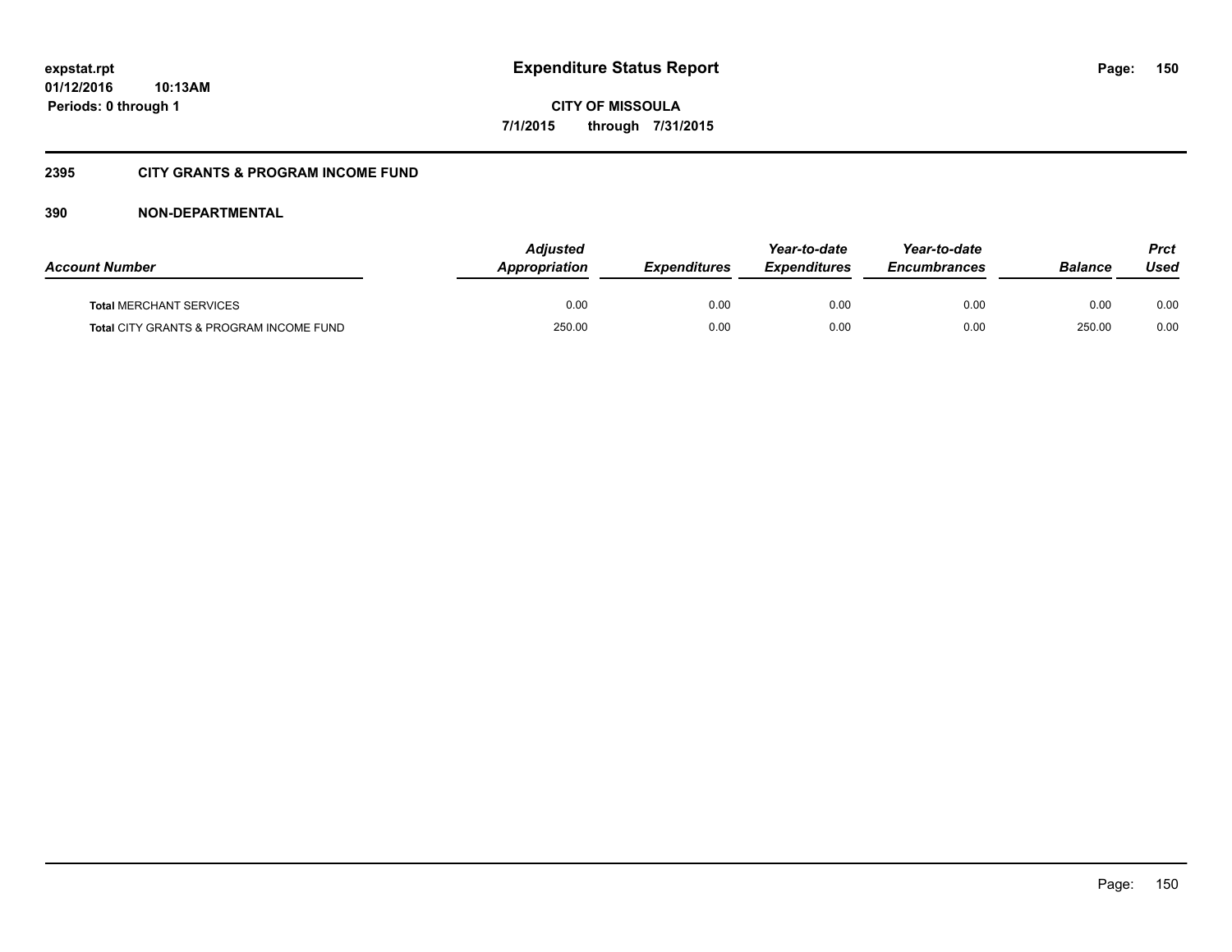**expstat.rpt**
**01/12/2016 10:13AM**
**Periods: 0 through 1**

# Expenditure Status Report

**CITY OF MISSOULA**
**7/1/2015 through 7/31/2015**

## 2395 CITY GRANTS & PROGRAM INCOME FUND

### 390 NON-DEPARTMENTAL

| Account Number | Adjusted Appropriation | Expenditures | Year-to-date Expenditures | Year-to-date Encumbrances | Balance | Prct Used |
|---|---|---|---|---|---|---|
| **Total** MERCHANT SERVICES | 0.00 | 0.00 | 0.00 | 0.00 | 0.00 | 0.00 |
| **Total** CITY GRANTS & PROGRAM INCOME FUND | 250.00 | 0.00 | 0.00 | 0.00 | 250.00 | 0.00 |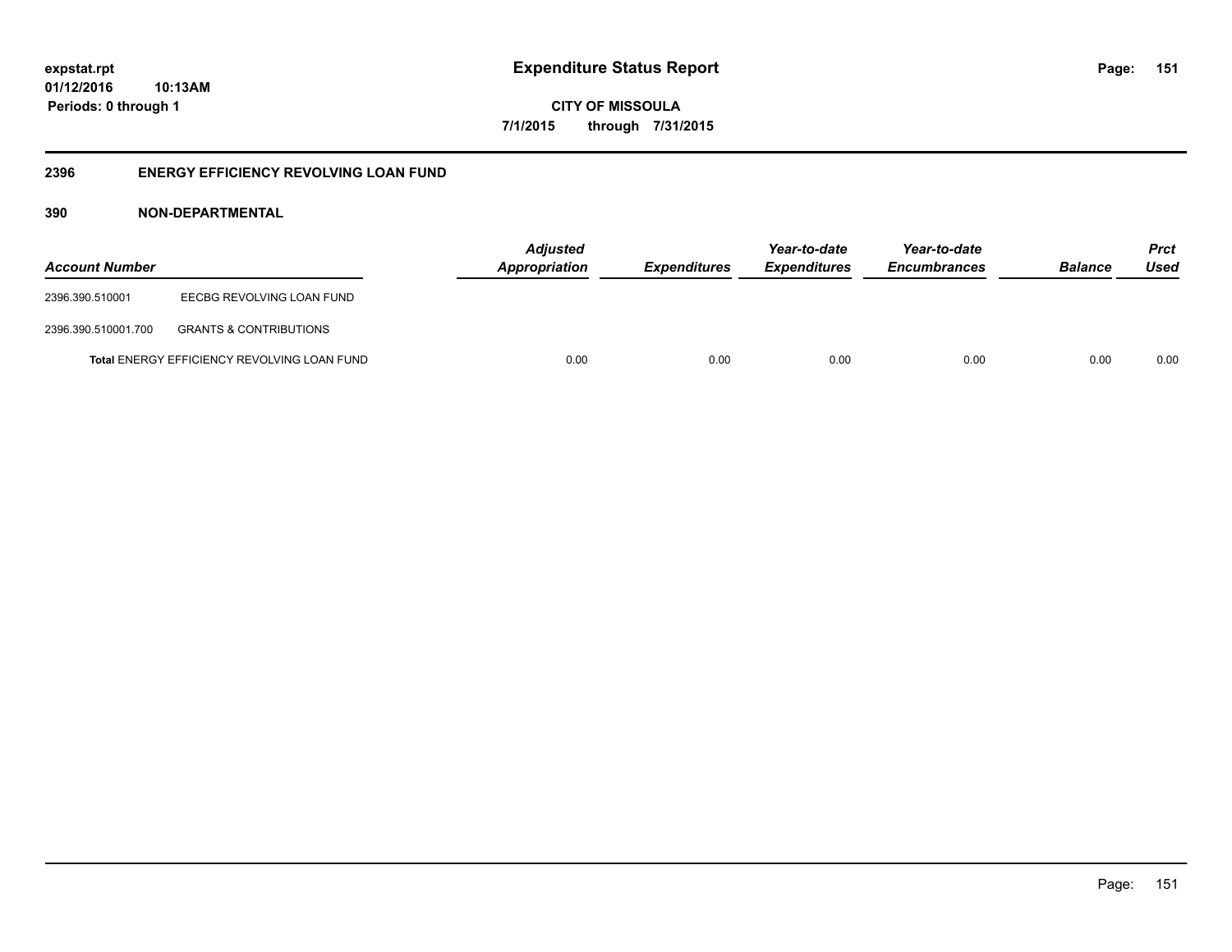**expstat.rpt**
**01/12/2016 10:13AM**
**Periods: 0 through 1**

# Expenditure Status Report

**CITY OF MISSOULA**
**7/1/2015 through 7/31/2015**

## 2396 ENERGY EFFICIENCY REVOLVING LOAN FUND

### 390 NON-DEPARTMENTAL

| Account Number | | Adjusted Appropriation | Expenditures | Year-to-date Expenditures | Year-to-date Encumbrances | Balance | Prct Used |
|---|---|---|---|---|---|---|---|
| 2396.390.510001 | EECBG REVOLVING LOAN FUND | | | | | | |
| 2396.390.510001.700 | GRANTS & CONTRIBUTIONS | | | | | | |
| | **Total** ENERGY EFFICIENCY REVOLVING LOAN FUND | 0.00 | 0.00 | 0.00 | 0.00 | 0.00 | 0.00 |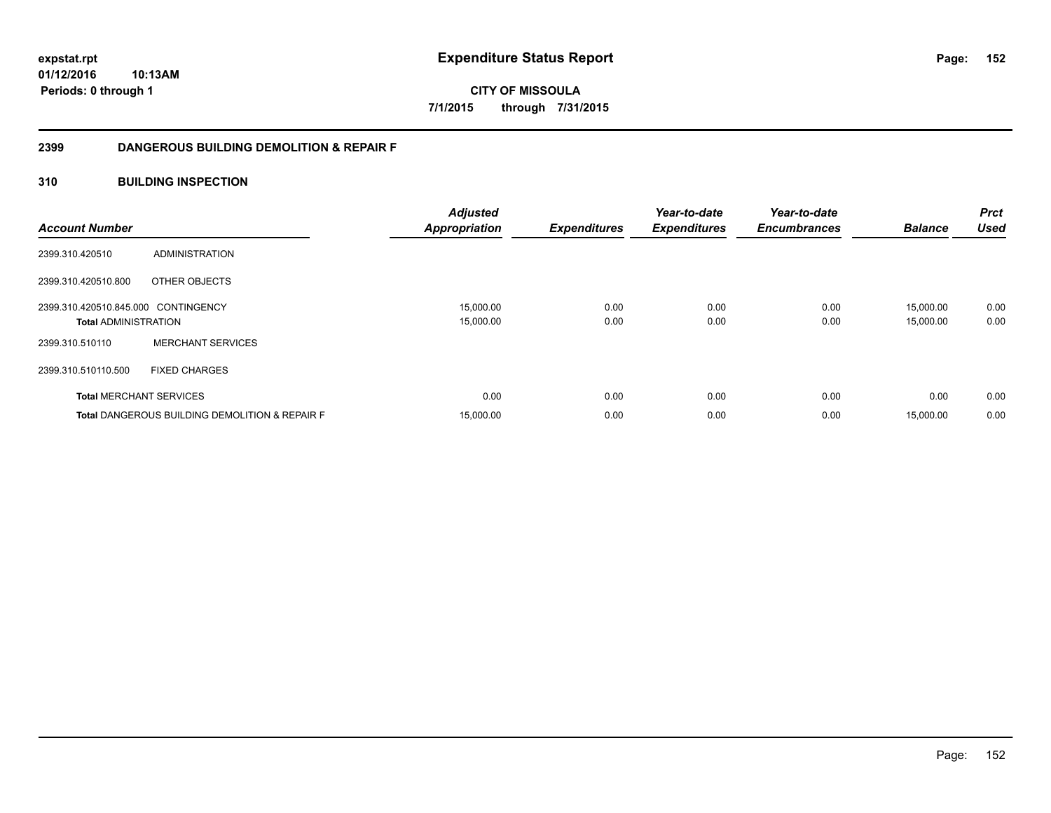# Expenditure Status Report

expstat.rpt
01/12/2016 10:13AM
Periods: 0 through 1

**CITY OF MISSOULA**
**7/1/2015 through 7/31/2015**

## 2399 DANGEROUS BUILDING DEMOLITION & REPAIR F

## 310 BUILDING INSPECTION

| Account Number | | Adjusted Appropriation | Expenditures | Year-to-date Expenditures | Year-to-date Encumbrances | Balance | Prct Used |
|---|---|---|---|---|---|---|---|
| 2399.310.420510 | ADMINISTRATION | | | | | | |
| 2399.310.420510.800 | OTHER OBJECTS | | | | | | |
| 2399.310.420510.845.000 | CONTINGENCY | 15,000.00 | 0.00 | 0.00 | 0.00 | 15,000.00 | 0.00 |
| **Total** ADMINISTRATION | | 15,000.00 | 0.00 | 0.00 | 0.00 | 15,000.00 | 0.00 |
| 2399.310.510110 | MERCHANT SERVICES | | | | | | |
| 2399.310.510110.500 | FIXED CHARGES | | | | | | |
| **Total** MERCHANT SERVICES | | 0.00 | 0.00 | 0.00 | 0.00 | 0.00 | 0.00 |
| **Total** DANGEROUS BUILDING DEMOLITION & REPAIR F | | 15,000.00 | 0.00 | 0.00 | 0.00 | 15,000.00 | 0.00 |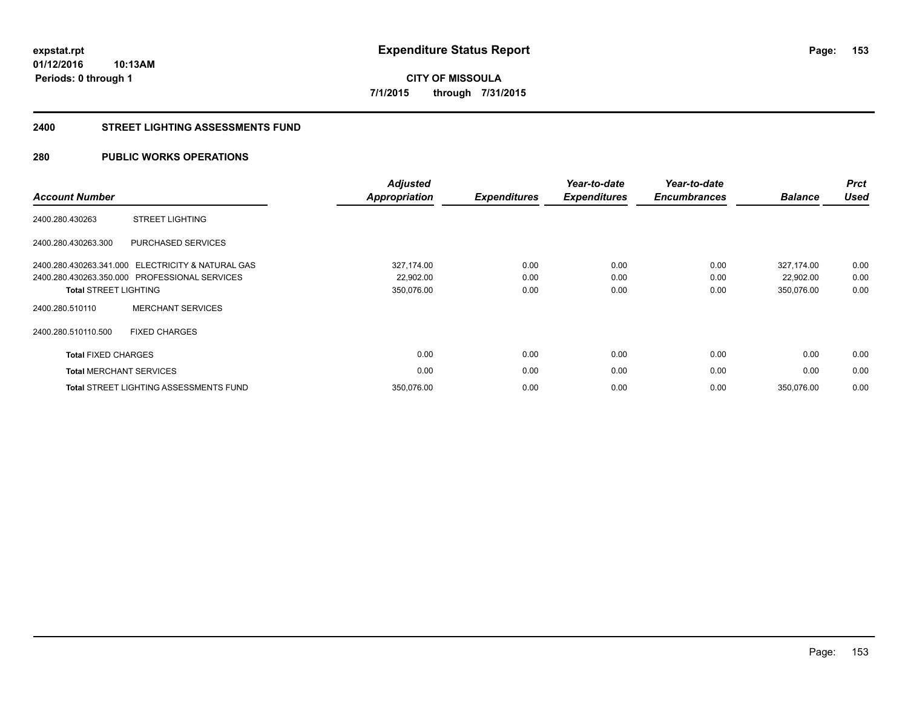**expstat.rpt**
**01/12/2016 10:13AM**
**Periods: 0 through 1**

# Expenditure Status Report

**CITY OF MISSOULA**
**7/1/2015 through 7/31/2015**

## 2400 STREET LIGHTING ASSESSMENTS FUND

## 280 PUBLIC WORKS OPERATIONS

| Account Number | | *Adjusted Appropriation* | *Expenditures* | *Year-to-date Expenditures* | *Year-to-date Encumbrances* | *Balance* | *Prct Used* |
|---|---|---|---|---|---|---|---|
| 2400.280.430263 | STREET LIGHTING | | | | | | |
| 2400.280.430263.300 | PURCHASED SERVICES | | | | | | |
| 2400.280.430263.341.000 | ELECTRICITY & NATURAL GAS | 327,174.00 | 0.00 | 0.00 | 0.00 | 327,174.00 | 0.00 |
| 2400.280.430263.350.000 | PROFESSIONAL SERVICES | 22,902.00 | 0.00 | 0.00 | 0.00 | 22,902.00 | 0.00 |
| **Total** STREET LIGHTING | | 350,076.00 | 0.00 | 0.00 | 0.00 | 350,076.00 | 0.00 |
| 2400.280.510110 | MERCHANT SERVICES | | | | | | |
| 2400.280.510110.500 | FIXED CHARGES | | | | | | |
| **Total** FIXED CHARGES | | 0.00 | 0.00 | 0.00 | 0.00 | 0.00 | 0.00 |
| **Total** MERCHANT SERVICES | | 0.00 | 0.00 | 0.00 | 0.00 | 0.00 | 0.00 |
| **Total** STREET LIGHTING ASSESSMENTS FUND | | 350,076.00 | 0.00 | 0.00 | 0.00 | 350,076.00 | 0.00 |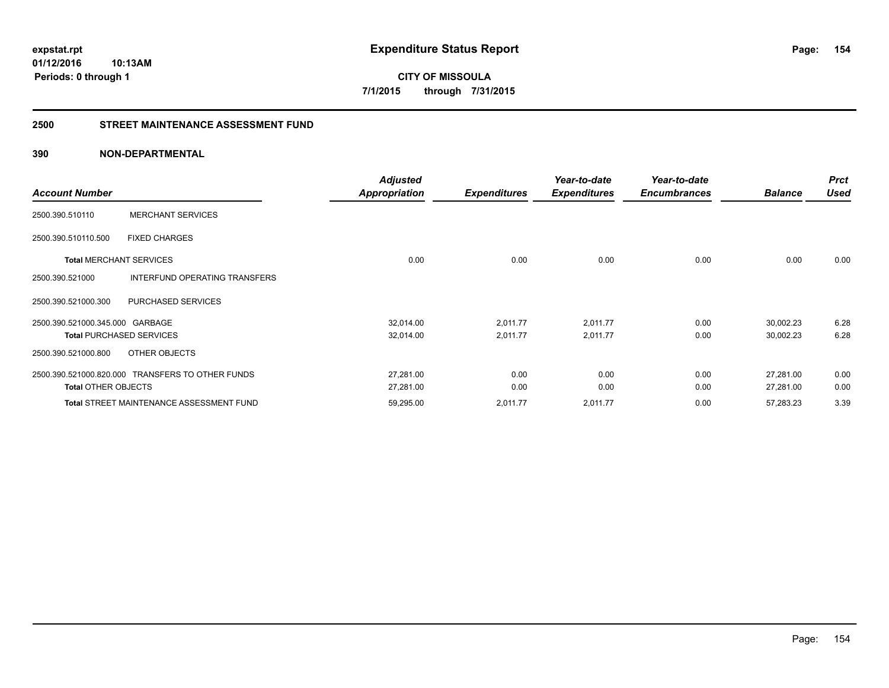**expstat.rpt**
**01/12/2016 10:13AM**
**Periods: 0 through 1**

# Expenditure Status Report

**CITY OF MISSOULA**
**7/1/2015 through 7/31/2015**

## 2500 STREET MAINTENANCE ASSESSMENT FUND

### 390 NON-DEPARTMENTAL

| Account Number | | Adjusted Appropriation | Expenditures | Year-to-date Expenditures | Year-to-date Encumbrances | Balance | Prct Used |
|---|---|---|---|---|---|---|---|
| 2500.390.510110 | MERCHANT SERVICES | | | | | | |
| 2500.390.510110.500 | FIXED CHARGES | | | | | | |
| **Total** MERCHANT SERVICES | | 0.00 | 0.00 | 0.00 | 0.00 | 0.00 | 0.00 |
| 2500.390.521000 | INTERFUND OPERATING TRANSFERS | | | | | | |
| 2500.390.521000.300 | PURCHASED SERVICES | | | | | | |
| 2500.390.521000.345.000 | GARBAGE | 32,014.00 | 2,011.77 | 2,011.77 | 0.00 | 30,002.23 | 6.28 |
| **Total** PURCHASED SERVICES | | 32,014.00 | 2,011.77 | 2,011.77 | 0.00 | 30,002.23 | 6.28 |
| 2500.390.521000.800 | OTHER OBJECTS | | | | | | |
| 2500.390.521000.820.000 | TRANSFERS TO OTHER FUNDS | 27,281.00 | 0.00 | 0.00 | 0.00 | 27,281.00 | 0.00 |
| **Total** OTHER OBJECTS | | 27,281.00 | 0.00 | 0.00 | 0.00 | 27,281.00 | 0.00 |
| **Total** STREET MAINTENANCE ASSESSMENT FUND | | 59,295.00 | 2,011.77 | 2,011.77 | 0.00 | 57,283.23 | 3.39 |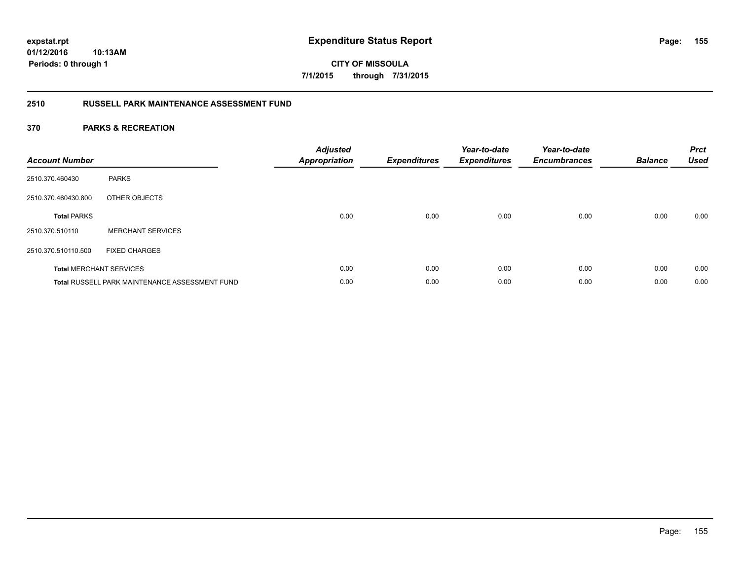**expstat.rpt**
**01/12/2016 10:13AM**
**Periods: 0 through 1**

# Expenditure Status Report

**CITY OF MISSOULA**
**7/1/2015 through 7/31/2015**

## 2510 RUSSELL PARK MAINTENANCE ASSESSMENT FUND

### 370 PARKS & RECREATION

| Account Number | | Adjusted Appropriation | Expenditures | Year-to-date Expenditures | Year-to-date Encumbrances | Balance | Prct Used |
|---|---|---|---|---|---|---|---|
| 2510.370.460430 | PARKS | | | | | | |
| 2510.370.460430.800 | OTHER OBJECTS | | | | | | |
| **Total** PARKS | | 0.00 | 0.00 | 0.00 | 0.00 | 0.00 | 0.00 |
| 2510.370.510110 | MERCHANT SERVICES | | | | | | |
| 2510.370.510110.500 | FIXED CHARGES | | | | | | |
| **Total** MERCHANT SERVICES | | 0.00 | 0.00 | 0.00 | 0.00 | 0.00 | 0.00 |
| **Total** RUSSELL PARK MAINTENANCE ASSESSMENT FUND | | 0.00 | 0.00 | 0.00 | 0.00 | 0.00 | 0.00 |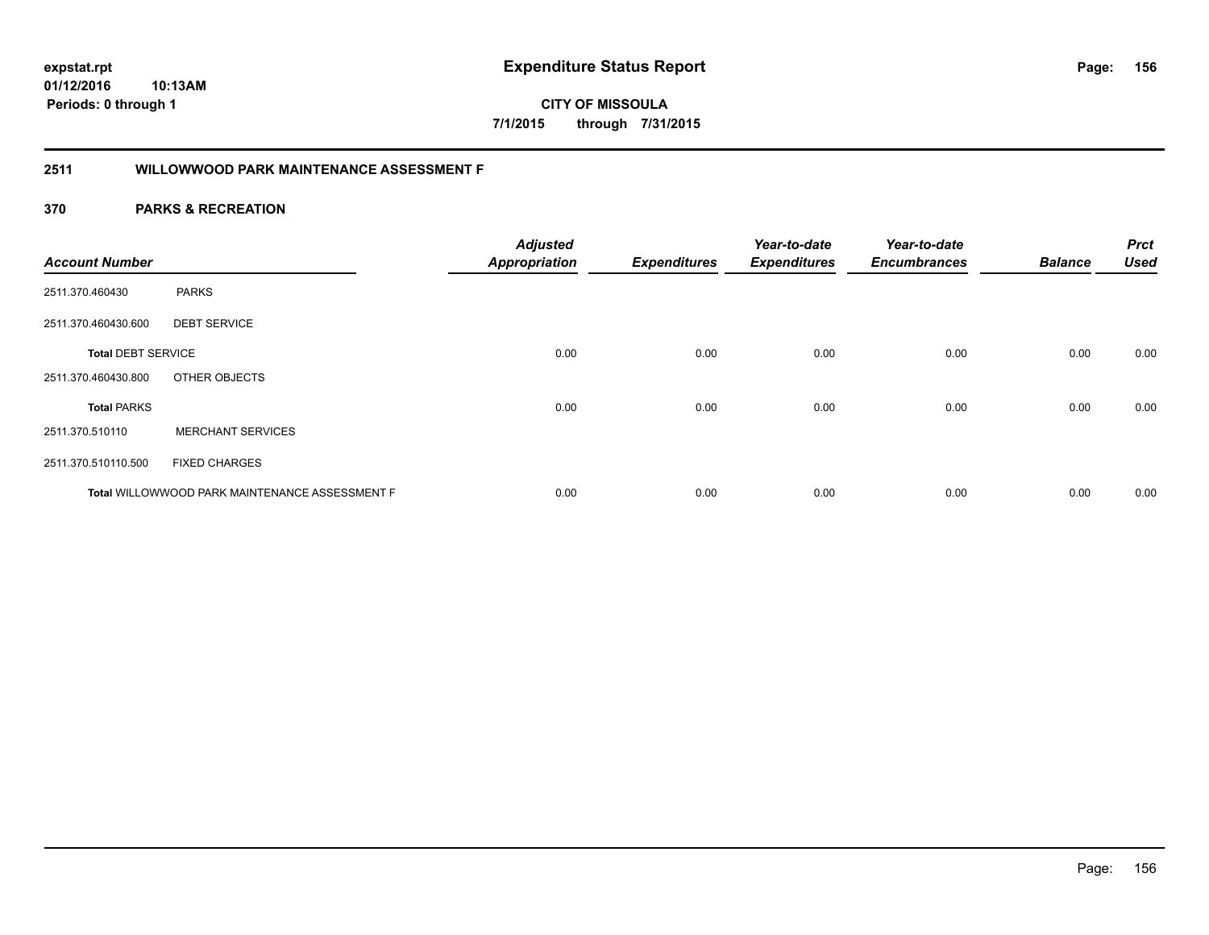**expstat.rpt**
**01/12/2016 10:13AM**
**Periods: 0 through 1**

# Expenditure Status Report

**CITY OF MISSOULA**
**7/1/2015 through 7/31/2015**

## 2511 WILLOWWOOD PARK MAINTENANCE ASSESSMENT F

## 370 PARKS & RECREATION

| Account Number | | Adjusted Appropriation | Expenditures | Year-to-date Expenditures | Year-to-date Encumbrances | Balance | Prct Used |
|---|---|---|---|---|---|---|---|
| 2511.370.460430 | PARKS | | | | | | |
| 2511.370.460430.600 | DEBT SERVICE | | | | | | |
| **Total** DEBT SERVICE | | 0.00 | 0.00 | 0.00 | 0.00 | 0.00 | 0.00 |
| 2511.370.460430.800 | OTHER OBJECTS | | | | | | |
| **Total** PARKS | | 0.00 | 0.00 | 0.00 | 0.00 | 0.00 | 0.00 |
| 2511.370.510110 | MERCHANT SERVICES | | | | | | |
| 2511.370.510110.500 | FIXED CHARGES | | | | | | |
| **Total** WILLOWWOOD PARK MAINTENANCE ASSESSMENT F | | 0.00 | 0.00 | 0.00 | 0.00 | 0.00 | 0.00 |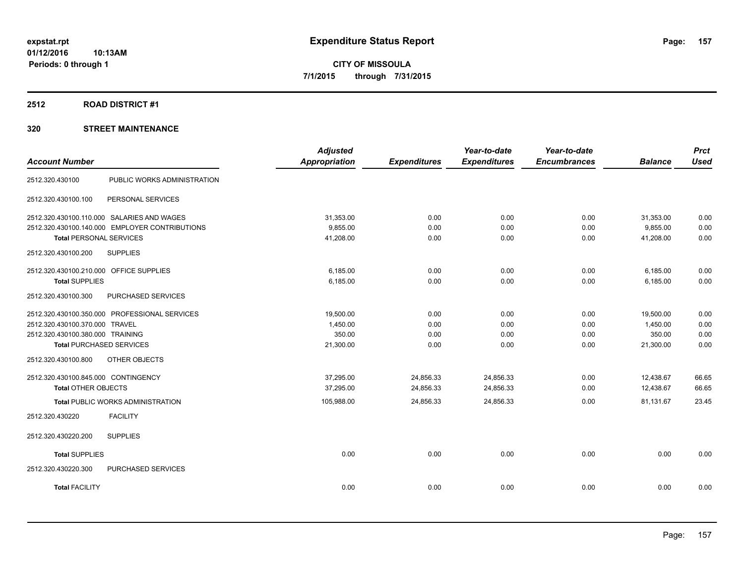# Expenditure Status Report

expstat.rpt
01/12/2016 10:13AM
Periods: 0 through 1

**CITY OF MISSOULA**
**7/1/2015 through 7/31/2015**

## 2512 ROAD DISTRICT #1

### 320 STREET MAINTENANCE

| Account Number | | Adjusted Appropriation | Expenditures | Year-to-date Expenditures | Year-to-date Encumbrances | Balance | Prct Used |
|---|---|---|---|---|---|---|---|
| 2512.320.430100 | PUBLIC WORKS ADMINISTRATION | | | | | | |
| 2512.320.430100.100 | PERSONAL SERVICES | | | | | | |
| 2512.320.430100.110.000 | SALARIES AND WAGES | 31,353.00 | 0.00 | 0.00 | 0.00 | 31,353.00 | 0.00 |
| 2512.320.430100.140.000 | EMPLOYER CONTRIBUTIONS | 9,855.00 | 0.00 | 0.00 | 0.00 | 9,855.00 | 0.00 |
| **Total** PERSONAL SERVICES | | 41,208.00 | 0.00 | 0.00 | 0.00 | 41,208.00 | 0.00 |
| 2512.320.430100.200 | SUPPLIES | | | | | | |
| 2512.320.430100.210.000 | OFFICE SUPPLIES | 6,185.00 | 0.00 | 0.00 | 0.00 | 6,185.00 | 0.00 |
| **Total** SUPPLIES | | 6,185.00 | 0.00 | 0.00 | 0.00 | 6,185.00 | 0.00 |
| 2512.320.430100.300 | PURCHASED SERVICES | | | | | | |
| 2512.320.430100.350.000 | PROFESSIONAL SERVICES | 19,500.00 | 0.00 | 0.00 | 0.00 | 19,500.00 | 0.00 |
| 2512.320.430100.370.000 | TRAVEL | 1,450.00 | 0.00 | 0.00 | 0.00 | 1,450.00 | 0.00 |
| 2512.320.430100.380.000 | TRAINING | 350.00 | 0.00 | 0.00 | 0.00 | 350.00 | 0.00 |
| **Total** PURCHASED SERVICES | | 21,300.00 | 0.00 | 0.00 | 0.00 | 21,300.00 | 0.00 |
| 2512.320.430100.800 | OTHER OBJECTS | | | | | | |
| 2512.320.430100.845.000 | CONTINGENCY | 37,295.00 | 24,856.33 | 24,856.33 | 0.00 | 12,438.67 | 66.65 |
| **Total** OTHER OBJECTS | | 37,295.00 | 24,856.33 | 24,856.33 | 0.00 | 12,438.67 | 66.65 |
| **Total** PUBLIC WORKS ADMINISTRATION | | 105,988.00 | 24,856.33 | 24,856.33 | 0.00 | 81,131.67 | 23.45 |
| 2512.320.430220 | FACILITY | | | | | | |
| 2512.320.430220.200 | SUPPLIES | | | | | | |
| **Total** SUPPLIES | | 0.00 | 0.00 | 0.00 | 0.00 | 0.00 | 0.00 |
| 2512.320.430220.300 | PURCHASED SERVICES | | | | | | |
| **Total** FACILITY | | 0.00 | 0.00 | 0.00 | 0.00 | 0.00 | 0.00 |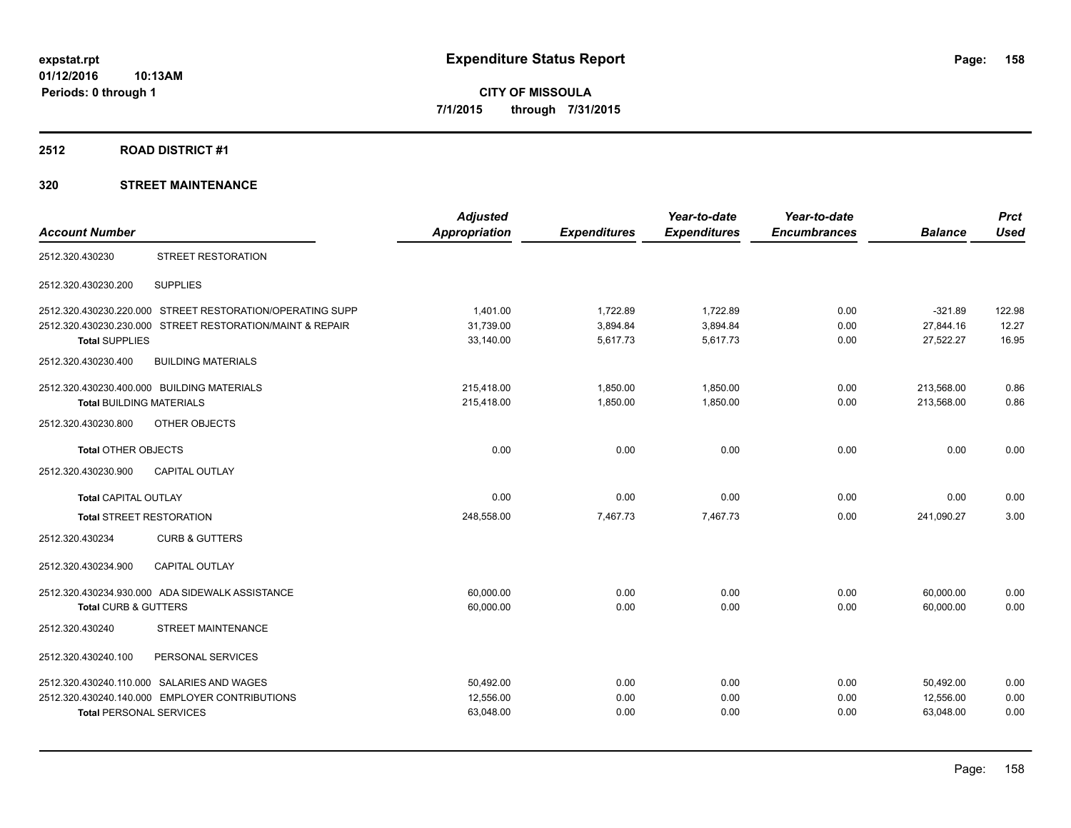# Expenditure Status Report

**CITY OF MISSOULA**

**7/1/2015 through 7/31/2015**

expstat.rpt
01/12/2016 10:13AM
Periods: 0 through 1

## 2512 ROAD DISTRICT #1

## 320 STREET MAINTENANCE

| Account Number | | Adjusted Appropriation | Expenditures | Year-to-date Expenditures | Year-to-date Encumbrances | Balance | Prct Used |
|---|---|---|---|---|---|---|---|
| 2512.320.430230 | STREET RESTORATION | | | | | | |
| 2512.320.430230.200 | SUPPLIES | | | | | | |
| 2512.320.430230.220.000 | STREET RESTORATION/OPERATING SUPP | 1,401.00 | 1,722.89 | 1,722.89 | 0.00 | -321.89 | 122.98 |
| 2512.320.430230.230.000 | STREET RESTORATION/MAINT & REPAIR | 31,739.00 | 3,894.84 | 3,894.84 | 0.00 | 27,844.16 | 12.27 |
| **Total** SUPPLIES | | 33,140.00 | 5,617.73 | 5,617.73 | 0.00 | 27,522.27 | 16.95 |
| 2512.320.430230.400 | BUILDING MATERIALS | | | | | | |
| 2512.320.430230.400.000 | BUILDING MATERIALS | 215,418.00 | 1,850.00 | 1,850.00 | 0.00 | 213,568.00 | 0.86 |
| **Total** BUILDING MATERIALS | | 215,418.00 | 1,850.00 | 1,850.00 | 0.00 | 213,568.00 | 0.86 |
| 2512.320.430230.800 | OTHER OBJECTS | | | | | | |
| **Total** OTHER OBJECTS | | 0.00 | 0.00 | 0.00 | 0.00 | 0.00 | 0.00 |
| 2512.320.430230.900 | CAPITAL OUTLAY | | | | | | |
| **Total** CAPITAL OUTLAY | | 0.00 | 0.00 | 0.00 | 0.00 | 0.00 | 0.00 |
| **Total** STREET RESTORATION | | 248,558.00 | 7,467.73 | 7,467.73 | 0.00 | 241,090.27 | 3.00 |
| 2512.320.430234 | CURB & GUTTERS | | | | | | |
| 2512.320.430234.900 | CAPITAL OUTLAY | | | | | | |
| 2512.320.430234.930.000 | ADA SIDEWALK ASSISTANCE | 60,000.00 | 0.00 | 0.00 | 0.00 | 60,000.00 | 0.00 |
| **Total** CURB & GUTTERS | | 60,000.00 | 0.00 | 0.00 | 0.00 | 60,000.00 | 0.00 |
| 2512.320.430240 | STREET MAINTENANCE | | | | | | |
| 2512.320.430240.100 | PERSONAL SERVICES | | | | | | |
| 2512.320.430240.110.000 | SALARIES AND WAGES | 50,492.00 | 0.00 | 0.00 | 0.00 | 50,492.00 | 0.00 |
| 2512.320.430240.140.000 | EMPLOYER CONTRIBUTIONS | 12,556.00 | 0.00 | 0.00 | 0.00 | 12,556.00 | 0.00 |
| **Total** PERSONAL SERVICES | | 63,048.00 | 0.00 | 0.00 | 0.00 | 63,048.00 | 0.00 |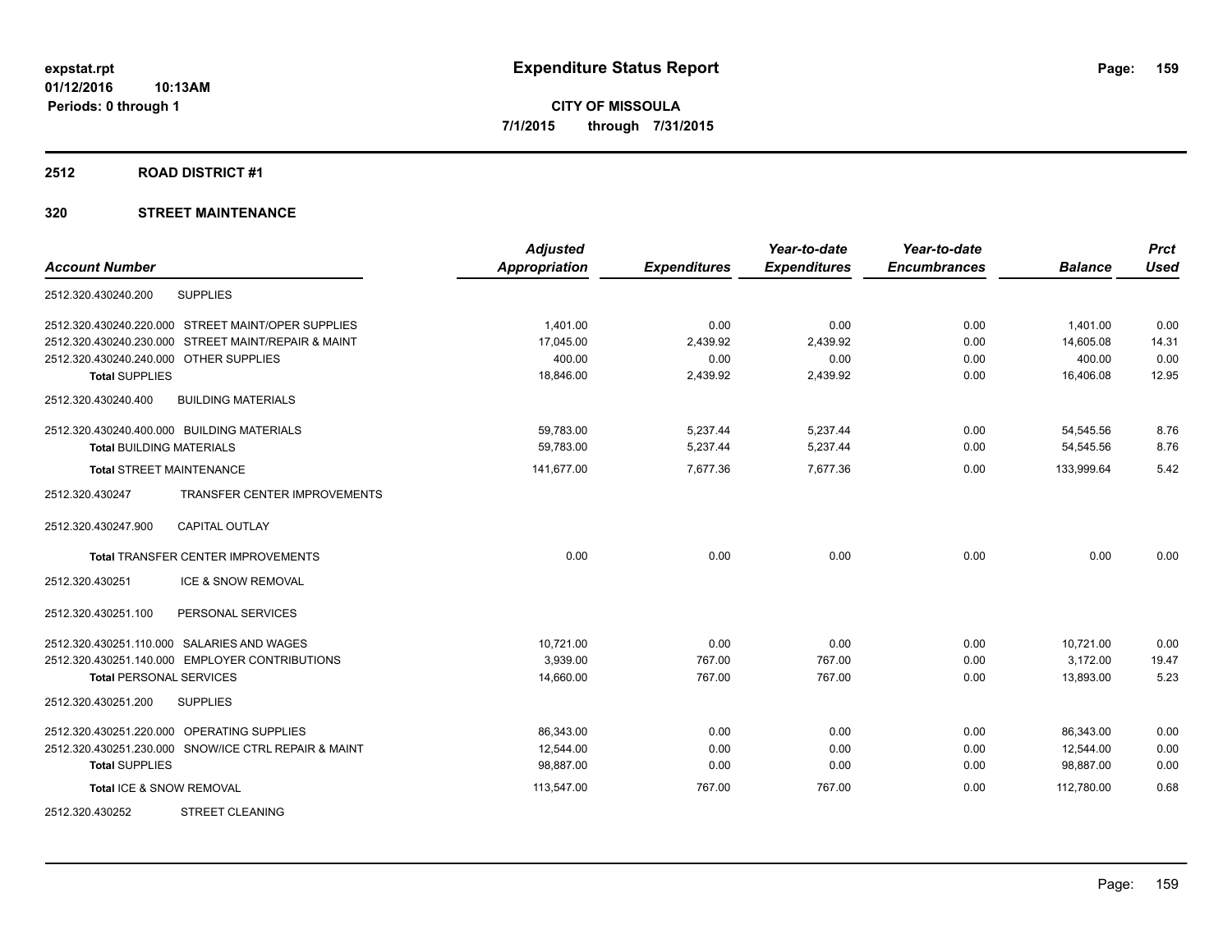# Expenditure Status Report

**CITY OF MISSOULA**

**7/1/2015 through 7/31/2015**

expstat.rpt
01/12/2016 10:13AM
Periods: 0 through 1

## 2512 ROAD DISTRICT #1

## 320 STREET MAINTENANCE

| Account Number | | Adjusted Appropriation | Expenditures | Year-to-date Expenditures | Year-to-date Encumbrances | Balance | Prct Used |
|---|---|---|---|---|---|---|---|
| 2512.320.430240.200 | SUPPLIES | | | | | | |
| 2512.320.430240.220.000 | STREET MAINT/OPER SUPPLIES | 1,401.00 | 0.00 | 0.00 | 0.00 | 1,401.00 | 0.00 |
| 2512.320.430240.230.000 | STREET MAINT/REPAIR & MAINT | 17,045.00 | 2,439.92 | 2,439.92 | 0.00 | 14,605.08 | 14.31 |
| 2512.320.430240.240.000 | OTHER SUPPLIES | 400.00 | 0.00 | 0.00 | 0.00 | 400.00 | 0.00 |
| **Total** SUPPLIES | | 18,846.00 | 2,439.92 | 2,439.92 | 0.00 | 16,406.08 | 12.95 |
| 2512.320.430240.400 | BUILDING MATERIALS | | | | | | |
| 2512.320.430240.400.000 | BUILDING MATERIALS | 59,783.00 | 5,237.44 | 5,237.44 | 0.00 | 54,545.56 | 8.76 |
| **Total** BUILDING MATERIALS | | 59,783.00 | 5,237.44 | 5,237.44 | 0.00 | 54,545.56 | 8.76 |
| **Total** STREET MAINTENANCE | | 141,677.00 | 7,677.36 | 7,677.36 | 0.00 | 133,999.64 | 5.42 |
| 2512.320.430247 | TRANSFER CENTER IMPROVEMENTS | | | | | | |
| 2512.320.430247.900 | CAPITAL OUTLAY | | | | | | |
| **Total** TRANSFER CENTER IMPROVEMENTS | | 0.00 | 0.00 | 0.00 | 0.00 | 0.00 | 0.00 |
| 2512.320.430251 | ICE & SNOW REMOVAL | | | | | | |
| 2512.320.430251.100 | PERSONAL SERVICES | | | | | | |
| 2512.320.430251.110.000 | SALARIES AND WAGES | 10,721.00 | 0.00 | 0.00 | 0.00 | 10,721.00 | 0.00 |
| 2512.320.430251.140.000 | EMPLOYER CONTRIBUTIONS | 3,939.00 | 767.00 | 767.00 | 0.00 | 3,172.00 | 19.47 |
| **Total** PERSONAL SERVICES | | 14,660.00 | 767.00 | 767.00 | 0.00 | 13,893.00 | 5.23 |
| 2512.320.430251.200 | SUPPLIES | | | | | | |
| 2512.320.430251.220.000 | OPERATING SUPPLIES | 86,343.00 | 0.00 | 0.00 | 0.00 | 86,343.00 | 0.00 |
| 2512.320.430251.230.000 | SNOW/ICE CTRL REPAIR & MAINT | 12,544.00 | 0.00 | 0.00 | 0.00 | 12,544.00 | 0.00 |
| **Total** SUPPLIES | | 98,887.00 | 0.00 | 0.00 | 0.00 | 98,887.00 | 0.00 |
| **Total** ICE & SNOW REMOVAL | | 113,547.00 | 767.00 | 767.00 | 0.00 | 112,780.00 | 0.68 |
| 2512.320.430252 | STREET CLEANING | | | | | | |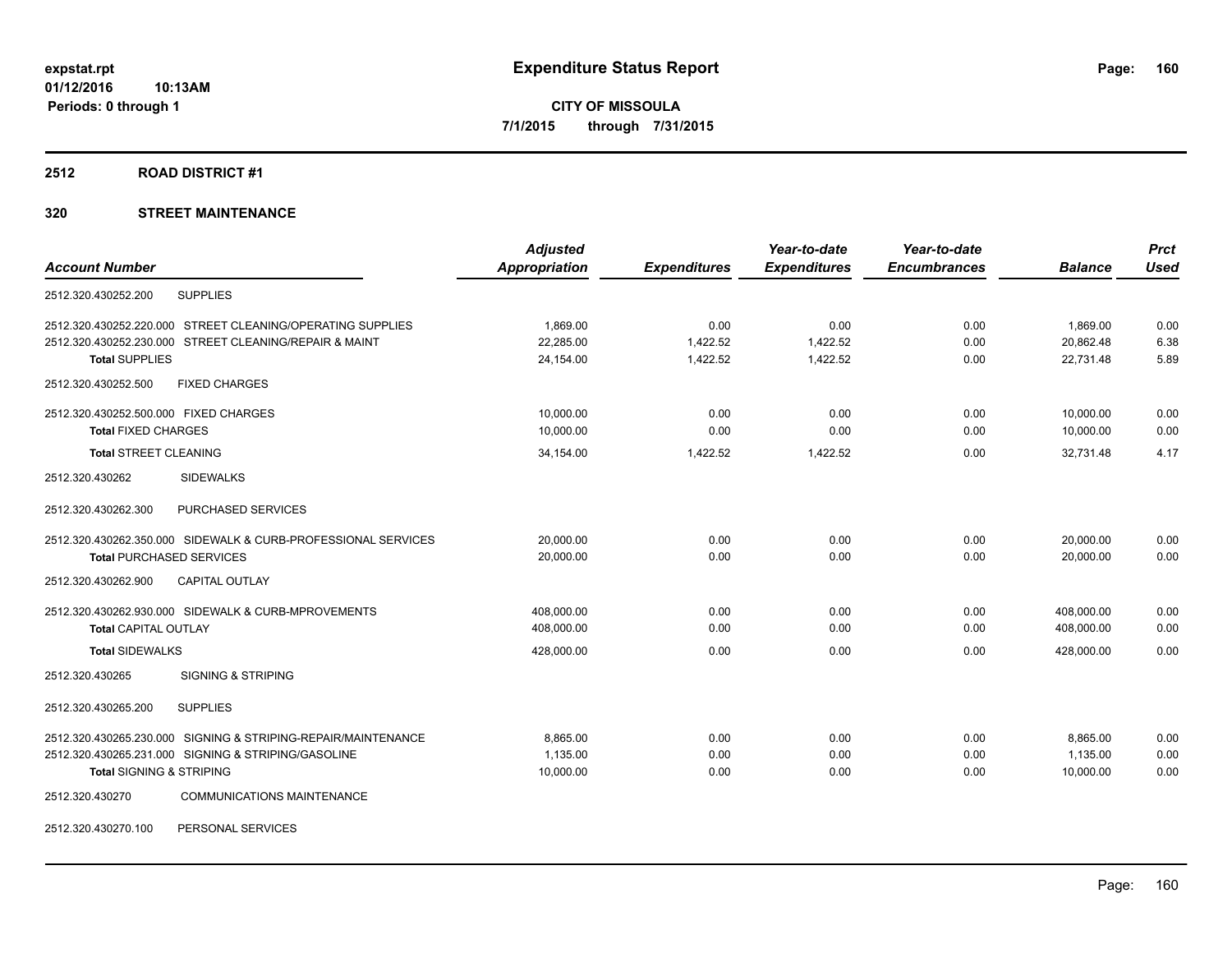**expstat.rpt**
**01/12/2016 10:13AM**
**Periods: 0 through 1**

# Expenditure Status Report

**CITY OF MISSOULA**
**7/1/2015 through 7/31/2015**

## 2512 ROAD DISTRICT #1

## 320 STREET MAINTENANCE

| Account Number | Adjusted Appropriation | Expenditures | Year-to-date Expenditures | Year-to-date Encumbrances | Balance | Prct Used |
|---|---|---|---|---|---|---|
| 2512.320.430252.200 SUPPLIES | | | | | | |
| 2512.320.430252.220.000 STREET CLEANING/OPERATING SUPPLIES | 1,869.00 | 0.00 | 0.00 | 0.00 | 1,869.00 | 0.00 |
| 2512.320.430252.230.000 STREET CLEANING/REPAIR & MAINT | 22,285.00 | 1,422.52 | 1,422.52 | 0.00 | 20,862.48 | 6.38 |
| **Total** SUPPLIES | 24,154.00 | 1,422.52 | 1,422.52 | 0.00 | 22,731.48 | 5.89 |
| 2512.320.430252.500 FIXED CHARGES | | | | | | |
| 2512.320.430252.500.000 FIXED CHARGES | 10,000.00 | 0.00 | 0.00 | 0.00 | 10,000.00 | 0.00 |
| **Total** FIXED CHARGES | 10,000.00 | 0.00 | 0.00 | 0.00 | 10,000.00 | 0.00 |
| **Total** STREET CLEANING | 34,154.00 | 1,422.52 | 1,422.52 | 0.00 | 32,731.48 | 4.17 |
| 2512.320.430262 SIDEWALKS | | | | | | |
| 2512.320.430262.300 PURCHASED SERVICES | | | | | | |
| 2512.320.430262.350.000 SIDEWALK & CURB-PROFESSIONAL SERVICES | 20,000.00 | 0.00 | 0.00 | 0.00 | 20,000.00 | 0.00 |
| **Total** PURCHASED SERVICES | 20,000.00 | 0.00 | 0.00 | 0.00 | 20,000.00 | 0.00 |
| 2512.320.430262.900 CAPITAL OUTLAY | | | | | | |
| 2512.320.430262.930.000 SIDEWALK & CURB-MPROVEMENTS | 408,000.00 | 0.00 | 0.00 | 0.00 | 408,000.00 | 0.00 |
| **Total** CAPITAL OUTLAY | 408,000.00 | 0.00 | 0.00 | 0.00 | 408,000.00 | 0.00 |
| **Total** SIDEWALKS | 428,000.00 | 0.00 | 0.00 | 0.00 | 428,000.00 | 0.00 |
| 2512.320.430265 SIGNING & STRIPING | | | | | | |
| 2512.320.430265.200 SUPPLIES | | | | | | |
| 2512.320.430265.230.000 SIGNING & STRIPING-REPAIR/MAINTENANCE | 8,865.00 | 0.00 | 0.00 | 0.00 | 8,865.00 | 0.00 |
| 2512.320.430265.231.000 SIGNING & STRIPING/GASOLINE | 1,135.00 | 0.00 | 0.00 | 0.00 | 1,135.00 | 0.00 |
| **Total** SIGNING & STRIPING | 10,000.00 | 0.00 | 0.00 | 0.00 | 10,000.00 | 0.00 |
| 2512.320.430270 COMMUNICATIONS MAINTENANCE | | | | | | |
| 2512.320.430270.100 PERSONAL SERVICES | | | | | | |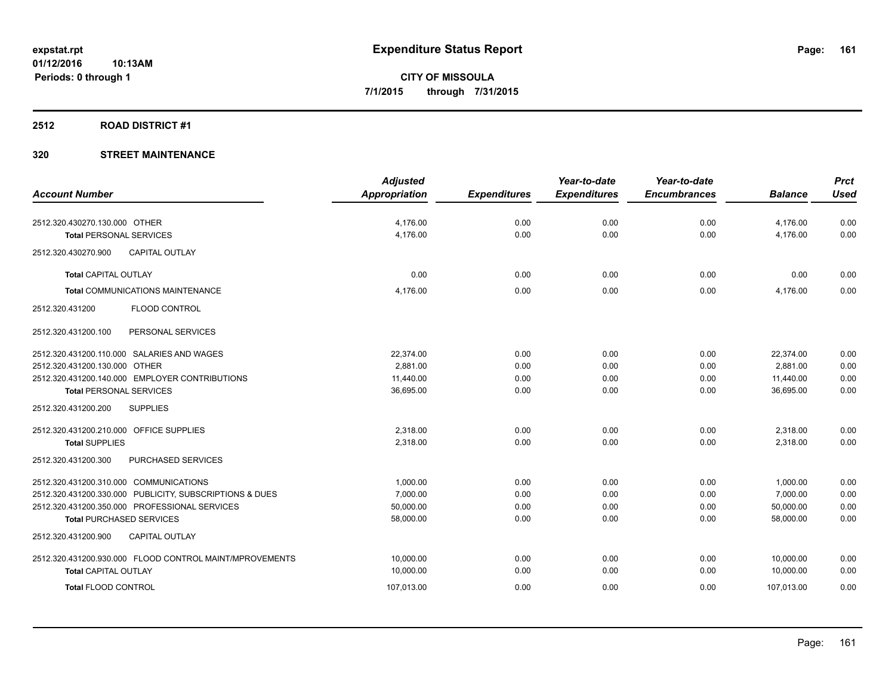# Expenditure Status Report

**CITY OF MISSOULA**
**7/1/2015 through 7/31/2015**

expstat.rpt
01/12/2016 10:13AM
Periods: 0 through 1

## 2512 ROAD DISTRICT #1

## 320 STREET MAINTENANCE

| Account Number | Adjusted Appropriation | Expenditures | Year-to-date Expenditures | Year-to-date Encumbrances | Balance | Prct Used |
|---|---|---|---|---|---|---|
| 2512.320.430270.130.000 OTHER | 4,176.00 | 0.00 | 0.00 | 0.00 | 4,176.00 | 0.00 |
| **Total** PERSONAL SERVICES | 4,176.00 | 0.00 | 0.00 | 0.00 | 4,176.00 | 0.00 |
| 2512.320.430270.900 CAPITAL OUTLAY | | | | | | |
| **Total** CAPITAL OUTLAY | 0.00 | 0.00 | 0.00 | 0.00 | 0.00 | 0.00 |
| **Total** COMMUNICATIONS MAINTENANCE | 4,176.00 | 0.00 | 0.00 | 0.00 | 4,176.00 | 0.00 |
| 2512.320.431200 FLOOD CONTROL | | | | | | |
| 2512.320.431200.100 PERSONAL SERVICES | | | | | | |
| 2512.320.431200.110.000 SALARIES AND WAGES | 22,374.00 | 0.00 | 0.00 | 0.00 | 22,374.00 | 0.00 |
| 2512.320.431200.130.000 OTHER | 2,881.00 | 0.00 | 0.00 | 0.00 | 2,881.00 | 0.00 |
| 2512.320.431200.140.000 EMPLOYER CONTRIBUTIONS | 11,440.00 | 0.00 | 0.00 | 0.00 | 11,440.00 | 0.00 |
| **Total** PERSONAL SERVICES | 36,695.00 | 0.00 | 0.00 | 0.00 | 36,695.00 | 0.00 |
| 2512.320.431200.200 SUPPLIES | | | | | | |
| 2512.320.431200.210.000 OFFICE SUPPLIES | 2,318.00 | 0.00 | 0.00 | 0.00 | 2,318.00 | 0.00 |
| **Total** SUPPLIES | 2,318.00 | 0.00 | 0.00 | 0.00 | 2,318.00 | 0.00 |
| 2512.320.431200.300 PURCHASED SERVICES | | | | | | |
| 2512.320.431200.310.000 COMMUNICATIONS | 1,000.00 | 0.00 | 0.00 | 0.00 | 1,000.00 | 0.00 |
| 2512.320.431200.330.000 PUBLICITY, SUBSCRIPTIONS & DUES | 7,000.00 | 0.00 | 0.00 | 0.00 | 7,000.00 | 0.00 |
| 2512.320.431200.350.000 PROFESSIONAL SERVICES | 50,000.00 | 0.00 | 0.00 | 0.00 | 50,000.00 | 0.00 |
| **Total** PURCHASED SERVICES | 58,000.00 | 0.00 | 0.00 | 0.00 | 58,000.00 | 0.00 |
| 2512.320.431200.900 CAPITAL OUTLAY | | | | | | |
| 2512.320.431200.930.000 FLOOD CONTROL MAINT/MPROVEMENTS | 10,000.00 | 0.00 | 0.00 | 0.00 | 10,000.00 | 0.00 |
| **Total** CAPITAL OUTLAY | 10,000.00 | 0.00 | 0.00 | 0.00 | 10,000.00 | 0.00 |
| **Total** FLOOD CONTROL | 107,013.00 | 0.00 | 0.00 | 0.00 | 107,013.00 | 0.00 |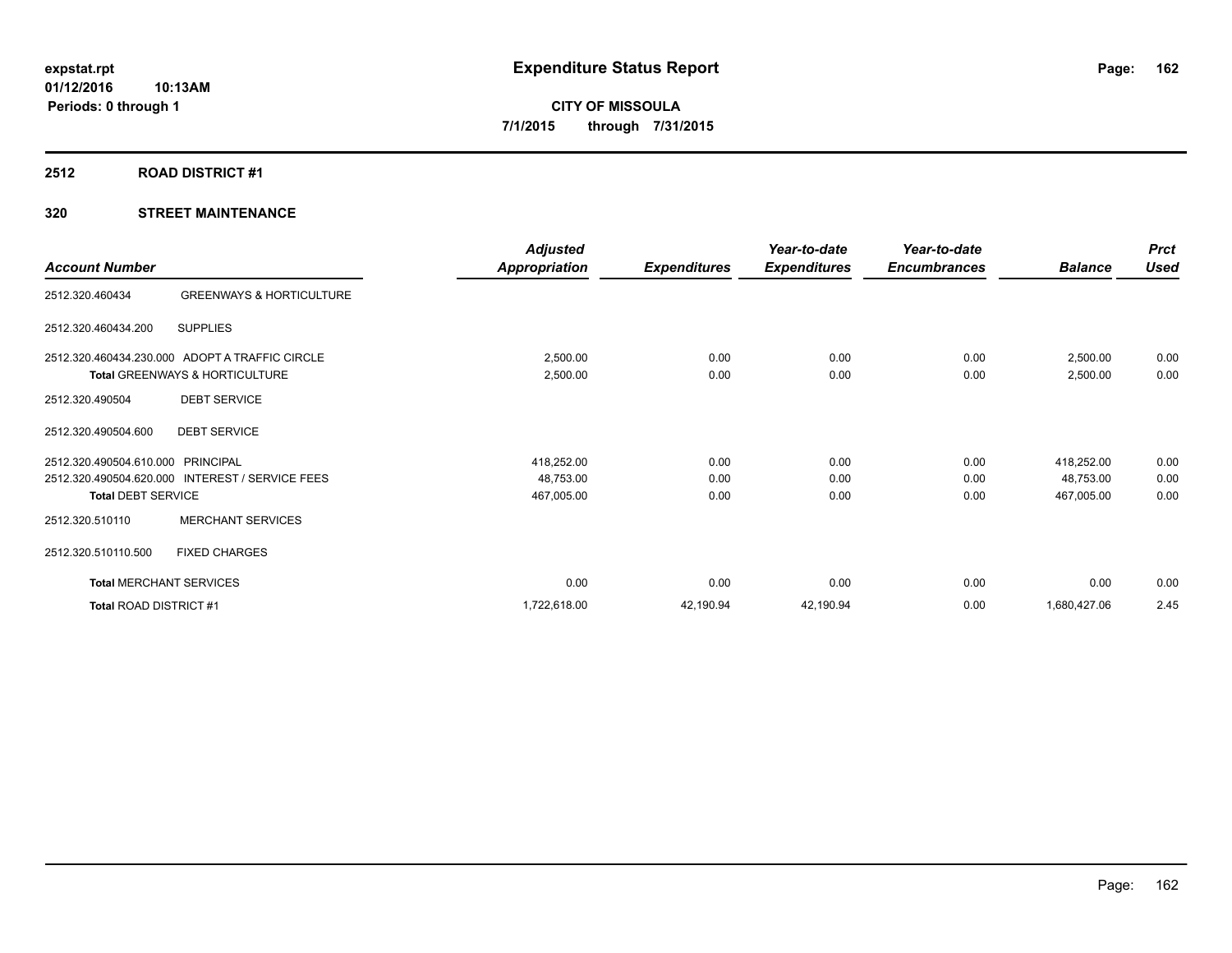**expstat.rpt**
**01/12/2016 10:13AM**
**Periods: 0 through 1**

# Expenditure Status Report

**CITY OF MISSOULA**
**7/1/2015 through 7/31/2015**

## 2512 ROAD DISTRICT #1

### 320 STREET MAINTENANCE

| Account Number | | Adjusted Appropriation | Expenditures | Year-to-date Expenditures | Year-to-date Encumbrances | Balance | Prct Used |
|---|---|---|---|---|---|---|---|
| 2512.320.460434 | GREENWAYS & HORTICULTURE | | | | | | |
| 2512.320.460434.200 | SUPPLIES | | | | | | |
| 2512.320.460434.230.000 | ADOPT A TRAFFIC CIRCLE | 2,500.00 | 0.00 | 0.00 | 0.00 | 2,500.00 | 0.00 |
| **Total** GREENWAYS & HORTICULTURE | | 2,500.00 | 0.00 | 0.00 | 0.00 | 2,500.00 | 0.00 |
| 2512.320.490504 | DEBT SERVICE | | | | | | |
| 2512.320.490504.600 | DEBT SERVICE | | | | | | |
| 2512.320.490504.610.000 | PRINCIPAL | 418,252.00 | 0.00 | 0.00 | 0.00 | 418,252.00 | 0.00 |
| 2512.320.490504.620.000 | INTEREST / SERVICE FEES | 48,753.00 | 0.00 | 0.00 | 0.00 | 48,753.00 | 0.00 |
| **Total** DEBT SERVICE | | 467,005.00 | 0.00 | 0.00 | 0.00 | 467,005.00 | 0.00 |
| 2512.320.510110 | MERCHANT SERVICES | | | | | | |
| 2512.320.510110.500 | FIXED CHARGES | | | | | | |
| **Total** MERCHANT SERVICES | | 0.00 | 0.00 | 0.00 | 0.00 | 0.00 | 0.00 |
| **Total** ROAD DISTRICT #1 | | 1,722,618.00 | 42,190.94 | 42,190.94 | 0.00 | 1,680,427.06 | 2.45 |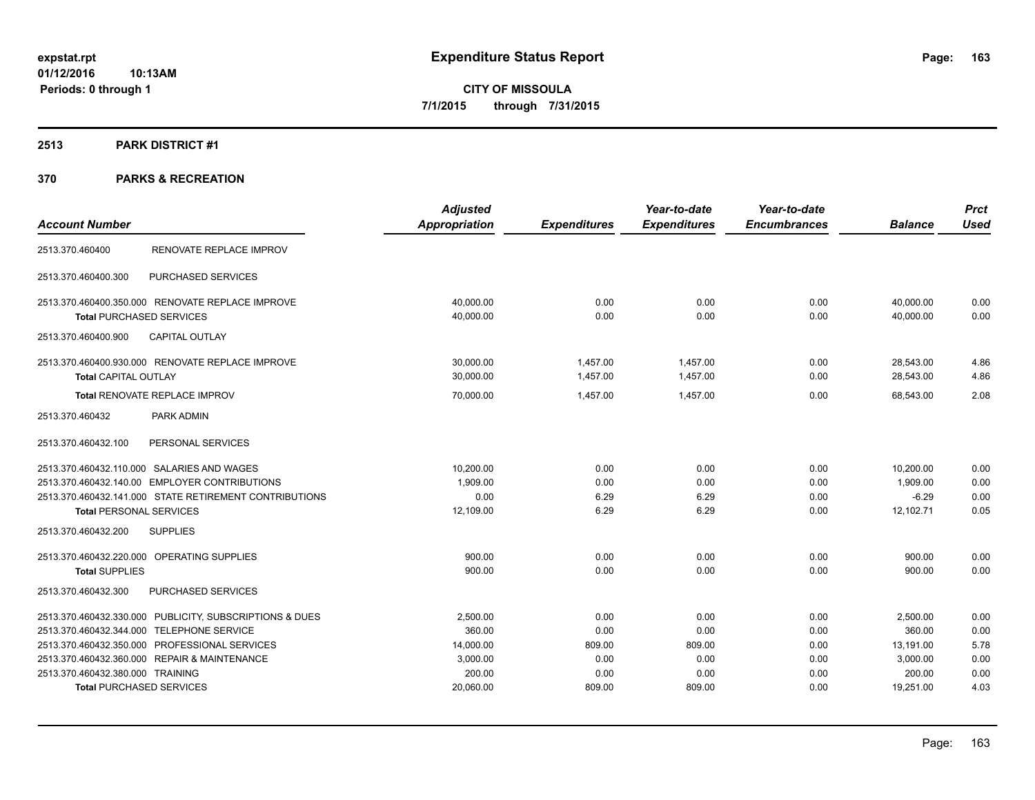expstat.rpt
01/12/2016 10:13AM
Periods: 0 through 1

# Expenditure Status Report

**CITY OF MISSOULA**
**7/1/2015 through 7/31/2015**

## 2513 PARK DISTRICT #1

## 370 PARKS & RECREATION

| Account Number | | Adjusted Appropriation | Expenditures | Year-to-date Expenditures | Year-to-date Encumbrances | Balance | Prct Used |
|---|---|---|---|---|---|---|---|
| 2513.370.460400 | RENOVATE REPLACE IMPROV | | | | | | |
| 2513.370.460400.300 | PURCHASED SERVICES | | | | | | |
| 2513.370.460400.350.000 | RENOVATE REPLACE IMPROVE | 40,000.00 | 0.00 | 0.00 | 0.00 | 40,000.00 | 0.00 |
| **Total** PURCHASED SERVICES | | 40,000.00 | 0.00 | 0.00 | 0.00 | 40,000.00 | 0.00 |
| 2513.370.460400.900 | CAPITAL OUTLAY | | | | | | |
| 2513.370.460400.930.000 | RENOVATE REPLACE IMPROVE | 30,000.00 | 1,457.00 | 1,457.00 | 0.00 | 28,543.00 | 4.86 |
| **Total** CAPITAL OUTLAY | | 30,000.00 | 1,457.00 | 1,457.00 | 0.00 | 28,543.00 | 4.86 |
| **Total** RENOVATE REPLACE IMPROV | | 70,000.00 | 1,457.00 | 1,457.00 | 0.00 | 68,543.00 | 2.08 |
| 2513.370.460432 | PARK ADMIN | | | | | | |
| 2513.370.460432.100 | PERSONAL SERVICES | | | | | | |
| 2513.370.460432.110.000 | SALARIES AND WAGES | 10,200.00 | 0.00 | 0.00 | 0.00 | 10,200.00 | 0.00 |
| 2513.370.460432.140.00 | EMPLOYER CONTRIBUTIONS | 1,909.00 | 0.00 | 0.00 | 0.00 | 1,909.00 | 0.00 |
| 2513.370.460432.141.000 | STATE RETIREMENT CONTRIBUTIONS | 0.00 | 6.29 | 6.29 | 0.00 | -6.29 | 0.00 |
| **Total** PERSONAL SERVICES | | 12,109.00 | 6.29 | 6.29 | 0.00 | 12,102.71 | 0.05 |
| 2513.370.460432.200 | SUPPLIES | | | | | | |
| 2513.370.460432.220.000 | OPERATING SUPPLIES | 900.00 | 0.00 | 0.00 | 0.00 | 900.00 | 0.00 |
| **Total** SUPPLIES | | 900.00 | 0.00 | 0.00 | 0.00 | 900.00 | 0.00 |
| 2513.370.460432.300 | PURCHASED SERVICES | | | | | | |
| 2513.370.460432.330.000 | PUBLICITY, SUBSCRIPTIONS & DUES | 2,500.00 | 0.00 | 0.00 | 0.00 | 2,500.00 | 0.00 |
| 2513.370.460432.344.000 | TELEPHONE SERVICE | 360.00 | 0.00 | 0.00 | 0.00 | 360.00 | 0.00 |
| 2513.370.460432.350.000 | PROFESSIONAL SERVICES | 14,000.00 | 809.00 | 809.00 | 0.00 | 13,191.00 | 5.78 |
| 2513.370.460432.360.000 | REPAIR & MAINTENANCE | 3,000.00 | 0.00 | 0.00 | 0.00 | 3,000.00 | 0.00 |
| 2513.370.460432.380.000 | TRAINING | 200.00 | 0.00 | 0.00 | 0.00 | 200.00 | 0.00 |
| **Total** PURCHASED SERVICES | | 20,060.00 | 809.00 | 809.00 | 0.00 | 19,251.00 | 4.03 |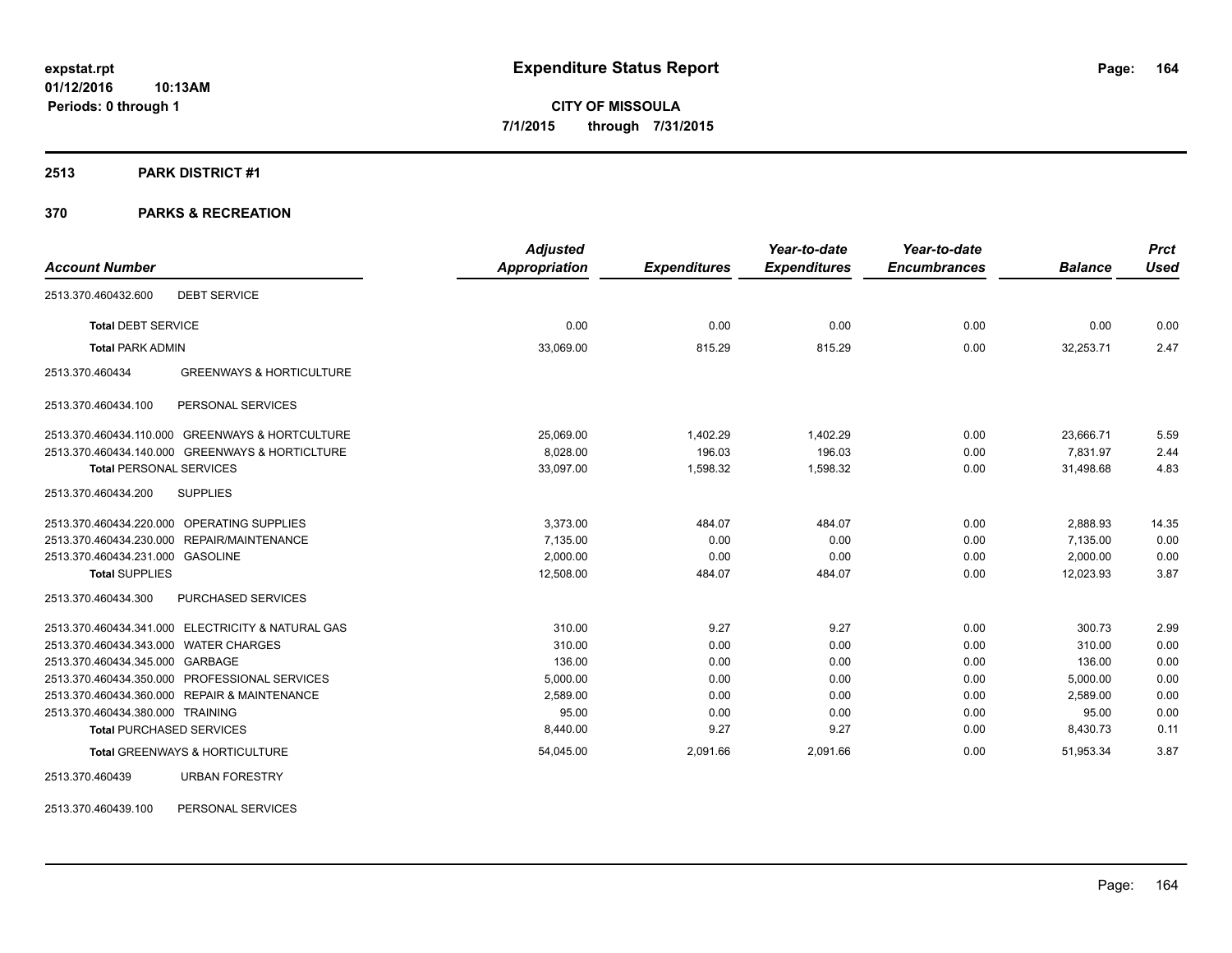**expstat.rpt**
**01/12/2016 10:13AM**
**Periods: 0 through 1**

# Expenditure Status Report

**CITY OF MISSOULA**
**7/1/2015 through 7/31/2015**

## 2513 PARK DISTRICT #1

## 370 PARKS & RECREATION

| Account Number | Adjusted Appropriation | Expenditures | Year-to-date Expenditures | Year-to-date Encumbrances | Balance | Prct Used |
|---|---|---|---|---|---|---|
| 2513.370.460432.600 DEBT SERVICE | | | | | | |
| **Total** DEBT SERVICE | 0.00 | 0.00 | 0.00 | 0.00 | 0.00 | 0.00 |
| **Total** PARK ADMIN | 33,069.00 | 815.29 | 815.29 | 0.00 | 32,253.71 | 2.47 |
| 2513.370.460434 GREENWAYS & HORTICULTURE | | | | | | |
| 2513.370.460434.100 PERSONAL SERVICES | | | | | | |
| 2513.370.460434.110.000 GREENWAYS & HORTCULTURE | 25,069.00 | 1,402.29 | 1,402.29 | 0.00 | 23,666.71 | 5.59 |
| 2513.370.460434.140.000 GREENWAYS & HORTICLTURE | 8,028.00 | 196.03 | 196.03 | 0.00 | 7,831.97 | 2.44 |
| **Total** PERSONAL SERVICES | 33,097.00 | 1,598.32 | 1,598.32 | 0.00 | 31,498.68 | 4.83 |
| 2513.370.460434.200 SUPPLIES | | | | | | |
| 2513.370.460434.220.000 OPERATING SUPPLIES | 3,373.00 | 484.07 | 484.07 | 0.00 | 2,888.93 | 14.35 |
| 2513.370.460434.230.000 REPAIR/MAINTENANCE | 7,135.00 | 0.00 | 0.00 | 0.00 | 7,135.00 | 0.00 |
| 2513.370.460434.231.000 GASOLINE | 2,000.00 | 0.00 | 0.00 | 0.00 | 2,000.00 | 0.00 |
| **Total** SUPPLIES | 12,508.00 | 484.07 | 484.07 | 0.00 | 12,023.93 | 3.87 |
| 2513.370.460434.300 PURCHASED SERVICES | | | | | | |
| 2513.370.460434.341.000 ELECTRICITY & NATURAL GAS | 310.00 | 9.27 | 9.27 | 0.00 | 300.73 | 2.99 |
| 2513.370.460434.343.000 WATER CHARGES | 310.00 | 0.00 | 0.00 | 0.00 | 310.00 | 0.00 |
| 2513.370.460434.345.000 GARBAGE | 136.00 | 0.00 | 0.00 | 0.00 | 136.00 | 0.00 |
| 2513.370.460434.350.000 PROFESSIONAL SERVICES | 5,000.00 | 0.00 | 0.00 | 0.00 | 5,000.00 | 0.00 |
| 2513.370.460434.360.000 REPAIR & MAINTENANCE | 2,589.00 | 0.00 | 0.00 | 0.00 | 2,589.00 | 0.00 |
| 2513.370.460434.380.000 TRAINING | 95.00 | 0.00 | 0.00 | 0.00 | 95.00 | 0.00 |
| **Total** PURCHASED SERVICES | 8,440.00 | 9.27 | 9.27 | 0.00 | 8,430.73 | 0.11 |
| **Total** GREENWAYS & HORTICULTURE | 54,045.00 | 2,091.66 | 2,091.66 | 0.00 | 51,953.34 | 3.87 |
| 2513.370.460439 URBAN FORESTRY | | | | | | |
| 2513.370.460439.100 PERSONAL SERVICES | | | | | | |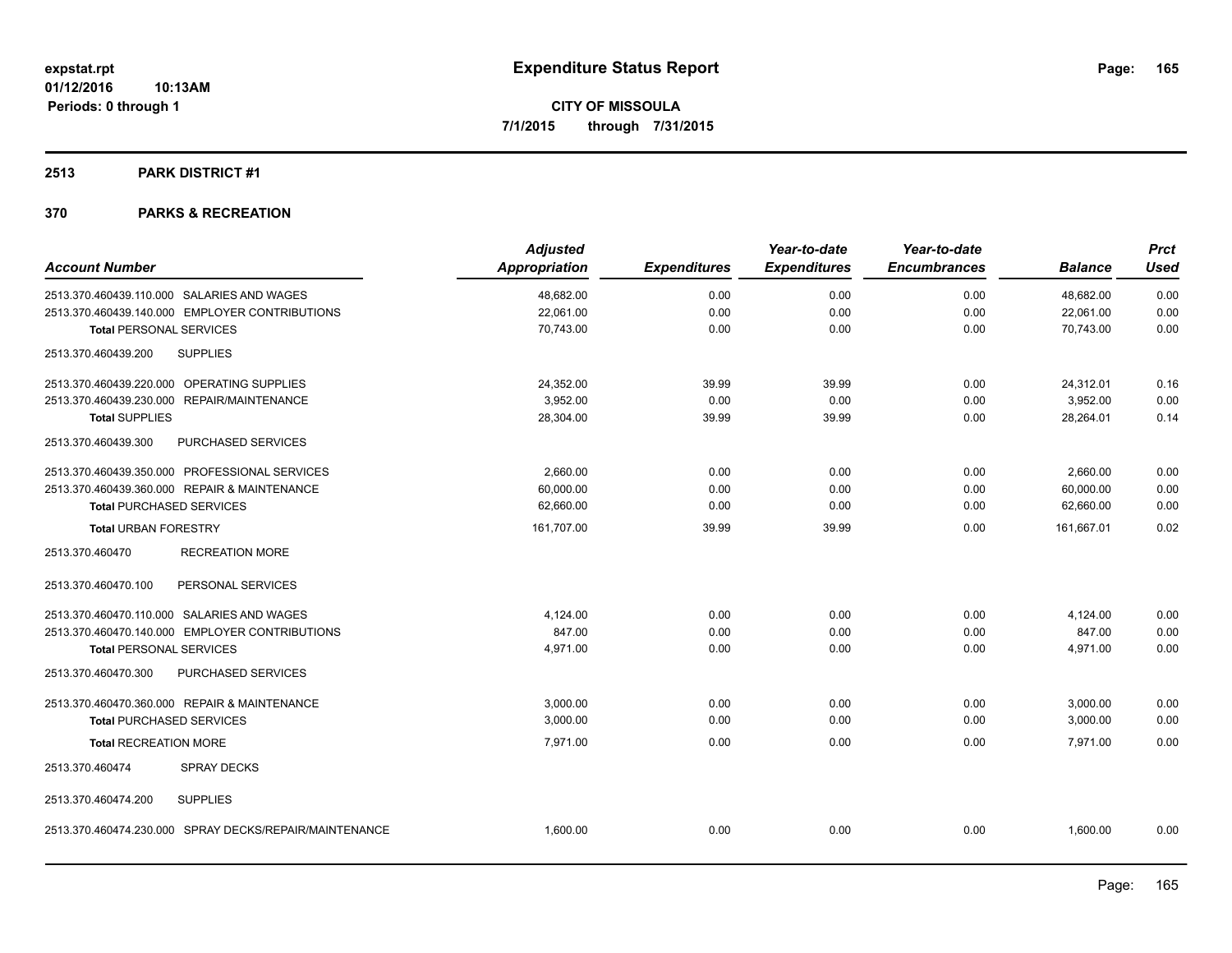**expstat.rpt**
**01/12/2016 10:13AM**
**Periods: 0 through 1**

# Expenditure Status Report

**CITY OF MISSOULA**
**7/1/2015 through 7/31/2015**

## 2513 PARK DISTRICT #1

## 370 PARKS & RECREATION

| Account Number | Adjusted Appropriation | Expenditures | Year-to-date Expenditures | Year-to-date Encumbrances | Balance | Prct Used |
|---|---|---|---|---|---|---|
| 2513.370.460439.110.000 SALARIES AND WAGES | 48,682.00 | 0.00 | 0.00 | 0.00 | 48,682.00 | 0.00 |
| 2513.370.460439.140.000 EMPLOYER CONTRIBUTIONS | 22,061.00 | 0.00 | 0.00 | 0.00 | 22,061.00 | 0.00 |
| **Total** PERSONAL SERVICES | 70,743.00 | 0.00 | 0.00 | 0.00 | 70,743.00 | 0.00 |
| 2513.370.460439.200 SUPPLIES | | | | | | |
| 2513.370.460439.220.000 OPERATING SUPPLIES | 24,352.00 | 39.99 | 39.99 | 0.00 | 24,312.01 | 0.16 |
| 2513.370.460439.230.000 REPAIR/MAINTENANCE | 3,952.00 | 0.00 | 0.00 | 0.00 | 3,952.00 | 0.00 |
| **Total SUPPLIES** | 28,304.00 | 39.99 | 39.99 | 0.00 | 28,264.01 | 0.14 |
| 2513.370.460439.300 PURCHASED SERVICES | | | | | | |
| 2513.370.460439.350.000 PROFESSIONAL SERVICES | 2,660.00 | 0.00 | 0.00 | 0.00 | 2,660.00 | 0.00 |
| 2513.370.460439.360.000 REPAIR & MAINTENANCE | 60,000.00 | 0.00 | 0.00 | 0.00 | 60,000.00 | 0.00 |
| **Total** PURCHASED SERVICES | 62,660.00 | 0.00 | 0.00 | 0.00 | 62,660.00 | 0.00 |
| **Total** URBAN FORESTRY | 161,707.00 | 39.99 | 39.99 | 0.00 | 161,667.01 | 0.02 |
| 2513.370.460470 RECREATION MORE | | | | | | |
| 2513.370.460470.100 PERSONAL SERVICES | | | | | | |
| 2513.370.460470.110.000 SALARIES AND WAGES | 4,124.00 | 0.00 | 0.00 | 0.00 | 4,124.00 | 0.00 |
| 2513.370.460470.140.000 EMPLOYER CONTRIBUTIONS | 847.00 | 0.00 | 0.00 | 0.00 | 847.00 | 0.00 |
| **Total** PERSONAL SERVICES | 4,971.00 | 0.00 | 0.00 | 0.00 | 4,971.00 | 0.00 |
| 2513.370.460470.300 PURCHASED SERVICES | | | | | | |
| 2513.370.460470.360.000 REPAIR & MAINTENANCE | 3,000.00 | 0.00 | 0.00 | 0.00 | 3,000.00 | 0.00 |
| **Total** PURCHASED SERVICES | 3,000.00 | 0.00 | 0.00 | 0.00 | 3,000.00 | 0.00 |
| **Total** RECREATION MORE | 7,971.00 | 0.00 | 0.00 | 0.00 | 7,971.00 | 0.00 |
| 2513.370.460474 SPRAY DECKS | | | | | | |
| 2513.370.460474.200 SUPPLIES | | | | | | |
| 2513.370.460474.230.000 SPRAY DECKS/REPAIR/MAINTENANCE | 1,600.00 | 0.00 | 0.00 | 0.00 | 1,600.00 | 0.00 |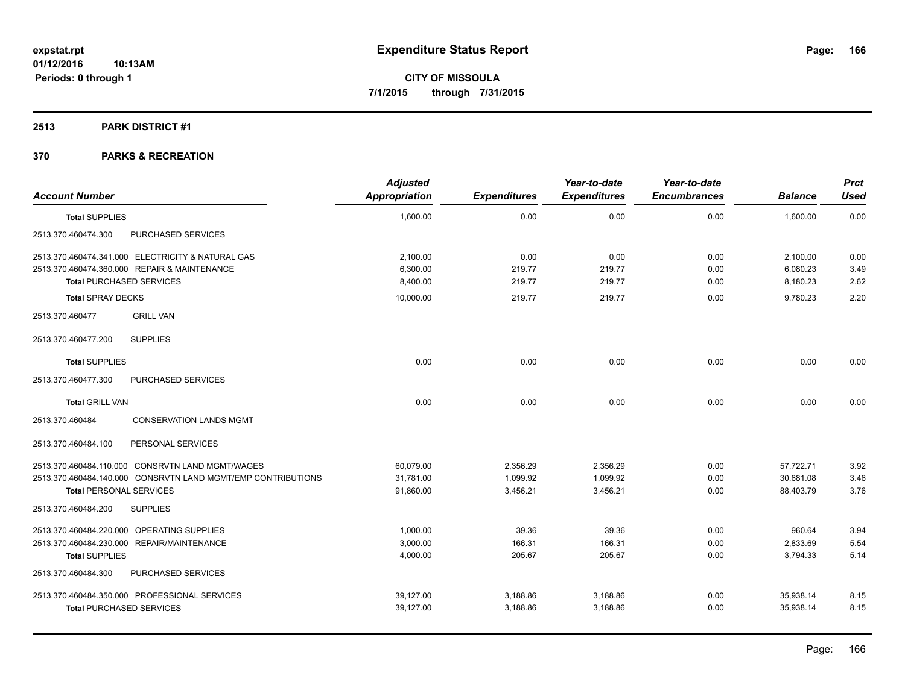# Expenditure Status Report

**CITY OF MISSOULA**
**7/1/2015 through 7/31/2015**

expstat.rpt
01/12/2016 10:13AM
Periods: 0 through 1

## 2513 PARK DISTRICT #1

### 370 PARKS & RECREATION

| Account Number | Adjusted Appropriation | Expenditures | Year-to-date Expenditures | Year-to-date Encumbrances | Balance | Prct Used |
|---|---|---|---|---|---|---|
| **Total** SUPPLIES | 1,600.00 | 0.00 | 0.00 | 0.00 | 1,600.00 | 0.00 |
| 2513.370.460474.300 PURCHASED SERVICES | | | | | | |
| 2513.370.460474.341.000 ELECTRICITY & NATURAL GAS | 2,100.00 | 0.00 | 0.00 | 0.00 | 2,100.00 | 0.00 |
| 2513.370.460474.360.000 REPAIR & MAINTENANCE | 6,300.00 | 219.77 | 219.77 | 0.00 | 6,080.23 | 3.49 |
| **Total** PURCHASED SERVICES | 8,400.00 | 219.77 | 219.77 | 0.00 | 8,180.23 | 2.62 |
| **Total** SPRAY DECKS | 10,000.00 | 219.77 | 219.77 | 0.00 | 9,780.23 | 2.20 |
| 2513.370.460477 GRILL VAN | | | | | | |
| 2513.370.460477.200 SUPPLIES | | | | | | |
| **Total** SUPPLIES | 0.00 | 0.00 | 0.00 | 0.00 | 0.00 | 0.00 |
| 2513.370.460477.300 PURCHASED SERVICES | | | | | | |
| **Total** GRILL VAN | 0.00 | 0.00 | 0.00 | 0.00 | 0.00 | 0.00 |
| 2513.370.460484 CONSERVATION LANDS MGMT | | | | | | |
| 2513.370.460484.100 PERSONAL SERVICES | | | | | | |
| 2513.370.460484.110.000 CONSRVTN LAND MGMT/WAGES | 60,079.00 | 2,356.29 | 2,356.29 | 0.00 | 57,722.71 | 3.92 |
| 2513.370.460484.140.000 CONSRVTN LAND MGMT/EMP CONTRIBUTIONS | 31,781.00 | 1,099.92 | 1,099.92 | 0.00 | 30,681.08 | 3.46 |
| **Total** PERSONAL SERVICES | 91,860.00 | 3,456.21 | 3,456.21 | 0.00 | 88,403.79 | 3.76 |
| 2513.370.460484.200 SUPPLIES | | | | | | |
| 2513.370.460484.220.000 OPERATING SUPPLIES | 1,000.00 | 39.36 | 39.36 | 0.00 | 960.64 | 3.94 |
| 2513.370.460484.230.000 REPAIR/MAINTENANCE | 3,000.00 | 166.31 | 166.31 | 0.00 | 2,833.69 | 5.54 |
| **Total** SUPPLIES | 4,000.00 | 205.67 | 205.67 | 0.00 | 3,794.33 | 5.14 |
| 2513.370.460484.300 PURCHASED SERVICES | | | | | | |
| 2513.370.460484.350.000 PROFESSIONAL SERVICES | 39,127.00 | 3,188.86 | 3,188.86 | 0.00 | 35,938.14 | 8.15 |
| **Total** PURCHASED SERVICES | 39,127.00 | 3,188.86 | 3,188.86 | 0.00 | 35,938.14 | 8.15 |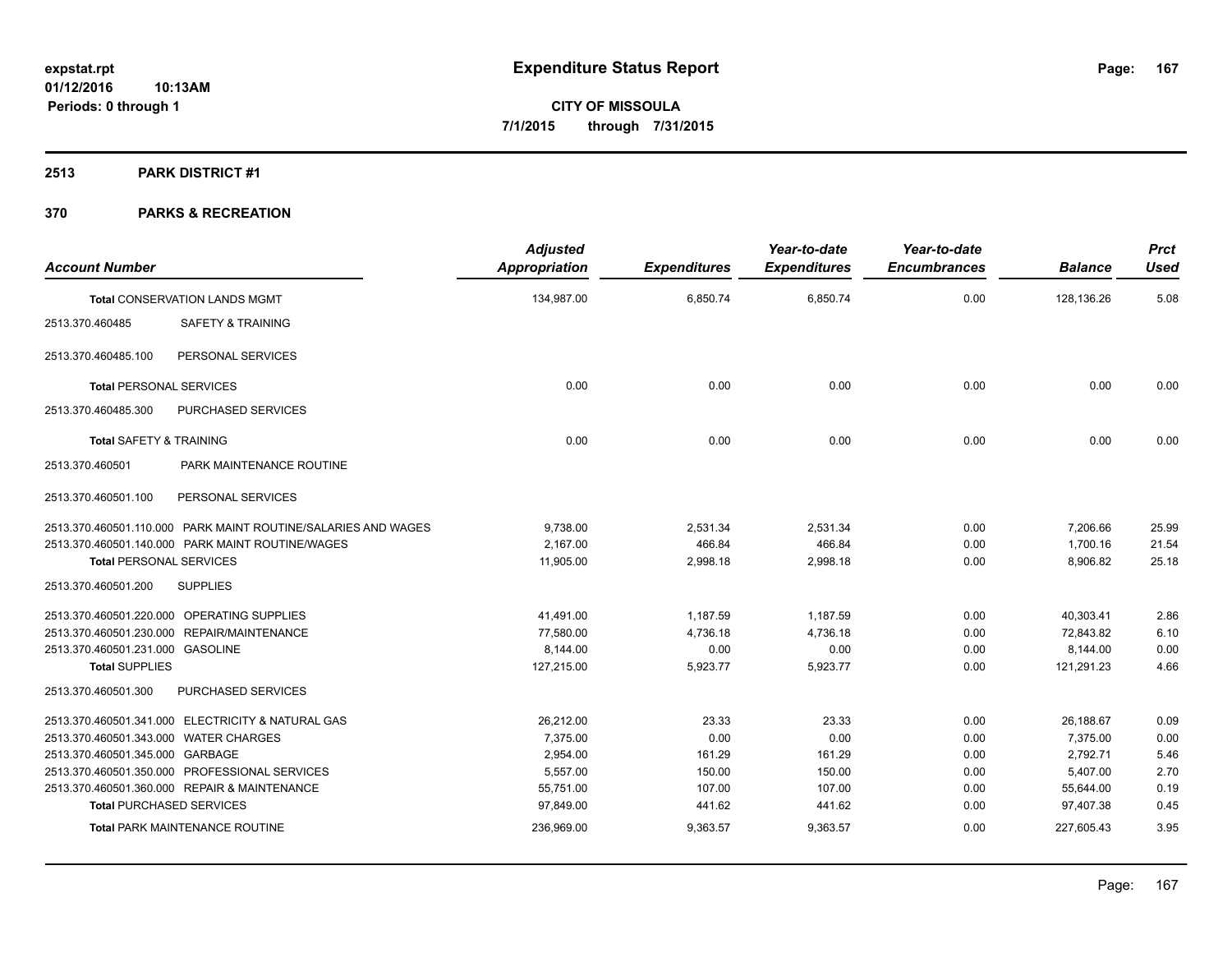**expstat.rpt**
**01/12/2016 10:13AM**
**Periods: 0 through 1**

# Expenditure Status Report

**CITY OF MISSOULA**
**7/1/2015 through 7/31/2015**

## 2513 PARK DISTRICT #1

## 370 PARKS & RECREATION

| Account Number | | Adjusted Appropriation | Expenditures | Year-to-date Expenditures | Year-to-date Encumbrances | Balance | Prct Used |
|---|---|---|---|---|---|---|---|
| **Total** CONSERVATION LANDS MGMT | | 134,987.00 | 6,850.74 | 6,850.74 | 0.00 | 128,136.26 | 5.08 |
| 2513.370.460485 | SAFETY & TRAINING | | | | | | |
| 2513.370.460485.100 | PERSONAL SERVICES | | | | | | |
| **Total** PERSONAL SERVICES | | 0.00 | 0.00 | 0.00 | 0.00 | 0.00 | 0.00 |
| 2513.370.460485.300 | PURCHASED SERVICES | | | | | | |
| **Total** SAFETY & TRAINING | | 0.00 | 0.00 | 0.00 | 0.00 | 0.00 | 0.00 |
| 2513.370.460501 | PARK MAINTENANCE ROUTINE | | | | | | |
| 2513.370.460501.100 | PERSONAL SERVICES | | | | | | |
| 2513.370.460501.110.000 | PARK MAINT ROUTINE/SALARIES AND WAGES | 9,738.00 | 2,531.34 | 2,531.34 | 0.00 | 7,206.66 | 25.99 |
| 2513.370.460501.140.000 | PARK MAINT ROUTINE/WAGES | 2,167.00 | 466.84 | 466.84 | 0.00 | 1,700.16 | 21.54 |
| **Total** PERSONAL SERVICES | | 11,905.00 | 2,998.18 | 2,998.18 | 0.00 | 8,906.82 | 25.18 |
| 2513.370.460501.200 | SUPPLIES | | | | | | |
| 2513.370.460501.220.000 | OPERATING SUPPLIES | 41,491.00 | 1,187.59 | 1,187.59 | 0.00 | 40,303.41 | 2.86 |
| 2513.370.460501.230.000 | REPAIR/MAINTENANCE | 77,580.00 | 4,736.18 | 4,736.18 | 0.00 | 72,843.82 | 6.10 |
| 2513.370.460501.231.000 | GASOLINE | 8,144.00 | 0.00 | 0.00 | 0.00 | 8,144.00 | 0.00 |
| **Total** SUPPLIES | | 127,215.00 | 5,923.77 | 5,923.77 | 0.00 | 121,291.23 | 4.66 |
| 2513.370.460501.300 | PURCHASED SERVICES | | | | | | |
| 2513.370.460501.341.000 | ELECTRICITY & NATURAL GAS | 26,212.00 | 23.33 | 23.33 | 0.00 | 26,188.67 | 0.09 |
| 2513.370.460501.343.000 | WATER CHARGES | 7,375.00 | 0.00 | 0.00 | 0.00 | 7,375.00 | 0.00 |
| 2513.370.460501.345.000 | GARBAGE | 2,954.00 | 161.29 | 161.29 | 0.00 | 2,792.71 | 5.46 |
| 2513.370.460501.350.000 | PROFESSIONAL SERVICES | 5,557.00 | 150.00 | 150.00 | 0.00 | 5,407.00 | 2.70 |
| 2513.370.460501.360.000 | REPAIR & MAINTENANCE | 55,751.00 | 107.00 | 107.00 | 0.00 | 55,644.00 | 0.19 |
| **Total** PURCHASED SERVICES | | 97,849.00 | 441.62 | 441.62 | 0.00 | 97,407.38 | 0.45 |
| **Total** PARK MAINTENANCE ROUTINE | | 236,969.00 | 9,363.57 | 9,363.57 | 0.00 | 227,605.43 | 3.95 |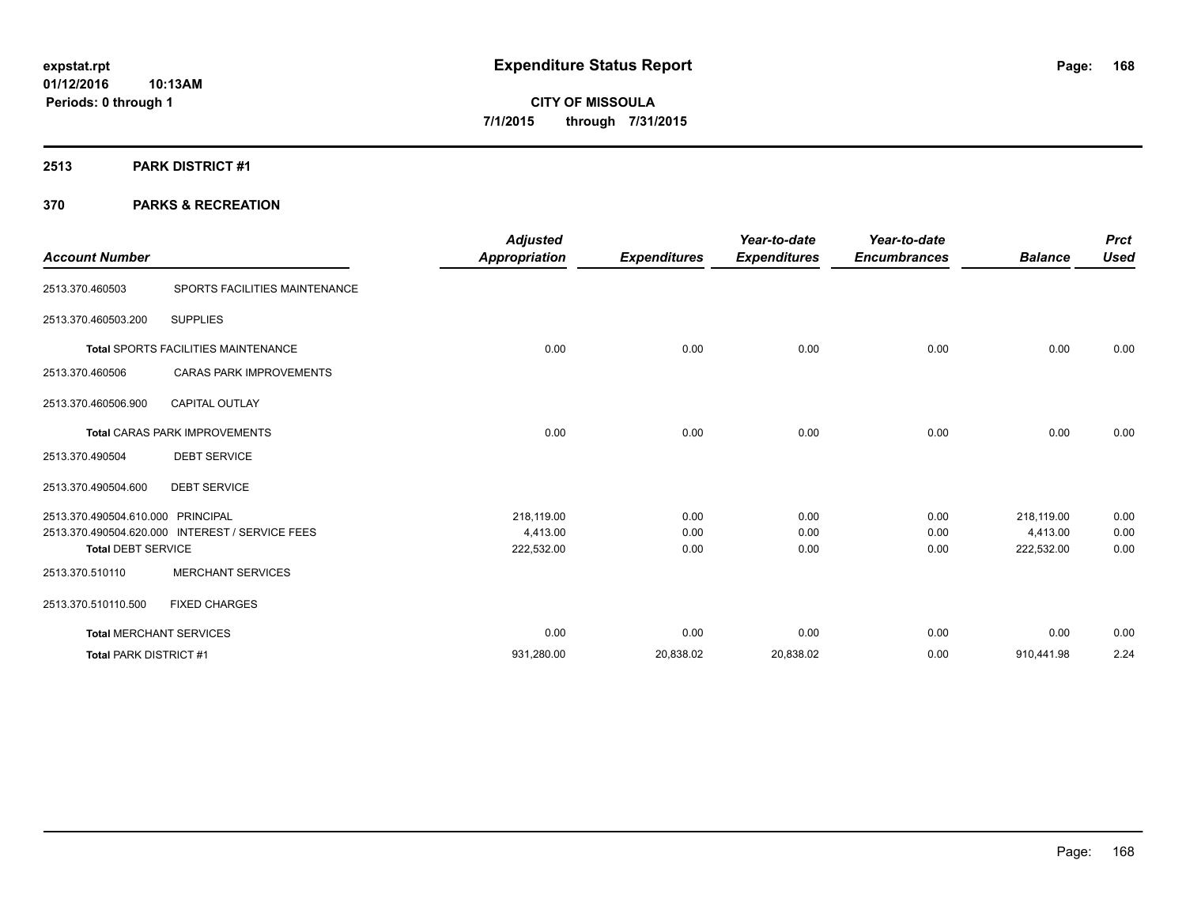**expstat.rpt**
**01/12/2016 10:13AM**
**Periods: 0 through 1**

# Expenditure Status Report

**CITY OF MISSOULA**
**7/1/2015 through 7/31/2015**

## 2513 PARK DISTRICT #1

## 370 PARKS & RECREATION

| Account Number | | Adjusted Appropriation | Expenditures | Year-to-date Expenditures | Year-to-date Encumbrances | Balance | Prct Used |
|---|---|---|---|---|---|---|---|
| 2513.370.460503 | SPORTS FACILITIES MAINTENANCE | | | | | | |
| 2513.370.460503.200 | SUPPLIES | | | | | | |
| **Total** SPORTS FACILITIES MAINTENANCE | | 0.00 | 0.00 | 0.00 | 0.00 | 0.00 | 0.00 |
| 2513.370.460506 | CARAS PARK IMPROVEMENTS | | | | | | |
| 2513.370.460506.900 | CAPITAL OUTLAY | | | | | | |
| **Total** CARAS PARK IMPROVEMENTS | | 0.00 | 0.00 | 0.00 | 0.00 | 0.00 | 0.00 |
| 2513.370.490504 | DEBT SERVICE | | | | | | |
| 2513.370.490504.600 | DEBT SERVICE | | | | | | |
| 2513.370.490504.610.000 | PRINCIPAL | 218,119.00 | 0.00 | 0.00 | 0.00 | 218,119.00 | 0.00 |
| 2513.370.490504.620.000 | INTEREST / SERVICE FEES | 4,413.00 | 0.00 | 0.00 | 0.00 | 4,413.00 | 0.00 |
| **Total DEBT SERVICE** | | 222,532.00 | 0.00 | 0.00 | 0.00 | 222,532.00 | 0.00 |
| 2513.370.510110 | MERCHANT SERVICES | | | | | | |
| 2513.370.510110.500 | FIXED CHARGES | | | | | | |
| **Total** MERCHANT SERVICES | | 0.00 | 0.00 | 0.00 | 0.00 | 0.00 | 0.00 |
| **Total** PARK DISTRICT #1 | | 931,280.00 | 20,838.02 | 20,838.02 | 0.00 | 910,441.98 | 2.24 |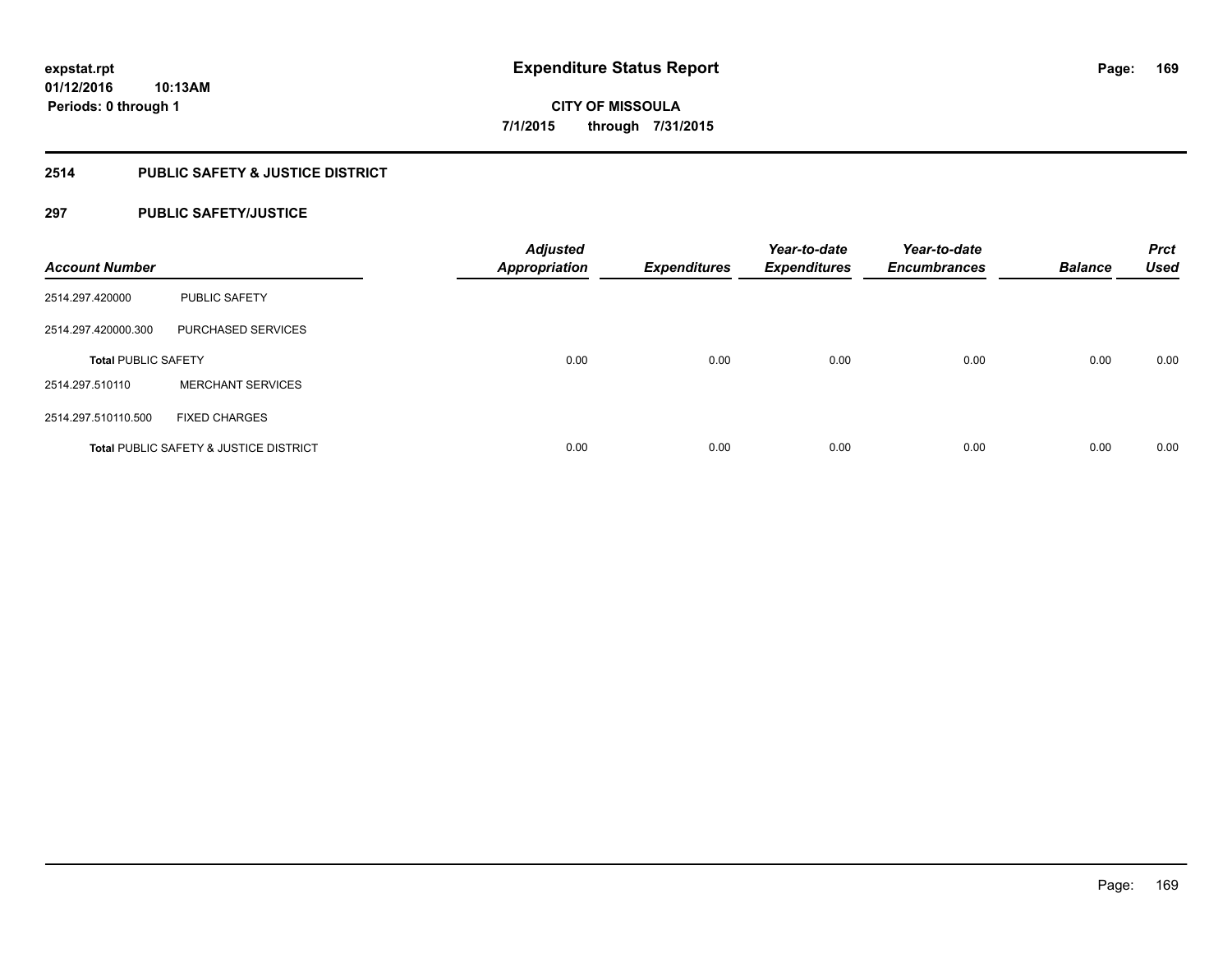**expstat.rpt**
**01/12/2016 10:13AM**
**Periods: 0 through 1**

# Expenditure Status Report

**CITY OF MISSOULA**
**7/1/2015 through 7/31/2015**

## 2514 PUBLIC SAFETY & JUSTICE DISTRICT

### 297 PUBLIC SAFETY/JUSTICE

| Account Number | | Adjusted Appropriation | Expenditures | Year-to-date Expenditures | Year-to-date Encumbrances | Balance | Prct Used |
|---|---|---|---|---|---|---|---|
| 2514.297.420000 | PUBLIC SAFETY | | | | | | |
| 2514.297.420000.300 | PURCHASED SERVICES | | | | | | |
| **Total** PUBLIC SAFETY | | 0.00 | 0.00 | 0.00 | 0.00 | 0.00 | 0.00 |
| 2514.297.510110 | MERCHANT SERVICES | | | | | | |
| 2514.297.510110.500 | FIXED CHARGES | | | | | | |
| **Total** PUBLIC SAFETY & JUSTICE DISTRICT | | 0.00 | 0.00 | 0.00 | 0.00 | 0.00 | 0.00 |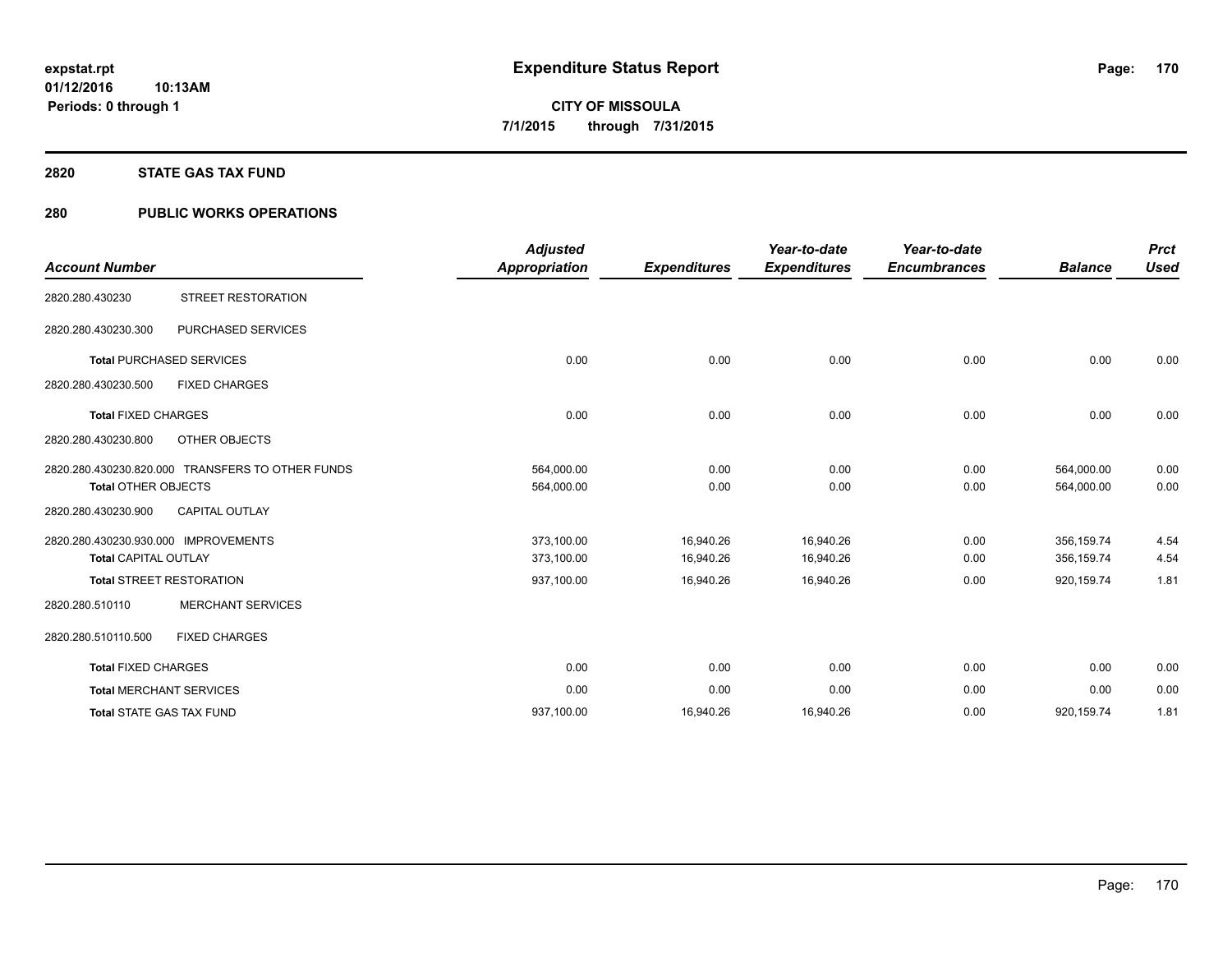# Expenditure Status Report

expstat.rpt
01/12/2016 10:13AM
Periods: 0 through 1

**CITY OF MISSOULA**
**7/1/2015 through 7/31/2015**

## 2820 STATE GAS TAX FUND

## 280 PUBLIC WORKS OPERATIONS

| Account Number | | Adjusted Appropriation | Expenditures | Year-to-date Expenditures | Year-to-date Encumbrances | Balance | Prct Used |
|---|---|---|---|---|---|---|---|
| 2820.280.430230 | STREET RESTORATION | | | | | | |
| 2820.280.430230.300 | PURCHASED SERVICES | | | | | | |
| **Total** PURCHASED SERVICES | | 0.00 | 0.00 | 0.00 | 0.00 | 0.00 | 0.00 |
| 2820.280.430230.500 | FIXED CHARGES | | | | | | |
| **Total** FIXED CHARGES | | 0.00 | 0.00 | 0.00 | 0.00 | 0.00 | 0.00 |
| 2820.280.430230.800 | OTHER OBJECTS | | | | | | |
| 2820.280.430230.820.000 | TRANSFERS TO OTHER FUNDS | 564,000.00 | 0.00 | 0.00 | 0.00 | 564,000.00 | 0.00 |
| **Total** OTHER OBJECTS | | 564,000.00 | 0.00 | 0.00 | 0.00 | 564,000.00 | 0.00 |
| 2820.280.430230.900 | CAPITAL OUTLAY | | | | | | |
| 2820.280.430230.930.000 | IMPROVEMENTS | 373,100.00 | 16,940.26 | 16,940.26 | 0.00 | 356,159.74 | 4.54 |
| **Total** CAPITAL OUTLAY | | 373,100.00 | 16,940.26 | 16,940.26 | 0.00 | 356,159.74 | 4.54 |
| **Total** STREET RESTORATION | | 937,100.00 | 16,940.26 | 16,940.26 | 0.00 | 920,159.74 | 1.81 |
| 2820.280.510110 | MERCHANT SERVICES | | | | | | |
| 2820.280.510110.500 | FIXED CHARGES | | | | | | |
| **Total** FIXED CHARGES | | 0.00 | 0.00 | 0.00 | 0.00 | 0.00 | 0.00 |
| **Total** MERCHANT SERVICES | | 0.00 | 0.00 | 0.00 | 0.00 | 0.00 | 0.00 |
| **Total** STATE GAS TAX FUND | | 937,100.00 | 16,940.26 | 16,940.26 | 0.00 | 920,159.74 | 1.81 |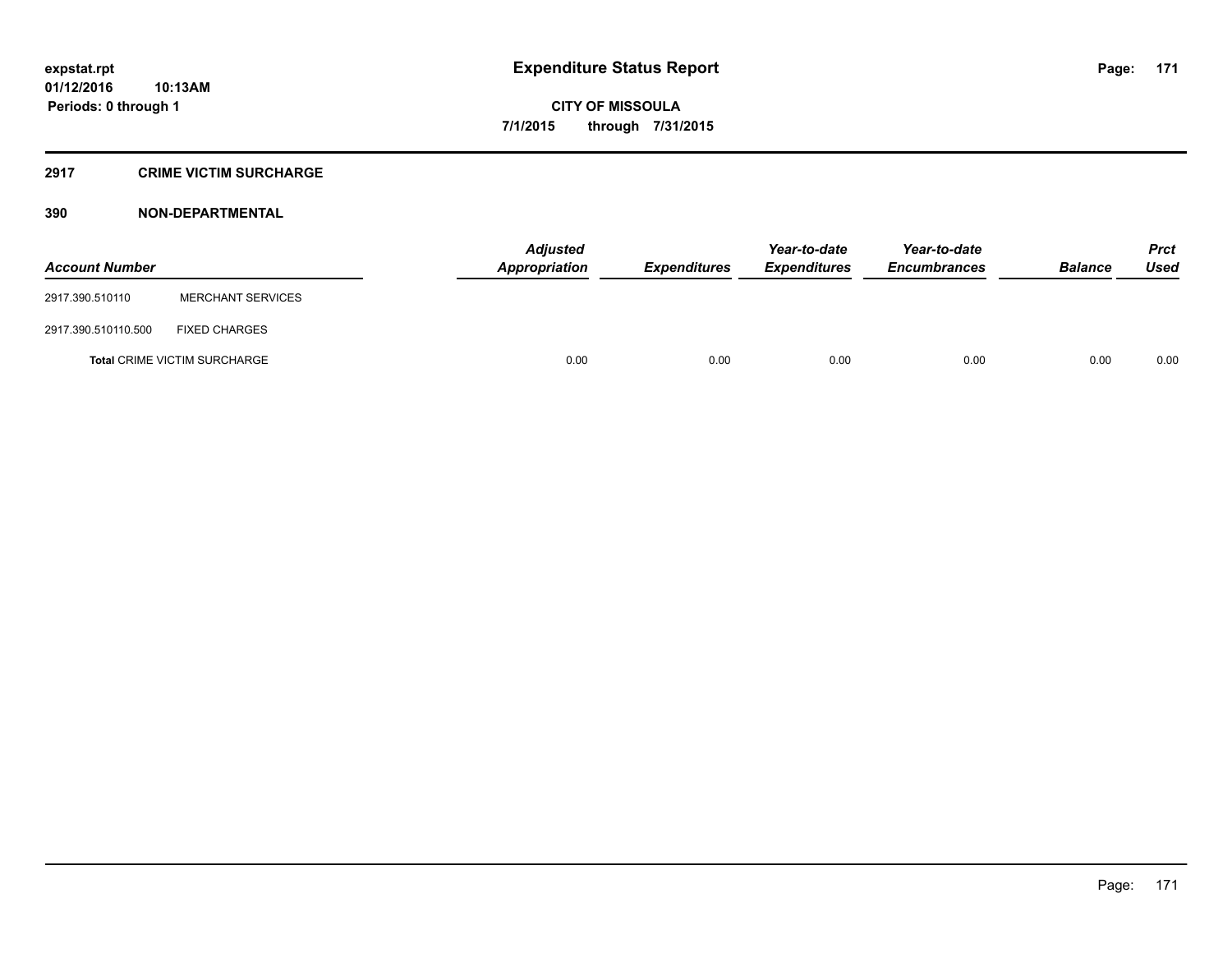# Expenditure Status Report

**CITY OF MISSOULA**

**7/1/2015 through 7/31/2015**

expstat.rpt
01/12/2016 10:13AM
Periods: 0 through 1

## 2917 CRIME VICTIM SURCHARGE

## 390 NON-DEPARTMENTAL

| Account Number | | Adjusted Appropriation | Expenditures | Year-to-date Expenditures | Year-to-date Encumbrances | Balance | Prct Used |
|---|---|---|---|---|---|---|---|
| 2917.390.510110 | MERCHANT SERVICES | | | | | | |
| 2917.390.510110.500 | FIXED CHARGES | | | | | | |
| **Total** CRIME VICTIM SURCHARGE | | 0.00 | 0.00 | 0.00 | 0.00 | 0.00 | 0.00 |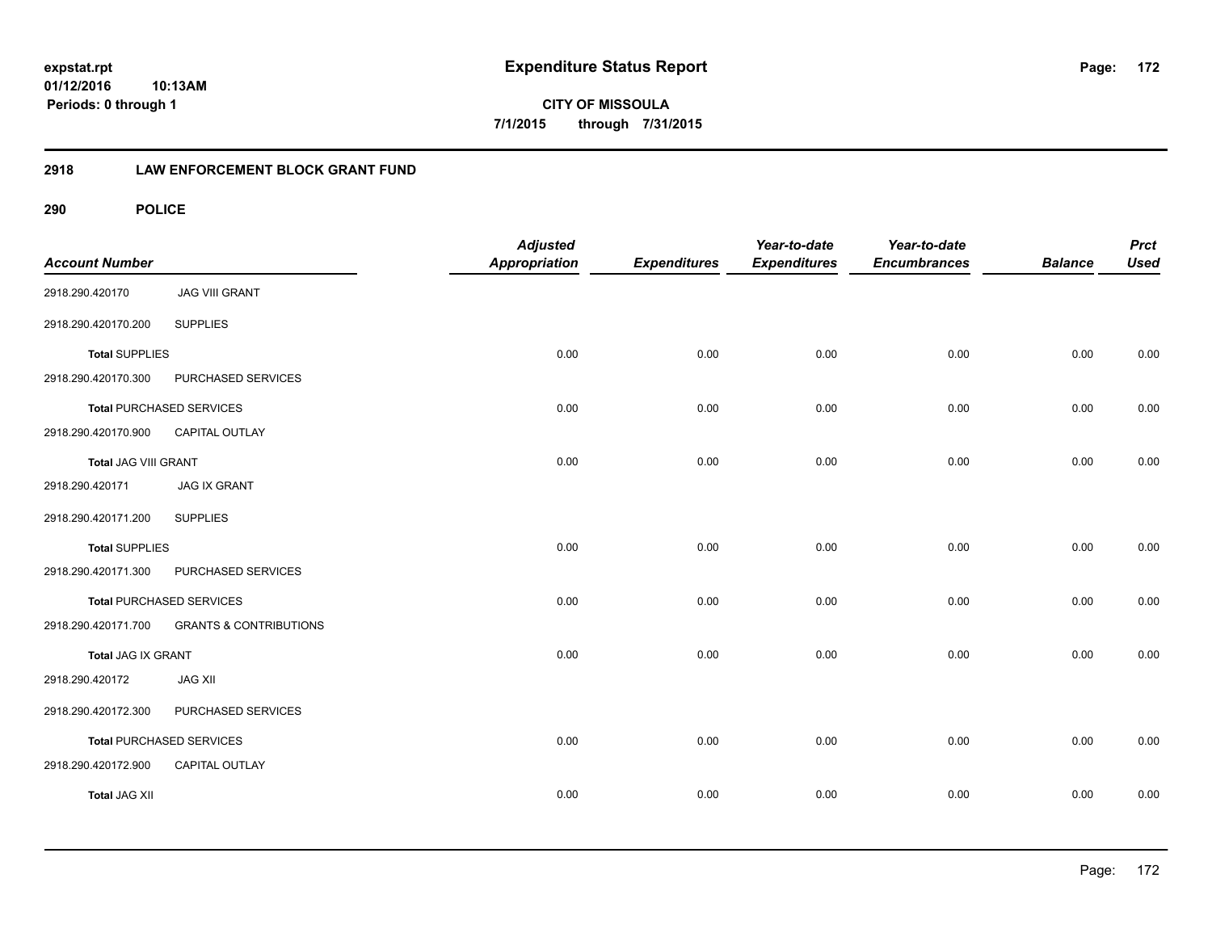**expstat.rpt**
**01/12/2016 10:13AM**
**Periods: 0 through 1**

# Expenditure Status Report

**CITY OF MISSOULA**
**7/1/2015 through 7/31/2015**

## 2918 LAW ENFORCEMENT BLOCK GRANT FUND

### 290 POLICE

| Account Number | | Adjusted Appropriation | Expenditures | Year-to-date Expenditures | Year-to-date Encumbrances | Balance | Prct Used |
|---|---|---|---|---|---|---|---|
| 2918.290.420170 | JAG VIII GRANT | | | | | | |
| 2918.290.420170.200 | SUPPLIES | | | | | | |
| **Total** SUPPLIES | | 0.00 | 0.00 | 0.00 | 0.00 | 0.00 | 0.00 |
| 2918.290.420170.300 | PURCHASED SERVICES | | | | | | |
| **Total** PURCHASED SERVICES | | 0.00 | 0.00 | 0.00 | 0.00 | 0.00 | 0.00 |
| 2918.290.420170.900 | CAPITAL OUTLAY | | | | | | |
| **Total** JAG VIII GRANT | | 0.00 | 0.00 | 0.00 | 0.00 | 0.00 | 0.00 |
| 2918.290.420171 | JAG IX GRANT | | | | | | |
| 2918.290.420171.200 | SUPPLIES | | | | | | |
| **Total** SUPPLIES | | 0.00 | 0.00 | 0.00 | 0.00 | 0.00 | 0.00 |
| 2918.290.420171.300 | PURCHASED SERVICES | | | | | | |
| **Total** PURCHASED SERVICES | | 0.00 | 0.00 | 0.00 | 0.00 | 0.00 | 0.00 |
| 2918.290.420171.700 | GRANTS & CONTRIBUTIONS | | | | | | |
| **Total** JAG IX GRANT | | 0.00 | 0.00 | 0.00 | 0.00 | 0.00 | 0.00 |
| 2918.290.420172 | JAG XII | | | | | | |
| 2918.290.420172.300 | PURCHASED SERVICES | | | | | | |
| **Total** PURCHASED SERVICES | | 0.00 | 0.00 | 0.00 | 0.00 | 0.00 | 0.00 |
| 2918.290.420172.900 | CAPITAL OUTLAY | | | | | | |
| **Total** JAG XII | | 0.00 | 0.00 | 0.00 | 0.00 | 0.00 | 0.00 |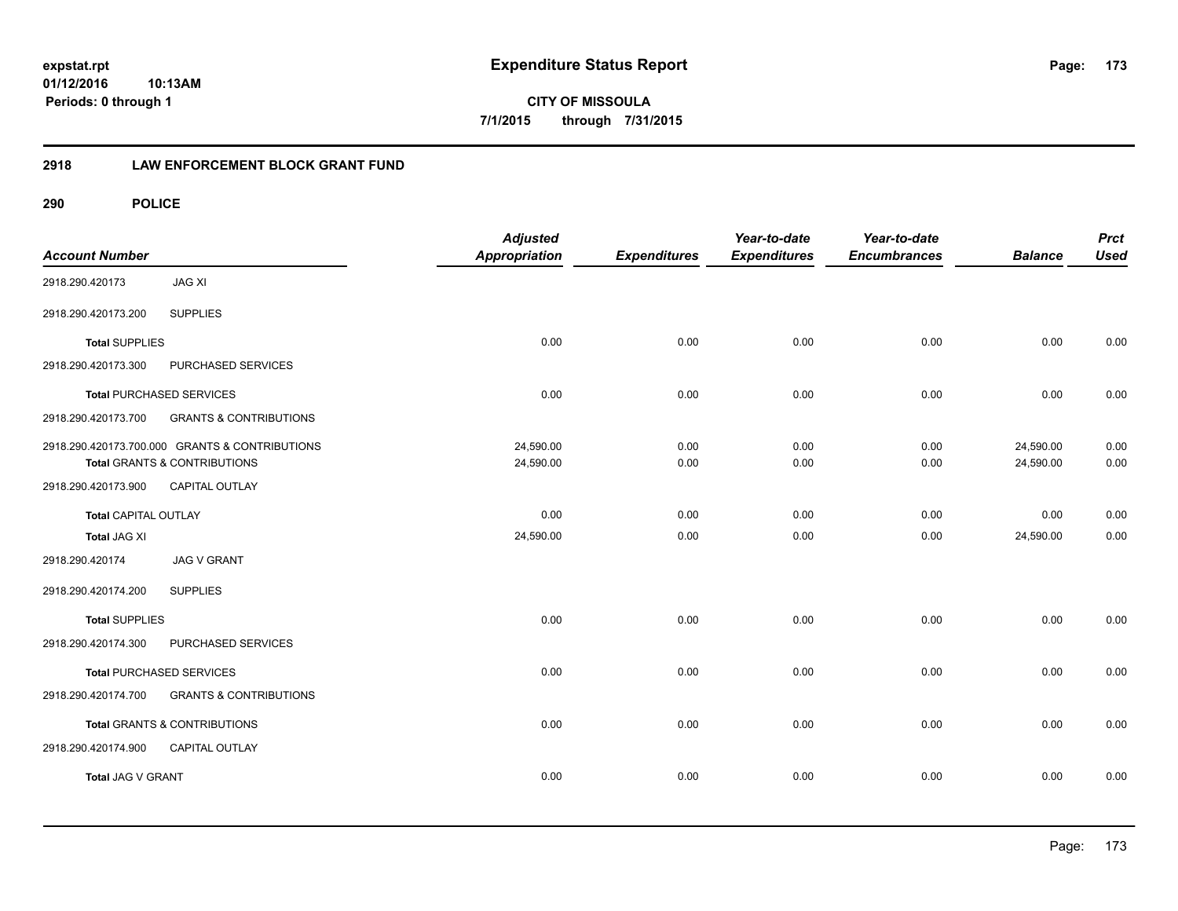**expstat.rpt**
**01/12/2016 10:13AM**
**Periods: 0 through 1**

# Expenditure Status Report

**CITY OF MISSOULA**
**7/1/2015 through 7/31/2015**

## 2918 LAW ENFORCEMENT BLOCK GRANT FUND

### 290 POLICE

| Account Number | | Adjusted Appropriation | Expenditures | Year-to-date Expenditures | Year-to-date Encumbrances | Balance | Prct Used |
|---|---|---|---|---|---|---|---|
| 2918.290.420173 | JAG XI | | | | | | |
| 2918.290.420173.200 | SUPPLIES | | | | | | |
| **Total** SUPPLIES | | 0.00 | 0.00 | 0.00 | 0.00 | 0.00 | 0.00 |
| 2918.290.420173.300 | PURCHASED SERVICES | | | | | | |
| **Total** PURCHASED SERVICES | | 0.00 | 0.00 | 0.00 | 0.00 | 0.00 | 0.00 |
| 2918.290.420173.700 | GRANTS & CONTRIBUTIONS | | | | | | |
| 2918.290.420173.700.000 | GRANTS & CONTRIBUTIONS | 24,590.00 | 0.00 | 0.00 | 0.00 | 24,590.00 | 0.00 |
| **Total** GRANTS & CONTRIBUTIONS | | 24,590.00 | 0.00 | 0.00 | 0.00 | 24,590.00 | 0.00 |
| 2918.290.420173.900 | CAPITAL OUTLAY | | | | | | |
| **Total** CAPITAL OUTLAY | | 0.00 | 0.00 | 0.00 | 0.00 | 0.00 | 0.00 |
| **Total** JAG XI | | 24,590.00 | 0.00 | 0.00 | 0.00 | 24,590.00 | 0.00 |
| 2918.290.420174 | JAG V GRANT | | | | | | |
| 2918.290.420174.200 | SUPPLIES | | | | | | |
| **Total** SUPPLIES | | 0.00 | 0.00 | 0.00 | 0.00 | 0.00 | 0.00 |
| 2918.290.420174.300 | PURCHASED SERVICES | | | | | | |
| **Total** PURCHASED SERVICES | | 0.00 | 0.00 | 0.00 | 0.00 | 0.00 | 0.00 |
| 2918.290.420174.700 | GRANTS & CONTRIBUTIONS | | | | | | |
| **Total** GRANTS & CONTRIBUTIONS | | 0.00 | 0.00 | 0.00 | 0.00 | 0.00 | 0.00 |
| 2918.290.420174.900 | CAPITAL OUTLAY | | | | | | |
| **Total** JAG V GRANT | | 0.00 | 0.00 | 0.00 | 0.00 | 0.00 | 0.00 |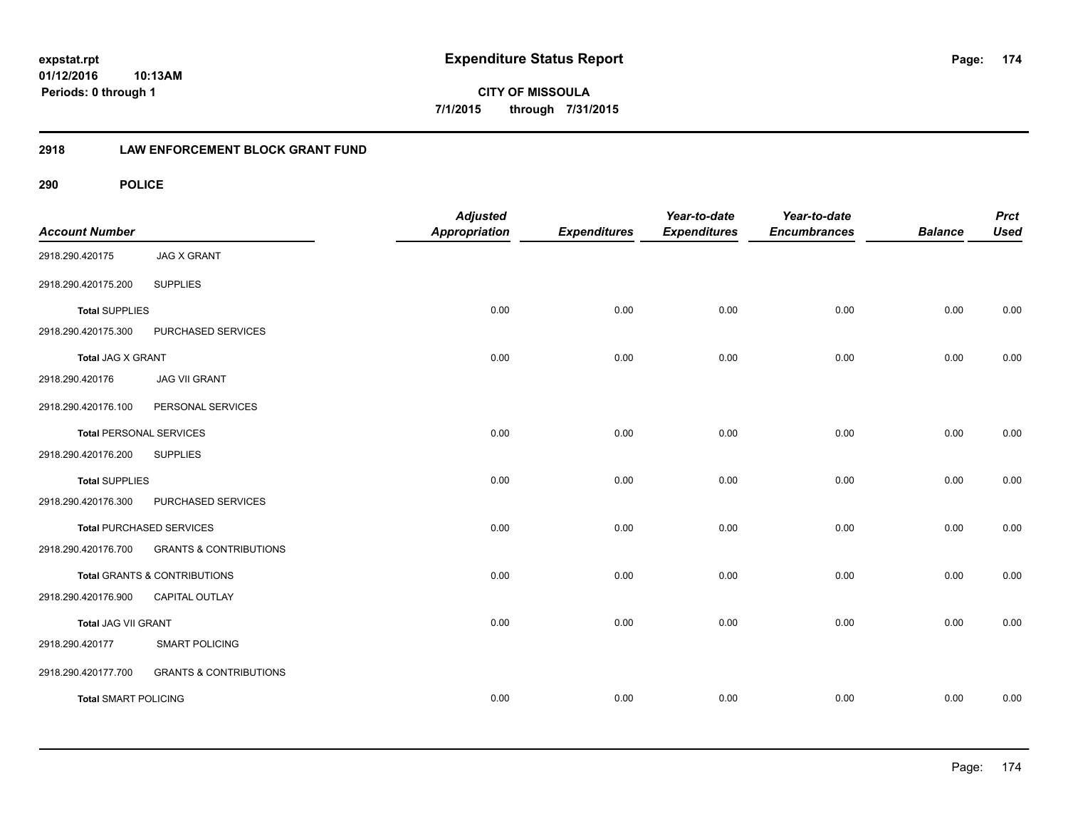# Expenditure Status Report

**CITY OF MISSOULA**

**7/1/2015 through 7/31/2015**

expstat.rpt
01/12/2016 10:13AM
Periods: 0 through 1

## 2918 LAW ENFORCEMENT BLOCK GRANT FUND

### 290 POLICE

| Account Number | | Adjusted Appropriation | Expenditures | Year-to-date Expenditures | Year-to-date Encumbrances | Balance | Prct Used |
|---|---|---|---|---|---|---|---|
| 2918.290.420175 | JAG X GRANT | | | | | | |
| 2918.290.420175.200 | SUPPLIES | | | | | | |
| **Total** SUPPLIES | | 0.00 | 0.00 | 0.00 | 0.00 | 0.00 | 0.00 |
| 2918.290.420175.300 | PURCHASED SERVICES | | | | | | |
| **Total** JAG X GRANT | | 0.00 | 0.00 | 0.00 | 0.00 | 0.00 | 0.00 |
| 2918.290.420176 | JAG VII GRANT | | | | | | |
| 2918.290.420176.100 | PERSONAL SERVICES | | | | | | |
| **Total** PERSONAL SERVICES | | 0.00 | 0.00 | 0.00 | 0.00 | 0.00 | 0.00 |
| 2918.290.420176.200 | SUPPLIES | | | | | | |
| **Total** SUPPLIES | | 0.00 | 0.00 | 0.00 | 0.00 | 0.00 | 0.00 |
| 2918.290.420176.300 | PURCHASED SERVICES | | | | | | |
| **Total** PURCHASED SERVICES | | 0.00 | 0.00 | 0.00 | 0.00 | 0.00 | 0.00 |
| 2918.290.420176.700 | GRANTS & CONTRIBUTIONS | | | | | | |
| **Total** GRANTS & CONTRIBUTIONS | | 0.00 | 0.00 | 0.00 | 0.00 | 0.00 | 0.00 |
| 2918.290.420176.900 | CAPITAL OUTLAY | | | | | | |
| **Total** JAG VII GRANT | | 0.00 | 0.00 | 0.00 | 0.00 | 0.00 | 0.00 |
| 2918.290.420177 | SMART POLICING | | | | | | |
| 2918.290.420177.700 | GRANTS & CONTRIBUTIONS | | | | | | |
| **Total** SMART POLICING | | 0.00 | 0.00 | 0.00 | 0.00 | 0.00 | 0.00 |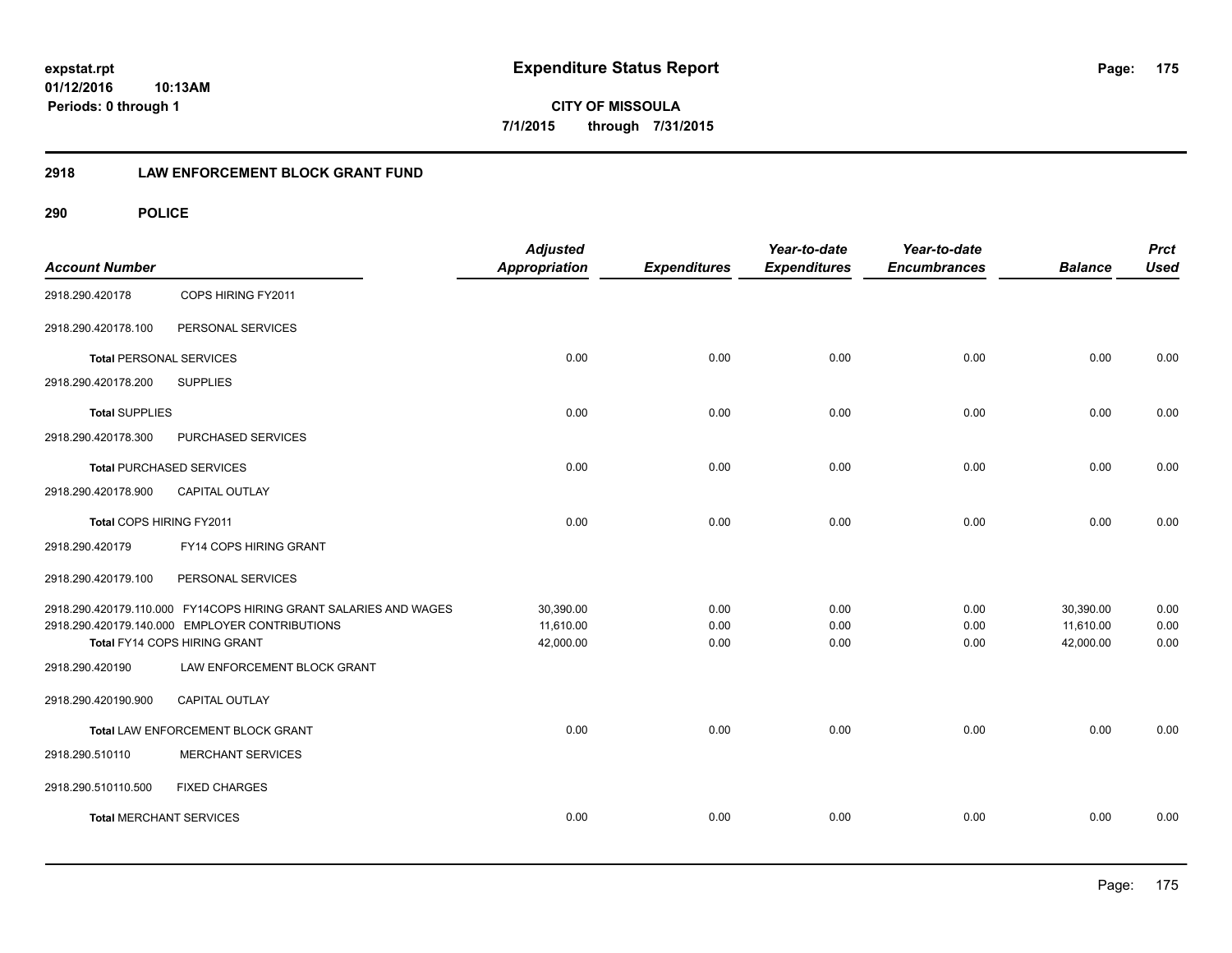**expstat.rpt**
**01/12/2016 10:13AM**
**Periods: 0 through 1**

# Expenditure Status Report

**CITY OF MISSOULA**
**7/1/2015 through 7/31/2015**

## 2918 LAW ENFORCEMENT BLOCK GRANT FUND

### 290 POLICE

| Account Number | | Adjusted Appropriation | Expenditures | Year-to-date Expenditures | Year-to-date Encumbrances | Balance | Prct Used |
|---|---|---|---|---|---|---|---|
| 2918.290.420178 | COPS HIRING FY2011 | | | | | | |
| 2918.290.420178.100 | PERSONAL SERVICES | | | | | | |
| **Total** PERSONAL SERVICES | | 0.00 | 0.00 | 0.00 | 0.00 | 0.00 | 0.00 |
| 2918.290.420178.200 | SUPPLIES | | | | | | |
| **Total** SUPPLIES | | 0.00 | 0.00 | 0.00 | 0.00 | 0.00 | 0.00 |
| 2918.290.420178.300 | PURCHASED SERVICES | | | | | | |
| **Total** PURCHASED SERVICES | | 0.00 | 0.00 | 0.00 | 0.00 | 0.00 | 0.00 |
| 2918.290.420178.900 | CAPITAL OUTLAY | | | | | | |
| Total COPS HIRING FY2011 | | 0.00 | 0.00 | 0.00 | 0.00 | 0.00 | 0.00 |
| 2918.290.420179 | FY14 COPS HIRING GRANT | | | | | | |
| 2918.290.420179.100 | PERSONAL SERVICES | | | | | | |
| 2918.290.420179.110.000 | FY14COPS HIRING GRANT SALARIES AND WAGES | 30,390.00 | 0.00 | 0.00 | 0.00 | 30,390.00 | 0.00 |
| 2918.290.420179.140.000 | EMPLOYER CONTRIBUTIONS | 11,610.00 | 0.00 | 0.00 | 0.00 | 11,610.00 | 0.00 |
| Total FY14 COPS HIRING GRANT | | 42,000.00 | 0.00 | 0.00 | 0.00 | 42,000.00 | 0.00 |
| 2918.290.420190 | LAW ENFORCEMENT BLOCK GRANT | | | | | | |
| 2918.290.420190.900 | CAPITAL OUTLAY | | | | | | |
| Total LAW ENFORCEMENT BLOCK GRANT | | 0.00 | 0.00 | 0.00 | 0.00 | 0.00 | 0.00 |
| 2918.290.510110 | MERCHANT SERVICES | | | | | | |
| 2918.290.510110.500 | FIXED CHARGES | | | | | | |
| **Total** MERCHANT SERVICES | | 0.00 | 0.00 | 0.00 | 0.00 | 0.00 | 0.00 |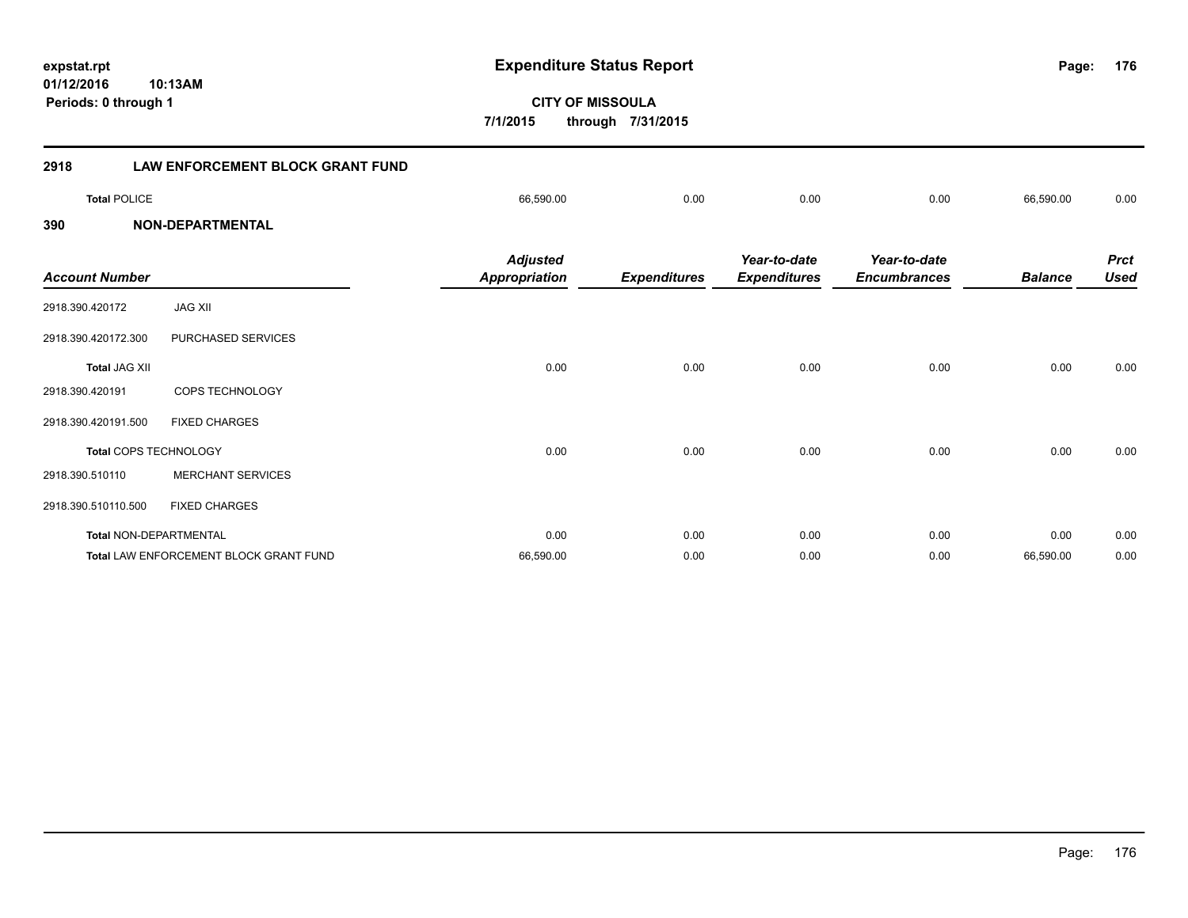**expstat.rpt**
**01/12/2016 10:13AM**
**Periods: 0 through 1**

# Expenditure Status Report

**CITY OF MISSOULA**
**7/1/2015 through 7/31/2015**

## 2918 LAW ENFORCEMENT BLOCK GRANT FUND

| | | | | | | |
|---|---|---|---|---|---|---|
| **Total** POLICE | 66,590.00 | 0.00 | 0.00 | 0.00 | 66,590.00 | 0.00 |

## 390 NON-DEPARTMENTAL

| Account Number | | Adjusted Appropriation | Expenditures | Year-to-date Expenditures | Year-to-date Encumbrances | Balance | Prct Used |
|---|---|---|---|---|---|---|---|
| 2918.390.420172 | JAG XII | | | | | | |
| 2918.390.420172.300 | PURCHASED SERVICES | | | | | | |
| **Total** JAG XII | | 0.00 | 0.00 | 0.00 | 0.00 | 0.00 | 0.00 |
| 2918.390.420191 | COPS TECHNOLOGY | | | | | | |
| 2918.390.420191.500 | FIXED CHARGES | | | | | | |
| **Total** COPS TECHNOLOGY | | 0.00 | 0.00 | 0.00 | 0.00 | 0.00 | 0.00 |
| 2918.390.510110 | MERCHANT SERVICES | | | | | | |
| 2918.390.510110.500 | FIXED CHARGES | | | | | | |
| **Total** NON-DEPARTMENTAL | | 0.00 | 0.00 | 0.00 | 0.00 | 0.00 | 0.00 |
| **Total** LAW ENFORCEMENT BLOCK GRANT FUND | | 66,590.00 | 0.00 | 0.00 | 0.00 | 66,590.00 | 0.00 |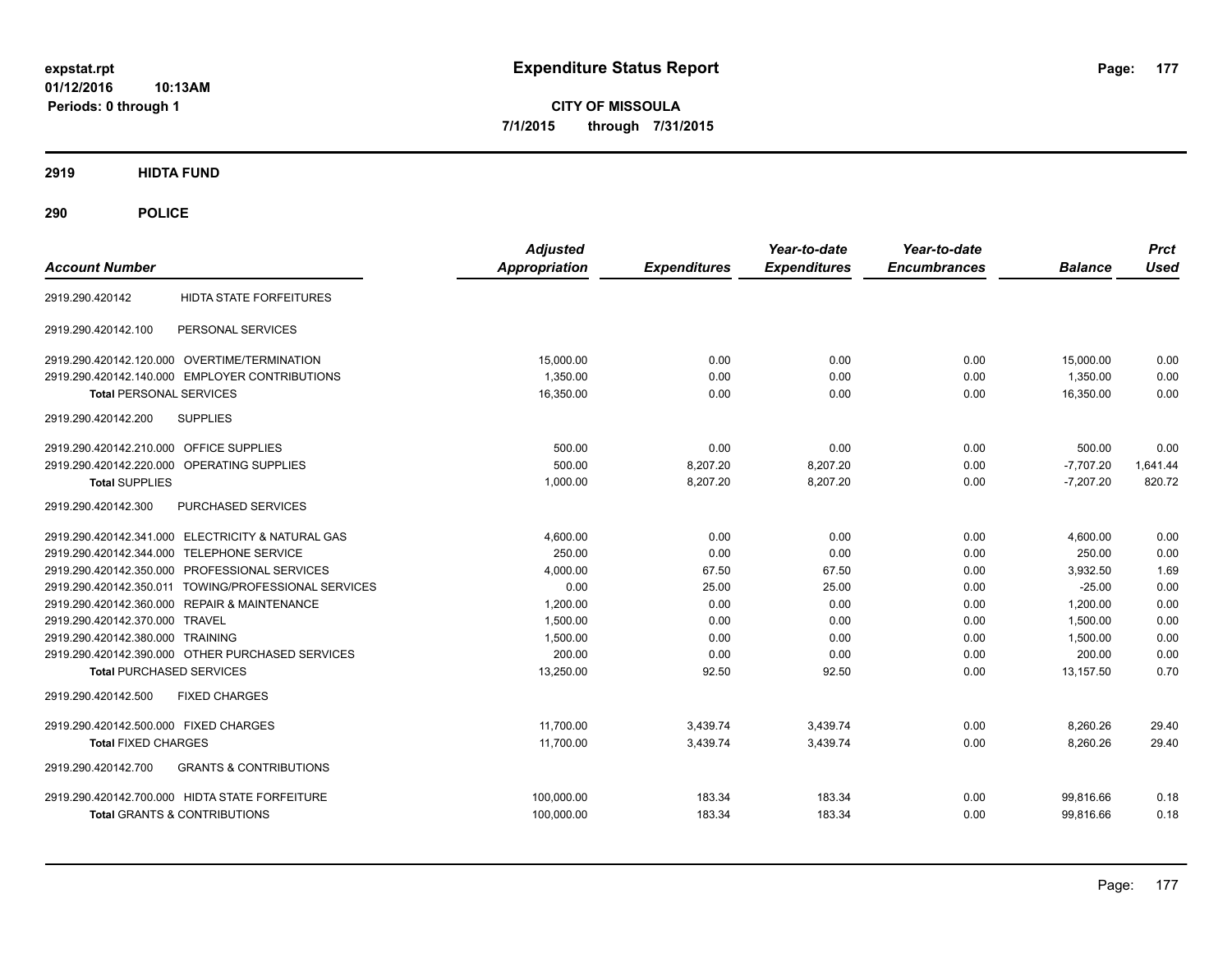# Expenditure Status Report

expstat.rpt
01/12/2016 10:13AM
Periods: 0 through 1

**CITY OF MISSOULA**
**7/1/2015 through 7/31/2015**

## 2919 HIDTA FUND

## 290 POLICE

| Account Number | | Adjusted Appropriation | Expenditures | Year-to-date Expenditures | Year-to-date Encumbrances | Balance | Prct Used |
|---|---|---|---|---|---|---|---|
| 2919.290.420142 | HIDTA STATE FORFEITURES | | | | | | |
| 2919.290.420142.100 | PERSONAL SERVICES | | | | | | |
| 2919.290.420142.120.000 | OVERTIME/TERMINATION | 15,000.00 | 0.00 | 0.00 | 0.00 | 15,000.00 | 0.00 |
| 2919.290.420142.140.000 | EMPLOYER CONTRIBUTIONS | 1,350.00 | 0.00 | 0.00 | 0.00 | 1,350.00 | 0.00 |
| **Total** PERSONAL SERVICES | | 16,350.00 | 0.00 | 0.00 | 0.00 | 16,350.00 | 0.00 |
| 2919.290.420142.200 | SUPPLIES | | | | | | |
| 2919.290.420142.210.000 | OFFICE SUPPLIES | 500.00 | 0.00 | 0.00 | 0.00 | 500.00 | 0.00 |
| 2919.290.420142.220.000 | OPERATING SUPPLIES | 500.00 | 8,207.20 | 8,207.20 | 0.00 | -7,707.20 | 1,641.44 |
| **Total** SUPPLIES | | 1,000.00 | 8,207.20 | 8,207.20 | 0.00 | -7,207.20 | 820.72 |
| 2919.290.420142.300 | PURCHASED SERVICES | | | | | | |
| 2919.290.420142.341.000 | ELECTRICITY & NATURAL GAS | 4,600.00 | 0.00 | 0.00 | 0.00 | 4,600.00 | 0.00 |
| 2919.290.420142.344.000 | TELEPHONE SERVICE | 250.00 | 0.00 | 0.00 | 0.00 | 250.00 | 0.00 |
| 2919.290.420142.350.000 | PROFESSIONAL SERVICES | 4,000.00 | 67.50 | 67.50 | 0.00 | 3,932.50 | 1.69 |
| 2919.290.420142.350.011 | TOWING/PROFESSIONAL SERVICES | 0.00 | 25.00 | 25.00 | 0.00 | -25.00 | 0.00 |
| 2919.290.420142.360.000 | REPAIR & MAINTENANCE | 1,200.00 | 0.00 | 0.00 | 0.00 | 1,200.00 | 0.00 |
| 2919.290.420142.370.000 | TRAVEL | 1,500.00 | 0.00 | 0.00 | 0.00 | 1,500.00 | 0.00 |
| 2919.290.420142.380.000 | TRAINING | 1,500.00 | 0.00 | 0.00 | 0.00 | 1,500.00 | 0.00 |
| 2919.290.420142.390.000 | OTHER PURCHASED SERVICES | 200.00 | 0.00 | 0.00 | 0.00 | 200.00 | 0.00 |
| **Total** PURCHASED SERVICES | | 13,250.00 | 92.50 | 92.50 | 0.00 | 13,157.50 | 0.70 |
| 2919.290.420142.500 | FIXED CHARGES | | | | | | |
| 2919.290.420142.500.000 | FIXED CHARGES | 11,700.00 | 3,439.74 | 3,439.74 | 0.00 | 8,260.26 | 29.40 |
| **Total** FIXED CHARGES | | 11,700.00 | 3,439.74 | 3,439.74 | 0.00 | 8,260.26 | 29.40 |
| 2919.290.420142.700 | GRANTS & CONTRIBUTIONS | | | | | | |
| 2919.290.420142.700.000 | HIDTA STATE FORFEITURE | 100,000.00 | 183.34 | 183.34 | 0.00 | 99,816.66 | 0.18 |
| **Total** GRANTS & CONTRIBUTIONS | | 100,000.00 | 183.34 | 183.34 | 0.00 | 99,816.66 | 0.18 |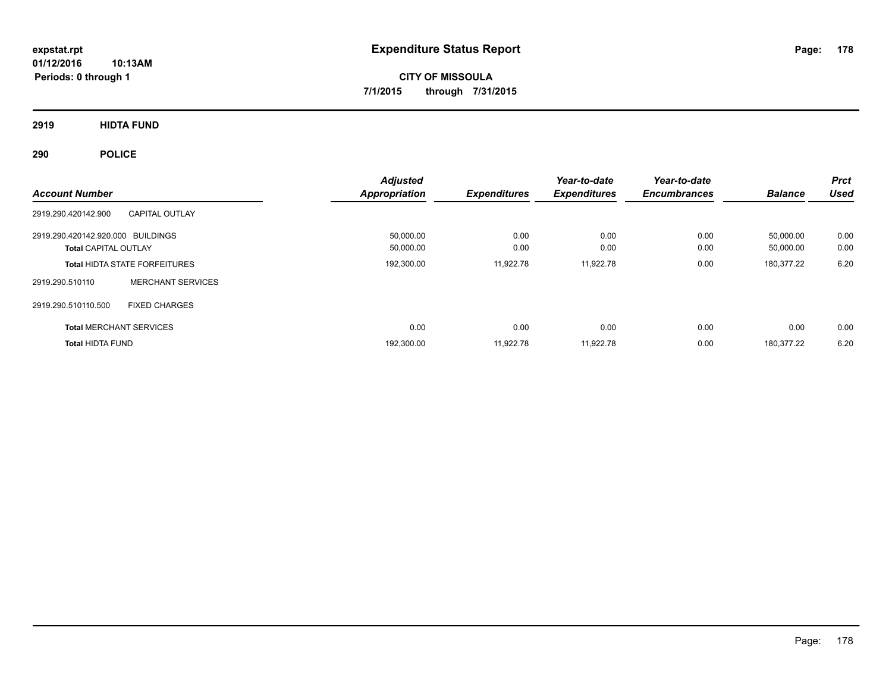**expstat.rpt**
**01/12/2016 10:13AM**
**Periods: 0 through 1**

# Expenditure Status Report

**CITY OF MISSOULA**
**7/1/2015 through 7/31/2015**

## 2919 HIDTA FUND

## 290 POLICE

| Account Number | | Adjusted Appropriation | Expenditures | Year-to-date Expenditures | Year-to-date Encumbrances | Balance | Prct Used |
|---|---|---|---|---|---|---|---|
| 2919.290.420142.900 | CAPITAL OUTLAY | | | | | | |
| 2919.290.420142.920.000 | BUILDINGS | 50,000.00 | 0.00 | 0.00 | 0.00 | 50,000.00 | 0.00 |
| **Total** CAPITAL OUTLAY | | 50,000.00 | 0.00 | 0.00 | 0.00 | 50,000.00 | 0.00 |
| **Total** HIDTA STATE FORFEITURES | | 192,300.00 | 11,922.78 | 11,922.78 | 0.00 | 180,377.22 | 6.20 |
| 2919.290.510110 | MERCHANT SERVICES | | | | | | |
| 2919.290.510110.500 | FIXED CHARGES | | | | | | |
| **Total** MERCHANT SERVICES | | 0.00 | 0.00 | 0.00 | 0.00 | 0.00 | 0.00 |
| **Total** HIDTA FUND | | 192,300.00 | 11,922.78 | 11,922.78 | 0.00 | 180,377.22 | 6.20 |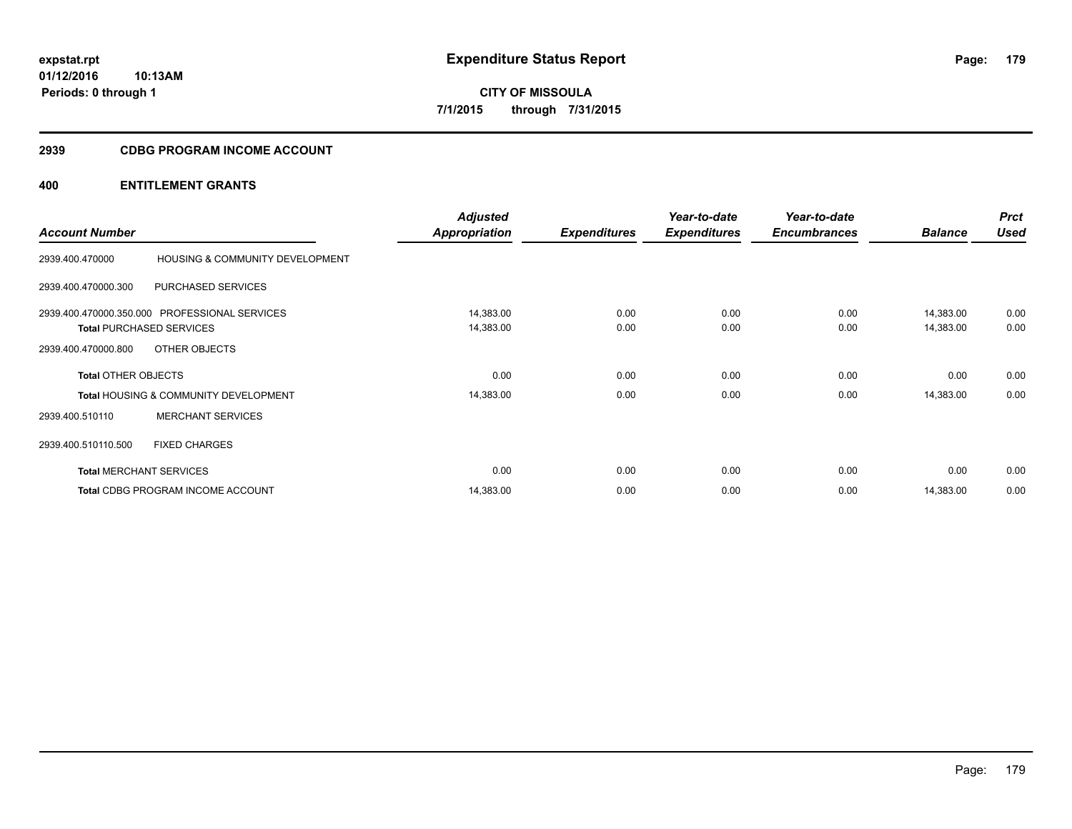**expstat.rpt**
**01/12/2016 10:13AM**
**Periods: 0 through 1**

# Expenditure Status Report

**CITY OF MISSOULA**
**7/1/2015 through 7/31/2015**

## 2939 CDBG PROGRAM INCOME ACCOUNT

### 400 ENTITLEMENT GRANTS

| Account Number | | Adjusted Appropriation | Expenditures | Year-to-date Expenditures | Year-to-date Encumbrances | Balance | Prct Used |
|---|---|---|---|---|---|---|---|
| 2939.400.470000 | HOUSING & COMMUNITY DEVELOPMENT | | | | | | |
| 2939.400.470000.300 | PURCHASED SERVICES | | | | | | |
| 2939.400.470000.350.000 | PROFESSIONAL SERVICES | 14,383.00 | 0.00 | 0.00 | 0.00 | 14,383.00 | 0.00 |
| **Total** PURCHASED SERVICES | | 14,383.00 | 0.00 | 0.00 | 0.00 | 14,383.00 | 0.00 |
| 2939.400.470000.800 | OTHER OBJECTS | | | | | | |
| **Total** OTHER OBJECTS | | 0.00 | 0.00 | 0.00 | 0.00 | 0.00 | 0.00 |
| **Total** HOUSING & COMMUNITY DEVELOPMENT | | 14,383.00 | 0.00 | 0.00 | 0.00 | 14,383.00 | 0.00 |
| 2939.400.510110 | MERCHANT SERVICES | | | | | | |
| 2939.400.510110.500 | FIXED CHARGES | | | | | | |
| **Total** MERCHANT SERVICES | | 0.00 | 0.00 | 0.00 | 0.00 | 0.00 | 0.00 |
| **Total** CDBG PROGRAM INCOME ACCOUNT | | 14,383.00 | 0.00 | 0.00 | 0.00 | 14,383.00 | 0.00 |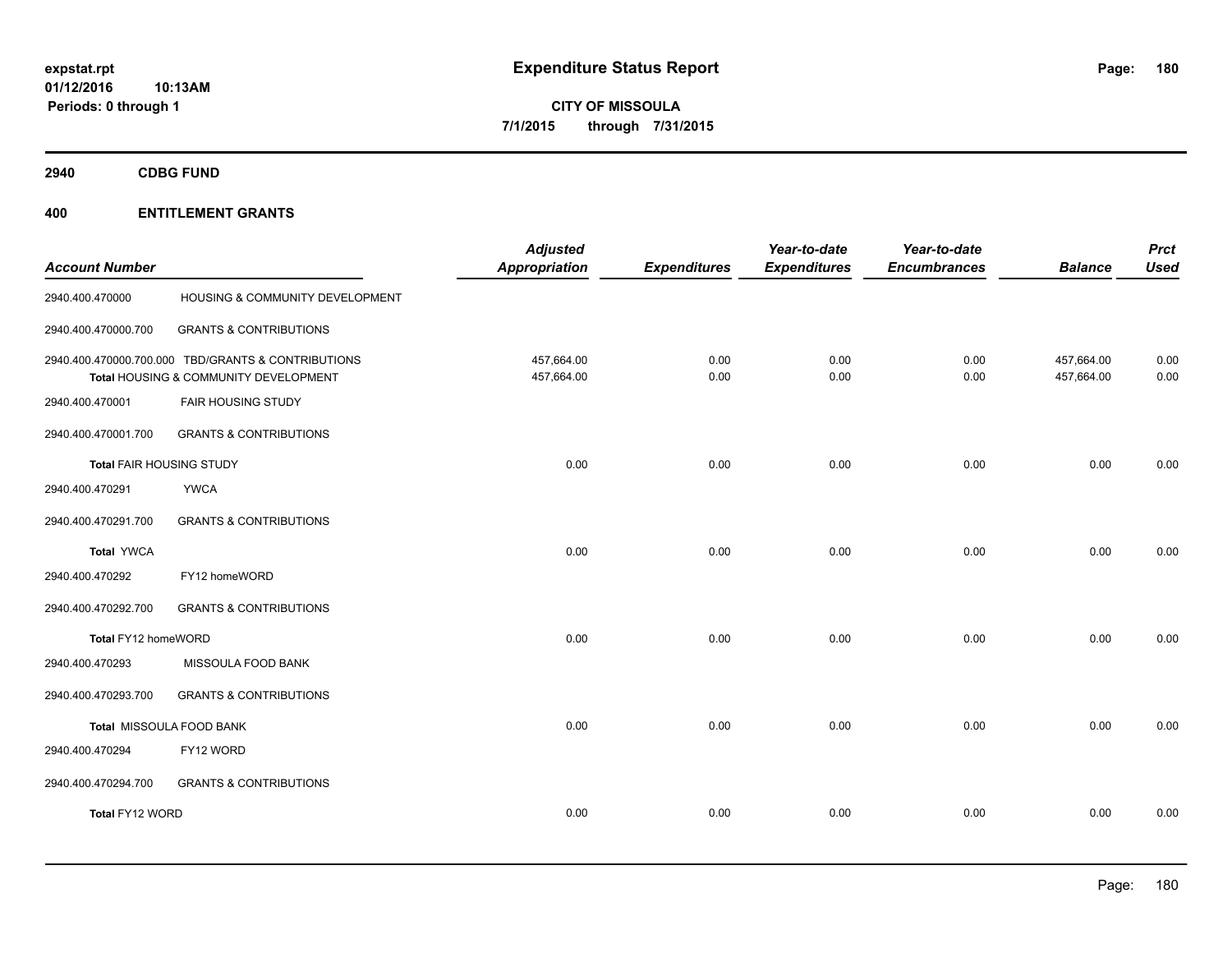expstat.rpt
01/12/2016 10:13AM
Periods: 0 through 1

# Expenditure Status Report

**CITY OF MISSOULA**
**7/1/2015 through 7/31/2015**

## 2940 CDBG FUND

## 400 ENTITLEMENT GRANTS

| Account Number | | Adjusted Appropriation | Expenditures | Year-to-date Expenditures | Year-to-date Encumbrances | Balance | Prct Used |
|---|---|---|---|---|---|---|---|
| 2940.400.470000 | HOUSING & COMMUNITY DEVELOPMENT | | | | | | |
| 2940.400.470000.700 | GRANTS & CONTRIBUTIONS | | | | | | |
| 2940.400.470000.700.000 | TBD/GRANTS & CONTRIBUTIONS | 457,664.00 | 0.00 | 0.00 | 0.00 | 457,664.00 | 0.00 |
| | Total HOUSING & COMMUNITY DEVELOPMENT | 457,664.00 | 0.00 | 0.00 | 0.00 | 457,664.00 | 0.00 |
| 2940.400.470001 | FAIR HOUSING STUDY | | | | | | |
| 2940.400.470001.700 | GRANTS & CONTRIBUTIONS | | | | | | |
| Total FAIR HOUSING STUDY | | 0.00 | 0.00 | 0.00 | 0.00 | 0.00 | 0.00 |
| 2940.400.470291 | YWCA | | | | | | |
| 2940.400.470291.700 | GRANTS & CONTRIBUTIONS | | | | | | |
| Total YWCA | | 0.00 | 0.00 | 0.00 | 0.00 | 0.00 | 0.00 |
| 2940.400.470292 | FY12 homeWORD | | | | | | |
| 2940.400.470292.700 | GRANTS & CONTRIBUTIONS | | | | | | |
| Total FY12 homeWORD | | 0.00 | 0.00 | 0.00 | 0.00 | 0.00 | 0.00 |
| 2940.400.470293 | MISSOULA FOOD BANK | | | | | | |
| 2940.400.470293.700 | GRANTS & CONTRIBUTIONS | | | | | | |
| Total MISSOULA FOOD BANK | | 0.00 | 0.00 | 0.00 | 0.00 | 0.00 | 0.00 |
| 2940.400.470294 | FY12 WORD | | | | | | |
| 2940.400.470294.700 | GRANTS & CONTRIBUTIONS | | | | | | |
| Total FY12 WORD | | 0.00 | 0.00 | 0.00 | 0.00 | 0.00 | 0.00 |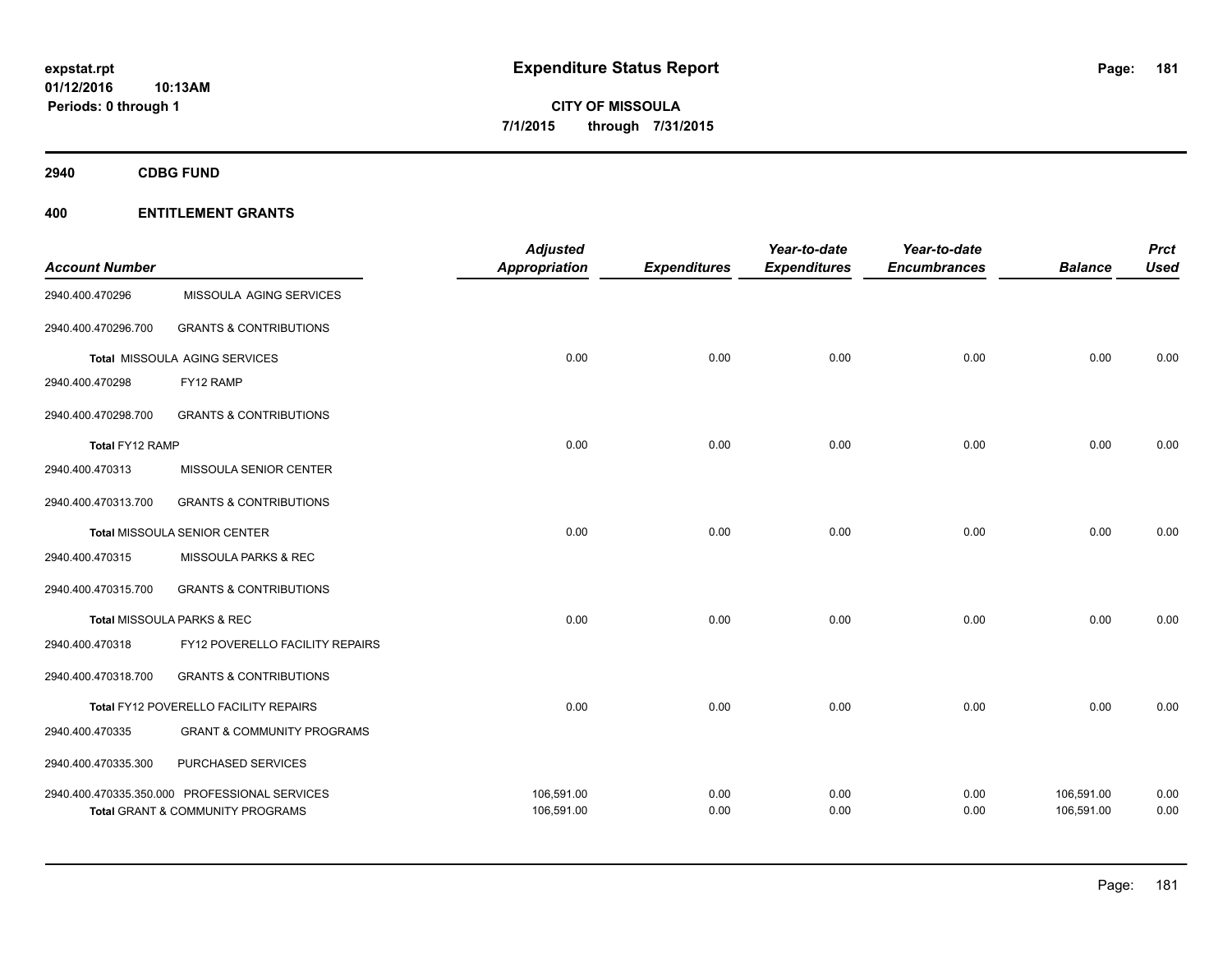**expstat.rpt**
**01/12/2016 10:13AM**
**Periods: 0 through 1**

# Expenditure Status Report

**CITY OF MISSOULA**
**7/1/2015 through 7/31/2015**

## 2940 CDBG FUND

## 400 ENTITLEMENT GRANTS

| Account Number | | Adjusted Appropriation | Expenditures | Year-to-date Expenditures | Year-to-date Encumbrances | Balance | Prct Used |
|---|---|---|---|---|---|---|---|
| 2940.400.470296 | MISSOULA AGING SERVICES | | | | | | |
| 2940.400.470296.700 | GRANTS & CONTRIBUTIONS | | | | | | |
| Total MISSOULA AGING SERVICES | | 0.00 | 0.00 | 0.00 | 0.00 | 0.00 | 0.00 |
| 2940.400.470298 | FY12 RAMP | | | | | | |
| 2940.400.470298.700 | GRANTS & CONTRIBUTIONS | | | | | | |
| Total FY12 RAMP | | 0.00 | 0.00 | 0.00 | 0.00 | 0.00 | 0.00 |
| 2940.400.470313 | MISSOULA SENIOR CENTER | | | | | | |
| 2940.400.470313.700 | GRANTS & CONTRIBUTIONS | | | | | | |
| Total MISSOULA SENIOR CENTER | | 0.00 | 0.00 | 0.00 | 0.00 | 0.00 | 0.00 |
| 2940.400.470315 | MISSOULA PARKS & REC | | | | | | |
| 2940.400.470315.700 | GRANTS & CONTRIBUTIONS | | | | | | |
| Total MISSOULA PARKS & REC | | 0.00 | 0.00 | 0.00 | 0.00 | 0.00 | 0.00 |
| 2940.400.470318 | FY12 POVERELLO FACILITY REPAIRS | | | | | | |
| 2940.400.470318.700 | GRANTS & CONTRIBUTIONS | | | | | | |
| Total FY12 POVERELLO FACILITY REPAIRS | | 0.00 | 0.00 | 0.00 | 0.00 | 0.00 | 0.00 |
| 2940.400.470335 | GRANT & COMMUNITY PROGRAMS | | | | | | |
| 2940.400.470335.300 | PURCHASED SERVICES | | | | | | |
| 2940.400.470335.350.000 | PROFESSIONAL SERVICES | 106,591.00 | 0.00 | 0.00 | 0.00 | 106,591.00 | 0.00 |
| Total GRANT & COMMUNITY PROGRAMS | | 106,591.00 | 0.00 | 0.00 | 0.00 | 106,591.00 | 0.00 |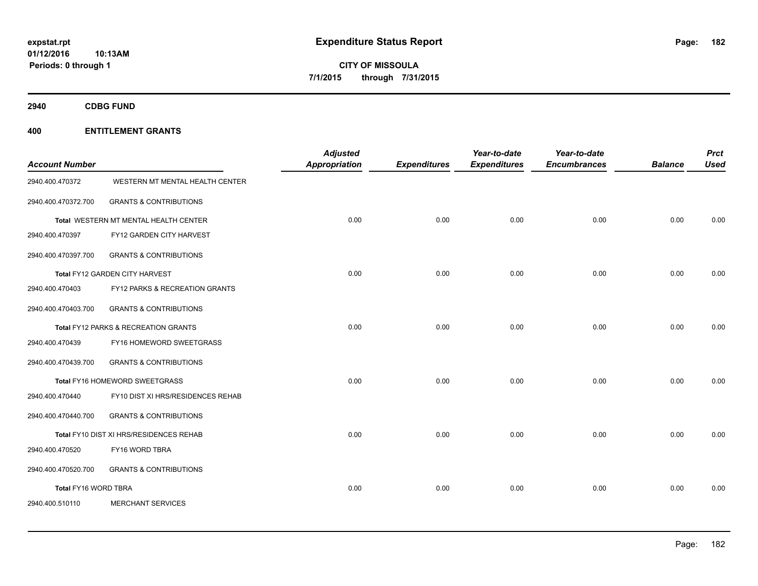**expstat.rpt**
**01/12/2016 10:13AM**
**Periods: 0 through 1**

# Expenditure Status Report

**CITY OF MISSOULA**
**7/1/2015 through 7/31/2015**

## 2940 CDBG FUND

## 400 ENTITLEMENT GRANTS

| Account Number | | Adjusted Appropriation | Expenditures | Year-to-date Expenditures | Year-to-date Encumbrances | Balance | Prct Used |
|---|---|---|---|---|---|---|---|
| 2940.400.470372 | WESTERN MT MENTAL HEALTH CENTER | | | | | | |
| 2940.400.470372.700 | GRANTS & CONTRIBUTIONS | | | | | | |
| **Total** WESTERN MT MENTAL HEALTH CENTER | | 0.00 | 0.00 | 0.00 | 0.00 | 0.00 | 0.00 |
| 2940.400.470397 | FY12 GARDEN CITY HARVEST | | | | | | |
| 2940.400.470397.700 | GRANTS & CONTRIBUTIONS | | | | | | |
| **Total** FY12 GARDEN CITY HARVEST | | 0.00 | 0.00 | 0.00 | 0.00 | 0.00 | 0.00 |
| 2940.400.470403 | FY12 PARKS & RECREATION GRANTS | | | | | | |
| 2940.400.470403.700 | GRANTS & CONTRIBUTIONS | | | | | | |
| **Total** FY12 PARKS & RECREATION GRANTS | | 0.00 | 0.00 | 0.00 | 0.00 | 0.00 | 0.00 |
| 2940.400.470439 | FY16 HOMEWORD SWEETGRASS | | | | | | |
| 2940.400.470439.700 | GRANTS & CONTRIBUTIONS | | | | | | |
| **Total** FY16 HOMEWORD SWEETGRASS | | 0.00 | 0.00 | 0.00 | 0.00 | 0.00 | 0.00 |
| 2940.400.470440 | FY10 DIST XI HRS/RESIDENCES REHAB | | | | | | |
| 2940.400.470440.700 | GRANTS & CONTRIBUTIONS | | | | | | |
| **Total** FY10 DIST XI HRS/RESIDENCES REHAB | | 0.00 | 0.00 | 0.00 | 0.00 | 0.00 | 0.00 |
| 2940.400.470520 | FY16 WORD TBRA | | | | | | |
| 2940.400.470520.700 | GRANTS & CONTRIBUTIONS | | | | | | |
| **Total** FY16 WORD TBRA | | 0.00 | 0.00 | 0.00 | 0.00 | 0.00 | 0.00 |
| 2940.400.510110 | MERCHANT SERVICES | | | | | | |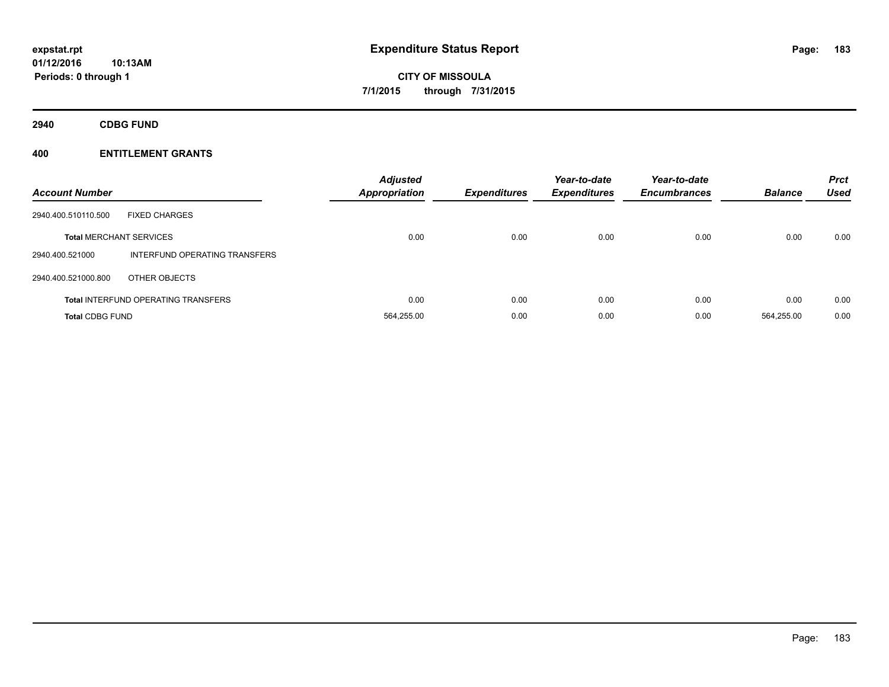# Expenditure Status Report

**CITY OF MISSOULA**

**7/1/2015 through 7/31/2015**

expstat.rpt
01/12/2016 10:13AM
Periods: 0 through 1

## 2940 CDBG FUND

### 400 ENTITLEMENT GRANTS

| Account Number | | Adjusted Appropriation | Expenditures | Year-to-date Expenditures | Year-to-date Encumbrances | Balance | Prct Used |
|---|---|---|---|---|---|---|---|
| 2940.400.510110.500 | FIXED CHARGES | | | | | | |
| **Total** MERCHANT SERVICES | | 0.00 | 0.00 | 0.00 | 0.00 | 0.00 | 0.00 |
| 2940.400.521000 | INTERFUND OPERATING TRANSFERS | | | | | | |
| 2940.400.521000.800 | OTHER OBJECTS | | | | | | |
| **Total** INTERFUND OPERATING TRANSFERS | | 0.00 | 0.00 | 0.00 | 0.00 | 0.00 | 0.00 |
| **Total** CDBG FUND | | 564,255.00 | 0.00 | 0.00 | 0.00 | 564,255.00 | 0.00 |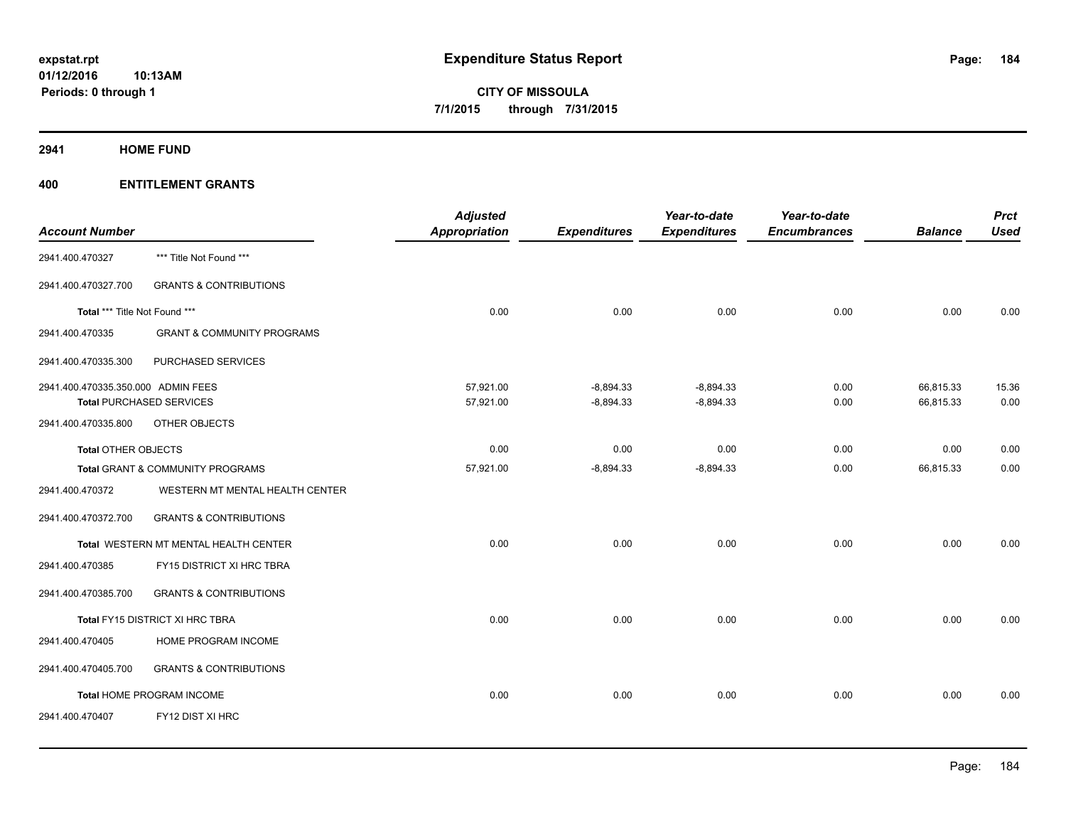# Expenditure Status Report

expstat.rpt
01/12/2016 10:13AM
Periods: 0 through 1

**CITY OF MISSOULA**
**7/1/2015 through 7/31/2015**

**2941 HOME FUND**

**400 ENTITLEMENT GRANTS**

| Account Number | | Adjusted Appropriation | Expenditures | Year-to-date Expenditures | Year-to-date Encumbrances | Balance | Prct Used |
|---|---|---|---|---|---|---|---|
| 2941.400.470327 | *** Title Not Found *** | | | | | | |
| 2941.400.470327.700 | GRANTS & CONTRIBUTIONS | | | | | | |
| Total *** Title Not Found *** | | 0.00 | 0.00 | 0.00 | 0.00 | 0.00 | 0.00 |
| 2941.400.470335 | GRANT & COMMUNITY PROGRAMS | | | | | | |
| 2941.400.470335.300 | PURCHASED SERVICES | | | | | | |
| 2941.400.470335.350.000 | ADMIN FEES | 57,921.00 | -8,894.33 | -8,894.33 | 0.00 | 66,815.33 | 15.36 |
| Total PURCHASED SERVICES | | 57,921.00 | -8,894.33 | -8,894.33 | 0.00 | 66,815.33 | 0.00 |
| 2941.400.470335.800 | OTHER OBJECTS | | | | | | |
| Total OTHER OBJECTS | | 0.00 | 0.00 | 0.00 | 0.00 | 0.00 | 0.00 |
| Total GRANT & COMMUNITY PROGRAMS | | 57,921.00 | -8,894.33 | -8,894.33 | 0.00 | 66,815.33 | 0.00 |
| 2941.400.470372 | WESTERN MT MENTAL HEALTH CENTER | | | | | | |
| 2941.400.470372.700 | GRANTS & CONTRIBUTIONS | | | | | | |
| Total WESTERN MT MENTAL HEALTH CENTER | | 0.00 | 0.00 | 0.00 | 0.00 | 0.00 | 0.00 |
| 2941.400.470385 | FY15 DISTRICT XI HRC TBRA | | | | | | |
| 2941.400.470385.700 | GRANTS & CONTRIBUTIONS | | | | | | |
| Total FY15 DISTRICT XI HRC TBRA | | 0.00 | 0.00 | 0.00 | 0.00 | 0.00 | 0.00 |
| 2941.400.470405 | HOME PROGRAM INCOME | | | | | | |
| 2941.400.470405.700 | GRANTS & CONTRIBUTIONS | | | | | | |
| Total HOME PROGRAM INCOME | | 0.00 | 0.00 | 0.00 | 0.00 | 0.00 | 0.00 |
| 2941.400.470407 | FY12 DIST XI HRC | | | | | | |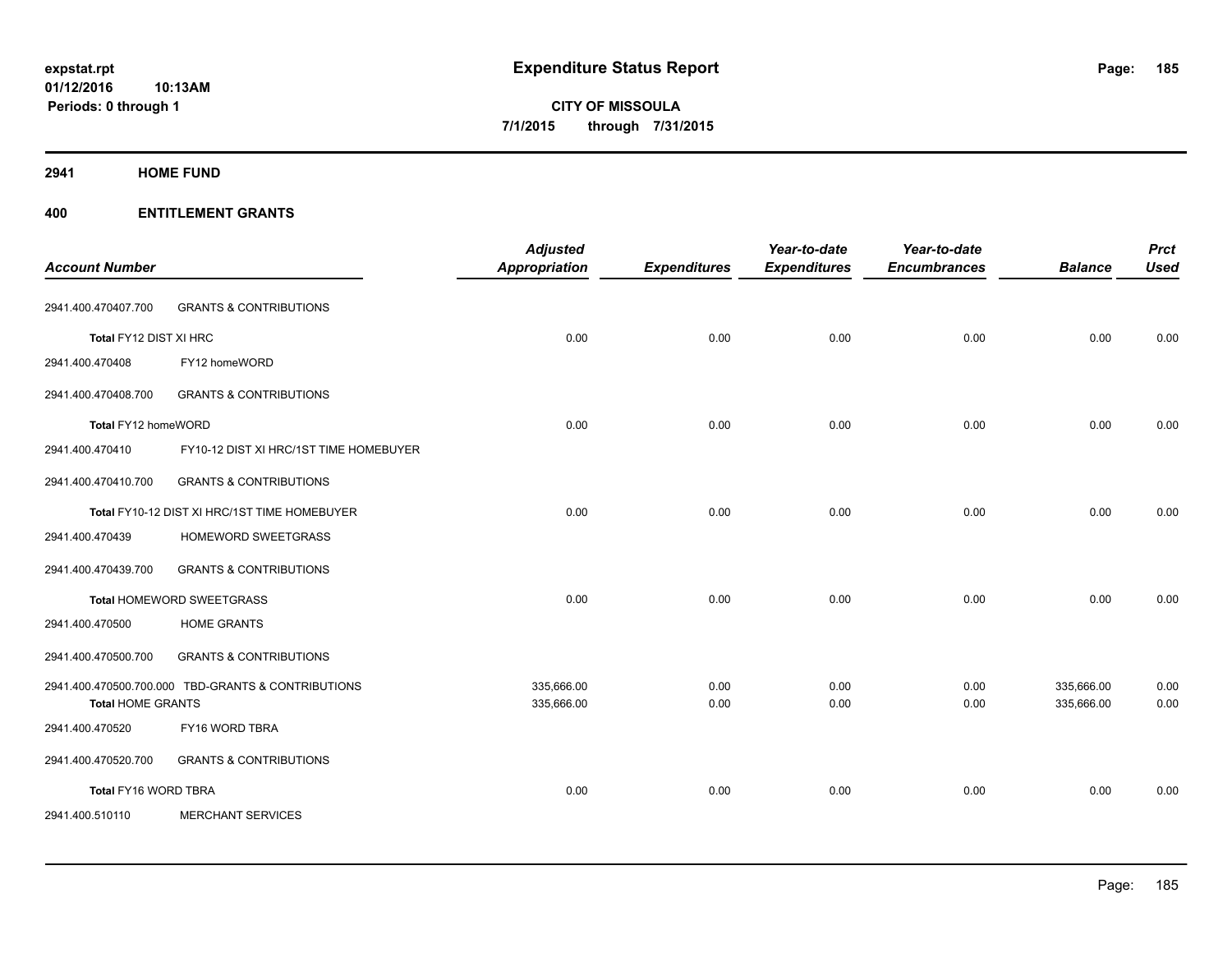**expstat.rpt**
**01/12/2016 10:13AM**
**Periods: 0 through 1**

# Expenditure Status Report

**CITY OF MISSOULA**
**7/1/2015 through 7/31/2015**

## 2941 HOME FUND

## 400 ENTITLEMENT GRANTS

| Account Number | | Adjusted Appropriation | Expenditures | Year-to-date Expenditures | Year-to-date Encumbrances | Balance | Prct Used |
|---|---|---|---|---|---|---|---|
| 2941.400.470407.700 | GRANTS & CONTRIBUTIONS | | | | | | |
| Total FY12 DIST XI HRC | | 0.00 | 0.00 | 0.00 | 0.00 | 0.00 | 0.00 |
| 2941.400.470408 | FY12 homeWORD | | | | | | |
| 2941.400.470408.700 | GRANTS & CONTRIBUTIONS | | | | | | |
| Total FY12 homeWORD | | 0.00 | 0.00 | 0.00 | 0.00 | 0.00 | 0.00 |
| 2941.400.470410 | FY10-12 DIST XI HRC/1ST TIME HOMEBUYER | | | | | | |
| 2941.400.470410.700 | GRANTS & CONTRIBUTIONS | | | | | | |
| Total FY10-12 DIST XI HRC/1ST TIME HOMEBUYER | | 0.00 | 0.00 | 0.00 | 0.00 | 0.00 | 0.00 |
| 2941.400.470439 | HOMEWORD SWEETGRASS | | | | | | |
| 2941.400.470439.700 | GRANTS & CONTRIBUTIONS | | | | | | |
| Total HOMEWORD SWEETGRASS | | 0.00 | 0.00 | 0.00 | 0.00 | 0.00 | 0.00 |
| 2941.400.470500 | HOME GRANTS | | | | | | |
| 2941.400.470500.700 | GRANTS & CONTRIBUTIONS | | | | | | |
| 2941.400.470500.700.000 | TBD-GRANTS & CONTRIBUTIONS | 335,666.00 | 0.00 | 0.00 | 0.00 | 335,666.00 | 0.00 |
| Total HOME GRANTS | | 335,666.00 | 0.00 | 0.00 | 0.00 | 335,666.00 | 0.00 |
| 2941.400.470520 | FY16 WORD TBRA | | | | | | |
| 2941.400.470520.700 | GRANTS & CONTRIBUTIONS | | | | | | |
| Total FY16 WORD TBRA | | 0.00 | 0.00 | 0.00 | 0.00 | 0.00 | 0.00 |
| 2941.400.510110 | MERCHANT SERVICES | | | | | | |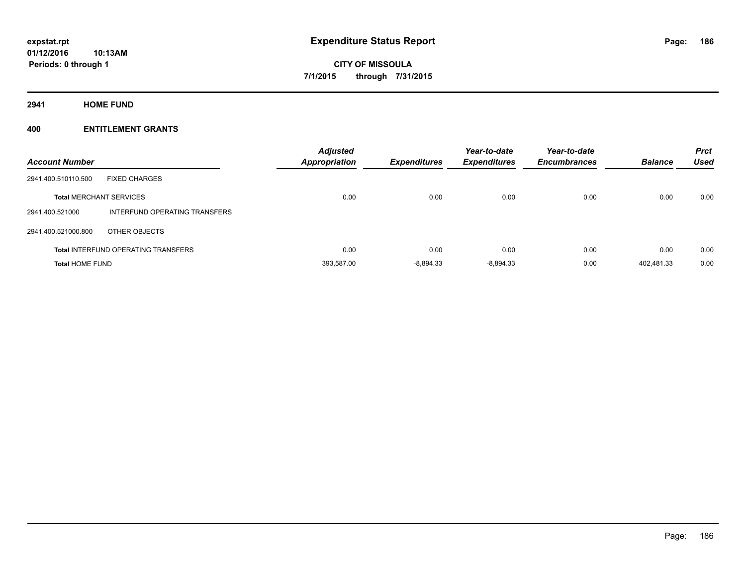# Expenditure Status Report

**expstat.rpt**
**01/12/2016 10:13AM**
**Periods: 0 through 1**

**CITY OF MISSOULA**
**7/1/2015 through 7/31/2015**

## 2941 HOME FUND

### 400 ENTITLEMENT GRANTS

| Account Number | | Adjusted Appropriation | Expenditures | Year-to-date Expenditures | Year-to-date Encumbrances | Balance | Prct Used |
|---|---|---|---|---|---|---|---|
| 2941.400.510110.500 | FIXED CHARGES | | | | | | |
| **Total** MERCHANT SERVICES | | 0.00 | 0.00 | 0.00 | 0.00 | 0.00 | 0.00 |
| 2941.400.521000 | INTERFUND OPERATING TRANSFERS | | | | | | |
| 2941.400.521000.800 | OTHER OBJECTS | | | | | | |
| **Total** INTERFUND OPERATING TRANSFERS | | 0.00 | 0.00 | 0.00 | 0.00 | 0.00 | 0.00 |
| **Total** HOME FUND | | 393,587.00 | -8,894.33 | -8,894.33 | 0.00 | 402,481.33 | 0.00 |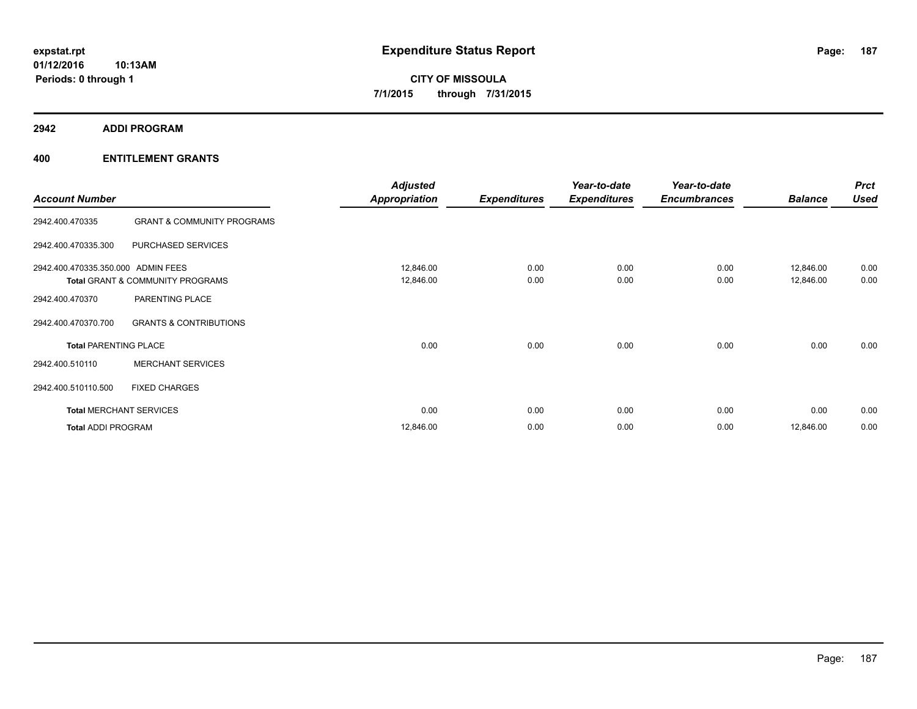expstat.rpt
01/12/2016 10:13AM
Periods: 0 through 1

# Expenditure Status Report

**CITY OF MISSOULA**
**7/1/2015 through 7/31/2015**

## 2942 ADDI PROGRAM

### 400 ENTITLEMENT GRANTS

| Account Number | | Adjusted Appropriation | Expenditures | Year-to-date Expenditures | Year-to-date Encumbrances | Balance | Prct Used |
|---|---|---|---|---|---|---|---|
| 2942.400.470335 | GRANT & COMMUNITY PROGRAMS | | | | | | |
| 2942.400.470335.300 | PURCHASED SERVICES | | | | | | |
| 2942.400.470335.350.000 | ADMIN FEES | 12,846.00 | 0.00 | 0.00 | 0.00 | 12,846.00 | 0.00 |
| **Total** GRANT & COMMUNITY PROGRAMS | | 12,846.00 | 0.00 | 0.00 | 0.00 | 12,846.00 | 0.00 |
| 2942.400.470370 | PARENTING PLACE | | | | | | |
| 2942.400.470370.700 | GRANTS & CONTRIBUTIONS | | | | | | |
| **Total** PARENTING PLACE | | 0.00 | 0.00 | 0.00 | 0.00 | 0.00 | 0.00 |
| 2942.400.510110 | MERCHANT SERVICES | | | | | | |
| 2942.400.510110.500 | FIXED CHARGES | | | | | | |
| **Total** MERCHANT SERVICES | | 0.00 | 0.00 | 0.00 | 0.00 | 0.00 | 0.00 |
| **Total** ADDI PROGRAM | | 12,846.00 | 0.00 | 0.00 | 0.00 | 12,846.00 | 0.00 |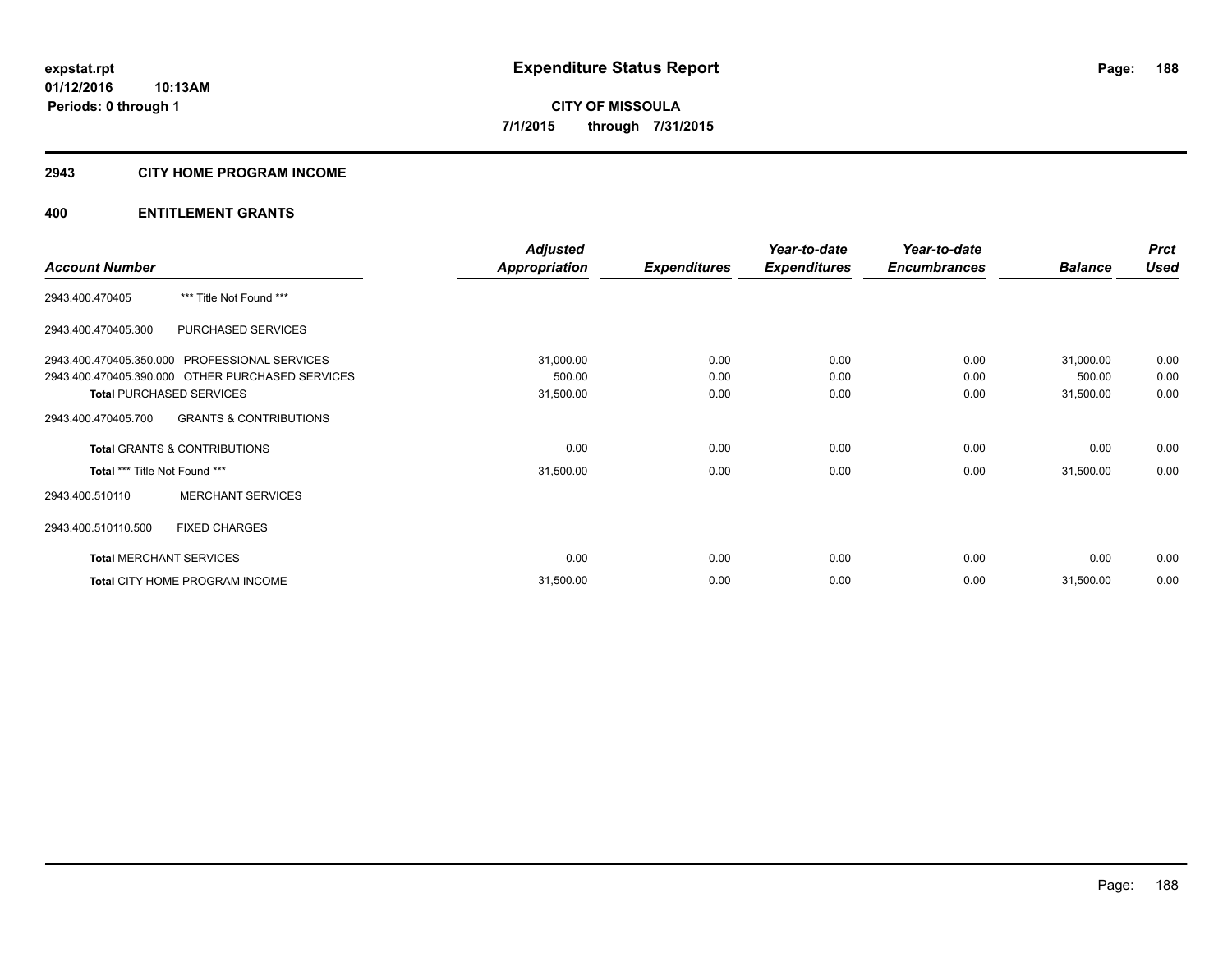# Expenditure Status Report

**CITY OF MISSOULA**

**7/1/2015 through 7/31/2015**

expstat.rpt
01/12/2016 10:13AM
Periods: 0 through 1

## 2943 CITY HOME PROGRAM INCOME

### 400 ENTITLEMENT GRANTS

| Account Number | | Adjusted Appropriation | Expenditures | Year-to-date Expenditures | Year-to-date Encumbrances | Balance | Prct Used |
|---|---|---|---|---|---|---|---|
| 2943.400.470405 | *** Title Not Found *** | | | | | | |
| 2943.400.470405.300 | PURCHASED SERVICES | | | | | | |
| 2943.400.470405.350.000 | PROFESSIONAL SERVICES | 31,000.00 | 0.00 | 0.00 | 0.00 | 31,000.00 | 0.00 |
| 2943.400.470405.390.000 | OTHER PURCHASED SERVICES | 500.00 | 0.00 | 0.00 | 0.00 | 500.00 | 0.00 |
| **Total** PURCHASED SERVICES | | 31,500.00 | 0.00 | 0.00 | 0.00 | 31,500.00 | 0.00 |
| 2943.400.470405.700 | GRANTS & CONTRIBUTIONS | | | | | | |
| **Total** GRANTS & CONTRIBUTIONS | | 0.00 | 0.00 | 0.00 | 0.00 | 0.00 | 0.00 |
| **Total** *** Title Not Found *** | | 31,500.00 | 0.00 | 0.00 | 0.00 | 31,500.00 | 0.00 |
| 2943.400.510110 | MERCHANT SERVICES | | | | | | |
| 2943.400.510110.500 | FIXED CHARGES | | | | | | |
| **Total** MERCHANT SERVICES | | 0.00 | 0.00 | 0.00 | 0.00 | 0.00 | 0.00 |
| **Total** CITY HOME PROGRAM INCOME | | 31,500.00 | 0.00 | 0.00 | 0.00 | 31,500.00 | 0.00 |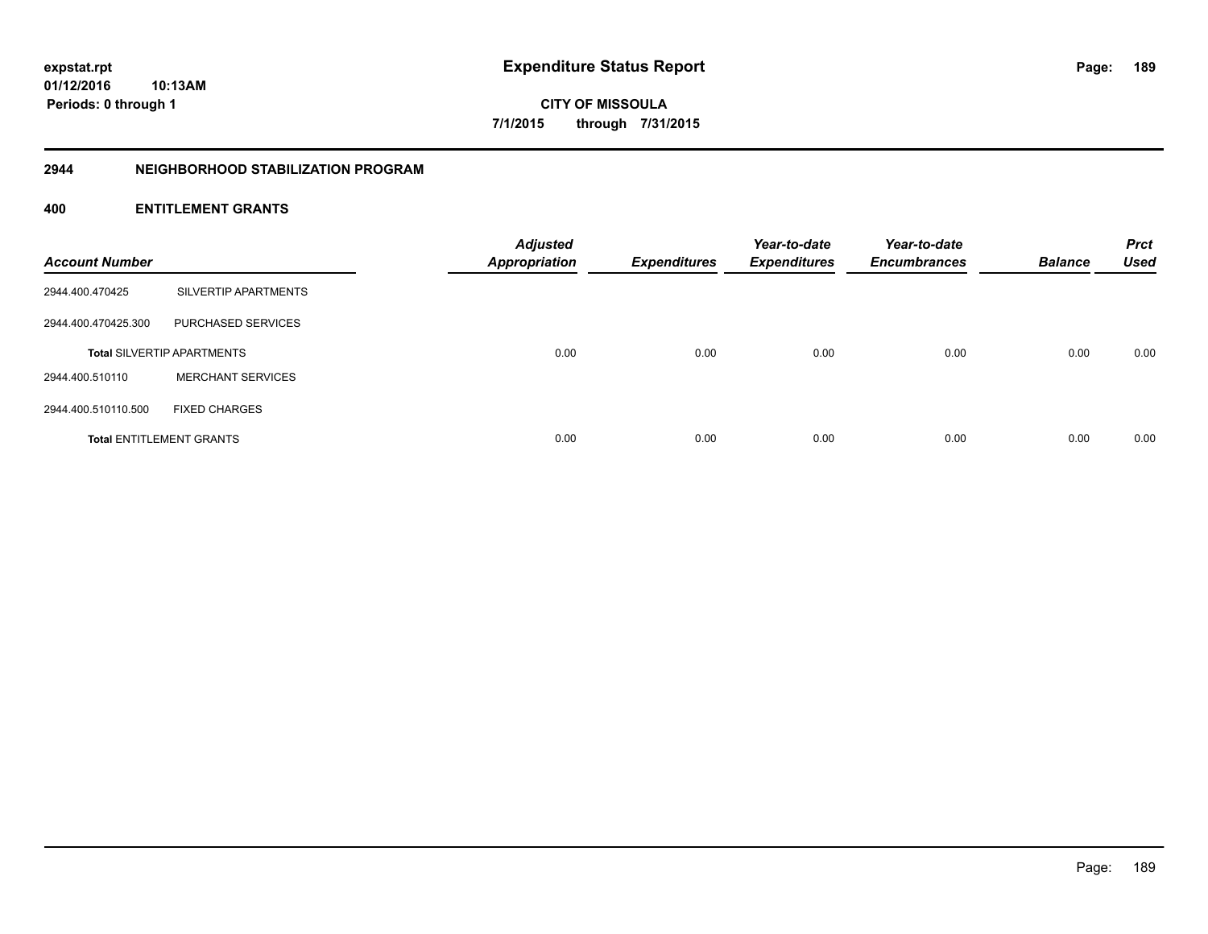# Expenditure Status Report

**CITY OF MISSOULA**

**7/1/2015 through 7/31/2015**

## 2944 NEIGHBORHOOD STABILIZATION PROGRAM

### 400 ENTITLEMENT GRANTS

| Account Number | | Adjusted Appropriation | Expenditures | Year-to-date Expenditures | Year-to-date Encumbrances | Balance | Prct Used |
|---|---|---|---|---|---|---|---|
| 2944.400.470425 | SILVERTIP APARTMENTS | | | | | | |
| 2944.400.470425.300 | PURCHASED SERVICES | | | | | | |
| **Total** SILVERTIP APARTMENTS | | 0.00 | 0.00 | 0.00 | 0.00 | 0.00 | 0.00 |
| 2944.400.510110 | MERCHANT SERVICES | | | | | | |
| 2944.400.510110.500 | FIXED CHARGES | | | | | | |
| **Total** ENTITLEMENT GRANTS | | 0.00 | 0.00 | 0.00 | 0.00 | 0.00 | 0.00 |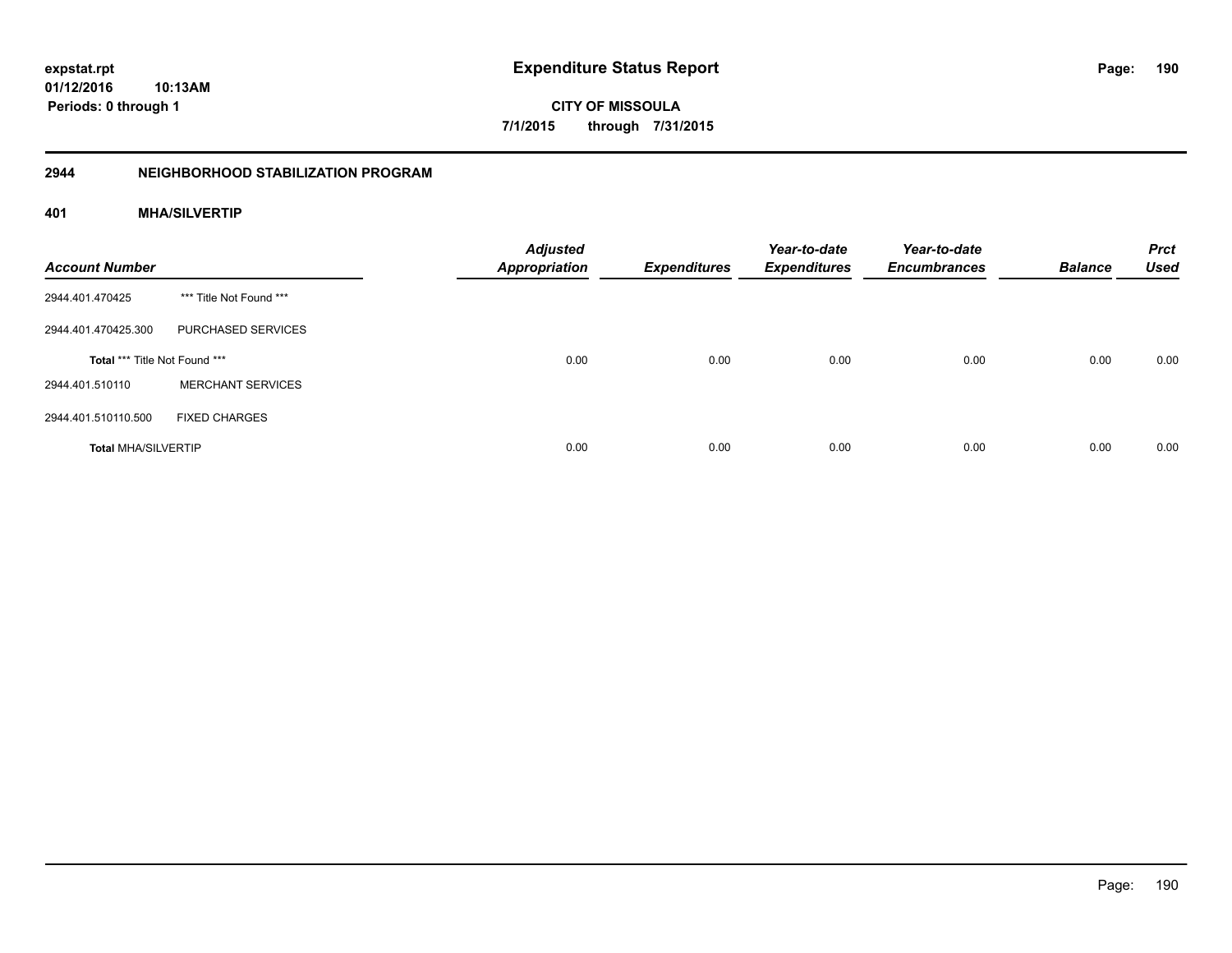**expstat.rpt**
**01/12/2016 10:13AM**
**Periods: 0 through 1**

# Expenditure Status Report

**CITY OF MISSOULA**
**7/1/2015 through 7/31/2015**

## 2944 NEIGHBORHOOD STABILIZATION PROGRAM

### 401 MHA/SILVERTIP

| Account Number | | Adjusted Appropriation | Expenditures | Year-to-date Expenditures | Year-to-date Encumbrances | Balance | Prct Used |
|---|---|---|---|---|---|---|---|
| 2944.401.470425 | *** Title Not Found *** | | | | | | |
| 2944.401.470425.300 | PURCHASED SERVICES | | | | | | |
| **Total** *** Title Not Found *** | | 0.00 | 0.00 | 0.00 | 0.00 | 0.00 | 0.00 |
| 2944.401.510110 | MERCHANT SERVICES | | | | | | |
| 2944.401.510110.500 | FIXED CHARGES | | | | | | |
| **Total** MHA/SILVERTIP | | 0.00 | 0.00 | 0.00 | 0.00 | 0.00 | 0.00 |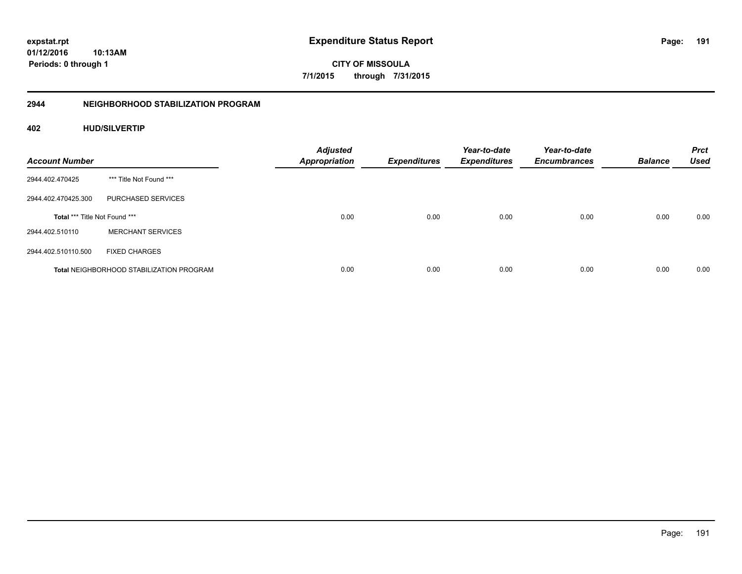**expstat.rpt**
**01/12/2016 10:13AM**
**Periods: 0 through 1**

# Expenditure Status Report

**CITY OF MISSOULA**
**7/1/2015 through 7/31/2015**

## 2944 NEIGHBORHOOD STABILIZATION PROGRAM

### 402 HUD/SILVERTIP

| Account Number | | Adjusted Appropriation | Expenditures | Year-to-date Expenditures | Year-to-date Encumbrances | Balance | Prct Used |
|---|---|---|---|---|---|---|---|
| 2944.402.470425 | *** Title Not Found *** | | | | | | |
| 2944.402.470425.300 | PURCHASED SERVICES | | | | | | |
| **Total** *** Title Not Found *** | | 0.00 | 0.00 | 0.00 | 0.00 | 0.00 | 0.00 |
| 2944.402.510110 | MERCHANT SERVICES | | | | | | |
| 2944.402.510110.500 | FIXED CHARGES | | | | | | |
| **Total** NEIGHBORHOOD STABILIZATION PROGRAM | | 0.00 | 0.00 | 0.00 | 0.00 | 0.00 | 0.00 |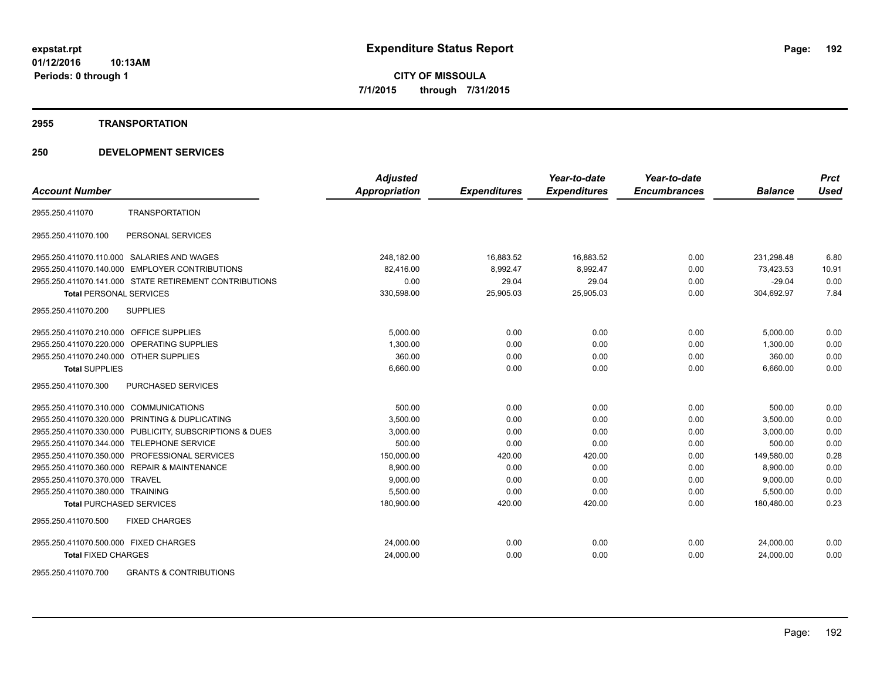**expstat.rpt**
**01/12/2016 10:13AM**
**Periods: 0 through 1**

# Expenditure Status Report

**CITY OF MISSOULA**
**7/1/2015 through 7/31/2015**

## 2955 TRANSPORTATION

## 250 DEVELOPMENT SERVICES

| Account Number | | Adjusted Appropriation | Expenditures | Year-to-date Expenditures | Year-to-date Encumbrances | Balance | Prct Used |
|---|---|---|---|---|---|---|---|
| 2955.250.411070 | TRANSPORTATION | | | | | | |
| 2955.250.411070.100 | PERSONAL SERVICES | | | | | | |
| 2955.250.411070.110.000 | SALARIES AND WAGES | 248,182.00 | 16,883.52 | 16,883.52 | 0.00 | 231,298.48 | 6.80 |
| 2955.250.411070.140.000 | EMPLOYER CONTRIBUTIONS | 82,416.00 | 8,992.47 | 8,992.47 | 0.00 | 73,423.53 | 10.91 |
| 2955.250.411070.141.000 | STATE RETIREMENT CONTRIBUTIONS | 0.00 | 29.04 | 29.04 | 0.00 | -29.04 | 0.00 |
| **Total** PERSONAL SERVICES | | 330,598.00 | 25,905.03 | 25,905.03 | 0.00 | 304,692.97 | 7.84 |
| 2955.250.411070.200 | SUPPLIES | | | | | | |
| 2955.250.411070.210.000 | OFFICE SUPPLIES | 5,000.00 | 0.00 | 0.00 | 0.00 | 5,000.00 | 0.00 |
| 2955.250.411070.220.000 | OPERATING SUPPLIES | 1,300.00 | 0.00 | 0.00 | 0.00 | 1,300.00 | 0.00 |
| 2955.250.411070.240.000 | OTHER SUPPLIES | 360.00 | 0.00 | 0.00 | 0.00 | 360.00 | 0.00 |
| **Total** SUPPLIES | | 6,660.00 | 0.00 | 0.00 | 0.00 | 6,660.00 | 0.00 |
| 2955.250.411070.300 | PURCHASED SERVICES | | | | | | |
| 2955.250.411070.310.000 | COMMUNICATIONS | 500.00 | 0.00 | 0.00 | 0.00 | 500.00 | 0.00 |
| 2955.250.411070.320.000 | PRINTING & DUPLICATING | 3,500.00 | 0.00 | 0.00 | 0.00 | 3,500.00 | 0.00 |
| 2955.250.411070.330.000 | PUBLICITY, SUBSCRIPTIONS & DUES | 3,000.00 | 0.00 | 0.00 | 0.00 | 3,000.00 | 0.00 |
| 2955.250.411070.344.000 | TELEPHONE SERVICE | 500.00 | 0.00 | 0.00 | 0.00 | 500.00 | 0.00 |
| 2955.250.411070.350.000 | PROFESSIONAL SERVICES | 150,000.00 | 420.00 | 420.00 | 0.00 | 149,580.00 | 0.28 |
| 2955.250.411070.360.000 | REPAIR & MAINTENANCE | 8,900.00 | 0.00 | 0.00 | 0.00 | 8,900.00 | 0.00 |
| 2955.250.411070.370.000 | TRAVEL | 9,000.00 | 0.00 | 0.00 | 0.00 | 9,000.00 | 0.00 |
| 2955.250.411070.380.000 | TRAINING | 5,500.00 | 0.00 | 0.00 | 0.00 | 5,500.00 | 0.00 |
| **Total** PURCHASED SERVICES | | 180,900.00 | 420.00 | 420.00 | 0.00 | 180,480.00 | 0.23 |
| 2955.250.411070.500 | FIXED CHARGES | | | | | | |
| 2955.250.411070.500.000 | FIXED CHARGES | 24,000.00 | 0.00 | 0.00 | 0.00 | 24,000.00 | 0.00 |
| **Total** FIXED CHARGES | | 24,000.00 | 0.00 | 0.00 | 0.00 | 24,000.00 | 0.00 |
| 2955.250.411070.700 | GRANTS & CONTRIBUTIONS | | | | | | |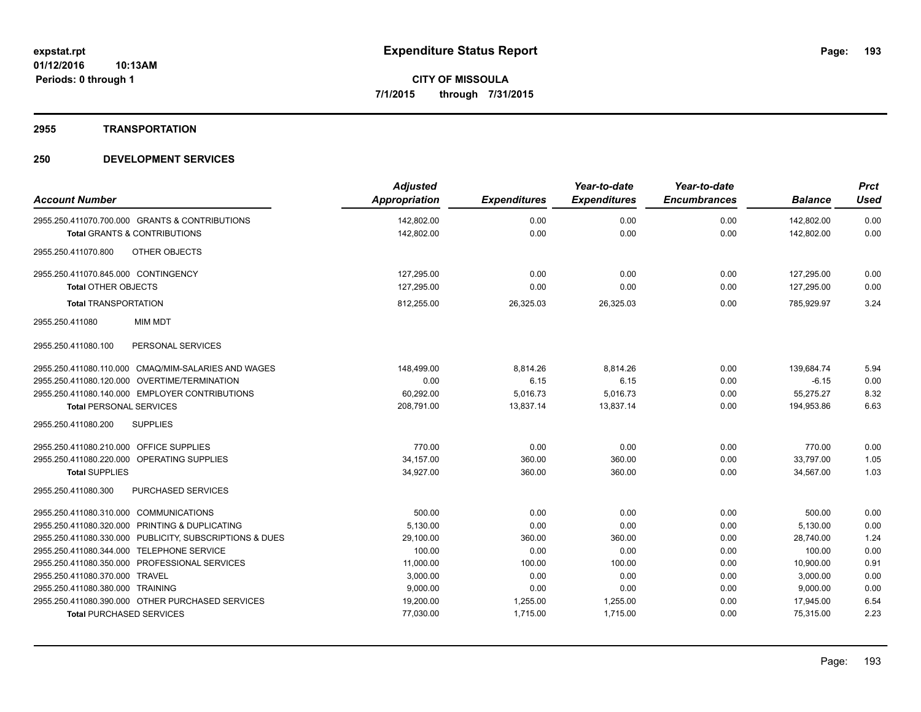**expstat.rpt**
**01/12/2016 10:13AM**
**Periods: 0 through 1**

# Expenditure Status Report

**CITY OF MISSOULA**
**7/1/2015 through 7/31/2015**

## 2955 TRANSPORTATION

## 250 DEVELOPMENT SERVICES

| Account Number | Adjusted Appropriation | Expenditures | Year-to-date Expenditures | Year-to-date Encumbrances | Balance | Prct Used |
|---|---|---|---|---|---|---|
| 2955.250.411070.700.000 GRANTS & CONTRIBUTIONS | 142,802.00 | 0.00 | 0.00 | 0.00 | 142,802.00 | 0.00 |
| **Total** GRANTS & CONTRIBUTIONS | 142,802.00 | 0.00 | 0.00 | 0.00 | 142,802.00 | 0.00 |
| 2955.250.411070.800 OTHER OBJECTS | | | | | | |
| 2955.250.411070.845.000 CONTINGENCY | 127,295.00 | 0.00 | 0.00 | 0.00 | 127,295.00 | 0.00 |
| **Total** OTHER OBJECTS | 127,295.00 | 0.00 | 0.00 | 0.00 | 127,295.00 | 0.00 |
| **Total** TRANSPORTATION | 812,255.00 | 26,325.03 | 26,325.03 | 0.00 | 785,929.97 | 3.24 |
| 2955.250.411080 MIM MDT | | | | | | |
| 2955.250.411080.100 PERSONAL SERVICES | | | | | | |
| 2955.250.411080.110.000 CMAQ/MIM-SALARIES AND WAGES | 148,499.00 | 8,814.26 | 8,814.26 | 0.00 | 139,684.74 | 5.94 |
| 2955.250.411080.120.000 OVERTIME/TERMINATION | 0.00 | 6.15 | 6.15 | 0.00 | -6.15 | 0.00 |
| 2955.250.411080.140.000 EMPLOYER CONTRIBUTIONS | 60,292.00 | 5,016.73 | 5,016.73 | 0.00 | 55,275.27 | 8.32 |
| **Total** PERSONAL SERVICES | 208,791.00 | 13,837.14 | 13,837.14 | 0.00 | 194,953.86 | 6.63 |
| 2955.250.411080.200 SUPPLIES | | | | | | |
| 2955.250.411080.210.000 OFFICE SUPPLIES | 770.00 | 0.00 | 0.00 | 0.00 | 770.00 | 0.00 |
| 2955.250.411080.220.000 OPERATING SUPPLIES | 34,157.00 | 360.00 | 360.00 | 0.00 | 33,797.00 | 1.05 |
| **Total** SUPPLIES | 34,927.00 | 360.00 | 360.00 | 0.00 | 34,567.00 | 1.03 |
| 2955.250.411080.300 PURCHASED SERVICES | | | | | | |
| 2955.250.411080.310.000 COMMUNICATIONS | 500.00 | 0.00 | 0.00 | 0.00 | 500.00 | 0.00 |
| 2955.250.411080.320.000 PRINTING & DUPLICATING | 5,130.00 | 0.00 | 0.00 | 0.00 | 5,130.00 | 0.00 |
| 2955.250.411080.330.000 PUBLICITY, SUBSCRIPTIONS & DUES | 29,100.00 | 360.00 | 360.00 | 0.00 | 28,740.00 | 1.24 |
| 2955.250.411080.344.000 TELEPHONE SERVICE | 100.00 | 0.00 | 0.00 | 0.00 | 100.00 | 0.00 |
| 2955.250.411080.350.000 PROFESSIONAL SERVICES | 11,000.00 | 100.00 | 100.00 | 0.00 | 10,900.00 | 0.91 |
| 2955.250.411080.370.000 TRAVEL | 3,000.00 | 0.00 | 0.00 | 0.00 | 3,000.00 | 0.00 |
| 2955.250.411080.380.000 TRAINING | 9,000.00 | 0.00 | 0.00 | 0.00 | 9,000.00 | 0.00 |
| 2955.250.411080.390.000 OTHER PURCHASED SERVICES | 19,200.00 | 1,255.00 | 1,255.00 | 0.00 | 17,945.00 | 6.54 |
| **Total** PURCHASED SERVICES | 77,030.00 | 1,715.00 | 1,715.00 | 0.00 | 75,315.00 | 2.23 |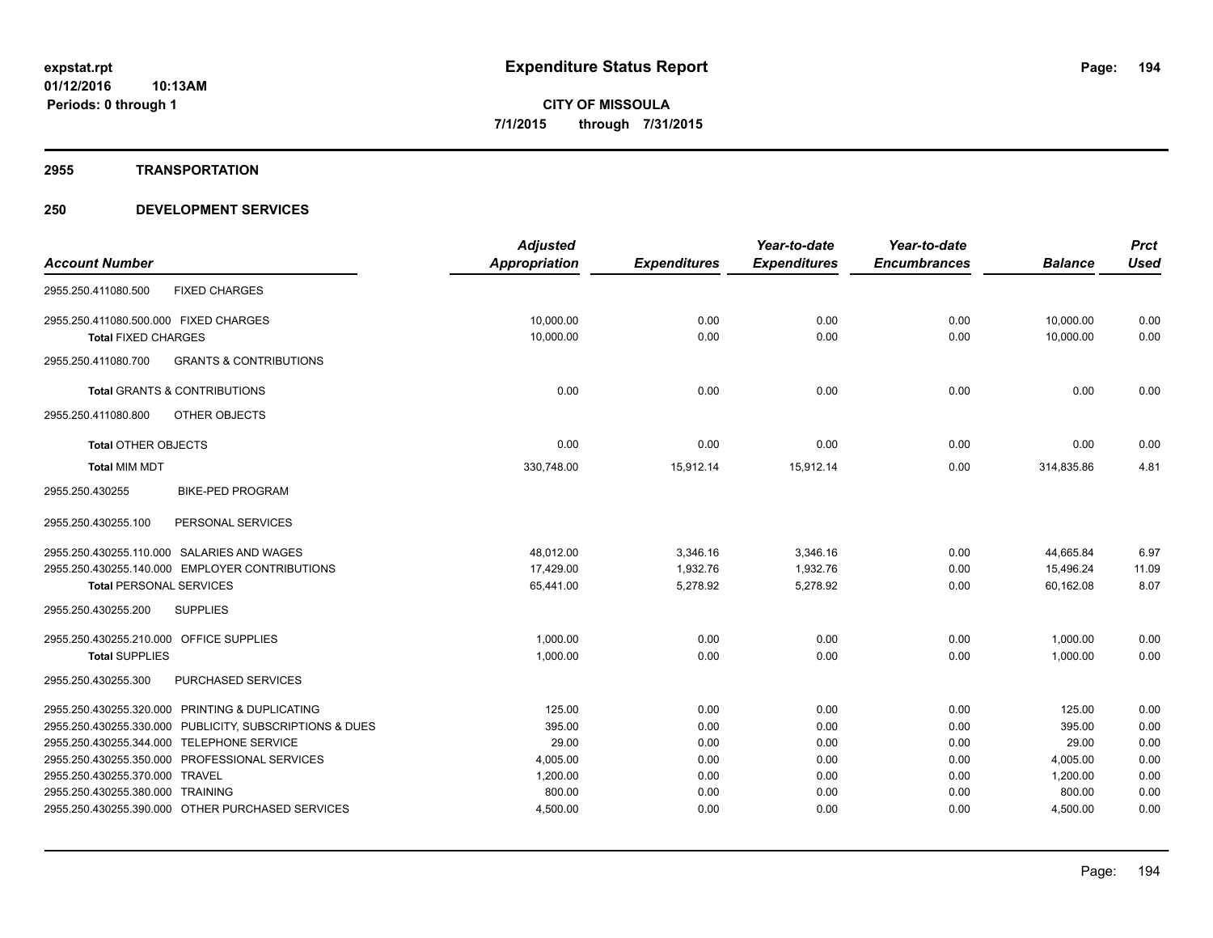**expstat.rpt**
**01/12/2016 10:13AM**
**Periods: 0 through 1**

# Expenditure Status Report

**CITY OF MISSOULA**
**7/1/2015 through 7/31/2015**

## 2955 TRANSPORTATION

## 250 DEVELOPMENT SERVICES

| Account Number | | Adjusted Appropriation | Expenditures | Year-to-date Expenditures | Year-to-date Encumbrances | Balance | Prct Used |
|---|---|---|---|---|---|---|---|
| 2955.250.411080.500 | FIXED CHARGES | | | | | | |
| 2955.250.411080.500.000 | FIXED CHARGES | 10,000.00 | 0.00 | 0.00 | 0.00 | 10,000.00 | 0.00 |
| **Total** FIXED CHARGES | | 10,000.00 | 0.00 | 0.00 | 0.00 | 10,000.00 | 0.00 |
| 2955.250.411080.700 | GRANTS & CONTRIBUTIONS | | | | | | |
| **Total** GRANTS & CONTRIBUTIONS | | 0.00 | 0.00 | 0.00 | 0.00 | 0.00 | 0.00 |
| 2955.250.411080.800 | OTHER OBJECTS | | | | | | |
| **Total** OTHER OBJECTS | | 0.00 | 0.00 | 0.00 | 0.00 | 0.00 | 0.00 |
| **Total** MIM MDT | | 330,748.00 | 15,912.14 | 15,912.14 | 0.00 | 314,835.86 | 4.81 |
| 2955.250.430255 | BIKE-PED PROGRAM | | | | | | |
| 2955.250.430255.100 | PERSONAL SERVICES | | | | | | |
| 2955.250.430255.110.000 | SALARIES AND WAGES | 48,012.00 | 3,346.16 | 3,346.16 | 0.00 | 44,665.84 | 6.97 |
| 2955.250.430255.140.000 | EMPLOYER CONTRIBUTIONS | 17,429.00 | 1,932.76 | 1,932.76 | 0.00 | 15,496.24 | 11.09 |
| **Total** PERSONAL SERVICES | | 65,441.00 | 5,278.92 | 5,278.92 | 0.00 | 60,162.08 | 8.07 |
| 2955.250.430255.200 | SUPPLIES | | | | | | |
| 2955.250.430255.210.000 | OFFICE SUPPLIES | 1,000.00 | 0.00 | 0.00 | 0.00 | 1,000.00 | 0.00 |
| **Total** SUPPLIES | | 1,000.00 | 0.00 | 0.00 | 0.00 | 1,000.00 | 0.00 |
| 2955.250.430255.300 | PURCHASED SERVICES | | | | | | |
| 2955.250.430255.320.000 | PRINTING & DUPLICATING | 125.00 | 0.00 | 0.00 | 0.00 | 125.00 | 0.00 |
| 2955.250.430255.330.000 | PUBLICITY, SUBSCRIPTIONS & DUES | 395.00 | 0.00 | 0.00 | 0.00 | 395.00 | 0.00 |
| 2955.250.430255.344.000 | TELEPHONE SERVICE | 29.00 | 0.00 | 0.00 | 0.00 | 29.00 | 0.00 |
| 2955.250.430255.350.000 | PROFESSIONAL SERVICES | 4,005.00 | 0.00 | 0.00 | 0.00 | 4,005.00 | 0.00 |
| 2955.250.430255.370.000 | TRAVEL | 1,200.00 | 0.00 | 0.00 | 0.00 | 1,200.00 | 0.00 |
| 2955.250.430255.380.000 | TRAINING | 800.00 | 0.00 | 0.00 | 0.00 | 800.00 | 0.00 |
| 2955.250.430255.390.000 | OTHER PURCHASED SERVICES | 4,500.00 | 0.00 | 0.00 | 0.00 | 4,500.00 | 0.00 |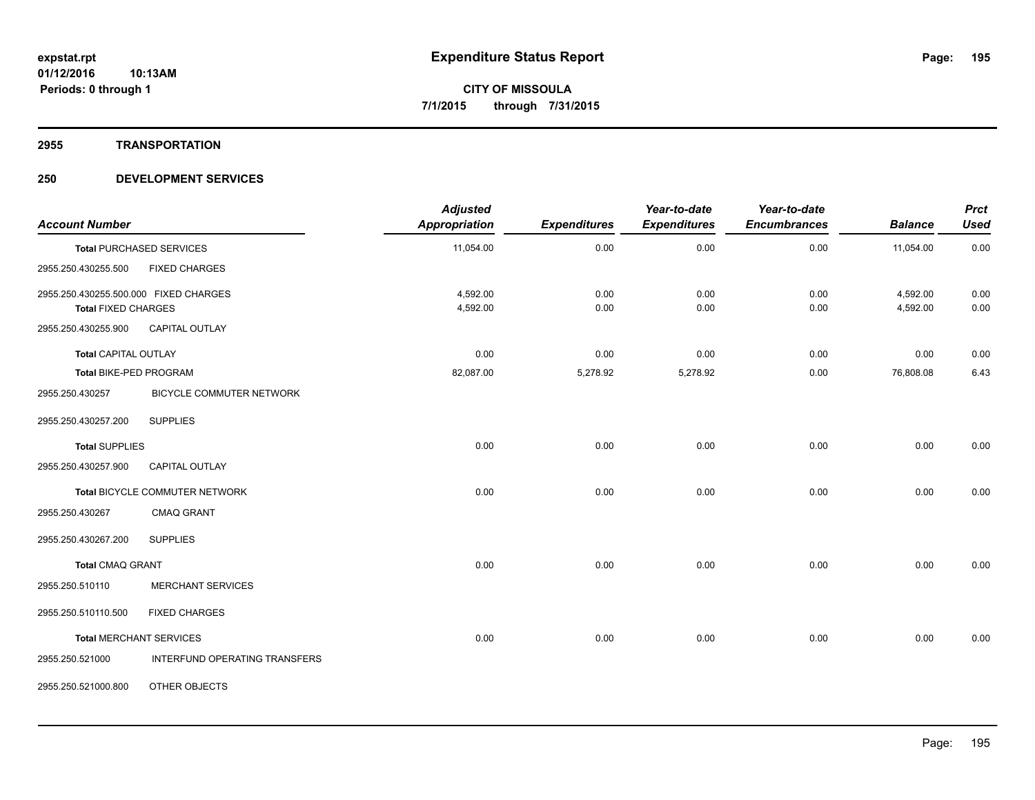# Expenditure Status Report

**CITY OF MISSOULA**

**7/1/2015 through 7/31/2015**

expstat.rpt
01/12/2016 10:13AM
Periods: 0 through 1

## 2955 TRANSPORTATION

## 250 DEVELOPMENT SERVICES

| Account Number | | Adjusted Appropriation | Expenditures | Year-to-date Expenditures | Year-to-date Encumbrances | Balance | Prct Used |
|---|---|---|---|---|---|---|---|
| **Total** PURCHASED SERVICES | | 11,054.00 | 0.00 | 0.00 | 0.00 | 11,054.00 | 0.00 |
| 2955.250.430255.500 | FIXED CHARGES | | | | | | |
| 2955.250.430255.500.000 FIXED CHARGES | | 4,592.00 | 0.00 | 0.00 | 0.00 | 4,592.00 | 0.00 |
| **Total** FIXED CHARGES | | 4,592.00 | 0.00 | 0.00 | 0.00 | 4,592.00 | 0.00 |
| 2955.250.430255.900 | CAPITAL OUTLAY | | | | | | |
| **Total** CAPITAL OUTLAY | | 0.00 | 0.00 | 0.00 | 0.00 | 0.00 | 0.00 |
| **Total** BIKE-PED PROGRAM | | 82,087.00 | 5,278.92 | 5,278.92 | 0.00 | 76,808.08 | 6.43 |
| 2955.250.430257 | BICYCLE COMMUTER NETWORK | | | | | | |
| 2955.250.430257.200 | SUPPLIES | | | | | | |
| **Total** SUPPLIES | | 0.00 | 0.00 | 0.00 | 0.00 | 0.00 | 0.00 |
| 2955.250.430257.900 | CAPITAL OUTLAY | | | | | | |
| **Total** BICYCLE COMMUTER NETWORK | | 0.00 | 0.00 | 0.00 | 0.00 | 0.00 | 0.00 |
| 2955.250.430267 | CMAQ GRANT | | | | | | |
| 2955.250.430267.200 | SUPPLIES | | | | | | |
| **Total** CMAQ GRANT | | 0.00 | 0.00 | 0.00 | 0.00 | 0.00 | 0.00 |
| 2955.250.510110 | MERCHANT SERVICES | | | | | | |
| 2955.250.510110.500 | FIXED CHARGES | | | | | | |
| **Total** MERCHANT SERVICES | | 0.00 | 0.00 | 0.00 | 0.00 | 0.00 | 0.00 |
| 2955.250.521000 | INTERFUND OPERATING TRANSFERS | | | | | | |
| 2955.250.521000.800 | OTHER OBJECTS | | | | | | |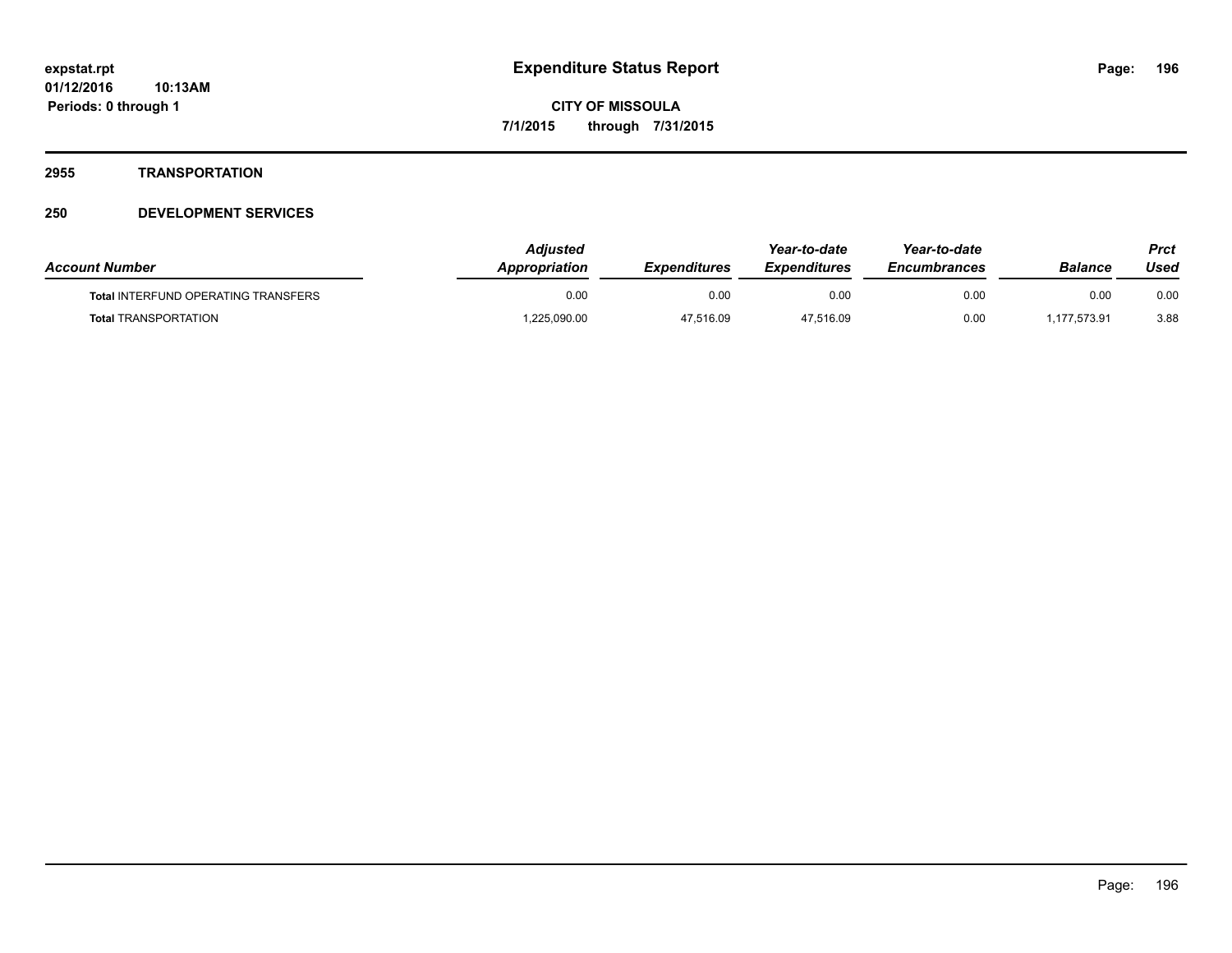**expstat.rpt**
**01/12/2016 10:13AM**
**Periods: 0 through 1**

# Expenditure Status Report

**CITY OF MISSOULA**
**7/1/2015 through 7/31/2015**

## 2955 TRANSPORTATION

## 250 DEVELOPMENT SERVICES

| Account Number | Adjusted Appropriation | Expenditures | Year-to-date Expenditures | Year-to-date Encumbrances | Balance | Prct Used |
|---|---|---|---|---|---|---|
| **Total** INTERFUND OPERATING TRANSFERS | 0.00 | 0.00 | 0.00 | 0.00 | 0.00 | 0.00 |
| **Total** TRANSPORTATION | 1,225,090.00 | 47,516.09 | 47,516.09 | 0.00 | 1,177,573.91 | 3.88 |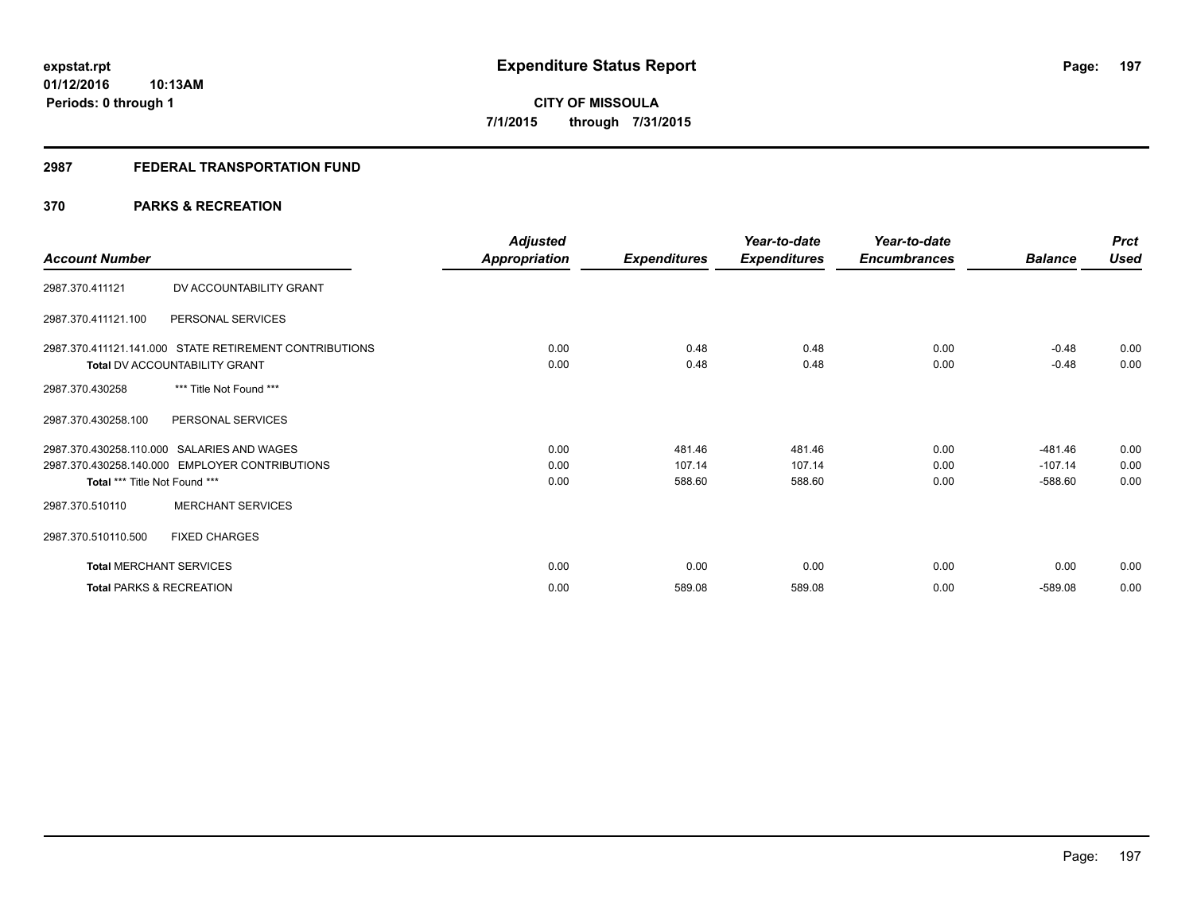**expstat.rpt**
**01/12/2016 10:13AM**
**Periods: 0 through 1**

# Expenditure Status Report

**CITY OF MISSOULA**
**7/1/2015 through 7/31/2015**

## 2987 FEDERAL TRANSPORTATION FUND

## 370 PARKS & RECREATION

| Account Number | | Adjusted Appropriation | Expenditures | Year-to-date Expenditures | Year-to-date Encumbrances | Balance | Prct Used |
|---|---|---|---|---|---|---|---|
| 2987.370.411121 | DV ACCOUNTABILITY GRANT | | | | | | |
| 2987.370.411121.100 | PERSONAL SERVICES | | | | | | |
| 2987.370.411121.141.000 | STATE RETIREMENT CONTRIBUTIONS | 0.00 | 0.48 | 0.48 | 0.00 | -0.48 | 0.00 |
| **Total** DV ACCOUNTABILITY GRANT | | 0.00 | 0.48 | 0.48 | 0.00 | -0.48 | 0.00 |
| 2987.370.430258 | *** Title Not Found *** | | | | | | |
| 2987.370.430258.100 | PERSONAL SERVICES | | | | | | |
| 2987.370.430258.110.000 | SALARIES AND WAGES | 0.00 | 481.46 | 481.46 | 0.00 | -481.46 | 0.00 |
| 2987.370.430258.140.000 | EMPLOYER CONTRIBUTIONS | 0.00 | 107.14 | 107.14 | 0.00 | -107.14 | 0.00 |
| **Total** *** Title Not Found *** | | 0.00 | 588.60 | 588.60 | 0.00 | -588.60 | 0.00 |
| 2987.370.510110 | MERCHANT SERVICES | | | | | | |
| 2987.370.510110.500 | FIXED CHARGES | | | | | | |
| **Total** MERCHANT SERVICES | | 0.00 | 0.00 | 0.00 | 0.00 | 0.00 | 0.00 |
| **Total** PARKS & RECREATION | | 0.00 | 589.08 | 589.08 | 0.00 | -589.08 | 0.00 |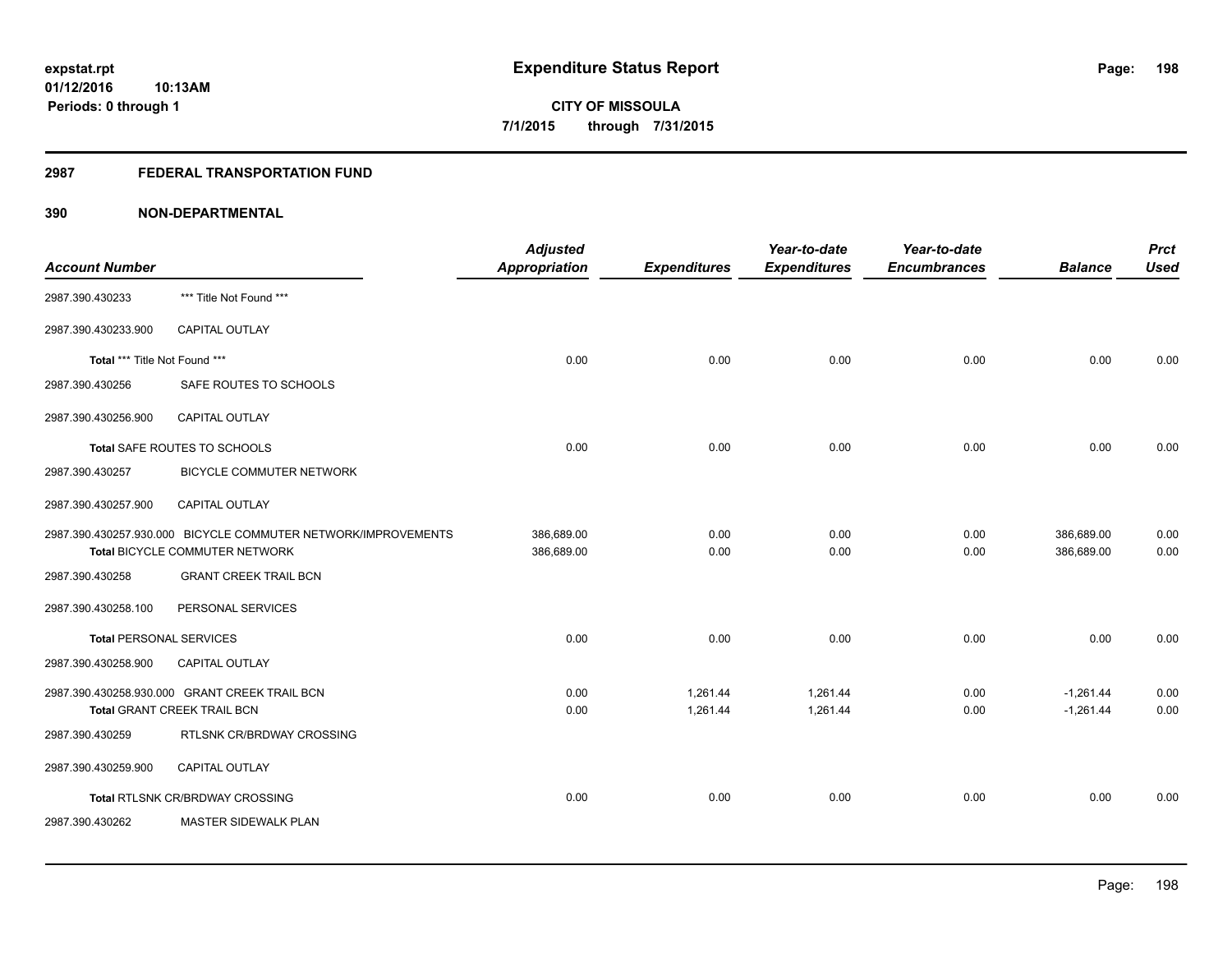**expstat.rpt**
**01/12/2016 10:13AM**
**Periods: 0 through 1**

# Expenditure Status Report

**CITY OF MISSOULA**
**7/1/2015 through 7/31/2015**

## 2987 FEDERAL TRANSPORTATION FUND

## 390 NON-DEPARTMENTAL

| Account Number | | Adjusted Appropriation | Expenditures | Year-to-date Expenditures | Year-to-date Encumbrances | Balance | Prct Used |
|---|---|---|---|---|---|---|---|
| 2987.390.430233 | *** Title Not Found *** | | | | | | |
| 2987.390.430233.900 | CAPITAL OUTLAY | | | | | | |
| Total *** Title Not Found *** | | 0.00 | 0.00 | 0.00 | 0.00 | 0.00 | 0.00 |
| 2987.390.430256 | SAFE ROUTES TO SCHOOLS | | | | | | |
| 2987.390.430256.900 | CAPITAL OUTLAY | | | | | | |
| Total SAFE ROUTES TO SCHOOLS | | 0.00 | 0.00 | 0.00 | 0.00 | 0.00 | 0.00 |
| 2987.390.430257 | BICYCLE COMMUTER NETWORK | | | | | | |
| 2987.390.430257.900 | CAPITAL OUTLAY | | | | | | |
| 2987.390.430257.930.000 | BICYCLE COMMUTER NETWORK/IMPROVEMENTS | 386,689.00 | 0.00 | 0.00 | 0.00 | 386,689.00 | 0.00 |
| Total BICYCLE COMMUTER NETWORK | | 386,689.00 | 0.00 | 0.00 | 0.00 | 386,689.00 | 0.00 |
| 2987.390.430258 | GRANT CREEK TRAIL BCN | | | | | | |
| 2987.390.430258.100 | PERSONAL SERVICES | | | | | | |
| Total PERSONAL SERVICES | | 0.00 | 0.00 | 0.00 | 0.00 | 0.00 | 0.00 |
| 2987.390.430258.900 | CAPITAL OUTLAY | | | | | | |
| 2987.390.430258.930.000 | GRANT CREEK TRAIL BCN | 0.00 | 1,261.44 | 1,261.44 | 0.00 | -1,261.44 | 0.00 |
| Total GRANT CREEK TRAIL BCN | | 0.00 | 1,261.44 | 1,261.44 | 0.00 | -1,261.44 | 0.00 |
| 2987.390.430259 | RTLSNK CR/BRDWAY CROSSING | | | | | | |
| 2987.390.430259.900 | CAPITAL OUTLAY | | | | | | |
| Total RTLSNK CR/BRDWAY CROSSING | | 0.00 | 0.00 | 0.00 | 0.00 | 0.00 | 0.00 |
| 2987.390.430262 | MASTER SIDEWALK PLAN | | | | | | |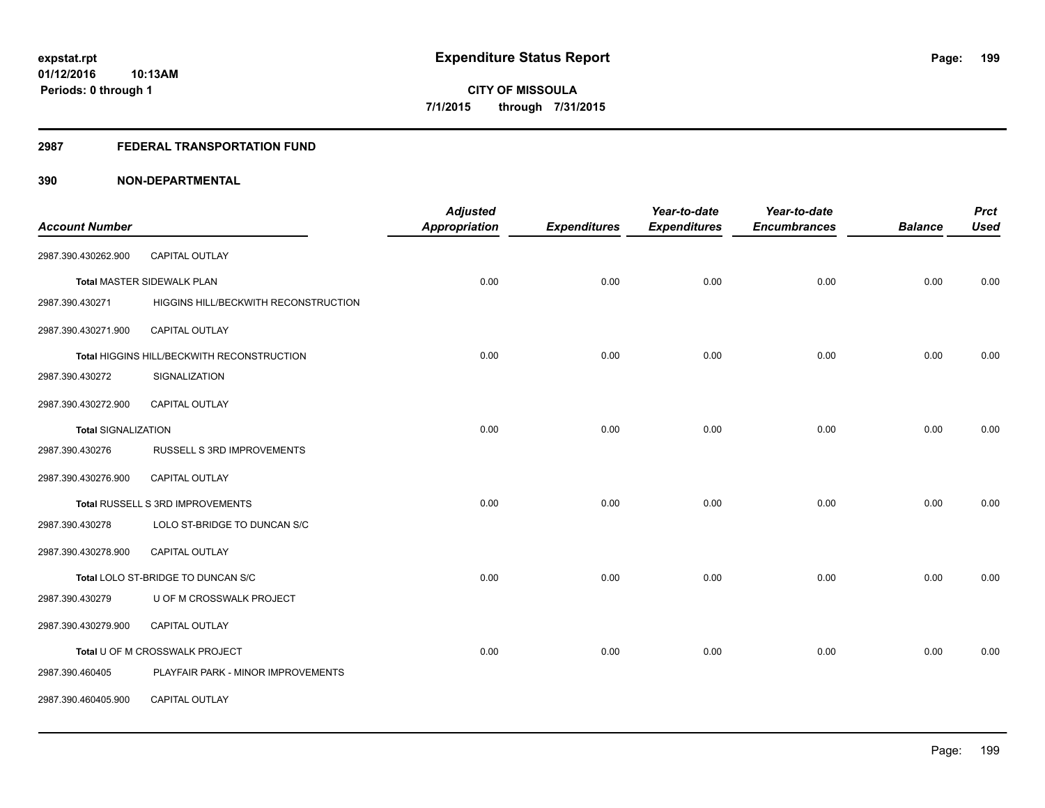# Expenditure Status Report

**CITY OF MISSOULA**

**7/1/2015 through 7/31/2015**

expstat.rpt
01/12/2016 10:13AM
Periods: 0 through 1

## 2987 FEDERAL TRANSPORTATION FUND

## 390 NON-DEPARTMENTAL

| Account Number | | Adjusted Appropriation | Expenditures | Year-to-date Expenditures | Year-to-date Encumbrances | Balance | Prct Used |
|---|---|---|---|---|---|---|---|
| 2987.390.430262.900 | CAPITAL OUTLAY | | | | | | |
| **Total** MASTER SIDEWALK PLAN | | 0.00 | 0.00 | 0.00 | 0.00 | 0.00 | 0.00 |
| 2987.390.430271 | HIGGINS HILL/BECKWITH RECONSTRUCTION | | | | | | |
| 2987.390.430271.900 | CAPITAL OUTLAY | | | | | | |
| **Total** HIGGINS HILL/BECKWITH RECONSTRUCTION | | 0.00 | 0.00 | 0.00 | 0.00 | 0.00 | 0.00 |
| 2987.390.430272 | SIGNALIZATION | | | | | | |
| 2987.390.430272.900 | CAPITAL OUTLAY | | | | | | |
| **Total SIGNALIZATION** | | 0.00 | 0.00 | 0.00 | 0.00 | 0.00 | 0.00 |
| 2987.390.430276 | RUSSELL S 3RD IMPROVEMENTS | | | | | | |
| 2987.390.430276.900 | CAPITAL OUTLAY | | | | | | |
| **Total** RUSSELL S 3RD IMPROVEMENTS | | 0.00 | 0.00 | 0.00 | 0.00 | 0.00 | 0.00 |
| 2987.390.430278 | LOLO ST-BRIDGE TO DUNCAN S/C | | | | | | |
| 2987.390.430278.900 | CAPITAL OUTLAY | | | | | | |
| **Total** LOLO ST-BRIDGE TO DUNCAN S/C | | 0.00 | 0.00 | 0.00 | 0.00 | 0.00 | 0.00 |
| 2987.390.430279 | U OF M CROSSWALK PROJECT | | | | | | |
| 2987.390.430279.900 | CAPITAL OUTLAY | | | | | | |
| **Total** U OF M CROSSWALK PROJECT | | 0.00 | 0.00 | 0.00 | 0.00 | 0.00 | 0.00 |
| 2987.390.460405 | PLAYFAIR PARK - MINOR IMPROVEMENTS | | | | | | |
| 2987.390.460405.900 | CAPITAL OUTLAY | | | | | | |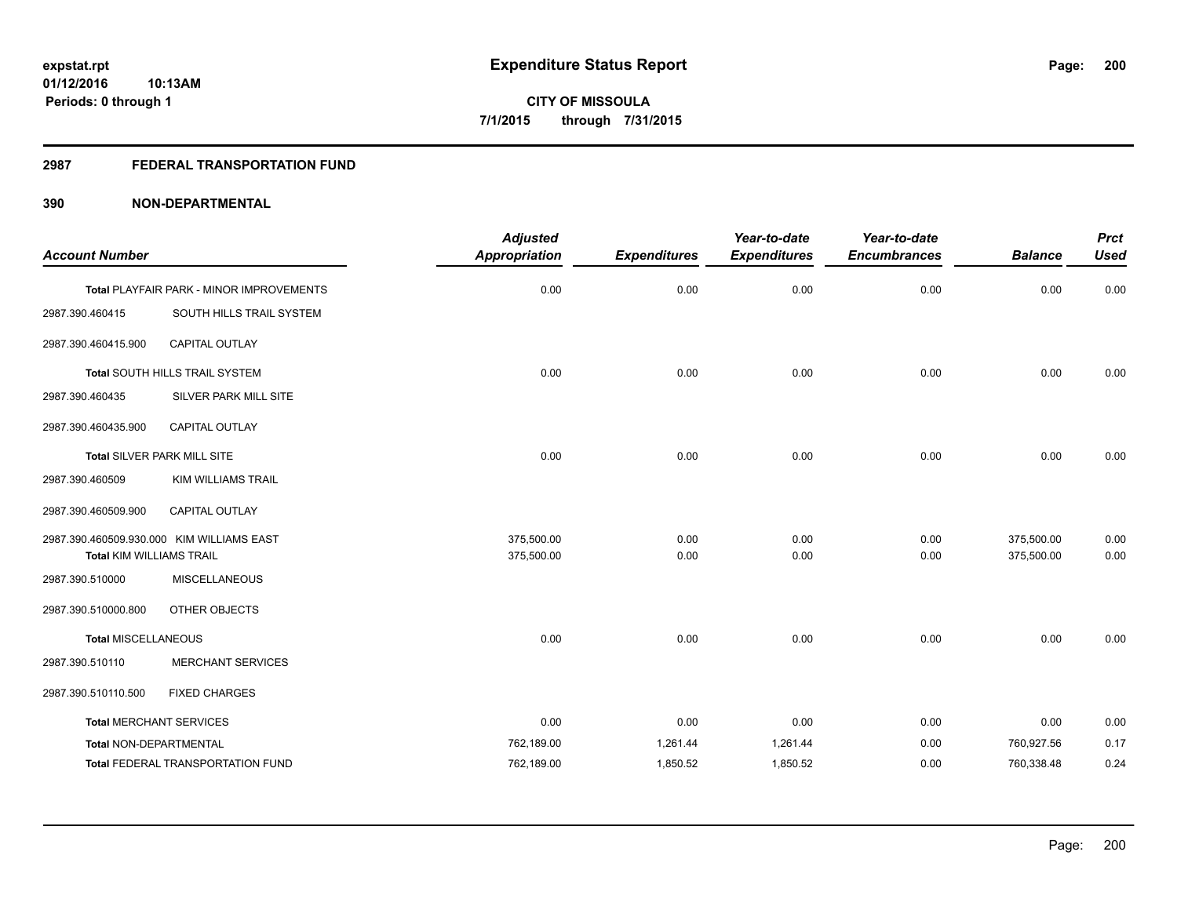**expstat.rpt**
**01/12/2016 10:13AM**
**Periods: 0 through 1**

# Expenditure Status Report

**CITY OF MISSOULA**
**7/1/2015 through 7/31/2015**

## 2987 FEDERAL TRANSPORTATION FUND

## 390 NON-DEPARTMENTAL

| Account Number | | Adjusted Appropriation | Expenditures | Year-to-date Expenditures | Year-to-date Encumbrances | Balance | Prct Used |
|---|---|---|---|---|---|---|---|
| Total PLAYFAIR PARK - MINOR IMPROVEMENTS | | 0.00 | 0.00 | 0.00 | 0.00 | 0.00 | 0.00 |
| 2987.390.460415 | SOUTH HILLS TRAIL SYSTEM | | | | | | |
| 2987.390.460415.900 | CAPITAL OUTLAY | | | | | | |
| Total SOUTH HILLS TRAIL SYSTEM | | 0.00 | 0.00 | 0.00 | 0.00 | 0.00 | 0.00 |
| 2987.390.460435 | SILVER PARK MILL SITE | | | | | | |
| 2987.390.460435.900 | CAPITAL OUTLAY | | | | | | |
| Total SILVER PARK MILL SITE | | 0.00 | 0.00 | 0.00 | 0.00 | 0.00 | 0.00 |
| 2987.390.460509 | KIM WILLIAMS TRAIL | | | | | | |
| 2987.390.460509.900 | CAPITAL OUTLAY | | | | | | |
| 2987.390.460509.930.000 | KIM WILLIAMS EAST | 375,500.00 | 0.00 | 0.00 | 0.00 | 375,500.00 | 0.00 |
| Total KIM WILLIAMS TRAIL | | 375,500.00 | 0.00 | 0.00 | 0.00 | 375,500.00 | 0.00 |
| 2987.390.510000 | MISCELLANEOUS | | | | | | |
| 2987.390.510000.800 | OTHER OBJECTS | | | | | | |
| Total MISCELLANEOUS | | 0.00 | 0.00 | 0.00 | 0.00 | 0.00 | 0.00 |
| 2987.390.510110 | MERCHANT SERVICES | | | | | | |
| 2987.390.510110.500 | FIXED CHARGES | | | | | | |
| Total MERCHANT SERVICES | | 0.00 | 0.00 | 0.00 | 0.00 | 0.00 | 0.00 |
| Total NON-DEPARTMENTAL | | 762,189.00 | 1,261.44 | 1,261.44 | 0.00 | 760,927.56 | 0.17 |
| Total FEDERAL TRANSPORTATION FUND | | 762,189.00 | 1,850.52 | 1,850.52 | 0.00 | 760,338.48 | 0.24 |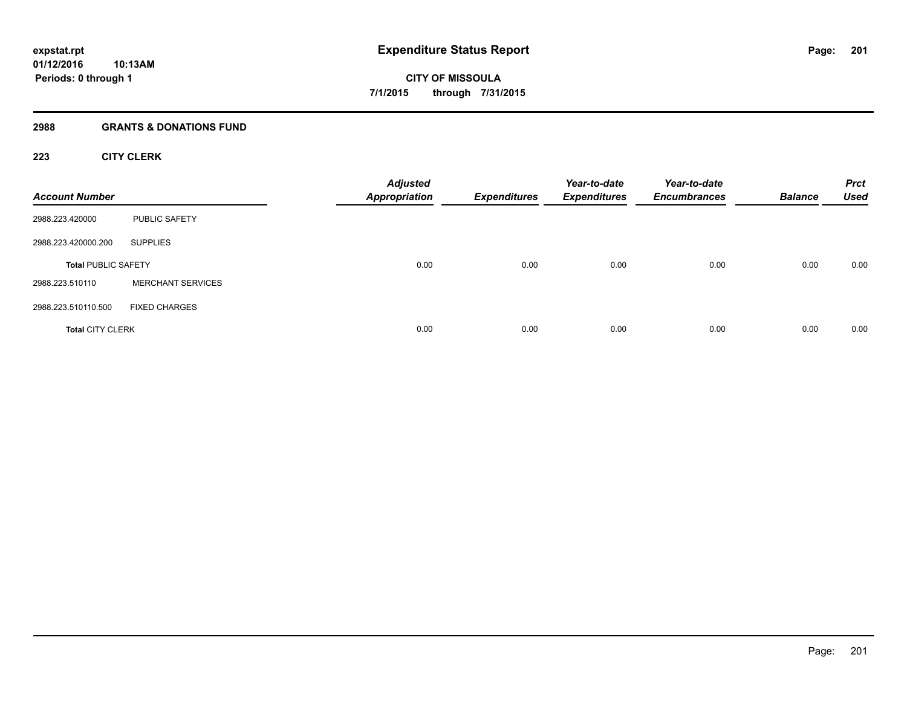# Expenditure Status Report

expstat.rpt
01/12/2016 10:13AM
Periods: 0 through 1

**CITY OF MISSOULA**
**7/1/2015 through 7/31/2015**

## 2988 GRANTS & DONATIONS FUND

### 223 CITY CLERK

| Account Number | | Adjusted Appropriation | Expenditures | Year-to-date Expenditures | Year-to-date Encumbrances | Balance | Prct Used |
|---|---|---|---|---|---|---|---|
| 2988.223.420000 | PUBLIC SAFETY | | | | | | |
| 2988.223.420000.200 | SUPPLIES | | | | | | |
| **Total** PUBLIC SAFETY | | 0.00 | 0.00 | 0.00 | 0.00 | 0.00 | 0.00 |
| 2988.223.510110 | MERCHANT SERVICES | | | | | | |
| 2988.223.510110.500 | FIXED CHARGES | | | | | | |
| **Total** CITY CLERK | | 0.00 | 0.00 | 0.00 | 0.00 | 0.00 | 0.00 |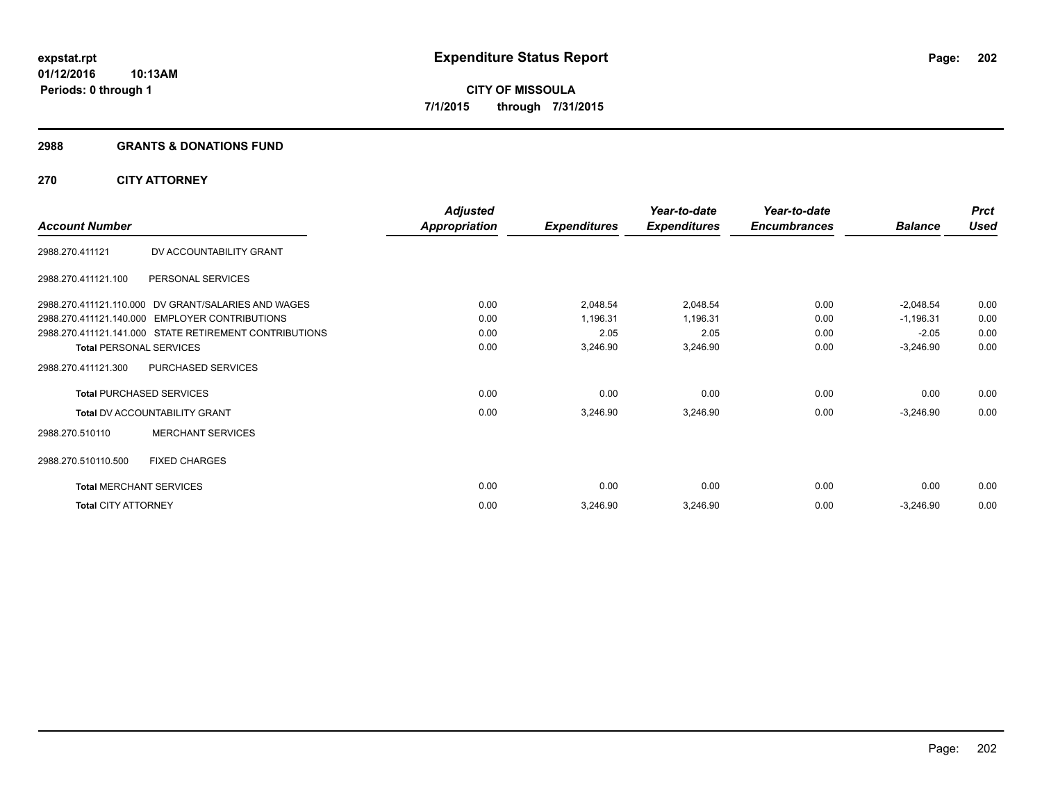expstat.rpt
01/12/2016 10:13AM
Periods: 0 through 1

# Expenditure Status Report

**CITY OF MISSOULA**
**7/1/2015 through 7/31/2015**

## 2988 GRANTS & DONATIONS FUND

### 270 CITY ATTORNEY

| Account Number | | Adjusted Appropriation | Expenditures | Year-to-date Expenditures | Year-to-date Encumbrances | Balance | Prct Used |
|---|---|---|---|---|---|---|---|
| 2988.270.411121 | DV ACCOUNTABILITY GRANT | | | | | | |
| 2988.270.411121.100 | PERSONAL SERVICES | | | | | | |
| 2988.270.411121.110.000 | DV GRANT/SALARIES AND WAGES | 0.00 | 2,048.54 | 2,048.54 | 0.00 | -2,048.54 | 0.00 |
| 2988.270.411121.140.000 | EMPLOYER CONTRIBUTIONS | 0.00 | 1,196.31 | 1,196.31 | 0.00 | -1,196.31 | 0.00 |
| 2988.270.411121.141.000 | STATE RETIREMENT CONTRIBUTIONS | 0.00 | 2.05 | 2.05 | 0.00 | -2.05 | 0.00 |
| **Total** PERSONAL SERVICES | | 0.00 | 3,246.90 | 3,246.90 | 0.00 | -3,246.90 | 0.00 |
| 2988.270.411121.300 | PURCHASED SERVICES | | | | | | |
| **Total** PURCHASED SERVICES | | 0.00 | 0.00 | 0.00 | 0.00 | 0.00 | 0.00 |
| **Total** DV ACCOUNTABILITY GRANT | | 0.00 | 3,246.90 | 3,246.90 | 0.00 | -3,246.90 | 0.00 |
| 2988.270.510110 | MERCHANT SERVICES | | | | | | |
| 2988.270.510110.500 | FIXED CHARGES | | | | | | |
| **Total** MERCHANT SERVICES | | 0.00 | 0.00 | 0.00 | 0.00 | 0.00 | 0.00 |
| **Total** CITY ATTORNEY | | 0.00 | 3,246.90 | 3,246.90 | 0.00 | -3,246.90 | 0.00 |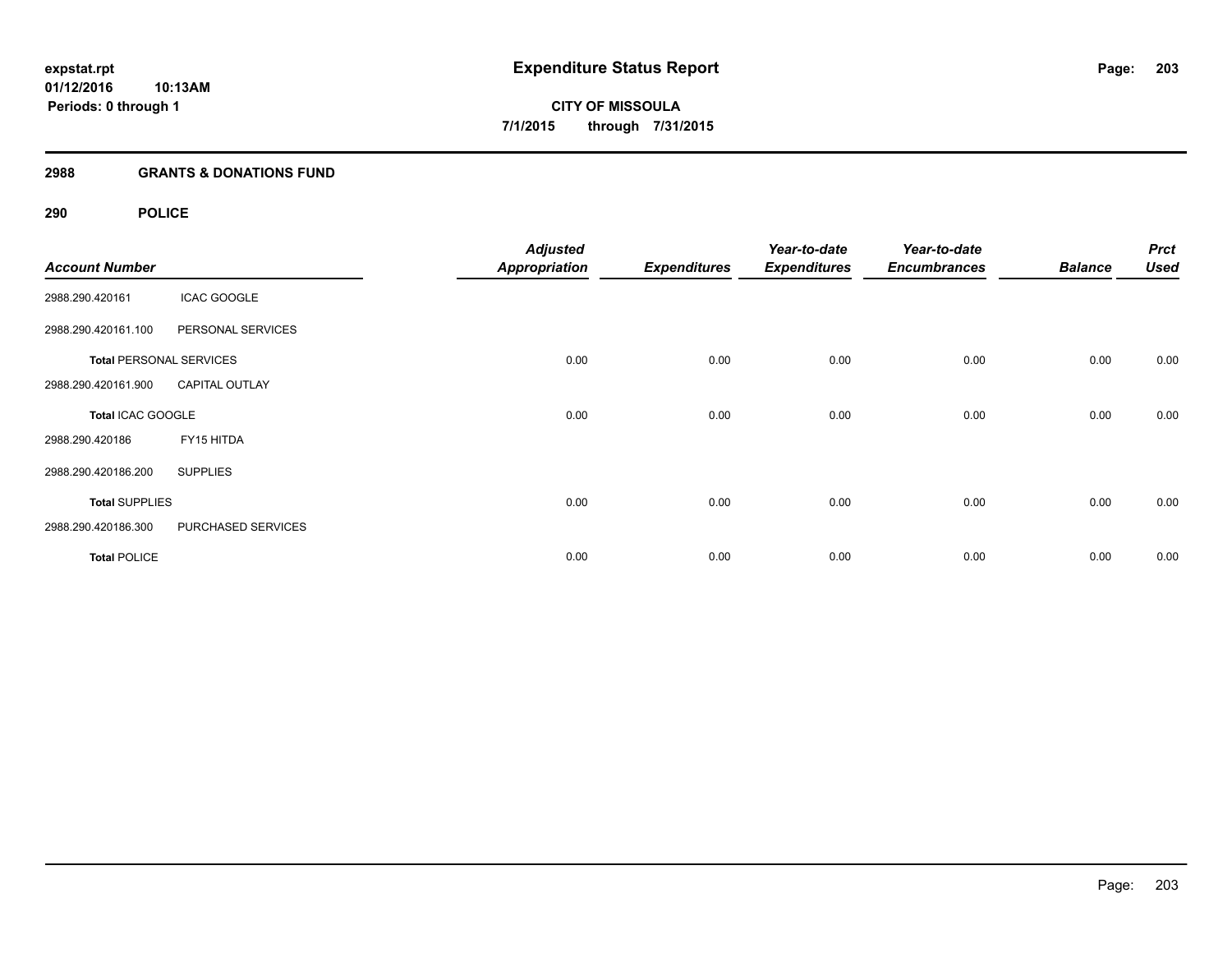**expstat.rpt**
**01/12/2016 10:13AM**
**Periods: 0 through 1**

# Expenditure Status Report

**CITY OF MISSOULA**
**7/1/2015 through 7/31/2015**

## 2988 GRANTS & DONATIONS FUND

### 290 POLICE

| Account Number | | Adjusted Appropriation | Expenditures | Year-to-date Expenditures | Year-to-date Encumbrances | Balance | Prct Used |
|---|---|---|---|---|---|---|---|
| 2988.290.420161 | ICAC GOOGLE | | | | | | |
| 2988.290.420161.100 | PERSONAL SERVICES | | | | | | |
| **Total** PERSONAL SERVICES | | 0.00 | 0.00 | 0.00 | 0.00 | 0.00 | 0.00 |
| 2988.290.420161.900 | CAPITAL OUTLAY | | | | | | |
| **Total** ICAC GOOGLE | | 0.00 | 0.00 | 0.00 | 0.00 | 0.00 | 0.00 |
| 2988.290.420186 | FY15 HITDA | | | | | | |
| 2988.290.420186.200 | SUPPLIES | | | | | | |
| **Total** SUPPLIES | | 0.00 | 0.00 | 0.00 | 0.00 | 0.00 | 0.00 |
| 2988.290.420186.300 | PURCHASED SERVICES | | | | | | |
| **Total** POLICE | | 0.00 | 0.00 | 0.00 | 0.00 | 0.00 | 0.00 |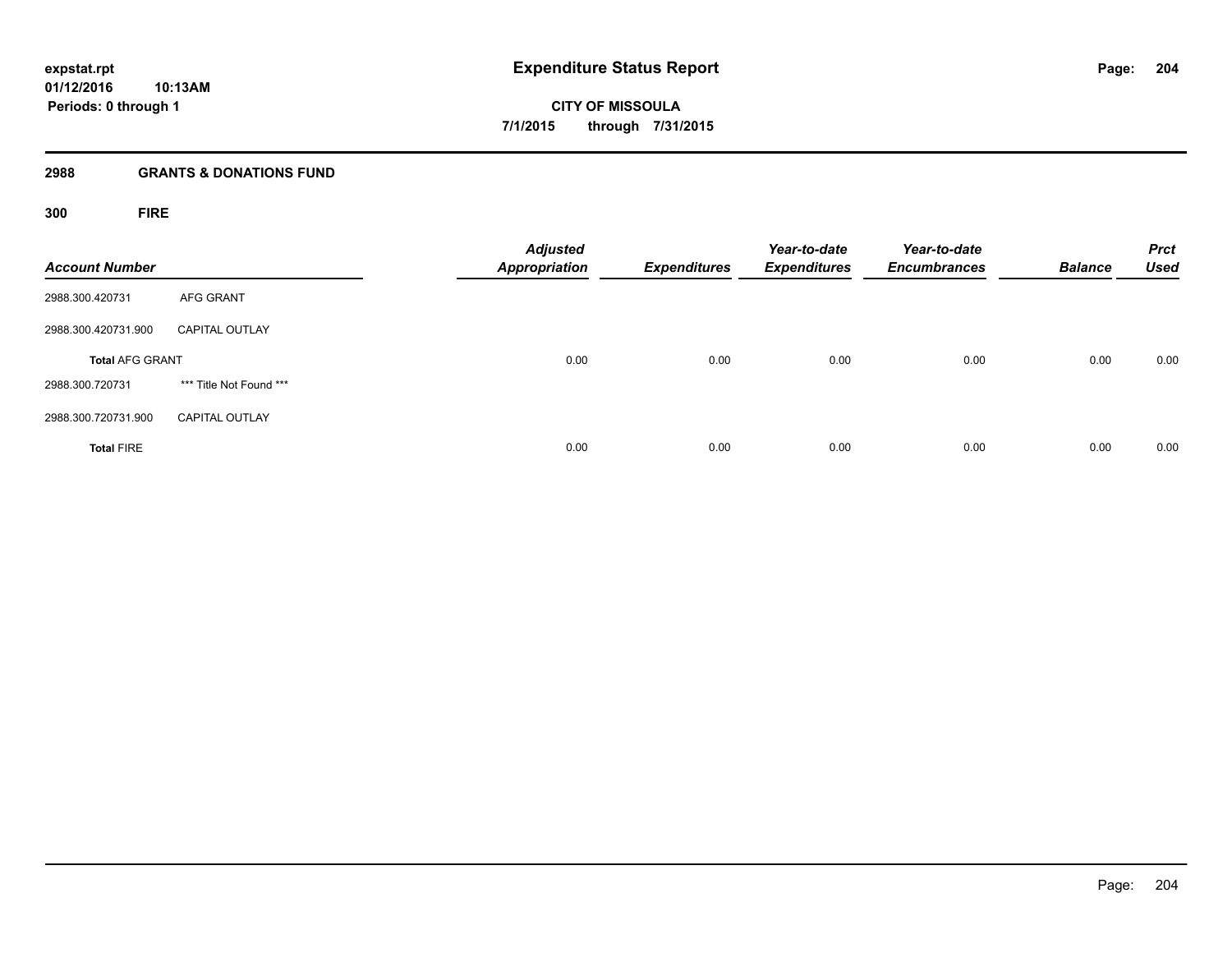# Expenditure Status Report

expstat.rpt
01/12/2016 10:13AM
Periods: 0 through 1

**CITY OF MISSOULA**
**7/1/2015 through 7/31/2015**

## 2988 GRANTS & DONATIONS FUND

### 300 FIRE

| Account Number | | Adjusted Appropriation | Expenditures | Year-to-date Expenditures | Year-to-date Encumbrances | Balance | Prct Used |
|---|---|---|---|---|---|---|---|
| 2988.300.420731 | AFG GRANT | | | | | | |
| 2988.300.420731.900 | CAPITAL OUTLAY | | | | | | |
| **Total** AFG GRANT | | 0.00 | 0.00 | 0.00 | 0.00 | 0.00 | 0.00 |
| 2988.300.720731 | *** Title Not Found *** | | | | | | |
| 2988.300.720731.900 | CAPITAL OUTLAY | | | | | | |
| **Total** FIRE | | 0.00 | 0.00 | 0.00 | 0.00 | 0.00 | 0.00 |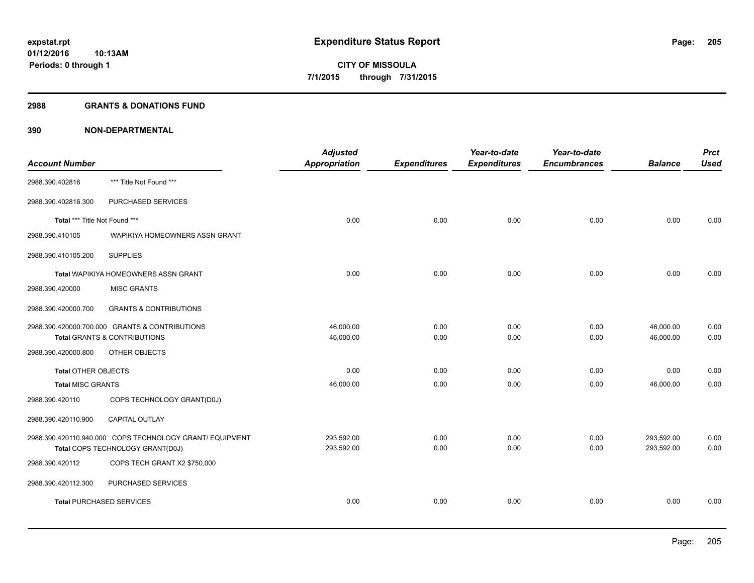**expstat.rpt**
**01/12/2016 10:13AM**
**Periods: 0 through 1**

# Expenditure Status Report

**CITY OF MISSOULA**
**7/1/2015 through 7/31/2015**

## 2988 GRANTS & DONATIONS FUND

## 390 NON-DEPARTMENTAL

| Account Number | | Adjusted Appropriation | Expenditures | Year-to-date Expenditures | Year-to-date Encumbrances | Balance | Prct Used |
|---|---|---|---|---|---|---|---|
| 2988.390.402816 | *** Title Not Found *** | | | | | | |
| 2988.390.402816.300 | PURCHASED SERVICES | | | | | | |
| **Total** *** Title Not Found *** | | 0.00 | 0.00 | 0.00 | 0.00 | 0.00 | 0.00 |
| 2988.390.410105 | WAPIKIYA HOMEOWNERS ASSN GRANT | | | | | | |
| 2988.390.410105.200 | SUPPLIES | | | | | | |
| **Total** WAPIKIYA HOMEOWNERS ASSN GRANT | | 0.00 | 0.00 | 0.00 | 0.00 | 0.00 | 0.00 |
| 2988.390.420000 | MISC GRANTS | | | | | | |
| 2988.390.420000.700 | GRANTS & CONTRIBUTIONS | | | | | | |
| 2988.390.420000.700.000 GRANTS & CONTRIBUTIONS | | 46,000.00 | 0.00 | 0.00 | 0.00 | 46,000.00 | 0.00 |
| **Total** GRANTS & CONTRIBUTIONS | | 46,000.00 | 0.00 | 0.00 | 0.00 | 46,000.00 | 0.00 |
| 2988.390.420000.800 | OTHER OBJECTS | | | | | | |
| **Total** OTHER OBJECTS | | 0.00 | 0.00 | 0.00 | 0.00 | 0.00 | 0.00 |
| **Total** MISC GRANTS | | 46,000.00 | 0.00 | 0.00 | 0.00 | 46,000.00 | 0.00 |
| 2988.390.420110 | COPS TECHNOLOGY GRANT(D0J) | | | | | | |
| 2988.390.420110.900 | CAPITAL OUTLAY | | | | | | |
| 2988.390.420110.940.000 COPS TECHNOLOGY GRANT/ EQUIPMENT | | 293,592.00 | 0.00 | 0.00 | 0.00 | 293,592.00 | 0.00 |
| **Total** COPS TECHNOLOGY GRANT(D0J) | | 293,592.00 | 0.00 | 0.00 | 0.00 | 293,592.00 | 0.00 |
| 2988.390.420112 | COPS TECH GRANT X2 $750,000 | | | | | | |
| 2988.390.420112.300 | PURCHASED SERVICES | | | | | | |
| **Total** PURCHASED SERVICES | | 0.00 | 0.00 | 0.00 | 0.00 | 0.00 | 0.00 |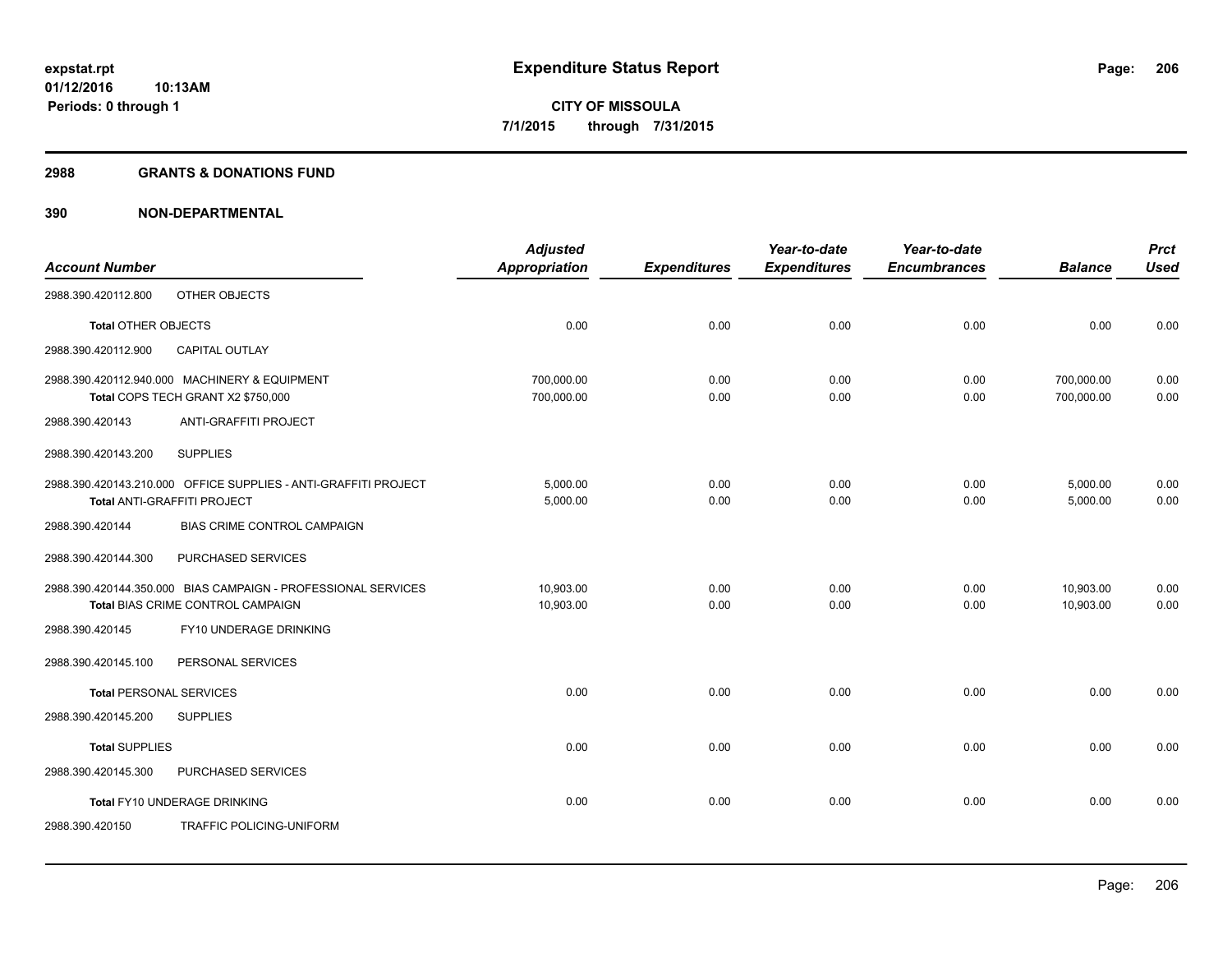expstat.rpt
01/12/2016 10:13AM
Periods: 0 through 1

# Expenditure Status Report

CITY OF MISSOULA
7/1/2015 through 7/31/2015

## 2988 GRANTS & DONATIONS FUND

## 390 NON-DEPARTMENTAL

| Account Number | Adjusted Appropriation | Expenditures | Year-to-date Expenditures | Year-to-date Encumbrances | Balance | Prct Used |
|---|---|---|---|---|---|---|
| 2988.390.420112.800 OTHER OBJECTS | | | | | | |
| Total OTHER OBJECTS | 0.00 | 0.00 | 0.00 | 0.00 | 0.00 | 0.00 |
| 2988.390.420112.900 CAPITAL OUTLAY | | | | | | |
| 2988.390.420112.940.000 MACHINERY & EQUIPMENT | 700,000.00 | 0.00 | 0.00 | 0.00 | 700,000.00 | 0.00 |
| Total COPS TECH GRANT X2 $750,000 | 700,000.00 | 0.00 | 0.00 | 0.00 | 700,000.00 | 0.00 |
| 2988.390.420143 ANTI-GRAFFITI PROJECT | | | | | | |
| 2988.390.420143.200 SUPPLIES | | | | | | |
| 2988.390.420143.210.000 OFFICE SUPPLIES - ANTI-GRAFFITI PROJECT | 5,000.00 | 0.00 | 0.00 | 0.00 | 5,000.00 | 0.00 |
| Total ANTI-GRAFFITI PROJECT | 5,000.00 | 0.00 | 0.00 | 0.00 | 5,000.00 | 0.00 |
| 2988.390.420144 BIAS CRIME CONTROL CAMPAIGN | | | | | | |
| 2988.390.420144.300 PURCHASED SERVICES | | | | | | |
| 2988.390.420144.350.000 BIAS CAMPAIGN - PROFESSIONAL SERVICES | 10,903.00 | 0.00 | 0.00 | 0.00 | 10,903.00 | 0.00 |
| Total BIAS CRIME CONTROL CAMPAIGN | 10,903.00 | 0.00 | 0.00 | 0.00 | 10,903.00 | 0.00 |
| 2988.390.420145 FY10 UNDERAGE DRINKING | | | | | | |
| 2988.390.420145.100 PERSONAL SERVICES | | | | | | |
| Total PERSONAL SERVICES | 0.00 | 0.00 | 0.00 | 0.00 | 0.00 | 0.00 |
| 2988.390.420145.200 SUPPLIES | | | | | | |
| Total SUPPLIES | 0.00 | 0.00 | 0.00 | 0.00 | 0.00 | 0.00 |
| 2988.390.420145.300 PURCHASED SERVICES | | | | | | |
| Total FY10 UNDERAGE DRINKING | 0.00 | 0.00 | 0.00 | 0.00 | 0.00 | 0.00 |
| 2988.390.420150 TRAFFIC POLICING-UNIFORM | | | | | | |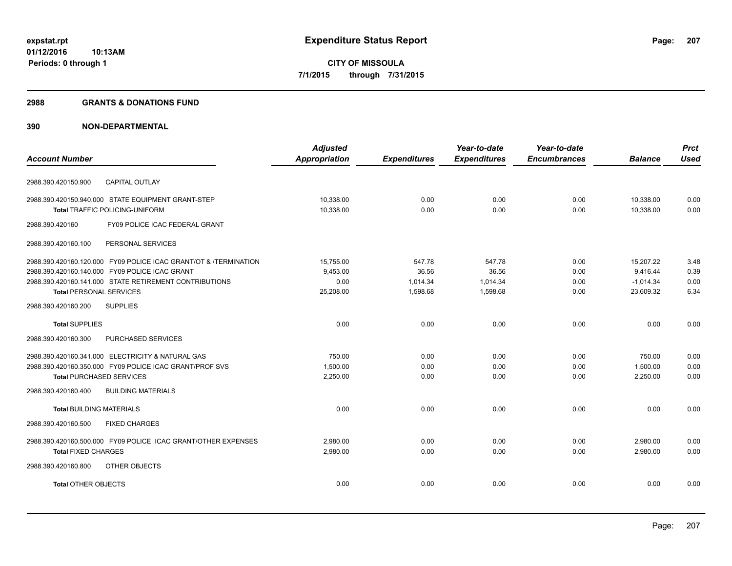# Expenditure Status Report

**CITY OF MISSOULA**

**7/1/2015 through 7/31/2015**

expstat.rpt
01/12/2016 10:13AM
Periods: 0 through 1

## 2988 GRANTS & DONATIONS FUND

## 390 NON-DEPARTMENTAL

| Account Number | Adjusted Appropriation | Expenditures | Year-to-date Expenditures | Year-to-date Encumbrances | Balance | Prct Used |
|---|---|---|---|---|---|---|
| 2988.390.420150.900 CAPITAL OUTLAY | | | | | | |
| 2988.390.420150.940.000 STATE EQUIPMENT GRANT-STEP | 10,338.00 | 0.00 | 0.00 | 0.00 | 10,338.00 | 0.00 |
| **Total** TRAFFIC POLICING-UNIFORM | 10,338.00 | 0.00 | 0.00 | 0.00 | 10,338.00 | 0.00 |
| 2988.390.420160 FY09 POLICE ICAC FEDERAL GRANT | | | | | | |
| 2988.390.420160.100 PERSONAL SERVICES | | | | | | |
| 2988.390.420160.120.000 FY09 POLICE ICAC GRANT/OT & /TERMINATION | 15,755.00 | 547.78 | 547.78 | 0.00 | 15,207.22 | 3.48 |
| 2988.390.420160.140.000 FY09 POLICE ICAC GRANT | 9,453.00 | 36.56 | 36.56 | 0.00 | 9,416.44 | 0.39 |
| 2988.390.420160.141.000 STATE RETIREMENT CONTRIBUTIONS | 0.00 | 1,014.34 | 1,014.34 | 0.00 | -1,014.34 | 0.00 |
| **Total** PERSONAL SERVICES | 25,208.00 | 1,598.68 | 1,598.68 | 0.00 | 23,609.32 | 6.34 |
| 2988.390.420160.200 SUPPLIES | | | | | | |
| **Total** SUPPLIES | 0.00 | 0.00 | 0.00 | 0.00 | 0.00 | 0.00 |
| 2988.390.420160.300 PURCHASED SERVICES | | | | | | |
| 2988.390.420160.341.000 ELECTRICITY & NATURAL GAS | 750.00 | 0.00 | 0.00 | 0.00 | 750.00 | 0.00 |
| 2988.390.420160.350.000 FY09 POLICE ICAC GRANT/PROF SVS | 1,500.00 | 0.00 | 0.00 | 0.00 | 1,500.00 | 0.00 |
| **Total** PURCHASED SERVICES | 2,250.00 | 0.00 | 0.00 | 0.00 | 2,250.00 | 0.00 |
| 2988.390.420160.400 BUILDING MATERIALS | | | | | | |
| **Total** BUILDING MATERIALS | 0.00 | 0.00 | 0.00 | 0.00 | 0.00 | 0.00 |
| 2988.390.420160.500 FIXED CHARGES | | | | | | |
| 2988.390.420160.500.000 FY09 POLICE ICAC GRANT/OTHER EXPENSES | 2,980.00 | 0.00 | 0.00 | 0.00 | 2,980.00 | 0.00 |
| **Total** FIXED CHARGES | 2,980.00 | 0.00 | 0.00 | 0.00 | 2,980.00 | 0.00 |
| 2988.390.420160.800 OTHER OBJECTS | | | | | | |
| **Total** OTHER OBJECTS | 0.00 | 0.00 | 0.00 | 0.00 | 0.00 | 0.00 |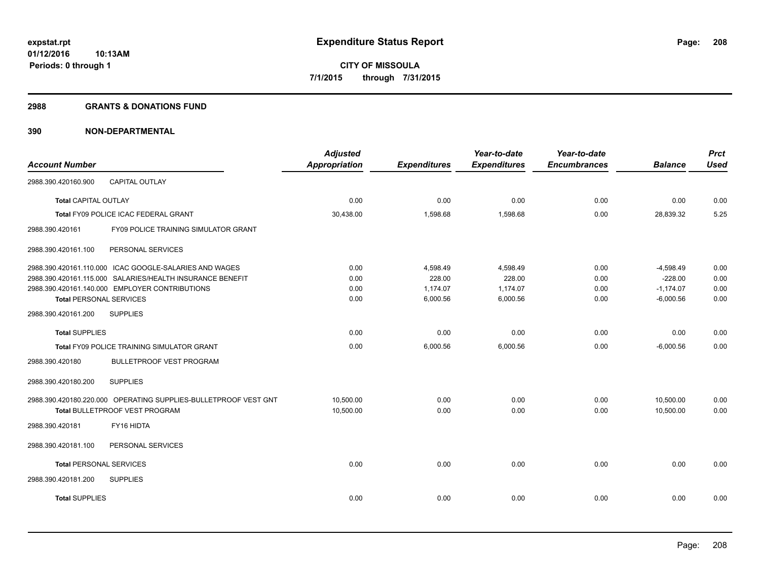**expstat.rpt**
**01/12/2016 10:13AM**
**Periods: 0 through 1**

# Expenditure Status Report

**CITY OF MISSOULA**
**7/1/2015 through 7/31/2015**

## 2988 GRANTS & DONATIONS FUND

## 390 NON-DEPARTMENTAL

| Account Number | Adjusted Appropriation | Expenditures | Year-to-date Expenditures | Year-to-date Encumbrances | Balance | Prct Used |
|---|---|---|---|---|---|---|
| 2988.390.420160.900 CAPITAL OUTLAY | | | | | | |
| **Total** CAPITAL OUTLAY | 0.00 | 0.00 | 0.00 | 0.00 | 0.00 | 0.00 |
| **Total** FY09 POLICE ICAC FEDERAL GRANT | 30,438.00 | 1,598.68 | 1,598.68 | 0.00 | 28,839.32 | 5.25 |
| 2988.390.420161 FY09 POLICE TRAINING SIMULATOR GRANT | | | | | | |
| 2988.390.420161.100 PERSONAL SERVICES | | | | | | |
| 2988.390.420161.110.000 ICAC GOOGLE-SALARIES AND WAGES | 0.00 | 4,598.49 | 4,598.49 | 0.00 | -4,598.49 | 0.00 |
| 2988.390.420161.115.000 SALARIES/HEALTH INSURANCE BENEFIT | 0.00 | 228.00 | 228.00 | 0.00 | -228.00 | 0.00 |
| 2988.390.420161.140.000 EMPLOYER CONTRIBUTIONS | 0.00 | 1,174.07 | 1,174.07 | 0.00 | -1,174.07 | 0.00 |
| **Total** PERSONAL SERVICES | 0.00 | 6,000.56 | 6,000.56 | 0.00 | -6,000.56 | 0.00 |
| 2988.390.420161.200 SUPPLIES | | | | | | |
| **Total** SUPPLIES | 0.00 | 0.00 | 0.00 | 0.00 | 0.00 | 0.00 |
| **Total** FY09 POLICE TRAINING SIMULATOR GRANT | 0.00 | 6,000.56 | 6,000.56 | 0.00 | -6,000.56 | 0.00 |
| 2988.390.420180 BULLETPROOF VEST PROGRAM | | | | | | |
| 2988.390.420180.200 SUPPLIES | | | | | | |
| 2988.390.420180.220.000 OPERATING SUPPLIES-BULLETPROOF VEST GNT | 10,500.00 | 0.00 | 0.00 | 0.00 | 10,500.00 | 0.00 |
| **Total** BULLETPROOF VEST PROGRAM | 10,500.00 | 0.00 | 0.00 | 0.00 | 10,500.00 | 0.00 |
| 2988.390.420181 FY16 HIDTA | | | | | | |
| 2988.390.420181.100 PERSONAL SERVICES | | | | | | |
| **Total** PERSONAL SERVICES | 0.00 | 0.00 | 0.00 | 0.00 | 0.00 | 0.00 |
| 2988.390.420181.200 SUPPLIES | | | | | | |
| **Total** SUPPLIES | 0.00 | 0.00 | 0.00 | 0.00 | 0.00 | 0.00 |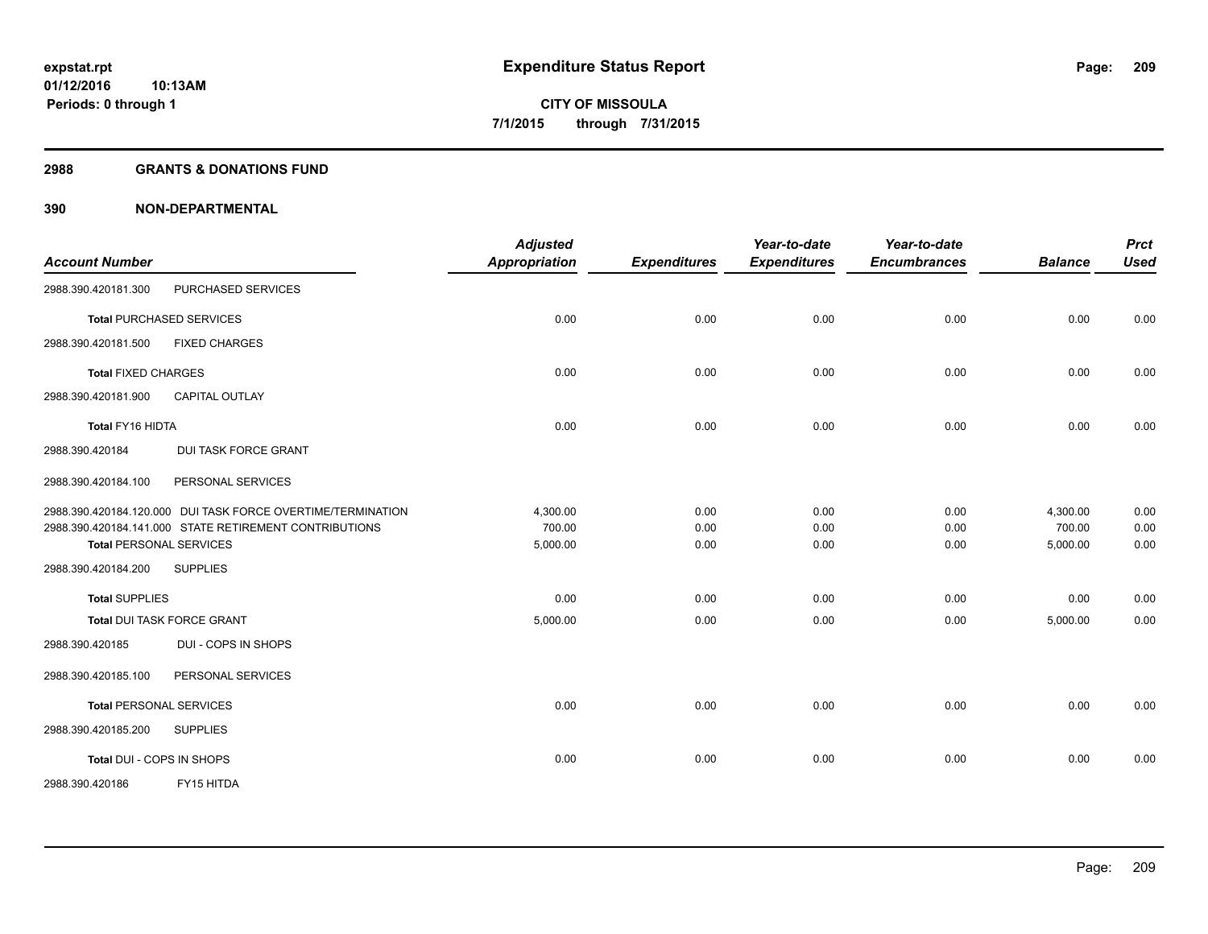# Expenditure Status Report

**CITY OF MISSOULA**
**7/1/2015 through 7/31/2015**

expstat.rpt
01/12/2016 10:13AM
Periods: 0 through 1

## 2988 GRANTS & DONATIONS FUND

### 390 NON-DEPARTMENTAL

| Account Number | | Adjusted Appropriation | Expenditures | Year-to-date Expenditures | Year-to-date Encumbrances | Balance | Prct Used |
|---|---|---|---|---|---|---|---|
| 2988.390.420181.300 | PURCHASED SERVICES | | | | | | |
| **Total** PURCHASED SERVICES | | 0.00 | 0.00 | 0.00 | 0.00 | 0.00 | 0.00 |
| 2988.390.420181.500 | FIXED CHARGES | | | | | | |
| **Total** FIXED CHARGES | | 0.00 | 0.00 | 0.00 | 0.00 | 0.00 | 0.00 |
| 2988.390.420181.900 | CAPITAL OUTLAY | | | | | | |
| **Total FY16 HIDTA** | | 0.00 | 0.00 | 0.00 | 0.00 | 0.00 | 0.00 |
| 2988.390.420184 | DUI TASK FORCE GRANT | | | | | | |
| 2988.390.420184.100 | PERSONAL SERVICES | | | | | | |
| 2988.390.420184.120.000 | DUI TASK FORCE OVERTIME/TERMINATION | 4,300.00 | 0.00 | 0.00 | 0.00 | 4,300.00 | 0.00 |
| 2988.390.420184.141.000 | STATE RETIREMENT CONTRIBUTIONS | 700.00 | 0.00 | 0.00 | 0.00 | 700.00 | 0.00 |
| **Total** PERSONAL SERVICES | | 5,000.00 | 0.00 | 0.00 | 0.00 | 5,000.00 | 0.00 |
| 2988.390.420184.200 | SUPPLIES | | | | | | |
| **Total** SUPPLIES | | 0.00 | 0.00 | 0.00 | 0.00 | 0.00 | 0.00 |
| **Total** DUI TASK FORCE GRANT | | 5,000.00 | 0.00 | 0.00 | 0.00 | 5,000.00 | 0.00 |
| 2988.390.420185 | DUI - COPS IN SHOPS | | | | | | |
| 2988.390.420185.100 | PERSONAL SERVICES | | | | | | |
| **Total** PERSONAL SERVICES | | 0.00 | 0.00 | 0.00 | 0.00 | 0.00 | 0.00 |
| 2988.390.420185.200 | SUPPLIES | | | | | | |
| **Total** DUI - COPS IN SHOPS | | 0.00 | 0.00 | 0.00 | 0.00 | 0.00 | 0.00 |
| 2988.390.420186 | FY15 HITDA | | | | | | |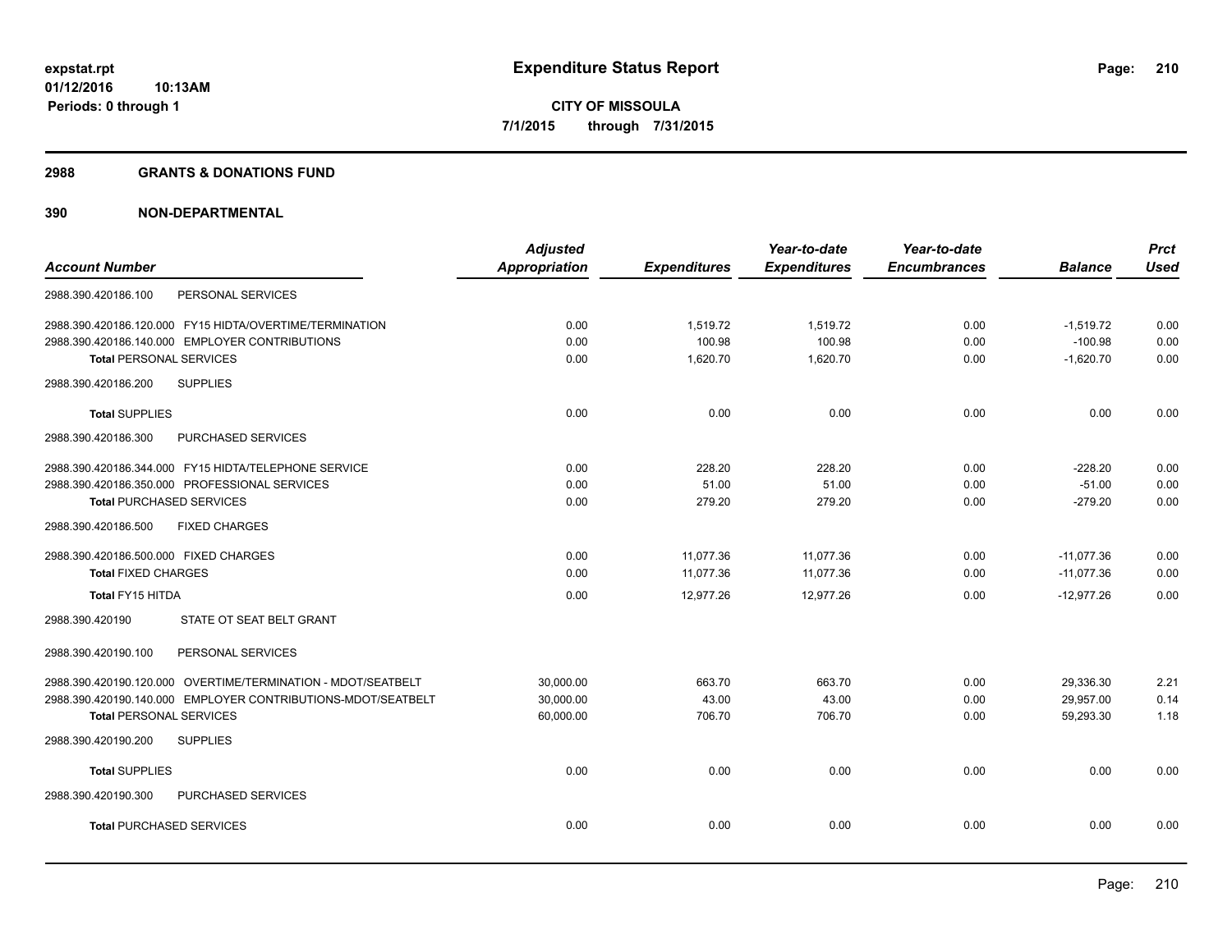# Expenditure Status Report

expstat.rpt
01/12/2016 10:13AM
Periods: 0 through 1

**CITY OF MISSOULA**
**7/1/2015 through 7/31/2015**

## 2988 GRANTS & DONATIONS FUND

### 390 NON-DEPARTMENTAL

| Account Number | Adjusted Appropriation | Expenditures | Year-to-date Expenditures | Year-to-date Encumbrances | Balance | Prct Used |
|---|---|---|---|---|---|---|
| 2988.390.420186.100 PERSONAL SERVICES | | | | | | |
| 2988.390.420186.120.000 FY15 HIDTA/OVERTIME/TERMINATION | 0.00 | 1,519.72 | 1,519.72 | 0.00 | -1,519.72 | 0.00 |
| 2988.390.420186.140.000 EMPLOYER CONTRIBUTIONS | 0.00 | 100.98 | 100.98 | 0.00 | -100.98 | 0.00 |
| **Total** PERSONAL SERVICES | 0.00 | 1,620.70 | 1,620.70 | 0.00 | -1,620.70 | 0.00 |
| 2988.390.420186.200 SUPPLIES | | | | | | |
| **Total** SUPPLIES | 0.00 | 0.00 | 0.00 | 0.00 | 0.00 | 0.00 |
| 2988.390.420186.300 PURCHASED SERVICES | | | | | | |
| 2988.390.420186.344.000 FY15 HIDTA/TELEPHONE SERVICE | 0.00 | 228.20 | 228.20 | 0.00 | -228.20 | 0.00 |
| 2988.390.420186.350.000 PROFESSIONAL SERVICES | 0.00 | 51.00 | 51.00 | 0.00 | -51.00 | 0.00 |
| **Total** PURCHASED SERVICES | 0.00 | 279.20 | 279.20 | 0.00 | -279.20 | 0.00 |
| 2988.390.420186.500 FIXED CHARGES | | | | | | |
| 2988.390.420186.500.000 FIXED CHARGES | 0.00 | 11,077.36 | 11,077.36 | 0.00 | -11,077.36 | 0.00 |
| **Total** FIXED CHARGES | 0.00 | 11,077.36 | 11,077.36 | 0.00 | -11,077.36 | 0.00 |
| **Total FY15 HITDA** | 0.00 | 12,977.26 | 12,977.26 | 0.00 | -12,977.26 | 0.00 |
| 2988.390.420190 STATE OT SEAT BELT GRANT | | | | | | |
| 2988.390.420190.100 PERSONAL SERVICES | | | | | | |
| 2988.390.420190.120.000 OVERTIME/TERMINATION - MDOT/SEATBELT | 30,000.00 | 663.70 | 663.70 | 0.00 | 29,336.30 | 2.21 |
| 2988.390.420190.140.000 EMPLOYER CONTRIBUTIONS-MDOT/SEATBELT | 30,000.00 | 43.00 | 43.00 | 0.00 | 29,957.00 | 0.14 |
| **Total** PERSONAL SERVICES | 60,000.00 | 706.70 | 706.70 | 0.00 | 59,293.30 | 1.18 |
| 2988.390.420190.200 SUPPLIES | | | | | | |
| **Total** SUPPLIES | 0.00 | 0.00 | 0.00 | 0.00 | 0.00 | 0.00 |
| 2988.390.420190.300 PURCHASED SERVICES | | | | | | |
| **Total** PURCHASED SERVICES | 0.00 | 0.00 | 0.00 | 0.00 | 0.00 | 0.00 |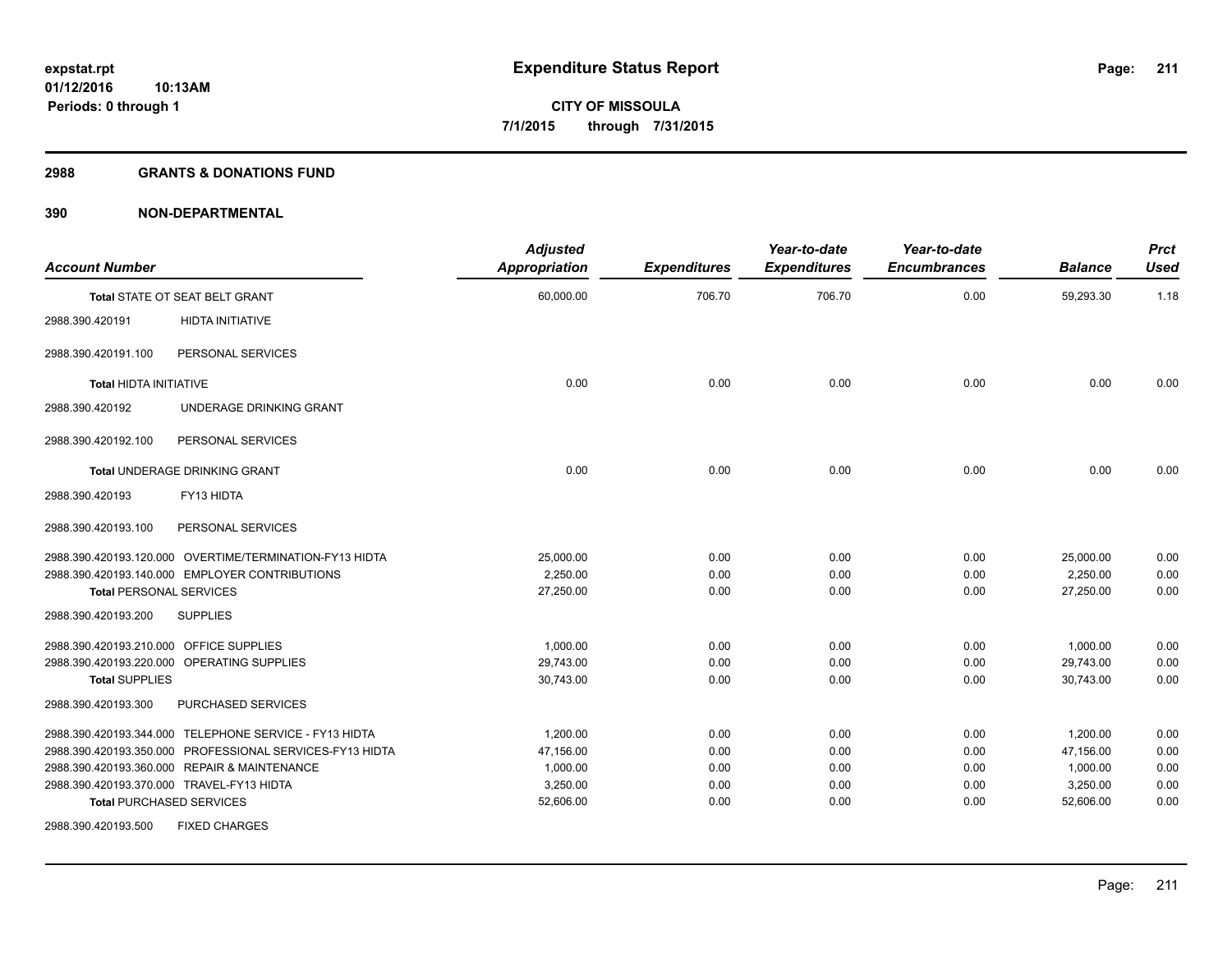**expstat.rpt**
**01/12/2016 10:13AM**
**Periods: 0 through 1**

# Expenditure Status Report

**CITY OF MISSOULA**
**7/1/2015 through 7/31/2015**

## 2988 GRANTS & DONATIONS FUND

## 390 NON-DEPARTMENTAL

| Account Number | | Adjusted Appropriation | Expenditures | Year-to-date Expenditures | Year-to-date Encumbrances | Balance | Prct Used |
|---|---|---|---|---|---|---|---|
| **Total** STATE OT SEAT BELT GRANT | | 60,000.00 | 706.70 | 706.70 | 0.00 | 59,293.30 | 1.18 |
| 2988.390.420191 | HIDTA INITIATIVE | | | | | | |
| 2988.390.420191.100 | PERSONAL SERVICES | | | | | | |
| **Total** HIDTA INITIATIVE | | 0.00 | 0.00 | 0.00 | 0.00 | 0.00 | 0.00 |
| 2988.390.420192 | UNDERAGE DRINKING GRANT | | | | | | |
| 2988.390.420192.100 | PERSONAL SERVICES | | | | | | |
| **Total** UNDERAGE DRINKING GRANT | | 0.00 | 0.00 | 0.00 | 0.00 | 0.00 | 0.00 |
| 2988.390.420193 | FY13 HIDTA | | | | | | |
| 2988.390.420193.100 | PERSONAL SERVICES | | | | | | |
| 2988.390.420193.120.000 | OVERTIME/TERMINATION-FY13 HIDTA | 25,000.00 | 0.00 | 0.00 | 0.00 | 25,000.00 | 0.00 |
| 2988.390.420193.140.000 | EMPLOYER CONTRIBUTIONS | 2,250.00 | 0.00 | 0.00 | 0.00 | 2,250.00 | 0.00 |
| **Total** PERSONAL SERVICES | | 27,250.00 | 0.00 | 0.00 | 0.00 | 27,250.00 | 0.00 |
| 2988.390.420193.200 | SUPPLIES | | | | | | |
| 2988.390.420193.210.000 | OFFICE SUPPLIES | 1,000.00 | 0.00 | 0.00 | 0.00 | 1,000.00 | 0.00 |
| 2988.390.420193.220.000 | OPERATING SUPPLIES | 29,743.00 | 0.00 | 0.00 | 0.00 | 29,743.00 | 0.00 |
| **Total** SUPPLIES | | 30,743.00 | 0.00 | 0.00 | 0.00 | 30,743.00 | 0.00 |
| 2988.390.420193.300 | PURCHASED SERVICES | | | | | | |
| 2988.390.420193.344.000 | TELEPHONE SERVICE - FY13 HIDTA | 1,200.00 | 0.00 | 0.00 | 0.00 | 1,200.00 | 0.00 |
| 2988.390.420193.350.000 | PROFESSIONAL SERVICES-FY13 HIDTA | 47,156.00 | 0.00 | 0.00 | 0.00 | 47,156.00 | 0.00 |
| 2988.390.420193.360.000 | REPAIR & MAINTENANCE | 1,000.00 | 0.00 | 0.00 | 0.00 | 1,000.00 | 0.00 |
| 2988.390.420193.370.000 | TRAVEL-FY13 HIDTA | 3,250.00 | 0.00 | 0.00 | 0.00 | 3,250.00 | 0.00 |
| **Total** PURCHASED SERVICES | | 52,606.00 | 0.00 | 0.00 | 0.00 | 52,606.00 | 0.00 |
| 2988.390.420193.500 | FIXED CHARGES | | | | | | |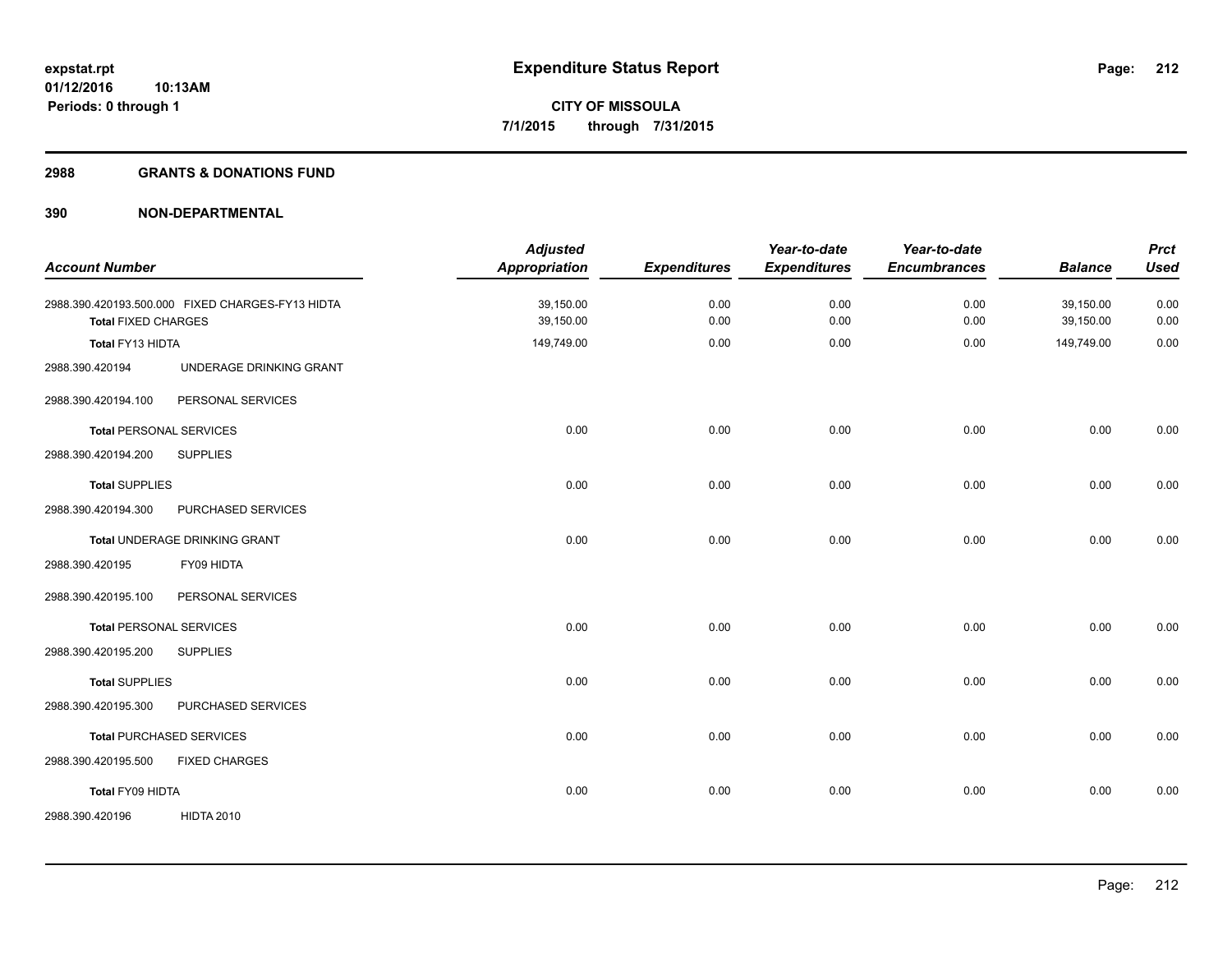**expstat.rpt**
**01/12/2016 10:13AM**
**Periods: 0 through 1**

# Expenditure Status Report

**CITY OF MISSOULA**
**7/1/2015 through 7/31/2015**

## 2988 GRANTS & DONATIONS FUND

### 390 NON-DEPARTMENTAL

| Account Number | | Adjusted Appropriation | Expenditures | Year-to-date Expenditures | Year-to-date Encumbrances | Balance | Prct Used |
|---|---|---|---|---|---|---|---|
| 2988.390.420193.500.000 | FIXED CHARGES-FY13 HIDTA | 39,150.00 | 0.00 | 0.00 | 0.00 | 39,150.00 | 0.00 |
| **Total** FIXED CHARGES | | 39,150.00 | 0.00 | 0.00 | 0.00 | 39,150.00 | 0.00 |
| **Total** FY13 HIDTA | | 149,749.00 | 0.00 | 0.00 | 0.00 | 149,749.00 | 0.00 |
| 2988.390.420194 | UNDERAGE DRINKING GRANT | | | | | | |
| 2988.390.420194.100 | PERSONAL SERVICES | | | | | | |
| **Total** PERSONAL SERVICES | | 0.00 | 0.00 | 0.00 | 0.00 | 0.00 | 0.00 |
| 2988.390.420194.200 | SUPPLIES | | | | | | |
| **Total** SUPPLIES | | 0.00 | 0.00 | 0.00 | 0.00 | 0.00 | 0.00 |
| 2988.390.420194.300 | PURCHASED SERVICES | | | | | | |
| **Total** UNDERAGE DRINKING GRANT | | 0.00 | 0.00 | 0.00 | 0.00 | 0.00 | 0.00 |
| 2988.390.420195 | FY09 HIDTA | | | | | | |
| 2988.390.420195.100 | PERSONAL SERVICES | | | | | | |
| **Total** PERSONAL SERVICES | | 0.00 | 0.00 | 0.00 | 0.00 | 0.00 | 0.00 |
| 2988.390.420195.200 | SUPPLIES | | | | | | |
| **Total** SUPPLIES | | 0.00 | 0.00 | 0.00 | 0.00 | 0.00 | 0.00 |
| 2988.390.420195.300 | PURCHASED SERVICES | | | | | | |
| **Total** PURCHASED SERVICES | | 0.00 | 0.00 | 0.00 | 0.00 | 0.00 | 0.00 |
| 2988.390.420195.500 | FIXED CHARGES | | | | | | |
| **Total** FY09 HIDTA | | 0.00 | 0.00 | 0.00 | 0.00 | 0.00 | 0.00 |
| 2988.390.420196 | HIDTA 2010 | | | | | | |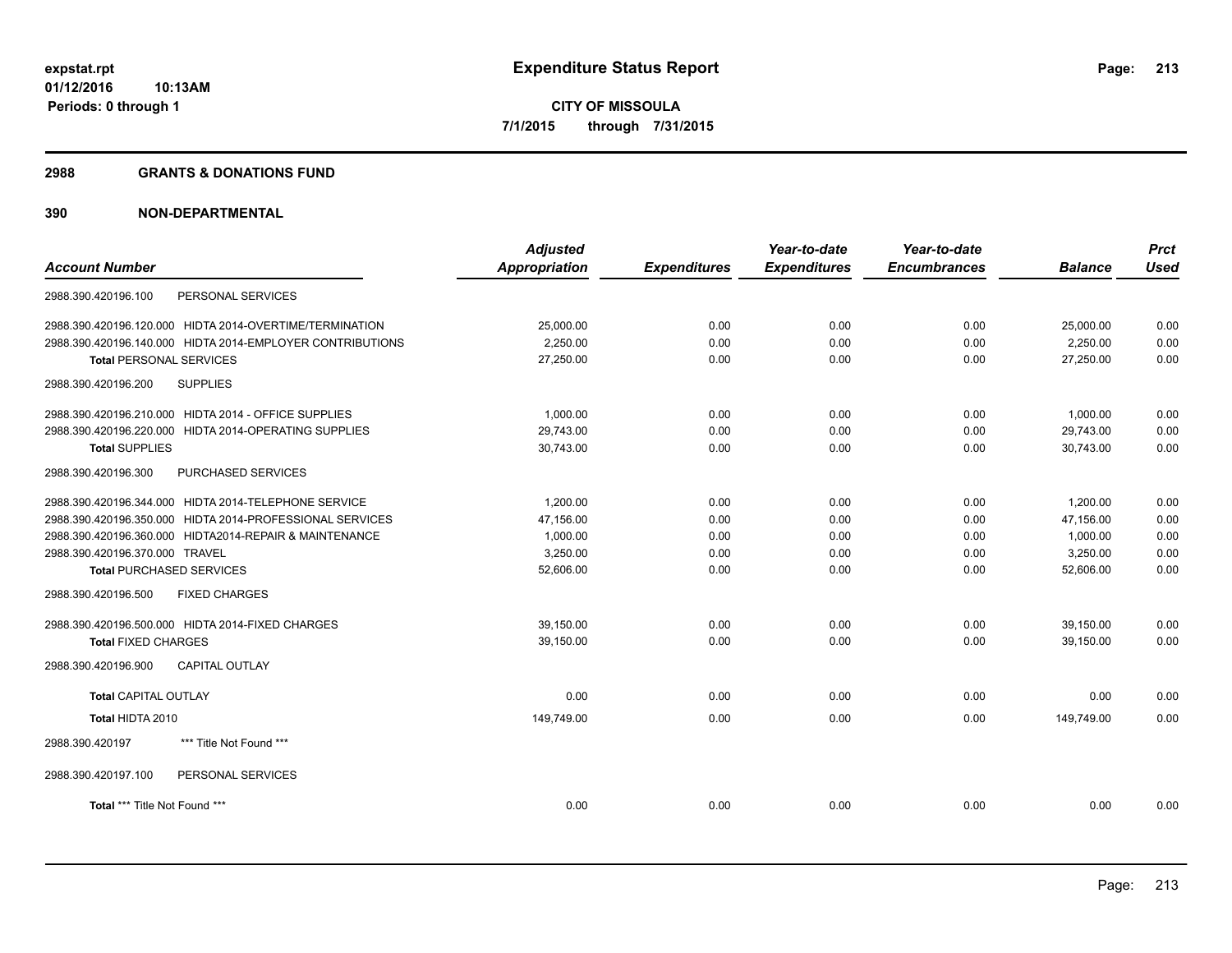expstat.rpt
01/12/2016 10:13AM
Periods: 0 through 1

# Expenditure Status Report

**CITY OF MISSOULA**
**7/1/2015 through 7/31/2015**

## 2988 GRANTS & DONATIONS FUND

## 390 NON-DEPARTMENTAL

| Account Number | Adjusted Appropriation | Expenditures | Year-to-date Expenditures | Year-to-date Encumbrances | Balance | Prct Used |
|---|---|---|---|---|---|---|
| 2988.390.420196.100 PERSONAL SERVICES | | | | | | |
| 2988.390.420196.120.000 HIDTA 2014-OVERTIME/TERMINATION | 25,000.00 | 0.00 | 0.00 | 0.00 | 25,000.00 | 0.00 |
| 2988.390.420196.140.000 HIDTA 2014-EMPLOYER CONTRIBUTIONS | 2,250.00 | 0.00 | 0.00 | 0.00 | 2,250.00 | 0.00 |
| **Total** PERSONAL SERVICES | 27,250.00 | 0.00 | 0.00 | 0.00 | 27,250.00 | 0.00 |
| 2988.390.420196.200 SUPPLIES | | | | | | |
| 2988.390.420196.210.000 HIDTA 2014 - OFFICE SUPPLIES | 1,000.00 | 0.00 | 0.00 | 0.00 | 1,000.00 | 0.00 |
| 2988.390.420196.220.000 HIDTA 2014-OPERATING SUPPLIES | 29,743.00 | 0.00 | 0.00 | 0.00 | 29,743.00 | 0.00 |
| **Total** SUPPLIES | 30,743.00 | 0.00 | 0.00 | 0.00 | 30,743.00 | 0.00 |
| 2988.390.420196.300 PURCHASED SERVICES | | | | | | |
| 2988.390.420196.344.000 HIDTA 2014-TELEPHONE SERVICE | 1,200.00 | 0.00 | 0.00 | 0.00 | 1,200.00 | 0.00 |
| 2988.390.420196.350.000 HIDTA 2014-PROFESSIONAL SERVICES | 47,156.00 | 0.00 | 0.00 | 0.00 | 47,156.00 | 0.00 |
| 2988.390.420196.360.000 HIDTA2014-REPAIR & MAINTENANCE | 1,000.00 | 0.00 | 0.00 | 0.00 | 1,000.00 | 0.00 |
| 2988.390.420196.370.000 TRAVEL | 3,250.00 | 0.00 | 0.00 | 0.00 | 3,250.00 | 0.00 |
| **Total** PURCHASED SERVICES | 52,606.00 | 0.00 | 0.00 | 0.00 | 52,606.00 | 0.00 |
| 2988.390.420196.500 FIXED CHARGES | | | | | | |
| 2988.390.420196.500.000 HIDTA 2014-FIXED CHARGES | 39,150.00 | 0.00 | 0.00 | 0.00 | 39,150.00 | 0.00 |
| **Total** FIXED CHARGES | 39,150.00 | 0.00 | 0.00 | 0.00 | 39,150.00 | 0.00 |
| 2988.390.420196.900 CAPITAL OUTLAY | | | | | | |
| **Total** CAPITAL OUTLAY | 0.00 | 0.00 | 0.00 | 0.00 | 0.00 | 0.00 |
| **Total** HIDTA 2010 | 149,749.00 | 0.00 | 0.00 | 0.00 | 149,749.00 | 0.00 |
| 2988.390.420197 *** Title Not Found *** | | | | | | |
| 2988.390.420197.100 PERSONAL SERVICES | | | | | | |
| **Total** *** Title Not Found *** | 0.00 | 0.00 | 0.00 | 0.00 | 0.00 | 0.00 |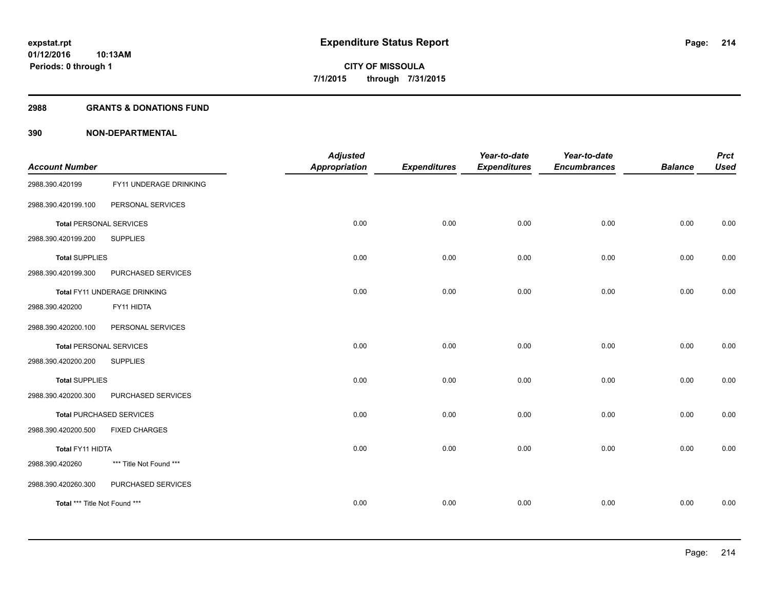**expstat.rpt**
**01/12/2016 10:13AM**
**Periods: 0 through 1**

# Expenditure Status Report

**CITY OF MISSOULA**
**7/1/2015 through 7/31/2015**

## 2988 GRANTS & DONATIONS FUND

### 390 NON-DEPARTMENTAL

| Account Number | | Adjusted Appropriation | Expenditures | Year-to-date Expenditures | Year-to-date Encumbrances | Balance | Prct Used |
|---|---|---|---|---|---|---|---|
| 2988.390.420199 | FY11 UNDERAGE DRINKING | | | | | | |
| 2988.390.420199.100 | PERSONAL SERVICES | | | | | | |
| **Total** PERSONAL SERVICES | | 0.00 | 0.00 | 0.00 | 0.00 | 0.00 | 0.00 |
| 2988.390.420199.200 | SUPPLIES | | | | | | |
| **Total** SUPPLIES | | 0.00 | 0.00 | 0.00 | 0.00 | 0.00 | 0.00 |
| 2988.390.420199.300 | PURCHASED SERVICES | | | | | | |
| **Total** FY11 UNDERAGE DRINKING | | 0.00 | 0.00 | 0.00 | 0.00 | 0.00 | 0.00 |
| 2988.390.420200 | FY11 HIDTA | | | | | | |
| 2988.390.420200.100 | PERSONAL SERVICES | | | | | | |
| **Total** PERSONAL SERVICES | | 0.00 | 0.00 | 0.00 | 0.00 | 0.00 | 0.00 |
| 2988.390.420200.200 | SUPPLIES | | | | | | |
| **Total** SUPPLIES | | 0.00 | 0.00 | 0.00 | 0.00 | 0.00 | 0.00 |
| 2988.390.420200.300 | PURCHASED SERVICES | | | | | | |
| **Total** PURCHASED SERVICES | | 0.00 | 0.00 | 0.00 | 0.00 | 0.00 | 0.00 |
| 2988.390.420200.500 | FIXED CHARGES | | | | | | |
| **Total** FY11 HIDTA | | 0.00 | 0.00 | 0.00 | 0.00 | 0.00 | 0.00 |
| 2988.390.420260 | *** Title Not Found *** | | | | | | |
| 2988.390.420260.300 | PURCHASED SERVICES | | | | | | |
| **Total** *** Title Not Found *** | | 0.00 | 0.00 | 0.00 | 0.00 | 0.00 | 0.00 |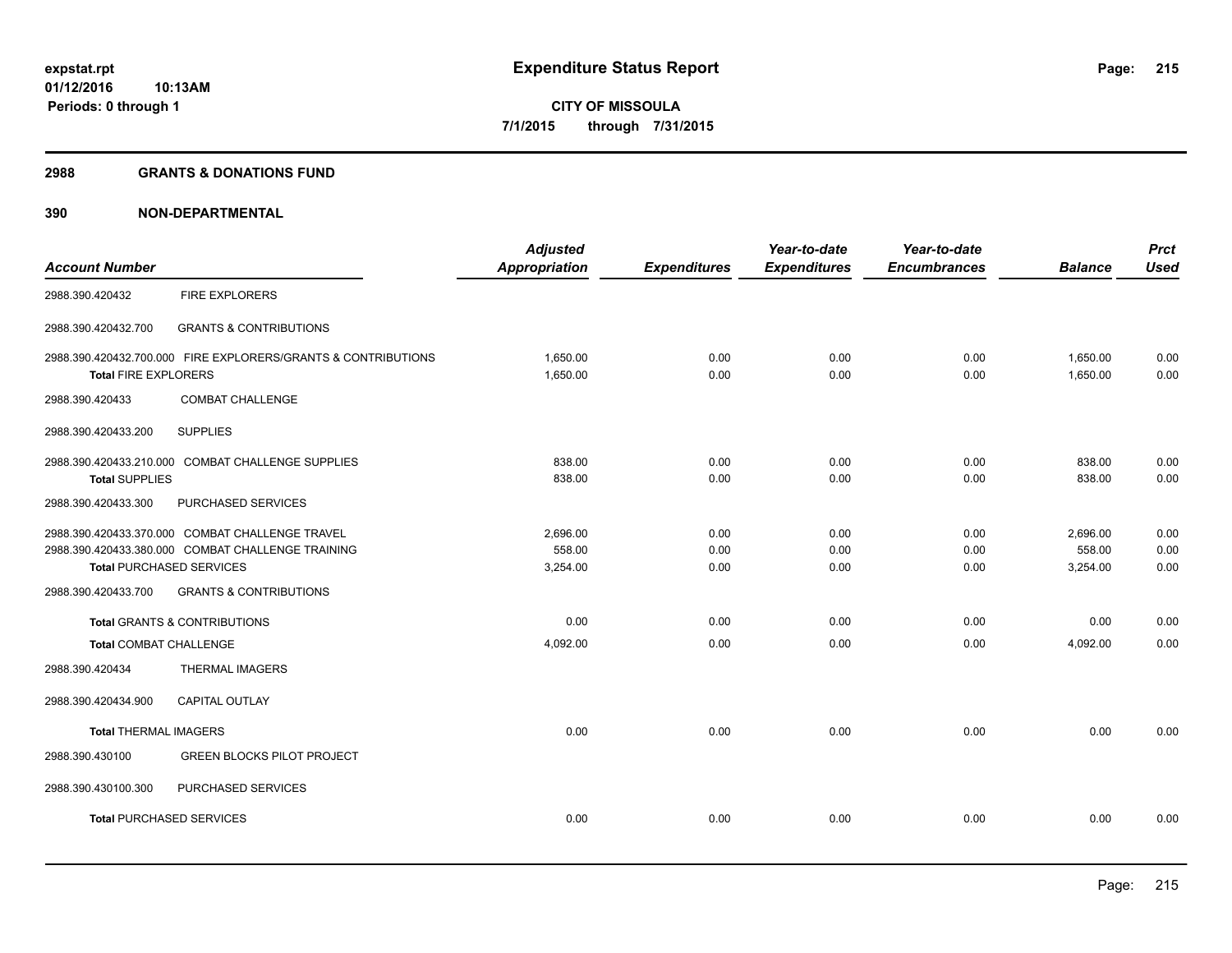# Expenditure Status Report

expstat.rpt
01/12/2016 10:13AM
Periods: 0 through 1

**CITY OF MISSOULA**
7/1/2015 through 7/31/2015

## 2988 GRANTS & DONATIONS FUND

## 390 NON-DEPARTMENTAL

| Account Number | | Adjusted Appropriation | Expenditures | Year-to-date Expenditures | Year-to-date Encumbrances | Balance | Prct Used |
|---|---|---|---|---|---|---|---|
| 2988.390.420432 | FIRE EXPLORERS | | | | | | |
| 2988.390.420432.700 | GRANTS & CONTRIBUTIONS | | | | | | |
| 2988.390.420432.700.000 | FIRE EXPLORERS/GRANTS & CONTRIBUTIONS | 1,650.00 | 0.00 | 0.00 | 0.00 | 1,650.00 | 0.00 |
| **Total** FIRE EXPLORERS | | 1,650.00 | 0.00 | 0.00 | 0.00 | 1,650.00 | 0.00 |
| 2988.390.420433 | COMBAT CHALLENGE | | | | | | |
| 2988.390.420433.200 | SUPPLIES | | | | | | |
| 2988.390.420433.210.000 | COMBAT CHALLENGE SUPPLIES | 838.00 | 0.00 | 0.00 | 0.00 | 838.00 | 0.00 |
| **Total** SUPPLIES | | 838.00 | 0.00 | 0.00 | 0.00 | 838.00 | 0.00 |
| 2988.390.420433.300 | PURCHASED SERVICES | | | | | | |
| 2988.390.420433.370.000 | COMBAT CHALLENGE TRAVEL | 2,696.00 | 0.00 | 0.00 | 0.00 | 2,696.00 | 0.00 |
| 2988.390.420433.380.000 | COMBAT CHALLENGE TRAINING | 558.00 | 0.00 | 0.00 | 0.00 | 558.00 | 0.00 |
| **Total** PURCHASED SERVICES | | 3,254.00 | 0.00 | 0.00 | 0.00 | 3,254.00 | 0.00 |
| 2988.390.420433.700 | GRANTS & CONTRIBUTIONS | | | | | | |
| **Total** GRANTS & CONTRIBUTIONS | | 0.00 | 0.00 | 0.00 | 0.00 | 0.00 | 0.00 |
| **Total** COMBAT CHALLENGE | | 4,092.00 | 0.00 | 0.00 | 0.00 | 4,092.00 | 0.00 |
| 2988.390.420434 | THERMAL IMAGERS | | | | | | |
| 2988.390.420434.900 | CAPITAL OUTLAY | | | | | | |
| **Total** THERMAL IMAGERS | | 0.00 | 0.00 | 0.00 | 0.00 | 0.00 | 0.00 |
| 2988.390.430100 | GREEN BLOCKS PILOT PROJECT | | | | | | |
| 2988.390.430100.300 | PURCHASED SERVICES | | | | | | |
| **Total** PURCHASED SERVICES | | 0.00 | 0.00 | 0.00 | 0.00 | 0.00 | 0.00 |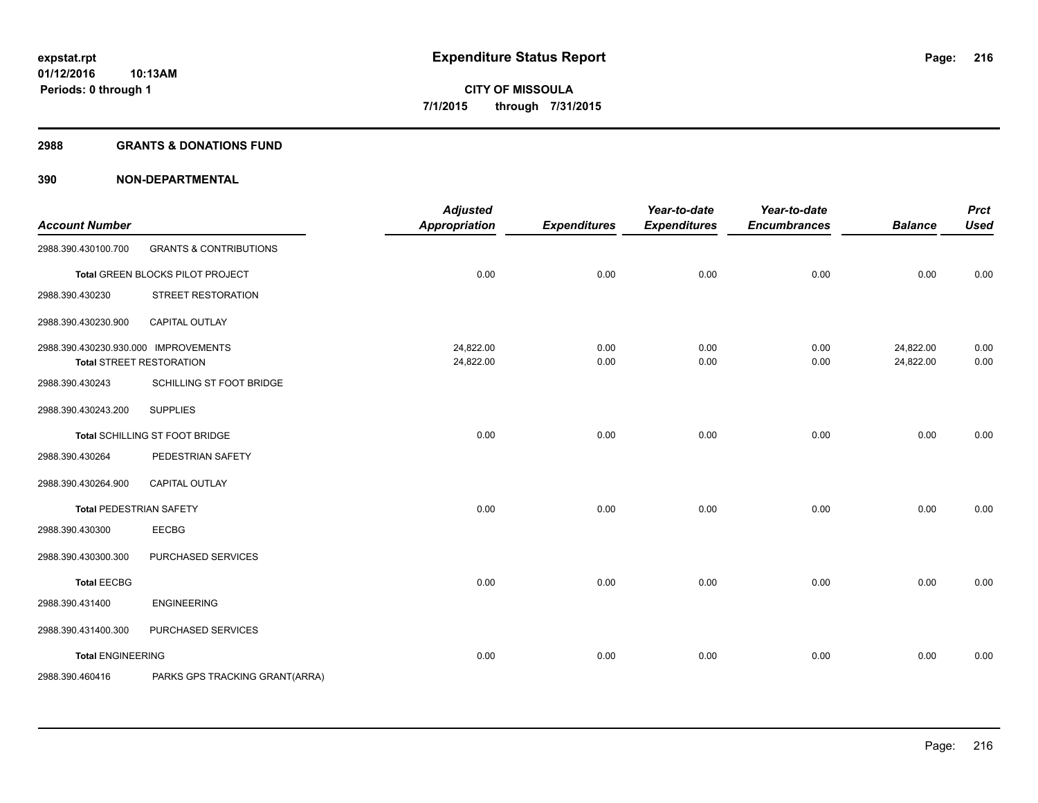**expstat.rpt**
**01/12/2016 10:13AM**
**Periods: 0 through 1**

# Expenditure Status Report

**CITY OF MISSOULA**
**7/1/2015 through 7/31/2015**

## 2988 GRANTS & DONATIONS FUND

## 390 NON-DEPARTMENTAL

| Account Number | | Adjusted Appropriation | Expenditures | Year-to-date Expenditures | Year-to-date Encumbrances | Balance | Prct Used |
|---|---|---|---|---|---|---|---|
| 2988.390.430100.700 | GRANTS & CONTRIBUTIONS | | | | | | |
| | Total GREEN BLOCKS PILOT PROJECT | 0.00 | 0.00 | 0.00 | 0.00 | 0.00 | 0.00 |
| 2988.390.430230 | STREET RESTORATION | | | | | | |
| 2988.390.430230.900 | CAPITAL OUTLAY | | | | | | |
| 2988.390.430230.930.000 | IMPROVEMENTS | 24,822.00 | 0.00 | 0.00 | 0.00 | 24,822.00 | 0.00 |
| | Total STREET RESTORATION | 24,822.00 | 0.00 | 0.00 | 0.00 | 24,822.00 | 0.00 |
| 2988.390.430243 | SCHILLING ST FOOT BRIDGE | | | | | | |
| 2988.390.430243.200 | SUPPLIES | | | | | | |
| | Total SCHILLING ST FOOT BRIDGE | 0.00 | 0.00 | 0.00 | 0.00 | 0.00 | 0.00 |
| 2988.390.430264 | PEDESTRIAN SAFETY | | | | | | |
| 2988.390.430264.900 | CAPITAL OUTLAY | | | | | | |
| | Total PEDESTRIAN SAFETY | 0.00 | 0.00 | 0.00 | 0.00 | 0.00 | 0.00 |
| 2988.390.430300 | EECBG | | | | | | |
| 2988.390.430300.300 | PURCHASED SERVICES | | | | | | |
| | Total EECBG | 0.00 | 0.00 | 0.00 | 0.00 | 0.00 | 0.00 |
| 2988.390.431400 | ENGINEERING | | | | | | |
| 2988.390.431400.300 | PURCHASED SERVICES | | | | | | |
| | Total ENGINEERING | 0.00 | 0.00 | 0.00 | 0.00 | 0.00 | 0.00 |
| 2988.390.460416 | PARKS GPS TRACKING GRANT(ARRA) | | | | | | |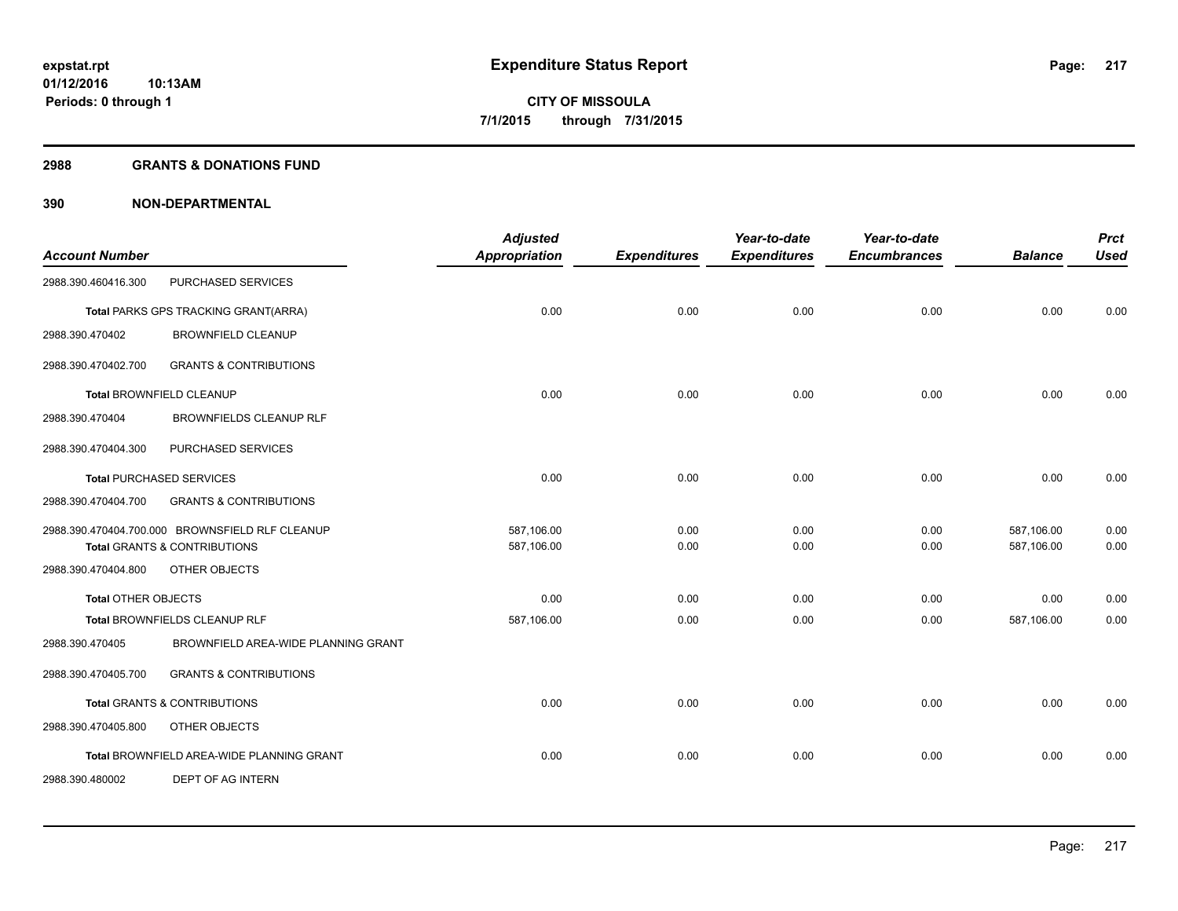**expstat.rpt**
**01/12/2016 10:13AM**
**Periods: 0 through 1**

# Expenditure Status Report

**CITY OF MISSOULA**
**7/1/2015 through 7/31/2015**

## 2988 GRANTS & DONATIONS FUND

## 390 NON-DEPARTMENTAL

| Account Number | | Adjusted Appropriation | Expenditures | Year-to-date Expenditures | Year-to-date Encumbrances | Balance | Prct Used |
|---|---|---|---|---|---|---|---|
| 2988.390.460416.300 | PURCHASED SERVICES | | | | | | |
| **Total** PARKS GPS TRACKING GRANT(ARRA) | | 0.00 | 0.00 | 0.00 | 0.00 | 0.00 | 0.00 |
| 2988.390.470402 | BROWNFIELD CLEANUP | | | | | | |
| 2988.390.470402.700 | GRANTS & CONTRIBUTIONS | | | | | | |
| **Total** BROWNFIELD CLEANUP | | 0.00 | 0.00 | 0.00 | 0.00 | 0.00 | 0.00 |
| 2988.390.470404 | BROWNFIELDS CLEANUP RLF | | | | | | |
| 2988.390.470404.300 | PURCHASED SERVICES | | | | | | |
| **Total** PURCHASED SERVICES | | 0.00 | 0.00 | 0.00 | 0.00 | 0.00 | 0.00 |
| 2988.390.470404.700 | GRANTS & CONTRIBUTIONS | | | | | | |
| 2988.390.470404.700.000 | BROWNSFIELD RLF CLEANUP | 587,106.00 | 0.00 | 0.00 | 0.00 | 587,106.00 | 0.00 |
| **Total** GRANTS & CONTRIBUTIONS | | 587,106.00 | 0.00 | 0.00 | 0.00 | 587,106.00 | 0.00 |
| 2988.390.470404.800 | OTHER OBJECTS | | | | | | |
| **Total** OTHER OBJECTS | | 0.00 | 0.00 | 0.00 | 0.00 | 0.00 | 0.00 |
| **Total** BROWNFIELDS CLEANUP RLF | | 587,106.00 | 0.00 | 0.00 | 0.00 | 587,106.00 | 0.00 |
| 2988.390.470405 | BROWNFIELD AREA-WIDE PLANNING GRANT | | | | | | |
| 2988.390.470405.700 | GRANTS & CONTRIBUTIONS | | | | | | |
| **Total** GRANTS & CONTRIBUTIONS | | 0.00 | 0.00 | 0.00 | 0.00 | 0.00 | 0.00 |
| 2988.390.470405.800 | OTHER OBJECTS | | | | | | |
| **Total** BROWNFIELD AREA-WIDE PLANNING GRANT | | 0.00 | 0.00 | 0.00 | 0.00 | 0.00 | 0.00 |
| 2988.390.480002 | DEPT OF AG INTERN | | | | | | |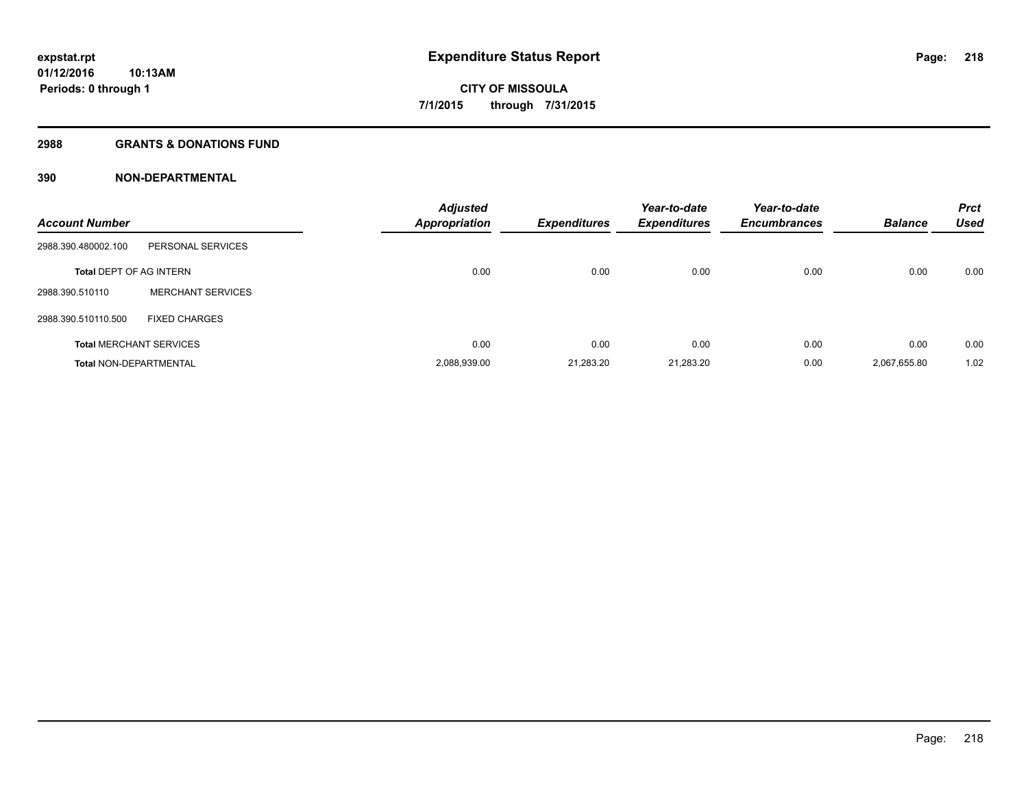**expstat.rpt**
**01/12/2016 10:13AM**
**Periods: 0 through 1**

# Expenditure Status Report

**CITY OF MISSOULA**
**7/1/2015 through 7/31/2015**

## 2988 GRANTS & DONATIONS FUND

## 390 NON-DEPARTMENTAL

| Account Number | | Adjusted Appropriation | Expenditures | Year-to-date Expenditures | Year-to-date Encumbrances | Balance | Prct Used |
|---|---|---|---|---|---|---|---|
| 2988.390.480002.100 | PERSONAL SERVICES | | | | | | |
| **Total** DEPT OF AG INTERN | | 0.00 | 0.00 | 0.00 | 0.00 | 0.00 | 0.00 |
| 2988.390.510110 | MERCHANT SERVICES | | | | | | |
| 2988.390.510110.500 | FIXED CHARGES | | | | | | |
| **Total** MERCHANT SERVICES | | 0.00 | 0.00 | 0.00 | 0.00 | 0.00 | 0.00 |
| **Total** NON-DEPARTMENTAL | | 2,088,939.00 | 21,283.20 | 21,283.20 | 0.00 | 2,067,655.80 | 1.02 |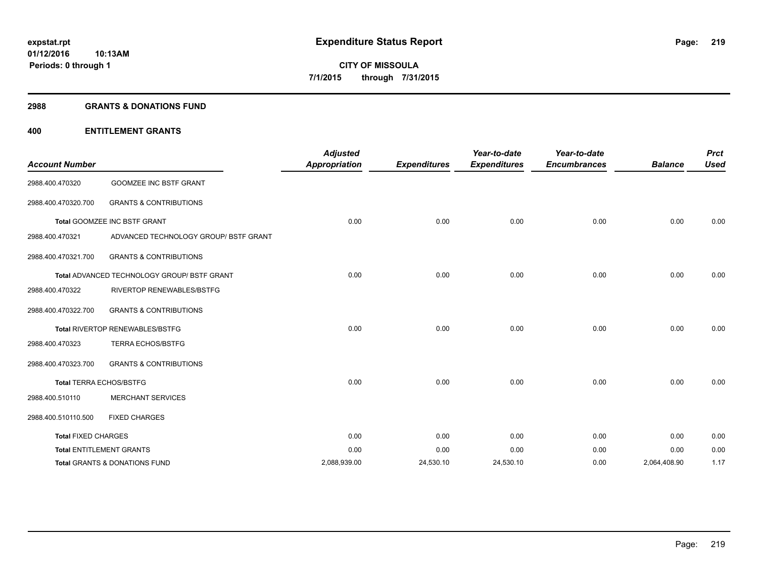**expstat.rpt**
**01/12/2016 10:13AM**
**Periods: 0 through 1**

# Expenditure Status Report

**CITY OF MISSOULA**
**7/1/2015 through 7/31/2015**

## 2988 GRANTS & DONATIONS FUND

## 400 ENTITLEMENT GRANTS

| Account Number | | Adjusted Appropriation | Expenditures | Year-to-date Expenditures | Year-to-date Encumbrances | Balance | Prct Used |
|---|---|---|---|---|---|---|---|
| 2988.400.470320 | GOOMZEE INC BSTF GRANT | | | | | | |
| 2988.400.470320.700 | GRANTS & CONTRIBUTIONS | | | | | | |
| **Total** GOOMZEE INC BSTF GRANT | | 0.00 | 0.00 | 0.00 | 0.00 | 0.00 | 0.00 |
| 2988.400.470321 | ADVANCED TECHNOLOGY GROUP/ BSTF GRANT | | | | | | |
| 2988.400.470321.700 | GRANTS & CONTRIBUTIONS | | | | | | |
| **Total** ADVANCED TECHNOLOGY GROUP/ BSTF GRANT | | 0.00 | 0.00 | 0.00 | 0.00 | 0.00 | 0.00 |
| 2988.400.470322 | RIVERTOP RENEWABLES/BSTFG | | | | | | |
| 2988.400.470322.700 | GRANTS & CONTRIBUTIONS | | | | | | |
| **Total** RIVERTOP RENEWABLES/BSTFG | | 0.00 | 0.00 | 0.00 | 0.00 | 0.00 | 0.00 |
| 2988.400.470323 | TERRA ECHOS/BSTFG | | | | | | |
| 2988.400.470323.700 | GRANTS & CONTRIBUTIONS | | | | | | |
| **Total** TERRA ECHOS/BSTFG | | 0.00 | 0.00 | 0.00 | 0.00 | 0.00 | 0.00 |
| 2988.400.510110 | MERCHANT SERVICES | | | | | | |
| 2988.400.510110.500 | FIXED CHARGES | | | | | | |
| **Total** FIXED CHARGES | | 0.00 | 0.00 | 0.00 | 0.00 | 0.00 | 0.00 |
| **Total** ENTITLEMENT GRANTS | | 0.00 | 0.00 | 0.00 | 0.00 | 0.00 | 0.00 |
| **Total** GRANTS & DONATIONS FUND | | 2,088,939.00 | 24,530.10 | 24,530.10 | 0.00 | 2,064,408.90 | 1.17 |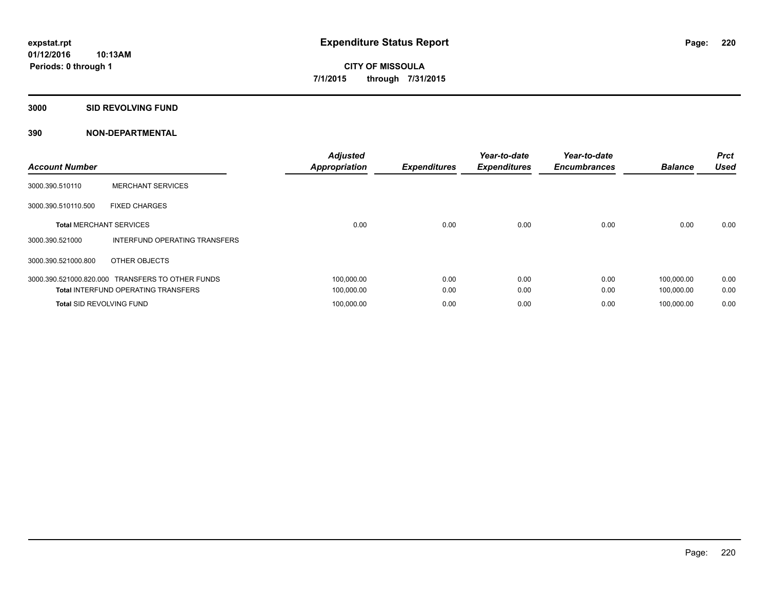# Expenditure Status Report

expstat.rpt
01/12/2016 10:13AM
Periods: 0 through 1

**CITY OF MISSOULA**
**7/1/2015 through 7/31/2015**

## 3000 SID REVOLVING FUND

## 390 NON-DEPARTMENTAL

| Account Number | | Adjusted Appropriation | Expenditures | Year-to-date Expenditures | Year-to-date Encumbrances | Balance | Prct Used |
|---|---|---|---|---|---|---|---|
| 3000.390.510110 | MERCHANT SERVICES | | | | | | |
| 3000.390.510110.500 | FIXED CHARGES | | | | | | |
| **Total** MERCHANT SERVICES | | 0.00 | 0.00 | 0.00 | 0.00 | 0.00 | 0.00 |
| 3000.390.521000 | INTERFUND OPERATING TRANSFERS | | | | | | |
| 3000.390.521000.800 | OTHER OBJECTS | | | | | | |
| 3000.390.521000.820.000 | TRANSFERS TO OTHER FUNDS | 100,000.00 | 0.00 | 0.00 | 0.00 | 100,000.00 | 0.00 |
| **Total** INTERFUND OPERATING TRANSFERS | | 100,000.00 | 0.00 | 0.00 | 0.00 | 100,000.00 | 0.00 |
| **Total** SID REVOLVING FUND | | 100,000.00 | 0.00 | 0.00 | 0.00 | 100,000.00 | 0.00 |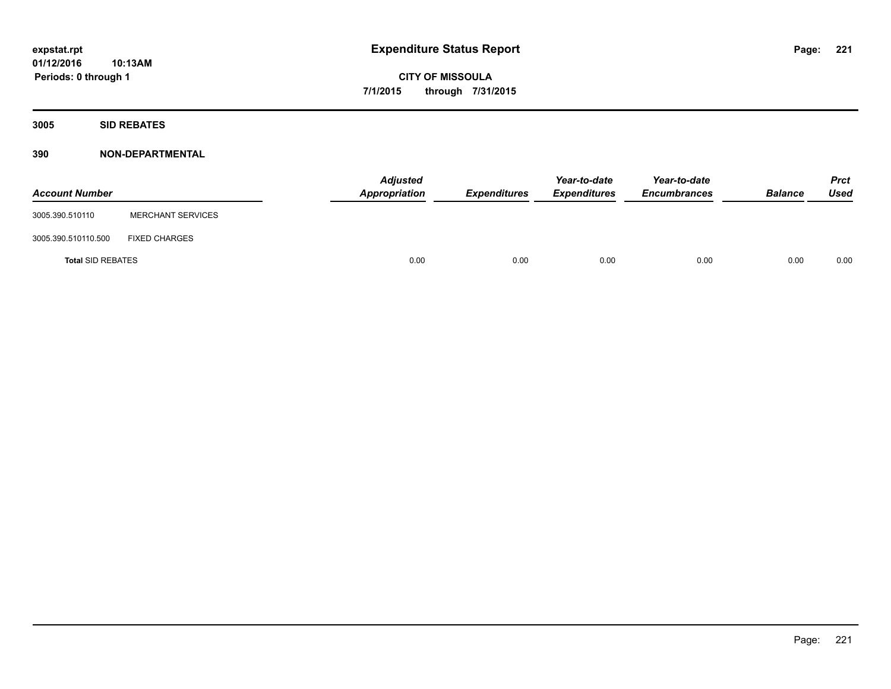**expstat.rpt**
**01/12/2016 10:13AM**
**Periods: 0 through 1**

# Expenditure Status Report

**CITY OF MISSOULA**
**7/1/2015 through 7/31/2015**

## 3005 SID REBATES

### 390 NON-DEPARTMENTAL

| Account Number | | Adjusted Appropriation | Expenditures | Year-to-date Expenditures | Year-to-date Encumbrances | Balance | Prct Used |
|---|---|---|---|---|---|---|---|
| 3005.390.510110 | MERCHANT SERVICES | | | | | | |
| 3005.390.510110.500 | FIXED CHARGES | | | | | | |
| **Total** SID REBATES | | 0.00 | 0.00 | 0.00 | 0.00 | 0.00 | 0.00 |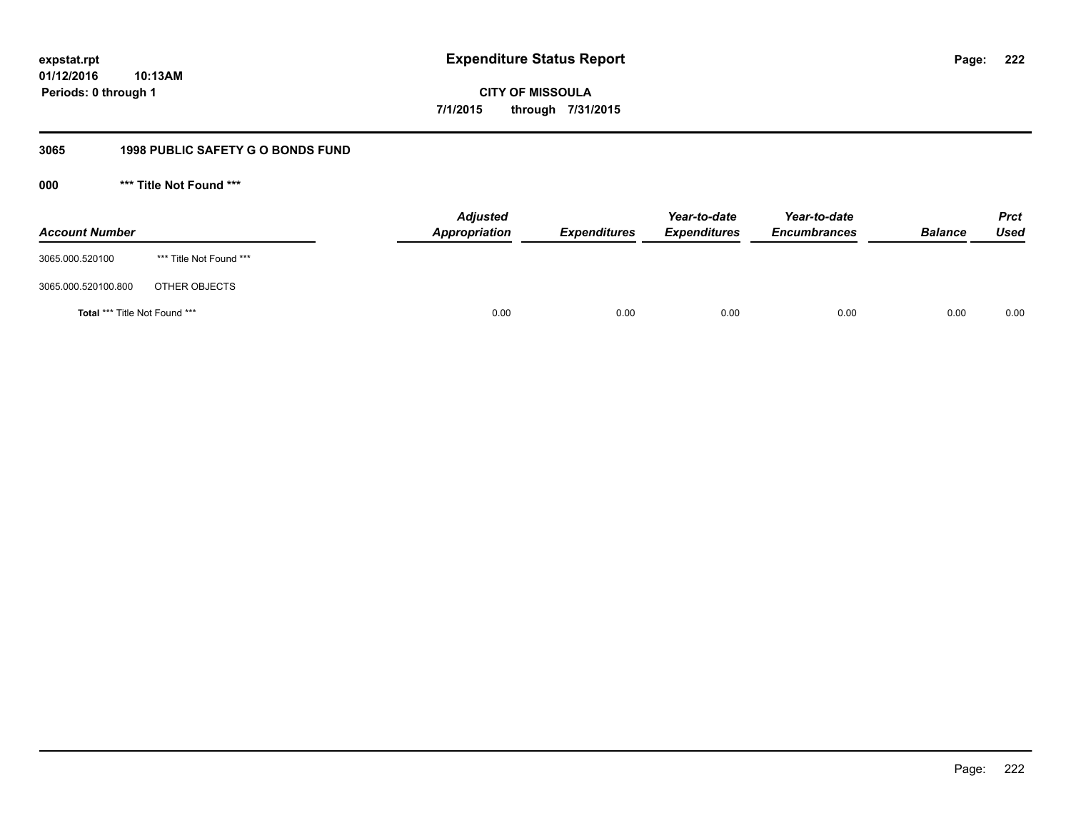**expstat.rpt**
**01/12/2016 10:13AM**
**Periods: 0 through 1**

# Expenditure Status Report

**CITY OF MISSOULA**
**7/1/2015 through 7/31/2015**

## 3065 1998 PUBLIC SAFETY G O BONDS FUND

### 000 *** Title Not Found ***

| Account Number | | Adjusted Appropriation | Expenditures | Year-to-date Expenditures | Year-to-date Encumbrances | Balance | Prct Used |
|---|---|---|---|---|---|---|---|
| 3065.000.520100 | *** Title Not Found *** | | | | | | |
| 3065.000.520100.800 | OTHER OBJECTS | | | | | | |
| **Total** *** Title Not Found *** | | 0.00 | 0.00 | 0.00 | 0.00 | 0.00 | 0.00 |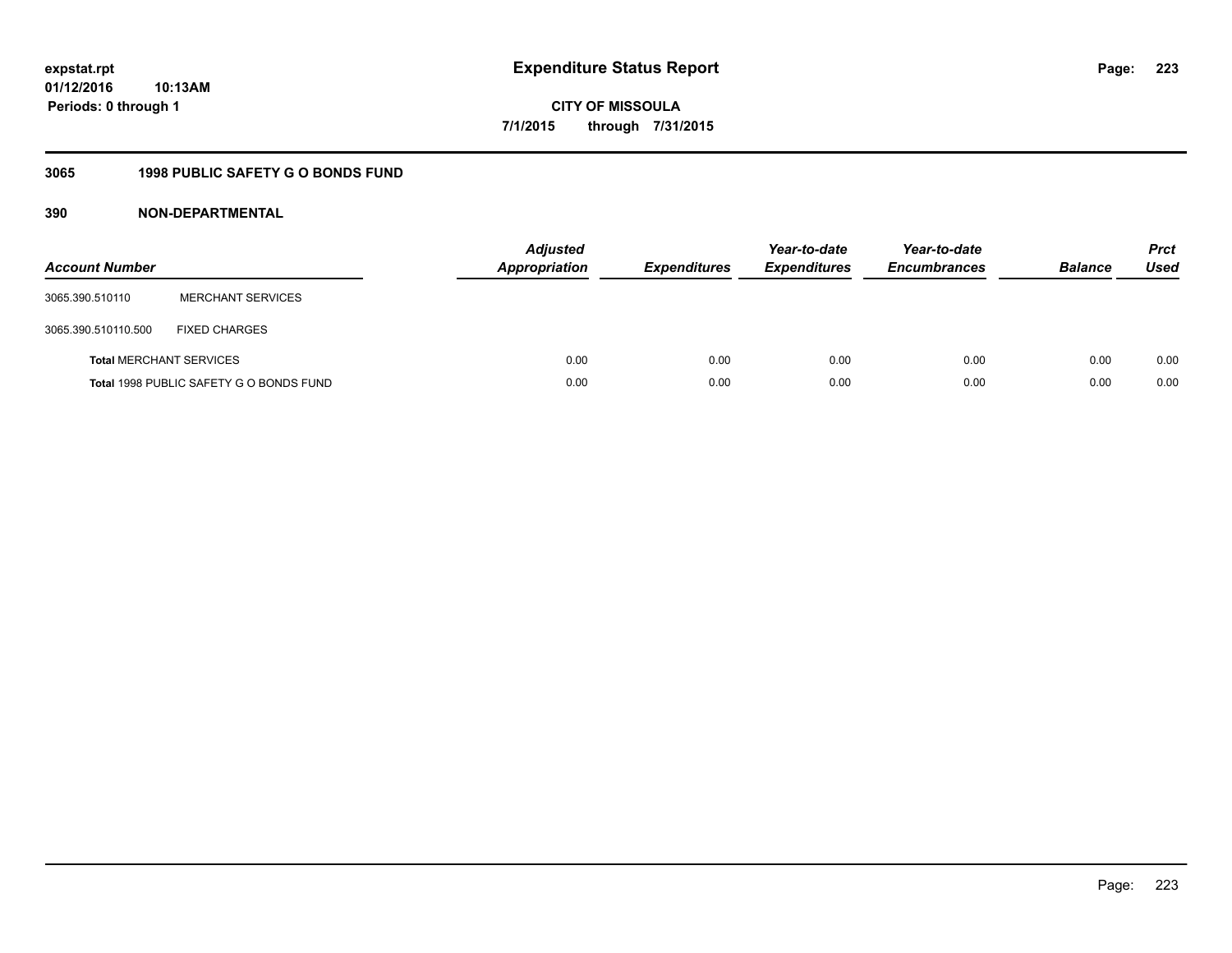**expstat.rpt**
**01/12/2016 10:13AM**
**Periods: 0 through 1**

# Expenditure Status Report

**CITY OF MISSOULA**
**7/1/2015 through 7/31/2015**

## 3065 1998 PUBLIC SAFETY G O BONDS FUND

### 390 NON-DEPARTMENTAL

| Account Number | | Adjusted Appropriation | Expenditures | Year-to-date Expenditures | Year-to-date Encumbrances | Balance | Prct Used |
|---|---|---|---|---|---|---|---|
| 3065.390.510110 | MERCHANT SERVICES | | | | | | |
| 3065.390.510110.500 | FIXED CHARGES | | | | | | |
| **Total** MERCHANT SERVICES | | 0.00 | 0.00 | 0.00 | 0.00 | 0.00 | 0.00 |
| **Total** 1998 PUBLIC SAFETY G O BONDS FUND | | 0.00 | 0.00 | 0.00 | 0.00 | 0.00 | 0.00 |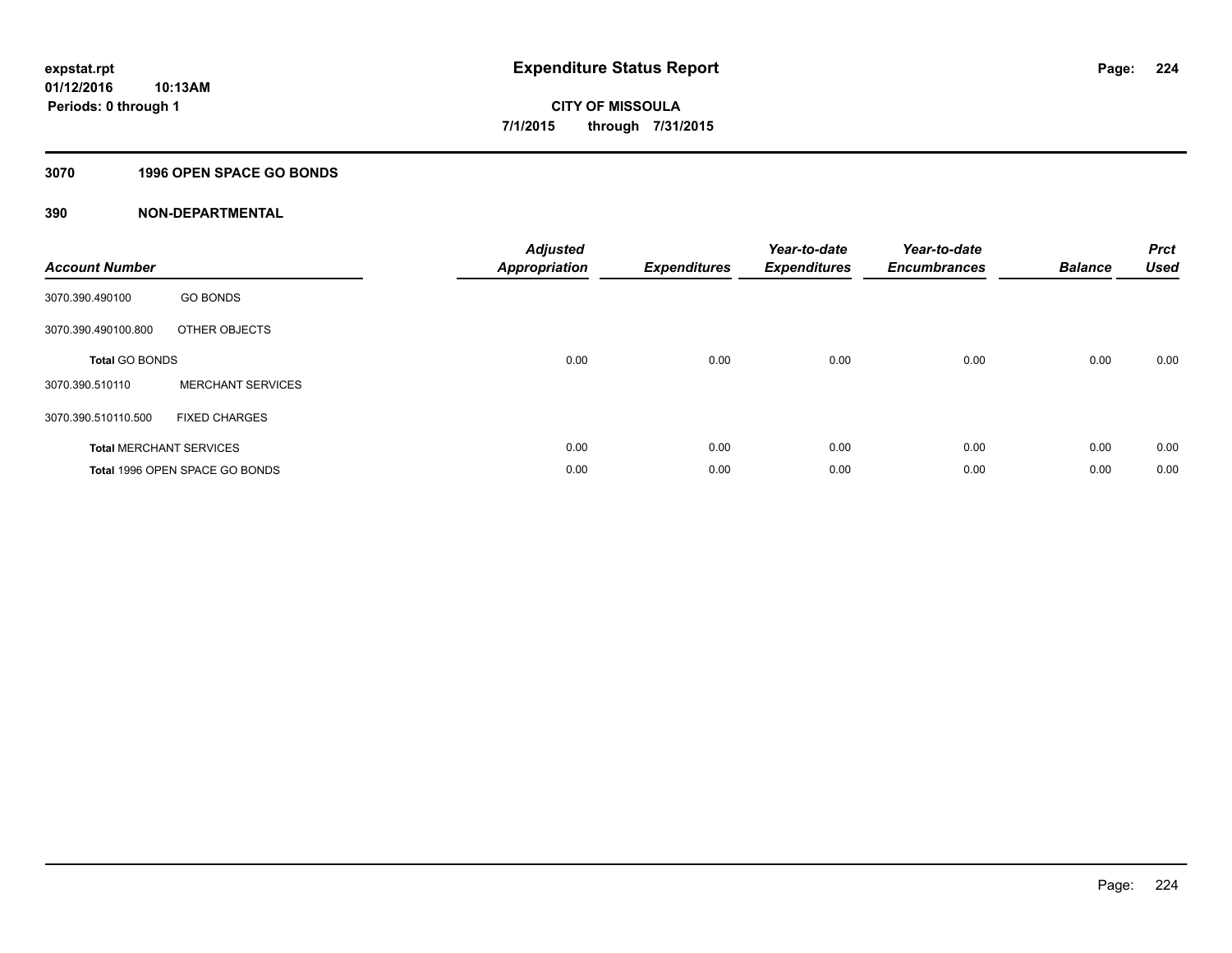# Expenditure Status Report

expstat.rpt
01/12/2016 10:13AM
Periods: 0 through 1

**CITY OF MISSOULA**
**7/1/2015 through 7/31/2015**

## 3070 1996 OPEN SPACE GO BONDS

## 390 NON-DEPARTMENTAL

| Account Number | | Adjusted Appropriation | Expenditures | Year-to-date Expenditures | Year-to-date Encumbrances | Balance | Prct Used |
|---|---|---|---|---|---|---|---|
| 3070.390.490100 | GO BONDS | | | | | | |
| 3070.390.490100.800 | OTHER OBJECTS | | | | | | |
| **Total** GO BONDS | | 0.00 | 0.00 | 0.00 | 0.00 | 0.00 | 0.00 |
| 3070.390.510110 | MERCHANT SERVICES | | | | | | |
| 3070.390.510110.500 | FIXED CHARGES | | | | | | |
| **Total** MERCHANT SERVICES | | 0.00 | 0.00 | 0.00 | 0.00 | 0.00 | 0.00 |
| **Total** 1996 OPEN SPACE GO BONDS | | 0.00 | 0.00 | 0.00 | 0.00 | 0.00 | 0.00 |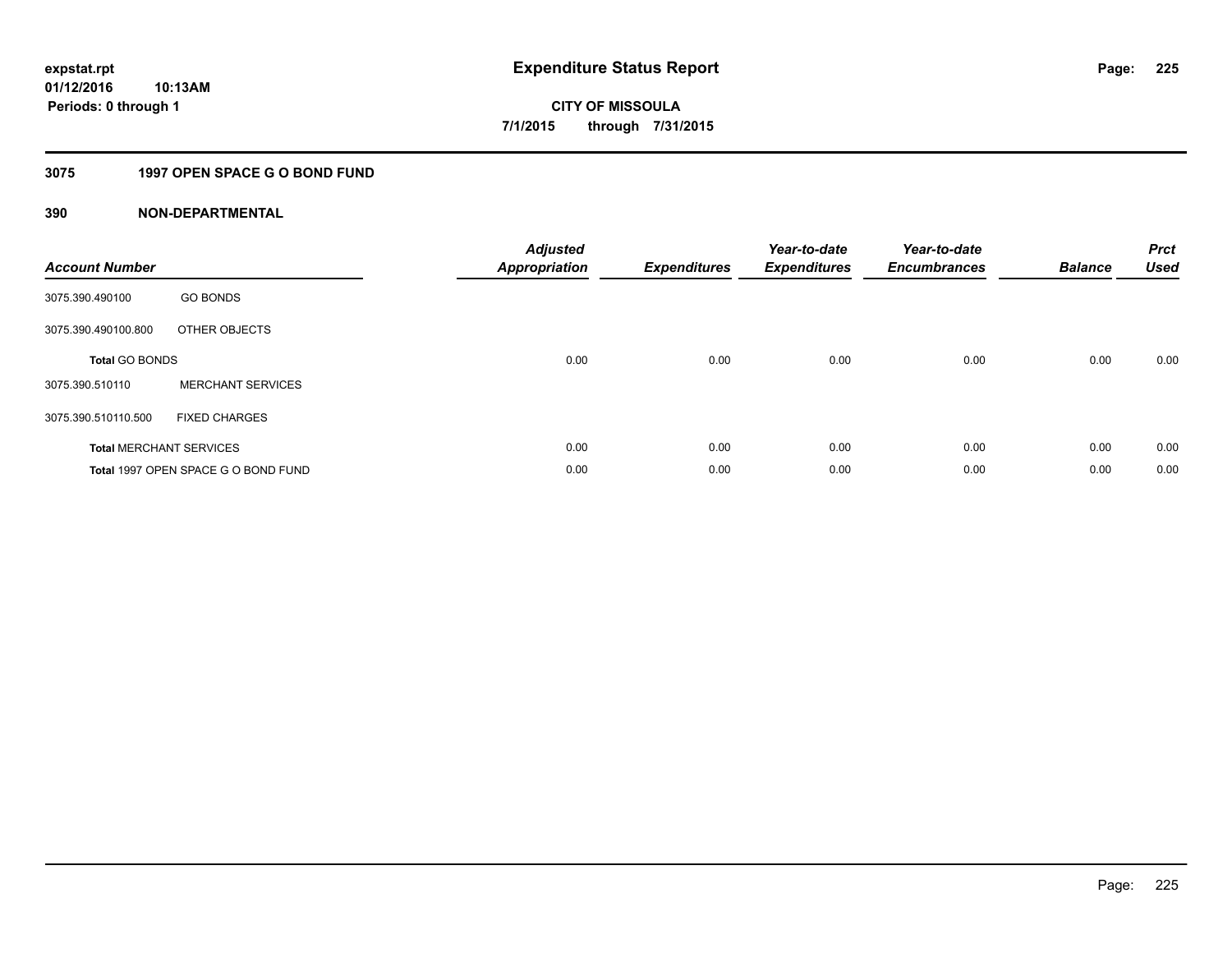**expstat.rpt**
**01/12/2016 10:13AM**
**Periods: 0 through 1**

# Expenditure Status Report

**CITY OF MISSOULA**
**7/1/2015 through 7/31/2015**

## 3075 1997 OPEN SPACE G O BOND FUND

### 390 NON-DEPARTMENTAL

| Account Number | | Adjusted Appropriation | Expenditures | Year-to-date Expenditures | Year-to-date Encumbrances | Balance | Prct Used |
|---|---|---|---|---|---|---|---|
| 3075.390.490100 | GO BONDS | | | | | | |
| 3075.390.490100.800 | OTHER OBJECTS | | | | | | |
| **Total** GO BONDS | | 0.00 | 0.00 | 0.00 | 0.00 | 0.00 | 0.00 |
| 3075.390.510110 | MERCHANT SERVICES | | | | | | |
| 3075.390.510110.500 | FIXED CHARGES | | | | | | |
| **Total** MERCHANT SERVICES | | 0.00 | 0.00 | 0.00 | 0.00 | 0.00 | 0.00 |
| **Total** 1997 OPEN SPACE G O BOND FUND | | 0.00 | 0.00 | 0.00 | 0.00 | 0.00 | 0.00 |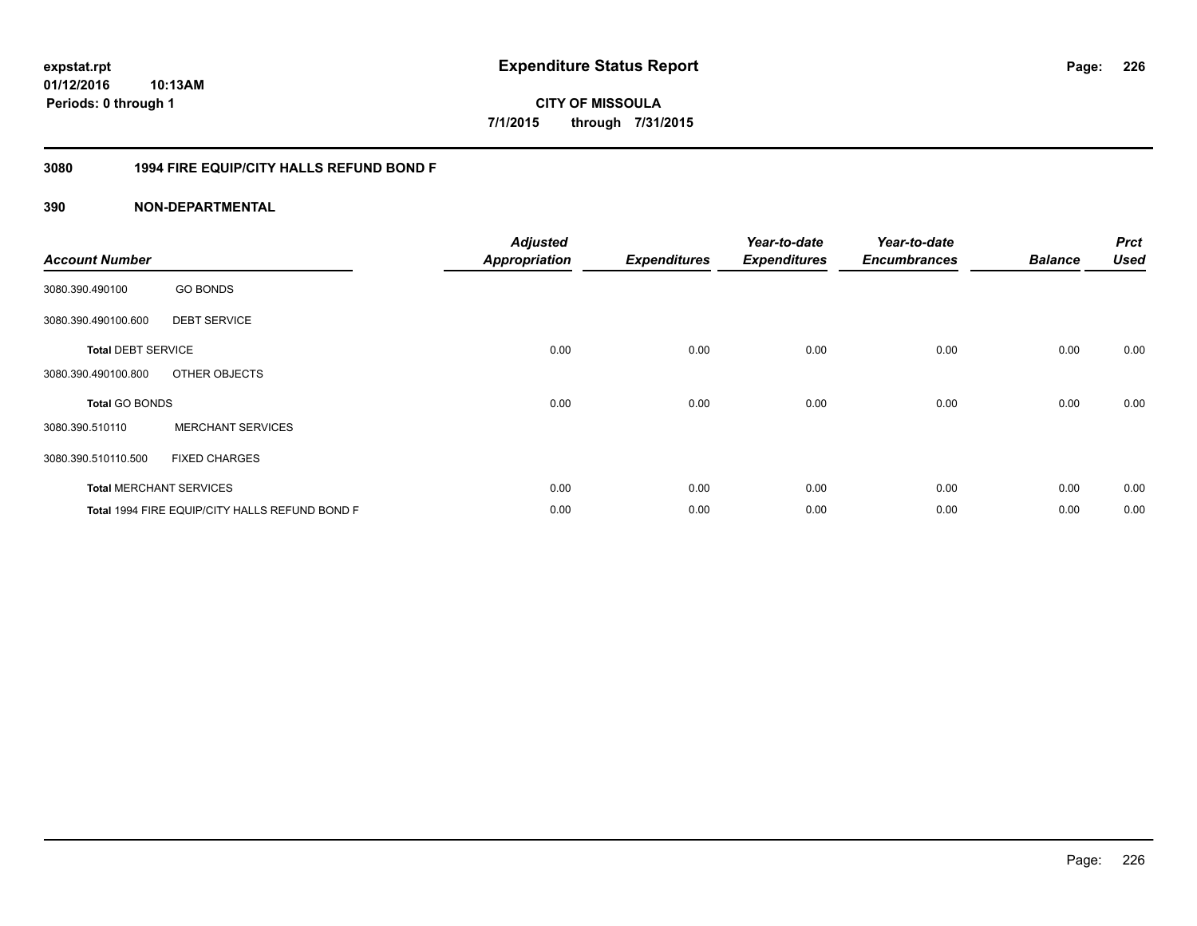**expstat.rpt**
**01/12/2016 10:13AM**
**Periods: 0 through 1**

# Expenditure Status Report

**CITY OF MISSOULA**
**7/1/2015 through 7/31/2015**

## 3080 1994 FIRE EQUIP/CITY HALLS REFUND BOND F

## 390 NON-DEPARTMENTAL

| Account Number | | Adjusted Appropriation | Expenditures | Year-to-date Expenditures | Year-to-date Encumbrances | Balance | Prct Used |
|---|---|---|---|---|---|---|---|
| 3080.390.490100 | GO BONDS | | | | | | |
| 3080.390.490100.600 | DEBT SERVICE | | | | | | |
| **Total** DEBT SERVICE | | 0.00 | 0.00 | 0.00 | 0.00 | 0.00 | 0.00 |
| 3080.390.490100.800 | OTHER OBJECTS | | | | | | |
| **Total** GO BONDS | | 0.00 | 0.00 | 0.00 | 0.00 | 0.00 | 0.00 |
| 3080.390.510110 | MERCHANT SERVICES | | | | | | |
| 3080.390.510110.500 | FIXED CHARGES | | | | | | |
| **Total** MERCHANT SERVICES | | 0.00 | 0.00 | 0.00 | 0.00 | 0.00 | 0.00 |
| **Total** 1994 FIRE EQUIP/CITY HALLS REFUND BOND F | | 0.00 | 0.00 | 0.00 | 0.00 | 0.00 | 0.00 |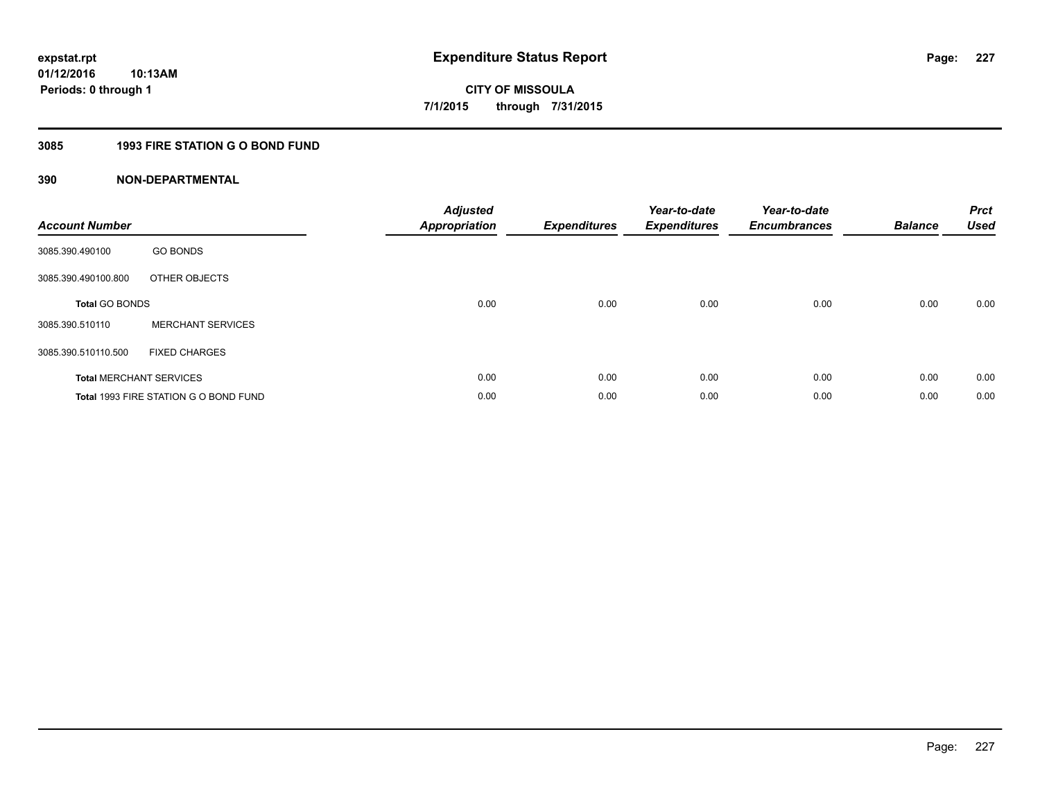# Expenditure Status Report

**CITY OF MISSOULA**

**7/1/2015 through 7/31/2015**

expstat.rpt
01/12/2016 10:13AM
Periods: 0 through 1

## 3085 1993 FIRE STATION G O BOND FUND

### 390 NON-DEPARTMENTAL

| Account Number | | Adjusted Appropriation | Expenditures | Year-to-date Expenditures | Year-to-date Encumbrances | Balance | Prct Used |
|---|---|---|---|---|---|---|---|
| 3085.390.490100 | GO BONDS | | | | | | |
| 3085.390.490100.800 | OTHER OBJECTS | | | | | | |
| **Total** GO BONDS | | 0.00 | 0.00 | 0.00 | 0.00 | 0.00 | 0.00 |
| 3085.390.510110 | MERCHANT SERVICES | | | | | | |
| 3085.390.510110.500 | FIXED CHARGES | | | | | | |
| **Total** MERCHANT SERVICES | | 0.00 | 0.00 | 0.00 | 0.00 | 0.00 | 0.00 |
| **Total** 1993 FIRE STATION G O BOND FUND | | 0.00 | 0.00 | 0.00 | 0.00 | 0.00 | 0.00 |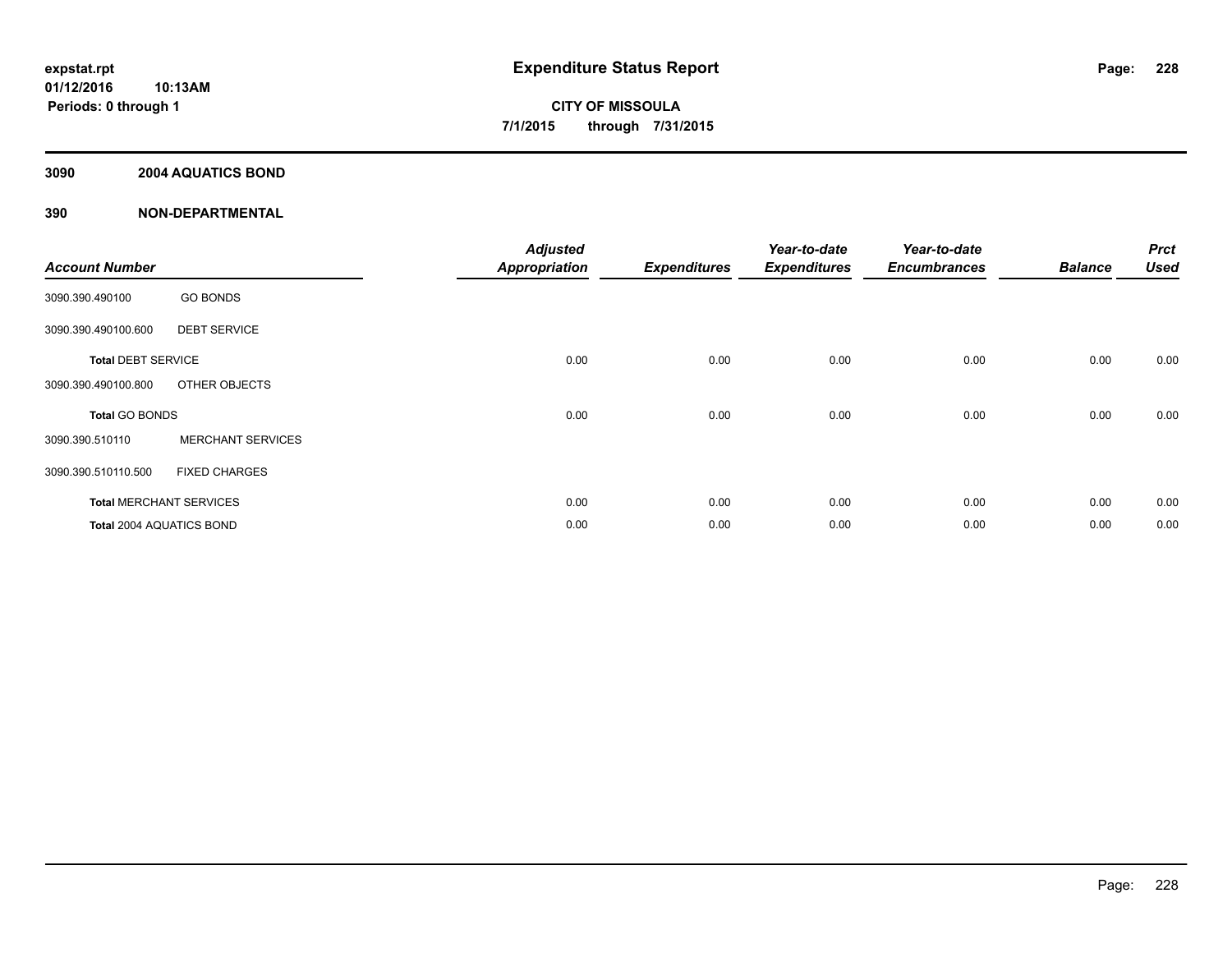**expstat.rpt**
**01/12/2016 10:13AM**
**Periods: 0 through 1**

# Expenditure Status Report

**CITY OF MISSOULA**
**7/1/2015 through 7/31/2015**

## 3090 2004 AQUATICS BOND

## 390 NON-DEPARTMENTAL

| Account Number | | Adjusted Appropriation | Expenditures | Year-to-date Expenditures | Year-to-date Encumbrances | Balance | Prct Used |
|---|---|---|---|---|---|---|---|
| 3090.390.490100 | GO BONDS | | | | | | |
| 3090.390.490100.600 | DEBT SERVICE | | | | | | |
| **Total** DEBT SERVICE | | 0.00 | 0.00 | 0.00 | 0.00 | 0.00 | 0.00 |
| 3090.390.490100.800 | OTHER OBJECTS | | | | | | |
| **Total** GO BONDS | | 0.00 | 0.00 | 0.00 | 0.00 | 0.00 | 0.00 |
| 3090.390.510110 | MERCHANT SERVICES | | | | | | |
| 3090.390.510110.500 | FIXED CHARGES | | | | | | |
| **Total** MERCHANT SERVICES | | 0.00 | 0.00 | 0.00 | 0.00 | 0.00 | 0.00 |
| **Total** 2004 AQUATICS BOND | | 0.00 | 0.00 | 0.00 | 0.00 | 0.00 | 0.00 |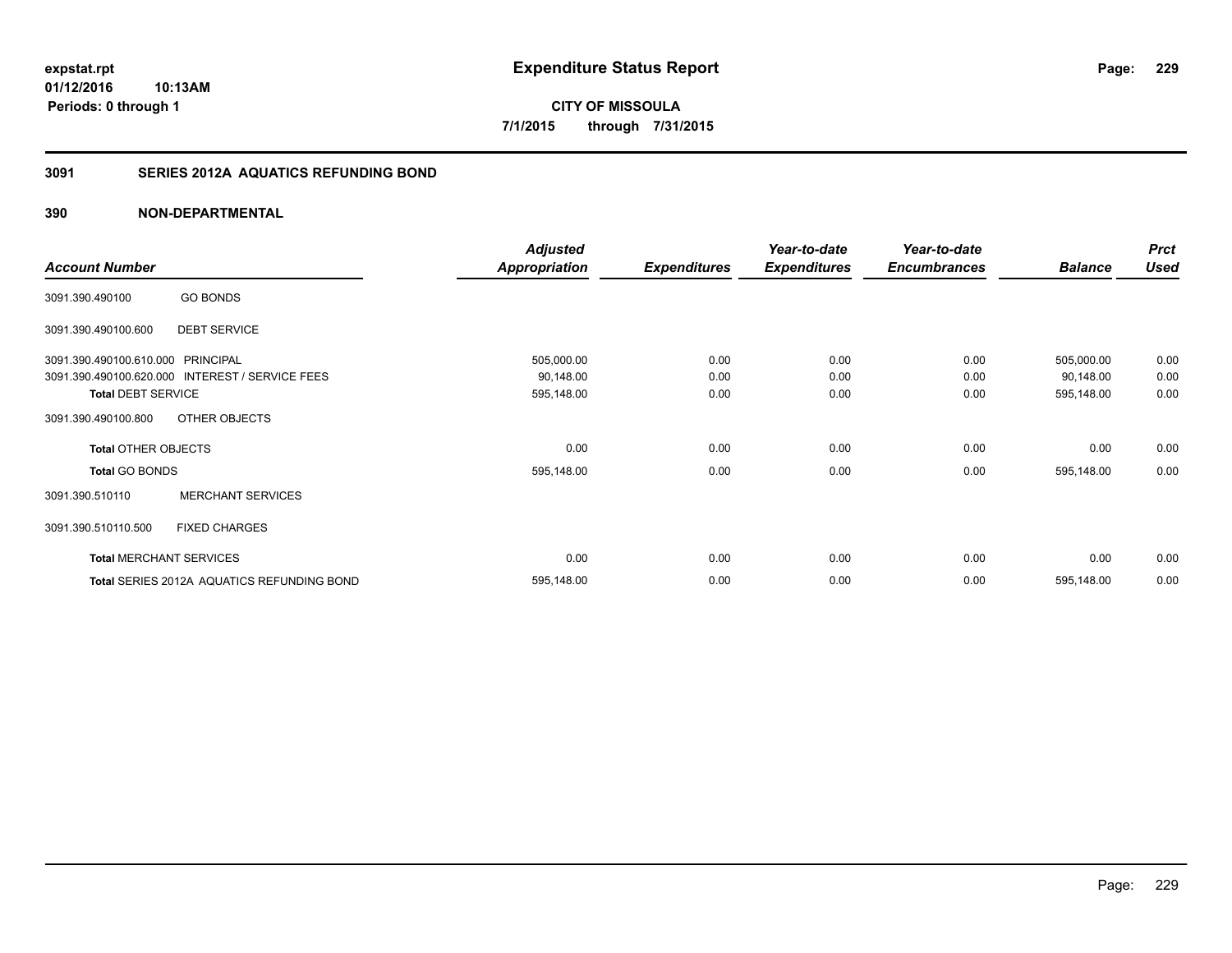**expstat.rpt**
**01/12/2016 10:13AM**
**Periods: 0 through 1**

# Expenditure Status Report

**CITY OF MISSOULA**
**7/1/2015 through 7/31/2015**

## 3091 SERIES 2012A AQUATICS REFUNDING BOND

### 390 NON-DEPARTMENTAL

| Account Number | | Adjusted Appropriation | Expenditures | Year-to-date Expenditures | Year-to-date Encumbrances | Balance | Prct Used |
|---|---|---|---|---|---|---|---|
| 3091.390.490100 | GO BONDS | | | | | | |
| 3091.390.490100.600 | DEBT SERVICE | | | | | | |
| 3091.390.490100.610.000 | PRINCIPAL | 505,000.00 | 0.00 | 0.00 | 0.00 | 505,000.00 | 0.00 |
| 3091.390.490100.620.000 | INTEREST / SERVICE FEES | 90,148.00 | 0.00 | 0.00 | 0.00 | 90,148.00 | 0.00 |
| **Total** DEBT SERVICE | | 595,148.00 | 0.00 | 0.00 | 0.00 | 595,148.00 | 0.00 |
| 3091.390.490100.800 | OTHER OBJECTS | | | | | | |
| **Total** OTHER OBJECTS | | 0.00 | 0.00 | 0.00 | 0.00 | 0.00 | 0.00 |
| **Total** GO BONDS | | 595,148.00 | 0.00 | 0.00 | 0.00 | 595,148.00 | 0.00 |
| 3091.390.510110 | MERCHANT SERVICES | | | | | | |
| 3091.390.510110.500 | FIXED CHARGES | | | | | | |
| **Total** MERCHANT SERVICES | | 0.00 | 0.00 | 0.00 | 0.00 | 0.00 | 0.00 |
| **Total** SERIES 2012A AQUATICS REFUNDING BOND | | 595,148.00 | 0.00 | 0.00 | 0.00 | 595,148.00 | 0.00 |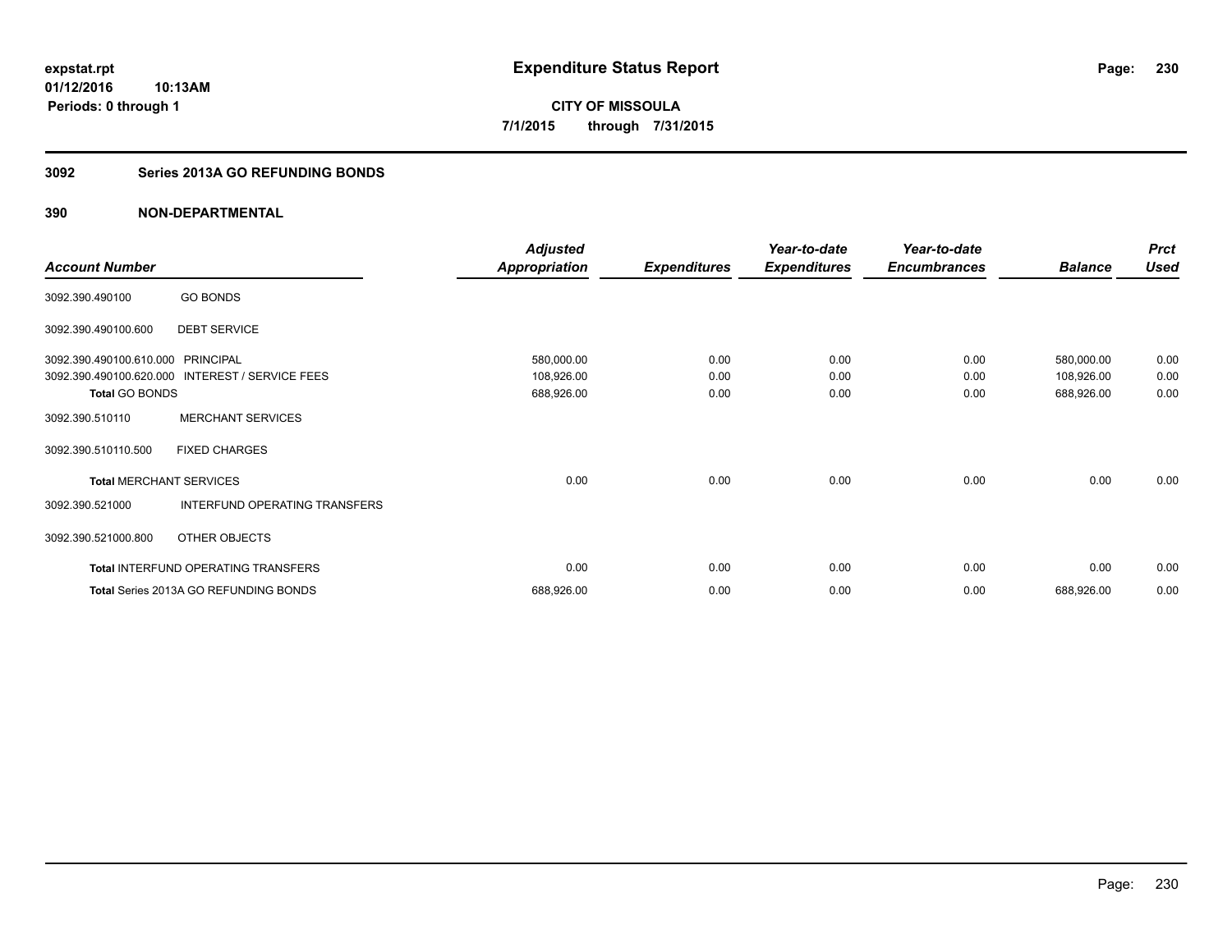**expstat.rpt**
**01/12/2016 10:13AM**
**Periods: 0 through 1**

# Expenditure Status Report

**CITY OF MISSOULA**
**7/1/2015 through 7/31/2015**

## 3092 Series 2013A GO REFUNDING BONDS

## 390 NON-DEPARTMENTAL

| Account Number | | Adjusted Appropriation | Expenditures | Year-to-date Expenditures | Year-to-date Encumbrances | Balance | Prct Used |
|---|---|---|---|---|---|---|---|
| 3092.390.490100 | GO BONDS | | | | | | |
| 3092.390.490100.600 | DEBT SERVICE | | | | | | |
| 3092.390.490100.610.000 | PRINCIPAL | 580,000.00 | 0.00 | 0.00 | 0.00 | 580,000.00 | 0.00 |
| 3092.390.490100.620.000 | INTEREST / SERVICE FEES | 108,926.00 | 0.00 | 0.00 | 0.00 | 108,926.00 | 0.00 |
| **Total** GO BONDS | | 688,926.00 | 0.00 | 0.00 | 0.00 | 688,926.00 | 0.00 |
| 3092.390.510110 | MERCHANT SERVICES | | | | | | |
| 3092.390.510110.500 | FIXED CHARGES | | | | | | |
| **Total** MERCHANT SERVICES | | 0.00 | 0.00 | 0.00 | 0.00 | 0.00 | 0.00 |
| 3092.390.521000 | INTERFUND OPERATING TRANSFERS | | | | | | |
| 3092.390.521000.800 | OTHER OBJECTS | | | | | | |
| **Total** INTERFUND OPERATING TRANSFERS | | 0.00 | 0.00 | 0.00 | 0.00 | 0.00 | 0.00 |
| **Total** Series 2013A GO REFUNDING BONDS | | 688,926.00 | 0.00 | 0.00 | 0.00 | 688,926.00 | 0.00 |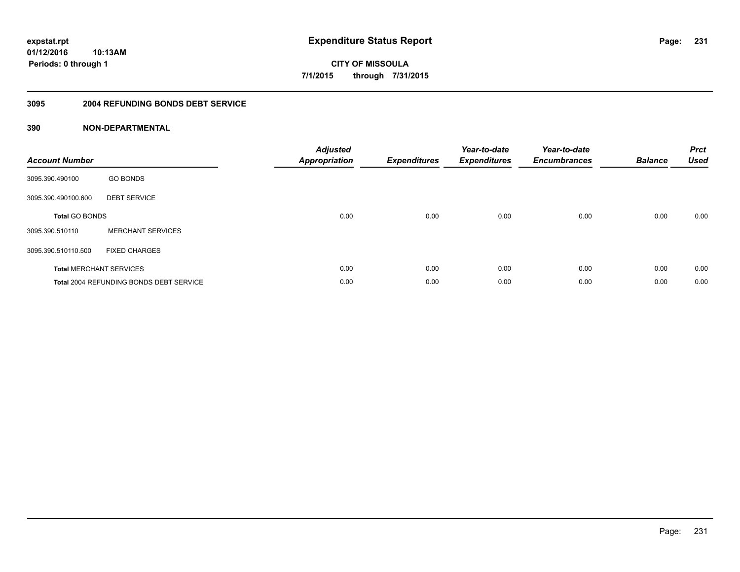expstat.rpt
01/12/2016 10:13AM
Periods: 0 through 1

# Expenditure Status Report

CITY OF MISSOULA
7/1/2015 through 7/31/2015

## 3095 2004 REFUNDING BONDS DEBT SERVICE

## 390 NON-DEPARTMENTAL

| Account Number | | Adjusted Appropriation | Expenditures | Year-to-date Expenditures | Year-to-date Encumbrances | Balance | Prct Used |
|---|---|---|---|---|---|---|---|
| 3095.390.490100 | GO BONDS | | | | | | |
| 3095.390.490100.600 | DEBT SERVICE | | | | | | |
| **Total** GO BONDS | | 0.00 | 0.00 | 0.00 | 0.00 | 0.00 | 0.00 |
| 3095.390.510110 | MERCHANT SERVICES | | | | | | |
| 3095.390.510110.500 | FIXED CHARGES | | | | | | |
| **Total** MERCHANT SERVICES | | 0.00 | 0.00 | 0.00 | 0.00 | 0.00 | 0.00 |
| **Total** 2004 REFUNDING BONDS DEBT SERVICE | | 0.00 | 0.00 | 0.00 | 0.00 | 0.00 | 0.00 |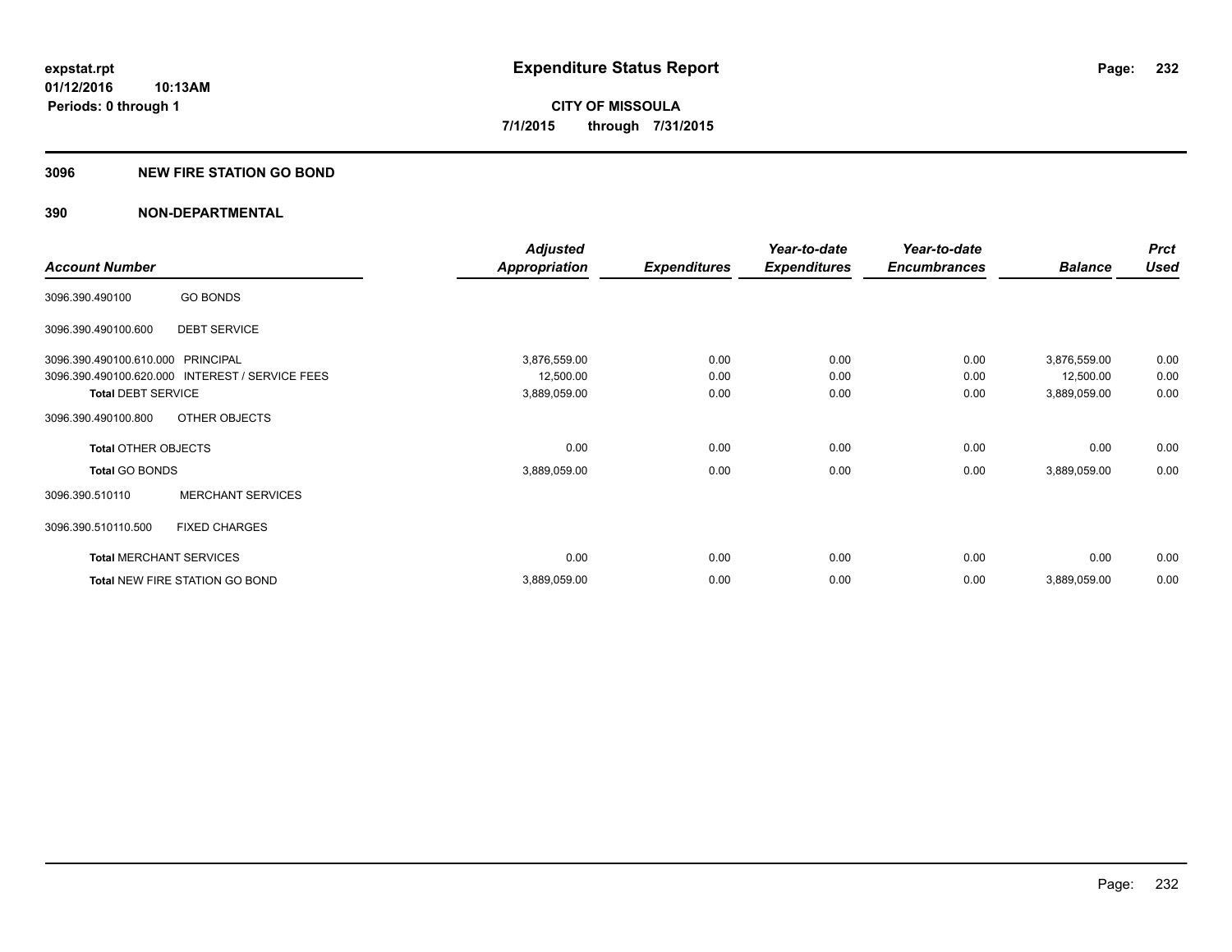**expstat.rpt**
**01/12/2016 10:13AM**
**Periods: 0 through 1**

# Expenditure Status Report

**CITY OF MISSOULA**
**7/1/2015 through 7/31/2015**

## 3096 NEW FIRE STATION GO BOND

## 390 NON-DEPARTMENTAL

| Account Number | | Adjusted Appropriation | Expenditures | Year-to-date Expenditures | Year-to-date Encumbrances | Balance | Prct Used |
|---|---|---|---|---|---|---|---|
| 3096.390.490100 | GO BONDS | | | | | | |
| 3096.390.490100.600 | DEBT SERVICE | | | | | | |
| 3096.390.490100.610.000 | PRINCIPAL | 3,876,559.00 | 0.00 | 0.00 | 0.00 | 3,876,559.00 | 0.00 |
| 3096.390.490100.620.000 | INTEREST / SERVICE FEES | 12,500.00 | 0.00 | 0.00 | 0.00 | 12,500.00 | 0.00 |
| **Total** DEBT SERVICE | | 3,889,059.00 | 0.00 | 0.00 | 0.00 | 3,889,059.00 | 0.00 |
| 3096.390.490100.800 | OTHER OBJECTS | | | | | | |
| **Total** OTHER OBJECTS | | 0.00 | 0.00 | 0.00 | 0.00 | 0.00 | 0.00 |
| **Total** GO BONDS | | 3,889,059.00 | 0.00 | 0.00 | 0.00 | 3,889,059.00 | 0.00 |
| 3096.390.510110 | MERCHANT SERVICES | | | | | | |
| 3096.390.510110.500 | FIXED CHARGES | | | | | | |
| **Total** MERCHANT SERVICES | | 0.00 | 0.00 | 0.00 | 0.00 | 0.00 | 0.00 |
| **Total** NEW FIRE STATION GO BOND | | 3,889,059.00 | 0.00 | 0.00 | 0.00 | 3,889,059.00 | 0.00 |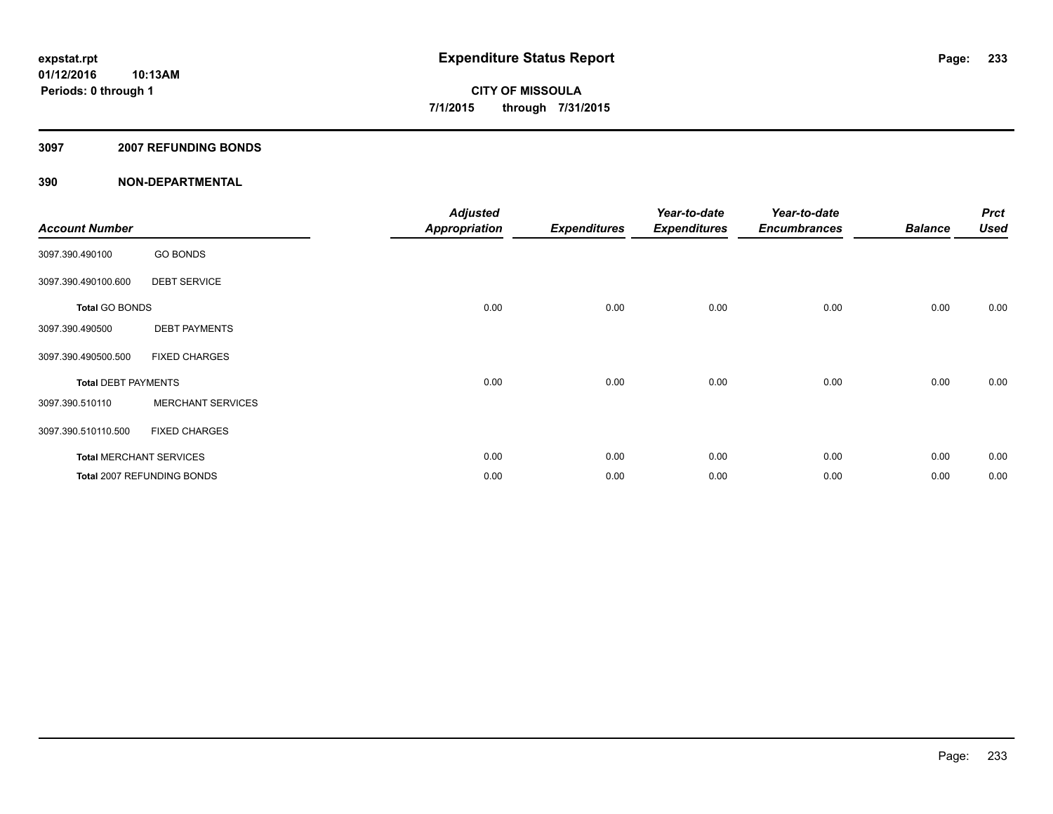**expstat.rpt**
**01/12/2016 10:13AM**
**Periods: 0 through 1**

# Expenditure Status Report

**CITY OF MISSOULA**
**7/1/2015 through 7/31/2015**

## 3097 2007 REFUNDING BONDS

## 390 NON-DEPARTMENTAL

| Account Number | | Adjusted Appropriation | Expenditures | Year-to-date Expenditures | Year-to-date Encumbrances | Balance | Prct Used |
|---|---|---|---|---|---|---|---|
| 3097.390.490100 | GO BONDS | | | | | | |
| 3097.390.490100.600 | DEBT SERVICE | | | | | | |
| **Total** GO BONDS | | 0.00 | 0.00 | 0.00 | 0.00 | 0.00 | 0.00 |
| 3097.390.490500 | DEBT PAYMENTS | | | | | | |
| 3097.390.490500.500 | FIXED CHARGES | | | | | | |
| **Total** DEBT PAYMENTS | | 0.00 | 0.00 | 0.00 | 0.00 | 0.00 | 0.00 |
| 3097.390.510110 | MERCHANT SERVICES | | | | | | |
| 3097.390.510110.500 | FIXED CHARGES | | | | | | |
| **Total** MERCHANT SERVICES | | 0.00 | 0.00 | 0.00 | 0.00 | 0.00 | 0.00 |
| **Total** 2007 REFUNDING BONDS | | 0.00 | 0.00 | 0.00 | 0.00 | 0.00 | 0.00 |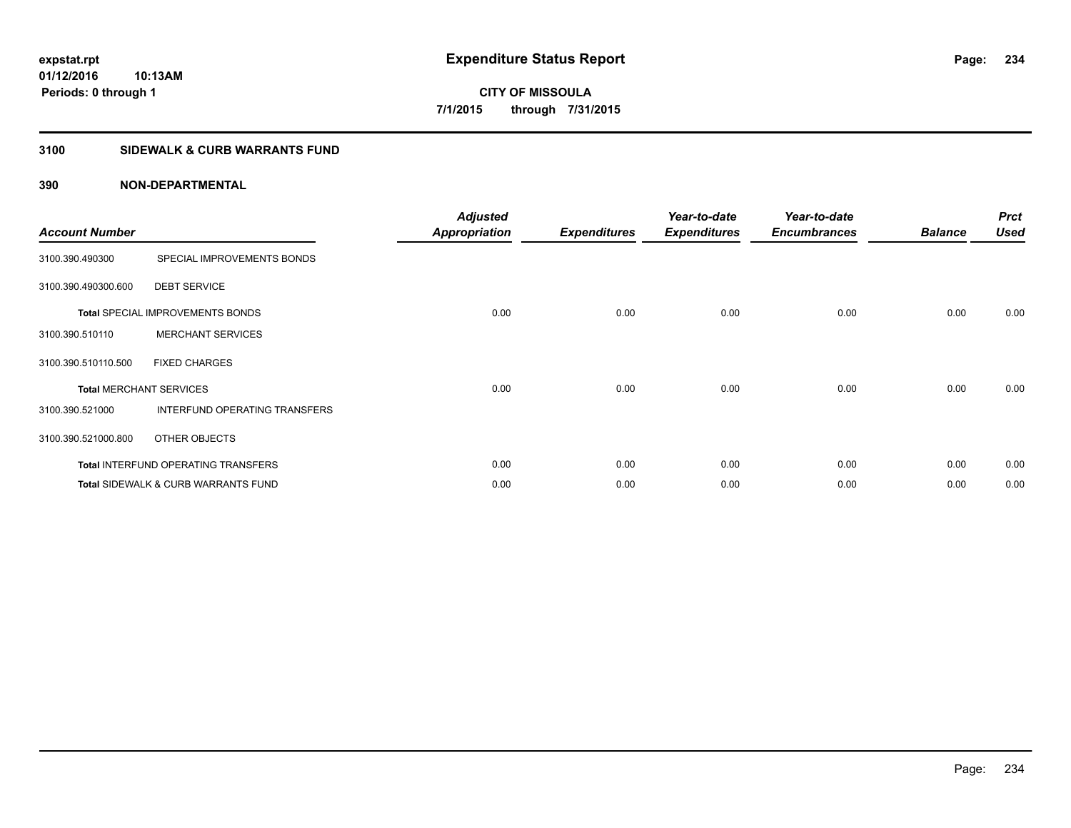**expstat.rpt**
**01/12/2016 10:13AM**
**Periods: 0 through 1**

# Expenditure Status Report

**CITY OF MISSOULA**
**7/1/2015 through 7/31/2015**

## 3100 SIDEWALK & CURB WARRANTS FUND

## 390 NON-DEPARTMENTAL

| Account Number | | Adjusted Appropriation | Expenditures | Year-to-date Expenditures | Year-to-date Encumbrances | Balance | Prct Used |
|---|---|---|---|---|---|---|---|
| 3100.390.490300 | SPECIAL IMPROVEMENTS BONDS | | | | | | |
| 3100.390.490300.600 | DEBT SERVICE | | | | | | |
| **Total** SPECIAL IMPROVEMENTS BONDS | | 0.00 | 0.00 | 0.00 | 0.00 | 0.00 | 0.00 |
| 3100.390.510110 | MERCHANT SERVICES | | | | | | |
| 3100.390.510110.500 | FIXED CHARGES | | | | | | |
| **Total** MERCHANT SERVICES | | 0.00 | 0.00 | 0.00 | 0.00 | 0.00 | 0.00 |
| 3100.390.521000 | INTERFUND OPERATING TRANSFERS | | | | | | |
| 3100.390.521000.800 | OTHER OBJECTS | | | | | | |
| **Total** INTERFUND OPERATING TRANSFERS | | 0.00 | 0.00 | 0.00 | 0.00 | 0.00 | 0.00 |
| **Total** SIDEWALK & CURB WARRANTS FUND | | 0.00 | 0.00 | 0.00 | 0.00 | 0.00 | 0.00 |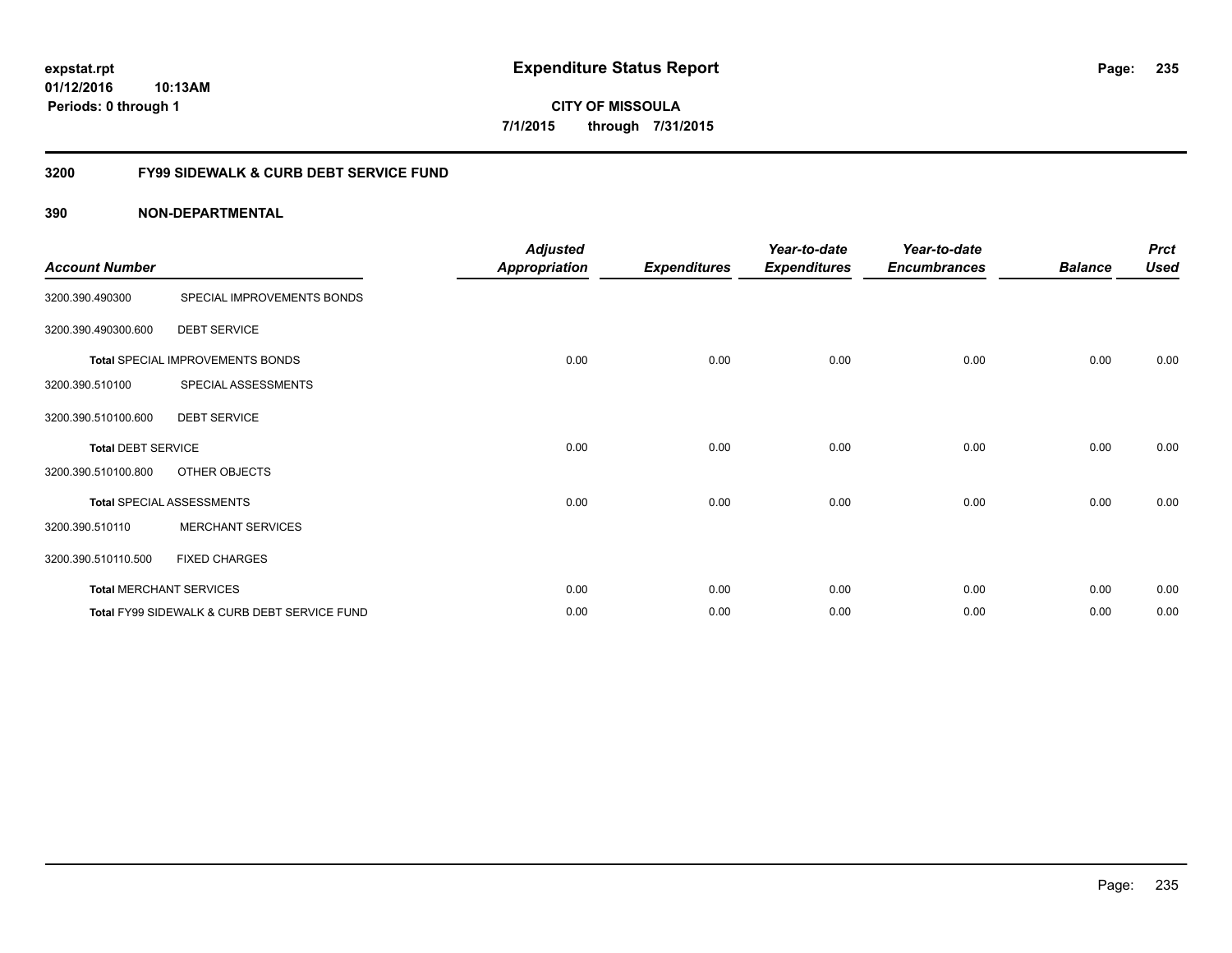**expstat.rpt**
**01/12/2016 10:13AM**
**Periods: 0 through 1**

# Expenditure Status Report

**CITY OF MISSOULA**
**7/1/2015 through 7/31/2015**

## 3200 FY99 SIDEWALK & CURB DEBT SERVICE FUND

### 390 NON-DEPARTMENTAL

| Account Number | | Adjusted Appropriation | Expenditures | Year-to-date Expenditures | Year-to-date Encumbrances | Balance | Prct Used |
|---|---|---|---|---|---|---|---|
| 3200.390.490300 | SPECIAL IMPROVEMENTS BONDS | | | | | | |
| 3200.390.490300.600 | DEBT SERVICE | | | | | | |
| **Total** SPECIAL IMPROVEMENTS BONDS | | 0.00 | 0.00 | 0.00 | 0.00 | 0.00 | 0.00 |
| 3200.390.510100 | SPECIAL ASSESSMENTS | | | | | | |
| 3200.390.510100.600 | DEBT SERVICE | | | | | | |
| **Total** DEBT SERVICE | | 0.00 | 0.00 | 0.00 | 0.00 | 0.00 | 0.00 |
| 3200.390.510100.800 | OTHER OBJECTS | | | | | | |
| **Total** SPECIAL ASSESSMENTS | | 0.00 | 0.00 | 0.00 | 0.00 | 0.00 | 0.00 |
| 3200.390.510110 | MERCHANT SERVICES | | | | | | |
| 3200.390.510110.500 | FIXED CHARGES | | | | | | |
| **Total** MERCHANT SERVICES | | 0.00 | 0.00 | 0.00 | 0.00 | 0.00 | 0.00 |
| **Total** FY99 SIDEWALK & CURB DEBT SERVICE FUND | | 0.00 | 0.00 | 0.00 | 0.00 | 0.00 | 0.00 |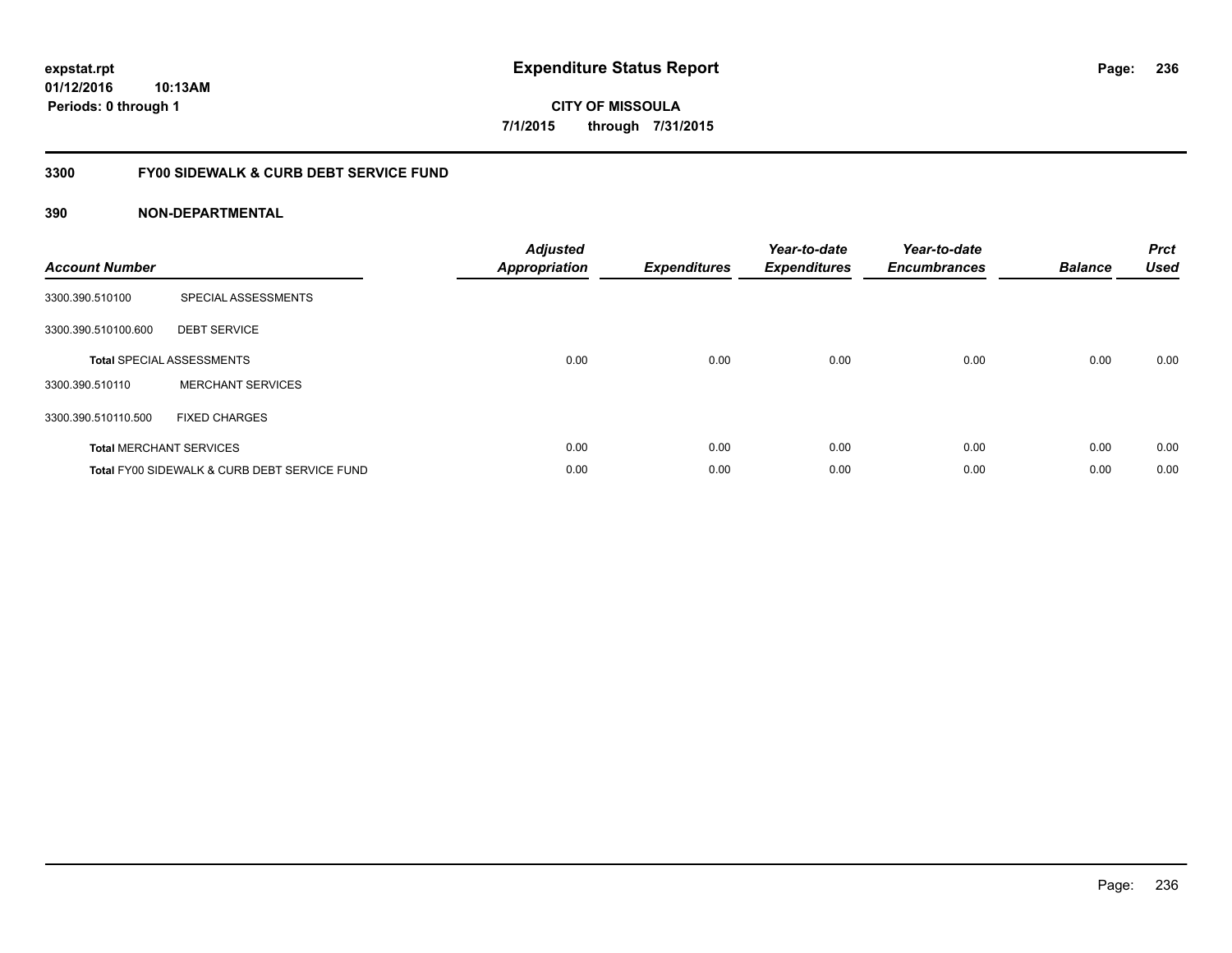# Expenditure Status Report

expstat.rpt
01/12/2016 10:13AM
Periods: 0 through 1

CITY OF MISSOULA
7/1/2015 through 7/31/2015

## 3300 FY00 SIDEWALK & CURB DEBT SERVICE FUND

### 390 NON-DEPARTMENTAL

| Account Number | | Adjusted Appropriation | Expenditures | Year-to-date Expenditures | Year-to-date Encumbrances | Balance | Prct Used |
|---|---|---|---|---|---|---|---|
| 3300.390.510100 | SPECIAL ASSESSMENTS | | | | | | |
| 3300.390.510100.600 | DEBT SERVICE | | | | | | |
| **Total** SPECIAL ASSESSMENTS | | 0.00 | 0.00 | 0.00 | 0.00 | 0.00 | 0.00 |
| 3300.390.510110 | MERCHANT SERVICES | | | | | | |
| 3300.390.510110.500 | FIXED CHARGES | | | | | | |
| **Total** MERCHANT SERVICES | | 0.00 | 0.00 | 0.00 | 0.00 | 0.00 | 0.00 |
| **Total** FY00 SIDEWALK & CURB DEBT SERVICE FUND | | 0.00 | 0.00 | 0.00 | 0.00 | 0.00 | 0.00 |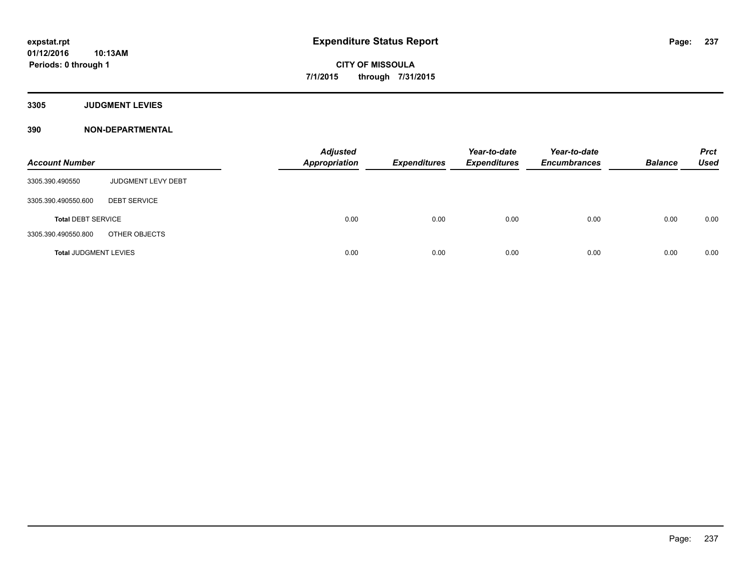# Expenditure Status Report

**CITY OF MISSOULA**

**7/1/2015 through 7/31/2015**

expstat.rpt
01/12/2016 10:13AM
Periods: 0 through 1

## 3305 JUDGMENT LEVIES

## 390 NON-DEPARTMENTAL

| Account Number | | Adjusted Appropriation | Expenditures | Year-to-date Expenditures | Year-to-date Encumbrances | Balance | Prct Used |
|---|---|---|---|---|---|---|---|
| 3305.390.490550 | JUDGMENT LEVY DEBT | | | | | | |
| 3305.390.490550.600 | DEBT SERVICE | | | | | | |
| **Total** DEBT SERVICE | | 0.00 | 0.00 | 0.00 | 0.00 | 0.00 | 0.00 |
| 3305.390.490550.800 | OTHER OBJECTS | | | | | | |
| **Total** JUDGMENT LEVIES | | 0.00 | 0.00 | 0.00 | 0.00 | 0.00 | 0.00 |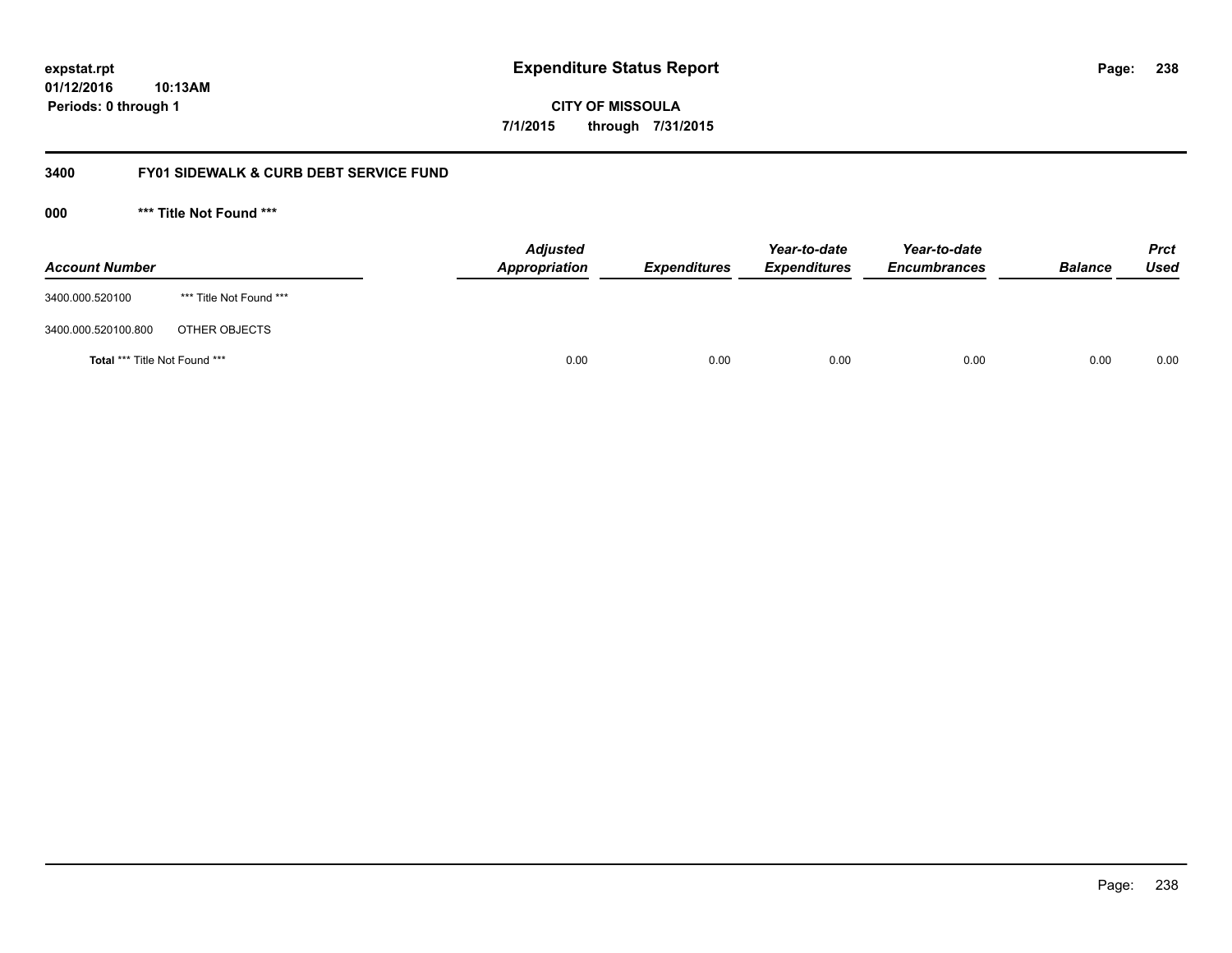**expstat.rpt**
**01/12/2016 10:13AM**
**Periods: 0 through 1**

# Expenditure Status Report

**CITY OF MISSOULA**
**7/1/2015 through 7/31/2015**

## 3400 FY01 SIDEWALK & CURB DEBT SERVICE FUND

### 000 *** Title Not Found ***

| Account Number | | Adjusted Appropriation | Expenditures | Year-to-date Expenditures | Year-to-date Encumbrances | Balance | Prct Used |
|---|---|---|---|---|---|---|---|
| 3400.000.520100 | *** Title Not Found *** | | | | | | |
| 3400.000.520100.800 | OTHER OBJECTS | | | | | | |
| **Total** *** Title Not Found *** | | 0.00 | 0.00 | 0.00 | 0.00 | 0.00 | 0.00 |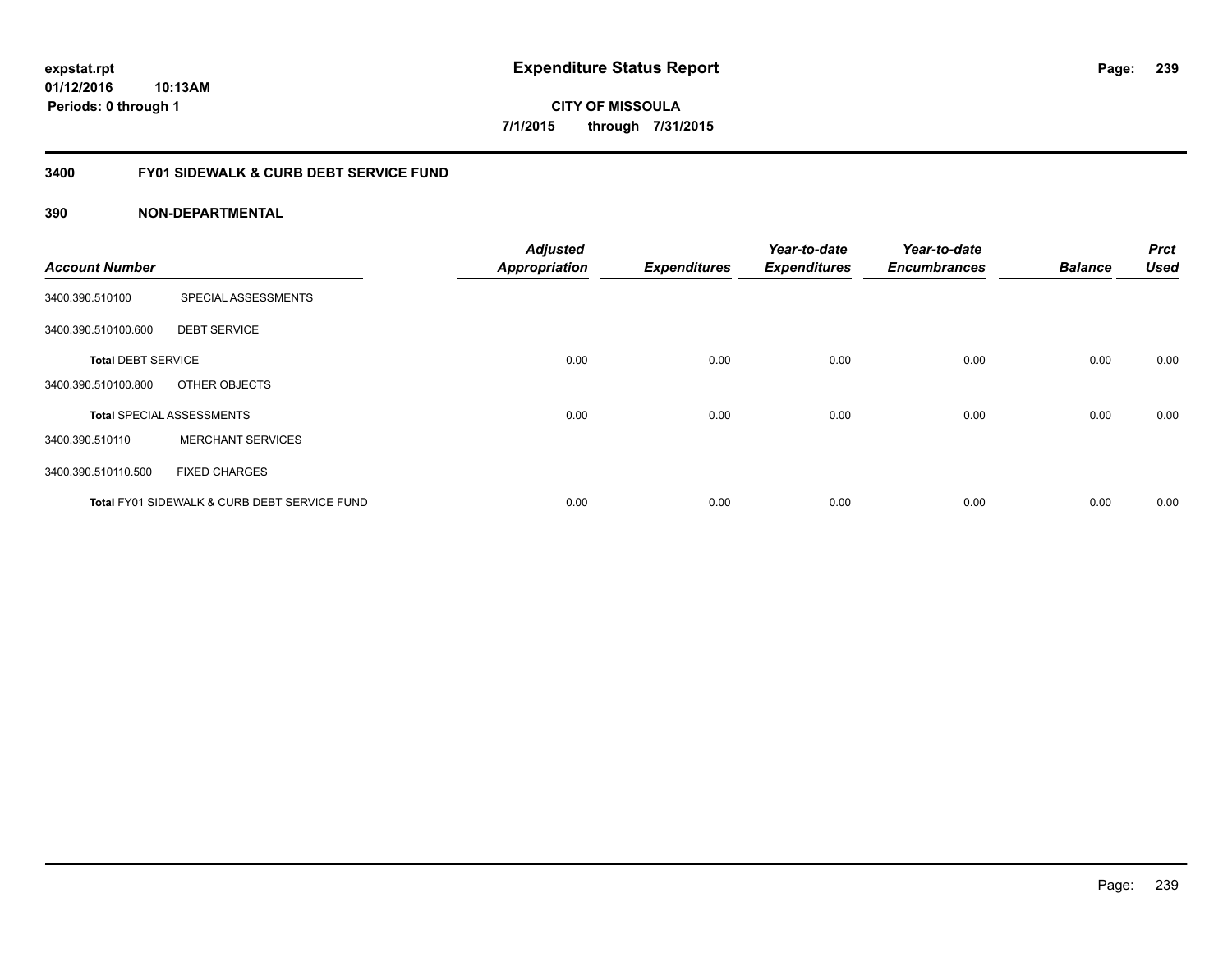**expstat.rpt**
**01/12/2016 10:13AM**
**Periods: 0 through 1**

# Expenditure Status Report

**CITY OF MISSOULA**
**7/1/2015 through 7/31/2015**

## 3400 FY01 SIDEWALK & CURB DEBT SERVICE FUND

### 390 NON-DEPARTMENTAL

| Account Number | | Adjusted Appropriation | Expenditures | Year-to-date Expenditures | Year-to-date Encumbrances | Balance | Prct Used |
|---|---|---|---|---|---|---|---|
| 3400.390.510100 | SPECIAL ASSESSMENTS | | | | | | |
| 3400.390.510100.600 | DEBT SERVICE | | | | | | |
| **Total** DEBT SERVICE | | 0.00 | 0.00 | 0.00 | 0.00 | 0.00 | 0.00 |
| 3400.390.510100.800 | OTHER OBJECTS | | | | | | |
| **Total** SPECIAL ASSESSMENTS | | 0.00 | 0.00 | 0.00 | 0.00 | 0.00 | 0.00 |
| 3400.390.510110 | MERCHANT SERVICES | | | | | | |
| 3400.390.510110.500 | FIXED CHARGES | | | | | | |
| **Total** FY01 SIDEWALK & CURB DEBT SERVICE FUND | | 0.00 | 0.00 | 0.00 | 0.00 | 0.00 | 0.00 |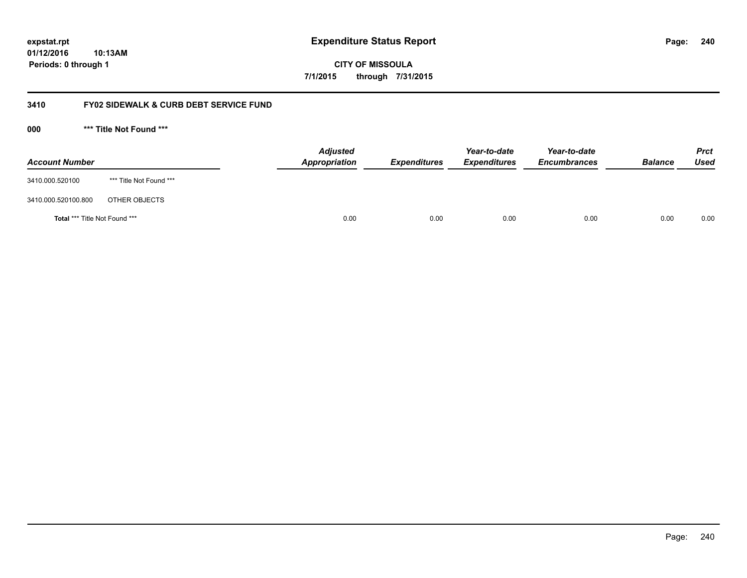**expstat.rpt**
**01/12/2016 10:13AM**
**Periods: 0 through 1**

# Expenditure Status Report

**CITY OF MISSOULA**
**7/1/2015 through 7/31/2015**

## 3410 FY02 SIDEWALK & CURB DEBT SERVICE FUND

### 000 *** Title Not Found ***

| Account Number | | Adjusted Appropriation | Expenditures | Year-to-date Expenditures | Year-to-date Encumbrances | Balance | Prct Used |
|---|---|---|---|---|---|---|---|
| 3410.000.520100 | *** Title Not Found *** | | | | | | |
| 3410.000.520100.800 | OTHER OBJECTS | | | | | | |
| **Total** *** Title Not Found *** | | 0.00 | 0.00 | 0.00 | 0.00 | 0.00 | 0.00 |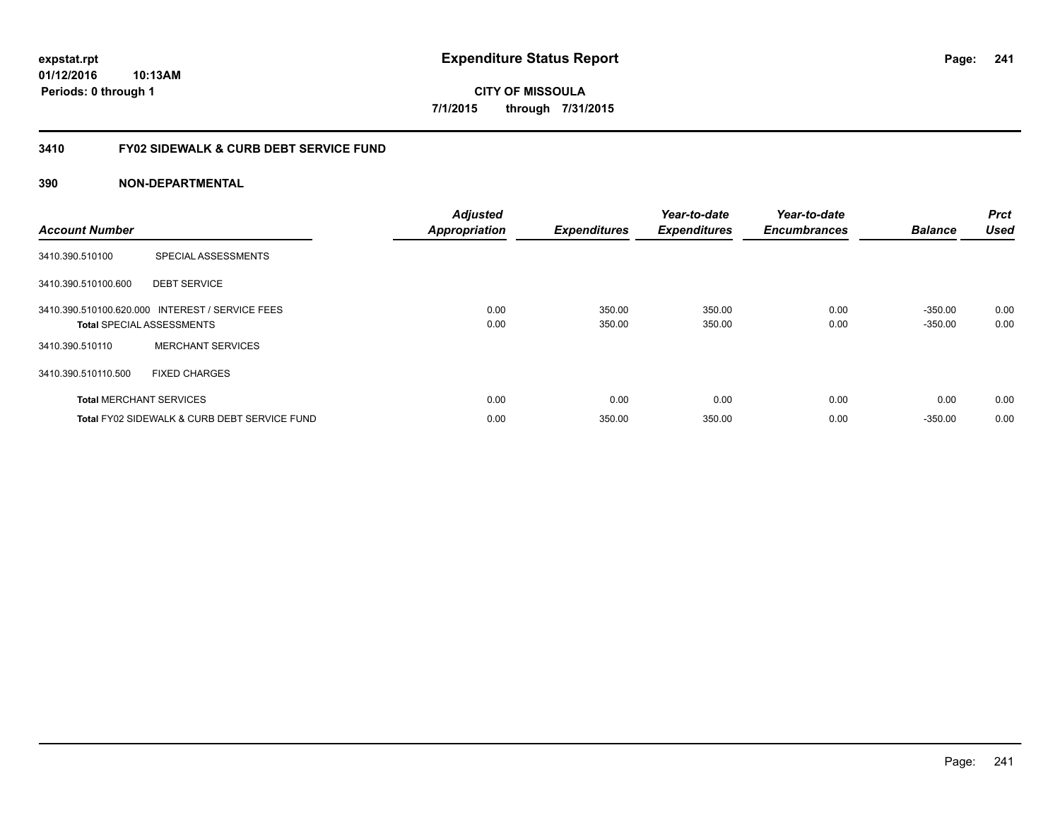**expstat.rpt**
**01/12/2016 10:13AM**
**Periods: 0 through 1**

# Expenditure Status Report

**CITY OF MISSOULA**
**7/1/2015 through 7/31/2015**

## 3410 FY02 SIDEWALK & CURB DEBT SERVICE FUND

### 390 NON-DEPARTMENTAL

| Account Number | | Adjusted Appropriation | Expenditures | Year-to-date Expenditures | Year-to-date Encumbrances | Balance | Prct Used |
|---|---|---|---|---|---|---|---|
| 3410.390.510100 | SPECIAL ASSESSMENTS | | | | | | |
| 3410.390.510100.600 | DEBT SERVICE | | | | | | |
| 3410.390.510100.620.000 | INTEREST / SERVICE FEES | 0.00 | 350.00 | 350.00 | 0.00 | -350.00 | 0.00 |
| **Total** SPECIAL ASSESSMENTS | | 0.00 | 350.00 | 350.00 | 0.00 | -350.00 | 0.00 |
| 3410.390.510110 | MERCHANT SERVICES | | | | | | |
| 3410.390.510110.500 | FIXED CHARGES | | | | | | |
| **Total** MERCHANT SERVICES | | 0.00 | 0.00 | 0.00 | 0.00 | 0.00 | 0.00 |
| **Total** FY02 SIDEWALK & CURB DEBT SERVICE FUND | | 0.00 | 350.00 | 350.00 | 0.00 | -350.00 | 0.00 |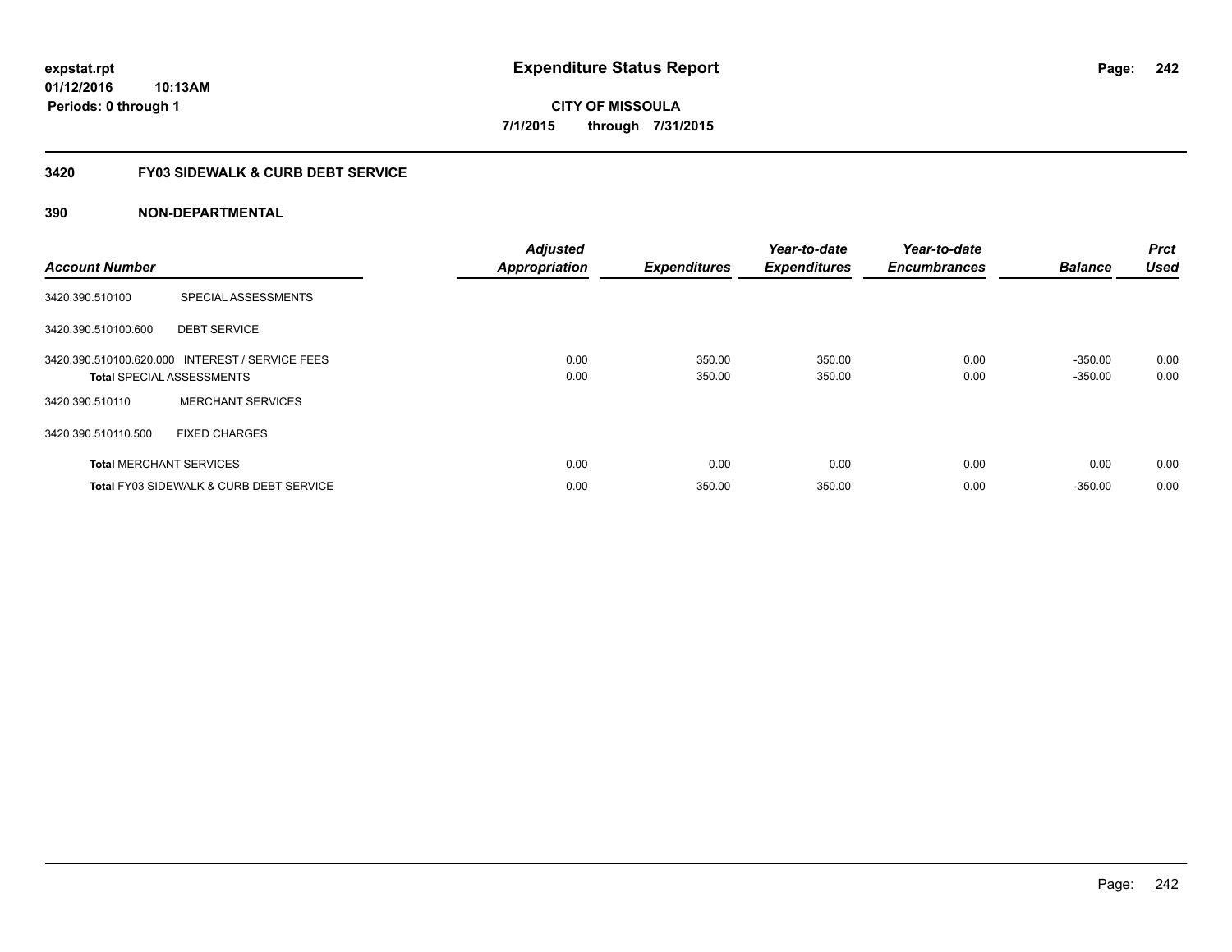**expstat.rpt**
**01/12/2016 10:13AM**
**Periods: 0 through 1**

# Expenditure Status Report

**CITY OF MISSOULA**
**7/1/2015 through 7/31/2015**

## 3420 FY03 SIDEWALK & CURB DEBT SERVICE

### 390 NON-DEPARTMENTAL

| Account Number | | Adjusted Appropriation | Expenditures | Year-to-date Expenditures | Year-to-date Encumbrances | Balance | Prct Used |
|---|---|---|---|---|---|---|---|
| 3420.390.510100 | SPECIAL ASSESSMENTS | | | | | | |
| 3420.390.510100.600 | DEBT SERVICE | | | | | | |
| 3420.390.510100.620.000 | INTEREST / SERVICE FEES | 0.00 | 350.00 | 350.00 | 0.00 | -350.00 | 0.00 |
| **Total** SPECIAL ASSESSMENTS | | 0.00 | 350.00 | 350.00 | 0.00 | -350.00 | 0.00 |
| 3420.390.510110 | MERCHANT SERVICES | | | | | | |
| 3420.390.510110.500 | FIXED CHARGES | | | | | | |
| **Total** MERCHANT SERVICES | | 0.00 | 0.00 | 0.00 | 0.00 | 0.00 | 0.00 |
| **Total** FY03 SIDEWALK & CURB DEBT SERVICE | | 0.00 | 350.00 | 350.00 | 0.00 | -350.00 | 0.00 |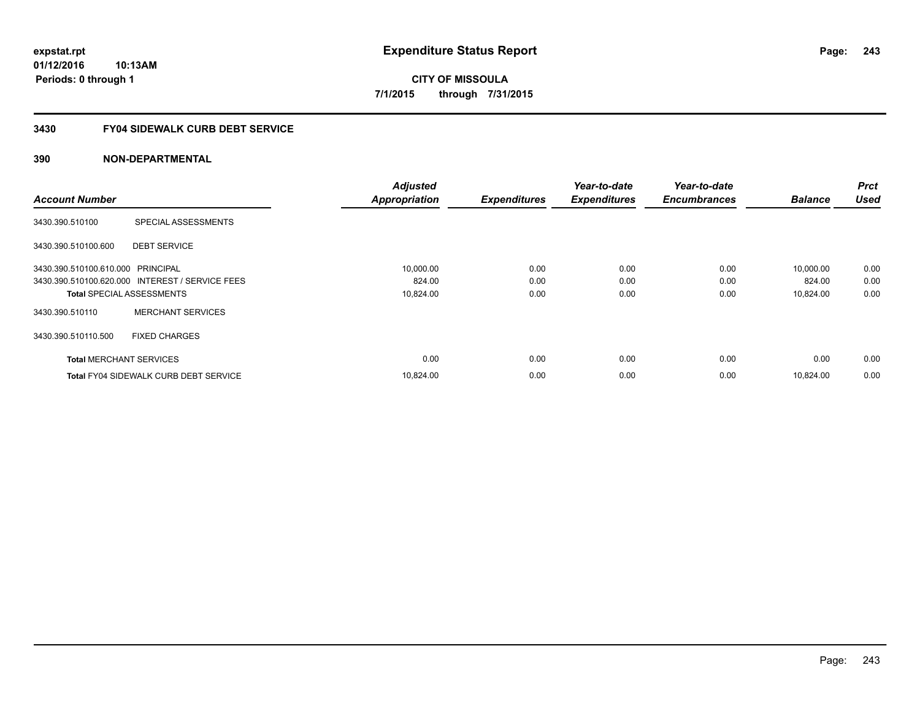expstat.rpt
01/12/2016 10:13AM
Periods: 0 through 1

# Expenditure Status Report

**CITY OF MISSOULA**
**7/1/2015 through 7/31/2015**

## 3430 FY04 SIDEWALK CURB DEBT SERVICE

## 390 NON-DEPARTMENTAL

| Account Number | | Adjusted Appropriation | Expenditures | Year-to-date Expenditures | Year-to-date Encumbrances | Balance | Prct Used |
|---|---|---|---|---|---|---|---|
| 3430.390.510100 | SPECIAL ASSESSMENTS | | | | | | |
| 3430.390.510100.600 | DEBT SERVICE | | | | | | |
| 3430.390.510100.610.000 | PRINCIPAL | 10,000.00 | 0.00 | 0.00 | 0.00 | 10,000.00 | 0.00 |
| 3430.390.510100.620.000 | INTEREST / SERVICE FEES | 824.00 | 0.00 | 0.00 | 0.00 | 824.00 | 0.00 |
| **Total** SPECIAL ASSESSMENTS | | 10,824.00 | 0.00 | 0.00 | 0.00 | 10,824.00 | 0.00 |
| 3430.390.510110 | MERCHANT SERVICES | | | | | | |
| 3430.390.510110.500 | FIXED CHARGES | | | | | | |
| **Total** MERCHANT SERVICES | | 0.00 | 0.00 | 0.00 | 0.00 | 0.00 | 0.00 |
| **Total** FY04 SIDEWALK CURB DEBT SERVICE | | 10,824.00 | 0.00 | 0.00 | 0.00 | 10,824.00 | 0.00 |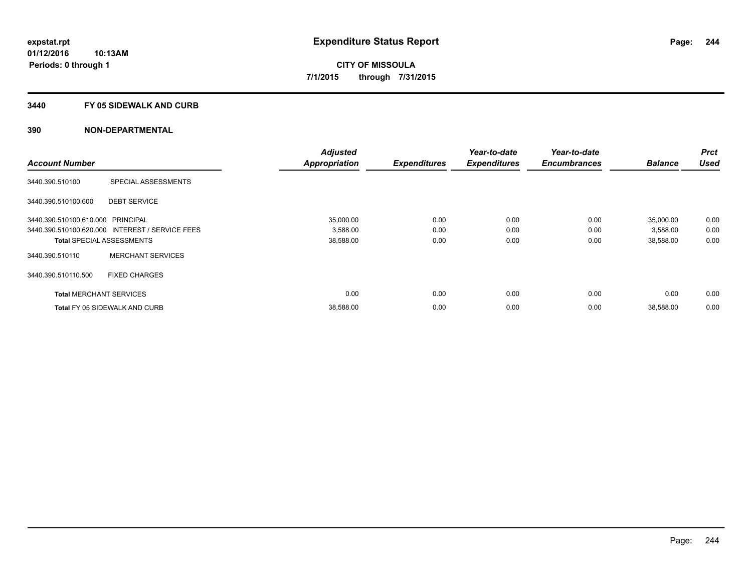**expstat.rpt**
**01/12/2016 10:13AM**
**Periods: 0 through 1**

# Expenditure Status Report

**CITY OF MISSOULA**
**7/1/2015 through 7/31/2015**

## 3440 FY 05 SIDEWALK AND CURB

## 390 NON-DEPARTMENTAL

| Account Number | | Adjusted Appropriation | Expenditures | Year-to-date Expenditures | Year-to-date Encumbrances | Balance | Prct Used |
|---|---|---|---|---|---|---|---|
| 3440.390.510100 | SPECIAL ASSESSMENTS | | | | | | |
| 3440.390.510100.600 | DEBT SERVICE | | | | | | |
| 3440.390.510100.610.000 | PRINCIPAL | 35,000.00 | 0.00 | 0.00 | 0.00 | 35,000.00 | 0.00 |
| 3440.390.510100.620.000 | INTEREST / SERVICE FEES | 3,588.00 | 0.00 | 0.00 | 0.00 | 3,588.00 | 0.00 |
| **Total** SPECIAL ASSESSMENTS | | 38,588.00 | 0.00 | 0.00 | 0.00 | 38,588.00 | 0.00 |
| 3440.390.510110 | MERCHANT SERVICES | | | | | | |
| 3440.390.510110.500 | FIXED CHARGES | | | | | | |
| **Total** MERCHANT SERVICES | | 0.00 | 0.00 | 0.00 | 0.00 | 0.00 | 0.00 |
| **Total** FY 05 SIDEWALK AND CURB | | 38,588.00 | 0.00 | 0.00 | 0.00 | 38,588.00 | 0.00 |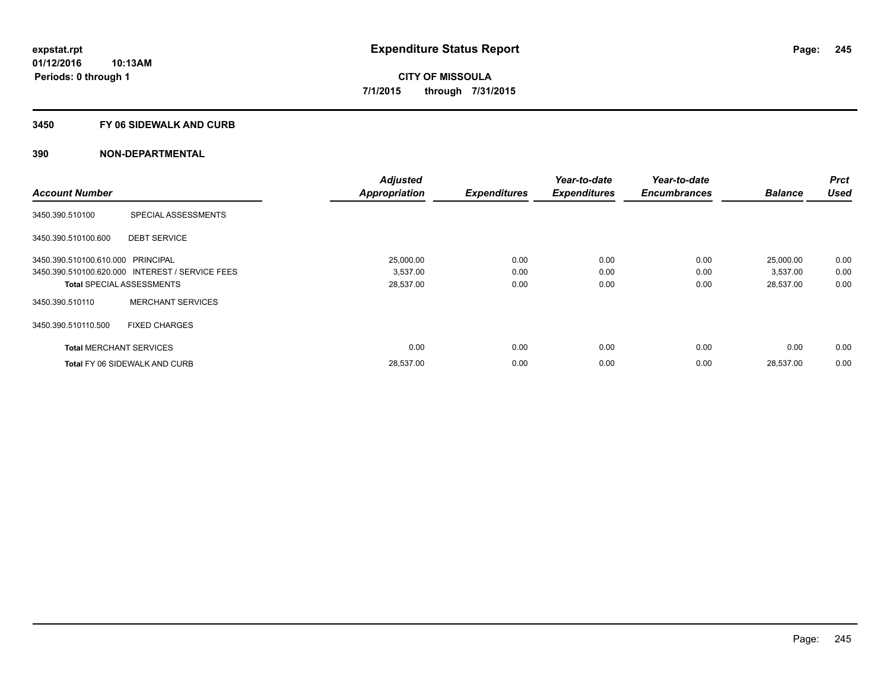# Expenditure Status Report

**expstat.rpt**
**01/12/2016 10:13AM**
**Periods: 0 through 1**

**CITY OF MISSOULA**
**7/1/2015 through 7/31/2015**

## 3450 FY 06 SIDEWALK AND CURB

### 390 NON-DEPARTMENTAL

| Account Number | | Adjusted Appropriation | Expenditures | Year-to-date Expenditures | Year-to-date Encumbrances | Balance | Prct Used |
|---|---|---|---|---|---|---|---|
| 3450.390.510100 | SPECIAL ASSESSMENTS | | | | | | |
| 3450.390.510100.600 | DEBT SERVICE | | | | | | |
| 3450.390.510100.610.000 | PRINCIPAL | 25,000.00 | 0.00 | 0.00 | 0.00 | 25,000.00 | 0.00 |
| 3450.390.510100.620.000 | INTEREST / SERVICE FEES | 3,537.00 | 0.00 | 0.00 | 0.00 | 3,537.00 | 0.00 |
| **Total** SPECIAL ASSESSMENTS | | 28,537.00 | 0.00 | 0.00 | 0.00 | 28,537.00 | 0.00 |
| 3450.390.510110 | MERCHANT SERVICES | | | | | | |
| 3450.390.510110.500 | FIXED CHARGES | | | | | | |
| **Total** MERCHANT SERVICES | | 0.00 | 0.00 | 0.00 | 0.00 | 0.00 | 0.00 |
| **Total** FY 06 SIDEWALK AND CURB | | 28,537.00 | 0.00 | 0.00 | 0.00 | 28,537.00 | 0.00 |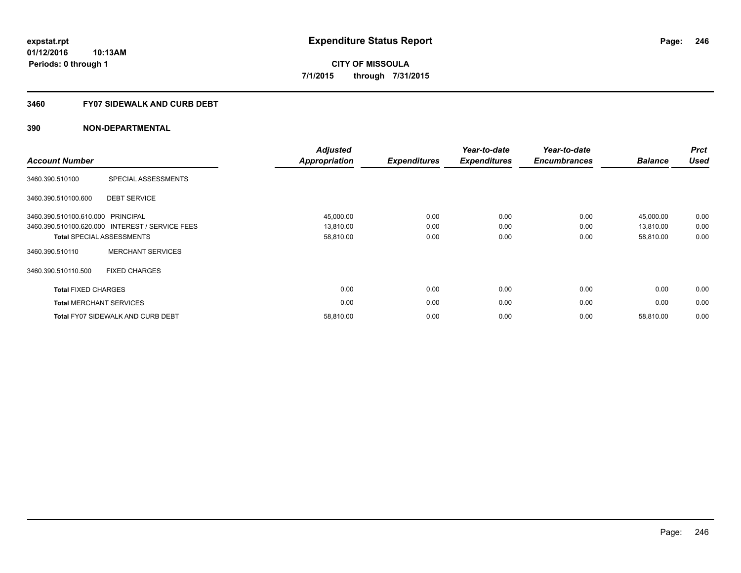**expstat.rpt**
**01/12/2016 10:13AM**
**Periods: 0 through 1**

# Expenditure Status Report

**CITY OF MISSOULA**
**7/1/2015 through 7/31/2015**

## 3460 FY07 SIDEWALK AND CURB DEBT

## 390 NON-DEPARTMENTAL

| Account Number | | Adjusted Appropriation | Expenditures | Year-to-date Expenditures | Year-to-date Encumbrances | Balance | Prct Used |
|---|---|---|---|---|---|---|---|
| 3460.390.510100 | SPECIAL ASSESSMENTS | | | | | | |
| 3460.390.510100.600 | DEBT SERVICE | | | | | | |
| 3460.390.510100.610.000 | PRINCIPAL | 45,000.00 | 0.00 | 0.00 | 0.00 | 45,000.00 | 0.00 |
| 3460.390.510100.620.000 | INTEREST / SERVICE FEES | 13,810.00 | 0.00 | 0.00 | 0.00 | 13,810.00 | 0.00 |
| **Total** SPECIAL ASSESSMENTS | | 58,810.00 | 0.00 | 0.00 | 0.00 | 58,810.00 | 0.00 |
| 3460.390.510110 | MERCHANT SERVICES | | | | | | |
| 3460.390.510110.500 | FIXED CHARGES | | | | | | |
| **Total** FIXED CHARGES | | 0.00 | 0.00 | 0.00 | 0.00 | 0.00 | 0.00 |
| **Total** MERCHANT SERVICES | | 0.00 | 0.00 | 0.00 | 0.00 | 0.00 | 0.00 |
| **Total** FY07 SIDEWALK AND CURB DEBT | | 58,810.00 | 0.00 | 0.00 | 0.00 | 58,810.00 | 0.00 |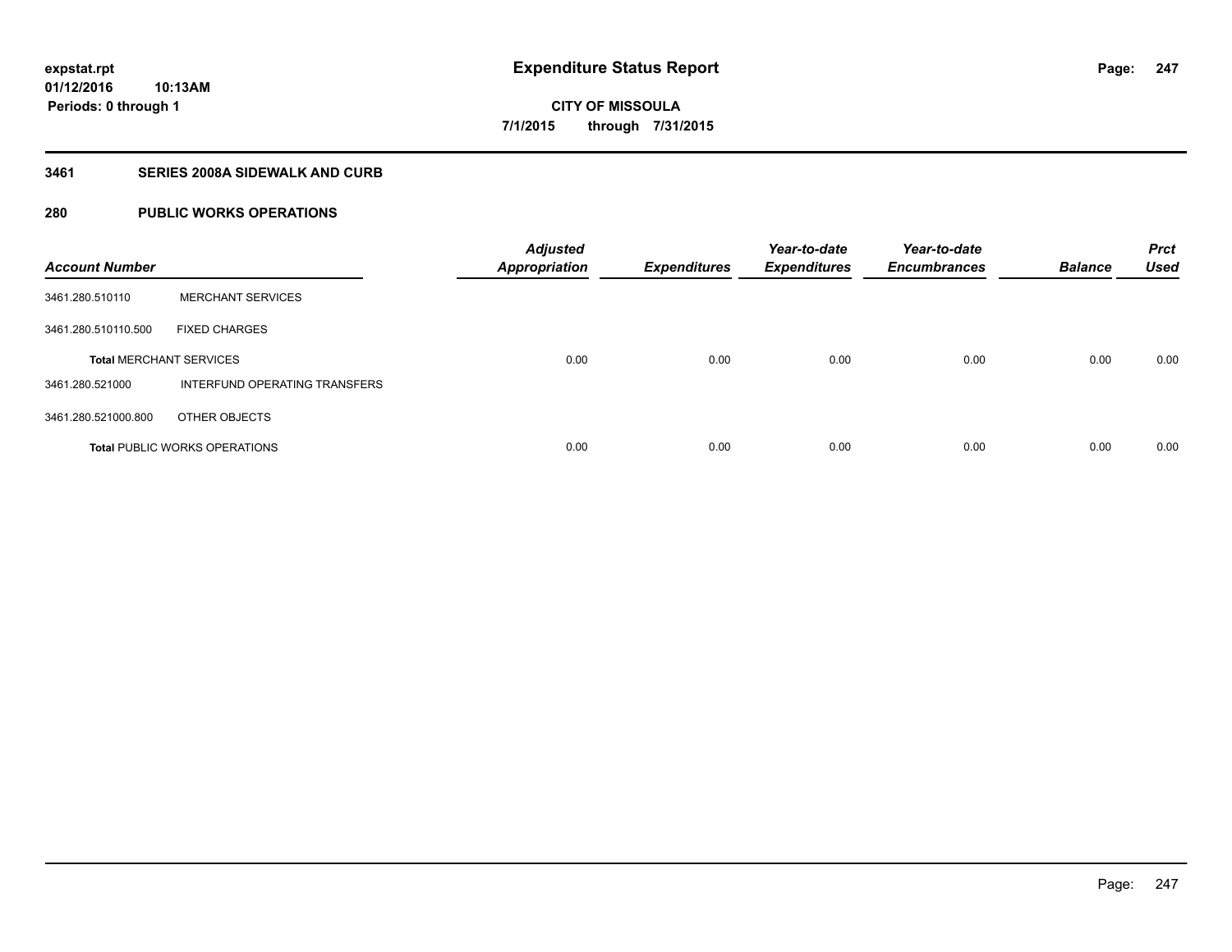**expstat.rpt**
**01/12/2016 10:13AM**
**Periods: 0 through 1**

# Expenditure Status Report

**CITY OF MISSOULA**
**7/1/2015 through 7/31/2015**

## 3461 SERIES 2008A SIDEWALK AND CURB

### 280 PUBLIC WORKS OPERATIONS

| Account Number | | Adjusted Appropriation | Expenditures | Year-to-date Expenditures | Year-to-date Encumbrances | Balance | Prct Used |
|---|---|---|---|---|---|---|---|
| 3461.280.510110 | MERCHANT SERVICES | | | | | | |
| 3461.280.510110.500 | FIXED CHARGES | | | | | | |
| **Total** MERCHANT SERVICES | | 0.00 | 0.00 | 0.00 | 0.00 | 0.00 | 0.00 |
| 3461.280.521000 | INTERFUND OPERATING TRANSFERS | | | | | | |
| 3461.280.521000.800 | OTHER OBJECTS | | | | | | |
| **Total** PUBLIC WORKS OPERATIONS | | 0.00 | 0.00 | 0.00 | 0.00 | 0.00 | 0.00 |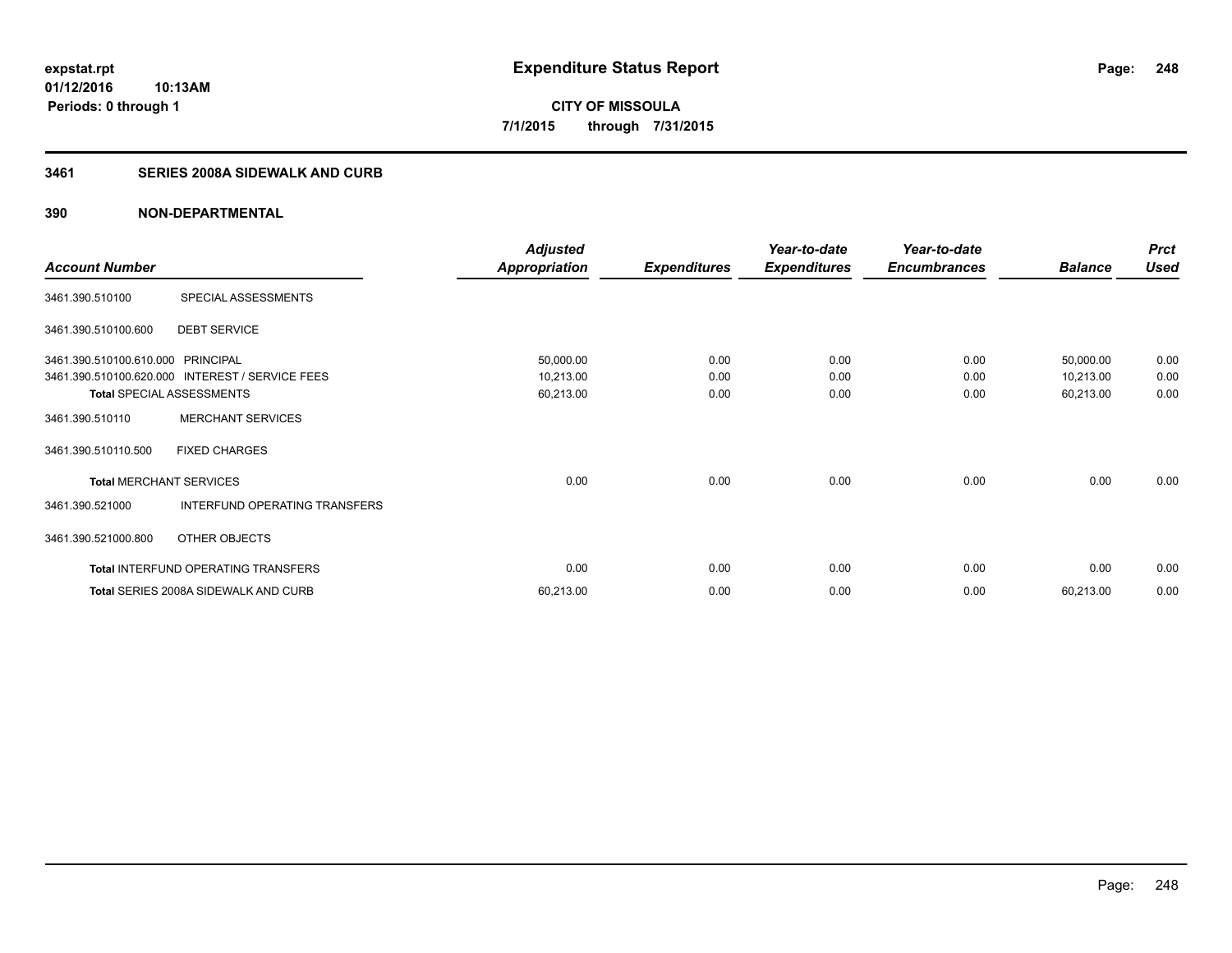**expstat.rpt**
**01/12/2016 10:13AM**
**Periods: 0 through 1**

# Expenditure Status Report

**CITY OF MISSOULA**
**7/1/2015 through 7/31/2015**

## 3461 SERIES 2008A SIDEWALK AND CURB

### 390 NON-DEPARTMENTAL

| Account Number | | Adjusted Appropriation | Expenditures | Year-to-date Expenditures | Year-to-date Encumbrances | Balance | Prct Used |
|---|---|---|---|---|---|---|---|
| 3461.390.510100 | SPECIAL ASSESSMENTS | | | | | | |
| 3461.390.510100.600 | DEBT SERVICE | | | | | | |
| 3461.390.510100.610.000 | PRINCIPAL | 50,000.00 | 0.00 | 0.00 | 0.00 | 50,000.00 | 0.00 |
| 3461.390.510100.620.000 | INTEREST / SERVICE FEES | 10,213.00 | 0.00 | 0.00 | 0.00 | 10,213.00 | 0.00 |
| **Total** SPECIAL ASSESSMENTS | | 60,213.00 | 0.00 | 0.00 | 0.00 | 60,213.00 | 0.00 |
| 3461.390.510110 | MERCHANT SERVICES | | | | | | |
| 3461.390.510110.500 | FIXED CHARGES | | | | | | |
| **Total** MERCHANT SERVICES | | 0.00 | 0.00 | 0.00 | 0.00 | 0.00 | 0.00 |
| 3461.390.521000 | INTERFUND OPERATING TRANSFERS | | | | | | |
| 3461.390.521000.800 | OTHER OBJECTS | | | | | | |
| **Total** INTERFUND OPERATING TRANSFERS | | 0.00 | 0.00 | 0.00 | 0.00 | 0.00 | 0.00 |
| **Total** SERIES 2008A SIDEWALK AND CURB | | 60,213.00 | 0.00 | 0.00 | 0.00 | 60,213.00 | 0.00 |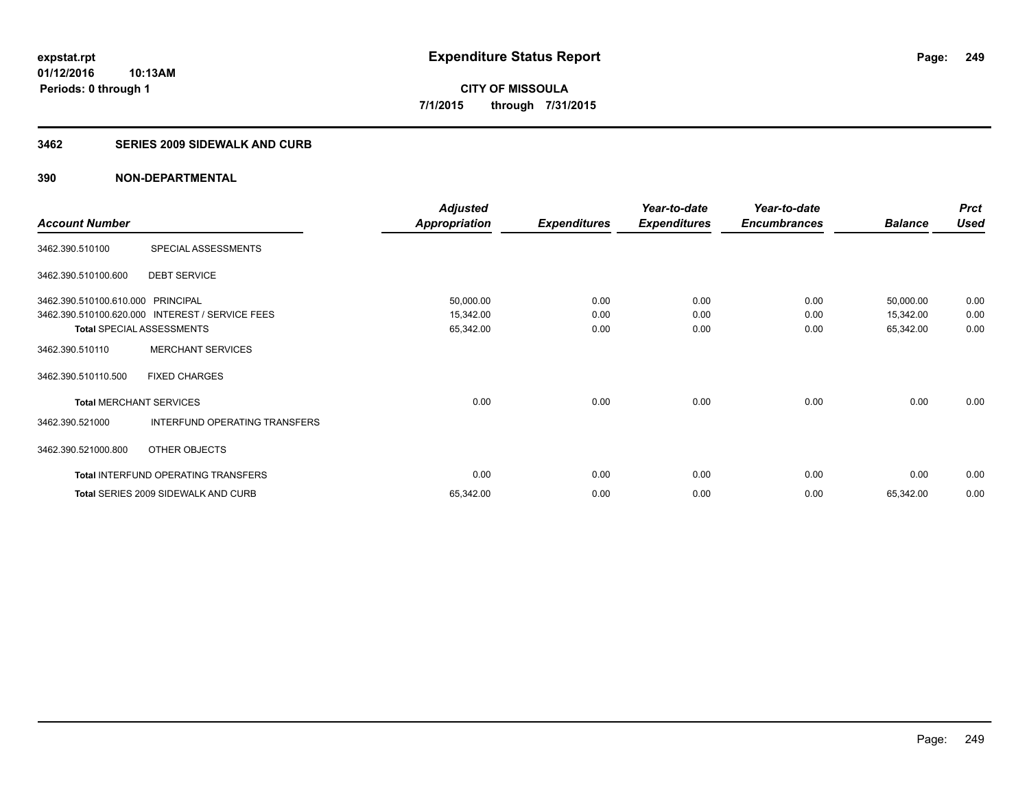**expstat.rpt**
**01/12/2016 10:13AM**
**Periods: 0 through 1**

# Expenditure Status Report

**CITY OF MISSOULA**
**7/1/2015 through 7/31/2015**

## 3462 SERIES 2009 SIDEWALK AND CURB

## 390 NON-DEPARTMENTAL

| Account Number | | Adjusted Appropriation | Expenditures | Year-to-date Expenditures | Year-to-date Encumbrances | Balance | Prct Used |
|---|---|---|---|---|---|---|---|
| 3462.390.510100 | SPECIAL ASSESSMENTS | | | | | | |
| 3462.390.510100.600 | DEBT SERVICE | | | | | | |
| 3462.390.510100.610.000 | PRINCIPAL | 50,000.00 | 0.00 | 0.00 | 0.00 | 50,000.00 | 0.00 |
| 3462.390.510100.620.000 | INTEREST / SERVICE FEES | 15,342.00 | 0.00 | 0.00 | 0.00 | 15,342.00 | 0.00 |
| **Total** SPECIAL ASSESSMENTS | | 65,342.00 | 0.00 | 0.00 | 0.00 | 65,342.00 | 0.00 |
| 3462.390.510110 | MERCHANT SERVICES | | | | | | |
| 3462.390.510110.500 | FIXED CHARGES | | | | | | |
| **Total** MERCHANT SERVICES | | 0.00 | 0.00 | 0.00 | 0.00 | 0.00 | 0.00 |
| 3462.390.521000 | INTERFUND OPERATING TRANSFERS | | | | | | |
| 3462.390.521000.800 | OTHER OBJECTS | | | | | | |
| **Total** INTERFUND OPERATING TRANSFERS | | 0.00 | 0.00 | 0.00 | 0.00 | 0.00 | 0.00 |
| **Total** SERIES 2009 SIDEWALK AND CURB | | 65,342.00 | 0.00 | 0.00 | 0.00 | 65,342.00 | 0.00 |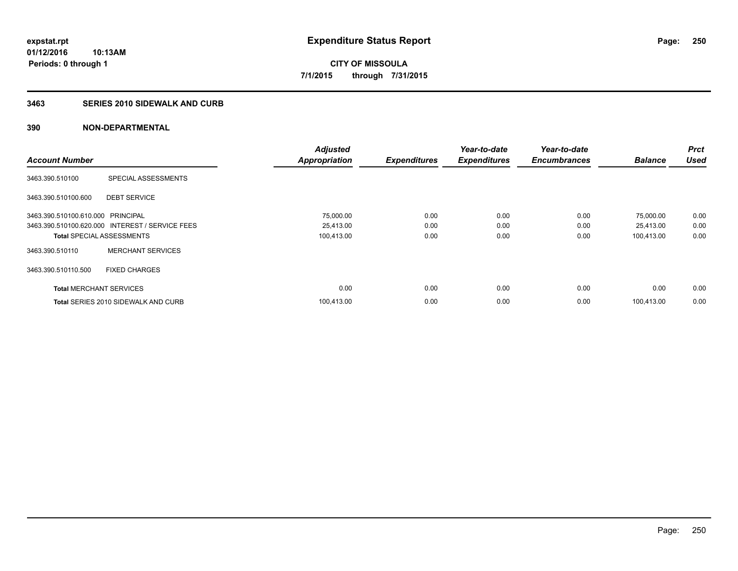**expstat.rpt**
**01/12/2016 10:13AM**
**Periods: 0 through 1**

# Expenditure Status Report

**CITY OF MISSOULA**
**7/1/2015 through 7/31/2015**

## 3463 SERIES 2010 SIDEWALK AND CURB

## 390 NON-DEPARTMENTAL

| Account Number | | Adjusted Appropriation | Expenditures | Year-to-date Expenditures | Year-to-date Encumbrances | Balance | Prct Used |
|---|---|---|---|---|---|---|---|
| 3463.390.510100 | SPECIAL ASSESSMENTS | | | | | | |
| 3463.390.510100.600 | DEBT SERVICE | | | | | | |
| 3463.390.510100.610.000 | PRINCIPAL | 75,000.00 | 0.00 | 0.00 | 0.00 | 75,000.00 | 0.00 |
| 3463.390.510100.620.000 | INTEREST / SERVICE FEES | 25,413.00 | 0.00 | 0.00 | 0.00 | 25,413.00 | 0.00 |
| **Total** SPECIAL ASSESSMENTS | | 100,413.00 | 0.00 | 0.00 | 0.00 | 100,413.00 | 0.00 |
| 3463.390.510110 | MERCHANT SERVICES | | | | | | |
| 3463.390.510110.500 | FIXED CHARGES | | | | | | |
| **Total** MERCHANT SERVICES | | 0.00 | 0.00 | 0.00 | 0.00 | 0.00 | 0.00 |
| **Total** SERIES 2010 SIDEWALK AND CURB | | 100,413.00 | 0.00 | 0.00 | 0.00 | 100,413.00 | 0.00 |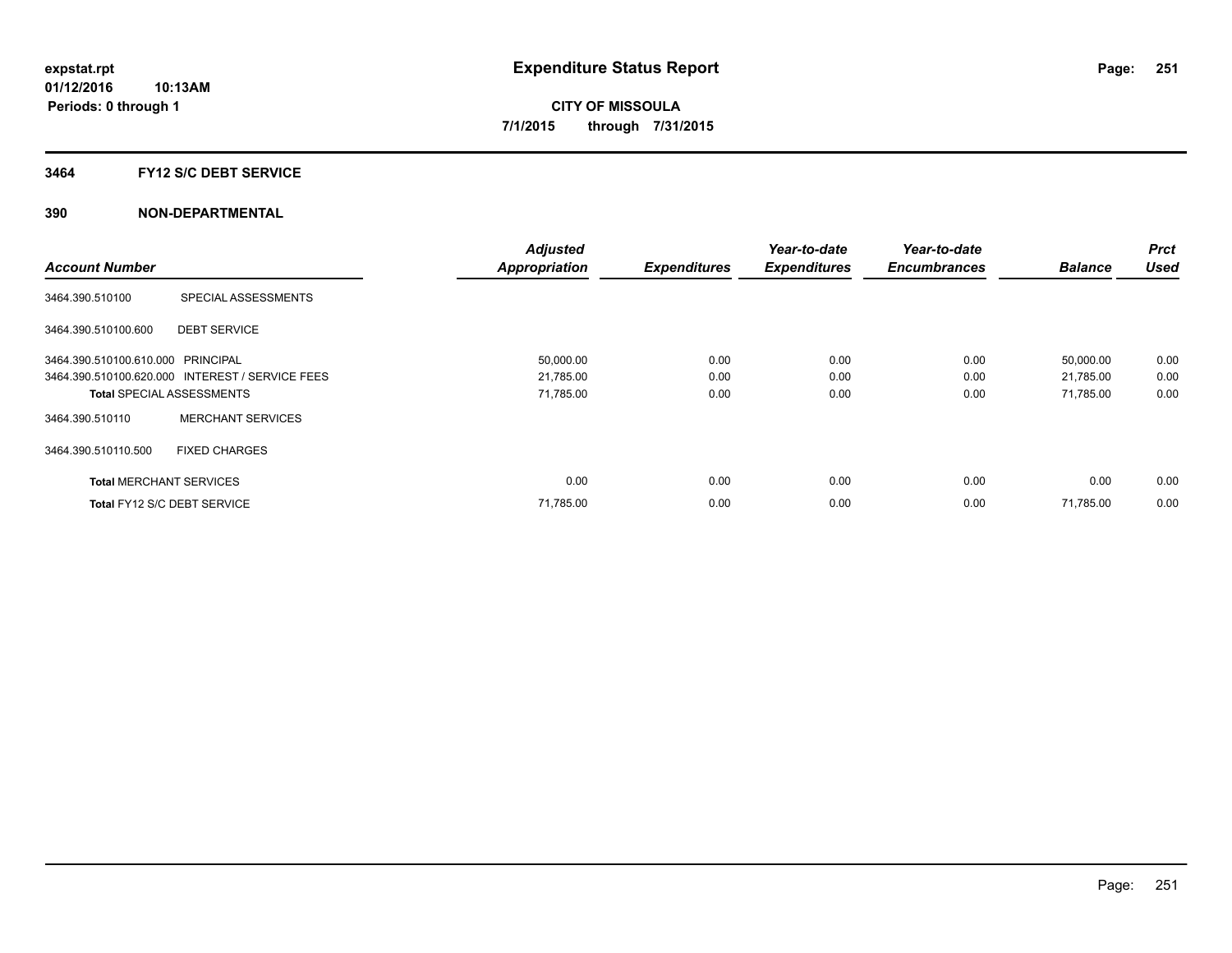**expstat.rpt**
**01/12/2016 10:13AM**
**Periods: 0 through 1**

# Expenditure Status Report

**CITY OF MISSOULA**
**7/1/2015 through 7/31/2015**

## 3464 FY12 S/C DEBT SERVICE

### 390 NON-DEPARTMENTAL

| Account Number | | Adjusted Appropriation | Expenditures | Year-to-date Expenditures | Year-to-date Encumbrances | Balance | Prct Used |
|---|---|---|---|---|---|---|---|
| 3464.390.510100 | SPECIAL ASSESSMENTS | | | | | | |
| 3464.390.510100.600 | DEBT SERVICE | | | | | | |
| 3464.390.510100.610.000 | PRINCIPAL | 50,000.00 | 0.00 | 0.00 | 0.00 | 50,000.00 | 0.00 |
| 3464.390.510100.620.000 | INTEREST / SERVICE FEES | 21,785.00 | 0.00 | 0.00 | 0.00 | 21,785.00 | 0.00 |
| **Total** SPECIAL ASSESSMENTS | | 71,785.00 | 0.00 | 0.00 | 0.00 | 71,785.00 | 0.00 |
| 3464.390.510110 | MERCHANT SERVICES | | | | | | |
| 3464.390.510110.500 | FIXED CHARGES | | | | | | |
| **Total** MERCHANT SERVICES | | 0.00 | 0.00 | 0.00 | 0.00 | 0.00 | 0.00 |
| **Total** FY12 S/C DEBT SERVICE | | 71,785.00 | 0.00 | 0.00 | 0.00 | 71,785.00 | 0.00 |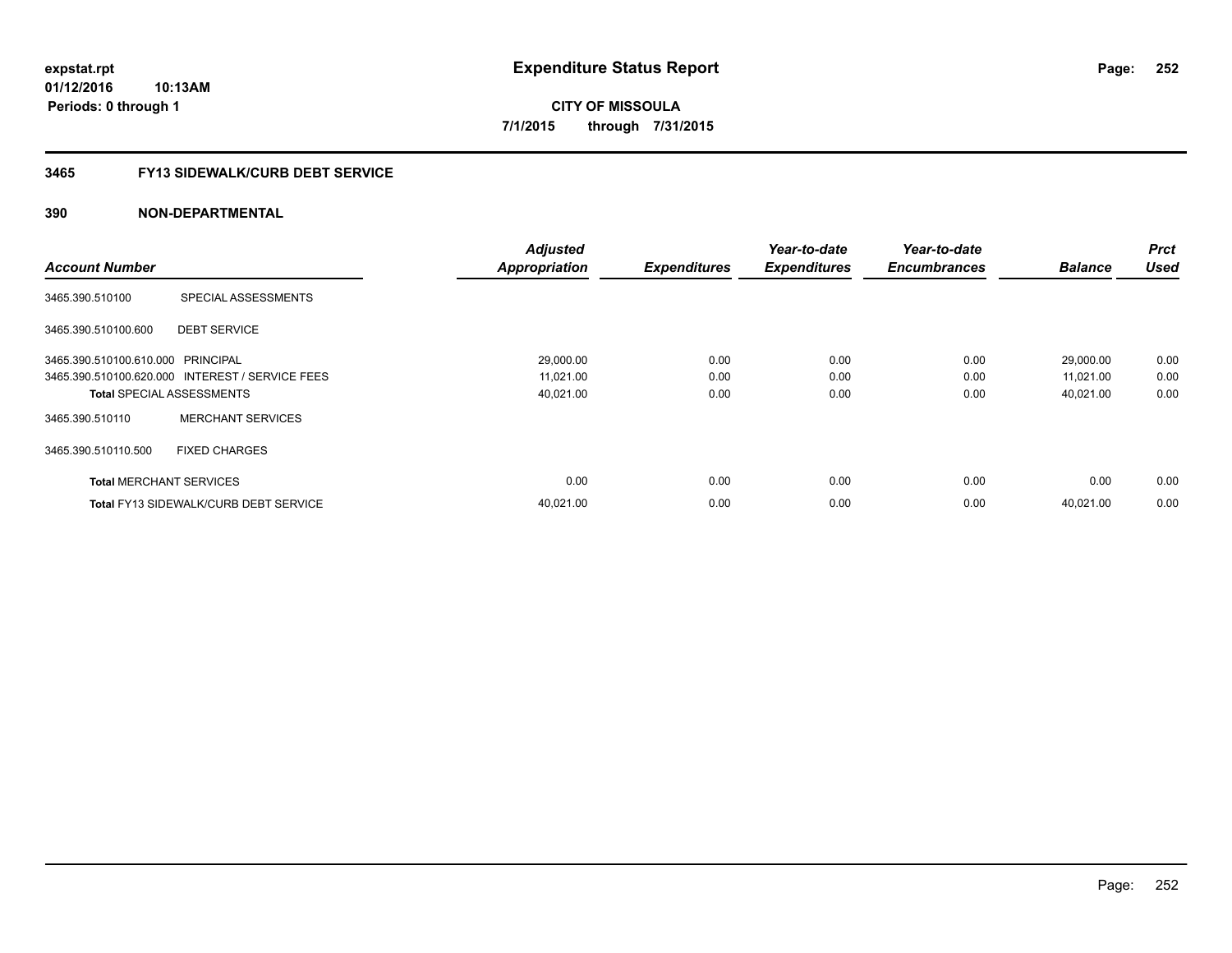**expstat.rpt**
**01/12/2016 10:13AM**
**Periods: 0 through 1**

# Expenditure Status Report

**CITY OF MISSOULA**
**7/1/2015 through 7/31/2015**

## 3465 FY13 SIDEWALK/CURB DEBT SERVICE

### 390 NON-DEPARTMENTAL

| Account Number | | Adjusted Appropriation | Expenditures | Year-to-date Expenditures | Year-to-date Encumbrances | Balance | Prct Used |
|---|---|---|---|---|---|---|---|
| 3465.390.510100 | SPECIAL ASSESSMENTS | | | | | | |
| 3465.390.510100.600 | DEBT SERVICE | | | | | | |
| 3465.390.510100.610.000 | PRINCIPAL | 29,000.00 | 0.00 | 0.00 | 0.00 | 29,000.00 | 0.00 |
| 3465.390.510100.620.000 | INTEREST / SERVICE FEES | 11,021.00 | 0.00 | 0.00 | 0.00 | 11,021.00 | 0.00 |
| **Total** SPECIAL ASSESSMENTS | | 40,021.00 | 0.00 | 0.00 | 0.00 | 40,021.00 | 0.00 |
| 3465.390.510110 | MERCHANT SERVICES | | | | | | |
| 3465.390.510110.500 | FIXED CHARGES | | | | | | |
| **Total** MERCHANT SERVICES | | 0.00 | 0.00 | 0.00 | 0.00 | 0.00 | 0.00 |
| **Total** FY13 SIDEWALK/CURB DEBT SERVICE | | 40,021.00 | 0.00 | 0.00 | 0.00 | 40,021.00 | 0.00 |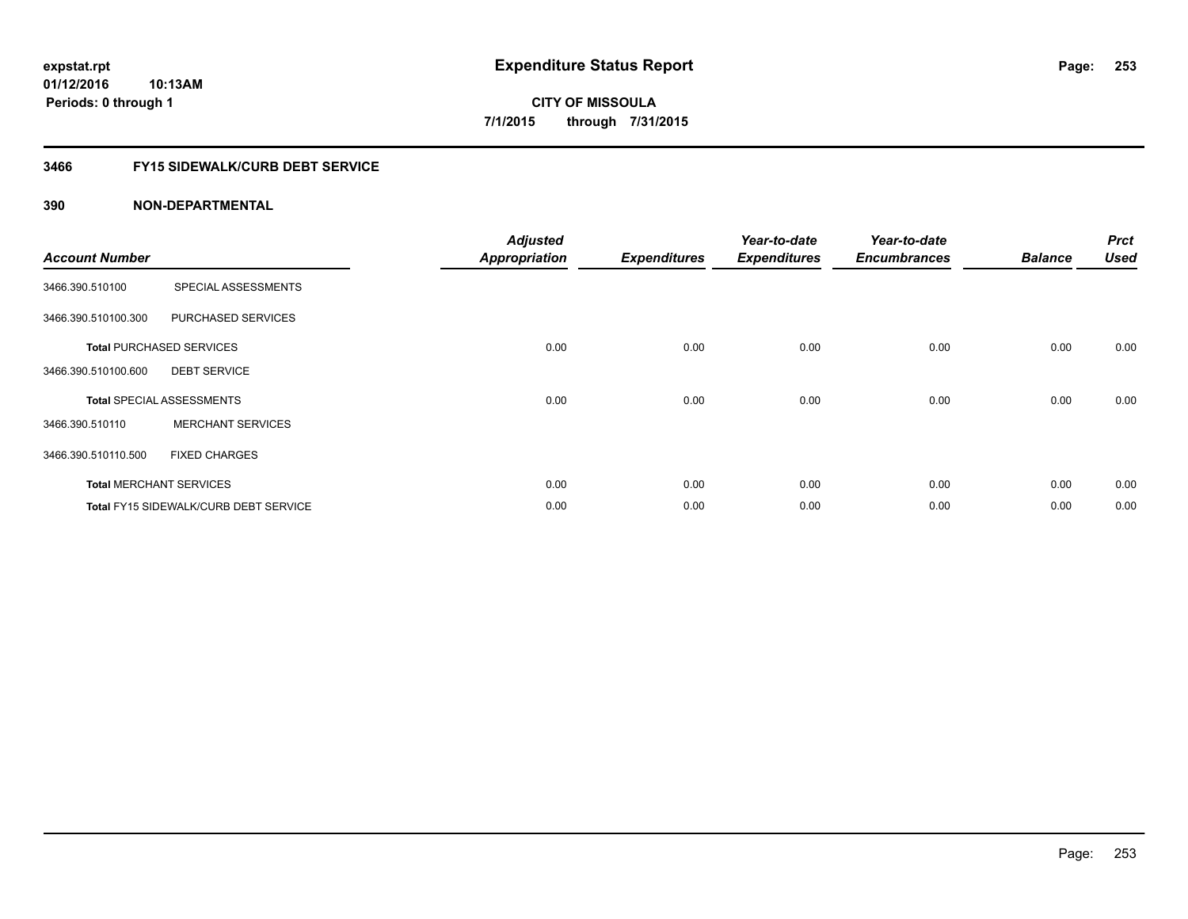# Expenditure Status Report

expstat.rpt
01/12/2016 10:13AM
Periods: 0 through 1

**CITY OF MISSOULA**
**7/1/2015 through 7/31/2015**

## 3466 FY15 SIDEWALK/CURB DEBT SERVICE

### 390 NON-DEPARTMENTAL

| Account Number | | Adjusted Appropriation | Expenditures | Year-to-date Expenditures | Year-to-date Encumbrances | Balance | Prct Used |
|---|---|---|---|---|---|---|---|
| 3466.390.510100 | SPECIAL ASSESSMENTS | | | | | | |
| 3466.390.510100.300 | PURCHASED SERVICES | | | | | | |
| **Total** PURCHASED SERVICES | | 0.00 | 0.00 | 0.00 | 0.00 | 0.00 | 0.00 |
| 3466.390.510100.600 | DEBT SERVICE | | | | | | |
| **Total** SPECIAL ASSESSMENTS | | 0.00 | 0.00 | 0.00 | 0.00 | 0.00 | 0.00 |
| 3466.390.510110 | MERCHANT SERVICES | | | | | | |
| 3466.390.510110.500 | FIXED CHARGES | | | | | | |
| **Total** MERCHANT SERVICES | | 0.00 | 0.00 | 0.00 | 0.00 | 0.00 | 0.00 |
| **Total** FY15 SIDEWALK/CURB DEBT SERVICE | | 0.00 | 0.00 | 0.00 | 0.00 | 0.00 | 0.00 |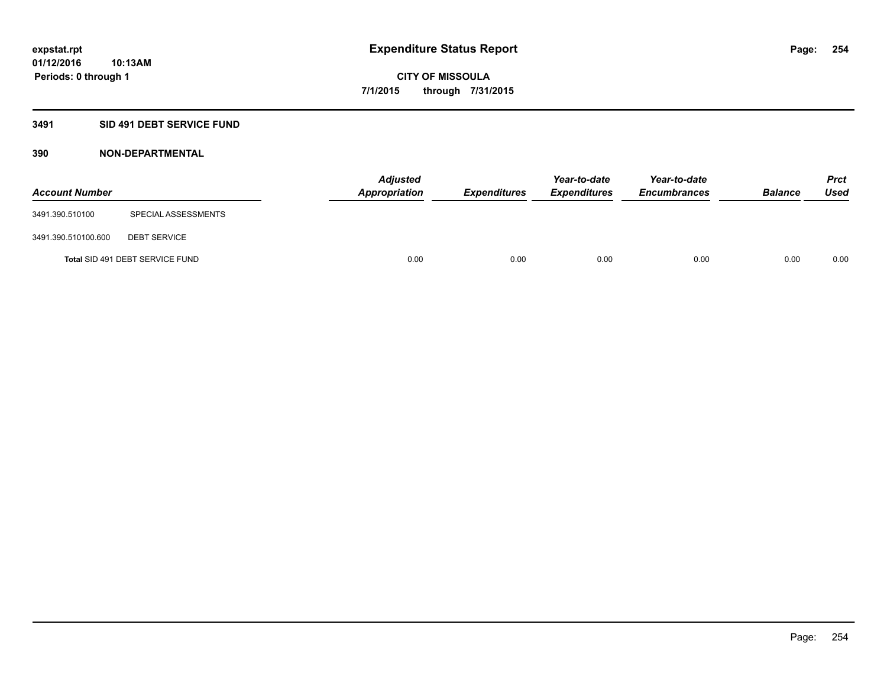expstat.rpt
01/12/2016 10:13AM
Periods: 0 through 1

# Expenditure Status Report

**CITY OF MISSOULA**
**7/1/2015 through 7/31/2015**

## 3491 SID 491 DEBT SERVICE FUND

### 390 NON-DEPARTMENTAL

| Account Number | | Adjusted Appropriation | Expenditures | Year-to-date Expenditures | Year-to-date Encumbrances | Balance | Prct Used |
|---|---|---|---|---|---|---|---|
| 3491.390.510100 | SPECIAL ASSESSMENTS | | | | | | |
| 3491.390.510100.600 | DEBT SERVICE | | | | | | |
| **Total** SID 491 DEBT SERVICE FUND | | 0.00 | 0.00 | 0.00 | 0.00 | 0.00 | 0.00 |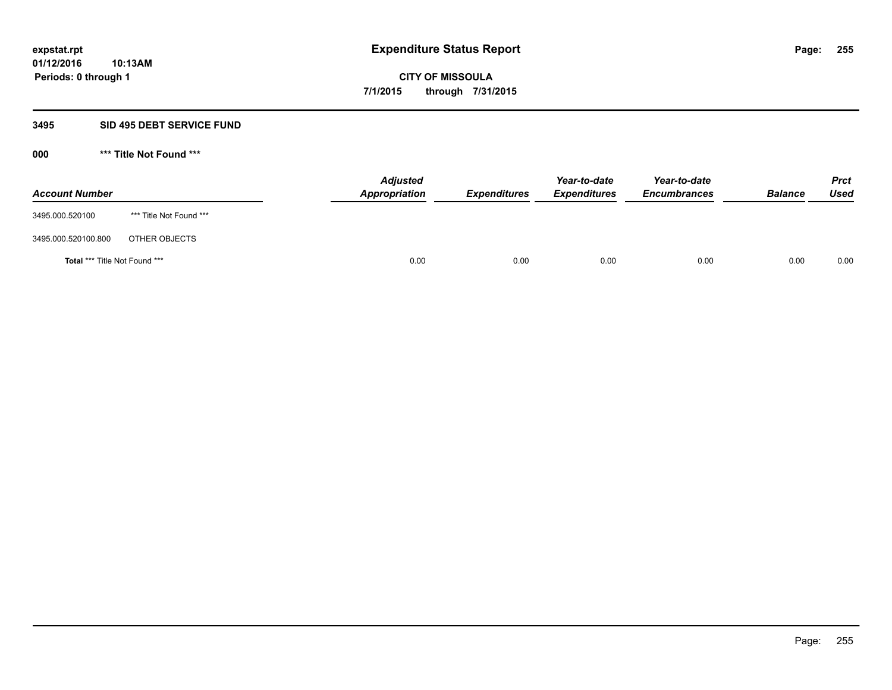# Expenditure Status Report

expstat.rpt
01/12/2016 10:13AM
Periods: 0 through 1

**CITY OF MISSOULA**
**7/1/2015 through 7/31/2015**

## 3495 SID 495 DEBT SERVICE FUND

### 000 *** Title Not Found ***

| Account Number | | Adjusted Appropriation | Expenditures | Year-to-date Expenditures | Year-to-date Encumbrances | Balance | Prct Used |
|---|---|---|---|---|---|---|---|
| 3495.000.520100 | *** Title Not Found *** | | | | | | |
| 3495.000.520100.800 | OTHER OBJECTS | | | | | | |
| **Total** *** Title Not Found *** | | 0.00 | 0.00 | 0.00 | 0.00 | 0.00 | 0.00 |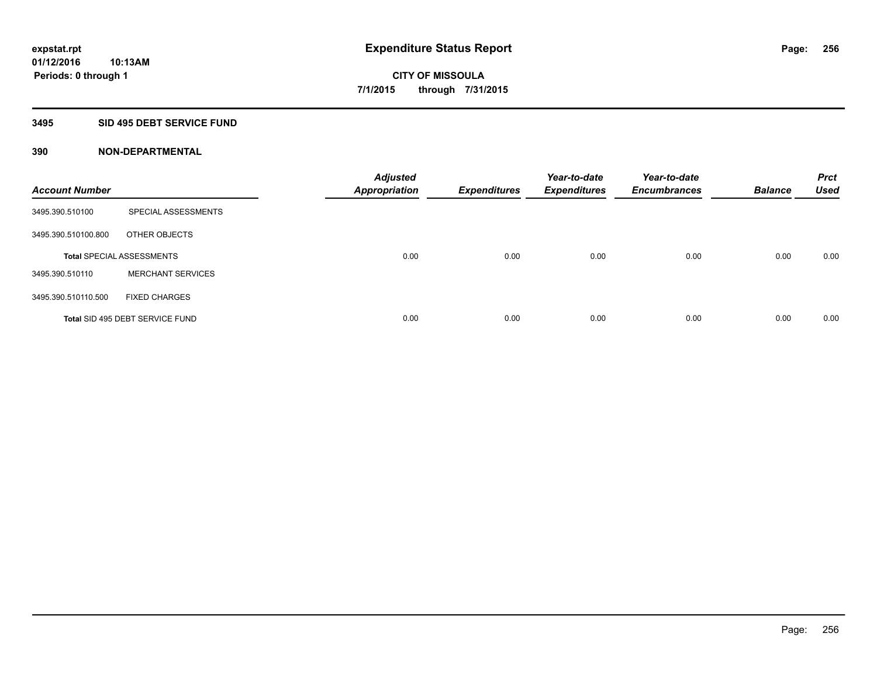# Expenditure Status Report

expstat.rpt
01/12/2016 10:13AM
Periods: 0 through 1

**CITY OF MISSOULA**
**7/1/2015 through 7/31/2015**

## 3495 SID 495 DEBT SERVICE FUND

### 390 NON-DEPARTMENTAL

| Account Number | | Adjusted Appropriation | Expenditures | Year-to-date Expenditures | Year-to-date Encumbrances | Balance | Prct Used |
|---|---|---|---|---|---|---|---|
| 3495.390.510100 | SPECIAL ASSESSMENTS | | | | | | |
| 3495.390.510100.800 | OTHER OBJECTS | | | | | | |
| **Total** SPECIAL ASSESSMENTS | | 0.00 | 0.00 | 0.00 | 0.00 | 0.00 | 0.00 |
| 3495.390.510110 | MERCHANT SERVICES | | | | | | |
| 3495.390.510110.500 | FIXED CHARGES | | | | | | |
| **Total** SID 495 DEBT SERVICE FUND | | 0.00 | 0.00 | 0.00 | 0.00 | 0.00 | 0.00 |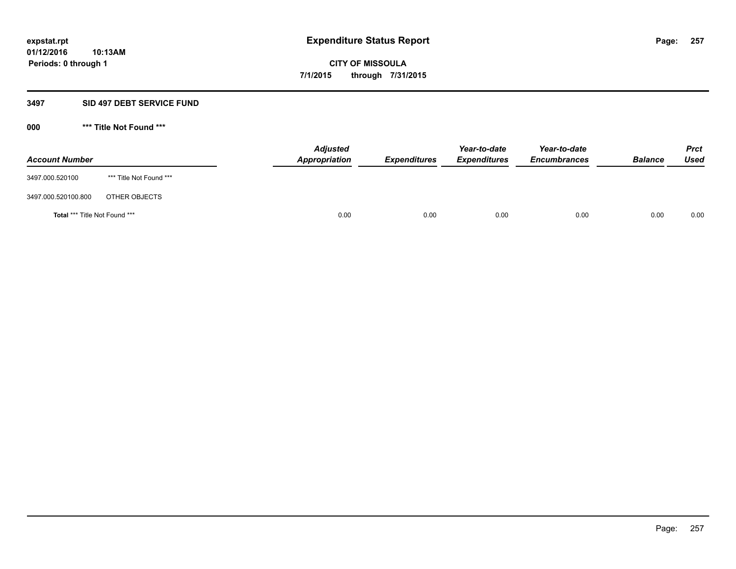**expstat.rpt**
**01/12/2016 10:13AM**
**Periods: 0 through 1**

# Expenditure Status Report

**CITY OF MISSOULA**
**7/1/2015 through 7/31/2015**

## 3497 SID 497 DEBT SERVICE FUND

### 000 *** Title Not Found ***

| Account Number | | Adjusted Appropriation | Expenditures | Year-to-date Expenditures | Year-to-date Encumbrances | Balance | Prct Used |
|---|---|---|---|---|---|---|---|
| 3497.000.520100 | *** Title Not Found *** | | | | | | |
| 3497.000.520100.800 | OTHER OBJECTS | | | | | | |
| **Total** *** Title Not Found *** | | 0.00 | 0.00 | 0.00 | 0.00 | 0.00 | 0.00 |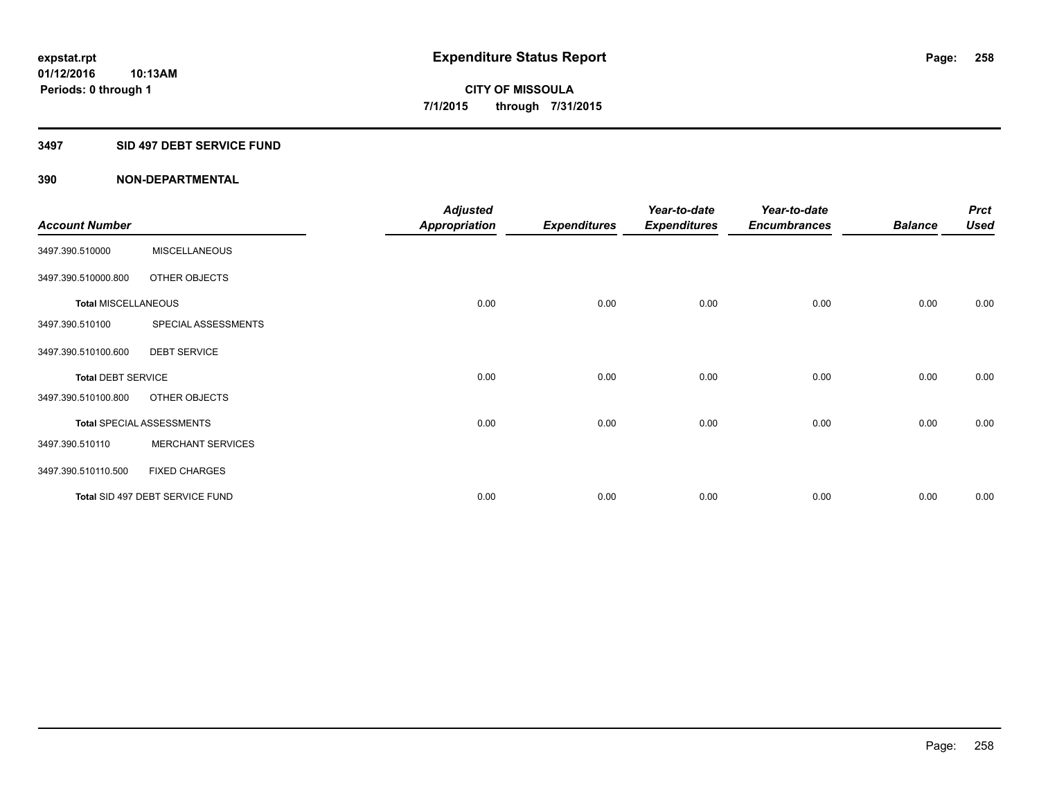**expstat.rpt**
**01/12/2016 10:13AM**
**Periods: 0 through 1**

# Expenditure Status Report

**CITY OF MISSOULA**
**7/1/2015 through 7/31/2015**

## 3497 SID 497 DEBT SERVICE FUND

### 390 NON-DEPARTMENTAL

| Account Number | | Adjusted Appropriation | Expenditures | Year-to-date Expenditures | Year-to-date Encumbrances | Balance | Prct Used |
|---|---|---|---|---|---|---|---|
| 3497.390.510000 | MISCELLANEOUS | | | | | | |
| 3497.390.510000.800 | OTHER OBJECTS | | | | | | |
| **Total** MISCELLANEOUS | | 0.00 | 0.00 | 0.00 | 0.00 | 0.00 | 0.00 |
| 3497.390.510100 | SPECIAL ASSESSMENTS | | | | | | |
| 3497.390.510100.600 | DEBT SERVICE | | | | | | |
| **Total** DEBT SERVICE | | 0.00 | 0.00 | 0.00 | 0.00 | 0.00 | 0.00 |
| 3497.390.510100.800 | OTHER OBJECTS | | | | | | |
| **Total** SPECIAL ASSESSMENTS | | 0.00 | 0.00 | 0.00 | 0.00 | 0.00 | 0.00 |
| 3497.390.510110 | MERCHANT SERVICES | | | | | | |
| 3497.390.510110.500 | FIXED CHARGES | | | | | | |
| **Total** SID 497 DEBT SERVICE FUND | | 0.00 | 0.00 | 0.00 | 0.00 | 0.00 | 0.00 |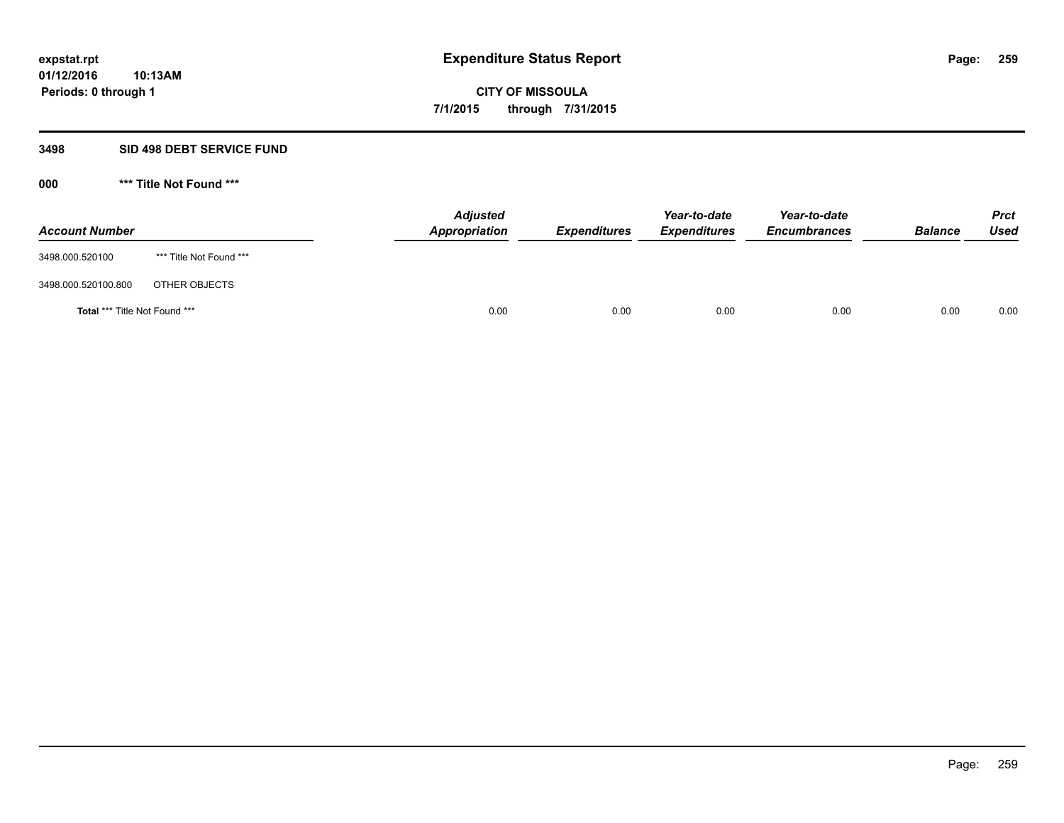**expstat.rpt**
**01/12/2016 10:13AM**
**Periods: 0 through 1**

# Expenditure Status Report

**CITY OF MISSOULA**
**7/1/2015 through 7/31/2015**

## 3498 SID 498 DEBT SERVICE FUND

### 000 *** Title Not Found ***

| Account Number | | Adjusted Appropriation | Expenditures | Year-to-date Expenditures | Year-to-date Encumbrances | Balance | Prct Used |
|---|---|---|---|---|---|---|---|
| 3498.000.520100 | *** Title Not Found *** | | | | | | |
| 3498.000.520100.800 | OTHER OBJECTS | | | | | | |
| **Total** *** Title Not Found *** | | 0.00 | 0.00 | 0.00 | 0.00 | 0.00 | 0.00 |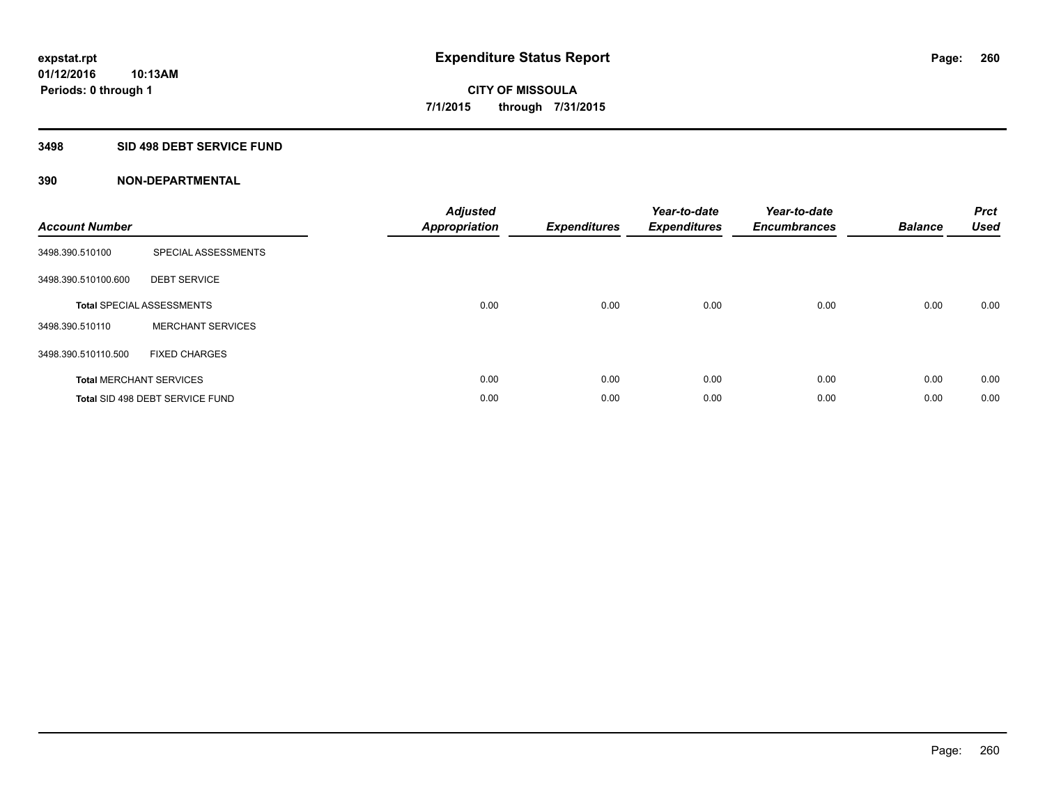expstat.rpt
01/12/2016 10:13AM
Periods: 0 through 1

# Expenditure Status Report

**CITY OF MISSOULA**
**7/1/2015 through 7/31/2015**

## 3498 SID 498 DEBT SERVICE FUND

## 390 NON-DEPARTMENTAL

| Account Number | | Adjusted Appropriation | Expenditures | Year-to-date Expenditures | Year-to-date Encumbrances | Balance | Prct Used |
|---|---|---|---|---|---|---|---|
| 3498.390.510100 | SPECIAL ASSESSMENTS | | | | | | |
| 3498.390.510100.600 | DEBT SERVICE | | | | | | |
| **Total** SPECIAL ASSESSMENTS | | 0.00 | 0.00 | 0.00 | 0.00 | 0.00 | 0.00 |
| 3498.390.510110 | MERCHANT SERVICES | | | | | | |
| 3498.390.510110.500 | FIXED CHARGES | | | | | | |
| **Total** MERCHANT SERVICES | | 0.00 | 0.00 | 0.00 | 0.00 | 0.00 | 0.00 |
| **Total** SID 498 DEBT SERVICE FUND | | 0.00 | 0.00 | 0.00 | 0.00 | 0.00 | 0.00 |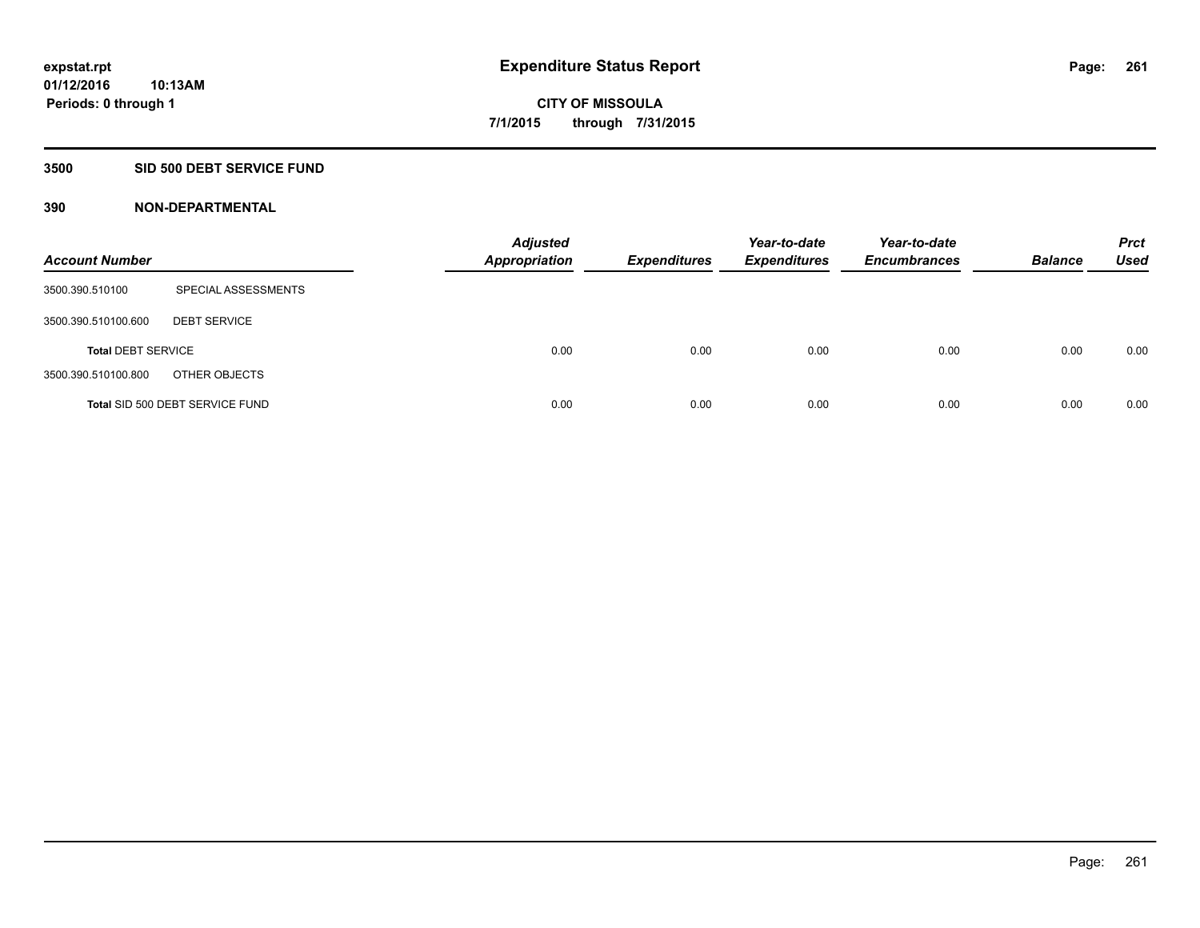**expstat.rpt**
**01/12/2016 10:13AM**
**Periods: 0 through 1**

# Expenditure Status Report

**CITY OF MISSOULA**
**7/1/2015 through 7/31/2015**

## 3500 SID 500 DEBT SERVICE FUND

### 390 NON-DEPARTMENTAL

| Account Number | | Adjusted Appropriation | Expenditures | Year-to-date Expenditures | Year-to-date Encumbrances | Balance | Prct Used |
|---|---|---|---|---|---|---|---|
| 3500.390.510100 | SPECIAL ASSESSMENTS | | | | | | |
| 3500.390.510100.600 | DEBT SERVICE | | | | | | |
| **Total** DEBT SERVICE | | 0.00 | 0.00 | 0.00 | 0.00 | 0.00 | 0.00 |
| 3500.390.510100.800 | OTHER OBJECTS | | | | | | |
| **Total** SID 500 DEBT SERVICE FUND | | 0.00 | 0.00 | 0.00 | 0.00 | 0.00 | 0.00 |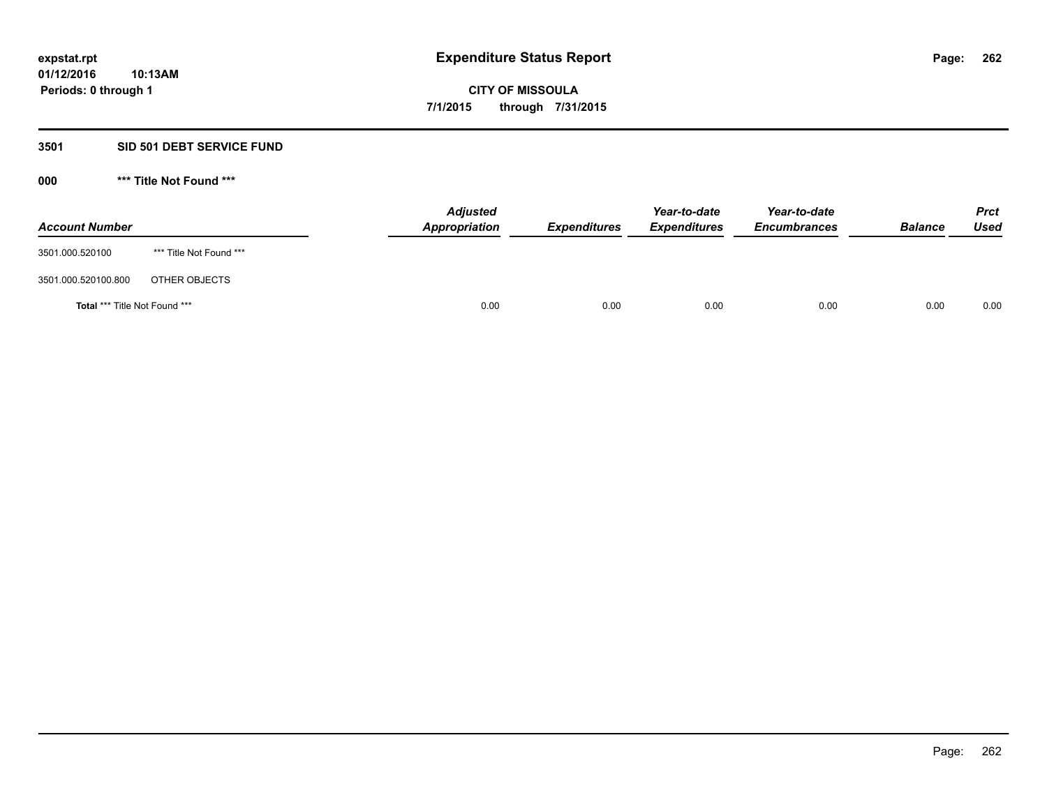expstat.rpt
01/12/2016 10:13AM
Periods: 0 through 1

# Expenditure Status Report

**CITY OF MISSOULA**
**7/1/2015 through 7/31/2015**

## 3501 SID 501 DEBT SERVICE FUND

### 000 *** Title Not Found ***

| Account Number | | Adjusted Appropriation | Expenditures | Year-to-date Expenditures | Year-to-date Encumbrances | Balance | Prct Used |
|---|---|---|---|---|---|---|---|
| 3501.000.520100 | *** Title Not Found *** | | | | | | |
| 3501.000.520100.800 | OTHER OBJECTS | | | | | | |
| **Total** *** Title Not Found *** | | 0.00 | 0.00 | 0.00 | 0.00 | 0.00 | 0.00 |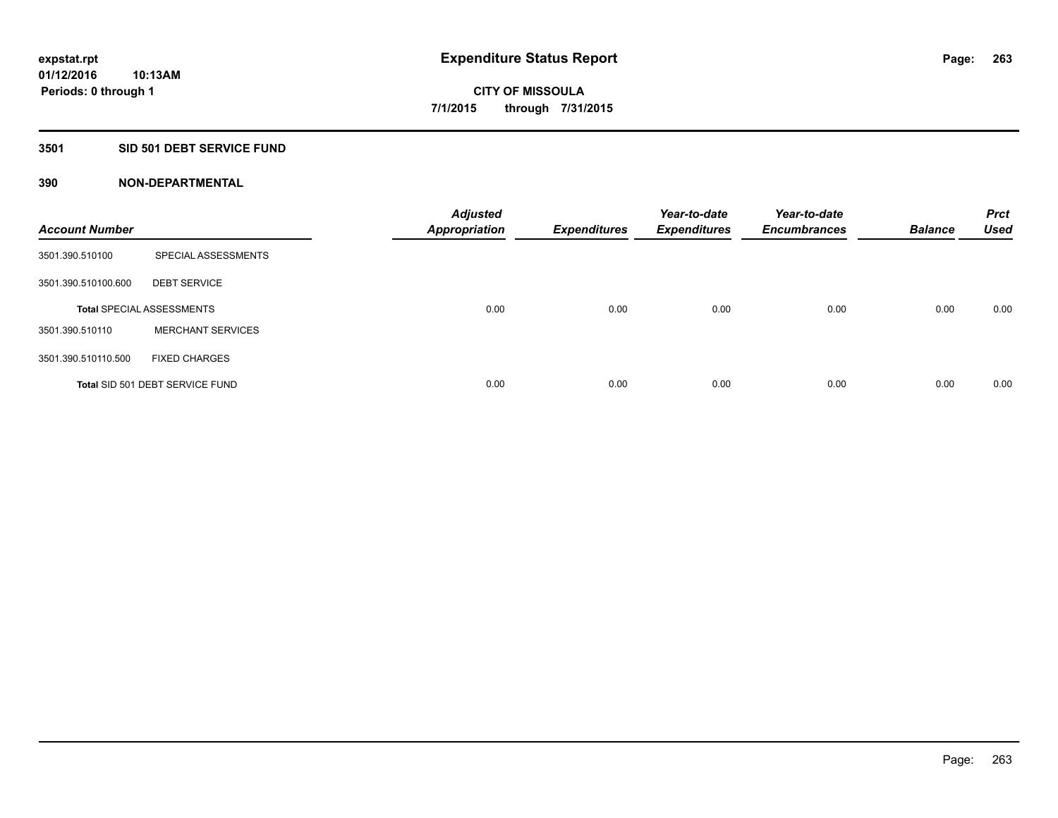**expstat.rpt**
**01/12/2016 10:13AM**
**Periods: 0 through 1**

# Expenditure Status Report

**CITY OF MISSOULA**
**7/1/2015 through 7/31/2015**

## 3501 SID 501 DEBT SERVICE FUND

### 390 NON-DEPARTMENTAL

| Account Number | | Adjusted Appropriation | Expenditures | Year-to-date Expenditures | Year-to-date Encumbrances | Balance | Prct Used |
|---|---|---|---|---|---|---|---|
| 3501.390.510100 | SPECIAL ASSESSMENTS | | | | | | |
| 3501.390.510100.600 | DEBT SERVICE | | | | | | |
| **Total** SPECIAL ASSESSMENTS | | 0.00 | 0.00 | 0.00 | 0.00 | 0.00 | 0.00 |
| 3501.390.510110 | MERCHANT SERVICES | | | | | | |
| 3501.390.510110.500 | FIXED CHARGES | | | | | | |
| **Total** SID 501 DEBT SERVICE FUND | | 0.00 | 0.00 | 0.00 | 0.00 | 0.00 | 0.00 |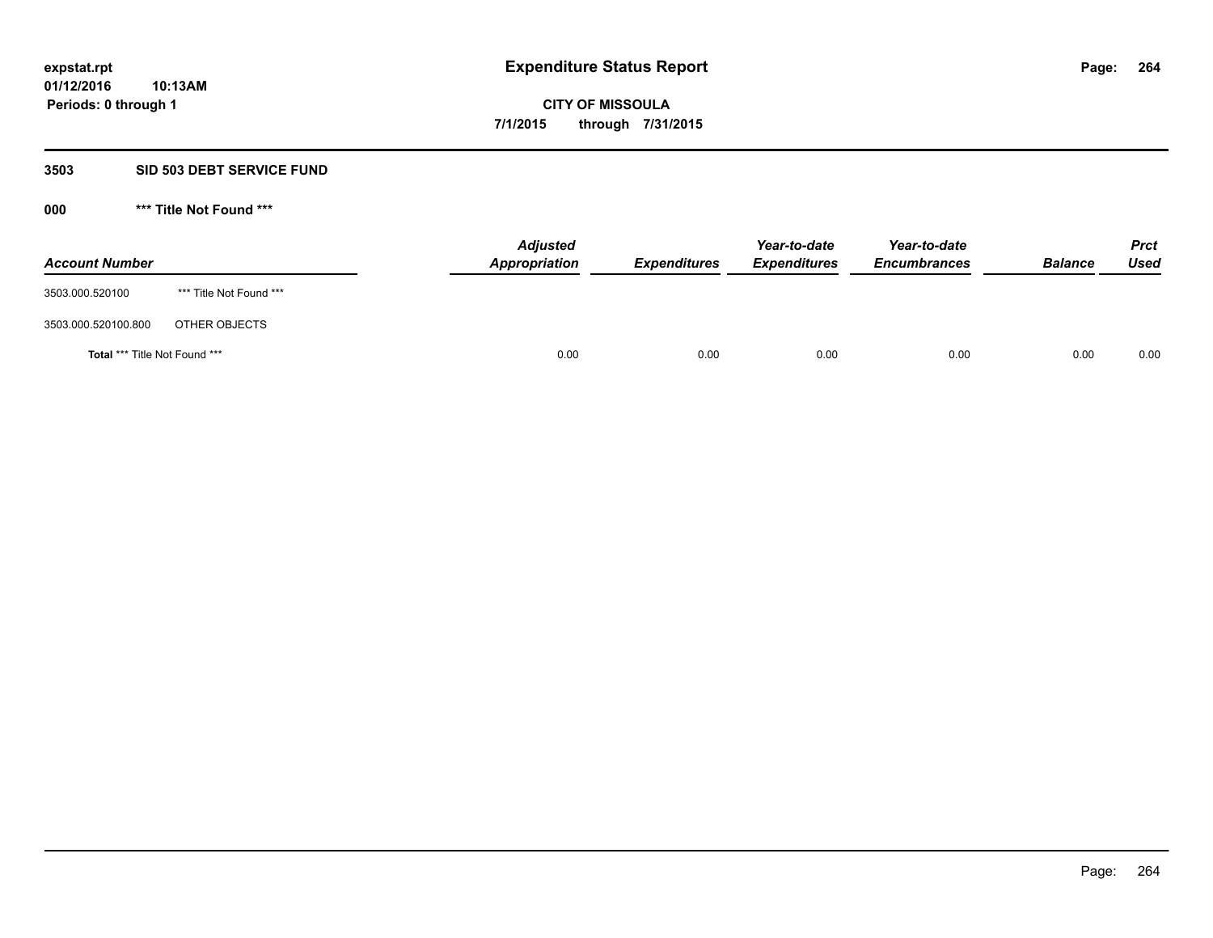expstat.rpt
01/12/2016 10:13AM
Periods: 0 through 1

# Expenditure Status Report

**CITY OF MISSOULA**
**7/1/2015 through 7/31/2015**

## 3503 SID 503 DEBT SERVICE FUND

### 000 *** Title Not Found ***

| Account Number | | Adjusted Appropriation | Expenditures | Year-to-date Expenditures | Year-to-date Encumbrances | Balance | Prct Used |
|---|---|---|---|---|---|---|---|
| 3503.000.520100 | *** Title Not Found *** | | | | | | |
| 3503.000.520100.800 | OTHER OBJECTS | | | | | | |
| **Total** *** Title Not Found *** | | 0.00 | 0.00 | 0.00 | 0.00 | 0.00 | 0.00 |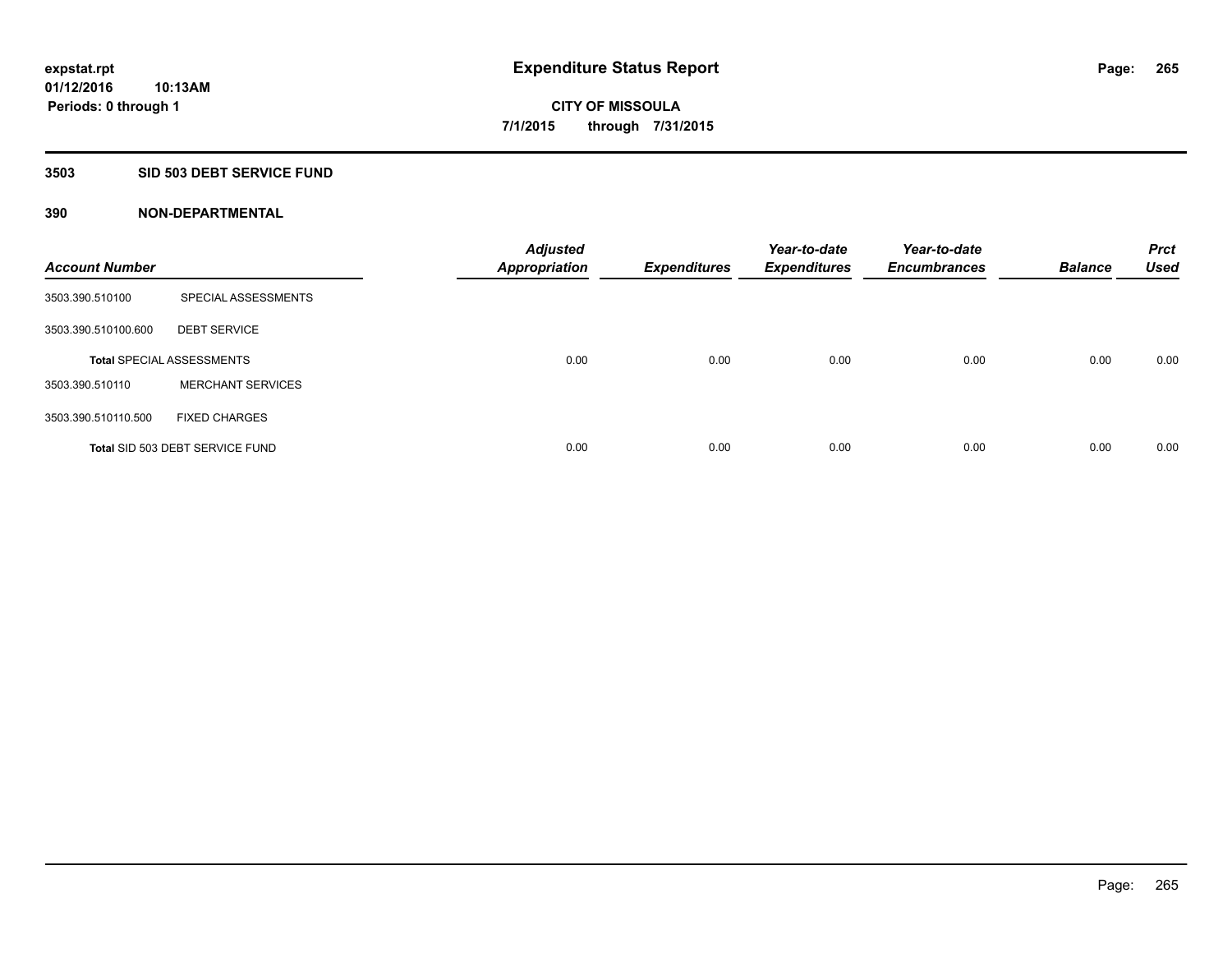**expstat.rpt**
**01/12/2016 10:13AM**
**Periods: 0 through 1**

# Expenditure Status Report

**CITY OF MISSOULA**
**7/1/2015 through 7/31/2015**

## 3503 SID 503 DEBT SERVICE FUND

### 390 NON-DEPARTMENTAL

| Account Number | | Adjusted Appropriation | Expenditures | Year-to-date Expenditures | Year-to-date Encumbrances | Balance | Prct Used |
|---|---|---|---|---|---|---|---|
| 3503.390.510100 | SPECIAL ASSESSMENTS | | | | | | |
| 3503.390.510100.600 | DEBT SERVICE | | | | | | |
| **Total** SPECIAL ASSESSMENTS | | 0.00 | 0.00 | 0.00 | 0.00 | 0.00 | 0.00 |
| 3503.390.510110 | MERCHANT SERVICES | | | | | | |
| 3503.390.510110.500 | FIXED CHARGES | | | | | | |
| **Total** SID 503 DEBT SERVICE FUND | | 0.00 | 0.00 | 0.00 | 0.00 | 0.00 | 0.00 |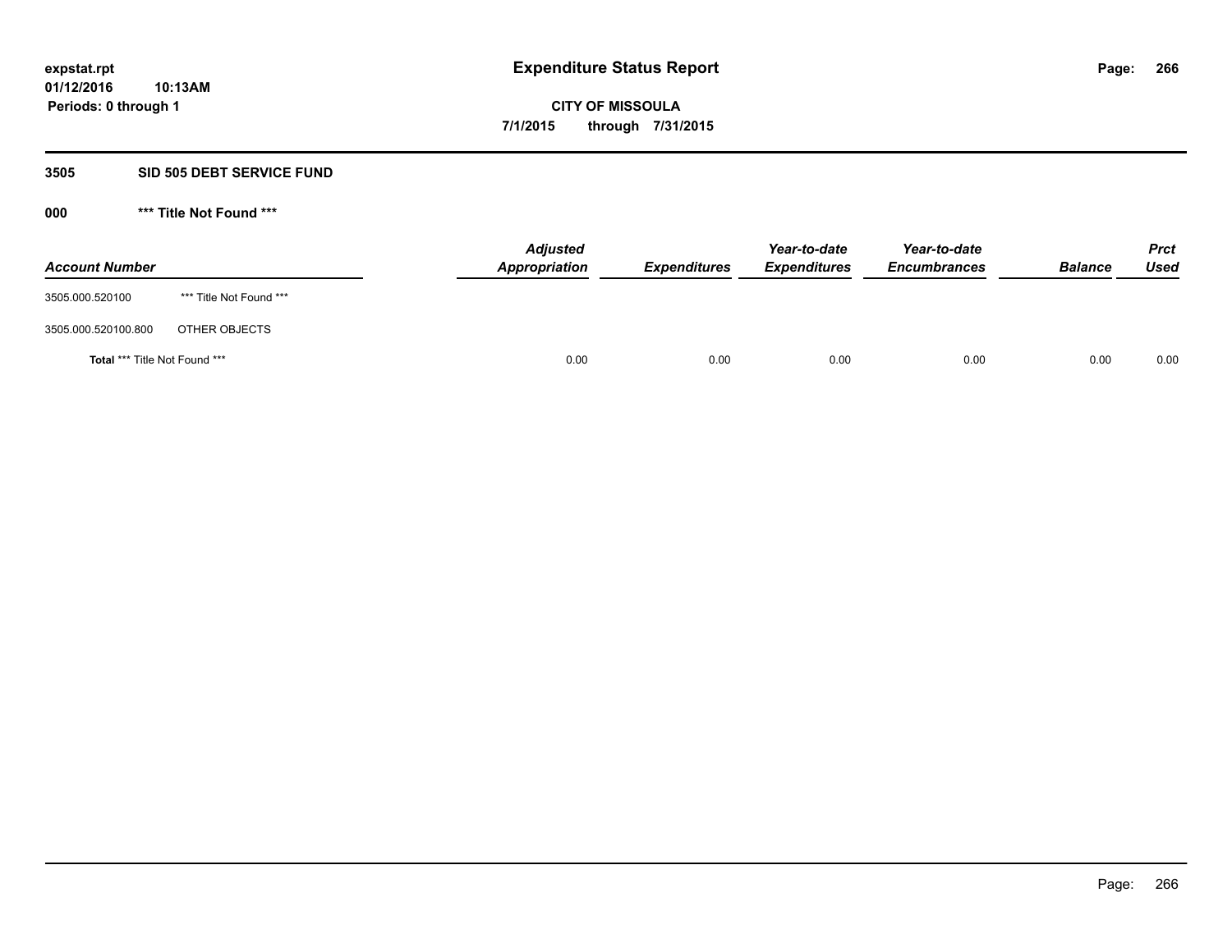# Expenditure Status Report

expstat.rpt
01/12/2016 10:13AM
Periods: 0 through 1

CITY OF MISSOULA
7/1/2015 through 7/31/2015

## 3505 SID 505 DEBT SERVICE FUND

### 000 *** Title Not Found ***

| Account Number | | Adjusted Appropriation | Expenditures | Year-to-date Expenditures | Year-to-date Encumbrances | Balance | Prct Used |
|---|---|---|---|---|---|---|---|
| 3505.000.520100 | *** Title Not Found *** | | | | | | |
| 3505.000.520100.800 | OTHER OBJECTS | | | | | | |
| **Total** *** Title Not Found *** | | 0.00 | 0.00 | 0.00 | 0.00 | 0.00 | 0.00 |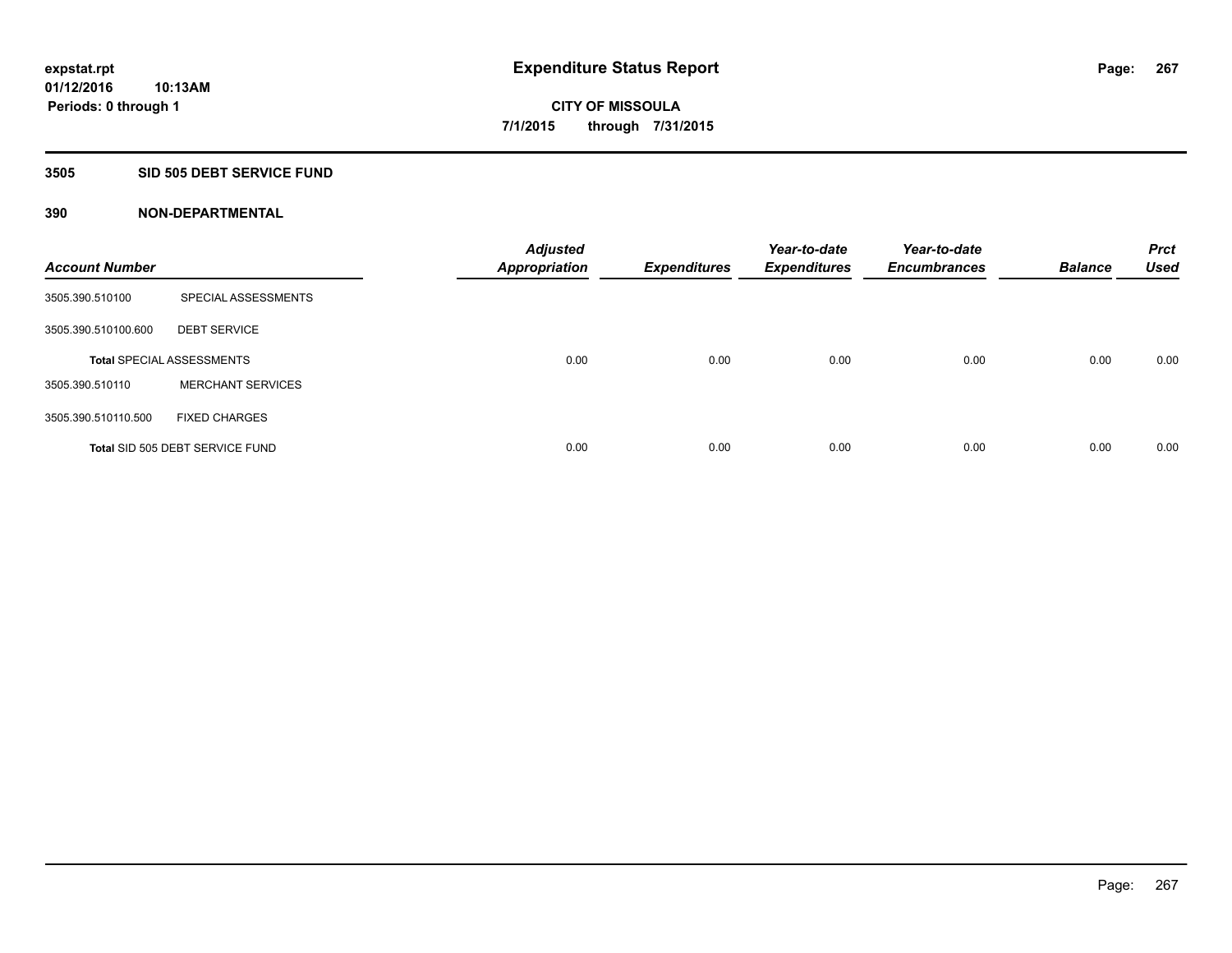# Expenditure Status Report

expstat.rpt
01/12/2016 10:13AM
Periods: 0 through 1

**CITY OF MISSOULA**
**7/1/2015 through 7/31/2015**

## 3505 SID 505 DEBT SERVICE FUND

### 390 NON-DEPARTMENTAL

| Account Number | | Adjusted Appropriation | Expenditures | Year-to-date Expenditures | Year-to-date Encumbrances | Balance | Prct Used |
|---|---|---|---|---|---|---|---|
| 3505.390.510100 | SPECIAL ASSESSMENTS | | | | | | |
| 3505.390.510100.600 | DEBT SERVICE | | | | | | |
| Total SPECIAL ASSESSMENTS | | 0.00 | 0.00 | 0.00 | 0.00 | 0.00 | 0.00 |
| 3505.390.510110 | MERCHANT SERVICES | | | | | | |
| 3505.390.510110.500 | FIXED CHARGES | | | | | | |
| Total SID 505 DEBT SERVICE FUND | | 0.00 | 0.00 | 0.00 | 0.00 | 0.00 | 0.00 |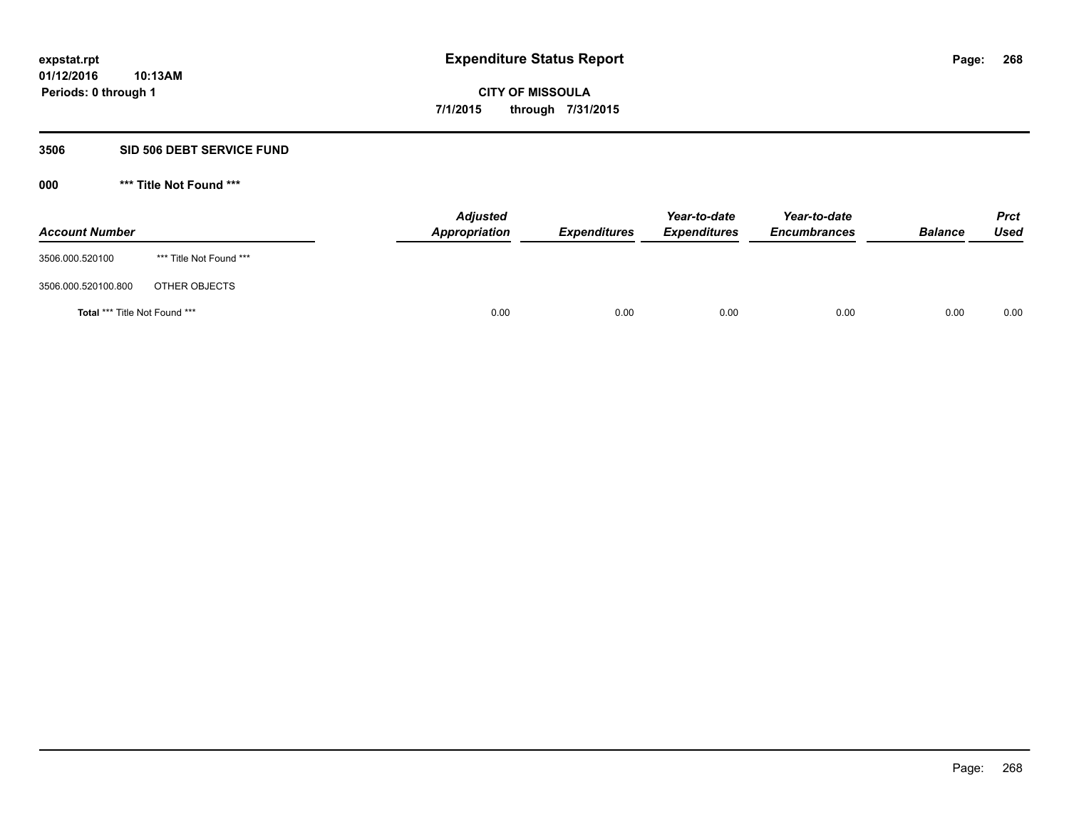**expstat.rpt**
**01/12/2016 10:13AM**
**Periods: 0 through 1**

# Expenditure Status Report

**CITY OF MISSOULA**
**7/1/2015 through 7/31/2015**

## 3506 SID 506 DEBT SERVICE FUND

### 000 *** Title Not Found ***

| Account Number | | Adjusted Appropriation | Expenditures | Year-to-date Expenditures | Year-to-date Encumbrances | Balance | Prct Used |
|---|---|---|---|---|---|---|---|
| 3506.000.520100 | *** Title Not Found *** | | | | | | |
| 3506.000.520100.800 | OTHER OBJECTS | | | | | | |
| **Total** *** Title Not Found *** | | 0.00 | 0.00 | 0.00 | 0.00 | 0.00 | 0.00 |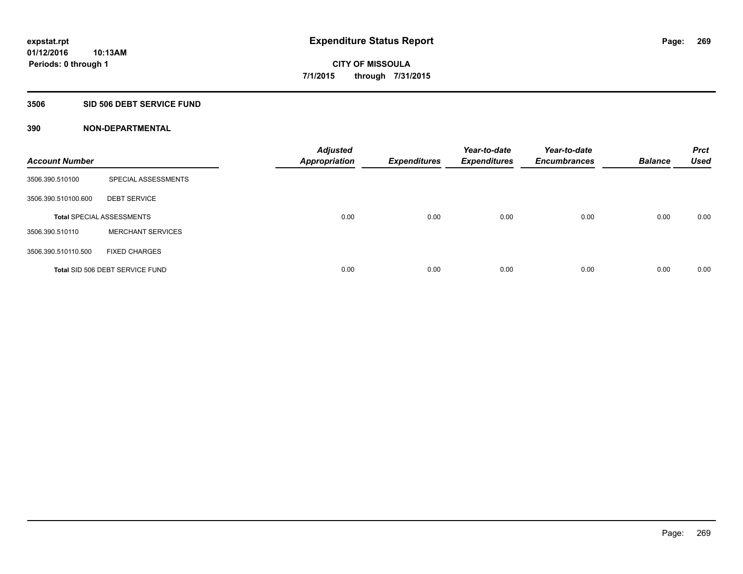**expstat.rpt**
**01/12/2016 10:13AM**
**Periods: 0 through 1**

# Expenditure Status Report

**CITY OF MISSOULA**
**7/1/2015 through 7/31/2015**

## 3506 SID 506 DEBT SERVICE FUND

### 390 NON-DEPARTMENTAL

| Account Number | | Adjusted Appropriation | Expenditures | Year-to-date Expenditures | Year-to-date Encumbrances | Balance | Prct Used |
|---|---|---|---|---|---|---|---|
| 3506.390.510100 | SPECIAL ASSESSMENTS | | | | | | |
| 3506.390.510100.600 | DEBT SERVICE | | | | | | |
| **Total** SPECIAL ASSESSMENTS | | 0.00 | 0.00 | 0.00 | 0.00 | 0.00 | 0.00 |
| 3506.390.510110 | MERCHANT SERVICES | | | | | | |
| 3506.390.510110.500 | FIXED CHARGES | | | | | | |
| **Total** SID 506 DEBT SERVICE FUND | | 0.00 | 0.00 | 0.00 | 0.00 | 0.00 | 0.00 |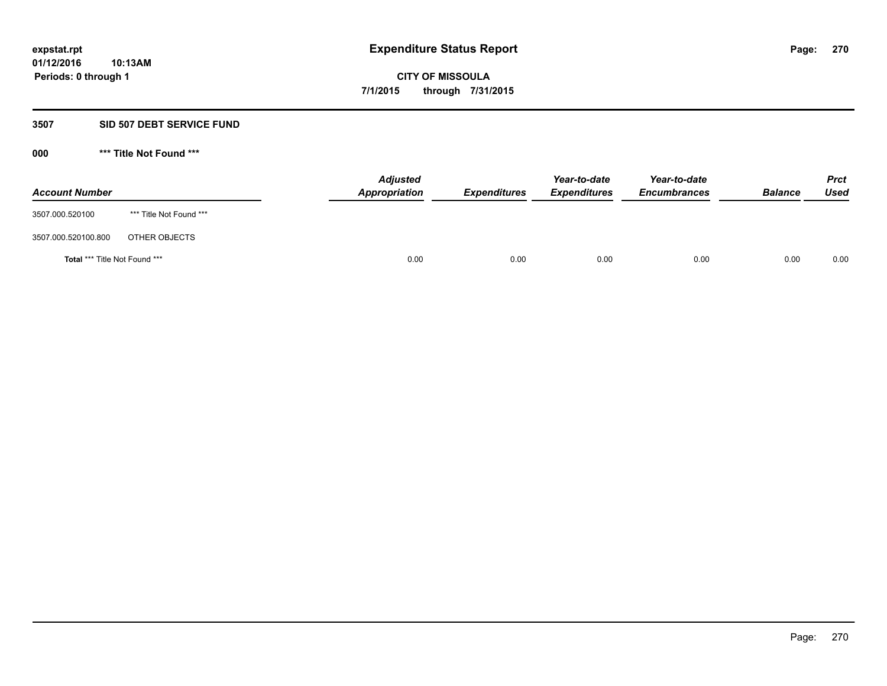**expstat.rpt**
**01/12/2016 10:13AM**
**Periods: 0 through 1**

# Expenditure Status Report

**CITY OF MISSOULA**
**7/1/2015 through 7/31/2015**

## 3507 SID 507 DEBT SERVICE FUND

### 000 *** Title Not Found ***

| Account Number | | Adjusted Appropriation | Expenditures | Year-to-date Expenditures | Year-to-date Encumbrances | Balance | Prct Used |
|---|---|---|---|---|---|---|---|
| 3507.000.520100 | *** Title Not Found *** | | | | | | |
| 3507.000.520100.800 | OTHER OBJECTS | | | | | | |
| **Total** *** Title Not Found *** | | 0.00 | 0.00 | 0.00 | 0.00 | 0.00 | 0.00 |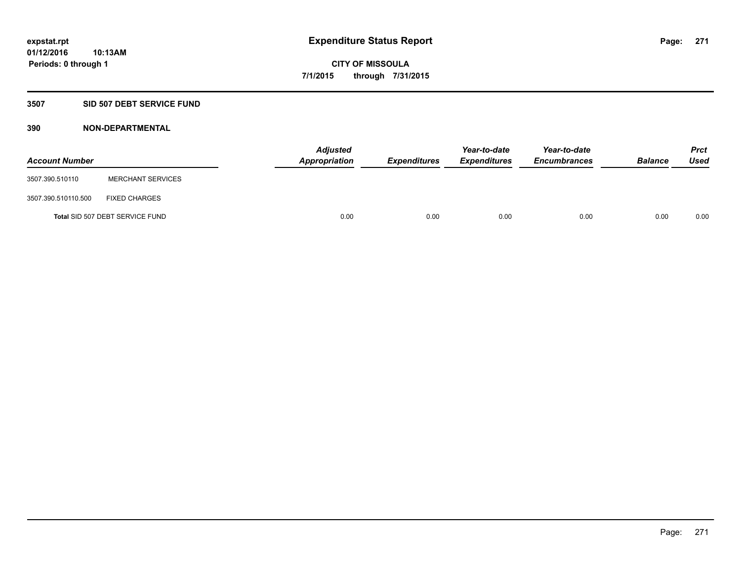expstat.rpt
01/12/2016 10:13AM
Periods: 0 through 1

# Expenditure Status Report

CITY OF MISSOULA
7/1/2015 through 7/31/2015

## 3507 SID 507 DEBT SERVICE FUND

### 390 NON-DEPARTMENTAL

| Account Number | | Adjusted Appropriation | Expenditures | Year-to-date Expenditures | Year-to-date Encumbrances | Balance | Prct Used |
|---|---|---|---|---|---|---|---|
| 3507.390.510110 | MERCHANT SERVICES | | | | | | |
| 3507.390.510110.500 | FIXED CHARGES | | | | | | |
| Total SID 507 DEBT SERVICE FUND | | 0.00 | 0.00 | 0.00 | 0.00 | 0.00 | 0.00 |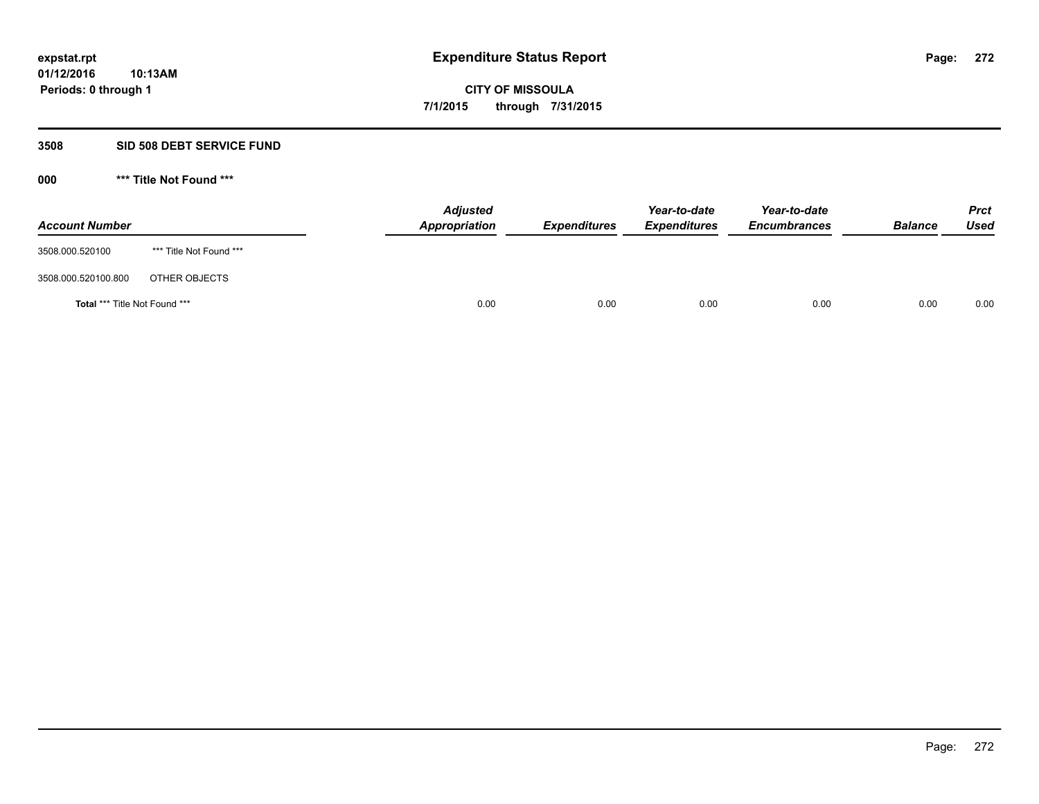expstat.rpt
01/12/2016 10:13AM
Periods: 0 through 1

# Expenditure Status Report

CITY OF MISSOULA
7/1/2015 through 7/31/2015

## 3508 SID 508 DEBT SERVICE FUND

### 000 *** Title Not Found ***

| Account Number | | Adjusted Appropriation | Expenditures | Year-to-date Expenditures | Year-to-date Encumbrances | Balance | Prct Used |
|---|---|---|---|---|---|---|---|
| 3508.000.520100 | *** Title Not Found *** | | | | | | |
| 3508.000.520100.800 | OTHER OBJECTS | | | | | | |
| **Total** *** Title Not Found *** | | 0.00 | 0.00 | 0.00 | 0.00 | 0.00 | 0.00 |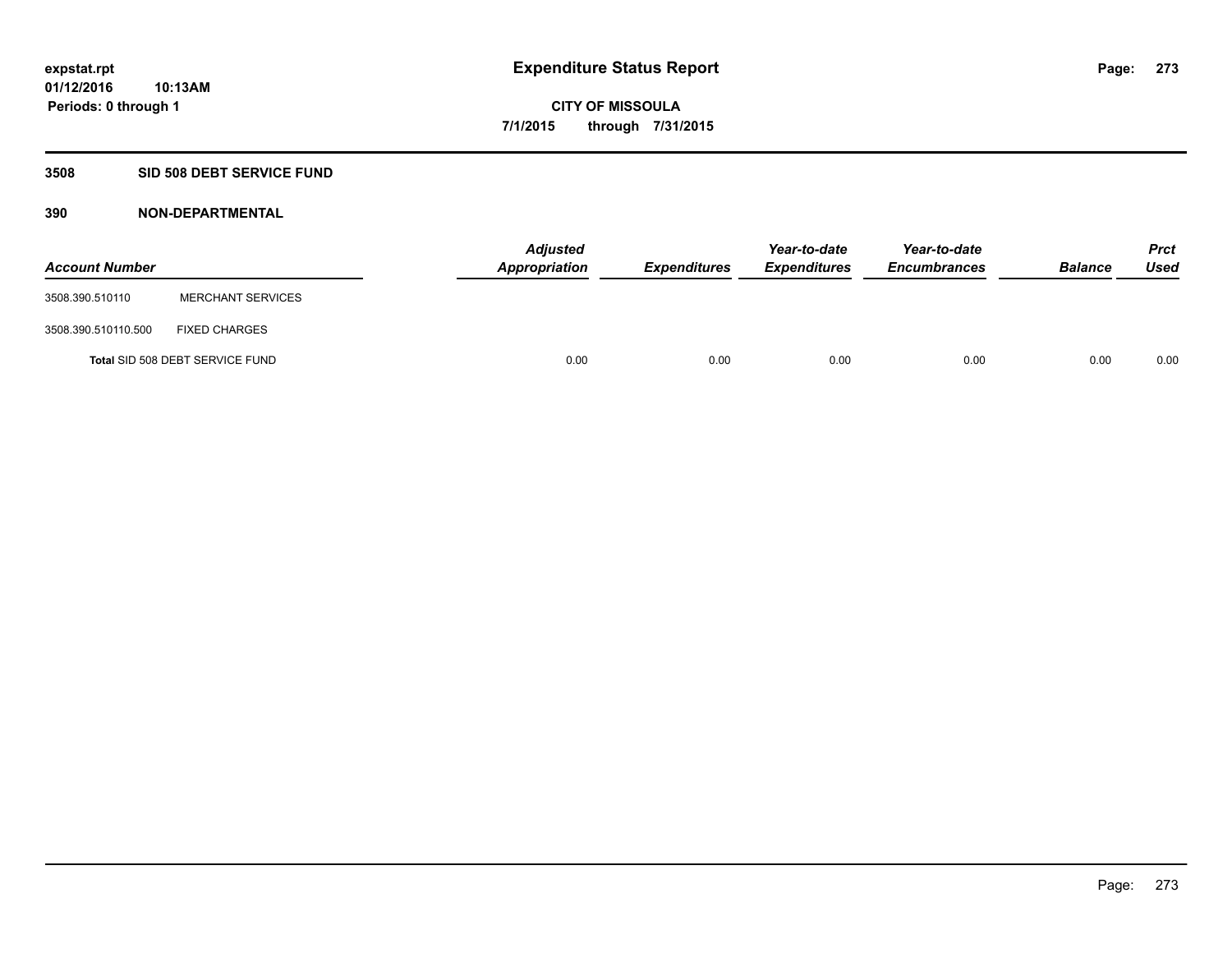# Expenditure Status Report

expstat.rpt
01/12/2016 10:13AM
Periods: 0 through 1

CITY OF MISSOULA
7/1/2015 through 7/31/2015

## 3508 SID 508 DEBT SERVICE FUND

### 390 NON-DEPARTMENTAL

| Account Number | | Adjusted Appropriation | Expenditures | Year-to-date Expenditures | Year-to-date Encumbrances | Balance | Prct Used |
|---|---|---|---|---|---|---|---|
| 3508.390.510110 | MERCHANT SERVICES | | | | | | |
| 3508.390.510110.500 | FIXED CHARGES | | | | | | |
| **Total** SID 508 DEBT SERVICE FUND | | 0.00 | 0.00 | 0.00 | 0.00 | 0.00 | 0.00 |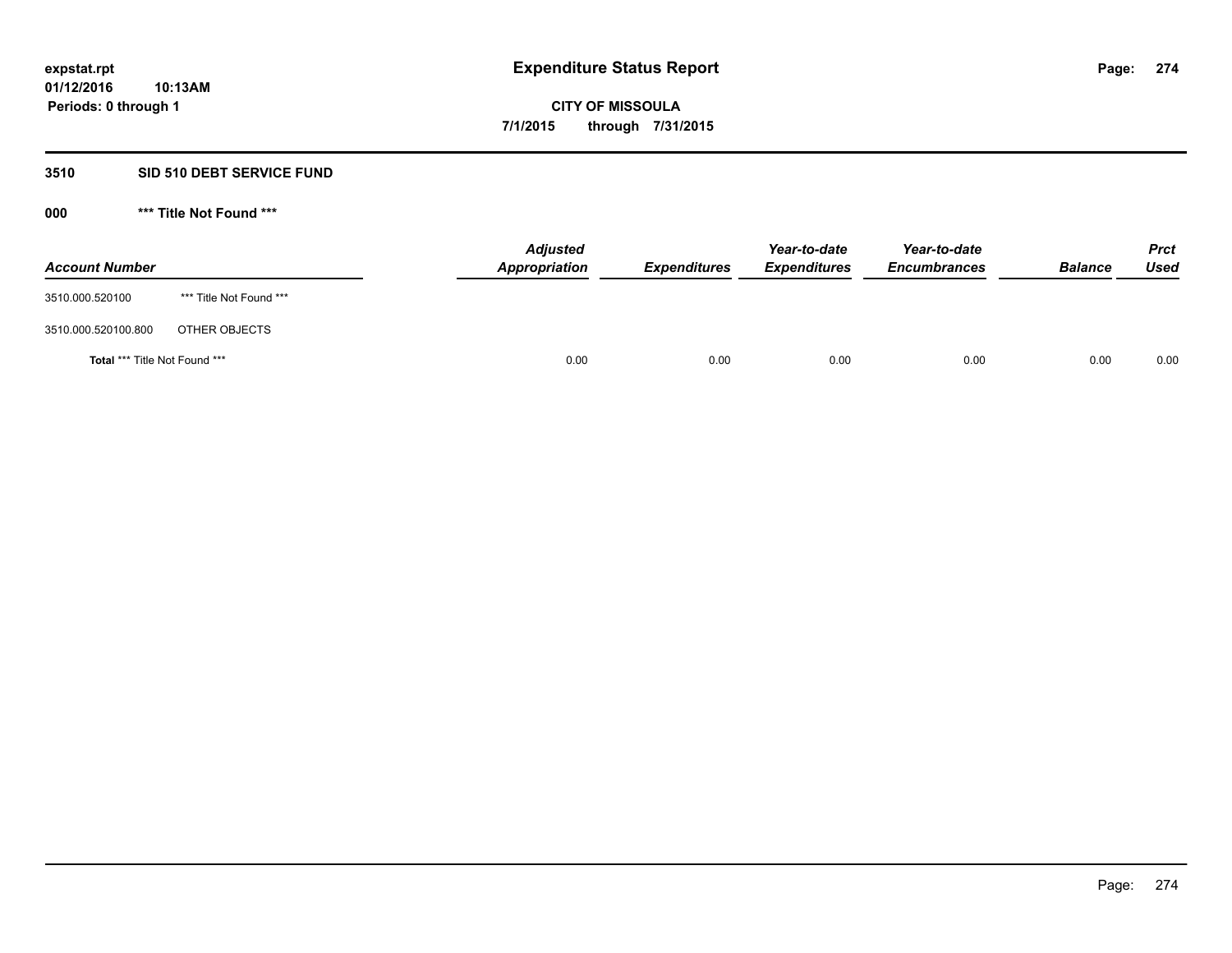expstat.rpt
01/12/2016 10:13AM
Periods: 0 through 1

# Expenditure Status Report

**CITY OF MISSOULA**
**7/1/2015 through 7/31/2015**

## 3510 SID 510 DEBT SERVICE FUND

### 000 *** Title Not Found ***

| Account Number | | Adjusted Appropriation | Expenditures | Year-to-date Expenditures | Year-to-date Encumbrances | Balance | Prct Used |
|---|---|---|---|---|---|---|---|
| 3510.000.520100 | *** Title Not Found *** | | | | | | |
| 3510.000.520100.800 | OTHER OBJECTS | | | | | | |
| **Total** *** Title Not Found *** | | 0.00 | 0.00 | 0.00 | 0.00 | 0.00 | 0.00 |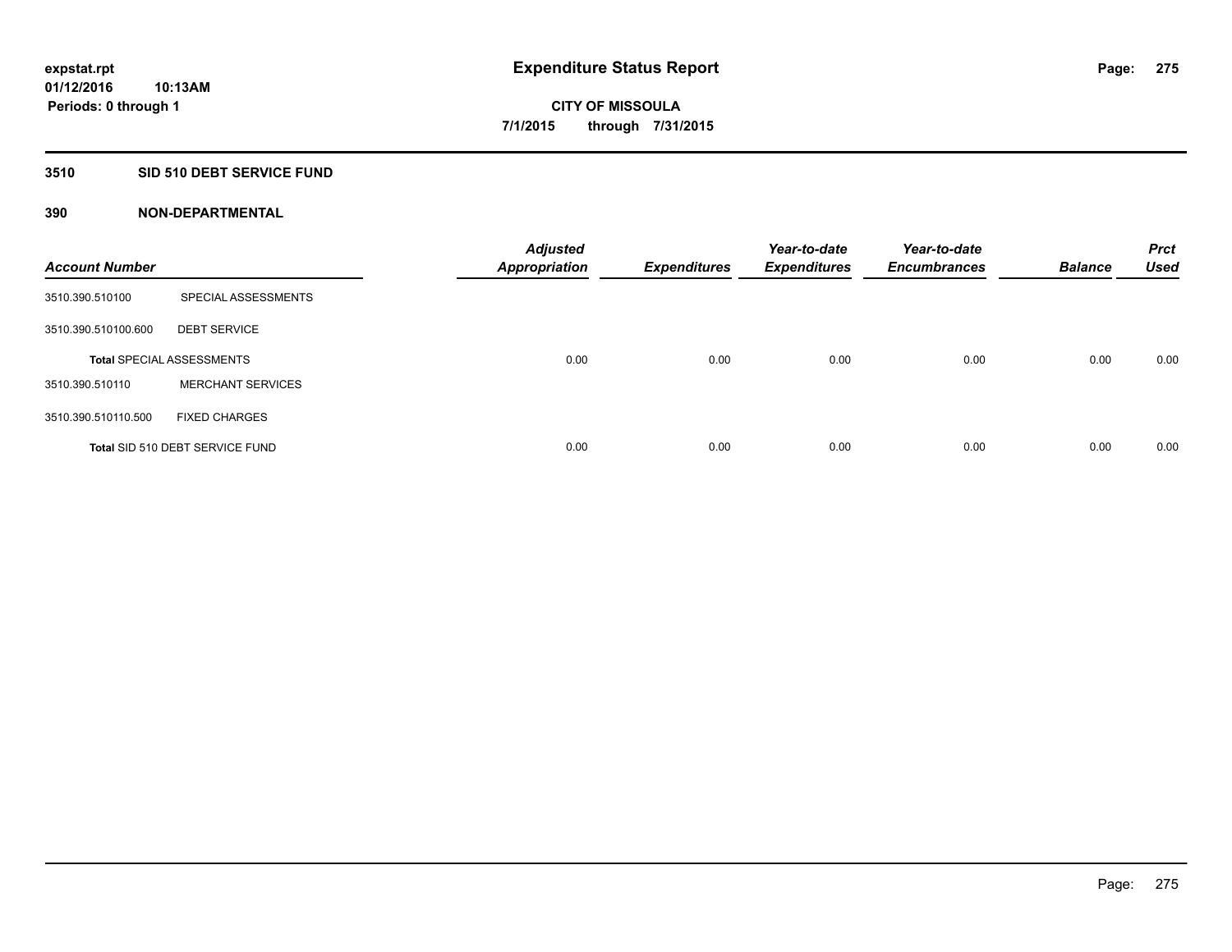**expstat.rpt**
**01/12/2016 10:13AM**
**Periods: 0 through 1**

# Expenditure Status Report

**CITY OF MISSOULA**
**7/1/2015 through 7/31/2015**

## 3510 SID 510 DEBT SERVICE FUND

### 390 NON-DEPARTMENTAL

| Account Number | | Adjusted Appropriation | Expenditures | Year-to-date Expenditures | Year-to-date Encumbrances | Balance | Prct Used |
|---|---|---|---|---|---|---|---|
| 3510.390.510100 | SPECIAL ASSESSMENTS | | | | | | |
| 3510.390.510100.600 | DEBT SERVICE | | | | | | |
| **Total** SPECIAL ASSESSMENTS | | 0.00 | 0.00 | 0.00 | 0.00 | 0.00 | 0.00 |
| 3510.390.510110 | MERCHANT SERVICES | | | | | | |
| 3510.390.510110.500 | FIXED CHARGES | | | | | | |
| **Total** SID 510 DEBT SERVICE FUND | | 0.00 | 0.00 | 0.00 | 0.00 | 0.00 | 0.00 |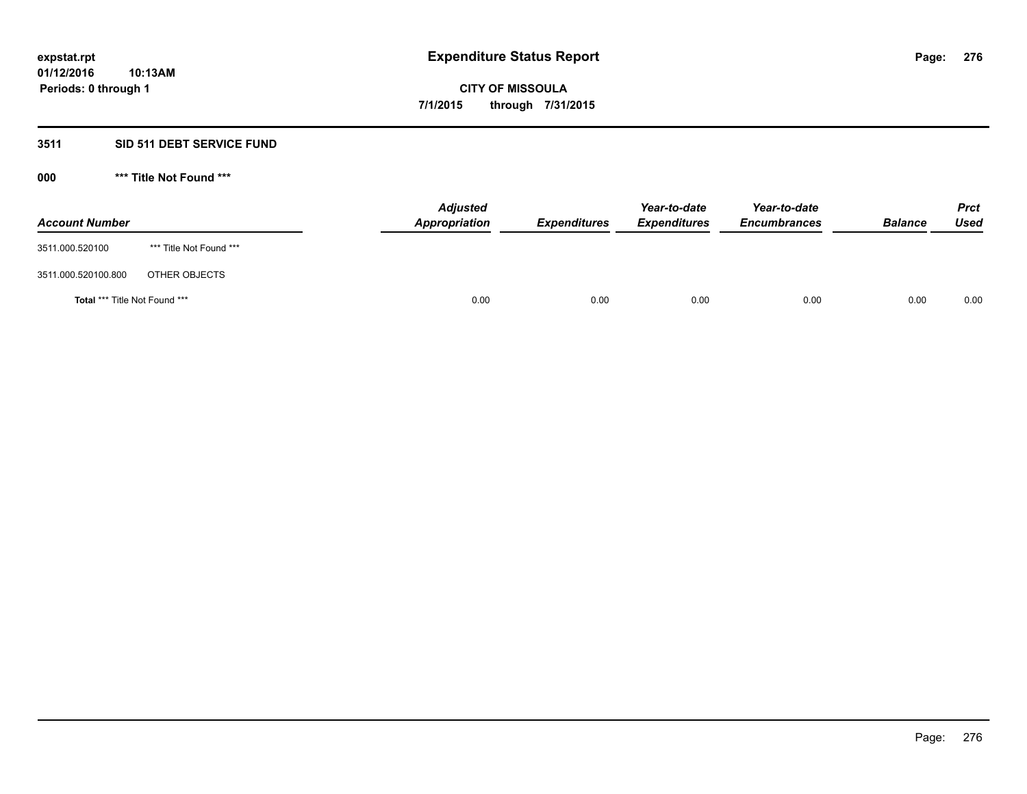expstat.rpt
01/12/2016 10:13AM
Periods: 0 through 1

# Expenditure Status Report

CITY OF MISSOULA

7/1/2015 through 7/31/2015

## 3511 SID 511 DEBT SERVICE FUND

### 000 *** Title Not Found ***

| Account Number | | Adjusted Appropriation | Expenditures | Year-to-date Expenditures | Year-to-date Encumbrances | Balance | Prct Used |
|---|---|---|---|---|---|---|---|
| 3511.000.520100 | *** Title Not Found *** | | | | | | |
| 3511.000.520100.800 | OTHER OBJECTS | | | | | | |
| **Total** *** Title Not Found *** | | 0.00 | 0.00 | 0.00 | 0.00 | 0.00 | 0.00 |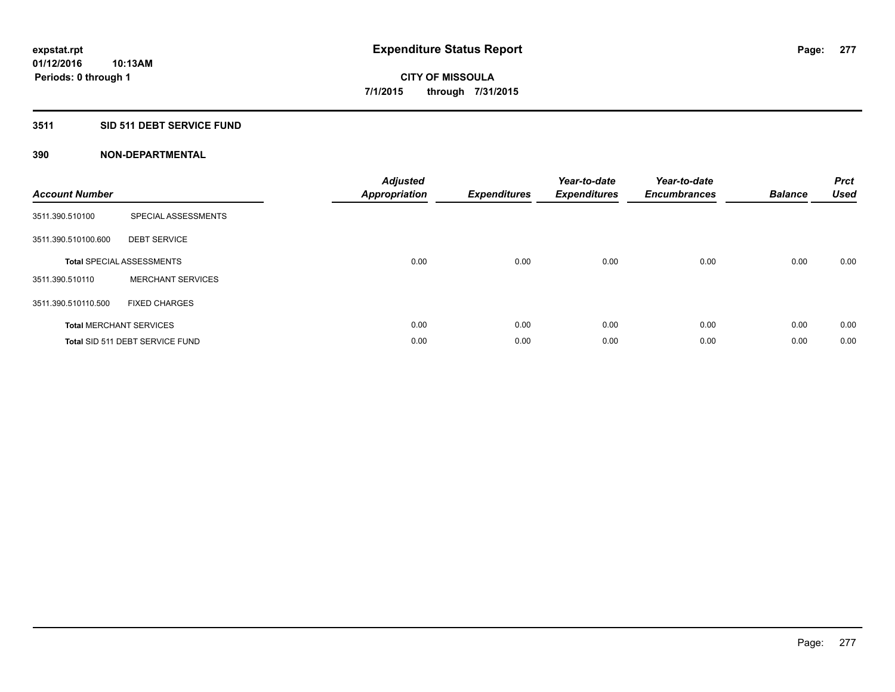expstat.rpt
01/12/2016 10:13AM
Periods: 0 through 1

# Expenditure Status Report

**CITY OF MISSOULA**
**7/1/2015 through 7/31/2015**

## 3511 SID 511 DEBT SERVICE FUND

## 390 NON-DEPARTMENTAL

| Account Number | | Adjusted Appropriation | Expenditures | Year-to-date Expenditures | Year-to-date Encumbrances | Balance | Prct Used |
|---|---|---|---|---|---|---|---|
| 3511.390.510100 | SPECIAL ASSESSMENTS | | | | | | |
| 3511.390.510100.600 | DEBT SERVICE | | | | | | |
| **Total** SPECIAL ASSESSMENTS | | 0.00 | 0.00 | 0.00 | 0.00 | 0.00 | 0.00 |
| 3511.390.510110 | MERCHANT SERVICES | | | | | | |
| 3511.390.510110.500 | FIXED CHARGES | | | | | | |
| **Total** MERCHANT SERVICES | | 0.00 | 0.00 | 0.00 | 0.00 | 0.00 | 0.00 |
| **Total** SID 511 DEBT SERVICE FUND | | 0.00 | 0.00 | 0.00 | 0.00 | 0.00 | 0.00 |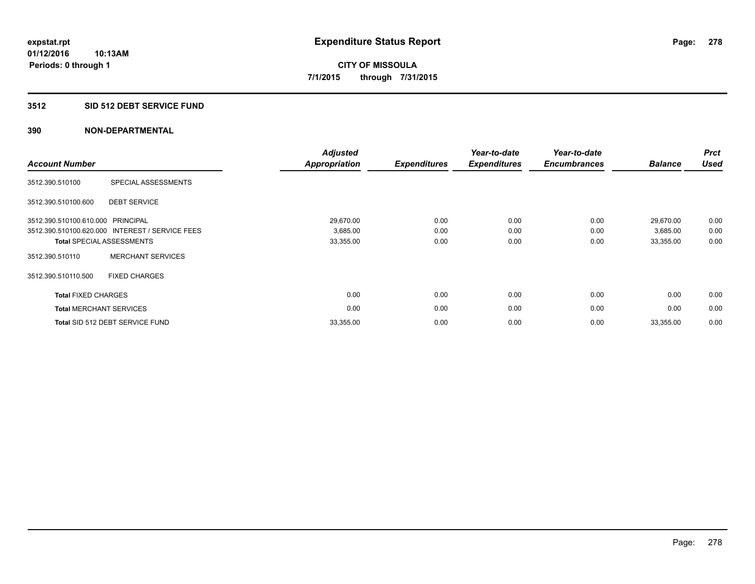expstat.rpt
01/12/2016 10:13AM
Periods: 0 through 1

# Expenditure Status Report

CITY OF MISSOULA
7/1/2015 through 7/31/2015

## 3512 SID 512 DEBT SERVICE FUND

## 390 NON-DEPARTMENTAL

| Account Number | | Adjusted Appropriation | Expenditures | Year-to-date Expenditures | Year-to-date Encumbrances | Balance | Prct Used |
|---|---|---|---|---|---|---|---|
| 3512.390.510100 | SPECIAL ASSESSMENTS | | | | | | |
| 3512.390.510100.600 | DEBT SERVICE | | | | | | |
| 3512.390.510100.610.000 | PRINCIPAL | 29,670.00 | 0.00 | 0.00 | 0.00 | 29,670.00 | 0.00 |
| 3512.390.510100.620.000 | INTEREST / SERVICE FEES | 3,685.00 | 0.00 | 0.00 | 0.00 | 3,685.00 | 0.00 |
| **Total** SPECIAL ASSESSMENTS | | 33,355.00 | 0.00 | 0.00 | 0.00 | 33,355.00 | 0.00 |
| 3512.390.510110 | MERCHANT SERVICES | | | | | | |
| 3512.390.510110.500 | FIXED CHARGES | | | | | | |
| **Total** FIXED CHARGES | | 0.00 | 0.00 | 0.00 | 0.00 | 0.00 | 0.00 |
| **Total** MERCHANT SERVICES | | 0.00 | 0.00 | 0.00 | 0.00 | 0.00 | 0.00 |
| **Total** SID 512 DEBT SERVICE FUND | | 33,355.00 | 0.00 | 0.00 | 0.00 | 33,355.00 | 0.00 |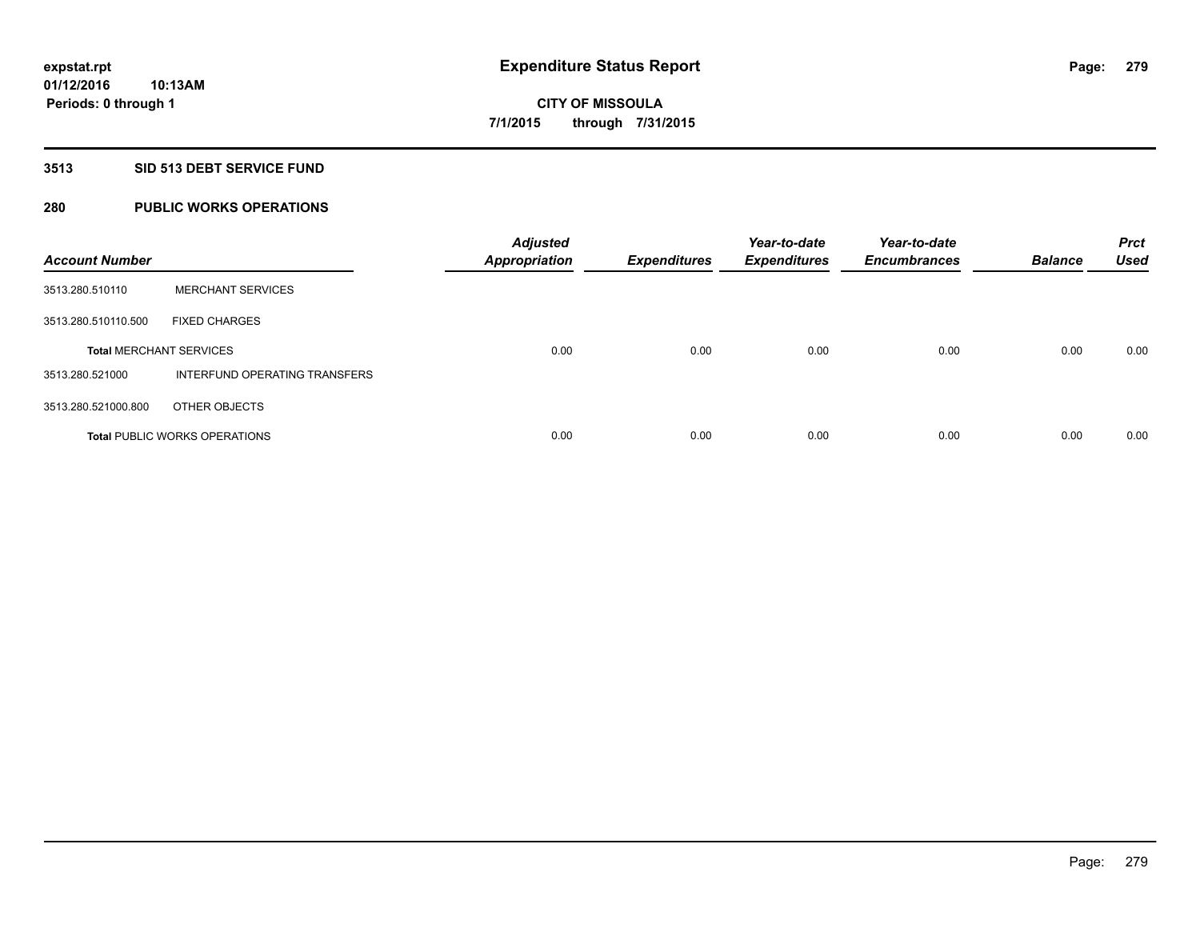**expstat.rpt**
**01/12/2016 10:13AM**
**Periods: 0 through 1**

# Expenditure Status Report

**CITY OF MISSOULA**
**7/1/2015 through 7/31/2015**

## 3513 SID 513 DEBT SERVICE FUND

## 280 PUBLIC WORKS OPERATIONS

| Account Number | | Adjusted Appropriation | Expenditures | Year-to-date Expenditures | Year-to-date Encumbrances | Balance | Prct Used |
|---|---|---|---|---|---|---|---|
| 3513.280.510110 | MERCHANT SERVICES | | | | | | |
| 3513.280.510110.500 | FIXED CHARGES | | | | | | |
| **Total** MERCHANT SERVICES | | 0.00 | 0.00 | 0.00 | 0.00 | 0.00 | 0.00 |
| 3513.280.521000 | INTERFUND OPERATING TRANSFERS | | | | | | |
| 3513.280.521000.800 | OTHER OBJECTS | | | | | | |
| **Total** PUBLIC WORKS OPERATIONS | | 0.00 | 0.00 | 0.00 | 0.00 | 0.00 | 0.00 |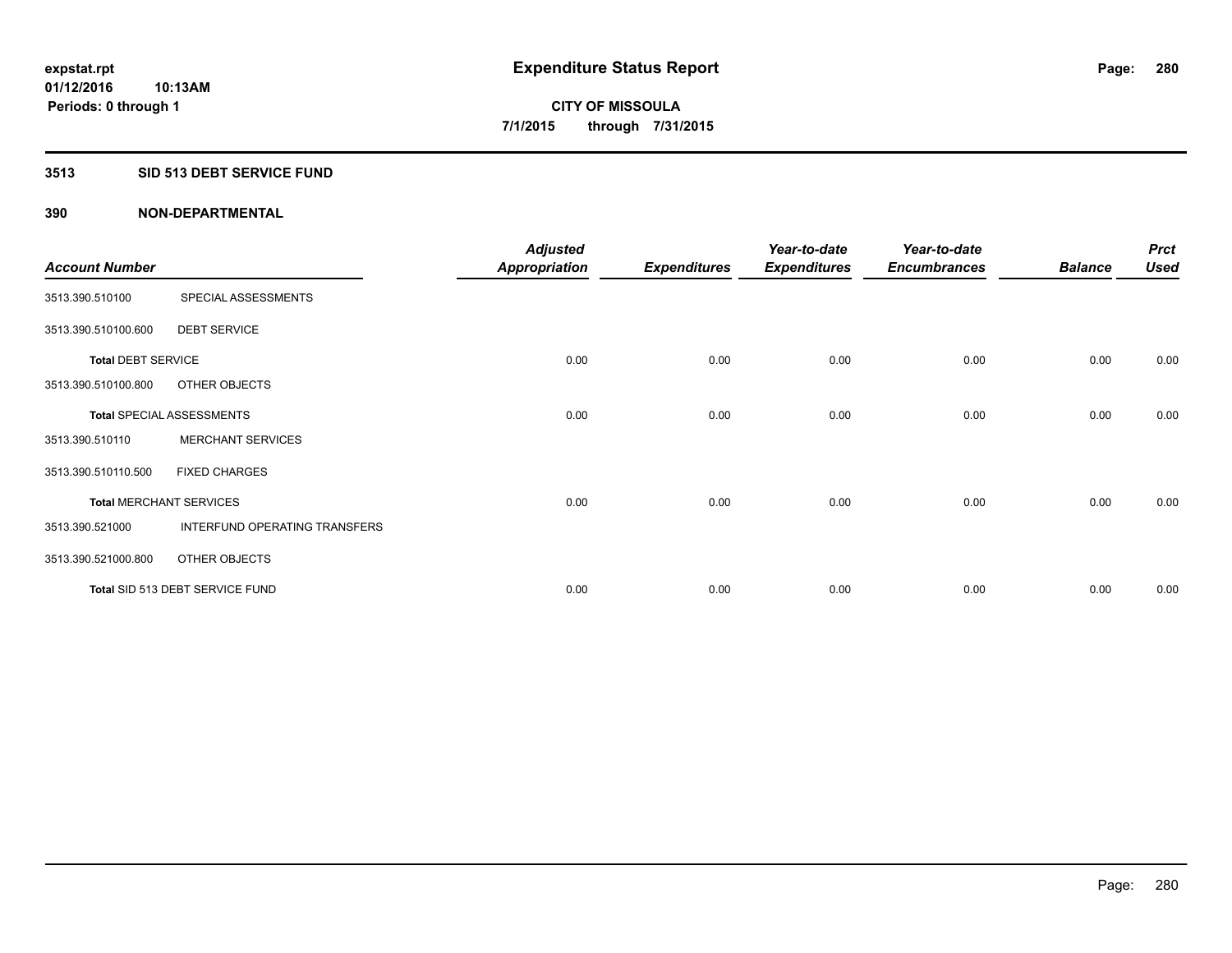**expstat.rpt**
**01/12/2016 10:13AM**
**Periods: 0 through 1**

# Expenditure Status Report

**CITY OF MISSOULA**
**7/1/2015 through 7/31/2015**

## 3513 SID 513 DEBT SERVICE FUND

### 390 NON-DEPARTMENTAL

| Account Number | | Adjusted Appropriation | Expenditures | Year-to-date Expenditures | Year-to-date Encumbrances | Balance | Prct Used |
|---|---|---|---|---|---|---|---|
| 3513.390.510100 | SPECIAL ASSESSMENTS | | | | | | |
| 3513.390.510100.600 | DEBT SERVICE | | | | | | |
| **Total** DEBT SERVICE | | 0.00 | 0.00 | 0.00 | 0.00 | 0.00 | 0.00 |
| 3513.390.510100.800 | OTHER OBJECTS | | | | | | |
| **Total** SPECIAL ASSESSMENTS | | 0.00 | 0.00 | 0.00 | 0.00 | 0.00 | 0.00 |
| 3513.390.510110 | MERCHANT SERVICES | | | | | | |
| 3513.390.510110.500 | FIXED CHARGES | | | | | | |
| **Total** MERCHANT SERVICES | | 0.00 | 0.00 | 0.00 | 0.00 | 0.00 | 0.00 |
| 3513.390.521000 | INTERFUND OPERATING TRANSFERS | | | | | | |
| 3513.390.521000.800 | OTHER OBJECTS | | | | | | |
| **Total** SID 513 DEBT SERVICE FUND | | 0.00 | 0.00 | 0.00 | 0.00 | 0.00 | 0.00 |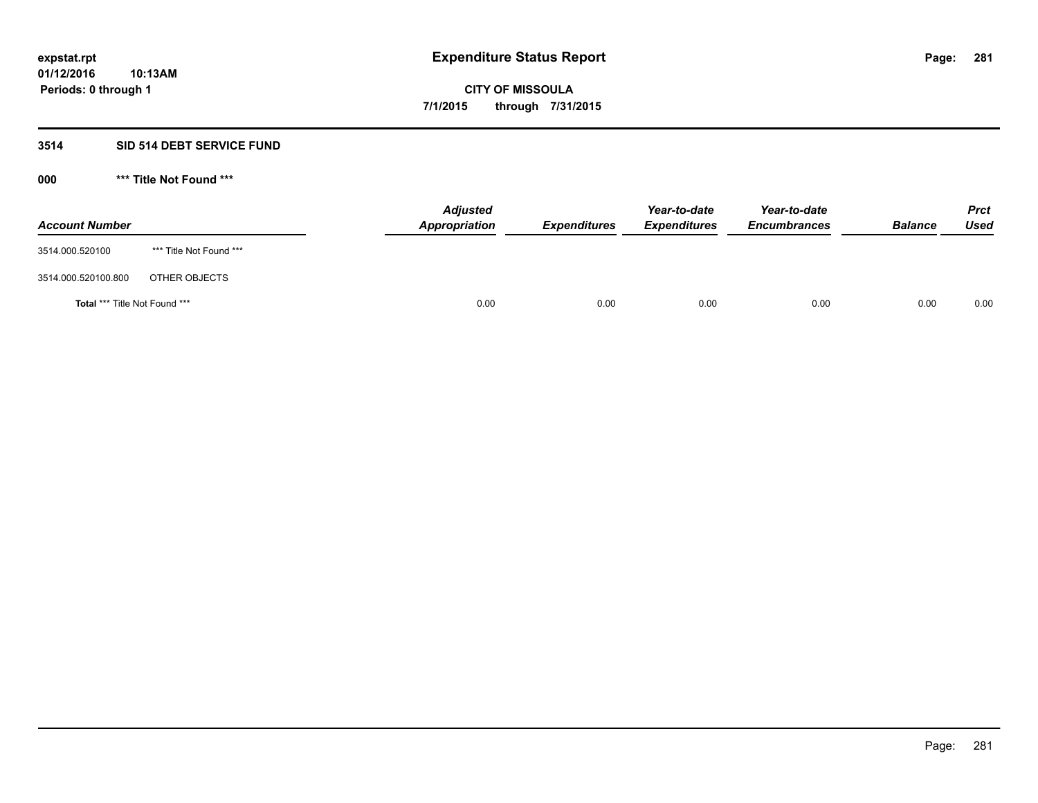**expstat.rpt**
**01/12/2016 10:13AM**
**Periods: 0 through 1**

# Expenditure Status Report

**CITY OF MISSOULA**
**7/1/2015 through 7/31/2015**

## 3514 SID 514 DEBT SERVICE FUND

### 000 *** Title Not Found ***

| Account Number | | Adjusted Appropriation | Expenditures | Year-to-date Expenditures | Year-to-date Encumbrances | Balance | Prct Used |
|---|---|---|---|---|---|---|---|
| 3514.000.520100 | *** Title Not Found *** | | | | | | |
| 3514.000.520100.800 | OTHER OBJECTS | | | | | | |
| **Total** *** Title Not Found *** | | 0.00 | 0.00 | 0.00 | 0.00 | 0.00 | 0.00 |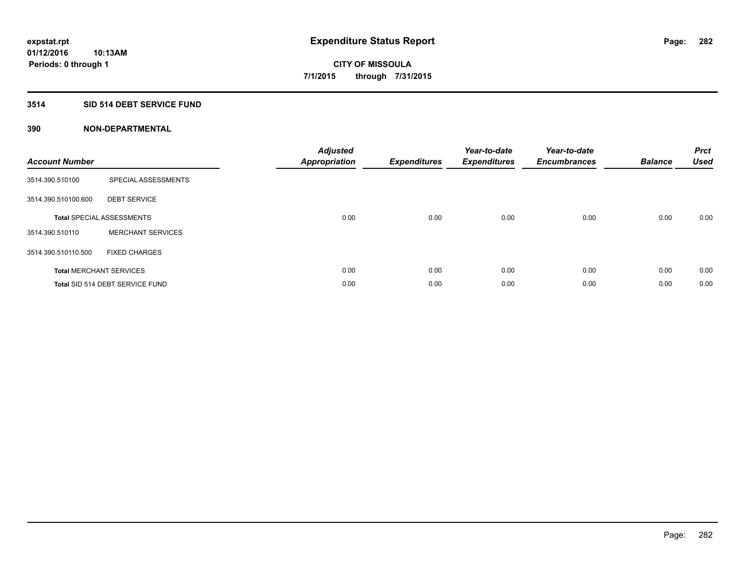# Expenditure Status Report

expstat.rpt
01/12/2016 10:13AM
Periods: 0 through 1

**CITY OF MISSOULA**
**7/1/2015 through 7/31/2015**

## 3514 SID 514 DEBT SERVICE FUND

### 390 NON-DEPARTMENTAL

| Account Number | | Adjusted Appropriation | Expenditures | Year-to-date Expenditures | Year-to-date Encumbrances | Balance | Prct Used |
|---|---|---|---|---|---|---|---|
| 3514.390.510100 | SPECIAL ASSESSMENTS | | | | | | |
| 3514.390.510100.600 | DEBT SERVICE | | | | | | |
| **Total** SPECIAL ASSESSMENTS | | 0.00 | 0.00 | 0.00 | 0.00 | 0.00 | 0.00 |
| 3514.390.510110 | MERCHANT SERVICES | | | | | | |
| 3514.390.510110.500 | FIXED CHARGES | | | | | | |
| **Total** MERCHANT SERVICES | | 0.00 | 0.00 | 0.00 | 0.00 | 0.00 | 0.00 |
| **Total** SID 514 DEBT SERVICE FUND | | 0.00 | 0.00 | 0.00 | 0.00 | 0.00 | 0.00 |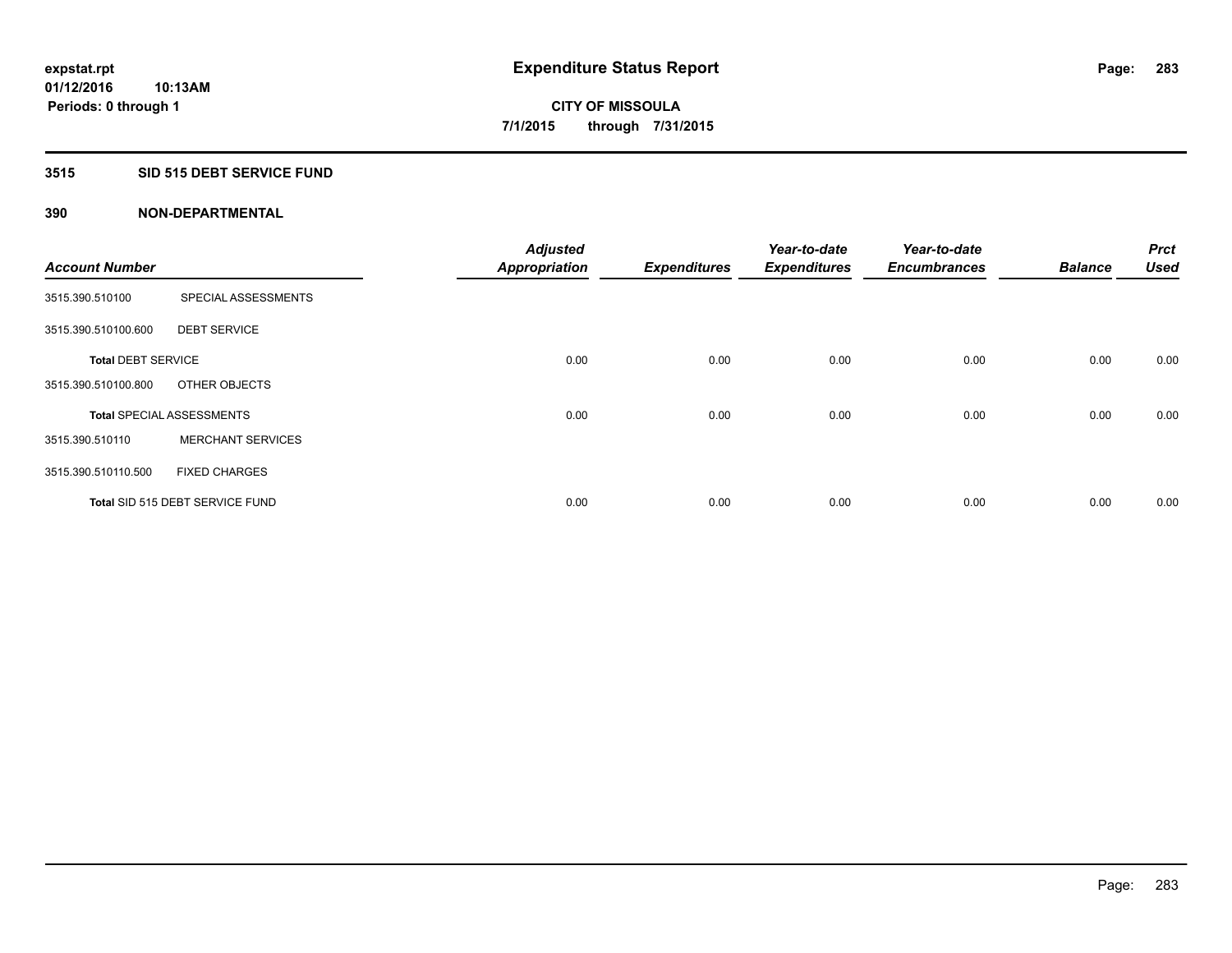**expstat.rpt**
**01/12/2016 10:13AM**
**Periods: 0 through 1**

# Expenditure Status Report

**CITY OF MISSOULA**
**7/1/2015 through 7/31/2015**

## 3515 SID 515 DEBT SERVICE FUND

## 390 NON-DEPARTMENTAL

| Account Number | | Adjusted Appropriation | Expenditures | Year-to-date Expenditures | Year-to-date Encumbrances | Balance | Prct Used |
|---|---|---|---|---|---|---|---|
| 3515.390.510100 | SPECIAL ASSESSMENTS | | | | | | |
| 3515.390.510100.600 | DEBT SERVICE | | | | | | |
| **Total** DEBT SERVICE | | 0.00 | 0.00 | 0.00 | 0.00 | 0.00 | 0.00 |
| 3515.390.510100.800 | OTHER OBJECTS | | | | | | |
| **Total** SPECIAL ASSESSMENTS | | 0.00 | 0.00 | 0.00 | 0.00 | 0.00 | 0.00 |
| 3515.390.510110 | MERCHANT SERVICES | | | | | | |
| 3515.390.510110.500 | FIXED CHARGES | | | | | | |
| **Total** SID 515 DEBT SERVICE FUND | | 0.00 | 0.00 | 0.00 | 0.00 | 0.00 | 0.00 |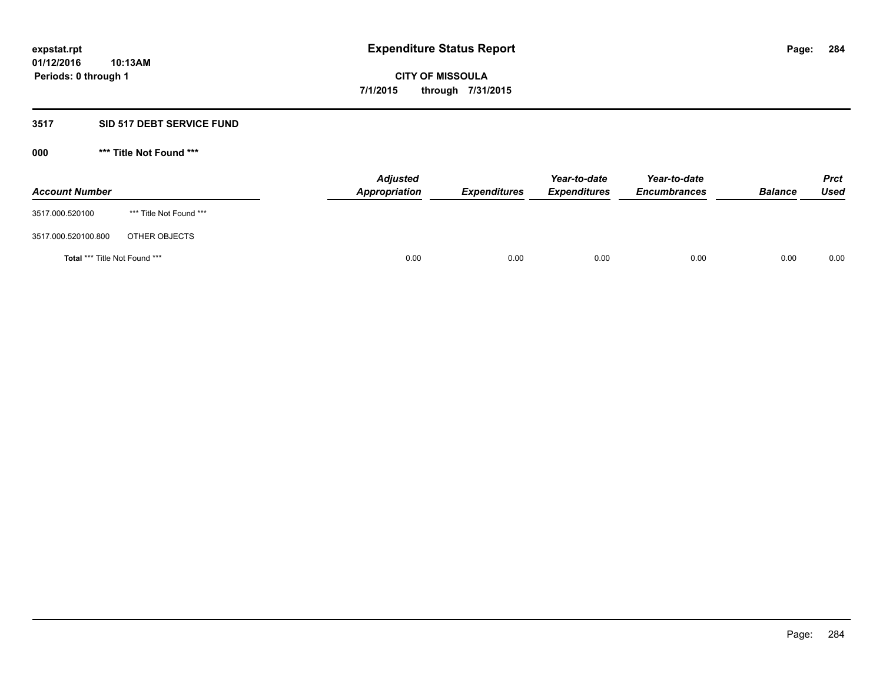# Expenditure Status Report

**expstat.rpt**
**01/12/2016 10:13AM**
**Periods: 0 through 1**

**CITY OF MISSOULA**
**7/1/2015 through 7/31/2015**

## 3517 SID 517 DEBT SERVICE FUND

### 000 *** Title Not Found ***

| Account Number | | Adjusted Appropriation | Expenditures | Year-to-date Expenditures | Year-to-date Encumbrances | Balance | Prct Used |
|---|---|---|---|---|---|---|---|
| 3517.000.520100 | *** Title Not Found *** | | | | | | |
| 3517.000.520100.800 | OTHER OBJECTS | | | | | | |
| **Total** *** Title Not Found *** | | 0.00 | 0.00 | 0.00 | 0.00 | 0.00 | 0.00 |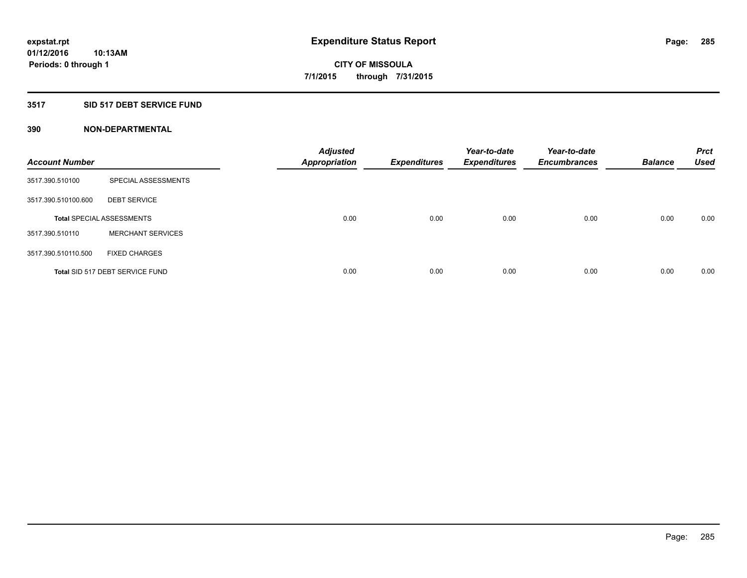# Expenditure Status Report

**CITY OF MISSOULA**
**7/1/2015 through 7/31/2015**

expstat.rpt
01/12/2016 10:13AM
Periods: 0 through 1

## 3517 SID 517 DEBT SERVICE FUND

### 390 NON-DEPARTMENTAL

| Account Number | | Adjusted Appropriation | Expenditures | Year-to-date Expenditures | Year-to-date Encumbrances | Balance | Prct Used |
|---|---|---|---|---|---|---|---|
| 3517.390.510100 | SPECIAL ASSESSMENTS | | | | | | |
| 3517.390.510100.600 | DEBT SERVICE | | | | | | |
| **Total** SPECIAL ASSESSMENTS | | 0.00 | 0.00 | 0.00 | 0.00 | 0.00 | 0.00 |
| 3517.390.510110 | MERCHANT SERVICES | | | | | | |
| 3517.390.510110.500 | FIXED CHARGES | | | | | | |
| **Total** SID 517 DEBT SERVICE FUND | | 0.00 | 0.00 | 0.00 | 0.00 | 0.00 | 0.00 |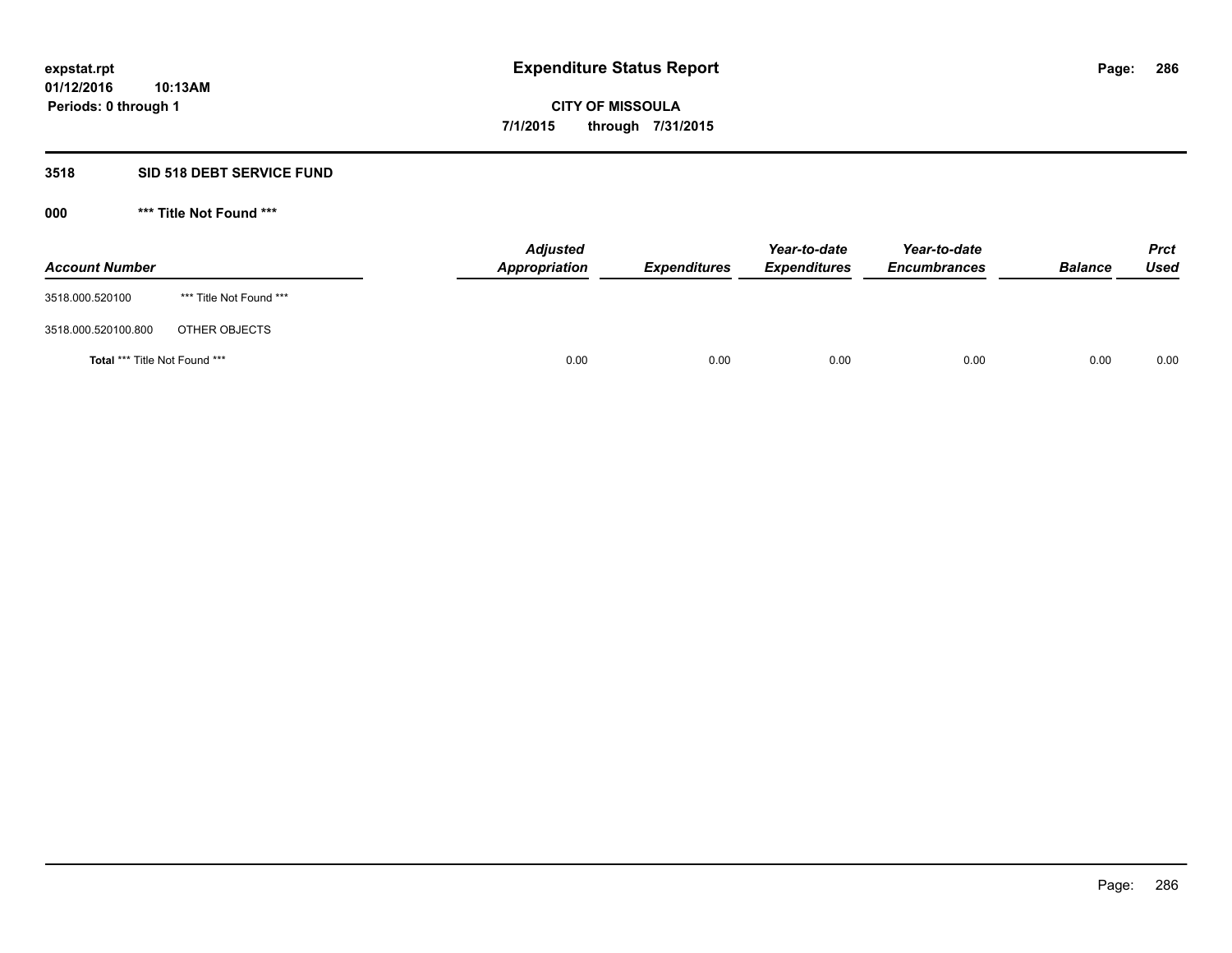**expstat.rpt**
**01/12/2016 10:13AM**
**Periods: 0 through 1**

# Expenditure Status Report

**CITY OF MISSOULA**
**7/1/2015 through 7/31/2015**

## 3518 SID 518 DEBT SERVICE FUND

### 000 *** Title Not Found ***

| Account Number | | Adjusted Appropriation | Expenditures | Year-to-date Expenditures | Year-to-date Encumbrances | Balance | Prct Used |
|---|---|---|---|---|---|---|---|
| 3518.000.520100 | *** Title Not Found *** | | | | | | |
| 3518.000.520100.800 | OTHER OBJECTS | | | | | | |
| **Total** *** Title Not Found *** | | 0.00 | 0.00 | 0.00 | 0.00 | 0.00 | 0.00 |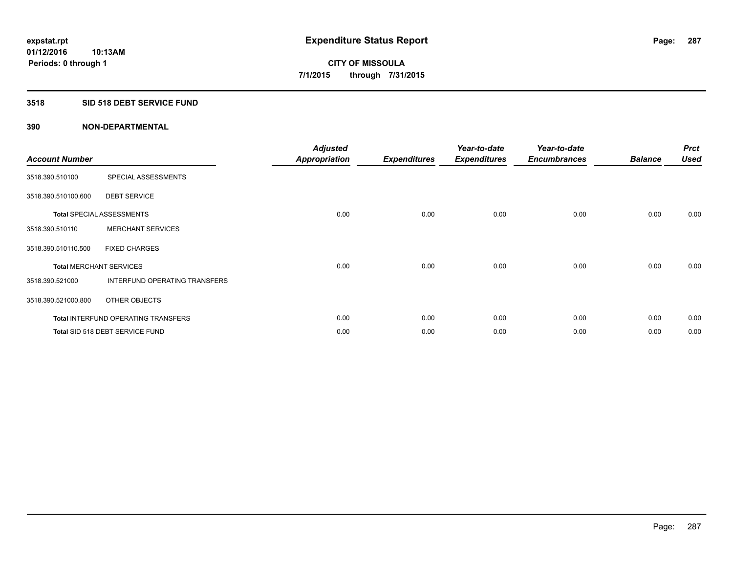**expstat.rpt**
**01/12/2016 10:13AM**
**Periods: 0 through 1**

# Expenditure Status Report

**CITY OF MISSOULA**
**7/1/2015 through 7/31/2015**

## 3518 SID 518 DEBT SERVICE FUND

### 390 NON-DEPARTMENTAL

| Account Number | | Adjusted Appropriation | Expenditures | Year-to-date Expenditures | Year-to-date Encumbrances | Balance | Prct Used |
|---|---|---|---|---|---|---|---|
| 3518.390.510100 | SPECIAL ASSESSMENTS | | | | | | |
| 3518.390.510100.600 | DEBT SERVICE | | | | | | |
| **Total** SPECIAL ASSESSMENTS | | 0.00 | 0.00 | 0.00 | 0.00 | 0.00 | 0.00 |
| 3518.390.510110 | MERCHANT SERVICES | | | | | | |
| 3518.390.510110.500 | FIXED CHARGES | | | | | | |
| **Total** MERCHANT SERVICES | | 0.00 | 0.00 | 0.00 | 0.00 | 0.00 | 0.00 |
| 3518.390.521000 | INTERFUND OPERATING TRANSFERS | | | | | | |
| 3518.390.521000.800 | OTHER OBJECTS | | | | | | |
| **Total** INTERFUND OPERATING TRANSFERS | | 0.00 | 0.00 | 0.00 | 0.00 | 0.00 | 0.00 |
| **Total** SID 518 DEBT SERVICE FUND | | 0.00 | 0.00 | 0.00 | 0.00 | 0.00 | 0.00 |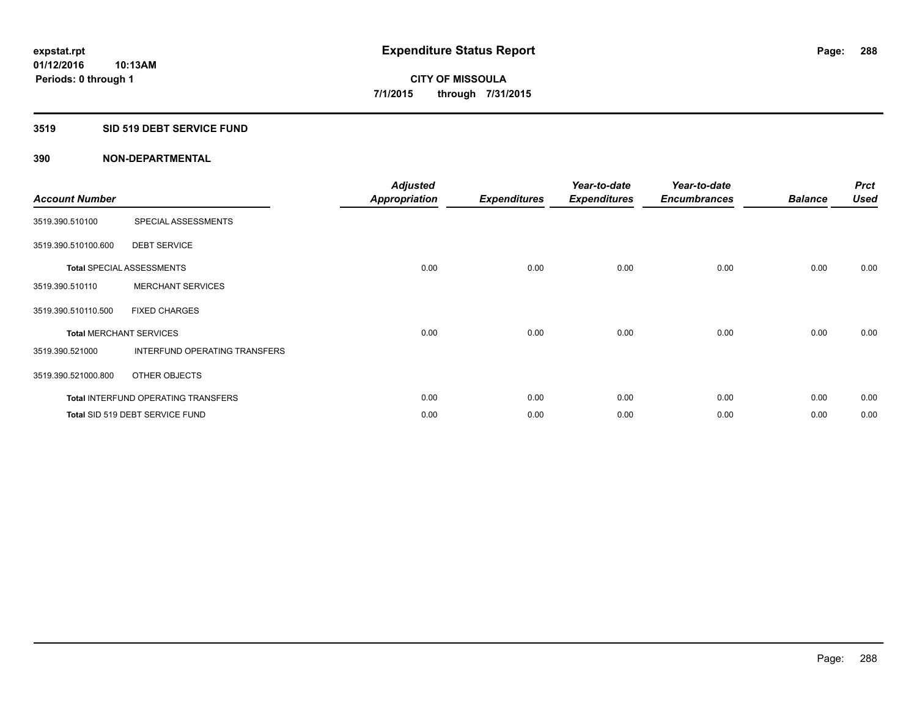**expstat.rpt**
**01/12/2016 10:13AM**
**Periods: 0 through 1**

# Expenditure Status Report

**CITY OF MISSOULA**
**7/1/2015 through 7/31/2015**

## 3519 SID 519 DEBT SERVICE FUND

### 390 NON-DEPARTMENTAL

| Account Number | | Adjusted Appropriation | Expenditures | Year-to-date Expenditures | Year-to-date Encumbrances | Balance | Prct Used |
|---|---|---|---|---|---|---|---|
| 3519.390.510100 | SPECIAL ASSESSMENTS | | | | | | |
| 3519.390.510100.600 | DEBT SERVICE | | | | | | |
| **Total** SPECIAL ASSESSMENTS | | 0.00 | 0.00 | 0.00 | 0.00 | 0.00 | 0.00 |
| 3519.390.510110 | MERCHANT SERVICES | | | | | | |
| 3519.390.510110.500 | FIXED CHARGES | | | | | | |
| **Total** MERCHANT SERVICES | | 0.00 | 0.00 | 0.00 | 0.00 | 0.00 | 0.00 |
| 3519.390.521000 | INTERFUND OPERATING TRANSFERS | | | | | | |
| 3519.390.521000.800 | OTHER OBJECTS | | | | | | |
| **Total** INTERFUND OPERATING TRANSFERS | | 0.00 | 0.00 | 0.00 | 0.00 | 0.00 | 0.00 |
| **Total** SID 519 DEBT SERVICE FUND | | 0.00 | 0.00 | 0.00 | 0.00 | 0.00 | 0.00 |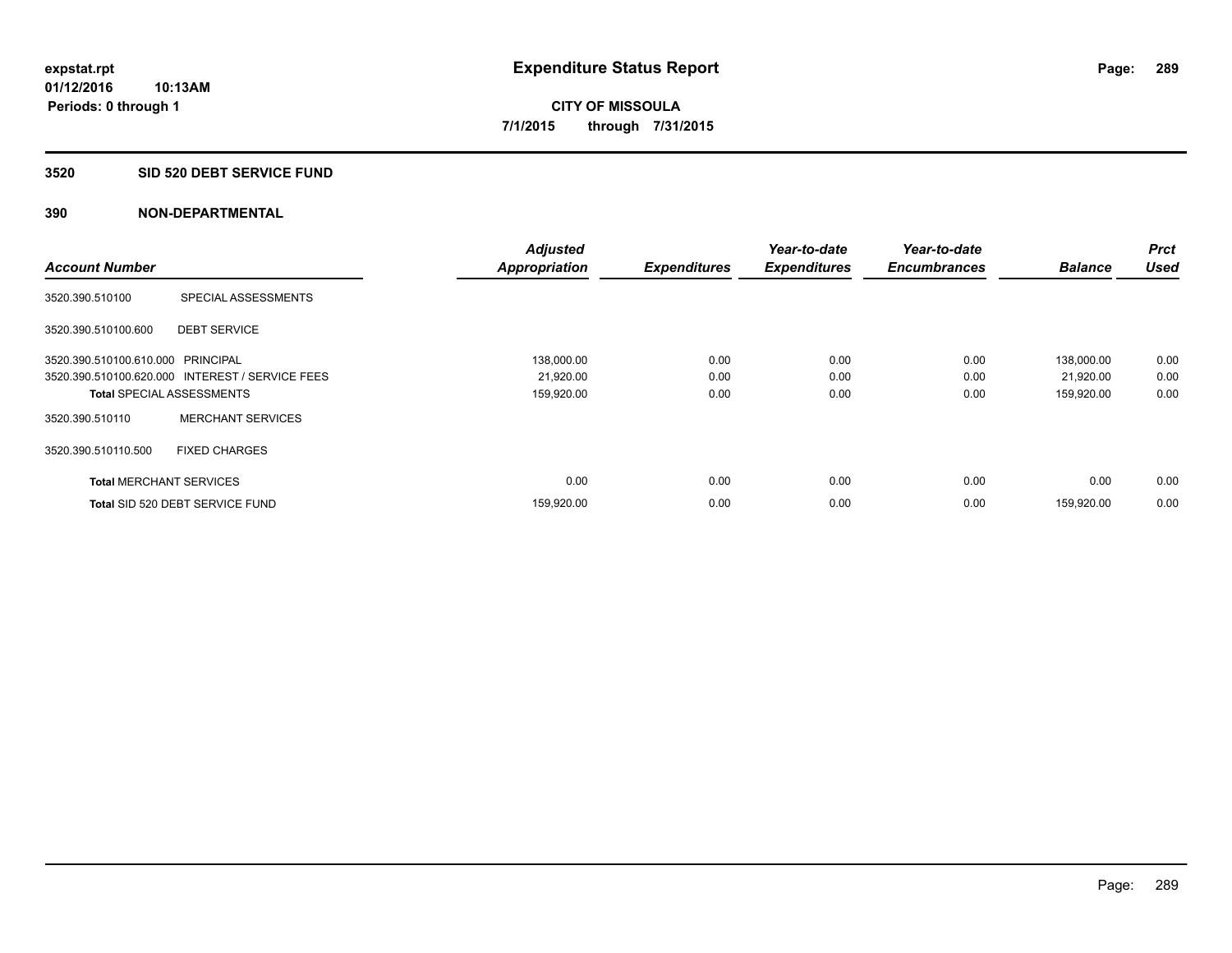**expstat.rpt**
**01/12/2016 10:13AM**
**Periods: 0 through 1**

# Expenditure Status Report

**CITY OF MISSOULA**
**7/1/2015 through 7/31/2015**

## 3520 SID 520 DEBT SERVICE FUND

### 390 NON-DEPARTMENTAL

| Account Number | | Adjusted Appropriation | Expenditures | Year-to-date Expenditures | Year-to-date Encumbrances | Balance | Prct Used |
|---|---|---|---|---|---|---|---|
| 3520.390.510100 | SPECIAL ASSESSMENTS | | | | | | |
| 3520.390.510100.600 | DEBT SERVICE | | | | | | |
| 3520.390.510100.610.000 | PRINCIPAL | 138,000.00 | 0.00 | 0.00 | 0.00 | 138,000.00 | 0.00 |
| 3520.390.510100.620.000 | INTEREST / SERVICE FEES | 21,920.00 | 0.00 | 0.00 | 0.00 | 21,920.00 | 0.00 |
| **Total** SPECIAL ASSESSMENTS | | 159,920.00 | 0.00 | 0.00 | 0.00 | 159,920.00 | 0.00 |
| 3520.390.510110 | MERCHANT SERVICES | | | | | | |
| 3520.390.510110.500 | FIXED CHARGES | | | | | | |
| **Total** MERCHANT SERVICES | | 0.00 | 0.00 | 0.00 | 0.00 | 0.00 | 0.00 |
| **Total** SID 520 DEBT SERVICE FUND | | 159,920.00 | 0.00 | 0.00 | 0.00 | 159,920.00 | 0.00 |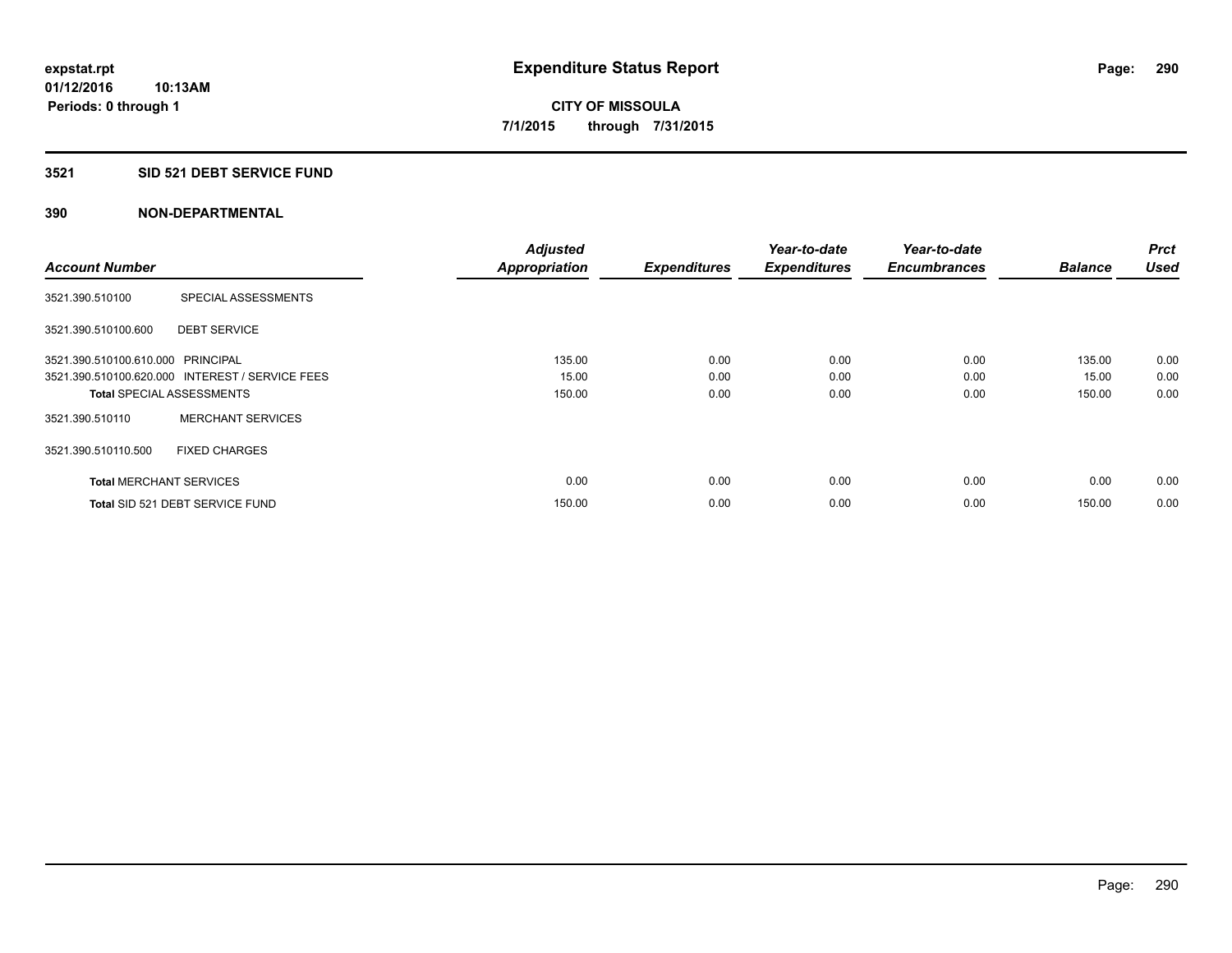# Expenditure Status Report

**CITY OF MISSOULA**

**7/1/2015 through 7/31/2015**

expstat.rpt
01/12/2016 10:13AM
Periods: 0 through 1

## 3521 SID 521 DEBT SERVICE FUND

## 390 NON-DEPARTMENTAL

| Account Number | | Adjusted Appropriation | Expenditures | Year-to-date Expenditures | Year-to-date Encumbrances | Balance | Prct Used |
|---|---|---|---|---|---|---|---|
| 3521.390.510100 | SPECIAL ASSESSMENTS | | | | | | |
| 3521.390.510100.600 | DEBT SERVICE | | | | | | |
| 3521.390.510100.610.000 | PRINCIPAL | 135.00 | 0.00 | 0.00 | 0.00 | 135.00 | 0.00 |
| 3521.390.510100.620.000 | INTEREST / SERVICE FEES | 15.00 | 0.00 | 0.00 | 0.00 | 15.00 | 0.00 |
| **Total** SPECIAL ASSESSMENTS | | 150.00 | 0.00 | 0.00 | 0.00 | 150.00 | 0.00 |
| 3521.390.510110 | MERCHANT SERVICES | | | | | | |
| 3521.390.510110.500 | FIXED CHARGES | | | | | | |
| **Total** MERCHANT SERVICES | | 0.00 | 0.00 | 0.00 | 0.00 | 0.00 | 0.00 |
| **Total** SID 521 DEBT SERVICE FUND | | 150.00 | 0.00 | 0.00 | 0.00 | 150.00 | 0.00 |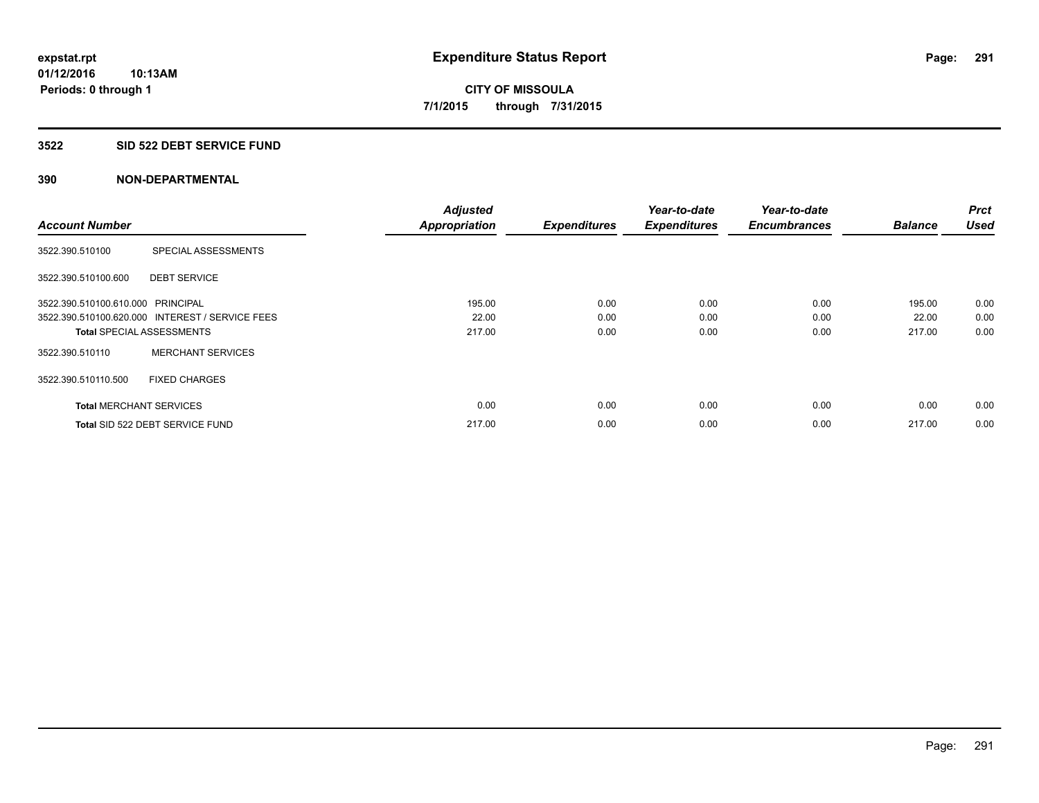**expstat.rpt**
**01/12/2016 10:13AM**
**Periods: 0 through 1**

# Expenditure Status Report

**CITY OF MISSOULA**
**7/1/2015 through 7/31/2015**

## 3522 SID 522 DEBT SERVICE FUND

## 390 NON-DEPARTMENTAL

| Account Number | | Adjusted Appropriation | Expenditures | Year-to-date Expenditures | Year-to-date Encumbrances | Balance | Prct Used |
|---|---|---|---|---|---|---|---|
| 3522.390.510100 | SPECIAL ASSESSMENTS | | | | | | |
| 3522.390.510100.600 | DEBT SERVICE | | | | | | |
| 3522.390.510100.610.000 | PRINCIPAL | 195.00 | 0.00 | 0.00 | 0.00 | 195.00 | 0.00 |
| 3522.390.510100.620.000 | INTEREST / SERVICE FEES | 22.00 | 0.00 | 0.00 | 0.00 | 22.00 | 0.00 |
| **Total** SPECIAL ASSESSMENTS | | 217.00 | 0.00 | 0.00 | 0.00 | 217.00 | 0.00 |
| 3522.390.510110 | MERCHANT SERVICES | | | | | | |
| 3522.390.510110.500 | FIXED CHARGES | | | | | | |
| **Total** MERCHANT SERVICES | | 0.00 | 0.00 | 0.00 | 0.00 | 0.00 | 0.00 |
| **Total** SID 522 DEBT SERVICE FUND | | 217.00 | 0.00 | 0.00 | 0.00 | 217.00 | 0.00 |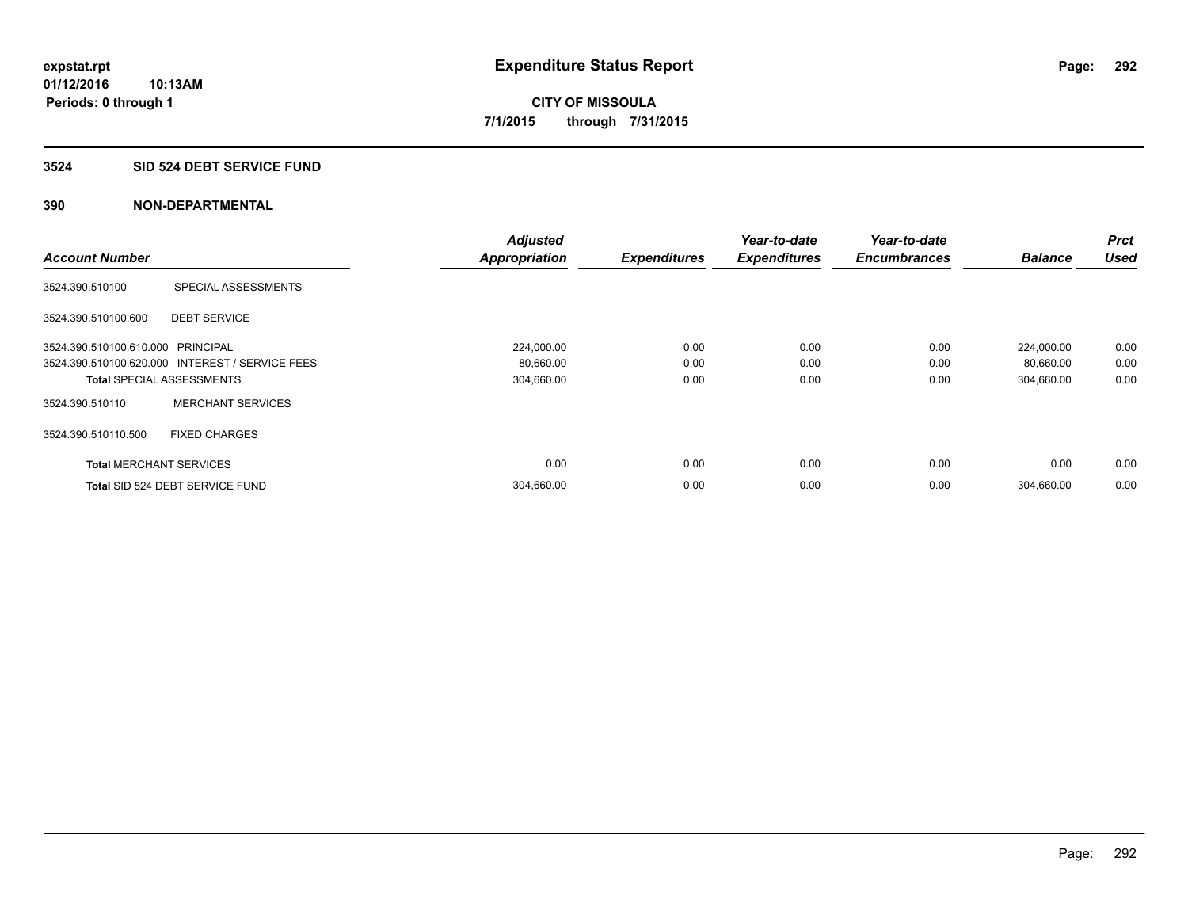**expstat.rpt**
**01/12/2016 10:13AM**
**Periods: 0 through 1**

# Expenditure Status Report

**CITY OF MISSOULA**
**7/1/2015 through 7/31/2015**

## 3524 SID 524 DEBT SERVICE FUND

### 390 NON-DEPARTMENTAL

| Account Number | | Adjusted Appropriation | Expenditures | Year-to-date Expenditures | Year-to-date Encumbrances | Balance | Prct Used |
|---|---|---|---|---|---|---|---|
| 3524.390.510100 | SPECIAL ASSESSMENTS | | | | | | |
| 3524.390.510100.600 | DEBT SERVICE | | | | | | |
| 3524.390.510100.610.000 | PRINCIPAL | 224,000.00 | 0.00 | 0.00 | 0.00 | 224,000.00 | 0.00 |
| 3524.390.510100.620.000 | INTEREST / SERVICE FEES | 80,660.00 | 0.00 | 0.00 | 0.00 | 80,660.00 | 0.00 |
| **Total** SPECIAL ASSESSMENTS | | 304,660.00 | 0.00 | 0.00 | 0.00 | 304,660.00 | 0.00 |
| 3524.390.510110 | MERCHANT SERVICES | | | | | | |
| 3524.390.510110.500 | FIXED CHARGES | | | | | | |
| **Total** MERCHANT SERVICES | | 0.00 | 0.00 | 0.00 | 0.00 | 0.00 | 0.00 |
| **Total** SID 524 DEBT SERVICE FUND | | 304,660.00 | 0.00 | 0.00 | 0.00 | 304,660.00 | 0.00 |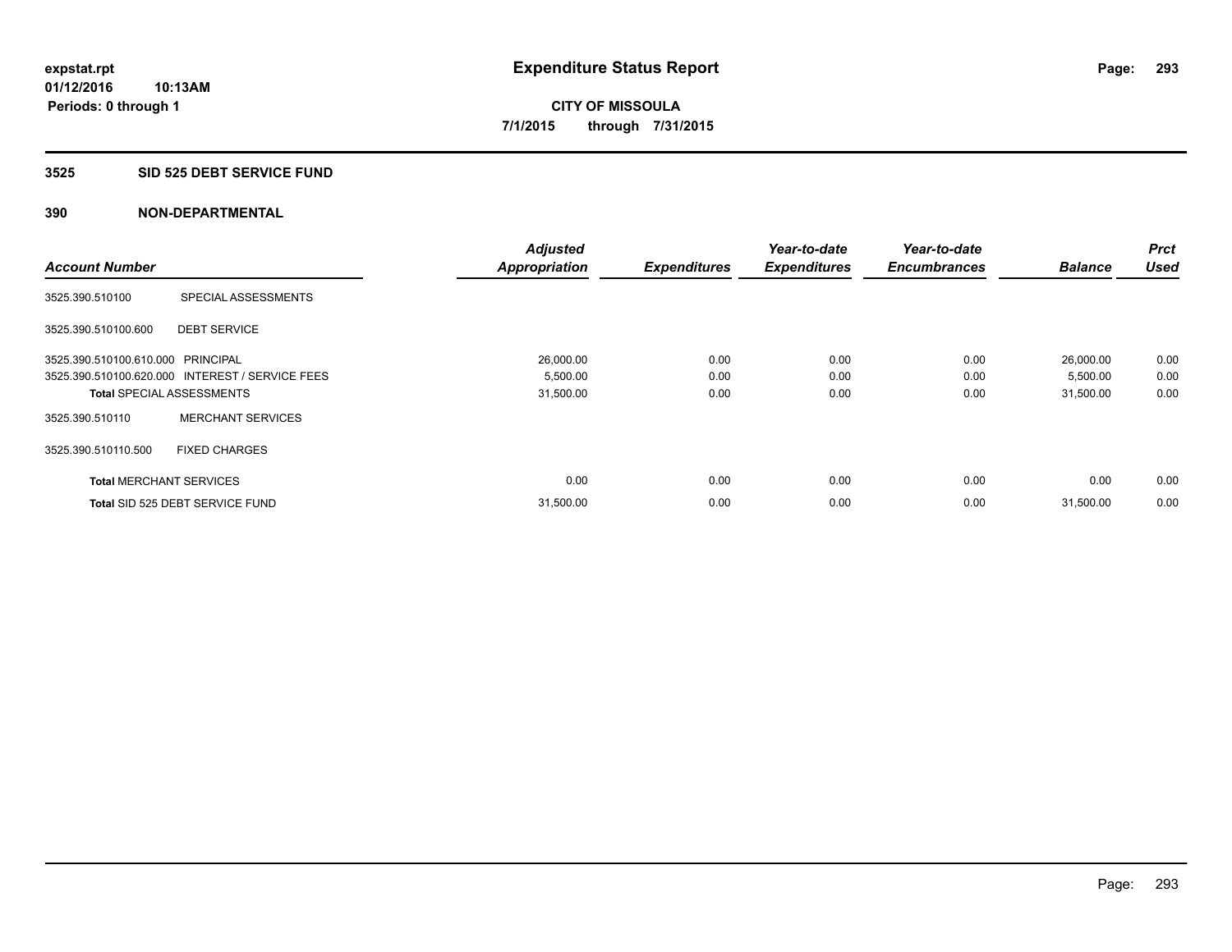# Expenditure Status Report

expstat.rpt
01/12/2016 10:13AM
Periods: 0 through 1

**CITY OF MISSOULA**
**7/1/2015 through 7/31/2015**

## 3525 SID 525 DEBT SERVICE FUND

## 390 NON-DEPARTMENTAL

| Account Number | | Adjusted Appropriation | Expenditures | Year-to-date Expenditures | Year-to-date Encumbrances | Balance | Prct Used |
|---|---|---|---|---|---|---|---|
| 3525.390.510100 | SPECIAL ASSESSMENTS | | | | | | |
| 3525.390.510100.600 | DEBT SERVICE | | | | | | |
| 3525.390.510100.610.000 | PRINCIPAL | 26,000.00 | 0.00 | 0.00 | 0.00 | 26,000.00 | 0.00 |
| 3525.390.510100.620.000 | INTEREST / SERVICE FEES | 5,500.00 | 0.00 | 0.00 | 0.00 | 5,500.00 | 0.00 |
| **Total** SPECIAL ASSESSMENTS | | 31,500.00 | 0.00 | 0.00 | 0.00 | 31,500.00 | 0.00 |
| 3525.390.510110 | MERCHANT SERVICES | | | | | | |
| 3525.390.510110.500 | FIXED CHARGES | | | | | | |
| **Total** MERCHANT SERVICES | | 0.00 | 0.00 | 0.00 | 0.00 | 0.00 | 0.00 |
| **Total** SID 525 DEBT SERVICE FUND | | 31,500.00 | 0.00 | 0.00 | 0.00 | 31,500.00 | 0.00 |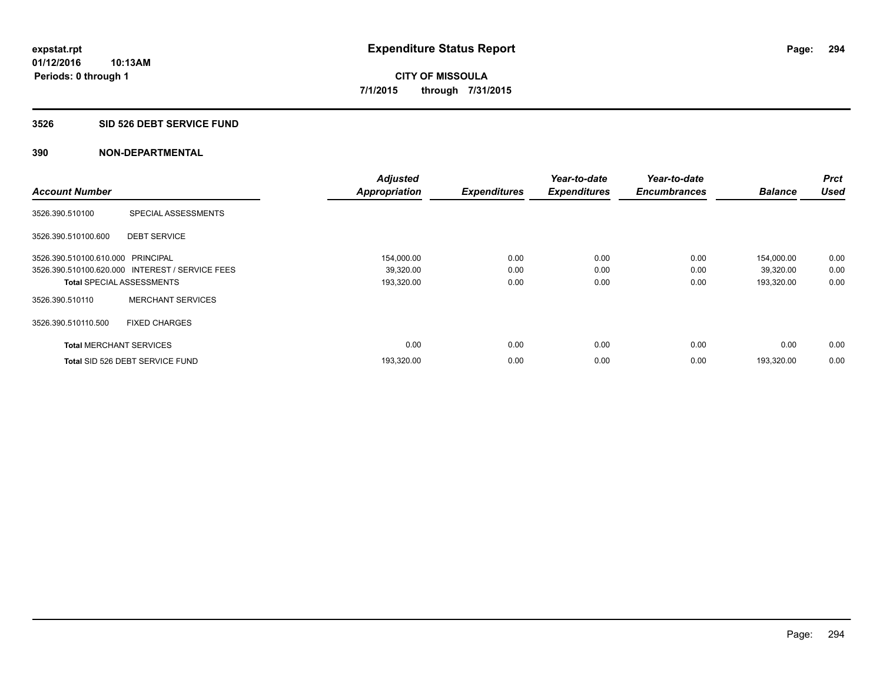**expstat.rpt**
**01/12/2016 10:13AM**
**Periods: 0 through 1**

# Expenditure Status Report

**CITY OF MISSOULA**
**7/1/2015 through 7/31/2015**

## 3526 SID 526 DEBT SERVICE FUND

### 390 NON-DEPARTMENTAL

| Account Number | | Adjusted Appropriation | Expenditures | Year-to-date Expenditures | Year-to-date Encumbrances | Balance | Prct Used |
|---|---|---|---|---|---|---|---|
| 3526.390.510100 | SPECIAL ASSESSMENTS | | | | | | |
| 3526.390.510100.600 | DEBT SERVICE | | | | | | |
| 3526.390.510100.610.000 | PRINCIPAL | 154,000.00 | 0.00 | 0.00 | 0.00 | 154,000.00 | 0.00 |
| 3526.390.510100.620.000 | INTEREST / SERVICE FEES | 39,320.00 | 0.00 | 0.00 | 0.00 | 39,320.00 | 0.00 |
| **Total** SPECIAL ASSESSMENTS | | 193,320.00 | 0.00 | 0.00 | 0.00 | 193,320.00 | 0.00 |
| 3526.390.510110 | MERCHANT SERVICES | | | | | | |
| 3526.390.510110.500 | FIXED CHARGES | | | | | | |
| **Total** MERCHANT SERVICES | | 0.00 | 0.00 | 0.00 | 0.00 | 0.00 | 0.00 |
| **Total** SID 526 DEBT SERVICE FUND | | 193,320.00 | 0.00 | 0.00 | 0.00 | 193,320.00 | 0.00 |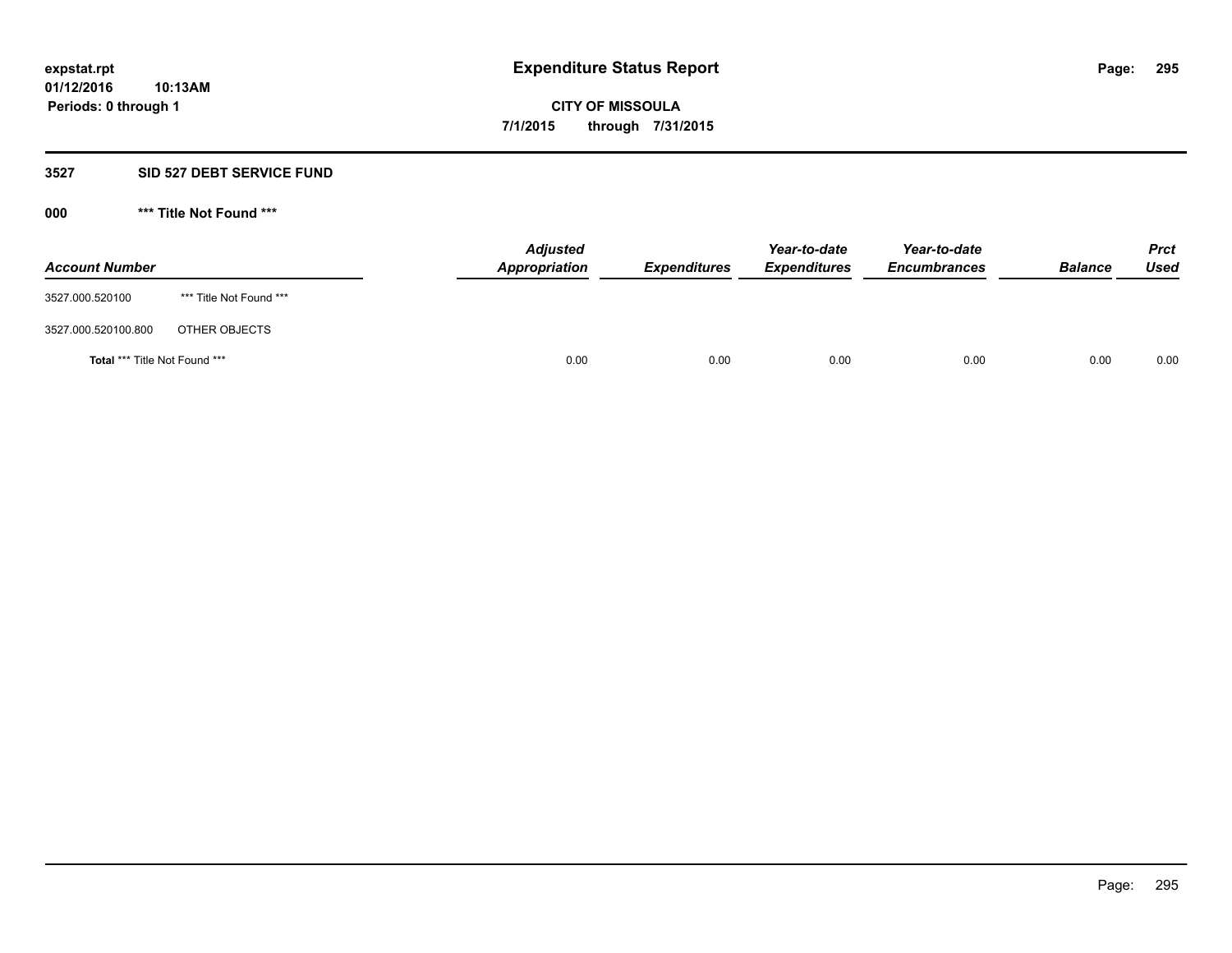**expstat.rpt**
**01/12/2016 10:13AM**
**Periods: 0 through 1**

# Expenditure Status Report

**CITY OF MISSOULA**
**7/1/2015 through 7/31/2015**

## 3527 SID 527 DEBT SERVICE FUND

### 000 *** Title Not Found ***

| Account Number | | Adjusted Appropriation | Expenditures | Year-to-date Expenditures | Year-to-date Encumbrances | Balance | Prct Used |
|---|---|---|---|---|---|---|---|
| 3527.000.520100 | *** Title Not Found *** | | | | | | |
| 3527.000.520100.800 | OTHER OBJECTS | | | | | | |
| **Total** *** Title Not Found *** | | 0.00 | 0.00 | 0.00 | 0.00 | 0.00 | 0.00 |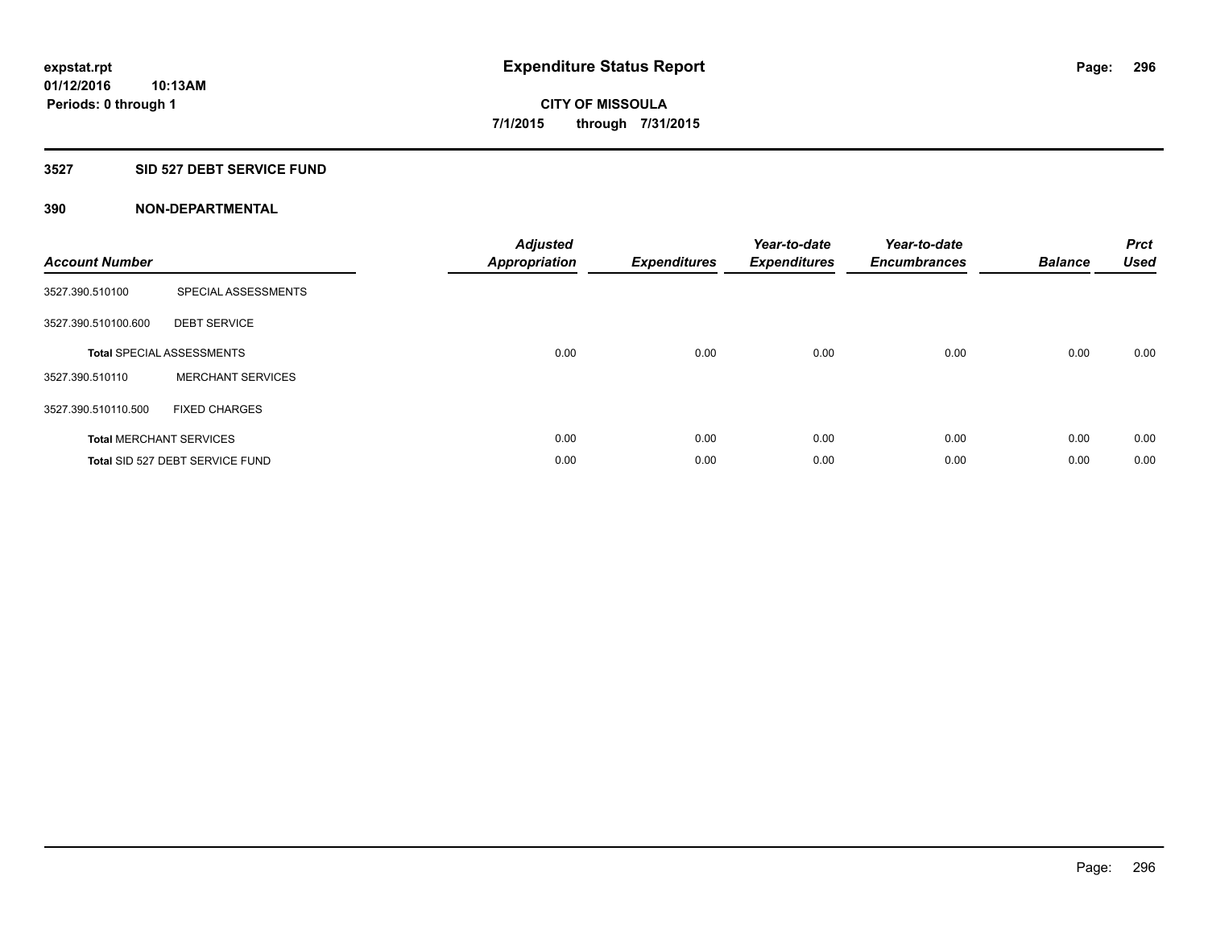# Expenditure Status Report

expstat.rpt
01/12/2016 10:13AM
Periods: 0 through 1

**CITY OF MISSOULA**
**7/1/2015 through 7/31/2015**

## 3527 SID 527 DEBT SERVICE FUND

### 390 NON-DEPARTMENTAL

| Account Number | | Adjusted Appropriation | Expenditures | Year-to-date Expenditures | Year-to-date Encumbrances | Balance | Prct Used |
|---|---|---|---|---|---|---|---|
| 3527.390.510100 | SPECIAL ASSESSMENTS | | | | | | |
| 3527.390.510100.600 | DEBT SERVICE | | | | | | |
| **Total** SPECIAL ASSESSMENTS | | 0.00 | 0.00 | 0.00 | 0.00 | 0.00 | 0.00 |
| 3527.390.510110 | MERCHANT SERVICES | | | | | | |
| 3527.390.510110.500 | FIXED CHARGES | | | | | | |
| **Total** MERCHANT SERVICES | | 0.00 | 0.00 | 0.00 | 0.00 | 0.00 | 0.00 |
| **Total** SID 527 DEBT SERVICE FUND | | 0.00 | 0.00 | 0.00 | 0.00 | 0.00 | 0.00 |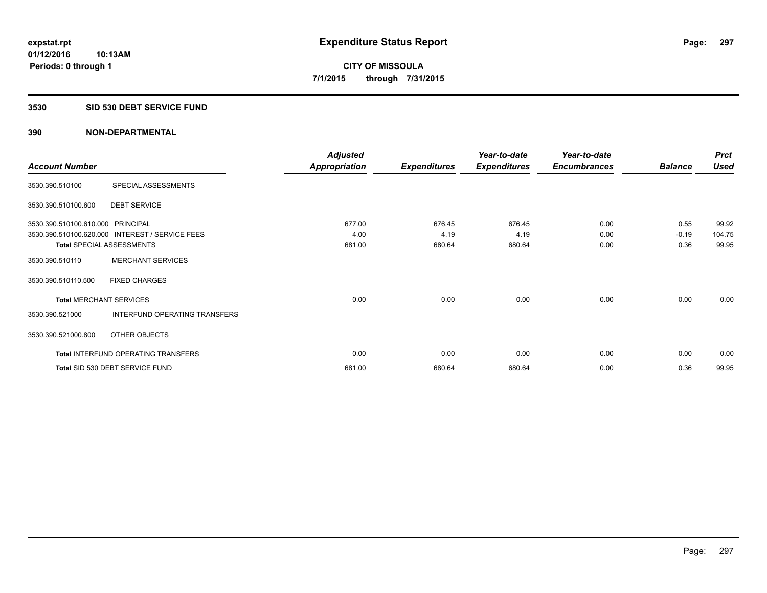**expstat.rpt**
**01/12/2016 10:13AM**
**Periods: 0 through 1**

# Expenditure Status Report

**CITY OF MISSOULA**
**7/1/2015 through 7/31/2015**

## 3530 SID 530 DEBT SERVICE FUND

### 390 NON-DEPARTMENTAL

| Account Number | | Adjusted Appropriation | Expenditures | Year-to-date Expenditures | Year-to-date Encumbrances | Balance | Prct Used |
|---|---|---|---|---|---|---|---|
| 3530.390.510100 | SPECIAL ASSESSMENTS | | | | | | |
| 3530.390.510100.600 | DEBT SERVICE | | | | | | |
| 3530.390.510100.610.000 | PRINCIPAL | 677.00 | 676.45 | 676.45 | 0.00 | 0.55 | 99.92 |
| 3530.390.510100.620.000 | INTEREST / SERVICE FEES | 4.00 | 4.19 | 4.19 | 0.00 | -0.19 | 104.75 |
| **Total** SPECIAL ASSESSMENTS | | 681.00 | 680.64 | 680.64 | 0.00 | 0.36 | 99.95 |
| 3530.390.510110 | MERCHANT SERVICES | | | | | | |
| 3530.390.510110.500 | FIXED CHARGES | | | | | | |
| **Total** MERCHANT SERVICES | | 0.00 | 0.00 | 0.00 | 0.00 | 0.00 | 0.00 |
| 3530.390.521000 | INTERFUND OPERATING TRANSFERS | | | | | | |
| 3530.390.521000.800 | OTHER OBJECTS | | | | | | |
| **Total** INTERFUND OPERATING TRANSFERS | | 0.00 | 0.00 | 0.00 | 0.00 | 0.00 | 0.00 |
| **Total** SID 530 DEBT SERVICE FUND | | 681.00 | 680.64 | 680.64 | 0.00 | 0.36 | 99.95 |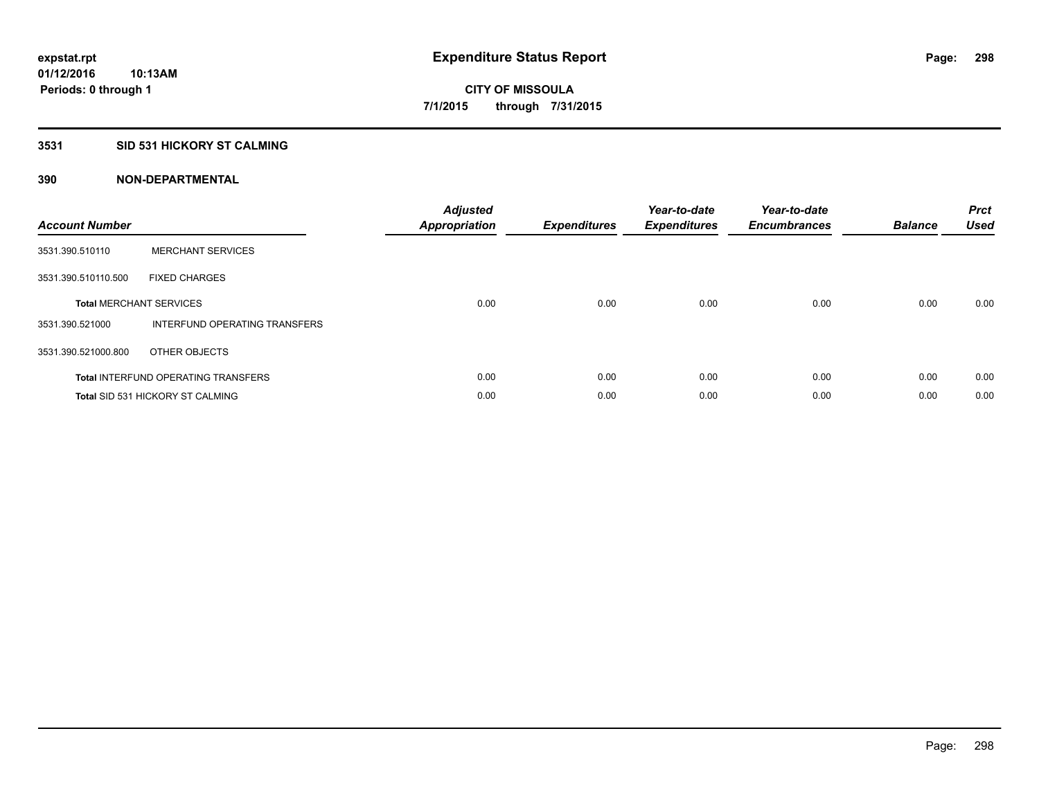# Expenditure Status Report

expstat.rpt
01/12/2016 10:13AM
Periods: 0 through 1

**CITY OF MISSOULA**
**7/1/2015 through 7/31/2015**

## 3531 SID 531 HICKORY ST CALMING

### 390 NON-DEPARTMENTAL

| Account Number | | Adjusted Appropriation | Expenditures | Year-to-date Expenditures | Year-to-date Encumbrances | Balance | Prct Used |
|---|---|---|---|---|---|---|---|
| 3531.390.510110 | MERCHANT SERVICES | | | | | | |
| 3531.390.510110.500 | FIXED CHARGES | | | | | | |
| **Total** MERCHANT SERVICES | | 0.00 | 0.00 | 0.00 | 0.00 | 0.00 | 0.00 |
| 3531.390.521000 | INTERFUND OPERATING TRANSFERS | | | | | | |
| 3531.390.521000.800 | OTHER OBJECTS | | | | | | |
| **Total** INTERFUND OPERATING TRANSFERS | | 0.00 | 0.00 | 0.00 | 0.00 | 0.00 | 0.00 |
| **Total** SID 531 HICKORY ST CALMING | | 0.00 | 0.00 | 0.00 | 0.00 | 0.00 | 0.00 |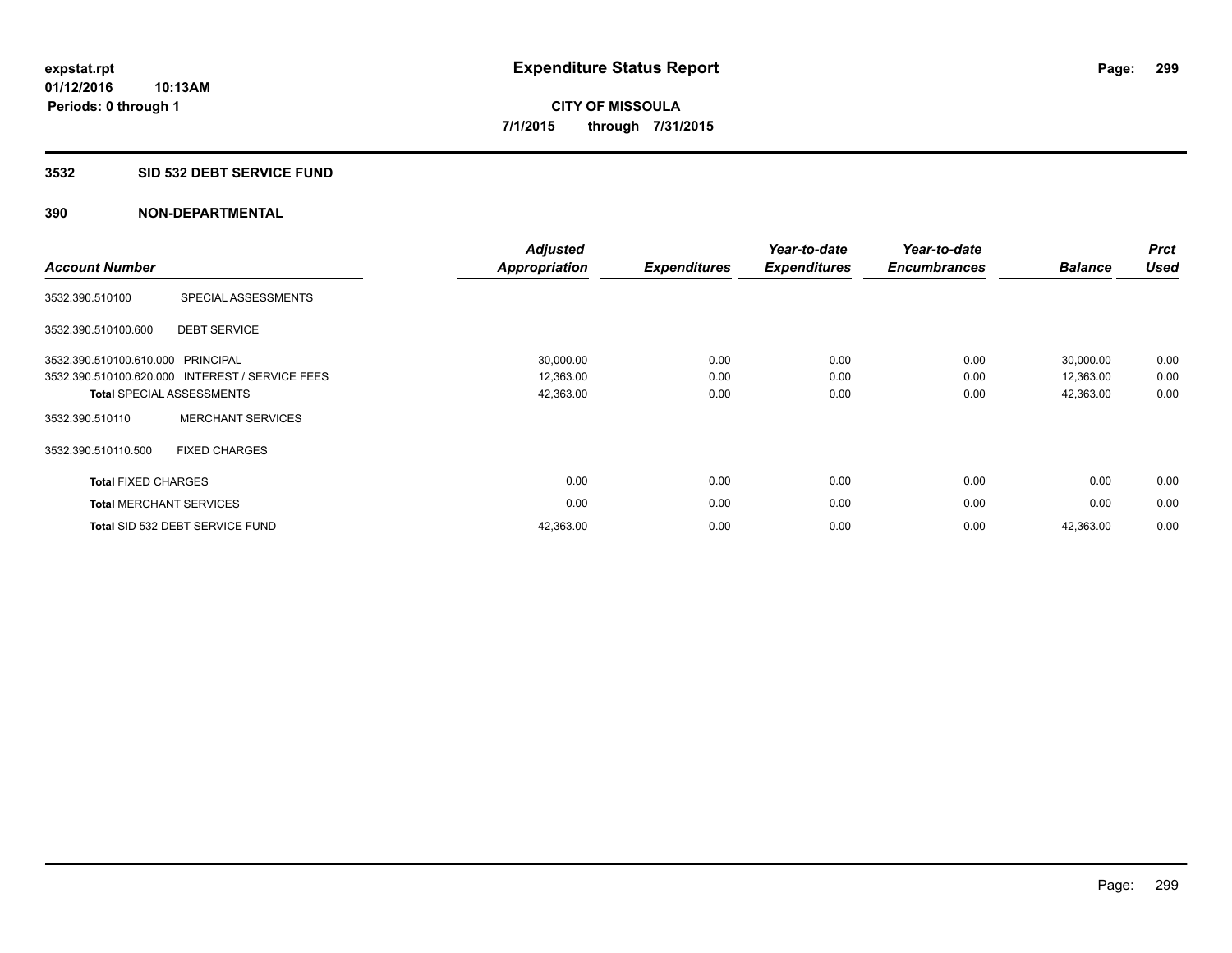# Expenditure Status Report

expstat.rpt
01/12/2016 10:13AM
Periods: 0 through 1

CITY OF MISSOULA
7/1/2015 through 7/31/2015

## 3532 SID 532 DEBT SERVICE FUND

## 390 NON-DEPARTMENTAL

| Account Number | | Adjusted Appropriation | Expenditures | Year-to-date Expenditures | Year-to-date Encumbrances | Balance | Prct Used |
|---|---|---|---|---|---|---|---|
| 3532.390.510100 | SPECIAL ASSESSMENTS | | | | | | |
| 3532.390.510100.600 | DEBT SERVICE | | | | | | |
| 3532.390.510100.610.000 | PRINCIPAL | 30,000.00 | 0.00 | 0.00 | 0.00 | 30,000.00 | 0.00 |
| 3532.390.510100.620.000 | INTEREST / SERVICE FEES | 12,363.00 | 0.00 | 0.00 | 0.00 | 12,363.00 | 0.00 |
| **Total** SPECIAL ASSESSMENTS | | 42,363.00 | 0.00 | 0.00 | 0.00 | 42,363.00 | 0.00 |
| 3532.390.510110 | MERCHANT SERVICES | | | | | | |
| 3532.390.510110.500 | FIXED CHARGES | | | | | | |
| **Total** FIXED CHARGES | | 0.00 | 0.00 | 0.00 | 0.00 | 0.00 | 0.00 |
| **Total** MERCHANT SERVICES | | 0.00 | 0.00 | 0.00 | 0.00 | 0.00 | 0.00 |
| **Total** SID 532 DEBT SERVICE FUND | | 42,363.00 | 0.00 | 0.00 | 0.00 | 42,363.00 | 0.00 |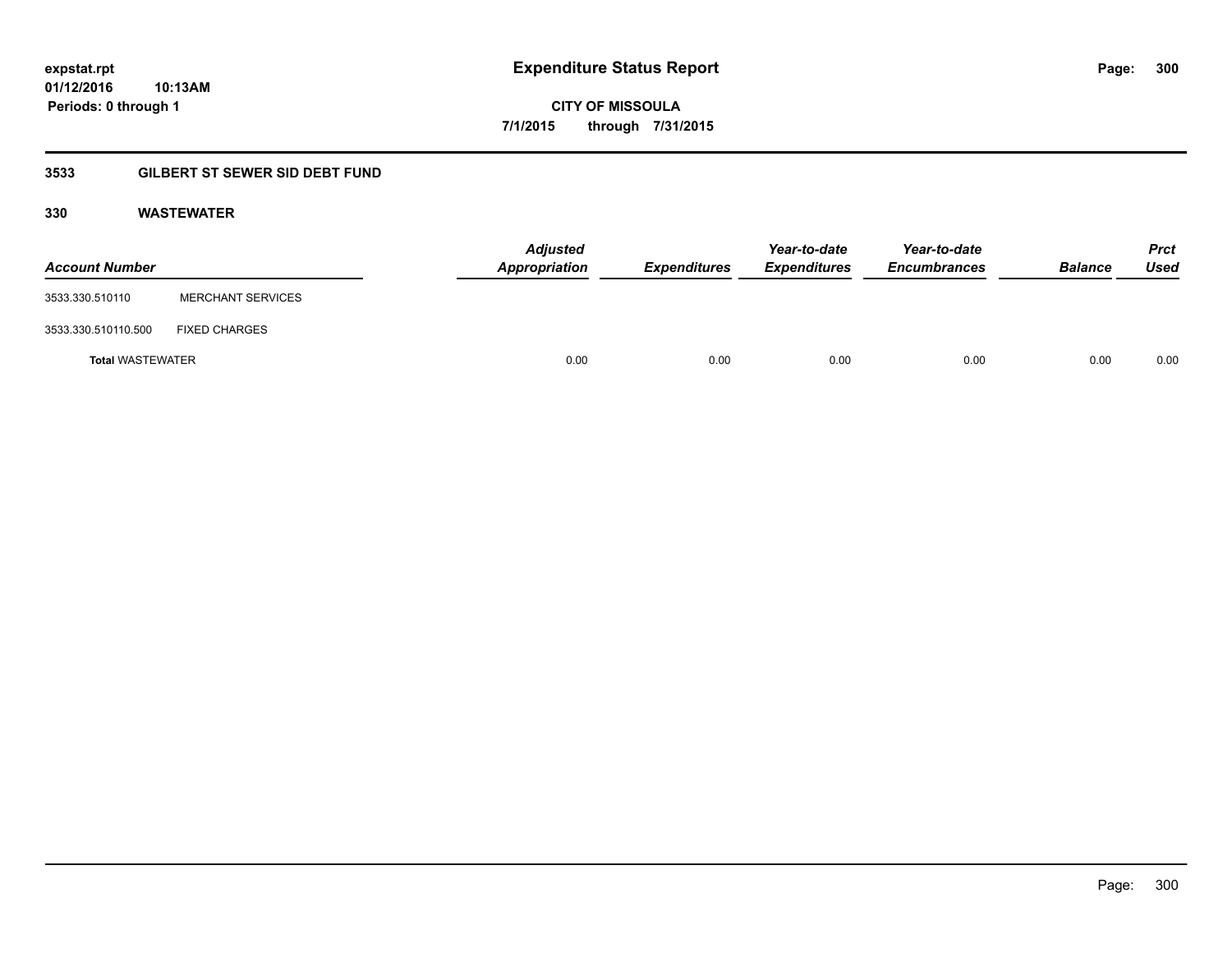# Expenditure Status Report

**CITY OF MISSOULA**

**7/1/2015 through 7/31/2015**

expstat.rpt
01/12/2016 10:13AM
Periods: 0 through 1

## 3533 GILBERT ST SEWER SID DEBT FUND

### 330 WASTEWATER

| Account Number | | Adjusted Appropriation | Expenditures | Year-to-date Expenditures | Year-to-date Encumbrances | Balance | Prct Used |
|---|---|---|---|---|---|---|---|
| 3533.330.510110 | MERCHANT SERVICES | | | | | | |
| 3533.330.510110.500 | FIXED CHARGES | | | | | | |
| **Total** WASTEWATER | | 0.00 | 0.00 | 0.00 | 0.00 | 0.00 | 0.00 |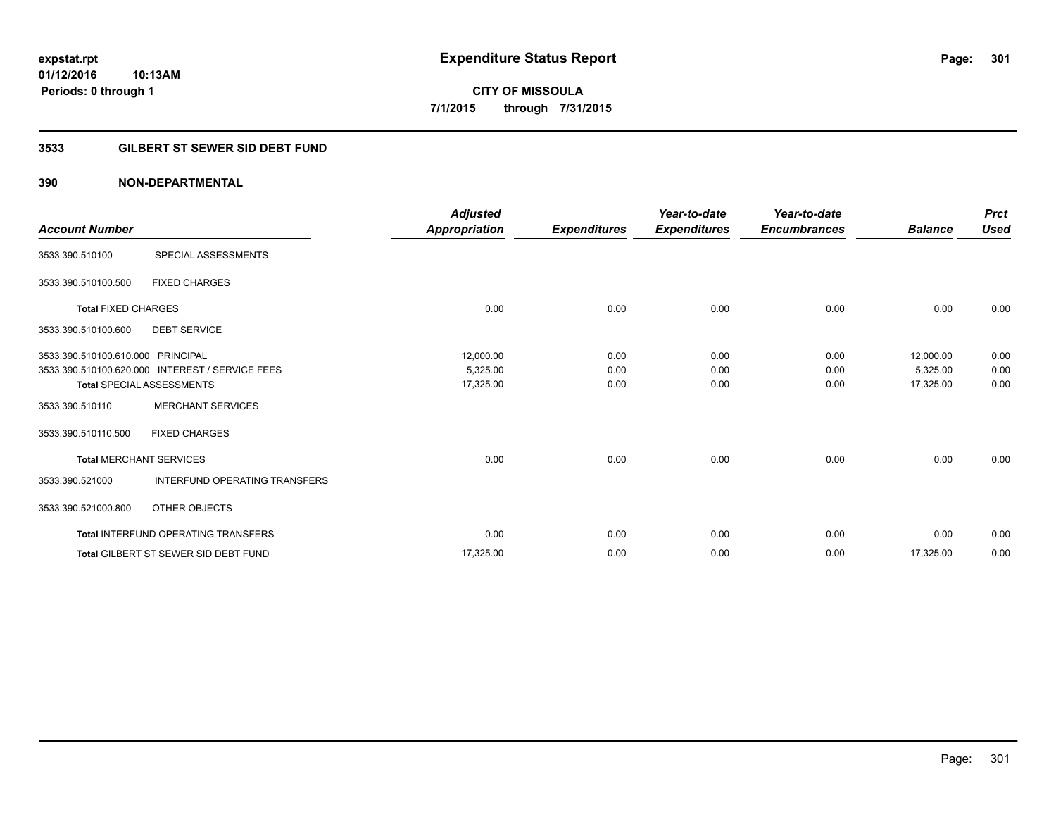**expstat.rpt**
**01/12/2016 10:13AM**
**Periods: 0 through 1**

# Expenditure Status Report

**CITY OF MISSOULA**
**7/1/2015 through 7/31/2015**

## 3533 GILBERT ST SEWER SID DEBT FUND

### 390 NON-DEPARTMENTAL

| Account Number | | Adjusted Appropriation | Expenditures | Year-to-date Expenditures | Year-to-date Encumbrances | Balance | Prct Used |
|---|---|---|---|---|---|---|---|
| 3533.390.510100 | SPECIAL ASSESSMENTS | | | | | | |
| 3533.390.510100.500 | FIXED CHARGES | | | | | | |
| **Total** FIXED CHARGES | | 0.00 | 0.00 | 0.00 | 0.00 | 0.00 | 0.00 |
| 3533.390.510100.600 | DEBT SERVICE | | | | | | |
| 3533.390.510100.610.000 | PRINCIPAL | 12,000.00 | 0.00 | 0.00 | 0.00 | 12,000.00 | 0.00 |
| 3533.390.510100.620.000 | INTEREST / SERVICE FEES | 5,325.00 | 0.00 | 0.00 | 0.00 | 5,325.00 | 0.00 |
| **Total** SPECIAL ASSESSMENTS | | 17,325.00 | 0.00 | 0.00 | 0.00 | 17,325.00 | 0.00 |
| 3533.390.510110 | MERCHANT SERVICES | | | | | | |
| 3533.390.510110.500 | FIXED CHARGES | | | | | | |
| **Total** MERCHANT SERVICES | | 0.00 | 0.00 | 0.00 | 0.00 | 0.00 | 0.00 |
| 3533.390.521000 | INTERFUND OPERATING TRANSFERS | | | | | | |
| 3533.390.521000.800 | OTHER OBJECTS | | | | | | |
| **Total** INTERFUND OPERATING TRANSFERS | | 0.00 | 0.00 | 0.00 | 0.00 | 0.00 | 0.00 |
| **Total** GILBERT ST SEWER SID DEBT FUND | | 17,325.00 | 0.00 | 0.00 | 0.00 | 17,325.00 | 0.00 |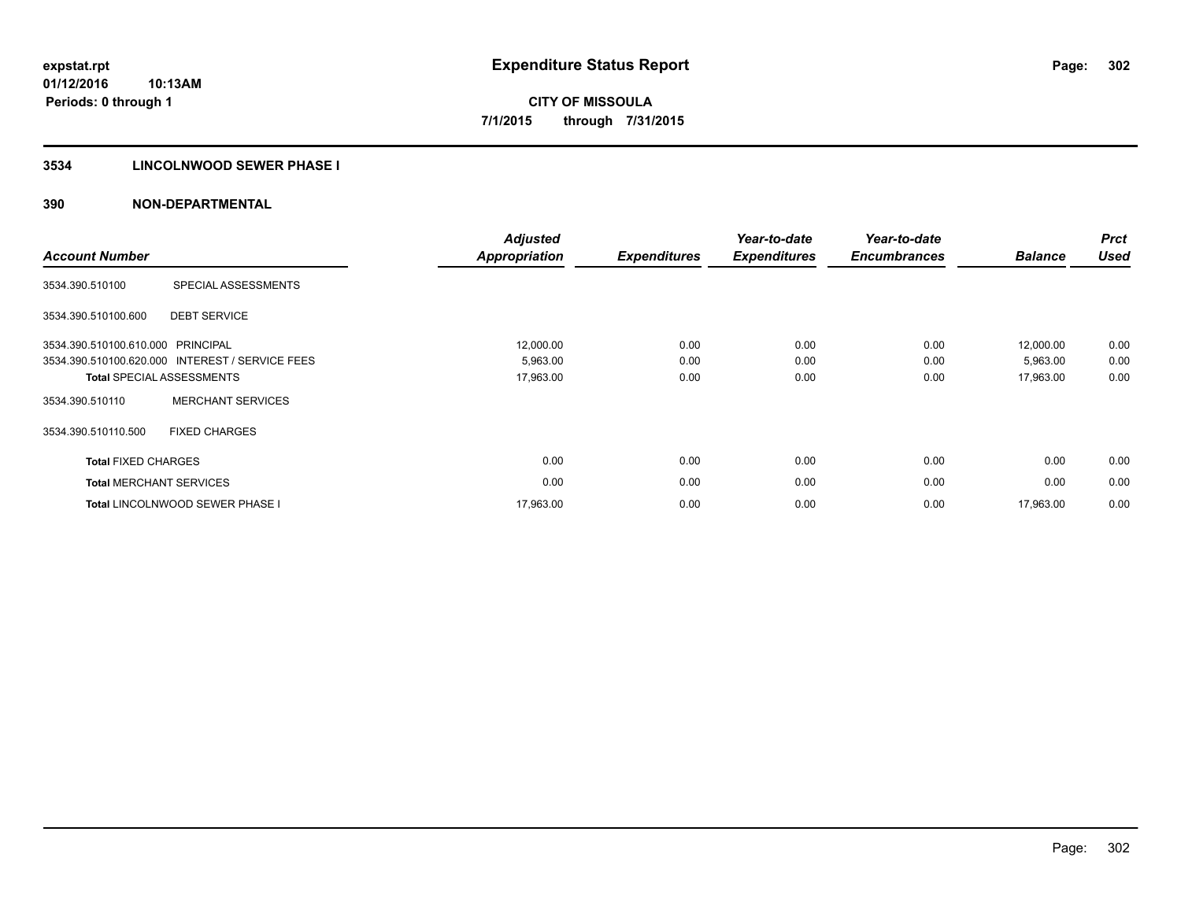# Expenditure Status Report

expstat.rpt
01/12/2016 10:13AM
Periods: 0 through 1

**CITY OF MISSOULA**
**7/1/2015 through 7/31/2015**

## 3534 LINCOLNWOOD SEWER PHASE I

### 390 NON-DEPARTMENTAL

| Account Number | | Adjusted Appropriation | Expenditures | Year-to-date Expenditures | Year-to-date Encumbrances | Balance | Prct Used |
|---|---|---|---|---|---|---|---|
| 3534.390.510100 | SPECIAL ASSESSMENTS | | | | | | |
| 3534.390.510100.600 | DEBT SERVICE | | | | | | |
| 3534.390.510100.610.000 | PRINCIPAL | 12,000.00 | 0.00 | 0.00 | 0.00 | 12,000.00 | 0.00 |
| 3534.390.510100.620.000 | INTEREST / SERVICE FEES | 5,963.00 | 0.00 | 0.00 | 0.00 | 5,963.00 | 0.00 |
| **Total** SPECIAL ASSESSMENTS | | 17,963.00 | 0.00 | 0.00 | 0.00 | 17,963.00 | 0.00 |
| 3534.390.510110 | MERCHANT SERVICES | | | | | | |
| 3534.390.510110.500 | FIXED CHARGES | | | | | | |
| **Total** FIXED CHARGES | | 0.00 | 0.00 | 0.00 | 0.00 | 0.00 | 0.00 |
| **Total** MERCHANT SERVICES | | 0.00 | 0.00 | 0.00 | 0.00 | 0.00 | 0.00 |
| **Total** LINCOLNWOOD SEWER PHASE I | | 17,963.00 | 0.00 | 0.00 | 0.00 | 17,963.00 | 0.00 |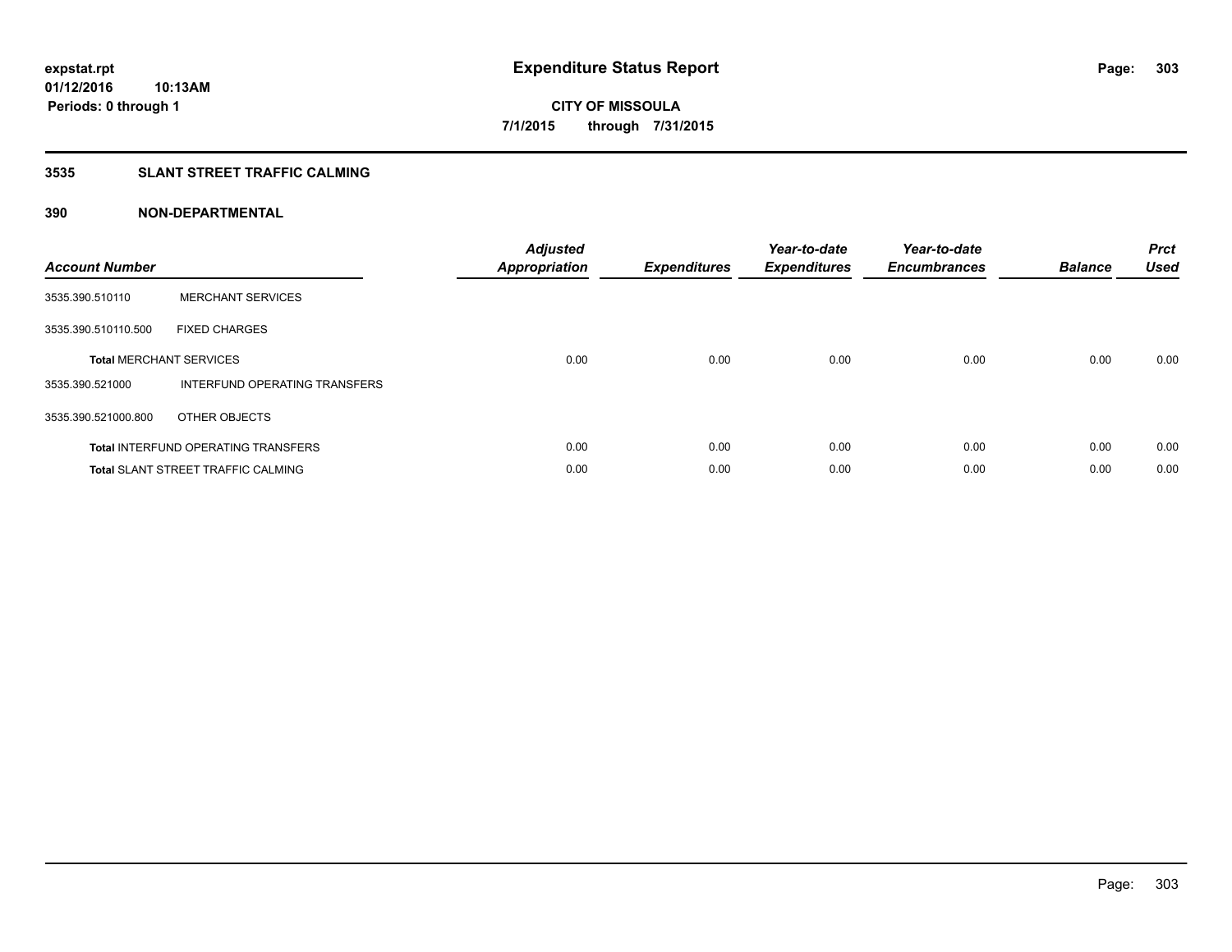expstat.rpt
01/12/2016 10:13AM
Periods: 0 through 1

# Expenditure Status Report

CITY OF MISSOULA
7/1/2015 through 7/31/2015

## 3535 SLANT STREET TRAFFIC CALMING

### 390 NON-DEPARTMENTAL

| Account Number | | Adjusted Appropriation | Expenditures | Year-to-date Expenditures | Year-to-date Encumbrances | Balance | Prct Used |
|---|---|---|---|---|---|---|---|
| 3535.390.510110 | MERCHANT SERVICES | | | | | | |
| 3535.390.510110.500 | FIXED CHARGES | | | | | | |
| **Total** MERCHANT SERVICES | | 0.00 | 0.00 | 0.00 | 0.00 | 0.00 | 0.00 |
| 3535.390.521000 | INTERFUND OPERATING TRANSFERS | | | | | | |
| 3535.390.521000.800 | OTHER OBJECTS | | | | | | |
| **Total** INTERFUND OPERATING TRANSFERS | | 0.00 | 0.00 | 0.00 | 0.00 | 0.00 | 0.00 |
| **Total** SLANT STREET TRAFFIC CALMING | | 0.00 | 0.00 | 0.00 | 0.00 | 0.00 | 0.00 |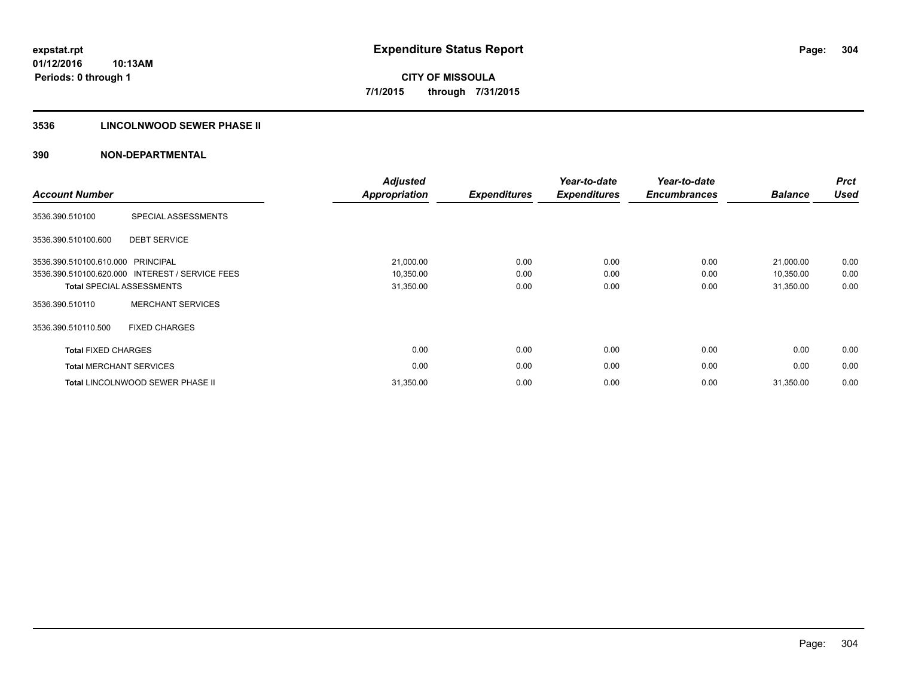# Expenditure Status Report

**CITY OF MISSOULA**
**7/1/2015 through 7/31/2015**

expstat.rpt
01/12/2016 10:13AM
Periods: 0 through 1

## 3536 LINCOLNWOOD SEWER PHASE II

## 390 NON-DEPARTMENTAL

| Account Number | | Adjusted Appropriation | Expenditures | Year-to-date Expenditures | Year-to-date Encumbrances | Balance | Prct Used |
|---|---|---|---|---|---|---|---|
| 3536.390.510100 | SPECIAL ASSESSMENTS | | | | | | |
| 3536.390.510100.600 | DEBT SERVICE | | | | | | |
| 3536.390.510100.610.000 | PRINCIPAL | 21,000.00 | 0.00 | 0.00 | 0.00 | 21,000.00 | 0.00 |
| 3536.390.510100.620.000 | INTEREST / SERVICE FEES | 10,350.00 | 0.00 | 0.00 | 0.00 | 10,350.00 | 0.00 |
| **Total** SPECIAL ASSESSMENTS | | 31,350.00 | 0.00 | 0.00 | 0.00 | 31,350.00 | 0.00 |
| 3536.390.510110 | MERCHANT SERVICES | | | | | | |
| 3536.390.510110.500 | FIXED CHARGES | | | | | | |
| **Total** FIXED CHARGES | | 0.00 | 0.00 | 0.00 | 0.00 | 0.00 | 0.00 |
| **Total** MERCHANT SERVICES | | 0.00 | 0.00 | 0.00 | 0.00 | 0.00 | 0.00 |
| **Total** LINCOLNWOOD SEWER PHASE II | | 31,350.00 | 0.00 | 0.00 | 0.00 | 31,350.00 | 0.00 |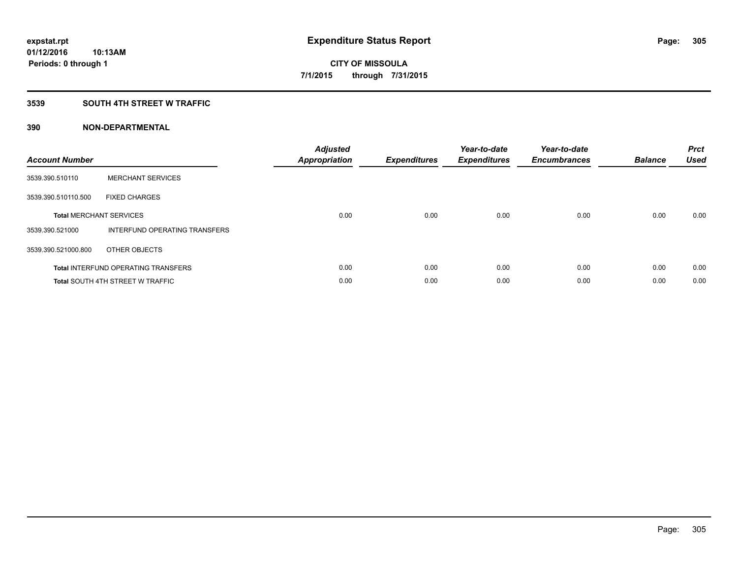expstat.rpt
01/12/2016 10:13AM
Periods: 0 through 1

# Expenditure Status Report

**CITY OF MISSOULA**
**7/1/2015 through 7/31/2015**

## 3539 SOUTH 4TH STREET W TRAFFIC

### 390 NON-DEPARTMENTAL

| Account Number | | Adjusted Appropriation | Expenditures | Year-to-date Expenditures | Year-to-date Encumbrances | Balance | Prct Used |
|---|---|---|---|---|---|---|---|
| 3539.390.510110 | MERCHANT SERVICES | | | | | | |
| 3539.390.510110.500 | FIXED CHARGES | | | | | | |
| **Total** MERCHANT SERVICES | | 0.00 | 0.00 | 0.00 | 0.00 | 0.00 | 0.00 |
| 3539.390.521000 | INTERFUND OPERATING TRANSFERS | | | | | | |
| 3539.390.521000.800 | OTHER OBJECTS | | | | | | |
| **Total** INTERFUND OPERATING TRANSFERS | | 0.00 | 0.00 | 0.00 | 0.00 | 0.00 | 0.00 |
| **Total** SOUTH 4TH STREET W TRAFFIC | | 0.00 | 0.00 | 0.00 | 0.00 | 0.00 | 0.00 |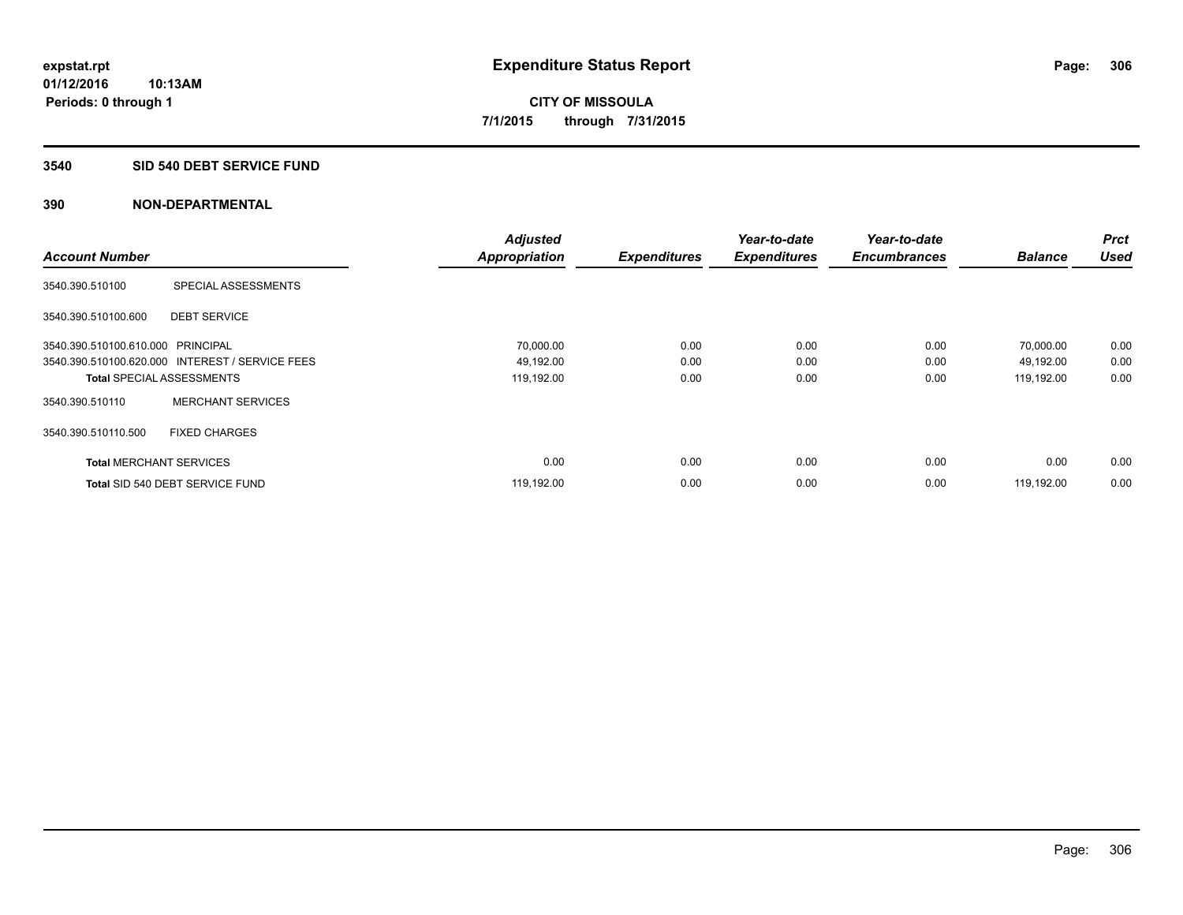**expstat.rpt**
**01/12/2016 10:13AM**
**Periods: 0 through 1**

# Expenditure Status Report

**CITY OF MISSOULA**
**7/1/2015 through 7/31/2015**

## 3540 SID 540 DEBT SERVICE FUND

### 390 NON-DEPARTMENTAL

| Account Number | | Adjusted Appropriation | Expenditures | Year-to-date Expenditures | Year-to-date Encumbrances | Balance | Prct Used |
|---|---|---|---|---|---|---|---|
| 3540.390.510100 | SPECIAL ASSESSMENTS | | | | | | |
| 3540.390.510100.600 | DEBT SERVICE | | | | | | |
| 3540.390.510100.610.000 | PRINCIPAL | 70,000.00 | 0.00 | 0.00 | 0.00 | 70,000.00 | 0.00 |
| 3540.390.510100.620.000 | INTEREST / SERVICE FEES | 49,192.00 | 0.00 | 0.00 | 0.00 | 49,192.00 | 0.00 |
| **Total** SPECIAL ASSESSMENTS | | 119,192.00 | 0.00 | 0.00 | 0.00 | 119,192.00 | 0.00 |
| 3540.390.510110 | MERCHANT SERVICES | | | | | | |
| 3540.390.510110.500 | FIXED CHARGES | | | | | | |
| **Total** MERCHANT SERVICES | | 0.00 | 0.00 | 0.00 | 0.00 | 0.00 | 0.00 |
| **Total** SID 540 DEBT SERVICE FUND | | 119,192.00 | 0.00 | 0.00 | 0.00 | 119,192.00 | 0.00 |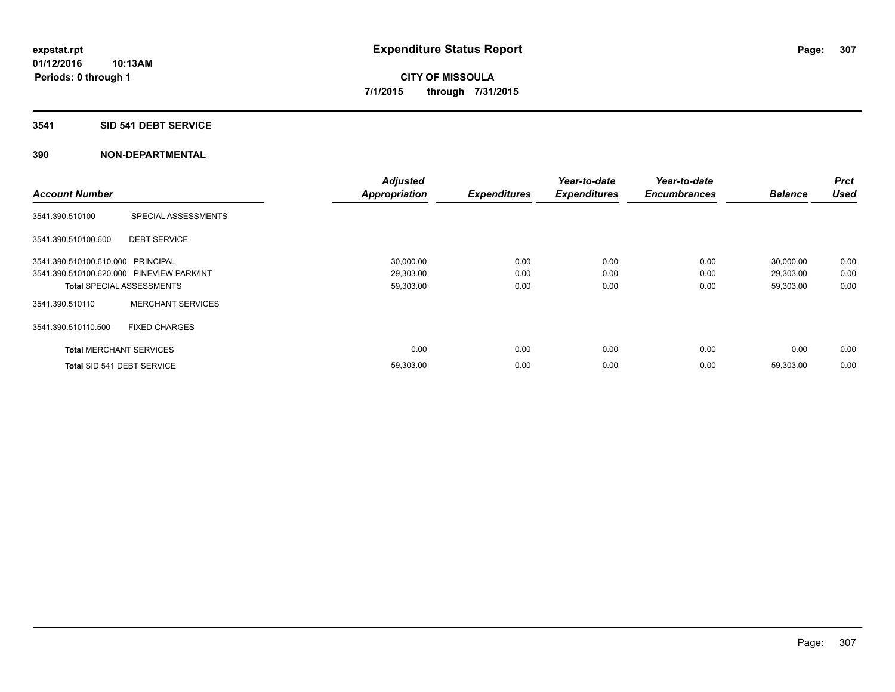**expstat.rpt**
**01/12/2016 10:13AM**
**Periods: 0 through 1**

# Expenditure Status Report

**CITY OF MISSOULA**
**7/1/2015 through 7/31/2015**

## 3541 SID 541 DEBT SERVICE

## 390 NON-DEPARTMENTAL

| Account Number | | Adjusted Appropriation | Expenditures | Year-to-date Expenditures | Year-to-date Encumbrances | Balance | Prct Used |
|---|---|---|---|---|---|---|---|
| 3541.390.510100 | SPECIAL ASSESSMENTS | | | | | | |
| 3541.390.510100.600 | DEBT SERVICE | | | | | | |
| 3541.390.510100.610.000 | PRINCIPAL | 30,000.00 | 0.00 | 0.00 | 0.00 | 30,000.00 | 0.00 |
| 3541.390.510100.620.000 | PINEVIEW PARK/INT | 29,303.00 | 0.00 | 0.00 | 0.00 | 29,303.00 | 0.00 |
| **Total** SPECIAL ASSESSMENTS | | 59,303.00 | 0.00 | 0.00 | 0.00 | 59,303.00 | 0.00 |
| 3541.390.510110 | MERCHANT SERVICES | | | | | | |
| 3541.390.510110.500 | FIXED CHARGES | | | | | | |
| **Total** MERCHANT SERVICES | | 0.00 | 0.00 | 0.00 | 0.00 | 0.00 | 0.00 |
| **Total** SID 541 DEBT SERVICE | | 59,303.00 | 0.00 | 0.00 | 0.00 | 59,303.00 | 0.00 |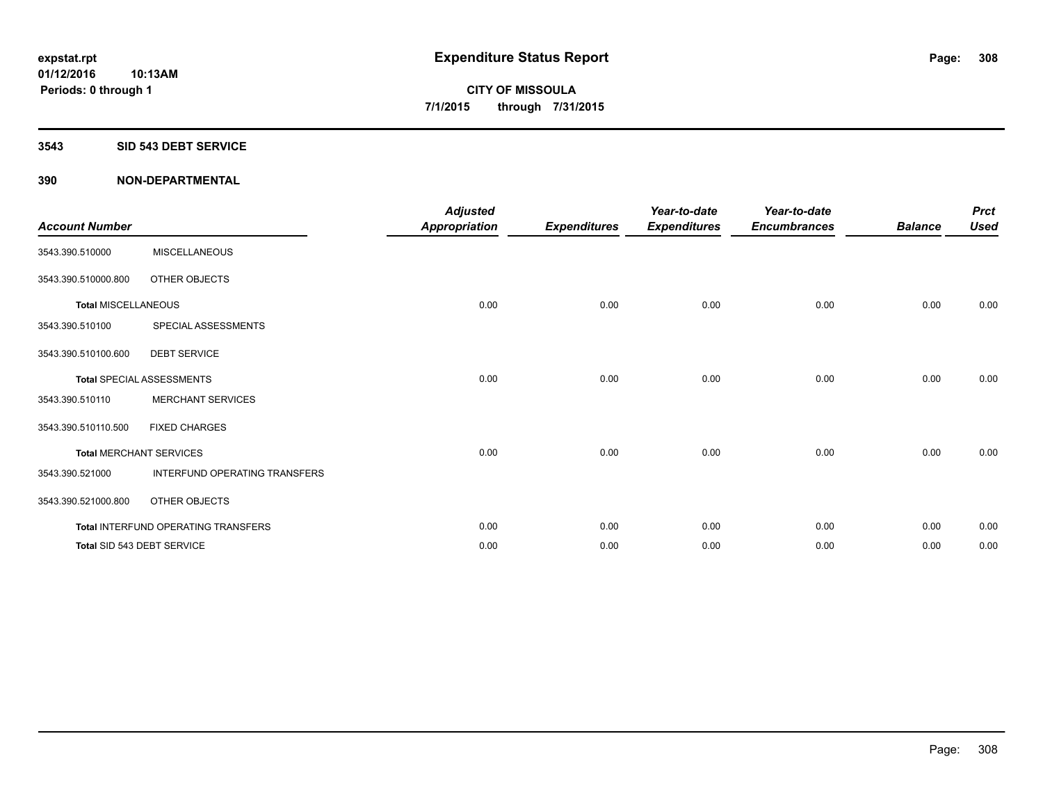**expstat.rpt**
**01/12/2016 10:13AM**
**Periods: 0 through 1**

# Expenditure Status Report

**CITY OF MISSOULA**
**7/1/2015 through 7/31/2015**

## 3543 SID 543 DEBT SERVICE

## 390 NON-DEPARTMENTAL

| Account Number | | Adjusted Appropriation | Expenditures | Year-to-date Expenditures | Year-to-date Encumbrances | Balance | Prct Used |
|---|---|---|---|---|---|---|---|
| 3543.390.510000 | MISCELLANEOUS | | | | | | |
| 3543.390.510000.800 | OTHER OBJECTS | | | | | | |
| **Total** MISCELLANEOUS | | 0.00 | 0.00 | 0.00 | 0.00 | 0.00 | 0.00 |
| 3543.390.510100 | SPECIAL ASSESSMENTS | | | | | | |
| 3543.390.510100.600 | DEBT SERVICE | | | | | | |
| **Total** SPECIAL ASSESSMENTS | | 0.00 | 0.00 | 0.00 | 0.00 | 0.00 | 0.00 |
| 3543.390.510110 | MERCHANT SERVICES | | | | | | |
| 3543.390.510110.500 | FIXED CHARGES | | | | | | |
| **Total** MERCHANT SERVICES | | 0.00 | 0.00 | 0.00 | 0.00 | 0.00 | 0.00 |
| 3543.390.521000 | INTERFUND OPERATING TRANSFERS | | | | | | |
| 3543.390.521000.800 | OTHER OBJECTS | | | | | | |
| **Total** INTERFUND OPERATING TRANSFERS | | 0.00 | 0.00 | 0.00 | 0.00 | 0.00 | 0.00 |
| **Total** SID 543 DEBT SERVICE | | 0.00 | 0.00 | 0.00 | 0.00 | 0.00 | 0.00 |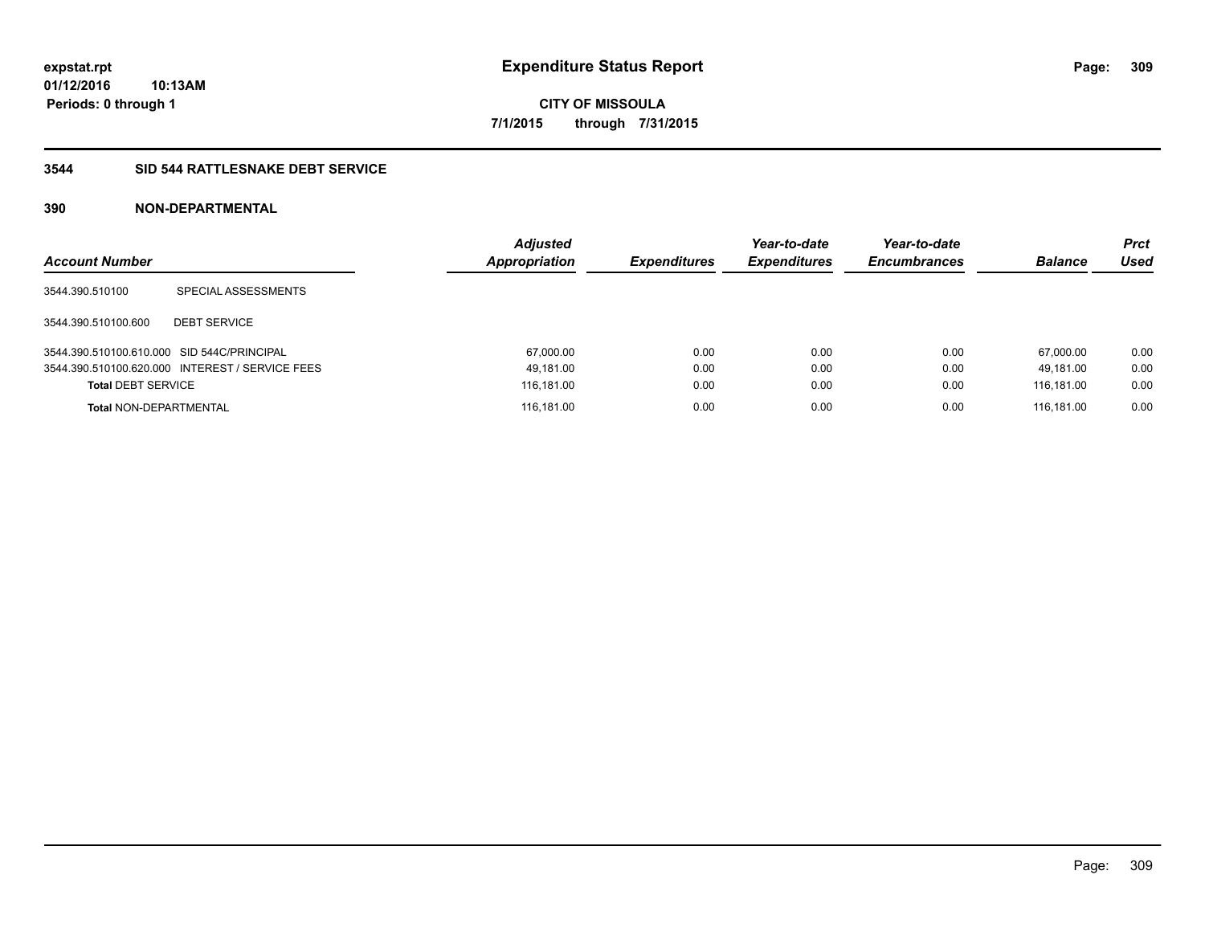**expstat.rpt**
**01/12/2016 10:13AM**
**Periods: 0 through 1**

# Expenditure Status Report

**CITY OF MISSOULA**
**7/1/2015 through 7/31/2015**

## 3544 SID 544 RATTLESNAKE DEBT SERVICE

### 390 NON-DEPARTMENTAL

| Account Number | | Adjusted Appropriation | Expenditures | Year-to-date Expenditures | Year-to-date Encumbrances | Balance | Prct Used |
|---|---|---|---|---|---|---|---|
| 3544.390.510100 | SPECIAL ASSESSMENTS | | | | | | |
| 3544.390.510100.600 | DEBT SERVICE | | | | | | |
| 3544.390.510100.610.000 | SID 544C/PRINCIPAL | 67,000.00 | 0.00 | 0.00 | 0.00 | 67,000.00 | 0.00 |
| 3544.390.510100.620.000 | INTEREST / SERVICE FEES | 49,181.00 | 0.00 | 0.00 | 0.00 | 49,181.00 | 0.00 |
| **Total** DEBT SERVICE | | 116,181.00 | 0.00 | 0.00 | 0.00 | 116,181.00 | 0.00 |
| **Total** NON-DEPARTMENTAL | | 116,181.00 | 0.00 | 0.00 | 0.00 | 116,181.00 | 0.00 |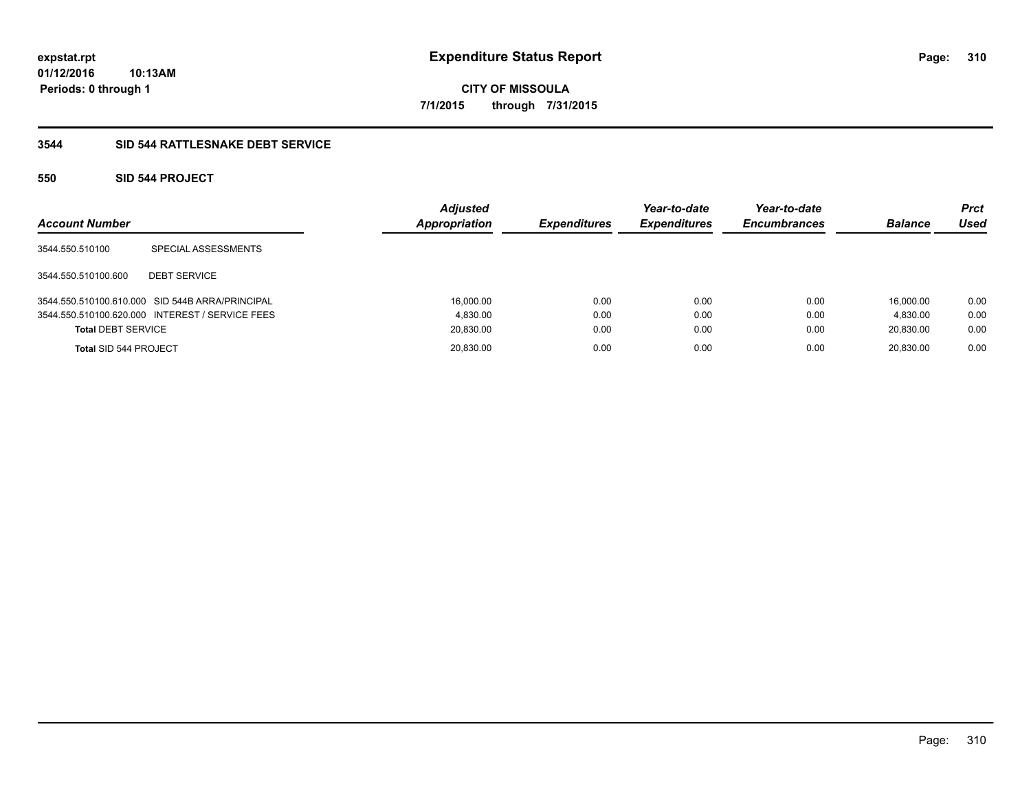**expstat.rpt**
**01/12/2016 10:13AM**
**Periods: 0 through 1**

# Expenditure Status Report

**CITY OF MISSOULA**
**7/1/2015 through 7/31/2015**

## 3544 SID 544 RATTLESNAKE DEBT SERVICE

### 550 SID 544 PROJECT

| Account Number | | Adjusted Appropriation | Expenditures | Year-to-date Expenditures | Year-to-date Encumbrances | Balance | Prct Used |
|---|---|---|---|---|---|---|---|
| 3544.550.510100 | SPECIAL ASSESSMENTS | | | | | | |
| 3544.550.510100.600 | DEBT SERVICE | | | | | | |
| 3544.550.510100.610.000 | SID 544B ARRA/PRINCIPAL | 16,000.00 | 0.00 | 0.00 | 0.00 | 16,000.00 | 0.00 |
| 3544.550.510100.620.000 | INTEREST / SERVICE FEES | 4,830.00 | 0.00 | 0.00 | 0.00 | 4,830.00 | 0.00 |
| **Total** DEBT SERVICE | | 20,830.00 | 0.00 | 0.00 | 0.00 | 20,830.00 | 0.00 |
| **Total** SID 544 PROJECT | | 20,830.00 | 0.00 | 0.00 | 0.00 | 20,830.00 | 0.00 |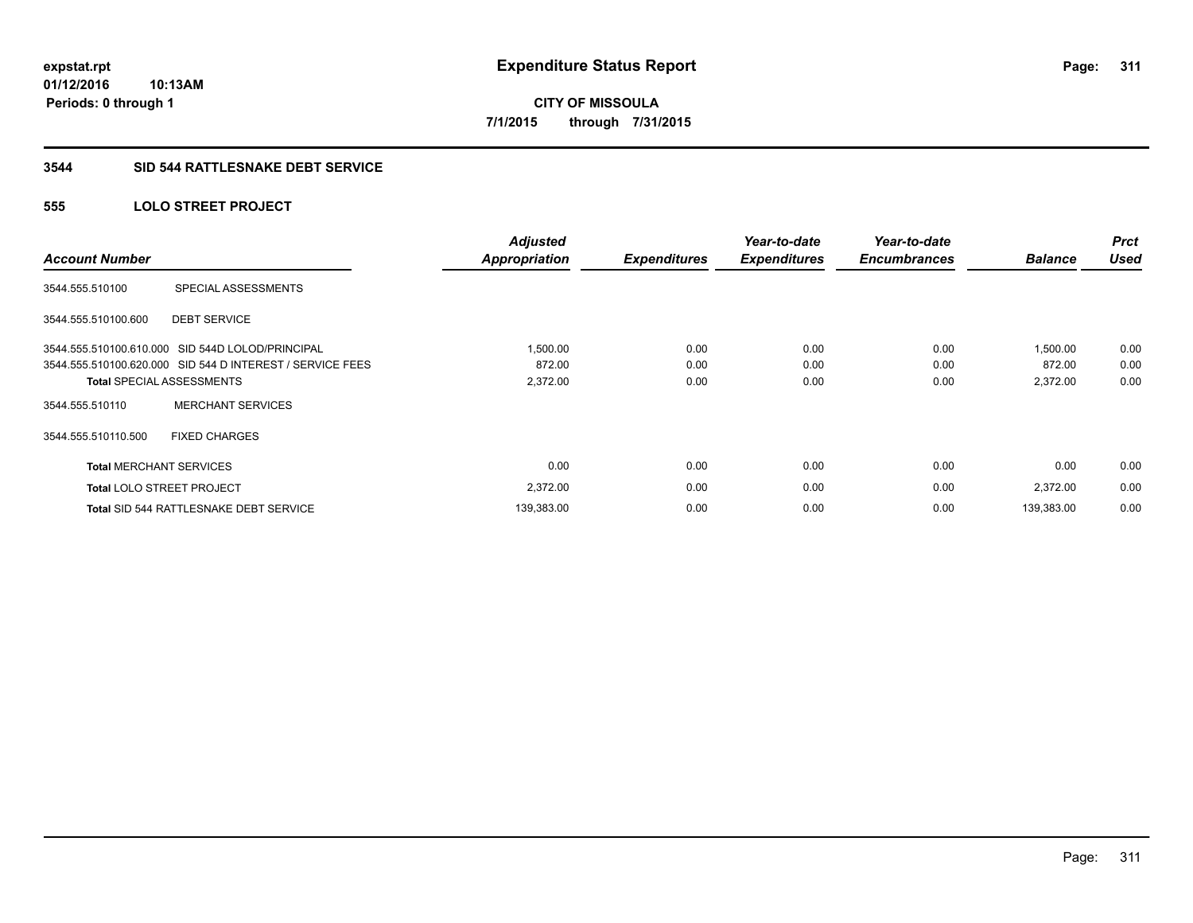**expstat.rpt**
**01/12/2016 10:13AM**
**Periods: 0 through 1**

# Expenditure Status Report

**CITY OF MISSOULA**
**7/1/2015 through 7/31/2015**

## 3544 SID 544 RATTLESNAKE DEBT SERVICE

### 555 LOLO STREET PROJECT

| Account Number | | Adjusted Appropriation | Expenditures | Year-to-date Expenditures | Year-to-date Encumbrances | Balance | Prct Used |
|---|---|---|---|---|---|---|---|
| 3544.555.510100 | SPECIAL ASSESSMENTS | | | | | | |
| 3544.555.510100.600 | DEBT SERVICE | | | | | | |
| 3544.555.510100.610.000 | SID 544D LOLOD/PRINCIPAL | 1,500.00 | 0.00 | 0.00 | 0.00 | 1,500.00 | 0.00 |
| 3544.555.510100.620.000 | SID 544 D INTEREST / SERVICE FEES | 872.00 | 0.00 | 0.00 | 0.00 | 872.00 | 0.00 |
| **Total** SPECIAL ASSESSMENTS | | 2,372.00 | 0.00 | 0.00 | 0.00 | 2,372.00 | 0.00 |
| 3544.555.510110 | MERCHANT SERVICES | | | | | | |
| 3544.555.510110.500 | FIXED CHARGES | | | | | | |
| **Total** MERCHANT SERVICES | | 0.00 | 0.00 | 0.00 | 0.00 | 0.00 | 0.00 |
| **Total** LOLO STREET PROJECT | | 2,372.00 | 0.00 | 0.00 | 0.00 | 2,372.00 | 0.00 |
| **Total** SID 544 RATTLESNAKE DEBT SERVICE | | 139,383.00 | 0.00 | 0.00 | 0.00 | 139,383.00 | 0.00 |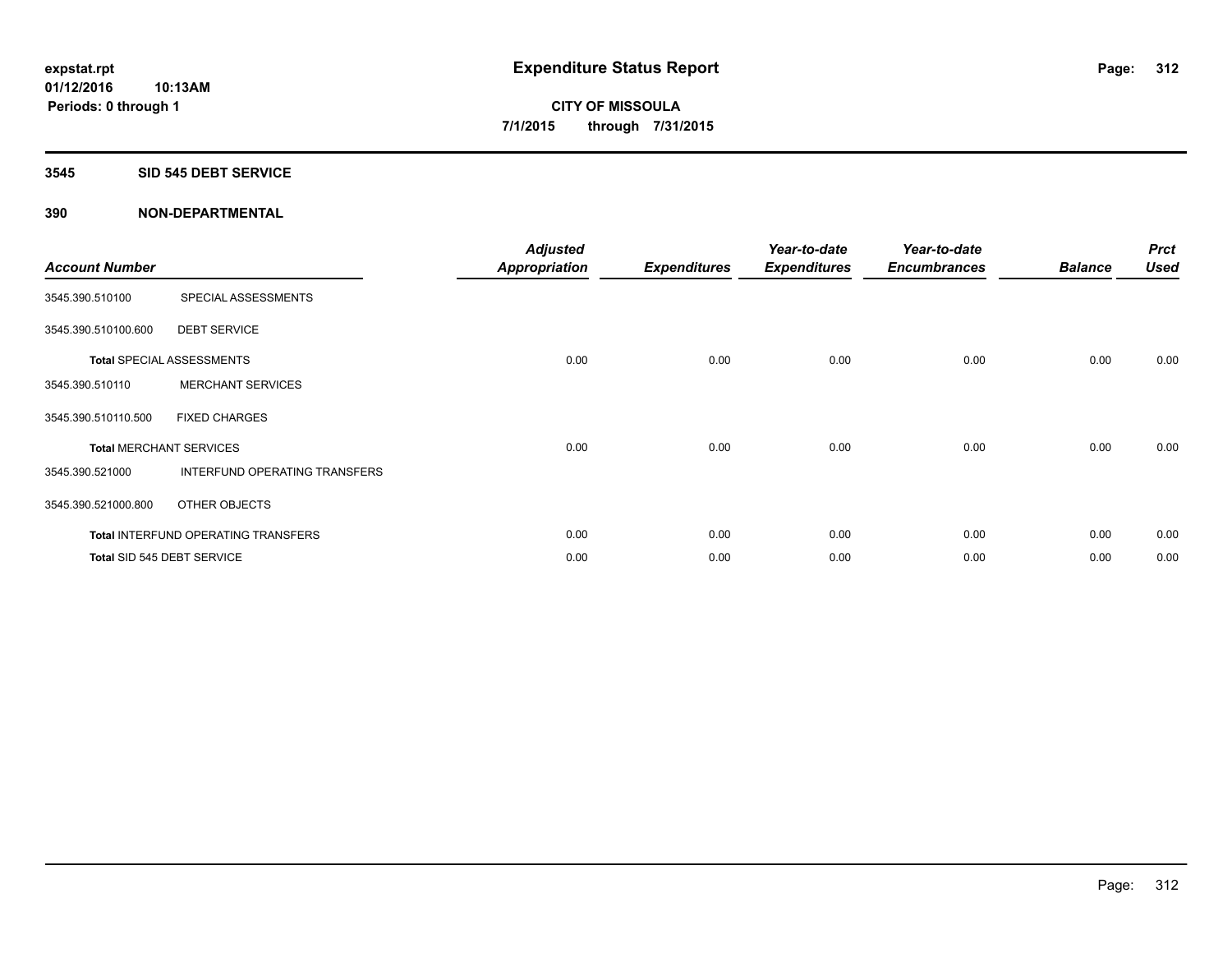**expstat.rpt**
**01/12/2016 10:13AM**
**Periods: 0 through 1**

# Expenditure Status Report

**CITY OF MISSOULA**
**7/1/2015 through 7/31/2015**

## 3545 SID 545 DEBT SERVICE

### 390 NON-DEPARTMENTAL

| Account Number | | Adjusted Appropriation | Expenditures | Year-to-date Expenditures | Year-to-date Encumbrances | Balance | Prct Used |
|---|---|---|---|---|---|---|---|
| 3545.390.510100 | SPECIAL ASSESSMENTS | | | | | | |
| 3545.390.510100.600 | DEBT SERVICE | | | | | | |
| **Total** SPECIAL ASSESSMENTS | | 0.00 | 0.00 | 0.00 | 0.00 | 0.00 | 0.00 |
| 3545.390.510110 | MERCHANT SERVICES | | | | | | |
| 3545.390.510110.500 | FIXED CHARGES | | | | | | |
| **Total** MERCHANT SERVICES | | 0.00 | 0.00 | 0.00 | 0.00 | 0.00 | 0.00 |
| 3545.390.521000 | INTERFUND OPERATING TRANSFERS | | | | | | |
| 3545.390.521000.800 | OTHER OBJECTS | | | | | | |
| **Total** INTERFUND OPERATING TRANSFERS | | 0.00 | 0.00 | 0.00 | 0.00 | 0.00 | 0.00 |
| **Total** SID 545 DEBT SERVICE | | 0.00 | 0.00 | 0.00 | 0.00 | 0.00 | 0.00 |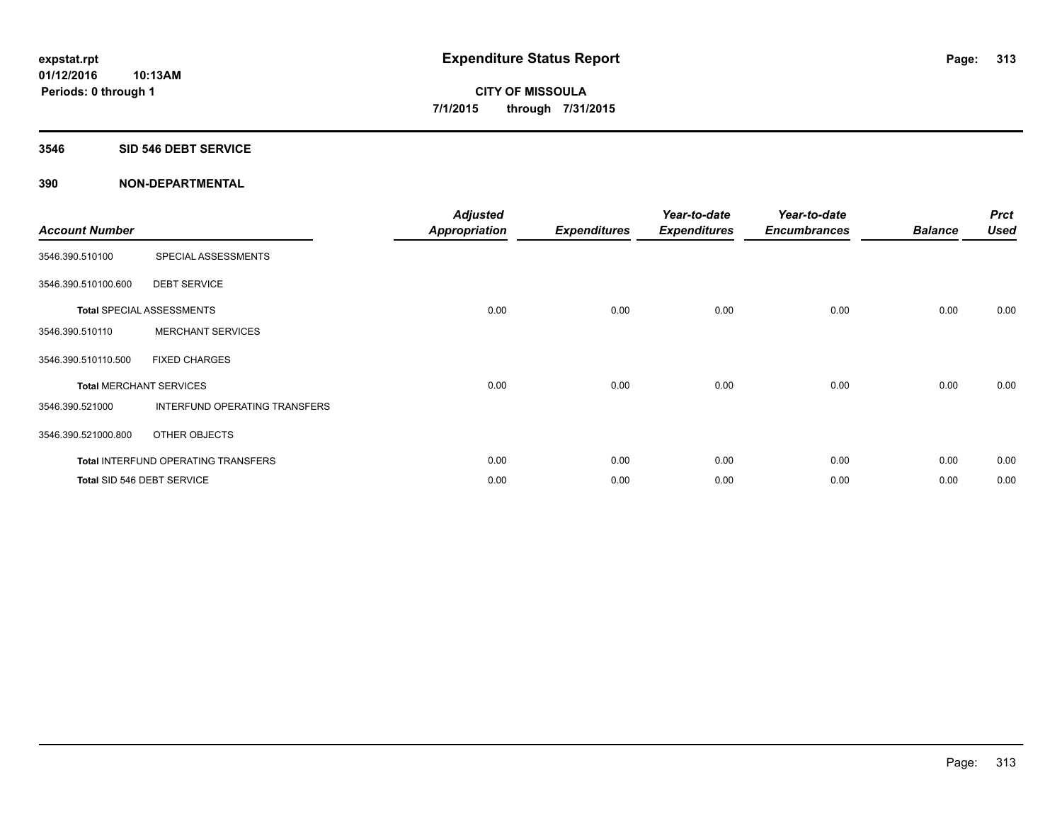**expstat.rpt**
**01/12/2016 10:13AM**
**Periods: 0 through 1**

# Expenditure Status Report

**CITY OF MISSOULA**
**7/1/2015 through 7/31/2015**

## 3546 SID 546 DEBT SERVICE

### 390 NON-DEPARTMENTAL

| Account Number | | Adjusted Appropriation | Expenditures | Year-to-date Expenditures | Year-to-date Encumbrances | Balance | Prct Used |
|---|---|---|---|---|---|---|---|
| 3546.390.510100 | SPECIAL ASSESSMENTS | | | | | | |
| 3546.390.510100.600 | DEBT SERVICE | | | | | | |
| Total SPECIAL ASSESSMENTS | | 0.00 | 0.00 | 0.00 | 0.00 | 0.00 | 0.00 |
| 3546.390.510110 | MERCHANT SERVICES | | | | | | |
| 3546.390.510110.500 | FIXED CHARGES | | | | | | |
| Total MERCHANT SERVICES | | 0.00 | 0.00 | 0.00 | 0.00 | 0.00 | 0.00 |
| 3546.390.521000 | INTERFUND OPERATING TRANSFERS | | | | | | |
| 3546.390.521000.800 | OTHER OBJECTS | | | | | | |
| Total INTERFUND OPERATING TRANSFERS | | 0.00 | 0.00 | 0.00 | 0.00 | 0.00 | 0.00 |
| Total SID 546 DEBT SERVICE | | 0.00 | 0.00 | 0.00 | 0.00 | 0.00 | 0.00 |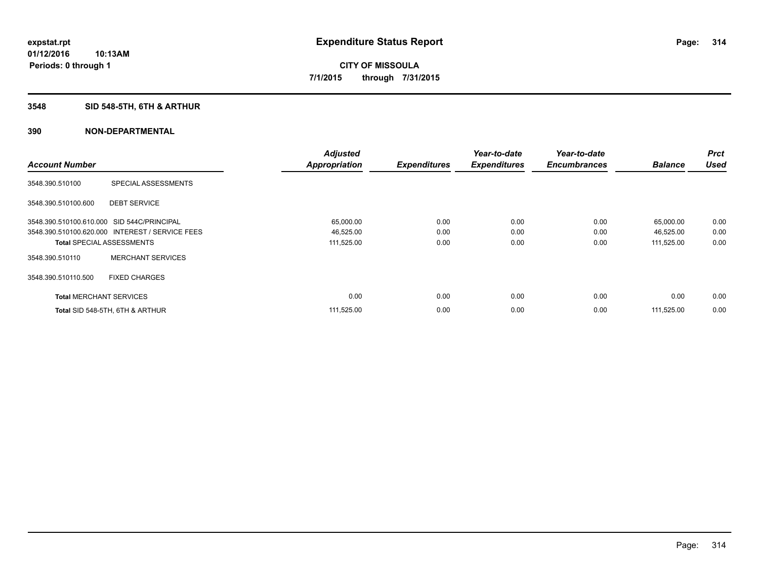**expstat.rpt**
**01/12/2016 10:13AM**
**Periods: 0 through 1**

# Expenditure Status Report

**CITY OF MISSOULA**
**7/1/2015 through 7/31/2015**

## 3548 SID 548-5TH, 6TH & ARTHUR

## 390 NON-DEPARTMENTAL

| Account Number | | Adjusted Appropriation | Expenditures | Year-to-date Expenditures | Year-to-date Encumbrances | Balance | Prct Used |
|---|---|---|---|---|---|---|---|
| 3548.390.510100 | SPECIAL ASSESSMENTS | | | | | | |
| 3548.390.510100.600 | DEBT SERVICE | | | | | | |
| 3548.390.510100.610.000 | SID 544C/PRINCIPAL | 65,000.00 | 0.00 | 0.00 | 0.00 | 65,000.00 | 0.00 |
| 3548.390.510100.620.000 | INTEREST / SERVICE FEES | 46,525.00 | 0.00 | 0.00 | 0.00 | 46,525.00 | 0.00 |
| **Total** SPECIAL ASSESSMENTS | | 111,525.00 | 0.00 | 0.00 | 0.00 | 111,525.00 | 0.00 |
| 3548.390.510110 | MERCHANT SERVICES | | | | | | |
| 3548.390.510110.500 | FIXED CHARGES | | | | | | |
| **Total** MERCHANT SERVICES | | 0.00 | 0.00 | 0.00 | 0.00 | 0.00 | 0.00 |
| **Total** SID 548-5TH, 6TH & ARTHUR | | 111,525.00 | 0.00 | 0.00 | 0.00 | 111,525.00 | 0.00 |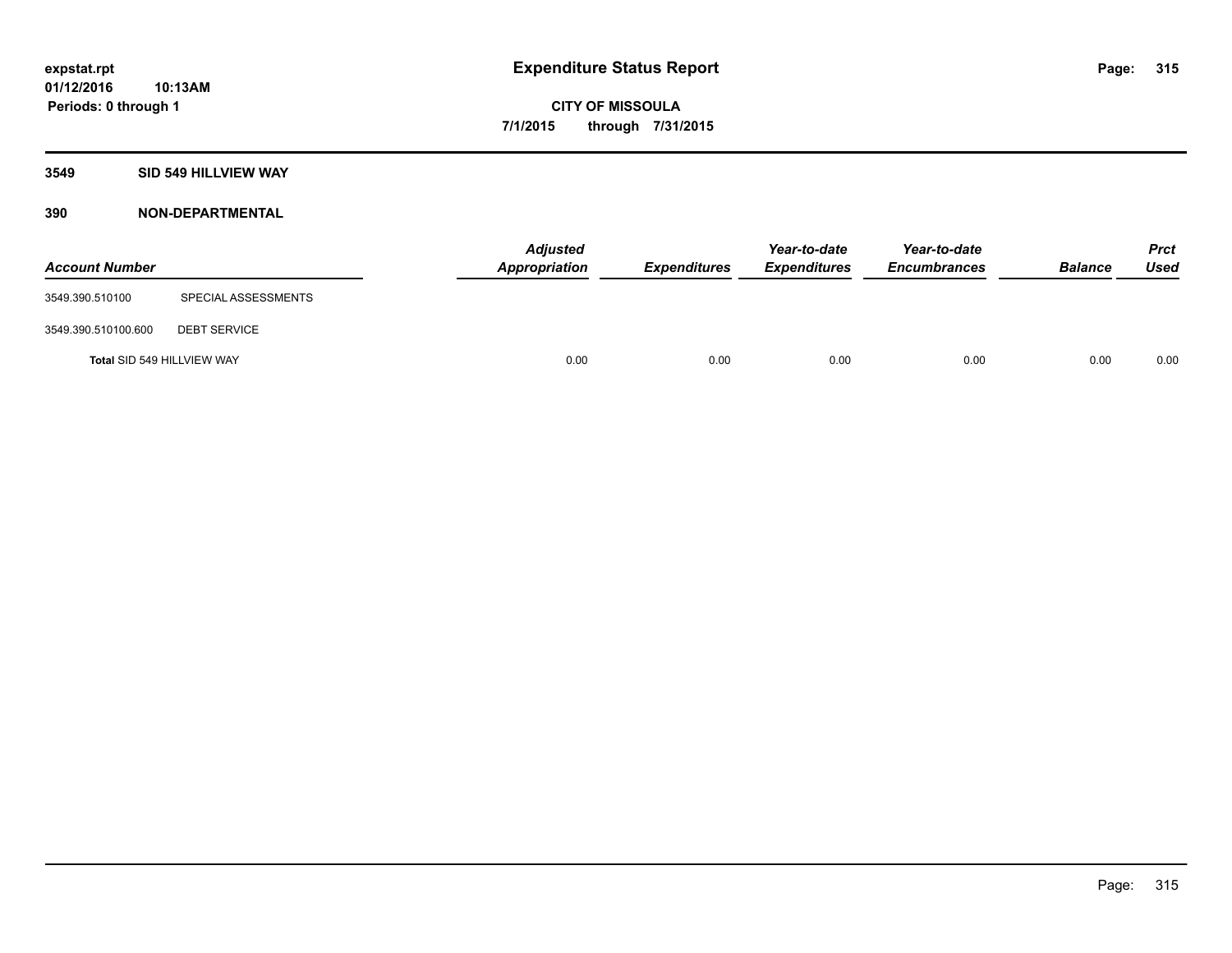expstat.rpt
01/12/2016 10:13AM
Periods: 0 through 1

# Expenditure Status Report

**CITY OF MISSOULA**
**7/1/2015 through 7/31/2015**

### 3549 SID 549 HILLVIEW WAY

### 390 NON-DEPARTMENTAL

| Account Number | | Adjusted Appropriation | Expenditures | Year-to-date Expenditures | Year-to-date Encumbrances | Balance | Prct Used |
|---|---|---|---|---|---|---|---|
| 3549.390.510100 | SPECIAL ASSESSMENTS | | | | | | |
| 3549.390.510100.600 | DEBT SERVICE | | | | | | |
| **Total** SID 549 HILLVIEW WAY | | 0.00 | 0.00 | 0.00 | 0.00 | 0.00 | 0.00 |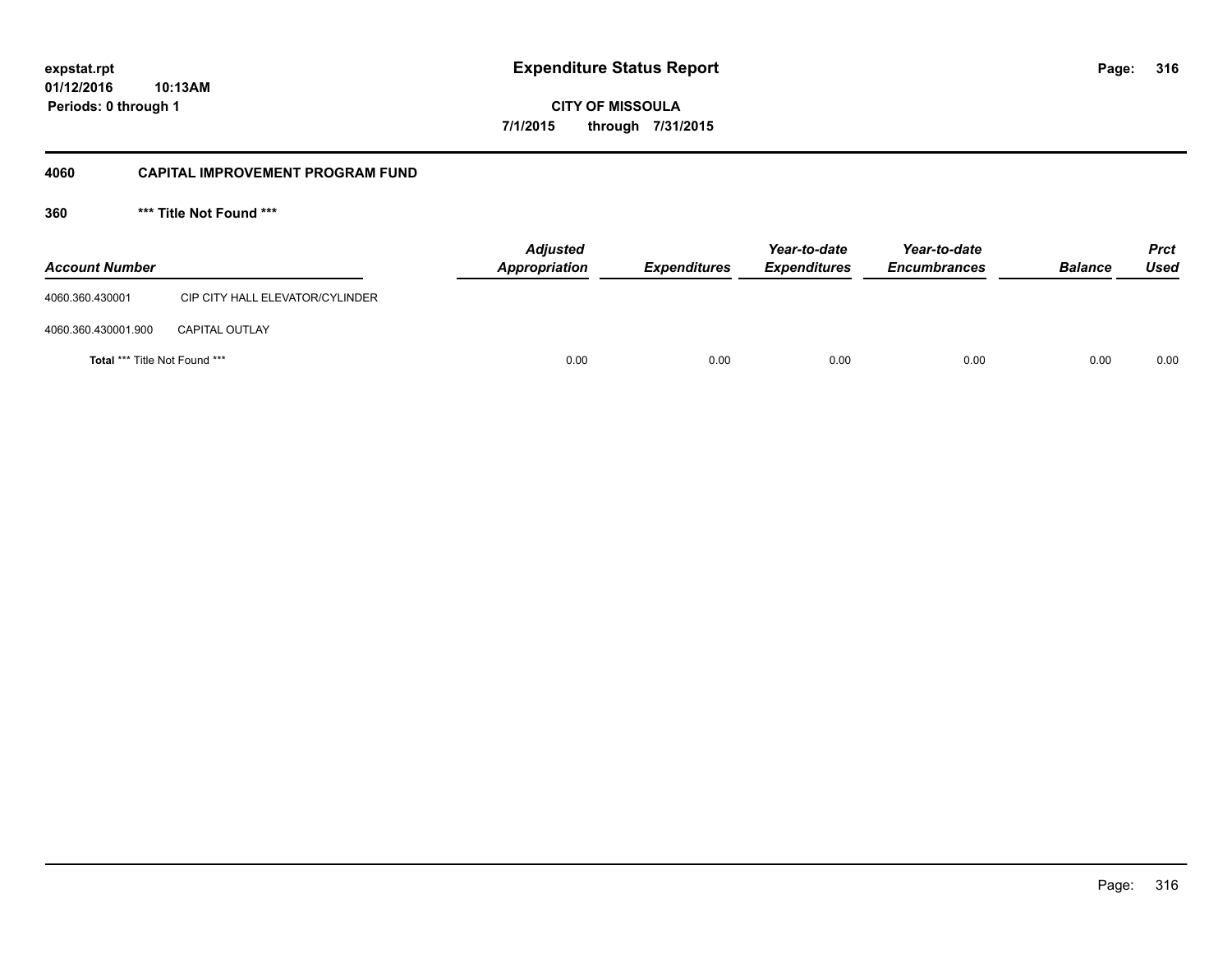**expstat.rpt**
**01/12/2016 10:13AM**
**Periods: 0 through 1**

# Expenditure Status Report

**CITY OF MISSOULA**
**7/1/2015 through 7/31/2015**

## 4060 CAPITAL IMPROVEMENT PROGRAM FUND

### 360 *** Title Not Found ***

| Account Number | | Adjusted Appropriation | Expenditures | Year-to-date Expenditures | Year-to-date Encumbrances | Balance | Prct Used |
|---|---|---|---|---|---|---|---|
| 4060.360.430001 | CIP CITY HALL ELEVATOR/CYLINDER | | | | | | |
| 4060.360.430001.900 | CAPITAL OUTLAY | | | | | | |
| **Total** *** Title Not Found *** | | 0.00 | 0.00 | 0.00 | 0.00 | 0.00 | 0.00 |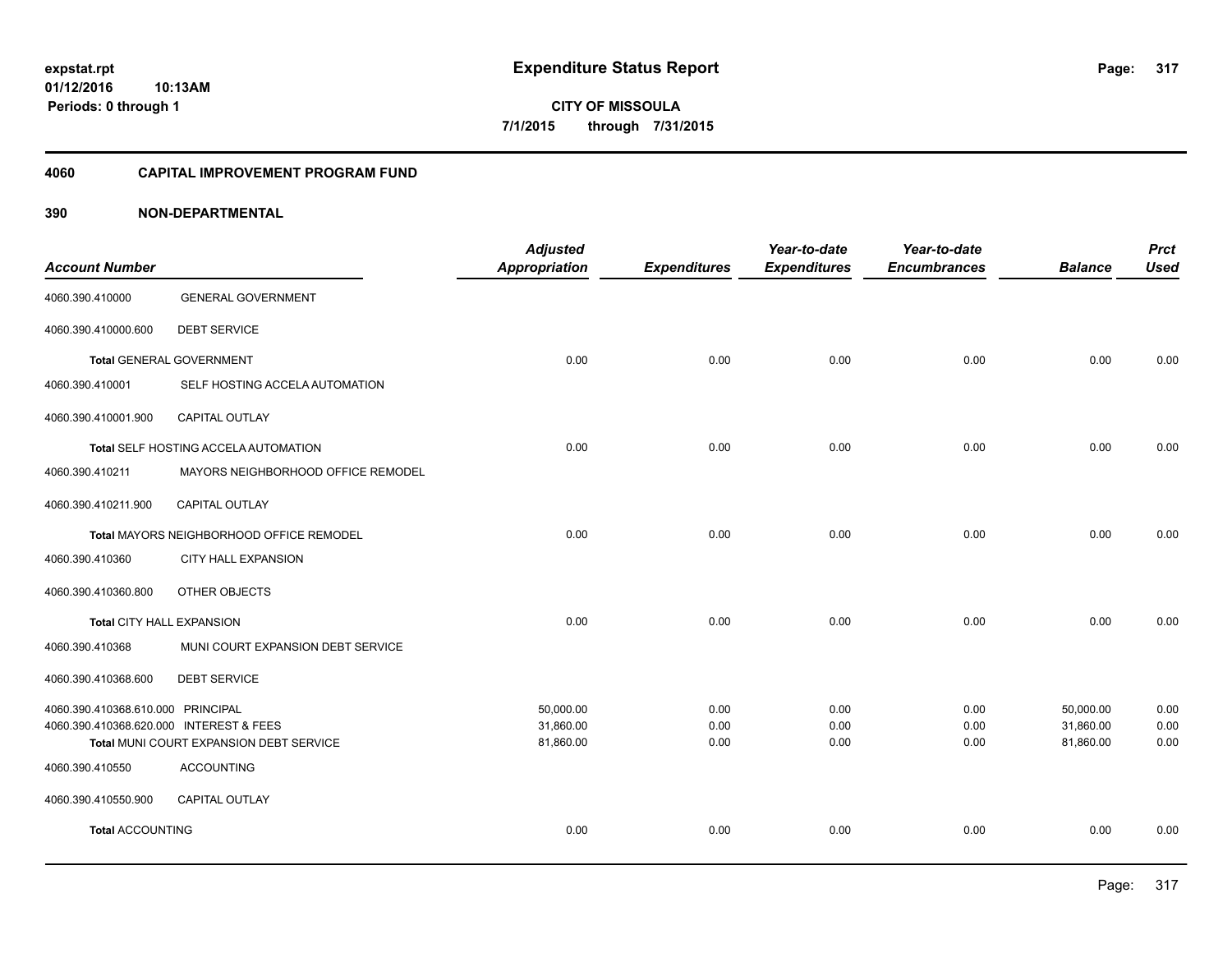**expstat.rpt**
**01/12/2016 10:13AM**
**Periods: 0 through 1**

# Expenditure Status Report

**CITY OF MISSOULA**
**7/1/2015 through 7/31/2015**

## 4060 CAPITAL IMPROVEMENT PROGRAM FUND

## 390 NON-DEPARTMENTAL

| Account Number | | Adjusted Appropriation | Expenditures | Year-to-date Expenditures | Year-to-date Encumbrances | Balance | Prct Used |
|---|---|---|---|---|---|---|---|
| 4060.390.410000 | GENERAL GOVERNMENT | | | | | | |
| 4060.390.410000.600 | DEBT SERVICE | | | | | | |
| **Total** GENERAL GOVERNMENT | | 0.00 | 0.00 | 0.00 | 0.00 | 0.00 | 0.00 |
| 4060.390.410001 | SELF HOSTING ACCELA AUTOMATION | | | | | | |
| 4060.390.410001.900 | CAPITAL OUTLAY | | | | | | |
| **Total** SELF HOSTING ACCELA AUTOMATION | | 0.00 | 0.00 | 0.00 | 0.00 | 0.00 | 0.00 |
| 4060.390.410211 | MAYORS NEIGHBORHOOD OFFICE REMODEL | | | | | | |
| 4060.390.410211.900 | CAPITAL OUTLAY | | | | | | |
| **Total** MAYORS NEIGHBORHOOD OFFICE REMODEL | | 0.00 | 0.00 | 0.00 | 0.00 | 0.00 | 0.00 |
| 4060.390.410360 | CITY HALL EXPANSION | | | | | | |
| 4060.390.410360.800 | OTHER OBJECTS | | | | | | |
| **Total** CITY HALL EXPANSION | | 0.00 | 0.00 | 0.00 | 0.00 | 0.00 | 0.00 |
| 4060.390.410368 | MUNI COURT EXPANSION DEBT SERVICE | | | | | | |
| 4060.390.410368.600 | DEBT SERVICE | | | | | | |
| 4060.390.410368.610.000 | PRINCIPAL | 50,000.00 | 0.00 | 0.00 | 0.00 | 50,000.00 | 0.00 |
| 4060.390.410368.620.000 | INTEREST & FEES | 31,860.00 | 0.00 | 0.00 | 0.00 | 31,860.00 | 0.00 |
| **Total** MUNI COURT EXPANSION DEBT SERVICE | | 81,860.00 | 0.00 | 0.00 | 0.00 | 81,860.00 | 0.00 |
| 4060.390.410550 | ACCOUNTING | | | | | | |
| 4060.390.410550.900 | CAPITAL OUTLAY | | | | | | |
| **Total** ACCOUNTING | | 0.00 | 0.00 | 0.00 | 0.00 | 0.00 | 0.00 |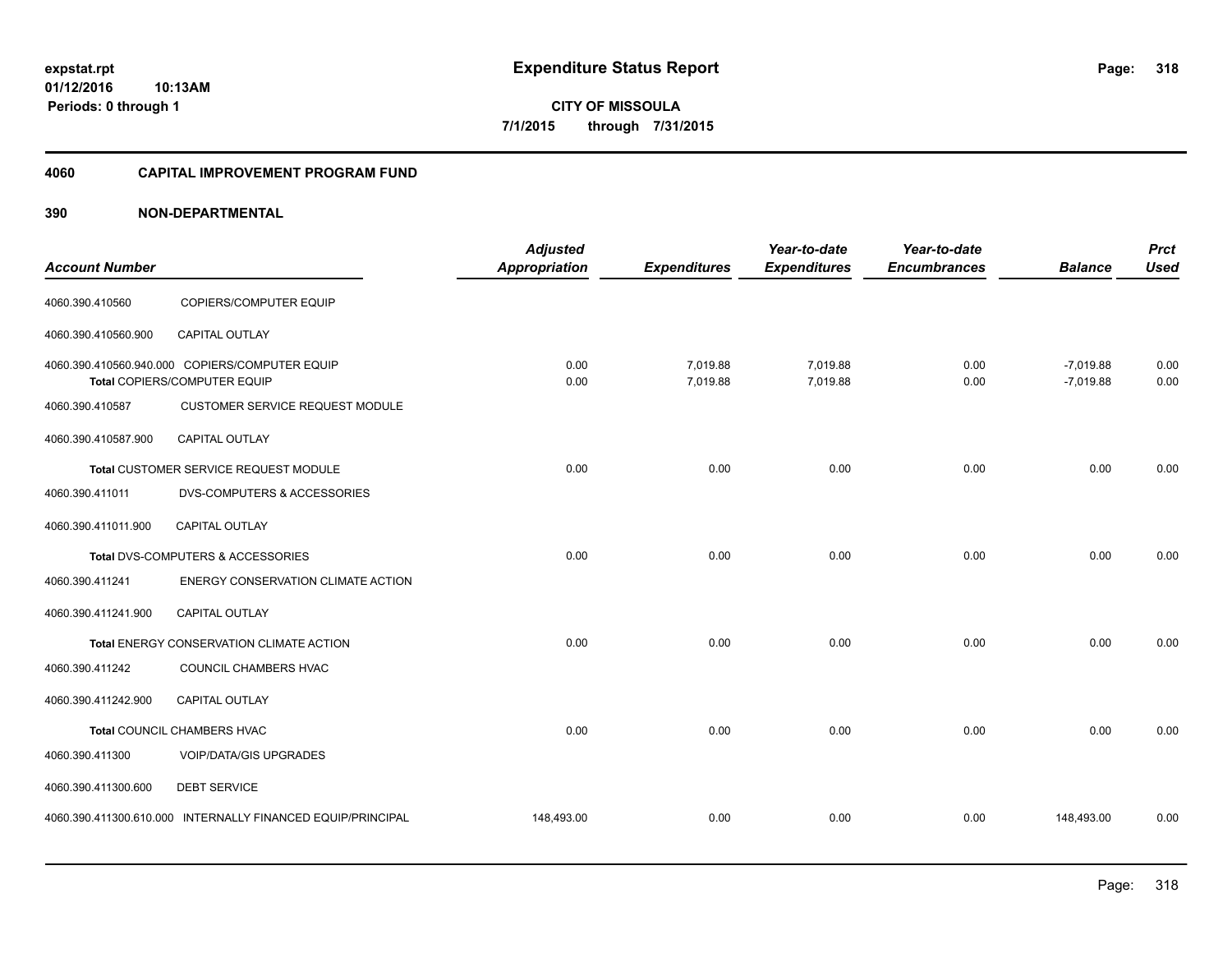# Expenditure Status Report

**CITY OF MISSOULA**

**7/1/2015 through 7/31/2015**

expstat.rpt
01/12/2016 10:13AM
Periods: 0 through 1

## 4060 CAPITAL IMPROVEMENT PROGRAM FUND

### 390 NON-DEPARTMENTAL

| Account Number | | Adjusted Appropriation | Expenditures | Year-to-date Expenditures | Year-to-date Encumbrances | Balance | Prct Used |
|---|---|---|---|---|---|---|---|
| 4060.390.410560 | COPIERS/COMPUTER EQUIP | | | | | | |
| 4060.390.410560.900 | CAPITAL OUTLAY | | | | | | |
| 4060.390.410560.940.000 | COPIERS/COMPUTER EQUIP | 0.00 | 7,019.88 | 7,019.88 | 0.00 | -7,019.88 | 0.00 |
| | Total COPIERS/COMPUTER EQUIP | 0.00 | 7,019.88 | 7,019.88 | 0.00 | -7,019.88 | 0.00 |
| 4060.390.410587 | CUSTOMER SERVICE REQUEST MODULE | | | | | | |
| 4060.390.410587.900 | CAPITAL OUTLAY | | | | | | |
| | Total CUSTOMER SERVICE REQUEST MODULE | 0.00 | 0.00 | 0.00 | 0.00 | 0.00 | 0.00 |
| 4060.390.411011 | DVS-COMPUTERS & ACCESSORIES | | | | | | |
| 4060.390.411011.900 | CAPITAL OUTLAY | | | | | | |
| | Total DVS-COMPUTERS & ACCESSORIES | 0.00 | 0.00 | 0.00 | 0.00 | 0.00 | 0.00 |
| 4060.390.411241 | ENERGY CONSERVATION CLIMATE ACTION | | | | | | |
| 4060.390.411241.900 | CAPITAL OUTLAY | | | | | | |
| | Total ENERGY CONSERVATION CLIMATE ACTION | 0.00 | 0.00 | 0.00 | 0.00 | 0.00 | 0.00 |
| 4060.390.411242 | COUNCIL CHAMBERS HVAC | | | | | | |
| 4060.390.411242.900 | CAPITAL OUTLAY | | | | | | |
| | Total COUNCIL CHAMBERS HVAC | 0.00 | 0.00 | 0.00 | 0.00 | 0.00 | 0.00 |
| 4060.390.411300 | VOIP/DATA/GIS UPGRADES | | | | | | |
| 4060.390.411300.600 | DEBT SERVICE | | | | | | |
| 4060.390.411300.610.000 | INTERNALLY FINANCED EQUIP/PRINCIPAL | 148,493.00 | 0.00 | 0.00 | 0.00 | 148,493.00 | 0.00 |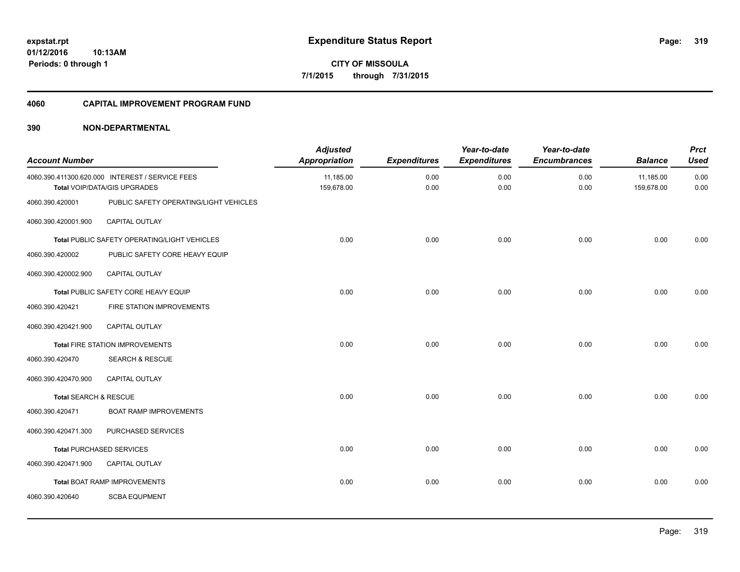**expstat.rpt**
**01/12/2016 10:13AM**
**Periods: 0 through 1**

# Expenditure Status Report

**CITY OF MISSOULA**
**7/1/2015 through 7/31/2015**

## 4060 CAPITAL IMPROVEMENT PROGRAM FUND

### 390 NON-DEPARTMENTAL

| Account Number | | Adjusted Appropriation | Expenditures | Year-to-date Expenditures | Year-to-date Encumbrances | Balance | Prct Used |
|---|---|---|---|---|---|---|---|
| 4060.390.411300.620.000 | INTEREST / SERVICE FEES | 11,185.00 | 0.00 | 0.00 | 0.00 | 11,185.00 | 0.00 |
| **Total** VOIP/DATA/GIS UPGRADES | | 159,678.00 | 0.00 | 0.00 | 0.00 | 159,678.00 | 0.00 |
| 4060.390.420001 | PUBLIC SAFETY OPERATING/LIGHT VEHICLES | | | | | | |
| 4060.390.420001.900 | CAPITAL OUTLAY | | | | | | |
| **Total** PUBLIC SAFETY OPERATING/LIGHT VEHICLES | | 0.00 | 0.00 | 0.00 | 0.00 | 0.00 | 0.00 |
| 4060.390.420002 | PUBLIC SAFETY CORE HEAVY EQUIP | | | | | | |
| 4060.390.420002.900 | CAPITAL OUTLAY | | | | | | |
| **Total** PUBLIC SAFETY CORE HEAVY EQUIP | | 0.00 | 0.00 | 0.00 | 0.00 | 0.00 | 0.00 |
| 4060.390.420421 | FIRE STATION IMPROVEMENTS | | | | | | |
| 4060.390.420421.900 | CAPITAL OUTLAY | | | | | | |
| **Total** FIRE STATION IMPROVEMENTS | | 0.00 | 0.00 | 0.00 | 0.00 | 0.00 | 0.00 |
| 4060.390.420470 | SEARCH & RESCUE | | | | | | |
| 4060.390.420470.900 | CAPITAL OUTLAY | | | | | | |
| **Total** SEARCH & RESCUE | | 0.00 | 0.00 | 0.00 | 0.00 | 0.00 | 0.00 |
| 4060.390.420471 | BOAT RAMP IMPROVEMENTS | | | | | | |
| 4060.390.420471.300 | PURCHASED SERVICES | | | | | | |
| **Total** PURCHASED SERVICES | | 0.00 | 0.00 | 0.00 | 0.00 | 0.00 | 0.00 |
| 4060.390.420471.900 | CAPITAL OUTLAY | | | | | | |
| **Total** BOAT RAMP IMPROVEMENTS | | 0.00 | 0.00 | 0.00 | 0.00 | 0.00 | 0.00 |
| 4060.390.420640 | SCBA EQUPMENT | | | | | | |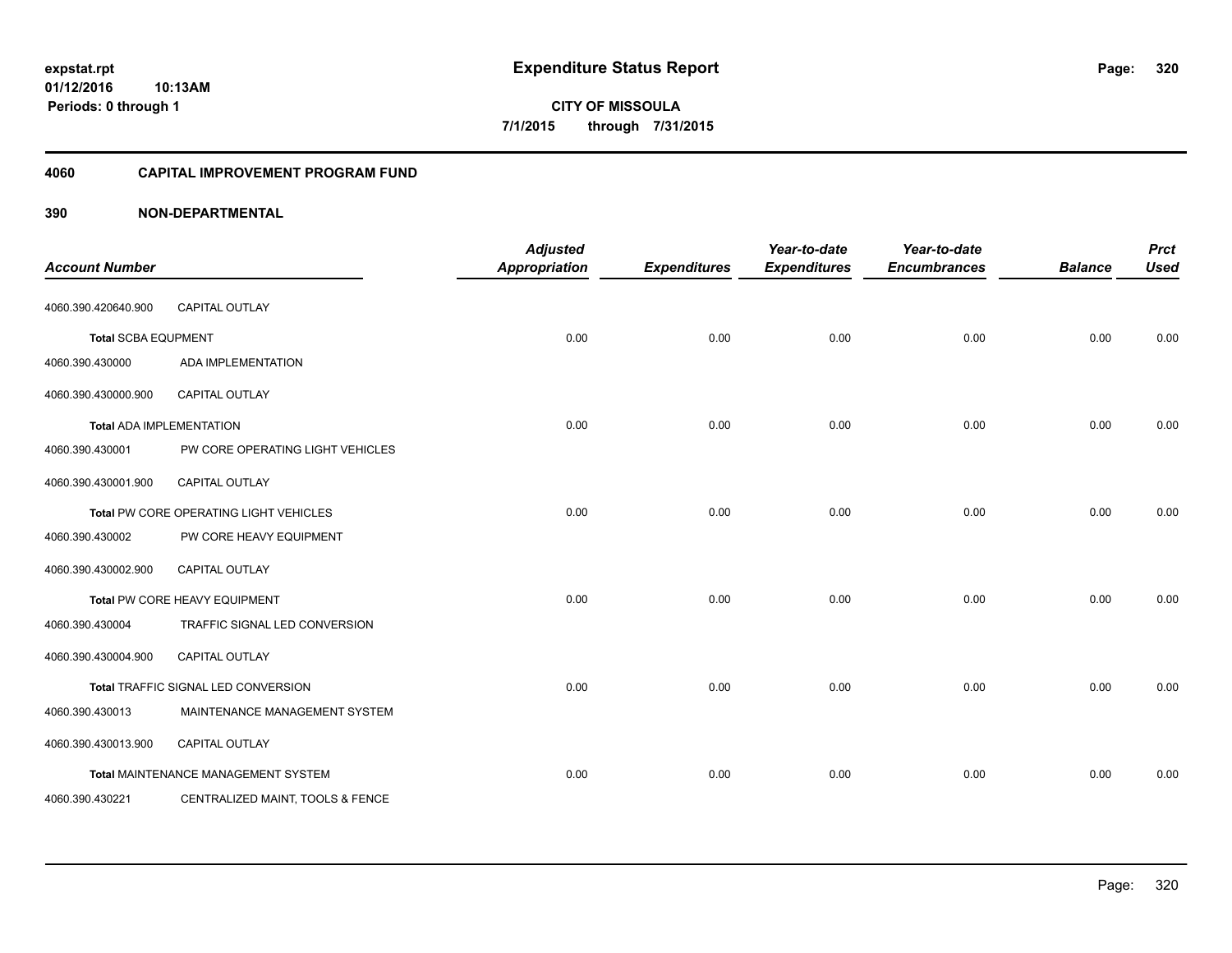# Expenditure Status Report

expstat.rpt
01/12/2016 10:13AM
Periods: 0 through 1

CITY OF MISSOULA
7/1/2015 through 7/31/2015

## 4060 CAPITAL IMPROVEMENT PROGRAM FUND

### 390 NON-DEPARTMENTAL

| Account Number | | Adjusted Appropriation | Expenditures | Year-to-date Expenditures | Year-to-date Encumbrances | Balance | Prct Used |
|---|---|---|---|---|---|---|---|
| 4060.390.420640.900 | CAPITAL OUTLAY | | | | | | |
| **Total** SCBA EQUPMENT | | 0.00 | 0.00 | 0.00 | 0.00 | 0.00 | 0.00 |
| 4060.390.430000 | ADA IMPLEMENTATION | | | | | | |
| 4060.390.430000.900 | CAPITAL OUTLAY | | | | | | |
| **Total** ADA IMPLEMENTATION | | 0.00 | 0.00 | 0.00 | 0.00 | 0.00 | 0.00 |
| 4060.390.430001 | PW CORE OPERATING LIGHT VEHICLES | | | | | | |
| 4060.390.430001.900 | CAPITAL OUTLAY | | | | | | |
| **Total** PW CORE OPERATING LIGHT VEHICLES | | 0.00 | 0.00 | 0.00 | 0.00 | 0.00 | 0.00 |
| 4060.390.430002 | PW CORE HEAVY EQUIPMENT | | | | | | |
| 4060.390.430002.900 | CAPITAL OUTLAY | | | | | | |
| **Total** PW CORE HEAVY EQUIPMENT | | 0.00 | 0.00 | 0.00 | 0.00 | 0.00 | 0.00 |
| 4060.390.430004 | TRAFFIC SIGNAL LED CONVERSION | | | | | | |
| 4060.390.430004.900 | CAPITAL OUTLAY | | | | | | |
| **Total** TRAFFIC SIGNAL LED CONVERSION | | 0.00 | 0.00 | 0.00 | 0.00 | 0.00 | 0.00 |
| 4060.390.430013 | MAINTENANCE MANAGEMENT SYSTEM | | | | | | |
| 4060.390.430013.900 | CAPITAL OUTLAY | | | | | | |
| **Total** MAINTENANCE MANAGEMENT SYSTEM | | 0.00 | 0.00 | 0.00 | 0.00 | 0.00 | 0.00 |
| 4060.390.430221 | CENTRALIZED MAINT, TOOLS & FENCE | | | | | | |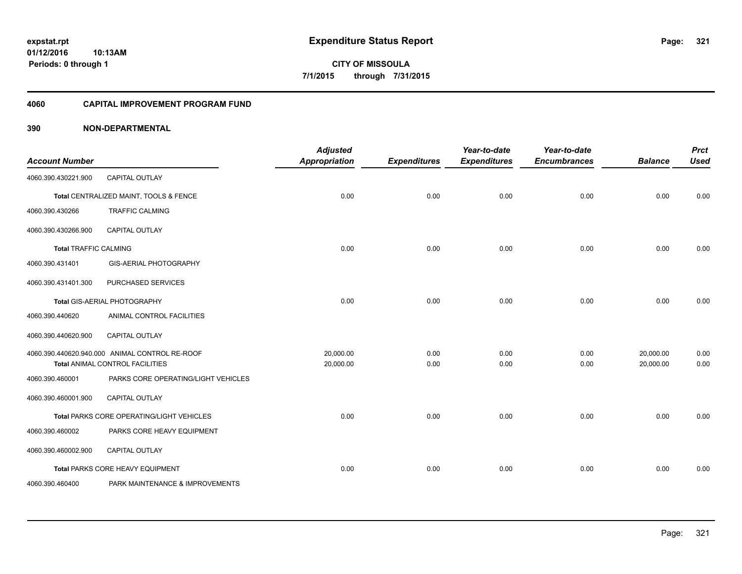# Expenditure Status Report

expstat.rpt
01/12/2016 10:13AM
Periods: 0 through 1

**CITY OF MISSOULA**
**7/1/2015 through 7/31/2015**

## 4060 CAPITAL IMPROVEMENT PROGRAM FUND

### 390 NON-DEPARTMENTAL

| Account Number | | Adjusted Appropriation | Expenditures | Year-to-date Expenditures | Year-to-date Encumbrances | Balance | Prct Used |
|---|---|---|---|---|---|---|---|
| 4060.390.430221.900 | CAPITAL OUTLAY | | | | | | |
| **Total** CENTRALIZED MAINT, TOOLS & FENCE | | 0.00 | 0.00 | 0.00 | 0.00 | 0.00 | 0.00 |
| 4060.390.430266 | TRAFFIC CALMING | | | | | | |
| 4060.390.430266.900 | CAPITAL OUTLAY | | | | | | |
| **Total** TRAFFIC CALMING | | 0.00 | 0.00 | 0.00 | 0.00 | 0.00 | 0.00 |
| 4060.390.431401 | GIS-AERIAL PHOTOGRAPHY | | | | | | |
| 4060.390.431401.300 | PURCHASED SERVICES | | | | | | |
| **Total** GIS-AERIAL PHOTOGRAPHY | | 0.00 | 0.00 | 0.00 | 0.00 | 0.00 | 0.00 |
| 4060.390.440620 | ANIMAL CONTROL FACILITIES | | | | | | |
| 4060.390.440620.900 | CAPITAL OUTLAY | | | | | | |
| 4060.390.440620.940.000 | ANIMAL CONTROL RE-ROOF | 20,000.00 | 0.00 | 0.00 | 0.00 | 20,000.00 | 0.00 |
| **Total** ANIMAL CONTROL FACILITIES | | 20,000.00 | 0.00 | 0.00 | 0.00 | 20,000.00 | 0.00 |
| 4060.390.460001 | PARKS CORE OPERATING/LIGHT VEHICLES | | | | | | |
| 4060.390.460001.900 | CAPITAL OUTLAY | | | | | | |
| **Total** PARKS CORE OPERATING/LIGHT VEHICLES | | 0.00 | 0.00 | 0.00 | 0.00 | 0.00 | 0.00 |
| 4060.390.460002 | PARKS CORE HEAVY EQUIPMENT | | | | | | |
| 4060.390.460002.900 | CAPITAL OUTLAY | | | | | | |
| **Total** PARKS CORE HEAVY EQUIPMENT | | 0.00 | 0.00 | 0.00 | 0.00 | 0.00 | 0.00 |
| 4060.390.460400 | PARK MAINTENANCE & IMPROVEMENTS | | | | | | |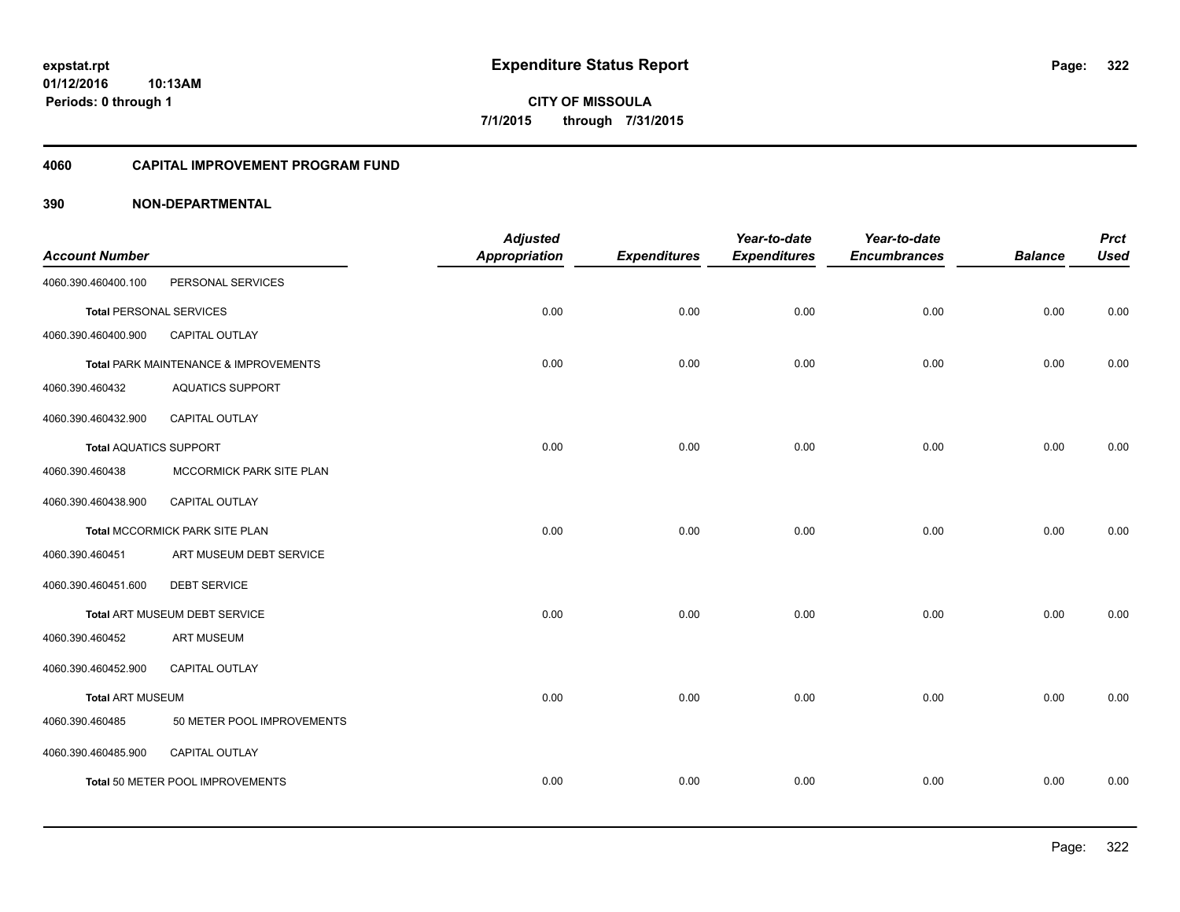expstat.rpt
01/12/2016 10:13AM
Periods: 0 through 1

# Expenditure Status Report

**CITY OF MISSOULA**
**7/1/2015 through 7/31/2015**

## 4060 CAPITAL IMPROVEMENT PROGRAM FUND

## 390 NON-DEPARTMENTAL

| Account Number | | Adjusted Appropriation | Expenditures | Year-to-date Expenditures | Year-to-date Encumbrances | Balance | Prct Used |
|---|---|---|---|---|---|---|---|
| 4060.390.460400.100 | PERSONAL SERVICES | | | | | | |
| **Total** PERSONAL SERVICES | | 0.00 | 0.00 | 0.00 | 0.00 | 0.00 | 0.00 |
| 4060.390.460400.900 | CAPITAL OUTLAY | | | | | | |
| **Total** PARK MAINTENANCE & IMPROVEMENTS | | 0.00 | 0.00 | 0.00 | 0.00 | 0.00 | 0.00 |
| 4060.390.460432 | AQUATICS SUPPORT | | | | | | |
| 4060.390.460432.900 | CAPITAL OUTLAY | | | | | | |
| **Total** AQUATICS SUPPORT | | 0.00 | 0.00 | 0.00 | 0.00 | 0.00 | 0.00 |
| 4060.390.460438 | MCCORMICK PARK SITE PLAN | | | | | | |
| 4060.390.460438.900 | CAPITAL OUTLAY | | | | | | |
| **Total** MCCORMICK PARK SITE PLAN | | 0.00 | 0.00 | 0.00 | 0.00 | 0.00 | 0.00 |
| 4060.390.460451 | ART MUSEUM DEBT SERVICE | | | | | | |
| 4060.390.460451.600 | DEBT SERVICE | | | | | | |
| **Total** ART MUSEUM DEBT SERVICE | | 0.00 | 0.00 | 0.00 | 0.00 | 0.00 | 0.00 |
| 4060.390.460452 | ART MUSEUM | | | | | | |
| 4060.390.460452.900 | CAPITAL OUTLAY | | | | | | |
| **Total** ART MUSEUM | | 0.00 | 0.00 | 0.00 | 0.00 | 0.00 | 0.00 |
| 4060.390.460485 | 50 METER POOL IMPROVEMENTS | | | | | | |
| 4060.390.460485.900 | CAPITAL OUTLAY | | | | | | |
| **Total** 50 METER POOL IMPROVEMENTS | | 0.00 | 0.00 | 0.00 | 0.00 | 0.00 | 0.00 |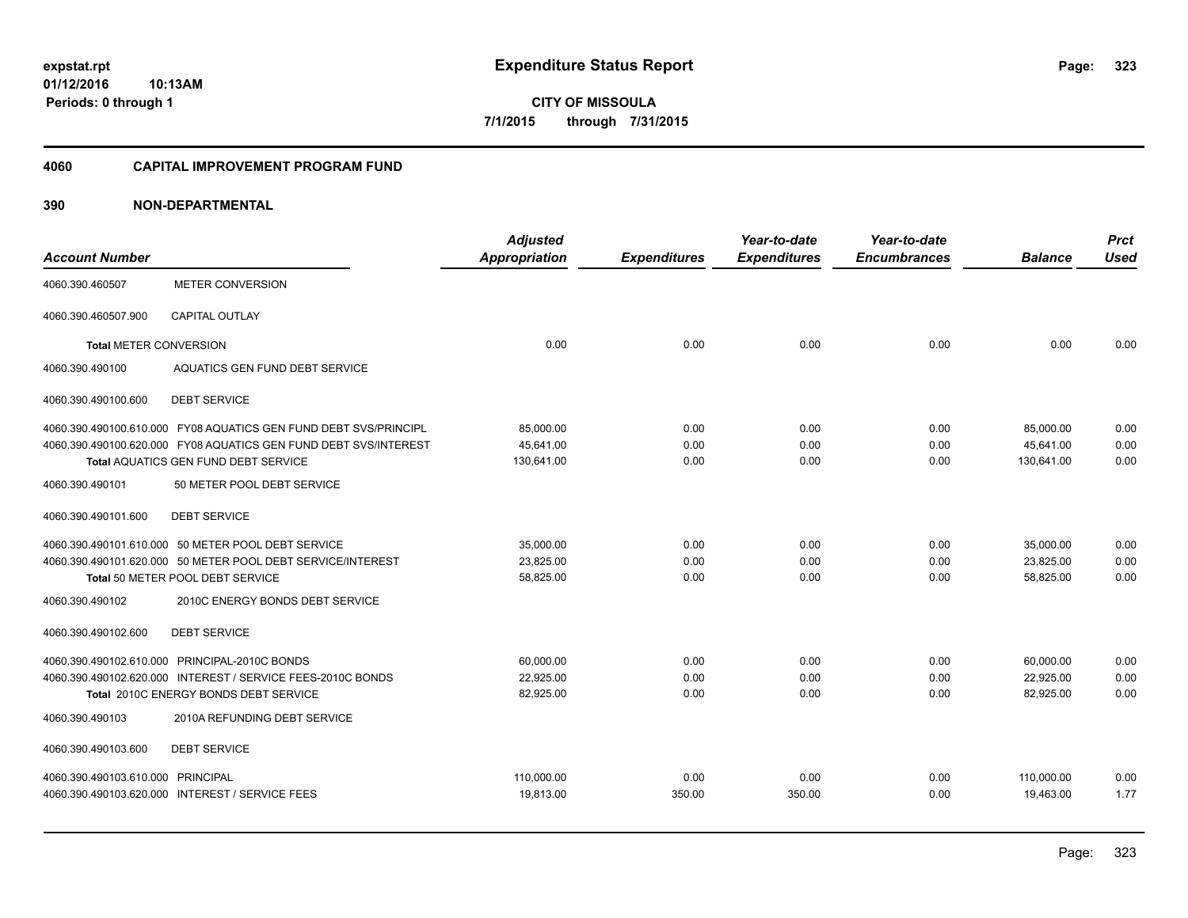**expstat.rpt**
**01/12/2016 10:13AM**
**Periods: 0 through 1**

# Expenditure Status Report

**CITY OF MISSOULA**
**7/1/2015 through 7/31/2015**

## 4060 CAPITAL IMPROVEMENT PROGRAM FUND

## 390 NON-DEPARTMENTAL

| Account Number | | Adjusted Appropriation | Expenditures | Year-to-date Expenditures | Year-to-date Encumbrances | Balance | Prct Used |
|---|---|---|---|---|---|---|---|
| 4060.390.460507 | METER CONVERSION | | | | | | |
| 4060.390.460507.900 | CAPITAL OUTLAY | | | | | | |
| **Total** METER CONVERSION | | 0.00 | 0.00 | 0.00 | 0.00 | 0.00 | 0.00 |
| 4060.390.490100 | AQUATICS GEN FUND DEBT SERVICE | | | | | | |
| 4060.390.490100.600 | DEBT SERVICE | | | | | | |
| 4060.390.490100.610.000 | FY08 AQUATICS GEN FUND DEBT SVS/PRINCIPL | 85,000.00 | 0.00 | 0.00 | 0.00 | 85,000.00 | 0.00 |
| 4060.390.490100.620.000 | FY08 AQUATICS GEN FUND DEBT SVS/INTEREST | 45,641.00 | 0.00 | 0.00 | 0.00 | 45,641.00 | 0.00 |
| **Total** AQUATICS GEN FUND DEBT SERVICE | | 130,641.00 | 0.00 | 0.00 | 0.00 | 130,641.00 | 0.00 |
| 4060.390.490101 | 50 METER POOL DEBT SERVICE | | | | | | |
| 4060.390.490101.600 | DEBT SERVICE | | | | | | |
| 4060.390.490101.610.000 | 50 METER POOL DEBT SERVICE | 35,000.00 | 0.00 | 0.00 | 0.00 | 35,000.00 | 0.00 |
| 4060.390.490101.620.000 | 50 METER POOL DEBT SERVICE/INTEREST | 23,825.00 | 0.00 | 0.00 | 0.00 | 23,825.00 | 0.00 |
| **Total** 50 METER POOL DEBT SERVICE | | 58,825.00 | 0.00 | 0.00 | 0.00 | 58,825.00 | 0.00 |
| 4060.390.490102 | 2010C ENERGY BONDS DEBT SERVICE | | | | | | |
| 4060.390.490102.600 | DEBT SERVICE | | | | | | |
| 4060.390.490102.610.000 | PRINCIPAL-2010C BONDS | 60,000.00 | 0.00 | 0.00 | 0.00 | 60,000.00 | 0.00 |
| 4060.390.490102.620.000 | INTEREST / SERVICE FEES-2010C BONDS | 22,925.00 | 0.00 | 0.00 | 0.00 | 22,925.00 | 0.00 |
| **Total** 2010C ENERGY BONDS DEBT SERVICE | | 82,925.00 | 0.00 | 0.00 | 0.00 | 82,925.00 | 0.00 |
| 4060.390.490103 | 2010A REFUNDING DEBT SERVICE | | | | | | |
| 4060.390.490103.600 | DEBT SERVICE | | | | | | |
| 4060.390.490103.610.000 | PRINCIPAL | 110,000.00 | 0.00 | 0.00 | 0.00 | 110,000.00 | 0.00 |
| 4060.390.490103.620.000 | INTEREST / SERVICE FEES | 19,813.00 | 350.00 | 350.00 | 0.00 | 19,463.00 | 1.77 |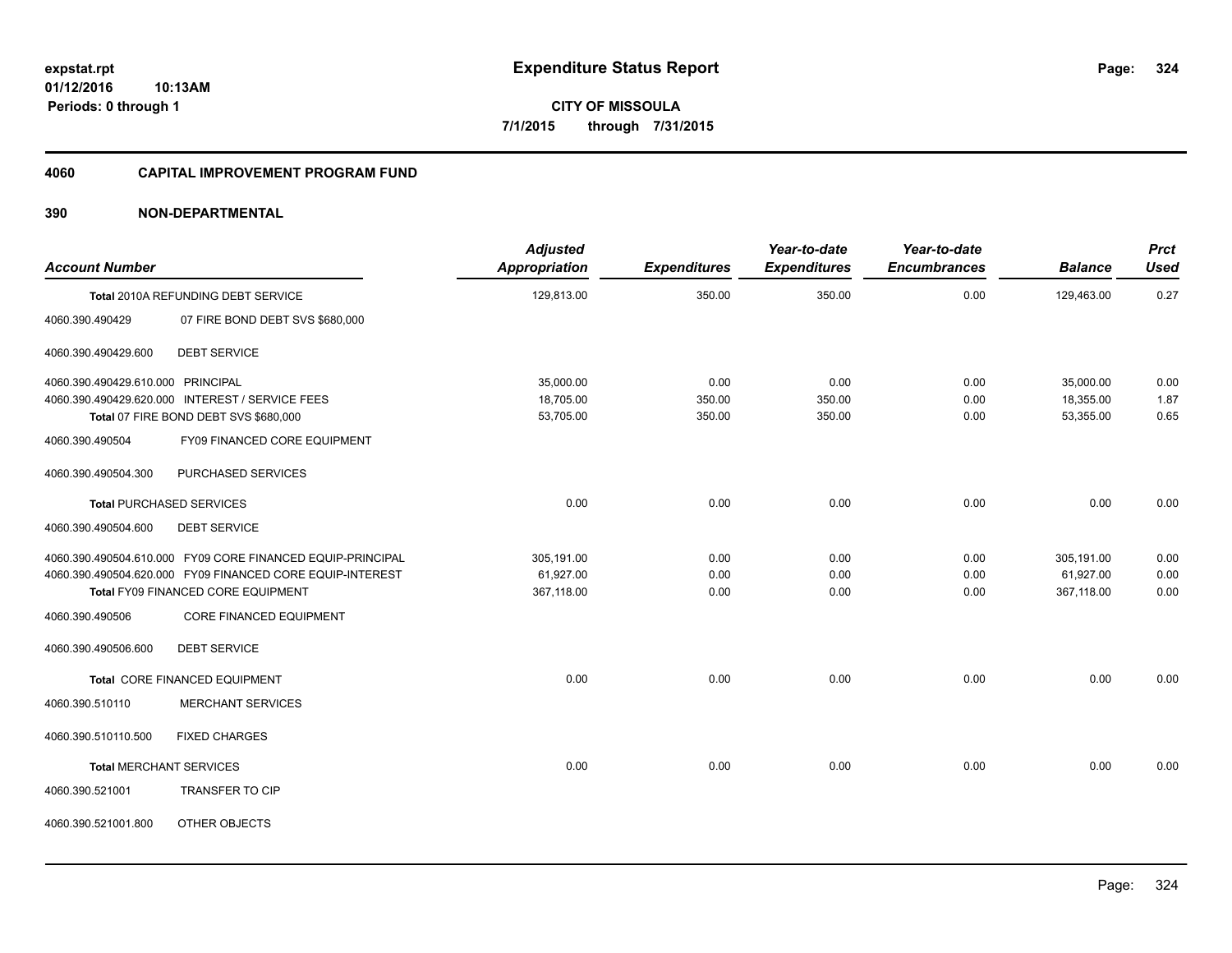**expstat.rpt**
**01/12/2016 10:13AM**
**Periods: 0 through 1**

# Expenditure Status Report

**CITY OF MISSOULA**
**7/1/2015 through 7/31/2015**

## 4060 CAPITAL IMPROVEMENT PROGRAM FUND

### 390 NON-DEPARTMENTAL

| Account Number | | Adjusted Appropriation | Expenditures | Year-to-date Expenditures | Year-to-date Encumbrances | Balance | Prct Used |
|---|---|---|---|---|---|---|---|
| **Total** 2010A REFUNDING DEBT SERVICE | | 129,813.00 | 350.00 | 350.00 | 0.00 | 129,463.00 | 0.27 |
| 4060.390.490429 | 07 FIRE BOND DEBT SVS $680,000 | | | | | | |
| 4060.390.490429.600 | DEBT SERVICE | | | | | | |
| 4060.390.490429.610.000 | PRINCIPAL | 35,000.00 | 0.00 | 0.00 | 0.00 | 35,000.00 | 0.00 |
| 4060.390.490429.620.000 | INTEREST / SERVICE FEES | 18,705.00 | 350.00 | 350.00 | 0.00 | 18,355.00 | 1.87 |
| **Total** 07 FIRE BOND DEBT SVS $680,000 | | 53,705.00 | 350.00 | 350.00 | 0.00 | 53,355.00 | 0.65 |
| 4060.390.490504 | FY09 FINANCED CORE EQUIPMENT | | | | | | |
| 4060.390.490504.300 | PURCHASED SERVICES | | | | | | |
| **Total** PURCHASED SERVICES | | 0.00 | 0.00 | 0.00 | 0.00 | 0.00 | 0.00 |
| 4060.390.490504.600 | DEBT SERVICE | | | | | | |
| 4060.390.490504.610.000 | FY09 CORE FINANCED EQUIP-PRINCIPAL | 305,191.00 | 0.00 | 0.00 | 0.00 | 305,191.00 | 0.00 |
| 4060.390.490504.620.000 | FY09 FINANCED CORE EQUIP-INTEREST | 61,927.00 | 0.00 | 0.00 | 0.00 | 61,927.00 | 0.00 |
| **Total** FY09 FINANCED CORE EQUIPMENT | | 367,118.00 | 0.00 | 0.00 | 0.00 | 367,118.00 | 0.00 |
| 4060.390.490506 | CORE FINANCED EQUIPMENT | | | | | | |
| 4060.390.490506.600 | DEBT SERVICE | | | | | | |
| **Total** CORE FINANCED EQUIPMENT | | 0.00 | 0.00 | 0.00 | 0.00 | 0.00 | 0.00 |
| 4060.390.510110 | MERCHANT SERVICES | | | | | | |
| 4060.390.510110.500 | FIXED CHARGES | | | | | | |
| **Total** MERCHANT SERVICES | | 0.00 | 0.00 | 0.00 | 0.00 | 0.00 | 0.00 |
| 4060.390.521001 | TRANSFER TO CIP | | | | | | |
| 4060.390.521001.800 | OTHER OBJECTS | | | | | | |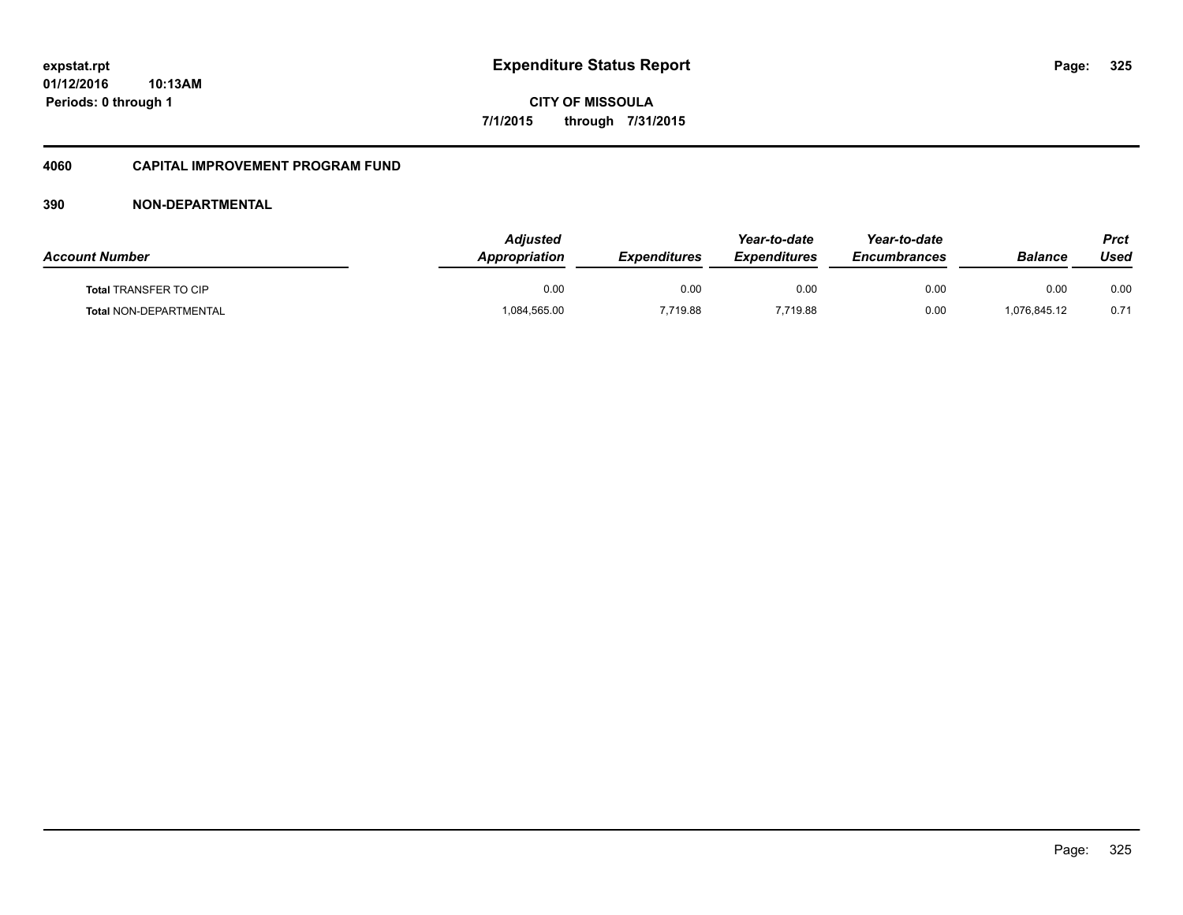**expstat.rpt**
**01/12/2016 10:13AM**
**Periods: 0 through 1**

# Expenditure Status Report

**CITY OF MISSOULA**
**7/1/2015 through 7/31/2015**

## 4060 CAPITAL IMPROVEMENT PROGRAM FUND

## 390 NON-DEPARTMENTAL

| Account Number | Adjusted Appropriation | Expenditures | Year-to-date Expenditures | Year-to-date Encumbrances | Balance | Prct Used |
|---|---|---|---|---|---|---|
| Total TRANSFER TO CIP | 0.00 | 0.00 | 0.00 | 0.00 | 0.00 | 0.00 |
| Total NON-DEPARTMENTAL | 1,084,565.00 | 7,719.88 | 7,719.88 | 0.00 | 1,076,845.12 | 0.71 |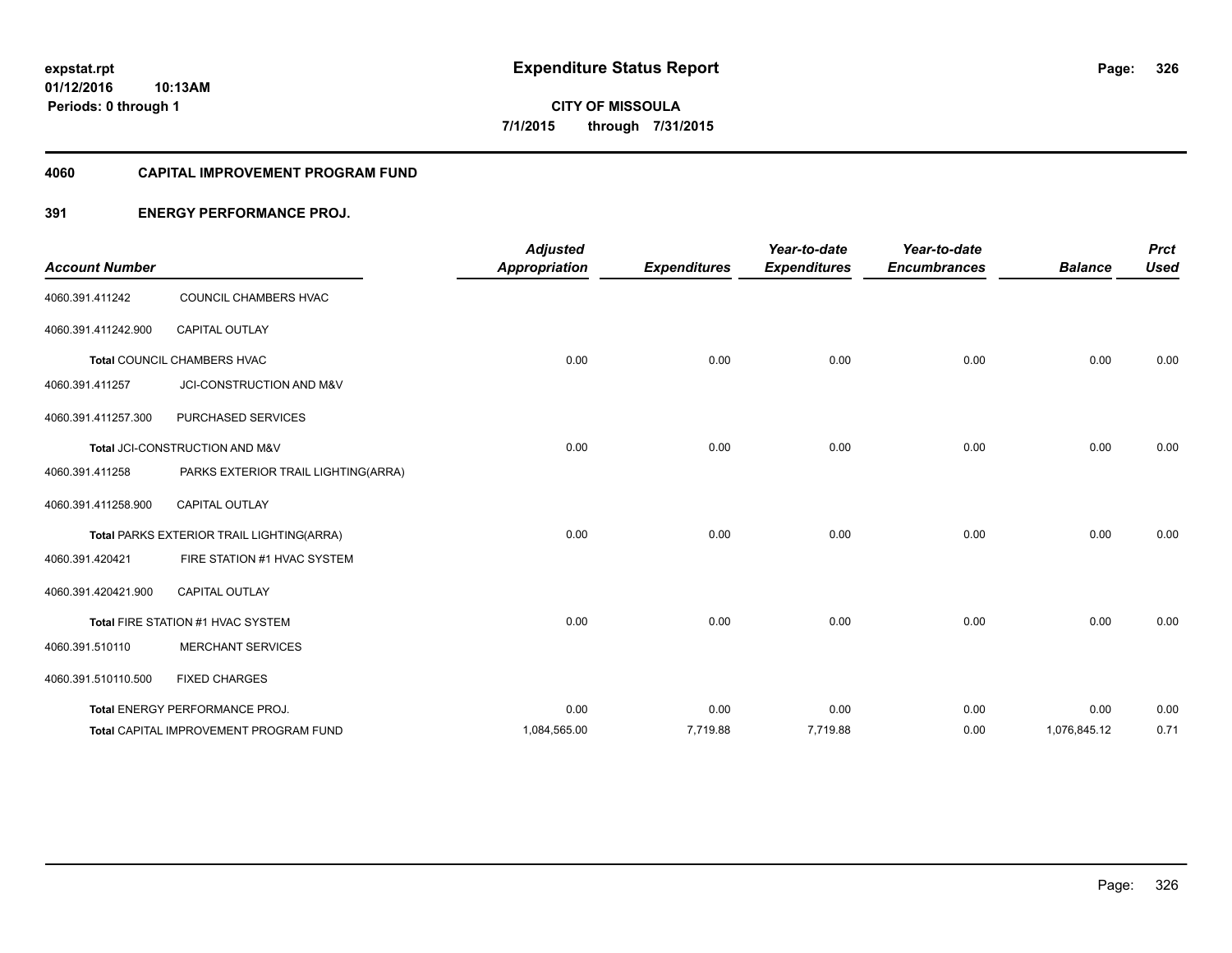expstat.rpt
01/12/2016 10:13AM
Periods: 0 through 1

# Expenditure Status Report

**CITY OF MISSOULA**
**7/1/2015 through 7/31/2015**

## 4060 CAPITAL IMPROVEMENT PROGRAM FUND

### 391 ENERGY PERFORMANCE PROJ.

| Account Number | | Adjusted Appropriation | Expenditures | Year-to-date Expenditures | Year-to-date Encumbrances | Balance | Prct Used |
|---|---|---|---|---|---|---|---|
| 4060.391.411242 | COUNCIL CHAMBERS HVAC | | | | | | |
| 4060.391.411242.900 | CAPITAL OUTLAY | | | | | | |
| Total COUNCIL CHAMBERS HVAC | | 0.00 | 0.00 | 0.00 | 0.00 | 0.00 | 0.00 |
| 4060.391.411257 | JCI-CONSTRUCTION AND M&V | | | | | | |
| 4060.391.411257.300 | PURCHASED SERVICES | | | | | | |
| Total JCI-CONSTRUCTION AND M&V | | 0.00 | 0.00 | 0.00 | 0.00 | 0.00 | 0.00 |
| 4060.391.411258 | PARKS EXTERIOR TRAIL LIGHTING(ARRA) | | | | | | |
| 4060.391.411258.900 | CAPITAL OUTLAY | | | | | | |
| Total PARKS EXTERIOR TRAIL LIGHTING(ARRA) | | 0.00 | 0.00 | 0.00 | 0.00 | 0.00 | 0.00 |
| 4060.391.420421 | FIRE STATION #1 HVAC SYSTEM | | | | | | |
| 4060.391.420421.900 | CAPITAL OUTLAY | | | | | | |
| Total FIRE STATION #1 HVAC SYSTEM | | 0.00 | 0.00 | 0.00 | 0.00 | 0.00 | 0.00 |
| 4060.391.510110 | MERCHANT SERVICES | | | | | | |
| 4060.391.510110.500 | FIXED CHARGES | | | | | | |
| Total ENERGY PERFORMANCE PROJ. | | 0.00 | 0.00 | 0.00 | 0.00 | 0.00 | 0.00 |
| Total CAPITAL IMPROVEMENT PROGRAM FUND | | 1,084,565.00 | 7,719.88 | 7,719.88 | 0.00 | 1,076,845.12 | 0.71 |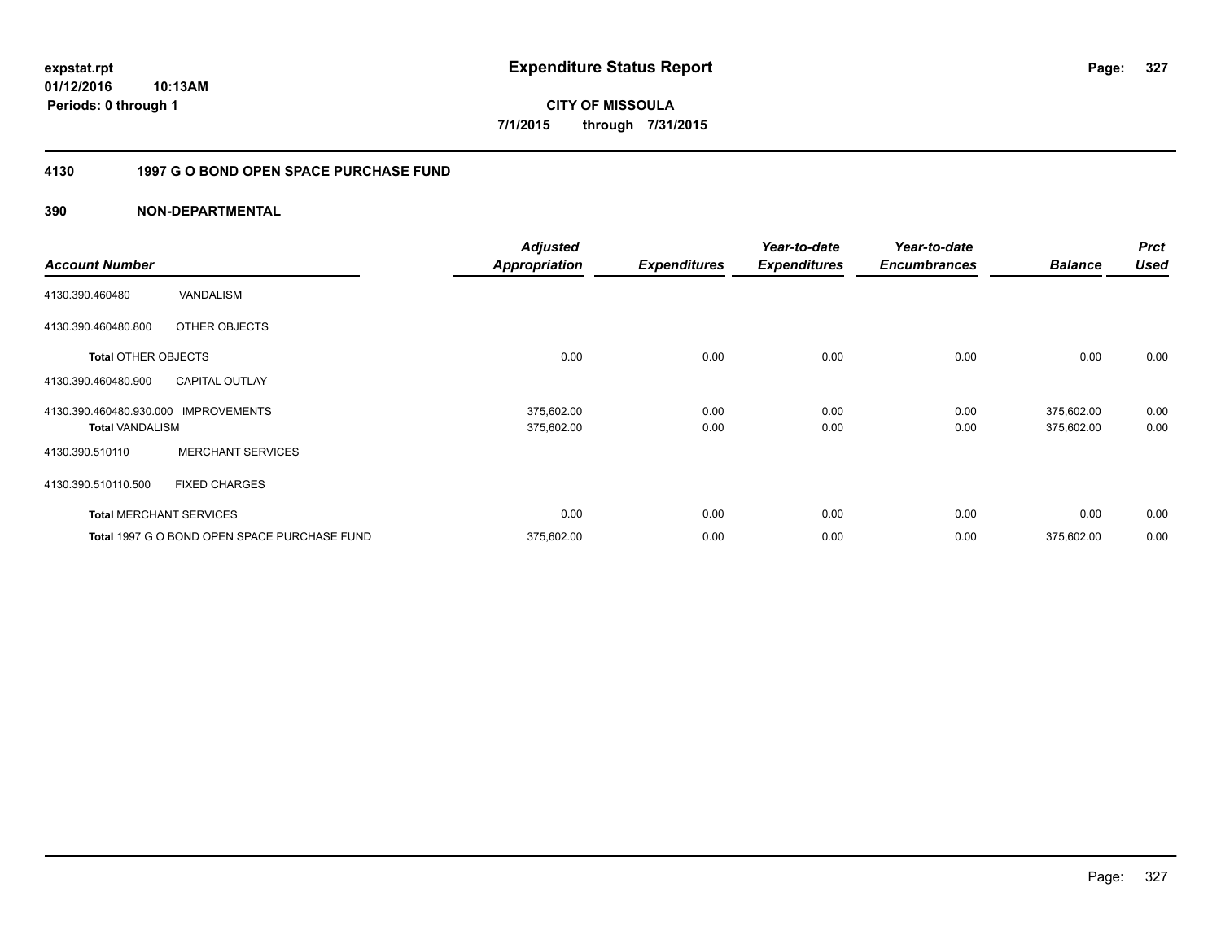expstat.rpt
01/12/2016 10:13AM
Periods: 0 through 1

# Expenditure Status Report

CITY OF MISSOULA

7/1/2015 through 7/31/2015

## 4130 1997 G O BOND OPEN SPACE PURCHASE FUND

### 390 NON-DEPARTMENTAL

| Account Number | | Adjusted Appropriation | Expenditures | Year-to-date Expenditures | Year-to-date Encumbrances | Balance | Prct Used |
|---|---|---|---|---|---|---|---|
| 4130.390.460480 | VANDALISM | | | | | | |
| 4130.390.460480.800 | OTHER OBJECTS | | | | | | |
| **Total** OTHER OBJECTS | | 0.00 | 0.00 | 0.00 | 0.00 | 0.00 | 0.00 |
| 4130.390.460480.900 | CAPITAL OUTLAY | | | | | | |
| 4130.390.460480.930.000 | IMPROVEMENTS | 375,602.00 | 0.00 | 0.00 | 0.00 | 375,602.00 | 0.00 |
| **Total** VANDALISM | | 375,602.00 | 0.00 | 0.00 | 0.00 | 375,602.00 | 0.00 |
| 4130.390.510110 | MERCHANT SERVICES | | | | | | |
| 4130.390.510110.500 | FIXED CHARGES | | | | | | |
| **Total** MERCHANT SERVICES | | 0.00 | 0.00 | 0.00 | 0.00 | 0.00 | 0.00 |
| **Total** 1997 G O BOND OPEN SPACE PURCHASE FUND | | 375,602.00 | 0.00 | 0.00 | 0.00 | 375,602.00 | 0.00 |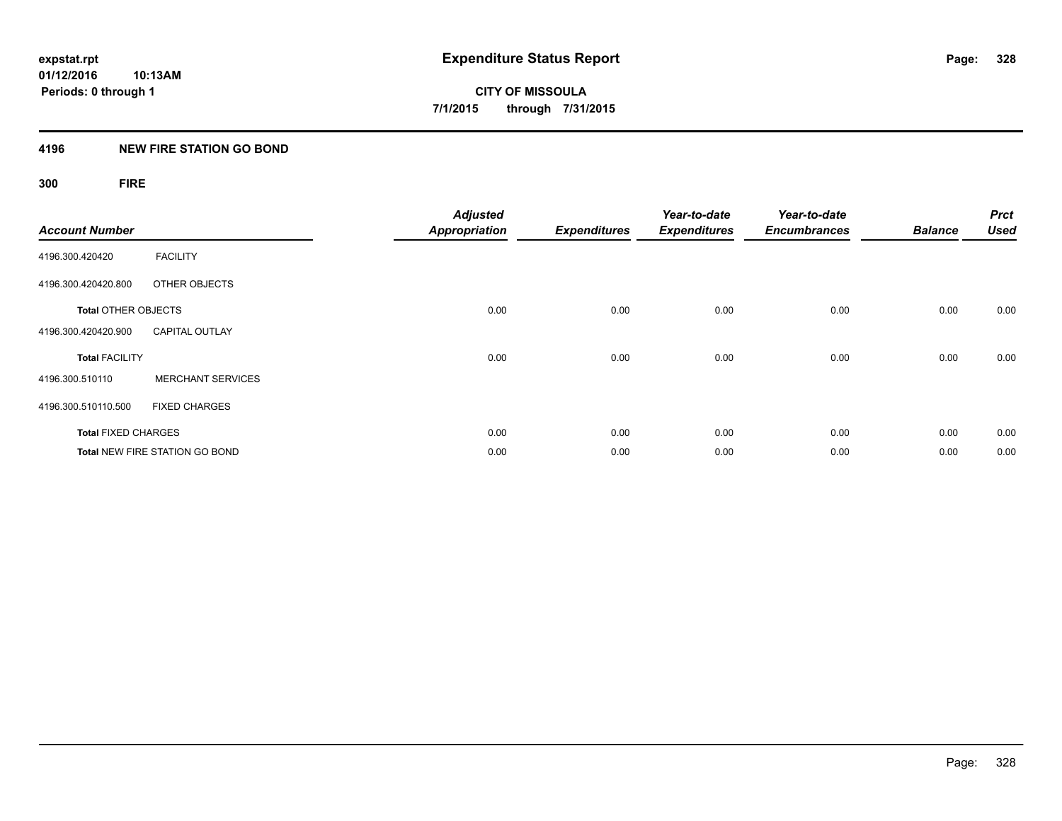**expstat.rpt**
**01/12/2016 10:13AM**
**Periods: 0 through 1**

# Expenditure Status Report

**CITY OF MISSOULA**
**7/1/2015 through 7/31/2015**

## 4196 NEW FIRE STATION GO BOND

### 300 FIRE

| Account Number | | Adjusted Appropriation | Expenditures | Year-to-date Expenditures | Year-to-date Encumbrances | Balance | Prct Used |
|---|---|---|---|---|---|---|---|
| 4196.300.420420 | FACILITY | | | | | | |
| 4196.300.420420.800 | OTHER OBJECTS | | | | | | |
| **Total** OTHER OBJECTS | | 0.00 | 0.00 | 0.00 | 0.00 | 0.00 | 0.00 |
| 4196.300.420420.900 | CAPITAL OUTLAY | | | | | | |
| **Total** FACILITY | | 0.00 | 0.00 | 0.00 | 0.00 | 0.00 | 0.00 |
| 4196.300.510110 | MERCHANT SERVICES | | | | | | |
| 4196.300.510110.500 | FIXED CHARGES | | | | | | |
| **Total** FIXED CHARGES | | 0.00 | 0.00 | 0.00 | 0.00 | 0.00 | 0.00 |
| **Total** NEW FIRE STATION GO BOND | | 0.00 | 0.00 | 0.00 | 0.00 | 0.00 | 0.00 |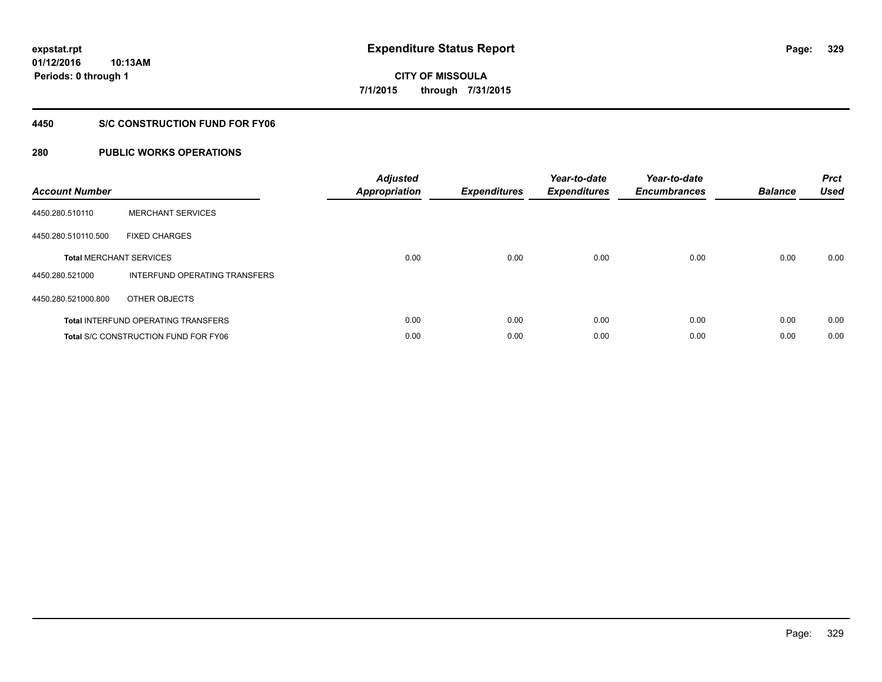**expstat.rpt**
**01/12/2016 10:13AM**
**Periods: 0 through 1**

# Expenditure Status Report

**CITY OF MISSOULA**
**7/1/2015 through 7/31/2015**

## 4450 S/C CONSTRUCTION FUND FOR FY06

### 280 PUBLIC WORKS OPERATIONS

| Account Number | | Adjusted Appropriation | Expenditures | Year-to-date Expenditures | Year-to-date Encumbrances | Balance | Prct Used |
|---|---|---|---|---|---|---|---|
| 4450.280.510110 | MERCHANT SERVICES | | | | | | |
| 4450.280.510110.500 | FIXED CHARGES | | | | | | |
| **Total** MERCHANT SERVICES | | 0.00 | 0.00 | 0.00 | 0.00 | 0.00 | 0.00 |
| 4450.280.521000 | INTERFUND OPERATING TRANSFERS | | | | | | |
| 4450.280.521000.800 | OTHER OBJECTS | | | | | | |
| **Total** INTERFUND OPERATING TRANSFERS | | 0.00 | 0.00 | 0.00 | 0.00 | 0.00 | 0.00 |
| **Total** S/C CONSTRUCTION FUND FOR FY06 | | 0.00 | 0.00 | 0.00 | 0.00 | 0.00 | 0.00 |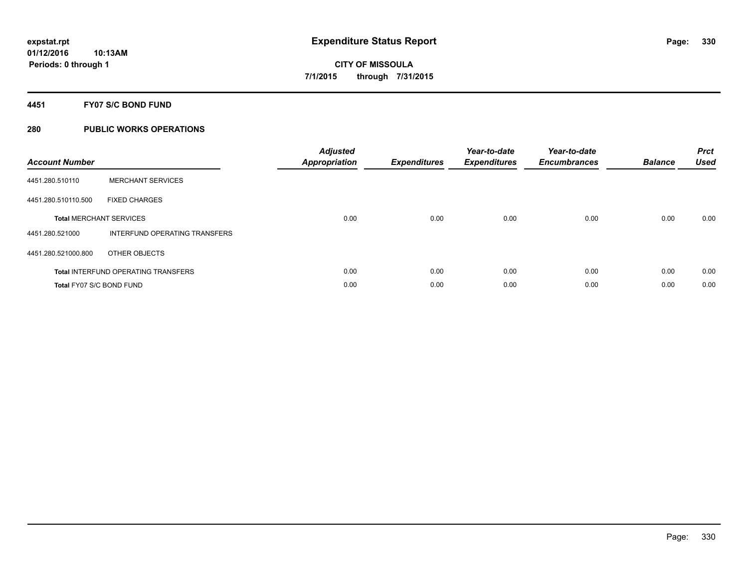**expstat.rpt**
**01/12/2016 10:13AM**
**Periods: 0 through 1**

# Expenditure Status Report

**CITY OF MISSOULA**
**7/1/2015 through 7/31/2015**

## 4451 FY07 S/C BOND FUND

## 280 PUBLIC WORKS OPERATIONS

| Account Number | | Adjusted Appropriation | Expenditures | Year-to-date Expenditures | Year-to-date Encumbrances | Balance | Prct Used |
|---|---|---|---|---|---|---|---|
| 4451.280.510110 | MERCHANT SERVICES | | | | | | |
| 4451.280.510110.500 | FIXED CHARGES | | | | | | |
| **Total** MERCHANT SERVICES | | 0.00 | 0.00 | 0.00 | 0.00 | 0.00 | 0.00 |
| 4451.280.521000 | INTERFUND OPERATING TRANSFERS | | | | | | |
| 4451.280.521000.800 | OTHER OBJECTS | | | | | | |
| **Total** INTERFUND OPERATING TRANSFERS | | 0.00 | 0.00 | 0.00 | 0.00 | 0.00 | 0.00 |
| **Total** FY07 S/C BOND FUND | | 0.00 | 0.00 | 0.00 | 0.00 | 0.00 | 0.00 |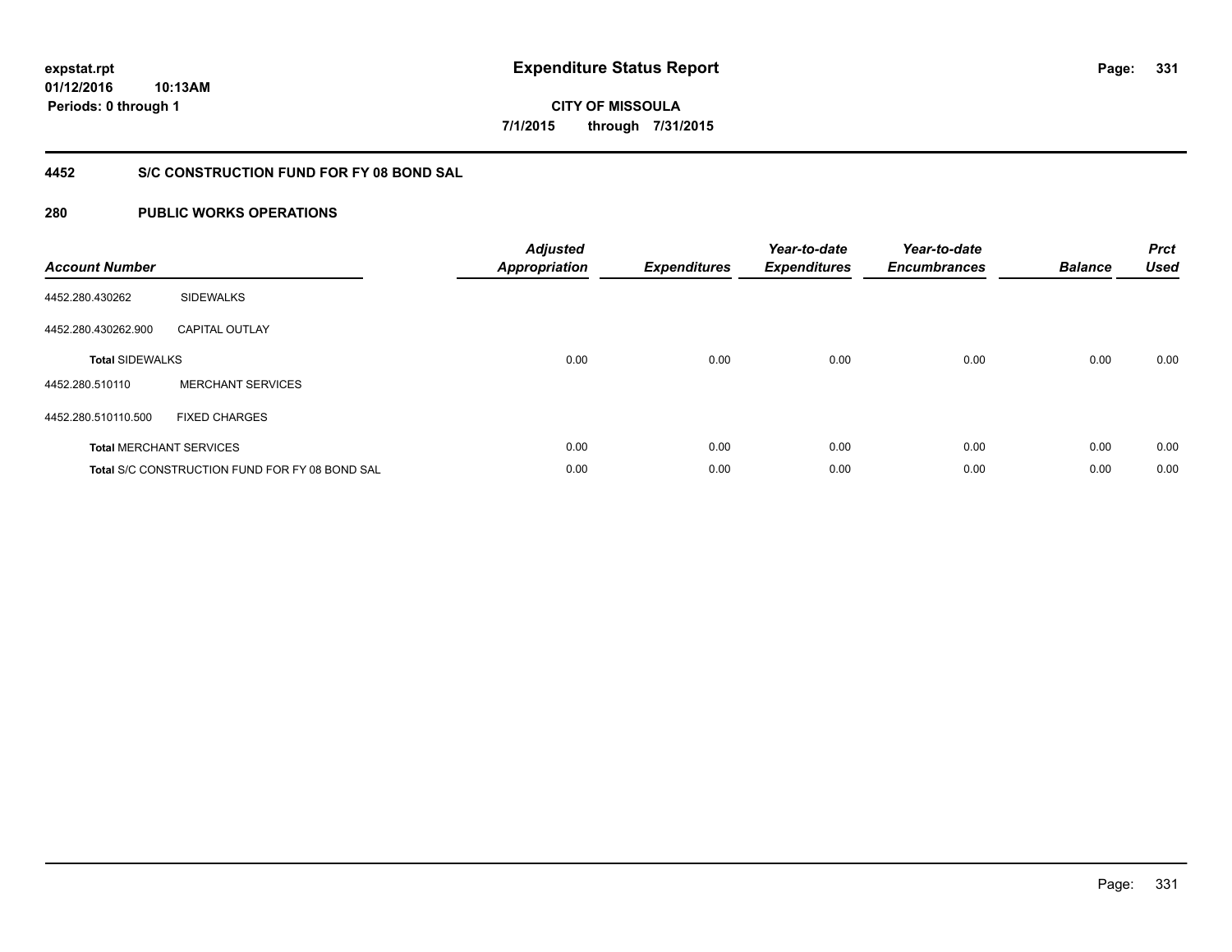expstat.rpt
01/12/2016 10:13AM
Periods: 0 through 1

# Expenditure Status Report

**CITY OF MISSOULA**
**7/1/2015 through 7/31/2015**

## 4452 S/C CONSTRUCTION FUND FOR FY 08 BOND SAL

## 280 PUBLIC WORKS OPERATIONS

| Account Number | | Adjusted Appropriation | Expenditures | Year-to-date Expenditures | Year-to-date Encumbrances | Balance | Prct Used |
|---|---|---|---|---|---|---|---|
| 4452.280.430262 | SIDEWALKS | | | | | | |
| 4452.280.430262.900 | CAPITAL OUTLAY | | | | | | |
| **Total** SIDEWALKS | | 0.00 | 0.00 | 0.00 | 0.00 | 0.00 | 0.00 |
| 4452.280.510110 | MERCHANT SERVICES | | | | | | |
| 4452.280.510110.500 | FIXED CHARGES | | | | | | |
| **Total** MERCHANT SERVICES | | 0.00 | 0.00 | 0.00 | 0.00 | 0.00 | 0.00 |
| **Total** S/C CONSTRUCTION FUND FOR FY 08 BOND SAL | | 0.00 | 0.00 | 0.00 | 0.00 | 0.00 | 0.00 |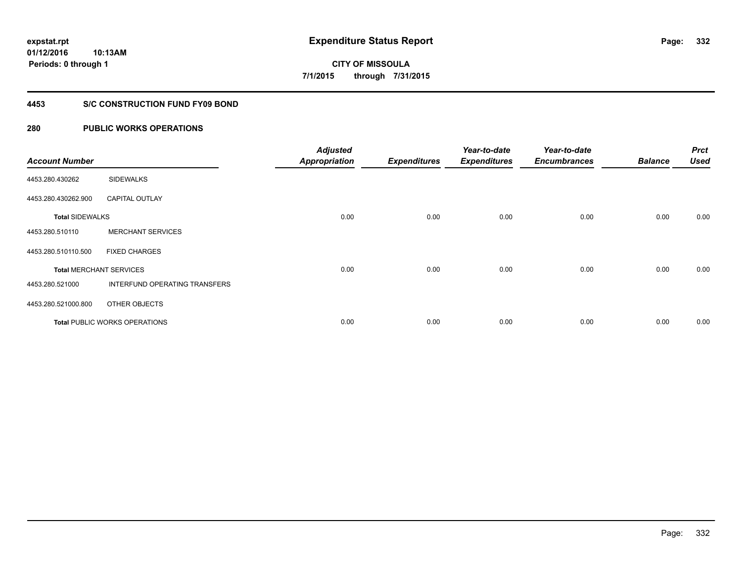# Expenditure Status Report

**CITY OF MISSOULA**

**7/1/2015 through 7/31/2015**

expstat.rpt
01/12/2016 10:13AM
Periods: 0 through 1

## 4453 S/C CONSTRUCTION FUND FY09 BOND

## 280 PUBLIC WORKS OPERATIONS

| Account Number | | Adjusted Appropriation | Expenditures | Year-to-date Expenditures | Year-to-date Encumbrances | Balance | Prct Used |
|---|---|---|---|---|---|---|---|
| 4453.280.430262 | SIDEWALKS | | | | | | |
| 4453.280.430262.900 | CAPITAL OUTLAY | | | | | | |
| **Total** SIDEWALKS | | 0.00 | 0.00 | 0.00 | 0.00 | 0.00 | 0.00 |
| 4453.280.510110 | MERCHANT SERVICES | | | | | | |
| 4453.280.510110.500 | FIXED CHARGES | | | | | | |
| **Total** MERCHANT SERVICES | | 0.00 | 0.00 | 0.00 | 0.00 | 0.00 | 0.00 |
| 4453.280.521000 | INTERFUND OPERATING TRANSFERS | | | | | | |
| 4453.280.521000.800 | OTHER OBJECTS | | | | | | |
| **Total** PUBLIC WORKS OPERATIONS | | 0.00 | 0.00 | 0.00 | 0.00 | 0.00 | 0.00 |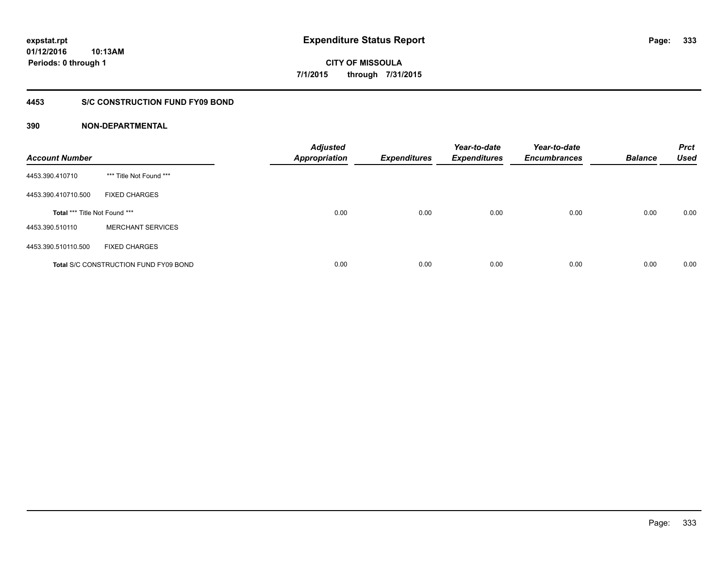**expstat.rpt**
**01/12/2016 10:13AM**
**Periods: 0 through 1**

# Expenditure Status Report

**CITY OF MISSOULA**
**7/1/2015 through 7/31/2015**

## 4453 S/C CONSTRUCTION FUND FY09 BOND

### 390 NON-DEPARTMENTAL

| Account Number | | Adjusted Appropriation | Expenditures | Year-to-date Expenditures | Year-to-date Encumbrances | Balance | Prct Used |
|---|---|---|---|---|---|---|---|
| 4453.390.410710 | *** Title Not Found *** | | | | | | |
| 4453.390.410710.500 | FIXED CHARGES | | | | | | |
| **Total** *** Title Not Found *** | | 0.00 | 0.00 | 0.00 | 0.00 | 0.00 | 0.00 |
| 4453.390.510110 | MERCHANT SERVICES | | | | | | |
| 4453.390.510110.500 | FIXED CHARGES | | | | | | |
| **Total** S/C CONSTRUCTION FUND FY09 BOND | | 0.00 | 0.00 | 0.00 | 0.00 | 0.00 | 0.00 |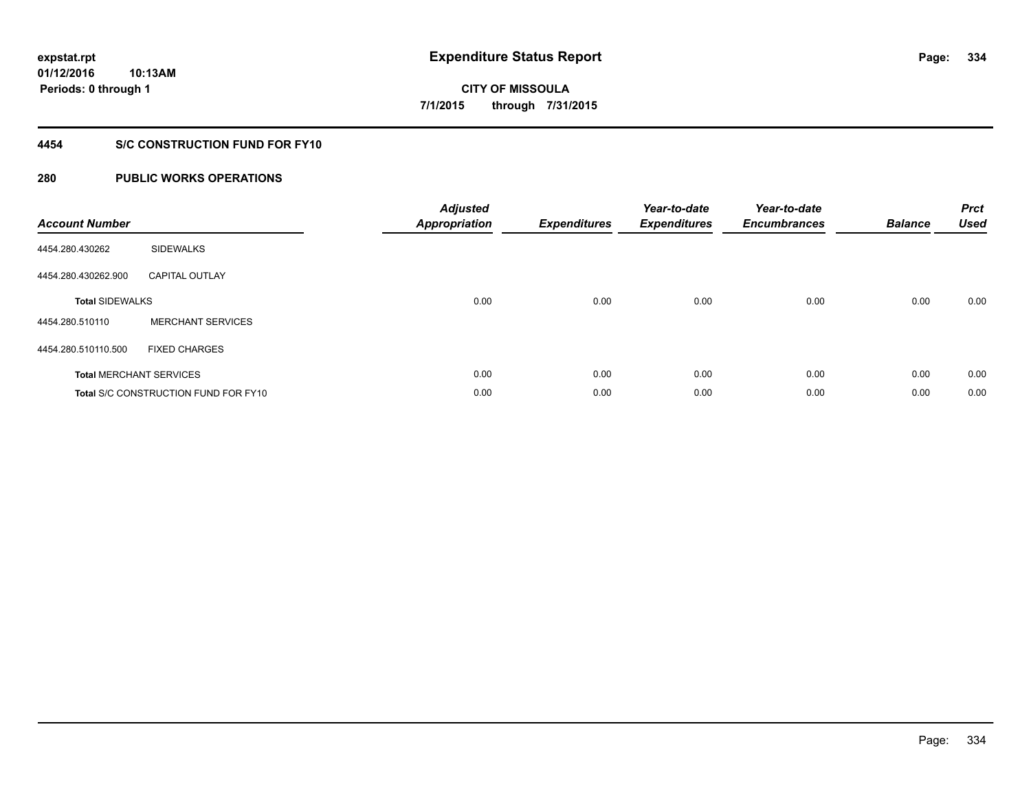expstat.rpt
01/12/2016 10:13AM
Periods: 0 through 1

# Expenditure Status Report

CITY OF MISSOULA
7/1/2015 through 7/31/2015

## 4454 S/C CONSTRUCTION FUND FOR FY10

## 280 PUBLIC WORKS OPERATIONS

| Account Number | | Adjusted Appropriation | Expenditures | Year-to-date Expenditures | Year-to-date Encumbrances | Balance | Prct Used |
|---|---|---|---|---|---|---|---|
| 4454.280.430262 | SIDEWALKS | | | | | | |
| 4454.280.430262.900 | CAPITAL OUTLAY | | | | | | |
| **Total** SIDEWALKS | | 0.00 | 0.00 | 0.00 | 0.00 | 0.00 | 0.00 |
| 4454.280.510110 | MERCHANT SERVICES | | | | | | |
| 4454.280.510110.500 | FIXED CHARGES | | | | | | |
| **Total** MERCHANT SERVICES | | 0.00 | 0.00 | 0.00 | 0.00 | 0.00 | 0.00 |
| **Total** S/C CONSTRUCTION FUND FOR FY10 | | 0.00 | 0.00 | 0.00 | 0.00 | 0.00 | 0.00 |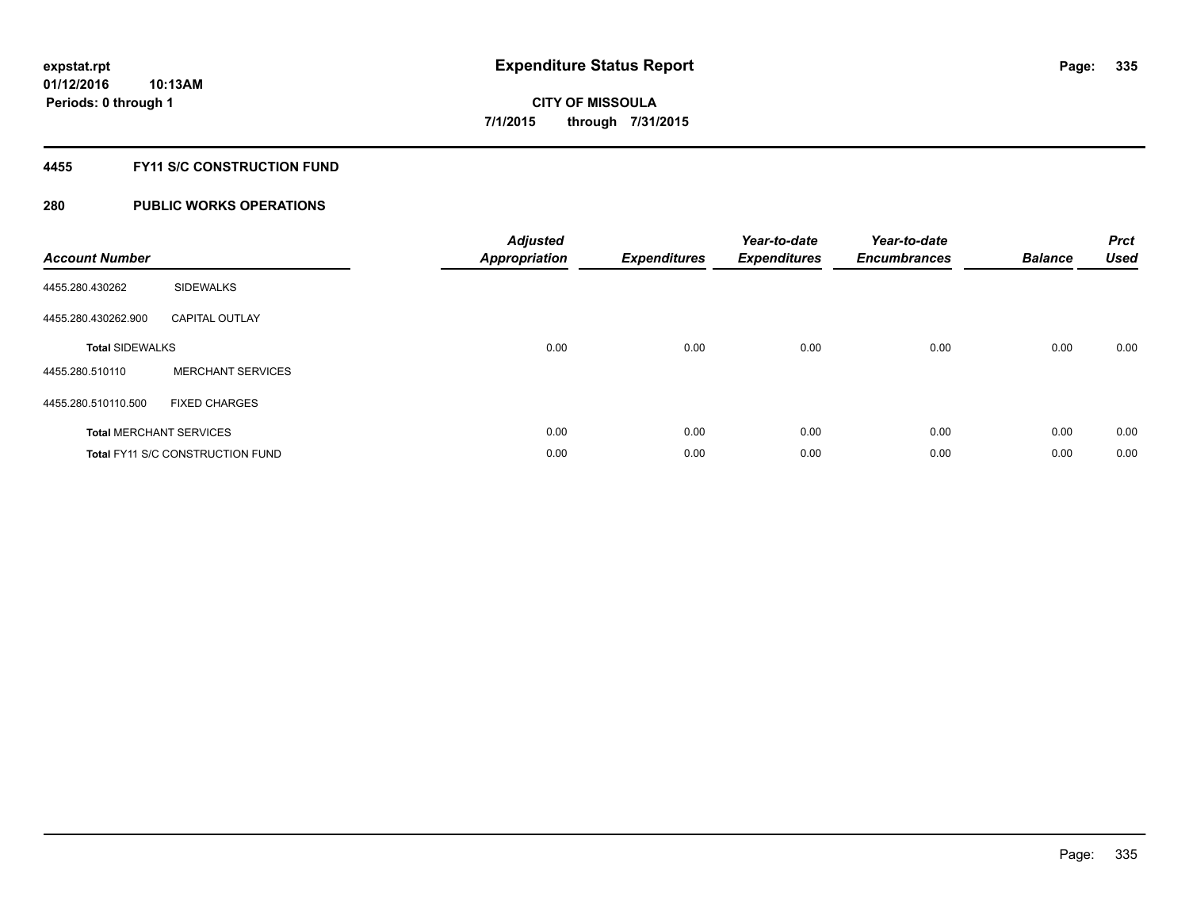**expstat.rpt**
**01/12/2016 10:13AM**
**Periods: 0 through 1**

# Expenditure Status Report

**CITY OF MISSOULA**
**7/1/2015 through 7/31/2015**

## 4455 FY11 S/C CONSTRUCTION FUND

## 280 PUBLIC WORKS OPERATIONS

| Account Number | | Adjusted Appropriation | Expenditures | Year-to-date Expenditures | Year-to-date Encumbrances | Balance | Prct Used |
|---|---|---|---|---|---|---|---|
| 4455.280.430262 | SIDEWALKS | | | | | | |
| 4455.280.430262.900 | CAPITAL OUTLAY | | | | | | |
| **Total** SIDEWALKS | | 0.00 | 0.00 | 0.00 | 0.00 | 0.00 | 0.00 |
| 4455.280.510110 | MERCHANT SERVICES | | | | | | |
| 4455.280.510110.500 | FIXED CHARGES | | | | | | |
| **Total** MERCHANT SERVICES | | 0.00 | 0.00 | 0.00 | 0.00 | 0.00 | 0.00 |
| **Total** FY11 S/C CONSTRUCTION FUND | | 0.00 | 0.00 | 0.00 | 0.00 | 0.00 | 0.00 |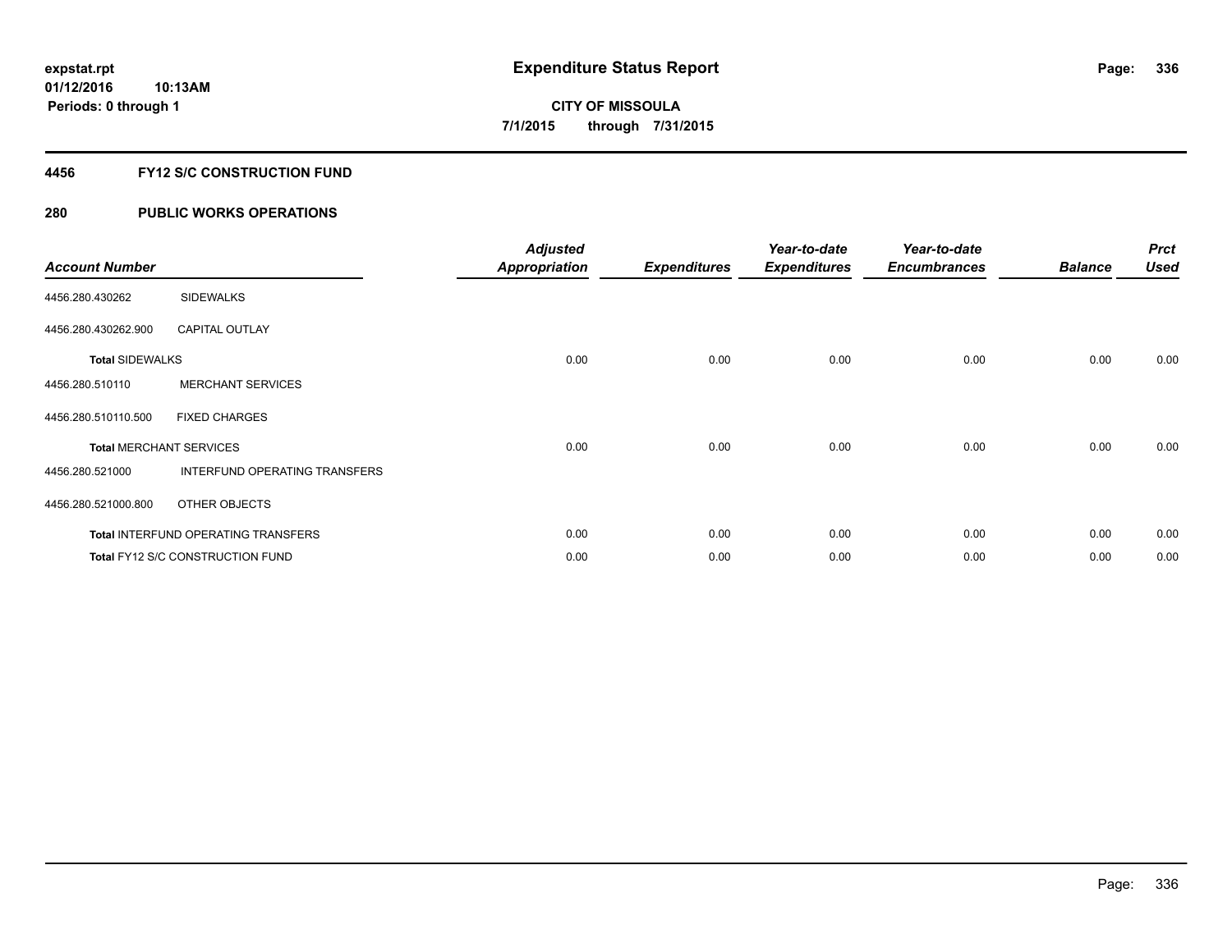# Expenditure Status Report

expstat.rpt
01/12/2016 10:13AM
Periods: 0 through 1

**CITY OF MISSOULA**
**7/1/2015 through 7/31/2015**

## 4456 FY12 S/C CONSTRUCTION FUND

## 280 PUBLIC WORKS OPERATIONS

| Account Number | | Adjusted Appropriation | Expenditures | Year-to-date Expenditures | Year-to-date Encumbrances | Balance | Prct Used |
|---|---|---|---|---|---|---|---|
| 4456.280.430262 | SIDEWALKS | | | | | | |
| 4456.280.430262.900 | CAPITAL OUTLAY | | | | | | |
| **Total** SIDEWALKS | | 0.00 | 0.00 | 0.00 | 0.00 | 0.00 | 0.00 |
| 4456.280.510110 | MERCHANT SERVICES | | | | | | |
| 4456.280.510110.500 | FIXED CHARGES | | | | | | |
| **Total** MERCHANT SERVICES | | 0.00 | 0.00 | 0.00 | 0.00 | 0.00 | 0.00 |
| 4456.280.521000 | INTERFUND OPERATING TRANSFERS | | | | | | |
| 4456.280.521000.800 | OTHER OBJECTS | | | | | | |
| **Total** INTERFUND OPERATING TRANSFERS | | 0.00 | 0.00 | 0.00 | 0.00 | 0.00 | 0.00 |
| **Total** FY12 S/C CONSTRUCTION FUND | | 0.00 | 0.00 | 0.00 | 0.00 | 0.00 | 0.00 |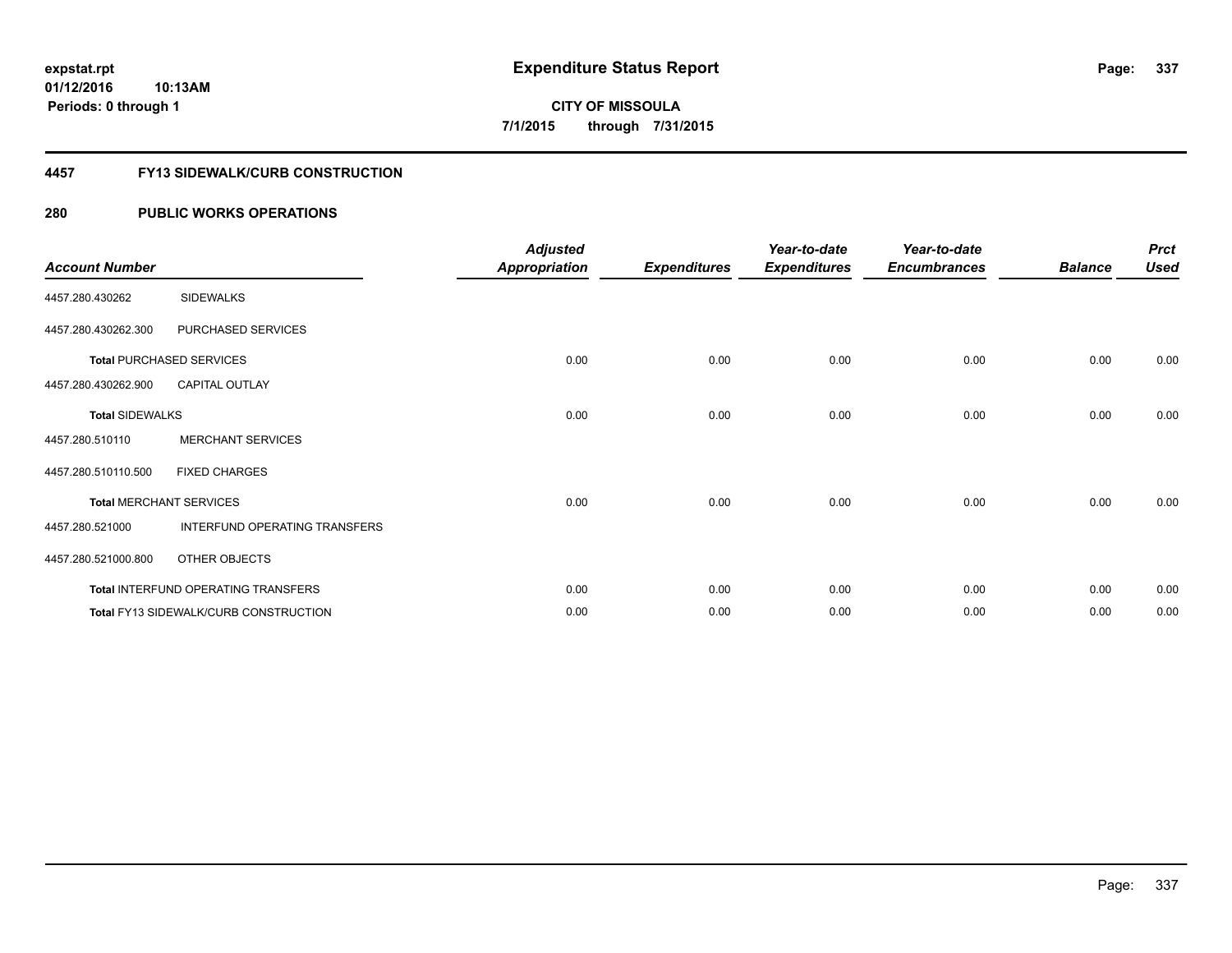expstat.rpt
01/12/2016 10:13AM
Periods: 0 through 1

# Expenditure Status Report

**CITY OF MISSOULA**
**7/1/2015 through 7/31/2015**

## 4457 FY13 SIDEWALK/CURB CONSTRUCTION

## 280 PUBLIC WORKS OPERATIONS

| Account Number | | Adjusted Appropriation | Expenditures | Year-to-date Expenditures | Year-to-date Encumbrances | Balance | Prct Used |
|---|---|---|---|---|---|---|---|
| 4457.280.430262 | SIDEWALKS | | | | | | |
| 4457.280.430262.300 | PURCHASED SERVICES | | | | | | |
| **Total** PURCHASED SERVICES | | 0.00 | 0.00 | 0.00 | 0.00 | 0.00 | 0.00 |
| 4457.280.430262.900 | CAPITAL OUTLAY | | | | | | |
| **Total** SIDEWALKS | | 0.00 | 0.00 | 0.00 | 0.00 | 0.00 | 0.00 |
| 4457.280.510110 | MERCHANT SERVICES | | | | | | |
| 4457.280.510110.500 | FIXED CHARGES | | | | | | |
| **Total** MERCHANT SERVICES | | 0.00 | 0.00 | 0.00 | 0.00 | 0.00 | 0.00 |
| 4457.280.521000 | INTERFUND OPERATING TRANSFERS | | | | | | |
| 4457.280.521000.800 | OTHER OBJECTS | | | | | | |
| **Total** INTERFUND OPERATING TRANSFERS | | 0.00 | 0.00 | 0.00 | 0.00 | 0.00 | 0.00 |
| **Total** FY13 SIDEWALK/CURB CONSTRUCTION | | 0.00 | 0.00 | 0.00 | 0.00 | 0.00 | 0.00 |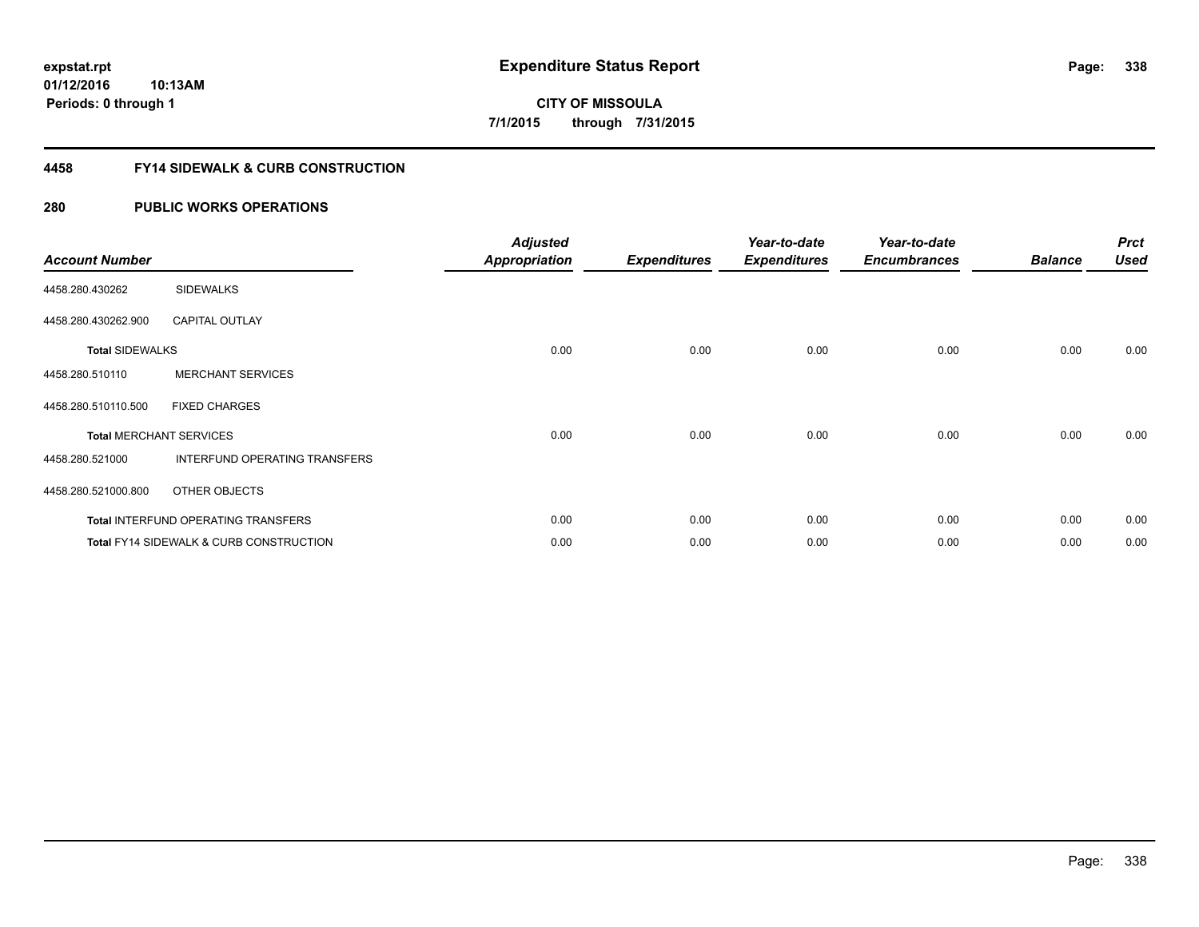**expstat.rpt**
**01/12/2016 10:13AM**
**Periods: 0 through 1**

# Expenditure Status Report

**CITY OF MISSOULA**
**7/1/2015 through 7/31/2015**

## 4458 FY14 SIDEWALK & CURB CONSTRUCTION

### 280 PUBLIC WORKS OPERATIONS

| Account Number | | Adjusted Appropriation | Expenditures | Year-to-date Expenditures | Year-to-date Encumbrances | Balance | Prct Used |
|---|---|---|---|---|---|---|---|
| 4458.280.430262 | SIDEWALKS | | | | | | |
| 4458.280.430262.900 | CAPITAL OUTLAY | | | | | | |
| **Total** SIDEWALKS | | 0.00 | 0.00 | 0.00 | 0.00 | 0.00 | 0.00 |
| 4458.280.510110 | MERCHANT SERVICES | | | | | | |
| 4458.280.510110.500 | FIXED CHARGES | | | | | | |
| **Total** MERCHANT SERVICES | | 0.00 | 0.00 | 0.00 | 0.00 | 0.00 | 0.00 |
| 4458.280.521000 | INTERFUND OPERATING TRANSFERS | | | | | | |
| 4458.280.521000.800 | OTHER OBJECTS | | | | | | |
| **Total** INTERFUND OPERATING TRANSFERS | | 0.00 | 0.00 | 0.00 | 0.00 | 0.00 | 0.00 |
| **Total** FY14 SIDEWALK & CURB CONSTRUCTION | | 0.00 | 0.00 | 0.00 | 0.00 | 0.00 | 0.00 |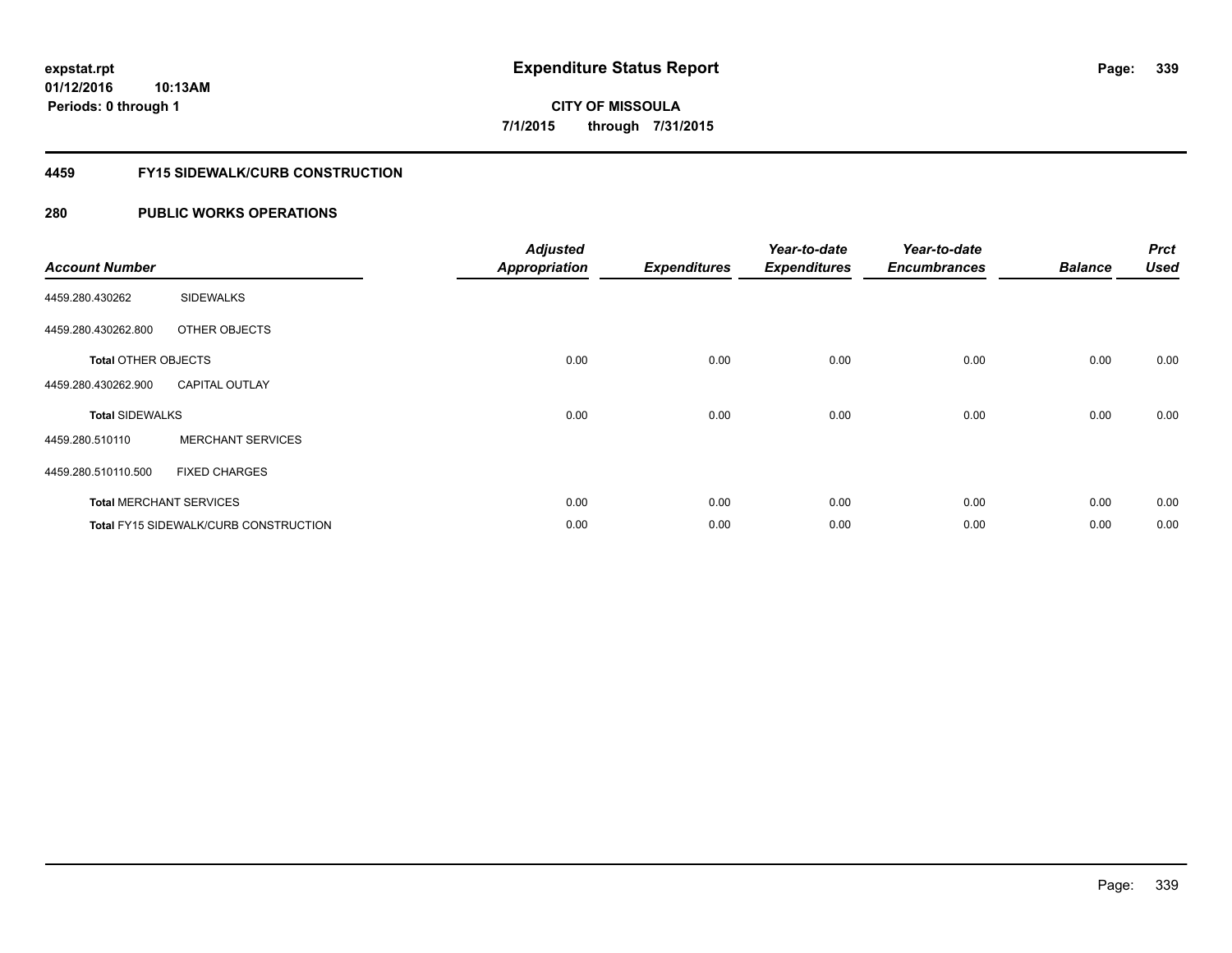**expstat.rpt**
**01/12/2016 10:13AM**
**Periods: 0 through 1**

# Expenditure Status Report

**CITY OF MISSOULA**
**7/1/2015 through 7/31/2015**

## 4459 FY15 SIDEWALK/CURB CONSTRUCTION

## 280 PUBLIC WORKS OPERATIONS

| Account Number | | Adjusted Appropriation | Expenditures | Year-to-date Expenditures | Year-to-date Encumbrances | Balance | Prct Used |
|---|---|---|---|---|---|---|---|
| 4459.280.430262 | SIDEWALKS | | | | | | |
| 4459.280.430262.800 | OTHER OBJECTS | | | | | | |
| **Total** OTHER OBJECTS | | 0.00 | 0.00 | 0.00 | 0.00 | 0.00 | 0.00 |
| 4459.280.430262.900 | CAPITAL OUTLAY | | | | | | |
| **Total** SIDEWALKS | | 0.00 | 0.00 | 0.00 | 0.00 | 0.00 | 0.00 |
| 4459.280.510110 | MERCHANT SERVICES | | | | | | |
| 4459.280.510110.500 | FIXED CHARGES | | | | | | |
| **Total** MERCHANT SERVICES | | 0.00 | 0.00 | 0.00 | 0.00 | 0.00 | 0.00 |
| **Total** FY15 SIDEWALK/CURB CONSTRUCTION | | 0.00 | 0.00 | 0.00 | 0.00 | 0.00 | 0.00 |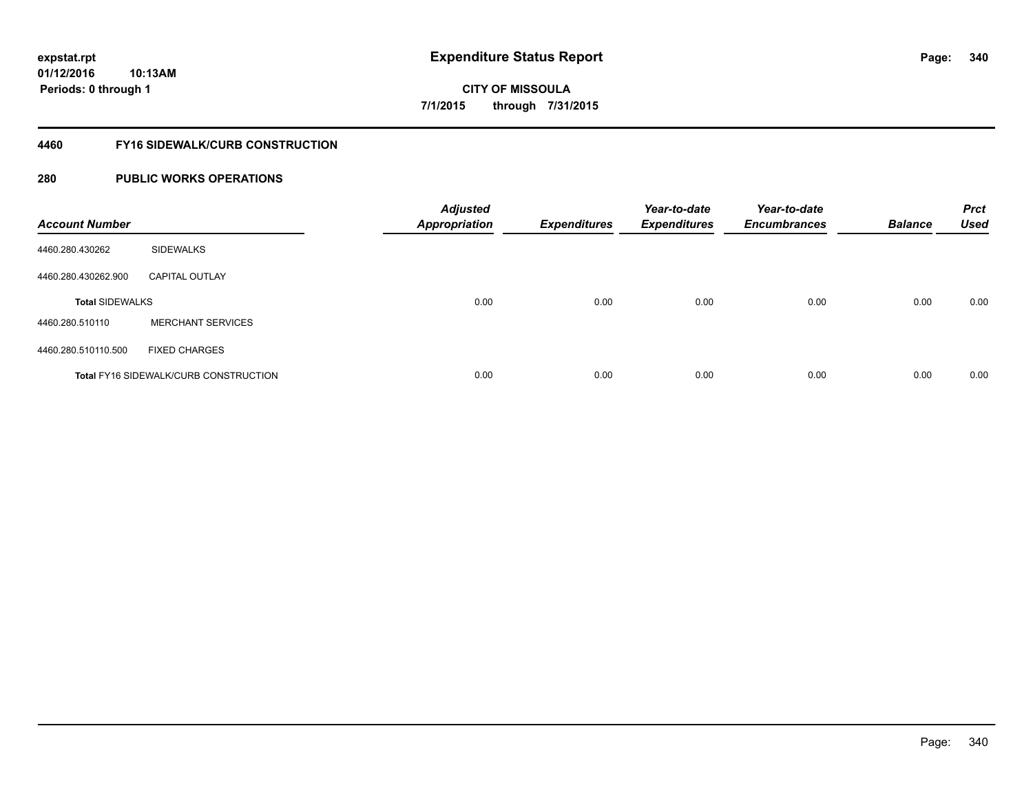**expstat.rpt**
**01/12/2016 10:13AM**
**Periods: 0 through 1**

# Expenditure Status Report

**CITY OF MISSOULA**
**7/1/2015 through 7/31/2015**

## 4460 FY16 SIDEWALK/CURB CONSTRUCTION

## 280 PUBLIC WORKS OPERATIONS

| Account Number | | Adjusted Appropriation | Expenditures | Year-to-date Expenditures | Year-to-date Encumbrances | Balance | Prct Used |
|---|---|---|---|---|---|---|---|
| 4460.280.430262 | SIDEWALKS | | | | | | |
| 4460.280.430262.900 | CAPITAL OUTLAY | | | | | | |
| **Total** SIDEWALKS | | 0.00 | 0.00 | 0.00 | 0.00 | 0.00 | 0.00 |
| 4460.280.510110 | MERCHANT SERVICES | | | | | | |
| 4460.280.510110.500 | FIXED CHARGES | | | | | | |
| **Total** FY16 SIDEWALK/CURB CONSTRUCTION | | 0.00 | 0.00 | 0.00 | 0.00 | 0.00 | 0.00 |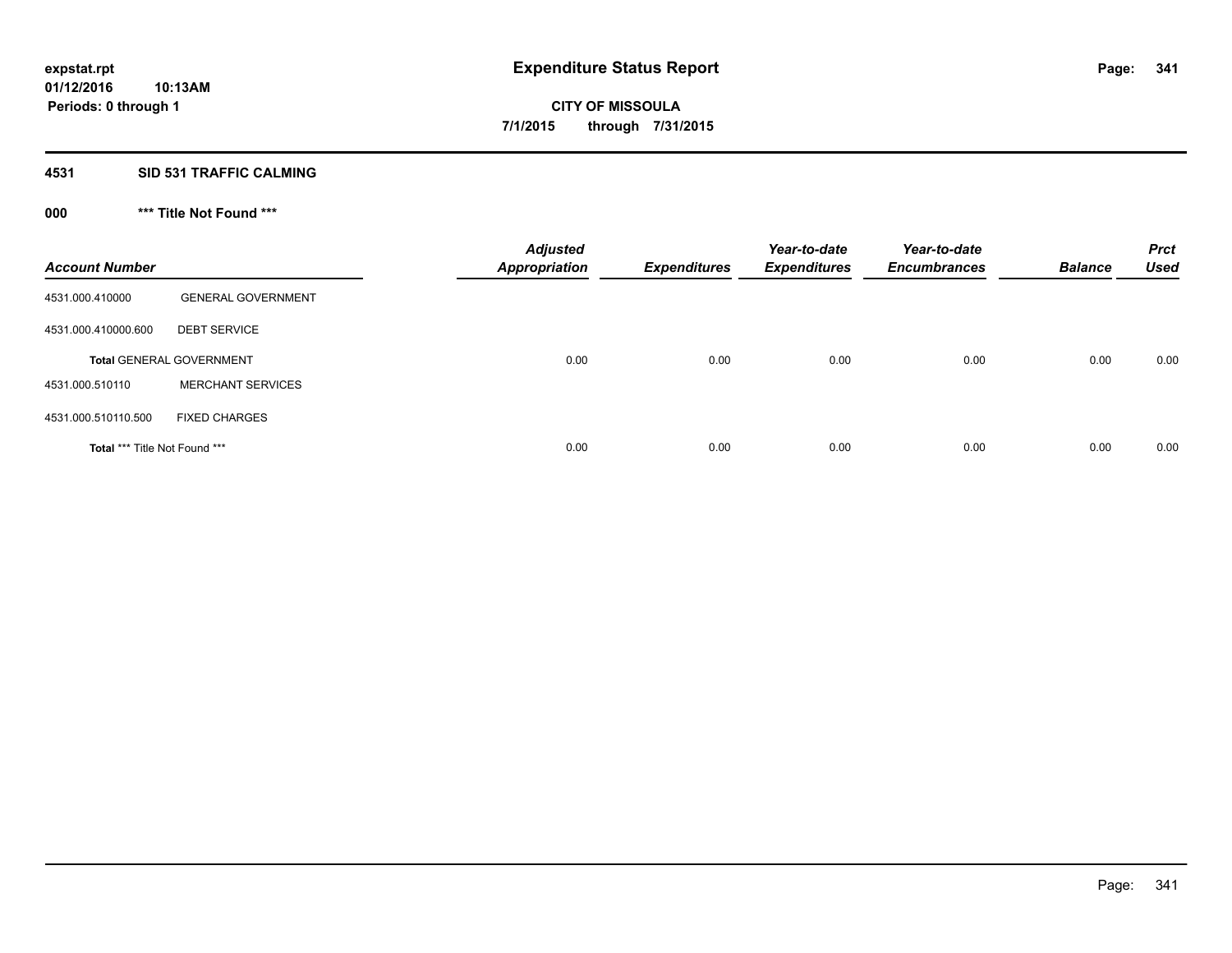**expstat.rpt**
**01/12/2016 10:13AM**
**Periods: 0 through 1**

# Expenditure Status Report

**CITY OF MISSOULA**
**7/1/2015 through 7/31/2015**

## 4531 SID 531 TRAFFIC CALMING

### 000 *** Title Not Found ***

| Account Number | | Adjusted Appropriation | Expenditures | Year-to-date Expenditures | Year-to-date Encumbrances | Balance | Prct Used |
|---|---|---|---|---|---|---|---|
| 4531.000.410000 | GENERAL GOVERNMENT | | | | | | |
| 4531.000.410000.600 | DEBT SERVICE | | | | | | |
| **Total** GENERAL GOVERNMENT | | 0.00 | 0.00 | 0.00 | 0.00 | 0.00 | 0.00 |
| 4531.000.510110 | MERCHANT SERVICES | | | | | | |
| 4531.000.510110.500 | FIXED CHARGES | | | | | | |
| **Total** *** Title Not Found *** | | 0.00 | 0.00 | 0.00 | 0.00 | 0.00 | 0.00 |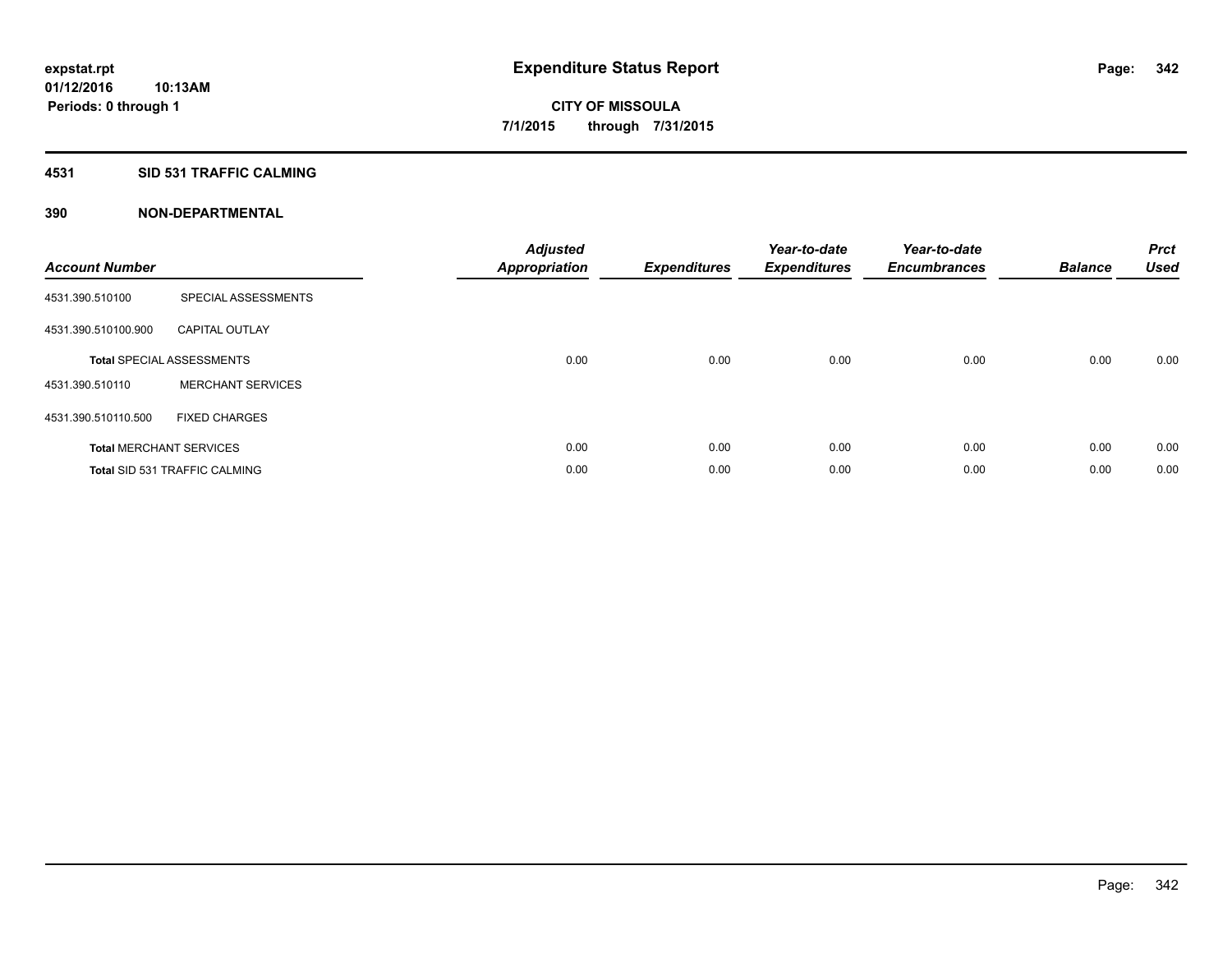**expstat.rpt**
**01/12/2016 10:13AM**
**Periods: 0 through 1**

# Expenditure Status Report

**CITY OF MISSOULA**
**7/1/2015 through 7/31/2015**

## 4531 SID 531 TRAFFIC CALMING

## 390 NON-DEPARTMENTAL

| Account Number | | Adjusted Appropriation | Expenditures | Year-to-date Expenditures | Year-to-date Encumbrances | Balance | Prct Used |
|---|---|---|---|---|---|---|---|
| 4531.390.510100 | SPECIAL ASSESSMENTS | | | | | | |
| 4531.390.510100.900 | CAPITAL OUTLAY | | | | | | |
| **Total** SPECIAL ASSESSMENTS | | 0.00 | 0.00 | 0.00 | 0.00 | 0.00 | 0.00 |
| 4531.390.510110 | MERCHANT SERVICES | | | | | | |
| 4531.390.510110.500 | FIXED CHARGES | | | | | | |
| **Total** MERCHANT SERVICES | | 0.00 | 0.00 | 0.00 | 0.00 | 0.00 | 0.00 |
| **Total** SID 531 TRAFFIC CALMING | | 0.00 | 0.00 | 0.00 | 0.00 | 0.00 | 0.00 |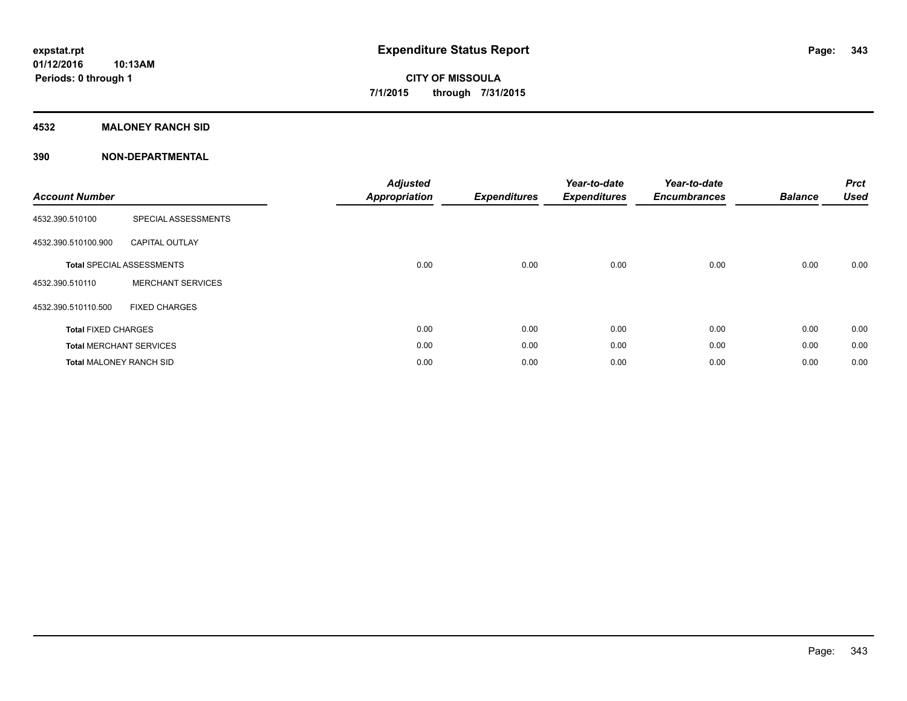# Expenditure Status Report

expstat.rpt
01/12/2016 10:13AM
Periods: 0 through 1

**CITY OF MISSOULA**
**7/1/2015 through 7/31/2015**

## 4532 MALONEY RANCH SID

### 390 NON-DEPARTMENTAL

| Account Number | | Adjusted Appropriation | Expenditures | Year-to-date Expenditures | Year-to-date Encumbrances | Balance | Prct Used |
|---|---|---|---|---|---|---|---|
| 4532.390.510100 | SPECIAL ASSESSMENTS | | | | | | |
| 4532.390.510100.900 | CAPITAL OUTLAY | | | | | | |
| **Total** SPECIAL ASSESSMENTS | | 0.00 | 0.00 | 0.00 | 0.00 | 0.00 | 0.00 |
| 4532.390.510110 | MERCHANT SERVICES | | | | | | |
| 4532.390.510110.500 | FIXED CHARGES | | | | | | |
| **Total** FIXED CHARGES | | 0.00 | 0.00 | 0.00 | 0.00 | 0.00 | 0.00 |
| **Total** MERCHANT SERVICES | | 0.00 | 0.00 | 0.00 | 0.00 | 0.00 | 0.00 |
| **Total** MALONEY RANCH SID | | 0.00 | 0.00 | 0.00 | 0.00 | 0.00 | 0.00 |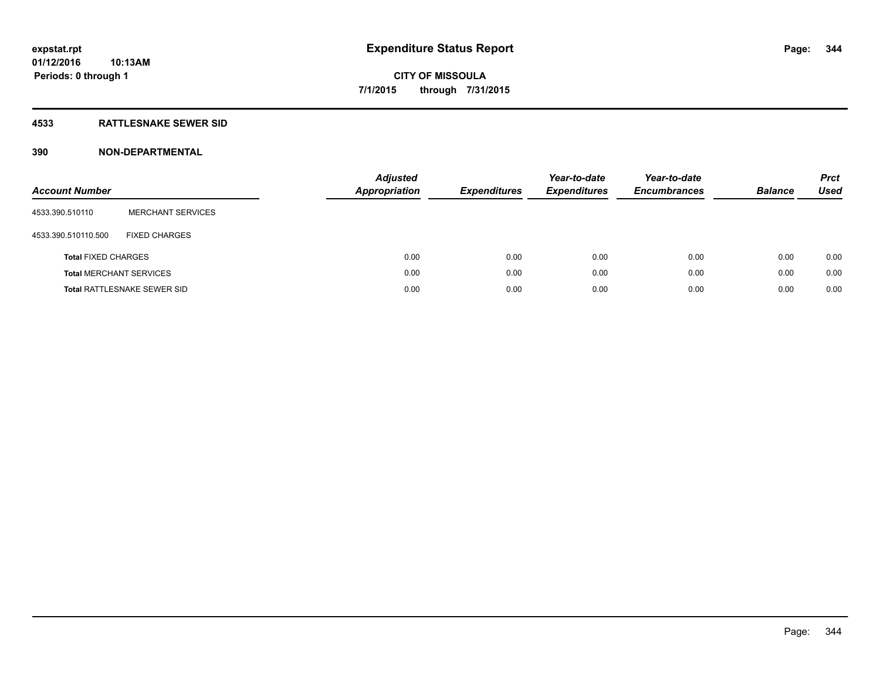# Expenditure Status Report

expstat.rpt
01/12/2016 10:13AM
Periods: 0 through 1

**CITY OF MISSOULA**
**7/1/2015 through 7/31/2015**

## 4533 RATTLESNAKE SEWER SID

### 390 NON-DEPARTMENTAL

| Account Number | | Adjusted Appropriation | Expenditures | Year-to-date Expenditures | Year-to-date Encumbrances | Balance | Prct Used |
|---|---|---|---|---|---|---|---|
| 4533.390.510110 | MERCHANT SERVICES | | | | | | |
| 4533.390.510110.500 | FIXED CHARGES | | | | | | |
| **Total** FIXED CHARGES | | 0.00 | 0.00 | 0.00 | 0.00 | 0.00 | 0.00 |
| **Total** MERCHANT SERVICES | | 0.00 | 0.00 | 0.00 | 0.00 | 0.00 | 0.00 |
| **Total** RATTLESNAKE SEWER SID | | 0.00 | 0.00 | 0.00 | 0.00 | 0.00 | 0.00 |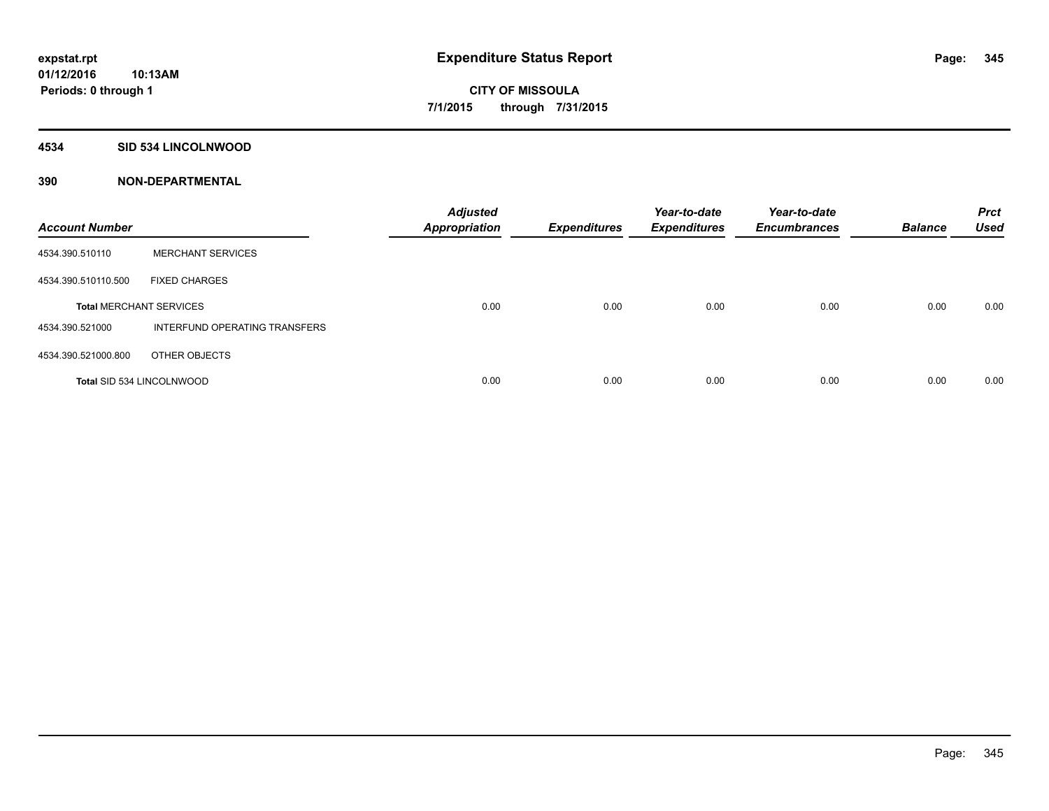**expstat.rpt**
**01/12/2016 10:13AM**
**Periods: 0 through 1**

# Expenditure Status Report

**CITY OF MISSOULA**
**7/1/2015 through 7/31/2015**

## 4534 SID 534 LINCOLNWOOD

### 390 NON-DEPARTMENTAL

| Account Number | | Adjusted Appropriation | Expenditures | Year-to-date Expenditures | Year-to-date Encumbrances | Balance | Prct Used |
|---|---|---|---|---|---|---|---|
| 4534.390.510110 | MERCHANT SERVICES | | | | | | |
| 4534.390.510110.500 | FIXED CHARGES | | | | | | |
| **Total** MERCHANT SERVICES | | 0.00 | 0.00 | 0.00 | 0.00 | 0.00 | 0.00 |
| 4534.390.521000 | INTERFUND OPERATING TRANSFERS | | | | | | |
| 4534.390.521000.800 | OTHER OBJECTS | | | | | | |
| **Total** SID 534 LINCOLNWOOD | | 0.00 | 0.00 | 0.00 | 0.00 | 0.00 | 0.00 |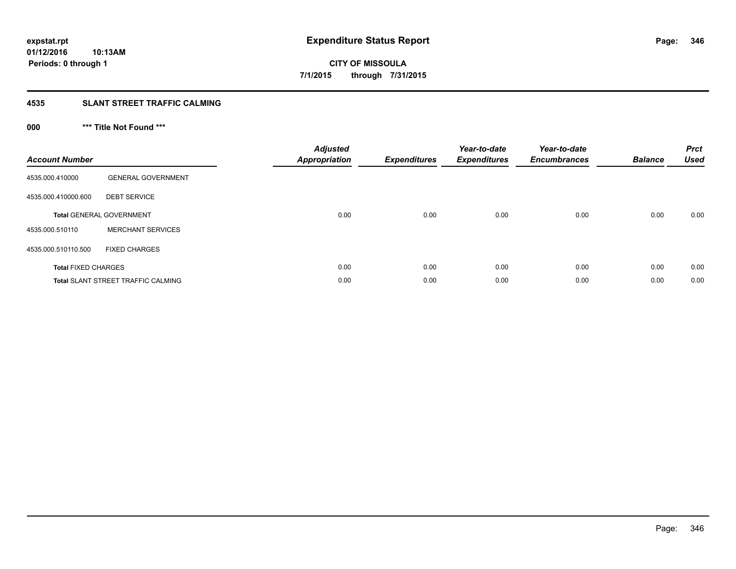# Expenditure Status Report

expstat.rpt
01/12/2016 10:13AM
Periods: 0 through 1

**CITY OF MISSOULA**
**7/1/2015 through 7/31/2015**

## 4535 SLANT STREET TRAFFIC CALMING

### 000 *** Title Not Found ***

| Account Number | | Adjusted Appropriation | Expenditures | Year-to-date Expenditures | Year-to-date Encumbrances | Balance | Prct Used |
|---|---|---|---|---|---|---|---|
| 4535.000.410000 | GENERAL GOVERNMENT | | | | | | |
| 4535.000.410000.600 | DEBT SERVICE | | | | | | |
| **Total** GENERAL GOVERNMENT | | 0.00 | 0.00 | 0.00 | 0.00 | 0.00 | 0.00 |
| 4535.000.510110 | MERCHANT SERVICES | | | | | | |
| 4535.000.510110.500 | FIXED CHARGES | | | | | | |
| **Total** FIXED CHARGES | | 0.00 | 0.00 | 0.00 | 0.00 | 0.00 | 0.00 |
| **Total** SLANT STREET TRAFFIC CALMING | | 0.00 | 0.00 | 0.00 | 0.00 | 0.00 | 0.00 |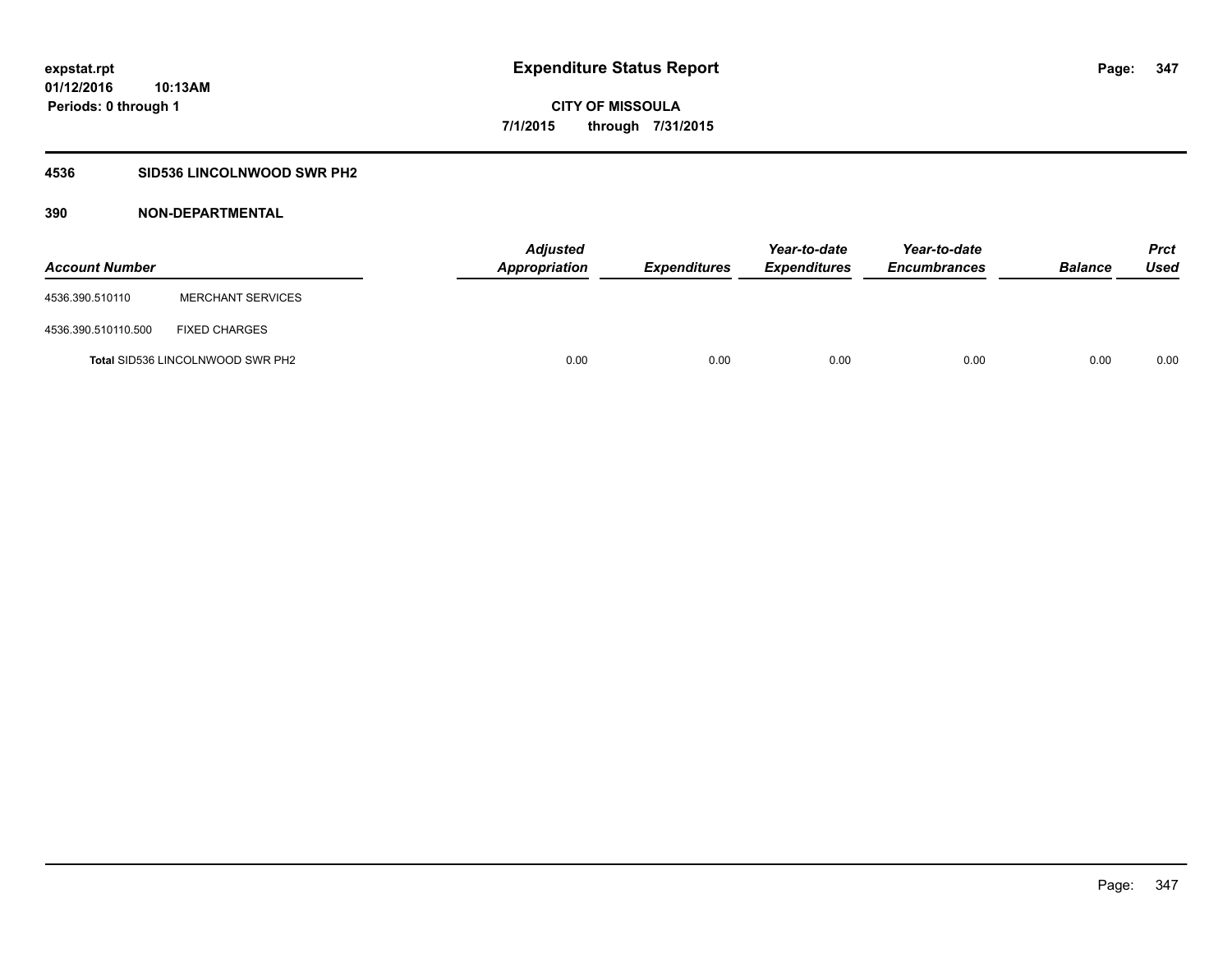# Expenditure Status Report

expstat.rpt
01/12/2016 10:13AM
Periods: 0 through 1

**CITY OF MISSOULA**
**7/1/2015 through 7/31/2015**

## 4536 SID536 LINCOLNWOOD SWR PH2

### 390 NON-DEPARTMENTAL

| Account Number | | Adjusted Appropriation | Expenditures | Year-to-date Expenditures | Year-to-date Encumbrances | Balance | Prct Used |
|---|---|---|---|---|---|---|---|
| 4536.390.510110 | MERCHANT SERVICES | | | | | | |
| 4536.390.510110.500 | FIXED CHARGES | | | | | | |
| **Total** SID536 LINCOLNWOOD SWR PH2 | | 0.00 | 0.00 | 0.00 | 0.00 | 0.00 | 0.00 |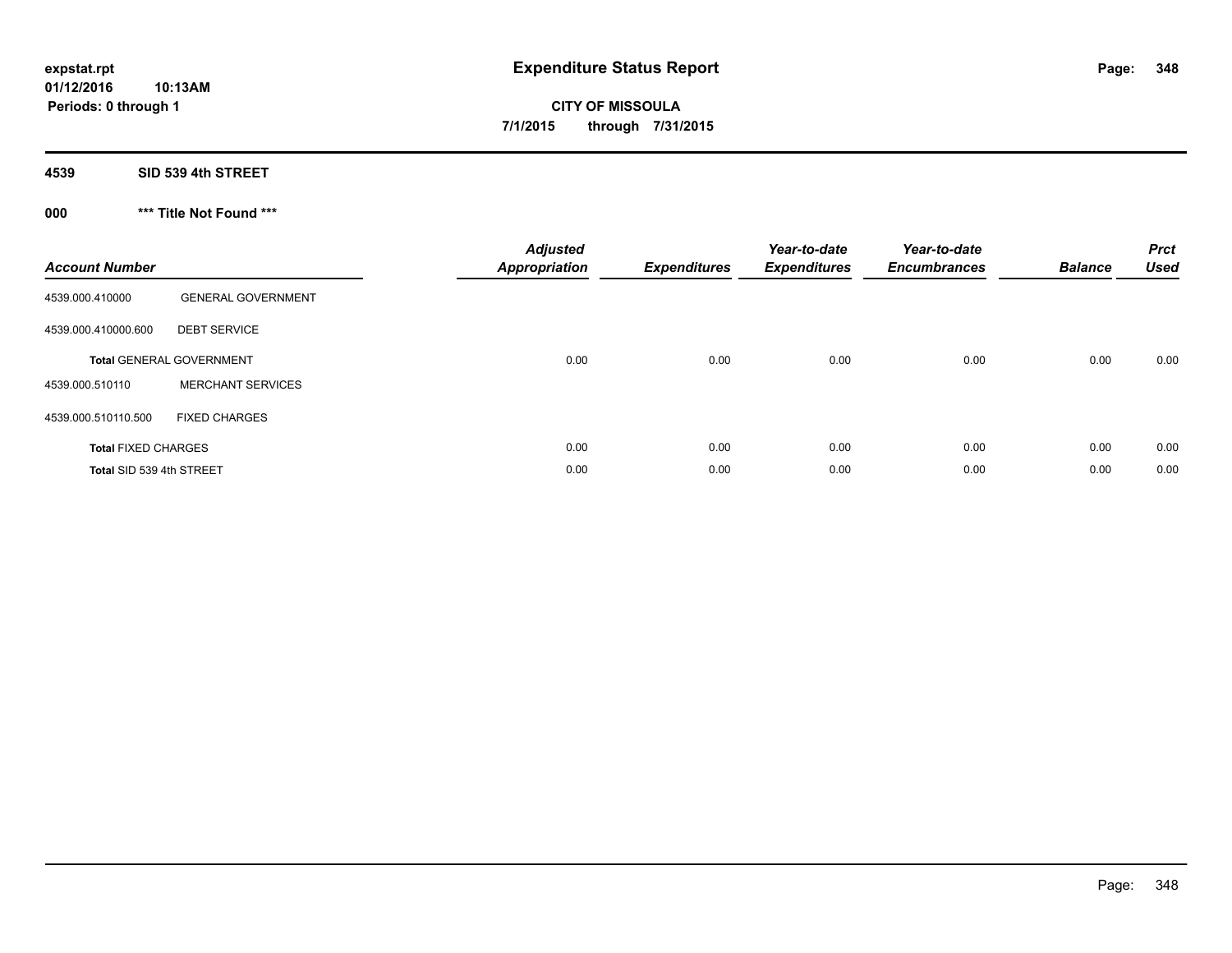**expstat.rpt**
**01/12/2016 10:13AM**
**Periods: 0 through 1**

# Expenditure Status Report

**CITY OF MISSOULA**
**7/1/2015 through 7/31/2015**

## 4539 SID 539 4th STREET

### 000 *** Title Not Found ***

| Account Number | | Adjusted Appropriation | Expenditures | Year-to-date Expenditures | Year-to-date Encumbrances | Balance | Prct Used |
|---|---|---|---|---|---|---|---|
| 4539.000.410000 | GENERAL GOVERNMENT | | | | | | |
| 4539.000.410000.600 | DEBT SERVICE | | | | | | |
| **Total** GENERAL GOVERNMENT | | 0.00 | 0.00 | 0.00 | 0.00 | 0.00 | 0.00 |
| 4539.000.510110 | MERCHANT SERVICES | | | | | | |
| 4539.000.510110.500 | FIXED CHARGES | | | | | | |
| **Total** FIXED CHARGES | | 0.00 | 0.00 | 0.00 | 0.00 | 0.00 | 0.00 |
| **Total** SID 539 4th STREET | | 0.00 | 0.00 | 0.00 | 0.00 | 0.00 | 0.00 |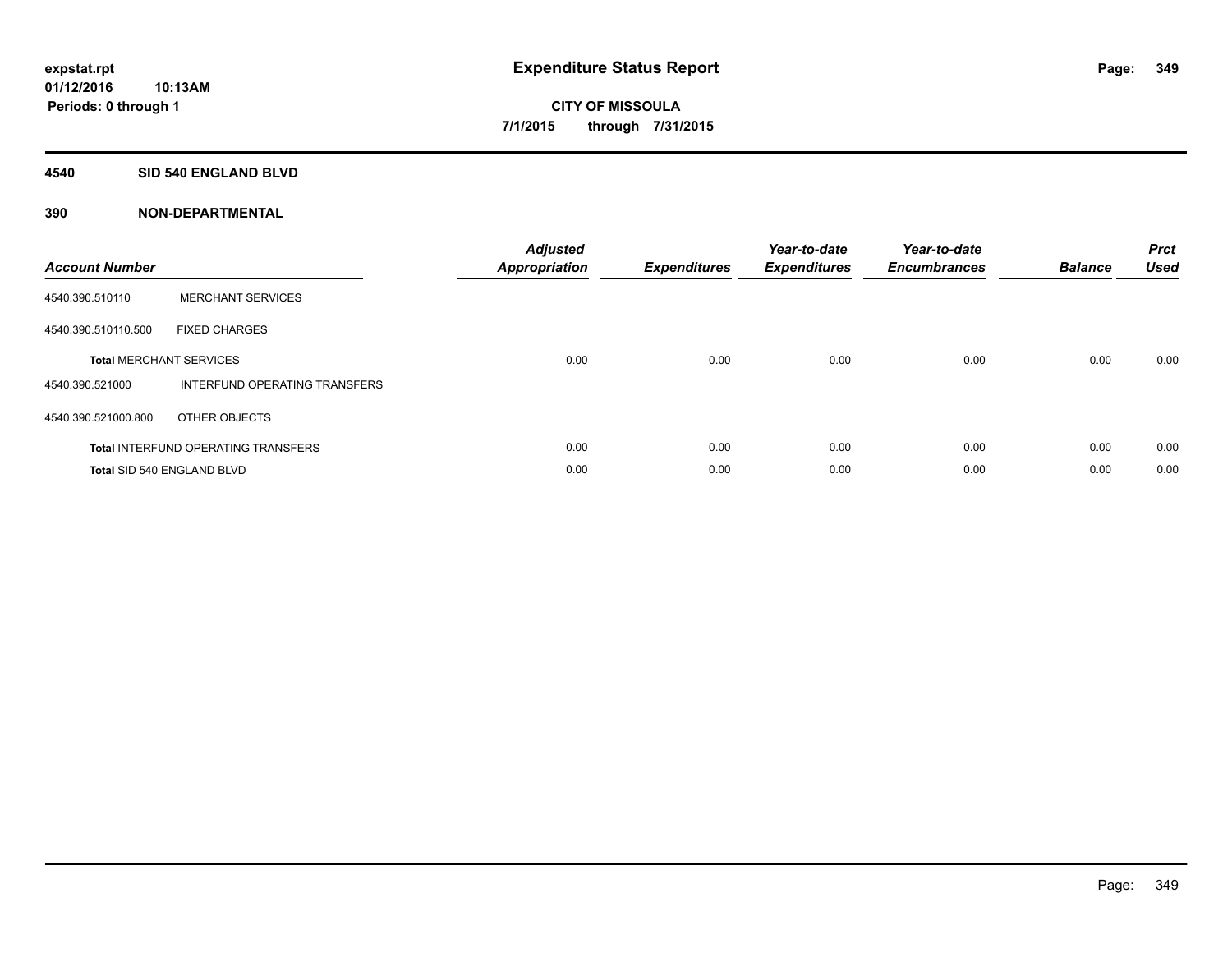**expstat.rpt**
**01/12/2016 10:13AM**
**Periods: 0 through 1**

# Expenditure Status Report

**CITY OF MISSOULA**
**7/1/2015 through 7/31/2015**

## 4540 SID 540 ENGLAND BLVD

### 390 NON-DEPARTMENTAL

| Account Number | | Adjusted Appropriation | Expenditures | Year-to-date Expenditures | Year-to-date Encumbrances | Balance | Prct Used |
|---|---|---|---|---|---|---|---|
| 4540.390.510110 | MERCHANT SERVICES | | | | | | |
| 4540.390.510110.500 | FIXED CHARGES | | | | | | |
| **Total** MERCHANT SERVICES | | 0.00 | 0.00 | 0.00 | 0.00 | 0.00 | 0.00 |
| 4540.390.521000 | INTERFUND OPERATING TRANSFERS | | | | | | |
| 4540.390.521000.800 | OTHER OBJECTS | | | | | | |
| **Total** INTERFUND OPERATING TRANSFERS | | 0.00 | 0.00 | 0.00 | 0.00 | 0.00 | 0.00 |
| **Total** SID 540 ENGLAND BLVD | | 0.00 | 0.00 | 0.00 | 0.00 | 0.00 | 0.00 |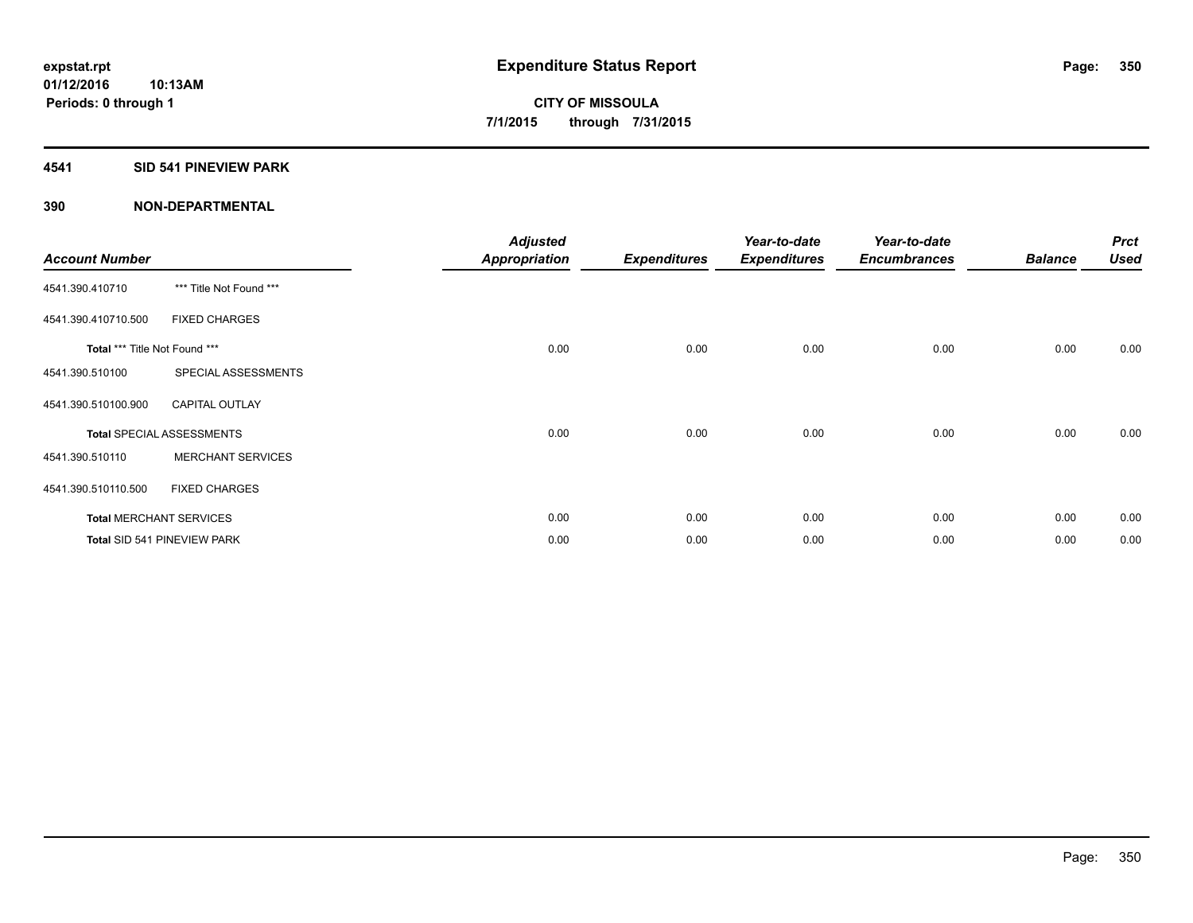**expstat.rpt**
**01/12/2016 10:13AM**
**Periods: 0 through 1**

# Expenditure Status Report

**CITY OF MISSOULA**
**7/1/2015 through 7/31/2015**

## 4541 SID 541 PINEVIEW PARK

## 390 NON-DEPARTMENTAL

| Account Number | | Adjusted Appropriation | Expenditures | Year-to-date Expenditures | Year-to-date Encumbrances | Balance | Prct Used |
|---|---|---|---|---|---|---|---|
| 4541.390.410710 | *** Title Not Found *** | | | | | | |
| 4541.390.410710.500 | FIXED CHARGES | | | | | | |
| **Total** *** Title Not Found *** | | 0.00 | 0.00 | 0.00 | 0.00 | 0.00 | 0.00 |
| 4541.390.510100 | SPECIAL ASSESSMENTS | | | | | | |
| 4541.390.510100.900 | CAPITAL OUTLAY | | | | | | |
| **Total** SPECIAL ASSESSMENTS | | 0.00 | 0.00 | 0.00 | 0.00 | 0.00 | 0.00 |
| 4541.390.510110 | MERCHANT SERVICES | | | | | | |
| 4541.390.510110.500 | FIXED CHARGES | | | | | | |
| **Total** MERCHANT SERVICES | | 0.00 | 0.00 | 0.00 | 0.00 | 0.00 | 0.00 |
| **Total** SID 541 PINEVIEW PARK | | 0.00 | 0.00 | 0.00 | 0.00 | 0.00 | 0.00 |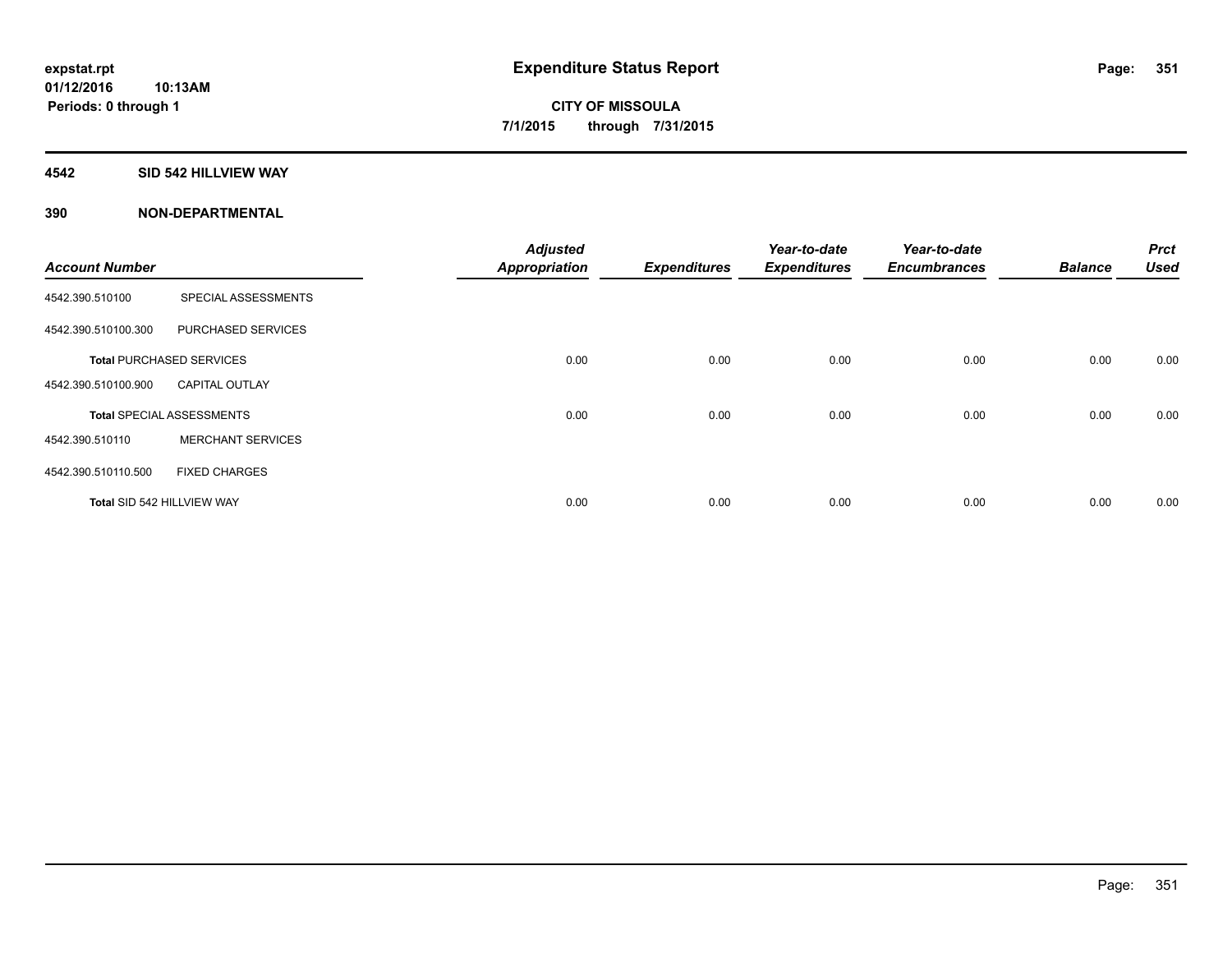**expstat.rpt**
**01/12/2016 10:13AM**
**Periods: 0 through 1**

# Expenditure Status Report

**CITY OF MISSOULA**
**7/1/2015 through 7/31/2015**

## 4542 SID 542 HILLVIEW WAY

## 390 NON-DEPARTMENTAL

| Account Number | | Adjusted Appropriation | Expenditures | Year-to-date Expenditures | Year-to-date Encumbrances | Balance | Prct Used |
|---|---|---|---|---|---|---|---|
| 4542.390.510100 | SPECIAL ASSESSMENTS | | | | | | |
| 4542.390.510100.300 | PURCHASED SERVICES | | | | | | |
| **Total** PURCHASED SERVICES | | 0.00 | 0.00 | 0.00 | 0.00 | 0.00 | 0.00 |
| 4542.390.510100.900 | CAPITAL OUTLAY | | | | | | |
| **Total** SPECIAL ASSESSMENTS | | 0.00 | 0.00 | 0.00 | 0.00 | 0.00 | 0.00 |
| 4542.390.510110 | MERCHANT SERVICES | | | | | | |
| 4542.390.510110.500 | FIXED CHARGES | | | | | | |
| **Total** SID 542 HILLVIEW WAY | | 0.00 | 0.00 | 0.00 | 0.00 | 0.00 | 0.00 |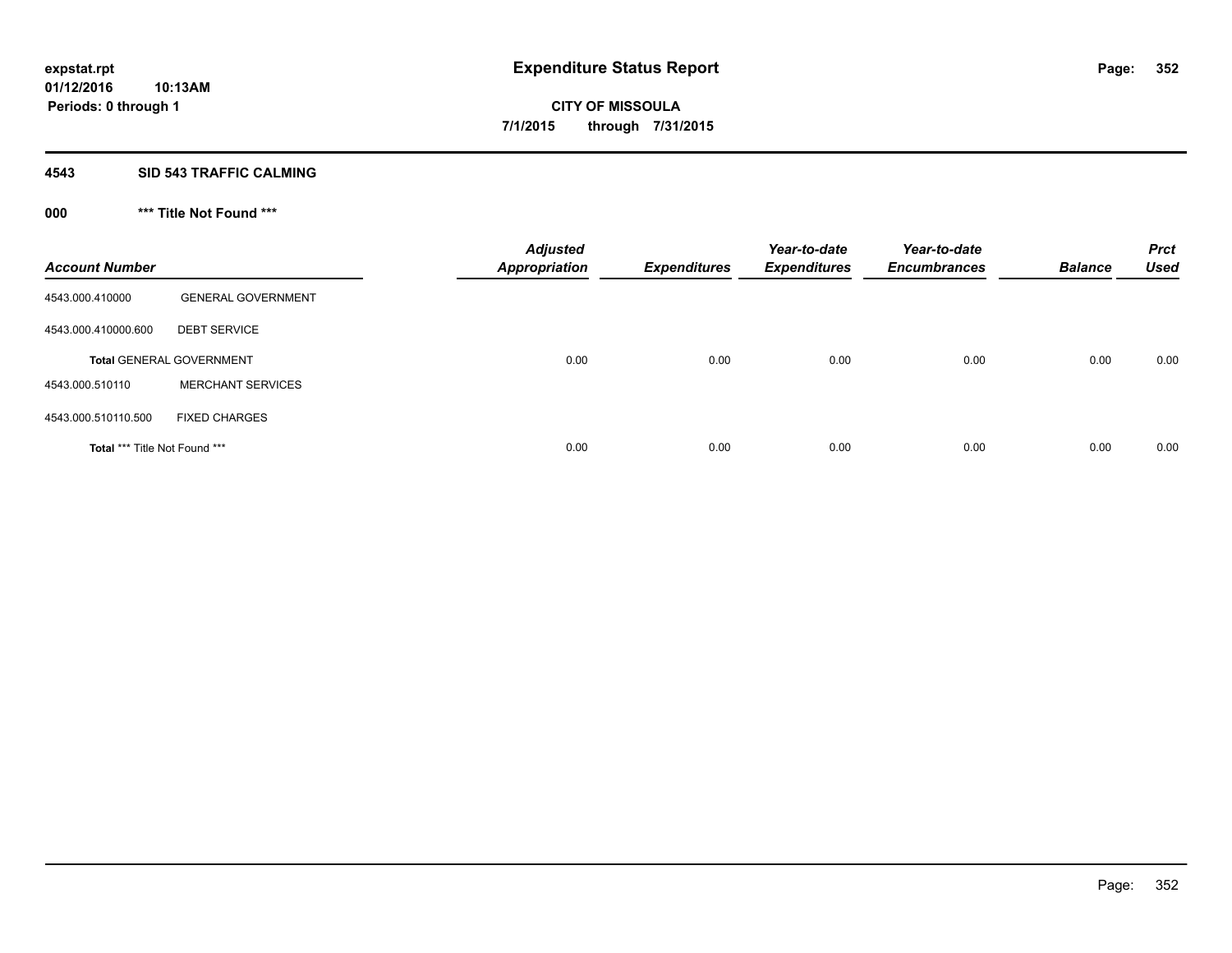# Expenditure Status Report

**expstat.rpt**
**01/12/2016 10:13AM**
**Periods: 0 through 1**

**CITY OF MISSOULA**
**7/1/2015 through 7/31/2015**

## 4543 SID 543 TRAFFIC CALMING

### 000 *** Title Not Found ***

| Account Number | | Adjusted Appropriation | Expenditures | Year-to-date Expenditures | Year-to-date Encumbrances | Balance | Prct Used |
|---|---|---|---|---|---|---|---|
| 4543.000.410000 | GENERAL GOVERNMENT | | | | | | |
| 4543.000.410000.600 | DEBT SERVICE | | | | | | |
| **Total** GENERAL GOVERNMENT | | 0.00 | 0.00 | 0.00 | 0.00 | 0.00 | 0.00 |
| 4543.000.510110 | MERCHANT SERVICES | | | | | | |
| 4543.000.510110.500 | FIXED CHARGES | | | | | | |
| **Total** *** Title Not Found *** | | 0.00 | 0.00 | 0.00 | 0.00 | 0.00 | 0.00 |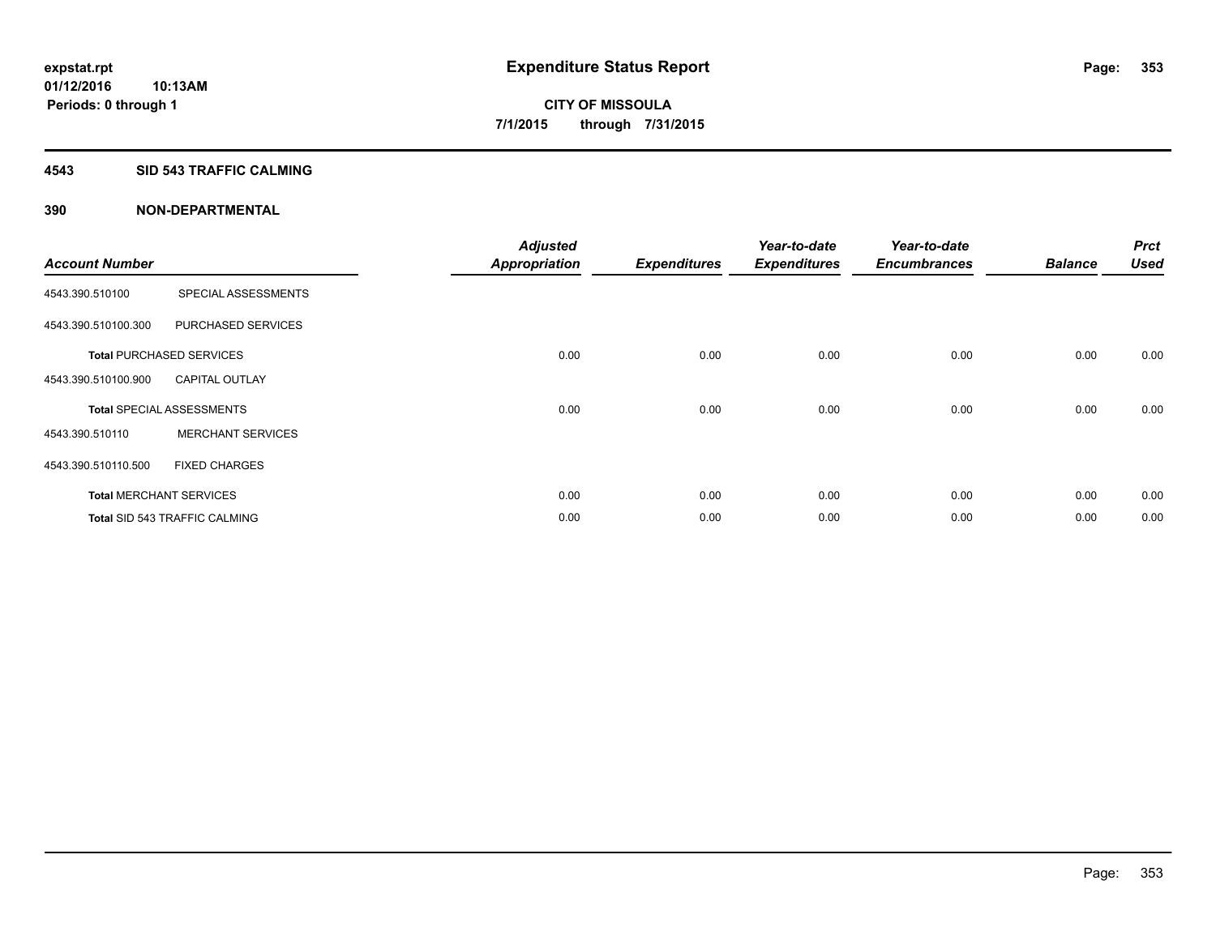**expstat.rpt**
**01/12/2016 10:13AM**
**Periods: 0 through 1**

# Expenditure Status Report

**CITY OF MISSOULA**
**7/1/2015 through 7/31/2015**

## 4543 SID 543 TRAFFIC CALMING

## 390 NON-DEPARTMENTAL

| Account Number | | Adjusted Appropriation | Expenditures | Year-to-date Expenditures | Year-to-date Encumbrances | Balance | Prct Used |
|---|---|---|---|---|---|---|---|
| 4543.390.510100 | SPECIAL ASSESSMENTS | | | | | | |
| 4543.390.510100.300 | PURCHASED SERVICES | | | | | | |
| **Total** PURCHASED SERVICES | | 0.00 | 0.00 | 0.00 | 0.00 | 0.00 | 0.00 |
| 4543.390.510100.900 | CAPITAL OUTLAY | | | | | | |
| **Total** SPECIAL ASSESSMENTS | | 0.00 | 0.00 | 0.00 | 0.00 | 0.00 | 0.00 |
| 4543.390.510110 | MERCHANT SERVICES | | | | | | |
| 4543.390.510110.500 | FIXED CHARGES | | | | | | |
| **Total** MERCHANT SERVICES | | 0.00 | 0.00 | 0.00 | 0.00 | 0.00 | 0.00 |
| **Total** SID 543 TRAFFIC CALMING | | 0.00 | 0.00 | 0.00 | 0.00 | 0.00 | 0.00 |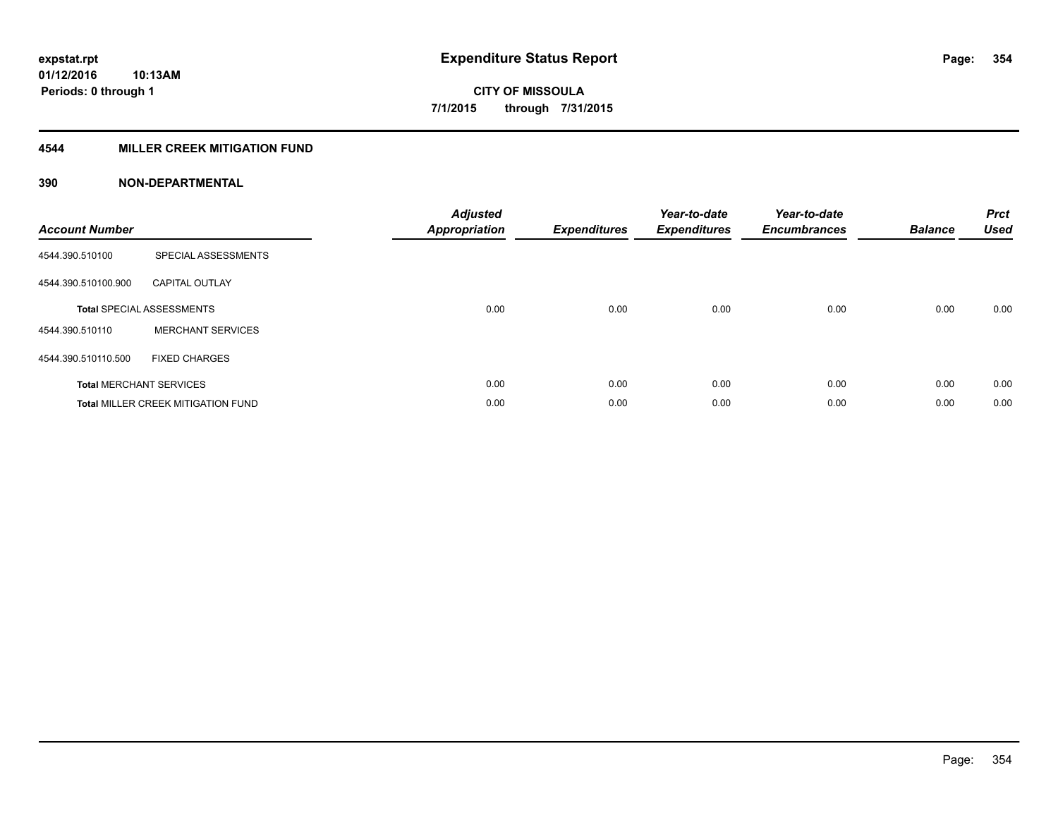**expstat.rpt**
**01/12/2016 10:13AM**
**Periods: 0 through 1**

# Expenditure Status Report

**CITY OF MISSOULA**
**7/1/2015 through 7/31/2015**

## 4544 MILLER CREEK MITIGATION FUND

### 390 NON-DEPARTMENTAL

| Account Number | | Adjusted Appropriation | Expenditures | Year-to-date Expenditures | Year-to-date Encumbrances | Balance | Prct Used |
|---|---|---|---|---|---|---|---|
| 4544.390.510100 | SPECIAL ASSESSMENTS | | | | | | |
| 4544.390.510100.900 | CAPITAL OUTLAY | | | | | | |
| **Total** SPECIAL ASSESSMENTS | | 0.00 | 0.00 | 0.00 | 0.00 | 0.00 | 0.00 |
| 4544.390.510110 | MERCHANT SERVICES | | | | | | |
| 4544.390.510110.500 | FIXED CHARGES | | | | | | |
| **Total** MERCHANT SERVICES | | 0.00 | 0.00 | 0.00 | 0.00 | 0.00 | 0.00 |
| **Total** MILLER CREEK MITIGATION FUND | | 0.00 | 0.00 | 0.00 | 0.00 | 0.00 | 0.00 |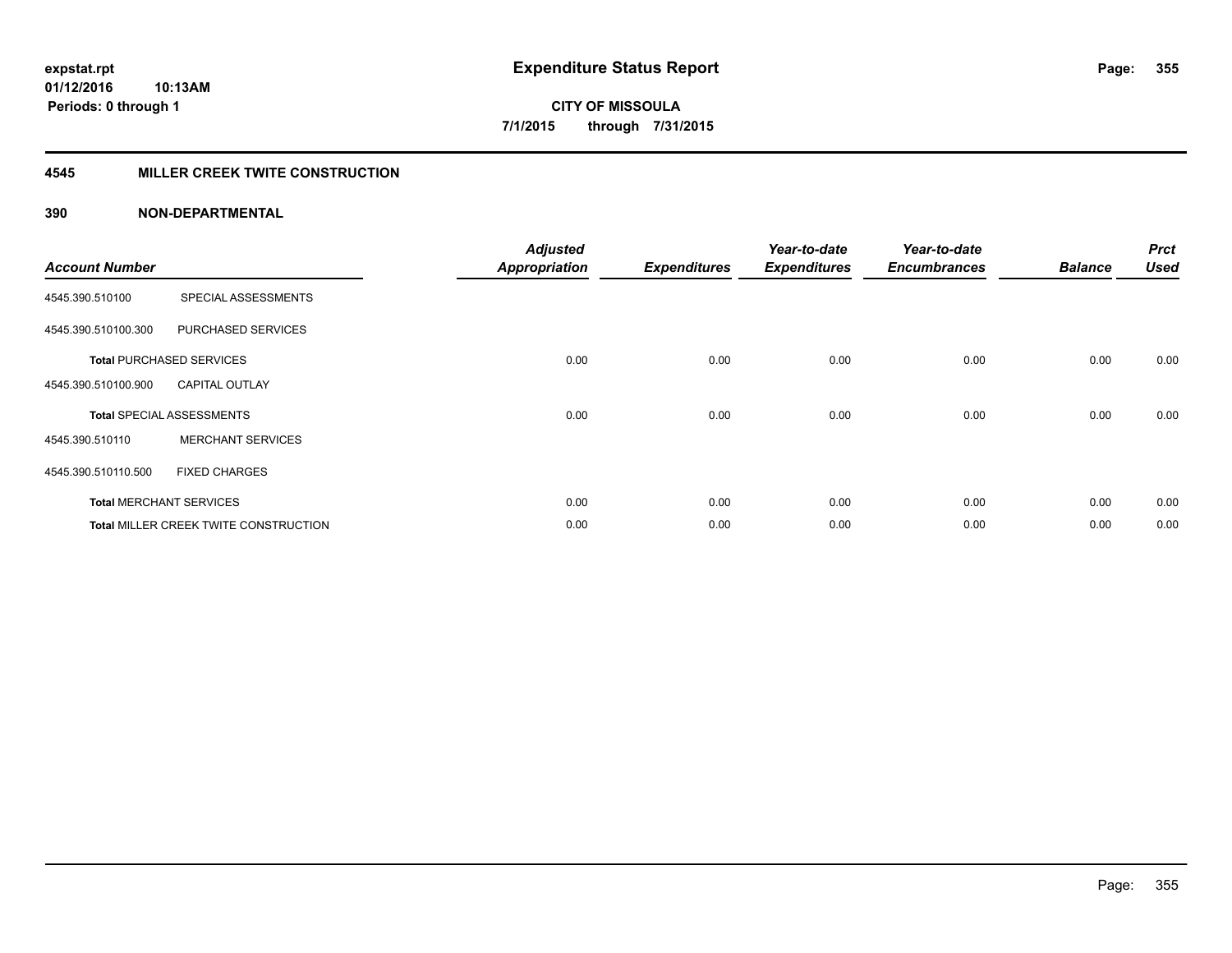**expstat.rpt**
**01/12/2016 10:13AM**
**Periods: 0 through 1**

# Expenditure Status Report

**CITY OF MISSOULA**
**7/1/2015 through 7/31/2015**

## 4545 MILLER CREEK TWITE CONSTRUCTION

### 390 NON-DEPARTMENTAL

| Account Number | | Adjusted Appropriation | Expenditures | Year-to-date Expenditures | Year-to-date Encumbrances | Balance | Prct Used |
|---|---|---|---|---|---|---|---|
| 4545.390.510100 | SPECIAL ASSESSMENTS | | | | | | |
| 4545.390.510100.300 | PURCHASED SERVICES | | | | | | |
| **Total** PURCHASED SERVICES | | 0.00 | 0.00 | 0.00 | 0.00 | 0.00 | 0.00 |
| 4545.390.510100.900 | CAPITAL OUTLAY | | | | | | |
| **Total** SPECIAL ASSESSMENTS | | 0.00 | 0.00 | 0.00 | 0.00 | 0.00 | 0.00 |
| 4545.390.510110 | MERCHANT SERVICES | | | | | | |
| 4545.390.510110.500 | FIXED CHARGES | | | | | | |
| **Total** MERCHANT SERVICES | | 0.00 | 0.00 | 0.00 | 0.00 | 0.00 | 0.00 |
| **Total** MILLER CREEK TWITE CONSTRUCTION | | 0.00 | 0.00 | 0.00 | 0.00 | 0.00 | 0.00 |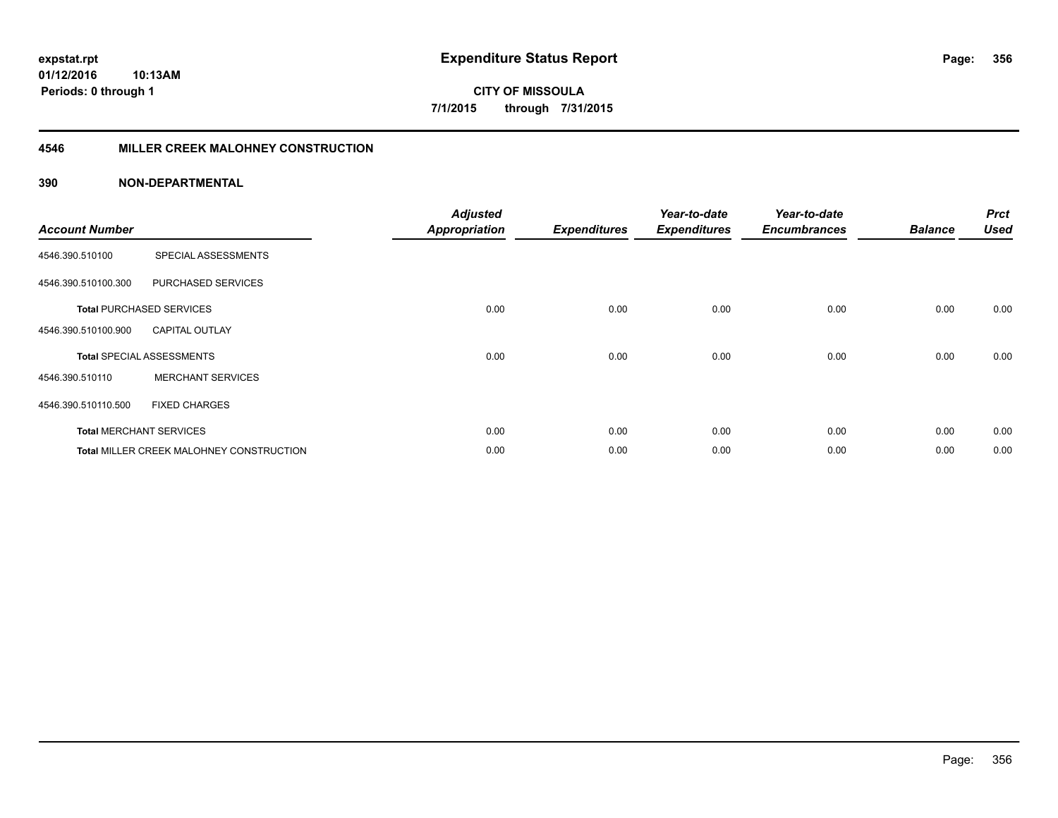expstat.rpt
01/12/2016 10:13AM
Periods: 0 through 1

# Expenditure Status Report

**CITY OF MISSOULA**
**7/1/2015 through 7/31/2015**

## 4546 MILLER CREEK MALOHNEY CONSTRUCTION

### 390 NON-DEPARTMENTAL

| Account Number | | Adjusted Appropriation | Expenditures | Year-to-date Expenditures | Year-to-date Encumbrances | Balance | Prct Used |
|---|---|---|---|---|---|---|---|
| 4546.390.510100 | SPECIAL ASSESSMENTS | | | | | | |
| 4546.390.510100.300 | PURCHASED SERVICES | | | | | | |
| **Total** PURCHASED SERVICES | | 0.00 | 0.00 | 0.00 | 0.00 | 0.00 | 0.00 |
| 4546.390.510100.900 | CAPITAL OUTLAY | | | | | | |
| **Total** SPECIAL ASSESSMENTS | | 0.00 | 0.00 | 0.00 | 0.00 | 0.00 | 0.00 |
| 4546.390.510110 | MERCHANT SERVICES | | | | | | |
| 4546.390.510110.500 | FIXED CHARGES | | | | | | |
| **Total** MERCHANT SERVICES | | 0.00 | 0.00 | 0.00 | 0.00 | 0.00 | 0.00 |
| **Total** MILLER CREEK MALOHNEY CONSTRUCTION | | 0.00 | 0.00 | 0.00 | 0.00 | 0.00 | 0.00 |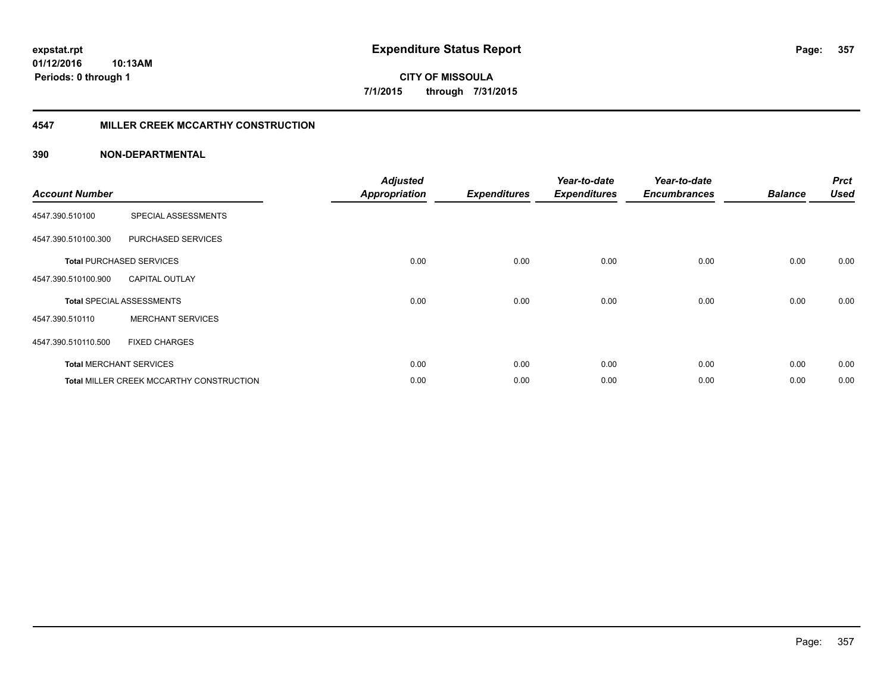# Expenditure Status Report

**CITY OF MISSOULA**

**7/1/2015 through 7/31/2015**

expstat.rpt
01/12/2016 10:13AM
Periods: 0 through 1

## 4547 MILLER CREEK MCCARTHY CONSTRUCTION

### 390 NON-DEPARTMENTAL

| Account Number | | Adjusted Appropriation | Expenditures | Year-to-date Expenditures | Year-to-date Encumbrances | Balance | Prct Used |
|---|---|---|---|---|---|---|---|
| 4547.390.510100 | SPECIAL ASSESSMENTS | | | | | | |
| 4547.390.510100.300 | PURCHASED SERVICES | | | | | | |
| **Total** PURCHASED SERVICES | | 0.00 | 0.00 | 0.00 | 0.00 | 0.00 | 0.00 |
| 4547.390.510100.900 | CAPITAL OUTLAY | | | | | | |
| **Total** SPECIAL ASSESSMENTS | | 0.00 | 0.00 | 0.00 | 0.00 | 0.00 | 0.00 |
| 4547.390.510110 | MERCHANT SERVICES | | | | | | |
| 4547.390.510110.500 | FIXED CHARGES | | | | | | |
| **Total** MERCHANT SERVICES | | 0.00 | 0.00 | 0.00 | 0.00 | 0.00 | 0.00 |
| **Total** MILLER CREEK MCCARTHY CONSTRUCTION | | 0.00 | 0.00 | 0.00 | 0.00 | 0.00 | 0.00 |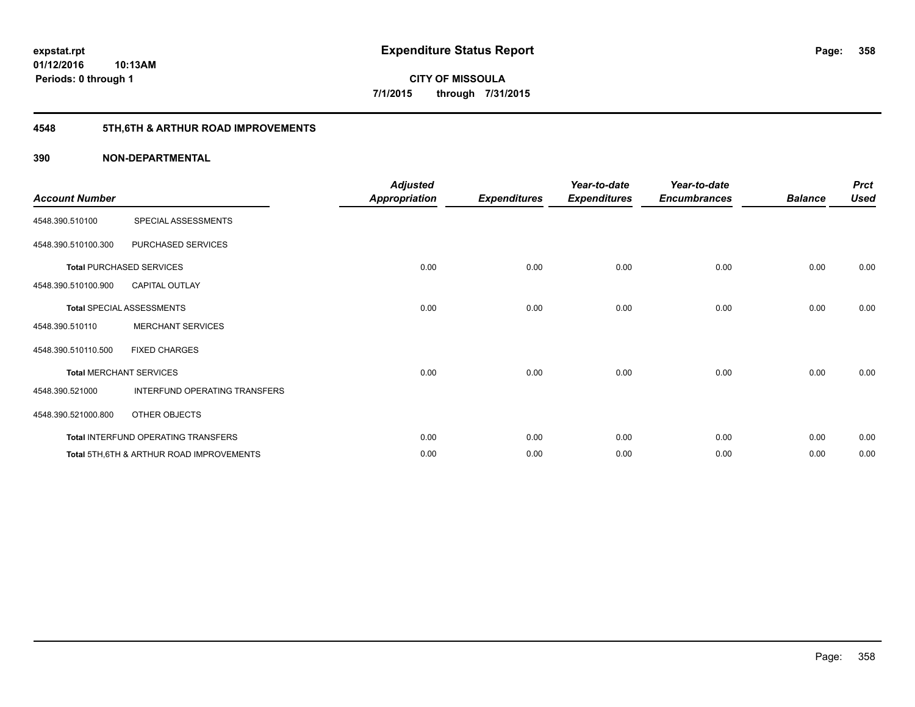# Expenditure Status Report

expstat.rpt
01/12/2016 10:13AM
Periods: 0 through 1

**CITY OF MISSOULA**
**7/1/2015 through 7/31/2015**

## 4548 5TH,6TH & ARTHUR ROAD IMPROVEMENTS

### 390 NON-DEPARTMENTAL

| Account Number | | Adjusted Appropriation | Expenditures | Year-to-date Expenditures | Year-to-date Encumbrances | Balance | Prct Used |
|---|---|---|---|---|---|---|---|
| 4548.390.510100 | SPECIAL ASSESSMENTS | | | | | | |
| 4548.390.510100.300 | PURCHASED SERVICES | | | | | | |
| **Total** PURCHASED SERVICES | | 0.00 | 0.00 | 0.00 | 0.00 | 0.00 | 0.00 |
| 4548.390.510100.900 | CAPITAL OUTLAY | | | | | | |
| **Total** SPECIAL ASSESSMENTS | | 0.00 | 0.00 | 0.00 | 0.00 | 0.00 | 0.00 |
| 4548.390.510110 | MERCHANT SERVICES | | | | | | |
| 4548.390.510110.500 | FIXED CHARGES | | | | | | |
| **Total** MERCHANT SERVICES | | 0.00 | 0.00 | 0.00 | 0.00 | 0.00 | 0.00 |
| 4548.390.521000 | INTERFUND OPERATING TRANSFERS | | | | | | |
| 4548.390.521000.800 | OTHER OBJECTS | | | | | | |
| **Total** INTERFUND OPERATING TRANSFERS | | 0.00 | 0.00 | 0.00 | 0.00 | 0.00 | 0.00 |
| **Total** 5TH,6TH & ARTHUR ROAD IMPROVEMENTS | | 0.00 | 0.00 | 0.00 | 0.00 | 0.00 | 0.00 |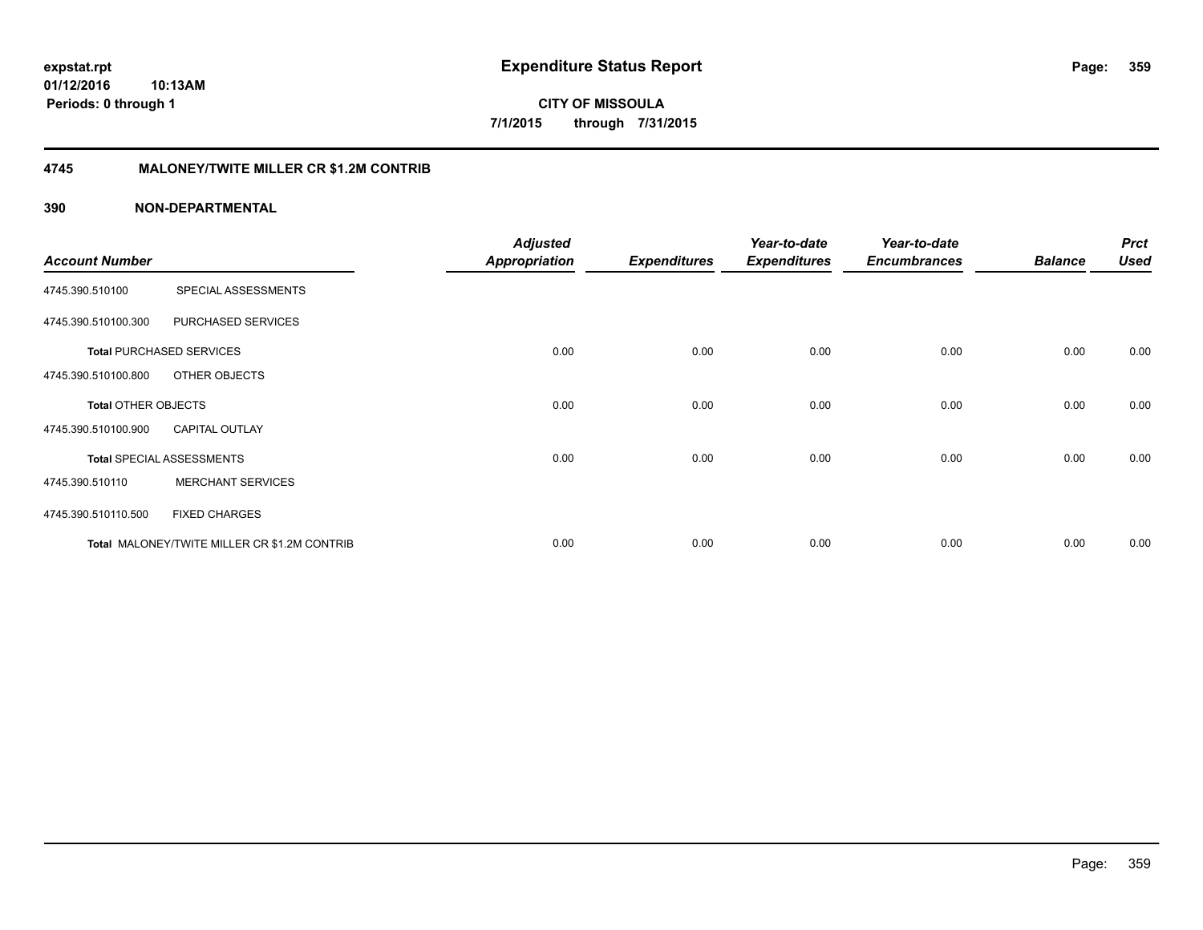**expstat.rpt**
**01/12/2016 10:13AM**
**Periods: 0 through 1**

# Expenditure Status Report

**CITY OF MISSOULA**
**7/1/2015 through 7/31/2015**

## 4745 MALONEY/TWITE MILLER CR $1.2M CONTRIB

### 390 NON-DEPARTMENTAL

| Account Number | | Adjusted Appropriation | Expenditures | Year-to-date Expenditures | Year-to-date Encumbrances | Balance | Prct Used |
|---|---|---|---|---|---|---|---|
| 4745.390.510100 | SPECIAL ASSESSMENTS | | | | | | |
| 4745.390.510100.300 | PURCHASED SERVICES | | | | | | |
| **Total** PURCHASED SERVICES | | 0.00 | 0.00 | 0.00 | 0.00 | 0.00 | 0.00 |
| 4745.390.510100.800 | OTHER OBJECTS | | | | | | |
| **Total** OTHER OBJECTS | | 0.00 | 0.00 | 0.00 | 0.00 | 0.00 | 0.00 |
| 4745.390.510100.900 | CAPITAL OUTLAY | | | | | | |
| **Total** SPECIAL ASSESSMENTS | | 0.00 | 0.00 | 0.00 | 0.00 | 0.00 | 0.00 |
| 4745.390.510110 | MERCHANT SERVICES | | | | | | |
| 4745.390.510110.500 | FIXED CHARGES | | | | | | |
| **Total** MALONEY/TWITE MILLER CR $1.2M CONTRIB | | 0.00 | 0.00 | 0.00 | 0.00 | 0.00 | 0.00 |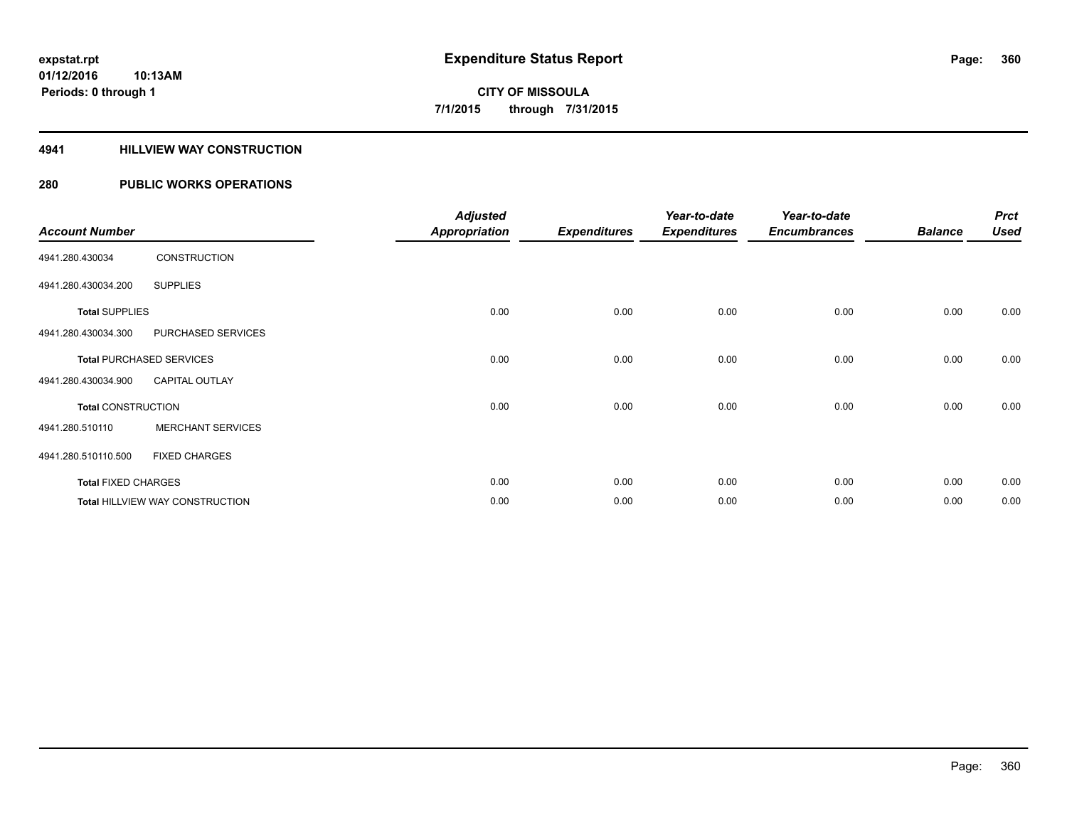**expstat.rpt**
**01/12/2016 10:13AM**
**Periods: 0 through 1**

# Expenditure Status Report

**CITY OF MISSOULA**
**7/1/2015 through 7/31/2015**

## 4941 HILLVIEW WAY CONSTRUCTION

## 280 PUBLIC WORKS OPERATIONS

| Account Number | | Adjusted Appropriation | Expenditures | Year-to-date Expenditures | Year-to-date Encumbrances | Balance | Prct Used |
|---|---|---|---|---|---|---|---|
| 4941.280.430034 | CONSTRUCTION | | | | | | |
| 4941.280.430034.200 | SUPPLIES | | | | | | |
| **Total** SUPPLIES | | 0.00 | 0.00 | 0.00 | 0.00 | 0.00 | 0.00 |
| 4941.280.430034.300 | PURCHASED SERVICES | | | | | | |
| **Total** PURCHASED SERVICES | | 0.00 | 0.00 | 0.00 | 0.00 | 0.00 | 0.00 |
| 4941.280.430034.900 | CAPITAL OUTLAY | | | | | | |
| **Total** CONSTRUCTION | | 0.00 | 0.00 | 0.00 | 0.00 | 0.00 | 0.00 |
| 4941.280.510110 | MERCHANT SERVICES | | | | | | |
| 4941.280.510110.500 | FIXED CHARGES | | | | | | |
| **Total** FIXED CHARGES | | 0.00 | 0.00 | 0.00 | 0.00 | 0.00 | 0.00 |
| **Total** HILLVIEW WAY CONSTRUCTION | | 0.00 | 0.00 | 0.00 | 0.00 | 0.00 | 0.00 |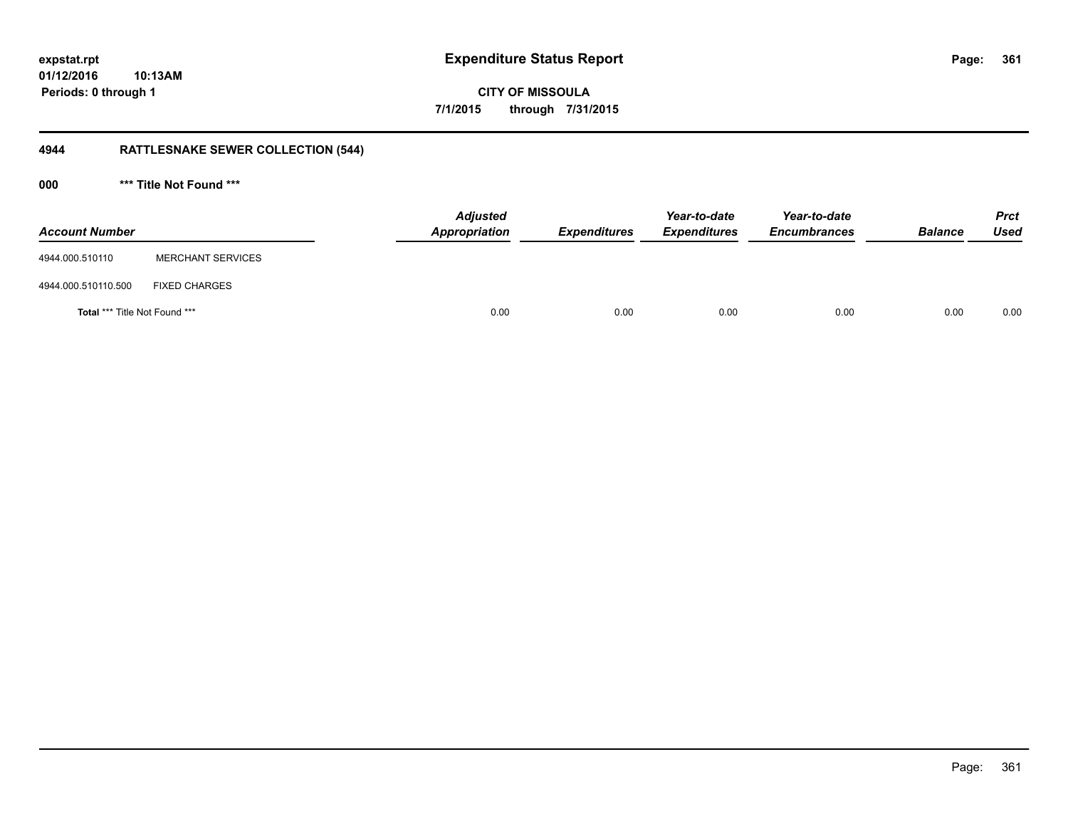expstat.rpt
01/12/2016 10:13AM
Periods: 0 through 1

# Expenditure Status Report

**CITY OF MISSOULA**
**7/1/2015 through 7/31/2015**

## 4944 RATTLESNAKE SEWER COLLECTION (544)

### 000 *** Title Not Found ***

| Account Number | | Adjusted Appropriation | Expenditures | Year-to-date Expenditures | Year-to-date Encumbrances | Balance | Prct Used |
|---|---|---|---|---|---|---|---|
| 4944.000.510110 | MERCHANT SERVICES | | | | | | |
| 4944.000.510110.500 | FIXED CHARGES | | | | | | |
| **Total** *** Title Not Found *** | | 0.00 | 0.00 | 0.00 | 0.00 | 0.00 | 0.00 |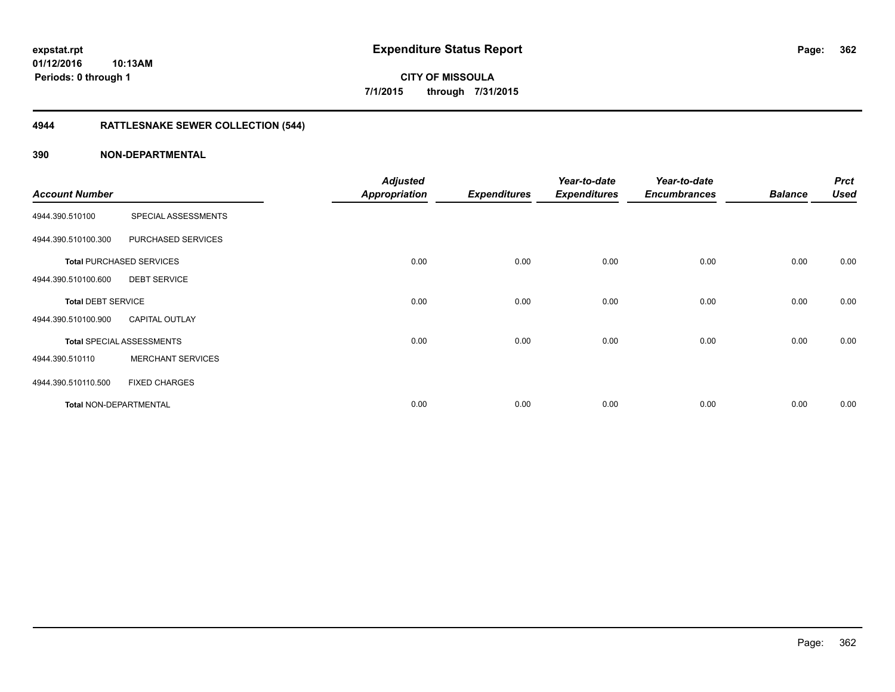**expstat.rpt**
**01/12/2016 10:13AM**
**Periods: 0 through 1**

# Expenditure Status Report

**CITY OF MISSOULA**
**7/1/2015 through 7/31/2015**

## 4944 RATTLESNAKE SEWER COLLECTION (544)

## 390 NON-DEPARTMENTAL

| Account Number | | Adjusted Appropriation | Expenditures | Year-to-date Expenditures | Year-to-date Encumbrances | Balance | Prct Used |
|---|---|---|---|---|---|---|---|
| 4944.390.510100 | SPECIAL ASSESSMENTS | | | | | | |
| 4944.390.510100.300 | PURCHASED SERVICES | | | | | | |
| **Total** PURCHASED SERVICES | | 0.00 | 0.00 | 0.00 | 0.00 | 0.00 | 0.00 |
| 4944.390.510100.600 | DEBT SERVICE | | | | | | |
| **Total** DEBT SERVICE | | 0.00 | 0.00 | 0.00 | 0.00 | 0.00 | 0.00 |
| 4944.390.510100.900 | CAPITAL OUTLAY | | | | | | |
| **Total** SPECIAL ASSESSMENTS | | 0.00 | 0.00 | 0.00 | 0.00 | 0.00 | 0.00 |
| 4944.390.510110 | MERCHANT SERVICES | | | | | | |
| 4944.390.510110.500 | FIXED CHARGES | | | | | | |
| **Total** NON-DEPARTMENTAL | | 0.00 | 0.00 | 0.00 | 0.00 | 0.00 | 0.00 |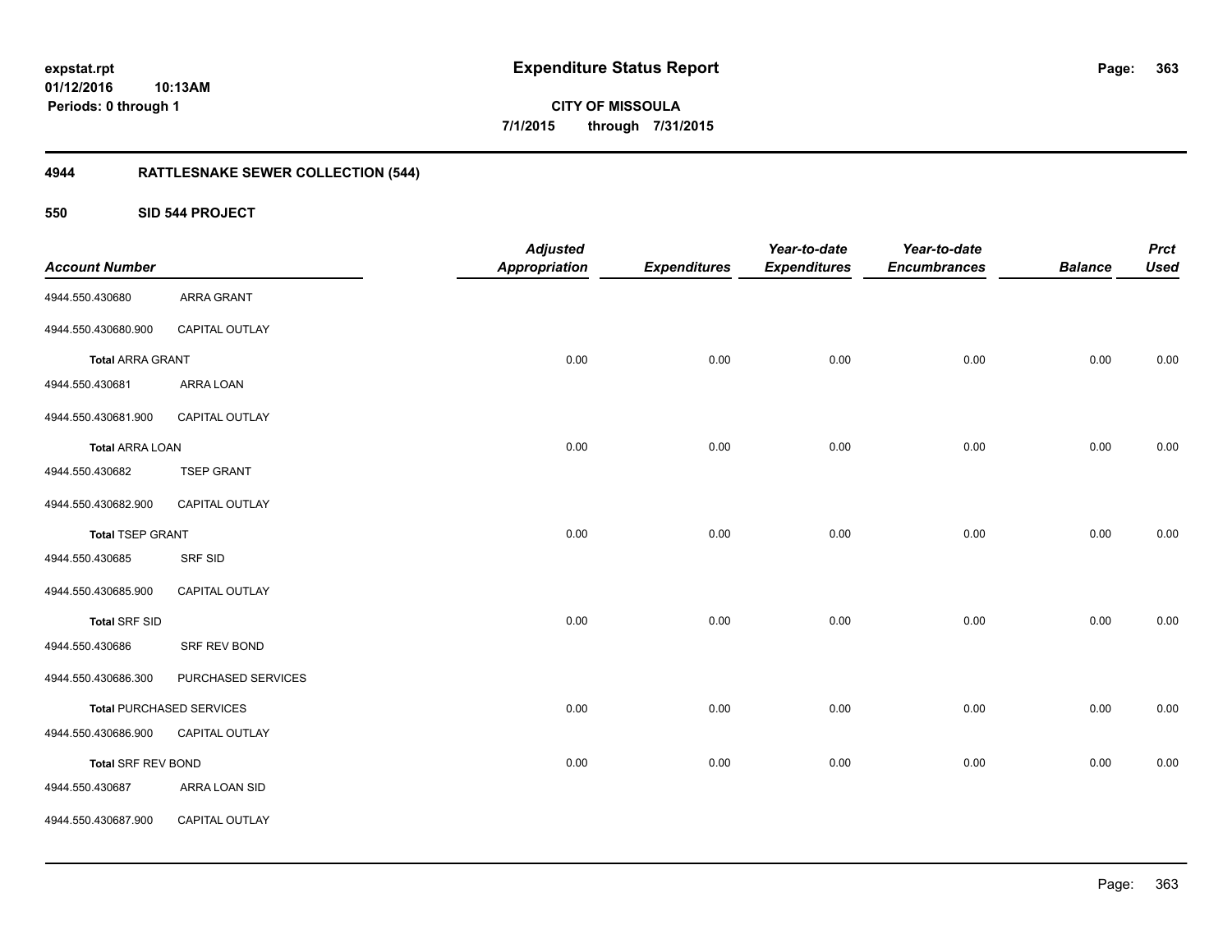# Expenditure Status Report

expstat.rpt
01/12/2016 10:13AM
Periods: 0 through 1

**CITY OF MISSOULA**
**7/1/2015 through 7/31/2015**

## 4944 RATTLESNAKE SEWER COLLECTION (544)

### 550 SID 544 PROJECT

| Account Number | | Adjusted Appropriation | Expenditures | Year-to-date Expenditures | Year-to-date Encumbrances | Balance | Prct Used |
|---|---|---|---|---|---|---|---|
| 4944.550.430680 | ARRA GRANT | | | | | | |
| 4944.550.430680.900 | CAPITAL OUTLAY | | | | | | |
| **Total** ARRA GRANT | | 0.00 | 0.00 | 0.00 | 0.00 | 0.00 | 0.00 |
| 4944.550.430681 | ARRA LOAN | | | | | | |
| 4944.550.430681.900 | CAPITAL OUTLAY | | | | | | |
| **Total** ARRA LOAN | | 0.00 | 0.00 | 0.00 | 0.00 | 0.00 | 0.00 |
| 4944.550.430682 | TSEP GRANT | | | | | | |
| 4944.550.430682.900 | CAPITAL OUTLAY | | | | | | |
| **Total** TSEP GRANT | | 0.00 | 0.00 | 0.00 | 0.00 | 0.00 | 0.00 |
| 4944.550.430685 | SRF SID | | | | | | |
| 4944.550.430685.900 | CAPITAL OUTLAY | | | | | | |
| **Total** SRF SID | | 0.00 | 0.00 | 0.00 | 0.00 | 0.00 | 0.00 |
| 4944.550.430686 | SRF REV BOND | | | | | | |
| 4944.550.430686.300 | PURCHASED SERVICES | | | | | | |
| **Total** PURCHASED SERVICES | | 0.00 | 0.00 | 0.00 | 0.00 | 0.00 | 0.00 |
| 4944.550.430686.900 | CAPITAL OUTLAY | | | | | | |
| **Total** SRF REV BOND | | 0.00 | 0.00 | 0.00 | 0.00 | 0.00 | 0.00 |
| 4944.550.430687 | ARRA LOAN SID | | | | | | |
| 4944.550.430687.900 | CAPITAL OUTLAY | | | | | | |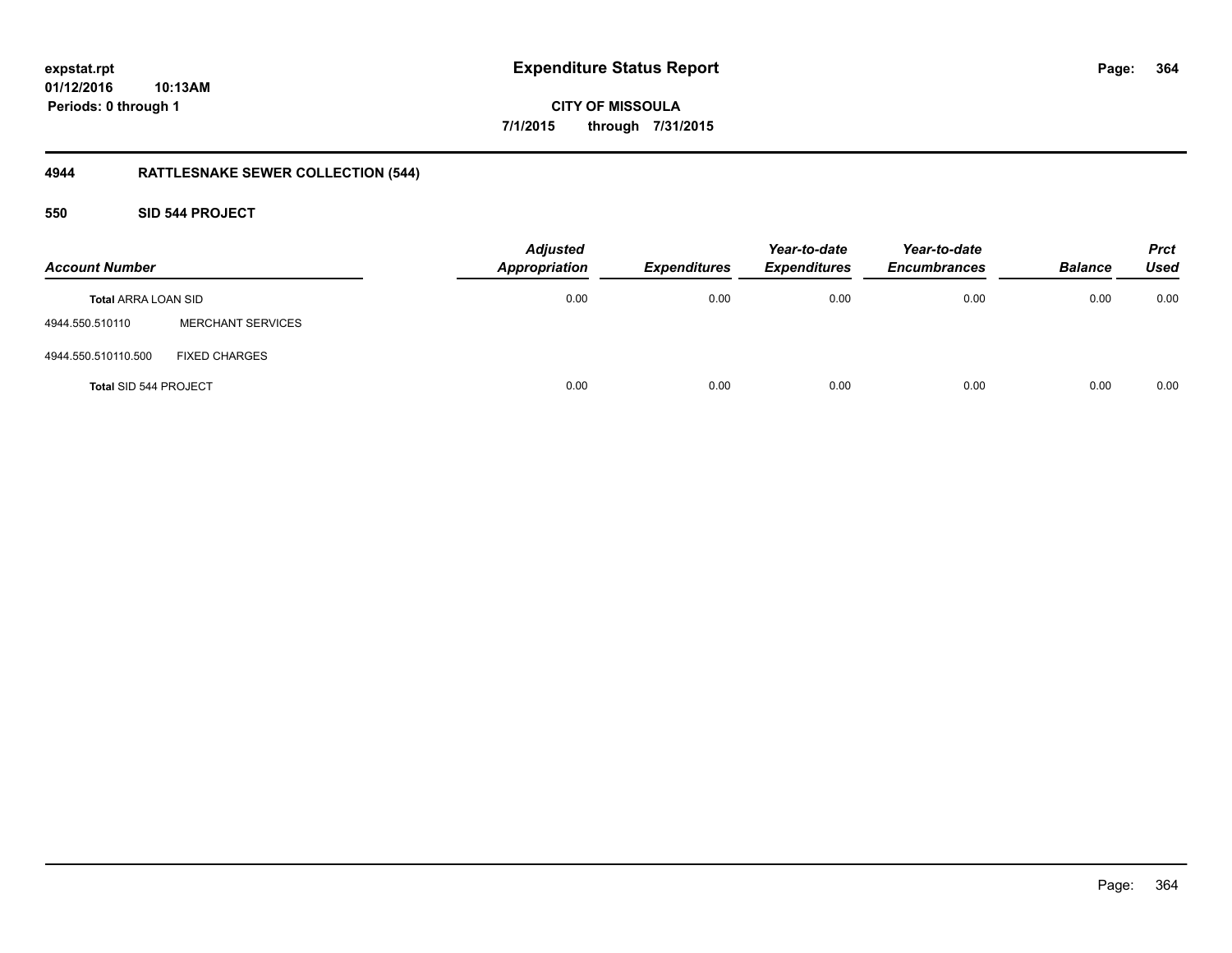**expstat.rpt**
**01/12/2016 10:13AM**
**Periods: 0 through 1**

# Expenditure Status Report

**CITY OF MISSOULA**
**7/1/2015 through 7/31/2015**

## 4944 RATTLESNAKE SEWER COLLECTION (544)

### 550 SID 544 PROJECT

| Account Number | | Adjusted Appropriation | Expenditures | Year-to-date Expenditures | Year-to-date Encumbrances | Balance | Prct Used |
|---|---|---|---|---|---|---|---|
| **Total** ARRA LOAN SID | | 0.00 | 0.00 | 0.00 | 0.00 | 0.00 | 0.00 |
| 4944.550.510110 | MERCHANT SERVICES | | | | | | |
| 4944.550.510110.500 | FIXED CHARGES | | | | | | |
| **Total** SID 544 PROJECT | | 0.00 | 0.00 | 0.00 | 0.00 | 0.00 | 0.00 |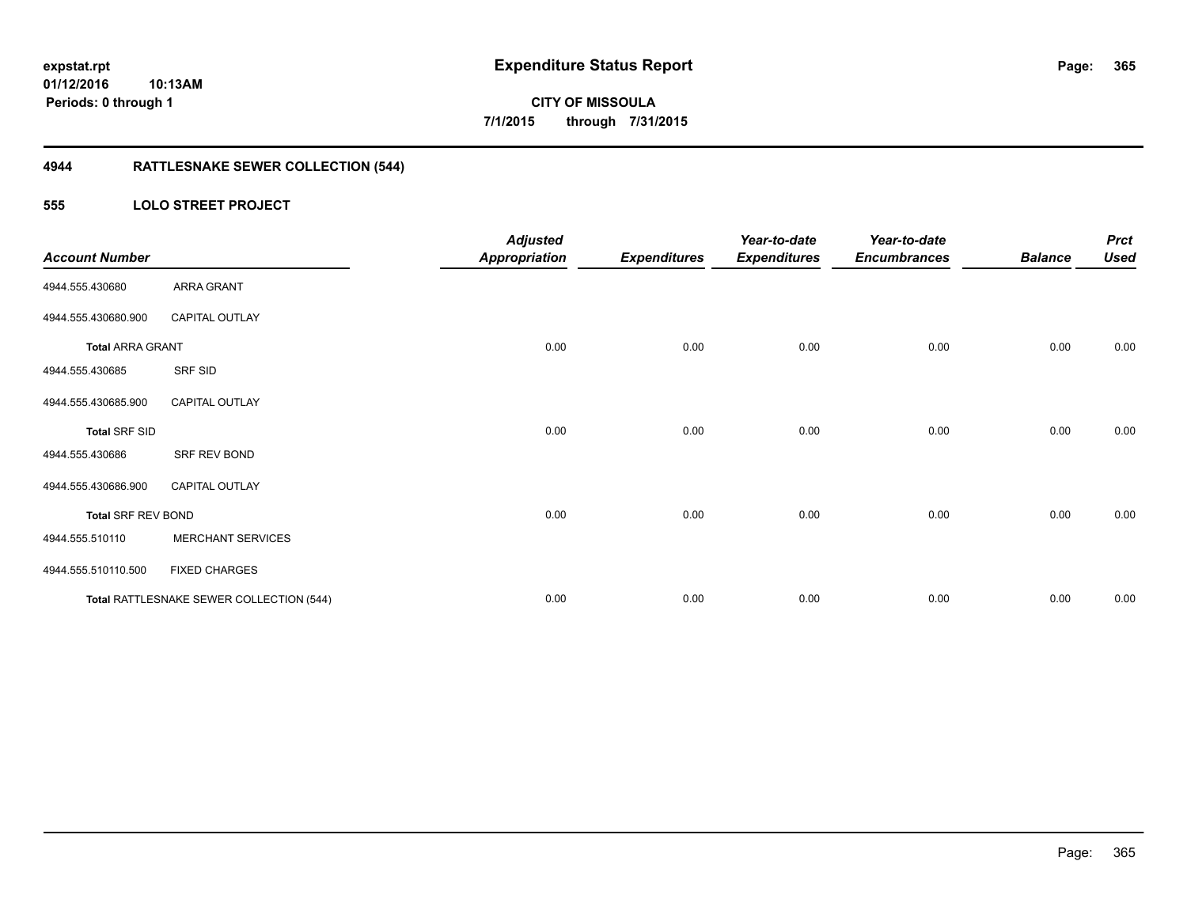expstat.rpt
01/12/2016 10:13AM
Periods: 0 through 1

# Expenditure Status Report

**CITY OF MISSOULA**
**7/1/2015 through 7/31/2015**

## 4944 RATTLESNAKE SEWER COLLECTION (544)

### 555 LOLO STREET PROJECT

| Account Number | | Adjusted Appropriation | Expenditures | Year-to-date Expenditures | Year-to-date Encumbrances | Balance | Prct Used |
|---|---|---|---|---|---|---|---|
| 4944.555.430680 | ARRA GRANT | | | | | | |
| 4944.555.430680.900 | CAPITAL OUTLAY | | | | | | |
| **Total** ARRA GRANT | | 0.00 | 0.00 | 0.00 | 0.00 | 0.00 | 0.00 |
| 4944.555.430685 | SRF SID | | | | | | |
| 4944.555.430685.900 | CAPITAL OUTLAY | | | | | | |
| **Total** SRF SID | | 0.00 | 0.00 | 0.00 | 0.00 | 0.00 | 0.00 |
| 4944.555.430686 | SRF REV BOND | | | | | | |
| 4944.555.430686.900 | CAPITAL OUTLAY | | | | | | |
| **Total** SRF REV BOND | | 0.00 | 0.00 | 0.00 | 0.00 | 0.00 | 0.00 |
| 4944.555.510110 | MERCHANT SERVICES | | | | | | |
| 4944.555.510110.500 | FIXED CHARGES | | | | | | |
| **Total** RATTLESNAKE SEWER COLLECTION (544) | | 0.00 | 0.00 | 0.00 | 0.00 | 0.00 | 0.00 |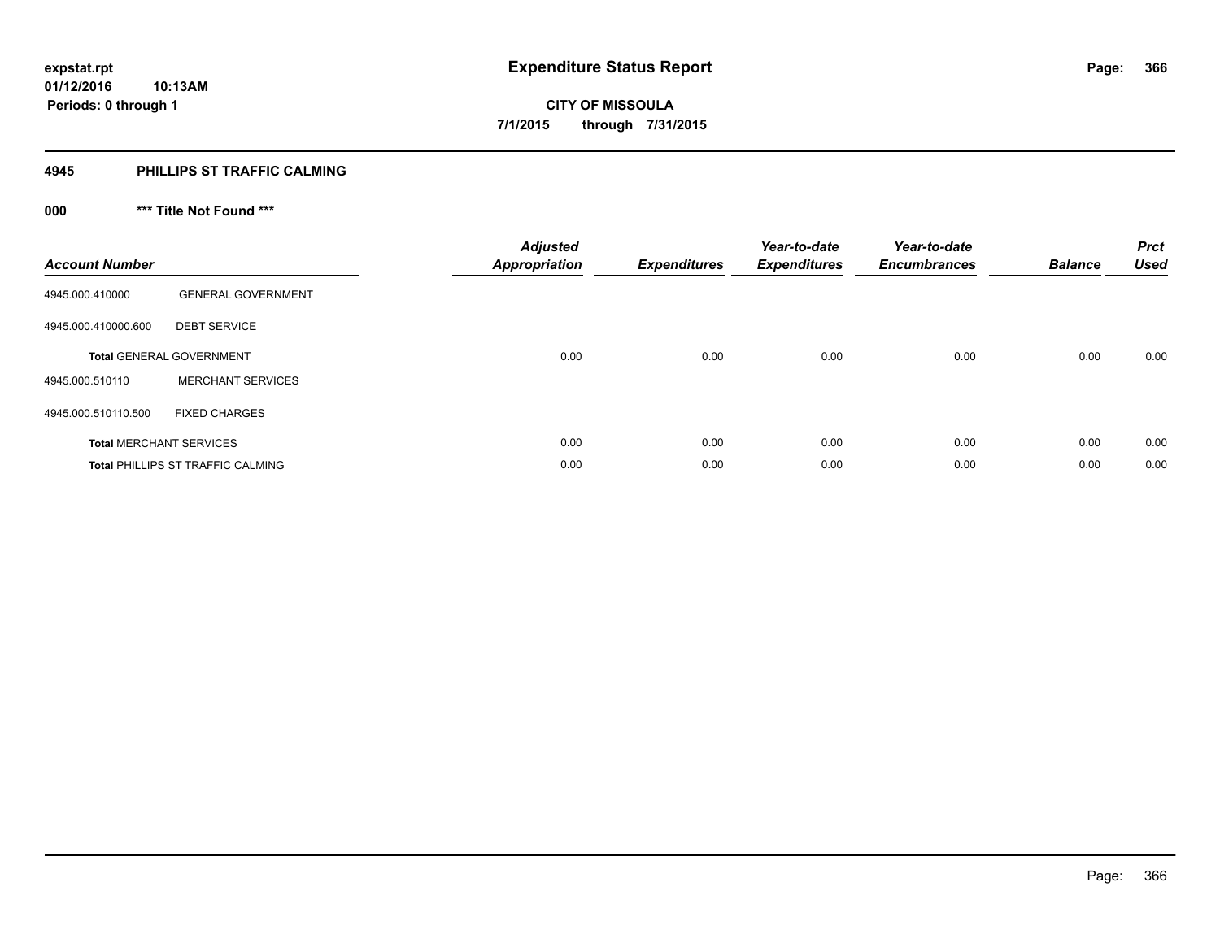**expstat.rpt**
**01/12/2016 10:13AM**
**Periods: 0 through 1**

# Expenditure Status Report

**CITY OF MISSOULA**
**7/1/2015 through 7/31/2015**

## 4945 PHILLIPS ST TRAFFIC CALMING

### 000 *** Title Not Found ***

| Account Number | | Adjusted Appropriation | Expenditures | Year-to-date Expenditures | Year-to-date Encumbrances | Balance | Prct Used |
|---|---|---|---|---|---|---|---|
| 4945.000.410000 | GENERAL GOVERNMENT | | | | | | |
| 4945.000.410000.600 | DEBT SERVICE | | | | | | |
| **Total** GENERAL GOVERNMENT | | 0.00 | 0.00 | 0.00 | 0.00 | 0.00 | 0.00 |
| 4945.000.510110 | MERCHANT SERVICES | | | | | | |
| 4945.000.510110.500 | FIXED CHARGES | | | | | | |
| **Total** MERCHANT SERVICES | | 0.00 | 0.00 | 0.00 | 0.00 | 0.00 | 0.00 |
| **Total** PHILLIPS ST TRAFFIC CALMING | | 0.00 | 0.00 | 0.00 | 0.00 | 0.00 | 0.00 |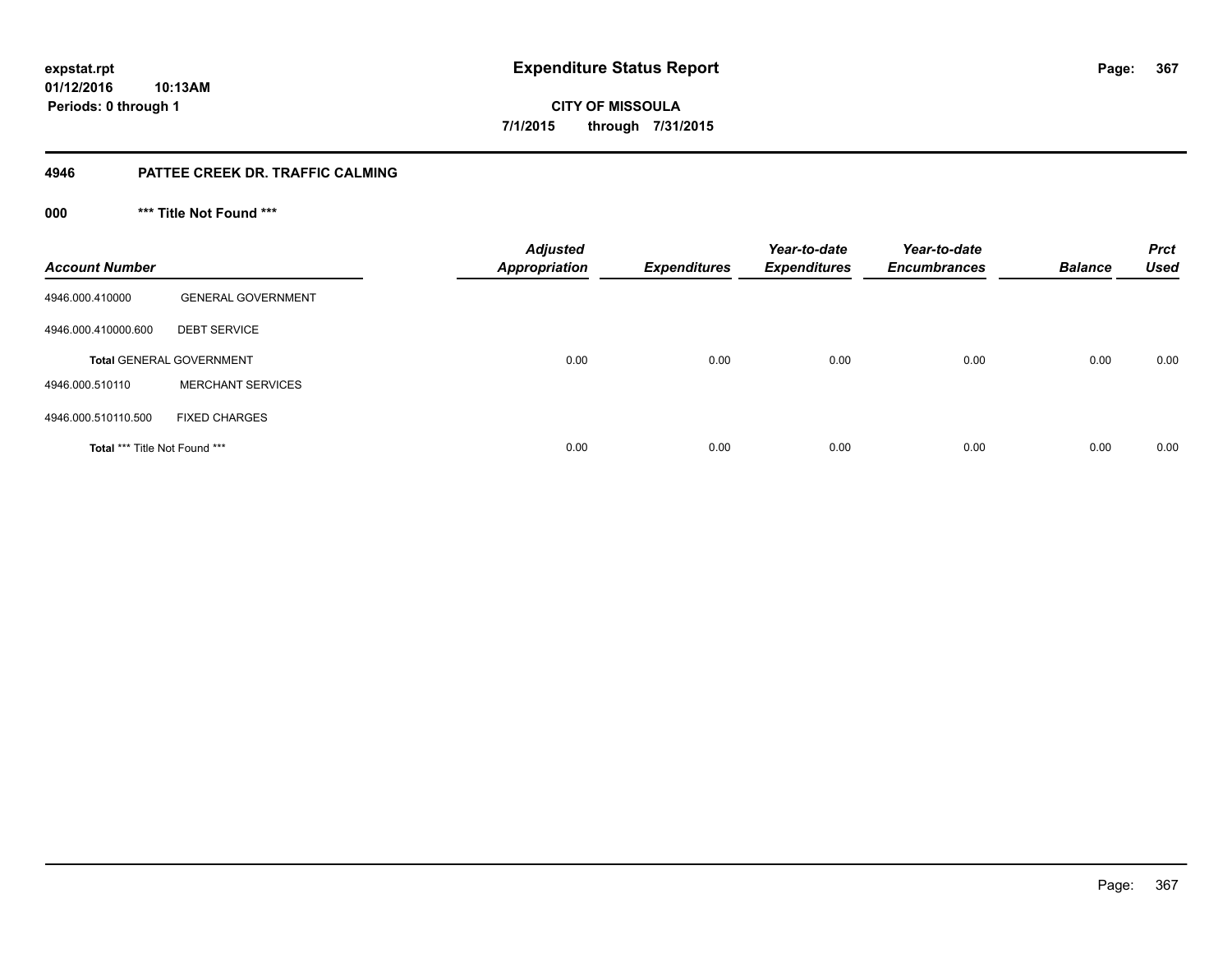**expstat.rpt**
**01/12/2016 10:13AM**
**Periods: 0 through 1**

# Expenditure Status Report

**CITY OF MISSOULA**
**7/1/2015 through 7/31/2015**

## 4946 PATTEE CREEK DR. TRAFFIC CALMING

### 000 *** Title Not Found ***

| Account Number | | Adjusted Appropriation | Expenditures | Year-to-date Expenditures | Year-to-date Encumbrances | Balance | Prct Used |
|---|---|---|---|---|---|---|---|
| 4946.000.410000 | GENERAL GOVERNMENT | | | | | | |
| 4946.000.410000.600 | DEBT SERVICE | | | | | | |
| **Total** GENERAL GOVERNMENT | | 0.00 | 0.00 | 0.00 | 0.00 | 0.00 | 0.00 |
| 4946.000.510110 | MERCHANT SERVICES | | | | | | |
| 4946.000.510110.500 | FIXED CHARGES | | | | | | |
| **Total** *** Title Not Found *** | | 0.00 | 0.00 | 0.00 | 0.00 | 0.00 | 0.00 |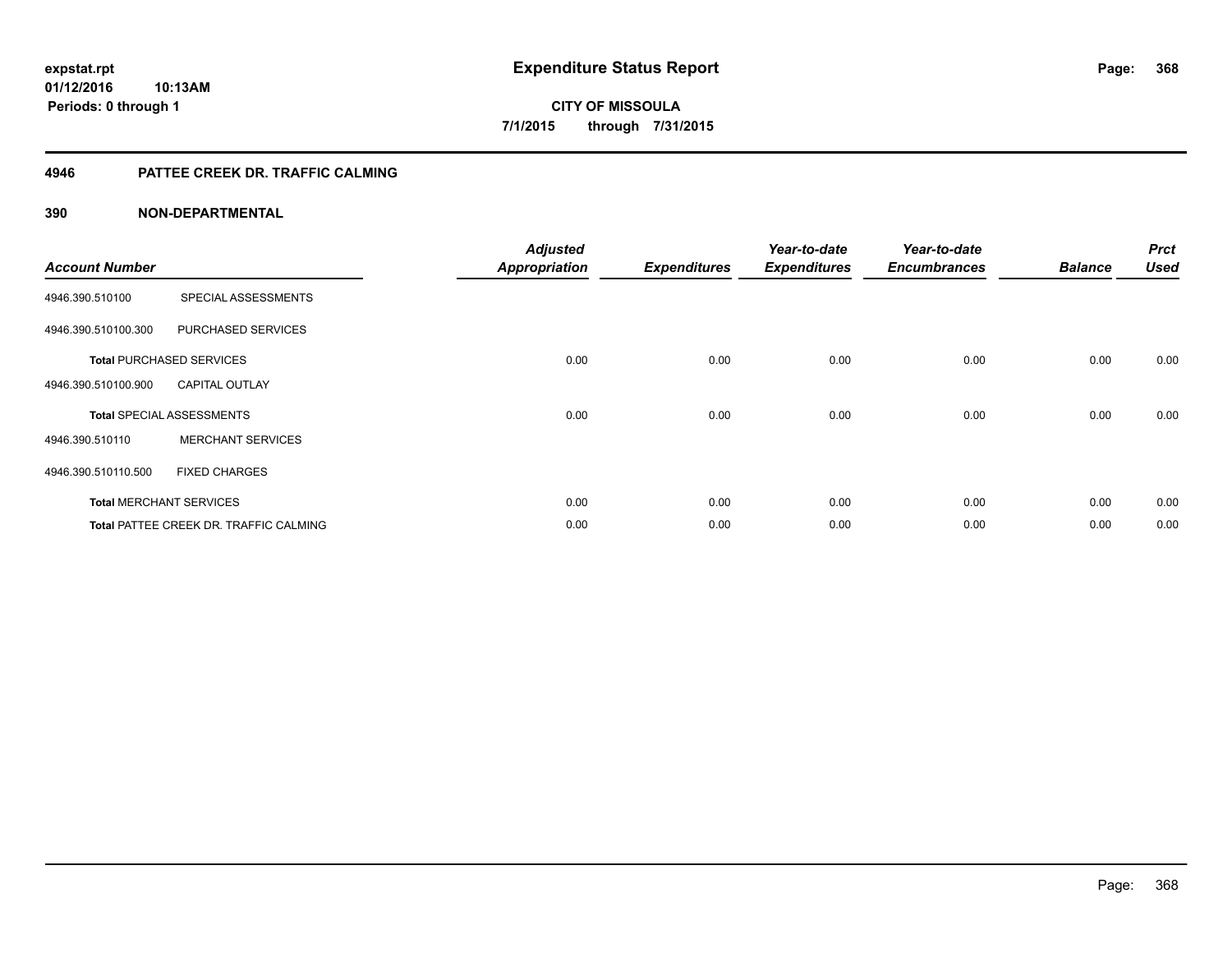**expstat.rpt**
**01/12/2016 10:13AM**
**Periods: 0 through 1**

# Expenditure Status Report

**CITY OF MISSOULA**
**7/1/2015 through 7/31/2015**

## 4946 PATTEE CREEK DR. TRAFFIC CALMING

### 390 NON-DEPARTMENTAL

| Account Number | | Adjusted Appropriation | Expenditures | Year-to-date Expenditures | Year-to-date Encumbrances | Balance | Prct Used |
|---|---|---|---|---|---|---|---|
| 4946.390.510100 | SPECIAL ASSESSMENTS | | | | | | |
| 4946.390.510100.300 | PURCHASED SERVICES | | | | | | |
| **Total** PURCHASED SERVICES | | 0.00 | 0.00 | 0.00 | 0.00 | 0.00 | 0.00 |
| 4946.390.510100.900 | CAPITAL OUTLAY | | | | | | |
| **Total** SPECIAL ASSESSMENTS | | 0.00 | 0.00 | 0.00 | 0.00 | 0.00 | 0.00 |
| 4946.390.510110 | MERCHANT SERVICES | | | | | | |
| 4946.390.510110.500 | FIXED CHARGES | | | | | | |
| **Total** MERCHANT SERVICES | | 0.00 | 0.00 | 0.00 | 0.00 | 0.00 | 0.00 |
| **Total** PATTEE CREEK DR. TRAFFIC CALMING | | 0.00 | 0.00 | 0.00 | 0.00 | 0.00 | 0.00 |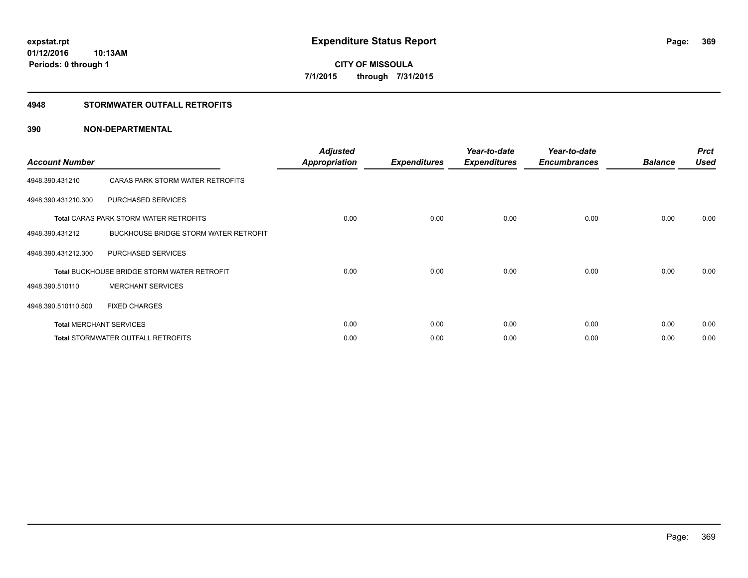**expstat.rpt**
**01/12/2016 10:13AM**
**Periods: 0 through 1**

# Expenditure Status Report

**CITY OF MISSOULA**
**7/1/2015 through 7/31/2015**

## 4948 STORMWATER OUTFALL RETROFITS

### 390 NON-DEPARTMENTAL

| Account Number | | Adjusted Appropriation | Expenditures | Year-to-date Expenditures | Year-to-date Encumbrances | Balance | Prct Used |
|---|---|---|---|---|---|---|---|
| 4948.390.431210 | CARAS PARK STORM WATER RETROFITS | | | | | | |
| 4948.390.431210.300 | PURCHASED SERVICES | | | | | | |
| **Total** CARAS PARK STORM WATER RETROFITS | | 0.00 | 0.00 | 0.00 | 0.00 | 0.00 | 0.00 |
| 4948.390.431212 | BUCKHOUSE BRIDGE STORM WATER RETROFIT | | | | | | |
| 4948.390.431212.300 | PURCHASED SERVICES | | | | | | |
| **Total** BUCKHOUSE BRIDGE STORM WATER RETROFIT | | 0.00 | 0.00 | 0.00 | 0.00 | 0.00 | 0.00 |
| 4948.390.510110 | MERCHANT SERVICES | | | | | | |
| 4948.390.510110.500 | FIXED CHARGES | | | | | | |
| **Total** MERCHANT SERVICES | | 0.00 | 0.00 | 0.00 | 0.00 | 0.00 | 0.00 |
| **Total** STORMWATER OUTFALL RETROFITS | | 0.00 | 0.00 | 0.00 | 0.00 | 0.00 | 0.00 |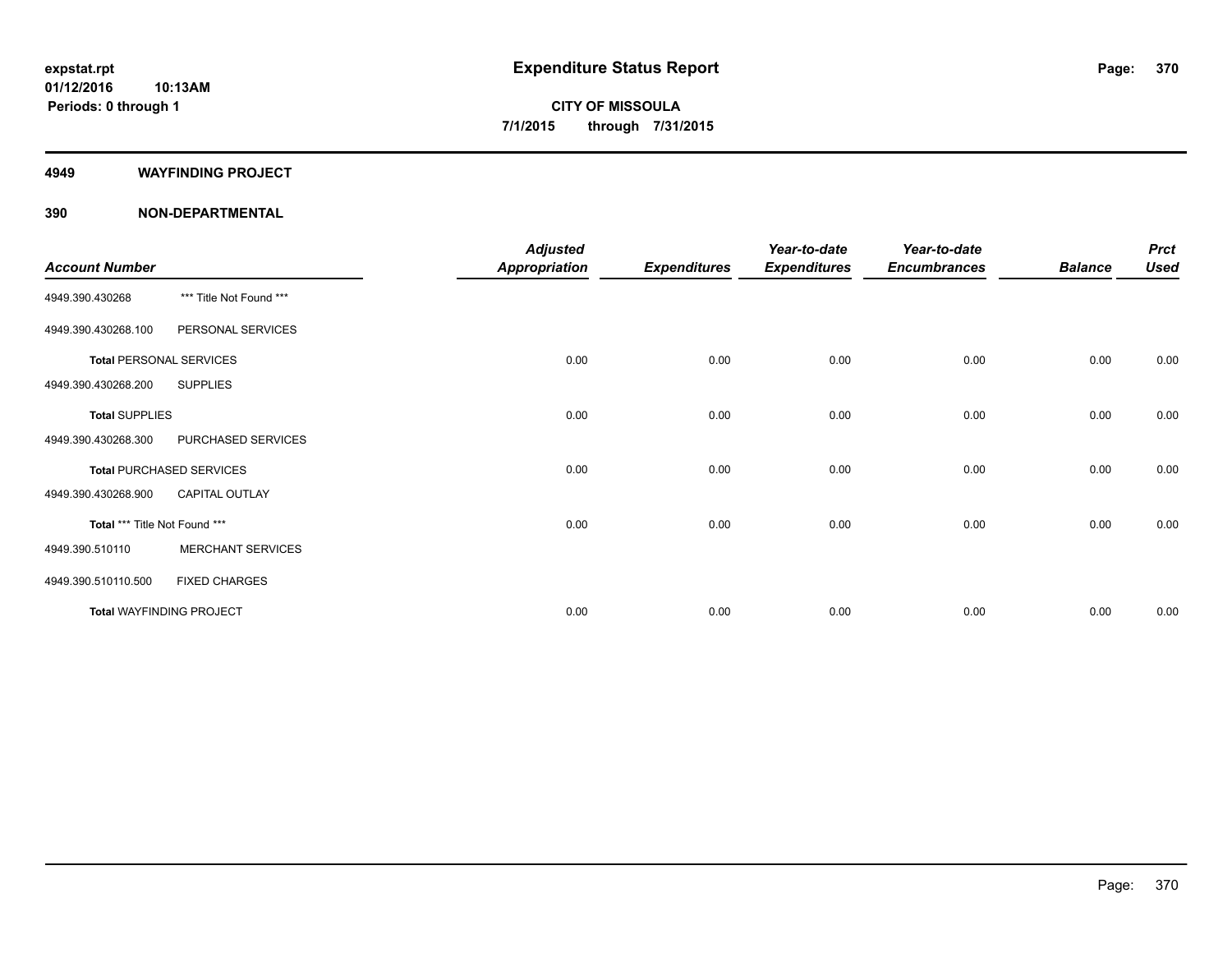expstat.rpt
01/12/2016 10:13AM
Periods: 0 through 1

# Expenditure Status Report

**CITY OF MISSOULA**
**7/1/2015 through 7/31/2015**

## 4949 WAYFINDING PROJECT

## 390 NON-DEPARTMENTAL

| Account Number | | Adjusted Appropriation | Expenditures | Year-to-date Expenditures | Year-to-date Encumbrances | Balance | Prct Used |
|---|---|---|---|---|---|---|---|
| 4949.390.430268 | *** Title Not Found *** | | | | | | |
| 4949.390.430268.100 | PERSONAL SERVICES | | | | | | |
| **Total** PERSONAL SERVICES | | 0.00 | 0.00 | 0.00 | 0.00 | 0.00 | 0.00 |
| 4949.390.430268.200 | SUPPLIES | | | | | | |
| **Total** SUPPLIES | | 0.00 | 0.00 | 0.00 | 0.00 | 0.00 | 0.00 |
| 4949.390.430268.300 | PURCHASED SERVICES | | | | | | |
| **Total** PURCHASED SERVICES | | 0.00 | 0.00 | 0.00 | 0.00 | 0.00 | 0.00 |
| 4949.390.430268.900 | CAPITAL OUTLAY | | | | | | |
| **Total** *** Title Not Found *** | | 0.00 | 0.00 | 0.00 | 0.00 | 0.00 | 0.00 |
| 4949.390.510110 | MERCHANT SERVICES | | | | | | |
| 4949.390.510110.500 | FIXED CHARGES | | | | | | |
| **Total** WAYFINDING PROJECT | | 0.00 | 0.00 | 0.00 | 0.00 | 0.00 | 0.00 |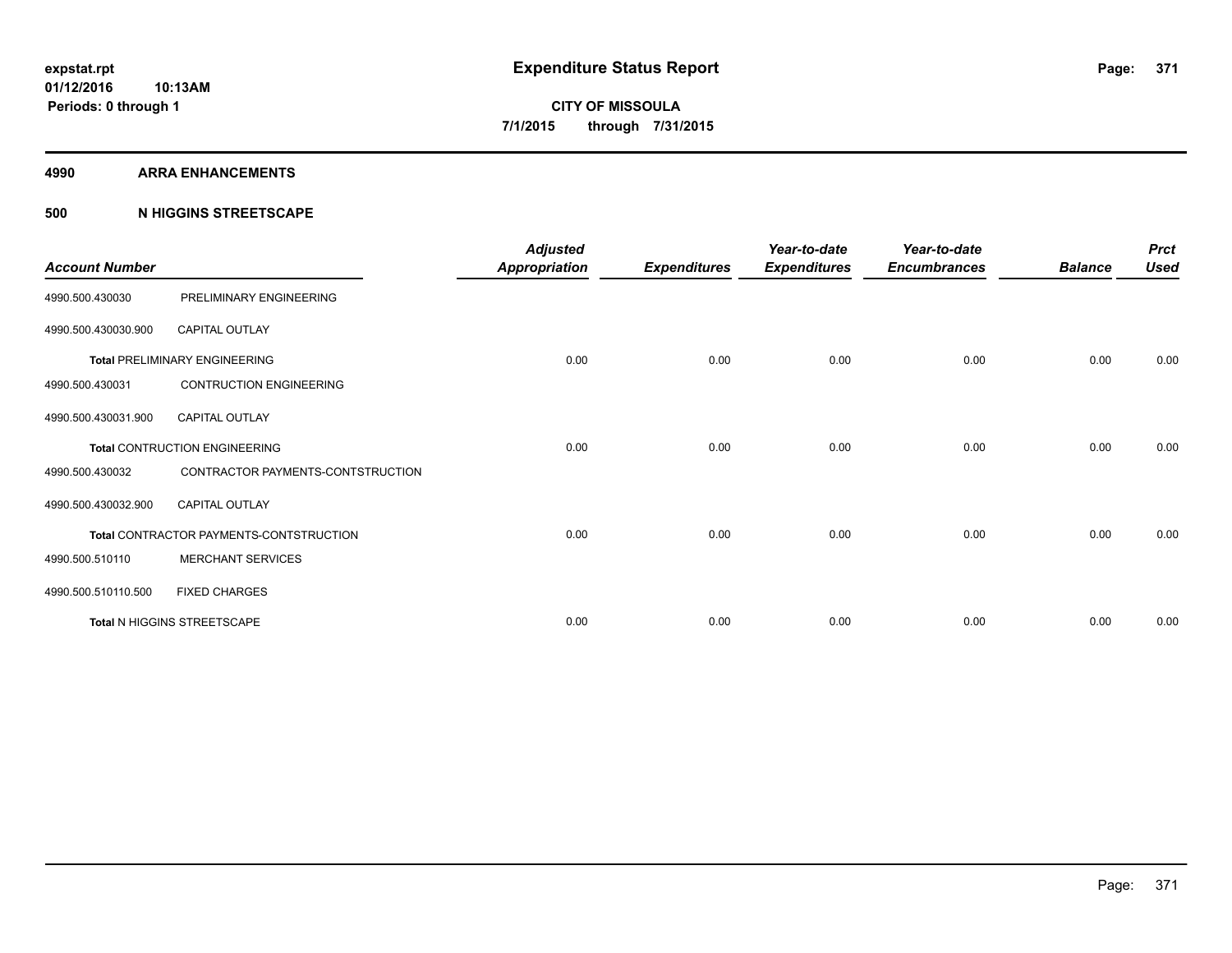**expstat.rpt**
**01/12/2016 10:13AM**
**Periods: 0 through 1**

# Expenditure Status Report

**CITY OF MISSOULA**
**7/1/2015 through 7/31/2015**

## 4990 ARRA ENHANCEMENTS

### 500 N HIGGINS STREETSCAPE

| Account Number | | Adjusted Appropriation | Expenditures | Year-to-date Expenditures | Year-to-date Encumbrances | Balance | Prct Used |
|---|---|---|---|---|---|---|---|
| 4990.500.430030 | PRELIMINARY ENGINEERING | | | | | | |
| 4990.500.430030.900 | CAPITAL OUTLAY | | | | | | |
| **Total** PRELIMINARY ENGINEERING | | 0.00 | 0.00 | 0.00 | 0.00 | 0.00 | 0.00 |
| 4990.500.430031 | CONTRUCTION ENGINEERING | | | | | | |
| 4990.500.430031.900 | CAPITAL OUTLAY | | | | | | |
| **Total** CONTRUCTION ENGINEERING | | 0.00 | 0.00 | 0.00 | 0.00 | 0.00 | 0.00 |
| 4990.500.430032 | CONTRACTOR PAYMENTS-CONTSTRUCTION | | | | | | |
| 4990.500.430032.900 | CAPITAL OUTLAY | | | | | | |
| **Total** CONTRACTOR PAYMENTS-CONTSTRUCTION | | 0.00 | 0.00 | 0.00 | 0.00 | 0.00 | 0.00 |
| 4990.500.510110 | MERCHANT SERVICES | | | | | | |
| 4990.500.510110.500 | FIXED CHARGES | | | | | | |
| **Total** N HIGGINS STREETSCAPE | | 0.00 | 0.00 | 0.00 | 0.00 | 0.00 | 0.00 |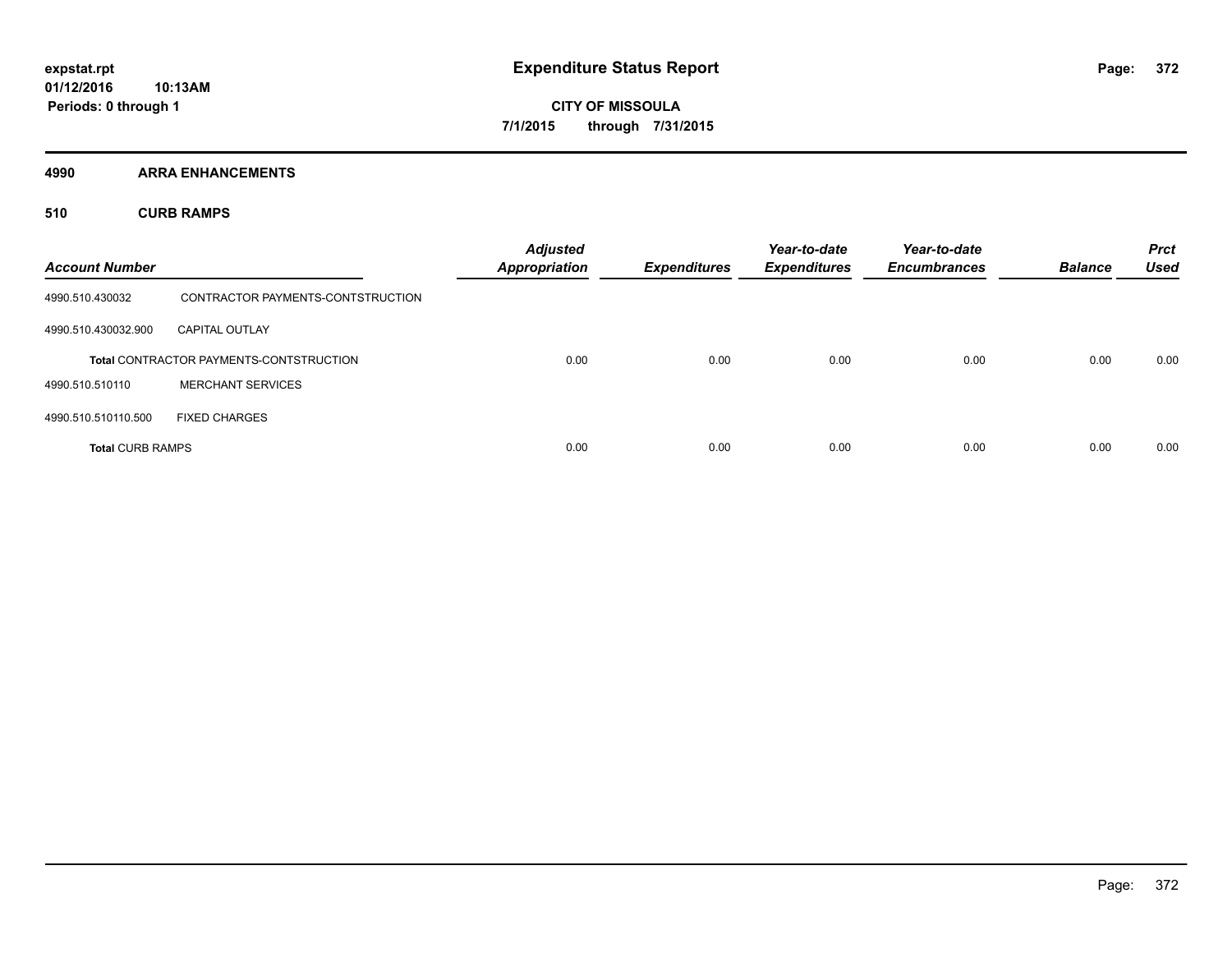**expstat.rpt**
**01/12/2016 10:13AM**
**Periods: 0 through 1**

# Expenditure Status Report

**CITY OF MISSOULA**
**7/1/2015 through 7/31/2015**

## 4990 ARRA ENHANCEMENTS

### 510 CURB RAMPS

| Account Number | | Adjusted Appropriation | Expenditures | Year-to-date Expenditures | Year-to-date Encumbrances | Balance | Prct Used |
|---|---|---|---|---|---|---|---|
| 4990.510.430032 | CONTRACTOR PAYMENTS-CONTSTRUCTION | | | | | | |
| 4990.510.430032.900 | CAPITAL OUTLAY | | | | | | |
| **Total** CONTRACTOR PAYMENTS-CONTSTRUCTION | | 0.00 | 0.00 | 0.00 | 0.00 | 0.00 | 0.00 |
| 4990.510.510110 | MERCHANT SERVICES | | | | | | |
| 4990.510.510110.500 | FIXED CHARGES | | | | | | |
| **Total** CURB RAMPS | | 0.00 | 0.00 | 0.00 | 0.00 | 0.00 | 0.00 |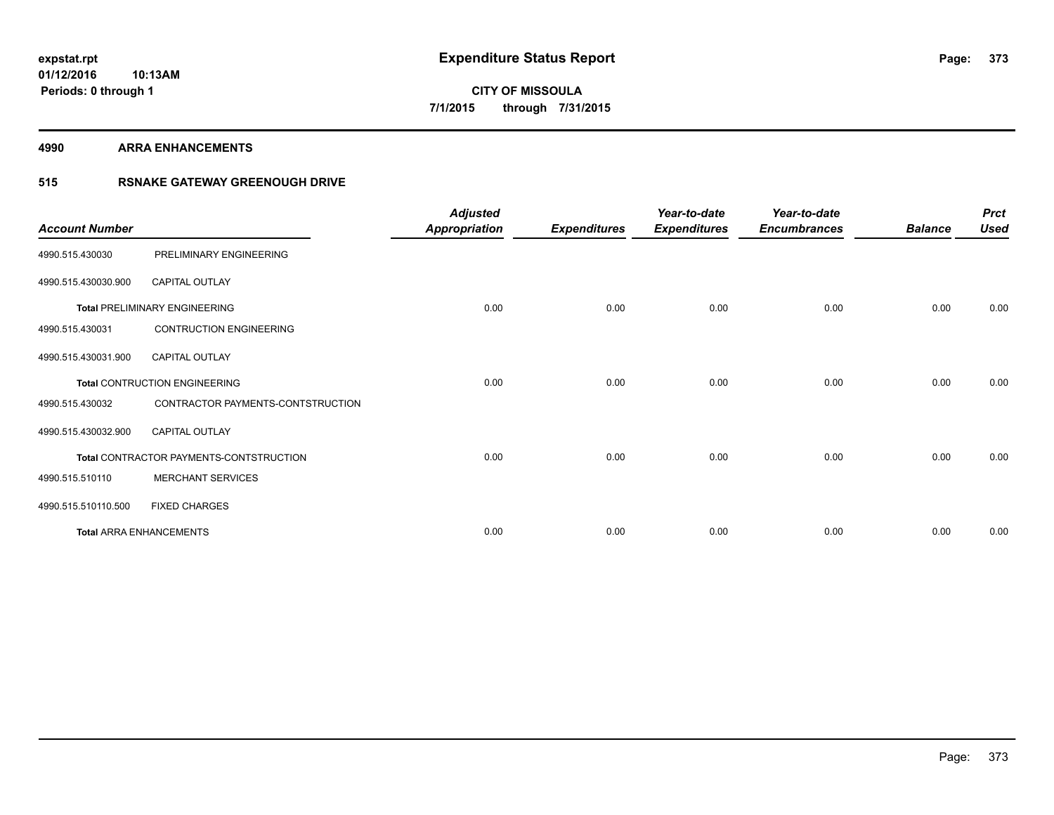**expstat.rpt**
**01/12/2016 10:13AM**
**Periods: 0 through 1**

# Expenditure Status Report

**CITY OF MISSOULA**
**7/1/2015 through 7/31/2015**

## 4990 ARRA ENHANCEMENTS

## 515 RSNAKE GATEWAY GREENOUGH DRIVE

| Account Number | | Adjusted Appropriation | Expenditures | Year-to-date Expenditures | Year-to-date Encumbrances | Balance | Prct Used |
|---|---|---|---|---|---|---|---|
| 4990.515.430030 | PRELIMINARY ENGINEERING | | | | | | |
| 4990.515.430030.900 | CAPITAL OUTLAY | | | | | | |
| **Total** PRELIMINARY ENGINEERING | | 0.00 | 0.00 | 0.00 | 0.00 | 0.00 | 0.00 |
| 4990.515.430031 | CONTRUCTION ENGINEERING | | | | | | |
| 4990.515.430031.900 | CAPITAL OUTLAY | | | | | | |
| **Total** CONTRUCTION ENGINEERING | | 0.00 | 0.00 | 0.00 | 0.00 | 0.00 | 0.00 |
| 4990.515.430032 | CONTRACTOR PAYMENTS-CONTSTRUCTION | | | | | | |
| 4990.515.430032.900 | CAPITAL OUTLAY | | | | | | |
| **Total** CONTRACTOR PAYMENTS-CONTSTRUCTION | | 0.00 | 0.00 | 0.00 | 0.00 | 0.00 | 0.00 |
| 4990.515.510110 | MERCHANT SERVICES | | | | | | |
| 4990.515.510110.500 | FIXED CHARGES | | | | | | |
| **Total** ARRA ENHANCEMENTS | | 0.00 | 0.00 | 0.00 | 0.00 | 0.00 | 0.00 |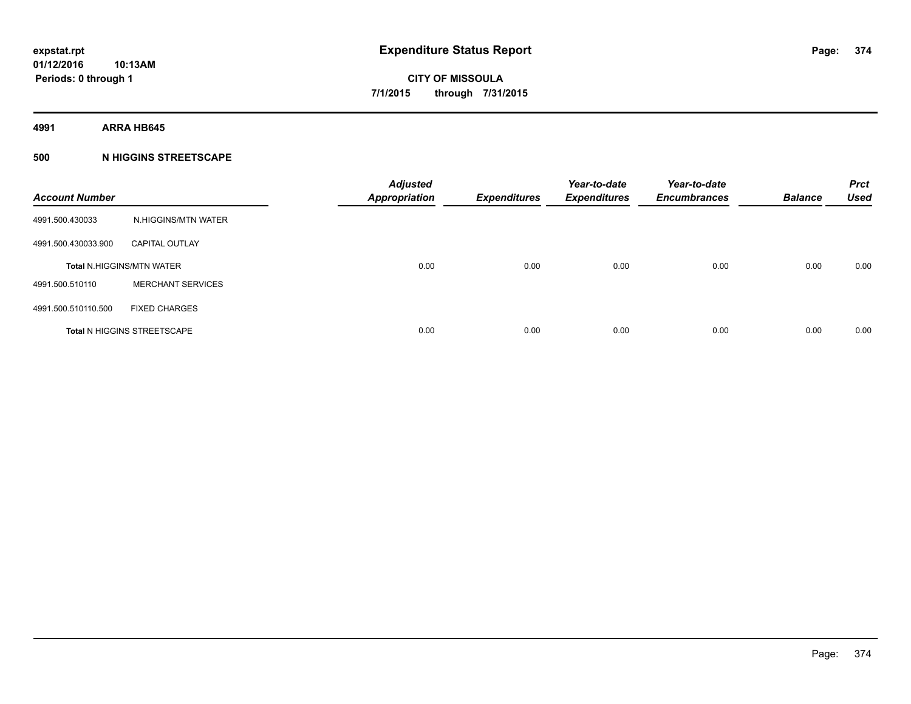**expstat.rpt**
**01/12/2016 10:13AM**
**Periods: 0 through 1**

# Expenditure Status Report

**CITY OF MISSOULA**
**7/1/2015 through 7/31/2015**

## 4991 ARRA HB645

### 500 N HIGGINS STREETSCAPE

| Account Number | | Adjusted Appropriation | Expenditures | Year-to-date Expenditures | Year-to-date Encumbrances | Balance | Prct Used |
|---|---|---|---|---|---|---|---|
| 4991.500.430033 | N.HIGGINS/MTN WATER | | | | | | |
| 4991.500.430033.900 | CAPITAL OUTLAY | | | | | | |
| **Total** N.HIGGINS/MTN WATER | | 0.00 | 0.00 | 0.00 | 0.00 | 0.00 | 0.00 |
| 4991.500.510110 | MERCHANT SERVICES | | | | | | |
| 4991.500.510110.500 | FIXED CHARGES | | | | | | |
| **Total** N HIGGINS STREETSCAPE | | 0.00 | 0.00 | 0.00 | 0.00 | 0.00 | 0.00 |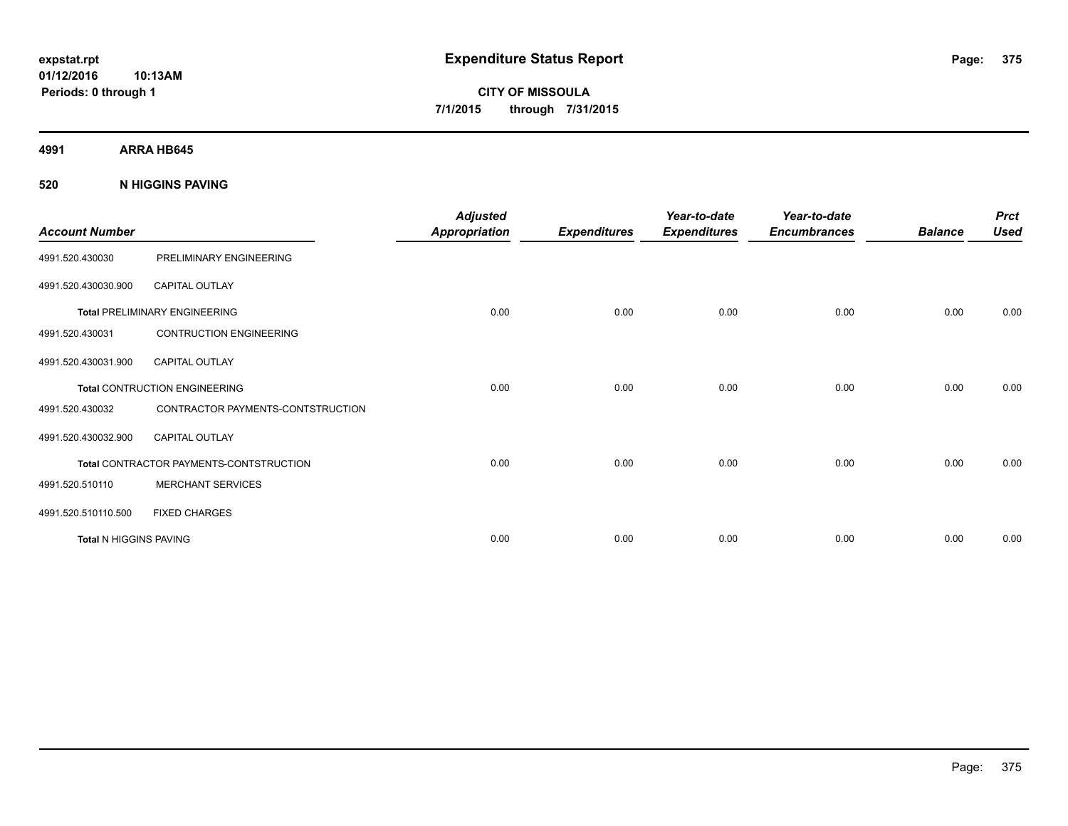**expstat.rpt**
**01/12/2016 10:13AM**
**Periods: 0 through 1**

# Expenditure Status Report

**CITY OF MISSOULA**
**7/1/2015 through 7/31/2015**

## 4991 ARRA HB645

### 520 N HIGGINS PAVING

| Account Number | | Adjusted Appropriation | Expenditures | Year-to-date Expenditures | Year-to-date Encumbrances | Balance | Prct Used |
|---|---|---|---|---|---|---|---|
| 4991.520.430030 | PRELIMINARY ENGINEERING | | | | | | |
| 4991.520.430030.900 | CAPITAL OUTLAY | | | | | | |
| **Total** PRELIMINARY ENGINEERING | | 0.00 | 0.00 | 0.00 | 0.00 | 0.00 | 0.00 |
| 4991.520.430031 | CONTRUCTION ENGINEERING | | | | | | |
| 4991.520.430031.900 | CAPITAL OUTLAY | | | | | | |
| **Total** CONTRUCTION ENGINEERING | | 0.00 | 0.00 | 0.00 | 0.00 | 0.00 | 0.00 |
| 4991.520.430032 | CONTRACTOR PAYMENTS-CONTSTRUCTION | | | | | | |
| 4991.520.430032.900 | CAPITAL OUTLAY | | | | | | |
| **Total** CONTRACTOR PAYMENTS-CONTSTRUCTION | | 0.00 | 0.00 | 0.00 | 0.00 | 0.00 | 0.00 |
| 4991.520.510110 | MERCHANT SERVICES | | | | | | |
| 4991.520.510110.500 | FIXED CHARGES | | | | | | |
| **Total** N HIGGINS PAVING | | 0.00 | 0.00 | 0.00 | 0.00 | 0.00 | 0.00 |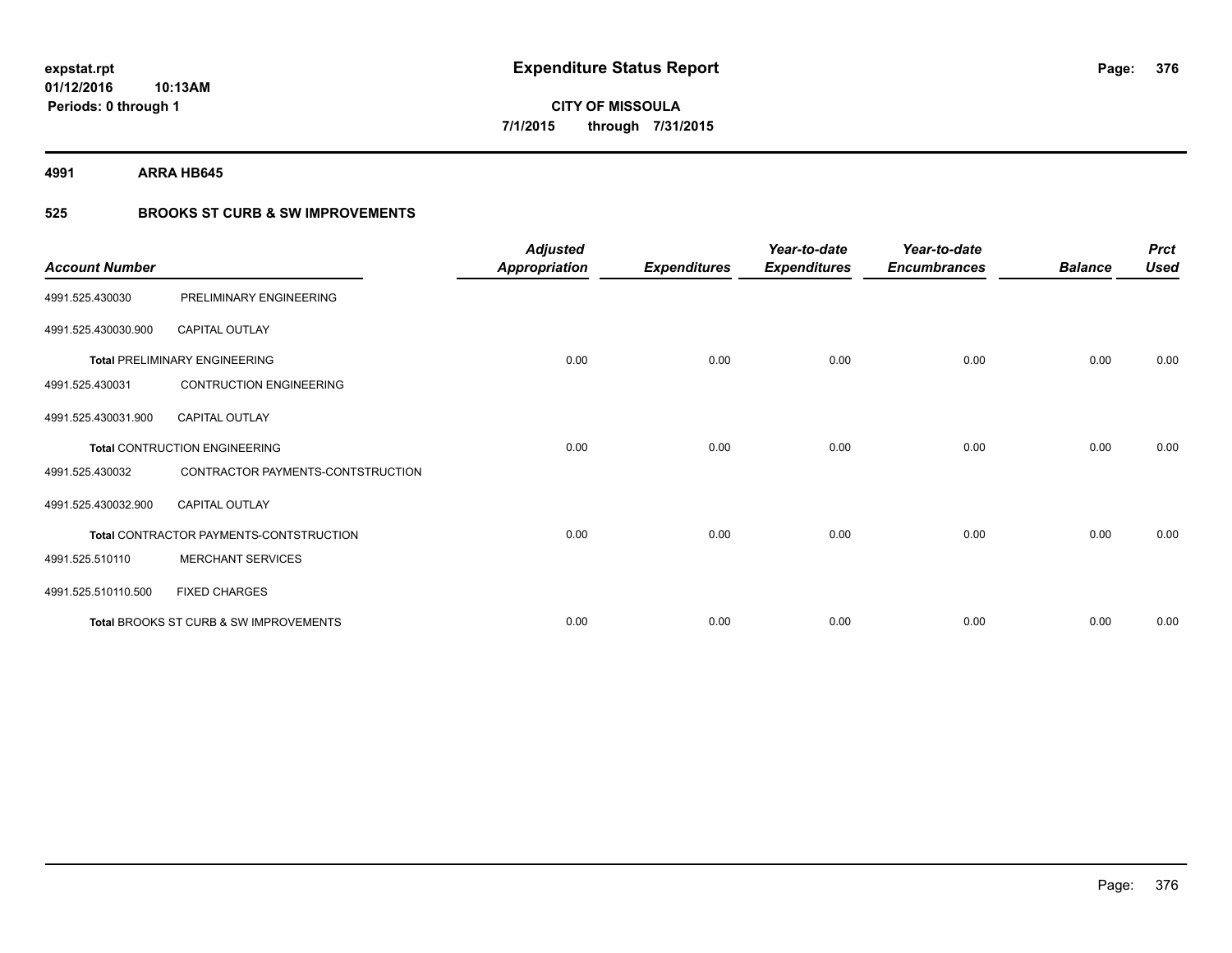**expstat.rpt**
**01/12/2016 10:13AM**
**Periods: 0 through 1**

# Expenditure Status Report

**CITY OF MISSOULA**
**7/1/2015 through 7/31/2015**

**4991 ARRA HB645**

## 525 BROOKS ST CURB & SW IMPROVEMENTS

| Account Number | | Adjusted Appropriation | Expenditures | Year-to-date Expenditures | Year-to-date Encumbrances | Balance | Prct Used |
|---|---|---|---|---|---|---|---|
| 4991.525.430030 | PRELIMINARY ENGINEERING | | | | | | |
| 4991.525.430030.900 | CAPITAL OUTLAY | | | | | | |
| **Total** PRELIMINARY ENGINEERING | | 0.00 | 0.00 | 0.00 | 0.00 | 0.00 | 0.00 |
| 4991.525.430031 | CONTRUCTION ENGINEERING | | | | | | |
| 4991.525.430031.900 | CAPITAL OUTLAY | | | | | | |
| **Total** CONTRUCTION ENGINEERING | | 0.00 | 0.00 | 0.00 | 0.00 | 0.00 | 0.00 |
| 4991.525.430032 | CONTRACTOR PAYMENTS-CONTSTRUCTION | | | | | | |
| 4991.525.430032.900 | CAPITAL OUTLAY | | | | | | |
| **Total** CONTRACTOR PAYMENTS-CONTSTRUCTION | | 0.00 | 0.00 | 0.00 | 0.00 | 0.00 | 0.00 |
| 4991.525.510110 | MERCHANT SERVICES | | | | | | |
| 4991.525.510110.500 | FIXED CHARGES | | | | | | |
| **Total** BROOKS ST CURB & SW IMPROVEMENTS | | 0.00 | 0.00 | 0.00 | 0.00 | 0.00 | 0.00 |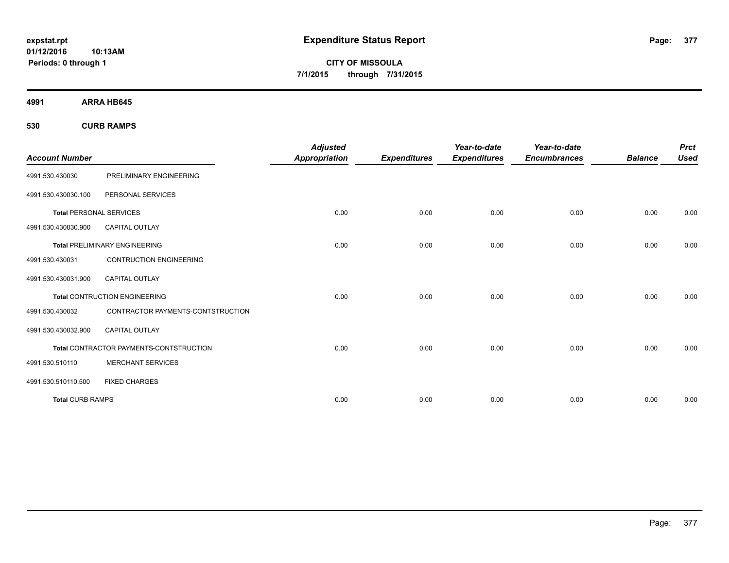expstat.rpt
01/12/2016 10:13AM
Periods: 0 through 1

# Expenditure Status Report

**CITY OF MISSOULA**
**7/1/2015 through 7/31/2015**

## 4991 ARRA HB645

### 530 CURB RAMPS

| Account Number | | Adjusted Appropriation | Expenditures | Year-to-date Expenditures | Year-to-date Encumbrances | Balance | Prct Used |
|---|---|---|---|---|---|---|---|
| 4991.530.430030 | PRELIMINARY ENGINEERING | | | | | | |
| 4991.530.430030.100 | PERSONAL SERVICES | | | | | | |
| **Total** PERSONAL SERVICES | | 0.00 | 0.00 | 0.00 | 0.00 | 0.00 | 0.00 |
| 4991.530.430030.900 | CAPITAL OUTLAY | | | | | | |
| **Total** PRELIMINARY ENGINEERING | | 0.00 | 0.00 | 0.00 | 0.00 | 0.00 | 0.00 |
| 4991.530.430031 | CONTRUCTION ENGINEERING | | | | | | |
| 4991.530.430031.900 | CAPITAL OUTLAY | | | | | | |
| **Total** CONTRUCTION ENGINEERING | | 0.00 | 0.00 | 0.00 | 0.00 | 0.00 | 0.00 |
| 4991.530.430032 | CONTRACTOR PAYMENTS-CONTSTRUCTION | | | | | | |
| 4991.530.430032.900 | CAPITAL OUTLAY | | | | | | |
| **Total** CONTRACTOR PAYMENTS-CONTSTRUCTION | | 0.00 | 0.00 | 0.00 | 0.00 | 0.00 | 0.00 |
| 4991.530.510110 | MERCHANT SERVICES | | | | | | |
| 4991.530.510110.500 | FIXED CHARGES | | | | | | |
| **Total** CURB RAMPS | | 0.00 | 0.00 | 0.00 | 0.00 | 0.00 | 0.00 |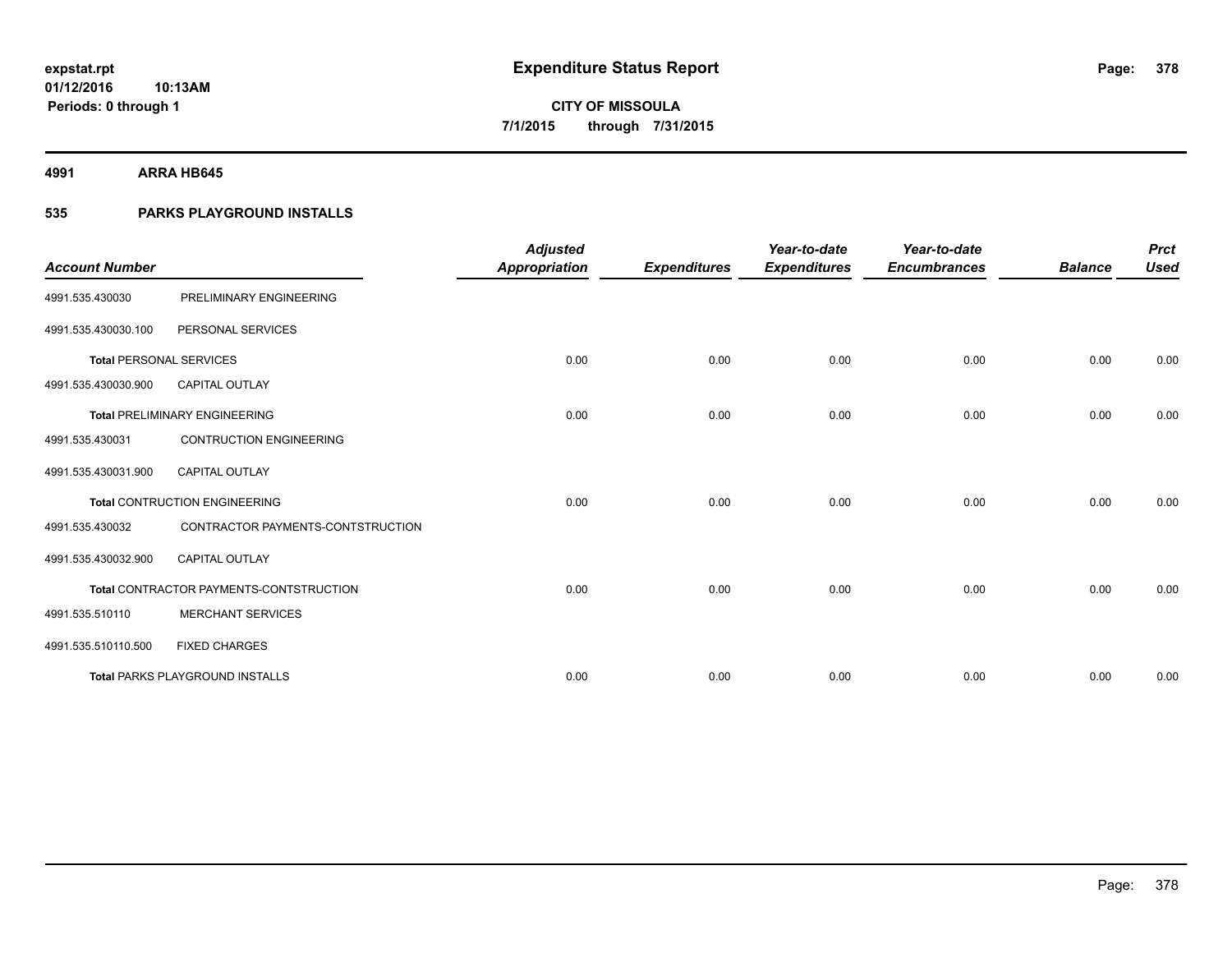**expstat.rpt**
**01/12/2016 10:13AM**
**Periods: 0 through 1**

# Expenditure Status Report

**CITY OF MISSOULA**
**7/1/2015 through 7/31/2015**

## 4991 ARRA HB645

## 535 PARKS PLAYGROUND INSTALLS

| Account Number | | Adjusted Appropriation | Expenditures | Year-to-date Expenditures | Year-to-date Encumbrances | Balance | Prct Used |
|---|---|---|---|---|---|---|---|
| 4991.535.430030 | PRELIMINARY ENGINEERING | | | | | | |
| 4991.535.430030.100 | PERSONAL SERVICES | | | | | | |
| **Total** PERSONAL SERVICES | | 0.00 | 0.00 | 0.00 | 0.00 | 0.00 | 0.00 |
| 4991.535.430030.900 | CAPITAL OUTLAY | | | | | | |
| **Total** PRELIMINARY ENGINEERING | | 0.00 | 0.00 | 0.00 | 0.00 | 0.00 | 0.00 |
| 4991.535.430031 | CONTRUCTION ENGINEERING | | | | | | |
| 4991.535.430031.900 | CAPITAL OUTLAY | | | | | | |
| **Total** CONTRUCTION ENGINEERING | | 0.00 | 0.00 | 0.00 | 0.00 | 0.00 | 0.00 |
| 4991.535.430032 | CONTRACTOR PAYMENTS-CONTSTRUCTION | | | | | | |
| 4991.535.430032.900 | CAPITAL OUTLAY | | | | | | |
| **Total** CONTRACTOR PAYMENTS-CONTSTRUCTION | | 0.00 | 0.00 | 0.00 | 0.00 | 0.00 | 0.00 |
| 4991.535.510110 | MERCHANT SERVICES | | | | | | |
| 4991.535.510110.500 | FIXED CHARGES | | | | | | |
| **Total** PARKS PLAYGROUND INSTALLS | | 0.00 | 0.00 | 0.00 | 0.00 | 0.00 | 0.00 |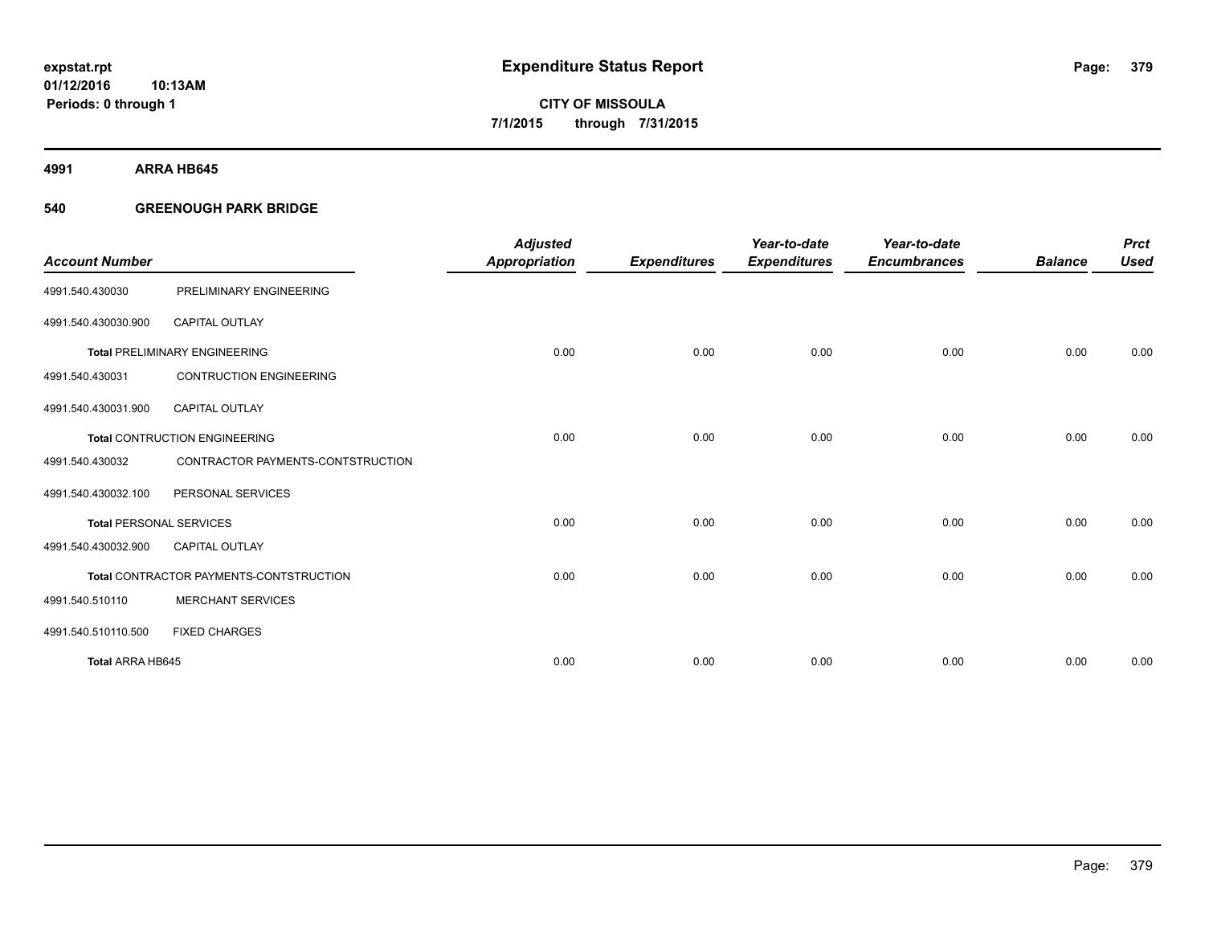**expstat.rpt**
**01/12/2016 10:13AM**
**Periods: 0 through 1**

# Expenditure Status Report

**CITY OF MISSOULA**
**7/1/2015 through 7/31/2015**

## 4991 ARRA HB645

### 540 GREENOUGH PARK BRIDGE

| Account Number | | Adjusted Appropriation | Expenditures | Year-to-date Expenditures | Year-to-date Encumbrances | Balance | Prct Used |
|---|---|---|---|---|---|---|---|
| 4991.540.430030 | PRELIMINARY ENGINEERING | | | | | | |
| 4991.540.430030.900 | CAPITAL OUTLAY | | | | | | |
| **Total** PRELIMINARY ENGINEERING | | 0.00 | 0.00 | 0.00 | 0.00 | 0.00 | 0.00 |
| 4991.540.430031 | CONTRUCTION ENGINEERING | | | | | | |
| 4991.540.430031.900 | CAPITAL OUTLAY | | | | | | |
| **Total** CONTRUCTION ENGINEERING | | 0.00 | 0.00 | 0.00 | 0.00 | 0.00 | 0.00 |
| 4991.540.430032 | CONTRACTOR PAYMENTS-CONTSTRUCTION | | | | | | |
| 4991.540.430032.100 | PERSONAL SERVICES | | | | | | |
| **Total** PERSONAL SERVICES | | 0.00 | 0.00 | 0.00 | 0.00 | 0.00 | 0.00 |
| 4991.540.430032.900 | CAPITAL OUTLAY | | | | | | |
| **Total** CONTRACTOR PAYMENTS-CONTSTRUCTION | | 0.00 | 0.00 | 0.00 | 0.00 | 0.00 | 0.00 |
| 4991.540.510110 | MERCHANT SERVICES | | | | | | |
| 4991.540.510110.500 | FIXED CHARGES | | | | | | |
| **Total ARRA HB645** | | 0.00 | 0.00 | 0.00 | 0.00 | 0.00 | 0.00 |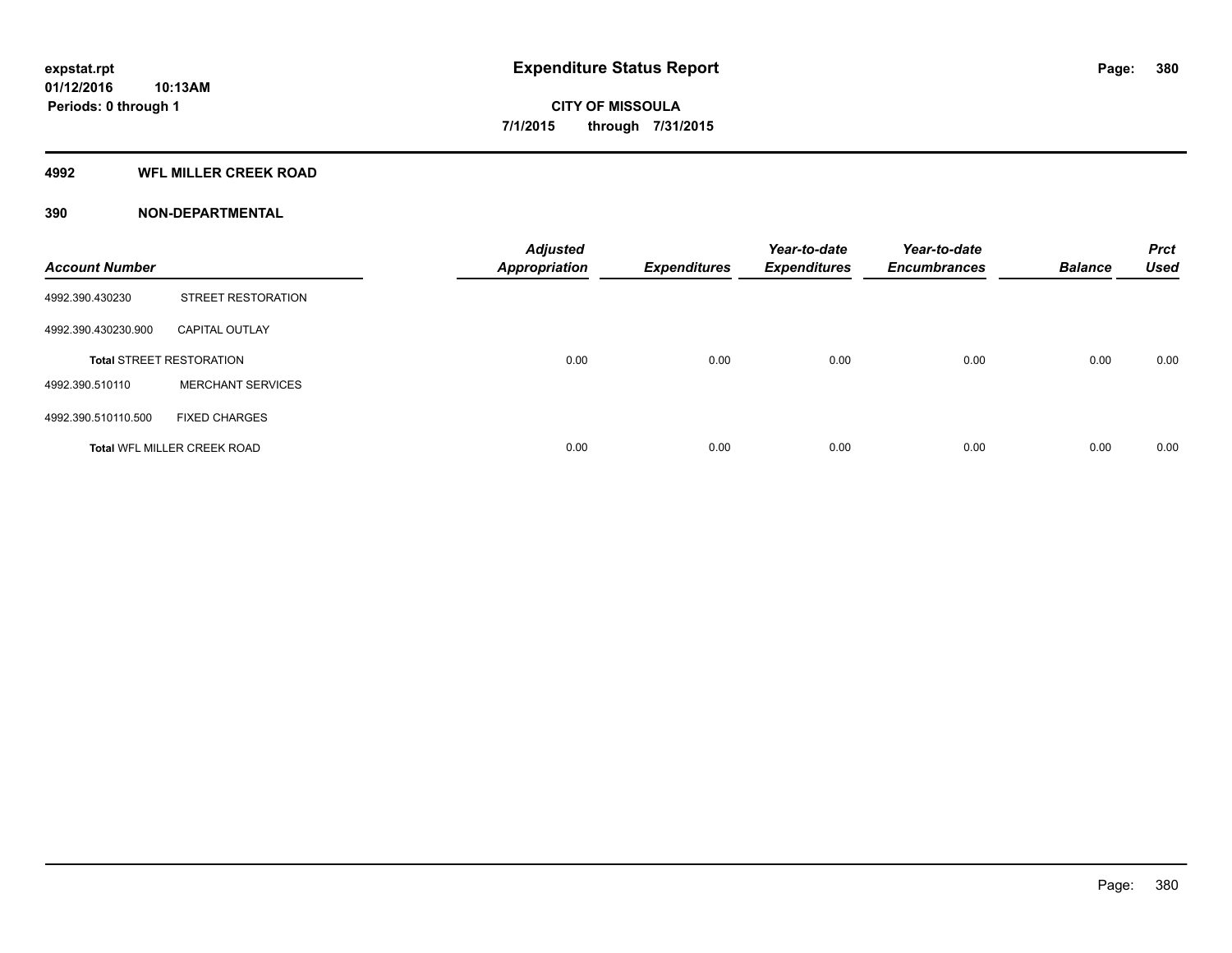**expstat.rpt**
**01/12/2016 10:13AM**
**Periods: 0 through 1**

# Expenditure Status Report

**CITY OF MISSOULA**
**7/1/2015 through 7/31/2015**

## 4992 WFL MILLER CREEK ROAD

## 390 NON-DEPARTMENTAL

| Account Number | | *Adjusted Appropriation* | *Expenditures* | *Year-to-date Expenditures* | *Year-to-date Encumbrances* | *Balance* | *Prct Used* |
|---|---|---|---|---|---|---|---|
| 4992.390.430230 | STREET RESTORATION | | | | | | |
| 4992.390.430230.900 | CAPITAL OUTLAY | | | | | | |
| **Total** STREET RESTORATION | | 0.00 | 0.00 | 0.00 | 0.00 | 0.00 | 0.00 |
| 4992.390.510110 | MERCHANT SERVICES | | | | | | |
| 4992.390.510110.500 | FIXED CHARGES | | | | | | |
| **Total** WFL MILLER CREEK ROAD | | 0.00 | 0.00 | 0.00 | 0.00 | 0.00 | 0.00 |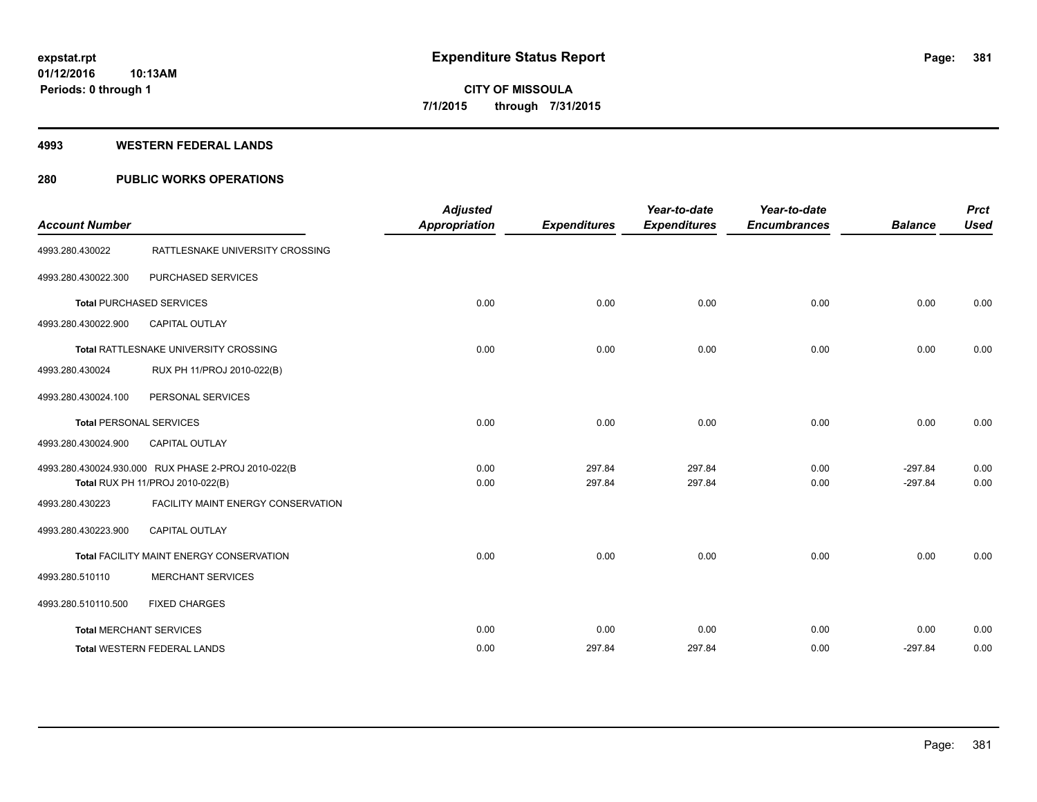expstat.rpt
01/12/2016 10:13AM
Periods: 0 through 1

# Expenditure Status Report

CITY OF MISSOULA
7/1/2015 through 7/31/2015

## 4993 WESTERN FEDERAL LANDS

## 280 PUBLIC WORKS OPERATIONS

| Account Number | | Adjusted Appropriation | Expenditures | Year-to-date Expenditures | Year-to-date Encumbrances | Balance | Prct Used |
|---|---|---|---|---|---|---|---|
| 4993.280.430022 | RATTLESNAKE UNIVERSITY CROSSING | | | | | | |
| 4993.280.430022.300 | PURCHASED SERVICES | | | | | | |
| **Total** PURCHASED SERVICES | | 0.00 | 0.00 | 0.00 | 0.00 | 0.00 | 0.00 |
| 4993.280.430022.900 | CAPITAL OUTLAY | | | | | | |
| **Total** RATTLESNAKE UNIVERSITY CROSSING | | 0.00 | 0.00 | 0.00 | 0.00 | 0.00 | 0.00 |
| 4993.280.430024 | RUX PH 11/PROJ 2010-022(B) | | | | | | |
| 4993.280.430024.100 | PERSONAL SERVICES | | | | | | |
| **Total** PERSONAL SERVICES | | 0.00 | 0.00 | 0.00 | 0.00 | 0.00 | 0.00 |
| 4993.280.430024.900 | CAPITAL OUTLAY | | | | | | |
| 4993.280.430024.930.000 | RUX PHASE 2-PROJ 2010-022(B | 0.00 | 297.84 | 297.84 | 0.00 | -297.84 | 0.00 |
| **Total** RUX PH 11/PROJ 2010-022(B) | | 0.00 | 297.84 | 297.84 | 0.00 | -297.84 | 0.00 |
| 4993.280.430223 | FACILITY MAINT ENERGY CONSERVATION | | | | | | |
| 4993.280.430223.900 | CAPITAL OUTLAY | | | | | | |
| **Total** FACILITY MAINT ENERGY CONSERVATION | | 0.00 | 0.00 | 0.00 | 0.00 | 0.00 | 0.00 |
| 4993.280.510110 | MERCHANT SERVICES | | | | | | |
| 4993.280.510110.500 | FIXED CHARGES | | | | | | |
| **Total** MERCHANT SERVICES | | 0.00 | 0.00 | 0.00 | 0.00 | 0.00 | 0.00 |
| **Total** WESTERN FEDERAL LANDS | | 0.00 | 297.84 | 297.84 | 0.00 | -297.84 | 0.00 |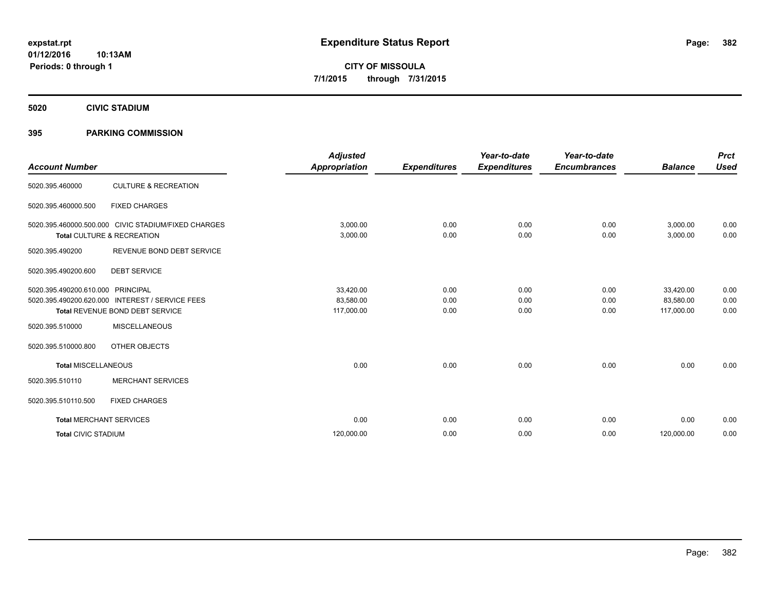**expstat.rpt**
**01/12/2016 10:13AM**
**Periods: 0 through 1**

# Expenditure Status Report

**CITY OF MISSOULA**
**7/1/2015 through 7/31/2015**

**5020 CIVIC STADIUM**

**395 PARKING COMMISSION**

| Account Number | | Adjusted Appropriation | Expenditures | Year-to-date Expenditures | Year-to-date Encumbrances | Balance | Prct Used |
|---|---|---|---|---|---|---|---|
| 5020.395.460000 | CULTURE & RECREATION | | | | | | |
| 5020.395.460000.500 | FIXED CHARGES | | | | | | |
| 5020.395.460000.500.000 | CIVIC STADIUM/FIXED CHARGES | 3,000.00 | 0.00 | 0.00 | 0.00 | 3,000.00 | 0.00 |
| **Total** CULTURE & RECREATION | | 3,000.00 | 0.00 | 0.00 | 0.00 | 3,000.00 | 0.00 |
| 5020.395.490200 | REVENUE BOND DEBT SERVICE | | | | | | |
| 5020.395.490200.600 | DEBT SERVICE | | | | | | |
| 5020.395.490200.610.000 | PRINCIPAL | 33,420.00 | 0.00 | 0.00 | 0.00 | 33,420.00 | 0.00 |
| 5020.395.490200.620.000 | INTEREST / SERVICE FEES | 83,580.00 | 0.00 | 0.00 | 0.00 | 83,580.00 | 0.00 |
| **Total** REVENUE BOND DEBT SERVICE | | 117,000.00 | 0.00 | 0.00 | 0.00 | 117,000.00 | 0.00 |
| 5020.395.510000 | MISCELLANEOUS | | | | | | |
| 5020.395.510000.800 | OTHER OBJECTS | | | | | | |
| **Total** MISCELLANEOUS | | 0.00 | 0.00 | 0.00 | 0.00 | 0.00 | 0.00 |
| 5020.395.510110 | MERCHANT SERVICES | | | | | | |
| 5020.395.510110.500 | FIXED CHARGES | | | | | | |
| **Total** MERCHANT SERVICES | | 0.00 | 0.00 | 0.00 | 0.00 | 0.00 | 0.00 |
| **Total** CIVIC STADIUM | | 120,000.00 | 0.00 | 0.00 | 0.00 | 120,000.00 | 0.00 |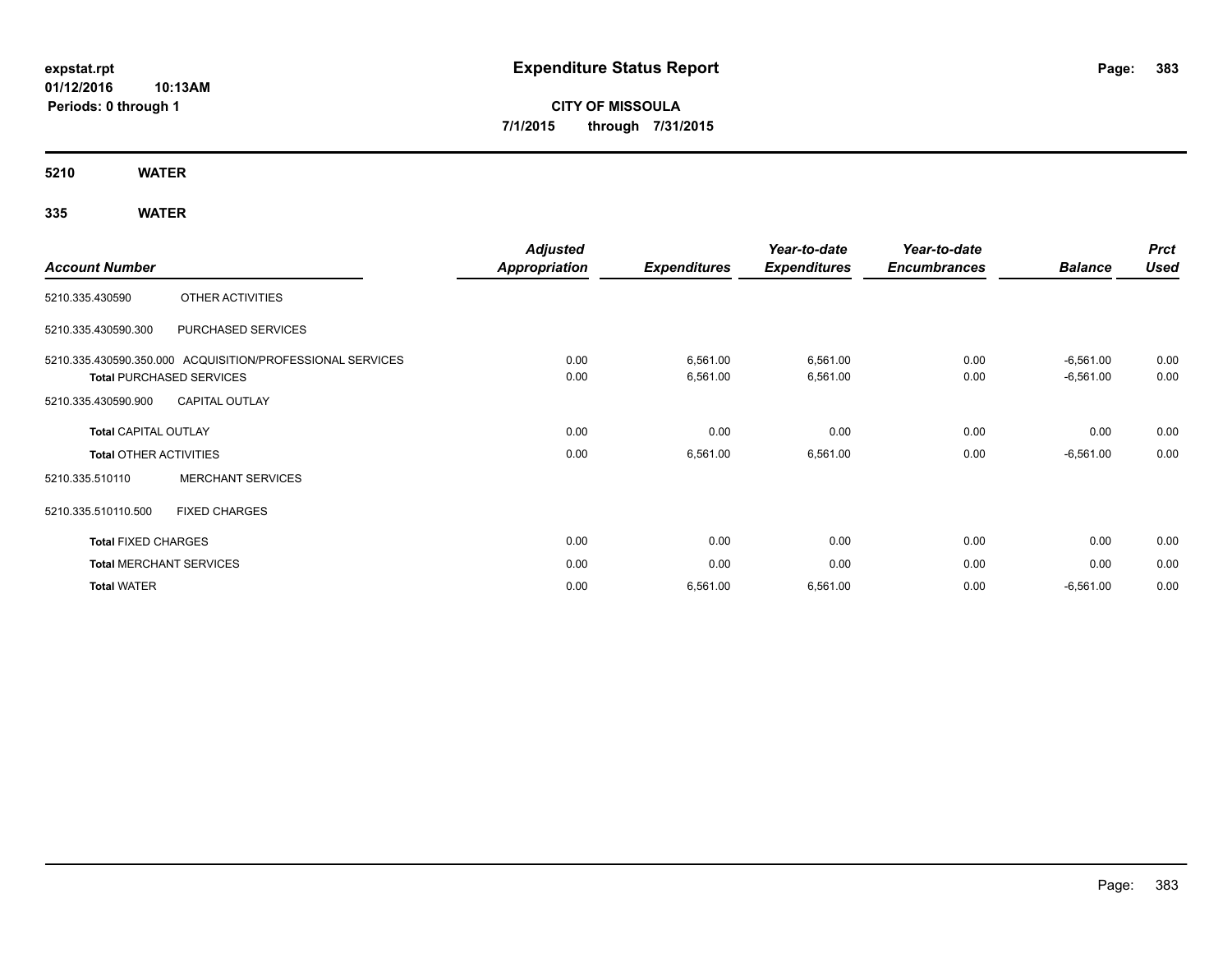**expstat.rpt**
**01/12/2016 10:13AM**
**Periods: 0 through 1**

# Expenditure Status Report

**CITY OF MISSOULA**
**7/1/2015 through 7/31/2015**

## 5210 WATER

## 335 WATER

| Account Number | | Adjusted Appropriation | Expenditures | Year-to-date Expenditures | Year-to-date Encumbrances | Balance | Prct Used |
|---|---|---|---|---|---|---|---|
| 5210.335.430590 | OTHER ACTIVITIES | | | | | | |
| 5210.335.430590.300 | PURCHASED SERVICES | | | | | | |
| 5210.335.430590.350.000 | ACQUISITION/PROFESSIONAL SERVICES | 0.00 | 6,561.00 | 6,561.00 | 0.00 | -6,561.00 | 0.00 |
| **Total** PURCHASED SERVICES | | 0.00 | 6,561.00 | 6,561.00 | 0.00 | -6,561.00 | 0.00 |
| 5210.335.430590.900 | CAPITAL OUTLAY | | | | | | |
| **Total** CAPITAL OUTLAY | | 0.00 | 0.00 | 0.00 | 0.00 | 0.00 | 0.00 |
| **Total** OTHER ACTIVITIES | | 0.00 | 6,561.00 | 6,561.00 | 0.00 | -6,561.00 | 0.00 |
| 5210.335.510110 | MERCHANT SERVICES | | | | | | |
| 5210.335.510110.500 | FIXED CHARGES | | | | | | |
| **Total** FIXED CHARGES | | 0.00 | 0.00 | 0.00 | 0.00 | 0.00 | 0.00 |
| **Total** MERCHANT SERVICES | | 0.00 | 0.00 | 0.00 | 0.00 | 0.00 | 0.00 |
| **Total** WATER | | 0.00 | 6,561.00 | 6,561.00 | 0.00 | -6,561.00 | 0.00 |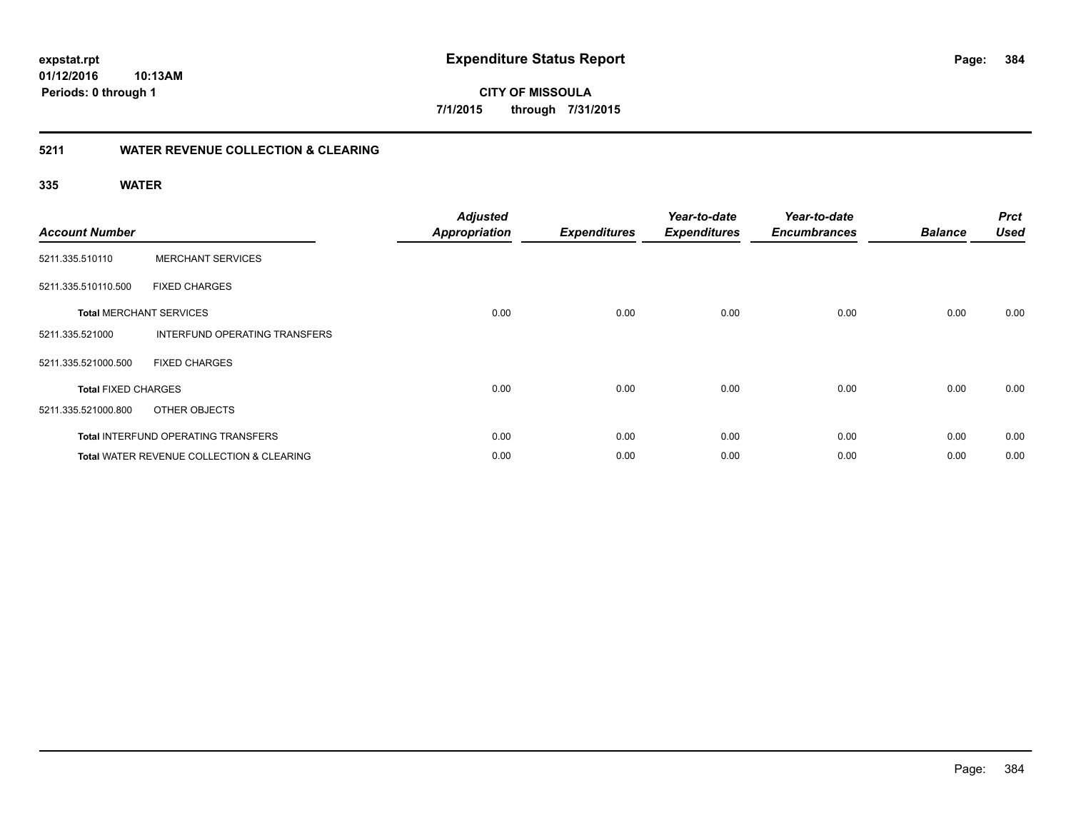**expstat.rpt**
**01/12/2016 10:13AM**
**Periods: 0 through 1**

# Expenditure Status Report

**CITY OF MISSOULA**
**7/1/2015 through 7/31/2015**

## 5211 WATER REVENUE COLLECTION & CLEARING

### 335 WATER

| Account Number | | Adjusted Appropriation | Expenditures | Year-to-date Expenditures | Year-to-date Encumbrances | Balance | Prct Used |
|---|---|---|---|---|---|---|---|
| 5211.335.510110 | MERCHANT SERVICES | | | | | | |
| 5211.335.510110.500 | FIXED CHARGES | | | | | | |
| **Total** MERCHANT SERVICES | | 0.00 | 0.00 | 0.00 | 0.00 | 0.00 | 0.00 |
| 5211.335.521000 | INTERFUND OPERATING TRANSFERS | | | | | | |
| 5211.335.521000.500 | FIXED CHARGES | | | | | | |
| **Total** FIXED CHARGES | | 0.00 | 0.00 | 0.00 | 0.00 | 0.00 | 0.00 |
| 5211.335.521000.800 | OTHER OBJECTS | | | | | | |
| **Total** INTERFUND OPERATING TRANSFERS | | 0.00 | 0.00 | 0.00 | 0.00 | 0.00 | 0.00 |
| **Total** WATER REVENUE COLLECTION & CLEARING | | 0.00 | 0.00 | 0.00 | 0.00 | 0.00 | 0.00 |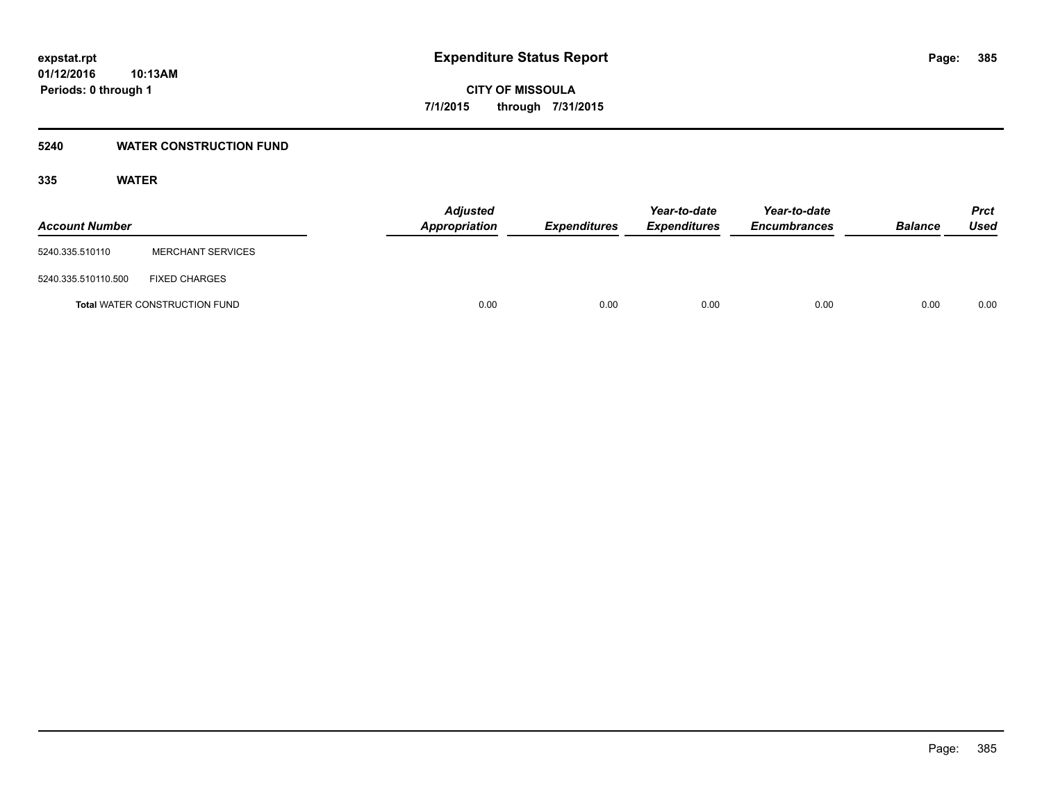**expstat.rpt**
**01/12/2016 10:13AM**
**Periods: 0 through 1**

# Expenditure Status Report

**CITY OF MISSOULA**
**7/1/2015 through 7/31/2015**

## 5240 WATER CONSTRUCTION FUND

### 335 WATER

| Account Number | | Adjusted Appropriation | Expenditures | Year-to-date Expenditures | Year-to-date Encumbrances | Balance | Prct Used |
|---|---|---|---|---|---|---|---|
| 5240.335.510110 | MERCHANT SERVICES | | | | | | |
| 5240.335.510110.500 | FIXED CHARGES | | | | | | |
| **Total** WATER CONSTRUCTION FUND | | 0.00 | 0.00 | 0.00 | 0.00 | 0.00 | 0.00 |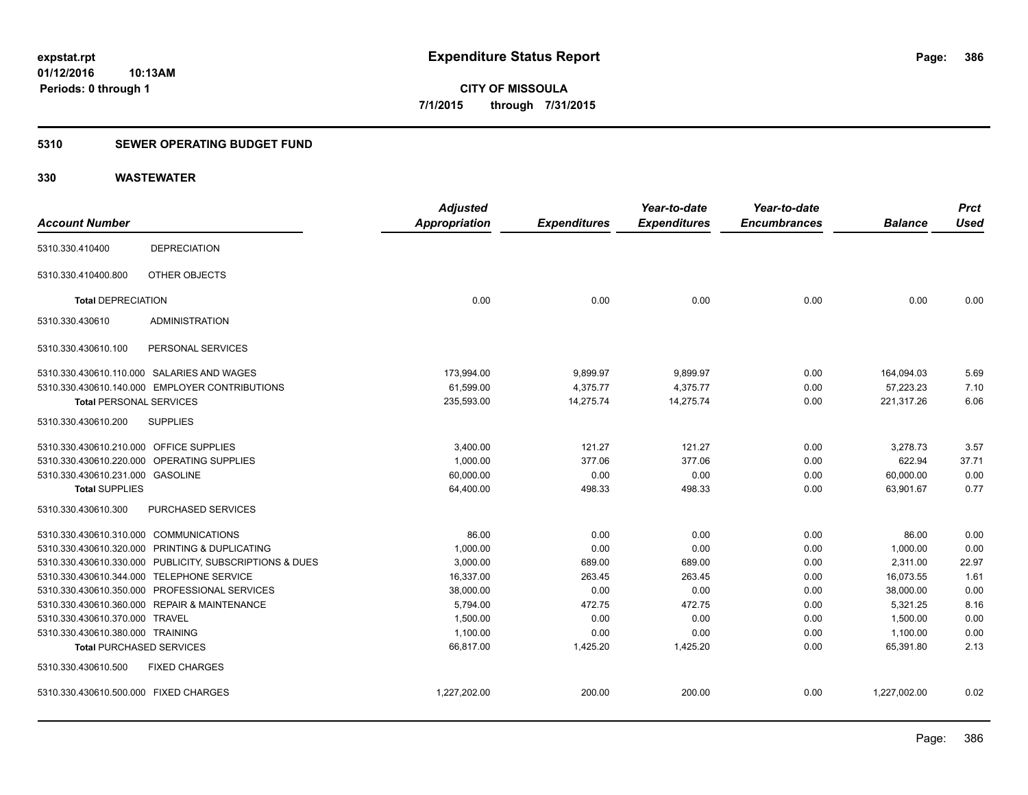# Expenditure Status Report

**CITY OF MISSOULA**

**7/1/2015 through 7/31/2015**

expstat.rpt
01/12/2016 10:13AM
Periods: 0 through 1

## 5310 SEWER OPERATING BUDGET FUND

## 330 WASTEWATER

| Account Number | | Adjusted Appropriation | Expenditures | Year-to-date Expenditures | Year-to-date Encumbrances | Balance | Prct Used |
|---|---|---|---|---|---|---|---|
| 5310.330.410400 | DEPRECIATION | | | | | | |
| 5310.330.410400.800 | OTHER OBJECTS | | | | | | |
| **Total** DEPRECIATION | | 0.00 | 0.00 | 0.00 | 0.00 | 0.00 | 0.00 |
| 5310.330.430610 | ADMINISTRATION | | | | | | |
| 5310.330.430610.100 | PERSONAL SERVICES | | | | | | |
| 5310.330.430610.110.000 | SALARIES AND WAGES | 173,994.00 | 9,899.97 | 9,899.97 | 0.00 | 164,094.03 | 5.69 |
| 5310.330.430610.140.000 | EMPLOYER CONTRIBUTIONS | 61,599.00 | 4,375.77 | 4,375.77 | 0.00 | 57,223.23 | 7.10 |
| **Total** PERSONAL SERVICES | | 235,593.00 | 14,275.74 | 14,275.74 | 0.00 | 221,317.26 | 6.06 |
| 5310.330.430610.200 | SUPPLIES | | | | | | |
| 5310.330.430610.210.000 | OFFICE SUPPLIES | 3,400.00 | 121.27 | 121.27 | 0.00 | 3,278.73 | 3.57 |
| 5310.330.430610.220.000 | OPERATING SUPPLIES | 1,000.00 | 377.06 | 377.06 | 0.00 | 622.94 | 37.71 |
| 5310.330.430610.231.000 | GASOLINE | 60,000.00 | 0.00 | 0.00 | 0.00 | 60,000.00 | 0.00 |
| **Total** SUPPLIES | | 64,400.00 | 498.33 | 498.33 | 0.00 | 63,901.67 | 0.77 |
| 5310.330.430610.300 | PURCHASED SERVICES | | | | | | |
| 5310.330.430610.310.000 | COMMUNICATIONS | 86.00 | 0.00 | 0.00 | 0.00 | 86.00 | 0.00 |
| 5310.330.430610.320.000 | PRINTING & DUPLICATING | 1,000.00 | 0.00 | 0.00 | 0.00 | 1,000.00 | 0.00 |
| 5310.330.430610.330.000 | PUBLICITY, SUBSCRIPTIONS & DUES | 3,000.00 | 689.00 | 689.00 | 0.00 | 2,311.00 | 22.97 |
| 5310.330.430610.344.000 | TELEPHONE SERVICE | 16,337.00 | 263.45 | 263.45 | 0.00 | 16,073.55 | 1.61 |
| 5310.330.430610.350.000 | PROFESSIONAL SERVICES | 38,000.00 | 0.00 | 0.00 | 0.00 | 38,000.00 | 0.00 |
| 5310.330.430610.360.000 | REPAIR & MAINTENANCE | 5,794.00 | 472.75 | 472.75 | 0.00 | 5,321.25 | 8.16 |
| 5310.330.430610.370.000 | TRAVEL | 1,500.00 | 0.00 | 0.00 | 0.00 | 1,500.00 | 0.00 |
| 5310.330.430610.380.000 | TRAINING | 1,100.00 | 0.00 | 0.00 | 0.00 | 1,100.00 | 0.00 |
| **Total** PURCHASED SERVICES | | 66,817.00 | 1,425.20 | 1,425.20 | 0.00 | 65,391.80 | 2.13 |
| 5310.330.430610.500 | FIXED CHARGES | | | | | | |
| 5310.330.430610.500.000 | FIXED CHARGES | 1,227,202.00 | 200.00 | 200.00 | 0.00 | 1,227,002.00 | 0.02 |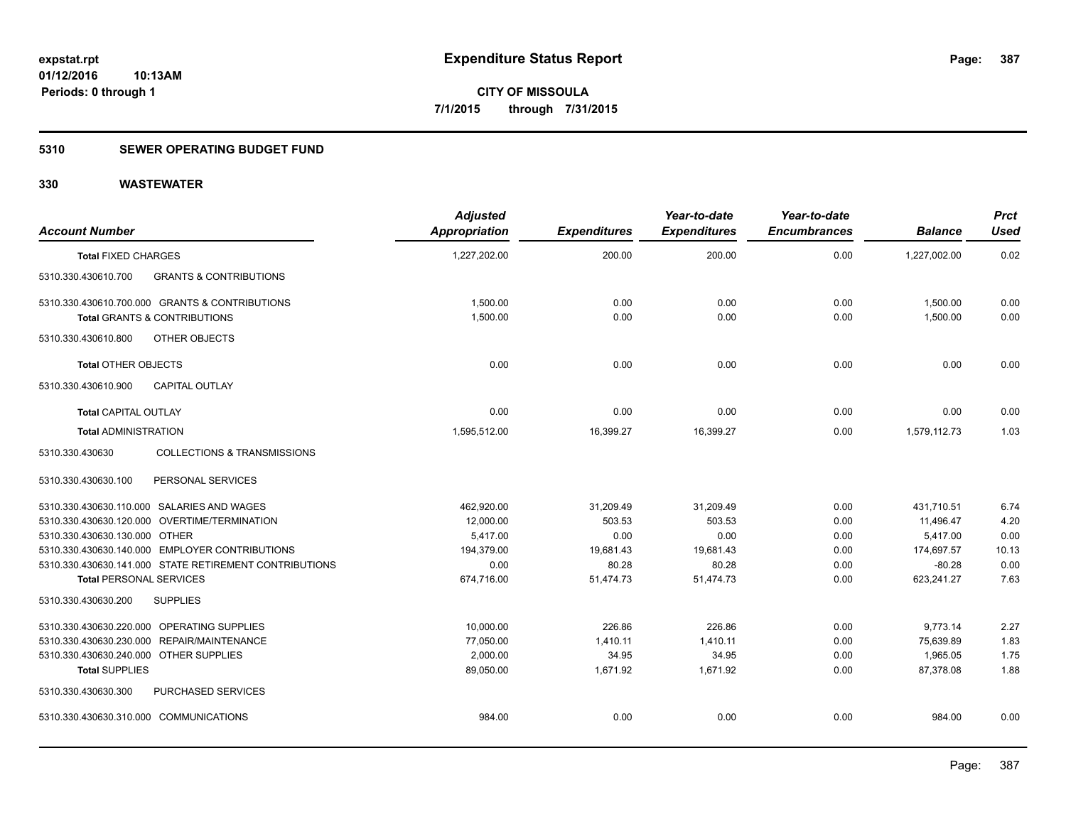# Expenditure Status Report

**CITY OF MISSOULA**

**7/1/2015 through 7/31/2015**

expstat.rpt
01/12/2016 10:13AM
Periods: 0 through 1

## 5310 SEWER OPERATING BUDGET FUND

## 330 WASTEWATER

| Account Number | Adjusted Appropriation | Expenditures | Year-to-date Expenditures | Year-to-date Encumbrances | Balance | Prct Used |
|---|---|---|---|---|---|---|
| **Total** FIXED CHARGES | 1,227,202.00 | 200.00 | 200.00 | 0.00 | 1,227,002.00 | 0.02 |
| 5310.330.430610.700 GRANTS & CONTRIBUTIONS | | | | | | |
| 5310.330.430610.700.000 GRANTS & CONTRIBUTIONS | 1,500.00 | 0.00 | 0.00 | 0.00 | 1,500.00 | 0.00 |
| **Total** GRANTS & CONTRIBUTIONS | 1,500.00 | 0.00 | 0.00 | 0.00 | 1,500.00 | 0.00 |
| 5310.330.430610.800 OTHER OBJECTS | | | | | | |
| **Total** OTHER OBJECTS | 0.00 | 0.00 | 0.00 | 0.00 | 0.00 | 0.00 |
| 5310.330.430610.900 CAPITAL OUTLAY | | | | | | |
| **Total** CAPITAL OUTLAY | 0.00 | 0.00 | 0.00 | 0.00 | 0.00 | 0.00 |
| **Total** ADMINISTRATION | 1,595,512.00 | 16,399.27 | 16,399.27 | 0.00 | 1,579,112.73 | 1.03 |
| 5310.330.430630 COLLECTIONS & TRANSMISSIONS | | | | | | |
| 5310.330.430630.100 PERSONAL SERVICES | | | | | | |
| 5310.330.430630.110.000 SALARIES AND WAGES | 462,920.00 | 31,209.49 | 31,209.49 | 0.00 | 431,710.51 | 6.74 |
| 5310.330.430630.120.000 OVERTIME/TERMINATION | 12,000.00 | 503.53 | 503.53 | 0.00 | 11,496.47 | 4.20 |
| 5310.330.430630.130.000 OTHER | 5,417.00 | 0.00 | 0.00 | 0.00 | 5,417.00 | 0.00 |
| 5310.330.430630.140.000 EMPLOYER CONTRIBUTIONS | 194,379.00 | 19,681.43 | 19,681.43 | 0.00 | 174,697.57 | 10.13 |
| 5310.330.430630.141.000 STATE RETIREMENT CONTRIBUTIONS | 0.00 | 80.28 | 80.28 | 0.00 | -80.28 | 0.00 |
| **Total** PERSONAL SERVICES | 674,716.00 | 51,474.73 | 51,474.73 | 0.00 | 623,241.27 | 7.63 |
| 5310.330.430630.200 SUPPLIES | | | | | | |
| 5310.330.430630.220.000 OPERATING SUPPLIES | 10,000.00 | 226.86 | 226.86 | 0.00 | 9,773.14 | 2.27 |
| 5310.330.430630.230.000 REPAIR/MAINTENANCE | 77,050.00 | 1,410.11 | 1,410.11 | 0.00 | 75,639.89 | 1.83 |
| 5310.330.430630.240.000 OTHER SUPPLIES | 2,000.00 | 34.95 | 34.95 | 0.00 | 1,965.05 | 1.75 |
| **Total** SUPPLIES | 89,050.00 | 1,671.92 | 1,671.92 | 0.00 | 87,378.08 | 1.88 |
| 5310.330.430630.300 PURCHASED SERVICES | | | | | | |
| 5310.330.430630.310.000 COMMUNICATIONS | 984.00 | 0.00 | 0.00 | 0.00 | 984.00 | 0.00 |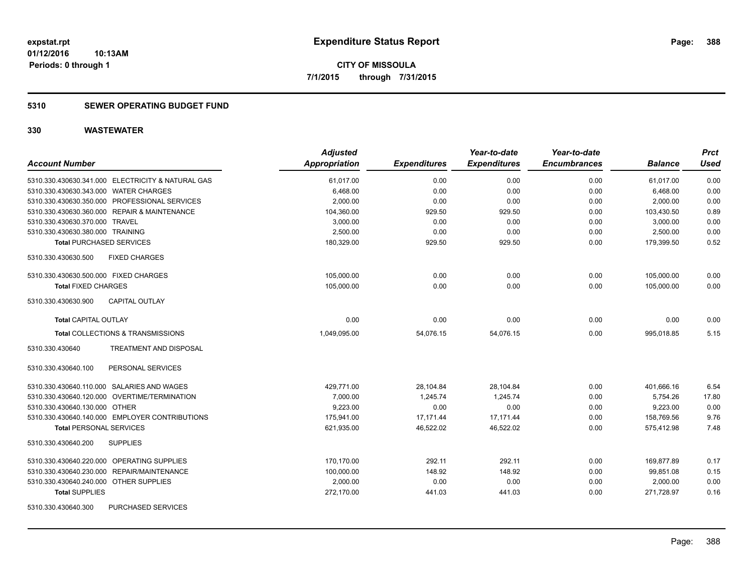**expstat.rpt**
**01/12/2016 10:13AM**
**Periods: 0 through 1**

# Expenditure Status Report

**CITY OF MISSOULA**
**7/1/2015 through 7/31/2015**

## 5310 SEWER OPERATING BUDGET FUND

## 330 WASTEWATER

| Account Number | Adjusted Appropriation | Expenditures | Year-to-date Expenditures | Year-to-date Encumbrances | Balance | Prct Used |
|---|---|---|---|---|---|---|
| 5310.330.430630.341.000 ELECTRICITY & NATURAL GAS | 61,017.00 | 0.00 | 0.00 | 0.00 | 61,017.00 | 0.00 |
| 5310.330.430630.343.000 WATER CHARGES | 6,468.00 | 0.00 | 0.00 | 0.00 | 6,468.00 | 0.00 |
| 5310.330.430630.350.000 PROFESSIONAL SERVICES | 2,000.00 | 0.00 | 0.00 | 0.00 | 2,000.00 | 0.00 |
| 5310.330.430630.360.000 REPAIR & MAINTENANCE | 104,360.00 | 929.50 | 929.50 | 0.00 | 103,430.50 | 0.89 |
| 5310.330.430630.370.000 TRAVEL | 3,000.00 | 0.00 | 0.00 | 0.00 | 3,000.00 | 0.00 |
| 5310.330.430630.380.000 TRAINING | 2,500.00 | 0.00 | 0.00 | 0.00 | 2,500.00 | 0.00 |
| **Total** PURCHASED SERVICES | 180,329.00 | 929.50 | 929.50 | 0.00 | 179,399.50 | 0.52 |
| 5310.330.430630.500 FIXED CHARGES | | | | | | |
| 5310.330.430630.500.000 FIXED CHARGES | 105,000.00 | 0.00 | 0.00 | 0.00 | 105,000.00 | 0.00 |
| **Total** FIXED CHARGES | 105,000.00 | 0.00 | 0.00 | 0.00 | 105,000.00 | 0.00 |
| 5310.330.430630.900 CAPITAL OUTLAY | | | | | | |
| **Total** CAPITAL OUTLAY | 0.00 | 0.00 | 0.00 | 0.00 | 0.00 | 0.00 |
| **Total** COLLECTIONS & TRANSMISSIONS | 1,049,095.00 | 54,076.15 | 54,076.15 | 0.00 | 995,018.85 | 5.15 |
| 5310.330.430640 TREATMENT AND DISPOSAL | | | | | | |
| 5310.330.430640.100 PERSONAL SERVICES | | | | | | |
| 5310.330.430640.110.000 SALARIES AND WAGES | 429,771.00 | 28,104.84 | 28,104.84 | 0.00 | 401,666.16 | 6.54 |
| 5310.330.430640.120.000 OVERTIME/TERMINATION | 7,000.00 | 1,245.74 | 1,245.74 | 0.00 | 5,754.26 | 17.80 |
| 5310.330.430640.130.000 OTHER | 9,223.00 | 0.00 | 0.00 | 0.00 | 9,223.00 | 0.00 |
| 5310.330.430640.140.000 EMPLOYER CONTRIBUTIONS | 175,941.00 | 17,171.44 | 17,171.44 | 0.00 | 158,769.56 | 9.76 |
| **Total** PERSONAL SERVICES | 621,935.00 | 46,522.02 | 46,522.02 | 0.00 | 575,412.98 | 7.48 |
| 5310.330.430640.200 SUPPLIES | | | | | | |
| 5310.330.430640.220.000 OPERATING SUPPLIES | 170,170.00 | 292.11 | 292.11 | 0.00 | 169,877.89 | 0.17 |
| 5310.330.430640.230.000 REPAIR/MAINTENANCE | 100,000.00 | 148.92 | 148.92 | 0.00 | 99,851.08 | 0.15 |
| 5310.330.430640.240.000 OTHER SUPPLIES | 2,000.00 | 0.00 | 0.00 | 0.00 | 2,000.00 | 0.00 |
| **Total** SUPPLIES | 272,170.00 | 441.03 | 441.03 | 0.00 | 271,728.97 | 0.16 |
| 5310.330.430640.300 PURCHASED SERVICES | | | | | | |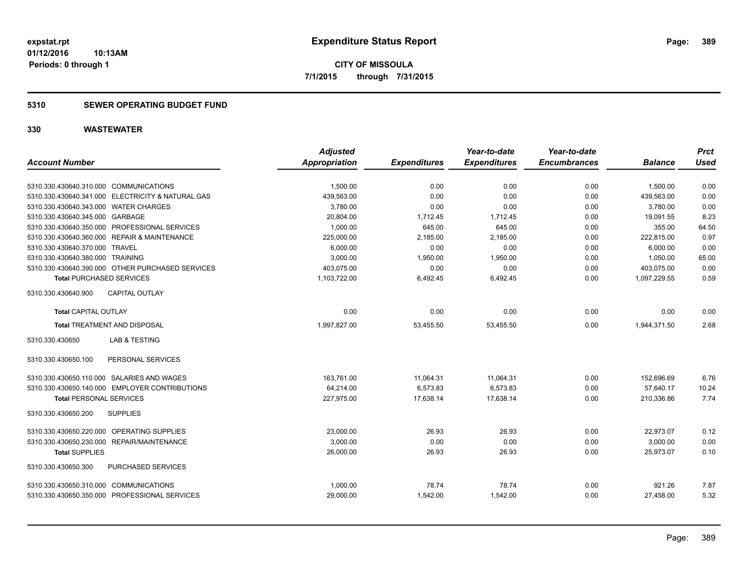**expstat.rpt**
**01/12/2016 10:13AM**
**Periods: 0 through 1**

# Expenditure Status Report

**CITY OF MISSOULA**
**7/1/2015 through 7/31/2015**

## 5310 SEWER OPERATING BUDGET FUND

## 330 WASTEWATER

| Account Number | Adjusted Appropriation | Expenditures | Year-to-date Expenditures | Year-to-date Encumbrances | Balance | Prct Used |
|---|---|---|---|---|---|---|
| 5310.330.430640.310.000 COMMUNICATIONS | 1,500.00 | 0.00 | 0.00 | 0.00 | 1,500.00 | 0.00 |
| 5310.330.430640.341.000 ELECTRICITY & NATURAL GAS | 439,563.00 | 0.00 | 0.00 | 0.00 | 439,563.00 | 0.00 |
| 5310.330.430640.343.000 WATER CHARGES | 3,780.00 | 0.00 | 0.00 | 0.00 | 3,780.00 | 0.00 |
| 5310.330.430640.345.000 GARBAGE | 20,804.00 | 1,712.45 | 1,712.45 | 0.00 | 19,091.55 | 8.23 |
| 5310.330.430640.350.000 PROFESSIONAL SERVICES | 1,000.00 | 645.00 | 645.00 | 0.00 | 355.00 | 64.50 |
| 5310.330.430640.360.000 REPAIR & MAINTENANCE | 225,000.00 | 2,185.00 | 2,185.00 | 0.00 | 222,815.00 | 0.97 |
| 5310.330.430640.370.000 TRAVEL | 6,000.00 | 0.00 | 0.00 | 0.00 | 6,000.00 | 0.00 |
| 5310.330.430640.380.000 TRAINING | 3,000.00 | 1,950.00 | 1,950.00 | 0.00 | 1,050.00 | 65.00 |
| 5310.330.430640.390.000 OTHER PURCHASED SERVICES | 403,075.00 | 0.00 | 0.00 | 0.00 | 403,075.00 | 0.00 |
| **Total** PURCHASED SERVICES | 1,103,722.00 | 6,492.45 | 6,492.45 | 0.00 | 1,097,229.55 | 0.59 |
| 5310.330.430640.900 CAPITAL OUTLAY | | | | | | |
| **Total** CAPITAL OUTLAY | 0.00 | 0.00 | 0.00 | 0.00 | 0.00 | 0.00 |
| **Total** TREATMENT AND DISPOSAL | 1,997,827.00 | 53,455.50 | 53,455.50 | 0.00 | 1,944,371.50 | 2.68 |
| 5310.330.430650 LAB & TESTING | | | | | | |
| 5310.330.430650.100 PERSONAL SERVICES | | | | | | |
| 5310.330.430650.110.000 SALARIES AND WAGES | 163,761.00 | 11,064.31 | 11,064.31 | 0.00 | 152,696.69 | 6.76 |
| 5310.330.430650.140.000 EMPLOYER CONTRIBUTIONS | 64,214.00 | 6,573.83 | 6,573.83 | 0.00 | 57,640.17 | 10.24 |
| **Total** PERSONAL SERVICES | 227,975.00 | 17,638.14 | 17,638.14 | 0.00 | 210,336.86 | 7.74 |
| 5310.330.430650.200 SUPPLIES | | | | | | |
| 5310.330.430650.220.000 OPERATING SUPPLIES | 23,000.00 | 26.93 | 26.93 | 0.00 | 22,973.07 | 0.12 |
| 5310.330.430650.230.000 REPAIR/MAINTENANCE | 3,000.00 | 0.00 | 0.00 | 0.00 | 3,000.00 | 0.00 |
| **Total** SUPPLIES | 26,000.00 | 26.93 | 26.93 | 0.00 | 25,973.07 | 0.10 |
| 5310.330.430650.300 PURCHASED SERVICES | | | | | | |
| 5310.330.430650.310.000 COMMUNICATIONS | 1,000.00 | 78.74 | 78.74 | 0.00 | 921.26 | 7.87 |
| 5310.330.430650.350.000 PROFESSIONAL SERVICES | 29,000.00 | 1,542.00 | 1,542.00 | 0.00 | 27,458.00 | 5.32 |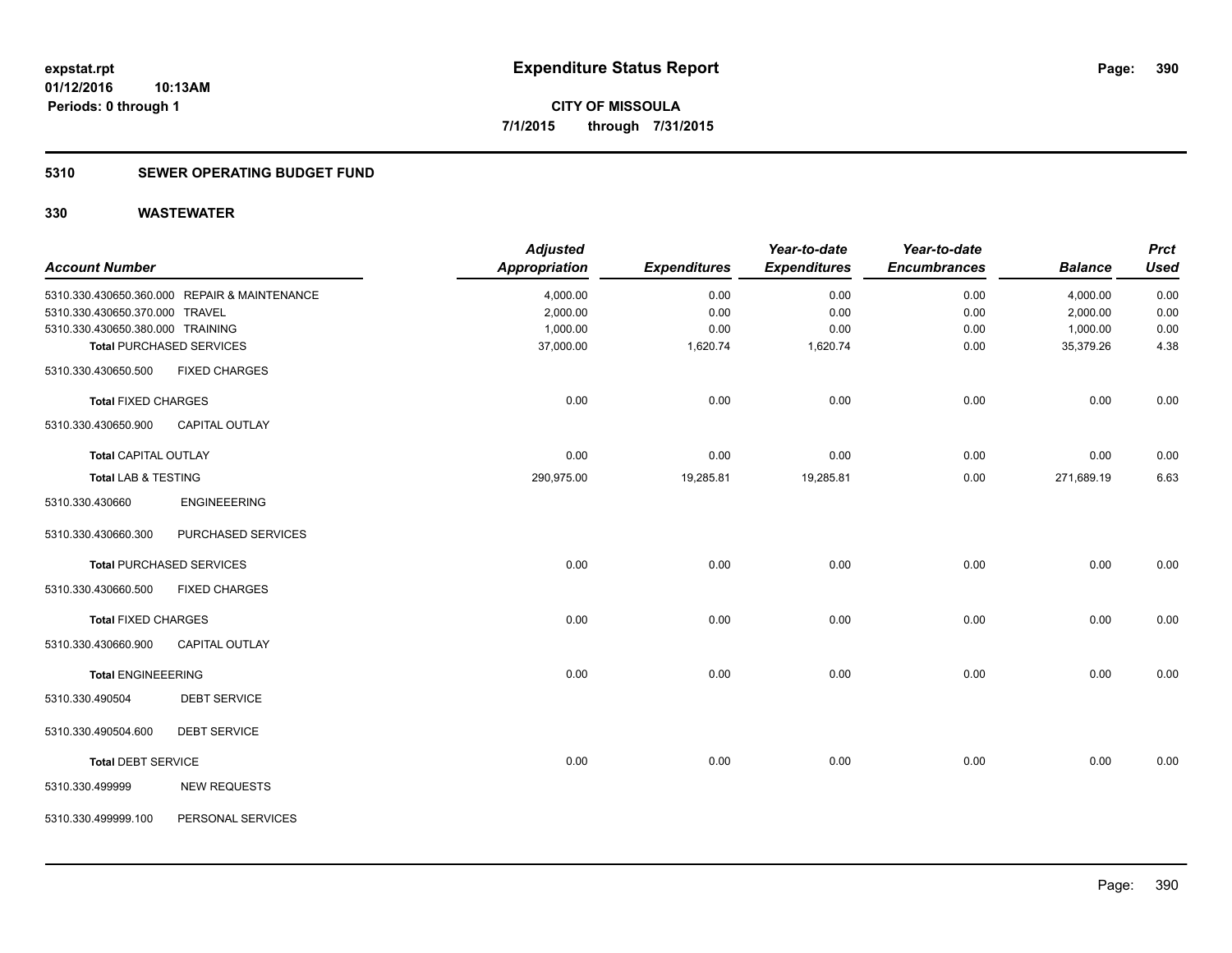**expstat.rpt**
**01/12/2016 10:13AM**
**Periods: 0 through 1**

# Expenditure Status Report

**CITY OF MISSOULA**
**7/1/2015 through 7/31/2015**

## 5310 SEWER OPERATING BUDGET FUND

### 330 WASTEWATER

| Account Number | | Adjusted Appropriation | Expenditures | Year-to-date Expenditures | Year-to-date Encumbrances | Balance | Prct Used |
|---|---|---|---|---|---|---|---|
| 5310.330.430650.360.000 | REPAIR & MAINTENANCE | 4,000.00 | 0.00 | 0.00 | 0.00 | 4,000.00 | 0.00 |
| 5310.330.430650.370.000 | TRAVEL | 2,000.00 | 0.00 | 0.00 | 0.00 | 2,000.00 | 0.00 |
| 5310.330.430650.380.000 | TRAINING | 1,000.00 | 0.00 | 0.00 | 0.00 | 1,000.00 | 0.00 |
| **Total** PURCHASED SERVICES | | 37,000.00 | 1,620.74 | 1,620.74 | 0.00 | 35,379.26 | 4.38 |
| 5310.330.430650.500 | FIXED CHARGES | | | | | | |
| **Total** FIXED CHARGES | | 0.00 | 0.00 | 0.00 | 0.00 | 0.00 | 0.00 |
| 5310.330.430650.900 | CAPITAL OUTLAY | | | | | | |
| **Total** CAPITAL OUTLAY | | 0.00 | 0.00 | 0.00 | 0.00 | 0.00 | 0.00 |
| **Total** LAB & TESTING | | 290,975.00 | 19,285.81 | 19,285.81 | 0.00 | 271,689.19 | 6.63 |
| 5310.330.430660 | ENGINEEERING | | | | | | |
| 5310.330.430660.300 | PURCHASED SERVICES | | | | | | |
| **Total** PURCHASED SERVICES | | 0.00 | 0.00 | 0.00 | 0.00 | 0.00 | 0.00 |
| 5310.330.430660.500 | FIXED CHARGES | | | | | | |
| **Total** FIXED CHARGES | | 0.00 | 0.00 | 0.00 | 0.00 | 0.00 | 0.00 |
| 5310.330.430660.900 | CAPITAL OUTLAY | | | | | | |
| **Total** ENGINEEERING | | 0.00 | 0.00 | 0.00 | 0.00 | 0.00 | 0.00 |
| 5310.330.490504 | DEBT SERVICE | | | | | | |
| 5310.330.490504.600 | DEBT SERVICE | | | | | | |
| **Total** DEBT SERVICE | | 0.00 | 0.00 | 0.00 | 0.00 | 0.00 | 0.00 |
| 5310.330.499999 | NEW REQUESTS | | | | | | |
| 5310.330.499999.100 | PERSONAL SERVICES | | | | | | |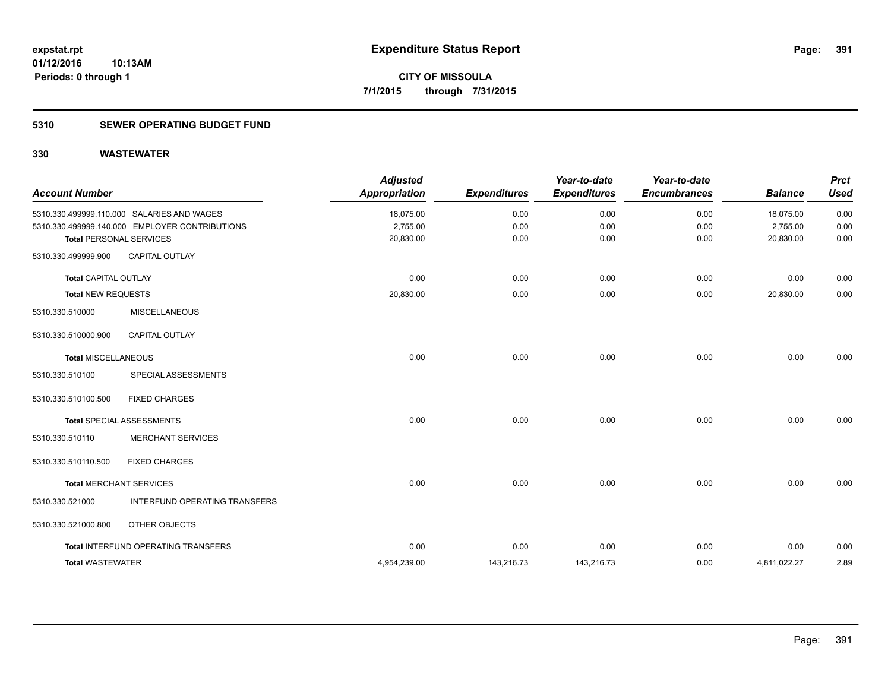**expstat.rpt**
**01/12/2016 10:13AM**
**Periods: 0 through 1**

# Expenditure Status Report

**CITY OF MISSOULA**
**7/1/2015 through 7/31/2015**

## 5310 SEWER OPERATING BUDGET FUND

### 330 WASTEWATER

| Account Number | | Adjusted Appropriation | Expenditures | Year-to-date Expenditures | Year-to-date Encumbrances | Balance | Prct Used |
|---|---|---|---|---|---|---|---|
| 5310.330.499999.110.000 | SALARIES AND WAGES | 18,075.00 | 0.00 | 0.00 | 0.00 | 18,075.00 | 0.00 |
| 5310.330.499999.140.000 | EMPLOYER CONTRIBUTIONS | 2,755.00 | 0.00 | 0.00 | 0.00 | 2,755.00 | 0.00 |
| **Total** PERSONAL SERVICES | | 20,830.00 | 0.00 | 0.00 | 0.00 | 20,830.00 | 0.00 |
| 5310.330.499999.900 | CAPITAL OUTLAY | | | | | | |
| **Total** CAPITAL OUTLAY | | 0.00 | 0.00 | 0.00 | 0.00 | 0.00 | 0.00 |
| **Total** NEW REQUESTS | | 20,830.00 | 0.00 | 0.00 | 0.00 | 20,830.00 | 0.00 |
| 5310.330.510000 | MISCELLANEOUS | | | | | | |
| 5310.330.510000.900 | CAPITAL OUTLAY | | | | | | |
| **Total** MISCELLANEOUS | | 0.00 | 0.00 | 0.00 | 0.00 | 0.00 | 0.00 |
| 5310.330.510100 | SPECIAL ASSESSMENTS | | | | | | |
| 5310.330.510100.500 | FIXED CHARGES | | | | | | |
| **Total** SPECIAL ASSESSMENTS | | 0.00 | 0.00 | 0.00 | 0.00 | 0.00 | 0.00 |
| 5310.330.510110 | MERCHANT SERVICES | | | | | | |
| 5310.330.510110.500 | FIXED CHARGES | | | | | | |
| **Total** MERCHANT SERVICES | | 0.00 | 0.00 | 0.00 | 0.00 | 0.00 | 0.00 |
| 5310.330.521000 | INTERFUND OPERATING TRANSFERS | | | | | | |
| 5310.330.521000.800 | OTHER OBJECTS | | | | | | |
| **Total** INTERFUND OPERATING TRANSFERS | | 0.00 | 0.00 | 0.00 | 0.00 | 0.00 | 0.00 |
| **Total** WASTEWATER | | 4,954,239.00 | 143,216.73 | 143,216.73 | 0.00 | 4,811,022.27 | 2.89 |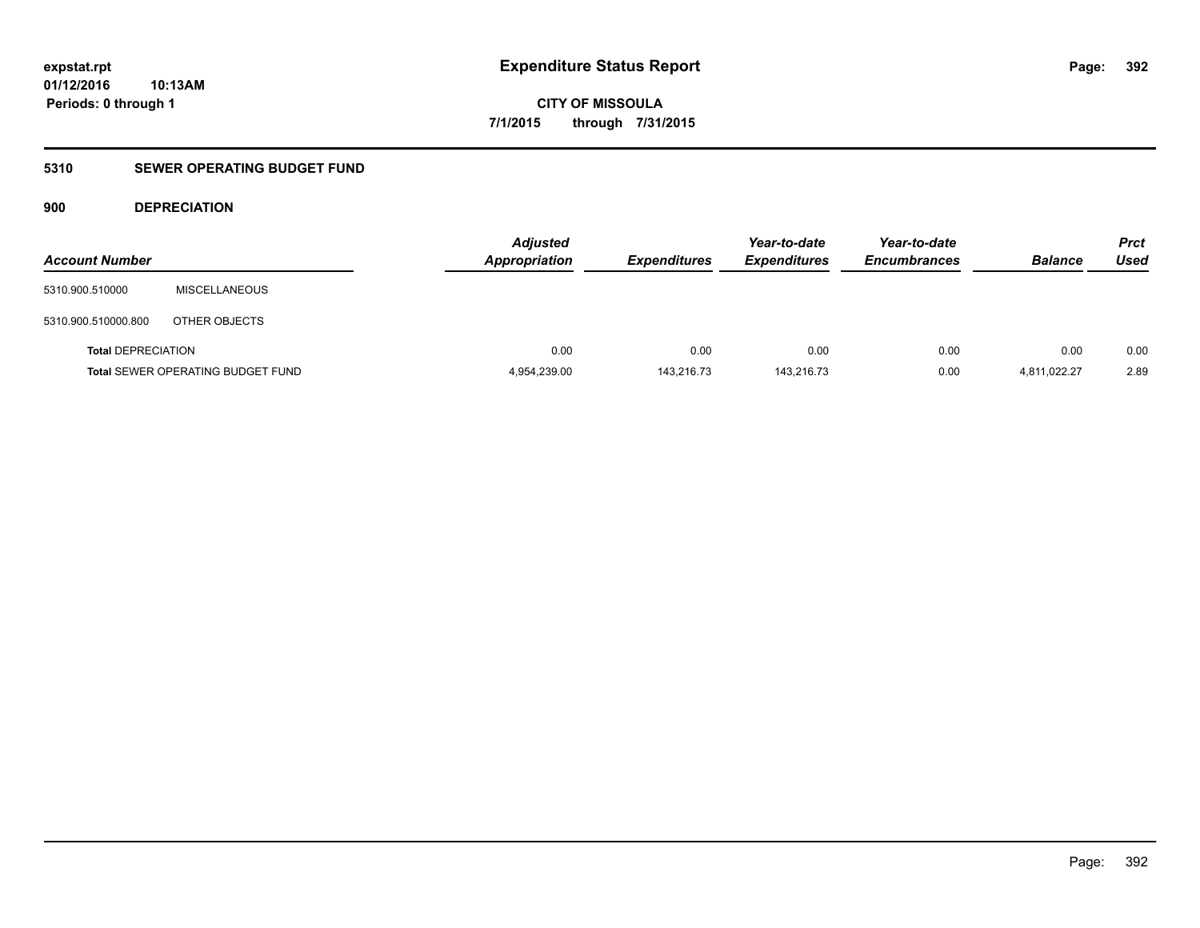**expstat.rpt**
**01/12/2016 10:13AM**
**Periods: 0 through 1**

# Expenditure Status Report

**CITY OF MISSOULA**
**7/1/2015 through 7/31/2015**

## 5310 SEWER OPERATING BUDGET FUND

### 900 DEPRECIATION

| Account Number | | Adjusted Appropriation | Expenditures | Year-to-date Expenditures | Year-to-date Encumbrances | Balance | Prct Used |
|---|---|---|---|---|---|---|---|
| 5310.900.510000 | MISCELLANEOUS | | | | | | |
| 5310.900.510000.800 | OTHER OBJECTS | | | | | | |
| **Total** DEPRECIATION | | 0.00 | 0.00 | 0.00 | 0.00 | 0.00 | 0.00 |
| **Total** SEWER OPERATING BUDGET FUND | | 4,954,239.00 | 143,216.73 | 143,216.73 | 0.00 | 4,811,022.27 | 2.89 |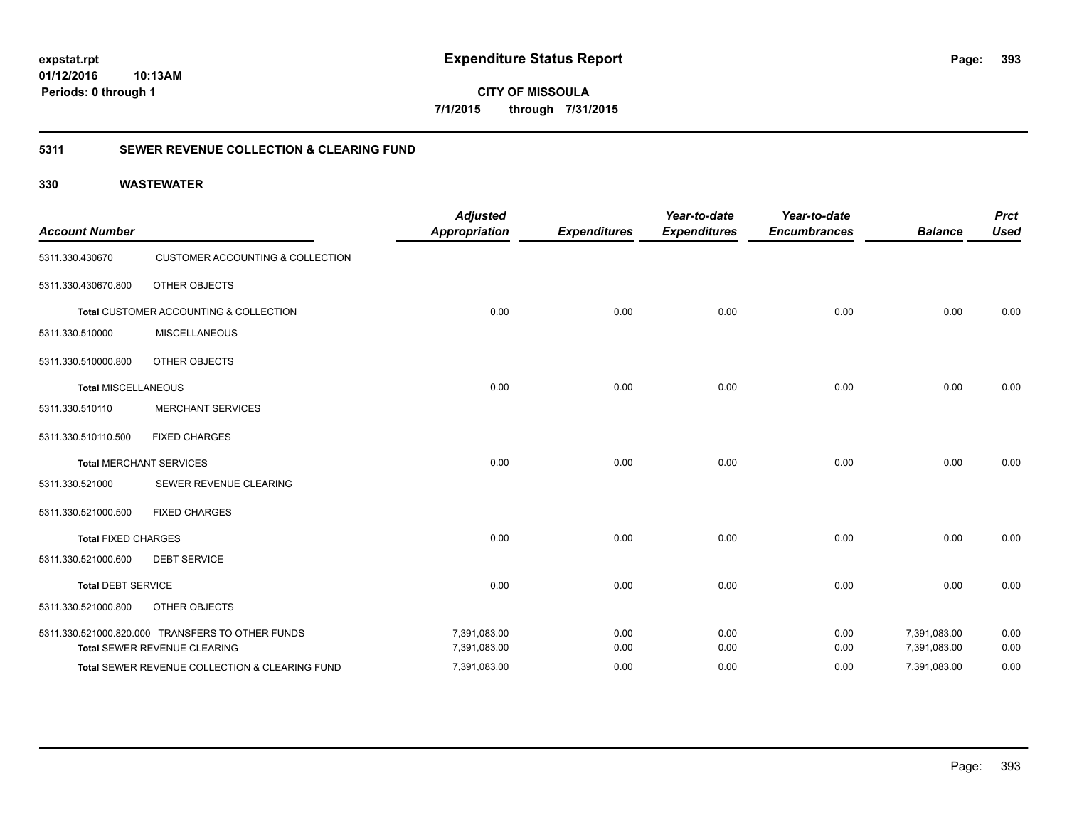# Expenditure Status Report

expstat.rpt
01/12/2016 10:13AM
Periods: 0 through 1

**CITY OF MISSOULA**
**7/1/2015 through 7/31/2015**

## 5311 SEWER REVENUE COLLECTION & CLEARING FUND

### 330 WASTEWATER

| Account Number | | Adjusted Appropriation | Expenditures | Year-to-date Expenditures | Year-to-date Encumbrances | Balance | Prct Used |
|---|---|---|---|---|---|---|---|
| 5311.330.430670 | CUSTOMER ACCOUNTING & COLLECTION | | | | | | |
| 5311.330.430670.800 | OTHER OBJECTS | | | | | | |
| **Total** CUSTOMER ACCOUNTING & COLLECTION | | 0.00 | 0.00 | 0.00 | 0.00 | 0.00 | 0.00 |
| 5311.330.510000 | MISCELLANEOUS | | | | | | |
| 5311.330.510000.800 | OTHER OBJECTS | | | | | | |
| **Total** MISCELLANEOUS | | 0.00 | 0.00 | 0.00 | 0.00 | 0.00 | 0.00 |
| 5311.330.510110 | MERCHANT SERVICES | | | | | | |
| 5311.330.510110.500 | FIXED CHARGES | | | | | | |
| **Total** MERCHANT SERVICES | | 0.00 | 0.00 | 0.00 | 0.00 | 0.00 | 0.00 |
| 5311.330.521000 | SEWER REVENUE CLEARING | | | | | | |
| 5311.330.521000.500 | FIXED CHARGES | | | | | | |
| **Total** FIXED CHARGES | | 0.00 | 0.00 | 0.00 | 0.00 | 0.00 | 0.00 |
| 5311.330.521000.600 | DEBT SERVICE | | | | | | |
| **Total** DEBT SERVICE | | 0.00 | 0.00 | 0.00 | 0.00 | 0.00 | 0.00 |
| 5311.330.521000.800 | OTHER OBJECTS | | | | | | |
| 5311.330.521000.820.000 | TRANSFERS TO OTHER FUNDS | 7,391,083.00 | 0.00 | 0.00 | 0.00 | 7,391,083.00 | 0.00 |
| **Total** SEWER REVENUE CLEARING | | 7,391,083.00 | 0.00 | 0.00 | 0.00 | 7,391,083.00 | 0.00 |
| **Total** SEWER REVENUE COLLECTION & CLEARING FUND | | 7,391,083.00 | 0.00 | 0.00 | 0.00 | 7,391,083.00 | 0.00 |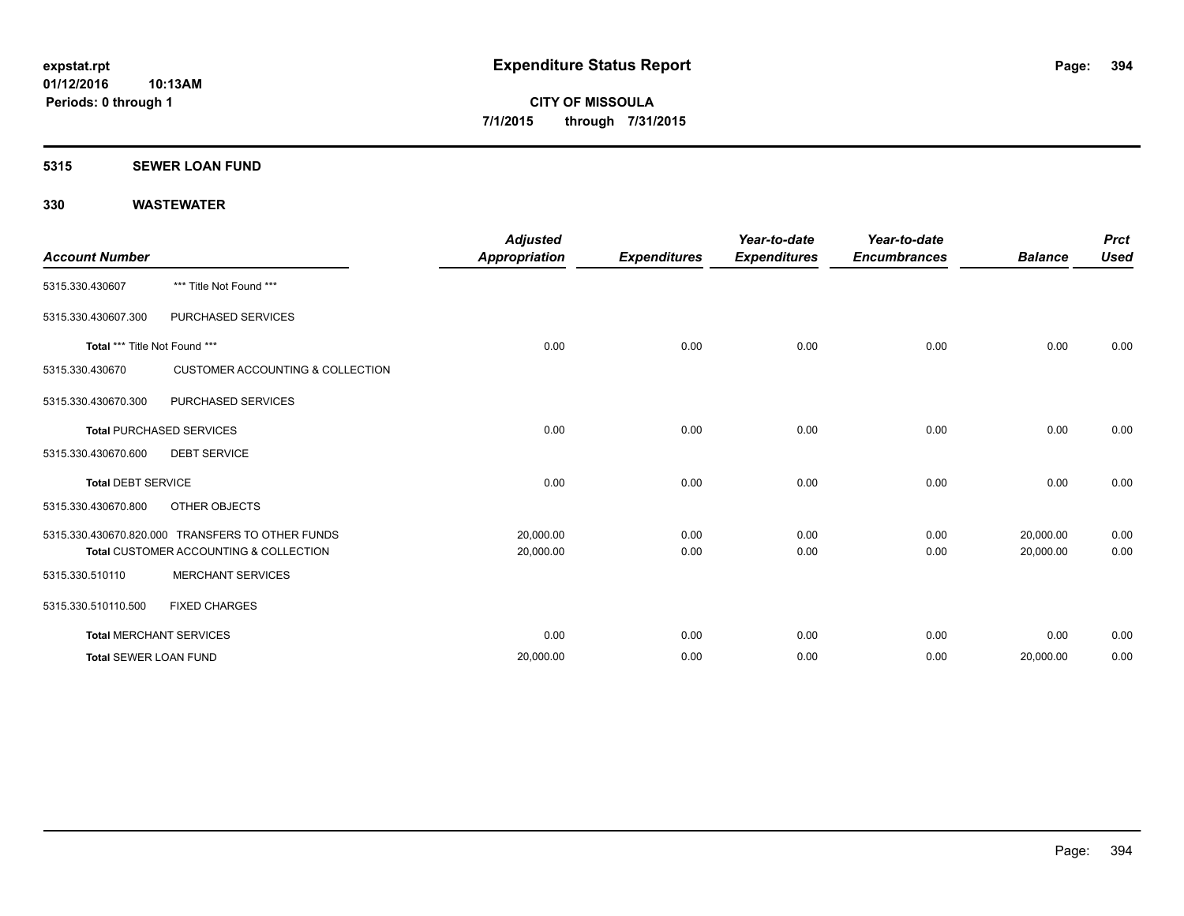**expstat.rpt**
**01/12/2016 10:13AM**
**Periods: 0 through 1**

# Expenditure Status Report

**CITY OF MISSOULA**
**7/1/2015 through 7/31/2015**

## 5315 SEWER LOAN FUND

## 330 WASTEWATER

| Account Number | | Adjusted Appropriation | Expenditures | Year-to-date Expenditures | Year-to-date Encumbrances | Balance | Prct Used |
|---|---|---|---|---|---|---|---|
| 5315.330.430607 | *** Title Not Found *** | | | | | | |
| 5315.330.430607.300 | PURCHASED SERVICES | | | | | | |
| **Total** *** Title Not Found *** | | 0.00 | 0.00 | 0.00 | 0.00 | 0.00 | 0.00 |
| 5315.330.430670 | CUSTOMER ACCOUNTING & COLLECTION | | | | | | |
| 5315.330.430670.300 | PURCHASED SERVICES | | | | | | |
| **Total** PURCHASED SERVICES | | 0.00 | 0.00 | 0.00 | 0.00 | 0.00 | 0.00 |
| 5315.330.430670.600 | DEBT SERVICE | | | | | | |
| **Total** DEBT SERVICE | | 0.00 | 0.00 | 0.00 | 0.00 | 0.00 | 0.00 |
| 5315.330.430670.800 | OTHER OBJECTS | | | | | | |
| 5315.330.430670.820.000 | TRANSFERS TO OTHER FUNDS | 20,000.00 | 0.00 | 0.00 | 0.00 | 20,000.00 | 0.00 |
| **Total** CUSTOMER ACCOUNTING & COLLECTION | | 20,000.00 | 0.00 | 0.00 | 0.00 | 20,000.00 | 0.00 |
| 5315.330.510110 | MERCHANT SERVICES | | | | | | |
| 5315.330.510110.500 | FIXED CHARGES | | | | | | |
| **Total** MERCHANT SERVICES | | 0.00 | 0.00 | 0.00 | 0.00 | 0.00 | 0.00 |
| **Total** SEWER LOAN FUND | | 20,000.00 | 0.00 | 0.00 | 0.00 | 20,000.00 | 0.00 |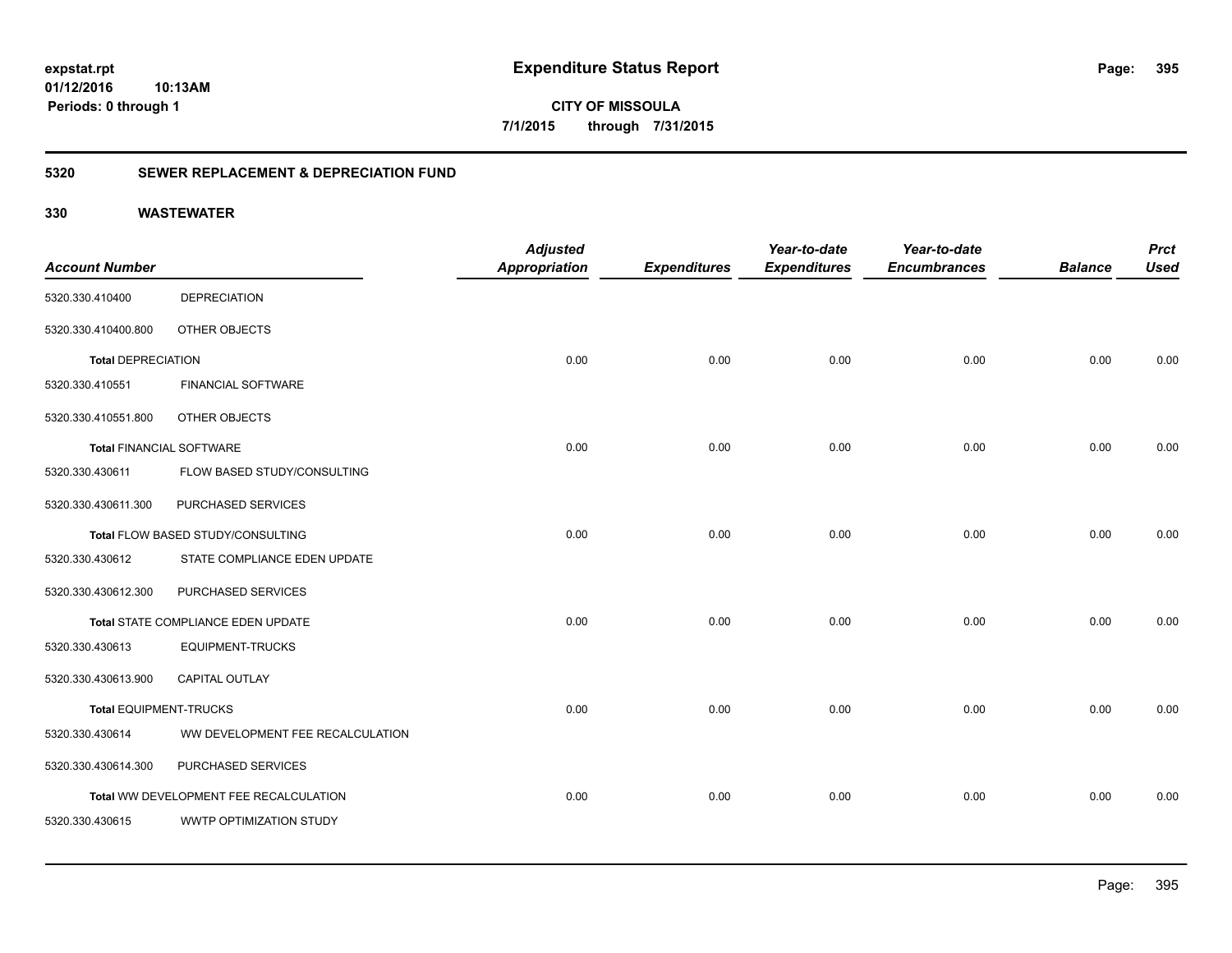# Expenditure Status Report

expstat.rpt
01/12/2016 10:13AM
Periods: 0 through 1

**CITY OF MISSOULA**
**7/1/2015 through 7/31/2015**

## 5320 SEWER REPLACEMENT & DEPRECIATION FUND

### 330 WASTEWATER

| Account Number | | Adjusted Appropriation | Expenditures | Year-to-date Expenditures | Year-to-date Encumbrances | Balance | Prct Used |
|---|---|---|---|---|---|---|---|
| 5320.330.410400 | DEPRECIATION | | | | | | |
| 5320.330.410400.800 | OTHER OBJECTS | | | | | | |
| **Total** DEPRECIATION | | 0.00 | 0.00 | 0.00 | 0.00 | 0.00 | 0.00 |
| 5320.330.410551 | FINANCIAL SOFTWARE | | | | | | |
| 5320.330.410551.800 | OTHER OBJECTS | | | | | | |
| **Total** FINANCIAL SOFTWARE | | 0.00 | 0.00 | 0.00 | 0.00 | 0.00 | 0.00 |
| 5320.330.430611 | FLOW BASED STUDY/CONSULTING | | | | | | |
| 5320.330.430611.300 | PURCHASED SERVICES | | | | | | |
| **Total** FLOW BASED STUDY/CONSULTING | | 0.00 | 0.00 | 0.00 | 0.00 | 0.00 | 0.00 |
| 5320.330.430612 | STATE COMPLIANCE EDEN UPDATE | | | | | | |
| 5320.330.430612.300 | PURCHASED SERVICES | | | | | | |
| **Total** STATE COMPLIANCE EDEN UPDATE | | 0.00 | 0.00 | 0.00 | 0.00 | 0.00 | 0.00 |
| 5320.330.430613 | EQUIPMENT-TRUCKS | | | | | | |
| 5320.330.430613.900 | CAPITAL OUTLAY | | | | | | |
| **Total** EQUIPMENT-TRUCKS | | 0.00 | 0.00 | 0.00 | 0.00 | 0.00 | 0.00 |
| 5320.330.430614 | WW DEVELOPMENT FEE RECALCULATION | | | | | | |
| 5320.330.430614.300 | PURCHASED SERVICES | | | | | | |
| **Total** WW DEVELOPMENT FEE RECALCULATION | | 0.00 | 0.00 | 0.00 | 0.00 | 0.00 | 0.00 |
| 5320.330.430615 | WWTP OPTIMIZATION STUDY | | | | | | |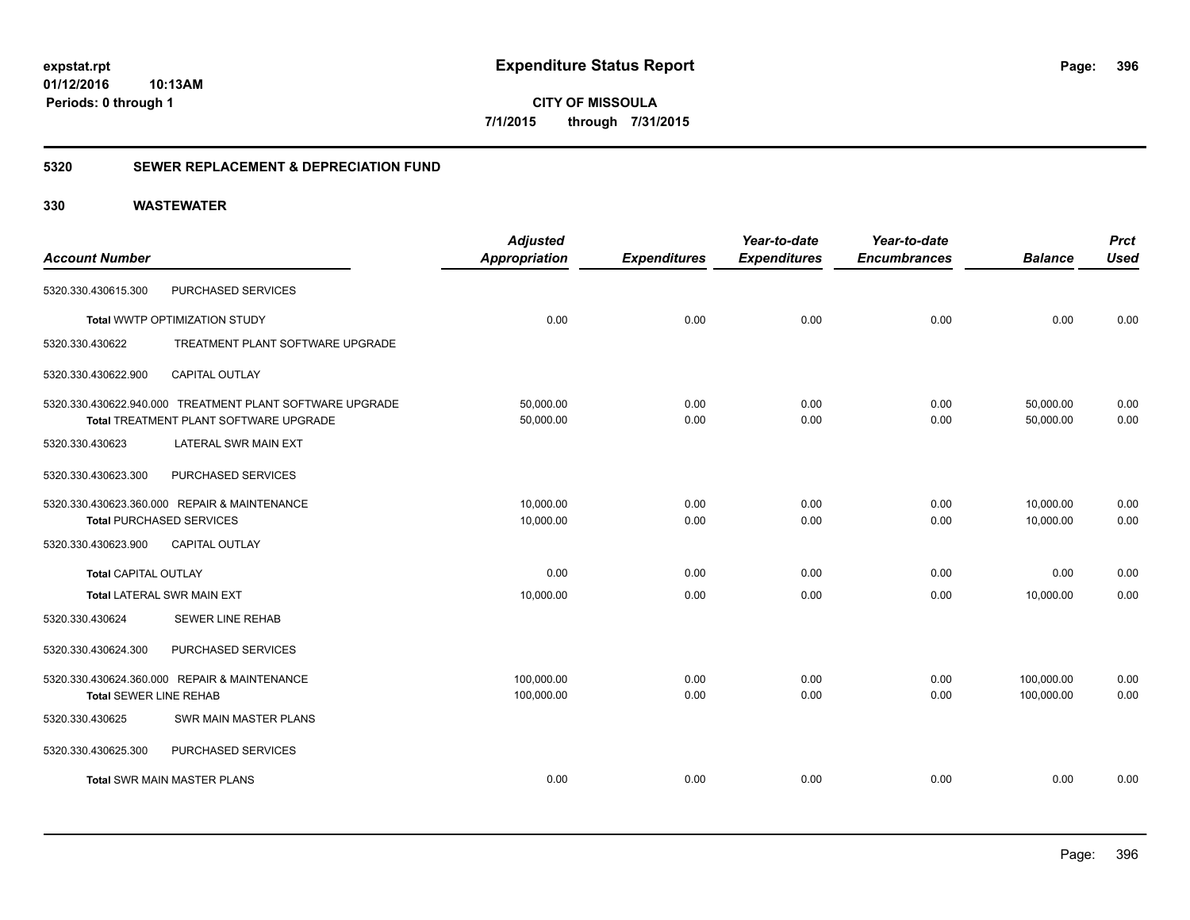**expstat.rpt**
**01/12/2016 10:13AM**
**Periods: 0 through 1**

# Expenditure Status Report

**CITY OF MISSOULA**
**7/1/2015 through 7/31/2015**

## 5320 SEWER REPLACEMENT & DEPRECIATION FUND

## 330 WASTEWATER

| Account Number | | Adjusted Appropriation | Expenditures | Year-to-date Expenditures | Year-to-date Encumbrances | Balance | Prct Used |
|---|---|---|---|---|---|---|---|
| 5320.330.430615.300 | PURCHASED SERVICES | | | | | | |
| **Total** WWTP OPTIMIZATION STUDY | | 0.00 | 0.00 | 0.00 | 0.00 | 0.00 | 0.00 |
| 5320.330.430622 | TREATMENT PLANT SOFTWARE UPGRADE | | | | | | |
| 5320.330.430622.900 | CAPITAL OUTLAY | | | | | | |
| 5320.330.430622.940.000 | TREATMENT PLANT SOFTWARE UPGRADE | 50,000.00 | 0.00 | 0.00 | 0.00 | 50,000.00 | 0.00 |
| **Total** TREATMENT PLANT SOFTWARE UPGRADE | | 50,000.00 | 0.00 | 0.00 | 0.00 | 50,000.00 | 0.00 |
| 5320.330.430623 | LATERAL SWR MAIN EXT | | | | | | |
| 5320.330.430623.300 | PURCHASED SERVICES | | | | | | |
| 5320.330.430623.360.000 | REPAIR & MAINTENANCE | 10,000.00 | 0.00 | 0.00 | 0.00 | 10,000.00 | 0.00 |
| **Total** PURCHASED SERVICES | | 10,000.00 | 0.00 | 0.00 | 0.00 | 10,000.00 | 0.00 |
| 5320.330.430623.900 | CAPITAL OUTLAY | | | | | | |
| **Total** CAPITAL OUTLAY | | 0.00 | 0.00 | 0.00 | 0.00 | 0.00 | 0.00 |
| **Total** LATERAL SWR MAIN EXT | | 10,000.00 | 0.00 | 0.00 | 0.00 | 10,000.00 | 0.00 |
| 5320.330.430624 | SEWER LINE REHAB | | | | | | |
| 5320.330.430624.300 | PURCHASED SERVICES | | | | | | |
| 5320.330.430624.360.000 | REPAIR & MAINTENANCE | 100,000.00 | 0.00 | 0.00 | 0.00 | 100,000.00 | 0.00 |
| **Total** SEWER LINE REHAB | | 100,000.00 | 0.00 | 0.00 | 0.00 | 100,000.00 | 0.00 |
| 5320.330.430625 | SWR MAIN MASTER PLANS | | | | | | |
| 5320.330.430625.300 | PURCHASED SERVICES | | | | | | |
| **Total** SWR MAIN MASTER PLANS | | 0.00 | 0.00 | 0.00 | 0.00 | 0.00 | 0.00 |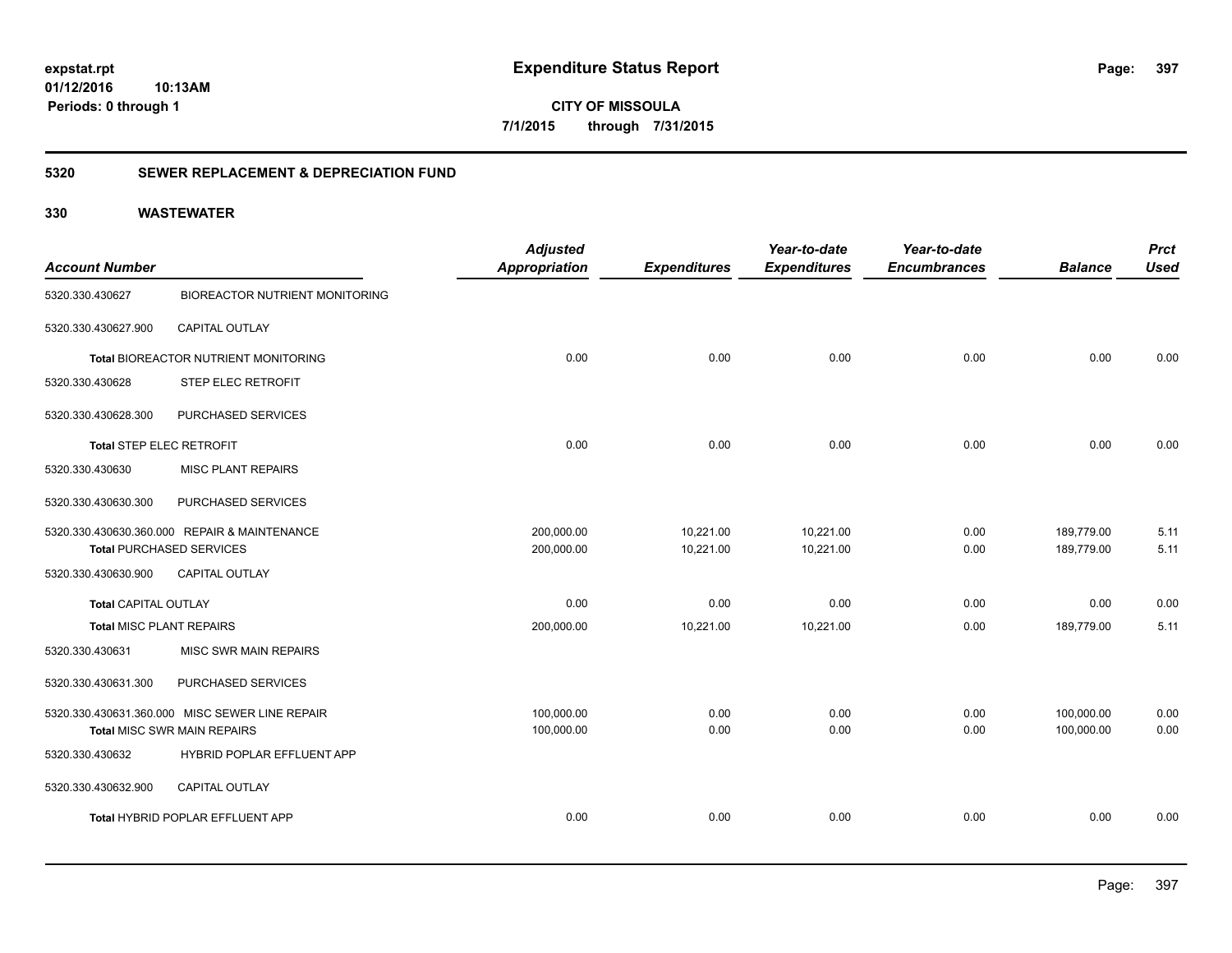# Expenditure Status Report

expstat.rpt
01/12/2016 10:13AM
Periods: 0 through 1

**CITY OF MISSOULA**
**7/1/2015 through 7/31/2015**

## 5320 SEWER REPLACEMENT & DEPRECIATION FUND

### 330 WASTEWATER

| Account Number | | Adjusted Appropriation | Expenditures | Year-to-date Expenditures | Year-to-date Encumbrances | Balance | Prct Used |
|---|---|---|---|---|---|---|---|
| 5320.330.430627 | BIOREACTOR NUTRIENT MONITORING | | | | | | |
| 5320.330.430627.900 | CAPITAL OUTLAY | | | | | | |
| **Total** BIOREACTOR NUTRIENT MONITORING | | 0.00 | 0.00 | 0.00 | 0.00 | 0.00 | 0.00 |
| 5320.330.430628 | STEP ELEC RETROFIT | | | | | | |
| 5320.330.430628.300 | PURCHASED SERVICES | | | | | | |
| **Total** STEP ELEC RETROFIT | | 0.00 | 0.00 | 0.00 | 0.00 | 0.00 | 0.00 |
| 5320.330.430630 | MISC PLANT REPAIRS | | | | | | |
| 5320.330.430630.300 | PURCHASED SERVICES | | | | | | |
| 5320.330.430630.360.000 | REPAIR & MAINTENANCE | 200,000.00 | 10,221.00 | 10,221.00 | 0.00 | 189,779.00 | 5.11 |
| **Total** PURCHASED SERVICES | | 200,000.00 | 10,221.00 | 10,221.00 | 0.00 | 189,779.00 | 5.11 |
| 5320.330.430630.900 | CAPITAL OUTLAY | | | | | | |
| **Total** CAPITAL OUTLAY | | 0.00 | 0.00 | 0.00 | 0.00 | 0.00 | 0.00 |
| **Total** MISC PLANT REPAIRS | | 200,000.00 | 10,221.00 | 10,221.00 | 0.00 | 189,779.00 | 5.11 |
| 5320.330.430631 | MISC SWR MAIN REPAIRS | | | | | | |
| 5320.330.430631.300 | PURCHASED SERVICES | | | | | | |
| 5320.330.430631.360.000 | MISC SEWER LINE REPAIR | 100,000.00 | 0.00 | 0.00 | 0.00 | 100,000.00 | 0.00 |
| **Total** MISC SWR MAIN REPAIRS | | 100,000.00 | 0.00 | 0.00 | 0.00 | 100,000.00 | 0.00 |
| 5320.330.430632 | HYBRID POPLAR EFFLUENT APP | | | | | | |
| 5320.330.430632.900 | CAPITAL OUTLAY | | | | | | |
| **Total** HYBRID POPLAR EFFLUENT APP | | 0.00 | 0.00 | 0.00 | 0.00 | 0.00 | 0.00 |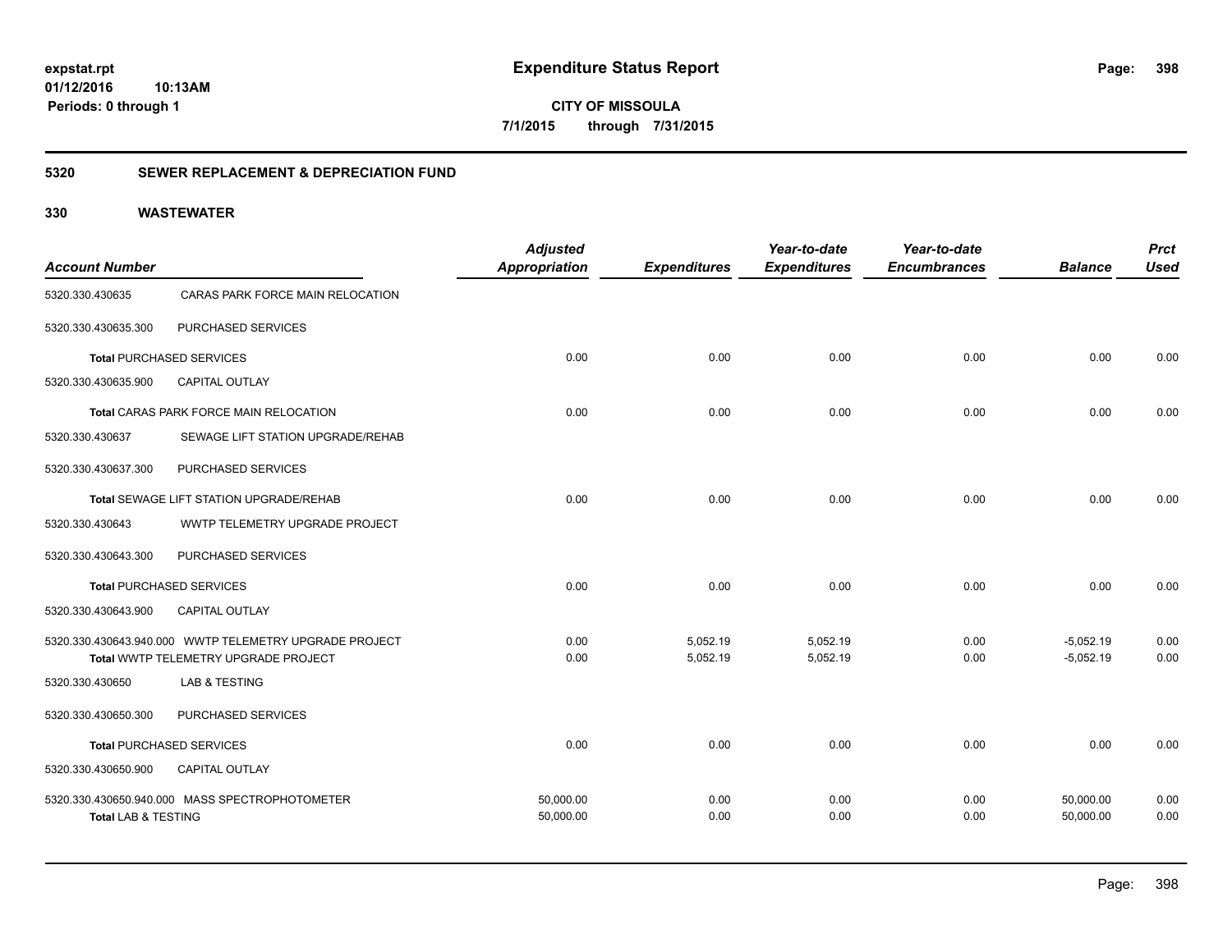**expstat.rpt**
**01/12/2016 10:13AM**
**Periods: 0 through 1**

# Expenditure Status Report

**CITY OF MISSOULA**
**7/1/2015 through 7/31/2015**

## 5320 SEWER REPLACEMENT & DEPRECIATION FUND

### 330 WASTEWATER

| Account Number | | Adjusted Appropriation | Expenditures | Year-to-date Expenditures | Year-to-date Encumbrances | Balance | Prct Used |
|---|---|---|---|---|---|---|---|
| 5320.330.430635 | CARAS PARK FORCE MAIN RELOCATION | | | | | | |
| 5320.330.430635.300 | PURCHASED SERVICES | | | | | | |
| **Total** PURCHASED SERVICES | | 0.00 | 0.00 | 0.00 | 0.00 | 0.00 | 0.00 |
| 5320.330.430635.900 | CAPITAL OUTLAY | | | | | | |
| **Total** CARAS PARK FORCE MAIN RELOCATION | | 0.00 | 0.00 | 0.00 | 0.00 | 0.00 | 0.00 |
| 5320.330.430637 | SEWAGE LIFT STATION UPGRADE/REHAB | | | | | | |
| 5320.330.430637.300 | PURCHASED SERVICES | | | | | | |
| **Total** SEWAGE LIFT STATION UPGRADE/REHAB | | 0.00 | 0.00 | 0.00 | 0.00 | 0.00 | 0.00 |
| 5320.330.430643 | WWTP TELEMETRY UPGRADE PROJECT | | | | | | |
| 5320.330.430643.300 | PURCHASED SERVICES | | | | | | |
| **Total** PURCHASED SERVICES | | 0.00 | 0.00 | 0.00 | 0.00 | 0.00 | 0.00 |
| 5320.330.430643.900 | CAPITAL OUTLAY | | | | | | |
| 5320.330.430643.940.000 | WWTP TELEMETRY UPGRADE PROJECT | 0.00 | 5,052.19 | 5,052.19 | 0.00 | -5,052.19 | 0.00 |
| **Total** WWTP TELEMETRY UPGRADE PROJECT | | 0.00 | 5,052.19 | 5,052.19 | 0.00 | -5,052.19 | 0.00 |
| 5320.330.430650 | LAB & TESTING | | | | | | |
| 5320.330.430650.300 | PURCHASED SERVICES | | | | | | |
| **Total** PURCHASED SERVICES | | 0.00 | 0.00 | 0.00 | 0.00 | 0.00 | 0.00 |
| 5320.330.430650.900 | CAPITAL OUTLAY | | | | | | |
| 5320.330.430650.940.000 | MASS SPECTROPHOTOMETER | 50,000.00 | 0.00 | 0.00 | 0.00 | 50,000.00 | 0.00 |
| **Total LAB & TESTING** | | 50,000.00 | 0.00 | 0.00 | 0.00 | 50,000.00 | 0.00 |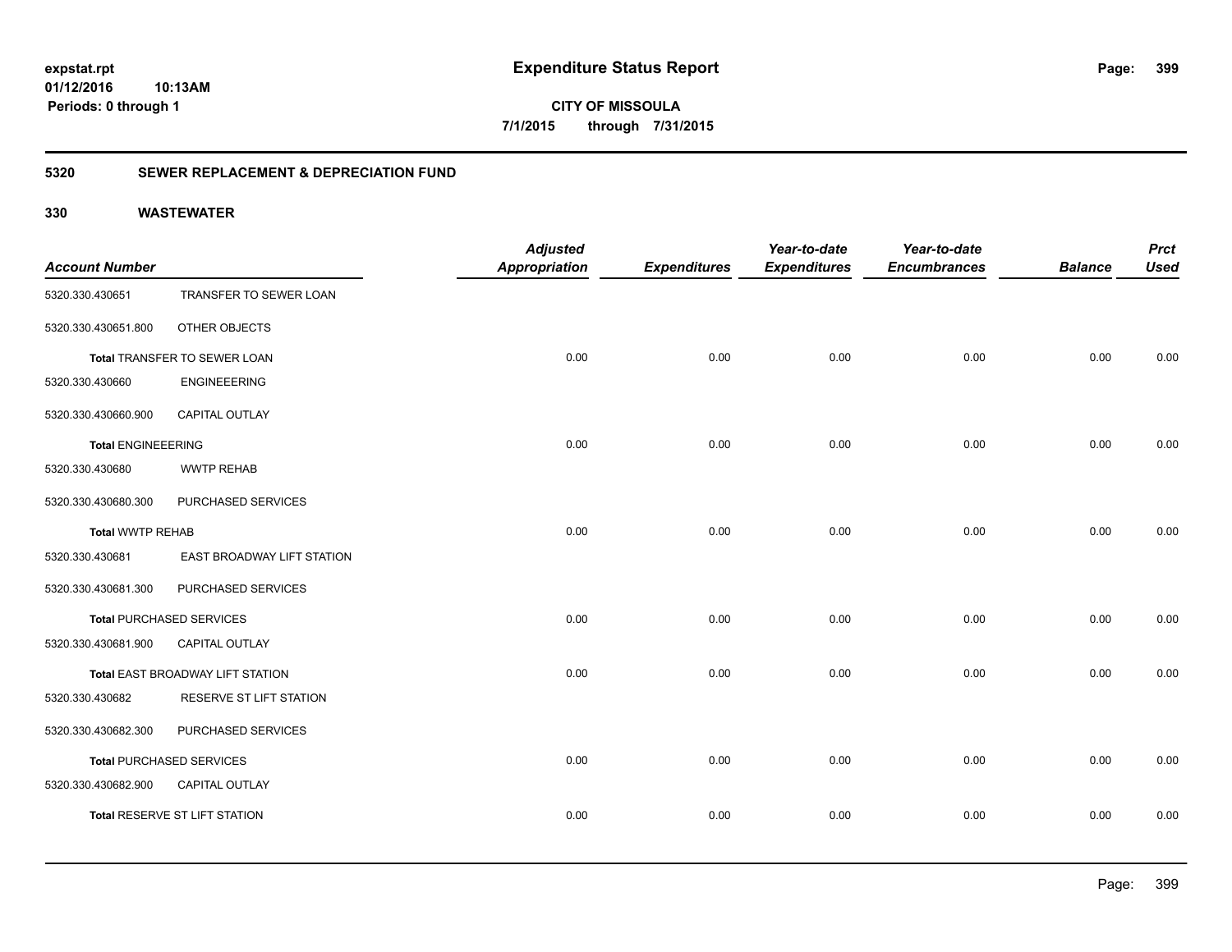**expstat.rpt**
**01/12/2016 10:13AM**
**Periods: 0 through 1**

# Expenditure Status Report

**CITY OF MISSOULA**
**7/1/2015 through 7/31/2015**

## 5320 SEWER REPLACEMENT & DEPRECIATION FUND

### 330 WASTEWATER

| Account Number | | Adjusted Appropriation | Expenditures | Year-to-date Expenditures | Year-to-date Encumbrances | Balance | Prct Used |
|---|---|---|---|---|---|---|---|
| 5320.330.430651 | TRANSFER TO SEWER LOAN | | | | | | |
| 5320.330.430651.800 | OTHER OBJECTS | | | | | | |
| **Total** TRANSFER TO SEWER LOAN | | 0.00 | 0.00 | 0.00 | 0.00 | 0.00 | 0.00 |
| 5320.330.430660 | ENGINEEERING | | | | | | |
| 5320.330.430660.900 | CAPITAL OUTLAY | | | | | | |
| **Total** ENGINEEERING | | 0.00 | 0.00 | 0.00 | 0.00 | 0.00 | 0.00 |
| 5320.330.430680 | WWTP REHAB | | | | | | |
| 5320.330.430680.300 | PURCHASED SERVICES | | | | | | |
| **Total** WWTP REHAB | | 0.00 | 0.00 | 0.00 | 0.00 | 0.00 | 0.00 |
| 5320.330.430681 | EAST BROADWAY LIFT STATION | | | | | | |
| 5320.330.430681.300 | PURCHASED SERVICES | | | | | | |
| **Total** PURCHASED SERVICES | | 0.00 | 0.00 | 0.00 | 0.00 | 0.00 | 0.00 |
| 5320.330.430681.900 | CAPITAL OUTLAY | | | | | | |
| **Total** EAST BROADWAY LIFT STATION | | 0.00 | 0.00 | 0.00 | 0.00 | 0.00 | 0.00 |
| 5320.330.430682 | RESERVE ST LIFT STATION | | | | | | |
| 5320.330.430682.300 | PURCHASED SERVICES | | | | | | |
| **Total** PURCHASED SERVICES | | 0.00 | 0.00 | 0.00 | 0.00 | 0.00 | 0.00 |
| 5320.330.430682.900 | CAPITAL OUTLAY | | | | | | |
| **Total** RESERVE ST LIFT STATION | | 0.00 | 0.00 | 0.00 | 0.00 | 0.00 | 0.00 |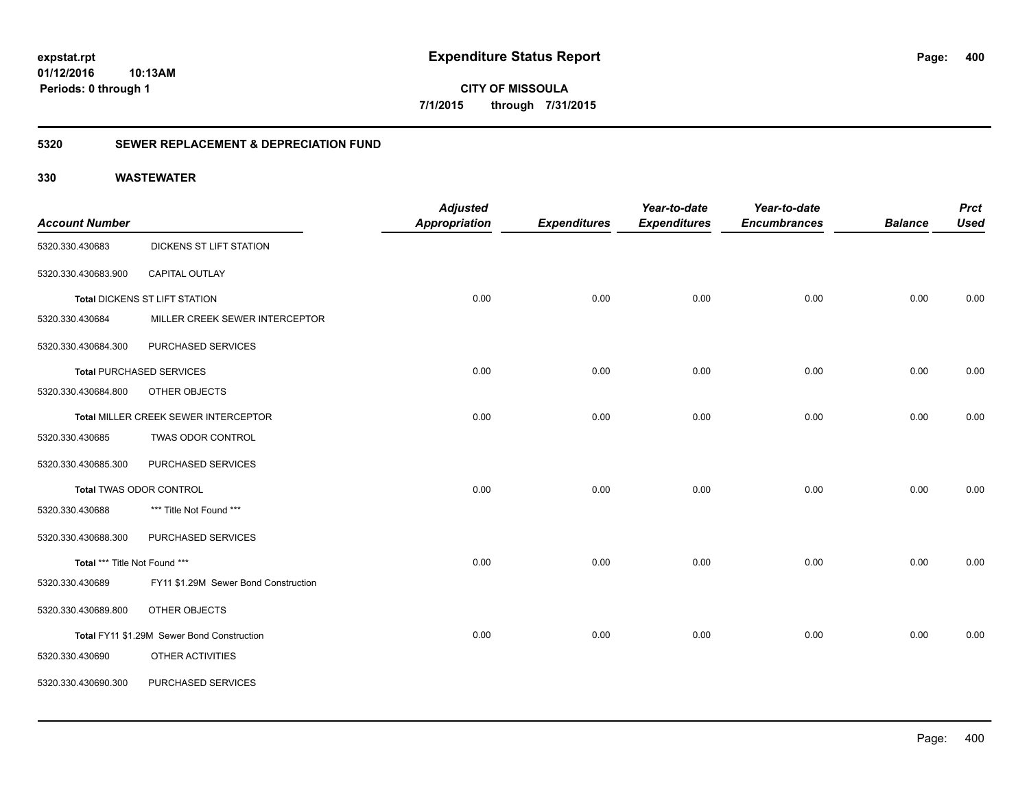# Expenditure Status Report

**CITY OF MISSOULA**

**7/1/2015 through 7/31/2015**

expstat.rpt
01/12/2016 10:13AM
Periods: 0 through 1

## 5320 SEWER REPLACEMENT & DEPRECIATION FUND

## 330 WASTEWATER

| Account Number | | Adjusted Appropriation | Expenditures | Year-to-date Expenditures | Year-to-date Encumbrances | Balance | Prct Used |
|---|---|---|---|---|---|---|---|
| 5320.330.430683 | DICKENS ST LIFT STATION | | | | | | |
| 5320.330.430683.900 | CAPITAL OUTLAY | | | | | | |
| **Total** DICKENS ST LIFT STATION | | 0.00 | 0.00 | 0.00 | 0.00 | 0.00 | 0.00 |
| 5320.330.430684 | MILLER CREEK SEWER INTERCEPTOR | | | | | | |
| 5320.330.430684.300 | PURCHASED SERVICES | | | | | | |
| **Total** PURCHASED SERVICES | | 0.00 | 0.00 | 0.00 | 0.00 | 0.00 | 0.00 |
| 5320.330.430684.800 | OTHER OBJECTS | | | | | | |
| **Total** MILLER CREEK SEWER INTERCEPTOR | | 0.00 | 0.00 | 0.00 | 0.00 | 0.00 | 0.00 |
| 5320.330.430685 | TWAS ODOR CONTROL | | | | | | |
| 5320.330.430685.300 | PURCHASED SERVICES | | | | | | |
| **Total** TWAS ODOR CONTROL | | 0.00 | 0.00 | 0.00 | 0.00 | 0.00 | 0.00 |
| 5320.330.430688 | *** Title Not Found *** | | | | | | |
| 5320.330.430688.300 | PURCHASED SERVICES | | | | | | |
| **Total** *** Title Not Found *** | | 0.00 | 0.00 | 0.00 | 0.00 | 0.00 | 0.00 |
| 5320.330.430689 | FY11 $1.29M Sewer Bond Construction | | | | | | |
| 5320.330.430689.800 | OTHER OBJECTS | | | | | | |
| **Total** FY11 $1.29M Sewer Bond Construction | | 0.00 | 0.00 | 0.00 | 0.00 | 0.00 | 0.00 |
| 5320.330.430690 | OTHER ACTIVITIES | | | | | | |
| 5320.330.430690.300 | PURCHASED SERVICES | | | | | | |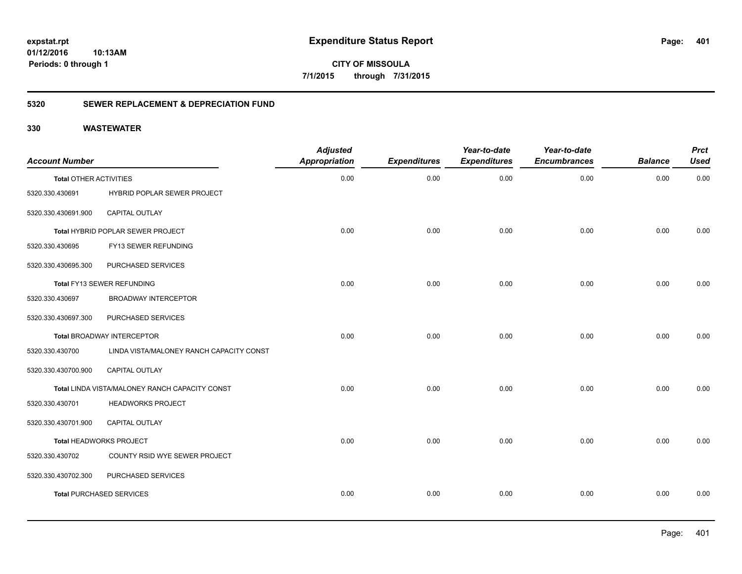**expstat.rpt**
**01/12/2016 10:13AM**
**Periods: 0 through 1**

# Expenditure Status Report

**CITY OF MISSOULA**
**7/1/2015 through 7/31/2015**

## 5320 SEWER REPLACEMENT & DEPRECIATION FUND

## 330 WASTEWATER

| Account Number | | Adjusted Appropriation | Expenditures | Year-to-date Expenditures | Year-to-date Encumbrances | Balance | Prct Used |
|---|---|---|---|---|---|---|---|
| **Total** OTHER ACTIVITIES | | 0.00 | 0.00 | 0.00 | 0.00 | 0.00 | 0.00 |
| 5320.330.430691 | HYBRID POPLAR SEWER PROJECT | | | | | | |
| 5320.330.430691.900 | CAPITAL OUTLAY | | | | | | |
| **Total** HYBRID POPLAR SEWER PROJECT | | 0.00 | 0.00 | 0.00 | 0.00 | 0.00 | 0.00 |
| 5320.330.430695 | FY13 SEWER REFUNDING | | | | | | |
| 5320.330.430695.300 | PURCHASED SERVICES | | | | | | |
| **Total** FY13 SEWER REFUNDING | | 0.00 | 0.00 | 0.00 | 0.00 | 0.00 | 0.00 |
| 5320.330.430697 | BROADWAY INTERCEPTOR | | | | | | |
| 5320.330.430697.300 | PURCHASED SERVICES | | | | | | |
| **Total** BROADWAY INTERCEPTOR | | 0.00 | 0.00 | 0.00 | 0.00 | 0.00 | 0.00 |
| 5320.330.430700 | LINDA VISTA/MALONEY RANCH CAPACITY CONST | | | | | | |
| 5320.330.430700.900 | CAPITAL OUTLAY | | | | | | |
| **Total** LINDA VISTA/MALONEY RANCH CAPACITY CONST | | 0.00 | 0.00 | 0.00 | 0.00 | 0.00 | 0.00 |
| 5320.330.430701 | HEADWORKS PROJECT | | | | | | |
| 5320.330.430701.900 | CAPITAL OUTLAY | | | | | | |
| **Total** HEADWORKS PROJECT | | 0.00 | 0.00 | 0.00 | 0.00 | 0.00 | 0.00 |
| 5320.330.430702 | COUNTY RSID WYE SEWER PROJECT | | | | | | |
| 5320.330.430702.300 | PURCHASED SERVICES | | | | | | |
| **Total** PURCHASED SERVICES | | 0.00 | 0.00 | 0.00 | 0.00 | 0.00 | 0.00 |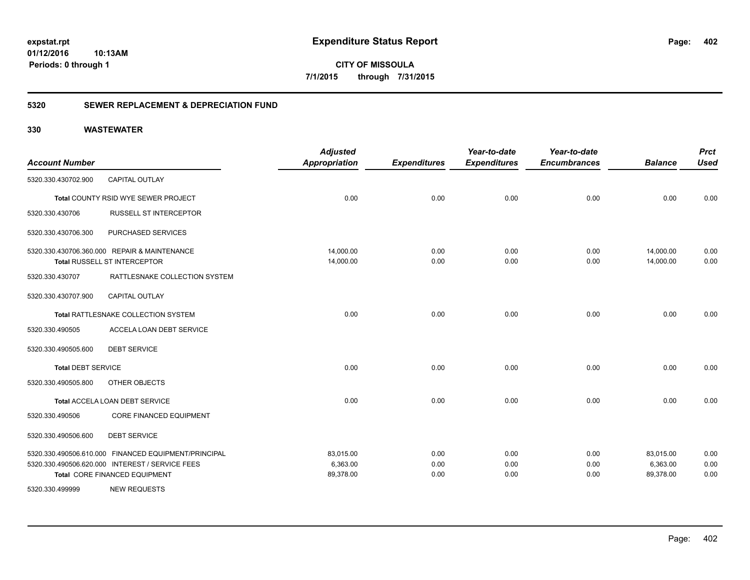**expstat.rpt**
**01/12/2016 10:13AM**
**Periods: 0 through 1**

# Expenditure Status Report

**CITY OF MISSOULA**
**7/1/2015 through 7/31/2015**

## 5320 SEWER REPLACEMENT & DEPRECIATION FUND

## 330 WASTEWATER

| Account Number | | Adjusted Appropriation | Expenditures | Year-to-date Expenditures | Year-to-date Encumbrances | Balance | Prct Used |
|---|---|---|---|---|---|---|---|
| 5320.330.430702.900 | CAPITAL OUTLAY | | | | | | |
| | **Total** COUNTY RSID WYE SEWER PROJECT | 0.00 | 0.00 | 0.00 | 0.00 | 0.00 | 0.00 |
| 5320.330.430706 | RUSSELL ST INTERCEPTOR | | | | | | |
| 5320.330.430706.300 | PURCHASED SERVICES | | | | | | |
| 5320.330.430706.360.000 | REPAIR & MAINTENANCE | 14,000.00 | 0.00 | 0.00 | 0.00 | 14,000.00 | 0.00 |
| | **Total** RUSSELL ST INTERCEPTOR | 14,000.00 | 0.00 | 0.00 | 0.00 | 14,000.00 | 0.00 |
| 5320.330.430707 | RATTLESNAKE COLLECTION SYSTEM | | | | | | |
| 5320.330.430707.900 | CAPITAL OUTLAY | | | | | | |
| | **Total** RATTLESNAKE COLLECTION SYSTEM | 0.00 | 0.00 | 0.00 | 0.00 | 0.00 | 0.00 |
| 5320.330.490505 | ACCELA LOAN DEBT SERVICE | | | | | | |
| 5320.330.490505.600 | DEBT SERVICE | | | | | | |
| | **Total** DEBT SERVICE | 0.00 | 0.00 | 0.00 | 0.00 | 0.00 | 0.00 |
| 5320.330.490505.800 | OTHER OBJECTS | | | | | | |
| | **Total** ACCELA LOAN DEBT SERVICE | 0.00 | 0.00 | 0.00 | 0.00 | 0.00 | 0.00 |
| 5320.330.490506 | CORE FINANCED EQUIPMENT | | | | | | |
| 5320.330.490506.600 | DEBT SERVICE | | | | | | |
| 5320.330.490506.610.000 | FINANCED EQUIPMENT/PRINCIPAL | 83,015.00 | 0.00 | 0.00 | 0.00 | 83,015.00 | 0.00 |
| 5320.330.490506.620.000 | INTEREST / SERVICE FEES | 6,363.00 | 0.00 | 0.00 | 0.00 | 6,363.00 | 0.00 |
| | **Total** CORE FINANCED EQUIPMENT | 89,378.00 | 0.00 | 0.00 | 0.00 | 89,378.00 | 0.00 |
| 5320.330.499999 | NEW REQUESTS | | | | | | |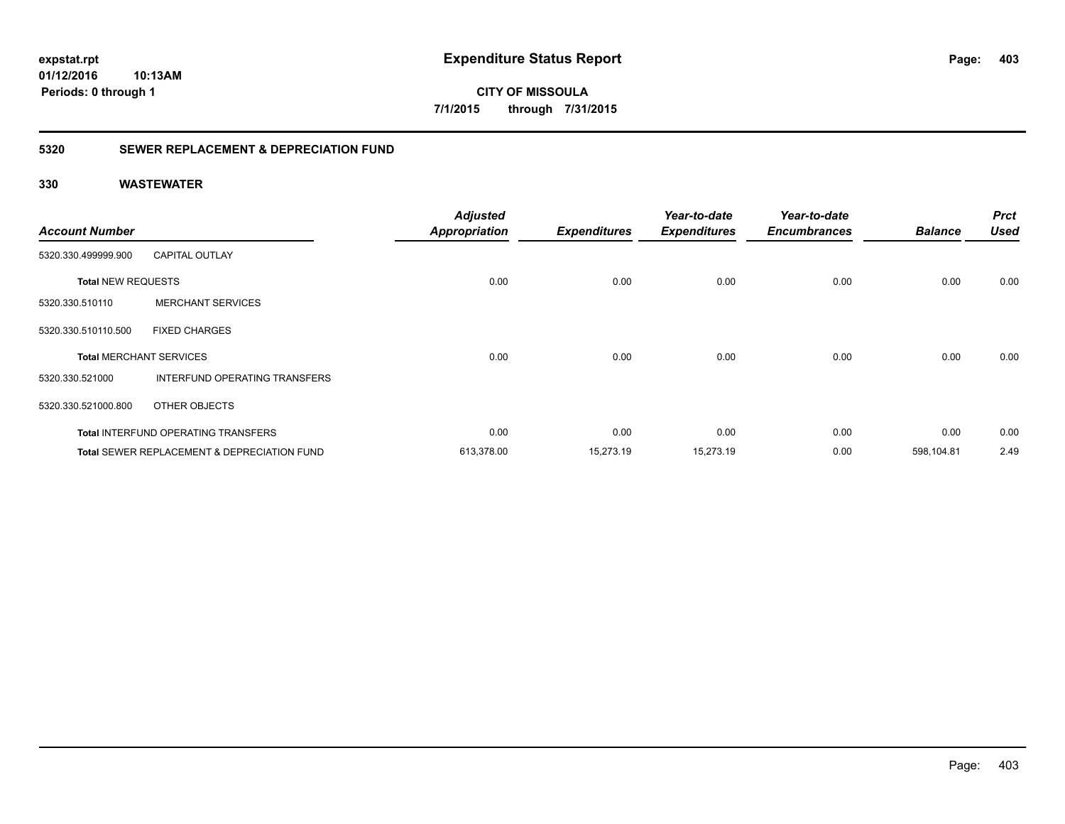**expstat.rpt**
**01/12/2016 10:13AM**
**Periods: 0 through 1**

# Expenditure Status Report

**CITY OF MISSOULA**
**7/1/2015 through 7/31/2015**

## 5320 SEWER REPLACEMENT & DEPRECIATION FUND

## 330 WASTEWATER

| Account Number | | Adjusted Appropriation | Expenditures | Year-to-date Expenditures | Year-to-date Encumbrances | Balance | Prct Used |
|---|---|---|---|---|---|---|---|
| 5320.330.499999.900 | CAPITAL OUTLAY | | | | | | |
| **Total** NEW REQUESTS | | 0.00 | 0.00 | 0.00 | 0.00 | 0.00 | 0.00 |
| 5320.330.510110 | MERCHANT SERVICES | | | | | | |
| 5320.330.510110.500 | FIXED CHARGES | | | | | | |
| **Total** MERCHANT SERVICES | | 0.00 | 0.00 | 0.00 | 0.00 | 0.00 | 0.00 |
| 5320.330.521000 | INTERFUND OPERATING TRANSFERS | | | | | | |
| 5320.330.521000.800 | OTHER OBJECTS | | | | | | |
| **Total** INTERFUND OPERATING TRANSFERS | | 0.00 | 0.00 | 0.00 | 0.00 | 0.00 | 0.00 |
| **Total** SEWER REPLACEMENT & DEPRECIATION FUND | | 613,378.00 | 15,273.19 | 15,273.19 | 0.00 | 598,104.81 | 2.49 |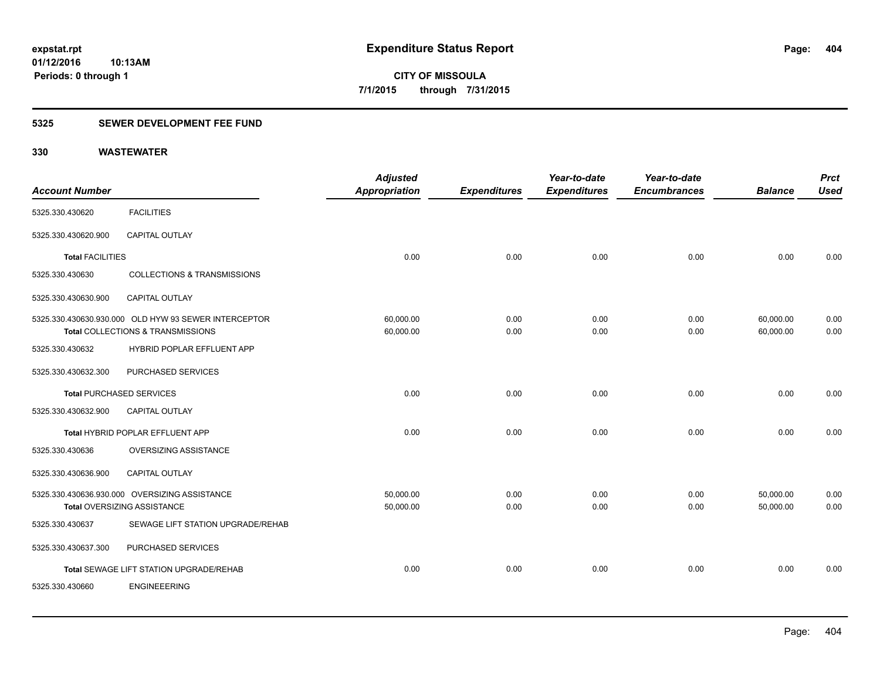**expstat.rpt**
**01/12/2016 10:13AM**
**Periods: 0 through 1**

# Expenditure Status Report

**CITY OF MISSOULA**
**7/1/2015 through 7/31/2015**

## 5325 SEWER DEVELOPMENT FEE FUND

### 330 WASTEWATER

| Account Number | | Adjusted Appropriation | Expenditures | Year-to-date Expenditures | Year-to-date Encumbrances | Balance | Prct Used |
|---|---|---|---|---|---|---|---|
| 5325.330.430620 | FACILITIES | | | | | | |
| 5325.330.430620.900 | CAPITAL OUTLAY | | | | | | |
| **Total** FACILITIES | | 0.00 | 0.00 | 0.00 | 0.00 | 0.00 | 0.00 |
| 5325.330.430630 | COLLECTIONS & TRANSMISSIONS | | | | | | |
| 5325.330.430630.900 | CAPITAL OUTLAY | | | | | | |
| 5325.330.430630.930.000 | OLD HYW 93 SEWER INTERCEPTOR | 60,000.00 | 0.00 | 0.00 | 0.00 | 60,000.00 | 0.00 |
| **Total** COLLECTIONS & TRANSMISSIONS | | 60,000.00 | 0.00 | 0.00 | 0.00 | 60,000.00 | 0.00 |
| 5325.330.430632 | HYBRID POPLAR EFFLUENT APP | | | | | | |
| 5325.330.430632.300 | PURCHASED SERVICES | | | | | | |
| **Total** PURCHASED SERVICES | | 0.00 | 0.00 | 0.00 | 0.00 | 0.00 | 0.00 |
| 5325.330.430632.900 | CAPITAL OUTLAY | | | | | | |
| **Total** HYBRID POPLAR EFFLUENT APP | | 0.00 | 0.00 | 0.00 | 0.00 | 0.00 | 0.00 |
| 5325.330.430636 | OVERSIZING ASSISTANCE | | | | | | |
| 5325.330.430636.900 | CAPITAL OUTLAY | | | | | | |
| 5325.330.430636.930.000 | OVERSIZING ASSISTANCE | 50,000.00 | 0.00 | 0.00 | 0.00 | 50,000.00 | 0.00 |
| **Total** OVERSIZING ASSISTANCE | | 50,000.00 | 0.00 | 0.00 | 0.00 | 50,000.00 | 0.00 |
| 5325.330.430637 | SEWAGE LIFT STATION UPGRADE/REHAB | | | | | | |
| 5325.330.430637.300 | PURCHASED SERVICES | | | | | | |
| **Total** SEWAGE LIFT STATION UPGRADE/REHAB | | 0.00 | 0.00 | 0.00 | 0.00 | 0.00 | 0.00 |
| 5325.330.430660 | ENGINEEERING | | | | | | |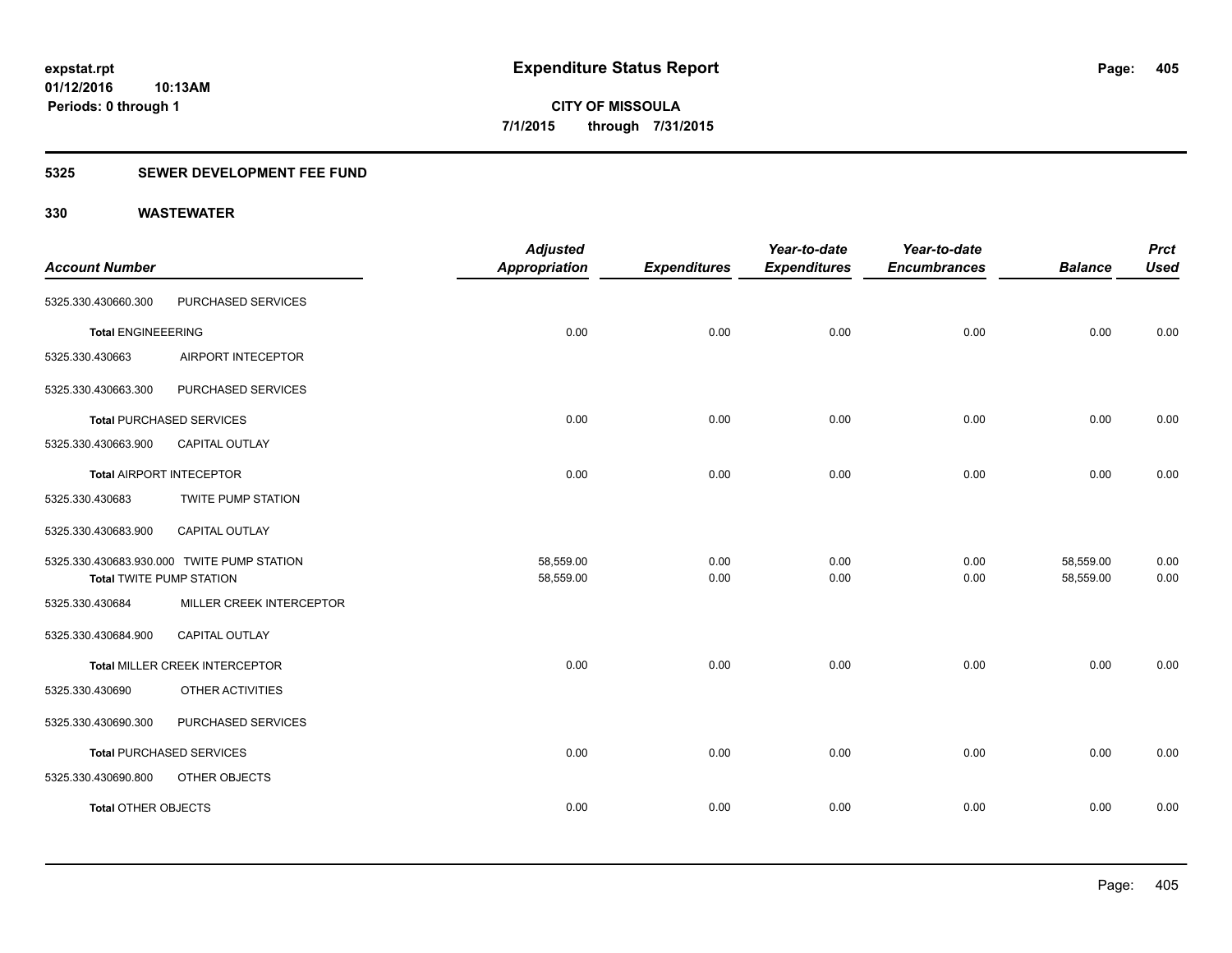expstat.rpt
01/12/2016 10:13AM
Periods: 0 through 1

# Expenditure Status Report

**CITY OF MISSOULA**
**7/1/2015 through 7/31/2015**

## 5325 SEWER DEVELOPMENT FEE FUND

### 330 WASTEWATER

| Account Number | | Adjusted Appropriation | Expenditures | Year-to-date Expenditures | Year-to-date Encumbrances | Balance | Prct Used |
|---|---|---|---|---|---|---|---|
| 5325.330.430660.300 | PURCHASED SERVICES | | | | | | |
| **Total** ENGINEEERING | | 0.00 | 0.00 | 0.00 | 0.00 | 0.00 | 0.00 |
| 5325.330.430663 | AIRPORT INTECEPTOR | | | | | | |
| 5325.330.430663.300 | PURCHASED SERVICES | | | | | | |
| **Total** PURCHASED SERVICES | | 0.00 | 0.00 | 0.00 | 0.00 | 0.00 | 0.00 |
| 5325.330.430663.900 | CAPITAL OUTLAY | | | | | | |
| **Total** AIRPORT INTECEPTOR | | 0.00 | 0.00 | 0.00 | 0.00 | 0.00 | 0.00 |
| 5325.330.430683 | TWITE PUMP STATION | | | | | | |
| 5325.330.430683.900 | CAPITAL OUTLAY | | | | | | |
| 5325.330.430683.930.000 | TWITE PUMP STATION | 58,559.00 | 0.00 | 0.00 | 0.00 | 58,559.00 | 0.00 |
| **Total** TWITE PUMP STATION | | 58,559.00 | 0.00 | 0.00 | 0.00 | 58,559.00 | 0.00 |
| 5325.330.430684 | MILLER CREEK INTERCEPTOR | | | | | | |
| 5325.330.430684.900 | CAPITAL OUTLAY | | | | | | |
| **Total** MILLER CREEK INTERCEPTOR | | 0.00 | 0.00 | 0.00 | 0.00 | 0.00 | 0.00 |
| 5325.330.430690 | OTHER ACTIVITIES | | | | | | |
| 5325.330.430690.300 | PURCHASED SERVICES | | | | | | |
| **Total** PURCHASED SERVICES | | 0.00 | 0.00 | 0.00 | 0.00 | 0.00 | 0.00 |
| 5325.330.430690.800 | OTHER OBJECTS | | | | | | |
| **Total** OTHER OBJECTS | | 0.00 | 0.00 | 0.00 | 0.00 | 0.00 | 0.00 |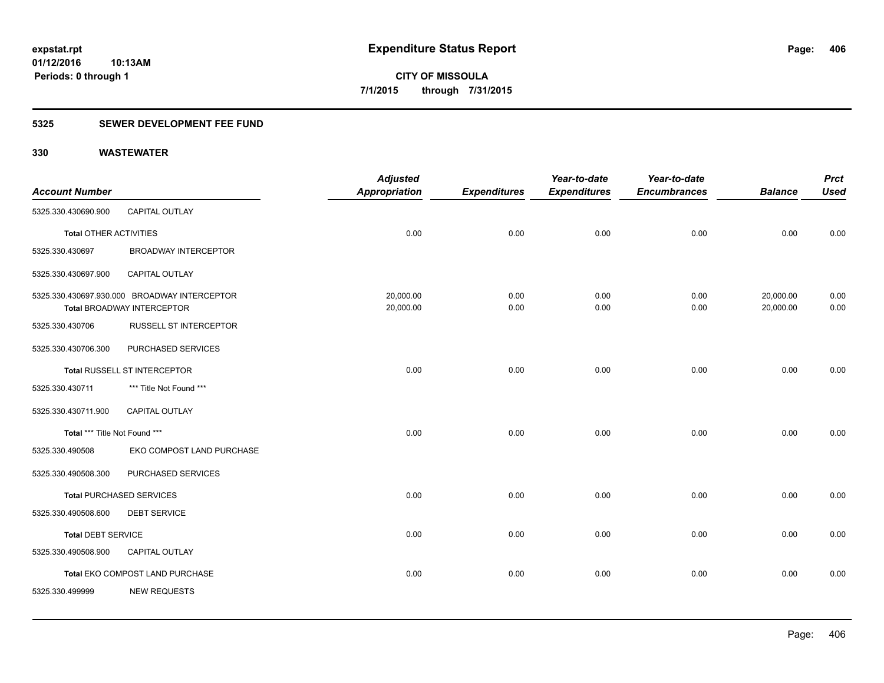**expstat.rpt**
**01/12/2016 10:13AM**
**Periods: 0 through 1**

# Expenditure Status Report

**CITY OF MISSOULA**
**7/1/2015 through 7/31/2015**

## 5325 SEWER DEVELOPMENT FEE FUND

## 330 WASTEWATER

| Account Number | | Adjusted Appropriation | Expenditures | Year-to-date Expenditures | Year-to-date Encumbrances | Balance | Prct Used |
|---|---|---|---|---|---|---|---|
| 5325.330.430690.900 | CAPITAL OUTLAY | | | | | | |
| **Total** OTHER ACTIVITIES | | 0.00 | 0.00 | 0.00 | 0.00 | 0.00 | 0.00 |
| 5325.330.430697 | BROADWAY INTERCEPTOR | | | | | | |
| 5325.330.430697.900 | CAPITAL OUTLAY | | | | | | |
| 5325.330.430697.930.000 | BROADWAY INTERCEPTOR | 20,000.00 | 0.00 | 0.00 | 0.00 | 20,000.00 | 0.00 |
| **Total** BROADWAY INTERCEPTOR | | 20,000.00 | 0.00 | 0.00 | 0.00 | 20,000.00 | 0.00 |
| 5325.330.430706 | RUSSELL ST INTERCEPTOR | | | | | | |
| 5325.330.430706.300 | PURCHASED SERVICES | | | | | | |
| **Total** RUSSELL ST INTERCEPTOR | | 0.00 | 0.00 | 0.00 | 0.00 | 0.00 | 0.00 |
| 5325.330.430711 | *** Title Not Found *** | | | | | | |
| 5325.330.430711.900 | CAPITAL OUTLAY | | | | | | |
| **Total** *** Title Not Found *** | | 0.00 | 0.00 | 0.00 | 0.00 | 0.00 | 0.00 |
| 5325.330.490508 | EKO COMPOST LAND PURCHASE | | | | | | |
| 5325.330.490508.300 | PURCHASED SERVICES | | | | | | |
| **Total** PURCHASED SERVICES | | 0.00 | 0.00 | 0.00 | 0.00 | 0.00 | 0.00 |
| 5325.330.490508.600 | DEBT SERVICE | | | | | | |
| **Total** DEBT SERVICE | | 0.00 | 0.00 | 0.00 | 0.00 | 0.00 | 0.00 |
| 5325.330.490508.900 | CAPITAL OUTLAY | | | | | | |
| **Total** EKO COMPOST LAND PURCHASE | | 0.00 | 0.00 | 0.00 | 0.00 | 0.00 | 0.00 |
| 5325.330.499999 | NEW REQUESTS | | | | | | |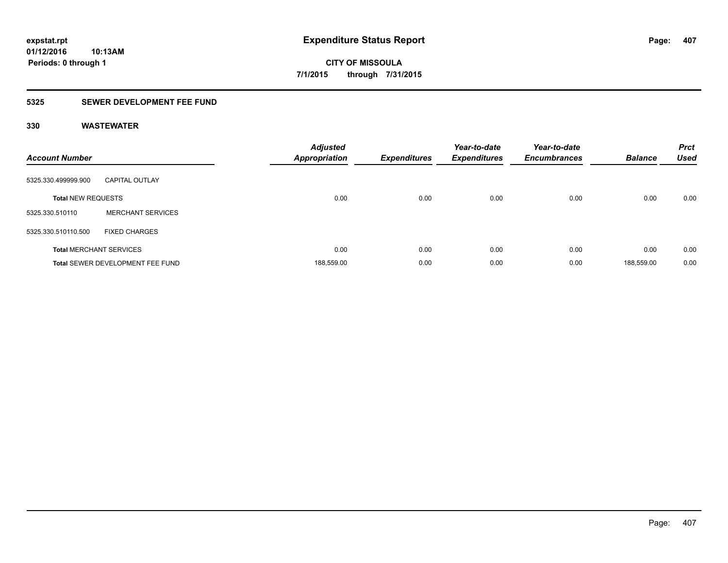**expstat.rpt**
**01/12/2016 10:13AM**
**Periods: 0 through 1**

# Expenditure Status Report

**CITY OF MISSOULA**
**7/1/2015 through 7/31/2015**

## 5325 SEWER DEVELOPMENT FEE FUND

### 330 WASTEWATER

| Account Number | | Adjusted Appropriation | Expenditures | Year-to-date Expenditures | Year-to-date Encumbrances | Balance | Prct Used |
|---|---|---|---|---|---|---|---|
| 5325.330.499999.900 | CAPITAL OUTLAY | | | | | | |
| **Total** NEW REQUESTS | | 0.00 | 0.00 | 0.00 | 0.00 | 0.00 | 0.00 |
| 5325.330.510110 | MERCHANT SERVICES | | | | | | |
| 5325.330.510110.500 | FIXED CHARGES | | | | | | |
| **Total** MERCHANT SERVICES | | 0.00 | 0.00 | 0.00 | 0.00 | 0.00 | 0.00 |
| **Total** SEWER DEVELOPMENT FEE FUND | | 188,559.00 | 0.00 | 0.00 | 0.00 | 188,559.00 | 0.00 |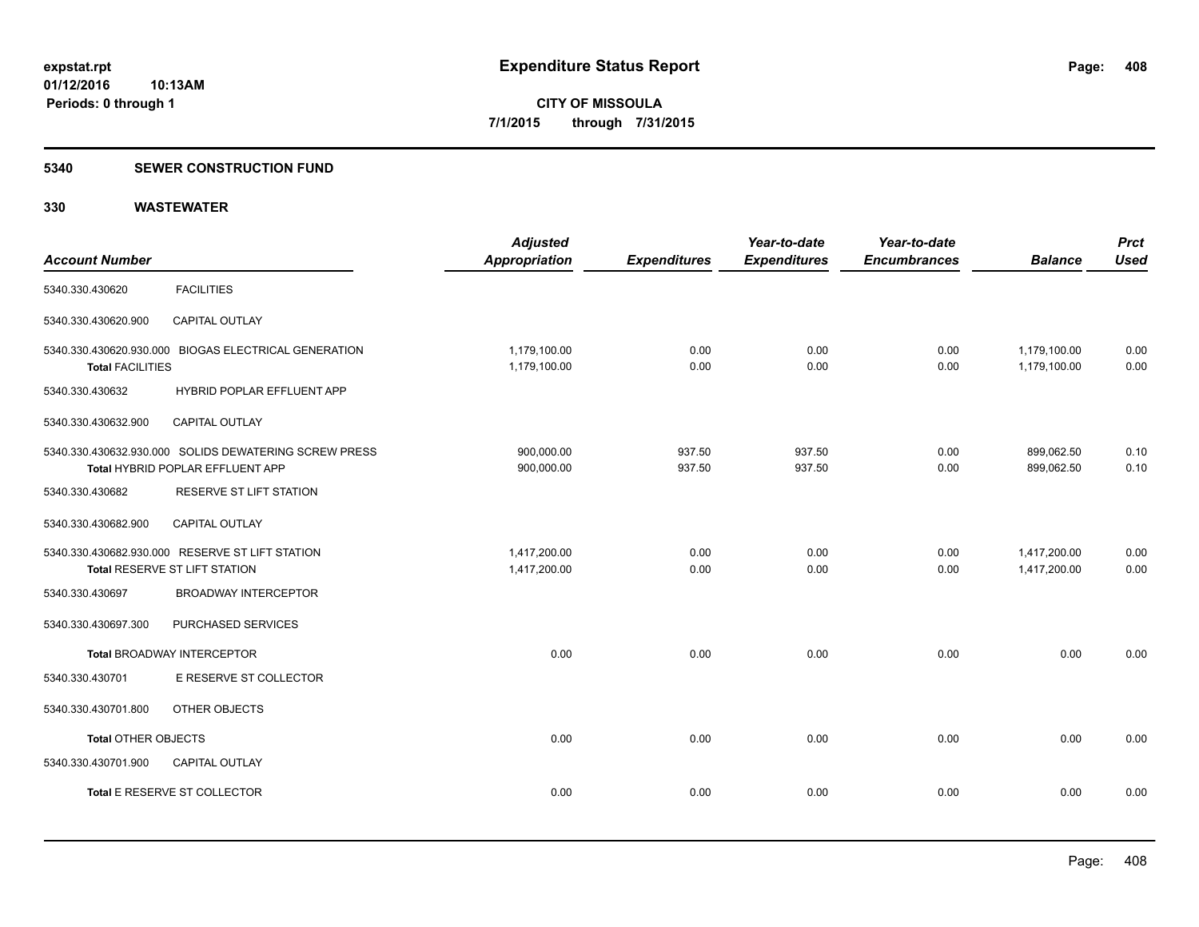# Expenditure Status Report

expstat.rpt
01/12/2016 10:13AM
Periods: 0 through 1

**CITY OF MISSOULA**
**7/1/2015 through 7/31/2015**

## 5340 SEWER CONSTRUCTION FUND

## 330 WASTEWATER

| Account Number | | Adjusted Appropriation | Expenditures | Year-to-date Expenditures | Year-to-date Encumbrances | Balance | Prct Used |
|---|---|---|---|---|---|---|---|
| 5340.330.430620 | FACILITIES | | | | | | |
| 5340.330.430620.900 | CAPITAL OUTLAY | | | | | | |
| 5340.330.430620.930.000 | BIOGAS ELECTRICAL GENERATION | 1,179,100.00 | 0.00 | 0.00 | 0.00 | 1,179,100.00 | 0.00 |
| **Total** FACILITIES | | 1,179,100.00 | 0.00 | 0.00 | 0.00 | 1,179,100.00 | 0.00 |
| 5340.330.430632 | HYBRID POPLAR EFFLUENT APP | | | | | | |
| 5340.330.430632.900 | CAPITAL OUTLAY | | | | | | |
| 5340.330.430632.930.000 | SOLIDS DEWATERING SCREW PRESS | 900,000.00 | 937.50 | 937.50 | 0.00 | 899,062.50 | 0.10 |
| **Total** HYBRID POPLAR EFFLUENT APP | | 900,000.00 | 937.50 | 937.50 | 0.00 | 899,062.50 | 0.10 |
| 5340.330.430682 | RESERVE ST LIFT STATION | | | | | | |
| 5340.330.430682.900 | CAPITAL OUTLAY | | | | | | |
| 5340.330.430682.930.000 | RESERVE ST LIFT STATION | 1,417,200.00 | 0.00 | 0.00 | 0.00 | 1,417,200.00 | 0.00 |
| **Total** RESERVE ST LIFT STATION | | 1,417,200.00 | 0.00 | 0.00 | 0.00 | 1,417,200.00 | 0.00 |
| 5340.330.430697 | BROADWAY INTERCEPTOR | | | | | | |
| 5340.330.430697.300 | PURCHASED SERVICES | | | | | | |
| **Total** BROADWAY INTERCEPTOR | | 0.00 | 0.00 | 0.00 | 0.00 | 0.00 | 0.00 |
| 5340.330.430701 | E RESERVE ST COLLECTOR | | | | | | |
| 5340.330.430701.800 | OTHER OBJECTS | | | | | | |
| **Total** OTHER OBJECTS | | 0.00 | 0.00 | 0.00 | 0.00 | 0.00 | 0.00 |
| 5340.330.430701.900 | CAPITAL OUTLAY | | | | | | |
| **Total** E RESERVE ST COLLECTOR | | 0.00 | 0.00 | 0.00 | 0.00 | 0.00 | 0.00 |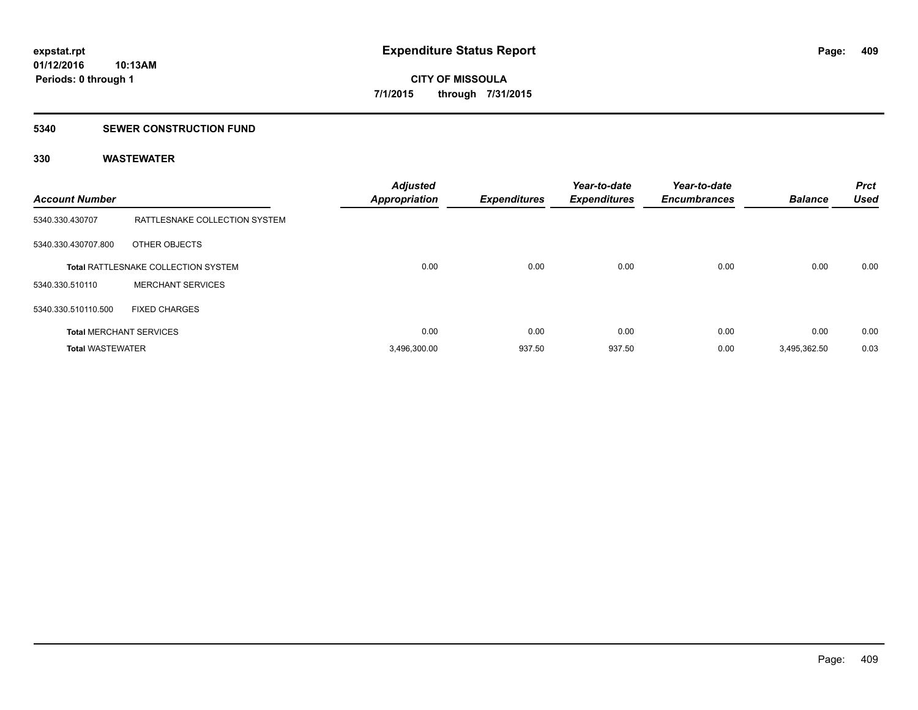# Expenditure Status Report

expstat.rpt
01/12/2016 10:13AM
Periods: 0 through 1

CITY OF MISSOULA
7/1/2015 through 7/31/2015

## 5340 SEWER CONSTRUCTION FUND

### 330 WASTEWATER

| Account Number | | Adjusted Appropriation | Expenditures | Year-to-date Expenditures | Year-to-date Encumbrances | Balance | Prct Used |
|---|---|---|---|---|---|---|---|
| 5340.330.430707 | RATTLESNAKE COLLECTION SYSTEM | | | | | | |
| 5340.330.430707.800 | OTHER OBJECTS | | | | | | |
| **Total** RATTLESNAKE COLLECTION SYSTEM | | 0.00 | 0.00 | 0.00 | 0.00 | 0.00 | 0.00 |
| 5340.330.510110 | MERCHANT SERVICES | | | | | | |
| 5340.330.510110.500 | FIXED CHARGES | | | | | | |
| **Total** MERCHANT SERVICES | | 0.00 | 0.00 | 0.00 | 0.00 | 0.00 | 0.00 |
| **Total** WASTEWATER | | 3,496,300.00 | 937.50 | 937.50 | 0.00 | 3,495,362.50 | 0.03 |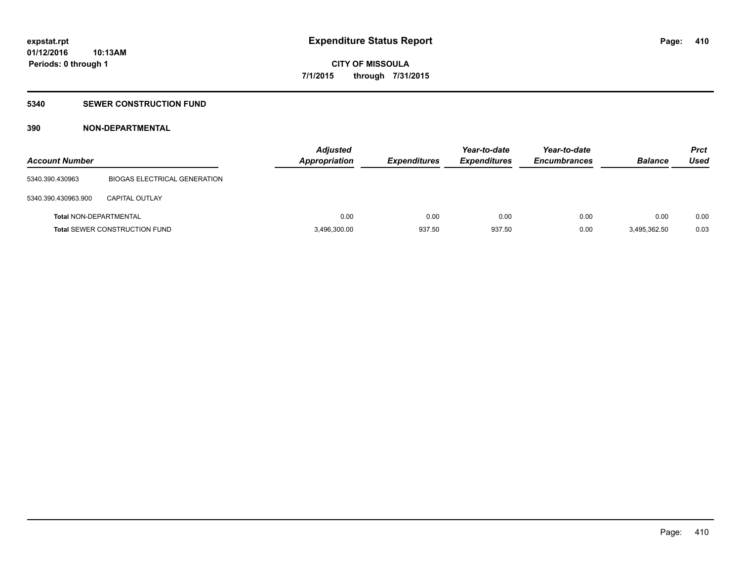**expstat.rpt**
**01/12/2016 10:13AM**
**Periods: 0 through 1**

# Expenditure Status Report

**CITY OF MISSOULA**
**7/1/2015 through 7/31/2015**

## 5340 SEWER CONSTRUCTION FUND

### 390 NON-DEPARTMENTAL

| Account Number | | Adjusted Appropriation | Expenditures | Year-to-date Expenditures | Year-to-date Encumbrances | Balance | Prct Used |
|---|---|---|---|---|---|---|---|
| 5340.390.430963 | BIOGAS ELECTRICAL GENERATION | | | | | | |
| 5340.390.430963.900 | CAPITAL OUTLAY | | | | | | |
| **Total** NON-DEPARTMENTAL | | 0.00 | 0.00 | 0.00 | 0.00 | 0.00 | 0.00 |
| **Total** SEWER CONSTRUCTION FUND | | 3,496,300.00 | 937.50 | 937.50 | 0.00 | 3,495,362.50 | 0.03 |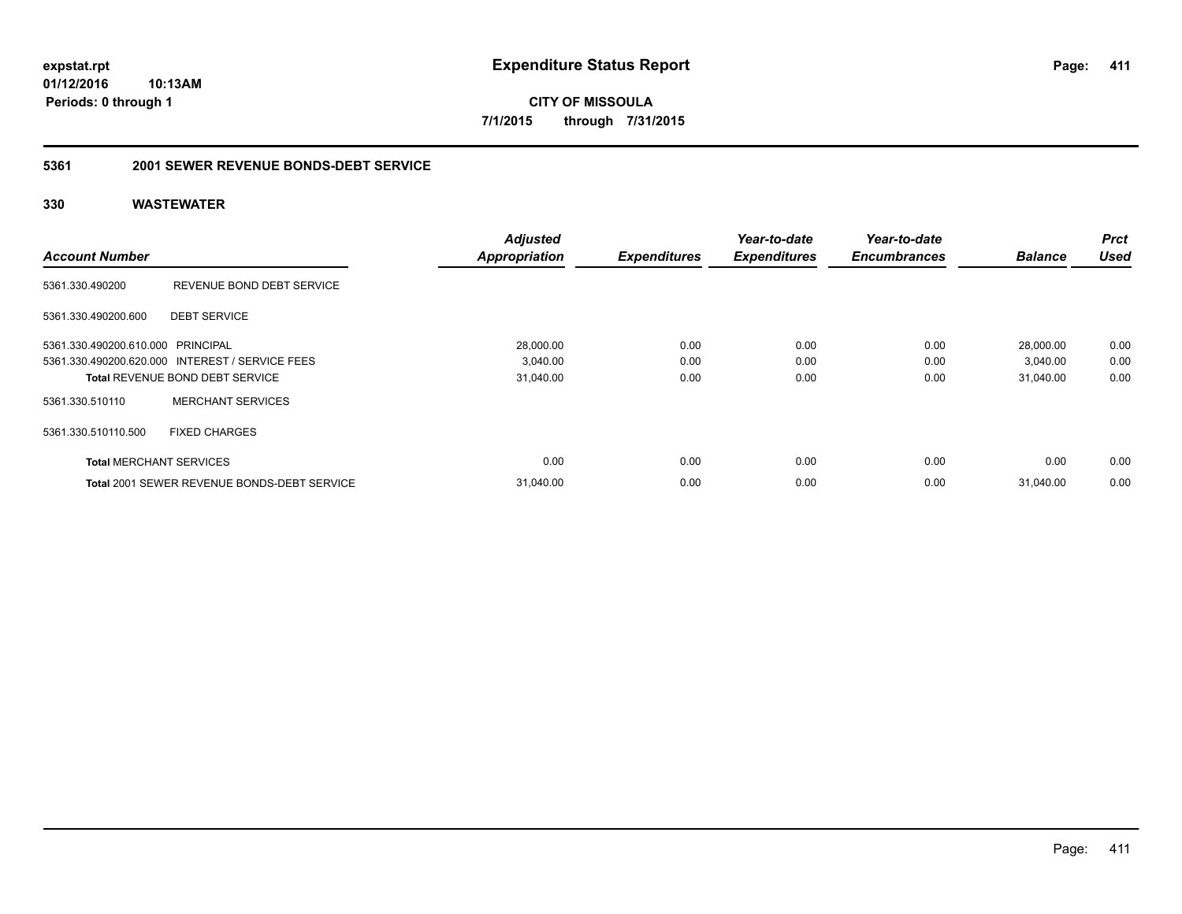**expstat.rpt**
**01/12/2016 10:13AM**
**Periods: 0 through 1**

# Expenditure Status Report

**CITY OF MISSOULA**
**7/1/2015 through 7/31/2015**

## 5361 2001 SEWER REVENUE BONDS-DEBT SERVICE

### 330 WASTEWATER

| Account Number | | Adjusted Appropriation | Expenditures | Year-to-date Expenditures | Year-to-date Encumbrances | Balance | Prct Used |
|---|---|---|---|---|---|---|---|
| 5361.330.490200 | REVENUE BOND DEBT SERVICE | | | | | | |
| 5361.330.490200.600 | DEBT SERVICE | | | | | | |
| 5361.330.490200.610.000 | PRINCIPAL | 28,000.00 | 0.00 | 0.00 | 0.00 | 28,000.00 | 0.00 |
| 5361.330.490200.620.000 | INTEREST / SERVICE FEES | 3,040.00 | 0.00 | 0.00 | 0.00 | 3,040.00 | 0.00 |
| **Total** REVENUE BOND DEBT SERVICE | | 31,040.00 | 0.00 | 0.00 | 0.00 | 31,040.00 | 0.00 |
| 5361.330.510110 | MERCHANT SERVICES | | | | | | |
| 5361.330.510110.500 | FIXED CHARGES | | | | | | |
| **Total** MERCHANT SERVICES | | 0.00 | 0.00 | 0.00 | 0.00 | 0.00 | 0.00 |
| **Total** 2001 SEWER REVENUE BONDS-DEBT SERVICE | | 31,040.00 | 0.00 | 0.00 | 0.00 | 31,040.00 | 0.00 |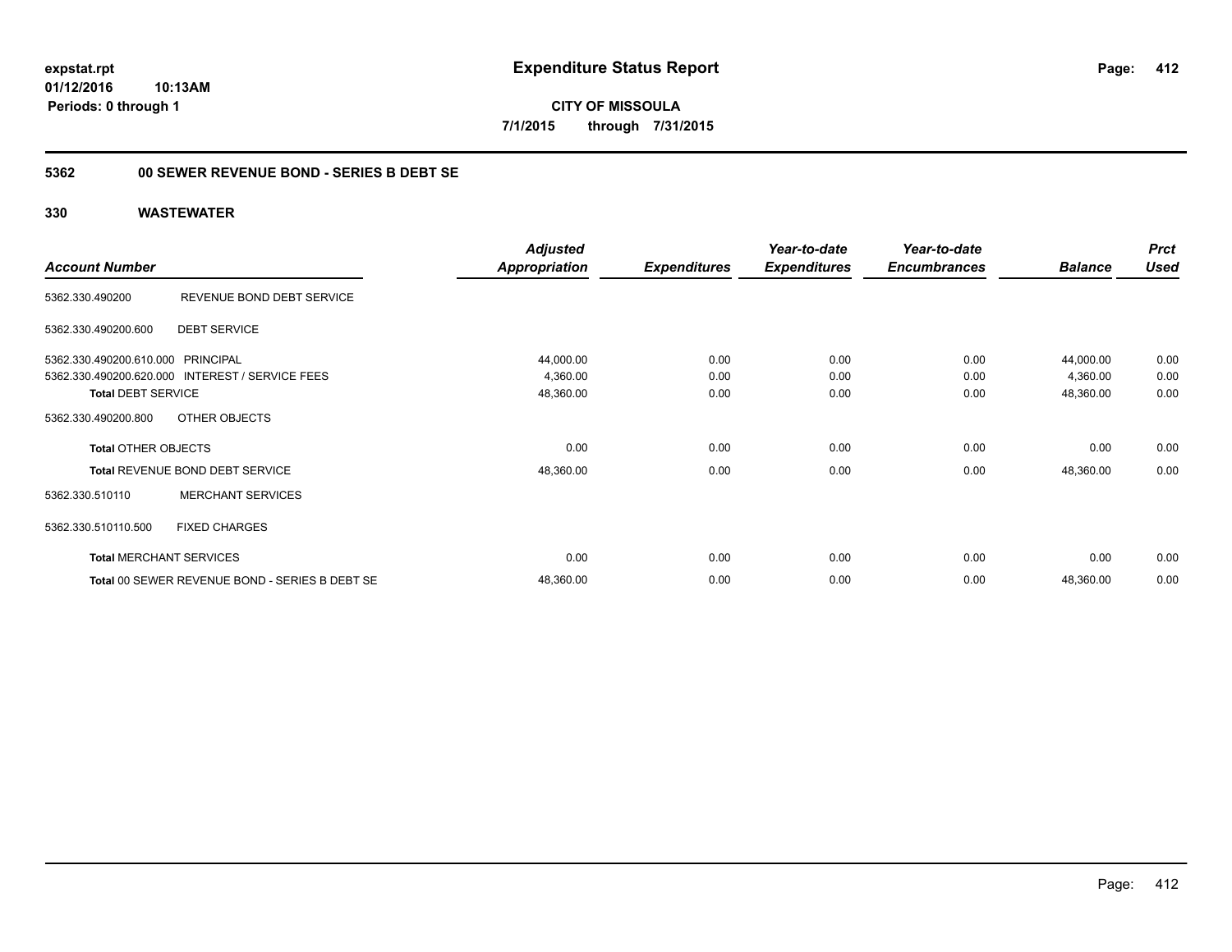# Expenditure Status Report

**CITY OF MISSOULA**

**7/1/2015 through 7/31/2015**

expstat.rpt
01/12/2016 10:13AM
Periods: 0 through 1

## 5362 00 SEWER REVENUE BOND - SERIES B DEBT SE

## 330 WASTEWATER

| Account Number | | Adjusted Appropriation | Expenditures | Year-to-date Expenditures | Year-to-date Encumbrances | Balance | Prct Used |
|---|---|---|---|---|---|---|---|
| 5362.330.490200 | REVENUE BOND DEBT SERVICE | | | | | | |
| 5362.330.490200.600 | DEBT SERVICE | | | | | | |
| 5362.330.490200.610.000 | PRINCIPAL | 44,000.00 | 0.00 | 0.00 | 0.00 | 44,000.00 | 0.00 |
| 5362.330.490200.620.000 | INTEREST / SERVICE FEES | 4,360.00 | 0.00 | 0.00 | 0.00 | 4,360.00 | 0.00 |
| **Total** DEBT SERVICE | | 48,360.00 | 0.00 | 0.00 | 0.00 | 48,360.00 | 0.00 |
| 5362.330.490200.800 | OTHER OBJECTS | | | | | | |
| **Total** OTHER OBJECTS | | 0.00 | 0.00 | 0.00 | 0.00 | 0.00 | 0.00 |
| **Total** REVENUE BOND DEBT SERVICE | | 48,360.00 | 0.00 | 0.00 | 0.00 | 48,360.00 | 0.00 |
| 5362.330.510110 | MERCHANT SERVICES | | | | | | |
| 5362.330.510110.500 | FIXED CHARGES | | | | | | |
| **Total** MERCHANT SERVICES | | 0.00 | 0.00 | 0.00 | 0.00 | 0.00 | 0.00 |
| **Total** 00 SEWER REVENUE BOND - SERIES B DEBT SE | | 48,360.00 | 0.00 | 0.00 | 0.00 | 48,360.00 | 0.00 |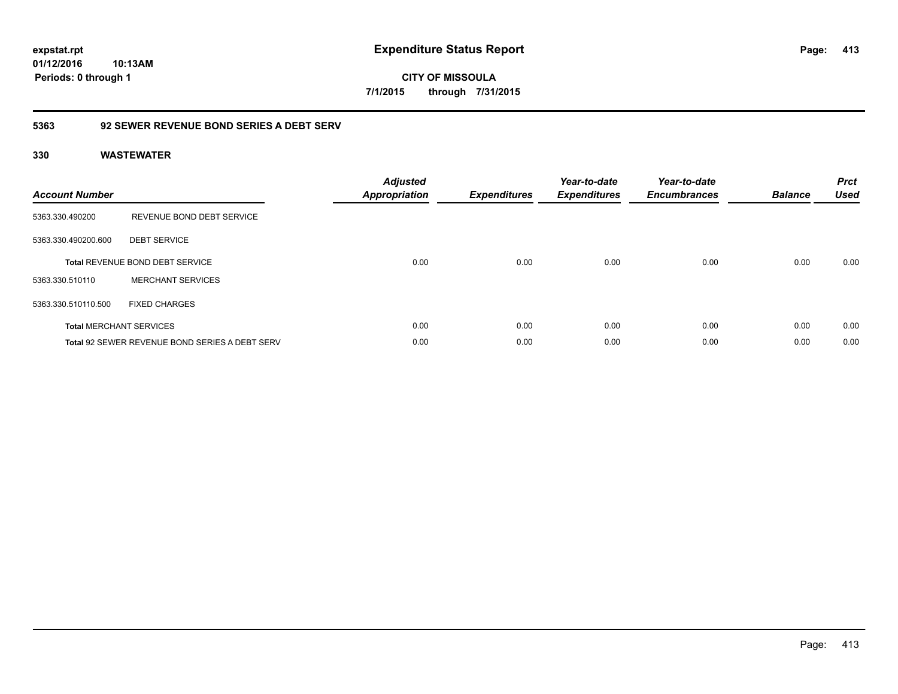# Expenditure Status Report

expstat.rpt
01/12/2016 10:13AM
Periods: 0 through 1

CITY OF MISSOULA
7/1/2015 through 7/31/2015

## 5363 92 SEWER REVENUE BOND SERIES A DEBT SERV

### 330 WASTEWATER

| Account Number | | Adjusted Appropriation | Expenditures | Year-to-date Expenditures | Year-to-date Encumbrances | Balance | Prct Used |
|---|---|---|---|---|---|---|---|
| 5363.330.490200 | REVENUE BOND DEBT SERVICE | | | | | | |
| 5363.330.490200.600 | DEBT SERVICE | | | | | | |
| **Total** REVENUE BOND DEBT SERVICE | | 0.00 | 0.00 | 0.00 | 0.00 | 0.00 | 0.00 |
| 5363.330.510110 | MERCHANT SERVICES | | | | | | |
| 5363.330.510110.500 | FIXED CHARGES | | | | | | |
| **Total** MERCHANT SERVICES | | 0.00 | 0.00 | 0.00 | 0.00 | 0.00 | 0.00 |
| **Total** 92 SEWER REVENUE BOND SERIES A DEBT SERV | | 0.00 | 0.00 | 0.00 | 0.00 | 0.00 | 0.00 |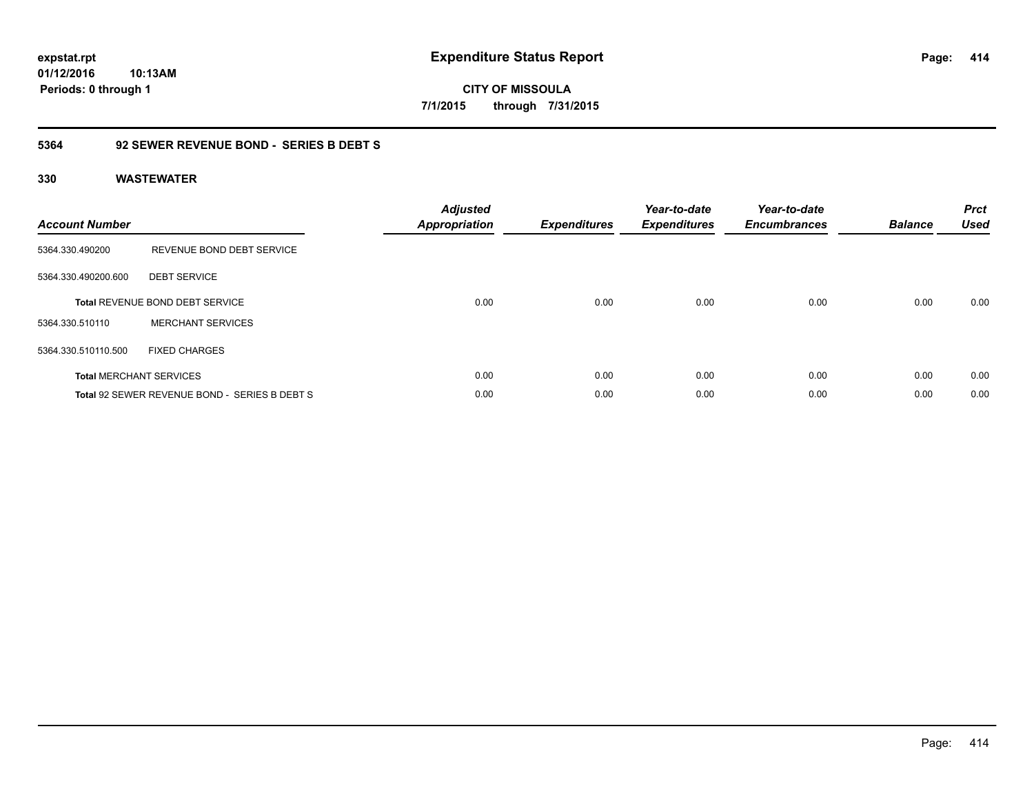**expstat.rpt**
**01/12/2016 10:13AM**
**Periods: 0 through 1**

# Expenditure Status Report

**CITY OF MISSOULA**
**7/1/2015 through 7/31/2015**

## 5364 92 SEWER REVENUE BOND - SERIES B DEBT S

### 330 WASTEWATER

| Account Number | | Adjusted Appropriation | Expenditures | Year-to-date Expenditures | Year-to-date Encumbrances | Balance | Prct Used |
|---|---|---|---|---|---|---|---|
| 5364.330.490200 | REVENUE BOND DEBT SERVICE | | | | | | |
| 5364.330.490200.600 | DEBT SERVICE | | | | | | |
| **Total** REVENUE BOND DEBT SERVICE | | 0.00 | 0.00 | 0.00 | 0.00 | 0.00 | 0.00 |
| 5364.330.510110 | MERCHANT SERVICES | | | | | | |
| 5364.330.510110.500 | FIXED CHARGES | | | | | | |
| **Total** MERCHANT SERVICES | | 0.00 | 0.00 | 0.00 | 0.00 | 0.00 | 0.00 |
| **Total** 92 SEWER REVENUE BOND - SERIES B DEBT S | | 0.00 | 0.00 | 0.00 | 0.00 | 0.00 | 0.00 |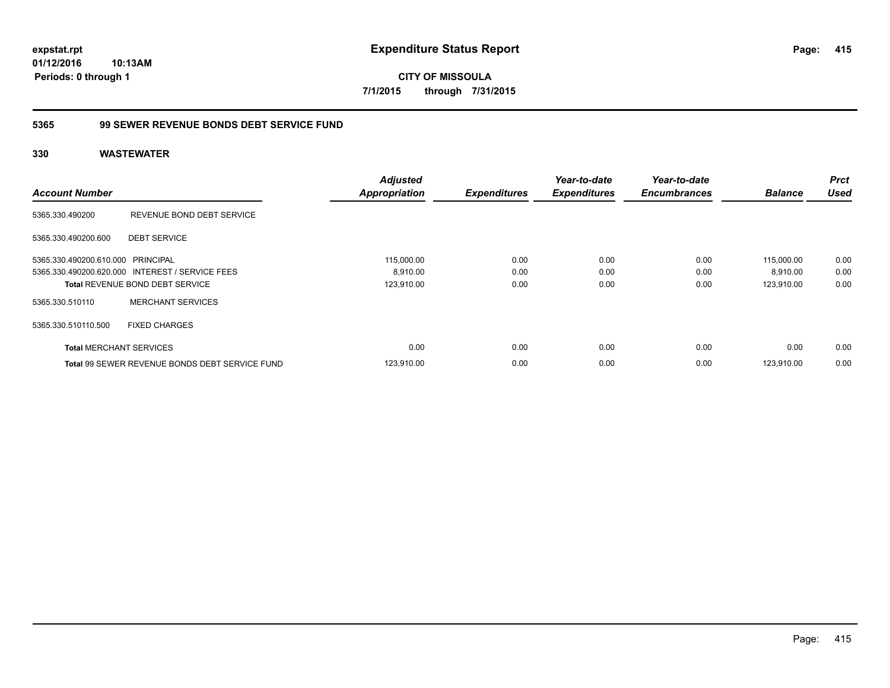expstat.rpt
01/12/2016 10:13AM
Periods: 0 through 1

# Expenditure Status Report

CITY OF MISSOULA
7/1/2015 through 7/31/2015

## 5365 99 SEWER REVENUE BONDS DEBT SERVICE FUND

### 330 WASTEWATER

| Account Number | | Adjusted Appropriation | Expenditures | Year-to-date Expenditures | Year-to-date Encumbrances | Balance | Prct Used |
|---|---|---|---|---|---|---|---|
| 5365.330.490200 | REVENUE BOND DEBT SERVICE | | | | | | |
| 5365.330.490200.600 | DEBT SERVICE | | | | | | |
| 5365.330.490200.610.000 | PRINCIPAL | 115,000.00 | 0.00 | 0.00 | 0.00 | 115,000.00 | 0.00 |
| 5365.330.490200.620.000 | INTEREST / SERVICE FEES | 8,910.00 | 0.00 | 0.00 | 0.00 | 8,910.00 | 0.00 |
| **Total** REVENUE BOND DEBT SERVICE | | 123,910.00 | 0.00 | 0.00 | 0.00 | 123,910.00 | 0.00 |
| 5365.330.510110 | MERCHANT SERVICES | | | | | | |
| 5365.330.510110.500 | FIXED CHARGES | | | | | | |
| **Total** MERCHANT SERVICES | | 0.00 | 0.00 | 0.00 | 0.00 | 0.00 | 0.00 |
| **Total** 99 SEWER REVENUE BONDS DEBT SERVICE FUND | | 123,910.00 | 0.00 | 0.00 | 0.00 | 123,910.00 | 0.00 |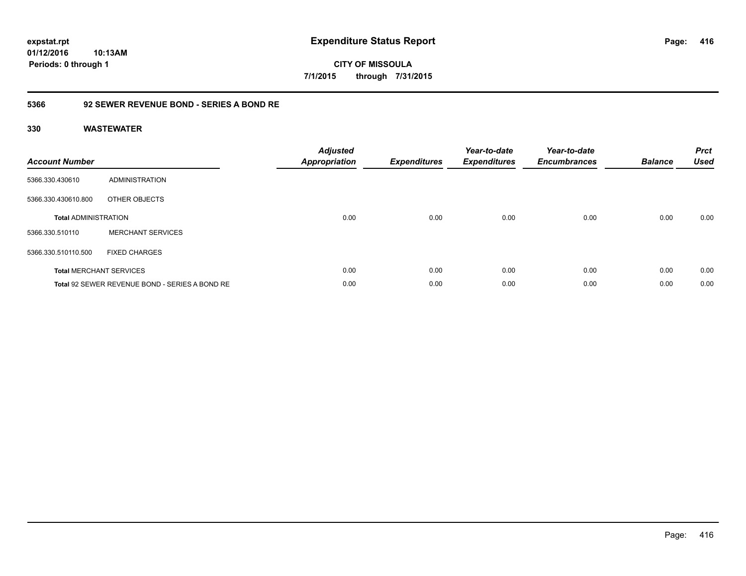**expstat.rpt**
**01/12/2016 10:13AM**
**Periods: 0 through 1**

# Expenditure Status Report

**CITY OF MISSOULA**
**7/1/2015 through 7/31/2015**

## 5366 92 SEWER REVENUE BOND - SERIES A BOND RE

### 330 WASTEWATER

| Account Number | | Adjusted Appropriation | Expenditures | Year-to-date Expenditures | Year-to-date Encumbrances | Balance | Prct Used |
|---|---|---|---|---|---|---|---|
| 5366.330.430610 | ADMINISTRATION | | | | | | |
| 5366.330.430610.800 | OTHER OBJECTS | | | | | | |
| **Total** ADMINISTRATION | | 0.00 | 0.00 | 0.00 | 0.00 | 0.00 | 0.00 |
| 5366.330.510110 | MERCHANT SERVICES | | | | | | |
| 5366.330.510110.500 | FIXED CHARGES | | | | | | |
| **Total** MERCHANT SERVICES | | 0.00 | 0.00 | 0.00 | 0.00 | 0.00 | 0.00 |
| **Total** 92 SEWER REVENUE BOND - SERIES A BOND RE | | 0.00 | 0.00 | 0.00 | 0.00 | 0.00 | 0.00 |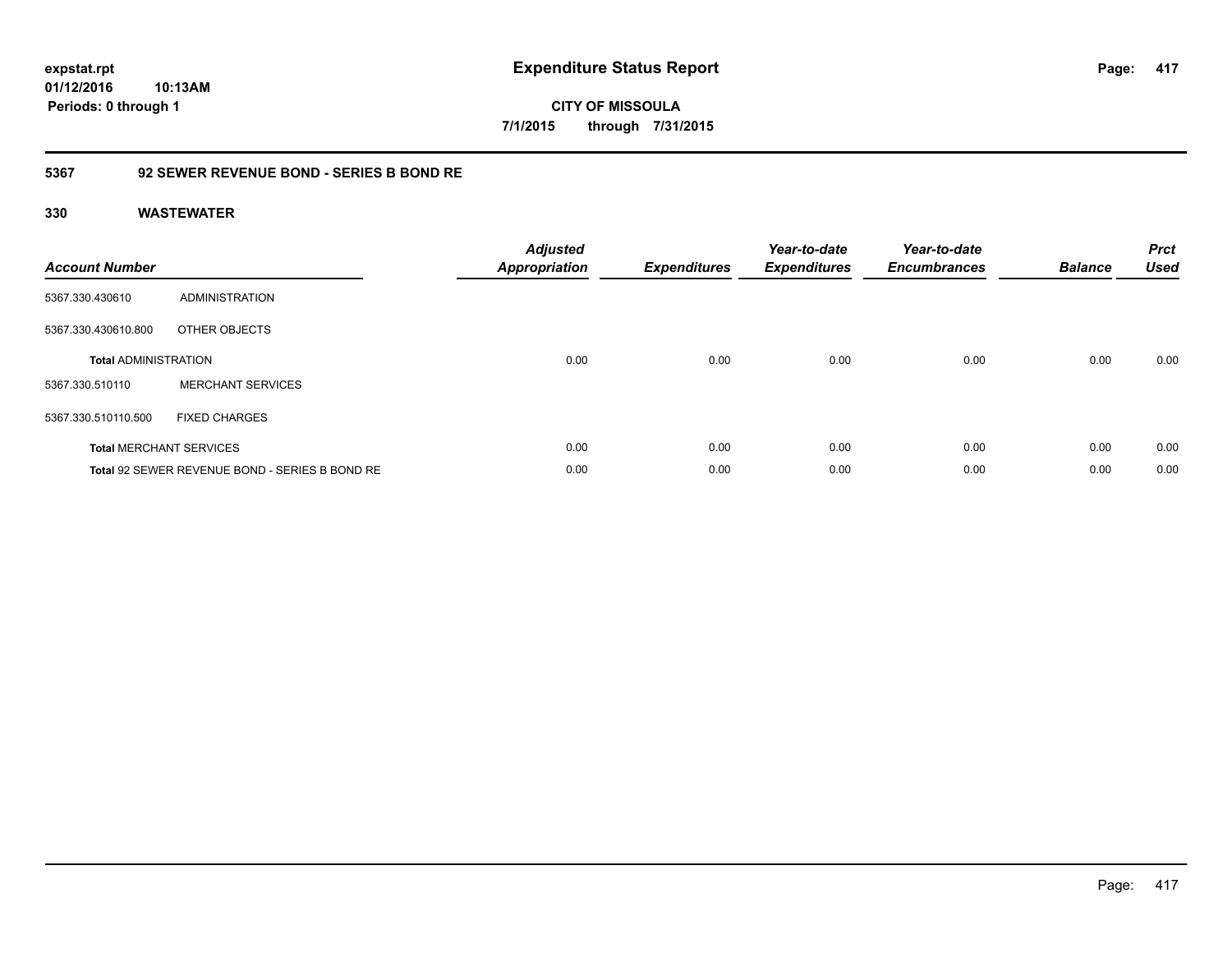expstat.rpt
01/12/2016 10:13AM
Periods: 0 through 1

# Expenditure Status Report

CITY OF MISSOULA
7/1/2015 through 7/31/2015

## 5367 92 SEWER REVENUE BOND - SERIES B BOND RE

### 330 WASTEWATER

| Account Number | | Adjusted Appropriation | Expenditures | Year-to-date Expenditures | Year-to-date Encumbrances | Balance | Prct Used |
|---|---|---|---|---|---|---|---|
| 5367.330.430610 | ADMINISTRATION | | | | | | |
| 5367.330.430610.800 | OTHER OBJECTS | | | | | | |
| **Total** ADMINISTRATION | | 0.00 | 0.00 | 0.00 | 0.00 | 0.00 | 0.00 |
| 5367.330.510110 | MERCHANT SERVICES | | | | | | |
| 5367.330.510110.500 | FIXED CHARGES | | | | | | |
| **Total** MERCHANT SERVICES | | 0.00 | 0.00 | 0.00 | 0.00 | 0.00 | 0.00 |
| **Total** 92 SEWER REVENUE BOND - SERIES B BOND RE | | 0.00 | 0.00 | 0.00 | 0.00 | 0.00 | 0.00 |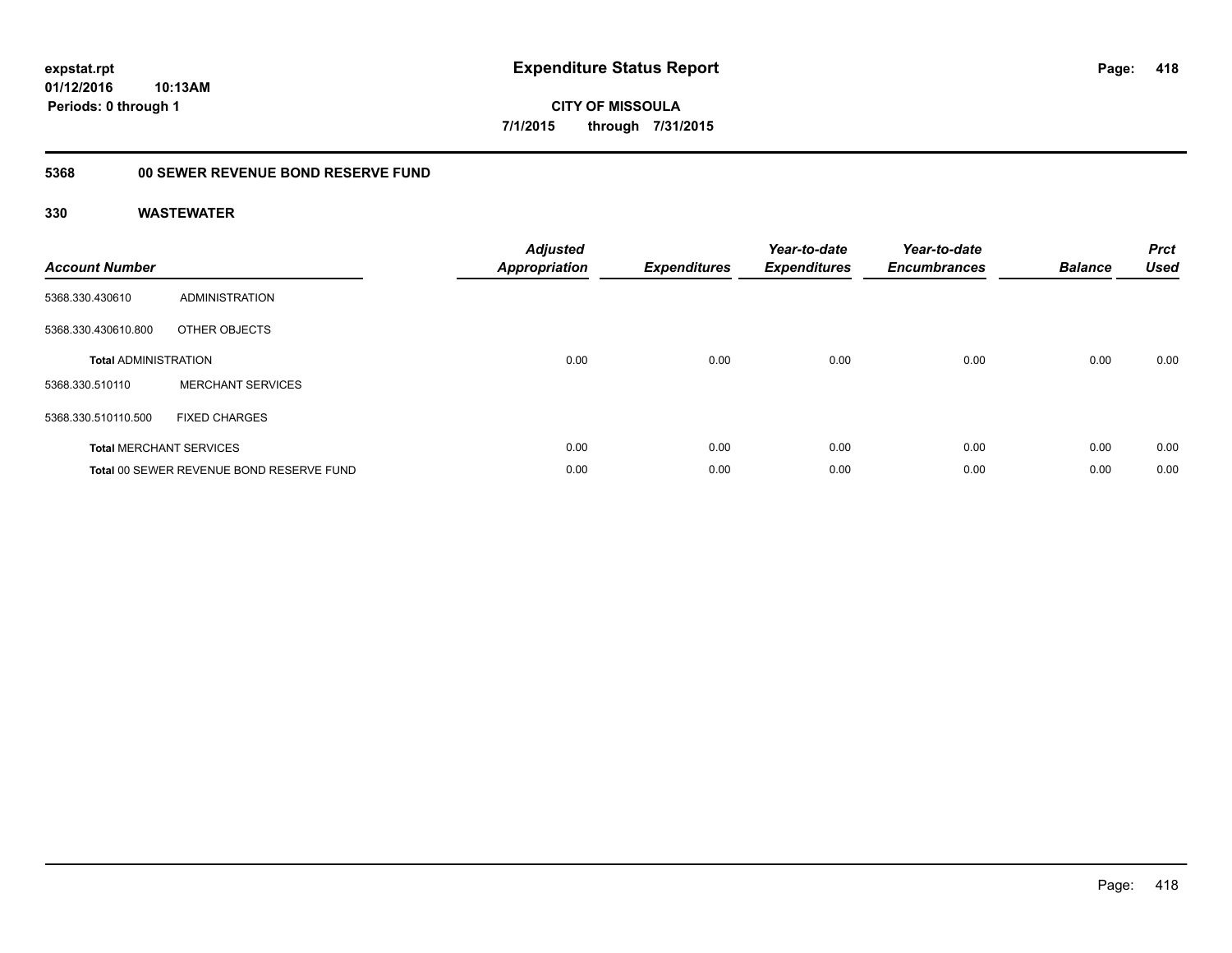# Expenditure Status Report

**CITY OF MISSOULA**

**7/1/2015 through 7/31/2015**

expstat.rpt
01/12/2016 10:13AM
Periods: 0 through 1

## 5368 00 SEWER REVENUE BOND RESERVE FUND

### 330 WASTEWATER

| Account Number | | Adjusted Appropriation | Expenditures | Year-to-date Expenditures | Year-to-date Encumbrances | Balance | Prct Used |
|---|---|---|---|---|---|---|---|
| 5368.330.430610 | ADMINISTRATION | | | | | | |
| 5368.330.430610.800 | OTHER OBJECTS | | | | | | |
| **Total** ADMINISTRATION | | 0.00 | 0.00 | 0.00 | 0.00 | 0.00 | 0.00 |
| 5368.330.510110 | MERCHANT SERVICES | | | | | | |
| 5368.330.510110.500 | FIXED CHARGES | | | | | | |
| **Total** MERCHANT SERVICES | | 0.00 | 0.00 | 0.00 | 0.00 | 0.00 | 0.00 |
| **Total** 00 SEWER REVENUE BOND RESERVE FUND | | 0.00 | 0.00 | 0.00 | 0.00 | 0.00 | 0.00 |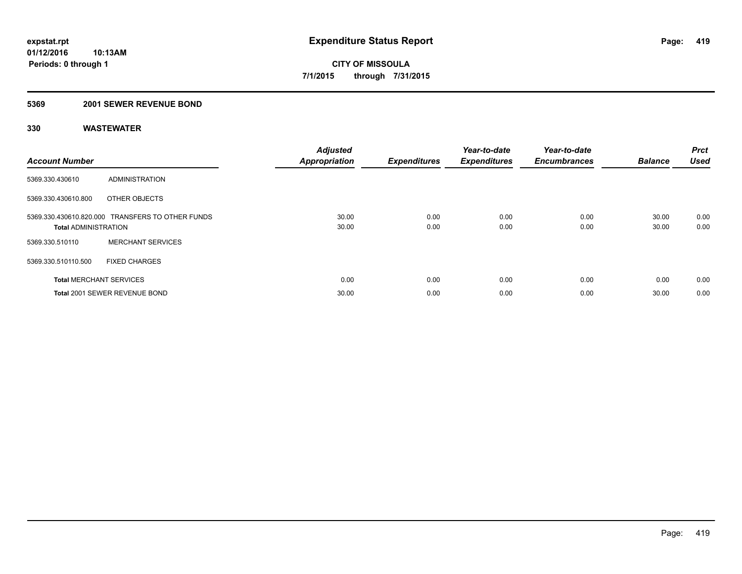**expstat.rpt**
**01/12/2016 10:13AM**
**Periods: 0 through 1**

# Expenditure Status Report

**CITY OF MISSOULA**
**7/1/2015 through 7/31/2015**

## 5369 2001 SEWER REVENUE BOND

### 330 WASTEWATER

| Account Number | | Adjusted Appropriation | Expenditures | Year-to-date Expenditures | Year-to-date Encumbrances | Balance | Prct Used |
|---|---|---|---|---|---|---|---|
| 5369.330.430610 | ADMINISTRATION | | | | | | |
| 5369.330.430610.800 | OTHER OBJECTS | | | | | | |
| 5369.330.430610.820.000 | TRANSFERS TO OTHER FUNDS | 30.00 | 0.00 | 0.00 | 0.00 | 30.00 | 0.00 |
| **Total** ADMINISTRATION | | 30.00 | 0.00 | 0.00 | 0.00 | 30.00 | 0.00 |
| 5369.330.510110 | MERCHANT SERVICES | | | | | | |
| 5369.330.510110.500 | FIXED CHARGES | | | | | | |
| **Total** MERCHANT SERVICES | | 0.00 | 0.00 | 0.00 | 0.00 | 0.00 | 0.00 |
| **Total** 2001 SEWER REVENUE BOND | | 30.00 | 0.00 | 0.00 | 0.00 | 30.00 | 0.00 |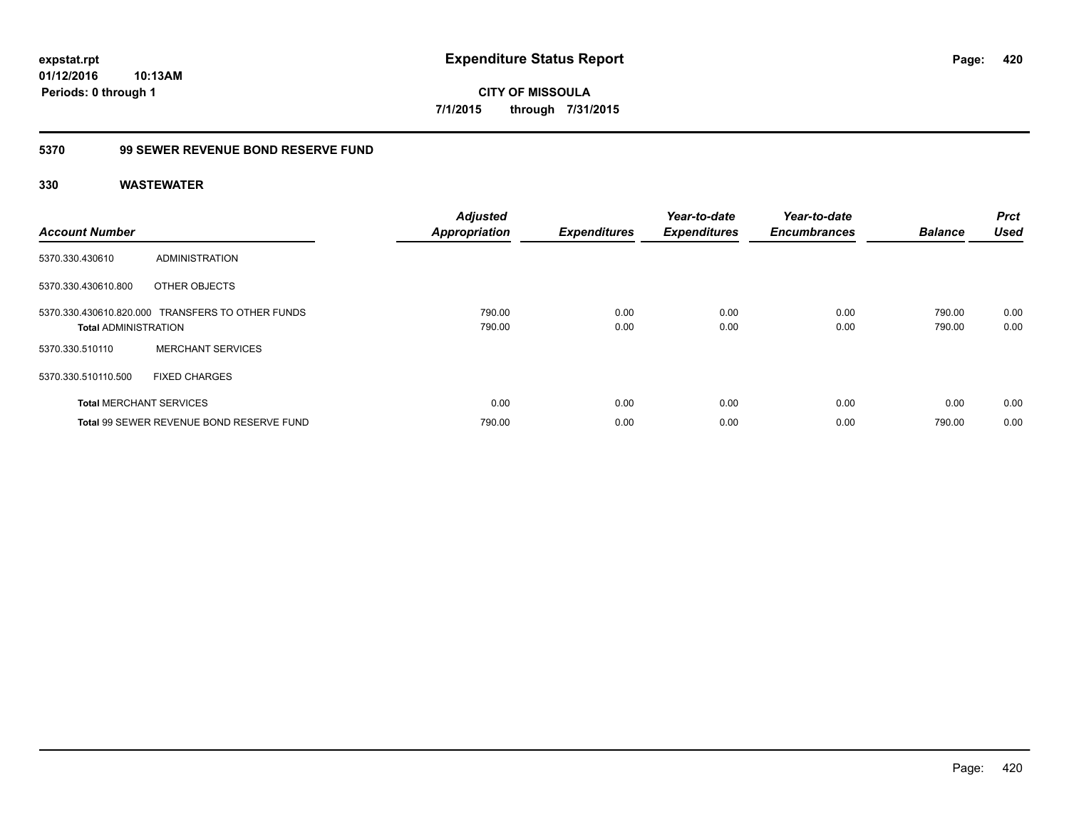**expstat.rpt**
**01/12/2016 10:13AM**
**Periods: 0 through 1**

# Expenditure Status Report

**CITY OF MISSOULA**
**7/1/2015 through 7/31/2015**

## 5370 99 SEWER REVENUE BOND RESERVE FUND

### 330 WASTEWATER

| Account Number | | Adjusted Appropriation | Expenditures | Year-to-date Expenditures | Year-to-date Encumbrances | Balance | Prct Used |
|---|---|---|---|---|---|---|---|
| 5370.330.430610 | ADMINISTRATION | | | | | | |
| 5370.330.430610.800 | OTHER OBJECTS | | | | | | |
| 5370.330.430610.820.000 | TRANSFERS TO OTHER FUNDS | 790.00 | 0.00 | 0.00 | 0.00 | 790.00 | 0.00 |
| **Total** ADMINISTRATION | | 790.00 | 0.00 | 0.00 | 0.00 | 790.00 | 0.00 |
| 5370.330.510110 | MERCHANT SERVICES | | | | | | |
| 5370.330.510110.500 | FIXED CHARGES | | | | | | |
| **Total** MERCHANT SERVICES | | 0.00 | 0.00 | 0.00 | 0.00 | 0.00 | 0.00 |
| **Total** 99 SEWER REVENUE BOND RESERVE FUND | | 790.00 | 0.00 | 0.00 | 0.00 | 790.00 | 0.00 |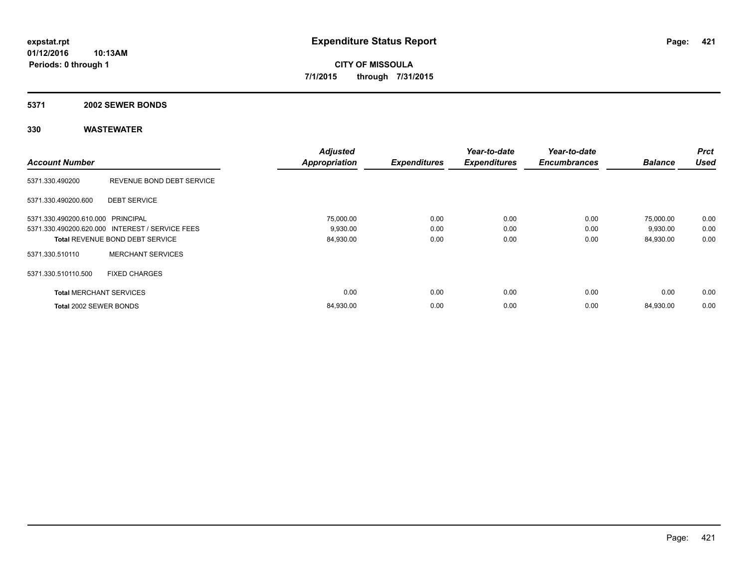**expstat.rpt**
**01/12/2016 10:13AM**
**Periods: 0 through 1**

# Expenditure Status Report

**CITY OF MISSOULA**
**7/1/2015 through 7/31/2015**

## 5371 2002 SEWER BONDS

## 330 WASTEWATER

| Account Number | | Adjusted Appropriation | Expenditures | Year-to-date Expenditures | Year-to-date Encumbrances | Balance | Prct Used |
|---|---|---|---|---|---|---|---|
| 5371.330.490200 | REVENUE BOND DEBT SERVICE | | | | | | |
| 5371.330.490200.600 | DEBT SERVICE | | | | | | |
| 5371.330.490200.610.000 | PRINCIPAL | 75,000.00 | 0.00 | 0.00 | 0.00 | 75,000.00 | 0.00 |
| 5371.330.490200.620.000 | INTEREST / SERVICE FEES | 9,930.00 | 0.00 | 0.00 | 0.00 | 9,930.00 | 0.00 |
| **Total** REVENUE BOND DEBT SERVICE | | 84,930.00 | 0.00 | 0.00 | 0.00 | 84,930.00 | 0.00 |
| 5371.330.510110 | MERCHANT SERVICES | | | | | | |
| 5371.330.510110.500 | FIXED CHARGES | | | | | | |
| **Total** MERCHANT SERVICES | | 0.00 | 0.00 | 0.00 | 0.00 | 0.00 | 0.00 |
| **Total** 2002 SEWER BONDS | | 84,930.00 | 0.00 | 0.00 | 0.00 | 84,930.00 | 0.00 |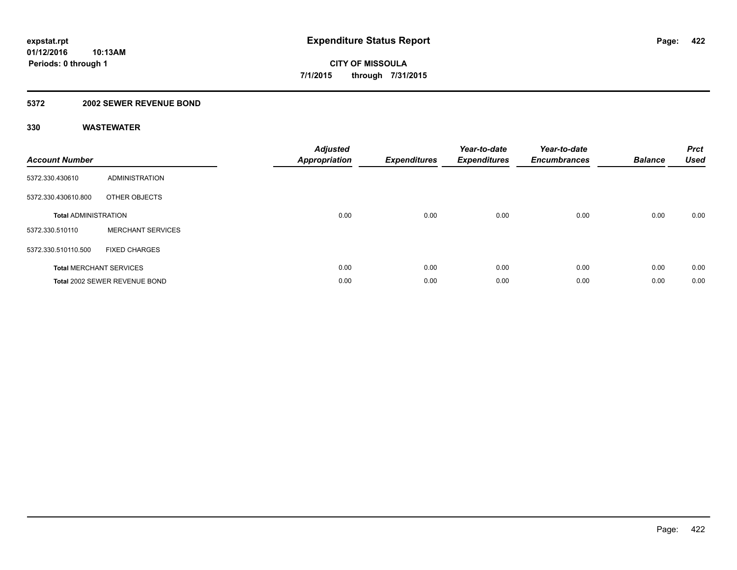**expstat.rpt**
**01/12/2016 10:13AM**
**Periods: 0 through 1**

# Expenditure Status Report

**CITY OF MISSOULA**
**7/1/2015 through 7/31/2015**

## 5372 2002 SEWER REVENUE BOND

### 330 WASTEWATER

| Account Number | | Adjusted Appropriation | Expenditures | Year-to-date Expenditures | Year-to-date Encumbrances | Balance | Prct Used |
|---|---|---|---|---|---|---|---|
| 5372.330.430610 | ADMINISTRATION | | | | | | |
| 5372.330.430610.800 | OTHER OBJECTS | | | | | | |
| **Total** ADMINISTRATION | | 0.00 | 0.00 | 0.00 | 0.00 | 0.00 | 0.00 |
| 5372.330.510110 | MERCHANT SERVICES | | | | | | |
| 5372.330.510110.500 | FIXED CHARGES | | | | | | |
| **Total** MERCHANT SERVICES | | 0.00 | 0.00 | 0.00 | 0.00 | 0.00 | 0.00 |
| **Total** 2002 SEWER REVENUE BOND | | 0.00 | 0.00 | 0.00 | 0.00 | 0.00 | 0.00 |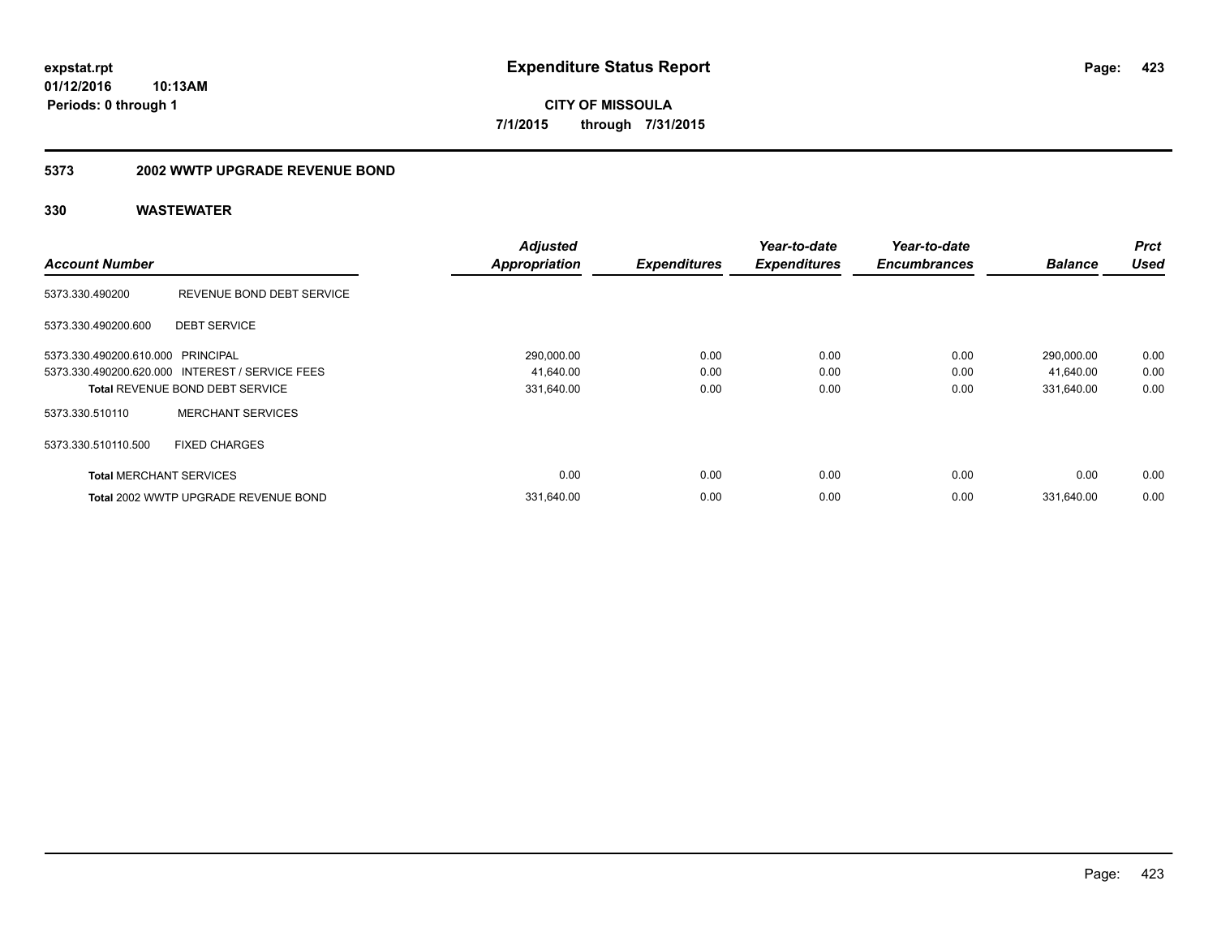**expstat.rpt**
**01/12/2016 10:13AM**
**Periods: 0 through 1**

# Expenditure Status Report

**CITY OF MISSOULA**
**7/1/2015 through 7/31/2015**

## 5373 2002 WWTP UPGRADE REVENUE BOND

### 330 WASTEWATER

| Account Number | | Adjusted Appropriation | Expenditures | Year-to-date Expenditures | Year-to-date Encumbrances | Balance | Prct Used |
|---|---|---|---|---|---|---|---|
| 5373.330.490200 | REVENUE BOND DEBT SERVICE | | | | | | |
| 5373.330.490200.600 | DEBT SERVICE | | | | | | |
| 5373.330.490200.610.000 | PRINCIPAL | 290,000.00 | 0.00 | 0.00 | 0.00 | 290,000.00 | 0.00 |
| 5373.330.490200.620.000 | INTEREST / SERVICE FEES | 41,640.00 | 0.00 | 0.00 | 0.00 | 41,640.00 | 0.00 |
| **Total** REVENUE BOND DEBT SERVICE | | 331,640.00 | 0.00 | 0.00 | 0.00 | 331,640.00 | 0.00 |
| 5373.330.510110 | MERCHANT SERVICES | | | | | | |
| 5373.330.510110.500 | FIXED CHARGES | | | | | | |
| **Total** MERCHANT SERVICES | | 0.00 | 0.00 | 0.00 | 0.00 | 0.00 | 0.00 |
| **Total** 2002 WWTP UPGRADE REVENUE BOND | | 331,640.00 | 0.00 | 0.00 | 0.00 | 331,640.00 | 0.00 |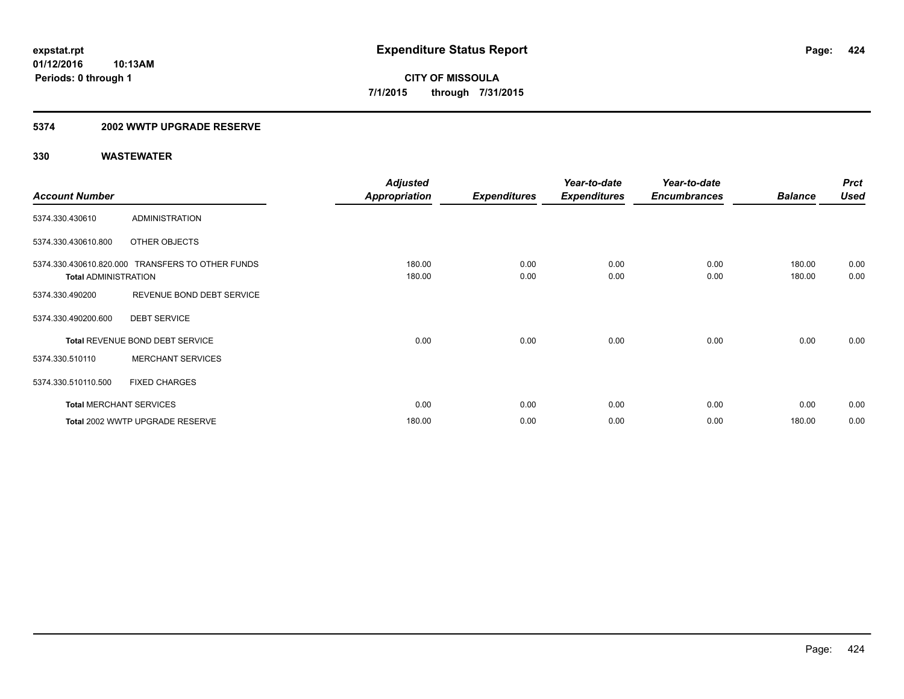**expstat.rpt**
**01/12/2016 10:13AM**
**Periods: 0 through 1**

# Expenditure Status Report

**CITY OF MISSOULA**
**7/1/2015 through 7/31/2015**

## 5374 2002 WWTP UPGRADE RESERVE

### 330 WASTEWATER

| Account Number | | Adjusted Appropriation | Expenditures | Year-to-date Expenditures | Year-to-date Encumbrances | Balance | Prct Used |
|---|---|---|---|---|---|---|---|
| 5374.330.430610 | ADMINISTRATION | | | | | | |
| 5374.330.430610.800 | OTHER OBJECTS | | | | | | |
| 5374.330.430610.820.000 | TRANSFERS TO OTHER FUNDS | 180.00 | 0.00 | 0.00 | 0.00 | 180.00 | 0.00 |
| **Total** ADMINISTRATION | | 180.00 | 0.00 | 0.00 | 0.00 | 180.00 | 0.00 |
| 5374.330.490200 | REVENUE BOND DEBT SERVICE | | | | | | |
| 5374.330.490200.600 | DEBT SERVICE | | | | | | |
| **Total** REVENUE BOND DEBT SERVICE | | 0.00 | 0.00 | 0.00 | 0.00 | 0.00 | 0.00 |
| 5374.330.510110 | MERCHANT SERVICES | | | | | | |
| 5374.330.510110.500 | FIXED CHARGES | | | | | | |
| **Total** MERCHANT SERVICES | | 0.00 | 0.00 | 0.00 | 0.00 | 0.00 | 0.00 |
| **Total** 2002 WWTP UPGRADE RESERVE | | 180.00 | 0.00 | 0.00 | 0.00 | 180.00 | 0.00 |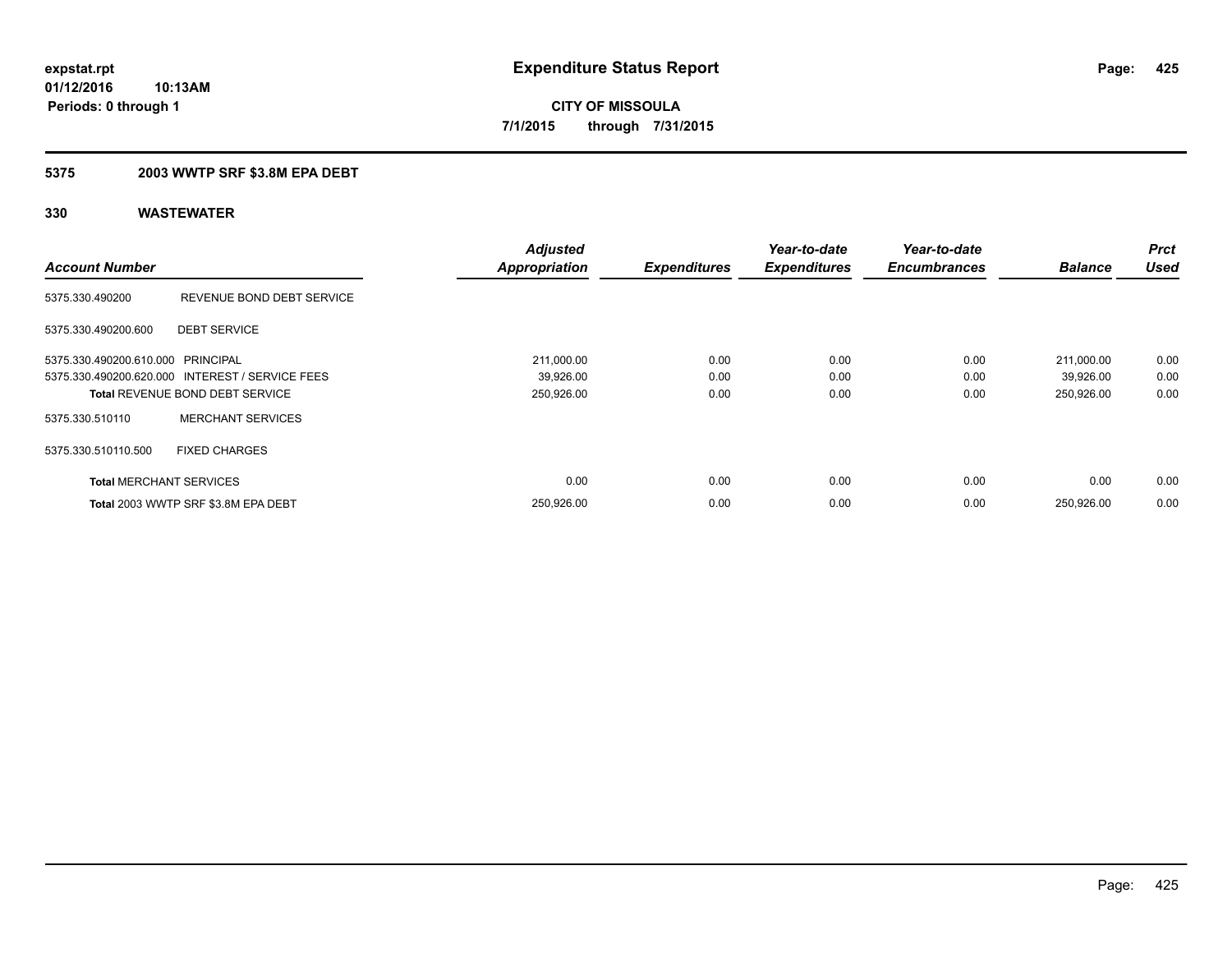**expstat.rpt**
**01/12/2016 10:13AM**
**Periods: 0 through 1**

# Expenditure Status Report

**CITY OF MISSOULA**
**7/1/2015 through 7/31/2015**

## 5375 2003 WWTP SRF $3.8M EPA DEBT

### 330 WASTEWATER

| Account Number | | Adjusted Appropriation | Expenditures | Year-to-date Expenditures | Year-to-date Encumbrances | Balance | Prct Used |
|---|---|---|---|---|---|---|---|
| 5375.330.490200 | REVENUE BOND DEBT SERVICE | | | | | | |
| 5375.330.490200.600 | DEBT SERVICE | | | | | | |
| 5375.330.490200.610.000 | PRINCIPAL | 211,000.00 | 0.00 | 0.00 | 0.00 | 211,000.00 | 0.00 |
| 5375.330.490200.620.000 | INTEREST / SERVICE FEES | 39,926.00 | 0.00 | 0.00 | 0.00 | 39,926.00 | 0.00 |
| **Total** REVENUE BOND DEBT SERVICE | | 250,926.00 | 0.00 | 0.00 | 0.00 | 250,926.00 | 0.00 |
| 5375.330.510110 | MERCHANT SERVICES | | | | | | |
| 5375.330.510110.500 | FIXED CHARGES | | | | | | |
| **Total** MERCHANT SERVICES | | 0.00 | 0.00 | 0.00 | 0.00 | 0.00 | 0.00 |
| **Total** 2003 WWTP SRF $3.8M EPA DEBT | | 250,926.00 | 0.00 | 0.00 | 0.00 | 250,926.00 | 0.00 |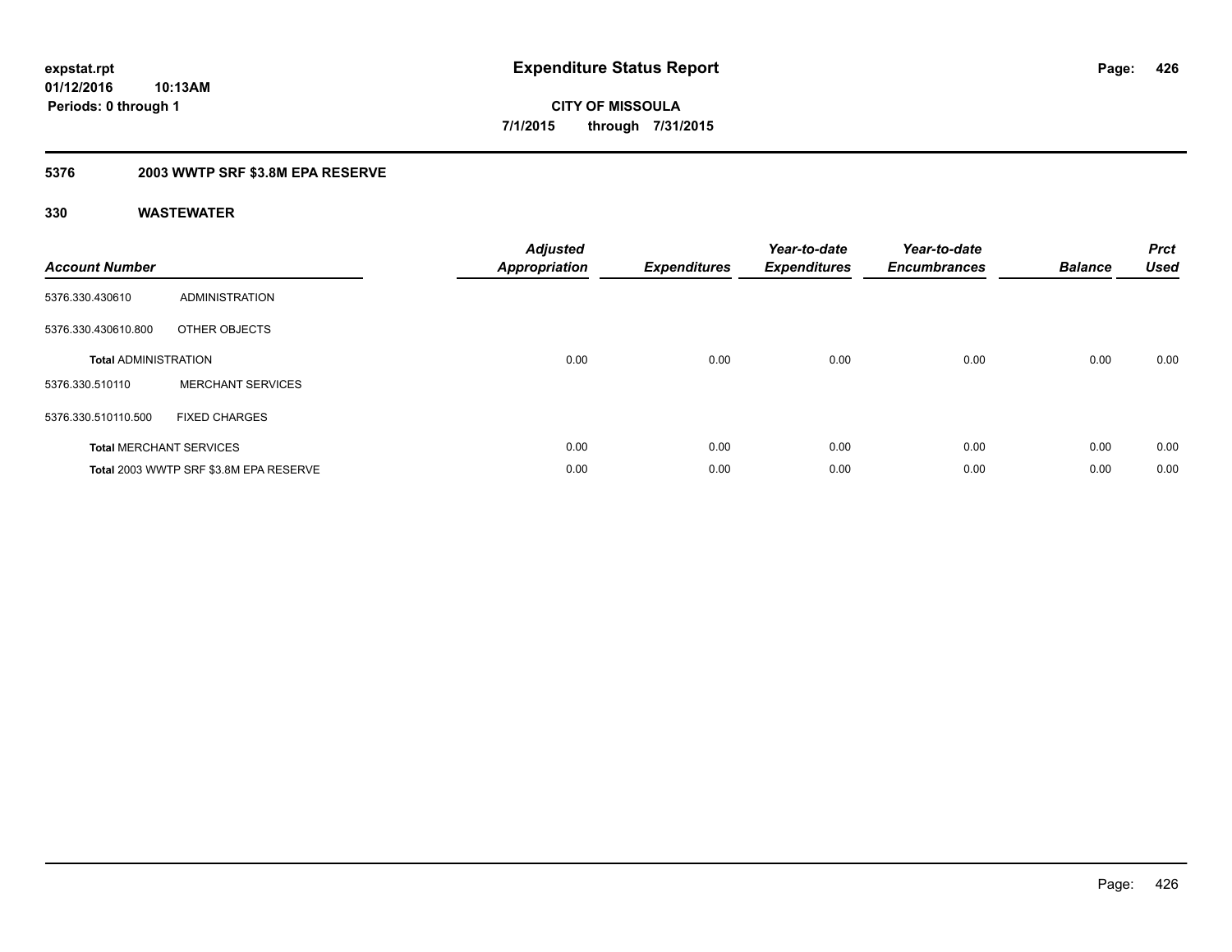**expstat.rpt**
**01/12/2016 10:13AM**
**Periods: 0 through 1**

# Expenditure Status Report

**CITY OF MISSOULA**
**7/1/2015 through 7/31/2015**

## 5376 2003 WWTP SRF $3.8M EPA RESERVE

### 330 WASTEWATER

| Account Number | | Adjusted Appropriation | Expenditures | Year-to-date Expenditures | Year-to-date Encumbrances | Balance | Prct Used |
|---|---|---|---|---|---|---|---|
| 5376.330.430610 | ADMINISTRATION | | | | | | |
| 5376.330.430610.800 | OTHER OBJECTS | | | | | | |
| **Total** ADMINISTRATION | | 0.00 | 0.00 | 0.00 | 0.00 | 0.00 | 0.00 |
| 5376.330.510110 | MERCHANT SERVICES | | | | | | |
| 5376.330.510110.500 | FIXED CHARGES | | | | | | |
| **Total** MERCHANT SERVICES | | 0.00 | 0.00 | 0.00 | 0.00 | 0.00 | 0.00 |
| **Total** 2003 WWTP SRF $3.8M EPA RESERVE | | 0.00 | 0.00 | 0.00 | 0.00 | 0.00 | 0.00 |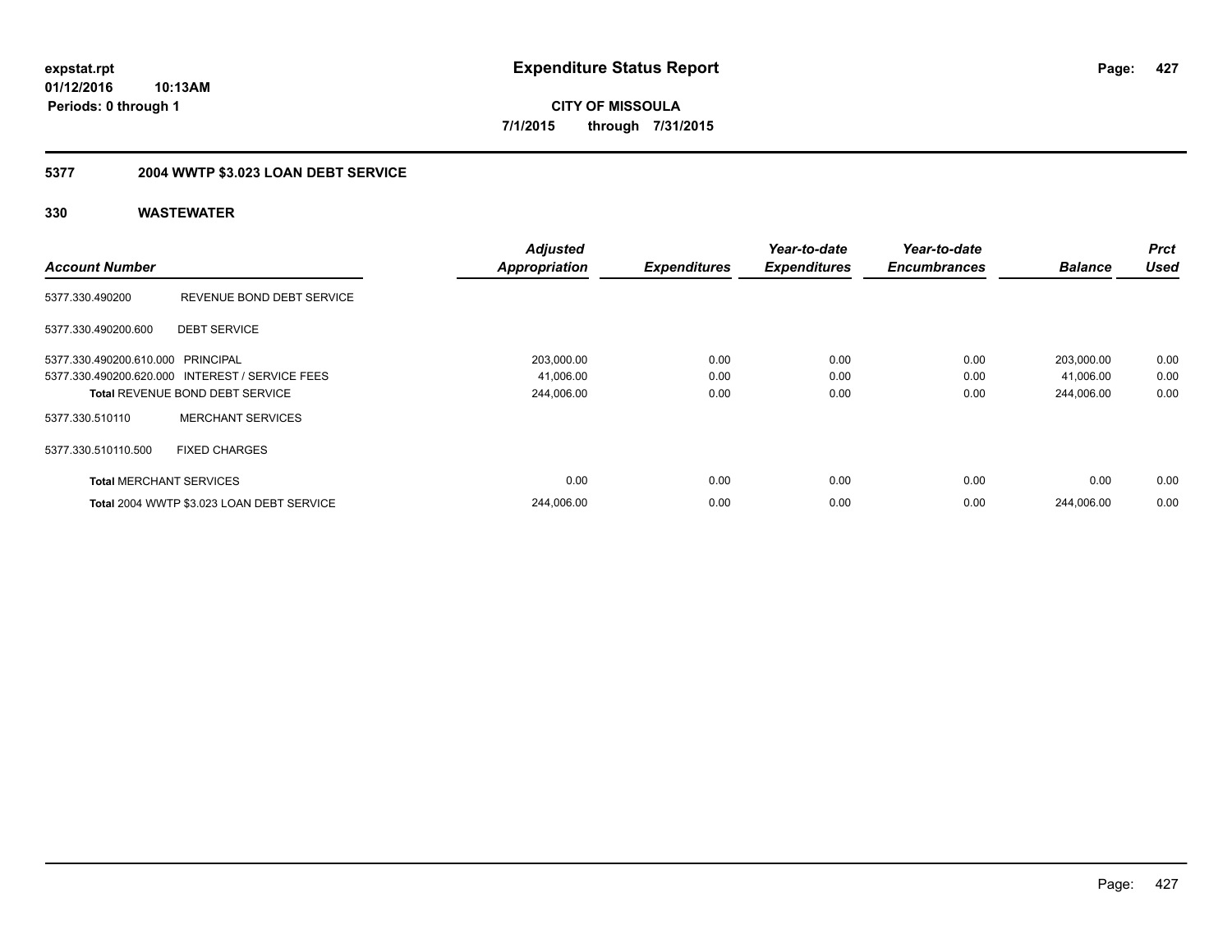expstat.rpt
01/12/2016 10:13AM
Periods: 0 through 1

# Expenditure Status Report

CITY OF MISSOULA
7/1/2015 through 7/31/2015

## 5377 2004 WWTP $3.023 LOAN DEBT SERVICE

### 330 WASTEWATER

| Account Number | | Adjusted Appropriation | Expenditures | Year-to-date Expenditures | Year-to-date Encumbrances | Balance | Prct Used |
|---|---|---|---|---|---|---|---|
| 5377.330.490200 | REVENUE BOND DEBT SERVICE | | | | | | |
| 5377.330.490200.600 | DEBT SERVICE | | | | | | |
| 5377.330.490200.610.000 | PRINCIPAL | 203,000.00 | 0.00 | 0.00 | 0.00 | 203,000.00 | 0.00 |
| 5377.330.490200.620.000 | INTEREST / SERVICE FEES | 41,006.00 | 0.00 | 0.00 | 0.00 | 41,006.00 | 0.00 |
| **Total** REVENUE BOND DEBT SERVICE | | 244,006.00 | 0.00 | 0.00 | 0.00 | 244,006.00 | 0.00 |
| 5377.330.510110 | MERCHANT SERVICES | | | | | | |
| 5377.330.510110.500 | FIXED CHARGES | | | | | | |
| **Total** MERCHANT SERVICES | | 0.00 | 0.00 | 0.00 | 0.00 | 0.00 | 0.00 |
| **Total** 2004 WWTP $3.023 LOAN DEBT SERVICE | | 244,006.00 | 0.00 | 0.00 | 0.00 | 244,006.00 | 0.00 |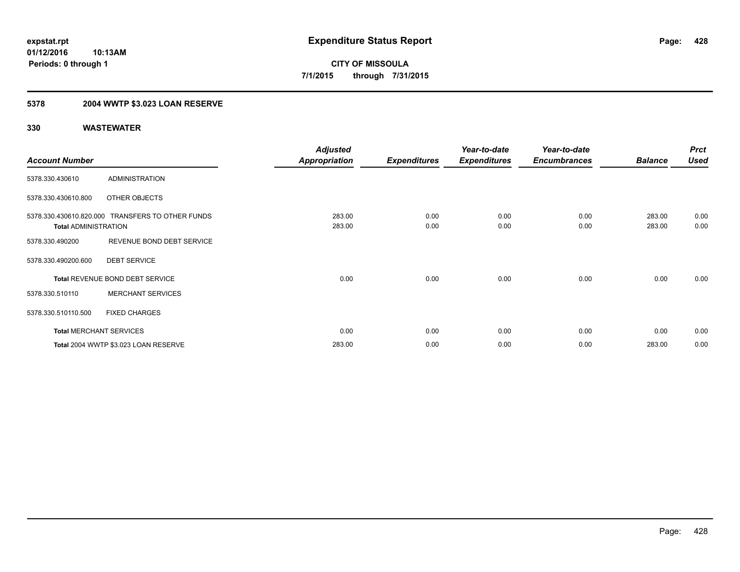# Expenditure Status Report

expstat.rpt
01/12/2016 10:13AM
Periods: 0 through 1

**CITY OF MISSOULA**
**7/1/2015 through 7/31/2015**

## 5378 2004 WWTP $3.023 LOAN RESERVE

### 330 WASTEWATER

| Account Number | | Adjusted Appropriation | Expenditures | Year-to-date Expenditures | Year-to-date Encumbrances | Balance | Prct Used |
|---|---|---|---|---|---|---|---|
| 5378.330.430610 | ADMINISTRATION | | | | | | |
| 5378.330.430610.800 | OTHER OBJECTS | | | | | | |
| 5378.330.430610.820.000 | TRANSFERS TO OTHER FUNDS | 283.00 | 0.00 | 0.00 | 0.00 | 283.00 | 0.00 |
| **Total** ADMINISTRATION | | 283.00 | 0.00 | 0.00 | 0.00 | 283.00 | 0.00 |
| 5378.330.490200 | REVENUE BOND DEBT SERVICE | | | | | | |
| 5378.330.490200.600 | DEBT SERVICE | | | | | | |
| **Total** REVENUE BOND DEBT SERVICE | | 0.00 | 0.00 | 0.00 | 0.00 | 0.00 | 0.00 |
| 5378.330.510110 | MERCHANT SERVICES | | | | | | |
| 5378.330.510110.500 | FIXED CHARGES | | | | | | |
| **Total** MERCHANT SERVICES | | 0.00 | 0.00 | 0.00 | 0.00 | 0.00 | 0.00 |
| **Total** 2004 WWTP $3.023 LOAN RESERVE | | 283.00 | 0.00 | 0.00 | 0.00 | 283.00 | 0.00 |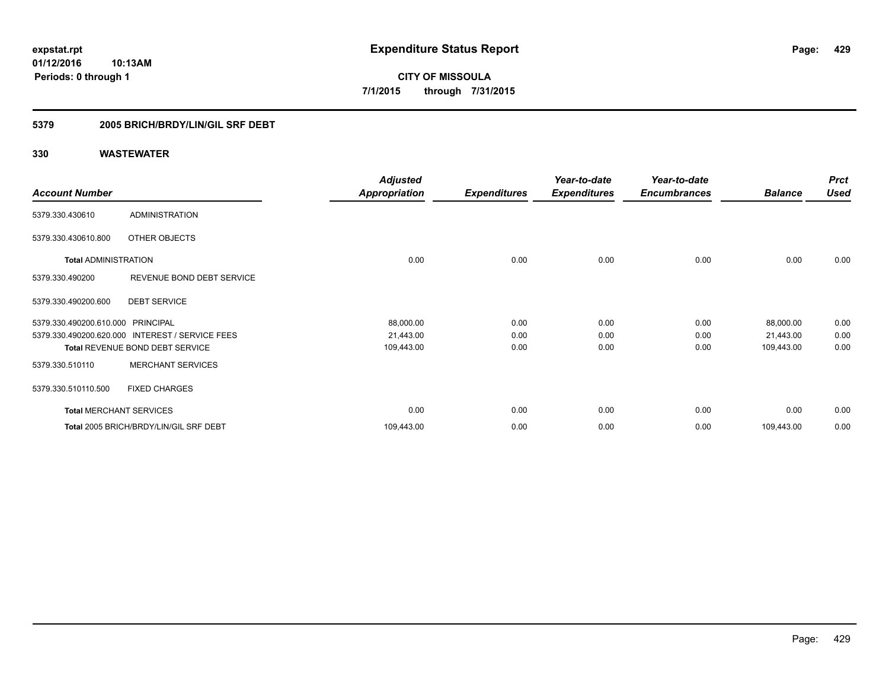**expstat.rpt**
**01/12/2016 10:13AM**
**Periods: 0 through 1**

# Expenditure Status Report

**CITY OF MISSOULA**
**7/1/2015 through 7/31/2015**

## 5379 2005 BRICH/BRDY/LIN/GIL SRF DEBT

## 330 WASTEWATER

| Account Number | | Adjusted Appropriation | Expenditures | Year-to-date Expenditures | Year-to-date Encumbrances | Balance | Prct Used |
|---|---|---|---|---|---|---|---|
| 5379.330.430610 | ADMINISTRATION | | | | | | |
| 5379.330.430610.800 | OTHER OBJECTS | | | | | | |
| **Total** ADMINISTRATION | | 0.00 | 0.00 | 0.00 | 0.00 | 0.00 | 0.00 |
| 5379.330.490200 | REVENUE BOND DEBT SERVICE | | | | | | |
| 5379.330.490200.600 | DEBT SERVICE | | | | | | |
| 5379.330.490200.610.000 | PRINCIPAL | 88,000.00 | 0.00 | 0.00 | 0.00 | 88,000.00 | 0.00 |
| 5379.330.490200.620.000 | INTEREST / SERVICE FEES | 21,443.00 | 0.00 | 0.00 | 0.00 | 21,443.00 | 0.00 |
| **Total** REVENUE BOND DEBT SERVICE | | 109,443.00 | 0.00 | 0.00 | 0.00 | 109,443.00 | 0.00 |
| 5379.330.510110 | MERCHANT SERVICES | | | | | | |
| 5379.330.510110.500 | FIXED CHARGES | | | | | | |
| **Total** MERCHANT SERVICES | | 0.00 | 0.00 | 0.00 | 0.00 | 0.00 | 0.00 |
| **Total** 2005 BRICH/BRDY/LIN/GIL SRF DEBT | | 109,443.00 | 0.00 | 0.00 | 0.00 | 109,443.00 | 0.00 |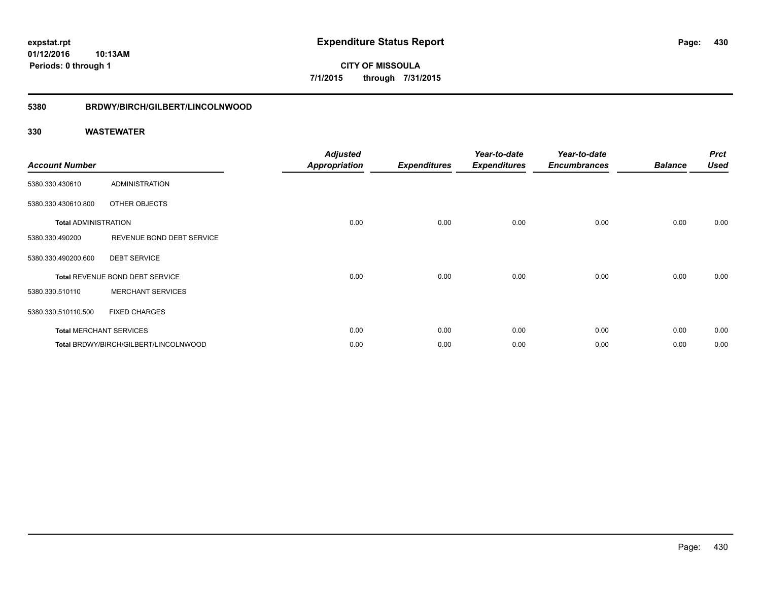**expstat.rpt**
**01/12/2016 10:13AM**
**Periods: 0 through 1**

# Expenditure Status Report

**CITY OF MISSOULA**
**7/1/2015 through 7/31/2015**

## 5380 BRDWY/BIRCH/GILBERT/LINCOLNWOOD

### 330 WASTEWATER

| Account Number | | Adjusted Appropriation | Expenditures | Year-to-date Expenditures | Year-to-date Encumbrances | Balance | Prct Used |
|---|---|---|---|---|---|---|---|
| 5380.330.430610 | ADMINISTRATION | | | | | | |
| 5380.330.430610.800 | OTHER OBJECTS | | | | | | |
| **Total** ADMINISTRATION | | 0.00 | 0.00 | 0.00 | 0.00 | 0.00 | 0.00 |
| 5380.330.490200 | REVENUE BOND DEBT SERVICE | | | | | | |
| 5380.330.490200.600 | DEBT SERVICE | | | | | | |
| **Total** REVENUE BOND DEBT SERVICE | | 0.00 | 0.00 | 0.00 | 0.00 | 0.00 | 0.00 |
| 5380.330.510110 | MERCHANT SERVICES | | | | | | |
| 5380.330.510110.500 | FIXED CHARGES | | | | | | |
| **Total** MERCHANT SERVICES | | 0.00 | 0.00 | 0.00 | 0.00 | 0.00 | 0.00 |
| **Total** BRDWY/BIRCH/GILBERT/LINCOLNWOOD | | 0.00 | 0.00 | 0.00 | 0.00 | 0.00 | 0.00 |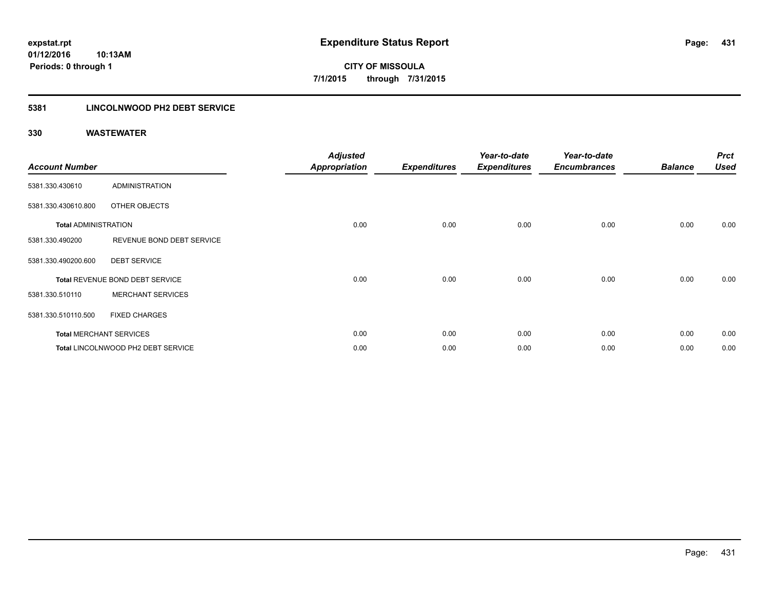**expstat.rpt**
**01/12/2016 10:13AM**
**Periods: 0 through 1**

# Expenditure Status Report

**CITY OF MISSOULA**
**7/1/2015 through 7/31/2015**

## 5381 LINCOLNWOOD PH2 DEBT SERVICE

### 330 WASTEWATER

| Account Number | | Adjusted Appropriation | Expenditures | Year-to-date Expenditures | Year-to-date Encumbrances | Balance | Prct Used |
|---|---|---|---|---|---|---|---|
| 5381.330.430610 | ADMINISTRATION | | | | | | |
| 5381.330.430610.800 | OTHER OBJECTS | | | | | | |
| **Total** ADMINISTRATION | | 0.00 | 0.00 | 0.00 | 0.00 | 0.00 | 0.00 |
| 5381.330.490200 | REVENUE BOND DEBT SERVICE | | | | | | |
| 5381.330.490200.600 | DEBT SERVICE | | | | | | |
| **Total** REVENUE BOND DEBT SERVICE | | 0.00 | 0.00 | 0.00 | 0.00 | 0.00 | 0.00 |
| 5381.330.510110 | MERCHANT SERVICES | | | | | | |
| 5381.330.510110.500 | FIXED CHARGES | | | | | | |
| **Total** MERCHANT SERVICES | | 0.00 | 0.00 | 0.00 | 0.00 | 0.00 | 0.00 |
| **Total** LINCOLNWOOD PH2 DEBT SERVICE | | 0.00 | 0.00 | 0.00 | 0.00 | 0.00 | 0.00 |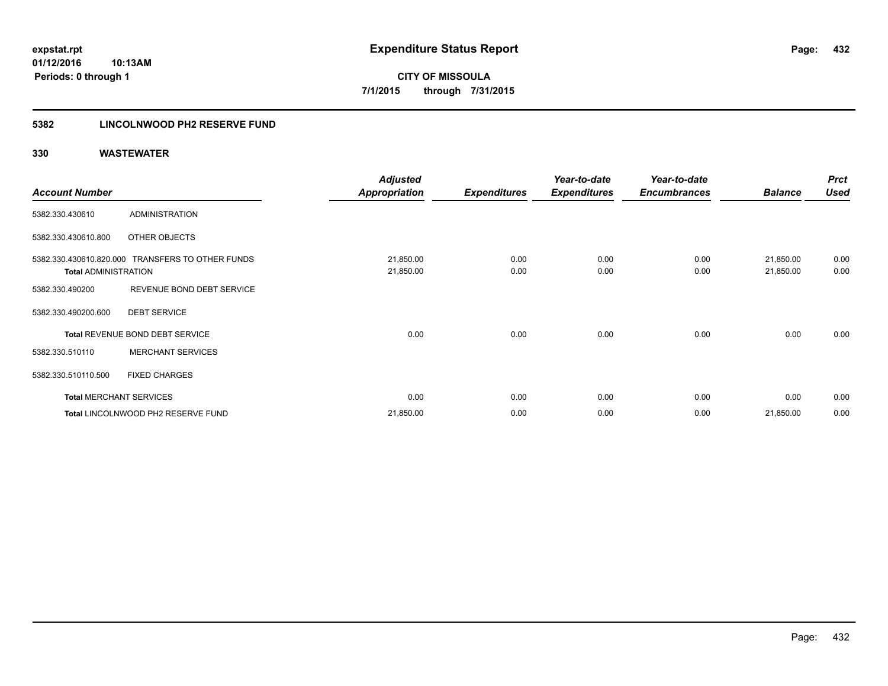# Expenditure Status Report

expstat.rpt
01/12/2016 10:13AM
Periods: 0 through 1

**CITY OF MISSOULA**
7/1/2015 through 7/31/2015

## 5382 LINCOLNWOOD PH2 RESERVE FUND

### 330 WASTEWATER

| Account Number | | Adjusted Appropriation | Expenditures | Year-to-date Expenditures | Year-to-date Encumbrances | Balance | Prct Used |
|---|---|---|---|---|---|---|---|
| 5382.330.430610 | ADMINISTRATION | | | | | | |
| 5382.330.430610.800 | OTHER OBJECTS | | | | | | |
| 5382.330.430610.820.000 | TRANSFERS TO OTHER FUNDS | 21,850.00 | 0.00 | 0.00 | 0.00 | 21,850.00 | 0.00 |
| **Total** ADMINISTRATION | | 21,850.00 | 0.00 | 0.00 | 0.00 | 21,850.00 | 0.00 |
| 5382.330.490200 | REVENUE BOND DEBT SERVICE | | | | | | |
| 5382.330.490200.600 | DEBT SERVICE | | | | | | |
| **Total** REVENUE BOND DEBT SERVICE | | 0.00 | 0.00 | 0.00 | 0.00 | 0.00 | 0.00 |
| 5382.330.510110 | MERCHANT SERVICES | | | | | | |
| 5382.330.510110.500 | FIXED CHARGES | | | | | | |
| **Total** MERCHANT SERVICES | | 0.00 | 0.00 | 0.00 | 0.00 | 0.00 | 0.00 |
| **Total** LINCOLNWOOD PH2 RESERVE FUND | | 21,850.00 | 0.00 | 0.00 | 0.00 | 21,850.00 | 0.00 |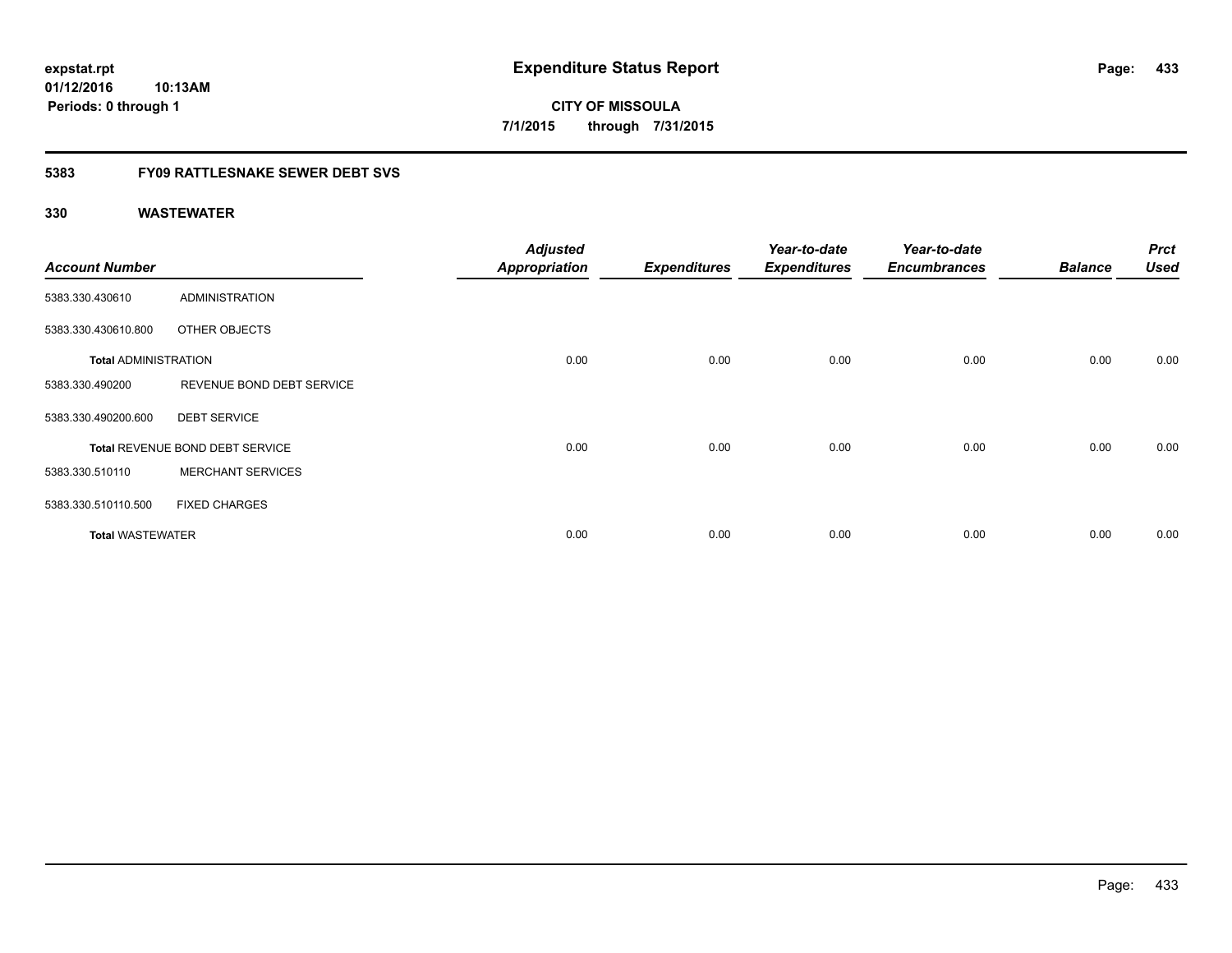**expstat.rpt**
**01/12/2016 10:13AM**
**Periods: 0 through 1**

# Expenditure Status Report

**CITY OF MISSOULA**
**7/1/2015 through 7/31/2015**

## 5383 FY09 RATTLESNAKE SEWER DEBT SVS

## 330 WASTEWATER

| Account Number | | Adjusted Appropriation | Expenditures | Year-to-date Expenditures | Year-to-date Encumbrances | Balance | Prct Used |
|---|---|---|---|---|---|---|---|
| 5383.330.430610 | ADMINISTRATION | | | | | | |
| 5383.330.430610.800 | OTHER OBJECTS | | | | | | |
| **Total** ADMINISTRATION | | 0.00 | 0.00 | 0.00 | 0.00 | 0.00 | 0.00 |
| 5383.330.490200 | REVENUE BOND DEBT SERVICE | | | | | | |
| 5383.330.490200.600 | DEBT SERVICE | | | | | | |
| **Total** REVENUE BOND DEBT SERVICE | | 0.00 | 0.00 | 0.00 | 0.00 | 0.00 | 0.00 |
| 5383.330.510110 | MERCHANT SERVICES | | | | | | |
| 5383.330.510110.500 | FIXED CHARGES | | | | | | |
| **Total** WASTEWATER | | 0.00 | 0.00 | 0.00 | 0.00 | 0.00 | 0.00 |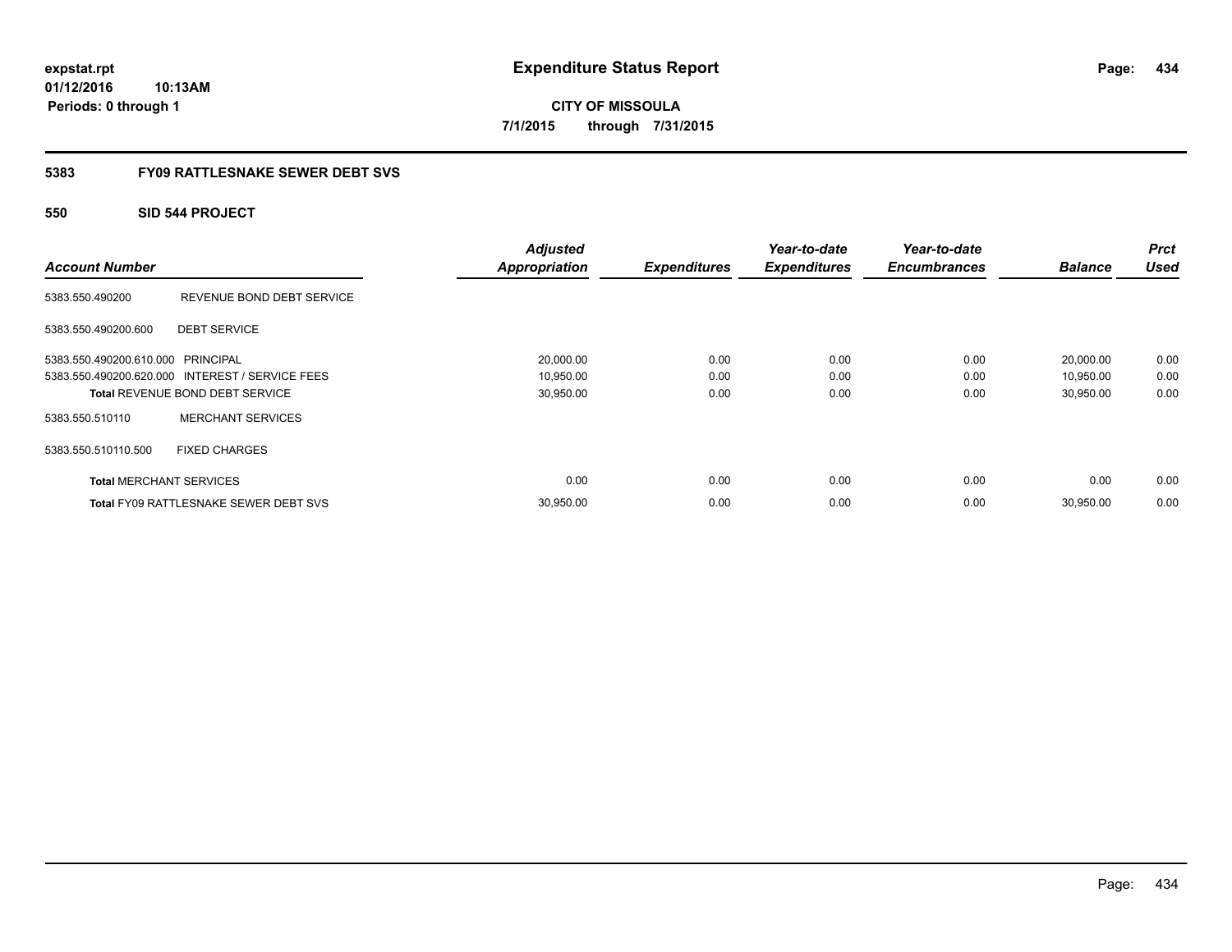**expstat.rpt**
**01/12/2016 10:13AM**
**Periods: 0 through 1**

# Expenditure Status Report

**CITY OF MISSOULA**
**7/1/2015 through 7/31/2015**

## 5383 FY09 RATTLESNAKE SEWER DEBT SVS

### 550 SID 544 PROJECT

| Account Number | | Adjusted Appropriation | Expenditures | Year-to-date Expenditures | Year-to-date Encumbrances | Balance | Prct Used |
|---|---|---|---|---|---|---|---|
| 5383.550.490200 | REVENUE BOND DEBT SERVICE | | | | | | |
| 5383.550.490200.600 | DEBT SERVICE | | | | | | |
| 5383.550.490200.610.000 | PRINCIPAL | 20,000.00 | 0.00 | 0.00 | 0.00 | 20,000.00 | 0.00 |
| 5383.550.490200.620.000 | INTEREST / SERVICE FEES | 10,950.00 | 0.00 | 0.00 | 0.00 | 10,950.00 | 0.00 |
| **Total** REVENUE BOND DEBT SERVICE | | 30,950.00 | 0.00 | 0.00 | 0.00 | 30,950.00 | 0.00 |
| 5383.550.510110 | MERCHANT SERVICES | | | | | | |
| 5383.550.510110.500 | FIXED CHARGES | | | | | | |
| **Total** MERCHANT SERVICES | | 0.00 | 0.00 | 0.00 | 0.00 | 0.00 | 0.00 |
| **Total** FY09 RATTLESNAKE SEWER DEBT SVS | | 30,950.00 | 0.00 | 0.00 | 0.00 | 30,950.00 | 0.00 |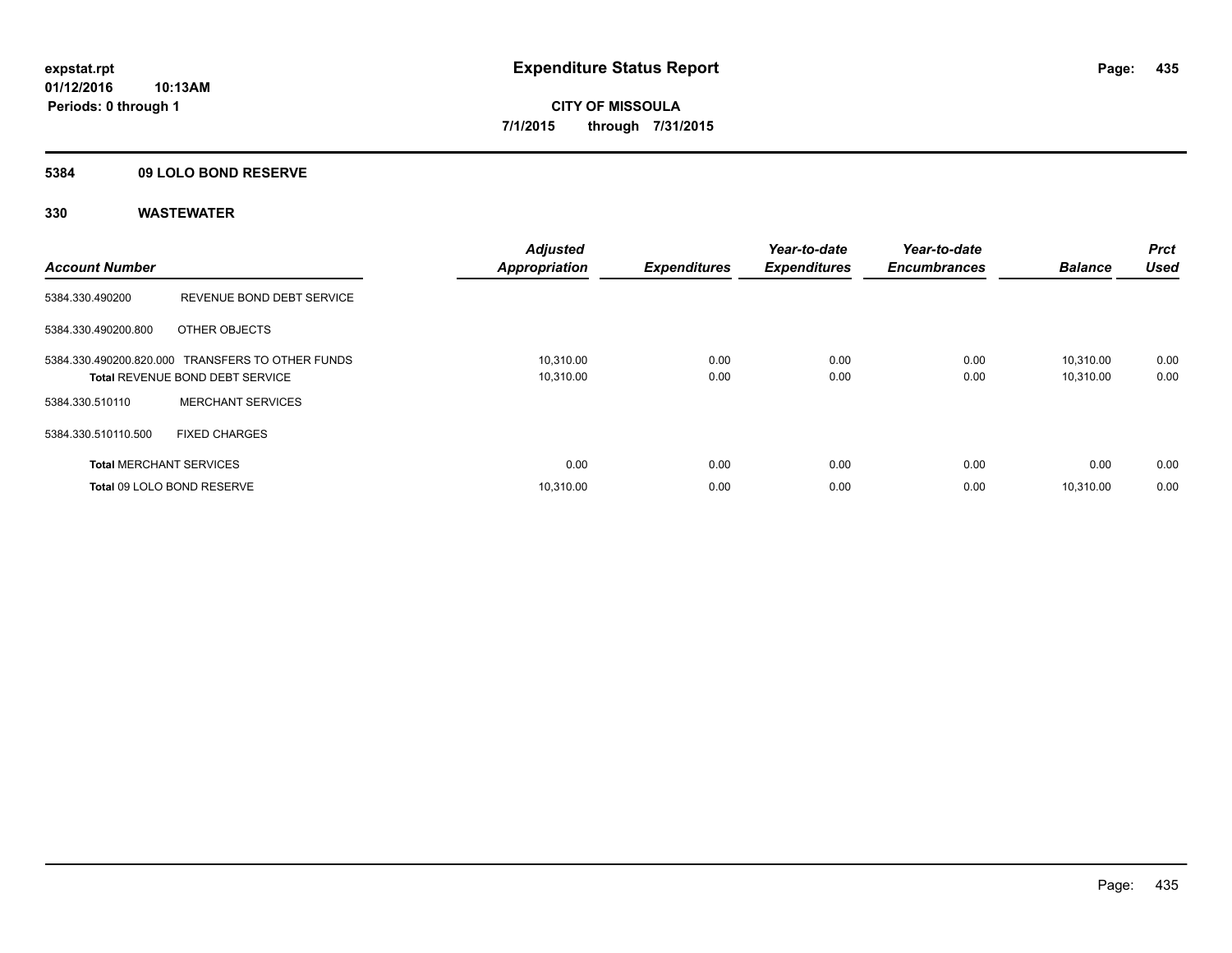**expstat.rpt**
**01/12/2016 10:13AM**
**Periods: 0 through 1**

# Expenditure Status Report

**CITY OF MISSOULA**
**7/1/2015 through 7/31/2015**

## 5384 09 LOLO BOND RESERVE

## 330 WASTEWATER

| Account Number | | Adjusted Appropriation | Expenditures | Year-to-date Expenditures | Year-to-date Encumbrances | Balance | Prct Used |
|---|---|---|---|---|---|---|---|
| 5384.330.490200 | REVENUE BOND DEBT SERVICE | | | | | | |
| 5384.330.490200.800 | OTHER OBJECTS | | | | | | |
| 5384.330.490200.820.000 | TRANSFERS TO OTHER FUNDS | 10,310.00 | 0.00 | 0.00 | 0.00 | 10,310.00 | 0.00 |
| **Total** REVENUE BOND DEBT SERVICE | | 10,310.00 | 0.00 | 0.00 | 0.00 | 10,310.00 | 0.00 |
| 5384.330.510110 | MERCHANT SERVICES | | | | | | |
| 5384.330.510110.500 | FIXED CHARGES | | | | | | |
| **Total** MERCHANT SERVICES | | 0.00 | 0.00 | 0.00 | 0.00 | 0.00 | 0.00 |
| **Total** 09 LOLO BOND RESERVE | | 10,310.00 | 0.00 | 0.00 | 0.00 | 10,310.00 | 0.00 |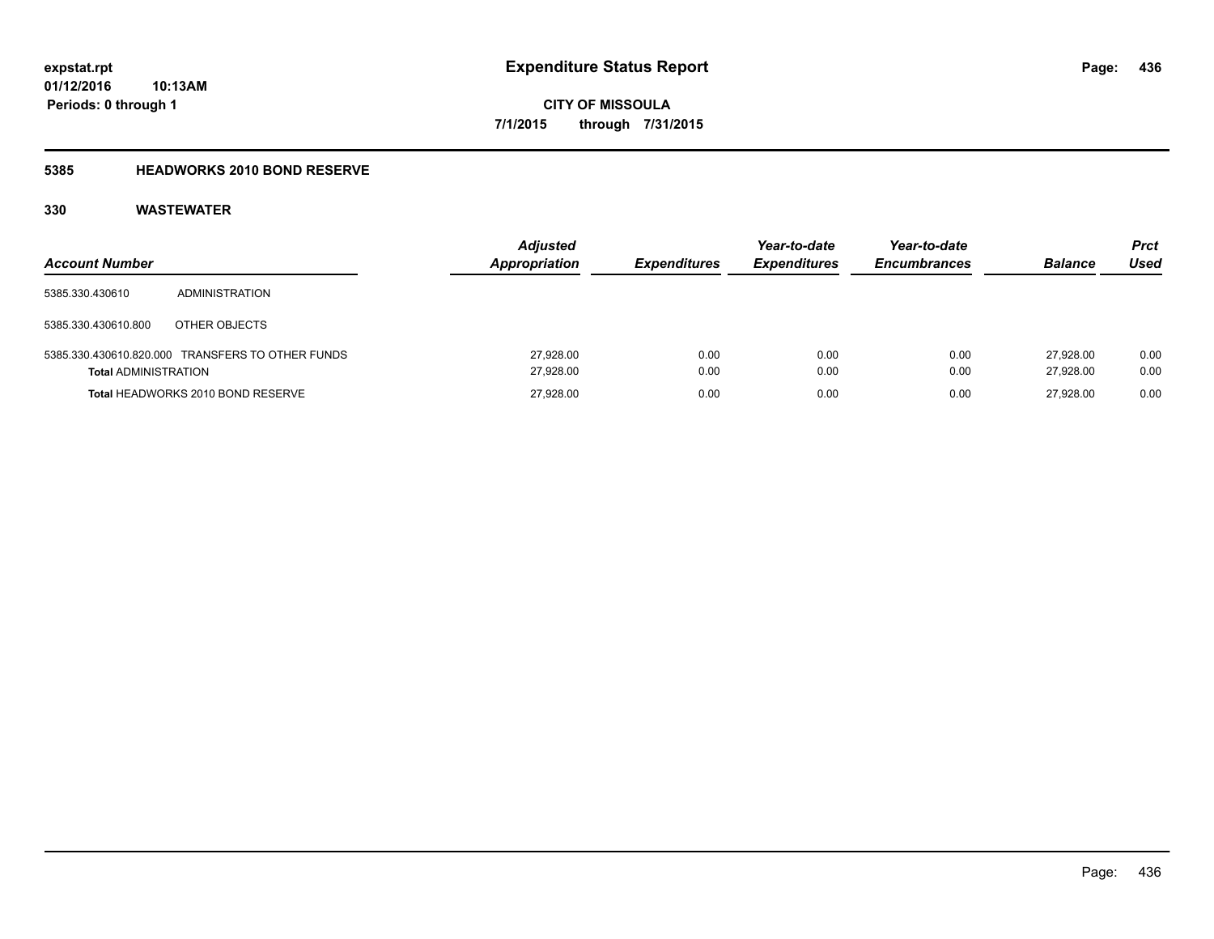expstat.rpt
01/12/2016 10:13AM
Periods: 0 through 1

# Expenditure Status Report

CITY OF MISSOULA
7/1/2015 through 7/31/2015

## 5385 HEADWORKS 2010 BOND RESERVE

### 330 WASTEWATER

| Account Number | | Adjusted Appropriation | Expenditures | Year-to-date Expenditures | Year-to-date Encumbrances | Balance | Prct Used |
|---|---|---|---|---|---|---|---|
| 5385.330.430610 | ADMINISTRATION | | | | | | |
| 5385.330.430610.800 | OTHER OBJECTS | | | | | | |
| 5385.330.430610.820.000 | TRANSFERS TO OTHER FUNDS | 27,928.00 | 0.00 | 0.00 | 0.00 | 27,928.00 | 0.00 |
| **Total** ADMINISTRATION | | 27,928.00 | 0.00 | 0.00 | 0.00 | 27,928.00 | 0.00 |
| **Total** HEADWORKS 2010 BOND RESERVE | | 27,928.00 | 0.00 | 0.00 | 0.00 | 27,928.00 | 0.00 |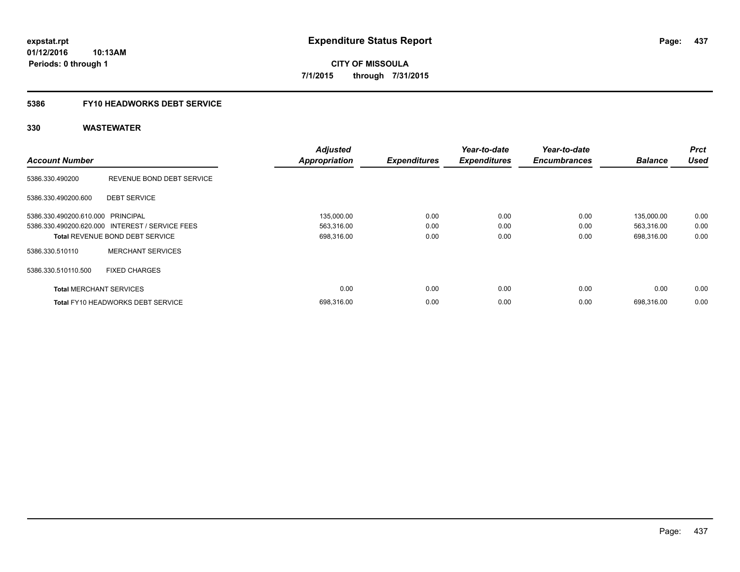**expstat.rpt**
**01/12/2016 10:13AM**
**Periods: 0 through 1**

# Expenditure Status Report

**CITY OF MISSOULA**
**7/1/2015 through 7/31/2015**

## 5386 FY10 HEADWORKS DEBT SERVICE

## 330 WASTEWATER

| Account Number | | Adjusted Appropriation | Expenditures | Year-to-date Expenditures | Year-to-date Encumbrances | Balance | Prct Used |
|---|---|---|---|---|---|---|---|
| 5386.330.490200 | REVENUE BOND DEBT SERVICE | | | | | | |
| 5386.330.490200.600 | DEBT SERVICE | | | | | | |
| 5386.330.490200.610.000 | PRINCIPAL | 135,000.00 | 0.00 | 0.00 | 0.00 | 135,000.00 | 0.00 |
| 5386.330.490200.620.000 | INTEREST / SERVICE FEES | 563,316.00 | 0.00 | 0.00 | 0.00 | 563,316.00 | 0.00 |
| **Total** REVENUE BOND DEBT SERVICE | | 698,316.00 | 0.00 | 0.00 | 0.00 | 698,316.00 | 0.00 |
| 5386.330.510110 | MERCHANT SERVICES | | | | | | |
| 5386.330.510110.500 | FIXED CHARGES | | | | | | |
| **Total** MERCHANT SERVICES | | 0.00 | 0.00 | 0.00 | 0.00 | 0.00 | 0.00 |
| **Total** FY10 HEADWORKS DEBT SERVICE | | 698,316.00 | 0.00 | 0.00 | 0.00 | 698,316.00 | 0.00 |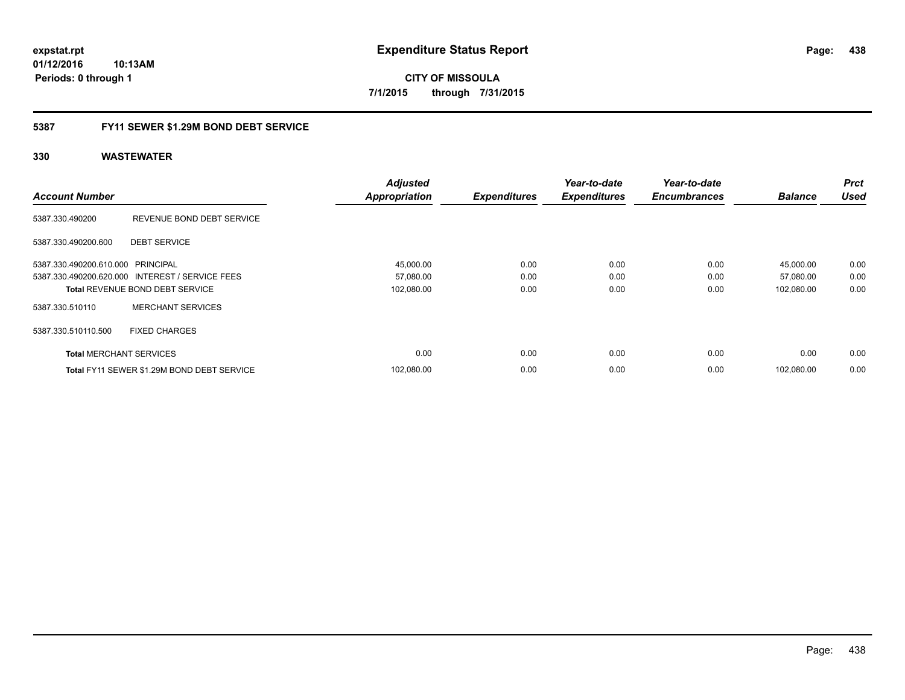expstat.rpt
01/12/2016 10:13AM
Periods: 0 through 1

# Expenditure Status Report

CITY OF MISSOULA
7/1/2015 through 7/31/2015

## 5387 FY11 SEWER $1.29M BOND DEBT SERVICE

### 330 WASTEWATER

| Account Number | | *Adjusted Appropriation* | *Expenditures* | *Year-to-date Expenditures* | *Year-to-date Encumbrances* | *Balance* | *Prct Used* |
|---|---|---|---|---|---|---|---|
| 5387.330.490200 | REVENUE BOND DEBT SERVICE | | | | | | |
| 5387.330.490200.600 | DEBT SERVICE | | | | | | |
| 5387.330.490200.610.000 | PRINCIPAL | 45,000.00 | 0.00 | 0.00 | 0.00 | 45,000.00 | 0.00 |
| 5387.330.490200.620.000 | INTEREST / SERVICE FEES | 57,080.00 | 0.00 | 0.00 | 0.00 | 57,080.00 | 0.00 |
| **Total** REVENUE BOND DEBT SERVICE | | 102,080.00 | 0.00 | 0.00 | 0.00 | 102,080.00 | 0.00 |
| 5387.330.510110 | MERCHANT SERVICES | | | | | | |
| 5387.330.510110.500 | FIXED CHARGES | | | | | | |
| **Total** MERCHANT SERVICES | | 0.00 | 0.00 | 0.00 | 0.00 | 0.00 | 0.00 |
| **Total** FY11 SEWER $1.29M BOND DEBT SERVICE | | 102,080.00 | 0.00 | 0.00 | 0.00 | 102,080.00 | 0.00 |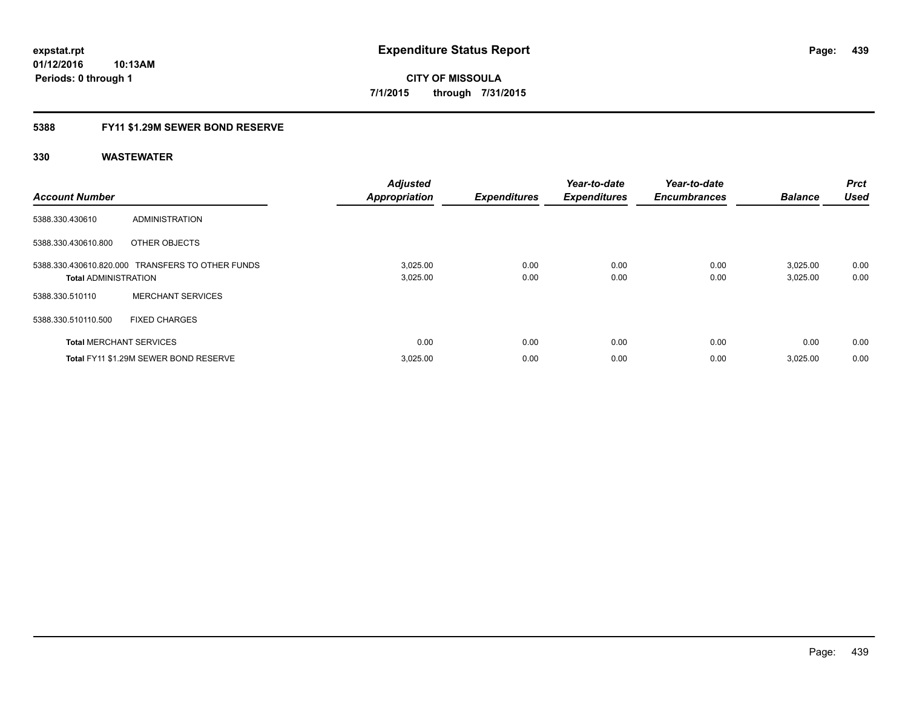**expstat.rpt**
**01/12/2016 10:13AM**
**Periods: 0 through 1**

# Expenditure Status Report

**CITY OF MISSOULA**
**7/1/2015 through 7/31/2015**

## 5388 FY11 $1.29M SEWER BOND RESERVE

### 330 WASTEWATER

| Account Number | | Adjusted Appropriation | Expenditures | Year-to-date Expenditures | Year-to-date Encumbrances | Balance | Prct Used |
|---|---|---|---|---|---|---|---|
| 5388.330.430610 | ADMINISTRATION | | | | | | |
| 5388.330.430610.800 | OTHER OBJECTS | | | | | | |
| 5388.330.430610.820.000 | TRANSFERS TO OTHER FUNDS | 3,025.00 | 0.00 | 0.00 | 0.00 | 3,025.00 | 0.00 |
| **Total** ADMINISTRATION | | 3,025.00 | 0.00 | 0.00 | 0.00 | 3,025.00 | 0.00 |
| 5388.330.510110 | MERCHANT SERVICES | | | | | | |
| 5388.330.510110.500 | FIXED CHARGES | | | | | | |
| **Total** MERCHANT SERVICES | | 0.00 | 0.00 | 0.00 | 0.00 | 0.00 | 0.00 |
| **Total** FY11 $1.29M SEWER BOND RESERVE | | 3,025.00 | 0.00 | 0.00 | 0.00 | 3,025.00 | 0.00 |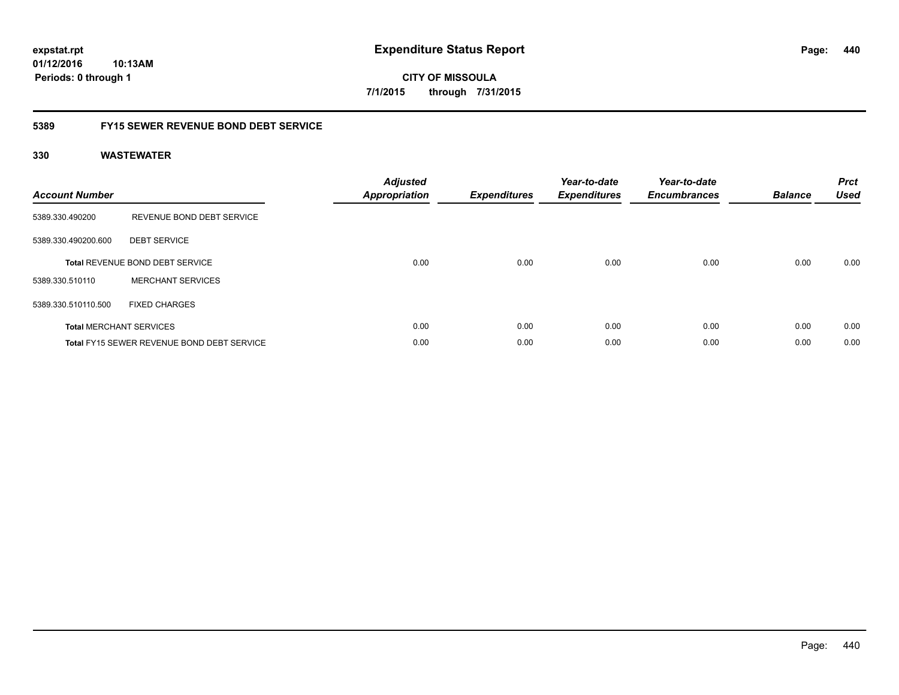expstat.rpt
01/12/2016 10:13AM
Periods: 0 through 1

# Expenditure Status Report

CITY OF MISSOULA
7/1/2015 through 7/31/2015

## 5389 FY15 SEWER REVENUE BOND DEBT SERVICE

### 330 WASTEWATER

| Account Number | | Adjusted Appropriation | Expenditures | Year-to-date Expenditures | Year-to-date Encumbrances | Balance | Prct Used |
|---|---|---|---|---|---|---|---|
| 5389.330.490200 | REVENUE BOND DEBT SERVICE | | | | | | |
| 5389.330.490200.600 | DEBT SERVICE | | | | | | |
| **Total** REVENUE BOND DEBT SERVICE | | 0.00 | 0.00 | 0.00 | 0.00 | 0.00 | 0.00 |
| 5389.330.510110 | MERCHANT SERVICES | | | | | | |
| 5389.330.510110.500 | FIXED CHARGES | | | | | | |
| **Total** MERCHANT SERVICES | | 0.00 | 0.00 | 0.00 | 0.00 | 0.00 | 0.00 |
| **Total** FY15 SEWER REVENUE BOND DEBT SERVICE | | 0.00 | 0.00 | 0.00 | 0.00 | 0.00 | 0.00 |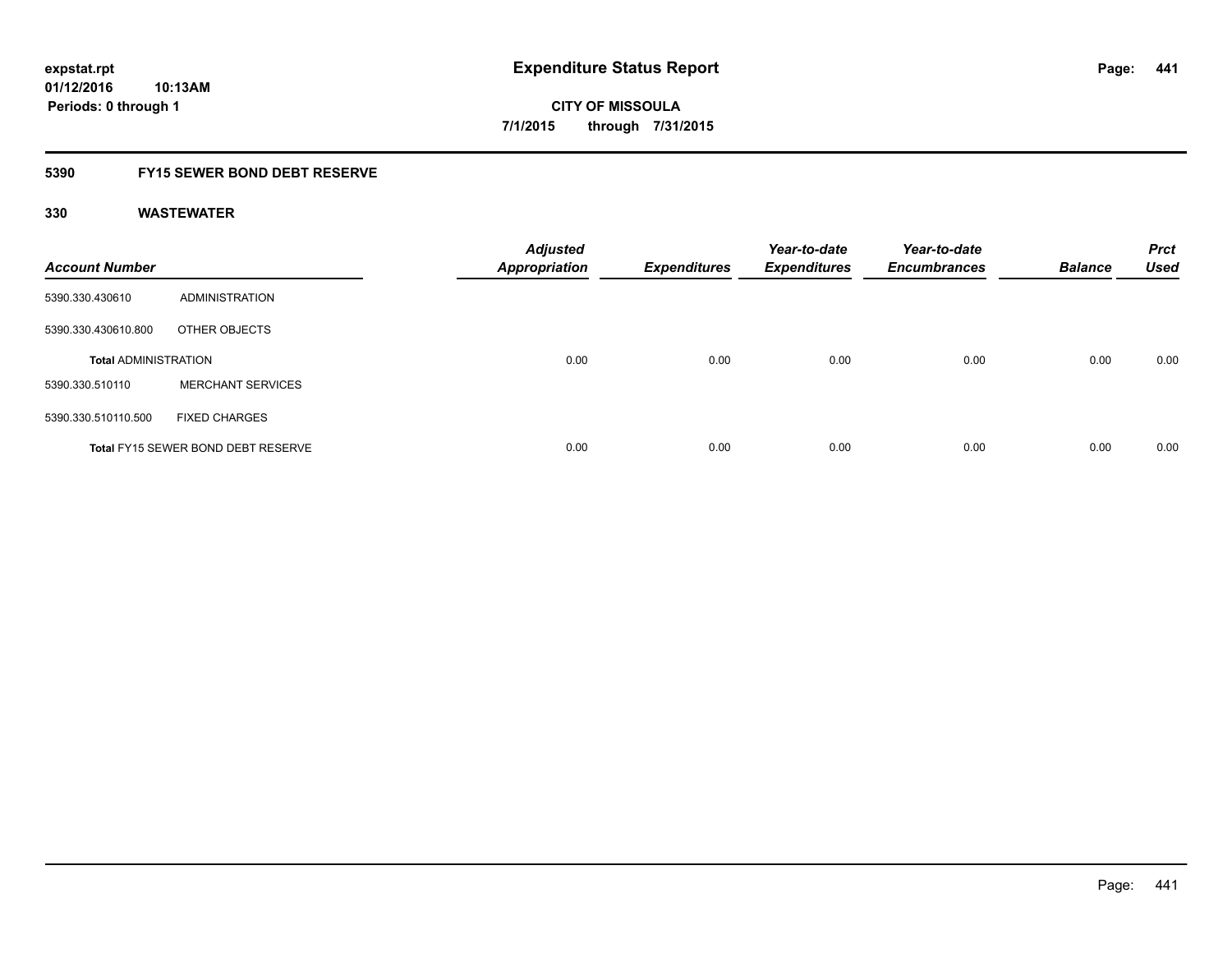**expstat.rpt**
**01/12/2016 10:13AM**
**Periods: 0 through 1**

# Expenditure Status Report

**CITY OF MISSOULA**
**7/1/2015 through 7/31/2015**

## 5390 FY15 SEWER BOND DEBT RESERVE

### 330 WASTEWATER

| Account Number | | Adjusted Appropriation | Expenditures | Year-to-date Expenditures | Year-to-date Encumbrances | Balance | Prct Used |
|---|---|---|---|---|---|---|---|
| 5390.330.430610 | ADMINISTRATION | | | | | | |
| 5390.330.430610.800 | OTHER OBJECTS | | | | | | |
| **Total ADMINISTRATION** | | 0.00 | 0.00 | 0.00 | 0.00 | 0.00 | 0.00 |
| 5390.330.510110 | MERCHANT SERVICES | | | | | | |
| 5390.330.510110.500 | FIXED CHARGES | | | | | | |
| **Total** FY15 SEWER BOND DEBT RESERVE | | 0.00 | 0.00 | 0.00 | 0.00 | 0.00 | 0.00 |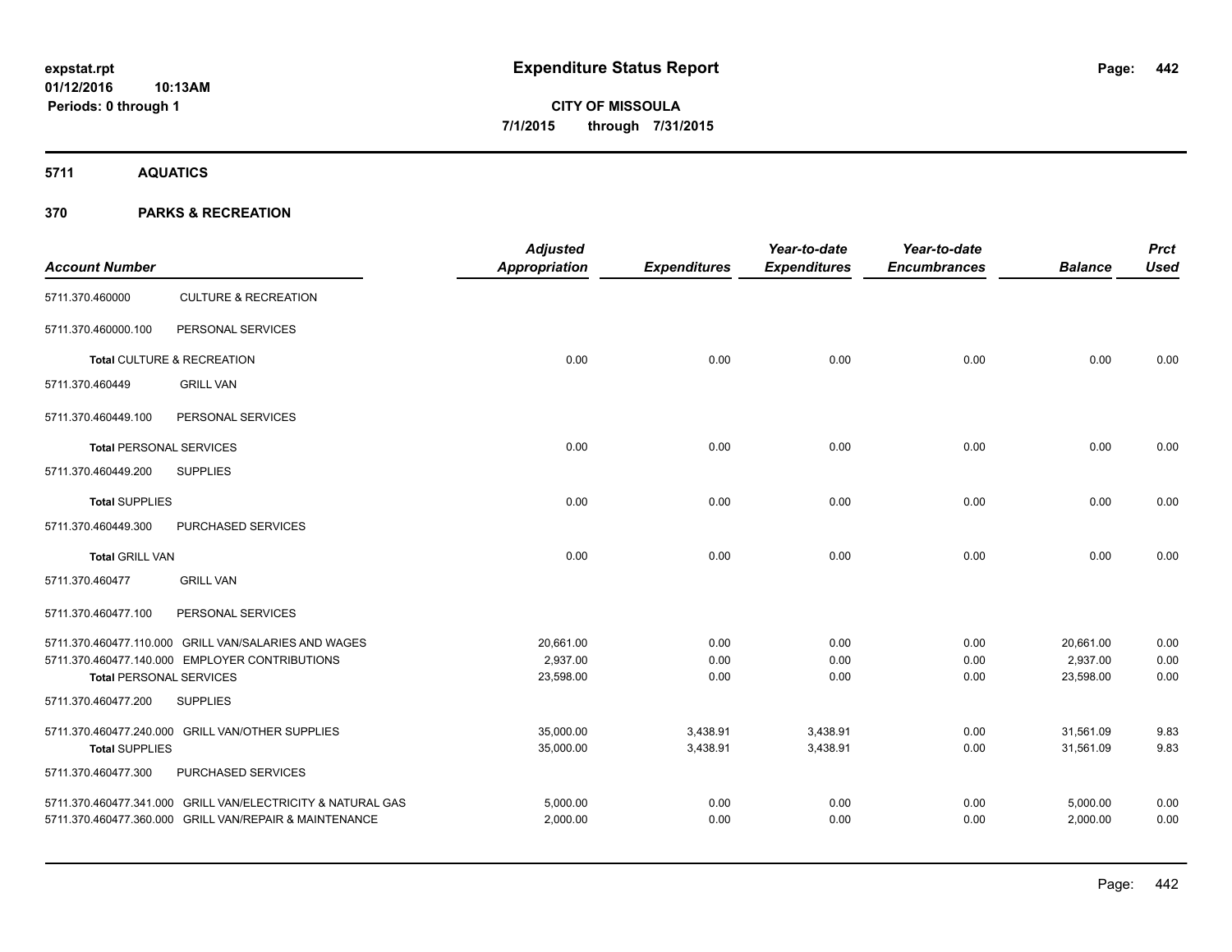# Expenditure Status Report

**CITY OF MISSOULA**

**7/1/2015 through 7/31/2015**

expstat.rpt
01/12/2016 10:13AM
Periods: 0 through 1

## 5711 AQUATICS

## 370 PARKS & RECREATION

| Account Number | | Adjusted Appropriation | Expenditures | Year-to-date Expenditures | Year-to-date Encumbrances | Balance | Prct Used |
|---|---|---|---|---|---|---|---|
| 5711.370.460000 | CULTURE & RECREATION | | | | | | |
| 5711.370.460000.100 | PERSONAL SERVICES | | | | | | |
| **Total** CULTURE & RECREATION | | 0.00 | 0.00 | 0.00 | 0.00 | 0.00 | 0.00 |
| 5711.370.460449 | GRILL VAN | | | | | | |
| 5711.370.460449.100 | PERSONAL SERVICES | | | | | | |
| **Total** PERSONAL SERVICES | | 0.00 | 0.00 | 0.00 | 0.00 | 0.00 | 0.00 |
| 5711.370.460449.200 | SUPPLIES | | | | | | |
| **Total** SUPPLIES | | 0.00 | 0.00 | 0.00 | 0.00 | 0.00 | 0.00 |
| 5711.370.460449.300 | PURCHASED SERVICES | | | | | | |
| **Total** GRILL VAN | | 0.00 | 0.00 | 0.00 | 0.00 | 0.00 | 0.00 |
| 5711.370.460477 | GRILL VAN | | | | | | |
| 5711.370.460477.100 | PERSONAL SERVICES | | | | | | |
| 5711.370.460477.110.000 | GRILL VAN/SALARIES AND WAGES | 20,661.00 | 0.00 | 0.00 | 0.00 | 20,661.00 | 0.00 |
| 5711.370.460477.140.000 | EMPLOYER CONTRIBUTIONS | 2,937.00 | 0.00 | 0.00 | 0.00 | 2,937.00 | 0.00 |
| **Total** PERSONAL SERVICES | | 23,598.00 | 0.00 | 0.00 | 0.00 | 23,598.00 | 0.00 |
| 5711.370.460477.200 | SUPPLIES | | | | | | |
| 5711.370.460477.240.000 | GRILL VAN/OTHER SUPPLIES | 35,000.00 | 3,438.91 | 3,438.91 | 0.00 | 31,561.09 | 9.83 |
| **Total** SUPPLIES | | 35,000.00 | 3,438.91 | 3,438.91 | 0.00 | 31,561.09 | 9.83 |
| 5711.370.460477.300 | PURCHASED SERVICES | | | | | | |
| 5711.370.460477.341.000 | GRILL VAN/ELECTRICITY & NATURAL GAS | 5,000.00 | 0.00 | 0.00 | 0.00 | 5,000.00 | 0.00 |
| 5711.370.460477.360.000 | GRILL VAN/REPAIR & MAINTENANCE | 2,000.00 | 0.00 | 0.00 | 0.00 | 2,000.00 | 0.00 |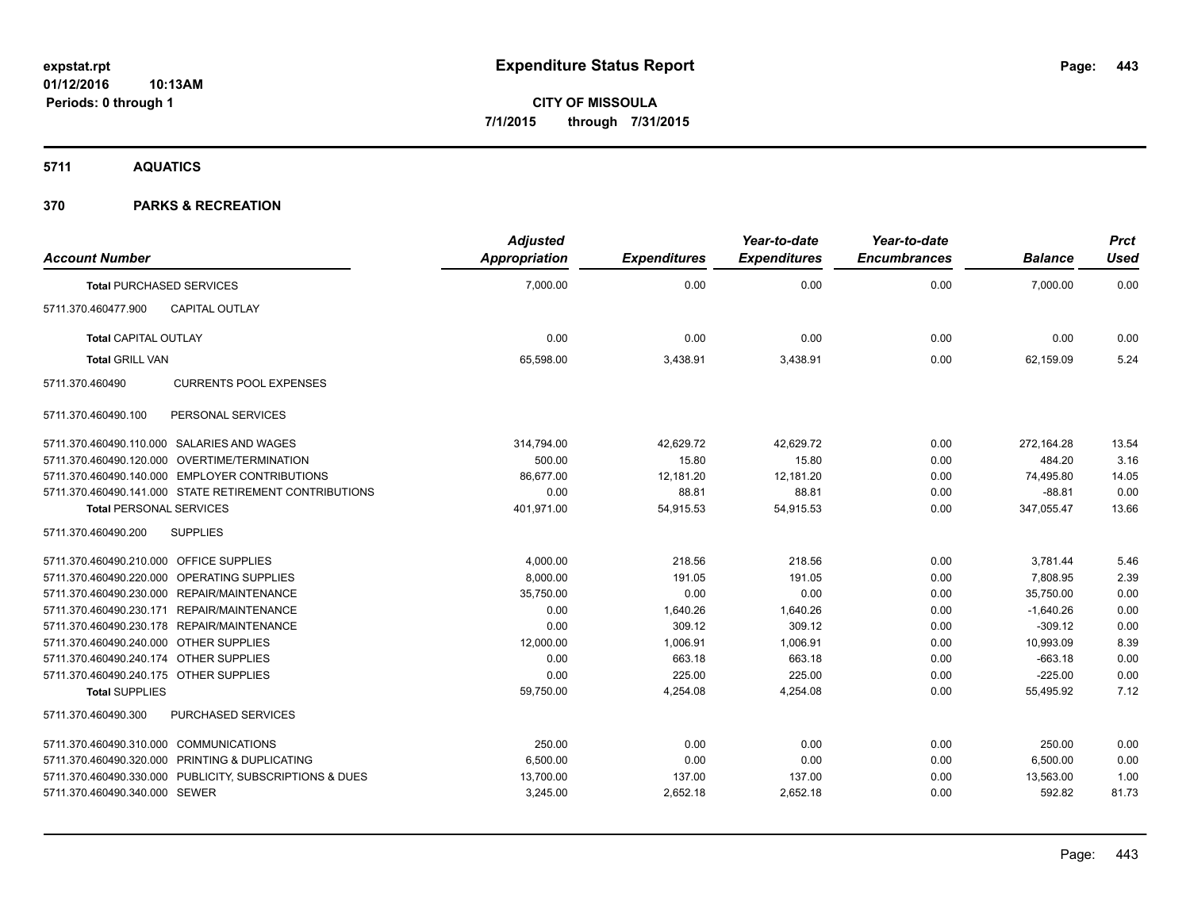# Expenditure Status Report

**CITY OF MISSOULA**

**7/1/2015 through 7/31/2015**

expstat.rpt
01/12/2016 10:13AM
Periods: 0 through 1

## 5711 AQUATICS

## 370 PARKS & RECREATION

| Account Number | Adjusted Appropriation | Expenditures | Year-to-date Expenditures | Year-to-date Encumbrances | Balance | Prct Used |
|---|---|---|---|---|---|---|
| **Total** PURCHASED SERVICES | 7,000.00 | 0.00 | 0.00 | 0.00 | 7,000.00 | 0.00 |
| 5711.370.460477.900 CAPITAL OUTLAY | | | | | | |
| **Total** CAPITAL OUTLAY | 0.00 | 0.00 | 0.00 | 0.00 | 0.00 | 0.00 |
| **Total** GRILL VAN | 65,598.00 | 3,438.91 | 3,438.91 | 0.00 | 62,159.09 | 5.24 |
| 5711.370.460490 CURRENTS POOL EXPENSES | | | | | | |
| 5711.370.460490.100 PERSONAL SERVICES | | | | | | |
| 5711.370.460490.110.000 SALARIES AND WAGES | 314,794.00 | 42,629.72 | 42,629.72 | 0.00 | 272,164.28 | 13.54 |
| 5711.370.460490.120.000 OVERTIME/TERMINATION | 500.00 | 15.80 | 15.80 | 0.00 | 484.20 | 3.16 |
| 5711.370.460490.140.000 EMPLOYER CONTRIBUTIONS | 86,677.00 | 12,181.20 | 12,181.20 | 0.00 | 74,495.80 | 14.05 |
| 5711.370.460490.141.000 STATE RETIREMENT CONTRIBUTIONS | 0.00 | 88.81 | 88.81 | 0.00 | -88.81 | 0.00 |
| **Total** PERSONAL SERVICES | 401,971.00 | 54,915.53 | 54,915.53 | 0.00 | 347,055.47 | 13.66 |
| 5711.370.460490.200 SUPPLIES | | | | | | |
| 5711.370.460490.210.000 OFFICE SUPPLIES | 4,000.00 | 218.56 | 218.56 | 0.00 | 3,781.44 | 5.46 |
| 5711.370.460490.220.000 OPERATING SUPPLIES | 8,000.00 | 191.05 | 191.05 | 0.00 | 7,808.95 | 2.39 |
| 5711.370.460490.230.000 REPAIR/MAINTENANCE | 35,750.00 | 0.00 | 0.00 | 0.00 | 35,750.00 | 0.00 |
| 5711.370.460490.230.171 REPAIR/MAINTENANCE | 0.00 | 1,640.26 | 1,640.26 | 0.00 | -1,640.26 | 0.00 |
| 5711.370.460490.230.178 REPAIR/MAINTENANCE | 0.00 | 309.12 | 309.12 | 0.00 | -309.12 | 0.00 |
| 5711.370.460490.240.000 OTHER SUPPLIES | 12,000.00 | 1,006.91 | 1,006.91 | 0.00 | 10,993.09 | 8.39 |
| 5711.370.460490.240.174 OTHER SUPPLIES | 0.00 | 663.18 | 663.18 | 0.00 | -663.18 | 0.00 |
| 5711.370.460490.240.175 OTHER SUPPLIES | 0.00 | 225.00 | 225.00 | 0.00 | -225.00 | 0.00 |
| **Total** SUPPLIES | 59,750.00 | 4,254.08 | 4,254.08 | 0.00 | 55,495.92 | 7.12 |
| 5711.370.460490.300 PURCHASED SERVICES | | | | | | |
| 5711.370.460490.310.000 COMMUNICATIONS | 250.00 | 0.00 | 0.00 | 0.00 | 250.00 | 0.00 |
| 5711.370.460490.320.000 PRINTING & DUPLICATING | 6,500.00 | 0.00 | 0.00 | 0.00 | 6,500.00 | 0.00 |
| 5711.370.460490.330.000 PUBLICITY, SUBSCRIPTIONS & DUES | 13,700.00 | 137.00 | 137.00 | 0.00 | 13,563.00 | 1.00 |
| 5711.370.460490.340.000 SEWER | 3,245.00 | 2,652.18 | 2,652.18 | 0.00 | 592.82 | 81.73 |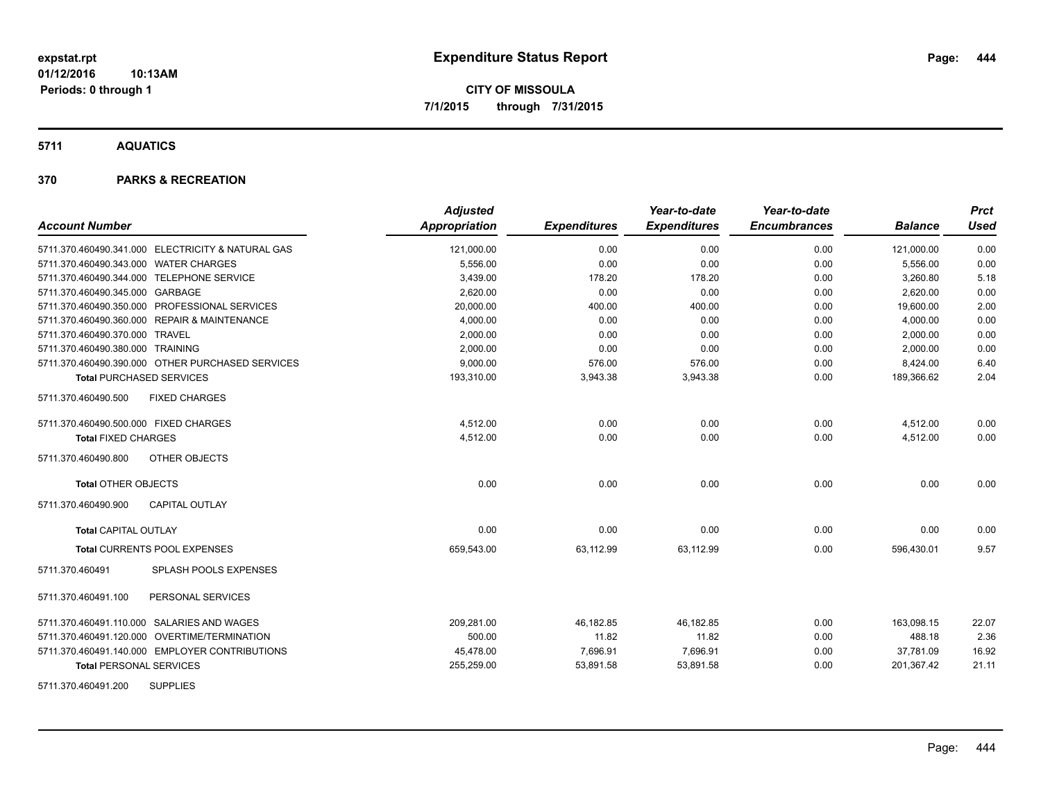**expstat.rpt**
**01/12/2016 10:13AM**
**Periods: 0 through 1**

# Expenditure Status Report

**CITY OF MISSOULA**
**7/1/2015 through 7/31/2015**

## 5711 AQUATICS

### 370 PARKS & RECREATION

| Account Number | Adjusted Appropriation | Expenditures | Year-to-date Expenditures | Year-to-date Encumbrances | Balance | Prct Used |
|---|---|---|---|---|---|---|
| 5711.370.460490.341.000 ELECTRICITY & NATURAL GAS | 121,000.00 | 0.00 | 0.00 | 0.00 | 121,000.00 | 0.00 |
| 5711.370.460490.343.000 WATER CHARGES | 5,556.00 | 0.00 | 0.00 | 0.00 | 5,556.00 | 0.00 |
| 5711.370.460490.344.000 TELEPHONE SERVICE | 3,439.00 | 178.20 | 178.20 | 0.00 | 3,260.80 | 5.18 |
| 5711.370.460490.345.000 GARBAGE | 2,620.00 | 0.00 | 0.00 | 0.00 | 2,620.00 | 0.00 |
| 5711.370.460490.350.000 PROFESSIONAL SERVICES | 20,000.00 | 400.00 | 400.00 | 0.00 | 19,600.00 | 2.00 |
| 5711.370.460490.360.000 REPAIR & MAINTENANCE | 4,000.00 | 0.00 | 0.00 | 0.00 | 4,000.00 | 0.00 |
| 5711.370.460490.370.000 TRAVEL | 2,000.00 | 0.00 | 0.00 | 0.00 | 2,000.00 | 0.00 |
| 5711.370.460490.380.000 TRAINING | 2,000.00 | 0.00 | 0.00 | 0.00 | 2,000.00 | 0.00 |
| 5711.370.460490.390.000 OTHER PURCHASED SERVICES | 9,000.00 | 576.00 | 576.00 | 0.00 | 8,424.00 | 6.40 |
| **Total** PURCHASED SERVICES | 193,310.00 | 3,943.38 | 3,943.38 | 0.00 | 189,366.62 | 2.04 |
| 5711.370.460490.500 FIXED CHARGES | | | | | | |
| 5711.370.460490.500.000 FIXED CHARGES | 4,512.00 | 0.00 | 0.00 | 0.00 | 4,512.00 | 0.00 |
| **Total** FIXED CHARGES | 4,512.00 | 0.00 | 0.00 | 0.00 | 4,512.00 | 0.00 |
| 5711.370.460490.800 OTHER OBJECTS | | | | | | |
| **Total** OTHER OBJECTS | 0.00 | 0.00 | 0.00 | 0.00 | 0.00 | 0.00 |
| 5711.370.460490.900 CAPITAL OUTLAY | | | | | | |
| **Total** CAPITAL OUTLAY | 0.00 | 0.00 | 0.00 | 0.00 | 0.00 | 0.00 |
| **Total** CURRENTS POOL EXPENSES | 659,543.00 | 63,112.99 | 63,112.99 | 0.00 | 596,430.01 | 9.57 |
| 5711.370.460491 SPLASH POOLS EXPENSES | | | | | | |
| 5711.370.460491.100 PERSONAL SERVICES | | | | | | |
| 5711.370.460491.110.000 SALARIES AND WAGES | 209,281.00 | 46,182.85 | 46,182.85 | 0.00 | 163,098.15 | 22.07 |
| 5711.370.460491.120.000 OVERTIME/TERMINATION | 500.00 | 11.82 | 11.82 | 0.00 | 488.18 | 2.36 |
| 5711.370.460491.140.000 EMPLOYER CONTRIBUTIONS | 45,478.00 | 7,696.91 | 7,696.91 | 0.00 | 37,781.09 | 16.92 |
| **Total** PERSONAL SERVICES | 255,259.00 | 53,891.58 | 53,891.58 | 0.00 | 201,367.42 | 21.11 |
| 5711.370.460491.200 SUPPLIES | | | | | | |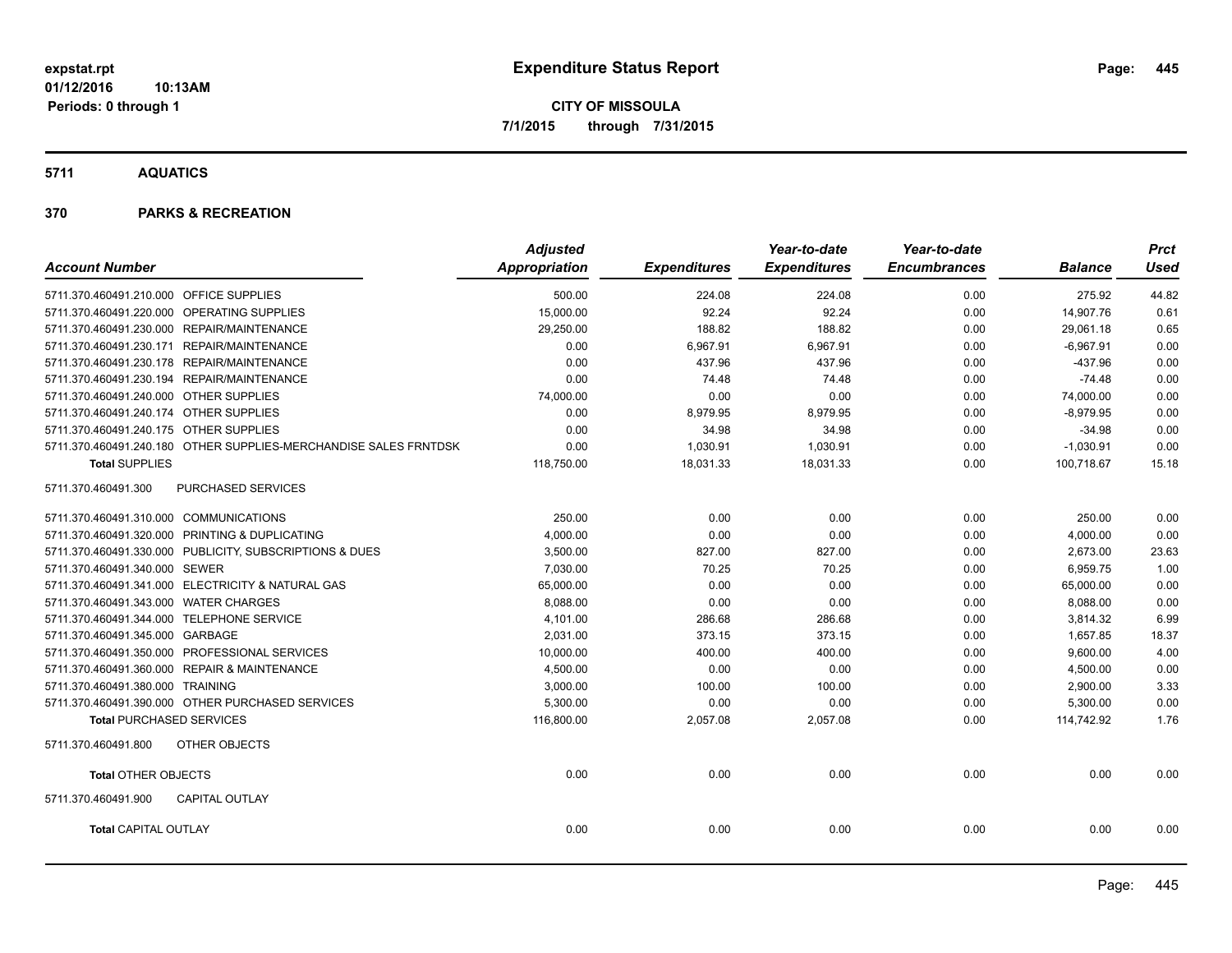# Expenditure Status Report

expstat.rpt
01/12/2016 10:13AM
Periods: 0 through 1

**CITY OF MISSOULA**
**7/1/2015 through 7/31/2015**

## 5711 AQUATICS

## 370 PARKS & RECREATION

| Account Number | | Adjusted Appropriation | Expenditures | Year-to-date Expenditures | Year-to-date Encumbrances | Balance | Prct Used |
|---|---|---|---|---|---|---|---|
| 5711.370.460491.210.000 | OFFICE SUPPLIES | 500.00 | 224.08 | 224.08 | 0.00 | 275.92 | 44.82 |
| 5711.370.460491.220.000 | OPERATING SUPPLIES | 15,000.00 | 92.24 | 92.24 | 0.00 | 14,907.76 | 0.61 |
| 5711.370.460491.230.000 | REPAIR/MAINTENANCE | 29,250.00 | 188.82 | 188.82 | 0.00 | 29,061.18 | 0.65 |
| 5711.370.460491.230.171 | REPAIR/MAINTENANCE | 0.00 | 6,967.91 | 6,967.91 | 0.00 | -6,967.91 | 0.00 |
| 5711.370.460491.230.178 | REPAIR/MAINTENANCE | 0.00 | 437.96 | 437.96 | 0.00 | -437.96 | 0.00 |
| 5711.370.460491.230.194 | REPAIR/MAINTENANCE | 0.00 | 74.48 | 74.48 | 0.00 | -74.48 | 0.00 |
| 5711.370.460491.240.000 | OTHER SUPPLIES | 74,000.00 | 0.00 | 0.00 | 0.00 | 74,000.00 | 0.00 |
| 5711.370.460491.240.174 | OTHER SUPPLIES | 0.00 | 8,979.95 | 8,979.95 | 0.00 | -8,979.95 | 0.00 |
| 5711.370.460491.240.175 | OTHER SUPPLIES | 0.00 | 34.98 | 34.98 | 0.00 | -34.98 | 0.00 |
| 5711.370.460491.240.180 | OTHER SUPPLIES-MERCHANDISE SALES FRNTDSK | 0.00 | 1,030.91 | 1,030.91 | 0.00 | -1,030.91 | 0.00 |
| **Total** SUPPLIES | | 118,750.00 | 18,031.33 | 18,031.33 | 0.00 | 100,718.67 | 15.18 |
| 5711.370.460491.300 | PURCHASED SERVICES | | | | | | |
| 5711.370.460491.310.000 | COMMUNICATIONS | 250.00 | 0.00 | 0.00 | 0.00 | 250.00 | 0.00 |
| 5711.370.460491.320.000 | PRINTING & DUPLICATING | 4,000.00 | 0.00 | 0.00 | 0.00 | 4,000.00 | 0.00 |
| 5711.370.460491.330.000 | PUBLICITY, SUBSCRIPTIONS & DUES | 3,500.00 | 827.00 | 827.00 | 0.00 | 2,673.00 | 23.63 |
| 5711.370.460491.340.000 | SEWER | 7,030.00 | 70.25 | 70.25 | 0.00 | 6,959.75 | 1.00 |
| 5711.370.460491.341.000 | ELECTRICITY & NATURAL GAS | 65,000.00 | 0.00 | 0.00 | 0.00 | 65,000.00 | 0.00 |
| 5711.370.460491.343.000 | WATER CHARGES | 8,088.00 | 0.00 | 0.00 | 0.00 | 8,088.00 | 0.00 |
| 5711.370.460491.344.000 | TELEPHONE SERVICE | 4,101.00 | 286.68 | 286.68 | 0.00 | 3,814.32 | 6.99 |
| 5711.370.460491.345.000 | GARBAGE | 2,031.00 | 373.15 | 373.15 | 0.00 | 1,657.85 | 18.37 |
| 5711.370.460491.350.000 | PROFESSIONAL SERVICES | 10,000.00 | 400.00 | 400.00 | 0.00 | 9,600.00 | 4.00 |
| 5711.370.460491.360.000 | REPAIR & MAINTENANCE | 4,500.00 | 0.00 | 0.00 | 0.00 | 4,500.00 | 0.00 |
| 5711.370.460491.380.000 | TRAINING | 3,000.00 | 100.00 | 100.00 | 0.00 | 2,900.00 | 3.33 |
| 5711.370.460491.390.000 | OTHER PURCHASED SERVICES | 5,300.00 | 0.00 | 0.00 | 0.00 | 5,300.00 | 0.00 |
| **Total** PURCHASED SERVICES | | 116,800.00 | 2,057.08 | 2,057.08 | 0.00 | 114,742.92 | 1.76 |
| 5711.370.460491.800 | OTHER OBJECTS | | | | | | |
| **Total** OTHER OBJECTS | | 0.00 | 0.00 | 0.00 | 0.00 | 0.00 | 0.00 |
| 5711.370.460491.900 | CAPITAL OUTLAY | | | | | | |
| **Total** CAPITAL OUTLAY | | 0.00 | 0.00 | 0.00 | 0.00 | 0.00 | 0.00 |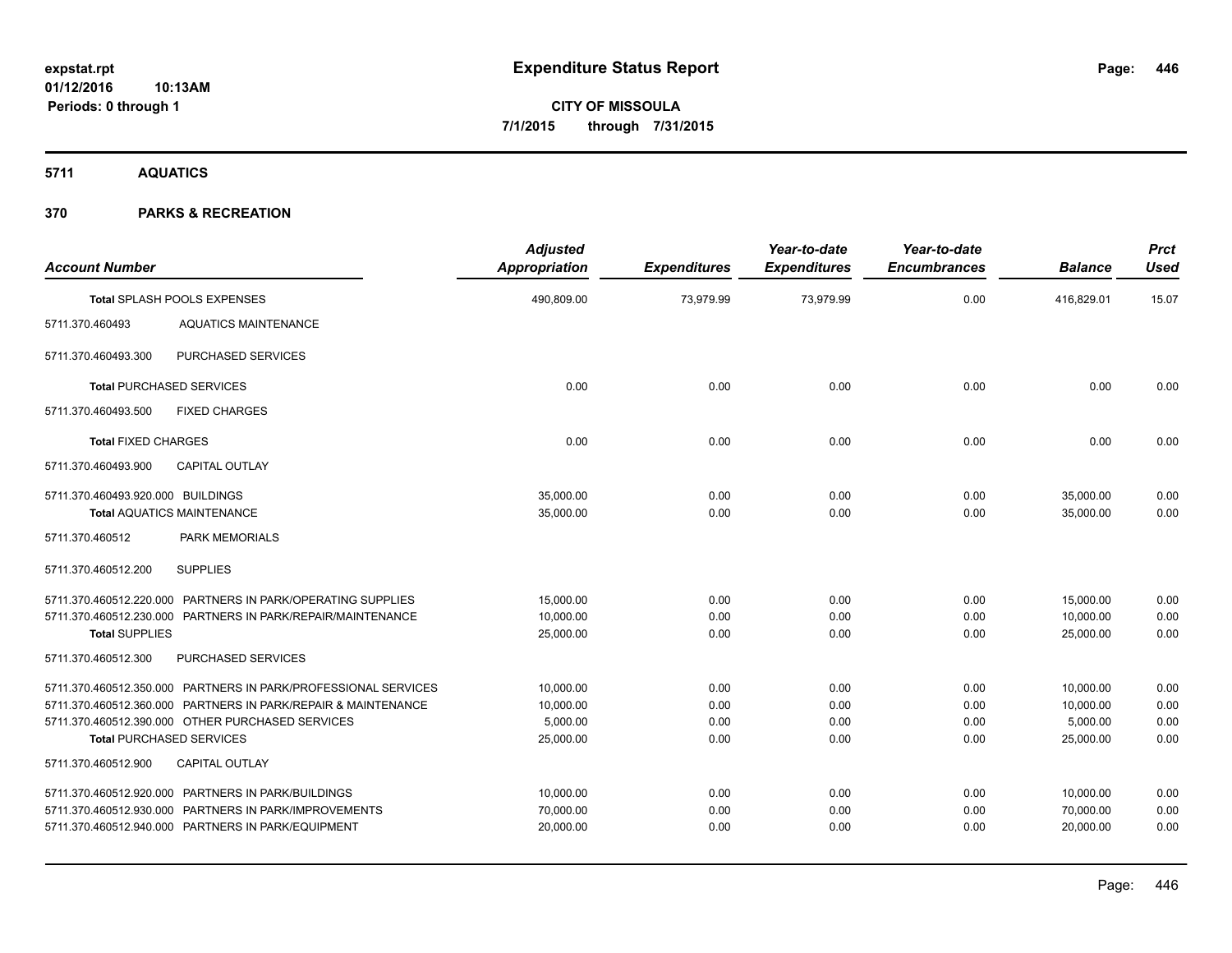**expstat.rpt**
**01/12/2016 10:13AM**
**Periods: 0 through 1**

# Expenditure Status Report

**CITY OF MISSOULA**
**7/1/2015 through 7/31/2015**

## 5711 AQUATICS

## 370 PARKS & RECREATION

| Account Number | | Adjusted Appropriation | Expenditures | Year-to-date Expenditures | Year-to-date Encumbrances | Balance | Prct Used |
|---|---|---|---|---|---|---|---|
| **Total** SPLASH POOLS EXPENSES | | 490,809.00 | 73,979.99 | 73,979.99 | 0.00 | 416,829.01 | 15.07 |
| 5711.370.460493 | AQUATICS MAINTENANCE | | | | | | |
| 5711.370.460493.300 | PURCHASED SERVICES | | | | | | |
| **Total** PURCHASED SERVICES | | 0.00 | 0.00 | 0.00 | 0.00 | 0.00 | 0.00 |
| 5711.370.460493.500 | FIXED CHARGES | | | | | | |
| **Total** FIXED CHARGES | | 0.00 | 0.00 | 0.00 | 0.00 | 0.00 | 0.00 |
| 5711.370.460493.900 | CAPITAL OUTLAY | | | | | | |
| 5711.370.460493.920.000 | BUILDINGS | 35,000.00 | 0.00 | 0.00 | 0.00 | 35,000.00 | 0.00 |
| **Total** AQUATICS MAINTENANCE | | 35,000.00 | 0.00 | 0.00 | 0.00 | 35,000.00 | 0.00 |
| 5711.370.460512 | PARK MEMORIALS | | | | | | |
| 5711.370.460512.200 | SUPPLIES | | | | | | |
| 5711.370.460512.220.000 | PARTNERS IN PARK/OPERATING SUPPLIES | 15,000.00 | 0.00 | 0.00 | 0.00 | 15,000.00 | 0.00 |
| 5711.370.460512.230.000 | PARTNERS IN PARK/REPAIR/MAINTENANCE | 10,000.00 | 0.00 | 0.00 | 0.00 | 10,000.00 | 0.00 |
| **Total** SUPPLIES | | 25,000.00 | 0.00 | 0.00 | 0.00 | 25,000.00 | 0.00 |
| 5711.370.460512.300 | PURCHASED SERVICES | | | | | | |
| 5711.370.460512.350.000 | PARTNERS IN PARK/PROFESSIONAL SERVICES | 10,000.00 | 0.00 | 0.00 | 0.00 | 10,000.00 | 0.00 |
| 5711.370.460512.360.000 | PARTNERS IN PARK/REPAIR & MAINTENANCE | 10,000.00 | 0.00 | 0.00 | 0.00 | 10,000.00 | 0.00 |
| 5711.370.460512.390.000 | OTHER PURCHASED SERVICES | 5,000.00 | 0.00 | 0.00 | 0.00 | 5,000.00 | 0.00 |
| **Total** PURCHASED SERVICES | | 25,000.00 | 0.00 | 0.00 | 0.00 | 25,000.00 | 0.00 |
| 5711.370.460512.900 | CAPITAL OUTLAY | | | | | | |
| 5711.370.460512.920.000 | PARTNERS IN PARK/BUILDINGS | 10,000.00 | 0.00 | 0.00 | 0.00 | 10,000.00 | 0.00 |
| 5711.370.460512.930.000 | PARTNERS IN PARK/IMPROVEMENTS | 70,000.00 | 0.00 | 0.00 | 0.00 | 70,000.00 | 0.00 |
| 5711.370.460512.940.000 | PARTNERS IN PARK/EQUIPMENT | 20,000.00 | 0.00 | 0.00 | 0.00 | 20,000.00 | 0.00 |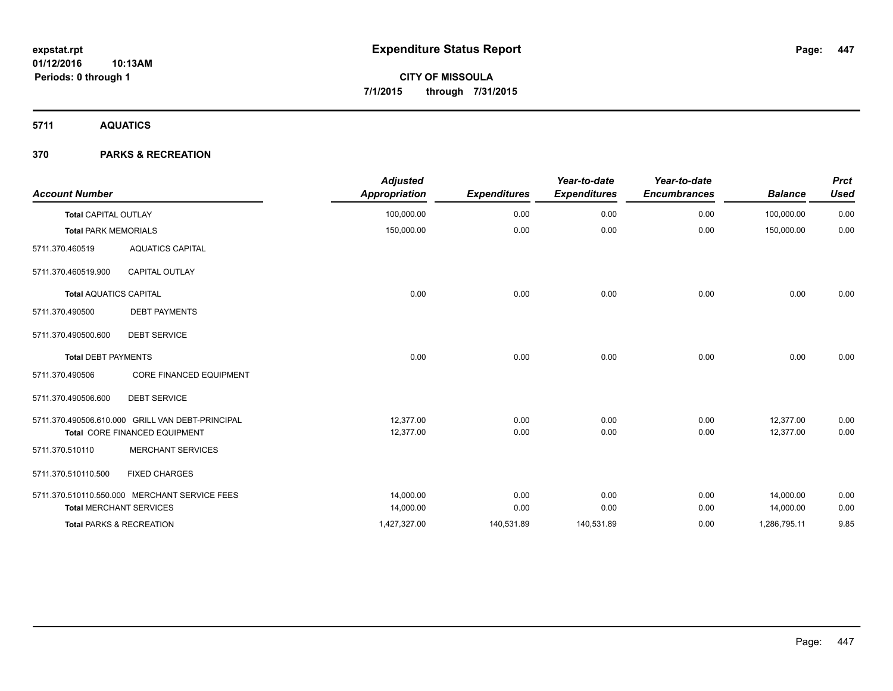# Expenditure Status Report

**CITY OF MISSOULA**
**7/1/2015 through 7/31/2015**

expstat.rpt
01/12/2016 10:13AM
Periods: 0 through 1

## 5711 AQUATICS

### 370 PARKS & RECREATION

| Account Number | | Adjusted Appropriation | Expenditures | Year-to-date Expenditures | Year-to-date Encumbrances | Balance | Prct Used |
|---|---|---|---|---|---|---|---|
| **Total** CAPITAL OUTLAY | | 100,000.00 | 0.00 | 0.00 | 0.00 | 100,000.00 | 0.00 |
| **Total** PARK MEMORIALS | | 150,000.00 | 0.00 | 0.00 | 0.00 | 150,000.00 | 0.00 |
| 5711.370.460519 | AQUATICS CAPITAL | | | | | | |
| 5711.370.460519.900 | CAPITAL OUTLAY | | | | | | |
| **Total** AQUATICS CAPITAL | | 0.00 | 0.00 | 0.00 | 0.00 | 0.00 | 0.00 |
| 5711.370.490500 | DEBT PAYMENTS | | | | | | |
| 5711.370.490500.600 | DEBT SERVICE | | | | | | |
| **Total** DEBT PAYMENTS | | 0.00 | 0.00 | 0.00 | 0.00 | 0.00 | 0.00 |
| 5711.370.490506 | CORE FINANCED EQUIPMENT | | | | | | |
| 5711.370.490506.600 | DEBT SERVICE | | | | | | |
| 5711.370.490506.610.000 | GRILL VAN DEBT-PRINCIPAL | 12,377.00 | 0.00 | 0.00 | 0.00 | 12,377.00 | 0.00 |
| **Total** CORE FINANCED EQUIPMENT | | 12,377.00 | 0.00 | 0.00 | 0.00 | 12,377.00 | 0.00 |
| 5711.370.510110 | MERCHANT SERVICES | | | | | | |
| 5711.370.510110.500 | FIXED CHARGES | | | | | | |
| 5711.370.510110.550.000 | MERCHANT SERVICE FEES | 14,000.00 | 0.00 | 0.00 | 0.00 | 14,000.00 | 0.00 |
| **Total** MERCHANT SERVICES | | 14,000.00 | 0.00 | 0.00 | 0.00 | 14,000.00 | 0.00 |
| **Total** PARKS & RECREATION | | 1,427,327.00 | 140,531.89 | 140,531.89 | 0.00 | 1,286,795.11 | 9.85 |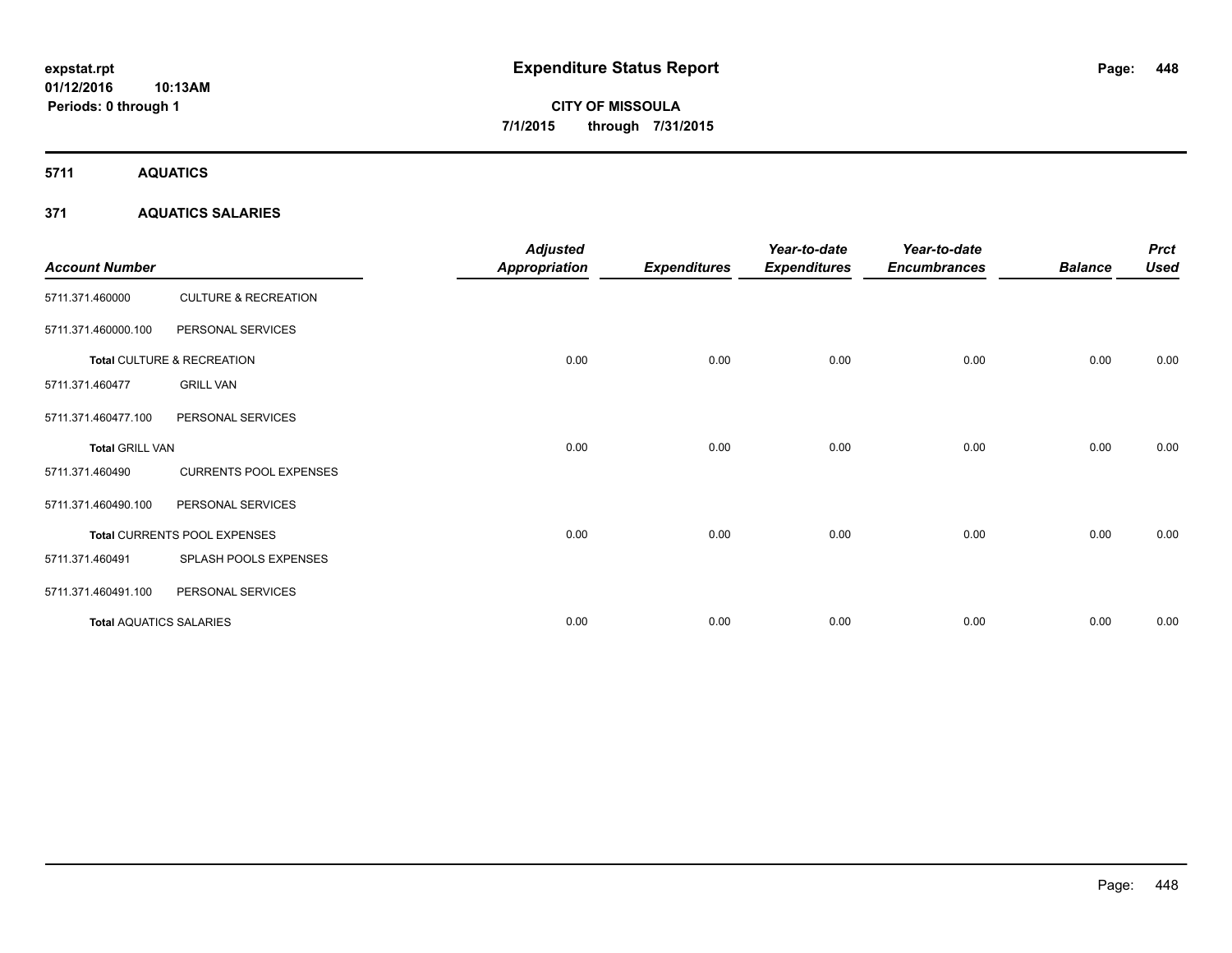**expstat.rpt**
**01/12/2016 10:13AM**
**Periods: 0 through 1**

# Expenditure Status Report

**CITY OF MISSOULA**
**7/1/2015 through 7/31/2015**

## 5711 AQUATICS

### 371 AQUATICS SALARIES

| Account Number | | Adjusted Appropriation | Expenditures | Year-to-date Expenditures | Year-to-date Encumbrances | Balance | Prct Used |
|---|---|---|---|---|---|---|---|
| 5711.371.460000 | CULTURE & RECREATION | | | | | | |
| 5711.371.460000.100 | PERSONAL SERVICES | | | | | | |
| **Total** CULTURE & RECREATION | | 0.00 | 0.00 | 0.00 | 0.00 | 0.00 | 0.00 |
| 5711.371.460477 | GRILL VAN | | | | | | |
| 5711.371.460477.100 | PERSONAL SERVICES | | | | | | |
| **Total** GRILL VAN | | 0.00 | 0.00 | 0.00 | 0.00 | 0.00 | 0.00 |
| 5711.371.460490 | CURRENTS POOL EXPENSES | | | | | | |
| 5711.371.460490.100 | PERSONAL SERVICES | | | | | | |
| **Total** CURRENTS POOL EXPENSES | | 0.00 | 0.00 | 0.00 | 0.00 | 0.00 | 0.00 |
| 5711.371.460491 | SPLASH POOLS EXPENSES | | | | | | |
| 5711.371.460491.100 | PERSONAL SERVICES | | | | | | |
| **Total** AQUATICS SALARIES | | 0.00 | 0.00 | 0.00 | 0.00 | 0.00 | 0.00 |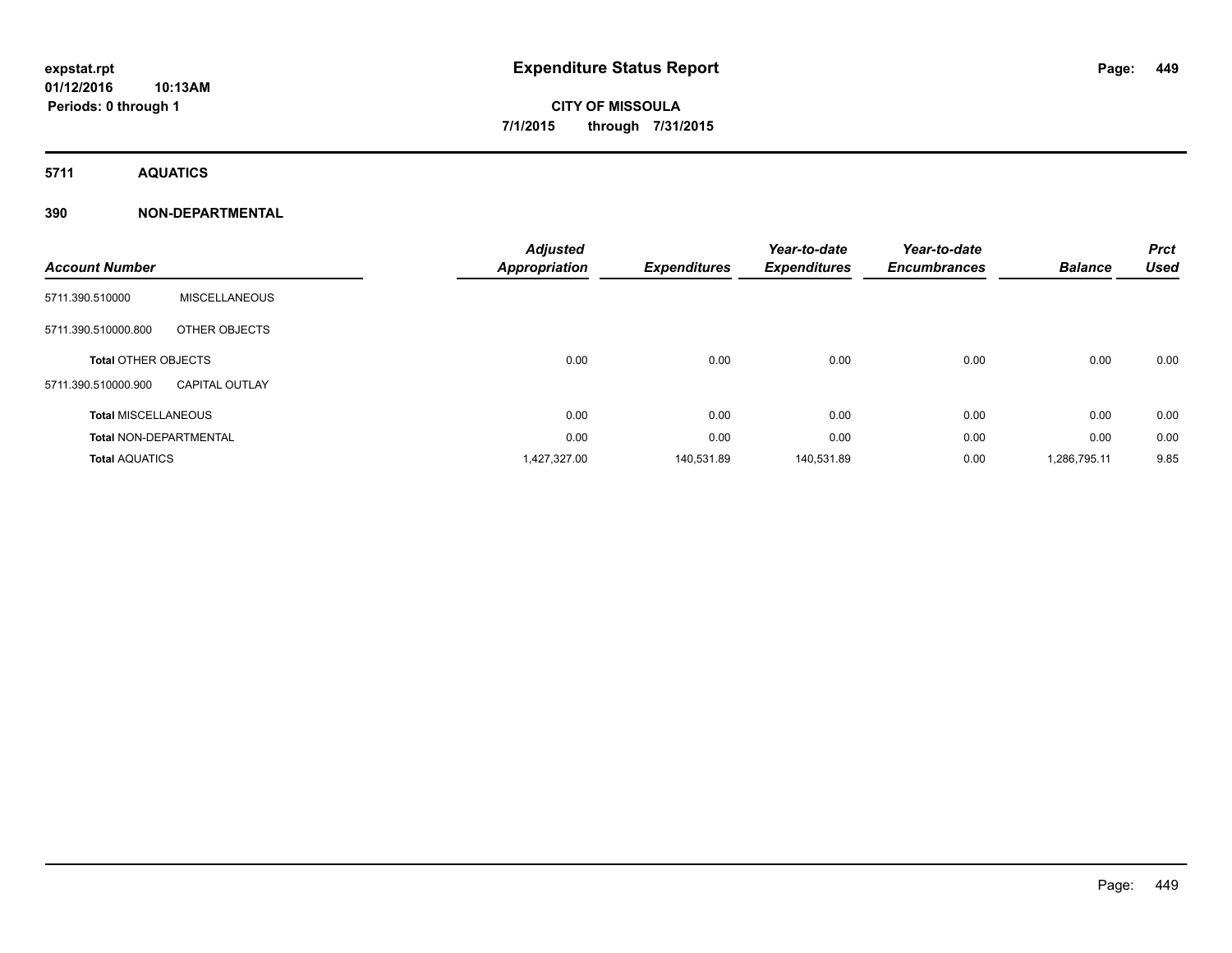# Expenditure Status Report

**CITY OF MISSOULA**

**7/1/2015 through 7/31/2015**

expstat.rpt
01/12/2016 10:13AM
Periods: 0 through 1

## 5711 AQUATICS

## 390 NON-DEPARTMENTAL

| Account Number | | Adjusted Appropriation | Expenditures | Year-to-date Expenditures | Year-to-date Encumbrances | Balance | Prct Used |
|---|---|---|---|---|---|---|---|
| 5711.390.510000 | MISCELLANEOUS | | | | | | |
| 5711.390.510000.800 | OTHER OBJECTS | | | | | | |
| **Total** OTHER OBJECTS | | 0.00 | 0.00 | 0.00 | 0.00 | 0.00 | 0.00 |
| 5711.390.510000.900 | CAPITAL OUTLAY | | | | | | |
| **Total** MISCELLANEOUS | | 0.00 | 0.00 | 0.00 | 0.00 | 0.00 | 0.00 |
| **Total** NON-DEPARTMENTAL | | 0.00 | 0.00 | 0.00 | 0.00 | 0.00 | 0.00 |
| **Total** AQUATICS | | 1,427,327.00 | 140,531.89 | 140,531.89 | 0.00 | 1,286,795.11 | 9.85 |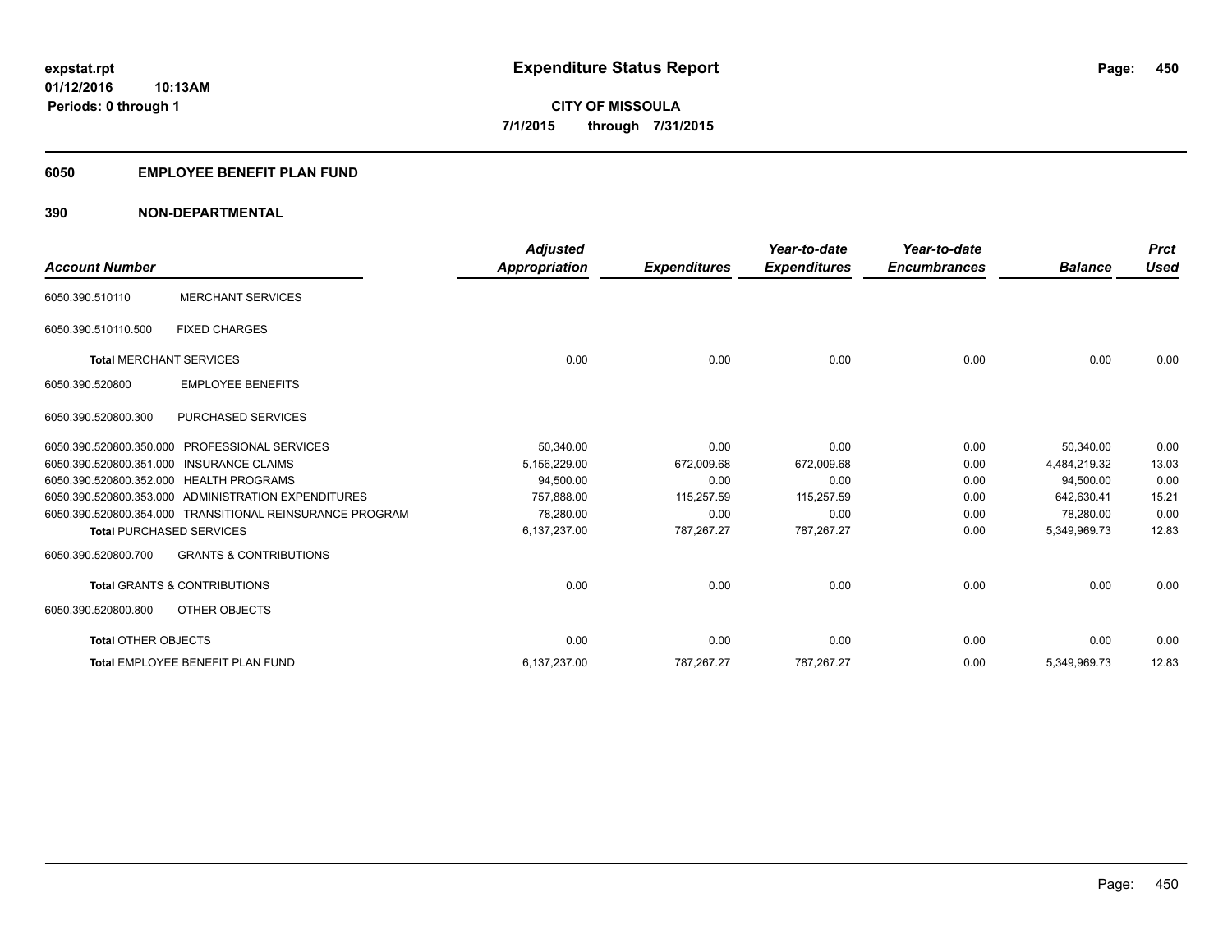expstat.rpt
01/12/2016 10:13AM
Periods: 0 through 1

# Expenditure Status Report

**CITY OF MISSOULA**
**7/1/2015 through 7/31/2015**

## 6050 EMPLOYEE BENEFIT PLAN FUND

## 390 NON-DEPARTMENTAL

| Account Number | | Adjusted Appropriation | Expenditures | Year-to-date Expenditures | Year-to-date Encumbrances | Balance | Prct Used |
|---|---|---|---|---|---|---|---|
| 6050.390.510110 | MERCHANT SERVICES | | | | | | |
| 6050.390.510110.500 | FIXED CHARGES | | | | | | |
| **Total** MERCHANT SERVICES | | 0.00 | 0.00 | 0.00 | 0.00 | 0.00 | 0.00 |
| 6050.390.520800 | EMPLOYEE BENEFITS | | | | | | |
| 6050.390.520800.300 | PURCHASED SERVICES | | | | | | |
| 6050.390.520800.350.000 | PROFESSIONAL SERVICES | 50,340.00 | 0.00 | 0.00 | 0.00 | 50,340.00 | 0.00 |
| 6050.390.520800.351.000 | INSURANCE CLAIMS | 5,156,229.00 | 672,009.68 | 672,009.68 | 0.00 | 4,484,219.32 | 13.03 |
| 6050.390.520800.352.000 | HEALTH PROGRAMS | 94,500.00 | 0.00 | 0.00 | 0.00 | 94,500.00 | 0.00 |
| 6050.390.520800.353.000 | ADMINISTRATION EXPENDITURES | 757,888.00 | 115,257.59 | 115,257.59 | 0.00 | 642,630.41 | 15.21 |
| 6050.390.520800.354.000 | TRANSITIONAL REINSURANCE PROGRAM | 78,280.00 | 0.00 | 0.00 | 0.00 | 78,280.00 | 0.00 |
| **Total** PURCHASED SERVICES | | 6,137,237.00 | 787,267.27 | 787,267.27 | 0.00 | 5,349,969.73 | 12.83 |
| 6050.390.520800.700 | GRANTS & CONTRIBUTIONS | | | | | | |
| **Total** GRANTS & CONTRIBUTIONS | | 0.00 | 0.00 | 0.00 | 0.00 | 0.00 | 0.00 |
| 6050.390.520800.800 | OTHER OBJECTS | | | | | | |
| **Total** OTHER OBJECTS | | 0.00 | 0.00 | 0.00 | 0.00 | 0.00 | 0.00 |
| **Total** EMPLOYEE BENEFIT PLAN FUND | | 6,137,237.00 | 787,267.27 | 787,267.27 | 0.00 | 5,349,969.73 | 12.83 |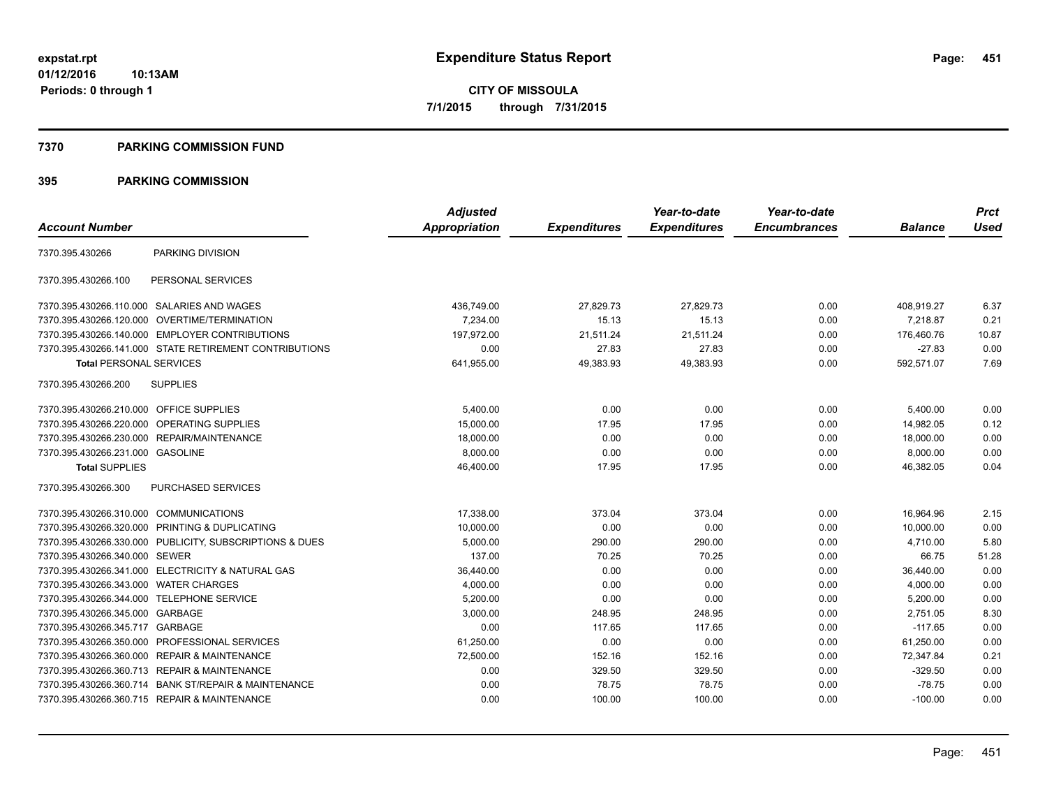expstat.rpt
01/12/2016 10:13AM
Periods: 0 through 1

# Expenditure Status Report

**CITY OF MISSOULA**
**7/1/2015 through 7/31/2015**

## 7370 PARKING COMMISSION FUND

## 395 PARKING COMMISSION

| Account Number | | Adjusted Appropriation | Expenditures | Year-to-date Expenditures | Year-to-date Encumbrances | Balance | Prct Used |
|---|---|---|---|---|---|---|---|
| 7370.395.430266 | PARKING DIVISION | | | | | | |
| 7370.395.430266.100 | PERSONAL SERVICES | | | | | | |
| 7370.395.430266.110.000 | SALARIES AND WAGES | 436,749.00 | 27,829.73 | 27,829.73 | 0.00 | 408,919.27 | 6.37 |
| 7370.395.430266.120.000 | OVERTIME/TERMINATION | 7,234.00 | 15.13 | 15.13 | 0.00 | 7,218.87 | 0.21 |
| 7370.395.430266.140.000 | EMPLOYER CONTRIBUTIONS | 197,972.00 | 21,511.24 | 21,511.24 | 0.00 | 176,460.76 | 10.87 |
| 7370.395.430266.141.000 | STATE RETIREMENT CONTRIBUTIONS | 0.00 | 27.83 | 27.83 | 0.00 | -27.83 | 0.00 |
| **Total** PERSONAL SERVICES | | 641,955.00 | 49,383.93 | 49,383.93 | 0.00 | 592,571.07 | 7.69 |
| 7370.395.430266.200 | SUPPLIES | | | | | | |
| 7370.395.430266.210.000 | OFFICE SUPPLIES | 5,400.00 | 0.00 | 0.00 | 0.00 | 5,400.00 | 0.00 |
| 7370.395.430266.220.000 | OPERATING SUPPLIES | 15,000.00 | 17.95 | 17.95 | 0.00 | 14,982.05 | 0.12 |
| 7370.395.430266.230.000 | REPAIR/MAINTENANCE | 18,000.00 | 0.00 | 0.00 | 0.00 | 18,000.00 | 0.00 |
| 7370.395.430266.231.000 | GASOLINE | 8,000.00 | 0.00 | 0.00 | 0.00 | 8,000.00 | 0.00 |
| **Total** SUPPLIES | | 46,400.00 | 17.95 | 17.95 | 0.00 | 46,382.05 | 0.04 |
| 7370.395.430266.300 | PURCHASED SERVICES | | | | | | |
| 7370.395.430266.310.000 | COMMUNICATIONS | 17,338.00 | 373.04 | 373.04 | 0.00 | 16,964.96 | 2.15 |
| 7370.395.430266.320.000 | PRINTING & DUPLICATING | 10,000.00 | 0.00 | 0.00 | 0.00 | 10,000.00 | 0.00 |
| 7370.395.430266.330.000 | PUBLICITY, SUBSCRIPTIONS & DUES | 5,000.00 | 290.00 | 290.00 | 0.00 | 4,710.00 | 5.80 |
| 7370.395.430266.340.000 | SEWER | 137.00 | 70.25 | 70.25 | 0.00 | 66.75 | 51.28 |
| 7370.395.430266.341.000 | ELECTRICITY & NATURAL GAS | 36,440.00 | 0.00 | 0.00 | 0.00 | 36,440.00 | 0.00 |
| 7370.395.430266.343.000 | WATER CHARGES | 4,000.00 | 0.00 | 0.00 | 0.00 | 4,000.00 | 0.00 |
| 7370.395.430266.344.000 | TELEPHONE SERVICE | 5,200.00 | 0.00 | 0.00 | 0.00 | 5,200.00 | 0.00 |
| 7370.395.430266.345.000 | GARBAGE | 3,000.00 | 248.95 | 248.95 | 0.00 | 2,751.05 | 8.30 |
| 7370.395.430266.345.717 | GARBAGE | 0.00 | 117.65 | 117.65 | 0.00 | -117.65 | 0.00 |
| 7370.395.430266.350.000 | PROFESSIONAL SERVICES | 61,250.00 | 0.00 | 0.00 | 0.00 | 61,250.00 | 0.00 |
| 7370.395.430266.360.000 | REPAIR & MAINTENANCE | 72,500.00 | 152.16 | 152.16 | 0.00 | 72,347.84 | 0.21 |
| 7370.395.430266.360.713 | REPAIR & MAINTENANCE | 0.00 | 329.50 | 329.50 | 0.00 | -329.50 | 0.00 |
| 7370.395.430266.360.714 | BANK ST/REPAIR & MAINTENANCE | 0.00 | 78.75 | 78.75 | 0.00 | -78.75 | 0.00 |
| 7370.395.430266.360.715 | REPAIR & MAINTENANCE | 0.00 | 100.00 | 100.00 | 0.00 | -100.00 | 0.00 |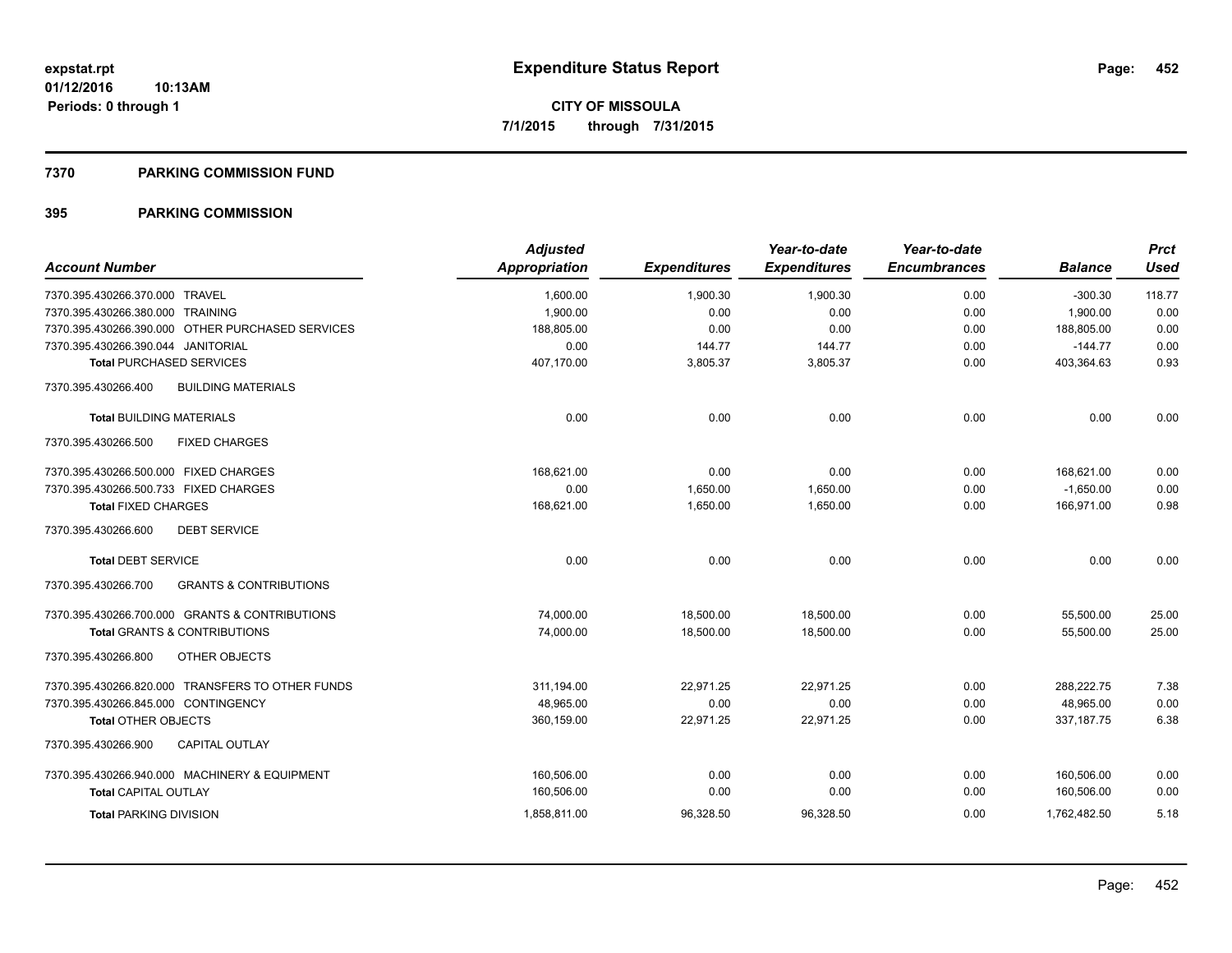**expstat.rpt**
**01/12/2016 10:13AM**
**Periods: 0 through 1**

# Expenditure Status Report

**CITY OF MISSOULA**
**7/1/2015 through 7/31/2015**

## 7370 PARKING COMMISSION FUND

## 395 PARKING COMMISSION

| Account Number | Adjusted Appropriation | Expenditures | Year-to-date Expenditures | Year-to-date Encumbrances | Balance | Prct Used |
|---|---|---|---|---|---|---|
| 7370.395.430266.370.000 TRAVEL | 1,600.00 | 1,900.30 | 1,900.30 | 0.00 | -300.30 | 118.77 |
| 7370.395.430266.380.000 TRAINING | 1,900.00 | 0.00 | 0.00 | 0.00 | 1,900.00 | 0.00 |
| 7370.395.430266.390.000 OTHER PURCHASED SERVICES | 188,805.00 | 0.00 | 0.00 | 0.00 | 188,805.00 | 0.00 |
| 7370.395.430266.390.044 JANITORIAL | 0.00 | 144.77 | 144.77 | 0.00 | -144.77 | 0.00 |
| **Total** PURCHASED SERVICES | 407,170.00 | 3,805.37 | 3,805.37 | 0.00 | 403,364.63 | 0.93 |
| 7370.395.430266.400 BUILDING MATERIALS | | | | | | |
| **Total** BUILDING MATERIALS | 0.00 | 0.00 | 0.00 | 0.00 | 0.00 | 0.00 |
| 7370.395.430266.500 FIXED CHARGES | | | | | | |
| 7370.395.430266.500.000 FIXED CHARGES | 168,621.00 | 0.00 | 0.00 | 0.00 | 168,621.00 | 0.00 |
| 7370.395.430266.500.733 FIXED CHARGES | 0.00 | 1,650.00 | 1,650.00 | 0.00 | -1,650.00 | 0.00 |
| **Total** FIXED CHARGES | 168,621.00 | 1,650.00 | 1,650.00 | 0.00 | 166,971.00 | 0.98 |
| 7370.395.430266.600 DEBT SERVICE | | | | | | |
| **Total** DEBT SERVICE | 0.00 | 0.00 | 0.00 | 0.00 | 0.00 | 0.00 |
| 7370.395.430266.700 GRANTS & CONTRIBUTIONS | | | | | | |
| 7370.395.430266.700.000 GRANTS & CONTRIBUTIONS | 74,000.00 | 18,500.00 | 18,500.00 | 0.00 | 55,500.00 | 25.00 |
| **Total** GRANTS & CONTRIBUTIONS | 74,000.00 | 18,500.00 | 18,500.00 | 0.00 | 55,500.00 | 25.00 |
| 7370.395.430266.800 OTHER OBJECTS | | | | | | |
| 7370.395.430266.820.000 TRANSFERS TO OTHER FUNDS | 311,194.00 | 22,971.25 | 22,971.25 | 0.00 | 288,222.75 | 7.38 |
| 7370.395.430266.845.000 CONTINGENCY | 48,965.00 | 0.00 | 0.00 | 0.00 | 48,965.00 | 0.00 |
| **Total** OTHER OBJECTS | 360,159.00 | 22,971.25 | 22,971.25 | 0.00 | 337,187.75 | 6.38 |
| 7370.395.430266.900 CAPITAL OUTLAY | | | | | | |
| 7370.395.430266.940.000 MACHINERY & EQUIPMENT | 160,506.00 | 0.00 | 0.00 | 0.00 | 160,506.00 | 0.00 |
| **Total** CAPITAL OUTLAY | 160,506.00 | 0.00 | 0.00 | 0.00 | 160,506.00 | 0.00 |
| **Total** PARKING DIVISION | 1,858,811.00 | 96,328.50 | 96,328.50 | 0.00 | 1,762,482.50 | 5.18 |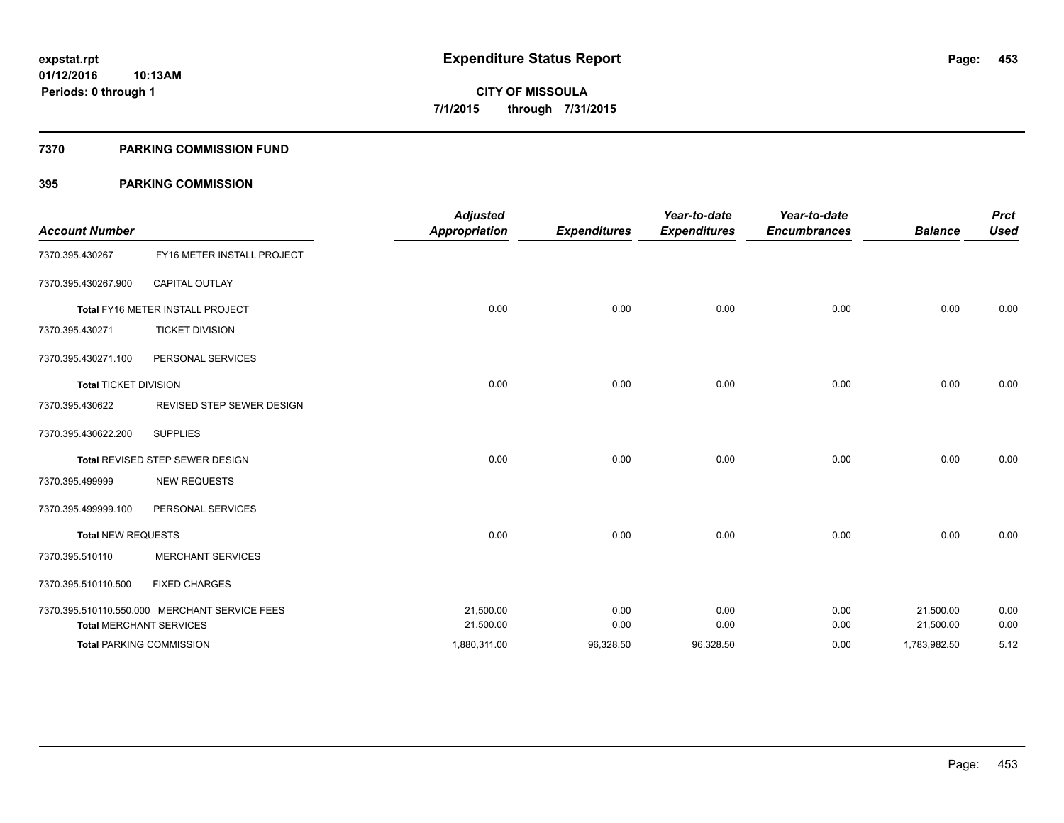# Expenditure Status Report

expstat.rpt
01/12/2016 10:13AM
Periods: 0 through 1

**CITY OF MISSOULA**
**7/1/2015 through 7/31/2015**

## 7370 PARKING COMMISSION FUND

### 395 PARKING COMMISSION

| Account Number | | Adjusted Appropriation | Expenditures | Year-to-date Expenditures | Year-to-date Encumbrances | Balance | Prct Used |
|---|---|---|---|---|---|---|---|
| 7370.395.430267 | FY16 METER INSTALL PROJECT | | | | | | |
| 7370.395.430267.900 | CAPITAL OUTLAY | | | | | | |
| **Total** FY16 METER INSTALL PROJECT | | 0.00 | 0.00 | 0.00 | 0.00 | 0.00 | 0.00 |
| 7370.395.430271 | TICKET DIVISION | | | | | | |
| 7370.395.430271.100 | PERSONAL SERVICES | | | | | | |
| **Total** TICKET DIVISION | | 0.00 | 0.00 | 0.00 | 0.00 | 0.00 | 0.00 |
| 7370.395.430622 | REVISED STEP SEWER DESIGN | | | | | | |
| 7370.395.430622.200 | SUPPLIES | | | | | | |
| **Total** REVISED STEP SEWER DESIGN | | 0.00 | 0.00 | 0.00 | 0.00 | 0.00 | 0.00 |
| 7370.395.499999 | NEW REQUESTS | | | | | | |
| 7370.395.499999.100 | PERSONAL SERVICES | | | | | | |
| **Total** NEW REQUESTS | | 0.00 | 0.00 | 0.00 | 0.00 | 0.00 | 0.00 |
| 7370.395.510110 | MERCHANT SERVICES | | | | | | |
| 7370.395.510110.500 | FIXED CHARGES | | | | | | |
| 7370.395.510110.550.000 | MERCHANT SERVICE FEES | 21,500.00 | 0.00 | 0.00 | 0.00 | 21,500.00 | 0.00 |
| **Total** MERCHANT SERVICES | | 21,500.00 | 0.00 | 0.00 | 0.00 | 21,500.00 | 0.00 |
| **Total** PARKING COMMISSION | | 1,880,311.00 | 96,328.50 | 96,328.50 | 0.00 | 1,783,982.50 | 5.12 |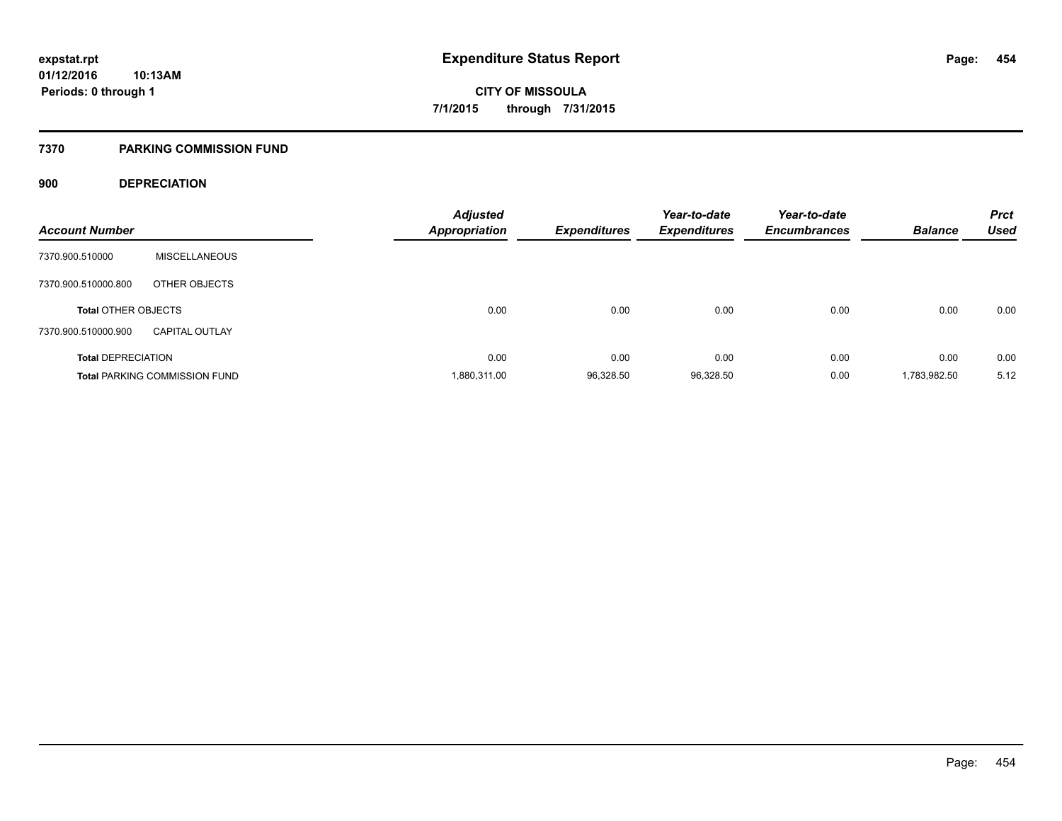# Expenditure Status Report

expstat.rpt
01/12/2016 10:13AM
Periods: 0 through 1

CITY OF MISSOULA
7/1/2015 through 7/31/2015

## 7370 PARKING COMMISSION FUND

### 900 DEPRECIATION

| Account Number | | Adjusted Appropriation | Expenditures | Year-to-date Expenditures | Year-to-date Encumbrances | Balance | Prct Used |
|---|---|---|---|---|---|---|---|
| 7370.900.510000 | MISCELLANEOUS | | | | | | |
| 7370.900.510000.800 | OTHER OBJECTS | | | | | | |
| Total OTHER OBJECTS | | 0.00 | 0.00 | 0.00 | 0.00 | 0.00 | 0.00 |
| 7370.900.510000.900 | CAPITAL OUTLAY | | | | | | |
| Total DEPRECIATION | | 0.00 | 0.00 | 0.00 | 0.00 | 0.00 | 0.00 |
| Total PARKING COMMISSION FUND | | 1,880,311.00 | 96,328.50 | 96,328.50 | 0.00 | 1,783,982.50 | 5.12 |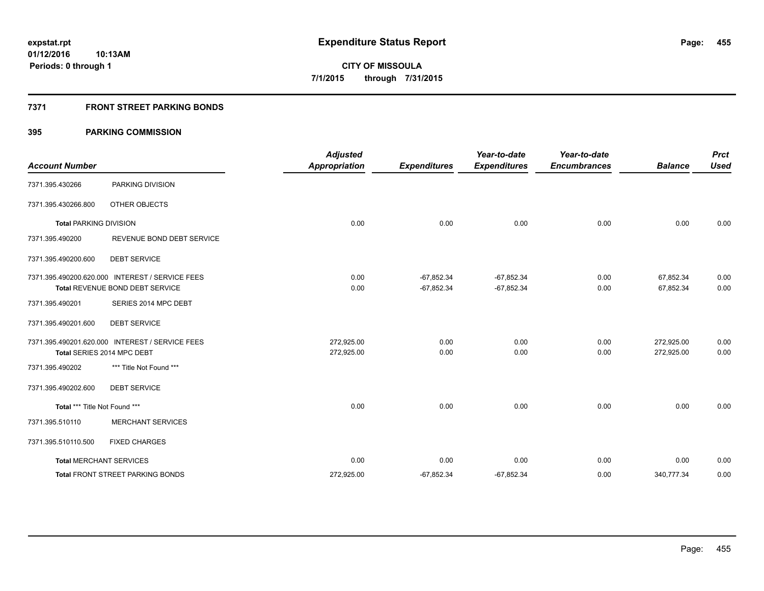# Expenditure Status Report

**CITY OF MISSOULA**

**7/1/2015 through 7/31/2015**

expstat.rpt
01/12/2016 10:13AM
Periods: 0 through 1

## 7371 FRONT STREET PARKING BONDS

### 395 PARKING COMMISSION

| Account Number | | Adjusted Appropriation | Expenditures | Year-to-date Expenditures | Year-to-date Encumbrances | Balance | Prct Used |
|---|---|---|---|---|---|---|---|
| 7371.395.430266 | PARKING DIVISION | | | | | | |
| 7371.395.430266.800 | OTHER OBJECTS | | | | | | |
| **Total** PARKING DIVISION | | 0.00 | 0.00 | 0.00 | 0.00 | 0.00 | 0.00 |
| 7371.395.490200 | REVENUE BOND DEBT SERVICE | | | | | | |
| 7371.395.490200.600 | DEBT SERVICE | | | | | | |
| 7371.395.490200.620.000 | INTEREST / SERVICE FEES | 0.00 | -67,852.34 | -67,852.34 | 0.00 | 67,852.34 | 0.00 |
| **Total** REVENUE BOND DEBT SERVICE | | 0.00 | -67,852.34 | -67,852.34 | 0.00 | 67,852.34 | 0.00 |
| 7371.395.490201 | SERIES 2014 MPC DEBT | | | | | | |
| 7371.395.490201.600 | DEBT SERVICE | | | | | | |
| 7371.395.490201.620.000 | INTEREST / SERVICE FEES | 272,925.00 | 0.00 | 0.00 | 0.00 | 272,925.00 | 0.00 |
| **Total** SERIES 2014 MPC DEBT | | 272,925.00 | 0.00 | 0.00 | 0.00 | 272,925.00 | 0.00 |
| 7371.395.490202 | *** Title Not Found *** | | | | | | |
| 7371.395.490202.600 | DEBT SERVICE | | | | | | |
| **Total** *** Title Not Found *** | | 0.00 | 0.00 | 0.00 | 0.00 | 0.00 | 0.00 |
| 7371.395.510110 | MERCHANT SERVICES | | | | | | |
| 7371.395.510110.500 | FIXED CHARGES | | | | | | |
| **Total** MERCHANT SERVICES | | 0.00 | 0.00 | 0.00 | 0.00 | 0.00 | 0.00 |
| **Total** FRONT STREET PARKING BONDS | | 272,925.00 | -67,852.34 | -67,852.34 | 0.00 | 340,777.34 | 0.00 |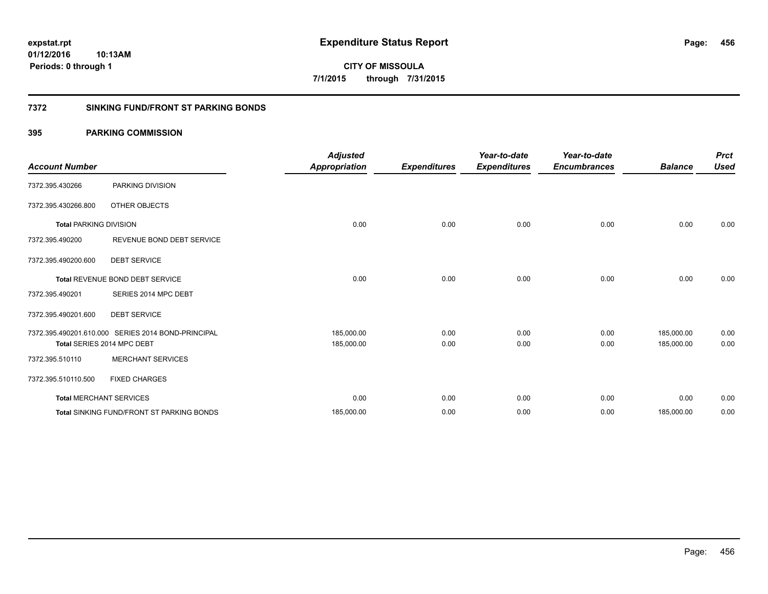expstat.rpt
01/12/2016 10:13AM
Periods: 0 through 1

# Expenditure Status Report

**CITY OF MISSOULA**
**7/1/2015 through 7/31/2015**

## 7372 SINKING FUND/FRONT ST PARKING BONDS

## 395 PARKING COMMISSION

| Account Number | | Adjusted Appropriation | Expenditures | Year-to-date Expenditures | Year-to-date Encumbrances | Balance | Prct Used |
|---|---|---|---|---|---|---|---|
| 7372.395.430266 | PARKING DIVISION | | | | | | |
| 7372.395.430266.800 | OTHER OBJECTS | | | | | | |
| **Total** PARKING DIVISION | | 0.00 | 0.00 | 0.00 | 0.00 | 0.00 | 0.00 |
| 7372.395.490200 | REVENUE BOND DEBT SERVICE | | | | | | |
| 7372.395.490200.600 | DEBT SERVICE | | | | | | |
| **Total** REVENUE BOND DEBT SERVICE | | 0.00 | 0.00 | 0.00 | 0.00 | 0.00 | 0.00 |
| 7372.395.490201 | SERIES 2014 MPC DEBT | | | | | | |
| 7372.395.490201.600 | DEBT SERVICE | | | | | | |
| 7372.395.490201.610.000 | SERIES 2014 BOND-PRINCIPAL | 185,000.00 | 0.00 | 0.00 | 0.00 | 185,000.00 | 0.00 |
| **Total** SERIES 2014 MPC DEBT | | 185,000.00 | 0.00 | 0.00 | 0.00 | 185,000.00 | 0.00 |
| 7372.395.510110 | MERCHANT SERVICES | | | | | | |
| 7372.395.510110.500 | FIXED CHARGES | | | | | | |
| **Total** MERCHANT SERVICES | | 0.00 | 0.00 | 0.00 | 0.00 | 0.00 | 0.00 |
| **Total** SINKING FUND/FRONT ST PARKING BONDS | | 185,000.00 | 0.00 | 0.00 | 0.00 | 185,000.00 | 0.00 |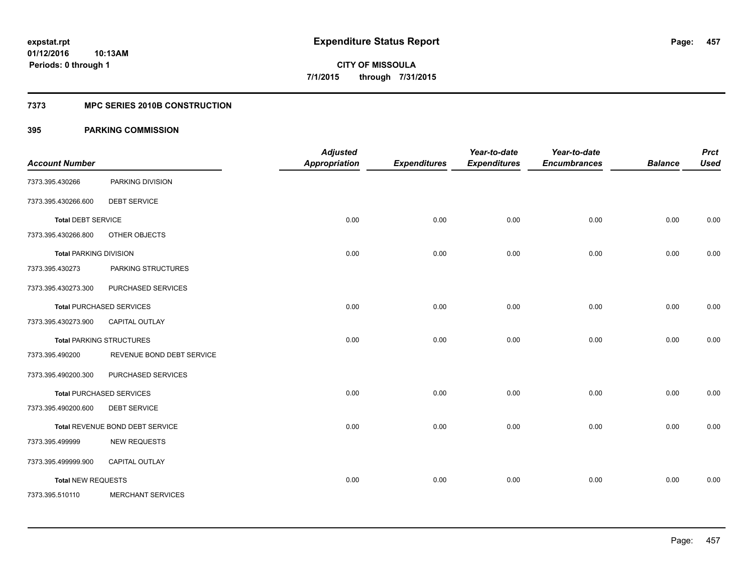**expstat.rpt**
**01/12/2016 10:13AM**
**Periods: 0 through 1**

# Expenditure Status Report

**CITY OF MISSOULA**
**7/1/2015 through 7/31/2015**

## 7373 MPC SERIES 2010B CONSTRUCTION

### 395 PARKING COMMISSION

| Account Number | | Adjusted Appropriation | Expenditures | Year-to-date Expenditures | Year-to-date Encumbrances | Balance | Prct Used |
|---|---|---|---|---|---|---|---|
| 7373.395.430266 | PARKING DIVISION | | | | | | |
| 7373.395.430266.600 | DEBT SERVICE | | | | | | |
| **Total** DEBT SERVICE | | 0.00 | 0.00 | 0.00 | 0.00 | 0.00 | 0.00 |
| 7373.395.430266.800 | OTHER OBJECTS | | | | | | |
| **Total** PARKING DIVISION | | 0.00 | 0.00 | 0.00 | 0.00 | 0.00 | 0.00 |
| 7373.395.430273 | PARKING STRUCTURES | | | | | | |
| 7373.395.430273.300 | PURCHASED SERVICES | | | | | | |
| **Total** PURCHASED SERVICES | | 0.00 | 0.00 | 0.00 | 0.00 | 0.00 | 0.00 |
| 7373.395.430273.900 | CAPITAL OUTLAY | | | | | | |
| **Total** PARKING STRUCTURES | | 0.00 | 0.00 | 0.00 | 0.00 | 0.00 | 0.00 |
| 7373.395.490200 | REVENUE BOND DEBT SERVICE | | | | | | |
| 7373.395.490200.300 | PURCHASED SERVICES | | | | | | |
| **Total** PURCHASED SERVICES | | 0.00 | 0.00 | 0.00 | 0.00 | 0.00 | 0.00 |
| 7373.395.490200.600 | DEBT SERVICE | | | | | | |
| **Total** REVENUE BOND DEBT SERVICE | | 0.00 | 0.00 | 0.00 | 0.00 | 0.00 | 0.00 |
| 7373.395.499999 | NEW REQUESTS | | | | | | |
| 7373.395.499999.900 | CAPITAL OUTLAY | | | | | | |
| **Total** NEW REQUESTS | | 0.00 | 0.00 | 0.00 | 0.00 | 0.00 | 0.00 |
| 7373.395.510110 | MERCHANT SERVICES | | | | | | |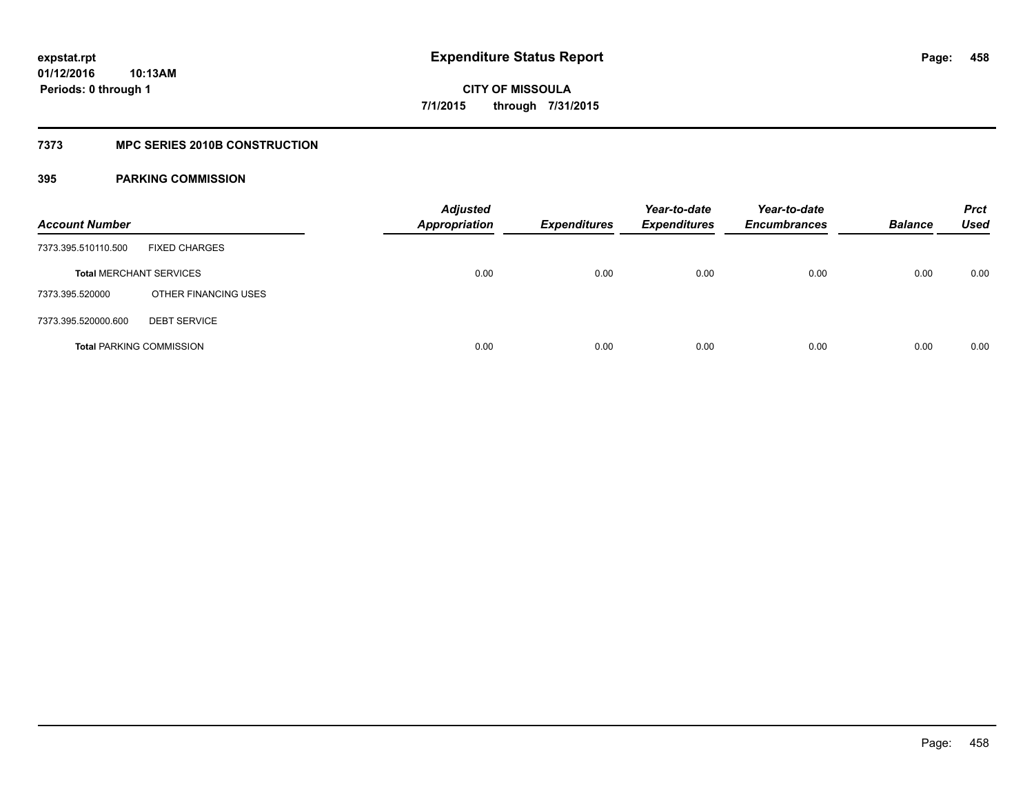# Expenditure Status Report

**expstat.rpt**
**01/12/2016 10:13AM**
**Periods: 0 through 1**

**CITY OF MISSOULA**
**7/1/2015 through 7/31/2015**

## 7373 MPC SERIES 2010B CONSTRUCTION

### 395 PARKING COMMISSION

| Account Number | | Adjusted Appropriation | Expenditures | Year-to-date Expenditures | Year-to-date Encumbrances | Balance | Prct Used |
|---|---|---|---|---|---|---|---|
| 7373.395.510110.500 | FIXED CHARGES | | | | | | |
| **Total** MERCHANT SERVICES | | 0.00 | 0.00 | 0.00 | 0.00 | 0.00 | 0.00 |
| 7373.395.520000 | OTHER FINANCING USES | | | | | | |
| 7373.395.520000.600 | DEBT SERVICE | | | | | | |
| **Total** PARKING COMMISSION | | 0.00 | 0.00 | 0.00 | 0.00 | 0.00 | 0.00 |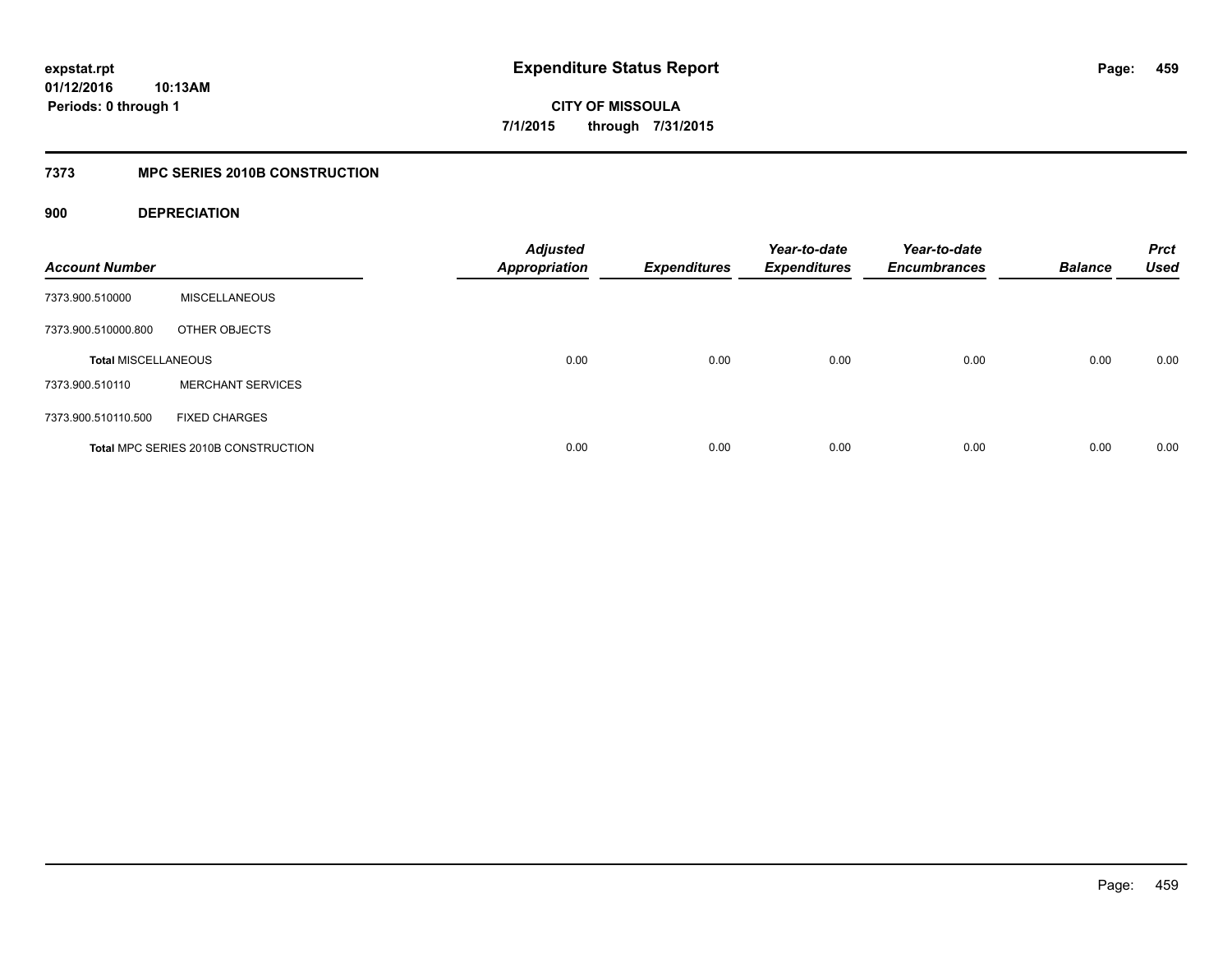**expstat.rpt**
**01/12/2016 10:13AM**
**Periods: 0 through 1**

# Expenditure Status Report

**CITY OF MISSOULA**
**7/1/2015 through 7/31/2015**

## 7373 MPC SERIES 2010B CONSTRUCTION

### 900 DEPRECIATION

| Account Number | | Adjusted Appropriation | Expenditures | Year-to-date Expenditures | Year-to-date Encumbrances | Balance | Prct Used |
|---|---|---|---|---|---|---|---|
| 7373.900.510000 | MISCELLANEOUS | | | | | | |
| 7373.900.510000.800 | OTHER OBJECTS | | | | | | |
| **Total MISCELLANEOUS** | | 0.00 | 0.00 | 0.00 | 0.00 | 0.00 | 0.00 |
| 7373.900.510110 | MERCHANT SERVICES | | | | | | |
| 7373.900.510110.500 | FIXED CHARGES | | | | | | |
| **Total MPC SERIES 2010B CONSTRUCTION** | | 0.00 | 0.00 | 0.00 | 0.00 | 0.00 | 0.00 |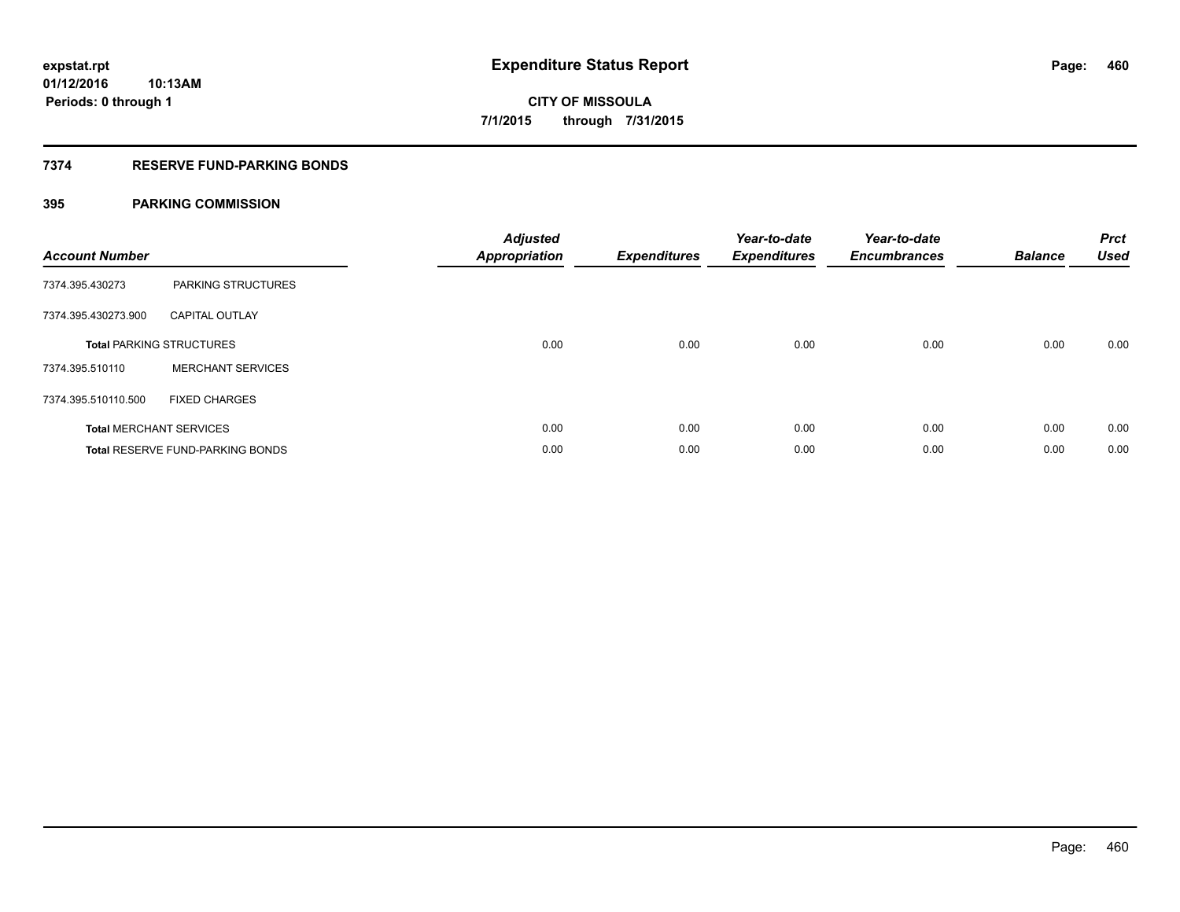**expstat.rpt**
**01/12/2016 10:13AM**
**Periods: 0 through 1**

# Expenditure Status Report

**CITY OF MISSOULA**
**7/1/2015 through 7/31/2015**

## 7374 RESERVE FUND-PARKING BONDS

### 395 PARKING COMMISSION

| Account Number | | Adjusted Appropriation | Expenditures | Year-to-date Expenditures | Year-to-date Encumbrances | Balance | Prct Used |
|---|---|---|---|---|---|---|---|
| 7374.395.430273 | PARKING STRUCTURES | | | | | | |
| 7374.395.430273.900 | CAPITAL OUTLAY | | | | | | |
| **Total** PARKING STRUCTURES | | 0.00 | 0.00 | 0.00 | 0.00 | 0.00 | 0.00 |
| 7374.395.510110 | MERCHANT SERVICES | | | | | | |
| 7374.395.510110.500 | FIXED CHARGES | | | | | | |
| **Total** MERCHANT SERVICES | | 0.00 | 0.00 | 0.00 | 0.00 | 0.00 | 0.00 |
| **Total** RESERVE FUND-PARKING BONDS | | 0.00 | 0.00 | 0.00 | 0.00 | 0.00 | 0.00 |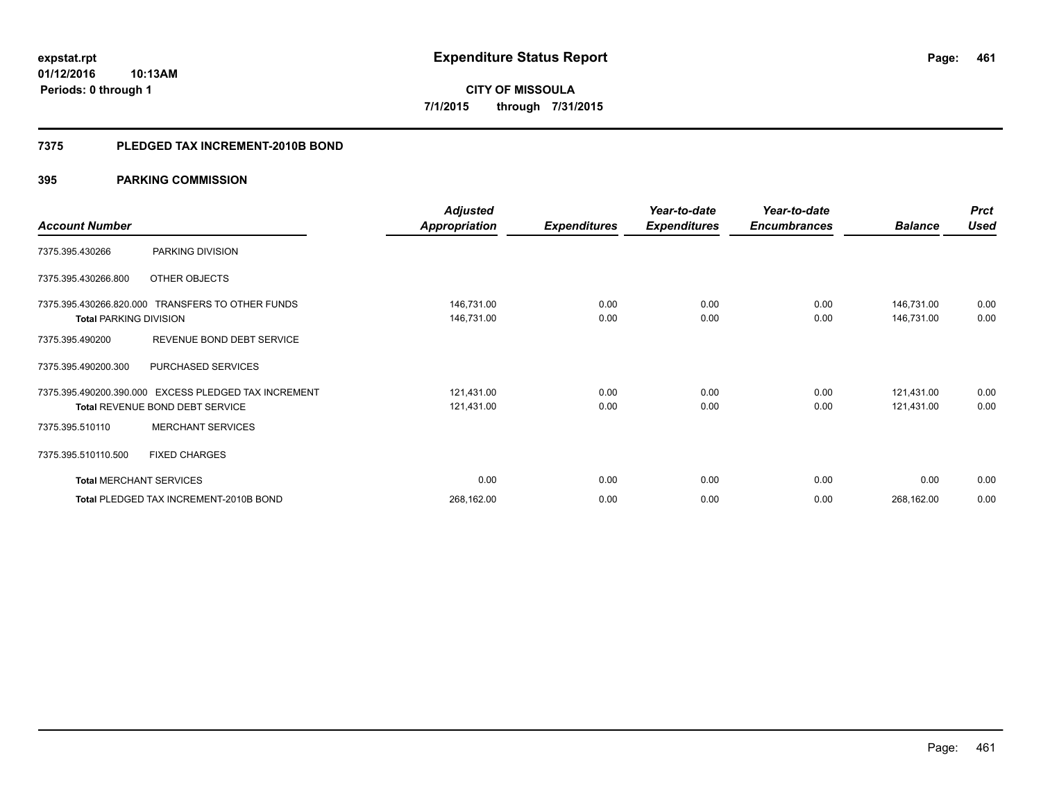# Expenditure Status Report

expstat.rpt
01/12/2016 10:13AM
Periods: 0 through 1

**CITY OF MISSOULA**
**7/1/2015 through 7/31/2015**

## 7375 PLEDGED TAX INCREMENT-2010B BOND

### 395 PARKING COMMISSION

| Account Number | | Adjusted Appropriation | Expenditures | Year-to-date Expenditures | Year-to-date Encumbrances | Balance | Prct Used |
|---|---|---|---|---|---|---|---|
| 7375.395.430266 | PARKING DIVISION | | | | | | |
| 7375.395.430266.800 | OTHER OBJECTS | | | | | | |
| 7375.395.430266.820.000 | TRANSFERS TO OTHER FUNDS | 146,731.00 | 0.00 | 0.00 | 0.00 | 146,731.00 | 0.00 |
| **Total** PARKING DIVISION | | 146,731.00 | 0.00 | 0.00 | 0.00 | 146,731.00 | 0.00 |
| 7375.395.490200 | REVENUE BOND DEBT SERVICE | | | | | | |
| 7375.395.490200.300 | PURCHASED SERVICES | | | | | | |
| 7375.395.490200.390.000 | EXCESS PLEDGED TAX INCREMENT | 121,431.00 | 0.00 | 0.00 | 0.00 | 121,431.00 | 0.00 |
| **Total** REVENUE BOND DEBT SERVICE | | 121,431.00 | 0.00 | 0.00 | 0.00 | 121,431.00 | 0.00 |
| 7375.395.510110 | MERCHANT SERVICES | | | | | | |
| 7375.395.510110.500 | FIXED CHARGES | | | | | | |
| **Total** MERCHANT SERVICES | | 0.00 | 0.00 | 0.00 | 0.00 | 0.00 | 0.00 |
| **Total** PLEDGED TAX INCREMENT-2010B BOND | | 268,162.00 | 0.00 | 0.00 | 0.00 | 268,162.00 | 0.00 |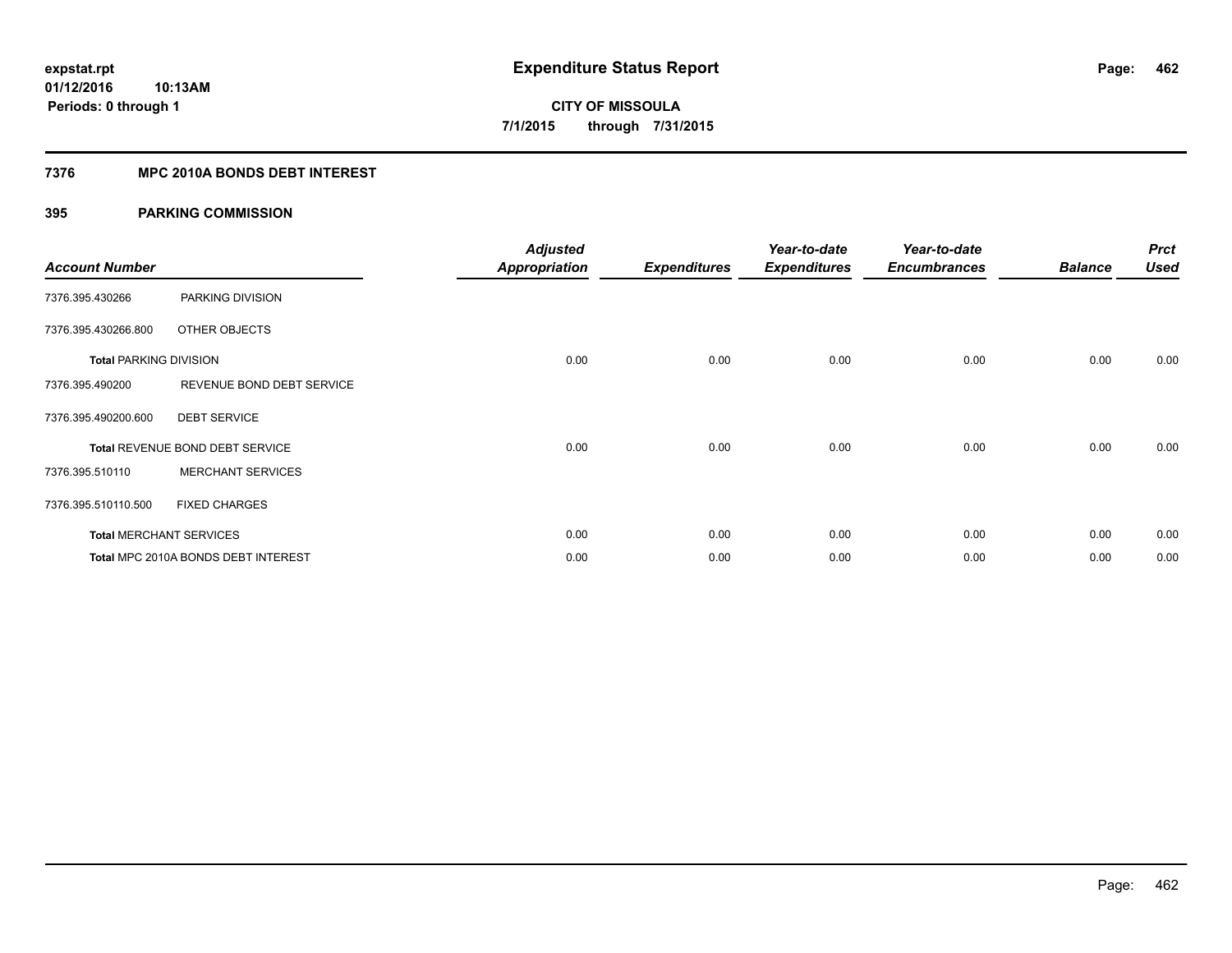expstat.rpt
01/12/2016 10:13AM
Periods: 0 through 1

# Expenditure Status Report

CITY OF MISSOULA
7/1/2015 through 7/31/2015

## 7376 MPC 2010A BONDS DEBT INTEREST

## 395 PARKING COMMISSION

| Account Number | | Adjusted Appropriation | Expenditures | Year-to-date Expenditures | Year-to-date Encumbrances | Balance | Prct Used |
|---|---|---|---|---|---|---|---|
| 7376.395.430266 | PARKING DIVISION | | | | | | |
| 7376.395.430266.800 | OTHER OBJECTS | | | | | | |
| **Total** PARKING DIVISION | | 0.00 | 0.00 | 0.00 | 0.00 | 0.00 | 0.00 |
| 7376.395.490200 | REVENUE BOND DEBT SERVICE | | | | | | |
| 7376.395.490200.600 | DEBT SERVICE | | | | | | |
| **Total** REVENUE BOND DEBT SERVICE | | 0.00 | 0.00 | 0.00 | 0.00 | 0.00 | 0.00 |
| 7376.395.510110 | MERCHANT SERVICES | | | | | | |
| 7376.395.510110.500 | FIXED CHARGES | | | | | | |
| **Total** MERCHANT SERVICES | | 0.00 | 0.00 | 0.00 | 0.00 | 0.00 | 0.00 |
| **Total** MPC 2010A BONDS DEBT INTEREST | | 0.00 | 0.00 | 0.00 | 0.00 | 0.00 | 0.00 |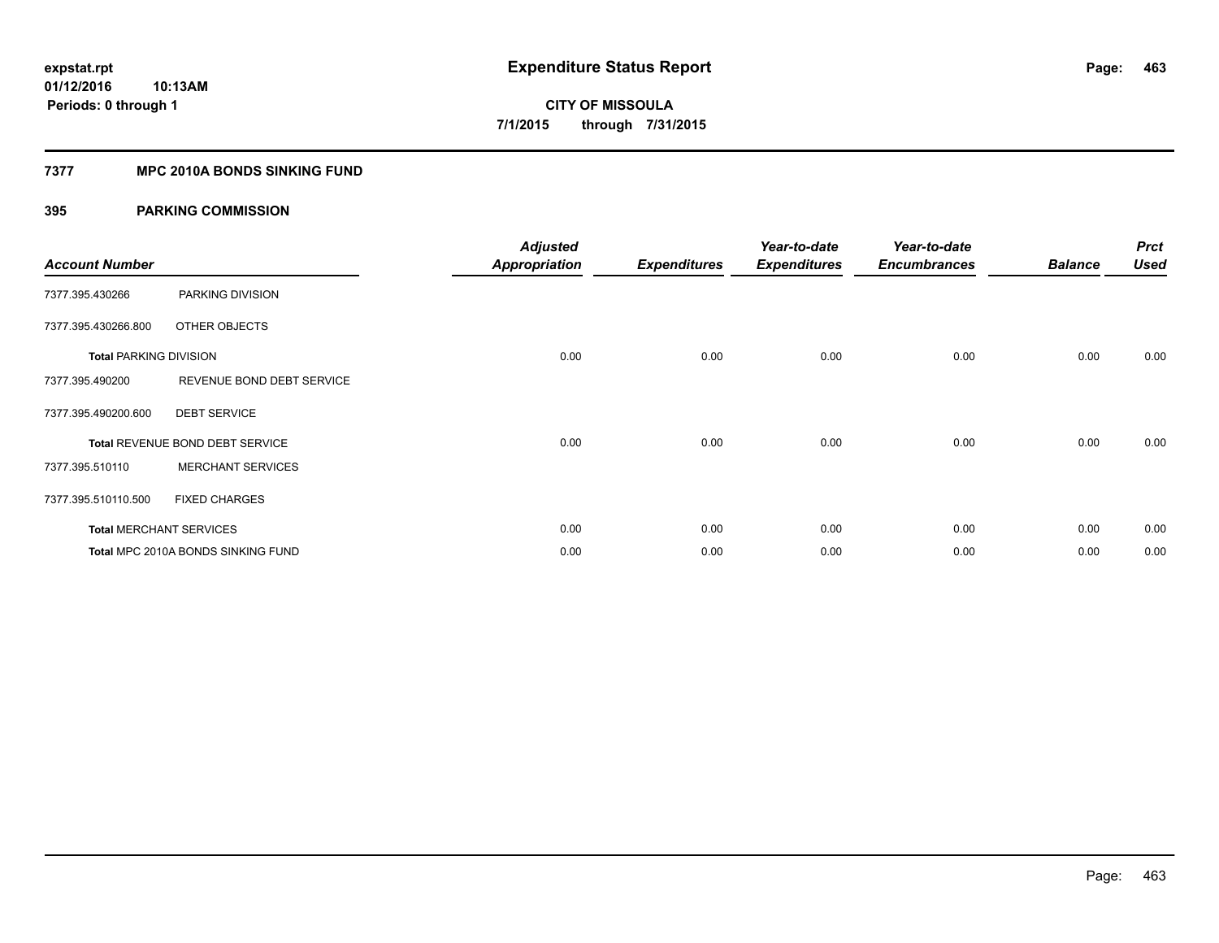**expstat.rpt**
**01/12/2016 10:13AM**
**Periods: 0 through 1**

# Expenditure Status Report

**CITY OF MISSOULA**
**7/1/2015 through 7/31/2015**

## 7377 MPC 2010A BONDS SINKING FUND

## 395 PARKING COMMISSION

| Account Number | | Adjusted Appropriation | Expenditures | Year-to-date Expenditures | Year-to-date Encumbrances | Balance | Prct Used |
|---|---|---|---|---|---|---|---|
| 7377.395.430266 | PARKING DIVISION | | | | | | |
| 7377.395.430266.800 | OTHER OBJECTS | | | | | | |
| Total PARKING DIVISION | | 0.00 | 0.00 | 0.00 | 0.00 | 0.00 | 0.00 |
| 7377.395.490200 | REVENUE BOND DEBT SERVICE | | | | | | |
| 7377.395.490200.600 | DEBT SERVICE | | | | | | |
| Total REVENUE BOND DEBT SERVICE | | 0.00 | 0.00 | 0.00 | 0.00 | 0.00 | 0.00 |
| 7377.395.510110 | MERCHANT SERVICES | | | | | | |
| 7377.395.510110.500 | FIXED CHARGES | | | | | | |
| Total MERCHANT SERVICES | | 0.00 | 0.00 | 0.00 | 0.00 | 0.00 | 0.00 |
| Total MPC 2010A BONDS SINKING FUND | | 0.00 | 0.00 | 0.00 | 0.00 | 0.00 | 0.00 |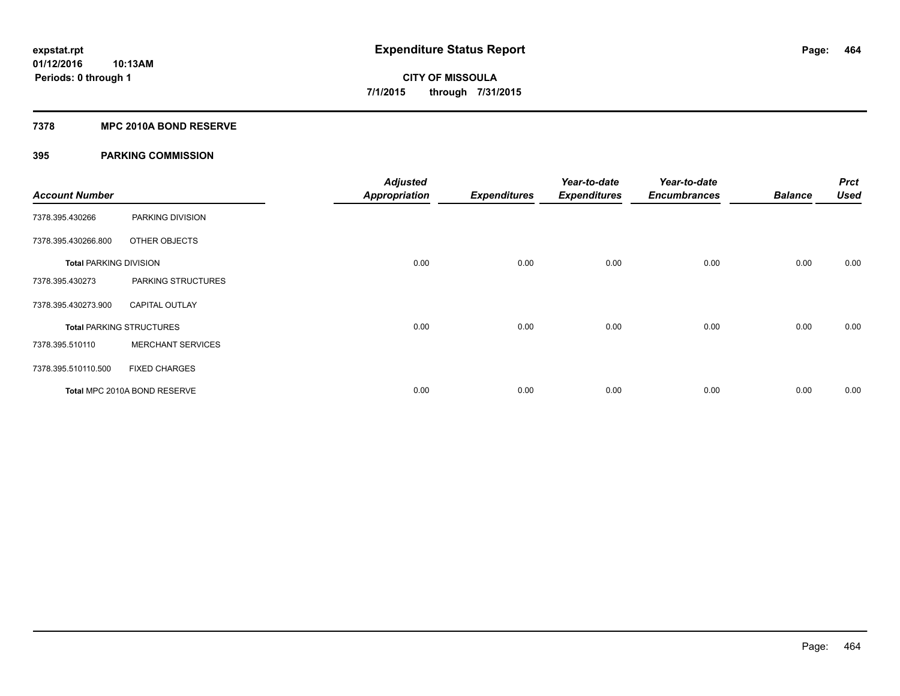# Expenditure Status Report

expstat.rpt
01/12/2016 10:13AM
Periods: 0 through 1

**CITY OF MISSOULA**
**7/1/2015 through 7/31/2015**

## 7378 MPC 2010A BOND RESERVE

### 395 PARKING COMMISSION

| Account Number | | Adjusted Appropriation | Expenditures | Year-to-date Expenditures | Year-to-date Encumbrances | Balance | Prct Used |
|---|---|---|---|---|---|---|---|
| 7378.395.430266 | PARKING DIVISION | | | | | | |
| 7378.395.430266.800 | OTHER OBJECTS | | | | | | |
| **Total PARKING DIVISION** | | 0.00 | 0.00 | 0.00 | 0.00 | 0.00 | 0.00 |
| 7378.395.430273 | PARKING STRUCTURES | | | | | | |
| 7378.395.430273.900 | CAPITAL OUTLAY | | | | | | |
| **Total PARKING STRUCTURES** | | 0.00 | 0.00 | 0.00 | 0.00 | 0.00 | 0.00 |
| 7378.395.510110 | MERCHANT SERVICES | | | | | | |
| 7378.395.510110.500 | FIXED CHARGES | | | | | | |
| **Total MPC 2010A BOND RESERVE** | | 0.00 | 0.00 | 0.00 | 0.00 | 0.00 | 0.00 |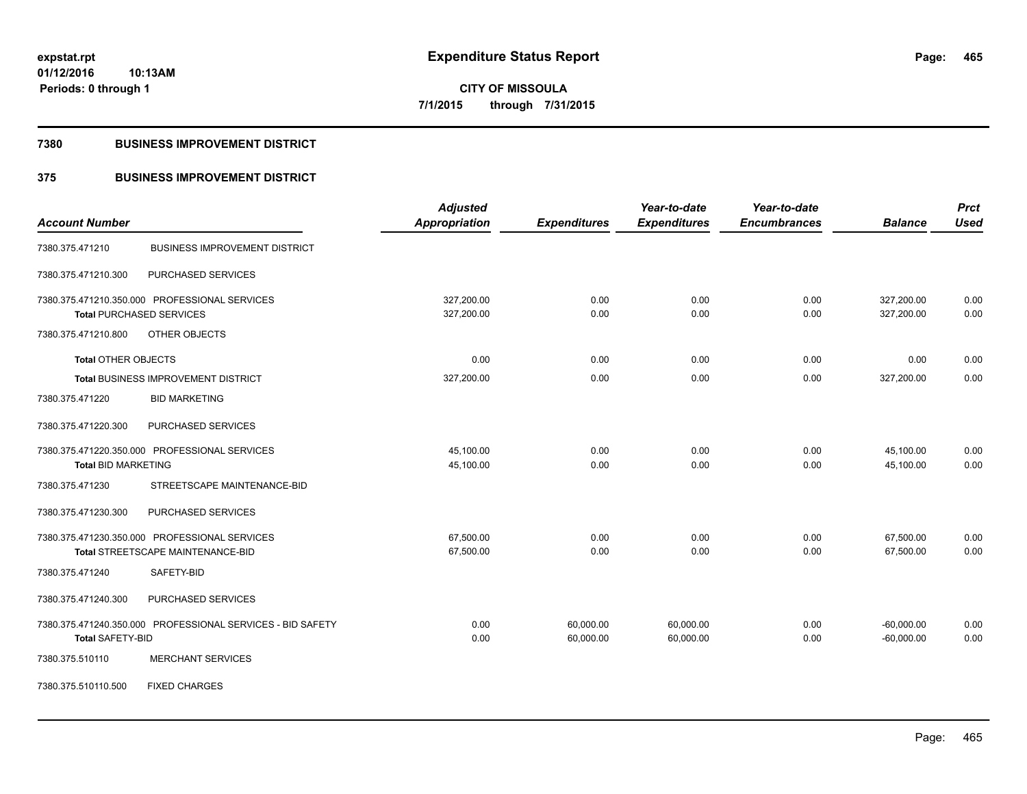# Expenditure Status Report

**CITY OF MISSOULA**
**7/1/2015 through 7/31/2015**

expstat.rpt
01/12/2016 10:13AM
Periods: 0 through 1

## 7380 BUSINESS IMPROVEMENT DISTRICT

### 375 BUSINESS IMPROVEMENT DISTRICT

| Account Number | | Adjusted Appropriation | Expenditures | Year-to-date Expenditures | Year-to-date Encumbrances | Balance | Prct Used |
|---|---|---|---|---|---|---|---|
| 7380.375.471210 | BUSINESS IMPROVEMENT DISTRICT | | | | | | |
| 7380.375.471210.300 | PURCHASED SERVICES | | | | | | |
| 7380.375.471210.350.000 | PROFESSIONAL SERVICES | 327,200.00 | 0.00 | 0.00 | 0.00 | 327,200.00 | 0.00 |
| **Total** PURCHASED SERVICES | | 327,200.00 | 0.00 | 0.00 | 0.00 | 327,200.00 | 0.00 |
| 7380.375.471210.800 | OTHER OBJECTS | | | | | | |
| **Total** OTHER OBJECTS | | 0.00 | 0.00 | 0.00 | 0.00 | 0.00 | 0.00 |
| **Total** BUSINESS IMPROVEMENT DISTRICT | | 327,200.00 | 0.00 | 0.00 | 0.00 | 327,200.00 | 0.00 |
| 7380.375.471220 | BID MARKETING | | | | | | |
| 7380.375.471220.300 | PURCHASED SERVICES | | | | | | |
| 7380.375.471220.350.000 | PROFESSIONAL SERVICES | 45,100.00 | 0.00 | 0.00 | 0.00 | 45,100.00 | 0.00 |
| **Total** BID MARKETING | | 45,100.00 | 0.00 | 0.00 | 0.00 | 45,100.00 | 0.00 |
| 7380.375.471230 | STREETSCAPE MAINTENANCE-BID | | | | | | |
| 7380.375.471230.300 | PURCHASED SERVICES | | | | | | |
| 7380.375.471230.350.000 | PROFESSIONAL SERVICES | 67,500.00 | 0.00 | 0.00 | 0.00 | 67,500.00 | 0.00 |
| **Total** STREETSCAPE MAINTENANCE-BID | | 67,500.00 | 0.00 | 0.00 | 0.00 | 67,500.00 | 0.00 |
| 7380.375.471240 | SAFETY-BID | | | | | | |
| 7380.375.471240.300 | PURCHASED SERVICES | | | | | | |
| 7380.375.471240.350.000 | PROFESSIONAL SERVICES - BID SAFETY | 0.00 | 60,000.00 | 60,000.00 | 0.00 | -60,000.00 | 0.00 |
| **Total** SAFETY-BID | | 0.00 | 60,000.00 | 60,000.00 | 0.00 | -60,000.00 | 0.00 |
| 7380.375.510110 | MERCHANT SERVICES | | | | | | |
| 7380.375.510110.500 | FIXED CHARGES | | | | | | |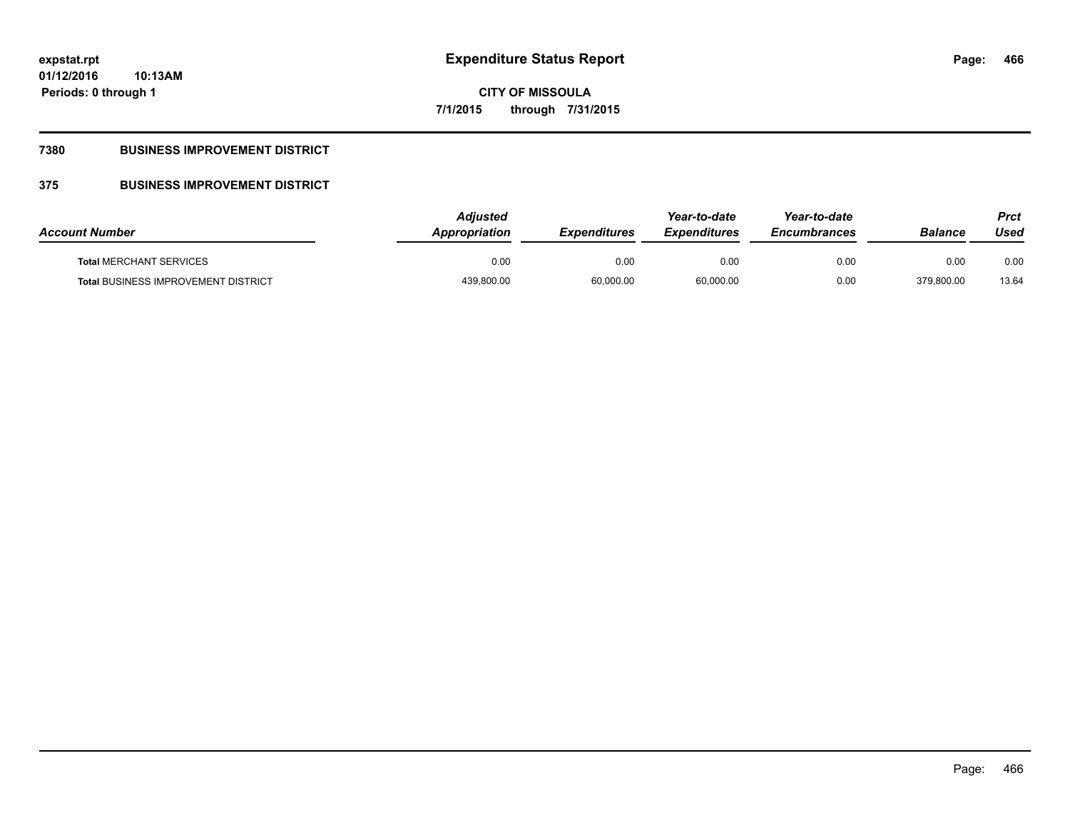**7380 BUSINESS IMPROVEMENT DISTRICT**

**375 BUSINESS IMPROVEMENT DISTRICT**

| Account Number | Adjusted Appropriation | Expenditures | Year-to-date Expenditures | Year-to-date Encumbrances | Balance | Prct Used |
|---|---|---|---|---|---|---|
| **Total** MERCHANT SERVICES | 0.00 | 0.00 | 0.00 | 0.00 | 0.00 | 0.00 |
| **Total** BUSINESS IMPROVEMENT DISTRICT | 439,800.00 | 60,000.00 | 60,000.00 | 0.00 | 379,800.00 | 13.64 |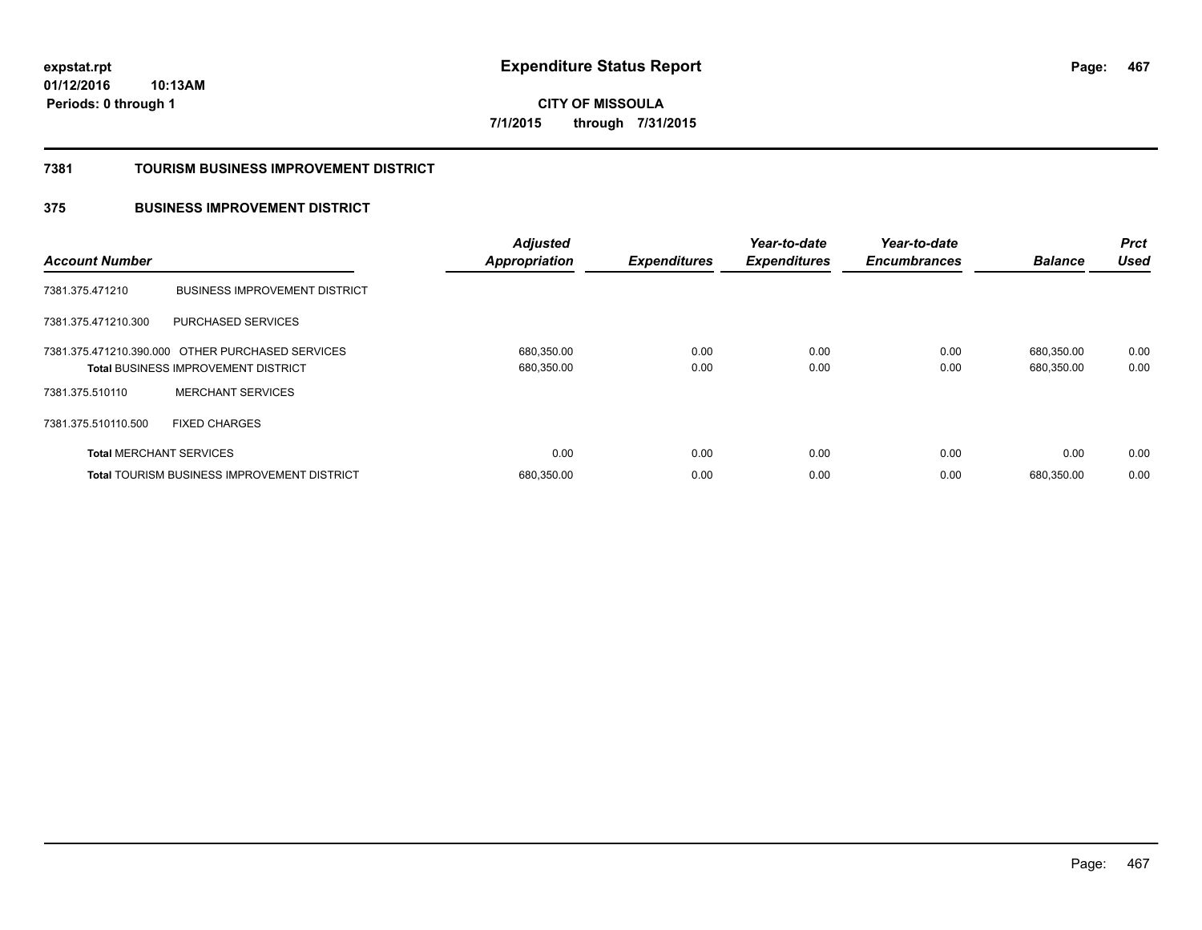# Expenditure Status Report

expstat.rpt
01/12/2016 10:13AM
Periods: 0 through 1

**CITY OF MISSOULA**
**7/1/2015 through 7/31/2015**

## 7381 TOURISM BUSINESS IMPROVEMENT DISTRICT

## 375 BUSINESS IMPROVEMENT DISTRICT

| Account Number | | Adjusted Appropriation | Expenditures | Year-to-date Expenditures | Year-to-date Encumbrances | Balance | Prct Used |
|---|---|---|---|---|---|---|---|
| 7381.375.471210 | BUSINESS IMPROVEMENT DISTRICT | | | | | | |
| 7381.375.471210.300 | PURCHASED SERVICES | | | | | | |
| 7381.375.471210.390.000 | OTHER PURCHASED SERVICES | 680,350.00 | 0.00 | 0.00 | 0.00 | 680,350.00 | 0.00 |
| **Total** BUSINESS IMPROVEMENT DISTRICT | | 680,350.00 | 0.00 | 0.00 | 0.00 | 680,350.00 | 0.00 |
| 7381.375.510110 | MERCHANT SERVICES | | | | | | |
| 7381.375.510110.500 | FIXED CHARGES | | | | | | |
| **Total** MERCHANT SERVICES | | 0.00 | 0.00 | 0.00 | 0.00 | 0.00 | 0.00 |
| **Total** TOURISM BUSINESS IMPROVEMENT DISTRICT | | 680,350.00 | 0.00 | 0.00 | 0.00 | 680,350.00 | 0.00 |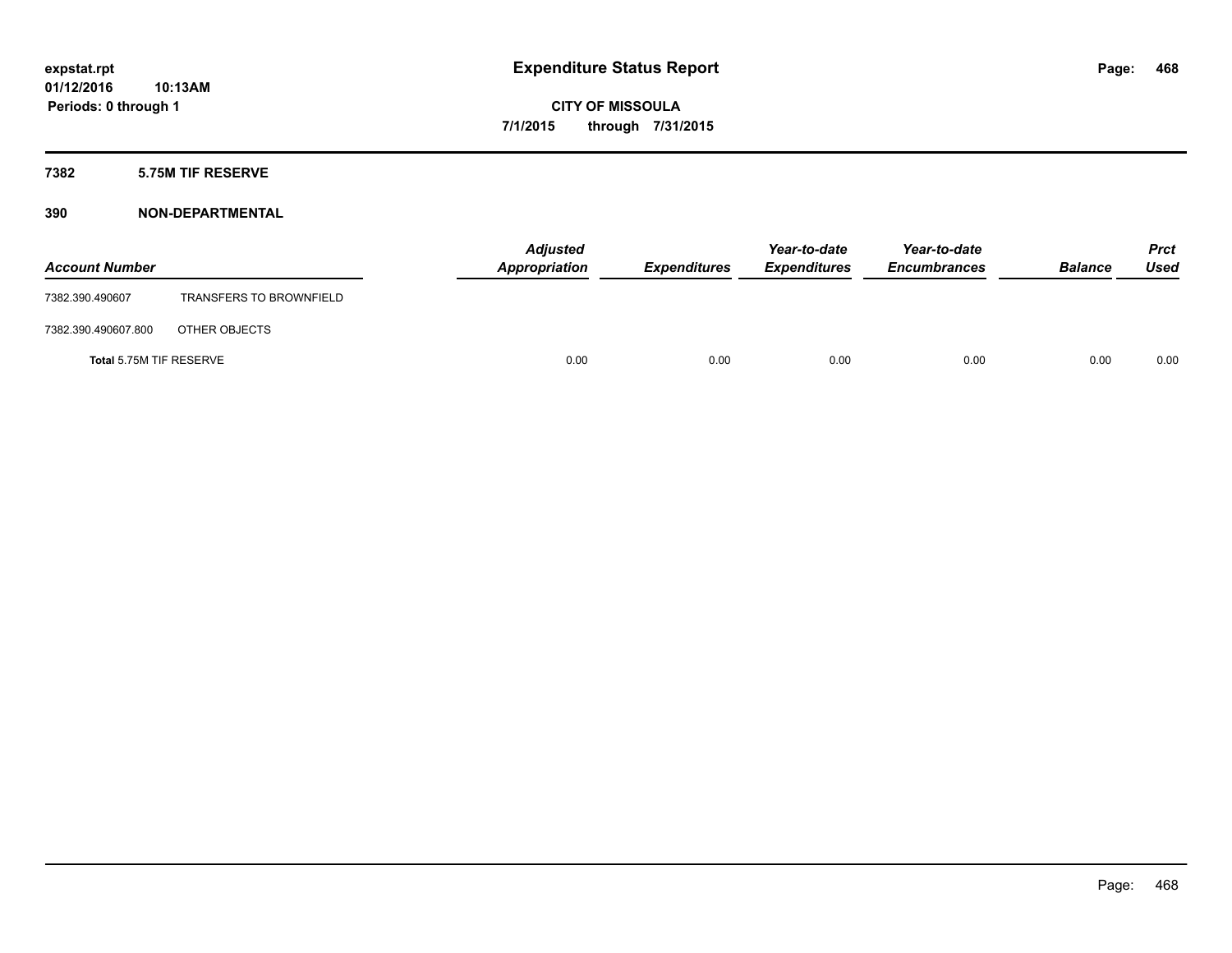**expstat.rpt**
**01/12/2016 10:13AM**
**Periods: 0 through 1**

# Expenditure Status Report

**CITY OF MISSOULA**
**7/1/2015 through 7/31/2015**

## 7382 5.75M TIF RESERVE

### 390 NON-DEPARTMENTAL

| Account Number | | Adjusted Appropriation | Expenditures | Year-to-date Expenditures | Year-to-date Encumbrances | Balance | Prct Used |
|---|---|---|---|---|---|---|---|
| 7382.390.490607 | TRANSFERS TO BROWNFIELD | | | | | | |
| 7382.390.490607.800 | OTHER OBJECTS | | | | | | |
| Total 5.75M TIF RESERVE | | 0.00 | 0.00 | 0.00 | 0.00 | 0.00 | 0.00 |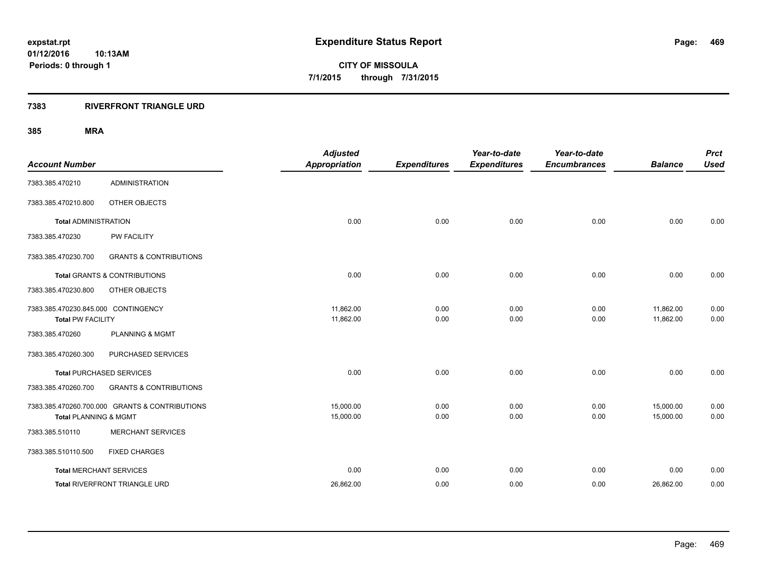**expstat.rpt**
**01/12/2016 10:13AM**
**Periods: 0 through 1**

# Expenditure Status Report

**CITY OF MISSOULA**
**7/1/2015 through 7/31/2015**

## 7383 RIVERFRONT TRIANGLE URD

### 385 MRA

| Account Number | | Adjusted Appropriation | Expenditures | Year-to-date Expenditures | Year-to-date Encumbrances | Balance | Prct Used |
|---|---|---|---|---|---|---|---|
| 7383.385.470210 | ADMINISTRATION | | | | | | |
| 7383.385.470210.800 | OTHER OBJECTS | | | | | | |
| **Total** ADMINISTRATION | | 0.00 | 0.00 | 0.00 | 0.00 | 0.00 | 0.00 |
| 7383.385.470230 | PW FACILITY | | | | | | |
| 7383.385.470230.700 | GRANTS & CONTRIBUTIONS | | | | | | |
| **Total** GRANTS & CONTRIBUTIONS | | 0.00 | 0.00 | 0.00 | 0.00 | 0.00 | 0.00 |
| 7383.385.470230.800 | OTHER OBJECTS | | | | | | |
| 7383.385.470230.845.000 CONTINGENCY | | 11,862.00 | 0.00 | 0.00 | 0.00 | 11,862.00 | 0.00 |
| **Total** PW FACILITY | | 11,862.00 | 0.00 | 0.00 | 0.00 | 11,862.00 | 0.00 |
| 7383.385.470260 | PLANNING & MGMT | | | | | | |
| 7383.385.470260.300 | PURCHASED SERVICES | | | | | | |
| **Total** PURCHASED SERVICES | | 0.00 | 0.00 | 0.00 | 0.00 | 0.00 | 0.00 |
| 7383.385.470260.700 | GRANTS & CONTRIBUTIONS | | | | | | |
| 7383.385.470260.700.000 GRANTS & CONTRIBUTIONS | | 15,000.00 | 0.00 | 0.00 | 0.00 | 15,000.00 | 0.00 |
| **Total** PLANNING & MGMT | | 15,000.00 | 0.00 | 0.00 | 0.00 | 15,000.00 | 0.00 |
| 7383.385.510110 | MERCHANT SERVICES | | | | | | |
| 7383.385.510110.500 | FIXED CHARGES | | | | | | |
| **Total** MERCHANT SERVICES | | 0.00 | 0.00 | 0.00 | 0.00 | 0.00 | 0.00 |
| **Total** RIVERFRONT TRIANGLE URD | | 26,862.00 | 0.00 | 0.00 | 0.00 | 26,862.00 | 0.00 |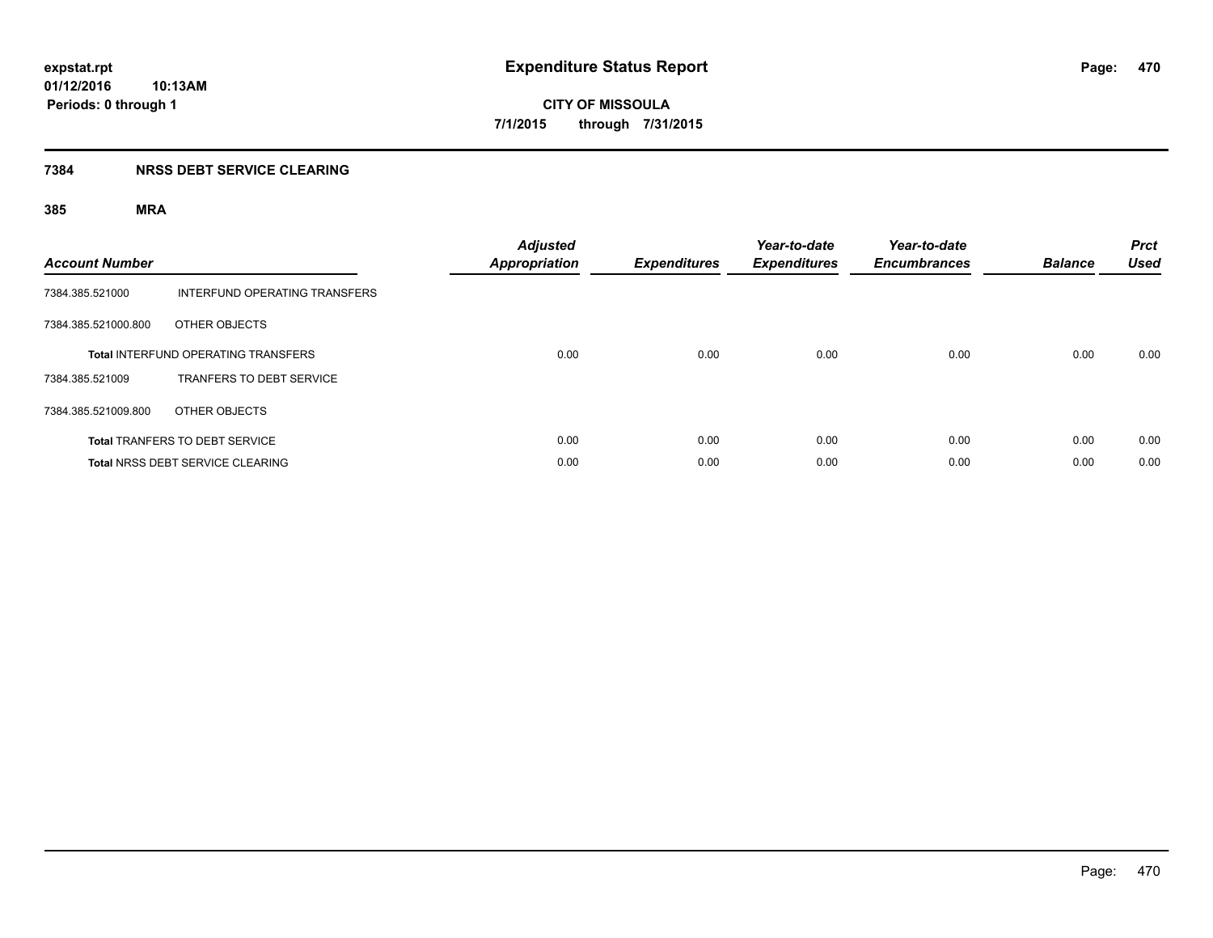**expstat.rpt**
**01/12/2016 10:13AM**
**Periods: 0 through 1**

# Expenditure Status Report

**CITY OF MISSOULA**
**7/1/2015 through 7/31/2015**

## 7384 NRSS DEBT SERVICE CLEARING

### 385 MRA

| Account Number | | Adjusted Appropriation | Expenditures | Year-to-date Expenditures | Year-to-date Encumbrances | Balance | Prct Used |
|---|---|---|---|---|---|---|---|
| 7384.385.521000 | INTERFUND OPERATING TRANSFERS | | | | | | |
| 7384.385.521000.800 | OTHER OBJECTS | | | | | | |
| | **Total** INTERFUND OPERATING TRANSFERS | 0.00 | 0.00 | 0.00 | 0.00 | 0.00 | 0.00 |
| 7384.385.521009 | TRANFERS TO DEBT SERVICE | | | | | | |
| 7384.385.521009.800 | OTHER OBJECTS | | | | | | |
| | **Total** TRANFERS TO DEBT SERVICE | 0.00 | 0.00 | 0.00 | 0.00 | 0.00 | 0.00 |
| | **Total** NRSS DEBT SERVICE CLEARING | 0.00 | 0.00 | 0.00 | 0.00 | 0.00 | 0.00 |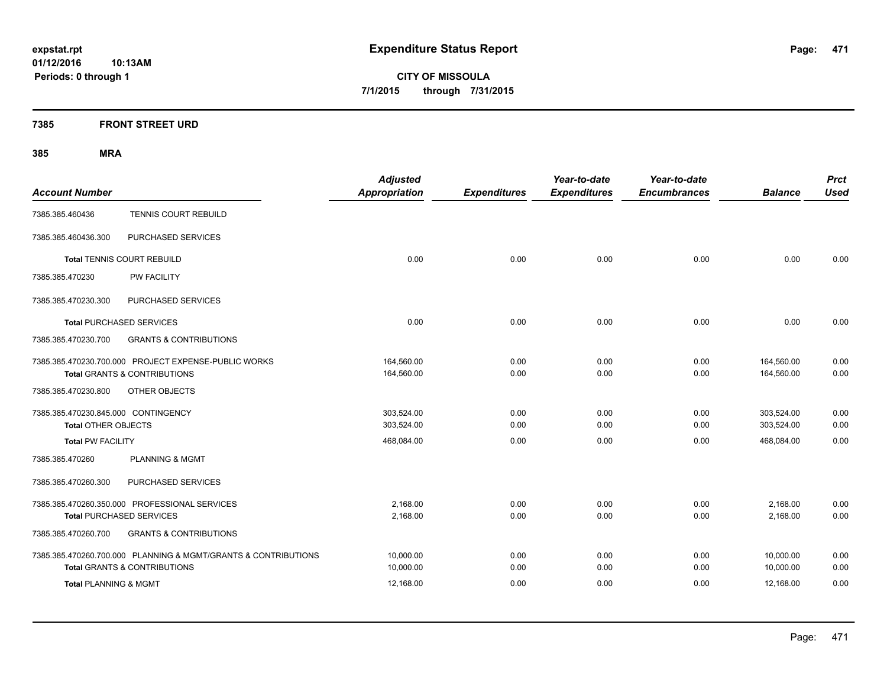# Expenditure Status Report

expstat.rpt
01/12/2016 10:13AM
Periods: 0 through 1

**CITY OF MISSOULA**
**7/1/2015 through 7/31/2015**

## 7385 FRONT STREET URD

## 385 MRA

| Account Number | | Adjusted Appropriation | Expenditures | Year-to-date Expenditures | Year-to-date Encumbrances | Balance | Prct Used |
|---|---|---|---|---|---|---|---|
| 7385.385.460436 | TENNIS COURT REBUILD | | | | | | |
| 7385.385.460436.300 | PURCHASED SERVICES | | | | | | |
| **Total** TENNIS COURT REBUILD | | 0.00 | 0.00 | 0.00 | 0.00 | 0.00 | 0.00 |
| 7385.385.470230 | PW FACILITY | | | | | | |
| 7385.385.470230.300 | PURCHASED SERVICES | | | | | | |
| **Total** PURCHASED SERVICES | | 0.00 | 0.00 | 0.00 | 0.00 | 0.00 | 0.00 |
| 7385.385.470230.700 | GRANTS & CONTRIBUTIONS | | | | | | |
| 7385.385.470230.700.000 | PROJECT EXPENSE-PUBLIC WORKS | 164,560.00 | 0.00 | 0.00 | 0.00 | 164,560.00 | 0.00 |
| **Total** GRANTS & CONTRIBUTIONS | | 164,560.00 | 0.00 | 0.00 | 0.00 | 164,560.00 | 0.00 |
| 7385.385.470230.800 | OTHER OBJECTS | | | | | | |
| 7385.385.470230.845.000 | CONTINGENCY | 303,524.00 | 0.00 | 0.00 | 0.00 | 303,524.00 | 0.00 |
| **Total** OTHER OBJECTS | | 303,524.00 | 0.00 | 0.00 | 0.00 | 303,524.00 | 0.00 |
| **Total** PW FACILITY | | 468,084.00 | 0.00 | 0.00 | 0.00 | 468,084.00 | 0.00 |
| 7385.385.470260 | PLANNING & MGMT | | | | | | |
| 7385.385.470260.300 | PURCHASED SERVICES | | | | | | |
| 7385.385.470260.350.000 | PROFESSIONAL SERVICES | 2,168.00 | 0.00 | 0.00 | 0.00 | 2,168.00 | 0.00 |
| **Total** PURCHASED SERVICES | | 2,168.00 | 0.00 | 0.00 | 0.00 | 2,168.00 | 0.00 |
| 7385.385.470260.700 | GRANTS & CONTRIBUTIONS | | | | | | |
| 7385.385.470260.700.000 | PLANNING & MGMT/GRANTS & CONTRIBUTIONS | 10,000.00 | 0.00 | 0.00 | 0.00 | 10,000.00 | 0.00 |
| **Total** GRANTS & CONTRIBUTIONS | | 10,000.00 | 0.00 | 0.00 | 0.00 | 10,000.00 | 0.00 |
| **Total** PLANNING & MGMT | | 12,168.00 | 0.00 | 0.00 | 0.00 | 12,168.00 | 0.00 |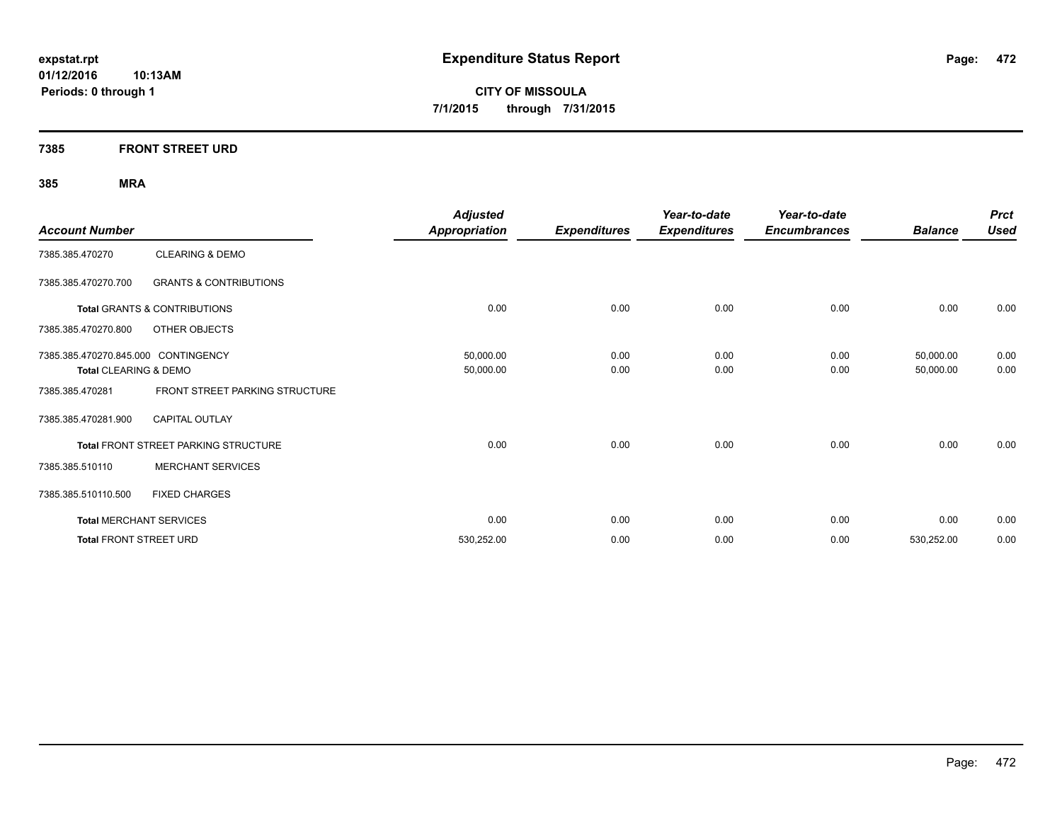**expstat.rpt**
**01/12/2016 10:13AM**
**Periods: 0 through 1**

# Expenditure Status Report

**CITY OF MISSOULA**
**7/1/2015 through 7/31/2015**

## 7385 FRONT STREET URD

### 385 MRA

| Account Number | | Adjusted Appropriation | Expenditures | Year-to-date Expenditures | Year-to-date Encumbrances | Balance | Prct Used |
|---|---|---|---|---|---|---|---|
| 7385.385.470270 | CLEARING & DEMO | | | | | | |
| 7385.385.470270.700 | GRANTS & CONTRIBUTIONS | | | | | | |
| **Total** GRANTS & CONTRIBUTIONS | | 0.00 | 0.00 | 0.00 | 0.00 | 0.00 | 0.00 |
| 7385.385.470270.800 | OTHER OBJECTS | | | | | | |
| 7385.385.470270.845.000 | CONTINGENCY | 50,000.00 | 0.00 | 0.00 | 0.00 | 50,000.00 | 0.00 |
| **Total** CLEARING & DEMO | | 50,000.00 | 0.00 | 0.00 | 0.00 | 50,000.00 | 0.00 |
| 7385.385.470281 | FRONT STREET PARKING STRUCTURE | | | | | | |
| 7385.385.470281.900 | CAPITAL OUTLAY | | | | | | |
| **Total** FRONT STREET PARKING STRUCTURE | | 0.00 | 0.00 | 0.00 | 0.00 | 0.00 | 0.00 |
| 7385.385.510110 | MERCHANT SERVICES | | | | | | |
| 7385.385.510110.500 | FIXED CHARGES | | | | | | |
| **Total** MERCHANT SERVICES | | 0.00 | 0.00 | 0.00 | 0.00 | 0.00 | 0.00 |
| **Total** FRONT STREET URD | | 530,252.00 | 0.00 | 0.00 | 0.00 | 530,252.00 | 0.00 |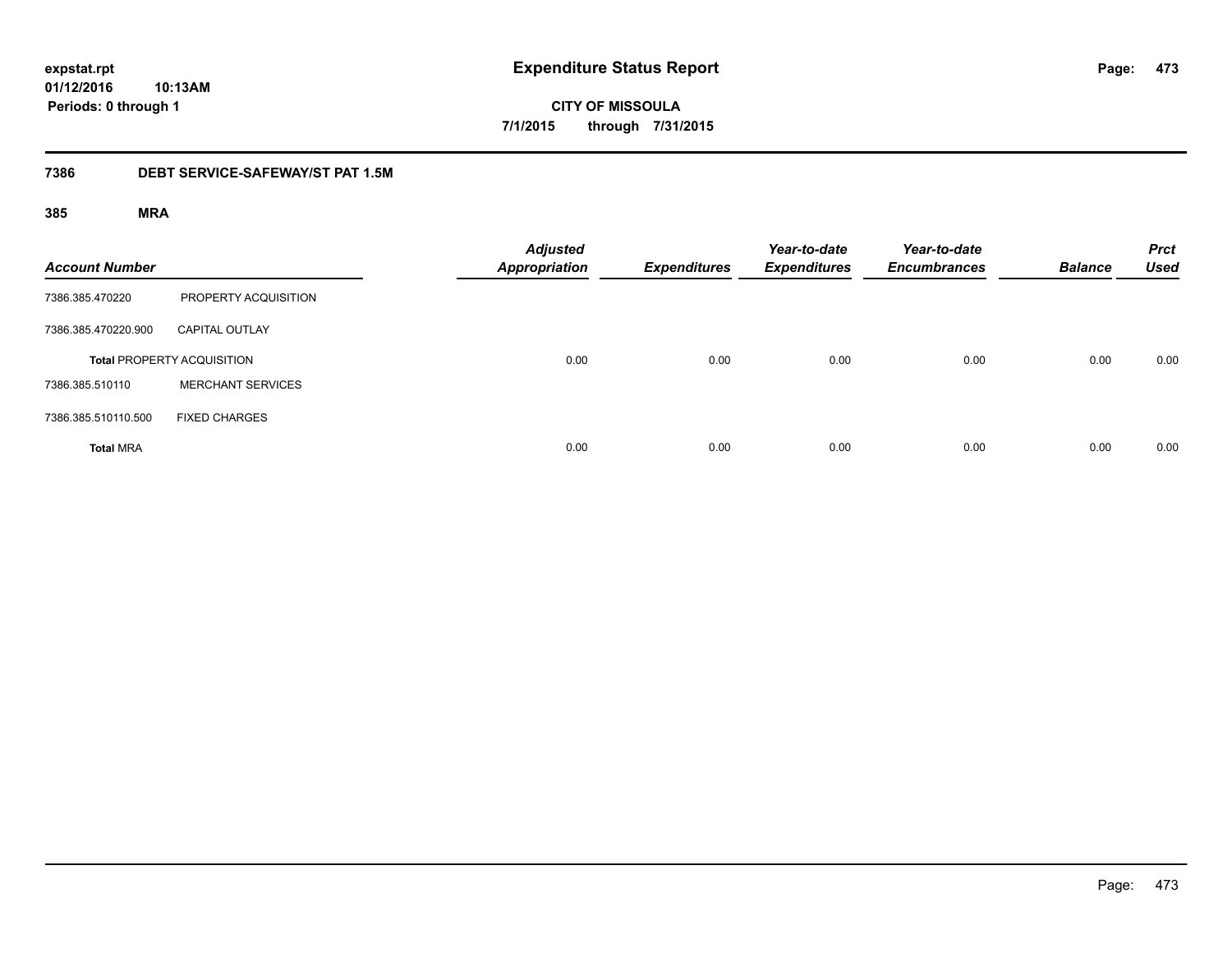# Expenditure Status Report

**CITY OF MISSOULA**

**7/1/2015 through 7/31/2015**

expstat.rpt
01/12/2016 10:13AM
Periods: 0 through 1

## 7386 DEBT SERVICE-SAFEWAY/ST PAT 1.5M

### 385 MRA

| Account Number | | Adjusted Appropriation | Expenditures | Year-to-date Expenditures | Year-to-date Encumbrances | Balance | Prct Used |
|---|---|---|---|---|---|---|---|
| 7386.385.470220 | PROPERTY ACQUISITION | | | | | | |
| 7386.385.470220.900 | CAPITAL OUTLAY | | | | | | |
| **Total** PROPERTY ACQUISITION | | 0.00 | 0.00 | 0.00 | 0.00 | 0.00 | 0.00 |
| 7386.385.510110 | MERCHANT SERVICES | | | | | | |
| 7386.385.510110.500 | FIXED CHARGES | | | | | | |
| **Total** MRA | | 0.00 | 0.00 | 0.00 | 0.00 | 0.00 | 0.00 |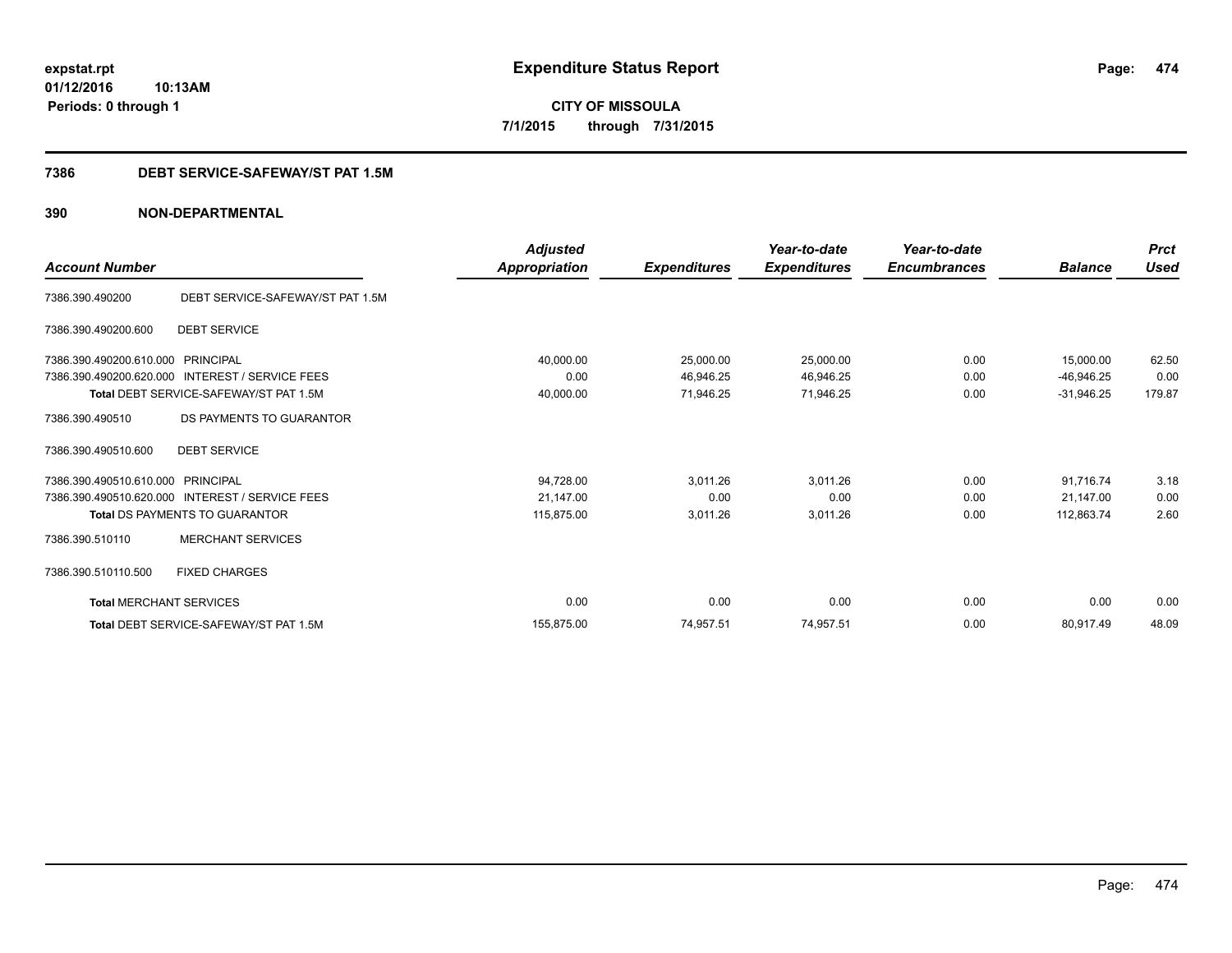**expstat.rpt**
**01/12/2016 10:13AM**
**Periods: 0 through 1**

# Expenditure Status Report

**CITY OF MISSOULA**
**7/1/2015 through 7/31/2015**

## 7386 DEBT SERVICE-SAFEWAY/ST PAT 1.5M

### 390 NON-DEPARTMENTAL

| Account Number | | Adjusted Appropriation | Expenditures | Year-to-date Expenditures | Year-to-date Encumbrances | Balance | Prct Used |
|---|---|---|---|---|---|---|---|
| 7386.390.490200 | DEBT SERVICE-SAFEWAY/ST PAT 1.5M | | | | | | |
| 7386.390.490200.600 | DEBT SERVICE | | | | | | |
| 7386.390.490200.610.000 | PRINCIPAL | 40,000.00 | 25,000.00 | 25,000.00 | 0.00 | 15,000.00 | 62.50 |
| 7386.390.490200.620.000 | INTEREST / SERVICE FEES | 0.00 | 46,946.25 | 46,946.25 | 0.00 | -46,946.25 | 0.00 |
| **Total** DEBT SERVICE-SAFEWAY/ST PAT 1.5M | | 40,000.00 | 71,946.25 | 71,946.25 | 0.00 | -31,946.25 | 179.87 |
| 7386.390.490510 | DS PAYMENTS TO GUARANTOR | | | | | | |
| 7386.390.490510.600 | DEBT SERVICE | | | | | | |
| 7386.390.490510.610.000 | PRINCIPAL | 94,728.00 | 3,011.26 | 3,011.26 | 0.00 | 91,716.74 | 3.18 |
| 7386.390.490510.620.000 | INTEREST / SERVICE FEES | 21,147.00 | 0.00 | 0.00 | 0.00 | 21,147.00 | 0.00 |
| **Total** DS PAYMENTS TO GUARANTOR | | 115,875.00 | 3,011.26 | 3,011.26 | 0.00 | 112,863.74 | 2.60 |
| 7386.390.510110 | MERCHANT SERVICES | | | | | | |
| 7386.390.510110.500 | FIXED CHARGES | | | | | | |
| **Total** MERCHANT SERVICES | | 0.00 | 0.00 | 0.00 | 0.00 | 0.00 | 0.00 |
| **Total** DEBT SERVICE-SAFEWAY/ST PAT 1.5M | | 155,875.00 | 74,957.51 | 74,957.51 | 0.00 | 80,917.49 | 48.09 |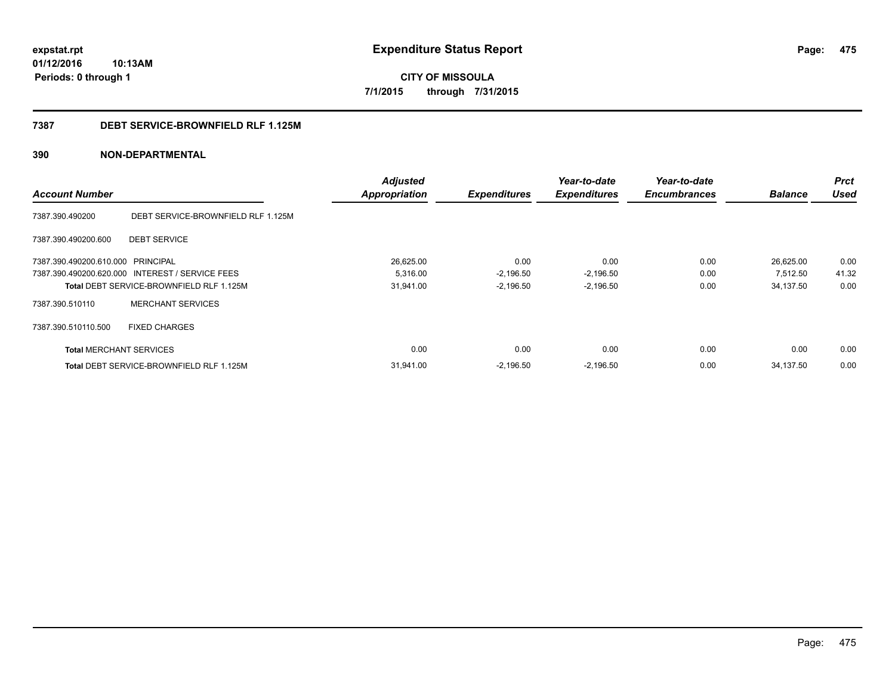**expstat.rpt**
**01/12/2016 10:13AM**
**Periods: 0 through 1**

# Expenditure Status Report

**CITY OF MISSOULA**
**7/1/2015 through 7/31/2015**

## 7387 DEBT SERVICE-BROWNFIELD RLF 1.125M

## 390 NON-DEPARTMENTAL

| Account Number | | Adjusted Appropriation | Expenditures | Year-to-date Expenditures | Year-to-date Encumbrances | Balance | Prct Used |
|---|---|---|---|---|---|---|---|
| 7387.390.490200 | DEBT SERVICE-BROWNFIELD RLF 1.125M | | | | | | |
| 7387.390.490200.600 | DEBT SERVICE | | | | | | |
| 7387.390.490200.610.000 | PRINCIPAL | 26,625.00 | 0.00 | 0.00 | 0.00 | 26,625.00 | 0.00 |
| 7387.390.490200.620.000 | INTEREST / SERVICE FEES | 5,316.00 | -2,196.50 | -2,196.50 | 0.00 | 7,512.50 | 41.32 |
| **Total** DEBT SERVICE-BROWNFIELD RLF 1.125M | | 31,941.00 | -2,196.50 | -2,196.50 | 0.00 | 34,137.50 | 0.00 |
| 7387.390.510110 | MERCHANT SERVICES | | | | | | |
| 7387.390.510110.500 | FIXED CHARGES | | | | | | |
| **Total** MERCHANT SERVICES | | 0.00 | 0.00 | 0.00 | 0.00 | 0.00 | 0.00 |
| **Total** DEBT SERVICE-BROWNFIELD RLF 1.125M | | 31,941.00 | -2,196.50 | -2,196.50 | 0.00 | 34,137.50 | 0.00 |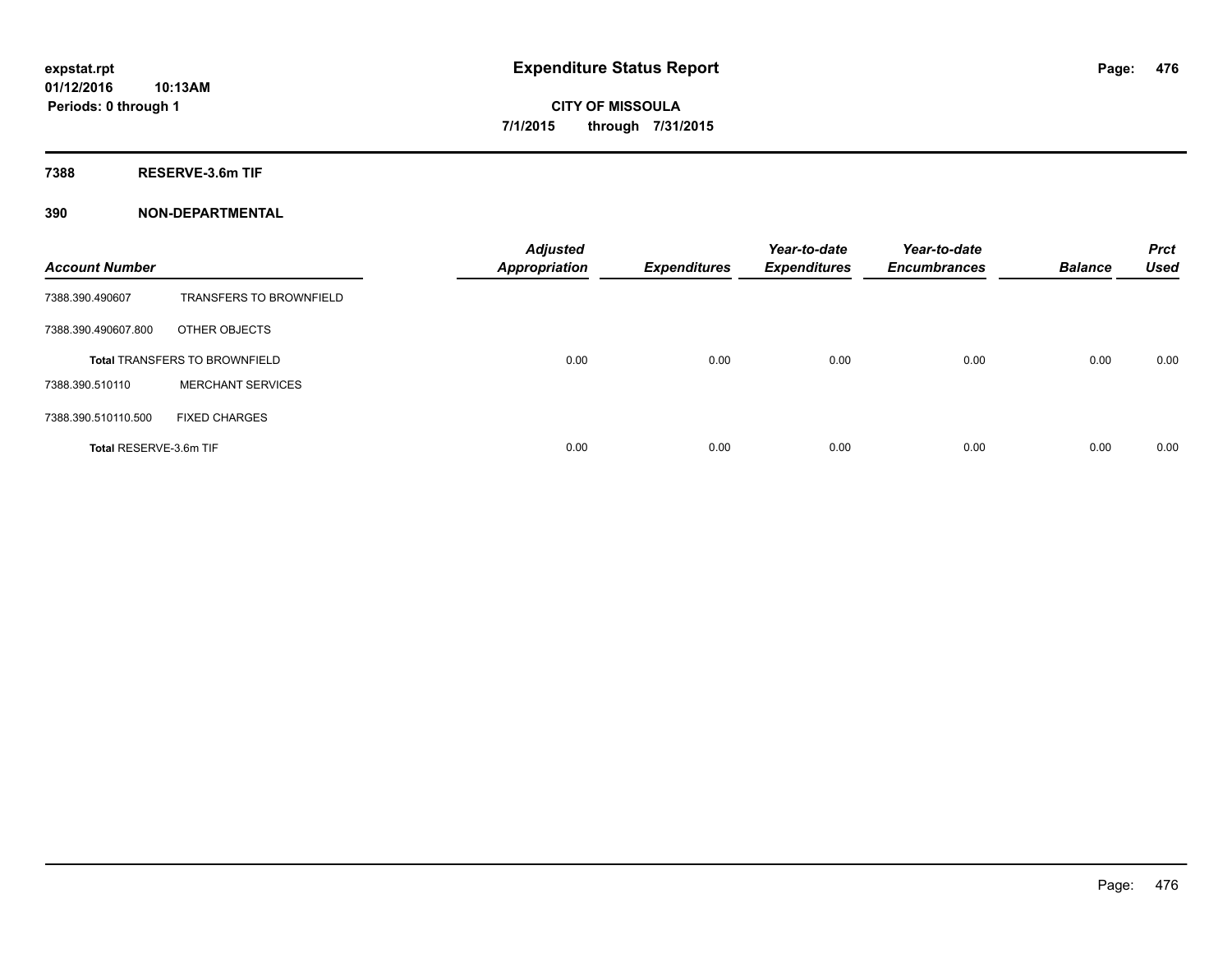**expstat.rpt**
**01/12/2016 10:13AM**
**Periods: 0 through 1**

# Expenditure Status Report

**CITY OF MISSOULA**
**7/1/2015 through 7/31/2015**

## 7388 RESERVE-3.6m TIF

## 390 NON-DEPARTMENTAL

| Account Number | | Adjusted Appropriation | Expenditures | Year-to-date Expenditures | Year-to-date Encumbrances | Balance | Prct Used |
|---|---|---|---|---|---|---|---|
| 7388.390.490607 | TRANSFERS TO BROWNFIELD | | | | | | |
| 7388.390.490607.800 | OTHER OBJECTS | | | | | | |
| **Total** TRANSFERS TO BROWNFIELD | | 0.00 | 0.00 | 0.00 | 0.00 | 0.00 | 0.00 |
| 7388.390.510110 | MERCHANT SERVICES | | | | | | |
| 7388.390.510110.500 | FIXED CHARGES | | | | | | |
| **Total** RESERVE-3.6m TIF | | 0.00 | 0.00 | 0.00 | 0.00 | 0.00 | 0.00 |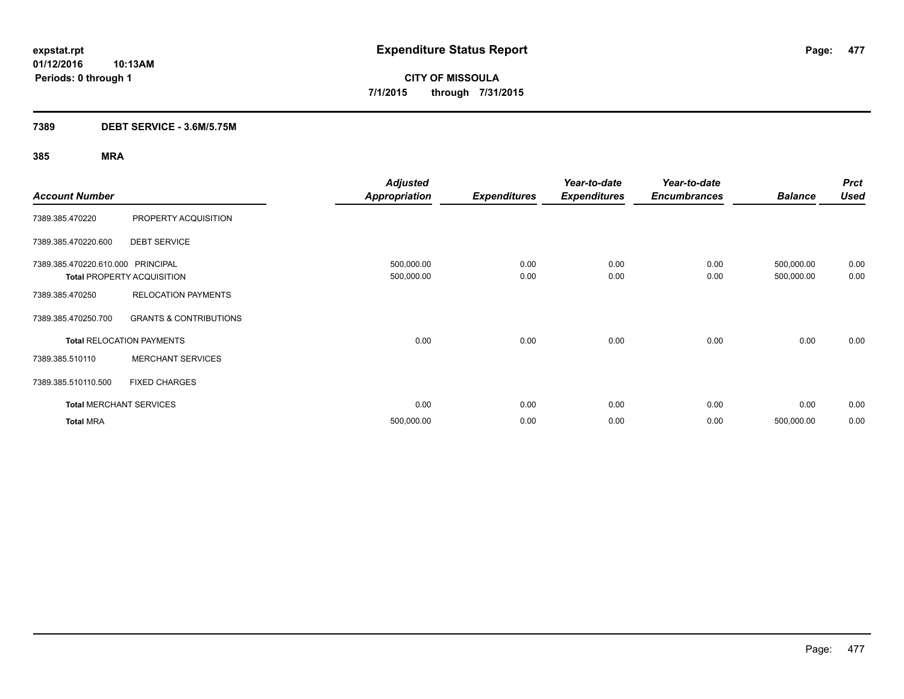# Expenditure Status Report

expstat.rpt
01/12/2016 10:13AM
Periods: 0 through 1

**CITY OF MISSOULA**
**7/1/2015 through 7/31/2015**

## 7389 DEBT SERVICE - 3.6M/5.75M

### 385 MRA

| Account Number | | Adjusted Appropriation | Expenditures | Year-to-date Expenditures | Year-to-date Encumbrances | Balance | Prct Used |
|---|---|---|---|---|---|---|---|
| 7389.385.470220 | PROPERTY ACQUISITION | | | | | | |
| 7389.385.470220.600 | DEBT SERVICE | | | | | | |
| 7389.385.470220.610.000 | PRINCIPAL | 500,000.00 | 0.00 | 0.00 | 0.00 | 500,000.00 | 0.00 |
| **Total** PROPERTY ACQUISITION | | 500,000.00 | 0.00 | 0.00 | 0.00 | 500,000.00 | 0.00 |
| 7389.385.470250 | RELOCATION PAYMENTS | | | | | | |
| 7389.385.470250.700 | GRANTS & CONTRIBUTIONS | | | | | | |
| **Total** RELOCATION PAYMENTS | | 0.00 | 0.00 | 0.00 | 0.00 | 0.00 | 0.00 |
| 7389.385.510110 | MERCHANT SERVICES | | | | | | |
| 7389.385.510110.500 | FIXED CHARGES | | | | | | |
| **Total** MERCHANT SERVICES | | 0.00 | 0.00 | 0.00 | 0.00 | 0.00 | 0.00 |
| **Total MRA** | | 500,000.00 | 0.00 | 0.00 | 0.00 | 500,000.00 | 0.00 |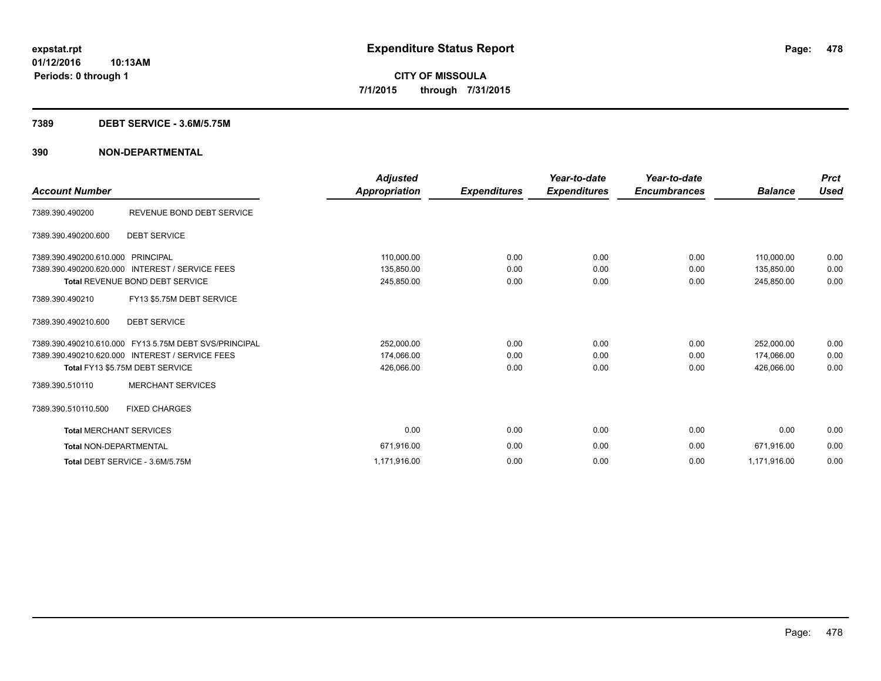**expstat.rpt**
**01/12/2016 10:13AM**
**Periods: 0 through 1**

# Expenditure Status Report

**CITY OF MISSOULA**
**7/1/2015 through 7/31/2015**

## 7389 DEBT SERVICE - 3.6M/5.75M

## 390 NON-DEPARTMENTAL

| Account Number | | Adjusted Appropriation | Expenditures | Year-to-date Expenditures | Year-to-date Encumbrances | Balance | Prct Used |
|---|---|---|---|---|---|---|---|
| 7389.390.490200 | REVENUE BOND DEBT SERVICE | | | | | | |
| 7389.390.490200.600 | DEBT SERVICE | | | | | | |
| 7389.390.490200.610.000 | PRINCIPAL | 110,000.00 | 0.00 | 0.00 | 0.00 | 110,000.00 | 0.00 |
| 7389.390.490200.620.000 | INTEREST / SERVICE FEES | 135,850.00 | 0.00 | 0.00 | 0.00 | 135,850.00 | 0.00 |
| **Total** REVENUE BOND DEBT SERVICE | | 245,850.00 | 0.00 | 0.00 | 0.00 | 245,850.00 | 0.00 |
| 7389.390.490210 | FY13 $5.75M DEBT SERVICE | | | | | | |
| 7389.390.490210.600 | DEBT SERVICE | | | | | | |
| 7389.390.490210.610.000 | FY13 5.75M DEBT SVS/PRINCIPAL | 252,000.00 | 0.00 | 0.00 | 0.00 | 252,000.00 | 0.00 |
| 7389.390.490210.620.000 | INTEREST / SERVICE FEES | 174,066.00 | 0.00 | 0.00 | 0.00 | 174,066.00 | 0.00 |
| **Total** FY13 $5.75M DEBT SERVICE | | 426,066.00 | 0.00 | 0.00 | 0.00 | 426,066.00 | 0.00 |
| 7389.390.510110 | MERCHANT SERVICES | | | | | | |
| 7389.390.510110.500 | FIXED CHARGES | | | | | | |
| **Total** MERCHANT SERVICES | | 0.00 | 0.00 | 0.00 | 0.00 | 0.00 | 0.00 |
| **Total** NON-DEPARTMENTAL | | 671,916.00 | 0.00 | 0.00 | 0.00 | 671,916.00 | 0.00 |
| **Total** DEBT SERVICE - 3.6M/5.75M | | 1,171,916.00 | 0.00 | 0.00 | 0.00 | 1,171,916.00 | 0.00 |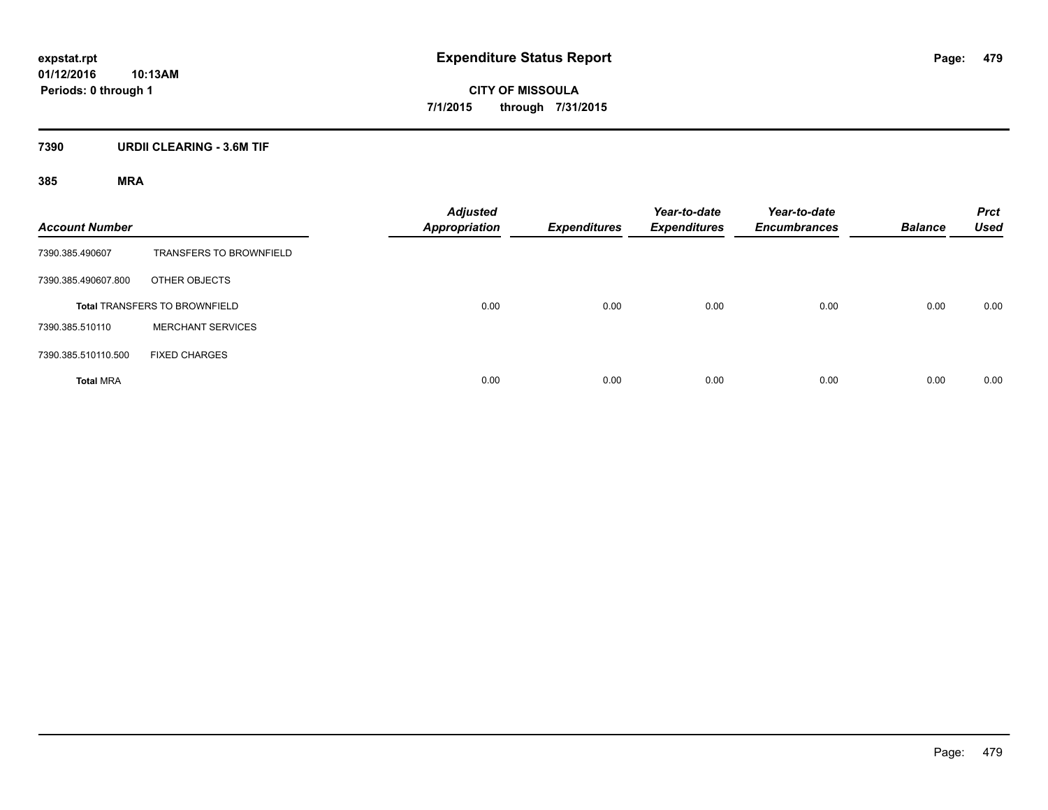**expstat.rpt**
**01/12/2016 10:13AM**
**Periods: 0 through 1**

# Expenditure Status Report

**CITY OF MISSOULA**
**7/1/2015 through 7/31/2015**

## 7390 URDII CLEARING - 3.6M TIF

### 385 MRA

| Account Number | | Adjusted Appropriation | Expenditures | Year-to-date Expenditures | Year-to-date Encumbrances | Balance | Prct Used |
|---|---|---|---|---|---|---|---|
| 7390.385.490607 | TRANSFERS TO BROWNFIELD | | | | | | |
| 7390.385.490607.800 | OTHER OBJECTS | | | | | | |
| **Total** TRANSFERS TO BROWNFIELD | | 0.00 | 0.00 | 0.00 | 0.00 | 0.00 | 0.00 |
| 7390.385.510110 | MERCHANT SERVICES | | | | | | |
| 7390.385.510110.500 | FIXED CHARGES | | | | | | |
| **Total** MRA | | 0.00 | 0.00 | 0.00 | 0.00 | 0.00 | 0.00 |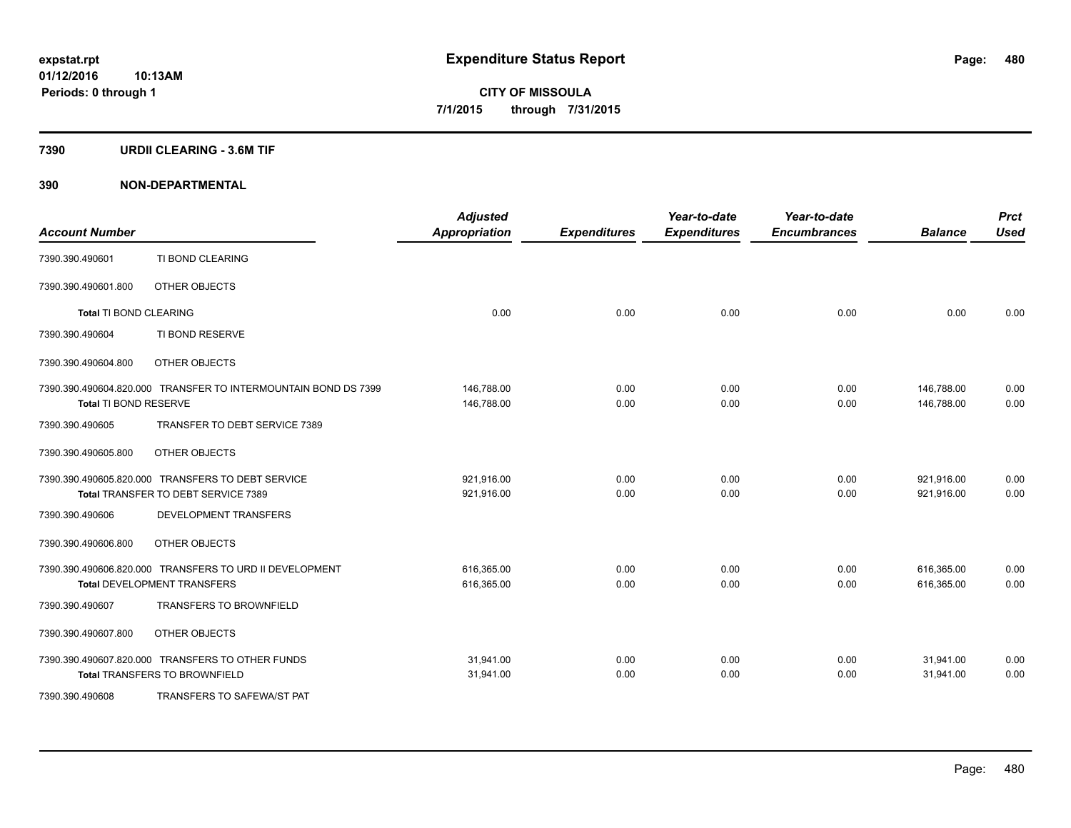**expstat.rpt**
**01/12/2016 10:13AM**
**Periods: 0 through 1**

# Expenditure Status Report

**CITY OF MISSOULA**
**7/1/2015 through 7/31/2015**

## 7390 URDII CLEARING - 3.6M TIF

## 390 NON-DEPARTMENTAL

| Account Number | | Adjusted Appropriation | Expenditures | Year-to-date Expenditures | Year-to-date Encumbrances | Balance | Prct Used |
|---|---|---|---|---|---|---|---|
| 7390.390.490601 | TI BOND CLEARING | | | | | | |
| 7390.390.490601.800 | OTHER OBJECTS | | | | | | |
| **Total** TI BOND CLEARING | | 0.00 | 0.00 | 0.00 | 0.00 | 0.00 | 0.00 |
| 7390.390.490604 | TI BOND RESERVE | | | | | | |
| 7390.390.490604.800 | OTHER OBJECTS | | | | | | |
| 7390.390.490604.820.000 | TRANSFER TO INTERMOUNTAIN BOND DS 7399 | 146,788.00 | 0.00 | 0.00 | 0.00 | 146,788.00 | 0.00 |
| **Total** TI BOND RESERVE | | 146,788.00 | 0.00 | 0.00 | 0.00 | 146,788.00 | 0.00 |
| 7390.390.490605 | TRANSFER TO DEBT SERVICE 7389 | | | | | | |
| 7390.390.490605.800 | OTHER OBJECTS | | | | | | |
| 7390.390.490605.820.000 | TRANSFERS TO DEBT SERVICE | 921,916.00 | 0.00 | 0.00 | 0.00 | 921,916.00 | 0.00 |
| **Total** TRANSFER TO DEBT SERVICE 7389 | | 921,916.00 | 0.00 | 0.00 | 0.00 | 921,916.00 | 0.00 |
| 7390.390.490606 | DEVELOPMENT TRANSFERS | | | | | | |
| 7390.390.490606.800 | OTHER OBJECTS | | | | | | |
| 7390.390.490606.820.000 | TRANSFERS TO URD II DEVELOPMENT | 616,365.00 | 0.00 | 0.00 | 0.00 | 616,365.00 | 0.00 |
| **Total** DEVELOPMENT TRANSFERS | | 616,365.00 | 0.00 | 0.00 | 0.00 | 616,365.00 | 0.00 |
| 7390.390.490607 | TRANSFERS TO BROWNFIELD | | | | | | |
| 7390.390.490607.800 | OTHER OBJECTS | | | | | | |
| 7390.390.490607.820.000 | TRANSFERS TO OTHER FUNDS | 31,941.00 | 0.00 | 0.00 | 0.00 | 31,941.00 | 0.00 |
| **Total** TRANSFERS TO BROWNFIELD | | 31,941.00 | 0.00 | 0.00 | 0.00 | 31,941.00 | 0.00 |
| 7390.390.490608 | TRANSFERS TO SAFEWA/ST PAT | | | | | | |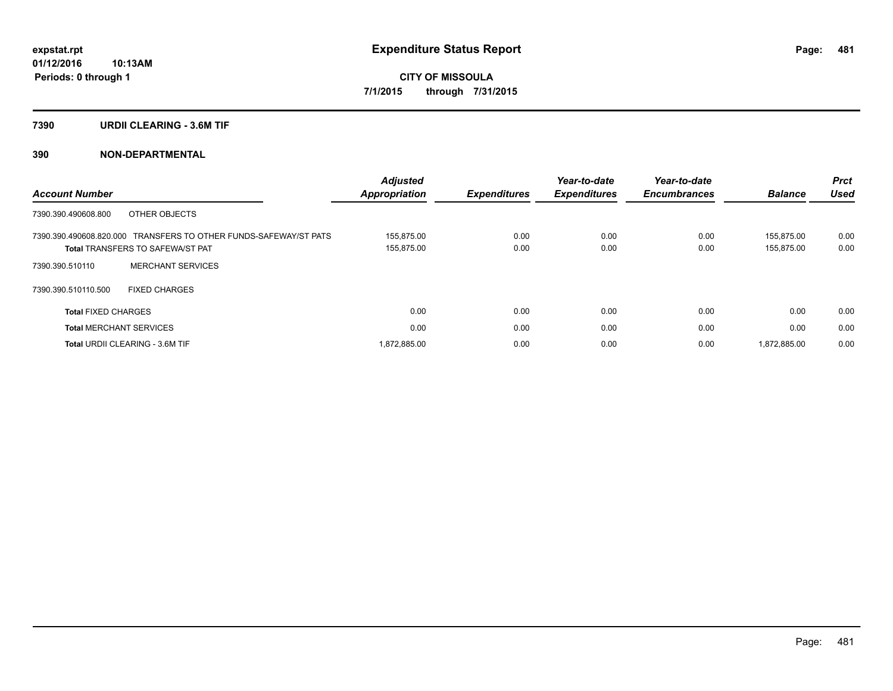**expstat.rpt**
**01/12/2016 10:13AM**
**Periods: 0 through 1**

# Expenditure Status Report

**CITY OF MISSOULA**
**7/1/2015 through 7/31/2015**

## 7390 URDII CLEARING - 3.6M TIF

## 390 NON-DEPARTMENTAL

| Account Number | Adjusted Appropriation | Expenditures | Year-to-date Expenditures | Year-to-date Encumbrances | Balance | Prct Used |
|---|---|---|---|---|---|---|
| 7390.390.490608.800 OTHER OBJECTS | | | | | | |
| 7390.390.490608.820.000 TRANSFERS TO OTHER FUNDS-SAFEWAY/ST PATS | 155,875.00 | 0.00 | 0.00 | 0.00 | 155,875.00 | 0.00 |
| **Total** TRANSFERS TO SAFEWA/ST PAT | 155,875.00 | 0.00 | 0.00 | 0.00 | 155,875.00 | 0.00 |
| 7390.390.510110 MERCHANT SERVICES | | | | | | |
| 7390.390.510110.500 FIXED CHARGES | | | | | | |
| **Total** FIXED CHARGES | 0.00 | 0.00 | 0.00 | 0.00 | 0.00 | 0.00 |
| **Total** MERCHANT SERVICES | 0.00 | 0.00 | 0.00 | 0.00 | 0.00 | 0.00 |
| **Total** URDII CLEARING - 3.6M TIF | 1,872,885.00 | 0.00 | 0.00 | 0.00 | 1,872,885.00 | 0.00 |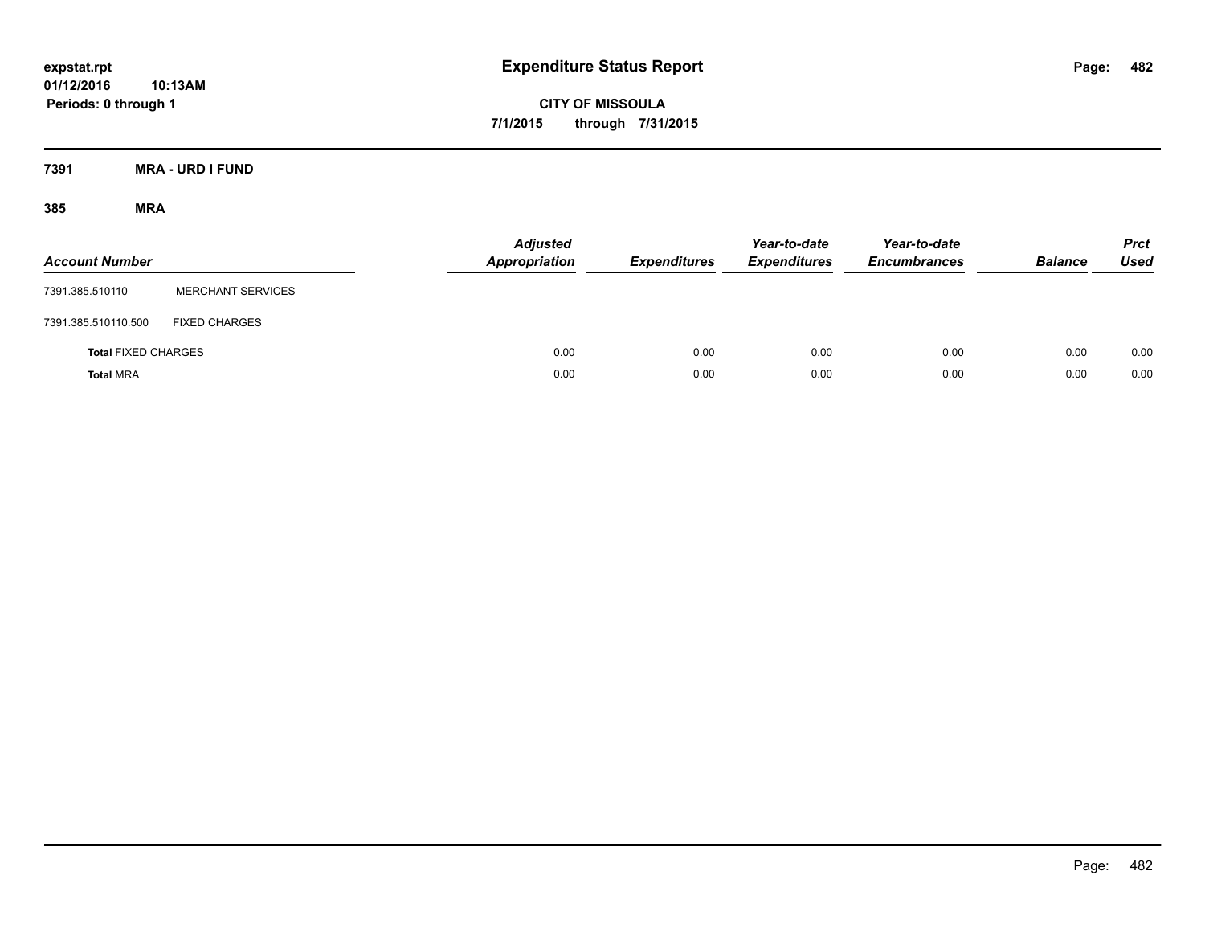# Expenditure Status Report

expstat.rpt
01/12/2016 10:13AM
Periods: 0 through 1

CITY OF MISSOULA
7/1/2015 through 7/31/2015

## 7391 MRA - URD I FUND

### 385 MRA

| Account Number | | Adjusted Appropriation | Expenditures | Year-to-date Expenditures | Year-to-date Encumbrances | Balance | Prct Used |
|---|---|---|---|---|---|---|---|
| 7391.385.510110 | MERCHANT SERVICES | | | | | | |
| 7391.385.510110.500 | FIXED CHARGES | | | | | | |
| **Total** FIXED CHARGES | | 0.00 | 0.00 | 0.00 | 0.00 | 0.00 | 0.00 |
| **Total** MRA | | 0.00 | 0.00 | 0.00 | 0.00 | 0.00 | 0.00 |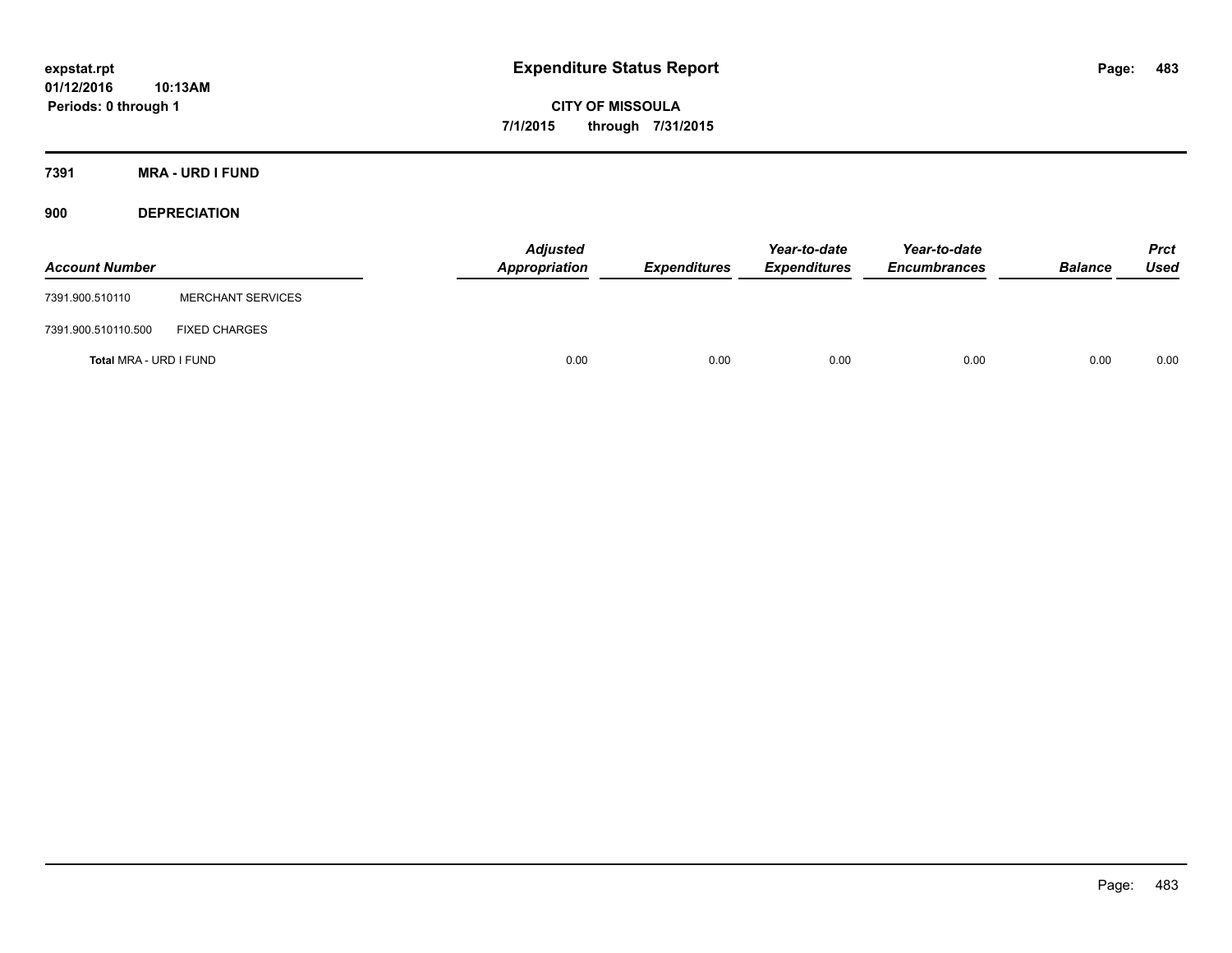**expstat.rpt**
**01/12/2016 10:13AM**
**Periods: 0 through 1**

# Expenditure Status Report

**CITY OF MISSOULA**
**7/1/2015 through 7/31/2015**

## 7391 MRA - URD I FUND

### 900 DEPRECIATION

| Account Number | | Adjusted Appropriation | Expenditures | Year-to-date Expenditures | Year-to-date Encumbrances | Balance | Prct Used |
|---|---|---|---|---|---|---|---|
| 7391.900.510110 | MERCHANT SERVICES | | | | | | |
| 7391.900.510110.500 | FIXED CHARGES | | | | | | |
| **Total** MRA - URD I FUND | | 0.00 | 0.00 | 0.00 | 0.00 | 0.00 | 0.00 |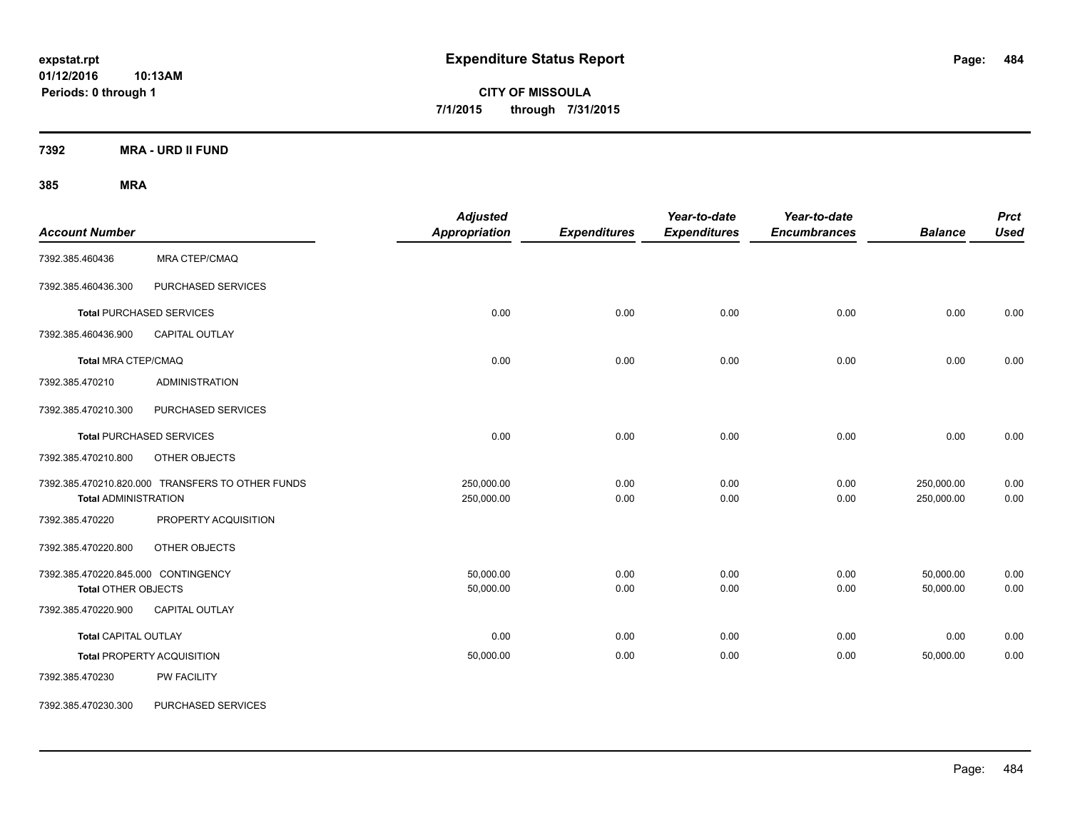# Expenditure Status Report

expstat.rpt
01/12/2016 10:13AM
Periods: 0 through 1

**CITY OF MISSOULA**
**7/1/2015 through 7/31/2015**

## 7392 MRA - URD II FUND

### 385 MRA

| Account Number | | Adjusted Appropriation | Expenditures | Year-to-date Expenditures | Year-to-date Encumbrances | Balance | Prct Used |
|---|---|---|---|---|---|---|---|
| 7392.385.460436 | MRA CTEP/CMAQ | | | | | | |
| 7392.385.460436.300 | PURCHASED SERVICES | | | | | | |
| **Total** PURCHASED SERVICES | | 0.00 | 0.00 | 0.00 | 0.00 | 0.00 | 0.00 |
| 7392.385.460436.900 | CAPITAL OUTLAY | | | | | | |
| **Total** MRA CTEP/CMAQ | | 0.00 | 0.00 | 0.00 | 0.00 | 0.00 | 0.00 |
| 7392.385.470210 | ADMINISTRATION | | | | | | |
| 7392.385.470210.300 | PURCHASED SERVICES | | | | | | |
| **Total** PURCHASED SERVICES | | 0.00 | 0.00 | 0.00 | 0.00 | 0.00 | 0.00 |
| 7392.385.470210.800 | OTHER OBJECTS | | | | | | |
| 7392.385.470210.820.000 | TRANSFERS TO OTHER FUNDS | 250,000.00 | 0.00 | 0.00 | 0.00 | 250,000.00 | 0.00 |
| **Total** ADMINISTRATION | | 250,000.00 | 0.00 | 0.00 | 0.00 | 250,000.00 | 0.00 |
| 7392.385.470220 | PROPERTY ACQUISITION | | | | | | |
| 7392.385.470220.800 | OTHER OBJECTS | | | | | | |
| 7392.385.470220.845.000 | CONTINGENCY | 50,000.00 | 0.00 | 0.00 | 0.00 | 50,000.00 | 0.00 |
| **Total** OTHER OBJECTS | | 50,000.00 | 0.00 | 0.00 | 0.00 | 50,000.00 | 0.00 |
| 7392.385.470220.900 | CAPITAL OUTLAY | | | | | | |
| **Total** CAPITAL OUTLAY | | 0.00 | 0.00 | 0.00 | 0.00 | 0.00 | 0.00 |
| **Total** PROPERTY ACQUISITION | | 50,000.00 | 0.00 | 0.00 | 0.00 | 50,000.00 | 0.00 |
| 7392.385.470230 | PW FACILITY | | | | | | |
| 7392.385.470230.300 | PURCHASED SERVICES | | | | | | |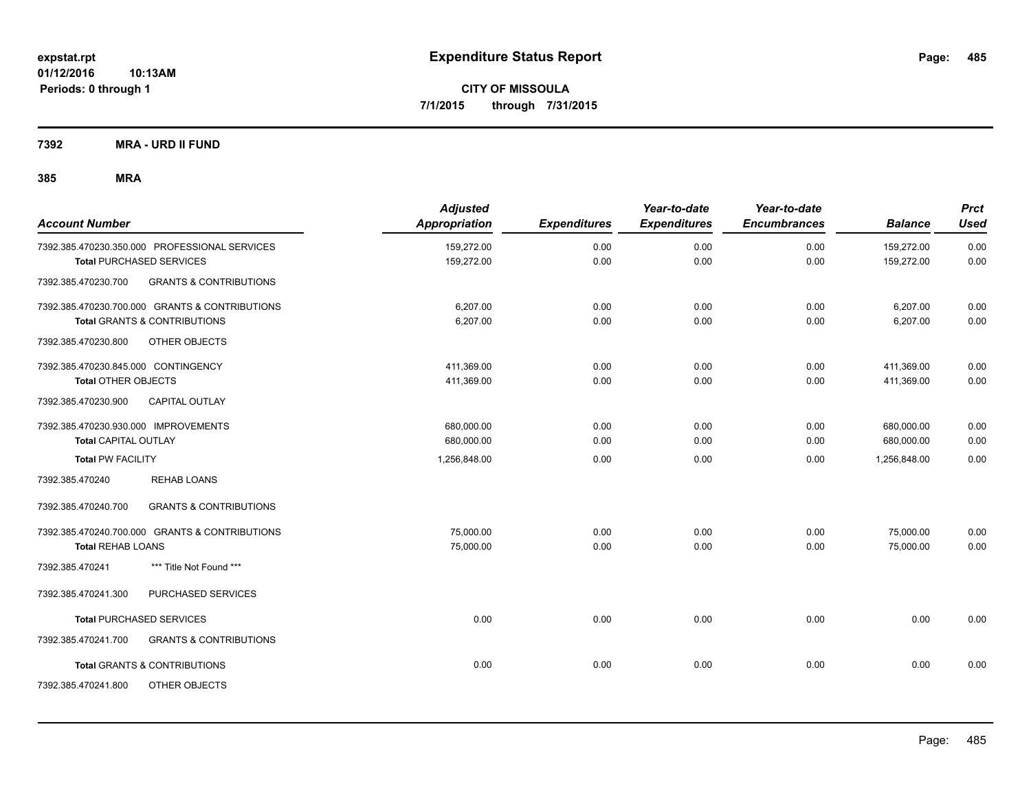# Expenditure Status Report

**CITY OF MISSOULA**

**7/1/2015 through 7/31/2015**

expstat.rpt
01/12/2016 10:13AM
Periods: 0 through 1

## 7392 MRA - URD II FUND

### 385 MRA

| Account Number | | Adjusted Appropriation | Expenditures | Year-to-date Expenditures | Year-to-date Encumbrances | Balance | Prct Used |
|---|---|---|---|---|---|---|---|
| 7392.385.470230.350.000 | PROFESSIONAL SERVICES | 159,272.00 | 0.00 | 0.00 | 0.00 | 159,272.00 | 0.00 |
| **Total** PURCHASED SERVICES | | 159,272.00 | 0.00 | 0.00 | 0.00 | 159,272.00 | 0.00 |
| 7392.385.470230.700 | GRANTS & CONTRIBUTIONS | | | | | | |
| 7392.385.470230.700.000 | GRANTS & CONTRIBUTIONS | 6,207.00 | 0.00 | 0.00 | 0.00 | 6,207.00 | 0.00 |
| **Total** GRANTS & CONTRIBUTIONS | | 6,207.00 | 0.00 | 0.00 | 0.00 | 6,207.00 | 0.00 |
| 7392.385.470230.800 | OTHER OBJECTS | | | | | | |
| 7392.385.470230.845.000 | CONTINGENCY | 411,369.00 | 0.00 | 0.00 | 0.00 | 411,369.00 | 0.00 |
| **Total** OTHER OBJECTS | | 411,369.00 | 0.00 | 0.00 | 0.00 | 411,369.00 | 0.00 |
| 7392.385.470230.900 | CAPITAL OUTLAY | | | | | | |
| 7392.385.470230.930.000 | IMPROVEMENTS | 680,000.00 | 0.00 | 0.00 | 0.00 | 680,000.00 | 0.00 |
| **Total** CAPITAL OUTLAY | | 680,000.00 | 0.00 | 0.00 | 0.00 | 680,000.00 | 0.00 |
| **Total PW FACILITY** | | 1,256,848.00 | 0.00 | 0.00 | 0.00 | 1,256,848.00 | 0.00 |
| 7392.385.470240 | REHAB LOANS | | | | | | |
| 7392.385.470240.700 | GRANTS & CONTRIBUTIONS | | | | | | |
| 7392.385.470240.700.000 | GRANTS & CONTRIBUTIONS | 75,000.00 | 0.00 | 0.00 | 0.00 | 75,000.00 | 0.00 |
| **Total** REHAB LOANS | | 75,000.00 | 0.00 | 0.00 | 0.00 | 75,000.00 | 0.00 |
| 7392.385.470241 | *** Title Not Found *** | | | | | | |
| 7392.385.470241.300 | PURCHASED SERVICES | | | | | | |
| **Total** PURCHASED SERVICES | | 0.00 | 0.00 | 0.00 | 0.00 | 0.00 | 0.00 |
| 7392.385.470241.700 | GRANTS & CONTRIBUTIONS | | | | | | |
| **Total** GRANTS & CONTRIBUTIONS | | 0.00 | 0.00 | 0.00 | 0.00 | 0.00 | 0.00 |
| 7392.385.470241.800 | OTHER OBJECTS | | | | | | |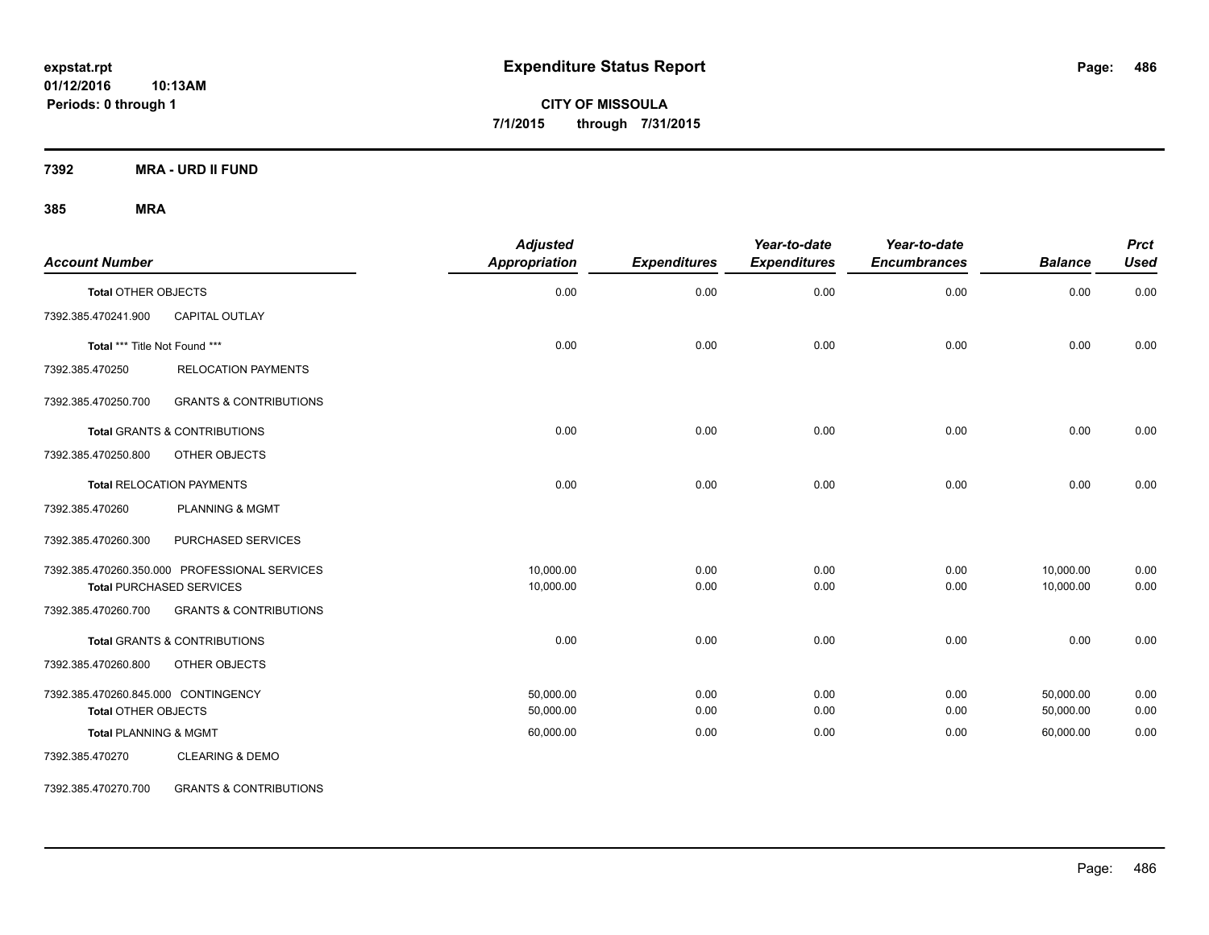# Expenditure Status Report

expstat.rpt
01/12/2016 10:13AM
Periods: 0 through 1

**CITY OF MISSOULA**
**7/1/2015 through 7/31/2015**

**7392 MRA - URD II FUND**

**385 MRA**

| Account Number | | Adjusted Appropriation | Expenditures | Year-to-date Expenditures | Year-to-date Encumbrances | Balance | Prct Used |
|---|---|---|---|---|---|---|---|
| **Total** OTHER OBJECTS | | 0.00 | 0.00 | 0.00 | 0.00 | 0.00 | 0.00 |
| 7392.385.470241.900 | CAPITAL OUTLAY | | | | | | |
| **Total** *** Title Not Found *** | | 0.00 | 0.00 | 0.00 | 0.00 | 0.00 | 0.00 |
| 7392.385.470250 | RELOCATION PAYMENTS | | | | | | |
| 7392.385.470250.700 | GRANTS & CONTRIBUTIONS | | | | | | |
| **Total** GRANTS & CONTRIBUTIONS | | 0.00 | 0.00 | 0.00 | 0.00 | 0.00 | 0.00 |
| 7392.385.470250.800 | OTHER OBJECTS | | | | | | |
| **Total** RELOCATION PAYMENTS | | 0.00 | 0.00 | 0.00 | 0.00 | 0.00 | 0.00 |
| 7392.385.470260 | PLANNING & MGMT | | | | | | |
| 7392.385.470260.300 | PURCHASED SERVICES | | | | | | |
| 7392.385.470260.350.000 | PROFESSIONAL SERVICES | 10,000.00 | 0.00 | 0.00 | 0.00 | 10,000.00 | 0.00 |
| **Total** PURCHASED SERVICES | | 10,000.00 | 0.00 | 0.00 | 0.00 | 10,000.00 | 0.00 |
| 7392.385.470260.700 | GRANTS & CONTRIBUTIONS | | | | | | |
| **Total** GRANTS & CONTRIBUTIONS | | 0.00 | 0.00 | 0.00 | 0.00 | 0.00 | 0.00 |
| 7392.385.470260.800 | OTHER OBJECTS | | | | | | |
| 7392.385.470260.845.000 | CONTINGENCY | 50,000.00 | 0.00 | 0.00 | 0.00 | 50,000.00 | 0.00 |
| **Total** OTHER OBJECTS | | 50,000.00 | 0.00 | 0.00 | 0.00 | 50,000.00 | 0.00 |
| **Total** PLANNING & MGMT | | 60,000.00 | 0.00 | 0.00 | 0.00 | 60,000.00 | 0.00 |
| 7392.385.470270 | CLEARING & DEMO | | | | | | |
| 7392.385.470270.700 | GRANTS & CONTRIBUTIONS | | | | | | |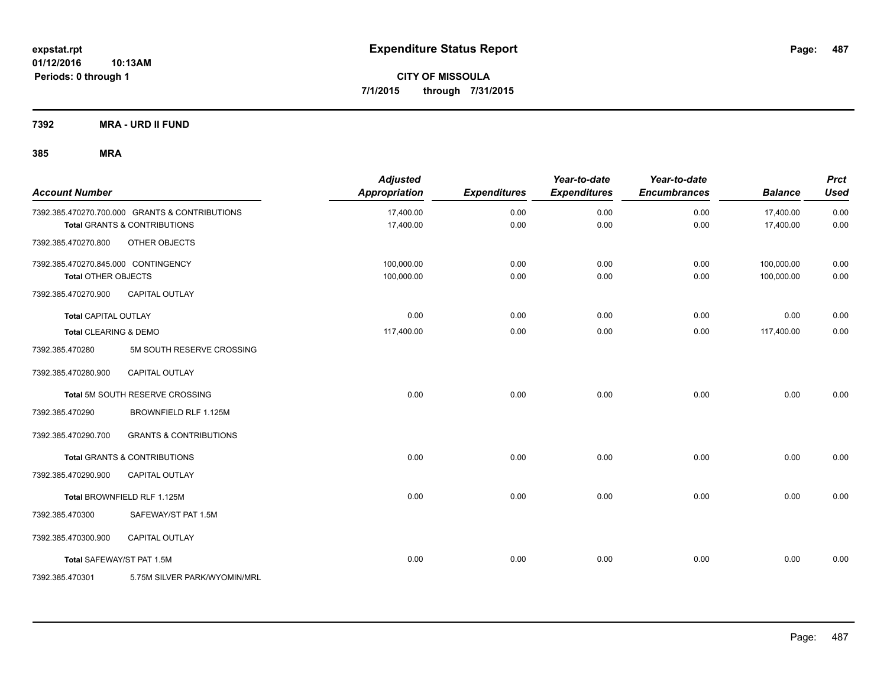# Expenditure Status Report

**CITY OF MISSOULA**
**7/1/2015 through 7/31/2015**

expstat.rpt
01/12/2016 10:13AM
Periods: 0 through 1

## 7392 MRA - URD II FUND

### 385 MRA

| Account Number | | Adjusted Appropriation | Expenditures | Year-to-date Expenditures | Year-to-date Encumbrances | Balance | Prct Used |
|---|---|---|---|---|---|---|---|
| 7392.385.470270.700.000 | GRANTS & CONTRIBUTIONS | 17,400.00 | 0.00 | 0.00 | 0.00 | 17,400.00 | 0.00 |
| **Total** GRANTS & CONTRIBUTIONS | | 17,400.00 | 0.00 | 0.00 | 0.00 | 17,400.00 | 0.00 |
| 7392.385.470270.800 | OTHER OBJECTS | | | | | | |
| 7392.385.470270.845.000 | CONTINGENCY | 100,000.00 | 0.00 | 0.00 | 0.00 | 100,000.00 | 0.00 |
| **Total** OTHER OBJECTS | | 100,000.00 | 0.00 | 0.00 | 0.00 | 100,000.00 | 0.00 |
| 7392.385.470270.900 | CAPITAL OUTLAY | | | | | | |
| **Total** CAPITAL OUTLAY | | 0.00 | 0.00 | 0.00 | 0.00 | 0.00 | 0.00 |
| **Total** CLEARING & DEMO | | 117,400.00 | 0.00 | 0.00 | 0.00 | 117,400.00 | 0.00 |
| 7392.385.470280 | 5M SOUTH RESERVE CROSSING | | | | | | |
| 7392.385.470280.900 | CAPITAL OUTLAY | | | | | | |
| **Total** 5M SOUTH RESERVE CROSSING | | 0.00 | 0.00 | 0.00 | 0.00 | 0.00 | 0.00 |
| 7392.385.470290 | BROWNFIELD RLF 1.125M | | | | | | |
| 7392.385.470290.700 | GRANTS & CONTRIBUTIONS | | | | | | |
| **Total** GRANTS & CONTRIBUTIONS | | 0.00 | 0.00 | 0.00 | 0.00 | 0.00 | 0.00 |
| 7392.385.470290.900 | CAPITAL OUTLAY | | | | | | |
| **Total** BROWNFIELD RLF 1.125M | | 0.00 | 0.00 | 0.00 | 0.00 | 0.00 | 0.00 |
| 7392.385.470300 | SAFEWAY/ST PAT 1.5M | | | | | | |
| 7392.385.470300.900 | CAPITAL OUTLAY | | | | | | |
| **Total** SAFEWAY/ST PAT 1.5M | | 0.00 | 0.00 | 0.00 | 0.00 | 0.00 | 0.00 |
| 7392.385.470301 | 5.75M SILVER PARK/WYOMIN/MRL | | | | | | |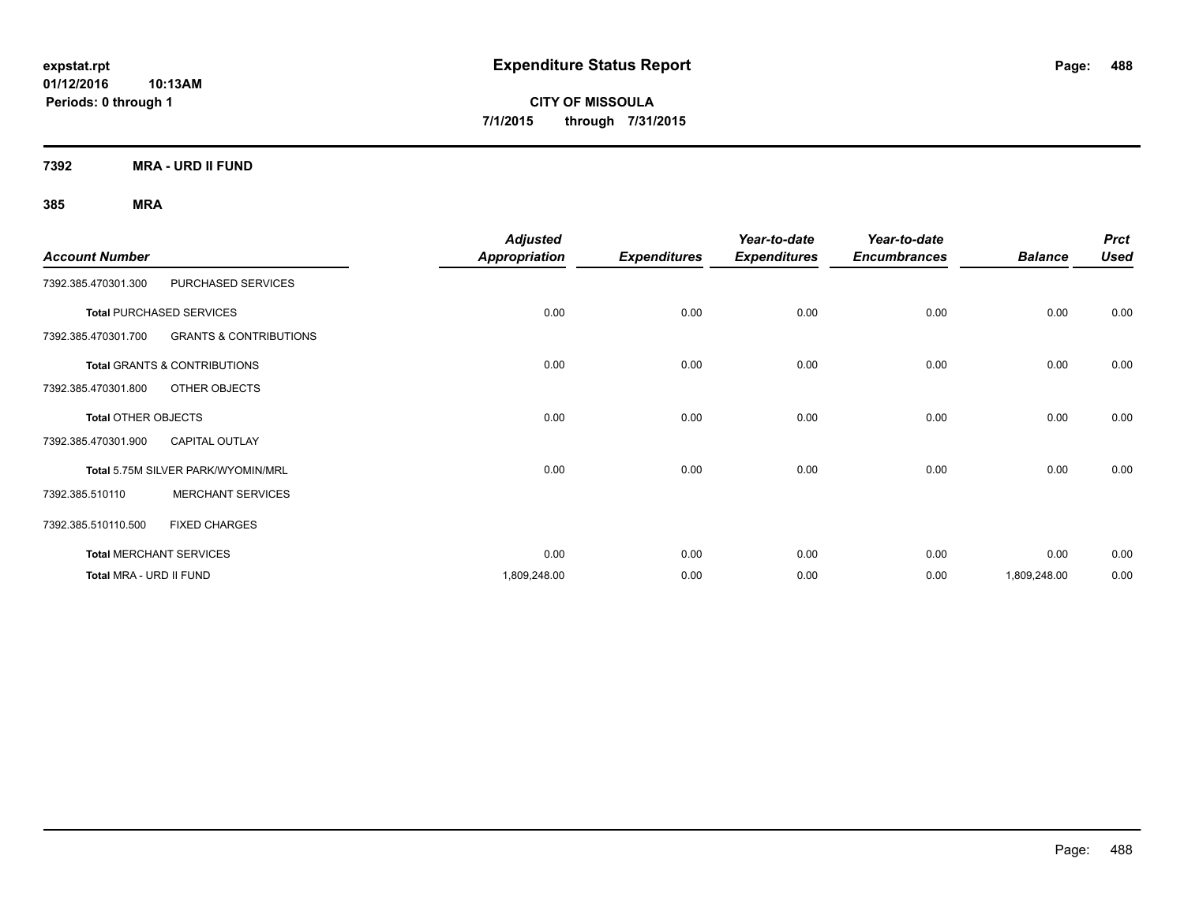**expstat.rpt**
**01/12/2016 10:13AM**
**Periods: 0 through 1**

# Expenditure Status Report

**CITY OF MISSOULA**
**7/1/2015 through 7/31/2015**

## 7392 MRA - URD II FUND

### 385 MRA

| Account Number | | Adjusted Appropriation | Expenditures | Year-to-date Expenditures | Year-to-date Encumbrances | Balance | Prct Used |
|---|---|---|---|---|---|---|---|
| 7392.385.470301.300 | PURCHASED SERVICES | | | | | | |
| **Total** PURCHASED SERVICES | | 0.00 | 0.00 | 0.00 | 0.00 | 0.00 | 0.00 |
| 7392.385.470301.700 | GRANTS & CONTRIBUTIONS | | | | | | |
| **Total** GRANTS & CONTRIBUTIONS | | 0.00 | 0.00 | 0.00 | 0.00 | 0.00 | 0.00 |
| 7392.385.470301.800 | OTHER OBJECTS | | | | | | |
| **Total** OTHER OBJECTS | | 0.00 | 0.00 | 0.00 | 0.00 | 0.00 | 0.00 |
| 7392.385.470301.900 | CAPITAL OUTLAY | | | | | | |
| **Total** 5.75M SILVER PARK/WYOMIN/MRL | | 0.00 | 0.00 | 0.00 | 0.00 | 0.00 | 0.00 |
| 7392.385.510110 | MERCHANT SERVICES | | | | | | |
| 7392.385.510110.500 | FIXED CHARGES | | | | | | |
| **Total** MERCHANT SERVICES | | 0.00 | 0.00 | 0.00 | 0.00 | 0.00 | 0.00 |
| **Total** MRA - URD II FUND | | 1,809,248.00 | 0.00 | 0.00 | 0.00 | 1,809,248.00 | 0.00 |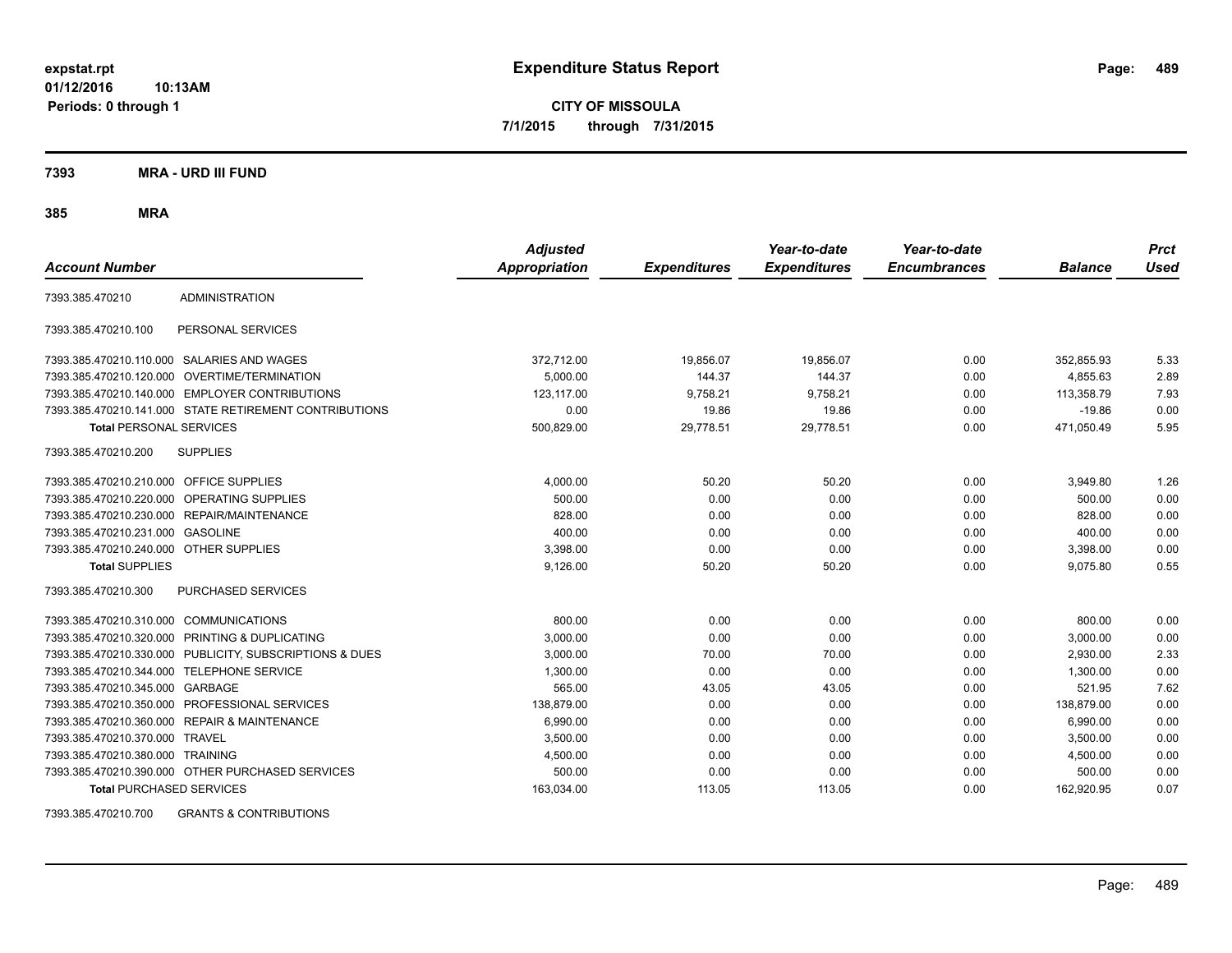**expstat.rpt**
**01/12/2016 10:13AM**
**Periods: 0 through 1**

# Expenditure Status Report

**CITY OF MISSOULA**
**7/1/2015 through 7/31/2015**

## 7393 MRA - URD III FUND

## 385 MRA

| Account Number | | Adjusted Appropriation | Expenditures | Year-to-date Expenditures | Year-to-date Encumbrances | Balance | Prct Used |
|---|---|---|---|---|---|---|---|
| 7393.385.470210 | ADMINISTRATION | | | | | | |
| 7393.385.470210.100 | PERSONAL SERVICES | | | | | | |
| 7393.385.470210.110.000 | SALARIES AND WAGES | 372,712.00 | 19,856.07 | 19,856.07 | 0.00 | 352,855.93 | 5.33 |
| 7393.385.470210.120.000 | OVERTIME/TERMINATION | 5,000.00 | 144.37 | 144.37 | 0.00 | 4,855.63 | 2.89 |
| 7393.385.470210.140.000 | EMPLOYER CONTRIBUTIONS | 123,117.00 | 9,758.21 | 9,758.21 | 0.00 | 113,358.79 | 7.93 |
| 7393.385.470210.141.000 | STATE RETIREMENT CONTRIBUTIONS | 0.00 | 19.86 | 19.86 | 0.00 | -19.86 | 0.00 |
| **Total** PERSONAL SERVICES | | 500,829.00 | 29,778.51 | 29,778.51 | 0.00 | 471,050.49 | 5.95 |
| 7393.385.470210.200 | SUPPLIES | | | | | | |
| 7393.385.470210.210.000 | OFFICE SUPPLIES | 4,000.00 | 50.20 | 50.20 | 0.00 | 3,949.80 | 1.26 |
| 7393.385.470210.220.000 | OPERATING SUPPLIES | 500.00 | 0.00 | 0.00 | 0.00 | 500.00 | 0.00 |
| 7393.385.470210.230.000 | REPAIR/MAINTENANCE | 828.00 | 0.00 | 0.00 | 0.00 | 828.00 | 0.00 |
| 7393.385.470210.231.000 | GASOLINE | 400.00 | 0.00 | 0.00 | 0.00 | 400.00 | 0.00 |
| 7393.385.470210.240.000 | OTHER SUPPLIES | 3,398.00 | 0.00 | 0.00 | 0.00 | 3,398.00 | 0.00 |
| **Total** SUPPLIES | | 9,126.00 | 50.20 | 50.20 | 0.00 | 9,075.80 | 0.55 |
| 7393.385.470210.300 | PURCHASED SERVICES | | | | | | |
| 7393.385.470210.310.000 | COMMUNICATIONS | 800.00 | 0.00 | 0.00 | 0.00 | 800.00 | 0.00 |
| 7393.385.470210.320.000 | PRINTING & DUPLICATING | 3,000.00 | 0.00 | 0.00 | 0.00 | 3,000.00 | 0.00 |
| 7393.385.470210.330.000 | PUBLICITY, SUBSCRIPTIONS & DUES | 3,000.00 | 70.00 | 70.00 | 0.00 | 2,930.00 | 2.33 |
| 7393.385.470210.344.000 | TELEPHONE SERVICE | 1,300.00 | 0.00 | 0.00 | 0.00 | 1,300.00 | 0.00 |
| 7393.385.470210.345.000 | GARBAGE | 565.00 | 43.05 | 43.05 | 0.00 | 521.95 | 7.62 |
| 7393.385.470210.350.000 | PROFESSIONAL SERVICES | 138,879.00 | 0.00 | 0.00 | 0.00 | 138,879.00 | 0.00 |
| 7393.385.470210.360.000 | REPAIR & MAINTENANCE | 6,990.00 | 0.00 | 0.00 | 0.00 | 6,990.00 | 0.00 |
| 7393.385.470210.370.000 | TRAVEL | 3,500.00 | 0.00 | 0.00 | 0.00 | 3,500.00 | 0.00 |
| 7393.385.470210.380.000 | TRAINING | 4,500.00 | 0.00 | 0.00 | 0.00 | 4,500.00 | 0.00 |
| 7393.385.470210.390.000 | OTHER PURCHASED SERVICES | 500.00 | 0.00 | 0.00 | 0.00 | 500.00 | 0.00 |
| **Total** PURCHASED SERVICES | | 163,034.00 | 113.05 | 113.05 | 0.00 | 162,920.95 | 0.07 |
| 7393.385.470210.700 | GRANTS & CONTRIBUTIONS | | | | | | |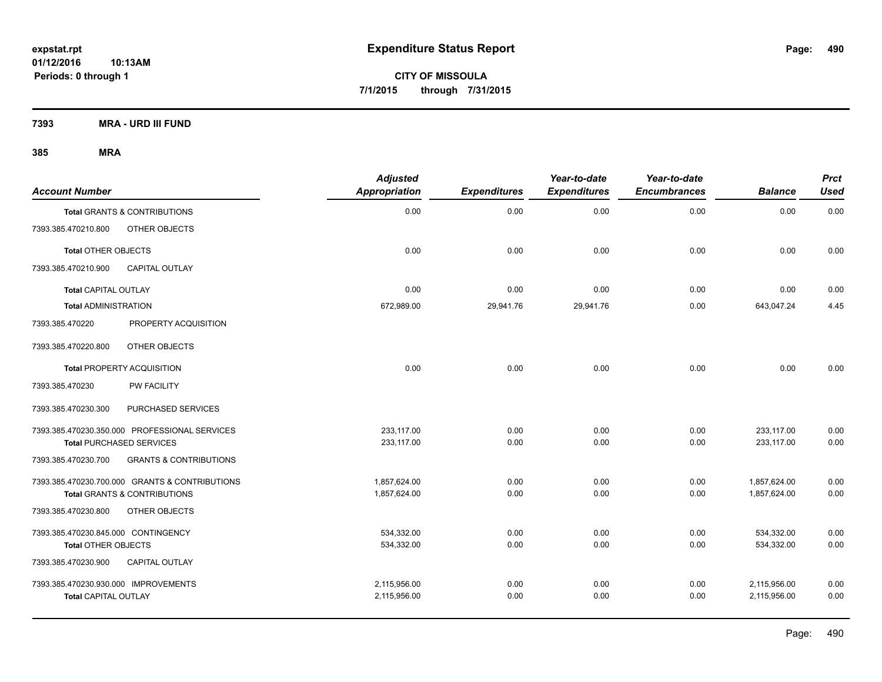**expstat.rpt**
**01/12/2016 10:13AM**
**Periods: 0 through 1**

# Expenditure Status Report

**CITY OF MISSOULA**
**7/1/2015 through 7/31/2015**

## 7393 MRA - URD III FUND

## 385 MRA

| Account Number | | Adjusted Appropriation | Expenditures | Year-to-date Expenditures | Year-to-date Encumbrances | Balance | Prct Used |
|---|---|---|---|---|---|---|---|
| **Total** GRANTS & CONTRIBUTIONS | | 0.00 | 0.00 | 0.00 | 0.00 | 0.00 | 0.00 |
| 7393.385.470210.800 | OTHER OBJECTS | | | | | | |
| **Total** OTHER OBJECTS | | 0.00 | 0.00 | 0.00 | 0.00 | 0.00 | 0.00 |
| 7393.385.470210.900 | CAPITAL OUTLAY | | | | | | |
| **Total** CAPITAL OUTLAY | | 0.00 | 0.00 | 0.00 | 0.00 | 0.00 | 0.00 |
| **Total** ADMINISTRATION | | 672,989.00 | 29,941.76 | 29,941.76 | 0.00 | 643,047.24 | 4.45 |
| 7393.385.470220 | PROPERTY ACQUISITION | | | | | | |
| 7393.385.470220.800 | OTHER OBJECTS | | | | | | |
| **Total** PROPERTY ACQUISITION | | 0.00 | 0.00 | 0.00 | 0.00 | 0.00 | 0.00 |
| 7393.385.470230 | PW FACILITY | | | | | | |
| 7393.385.470230.300 | PURCHASED SERVICES | | | | | | |
| 7393.385.470230.350.000 | PROFESSIONAL SERVICES | 233,117.00 | 0.00 | 0.00 | 0.00 | 233,117.00 | 0.00 |
| **Total** PURCHASED SERVICES | | 233,117.00 | 0.00 | 0.00 | 0.00 | 233,117.00 | 0.00 |
| 7393.385.470230.700 | GRANTS & CONTRIBUTIONS | | | | | | |
| 7393.385.470230.700.000 | GRANTS & CONTRIBUTIONS | 1,857,624.00 | 0.00 | 0.00 | 0.00 | 1,857,624.00 | 0.00 |
| **Total** GRANTS & CONTRIBUTIONS | | 1,857,624.00 | 0.00 | 0.00 | 0.00 | 1,857,624.00 | 0.00 |
| 7393.385.470230.800 | OTHER OBJECTS | | | | | | |
| 7393.385.470230.845.000 | CONTINGENCY | 534,332.00 | 0.00 | 0.00 | 0.00 | 534,332.00 | 0.00 |
| **Total** OTHER OBJECTS | | 534,332.00 | 0.00 | 0.00 | 0.00 | 534,332.00 | 0.00 |
| 7393.385.470230.900 | CAPITAL OUTLAY | | | | | | |
| 7393.385.470230.930.000 | IMPROVEMENTS | 2,115,956.00 | 0.00 | 0.00 | 0.00 | 2,115,956.00 | 0.00 |
| **Total** CAPITAL OUTLAY | | 2,115,956.00 | 0.00 | 0.00 | 0.00 | 2,115,956.00 | 0.00 |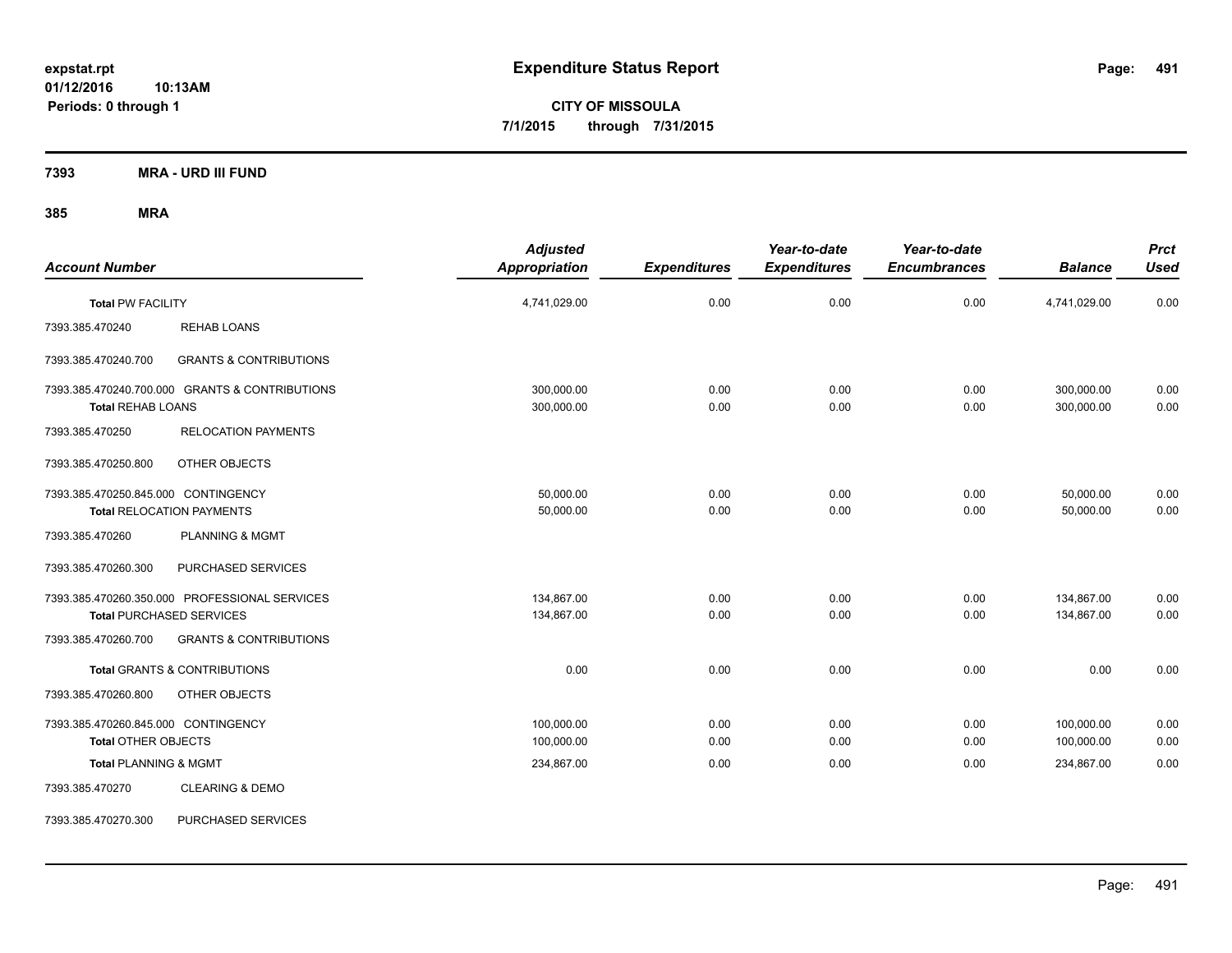**expstat.rpt**
**01/12/2016 10:13AM**
**Periods: 0 through 1**

# Expenditure Status Report

**CITY OF MISSOULA**
**7/1/2015 through 7/31/2015**

## 7393 MRA - URD III FUND

## 385 MRA

| Account Number | | Adjusted Appropriation | Expenditures | Year-to-date Expenditures | Year-to-date Encumbrances | Balance | Prct Used |
|---|---|---|---|---|---|---|---|
| **Total** PW FACILITY | | 4,741,029.00 | 0.00 | 0.00 | 0.00 | 4,741,029.00 | 0.00 |
| 7393.385.470240 | REHAB LOANS | | | | | | |
| 7393.385.470240.700 | GRANTS & CONTRIBUTIONS | | | | | | |
| 7393.385.470240.700.000 | GRANTS & CONTRIBUTIONS | 300,000.00 | 0.00 | 0.00 | 0.00 | 300,000.00 | 0.00 |
| **Total** REHAB LOANS | | 300,000.00 | 0.00 | 0.00 | 0.00 | 300,000.00 | 0.00 |
| 7393.385.470250 | RELOCATION PAYMENTS | | | | | | |
| 7393.385.470250.800 | OTHER OBJECTS | | | | | | |
| 7393.385.470250.845.000 | CONTINGENCY | 50,000.00 | 0.00 | 0.00 | 0.00 | 50,000.00 | 0.00 |
| **Total** RELOCATION PAYMENTS | | 50,000.00 | 0.00 | 0.00 | 0.00 | 50,000.00 | 0.00 |
| 7393.385.470260 | PLANNING & MGMT | | | | | | |
| 7393.385.470260.300 | PURCHASED SERVICES | | | | | | |
| 7393.385.470260.350.000 | PROFESSIONAL SERVICES | 134,867.00 | 0.00 | 0.00 | 0.00 | 134,867.00 | 0.00 |
| **Total** PURCHASED SERVICES | | 134,867.00 | 0.00 | 0.00 | 0.00 | 134,867.00 | 0.00 |
| 7393.385.470260.700 | GRANTS & CONTRIBUTIONS | | | | | | |
| **Total** GRANTS & CONTRIBUTIONS | | 0.00 | 0.00 | 0.00 | 0.00 | 0.00 | 0.00 |
| 7393.385.470260.800 | OTHER OBJECTS | | | | | | |
| 7393.385.470260.845.000 | CONTINGENCY | 100,000.00 | 0.00 | 0.00 | 0.00 | 100,000.00 | 0.00 |
| **Total** OTHER OBJECTS | | 100,000.00 | 0.00 | 0.00 | 0.00 | 100,000.00 | 0.00 |
| **Total** PLANNING & MGMT | | 234,867.00 | 0.00 | 0.00 | 0.00 | 234,867.00 | 0.00 |
| 7393.385.470270 | CLEARING & DEMO | | | | | | |
| 7393.385.470270.300 | PURCHASED SERVICES | | | | | | |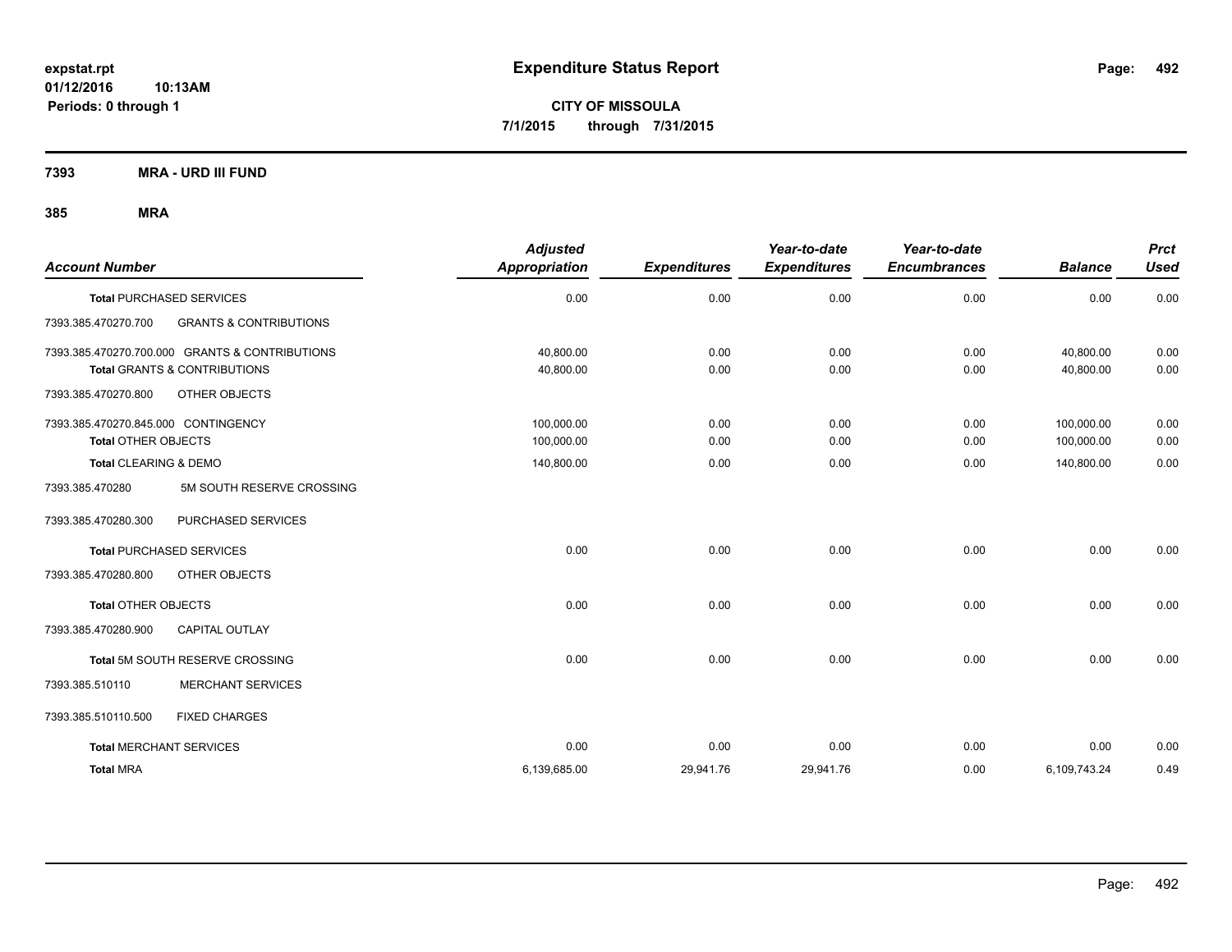# Expenditure Status Report

expstat.rpt
01/12/2016 10:13AM
Periods: 0 through 1

**CITY OF MISSOULA**
**7/1/2015 through 7/31/2015**

## 7393 MRA - URD III FUND

### 385 MRA

| Account Number | | Adjusted Appropriation | Expenditures | Year-to-date Expenditures | Year-to-date Encumbrances | Balance | Prct Used |
|---|---|---|---|---|---|---|---|
| **Total** PURCHASED SERVICES | | 0.00 | 0.00 | 0.00 | 0.00 | 0.00 | 0.00 |
| 7393.385.470270.700 | GRANTS & CONTRIBUTIONS | | | | | | |
| 7393.385.470270.700.000 GRANTS & CONTRIBUTIONS | | 40,800.00 | 0.00 | 0.00 | 0.00 | 40,800.00 | 0.00 |
| **Total** GRANTS & CONTRIBUTIONS | | 40,800.00 | 0.00 | 0.00 | 0.00 | 40,800.00 | 0.00 |
| 7393.385.470270.800 | OTHER OBJECTS | | | | | | |
| 7393.385.470270.845.000 CONTINGENCY | | 100,000.00 | 0.00 | 0.00 | 0.00 | 100,000.00 | 0.00 |
| **Total** OTHER OBJECTS | | 100,000.00 | 0.00 | 0.00 | 0.00 | 100,000.00 | 0.00 |
| **Total** CLEARING & DEMO | | 140,800.00 | 0.00 | 0.00 | 0.00 | 140,800.00 | 0.00 |
| 7393.385.470280 | 5M SOUTH RESERVE CROSSING | | | | | | |
| 7393.385.470280.300 | PURCHASED SERVICES | | | | | | |
| **Total** PURCHASED SERVICES | | 0.00 | 0.00 | 0.00 | 0.00 | 0.00 | 0.00 |
| 7393.385.470280.800 | OTHER OBJECTS | | | | | | |
| **Total** OTHER OBJECTS | | 0.00 | 0.00 | 0.00 | 0.00 | 0.00 | 0.00 |
| 7393.385.470280.900 | CAPITAL OUTLAY | | | | | | |
| **Total** 5M SOUTH RESERVE CROSSING | | 0.00 | 0.00 | 0.00 | 0.00 | 0.00 | 0.00 |
| 7393.385.510110 | MERCHANT SERVICES | | | | | | |
| 7393.385.510110.500 | FIXED CHARGES | | | | | | |
| **Total** MERCHANT SERVICES | | 0.00 | 0.00 | 0.00 | 0.00 | 0.00 | 0.00 |
| **Total** MRA | | 6,139,685.00 | 29,941.76 | 29,941.76 | 0.00 | 6,109,743.24 | 0.49 |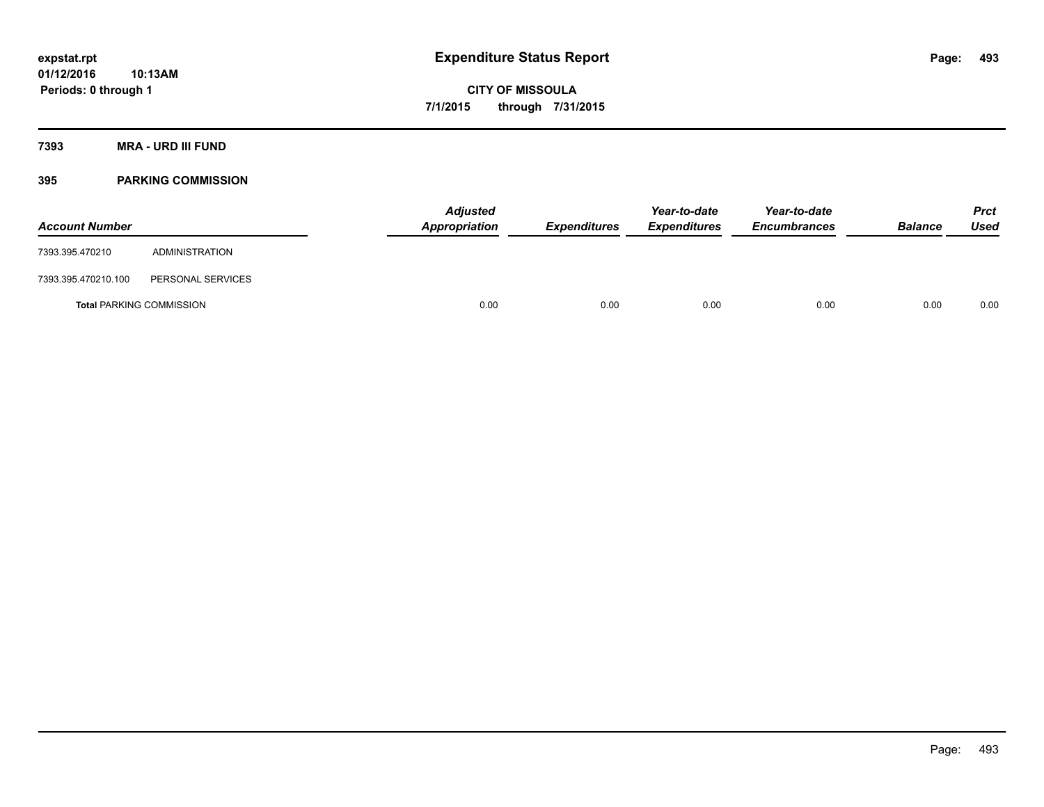# Expenditure Status Report

expstat.rpt
01/12/2016 10:13AM
Periods: 0 through 1

**CITY OF MISSOULA**
**7/1/2015 through 7/31/2015**

**7393 MRA - URD III FUND**

**395 PARKING COMMISSION**

| Account Number | | Adjusted Appropriation | Expenditures | Year-to-date Expenditures | Year-to-date Encumbrances | Balance | Prct Used |
|---|---|---|---|---|---|---|---|
| 7393.395.470210 | ADMINISTRATION | | | | | | |
| 7393.395.470210.100 | PERSONAL SERVICES | | | | | | |
| **Total** PARKING COMMISSION | | 0.00 | 0.00 | 0.00 | 0.00 | 0.00 | 0.00 |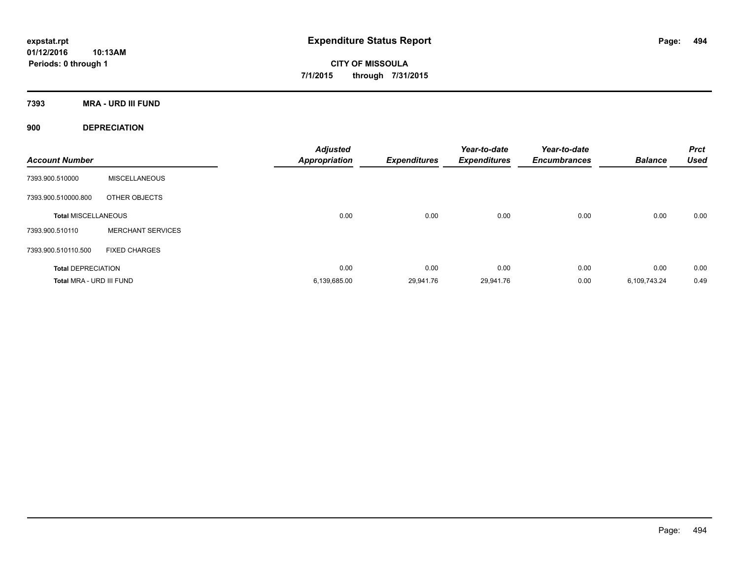**expstat.rpt**
**01/12/2016 10:13AM**
**Periods: 0 through 1**

# Expenditure Status Report

**CITY OF MISSOULA**
**7/1/2015 through 7/31/2015**

## 7393 MRA - URD III FUND

### 900 DEPRECIATION

| Account Number | | Adjusted Appropriation | Expenditures | Year-to-date Expenditures | Year-to-date Encumbrances | Balance | Prct Used |
|---|---|---|---|---|---|---|---|
| 7393.900.510000 | MISCELLANEOUS | | | | | | |
| 7393.900.510000.800 | OTHER OBJECTS | | | | | | |
| **Total MISCELLANEOUS** | | 0.00 | 0.00 | 0.00 | 0.00 | 0.00 | 0.00 |
| 7393.900.510110 | MERCHANT SERVICES | | | | | | |
| 7393.900.510110.500 | FIXED CHARGES | | | | | | |
| **Total DEPRECIATION** | | 0.00 | 0.00 | 0.00 | 0.00 | 0.00 | 0.00 |
| **Total MRA - URD III FUND** | | 6,139,685.00 | 29,941.76 | 29,941.76 | 0.00 | 6,109,743.24 | 0.49 |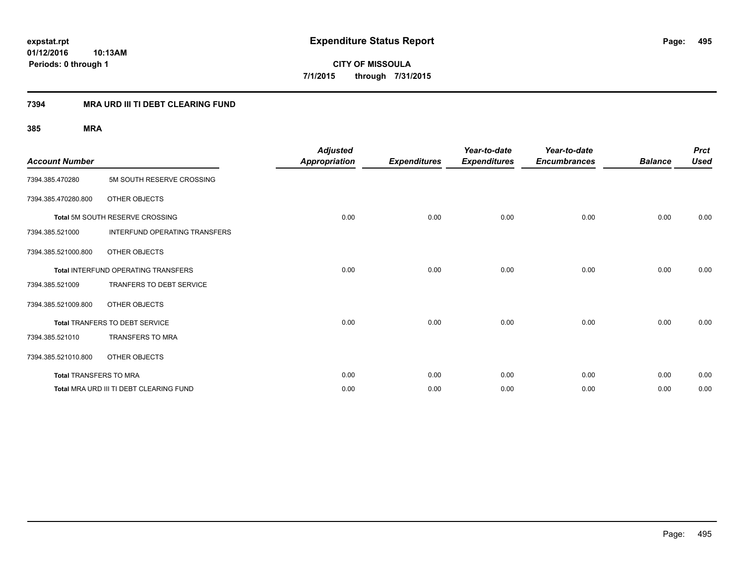# Expenditure Status Report

expstat.rpt
01/12/2016 10:13AM
Periods: 0 through 1

**CITY OF MISSOULA**
**7/1/2015 through 7/31/2015**

## 7394 MRA URD III TI DEBT CLEARING FUND

### 385 MRA

| Account Number | | Adjusted Appropriation | Expenditures | Year-to-date Expenditures | Year-to-date Encumbrances | Balance | Prct Used |
|---|---|---|---|---|---|---|---|
| 7394.385.470280 | 5M SOUTH RESERVE CROSSING | | | | | | |
| 7394.385.470280.800 | OTHER OBJECTS | | | | | | |
| **Total** 5M SOUTH RESERVE CROSSING | | 0.00 | 0.00 | 0.00 | 0.00 | 0.00 | 0.00 |
| 7394.385.521000 | INTERFUND OPERATING TRANSFERS | | | | | | |
| 7394.385.521000.800 | OTHER OBJECTS | | | | | | |
| **Total** INTERFUND OPERATING TRANSFERS | | 0.00 | 0.00 | 0.00 | 0.00 | 0.00 | 0.00 |
| 7394.385.521009 | TRANFERS TO DEBT SERVICE | | | | | | |
| 7394.385.521009.800 | OTHER OBJECTS | | | | | | |
| **Total** TRANFERS TO DEBT SERVICE | | 0.00 | 0.00 | 0.00 | 0.00 | 0.00 | 0.00 |
| 7394.385.521010 | TRANSFERS TO MRA | | | | | | |
| 7394.385.521010.800 | OTHER OBJECTS | | | | | | |
| **Total** TRANSFERS TO MRA | | 0.00 | 0.00 | 0.00 | 0.00 | 0.00 | 0.00 |
| **Total** MRA URD III TI DEBT CLEARING FUND | | 0.00 | 0.00 | 0.00 | 0.00 | 0.00 | 0.00 |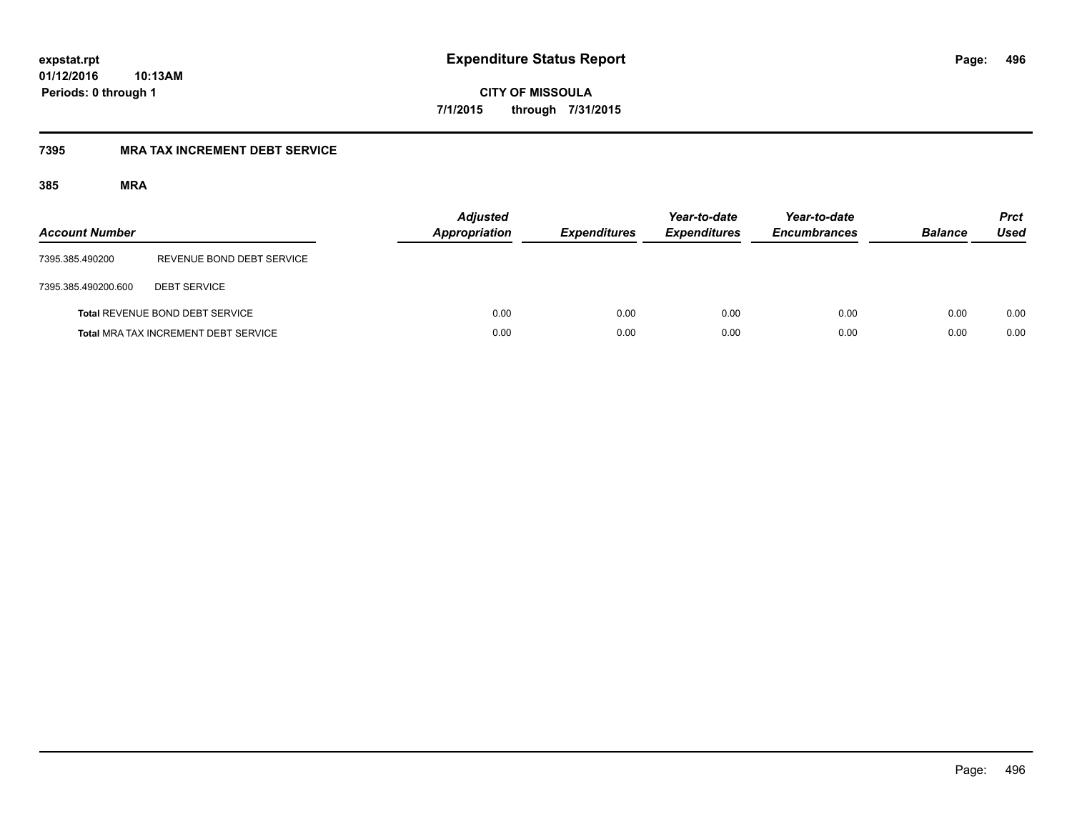**expstat.rpt**
**01/12/2016 10:13AM**
**Periods: 0 through 1**

# Expenditure Status Report

**CITY OF MISSOULA**
**7/1/2015 through 7/31/2015**

## 7395 MRA TAX INCREMENT DEBT SERVICE

### 385 MRA

| Account Number | | Adjusted Appropriation | Expenditures | Year-to-date Expenditures | Year-to-date Encumbrances | Balance | Prct Used |
|---|---|---|---|---|---|---|---|
| 7395.385.490200 | REVENUE BOND DEBT SERVICE | | | | | | |
| 7395.385.490200.600 | DEBT SERVICE | | | | | | |
| **Total** REVENUE BOND DEBT SERVICE | | 0.00 | 0.00 | 0.00 | 0.00 | 0.00 | 0.00 |
| **Total** MRA TAX INCREMENT DEBT SERVICE | | 0.00 | 0.00 | 0.00 | 0.00 | 0.00 | 0.00 |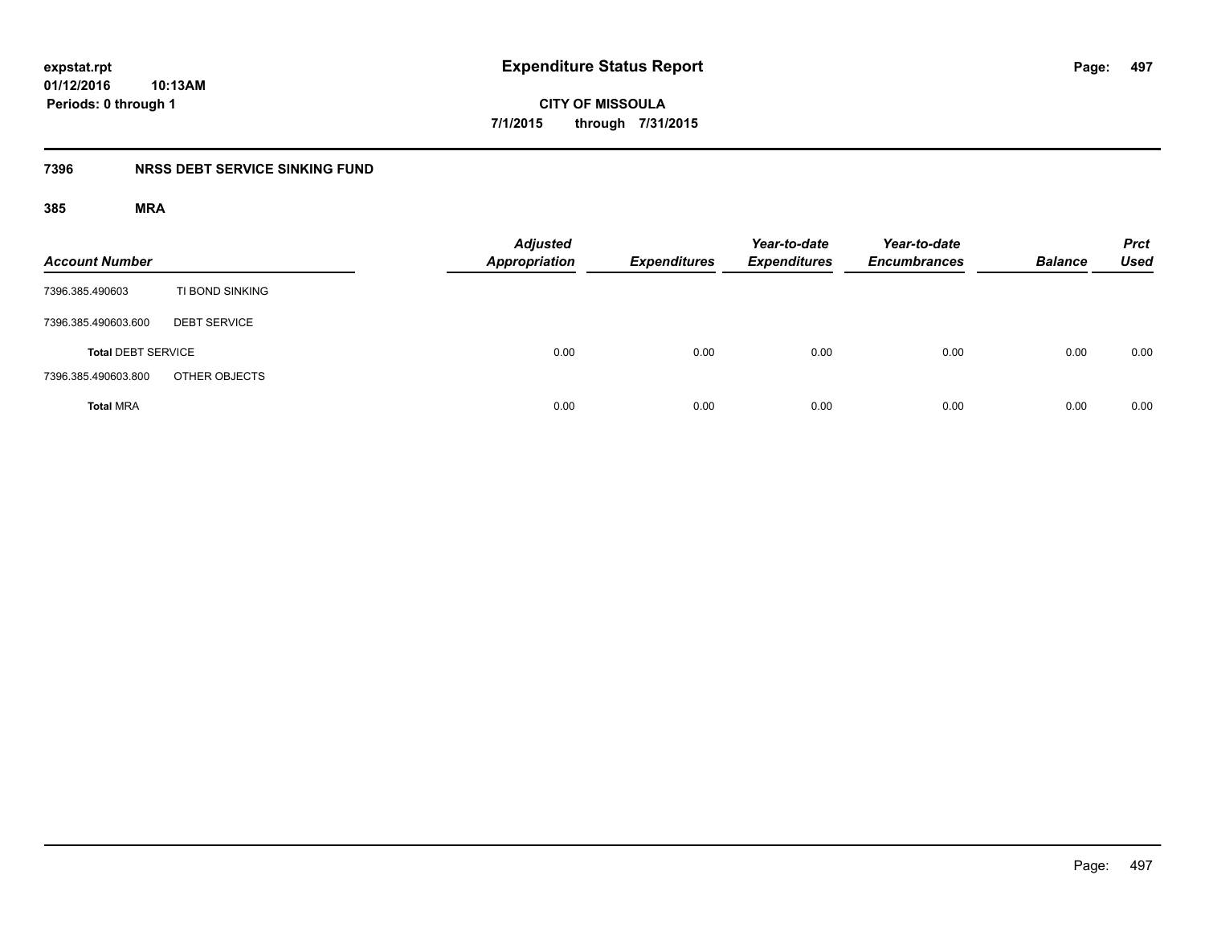**expstat.rpt**
**01/12/2016 10:13AM**
**Periods: 0 through 1**

# Expenditure Status Report

**CITY OF MISSOULA**
**7/1/2015 through 7/31/2015**

## 7396 NRSS DEBT SERVICE SINKING FUND

### 385 MRA

| Account Number | | Adjusted Appropriation | Expenditures | Year-to-date Expenditures | Year-to-date Encumbrances | Balance | Prct Used |
|---|---|---|---|---|---|---|---|
| 7396.385.490603 | TI BOND SINKING | | | | | | |
| 7396.385.490603.600 | DEBT SERVICE | | | | | | |
| **Total** DEBT SERVICE | | 0.00 | 0.00 | 0.00 | 0.00 | 0.00 | 0.00 |
| 7396.385.490603.800 | OTHER OBJECTS | | | | | | |
| **Total** MRA | | 0.00 | 0.00 | 0.00 | 0.00 | 0.00 | 0.00 |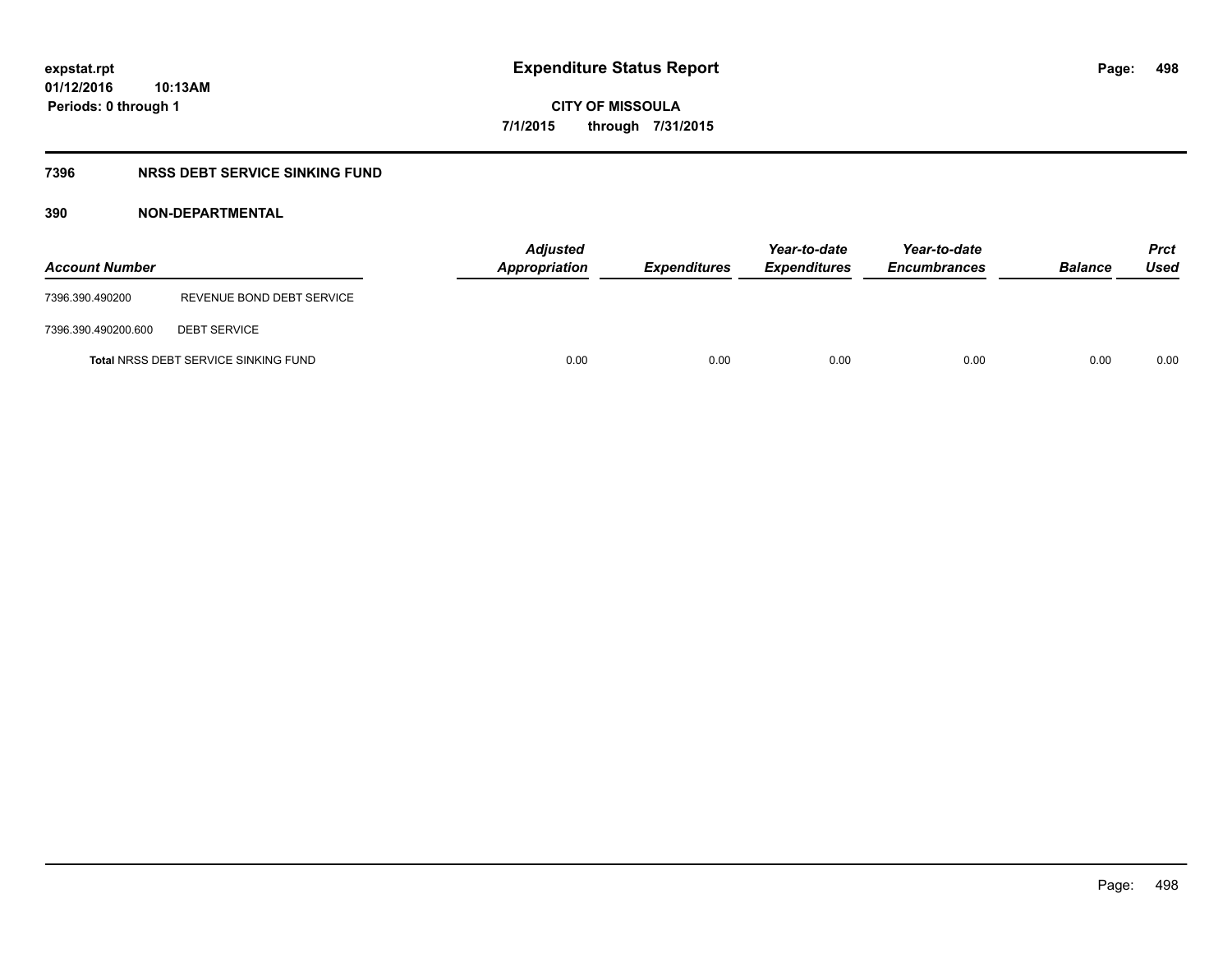**expstat.rpt**
**01/12/2016 10:13AM**
**Periods: 0 through 1**

# Expenditure Status Report

**CITY OF MISSOULA**
**7/1/2015 through 7/31/2015**

## 7396 NRSS DEBT SERVICE SINKING FUND

### 390 NON-DEPARTMENTAL

| Account Number | | Adjusted Appropriation | Expenditures | Year-to-date Expenditures | Year-to-date Encumbrances | Balance | Prct Used |
|---|---|---|---|---|---|---|---|
| 7396.390.490200 | REVENUE BOND DEBT SERVICE | | | | | | |
| 7396.390.490200.600 | DEBT SERVICE | | | | | | |
| **Total** NRSS DEBT SERVICE SINKING FUND | | 0.00 | 0.00 | 0.00 | 0.00 | 0.00 | 0.00 |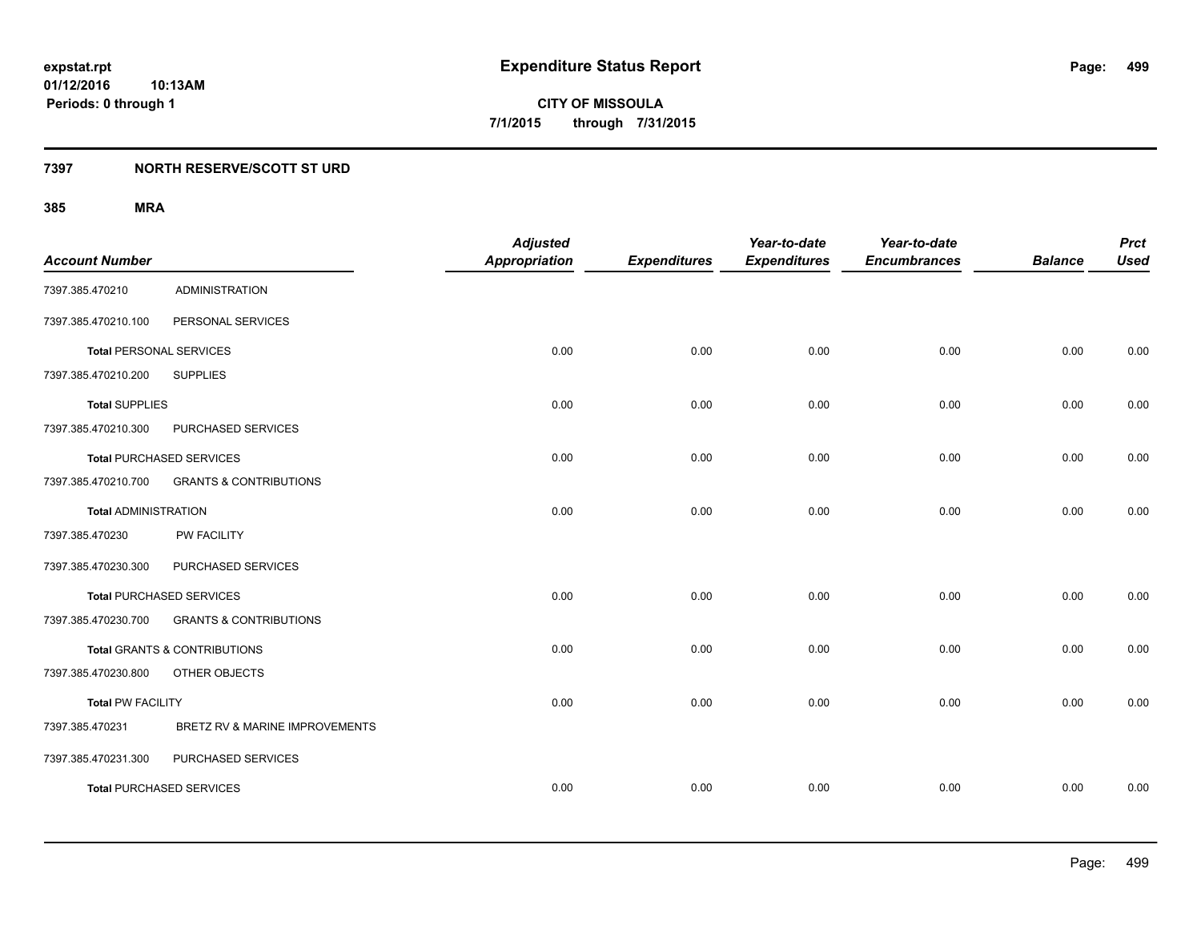**expstat.rpt**
**01/12/2016 10:13AM**
**Periods: 0 through 1**

# Expenditure Status Report

**CITY OF MISSOULA**
**7/1/2015 through 7/31/2015**

## 7397 NORTH RESERVE/SCOTT ST URD

### 385 MRA

| Account Number | | Adjusted Appropriation | Expenditures | Year-to-date Expenditures | Year-to-date Encumbrances | Balance | Prct Used |
|---|---|---|---|---|---|---|---|
| 7397.385.470210 | ADMINISTRATION | | | | | | |
| 7397.385.470210.100 | PERSONAL SERVICES | | | | | | |
| **Total** PERSONAL SERVICES | | 0.00 | 0.00 | 0.00 | 0.00 | 0.00 | 0.00 |
| 7397.385.470210.200 | SUPPLIES | | | | | | |
| **Total** SUPPLIES | | 0.00 | 0.00 | 0.00 | 0.00 | 0.00 | 0.00 |
| 7397.385.470210.300 | PURCHASED SERVICES | | | | | | |
| **Total** PURCHASED SERVICES | | 0.00 | 0.00 | 0.00 | 0.00 | 0.00 | 0.00 |
| 7397.385.470210.700 | GRANTS & CONTRIBUTIONS | | | | | | |
| **Total** ADMINISTRATION | | 0.00 | 0.00 | 0.00 | 0.00 | 0.00 | 0.00 |
| 7397.385.470230 | PW FACILITY | | | | | | |
| 7397.385.470230.300 | PURCHASED SERVICES | | | | | | |
| **Total** PURCHASED SERVICES | | 0.00 | 0.00 | 0.00 | 0.00 | 0.00 | 0.00 |
| 7397.385.470230.700 | GRANTS & CONTRIBUTIONS | | | | | | |
| **Total** GRANTS & CONTRIBUTIONS | | 0.00 | 0.00 | 0.00 | 0.00 | 0.00 | 0.00 |
| 7397.385.470230.800 | OTHER OBJECTS | | | | | | |
| **Total** PW FACILITY | | 0.00 | 0.00 | 0.00 | 0.00 | 0.00 | 0.00 |
| 7397.385.470231 | BRETZ RV & MARINE IMPROVEMENTS | | | | | | |
| 7397.385.470231.300 | PURCHASED SERVICES | | | | | | |
| **Total** PURCHASED SERVICES | | 0.00 | 0.00 | 0.00 | 0.00 | 0.00 | 0.00 |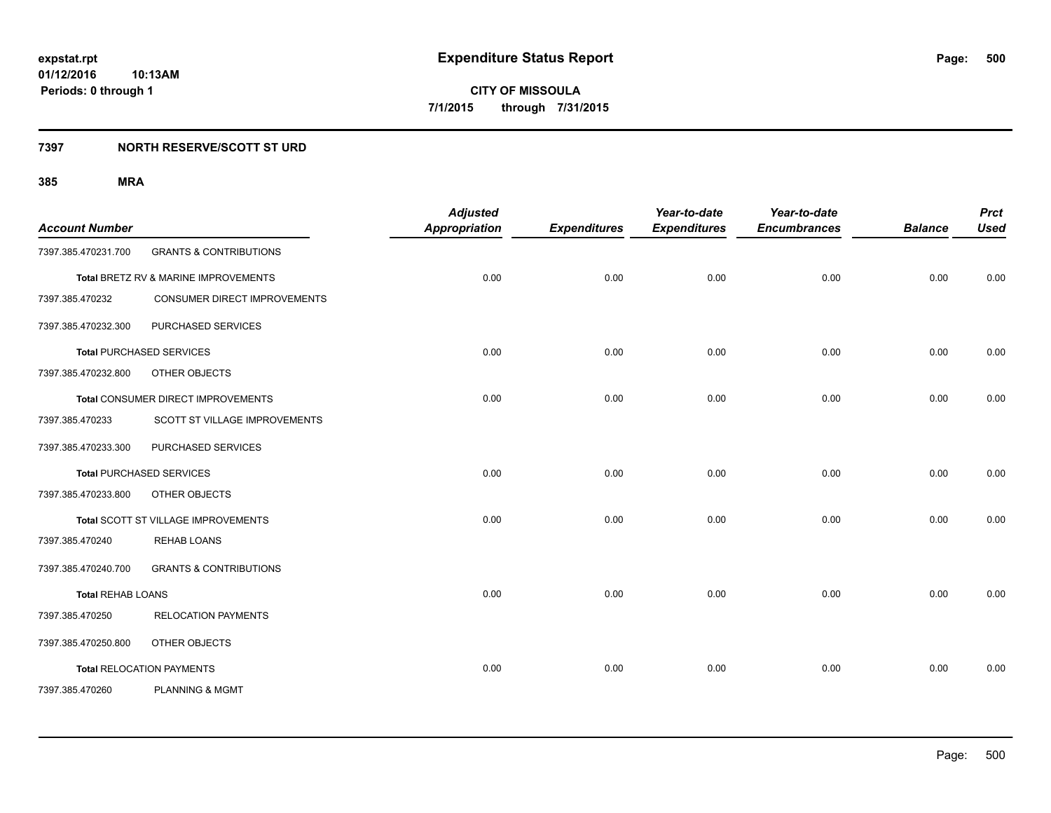# Expenditure Status Report

expstat.rpt
01/12/2016 10:13AM
Periods: 0 through 1

**CITY OF MISSOULA**
**7/1/2015 through 7/31/2015**

## 7397 NORTH RESERVE/SCOTT ST URD

### 385 MRA

| Account Number | | Adjusted Appropriation | Expenditures | Year-to-date Expenditures | Year-to-date Encumbrances | Balance | Prct Used |
|---|---|---|---|---|---|---|---|
| 7397.385.470231.700 | GRANTS & CONTRIBUTIONS | | | | | | |
| **Total** BRETZ RV & MARINE IMPROVEMENTS | | 0.00 | 0.00 | 0.00 | 0.00 | 0.00 | 0.00 |
| 7397.385.470232 | CONSUMER DIRECT IMPROVEMENTS | | | | | | |
| 7397.385.470232.300 | PURCHASED SERVICES | | | | | | |
| **Total** PURCHASED SERVICES | | 0.00 | 0.00 | 0.00 | 0.00 | 0.00 | 0.00 |
| 7397.385.470232.800 | OTHER OBJECTS | | | | | | |
| **Total** CONSUMER DIRECT IMPROVEMENTS | | 0.00 | 0.00 | 0.00 | 0.00 | 0.00 | 0.00 |
| 7397.385.470233 | SCOTT ST VILLAGE IMPROVEMENTS | | | | | | |
| 7397.385.470233.300 | PURCHASED SERVICES | | | | | | |
| **Total** PURCHASED SERVICES | | 0.00 | 0.00 | 0.00 | 0.00 | 0.00 | 0.00 |
| 7397.385.470233.800 | OTHER OBJECTS | | | | | | |
| **Total** SCOTT ST VILLAGE IMPROVEMENTS | | 0.00 | 0.00 | 0.00 | 0.00 | 0.00 | 0.00 |
| 7397.385.470240 | REHAB LOANS | | | | | | |
| 7397.385.470240.700 | GRANTS & CONTRIBUTIONS | | | | | | |
| **Total** REHAB LOANS | | 0.00 | 0.00 | 0.00 | 0.00 | 0.00 | 0.00 |
| 7397.385.470250 | RELOCATION PAYMENTS | | | | | | |
| 7397.385.470250.800 | OTHER OBJECTS | | | | | | |
| **Total** RELOCATION PAYMENTS | | 0.00 | 0.00 | 0.00 | 0.00 | 0.00 | 0.00 |
| 7397.385.470260 | PLANNING & MGMT | | | | | | |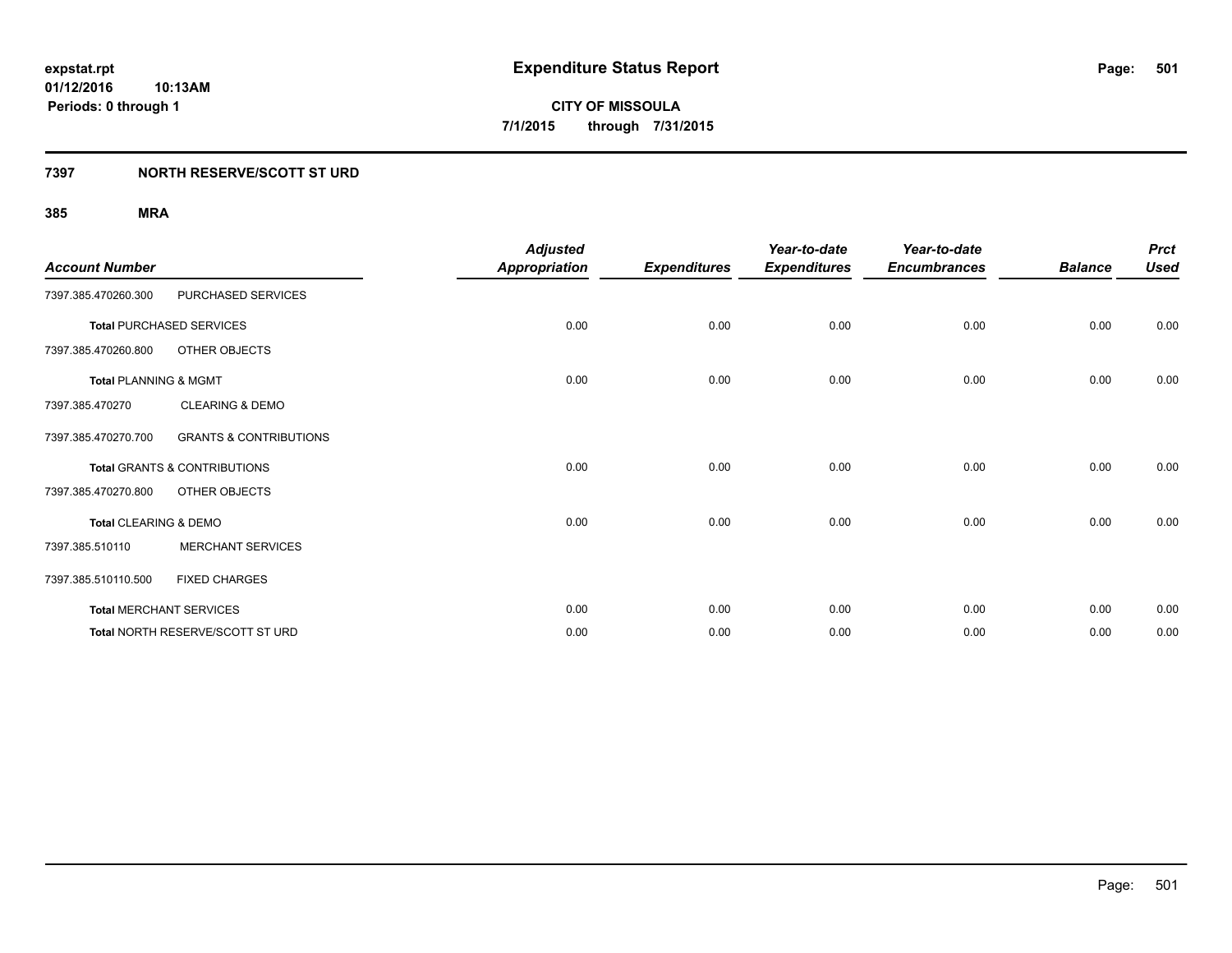**expstat.rpt**
**01/12/2016 10:13AM**
**Periods: 0 through 1**

# Expenditure Status Report

**CITY OF MISSOULA**
**7/1/2015 through 7/31/2015**

## 7397 NORTH RESERVE/SCOTT ST URD

### 385 MRA

| Account Number | | Adjusted Appropriation | Expenditures | Year-to-date Expenditures | Year-to-date Encumbrances | Balance | Prct Used |
|---|---|---|---|---|---|---|---|
| 7397.385.470260.300 | PURCHASED SERVICES | | | | | | |
| **Total** PURCHASED SERVICES | | 0.00 | 0.00 | 0.00 | 0.00 | 0.00 | 0.00 |
| 7397.385.470260.800 | OTHER OBJECTS | | | | | | |
| **Total** PLANNING & MGMT | | 0.00 | 0.00 | 0.00 | 0.00 | 0.00 | 0.00 |
| 7397.385.470270 | CLEARING & DEMO | | | | | | |
| 7397.385.470270.700 | GRANTS & CONTRIBUTIONS | | | | | | |
| **Total** GRANTS & CONTRIBUTIONS | | 0.00 | 0.00 | 0.00 | 0.00 | 0.00 | 0.00 |
| 7397.385.470270.800 | OTHER OBJECTS | | | | | | |
| **Total** CLEARING & DEMO | | 0.00 | 0.00 | 0.00 | 0.00 | 0.00 | 0.00 |
| 7397.385.510110 | MERCHANT SERVICES | | | | | | |
| 7397.385.510110.500 | FIXED CHARGES | | | | | | |
| **Total** MERCHANT SERVICES | | 0.00 | 0.00 | 0.00 | 0.00 | 0.00 | 0.00 |
| **Total** NORTH RESERVE/SCOTT ST URD | | 0.00 | 0.00 | 0.00 | 0.00 | 0.00 | 0.00 |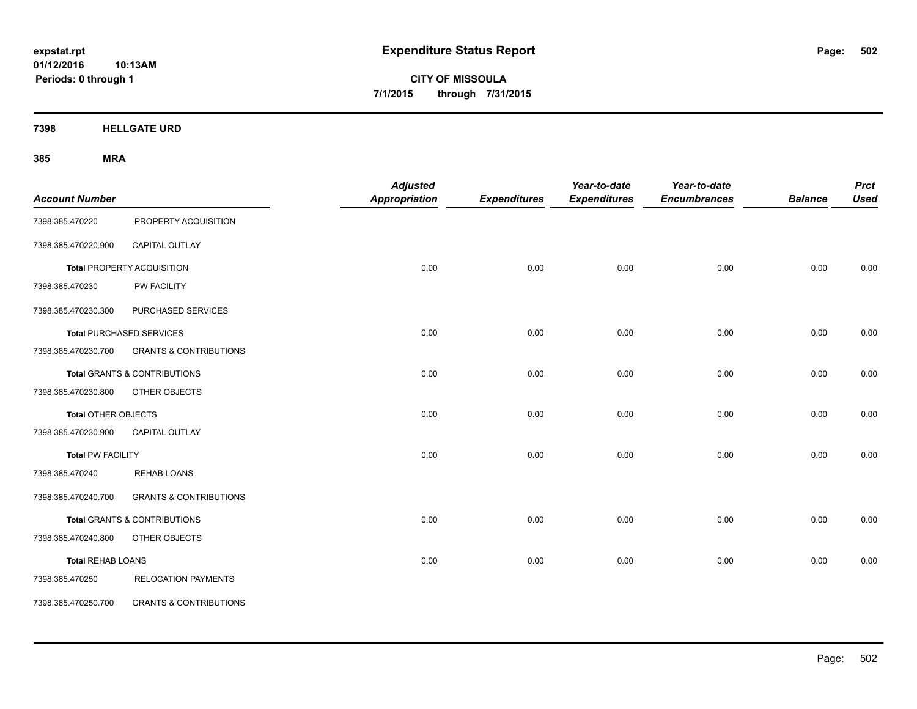**expstat.rpt**
**01/12/2016 10:13AM**
**Periods: 0 through 1**

# Expenditure Status Report

**CITY OF MISSOULA**
**7/1/2015 through 7/31/2015**

## 7398 HELLGATE URD

### 385 MRA

| Account Number | | Adjusted Appropriation | Expenditures | Year-to-date Expenditures | Year-to-date Encumbrances | Balance | Prct Used |
|---|---|---|---|---|---|---|---|
| 7398.385.470220 | PROPERTY ACQUISITION | | | | | | |
| 7398.385.470220.900 | CAPITAL OUTLAY | | | | | | |
| **Total** PROPERTY ACQUISITION | | 0.00 | 0.00 | 0.00 | 0.00 | 0.00 | 0.00 |
| 7398.385.470230 | PW FACILITY | | | | | | |
| 7398.385.470230.300 | PURCHASED SERVICES | | | | | | |
| **Total** PURCHASED SERVICES | | 0.00 | 0.00 | 0.00 | 0.00 | 0.00 | 0.00 |
| 7398.385.470230.700 | GRANTS & CONTRIBUTIONS | | | | | | |
| **Total** GRANTS & CONTRIBUTIONS | | 0.00 | 0.00 | 0.00 | 0.00 | 0.00 | 0.00 |
| 7398.385.470230.800 | OTHER OBJECTS | | | | | | |
| **Total** OTHER OBJECTS | | 0.00 | 0.00 | 0.00 | 0.00 | 0.00 | 0.00 |
| 7398.385.470230.900 | CAPITAL OUTLAY | | | | | | |
| **Total** PW FACILITY | | 0.00 | 0.00 | 0.00 | 0.00 | 0.00 | 0.00 |
| 7398.385.470240 | REHAB LOANS | | | | | | |
| 7398.385.470240.700 | GRANTS & CONTRIBUTIONS | | | | | | |
| **Total** GRANTS & CONTRIBUTIONS | | 0.00 | 0.00 | 0.00 | 0.00 | 0.00 | 0.00 |
| 7398.385.470240.800 | OTHER OBJECTS | | | | | | |
| **Total** REHAB LOANS | | 0.00 | 0.00 | 0.00 | 0.00 | 0.00 | 0.00 |
| 7398.385.470250 | RELOCATION PAYMENTS | | | | | | |
| 7398.385.470250.700 | GRANTS & CONTRIBUTIONS | | | | | | |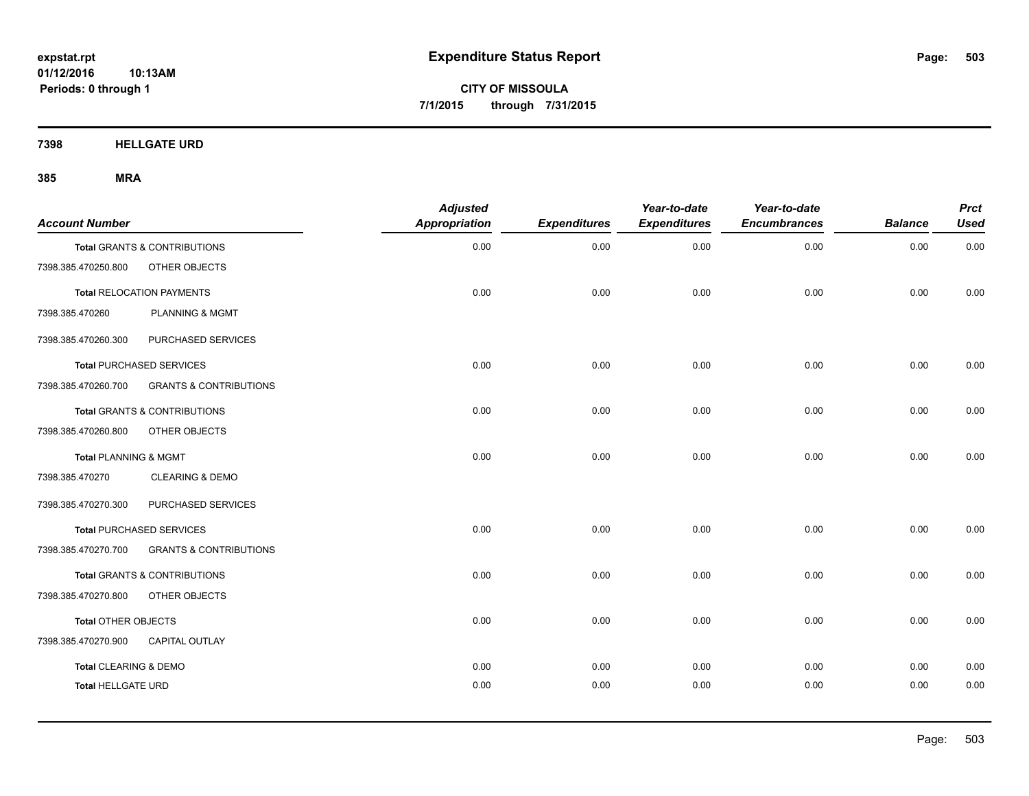**expstat.rpt**
**01/12/2016 10:13AM**
**Periods: 0 through 1**

# Expenditure Status Report

**CITY OF MISSOULA**
**7/1/2015 through 7/31/2015**

## 7398 HELLGATE URD

### 385 MRA

| Account Number | | Adjusted Appropriation | Expenditures | Year-to-date Expenditures | Year-to-date Encumbrances | Balance | Prct Used |
|---|---|---|---|---|---|---|---|
| **Total** GRANTS & CONTRIBUTIONS | | 0.00 | 0.00 | 0.00 | 0.00 | 0.00 | 0.00 |
| 7398.385.470250.800 | OTHER OBJECTS | | | | | | |
| **Total** RELOCATION PAYMENTS | | 0.00 | 0.00 | 0.00 | 0.00 | 0.00 | 0.00 |
| 7398.385.470260 | PLANNING & MGMT | | | | | | |
| 7398.385.470260.300 | PURCHASED SERVICES | | | | | | |
| **Total** PURCHASED SERVICES | | 0.00 | 0.00 | 0.00 | 0.00 | 0.00 | 0.00 |
| 7398.385.470260.700 | GRANTS & CONTRIBUTIONS | | | | | | |
| **Total** GRANTS & CONTRIBUTIONS | | 0.00 | 0.00 | 0.00 | 0.00 | 0.00 | 0.00 |
| 7398.385.470260.800 | OTHER OBJECTS | | | | | | |
| **Total** PLANNING & MGMT | | 0.00 | 0.00 | 0.00 | 0.00 | 0.00 | 0.00 |
| 7398.385.470270 | CLEARING & DEMO | | | | | | |
| 7398.385.470270.300 | PURCHASED SERVICES | | | | | | |
| **Total** PURCHASED SERVICES | | 0.00 | 0.00 | 0.00 | 0.00 | 0.00 | 0.00 |
| 7398.385.470270.700 | GRANTS & CONTRIBUTIONS | | | | | | |
| **Total** GRANTS & CONTRIBUTIONS | | 0.00 | 0.00 | 0.00 | 0.00 | 0.00 | 0.00 |
| 7398.385.470270.800 | OTHER OBJECTS | | | | | | |
| **Total** OTHER OBJECTS | | 0.00 | 0.00 | 0.00 | 0.00 | 0.00 | 0.00 |
| 7398.385.470270.900 | CAPITAL OUTLAY | | | | | | |
| **Total** CLEARING & DEMO | | 0.00 | 0.00 | 0.00 | 0.00 | 0.00 | 0.00 |
| **Total** HELLGATE URD | | 0.00 | 0.00 | 0.00 | 0.00 | 0.00 | 0.00 |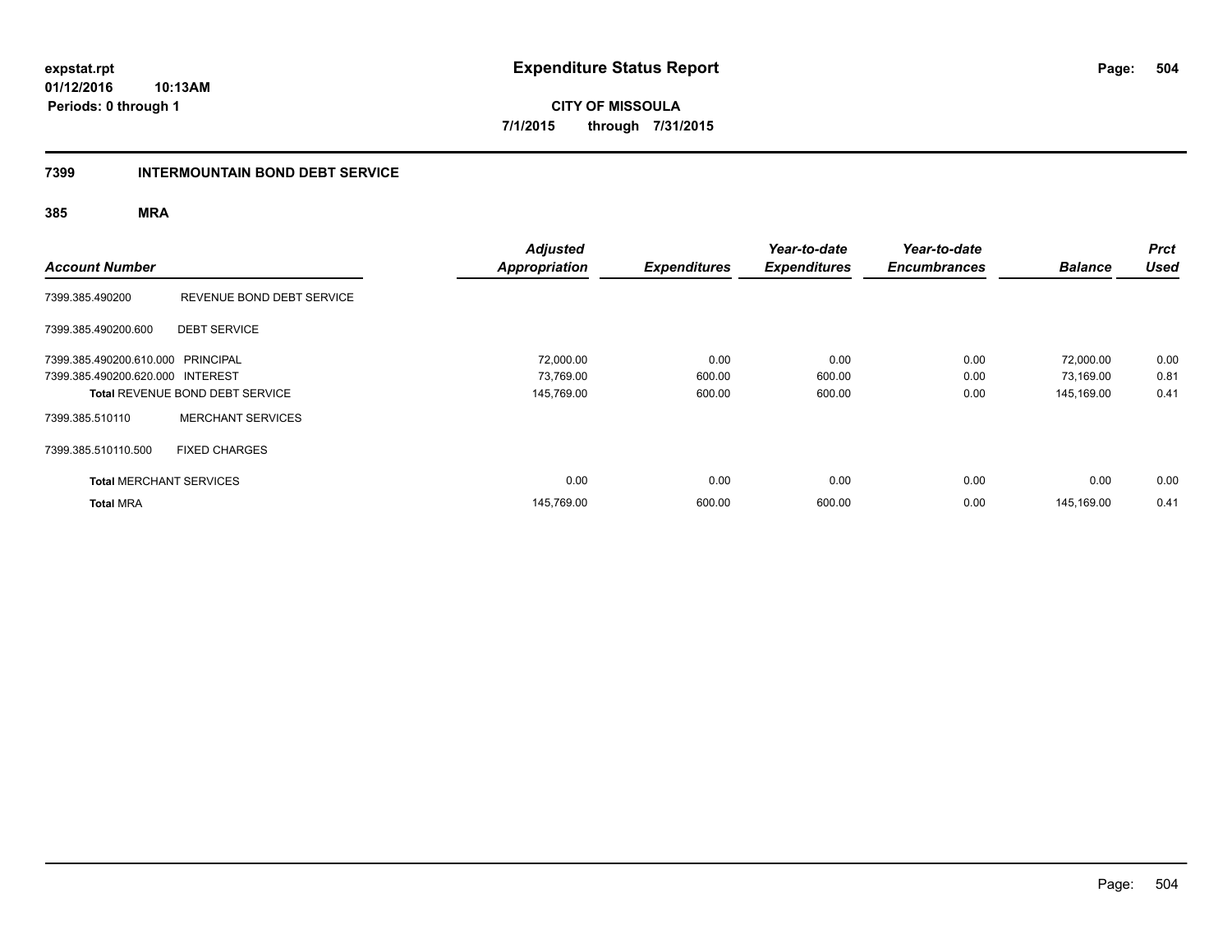**expstat.rpt**
**01/12/2016 10:13AM**
**Periods: 0 through 1**

# Expenditure Status Report

**CITY OF MISSOULA**
**7/1/2015 through 7/31/2015**

## 7399 INTERMOUNTAIN BOND DEBT SERVICE

### 385 MRA

| Account Number | | Adjusted Appropriation | Expenditures | Year-to-date Expenditures | Year-to-date Encumbrances | Balance | Prct Used |
|---|---|---|---|---|---|---|---|
| 7399.385.490200 | REVENUE BOND DEBT SERVICE | | | | | | |
| 7399.385.490200.600 | DEBT SERVICE | | | | | | |
| 7399.385.490200.610.000 | PRINCIPAL | 72,000.00 | 0.00 | 0.00 | 0.00 | 72,000.00 | 0.00 |
| 7399.385.490200.620.000 | INTEREST | 73,769.00 | 600.00 | 600.00 | 0.00 | 73,169.00 | 0.81 |
| **Total** REVENUE BOND DEBT SERVICE | | 145,769.00 | 600.00 | 600.00 | 0.00 | 145,169.00 | 0.41 |
| 7399.385.510110 | MERCHANT SERVICES | | | | | | |
| 7399.385.510110.500 | FIXED CHARGES | | | | | | |
| **Total** MERCHANT SERVICES | | 0.00 | 0.00 | 0.00 | 0.00 | 0.00 | 0.00 |
| **Total** MRA | | 145,769.00 | 600.00 | 600.00 | 0.00 | 145,169.00 | 0.41 |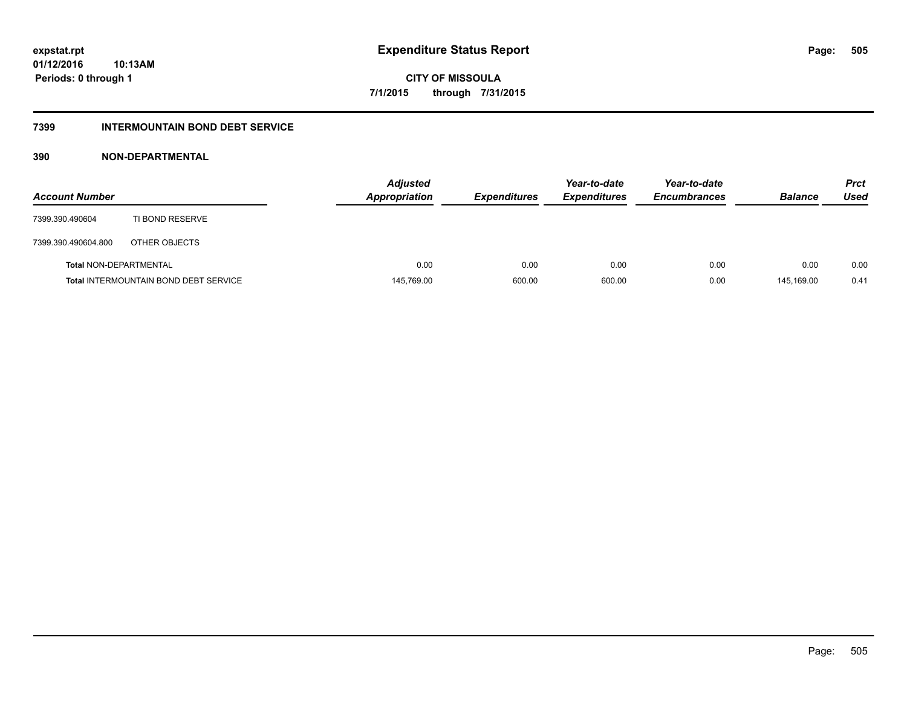**expstat.rpt**
**01/12/2016 10:13AM**
**Periods: 0 through 1**

# Expenditure Status Report

**CITY OF MISSOULA**
**7/1/2015 through 7/31/2015**

## 7399 INTERMOUNTAIN BOND DEBT SERVICE

### 390 NON-DEPARTMENTAL

| Account Number | | Adjusted Appropriation | Expenditures | Year-to-date Expenditures | Year-to-date Encumbrances | Balance | Prct Used |
|---|---|---|---|---|---|---|---|
| 7399.390.490604 | TI BOND RESERVE | | | | | | |
| 7399.390.490604.800 | OTHER OBJECTS | | | | | | |
| **Total** NON-DEPARTMENTAL | | 0.00 | 0.00 | 0.00 | 0.00 | 0.00 | 0.00 |
| **Total** INTERMOUNTAIN BOND DEBT SERVICE | | 145,769.00 | 600.00 | 600.00 | 0.00 | 145,169.00 | 0.41 |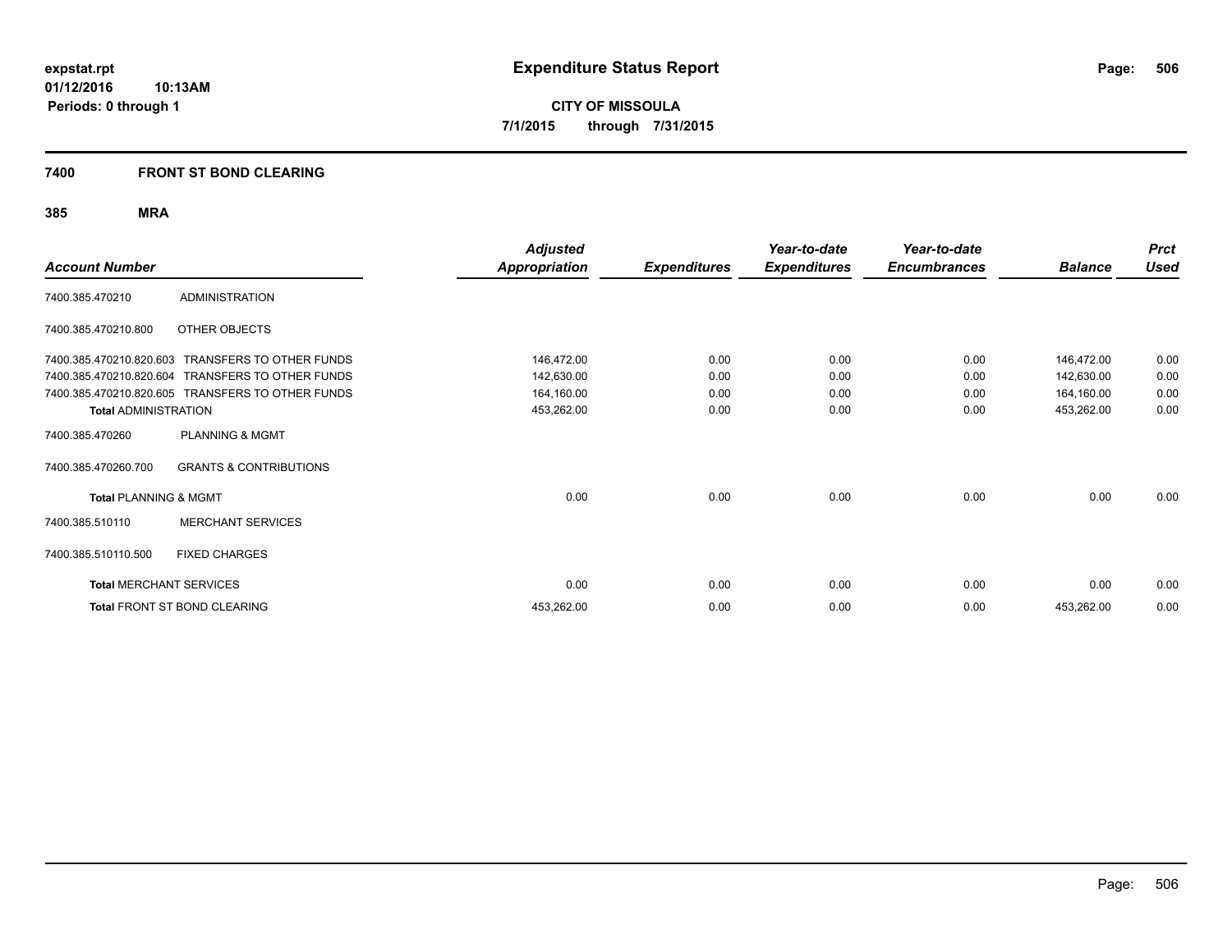expstat.rpt
01/12/2016 10:13AM
Periods: 0 through 1

# Expenditure Status Report

**CITY OF MISSOULA**
**7/1/2015 through 7/31/2015**

## 7400 FRONT ST BOND CLEARING

### 385 MRA

| Account Number | | Adjusted Appropriation | Expenditures | Year-to-date Expenditures | Year-to-date Encumbrances | Balance | Prct Used |
|---|---|---|---|---|---|---|---|
| 7400.385.470210 | ADMINISTRATION | | | | | | |
| 7400.385.470210.800 | OTHER OBJECTS | | | | | | |
| 7400.385.470210.820.603 | TRANSFERS TO OTHER FUNDS | 146,472.00 | 0.00 | 0.00 | 0.00 | 146,472.00 | 0.00 |
| 7400.385.470210.820.604 | TRANSFERS TO OTHER FUNDS | 142,630.00 | 0.00 | 0.00 | 0.00 | 142,630.00 | 0.00 |
| 7400.385.470210.820.605 | TRANSFERS TO OTHER FUNDS | 164,160.00 | 0.00 | 0.00 | 0.00 | 164,160.00 | 0.00 |
| **Total** ADMINISTRATION | | 453,262.00 | 0.00 | 0.00 | 0.00 | 453,262.00 | 0.00 |
| 7400.385.470260 | PLANNING & MGMT | | | | | | |
| 7400.385.470260.700 | GRANTS & CONTRIBUTIONS | | | | | | |
| **Total** PLANNING & MGMT | | 0.00 | 0.00 | 0.00 | 0.00 | 0.00 | 0.00 |
| 7400.385.510110 | MERCHANT SERVICES | | | | | | |
| 7400.385.510110.500 | FIXED CHARGES | | | | | | |
| **Total** MERCHANT SERVICES | | 0.00 | 0.00 | 0.00 | 0.00 | 0.00 | 0.00 |
| **Total** FRONT ST BOND CLEARING | | 453,262.00 | 0.00 | 0.00 | 0.00 | 453,262.00 | 0.00 |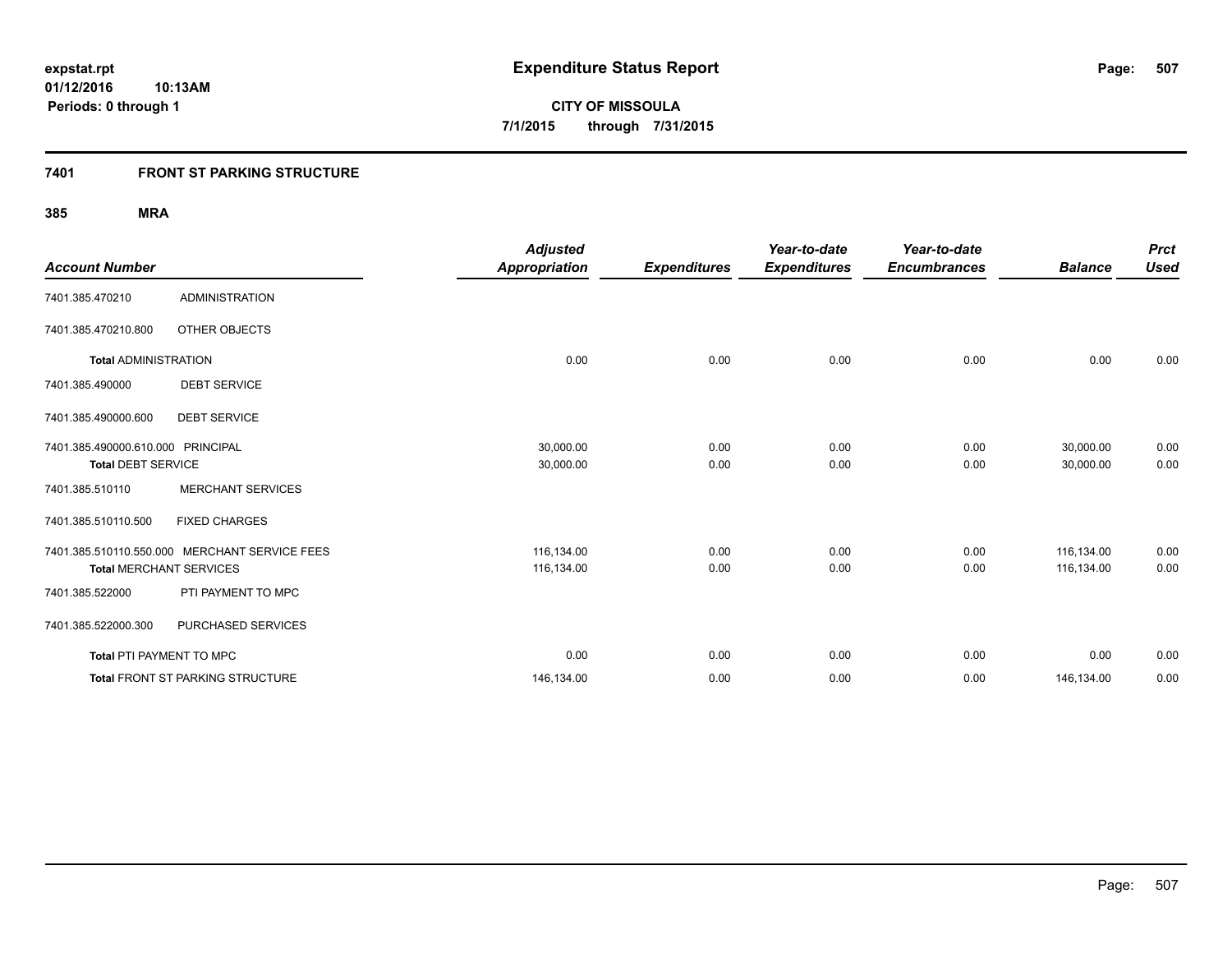# Expenditure Status Report

expstat.rpt
01/12/2016 10:13AM
Periods: 0 through 1

**CITY OF MISSOULA**
**7/1/2015 through 7/31/2015**

## 7401 FRONT ST PARKING STRUCTURE

### 385 MRA

| Account Number | | Adjusted Appropriation | Expenditures | Year-to-date Expenditures | Year-to-date Encumbrances | Balance | Prct Used |
|---|---|---|---|---|---|---|---|
| 7401.385.470210 | ADMINISTRATION | | | | | | |
| 7401.385.470210.800 | OTHER OBJECTS | | | | | | |
| **Total** ADMINISTRATION | | 0.00 | 0.00 | 0.00 | 0.00 | 0.00 | 0.00 |
| 7401.385.490000 | DEBT SERVICE | | | | | | |
| 7401.385.490000.600 | DEBT SERVICE | | | | | | |
| 7401.385.490000.610.000 | PRINCIPAL | 30,000.00 | 0.00 | 0.00 | 0.00 | 30,000.00 | 0.00 |
| **Total** DEBT SERVICE | | 30,000.00 | 0.00 | 0.00 | 0.00 | 30,000.00 | 0.00 |
| 7401.385.510110 | MERCHANT SERVICES | | | | | | |
| 7401.385.510110.500 | FIXED CHARGES | | | | | | |
| 7401.385.510110.550.000 | MERCHANT SERVICE FEES | 116,134.00 | 0.00 | 0.00 | 0.00 | 116,134.00 | 0.00 |
| **Total** MERCHANT SERVICES | | 116,134.00 | 0.00 | 0.00 | 0.00 | 116,134.00 | 0.00 |
| 7401.385.522000 | PTI PAYMENT TO MPC | | | | | | |
| 7401.385.522000.300 | PURCHASED SERVICES | | | | | | |
| **Total** PTI PAYMENT TO MPC | | 0.00 | 0.00 | 0.00 | 0.00 | 0.00 | 0.00 |
| **Total** FRONT ST PARKING STRUCTURE | | 146,134.00 | 0.00 | 0.00 | 0.00 | 146,134.00 | 0.00 |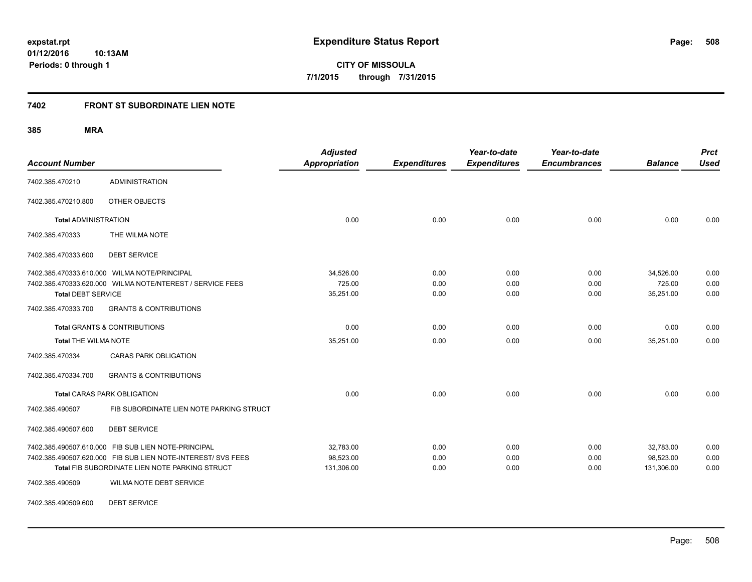expstat.rpt
01/12/2016 10:13AM
Periods: 0 through 1

# Expenditure Status Report

**CITY OF MISSOULA**
7/1/2015 through 7/31/2015

## 7402 FRONT ST SUBORDINATE LIEN NOTE

### 385 MRA

| Account Number | | Adjusted Appropriation | Expenditures | Year-to-date Expenditures | Year-to-date Encumbrances | Balance | Prct Used |
|---|---|---|---|---|---|---|---|
| 7402.385.470210 | ADMINISTRATION | | | | | | |
| 7402.385.470210.800 | OTHER OBJECTS | | | | | | |
| **Total** ADMINISTRATION | | 0.00 | 0.00 | 0.00 | 0.00 | 0.00 | 0.00 |
| 7402.385.470333 | THE WILMA NOTE | | | | | | |
| 7402.385.470333.600 | DEBT SERVICE | | | | | | |
| 7402.385.470333.610.000 | WILMA NOTE/PRINCIPAL | 34,526.00 | 0.00 | 0.00 | 0.00 | 34,526.00 | 0.00 |
| 7402.385.470333.620.000 | WILMA NOTE/NTEREST / SERVICE FEES | 725.00 | 0.00 | 0.00 | 0.00 | 725.00 | 0.00 |
| **Total** DEBT SERVICE | | 35,251.00 | 0.00 | 0.00 | 0.00 | 35,251.00 | 0.00 |
| 7402.385.470333.700 | GRANTS & CONTRIBUTIONS | | | | | | |
| **Total** GRANTS & CONTRIBUTIONS | | 0.00 | 0.00 | 0.00 | 0.00 | 0.00 | 0.00 |
| **Total** THE WILMA NOTE | | 35,251.00 | 0.00 | 0.00 | 0.00 | 35,251.00 | 0.00 |
| 7402.385.470334 | CARAS PARK OBLIGATION | | | | | | |
| 7402.385.470334.700 | GRANTS & CONTRIBUTIONS | | | | | | |
| **Total** CARAS PARK OBLIGATION | | 0.00 | 0.00 | 0.00 | 0.00 | 0.00 | 0.00 |
| 7402.385.490507 | FIB SUBORDINATE LIEN NOTE PARKING STRUCT | | | | | | |
| 7402.385.490507.600 | DEBT SERVICE | | | | | | |
| 7402.385.490507.610.000 | FIB SUB LIEN NOTE-PRINCIPAL | 32,783.00 | 0.00 | 0.00 | 0.00 | 32,783.00 | 0.00 |
| 7402.385.490507.620.000 | FIB SUB LIEN NOTE-INTEREST/ SVS FEES | 98,523.00 | 0.00 | 0.00 | 0.00 | 98,523.00 | 0.00 |
| **Total** FIB SUBORDINATE LIEN NOTE PARKING STRUCT | | 131,306.00 | 0.00 | 0.00 | 0.00 | 131,306.00 | 0.00 |
| 7402.385.490509 | WILMA NOTE DEBT SERVICE | | | | | | |
| 7402.385.490509.600 | DEBT SERVICE | | | | | | |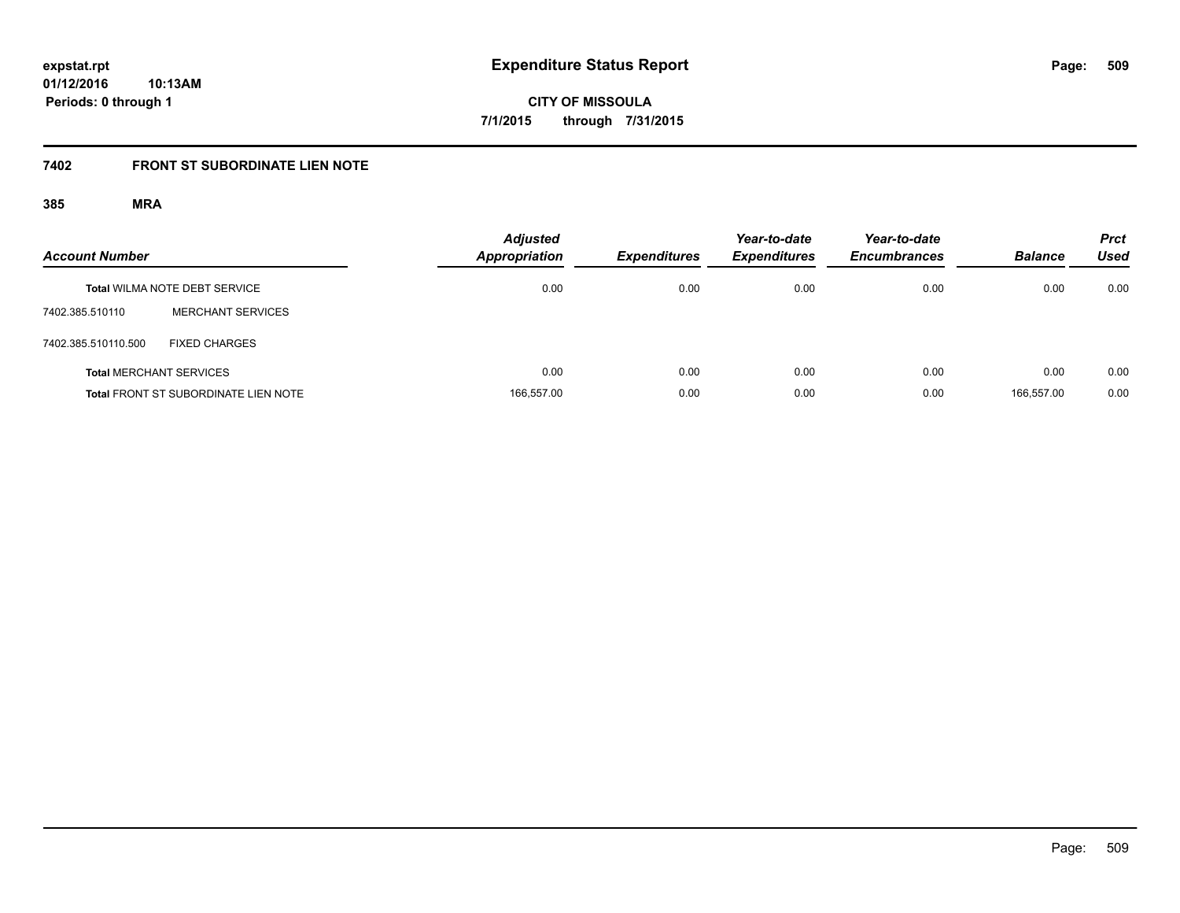# Expenditure Status Report

expstat.rpt
01/12/2016 10:13AM
Periods: 0 through 1

CITY OF MISSOULA
7/1/2015 through 7/31/2015

## 7402 FRONT ST SUBORDINATE LIEN NOTE

### 385 MRA

| Account Number | | Adjusted Appropriation | Expenditures | Year-to-date Expenditures | Year-to-date Encumbrances | Balance | Prct Used |
|---|---|---|---|---|---|---|---|
| **Total** WILMA NOTE DEBT SERVICE | | 0.00 | 0.00 | 0.00 | 0.00 | 0.00 | 0.00 |
| 7402.385.510110 | MERCHANT SERVICES | | | | | | |
| 7402.385.510110.500 | FIXED CHARGES | | | | | | |
| **Total** MERCHANT SERVICES | | 0.00 | 0.00 | 0.00 | 0.00 | 0.00 | 0.00 |
| **Total** FRONT ST SUBORDINATE LIEN NOTE | | 166,557.00 | 0.00 | 0.00 | 0.00 | 166,557.00 | 0.00 |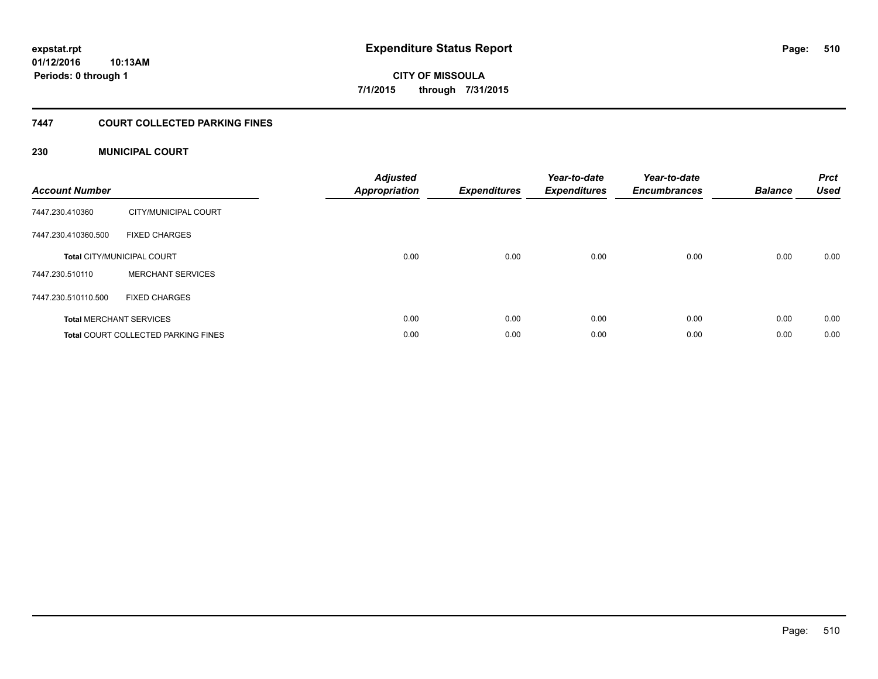**expstat.rpt**
**01/12/2016 10:13AM**
**Periods: 0 through 1**

# Expenditure Status Report

**CITY OF MISSOULA**
**7/1/2015 through 7/31/2015**

## 7447 COURT COLLECTED PARKING FINES

### 230 MUNICIPAL COURT

| Account Number | | Adjusted Appropriation | Expenditures | Year-to-date Expenditures | Year-to-date Encumbrances | Balance | Prct Used |
|---|---|---|---|---|---|---|---|
| 7447.230.410360 | CITY/MUNICIPAL COURT | | | | | | |
| 7447.230.410360.500 | FIXED CHARGES | | | | | | |
| **Total** CITY/MUNICIPAL COURT | | 0.00 | 0.00 | 0.00 | 0.00 | 0.00 | 0.00 |
| 7447.230.510110 | MERCHANT SERVICES | | | | | | |
| 7447.230.510110.500 | FIXED CHARGES | | | | | | |
| **Total** MERCHANT SERVICES | | 0.00 | 0.00 | 0.00 | 0.00 | 0.00 | 0.00 |
| **Total** COURT COLLECTED PARKING FINES | | 0.00 | 0.00 | 0.00 | 0.00 | 0.00 | 0.00 |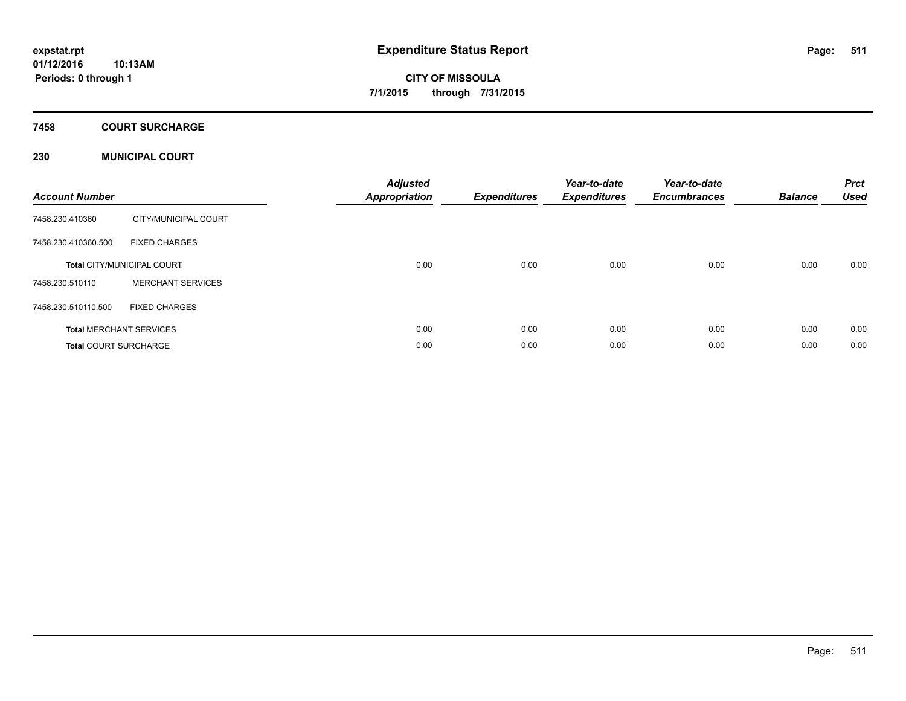**expstat.rpt**
**01/12/2016 10:13AM**
**Periods: 0 through 1**

# Expenditure Status Report

**CITY OF MISSOULA**
**7/1/2015 through 7/31/2015**

## 7458 COURT SURCHARGE

## 230 MUNICIPAL COURT

| Account Number | | Adjusted Appropriation | Expenditures | Year-to-date Expenditures | Year-to-date Encumbrances | Balance | Prct Used |
|---|---|---|---|---|---|---|---|
| 7458.230.410360 | CITY/MUNICIPAL COURT | | | | | | |
| 7458.230.410360.500 | FIXED CHARGES | | | | | | |
| **Total** CITY/MUNICIPAL COURT | | 0.00 | 0.00 | 0.00 | 0.00 | 0.00 | 0.00 |
| 7458.230.510110 | MERCHANT SERVICES | | | | | | |
| 7458.230.510110.500 | FIXED CHARGES | | | | | | |
| **Total** MERCHANT SERVICES | | 0.00 | 0.00 | 0.00 | 0.00 | 0.00 | 0.00 |
| **Total** COURT SURCHARGE | | 0.00 | 0.00 | 0.00 | 0.00 | 0.00 | 0.00 |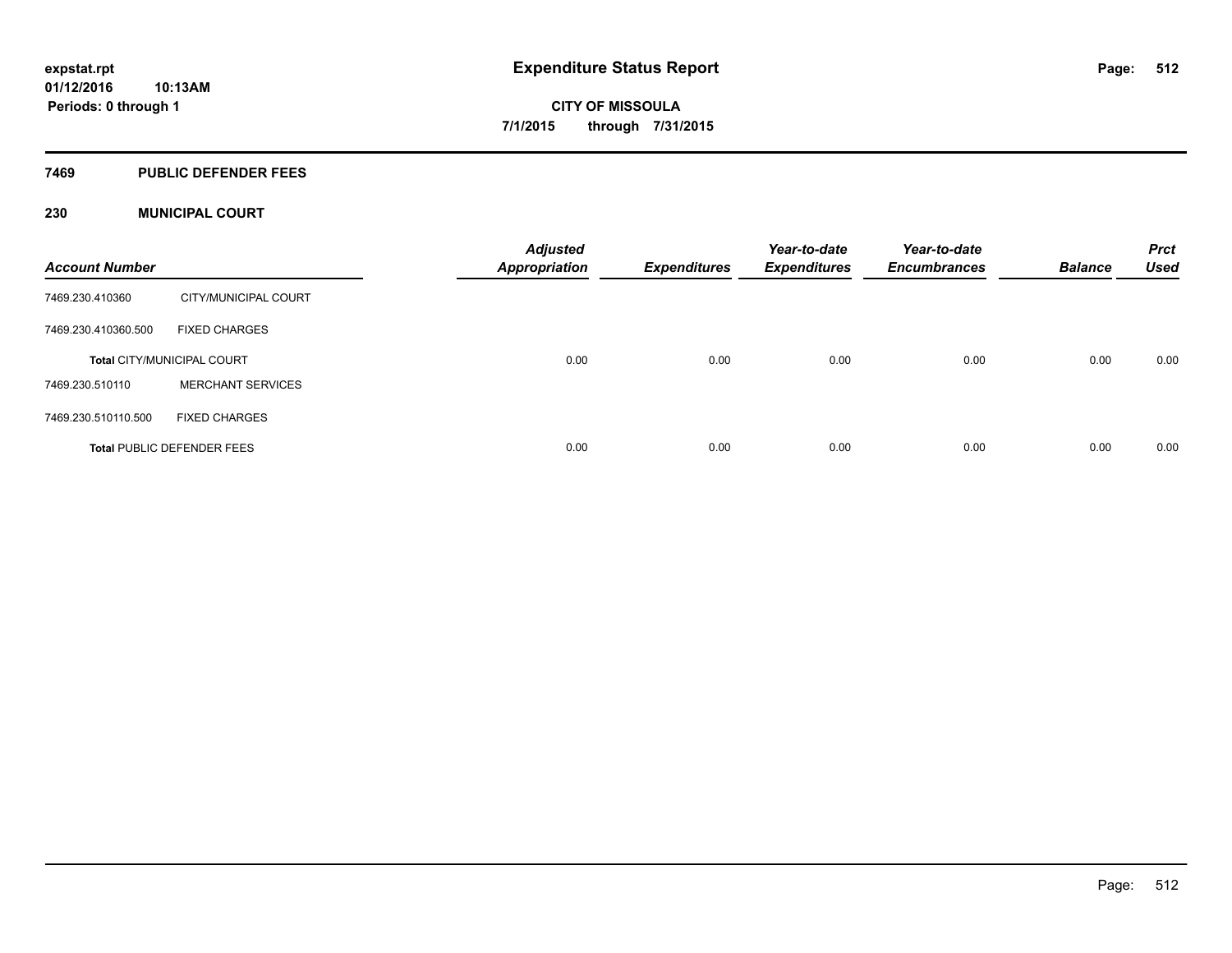expstat.rpt
01/12/2016 10:13AM
Periods: 0 through 1

# Expenditure Status Report

**CITY OF MISSOULA**
**7/1/2015 through 7/31/2015**

## 7469 PUBLIC DEFENDER FEES

### 230 MUNICIPAL COURT

| Account Number | | Adjusted Appropriation | Expenditures | Year-to-date Expenditures | Year-to-date Encumbrances | Balance | Prct Used |
|---|---|---|---|---|---|---|---|
| 7469.230.410360 | CITY/MUNICIPAL COURT | | | | | | |
| 7469.230.410360.500 | FIXED CHARGES | | | | | | |
| **Total** CITY/MUNICIPAL COURT | | 0.00 | 0.00 | 0.00 | 0.00 | 0.00 | 0.00 |
| 7469.230.510110 | MERCHANT SERVICES | | | | | | |
| 7469.230.510110.500 | FIXED CHARGES | | | | | | |
| **Total** PUBLIC DEFENDER FEES | | 0.00 | 0.00 | 0.00 | 0.00 | 0.00 | 0.00 |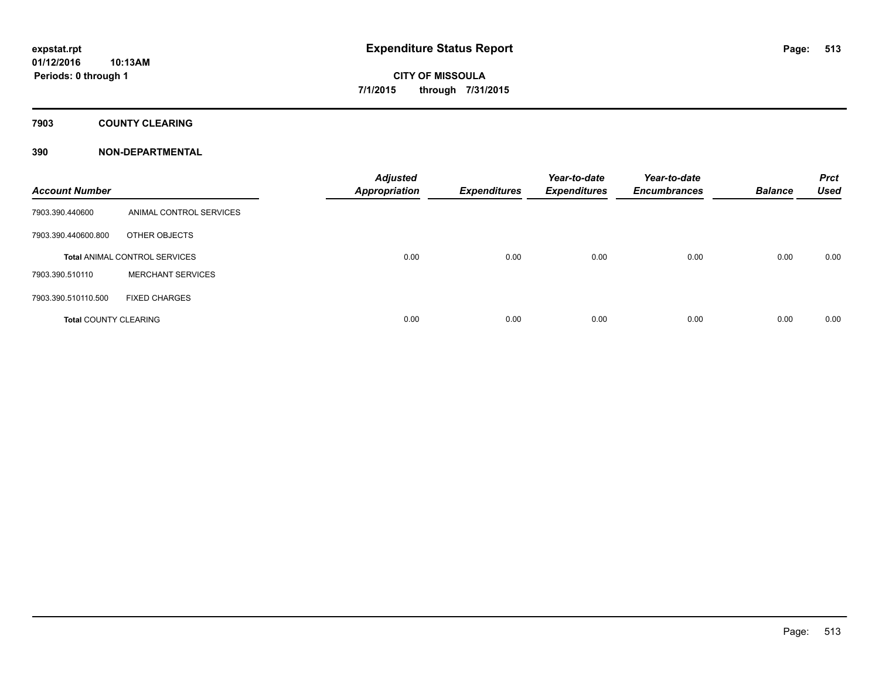# Expenditure Status Report

**CITY OF MISSOULA**

**7/1/2015 through 7/31/2015**

**expstat.rpt**
**01/12/2016 10:13AM**
**Periods: 0 through 1**

## 7903 COUNTY CLEARING

## 390 NON-DEPARTMENTAL

| Account Number | | Adjusted Appropriation | Expenditures | Year-to-date Expenditures | Year-to-date Encumbrances | Balance | Prct Used |
|---|---|---|---|---|---|---|---|
| 7903.390.440600 | ANIMAL CONTROL SERVICES | | | | | | |
| 7903.390.440600.800 | OTHER OBJECTS | | | | | | |
| **Total** ANIMAL CONTROL SERVICES | | 0.00 | 0.00 | 0.00 | 0.00 | 0.00 | 0.00 |
| 7903.390.510110 | MERCHANT SERVICES | | | | | | |
| 7903.390.510110.500 | FIXED CHARGES | | | | | | |
| **Total** COUNTY CLEARING | | 0.00 | 0.00 | 0.00 | 0.00 | 0.00 | 0.00 |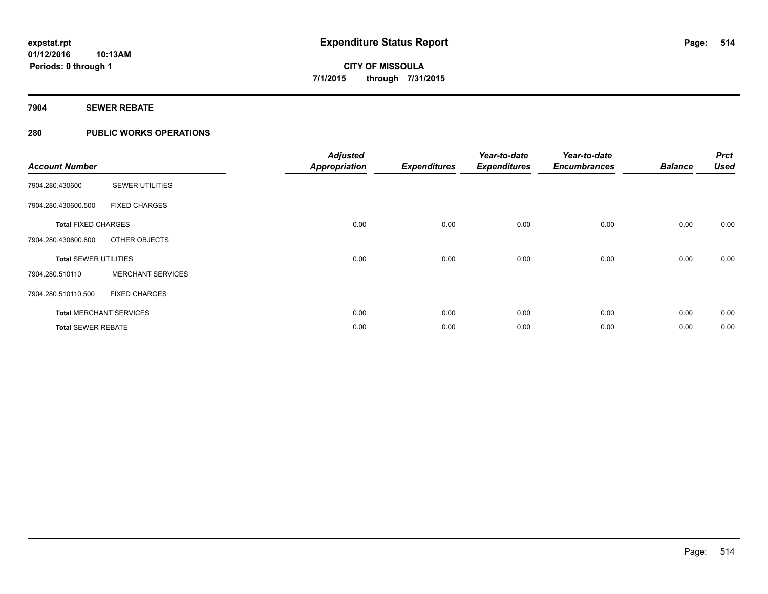**expstat.rpt**
**01/12/2016 10:13AM**
**Periods: 0 through 1**

# Expenditure Status Report

**CITY OF MISSOULA**
**7/1/2015 through 7/31/2015**

## 7904 SEWER REBATE

## 280 PUBLIC WORKS OPERATIONS

| Account Number | | Adjusted Appropriation | Expenditures | Year-to-date Expenditures | Year-to-date Encumbrances | Balance | Prct Used |
|---|---|---|---|---|---|---|---|
| 7904.280.430600 | SEWER UTILITIES | | | | | | |
| 7904.280.430600.500 | FIXED CHARGES | | | | | | |
| **Total** FIXED CHARGES | | 0.00 | 0.00 | 0.00 | 0.00 | 0.00 | 0.00 |
| 7904.280.430600.800 | OTHER OBJECTS | | | | | | |
| **Total** SEWER UTILITIES | | 0.00 | 0.00 | 0.00 | 0.00 | 0.00 | 0.00 |
| 7904.280.510110 | MERCHANT SERVICES | | | | | | |
| 7904.280.510110.500 | FIXED CHARGES | | | | | | |
| **Total** MERCHANT SERVICES | | 0.00 | 0.00 | 0.00 | 0.00 | 0.00 | 0.00 |
| **Total** SEWER REBATE | | 0.00 | 0.00 | 0.00 | 0.00 | 0.00 | 0.00 |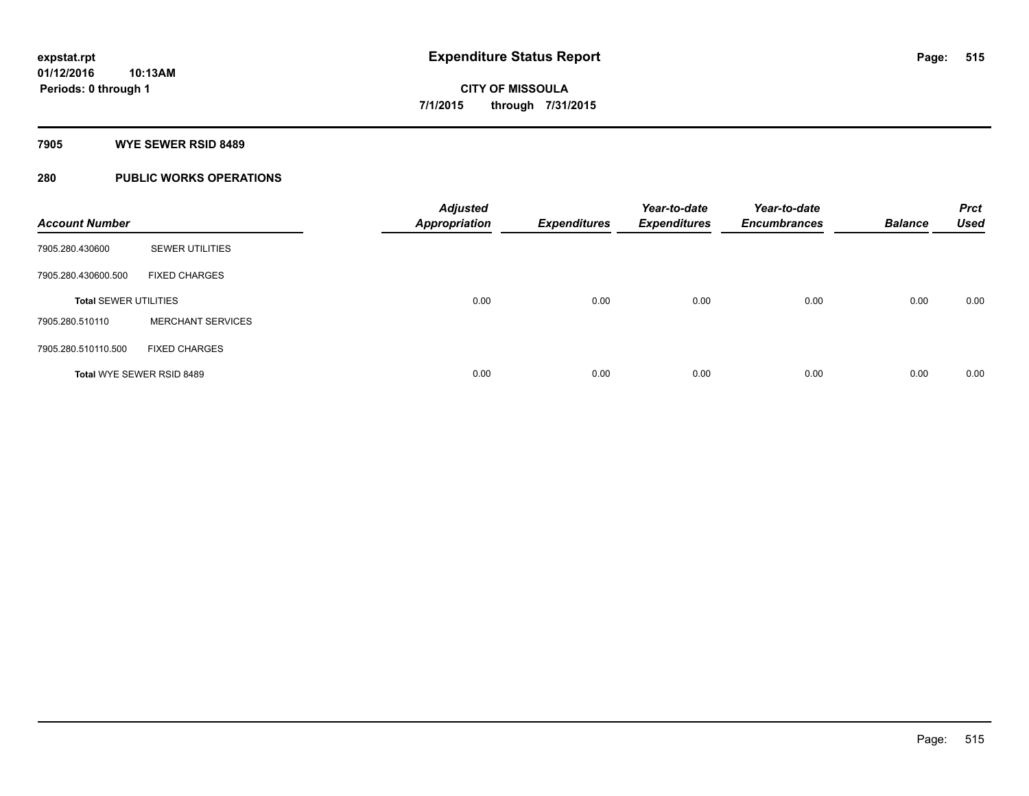**expstat.rpt**
**01/12/2016 10:13AM**
**Periods: 0 through 1**

# Expenditure Status Report

**CITY OF MISSOULA**
**7/1/2015 through 7/31/2015**

## 7905 WYE SEWER RSID 8489

## 280 PUBLIC WORKS OPERATIONS

| Account Number | | *Adjusted Appropriation* | *Expenditures* | *Year-to-date Expenditures* | *Year-to-date Encumbrances* | *Balance* | *Prct Used* |
|---|---|---|---|---|---|---|---|
| 7905.280.430600 | SEWER UTILITIES | | | | | | |
| 7905.280.430600.500 | FIXED CHARGES | | | | | | |
| **Total** SEWER UTILITIES | | 0.00 | 0.00 | 0.00 | 0.00 | 0.00 | 0.00 |
| 7905.280.510110 | MERCHANT SERVICES | | | | | | |
| 7905.280.510110.500 | FIXED CHARGES | | | | | | |
| **Total** WYE SEWER RSID 8489 | | 0.00 | 0.00 | 0.00 | 0.00 | 0.00 | 0.00 |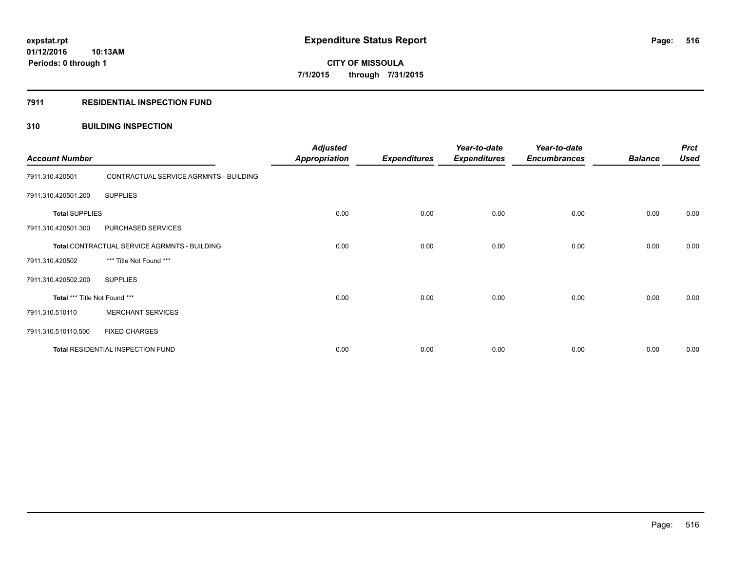**expstat.rpt**
**01/12/2016 10:13AM**
**Periods: 0 through 1**

# Expenditure Status Report

**CITY OF MISSOULA**
**7/1/2015 through 7/31/2015**

## 7911 RESIDENTIAL INSPECTION FUND

### 310 BUILDING INSPECTION

| Account Number | | Adjusted Appropriation | Expenditures | Year-to-date Expenditures | Year-to-date Encumbrances | Balance | Prct Used |
|---|---|---|---|---|---|---|---|
| 7911.310.420501 | CONTRACTUAL SERVICE AGRMNTS - BUILDING | | | | | | |
| 7911.310.420501.200 | SUPPLIES | | | | | | |
| **Total** SUPPLIES | | 0.00 | 0.00 | 0.00 | 0.00 | 0.00 | 0.00 |
| 7911.310.420501.300 | PURCHASED SERVICES | | | | | | |
| **Total** CONTRACTUAL SERVICE AGRMNTS - BUILDING | | 0.00 | 0.00 | 0.00 | 0.00 | 0.00 | 0.00 |
| 7911.310.420502 | *** Title Not Found *** | | | | | | |
| 7911.310.420502.200 | SUPPLIES | | | | | | |
| **Total** *** Title Not Found *** | | 0.00 | 0.00 | 0.00 | 0.00 | 0.00 | 0.00 |
| 7911.310.510110 | MERCHANT SERVICES | | | | | | |
| 7911.310.510110.500 | FIXED CHARGES | | | | | | |
| **Total** RESIDENTIAL INSPECTION FUND | | 0.00 | 0.00 | 0.00 | 0.00 | 0.00 | 0.00 |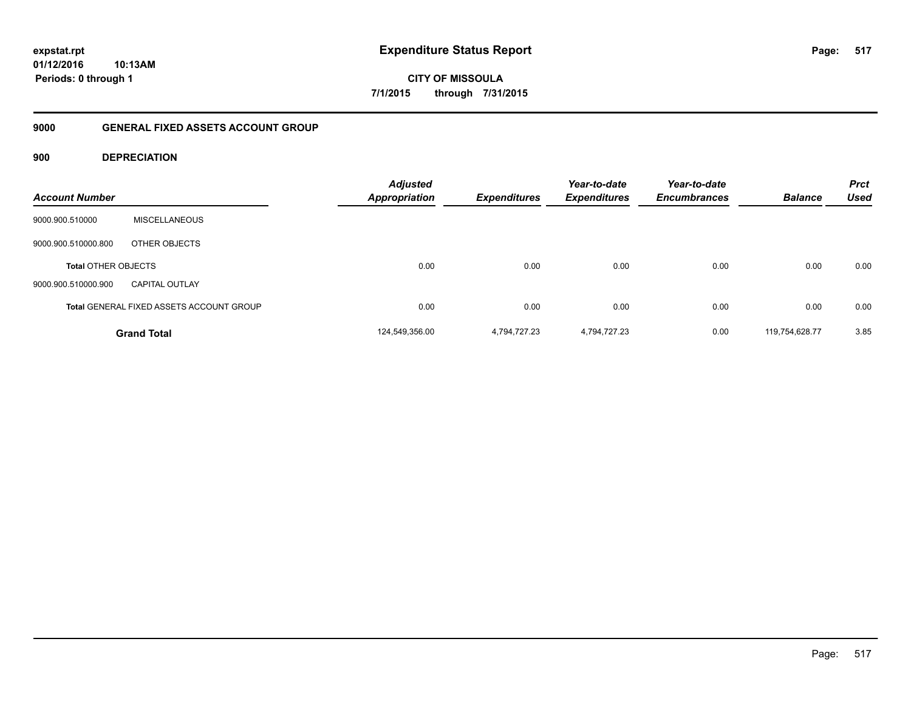**expstat.rpt**
**01/12/2016 10:13AM**
**Periods: 0 through 1**

# Expenditure Status Report

**CITY OF MISSOULA**
**7/1/2015 through 7/31/2015**

## 9000 GENERAL FIXED ASSETS ACCOUNT GROUP

### 900 DEPRECIATION

| Account Number | | Adjusted Appropriation | Expenditures | Year-to-date Expenditures | Year-to-date Encumbrances | Balance | Prct Used |
|---|---|---|---|---|---|---|---|
| 9000.900.510000 | MISCELLANEOUS | | | | | | |
| 9000.900.510000.800 | OTHER OBJECTS | | | | | | |
| **Total** OTHER OBJECTS | | 0.00 | 0.00 | 0.00 | 0.00 | 0.00 | 0.00 |
| 9000.900.510000.900 | CAPITAL OUTLAY | | | | | | |
| **Total** GENERAL FIXED ASSETS ACCOUNT GROUP | | 0.00 | 0.00 | 0.00 | 0.00 | 0.00 | 0.00 |
| **Grand Total** | | 124,549,356.00 | 4,794,727.23 | 4,794,727.23 | 0.00 | 119,754,628.77 | 3.85 |